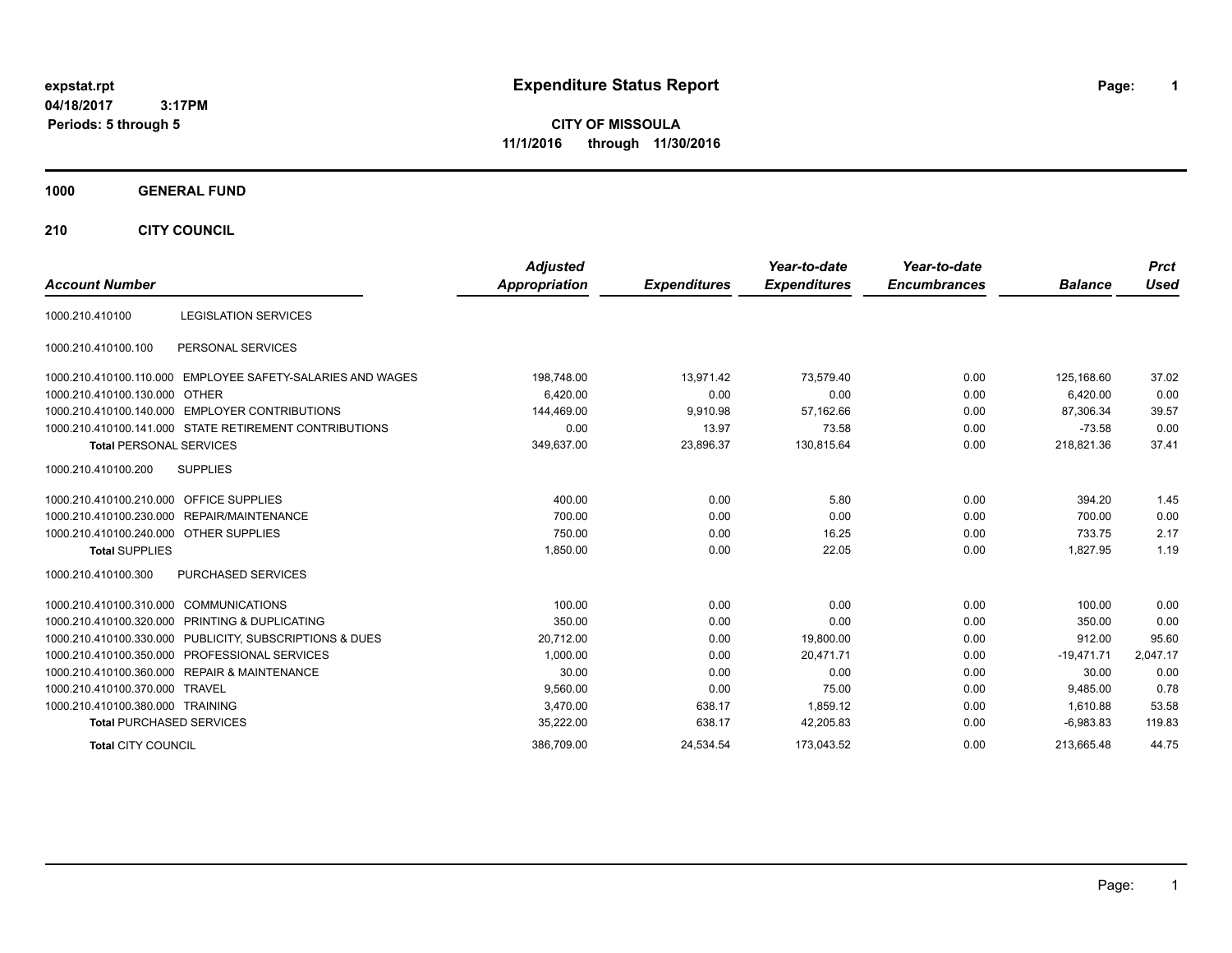**expstat.rpt**
**04/18/2017 3:17PM**
**Periods: 5 through 5**

# Expenditure Status Report

**CITY OF MISSOULA**
**11/1/2016 through 11/30/2016**

**1000 GENERAL FUND**

**210 CITY COUNCIL**

| Account Number | | Adjusted Appropriation | Expenditures | Year-to-date Expenditures | Year-to-date Encumbrances | Balance | Prct Used |
|---|---|---|---|---|---|---|---|
| 1000.210.410100 | LEGISLATION SERVICES | | | | | | |
| 1000.210.410100.100 | PERSONAL SERVICES | | | | | | |
| 1000.210.410100.110.000 | EMPLOYEE SAFETY-SALARIES AND WAGES | 198,748.00 | 13,971.42 | 73,579.40 | 0.00 | 125,168.60 | 37.02 |
| 1000.210.410100.130.000 | OTHER | 6,420.00 | 0.00 | 0.00 | 0.00 | 6,420.00 | 0.00 |
| 1000.210.410100.140.000 | EMPLOYER CONTRIBUTIONS | 144,469.00 | 9,910.98 | 57,162.66 | 0.00 | 87,306.34 | 39.57 |
| 1000.210.410100.141.000 | STATE RETIREMENT CONTRIBUTIONS | 0.00 | 13.97 | 73.58 | 0.00 | -73.58 | 0.00 |
| **Total** PERSONAL SERVICES | | 349,637.00 | 23,896.37 | 130,815.64 | 0.00 | 218,821.36 | 37.41 |
| 1000.210.410100.200 | SUPPLIES | | | | | | |
| 1000.210.410100.210.000 | OFFICE SUPPLIES | 400.00 | 0.00 | 5.80 | 0.00 | 394.20 | 1.45 |
| 1000.210.410100.230.000 | REPAIR/MAINTENANCE | 700.00 | 0.00 | 0.00 | 0.00 | 700.00 | 0.00 |
| 1000.210.410100.240.000 | OTHER SUPPLIES | 750.00 | 0.00 | 16.25 | 0.00 | 733.75 | 2.17 |
| **Total** SUPPLIES | | 1,850.00 | 0.00 | 22.05 | 0.00 | 1,827.95 | 1.19 |
| 1000.210.410100.300 | PURCHASED SERVICES | | | | | | |
| 1000.210.410100.310.000 | COMMUNICATIONS | 100.00 | 0.00 | 0.00 | 0.00 | 100.00 | 0.00 |
| 1000.210.410100.320.000 | PRINTING & DUPLICATING | 350.00 | 0.00 | 0.00 | 0.00 | 350.00 | 0.00 |
| 1000.210.410100.330.000 | PUBLICITY, SUBSCRIPTIONS & DUES | 20,712.00 | 0.00 | 19,800.00 | 0.00 | 912.00 | 95.60 |
| 1000.210.410100.350.000 | PROFESSIONAL SERVICES | 1,000.00 | 0.00 | 20,471.71 | 0.00 | -19,471.71 | 2,047.17 |
| 1000.210.410100.360.000 | REPAIR & MAINTENANCE | 30.00 | 0.00 | 0.00 | 0.00 | 30.00 | 0.00 |
| 1000.210.410100.370.000 | TRAVEL | 9,560.00 | 0.00 | 75.00 | 0.00 | 9,485.00 | 0.78 |
| 1000.210.410100.380.000 | TRAINING | 3,470.00 | 638.17 | 1,859.12 | 0.00 | 1,610.88 | 53.58 |
| **Total** PURCHASED SERVICES | | 35,222.00 | 638.17 | 42,205.83 | 0.00 | -6,983.83 | 119.83 |
| **Total** CITY COUNCIL | | 386,709.00 | 24,534.54 | 173,043.52 | 0.00 | 213,665.48 | 44.75 |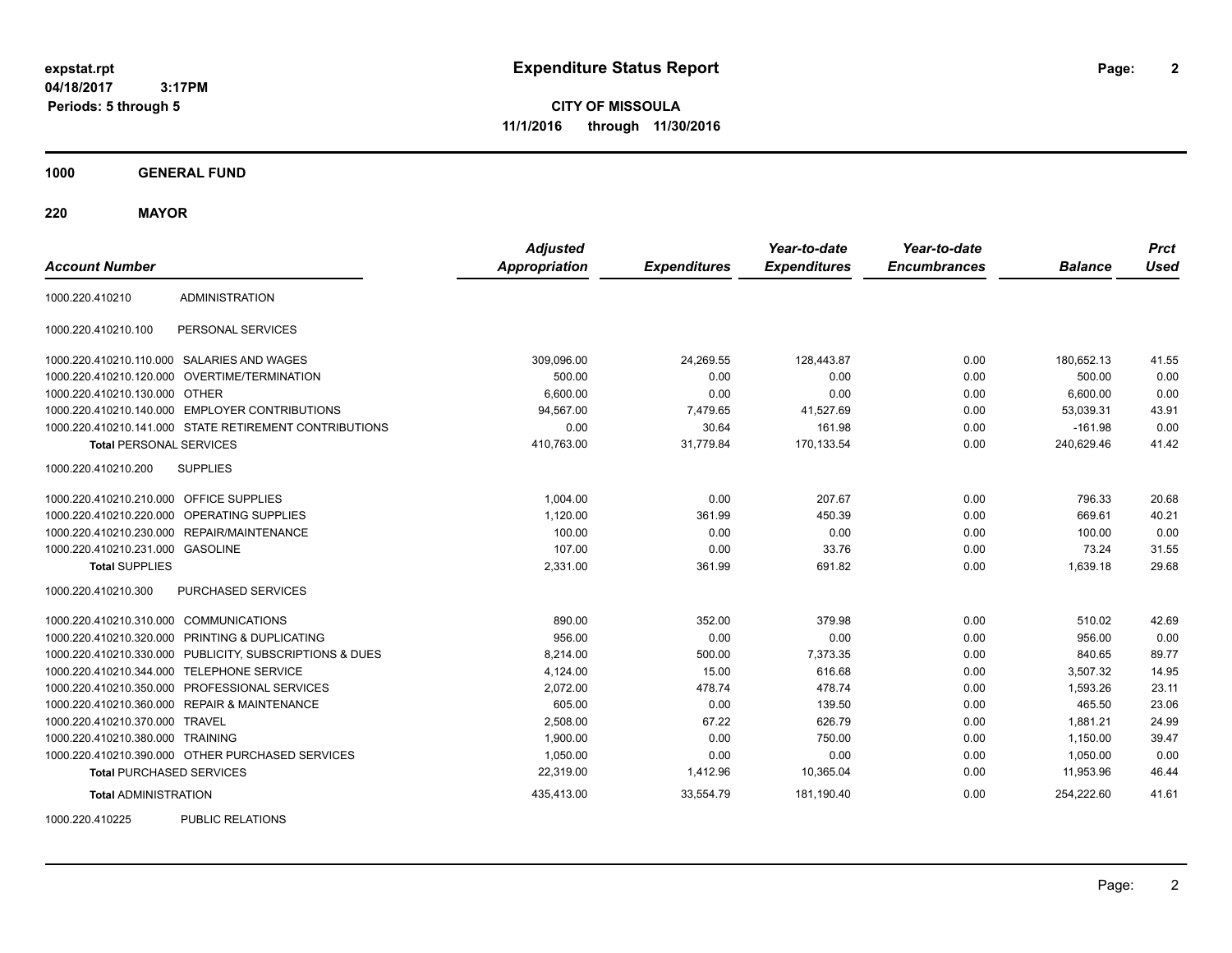**expstat.rpt**
**04/18/2017 3:17PM**
**Periods: 5 through 5**

# Expenditure Status Report

**CITY OF MISSOULA**
**11/1/2016 through 11/30/2016**

## 1000 GENERAL FUND

### 220 MAYOR

| Account Number | | Adjusted Appropriation | Expenditures | Year-to-date Expenditures | Year-to-date Encumbrances | Balance | Prct Used |
|---|---|---|---|---|---|---|---|
| 1000.220.410210 | ADMINISTRATION | | | | | | |
| 1000.220.410210.100 | PERSONAL SERVICES | | | | | | |
| 1000.220.410210.110.000 | SALARIES AND WAGES | 309,096.00 | 24,269.55 | 128,443.87 | 0.00 | 180,652.13 | 41.55 |
| 1000.220.410210.120.000 | OVERTIME/TERMINATION | 500.00 | 0.00 | 0.00 | 0.00 | 500.00 | 0.00 |
| 1000.220.410210.130.000 | OTHER | 6,600.00 | 0.00 | 0.00 | 0.00 | 6,600.00 | 0.00 |
| 1000.220.410210.140.000 | EMPLOYER CONTRIBUTIONS | 94,567.00 | 7,479.65 | 41,527.69 | 0.00 | 53,039.31 | 43.91 |
| 1000.220.410210.141.000 | STATE RETIREMENT CONTRIBUTIONS | 0.00 | 30.64 | 161.98 | 0.00 | -161.98 | 0.00 |
| **Total** PERSONAL SERVICES | | 410,763.00 | 31,779.84 | 170,133.54 | 0.00 | 240,629.46 | 41.42 |
| 1000.220.410210.200 | SUPPLIES | | | | | | |
| 1000.220.410210.210.000 | OFFICE SUPPLIES | 1,004.00 | 0.00 | 207.67 | 0.00 | 796.33 | 20.68 |
| 1000.220.410210.220.000 | OPERATING SUPPLIES | 1,120.00 | 361.99 | 450.39 | 0.00 | 669.61 | 40.21 |
| 1000.220.410210.230.000 | REPAIR/MAINTENANCE | 100.00 | 0.00 | 0.00 | 0.00 | 100.00 | 0.00 |
| 1000.220.410210.231.000 | GASOLINE | 107.00 | 0.00 | 33.76 | 0.00 | 73.24 | 31.55 |
| **Total** SUPPLIES | | 2,331.00 | 361.99 | 691.82 | 0.00 | 1,639.18 | 29.68 |
| 1000.220.410210.300 | PURCHASED SERVICES | | | | | | |
| 1000.220.410210.310.000 | COMMUNICATIONS | 890.00 | 352.00 | 379.98 | 0.00 | 510.02 | 42.69 |
| 1000.220.410210.320.000 | PRINTING & DUPLICATING | 956.00 | 0.00 | 0.00 | 0.00 | 956.00 | 0.00 |
| 1000.220.410210.330.000 | PUBLICITY, SUBSCRIPTIONS & DUES | 8,214.00 | 500.00 | 7,373.35 | 0.00 | 840.65 | 89.77 |
| 1000.220.410210.344.000 | TELEPHONE SERVICE | 4,124.00 | 15.00 | 616.68 | 0.00 | 3,507.32 | 14.95 |
| 1000.220.410210.350.000 | PROFESSIONAL SERVICES | 2,072.00 | 478.74 | 478.74 | 0.00 | 1,593.26 | 23.11 |
| 1000.220.410210.360.000 | REPAIR & MAINTENANCE | 605.00 | 0.00 | 139.50 | 0.00 | 465.50 | 23.06 |
| 1000.220.410210.370.000 | TRAVEL | 2,508.00 | 67.22 | 626.79 | 0.00 | 1,881.21 | 24.99 |
| 1000.220.410210.380.000 | TRAINING | 1,900.00 | 0.00 | 750.00 | 0.00 | 1,150.00 | 39.47 |
| 1000.220.410210.390.000 | OTHER PURCHASED SERVICES | 1,050.00 | 0.00 | 0.00 | 0.00 | 1,050.00 | 0.00 |
| **Total** PURCHASED SERVICES | | 22,319.00 | 1,412.96 | 10,365.04 | 0.00 | 11,953.96 | 46.44 |
| **Total** ADMINISTRATION | | 435,413.00 | 33,554.79 | 181,190.40 | 0.00 | 254,222.60 | 41.61 |
| 1000.220.410225 | PUBLIC RELATIONS | | | | | | |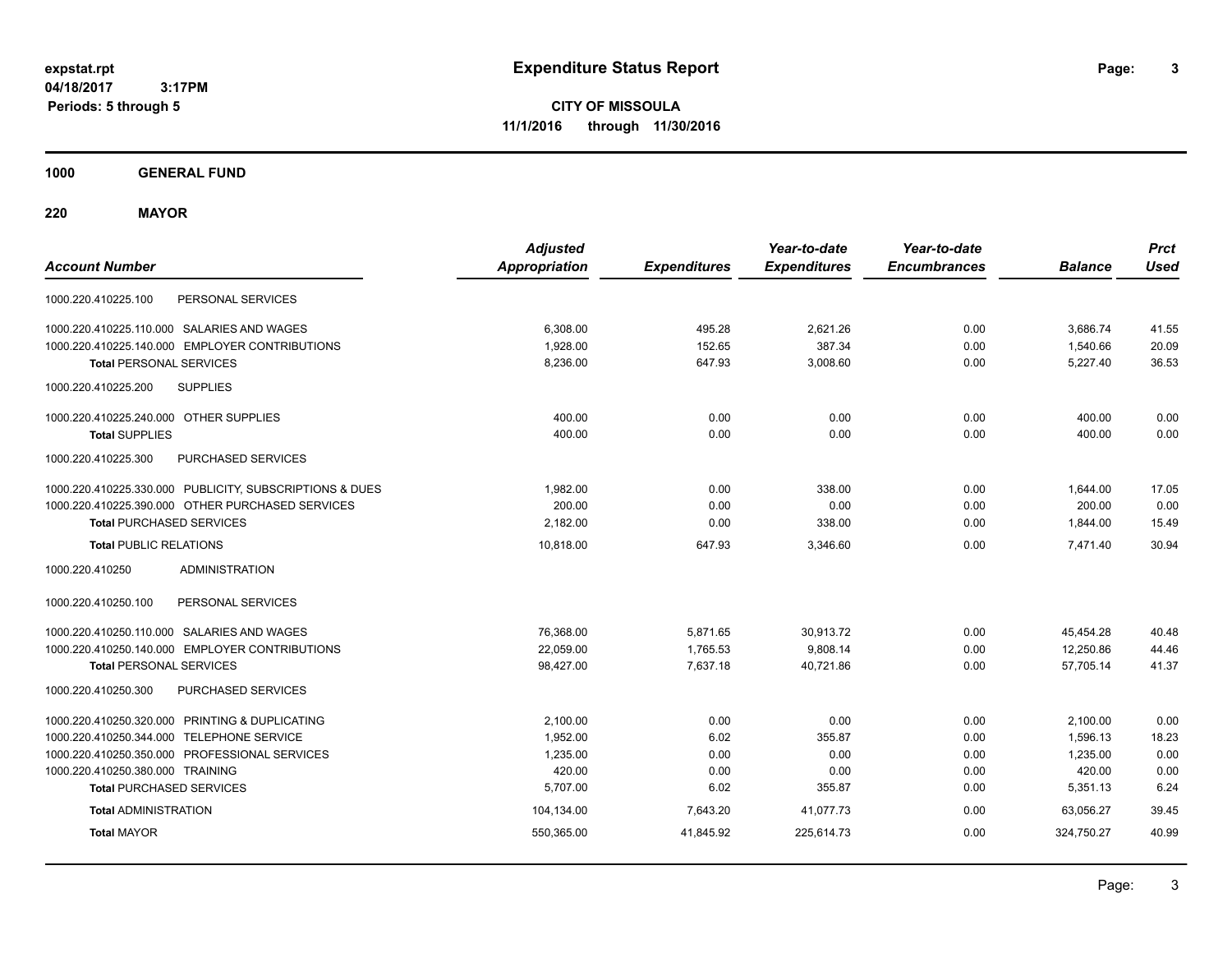expstat.rpt
04/18/2017 3:17PM
Periods: 5 through 5

# Expenditure Status Report

**CITY OF MISSOULA**
**11/1/2016 through 11/30/2016**

**1000 GENERAL FUND**

**220 MAYOR**

| Account Number | Adjusted Appropriation | Expenditures | Year-to-date Expenditures | Year-to-date Encumbrances | Balance | Prct Used |
|---|---|---|---|---|---|---|
| 1000.220.410225.100 PERSONAL SERVICES | | | | | | |
| 1000.220.410225.110.000 SALARIES AND WAGES | 6,308.00 | 495.28 | 2,621.26 | 0.00 | 3,686.74 | 41.55 |
| 1000.220.410225.140.000 EMPLOYER CONTRIBUTIONS | 1,928.00 | 152.65 | 387.34 | 0.00 | 1,540.66 | 20.09 |
| **Total** PERSONAL SERVICES | 8,236.00 | 647.93 | 3,008.60 | 0.00 | 5,227.40 | 36.53 |
| 1000.220.410225.200 SUPPLIES | | | | | | |
| 1000.220.410225.240.000 OTHER SUPPLIES | 400.00 | 0.00 | 0.00 | 0.00 | 400.00 | 0.00 |
| **Total** SUPPLIES | 400.00 | 0.00 | 0.00 | 0.00 | 400.00 | 0.00 |
| 1000.220.410225.300 PURCHASED SERVICES | | | | | | |
| 1000.220.410225.330.000 PUBLICITY, SUBSCRIPTIONS & DUES | 1,982.00 | 0.00 | 338.00 | 0.00 | 1,644.00 | 17.05 |
| 1000.220.410225.390.000 OTHER PURCHASED SERVICES | 200.00 | 0.00 | 0.00 | 0.00 | 200.00 | 0.00 |
| **Total** PURCHASED SERVICES | 2,182.00 | 0.00 | 338.00 | 0.00 | 1,844.00 | 15.49 |
| **Total** PUBLIC RELATIONS | 10,818.00 | 647.93 | 3,346.60 | 0.00 | 7,471.40 | 30.94 |
| 1000.220.410250 ADMINISTRATION | | | | | | |
| 1000.220.410250.100 PERSONAL SERVICES | | | | | | |
| 1000.220.410250.110.000 SALARIES AND WAGES | 76,368.00 | 5,871.65 | 30,913.72 | 0.00 | 45,454.28 | 40.48 |
| 1000.220.410250.140.000 EMPLOYER CONTRIBUTIONS | 22,059.00 | 1,765.53 | 9,808.14 | 0.00 | 12,250.86 | 44.46 |
| **Total** PERSONAL SERVICES | 98,427.00 | 7,637.18 | 40,721.86 | 0.00 | 57,705.14 | 41.37 |
| 1000.220.410250.300 PURCHASED SERVICES | | | | | | |
| 1000.220.410250.320.000 PRINTING & DUPLICATING | 2,100.00 | 0.00 | 0.00 | 0.00 | 2,100.00 | 0.00 |
| 1000.220.410250.344.000 TELEPHONE SERVICE | 1,952.00 | 6.02 | 355.87 | 0.00 | 1,596.13 | 18.23 |
| 1000.220.410250.350.000 PROFESSIONAL SERVICES | 1,235.00 | 0.00 | 0.00 | 0.00 | 1,235.00 | 0.00 |
| 1000.220.410250.380.000 TRAINING | 420.00 | 0.00 | 0.00 | 0.00 | 420.00 | 0.00 |
| **Total** PURCHASED SERVICES | 5,707.00 | 6.02 | 355.87 | 0.00 | 5,351.13 | 6.24 |
| **Total** ADMINISTRATION | 104,134.00 | 7,643.20 | 41,077.73 | 0.00 | 63,056.27 | 39.45 |
| **Total** MAYOR | 550,365.00 | 41,845.92 | 225,614.73 | 0.00 | 324,750.27 | 40.99 |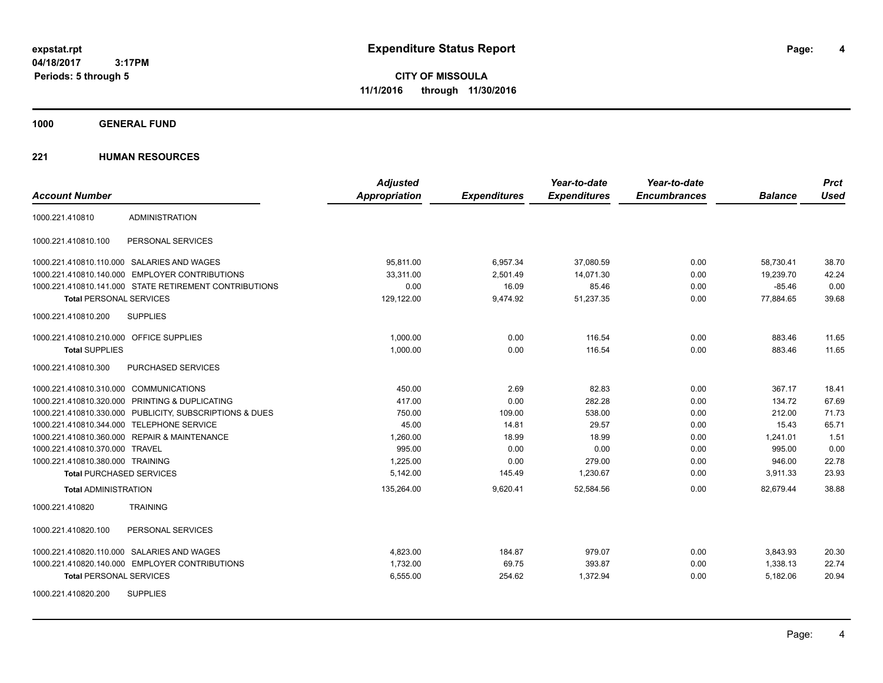**expstat.rpt** **Expenditure Status Report**
**04/18/2017 3:17PM**
**Periods: 5 through 5**

**CITY OF MISSOULA**
**11/1/2016 through 11/30/2016**

## 1000 GENERAL FUND

## 221 HUMAN RESOURCES

| Account Number | | Adjusted Appropriation | Expenditures | Year-to-date Expenditures | Year-to-date Encumbrances | Balance | Prct Used |
|---|---|---|---|---|---|---|---|
| 1000.221.410810 | ADMINISTRATION | | | | | | |
| 1000.221.410810.100 | PERSONAL SERVICES | | | | | | |
| 1000.221.410810.110.000 | SALARIES AND WAGES | 95,811.00 | 6,957.34 | 37,080.59 | 0.00 | 58,730.41 | 38.70 |
| 1000.221.410810.140.000 | EMPLOYER CONTRIBUTIONS | 33,311.00 | 2,501.49 | 14,071.30 | 0.00 | 19,239.70 | 42.24 |
| 1000.221.410810.141.000 | STATE RETIREMENT CONTRIBUTIONS | 0.00 | 16.09 | 85.46 | 0.00 | -85.46 | 0.00 |
| **Total** PERSONAL SERVICES | | 129,122.00 | 9,474.92 | 51,237.35 | 0.00 | 77,884.65 | 39.68 |
| 1000.221.410810.200 | SUPPLIES | | | | | | |
| 1000.221.410810.210.000 | OFFICE SUPPLIES | 1,000.00 | 0.00 | 116.54 | 0.00 | 883.46 | 11.65 |
| **Total** SUPPLIES | | 1,000.00 | 0.00 | 116.54 | 0.00 | 883.46 | 11.65 |
| 1000.221.410810.300 | PURCHASED SERVICES | | | | | | |
| 1000.221.410810.310.000 | COMMUNICATIONS | 450.00 | 2.69 | 82.83 | 0.00 | 367.17 | 18.41 |
| 1000.221.410810.320.000 | PRINTING & DUPLICATING | 417.00 | 0.00 | 282.28 | 0.00 | 134.72 | 67.69 |
| 1000.221.410810.330.000 | PUBLICITY, SUBSCRIPTIONS & DUES | 750.00 | 109.00 | 538.00 | 0.00 | 212.00 | 71.73 |
| 1000.221.410810.344.000 | TELEPHONE SERVICE | 45.00 | 14.81 | 29.57 | 0.00 | 15.43 | 65.71 |
| 1000.221.410810.360.000 | REPAIR & MAINTENANCE | 1,260.00 | 18.99 | 18.99 | 0.00 | 1,241.01 | 1.51 |
| 1000.221.410810.370.000 | TRAVEL | 995.00 | 0.00 | 0.00 | 0.00 | 995.00 | 0.00 |
| 1000.221.410810.380.000 | TRAINING | 1,225.00 | 0.00 | 279.00 | 0.00 | 946.00 | 22.78 |
| **Total** PURCHASED SERVICES | | 5,142.00 | 145.49 | 1,230.67 | 0.00 | 3,911.33 | 23.93 |
| **Total** ADMINISTRATION | | 135,264.00 | 9,620.41 | 52,584.56 | 0.00 | 82,679.44 | 38.88 |
| 1000.221.410820 | TRAINING | | | | | | |
| 1000.221.410820.100 | PERSONAL SERVICES | | | | | | |
| 1000.221.410820.110.000 | SALARIES AND WAGES | 4,823.00 | 184.87 | 979.07 | 0.00 | 3,843.93 | 20.30 |
| 1000.221.410820.140.000 | EMPLOYER CONTRIBUTIONS | 1,732.00 | 69.75 | 393.87 | 0.00 | 1,338.13 | 22.74 |
| **Total** PERSONAL SERVICES | | 6,555.00 | 254.62 | 1,372.94 | 0.00 | 5,182.06 | 20.94 |
| 1000.221.410820.200 | SUPPLIES | | | | | | |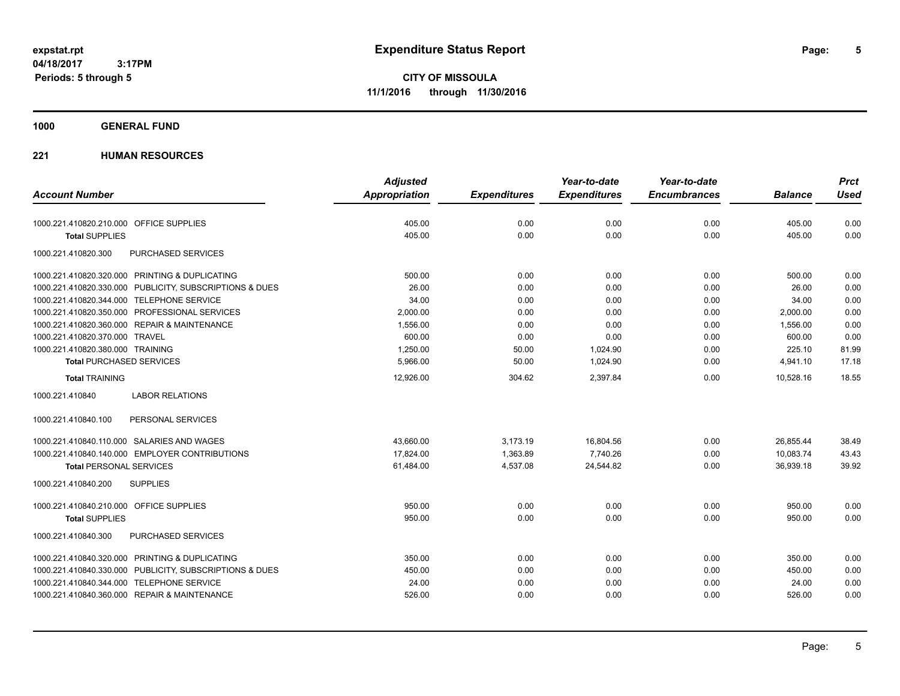**expstat.rpt**
**04/18/2017 3:17PM**
**Periods: 5 through 5**

# Expenditure Status Report

**CITY OF MISSOULA**
**11/1/2016 through 11/30/2016**

## 1000 GENERAL FUND

### 221 HUMAN RESOURCES

| Account Number | Adjusted Appropriation | Expenditures | Year-to-date Expenditures | Year-to-date Encumbrances | Balance | Prct Used |
|---|---|---|---|---|---|---|
| 1000.221.410820.210.000 OFFICE SUPPLIES | 405.00 | 0.00 | 0.00 | 0.00 | 405.00 | 0.00 |
| **Total** SUPPLIES | 405.00 | 0.00 | 0.00 | 0.00 | 405.00 | 0.00 |
| 1000.221.410820.300 PURCHASED SERVICES | | | | | | |
| 1000.221.410820.320.000 PRINTING & DUPLICATING | 500.00 | 0.00 | 0.00 | 0.00 | 500.00 | 0.00 |
| 1000.221.410820.330.000 PUBLICITY, SUBSCRIPTIONS & DUES | 26.00 | 0.00 | 0.00 | 0.00 | 26.00 | 0.00 |
| 1000.221.410820.344.000 TELEPHONE SERVICE | 34.00 | 0.00 | 0.00 | 0.00 | 34.00 | 0.00 |
| 1000.221.410820.350.000 PROFESSIONAL SERVICES | 2,000.00 | 0.00 | 0.00 | 0.00 | 2,000.00 | 0.00 |
| 1000.221.410820.360.000 REPAIR & MAINTENANCE | 1,556.00 | 0.00 | 0.00 | 0.00 | 1,556.00 | 0.00 |
| 1000.221.410820.370.000 TRAVEL | 600.00 | 0.00 | 0.00 | 0.00 | 600.00 | 0.00 |
| 1000.221.410820.380.000 TRAINING | 1,250.00 | 50.00 | 1,024.90 | 0.00 | 225.10 | 81.99 |
| **Total** PURCHASED SERVICES | 5,966.00 | 50.00 | 1,024.90 | 0.00 | 4,941.10 | 17.18 |
| **Total** TRAINING | 12,926.00 | 304.62 | 2,397.84 | 0.00 | 10,528.16 | 18.55 |
| 1000.221.410840 LABOR RELATIONS | | | | | | |
| 1000.221.410840.100 PERSONAL SERVICES | | | | | | |
| 1000.221.410840.110.000 SALARIES AND WAGES | 43,660.00 | 3,173.19 | 16,804.56 | 0.00 | 26,855.44 | 38.49 |
| 1000.221.410840.140.000 EMPLOYER CONTRIBUTIONS | 17,824.00 | 1,363.89 | 7,740.26 | 0.00 | 10,083.74 | 43.43 |
| **Total** PERSONAL SERVICES | 61,484.00 | 4,537.08 | 24,544.82 | 0.00 | 36,939.18 | 39.92 |
| 1000.221.410840.200 SUPPLIES | | | | | | |
| 1000.221.410840.210.000 OFFICE SUPPLIES | 950.00 | 0.00 | 0.00 | 0.00 | 950.00 | 0.00 |
| **Total** SUPPLIES | 950.00 | 0.00 | 0.00 | 0.00 | 950.00 | 0.00 |
| 1000.221.410840.300 PURCHASED SERVICES | | | | | | |
| 1000.221.410840.320.000 PRINTING & DUPLICATING | 350.00 | 0.00 | 0.00 | 0.00 | 350.00 | 0.00 |
| 1000.221.410840.330.000 PUBLICITY, SUBSCRIPTIONS & DUES | 450.00 | 0.00 | 0.00 | 0.00 | 450.00 | 0.00 |
| 1000.221.410840.344.000 TELEPHONE SERVICE | 24.00 | 0.00 | 0.00 | 0.00 | 24.00 | 0.00 |
| 1000.221.410840.360.000 REPAIR & MAINTENANCE | 526.00 | 0.00 | 0.00 | 0.00 | 526.00 | 0.00 |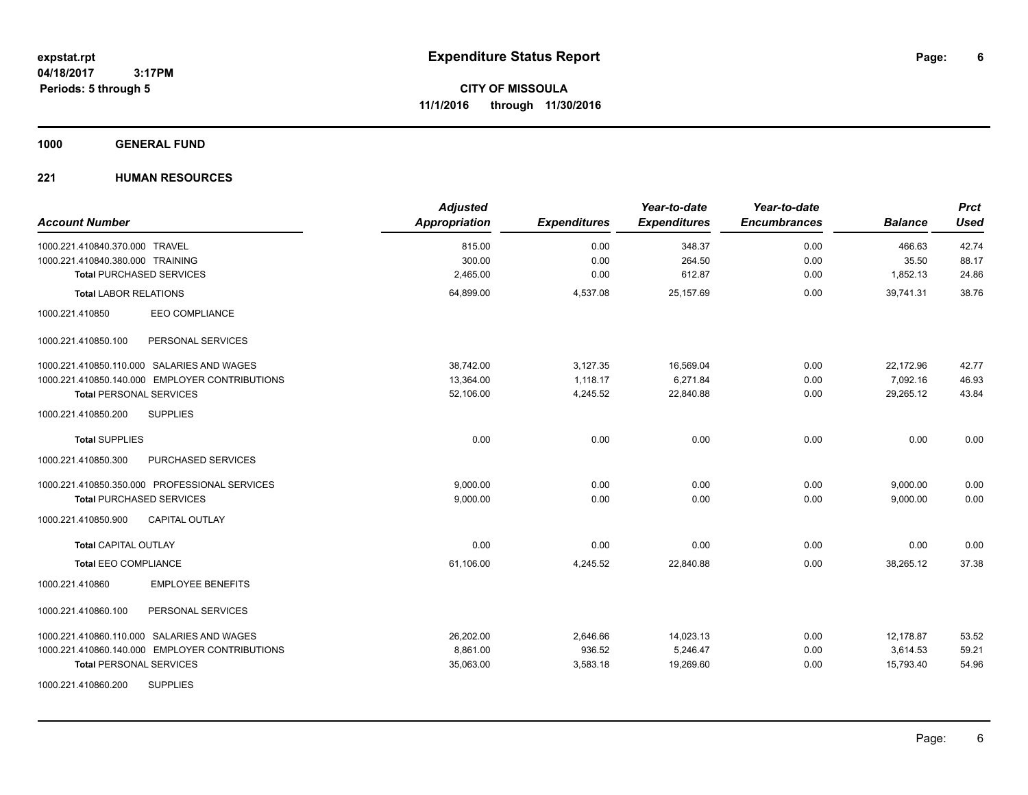**expstat.rpt**
**04/18/2017 3:17PM**
**Periods: 5 through 5**

# Expenditure Status Report

**CITY OF MISSOULA**
**11/1/2016 through 11/30/2016**

## 1000 GENERAL FUND

### 221 HUMAN RESOURCES

| Account Number | | Adjusted Appropriation | Expenditures | Year-to-date Expenditures | Year-to-date Encumbrances | Balance | Prct Used |
|---|---|---|---|---|---|---|---|
| 1000.221.410840.370.000 | TRAVEL | 815.00 | 0.00 | 348.37 | 0.00 | 466.63 | 42.74 |
| 1000.221.410840.380.000 | TRAINING | 300.00 | 0.00 | 264.50 | 0.00 | 35.50 | 88.17 |
| **Total** PURCHASED SERVICES | | 2,465.00 | 0.00 | 612.87 | 0.00 | 1,852.13 | 24.86 |
| **Total** LABOR RELATIONS | | 64,899.00 | 4,537.08 | 25,157.69 | 0.00 | 39,741.31 | 38.76 |
| 1000.221.410850 | EEO COMPLIANCE | | | | | | |
| 1000.221.410850.100 | PERSONAL SERVICES | | | | | | |
| 1000.221.410850.110.000 | SALARIES AND WAGES | 38,742.00 | 3,127.35 | 16,569.04 | 0.00 | 22,172.96 | 42.77 |
| 1000.221.410850.140.000 | EMPLOYER CONTRIBUTIONS | 13,364.00 | 1,118.17 | 6,271.84 | 0.00 | 7,092.16 | 46.93 |
| **Total** PERSONAL SERVICES | | 52,106.00 | 4,245.52 | 22,840.88 | 0.00 | 29,265.12 | 43.84 |
| 1000.221.410850.200 | SUPPLIES | | | | | | |
| **Total** SUPPLIES | | 0.00 | 0.00 | 0.00 | 0.00 | 0.00 | 0.00 |
| 1000.221.410850.300 | PURCHASED SERVICES | | | | | | |
| 1000.221.410850.350.000 | PROFESSIONAL SERVICES | 9,000.00 | 0.00 | 0.00 | 0.00 | 9,000.00 | 0.00 |
| **Total** PURCHASED SERVICES | | 9,000.00 | 0.00 | 0.00 | 0.00 | 9,000.00 | 0.00 |
| 1000.221.410850.900 | CAPITAL OUTLAY | | | | | | |
| **Total** CAPITAL OUTLAY | | 0.00 | 0.00 | 0.00 | 0.00 | 0.00 | 0.00 |
| **Total** EEO COMPLIANCE | | 61,106.00 | 4,245.52 | 22,840.88 | 0.00 | 38,265.12 | 37.38 |
| 1000.221.410860 | EMPLOYEE BENEFITS | | | | | | |
| 1000.221.410860.100 | PERSONAL SERVICES | | | | | | |
| 1000.221.410860.110.000 | SALARIES AND WAGES | 26,202.00 | 2,646.66 | 14,023.13 | 0.00 | 12,178.87 | 53.52 |
| 1000.221.410860.140.000 | EMPLOYER CONTRIBUTIONS | 8,861.00 | 936.52 | 5,246.47 | 0.00 | 3,614.53 | 59.21 |
| **Total** PERSONAL SERVICES | | 35,063.00 | 3,583.18 | 19,269.60 | 0.00 | 15,793.40 | 54.96 |
| 1000.221.410860.200 | SUPPLIES | | | | | | |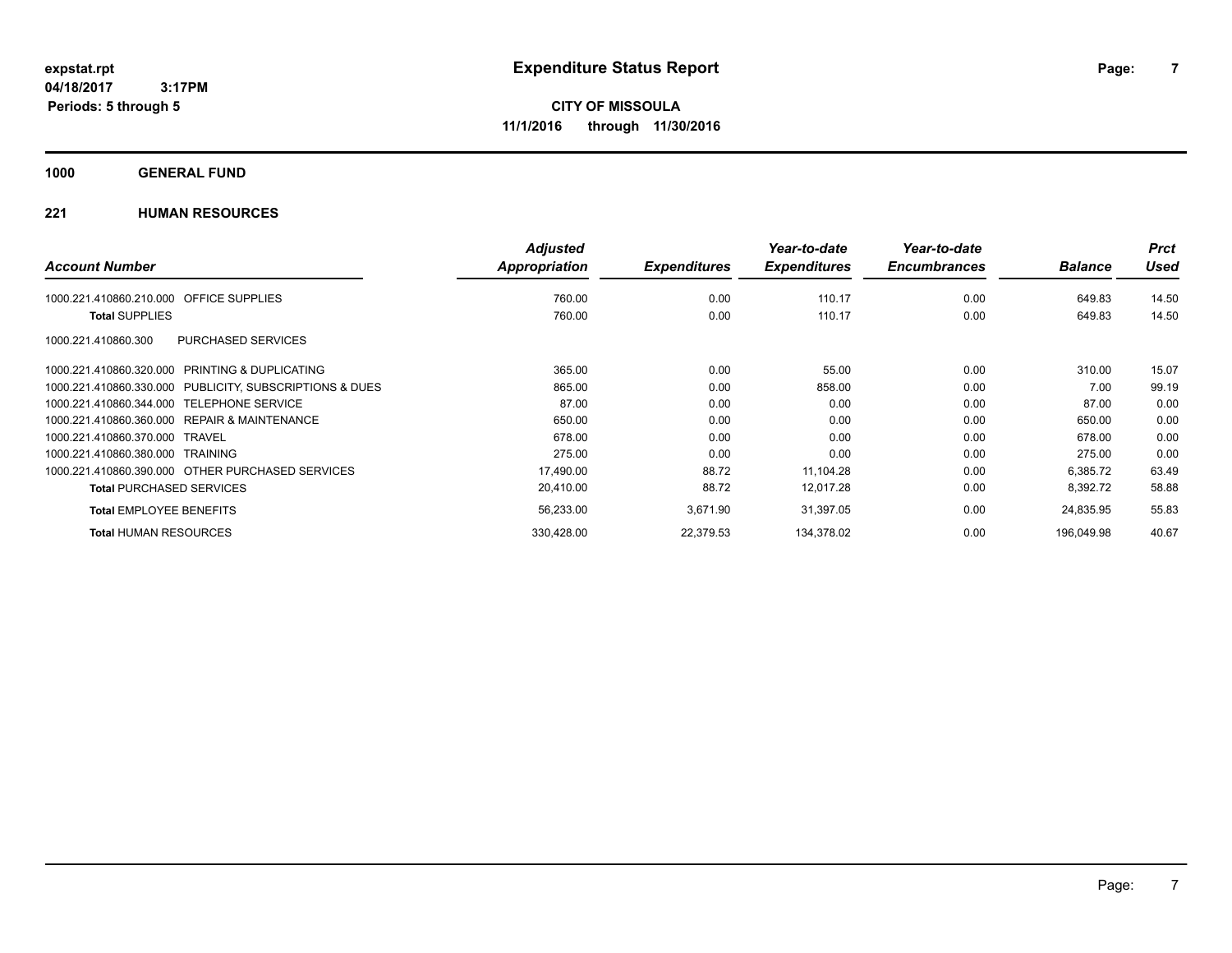# Expenditure Status Report

expstat.rpt
04/18/2017 3:17PM
Periods: 5 through 5

**CITY OF MISSOULA**
**11/1/2016 through 11/30/2016**

## 1000 GENERAL FUND

### 221 HUMAN RESOURCES

| Account Number | Adjusted Appropriation | Expenditures | Year-to-date Expenditures | Year-to-date Encumbrances | Balance | Prct Used |
|---|---|---|---|---|---|---|
| 1000.221.410860.210.000 OFFICE SUPPLIES | 760.00 | 0.00 | 110.17 | 0.00 | 649.83 | 14.50 |
| **Total** SUPPLIES | 760.00 | 0.00 | 110.17 | 0.00 | 649.83 | 14.50 |
| 1000.221.410860.300 PURCHASED SERVICES | | | | | | |
| 1000.221.410860.320.000 PRINTING & DUPLICATING | 365.00 | 0.00 | 55.00 | 0.00 | 310.00 | 15.07 |
| 1000.221.410860.330.000 PUBLICITY, SUBSCRIPTIONS & DUES | 865.00 | 0.00 | 858.00 | 0.00 | 7.00 | 99.19 |
| 1000.221.410860.344.000 TELEPHONE SERVICE | 87.00 | 0.00 | 0.00 | 0.00 | 87.00 | 0.00 |
| 1000.221.410860.360.000 REPAIR & MAINTENANCE | 650.00 | 0.00 | 0.00 | 0.00 | 650.00 | 0.00 |
| 1000.221.410860.370.000 TRAVEL | 678.00 | 0.00 | 0.00 | 0.00 | 678.00 | 0.00 |
| 1000.221.410860.380.000 TRAINING | 275.00 | 0.00 | 0.00 | 0.00 | 275.00 | 0.00 |
| 1000.221.410860.390.000 OTHER PURCHASED SERVICES | 17,490.00 | 88.72 | 11,104.28 | 0.00 | 6,385.72 | 63.49 |
| **Total** PURCHASED SERVICES | 20,410.00 | 88.72 | 12,017.28 | 0.00 | 8,392.72 | 58.88 |
| **Total** EMPLOYEE BENEFITS | 56,233.00 | 3,671.90 | 31,397.05 | 0.00 | 24,835.95 | 55.83 |
| **Total** HUMAN RESOURCES | 330,428.00 | 22,379.53 | 134,378.02 | 0.00 | 196,049.98 | 40.67 |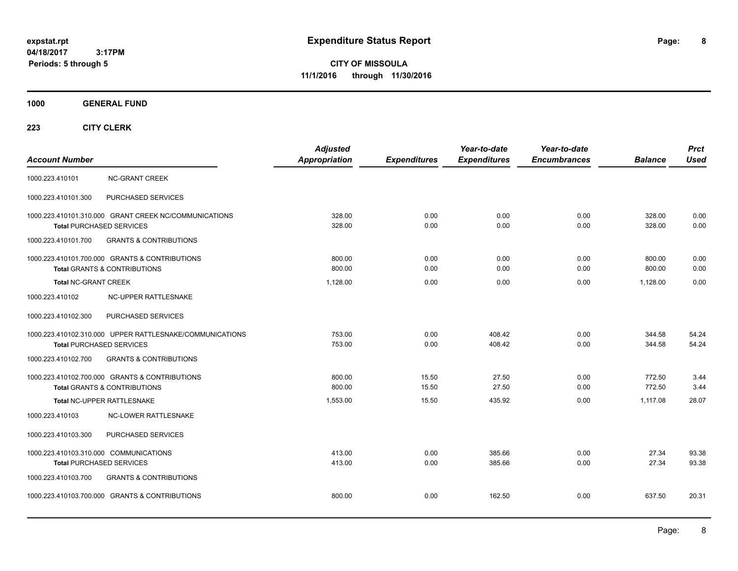**Expenditure Status Report**

**CITY OF MISSOULA**

**11/1/2016 through 11/30/2016**

expstat.rpt
04/18/2017 3:17PM
Periods: 5 through 5

**1000 GENERAL FUND**

**223 CITY CLERK**

| Account Number | | Adjusted Appropriation | Expenditures | Year-to-date Expenditures | Year-to-date Encumbrances | Balance | Prct Used |
|---|---|---|---|---|---|---|---|
| 1000.223.410101 | NC-GRANT CREEK | | | | | | |
| 1000.223.410101.300 | PURCHASED SERVICES | | | | | | |
| 1000.223.410101.310.000 | GRANT CREEK NC/COMMUNICATIONS | 328.00 | 0.00 | 0.00 | 0.00 | 328.00 | 0.00 |
| **Total** PURCHASED SERVICES | | 328.00 | 0.00 | 0.00 | 0.00 | 328.00 | 0.00 |
| 1000.223.410101.700 | GRANTS & CONTRIBUTIONS | | | | | | |
| 1000.223.410101.700.000 | GRANTS & CONTRIBUTIONS | 800.00 | 0.00 | 0.00 | 0.00 | 800.00 | 0.00 |
| **Total** GRANTS & CONTRIBUTIONS | | 800.00 | 0.00 | 0.00 | 0.00 | 800.00 | 0.00 |
| **Total** NC-GRANT CREEK | | 1,128.00 | 0.00 | 0.00 | 0.00 | 1,128.00 | 0.00 |
| 1000.223.410102 | NC-UPPER RATTLESNAKE | | | | | | |
| 1000.223.410102.300 | PURCHASED SERVICES | | | | | | |
| 1000.223.410102.310.000 | UPPER RATTLESNAKE/COMMUNICATIONS | 753.00 | 0.00 | 408.42 | 0.00 | 344.58 | 54.24 |
| **Total** PURCHASED SERVICES | | 753.00 | 0.00 | 408.42 | 0.00 | 344.58 | 54.24 |
| 1000.223.410102.700 | GRANTS & CONTRIBUTIONS | | | | | | |
| 1000.223.410102.700.000 | GRANTS & CONTRIBUTIONS | 800.00 | 15.50 | 27.50 | 0.00 | 772.50 | 3.44 |
| **Total** GRANTS & CONTRIBUTIONS | | 800.00 | 15.50 | 27.50 | 0.00 | 772.50 | 3.44 |
| **Total** NC-UPPER RATTLESNAKE | | 1,553.00 | 15.50 | 435.92 | 0.00 | 1,117.08 | 28.07 |
| 1000.223.410103 | NC-LOWER RATTLESNAKE | | | | | | |
| 1000.223.410103.300 | PURCHASED SERVICES | | | | | | |
| 1000.223.410103.310.000 | COMMUNICATIONS | 413.00 | 0.00 | 385.66 | 0.00 | 27.34 | 93.38 |
| **Total** PURCHASED SERVICES | | 413.00 | 0.00 | 385.66 | 0.00 | 27.34 | 93.38 |
| 1000.223.410103.700 | GRANTS & CONTRIBUTIONS | | | | | | |
| 1000.223.410103.700.000 | GRANTS & CONTRIBUTIONS | 800.00 | 0.00 | 162.50 | 0.00 | 637.50 | 20.31 |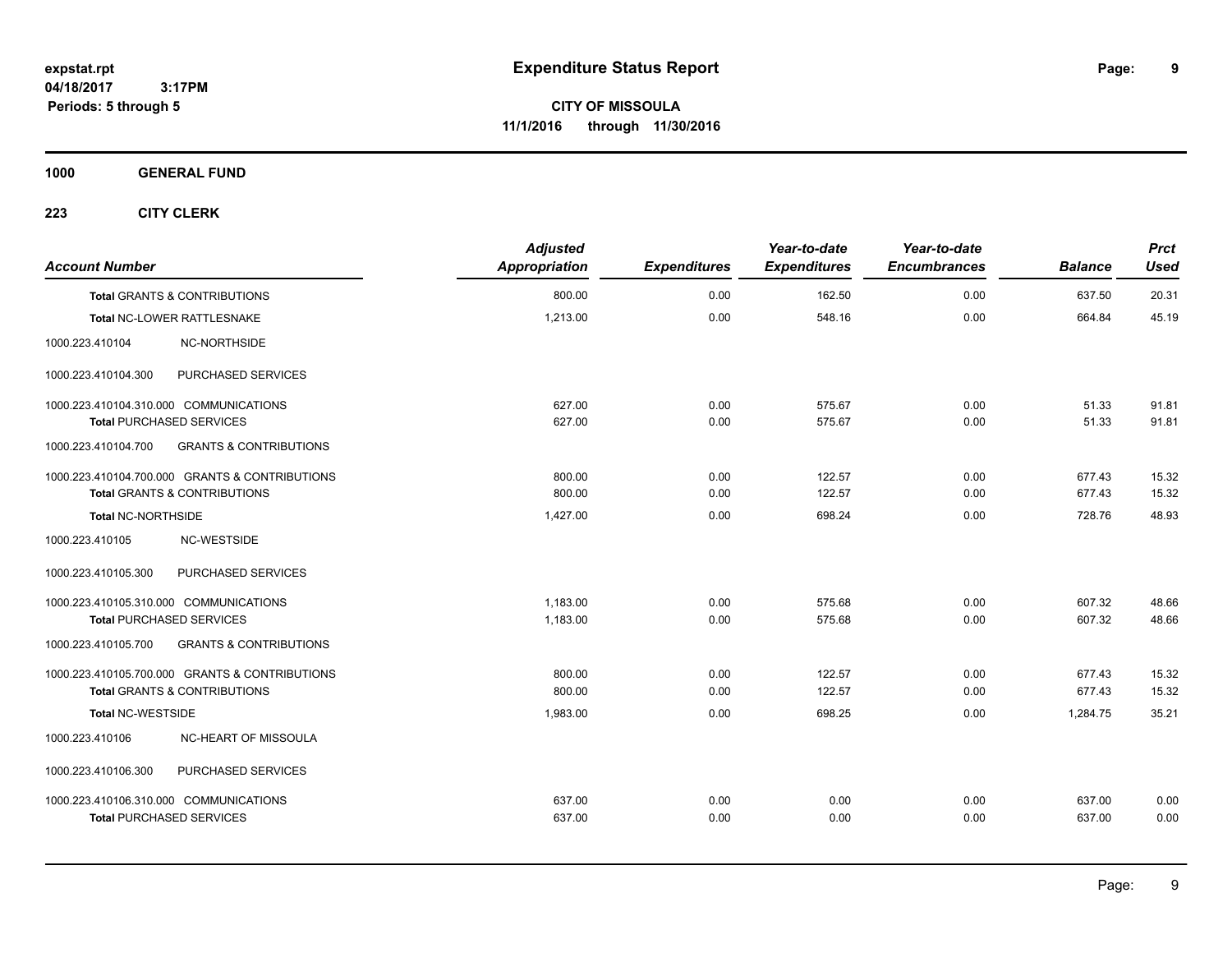**expstat.rpt**
**04/18/2017 3:17PM**
**Periods: 5 through 5**

# Expenditure Status Report

**CITY OF MISSOULA**
**11/1/2016 through 11/30/2016**

## 1000 GENERAL FUND

### 223 CITY CLERK

| Account Number | Adjusted Appropriation | Expenditures | Year-to-date Expenditures | Year-to-date Encumbrances | Balance | Prct Used |
|---|---|---|---|---|---|---|
| **Total** GRANTS & CONTRIBUTIONS | 800.00 | 0.00 | 162.50 | 0.00 | 637.50 | 20.31 |
| **Total** NC-LOWER RATTLESNAKE | 1,213.00 | 0.00 | 548.16 | 0.00 | 664.84 | 45.19 |
| 1000.223.410104 NC-NORTHSIDE | | | | | | |
| 1000.223.410104.300 PURCHASED SERVICES | | | | | | |
| 1000.223.410104.310.000 COMMUNICATIONS | 627.00 | 0.00 | 575.67 | 0.00 | 51.33 | 91.81 |
| **Total** PURCHASED SERVICES | 627.00 | 0.00 | 575.67 | 0.00 | 51.33 | 91.81 |
| 1000.223.410104.700 GRANTS & CONTRIBUTIONS | | | | | | |
| 1000.223.410104.700.000 GRANTS & CONTRIBUTIONS | 800.00 | 0.00 | 122.57 | 0.00 | 677.43 | 15.32 |
| **Total** GRANTS & CONTRIBUTIONS | 800.00 | 0.00 | 122.57 | 0.00 | 677.43 | 15.32 |
| **Total** NC-NORTHSIDE | 1,427.00 | 0.00 | 698.24 | 0.00 | 728.76 | 48.93 |
| 1000.223.410105 NC-WESTSIDE | | | | | | |
| 1000.223.410105.300 PURCHASED SERVICES | | | | | | |
| 1000.223.410105.310.000 COMMUNICATIONS | 1,183.00 | 0.00 | 575.68 | 0.00 | 607.32 | 48.66 |
| **Total** PURCHASED SERVICES | 1,183.00 | 0.00 | 575.68 | 0.00 | 607.32 | 48.66 |
| 1000.223.410105.700 GRANTS & CONTRIBUTIONS | | | | | | |
| 1000.223.410105.700.000 GRANTS & CONTRIBUTIONS | 800.00 | 0.00 | 122.57 | 0.00 | 677.43 | 15.32 |
| **Total** GRANTS & CONTRIBUTIONS | 800.00 | 0.00 | 122.57 | 0.00 | 677.43 | 15.32 |
| **Total** NC-WESTSIDE | 1,983.00 | 0.00 | 698.25 | 0.00 | 1,284.75 | 35.21 |
| 1000.223.410106 NC-HEART OF MISSOULA | | | | | | |
| 1000.223.410106.300 PURCHASED SERVICES | | | | | | |
| 1000.223.410106.310.000 COMMUNICATIONS | 637.00 | 0.00 | 0.00 | 0.00 | 637.00 | 0.00 |
| **Total** PURCHASED SERVICES | 637.00 | 0.00 | 0.00 | 0.00 | 637.00 | 0.00 |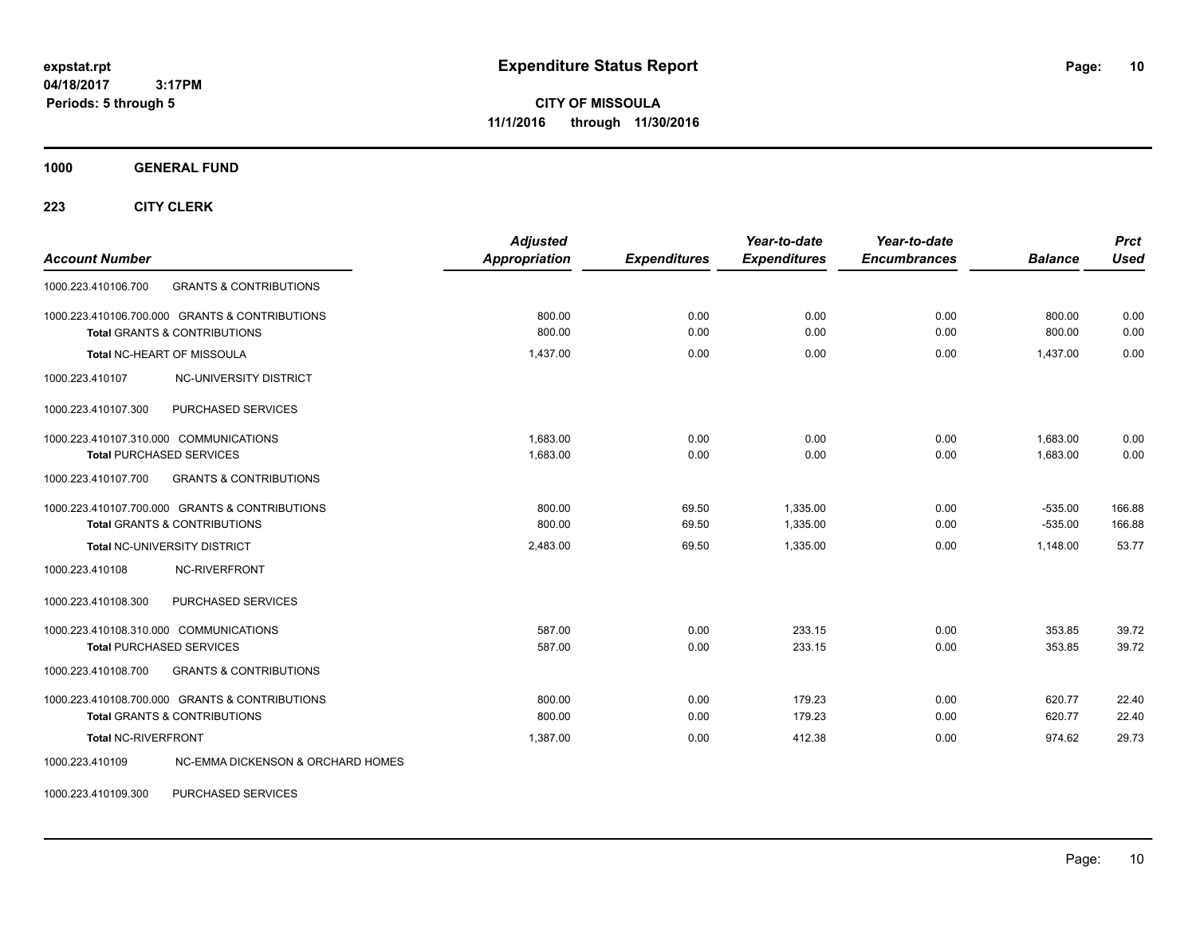# Expenditure Status Report

expstat.rpt
04/18/2017 3:17PM
Periods: 5 through 5

**CITY OF MISSOULA**
**11/1/2016 through 11/30/2016**

**1000 GENERAL FUND**

**223 CITY CLERK**

| Account Number | Adjusted Appropriation | Expenditures | Year-to-date Expenditures | Year-to-date Encumbrances | Balance | Prct Used |
|---|---|---|---|---|---|---|
| 1000.223.410106.700 GRANTS & CONTRIBUTIONS | | | | | | |
| 1000.223.410106.700.000 GRANTS & CONTRIBUTIONS | 800.00 | 0.00 | 0.00 | 0.00 | 800.00 | 0.00 |
| **Total** GRANTS & CONTRIBUTIONS | 800.00 | 0.00 | 0.00 | 0.00 | 800.00 | 0.00 |
| **Total** NC-HEART OF MISSOULA | 1,437.00 | 0.00 | 0.00 | 0.00 | 1,437.00 | 0.00 |
| 1000.223.410107 NC-UNIVERSITY DISTRICT | | | | | | |
| 1000.223.410107.300 PURCHASED SERVICES | | | | | | |
| 1000.223.410107.310.000 COMMUNICATIONS | 1,683.00 | 0.00 | 0.00 | 0.00 | 1,683.00 | 0.00 |
| **Total** PURCHASED SERVICES | 1,683.00 | 0.00 | 0.00 | 0.00 | 1,683.00 | 0.00 |
| 1000.223.410107.700 GRANTS & CONTRIBUTIONS | | | | | | |
| 1000.223.410107.700.000 GRANTS & CONTRIBUTIONS | 800.00 | 69.50 | 1,335.00 | 0.00 | -535.00 | 166.88 |
| **Total** GRANTS & CONTRIBUTIONS | 800.00 | 69.50 | 1,335.00 | 0.00 | -535.00 | 166.88 |
| **Total** NC-UNIVERSITY DISTRICT | 2,483.00 | 69.50 | 1,335.00 | 0.00 | 1,148.00 | 53.77 |
| 1000.223.410108 NC-RIVERFRONT | | | | | | |
| 1000.223.410108.300 PURCHASED SERVICES | | | | | | |
| 1000.223.410108.310.000 COMMUNICATIONS | 587.00 | 0.00 | 233.15 | 0.00 | 353.85 | 39.72 |
| **Total** PURCHASED SERVICES | 587.00 | 0.00 | 233.15 | 0.00 | 353.85 | 39.72 |
| 1000.223.410108.700 GRANTS & CONTRIBUTIONS | | | | | | |
| 1000.223.410108.700.000 GRANTS & CONTRIBUTIONS | 800.00 | 0.00 | 179.23 | 0.00 | 620.77 | 22.40 |
| **Total** GRANTS & CONTRIBUTIONS | 800.00 | 0.00 | 179.23 | 0.00 | 620.77 | 22.40 |
| **Total** NC-RIVERFRONT | 1,387.00 | 0.00 | 412.38 | 0.00 | 974.62 | 29.73 |
| 1000.223.410109 NC-EMMA DICKENSON & ORCHARD HOMES | | | | | | |
| 1000.223.410109.300 PURCHASED SERVICES | | | | | | |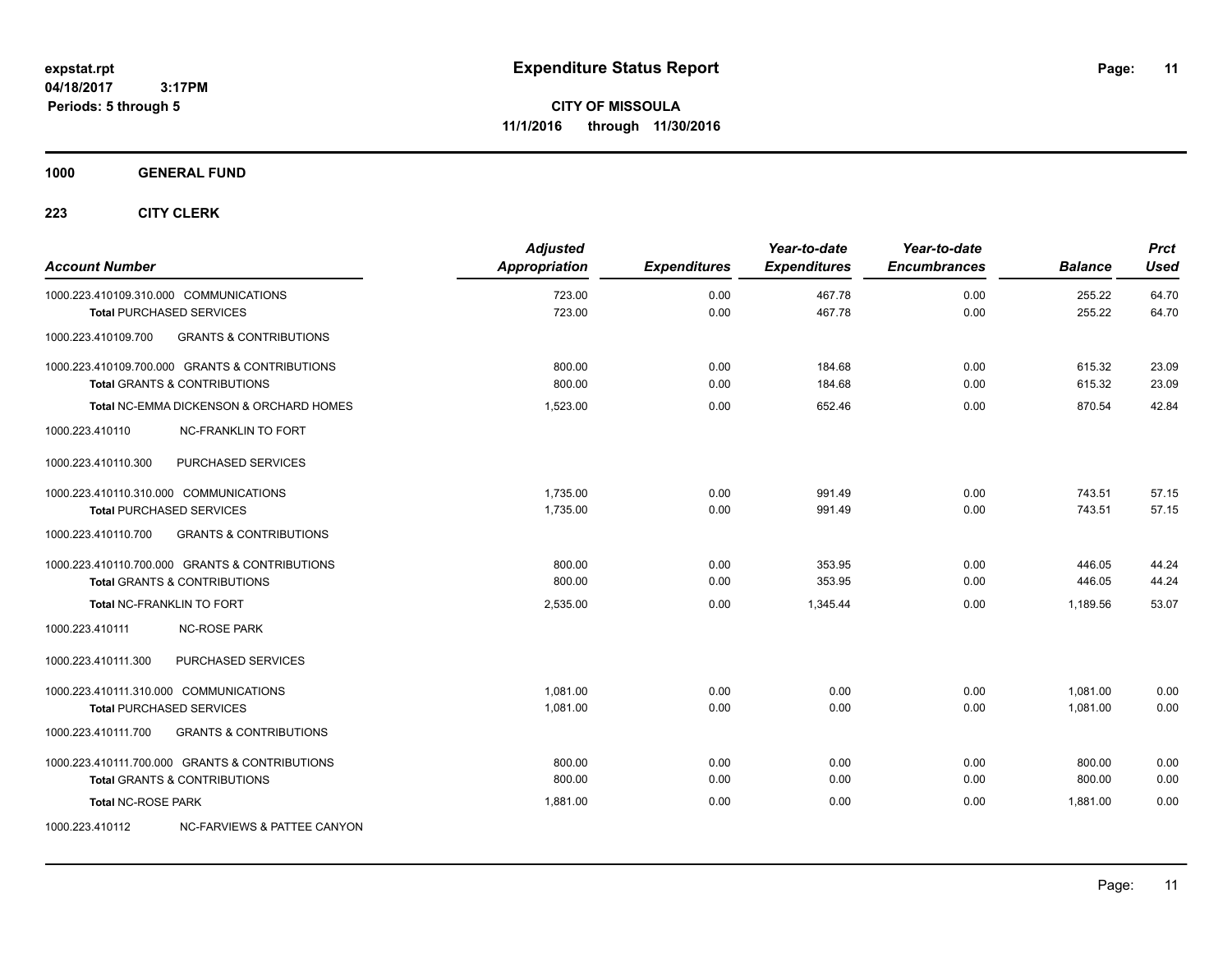**expstat.rpt**
**04/18/2017 3:17PM**
**Periods: 5 through 5**

# Expenditure Status Report

**CITY OF MISSOULA**
**11/1/2016 through 11/30/2016**

**1000 GENERAL FUND**

**223 CITY CLERK**

| Account Number | Adjusted Appropriation | Expenditures | Year-to-date Expenditures | Year-to-date Encumbrances | Balance | Prct Used |
|---|---|---|---|---|---|---|
| 1000.223.410109.310.000 COMMUNICATIONS | 723.00 | 0.00 | 467.78 | 0.00 | 255.22 | 64.70 |
| **Total** PURCHASED SERVICES | 723.00 | 0.00 | 467.78 | 0.00 | 255.22 | 64.70 |
| 1000.223.410109.700 GRANTS & CONTRIBUTIONS | | | | | | |
| 1000.223.410109.700.000 GRANTS & CONTRIBUTIONS | 800.00 | 0.00 | 184.68 | 0.00 | 615.32 | 23.09 |
| **Total** GRANTS & CONTRIBUTIONS | 800.00 | 0.00 | 184.68 | 0.00 | 615.32 | 23.09 |
| **Total** NC-EMMA DICKENSON & ORCHARD HOMES | 1,523.00 | 0.00 | 652.46 | 0.00 | 870.54 | 42.84 |
| 1000.223.410110 NC-FRANKLIN TO FORT | | | | | | |
| 1000.223.410110.300 PURCHASED SERVICES | | | | | | |
| 1000.223.410110.310.000 COMMUNICATIONS | 1,735.00 | 0.00 | 991.49 | 0.00 | 743.51 | 57.15 |
| **Total** PURCHASED SERVICES | 1,735.00 | 0.00 | 991.49 | 0.00 | 743.51 | 57.15 |
| 1000.223.410110.700 GRANTS & CONTRIBUTIONS | | | | | | |
| 1000.223.410110.700.000 GRANTS & CONTRIBUTIONS | 800.00 | 0.00 | 353.95 | 0.00 | 446.05 | 44.24 |
| **Total** GRANTS & CONTRIBUTIONS | 800.00 | 0.00 | 353.95 | 0.00 | 446.05 | 44.24 |
| **Total** NC-FRANKLIN TO FORT | 2,535.00 | 0.00 | 1,345.44 | 0.00 | 1,189.56 | 53.07 |
| 1000.223.410111 NC-ROSE PARK | | | | | | |
| 1000.223.410111.300 PURCHASED SERVICES | | | | | | |
| 1000.223.410111.310.000 COMMUNICATIONS | 1,081.00 | 0.00 | 0.00 | 0.00 | 1,081.00 | 0.00 |
| **Total** PURCHASED SERVICES | 1,081.00 | 0.00 | 0.00 | 0.00 | 1,081.00 | 0.00 |
| 1000.223.410111.700 GRANTS & CONTRIBUTIONS | | | | | | |
| 1000.223.410111.700.000 GRANTS & CONTRIBUTIONS | 800.00 | 0.00 | 0.00 | 0.00 | 800.00 | 0.00 |
| **Total** GRANTS & CONTRIBUTIONS | 800.00 | 0.00 | 0.00 | 0.00 | 800.00 | 0.00 |
| **Total** NC-ROSE PARK | 1,881.00 | 0.00 | 0.00 | 0.00 | 1,881.00 | 0.00 |
| 1000.223.410112 NC-FARVIEWS & PATTEE CANYON | | | | | | |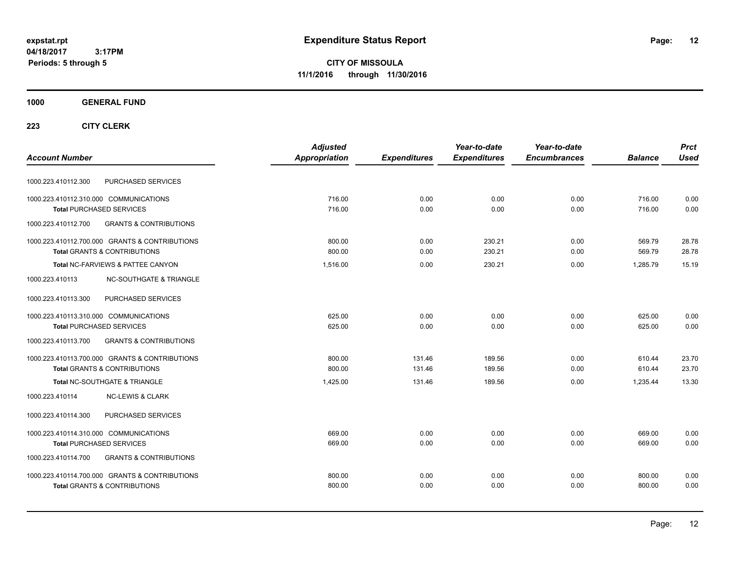# Expenditure Status Report

expstat.rpt
04/18/2017 3:17PM
Periods: 5 through 5

**CITY OF MISSOULA**
**11/1/2016 through 11/30/2016**

## 1000 GENERAL FUND

### 223 CITY CLERK

| Account Number | | Adjusted Appropriation | Expenditures | Year-to-date Expenditures | Year-to-date Encumbrances | Balance | Prct Used |
|---|---|---|---|---|---|---|---|
| 1000.223.410112.300 | PURCHASED SERVICES | | | | | | |
| 1000.223.410112.310.000 | COMMUNICATIONS | 716.00 | 0.00 | 0.00 | 0.00 | 716.00 | 0.00 |
| **Total** PURCHASED SERVICES | | 716.00 | 0.00 | 0.00 | 0.00 | 716.00 | 0.00 |
| 1000.223.410112.700 | GRANTS & CONTRIBUTIONS | | | | | | |
| 1000.223.410112.700.000 | GRANTS & CONTRIBUTIONS | 800.00 | 0.00 | 230.21 | 0.00 | 569.79 | 28.78 |
| **Total** GRANTS & CONTRIBUTIONS | | 800.00 | 0.00 | 230.21 | 0.00 | 569.79 | 28.78 |
| **Total** NC-FARVIEWS & PATTEE CANYON | | 1,516.00 | 0.00 | 230.21 | 0.00 | 1,285.79 | 15.19 |
| 1000.223.410113 | NC-SOUTHGATE & TRIANGLE | | | | | | |
| 1000.223.410113.300 | PURCHASED SERVICES | | | | | | |
| 1000.223.410113.310.000 | COMMUNICATIONS | 625.00 | 0.00 | 0.00 | 0.00 | 625.00 | 0.00 |
| **Total** PURCHASED SERVICES | | 625.00 | 0.00 | 0.00 | 0.00 | 625.00 | 0.00 |
| 1000.223.410113.700 | GRANTS & CONTRIBUTIONS | | | | | | |
| 1000.223.410113.700.000 | GRANTS & CONTRIBUTIONS | 800.00 | 131.46 | 189.56 | 0.00 | 610.44 | 23.70 |
| **Total** GRANTS & CONTRIBUTIONS | | 800.00 | 131.46 | 189.56 | 0.00 | 610.44 | 23.70 |
| **Total** NC-SOUTHGATE & TRIANGLE | | 1,425.00 | 131.46 | 189.56 | 0.00 | 1,235.44 | 13.30 |
| 1000.223.410114 | NC-LEWIS & CLARK | | | | | | |
| 1000.223.410114.300 | PURCHASED SERVICES | | | | | | |
| 1000.223.410114.310.000 | COMMUNICATIONS | 669.00 | 0.00 | 0.00 | 0.00 | 669.00 | 0.00 |
| **Total** PURCHASED SERVICES | | 669.00 | 0.00 | 0.00 | 0.00 | 669.00 | 0.00 |
| 1000.223.410114.700 | GRANTS & CONTRIBUTIONS | | | | | | |
| 1000.223.410114.700.000 | GRANTS & CONTRIBUTIONS | 800.00 | 0.00 | 0.00 | 0.00 | 800.00 | 0.00 |
| **Total** GRANTS & CONTRIBUTIONS | | 800.00 | 0.00 | 0.00 | 0.00 | 800.00 | 0.00 |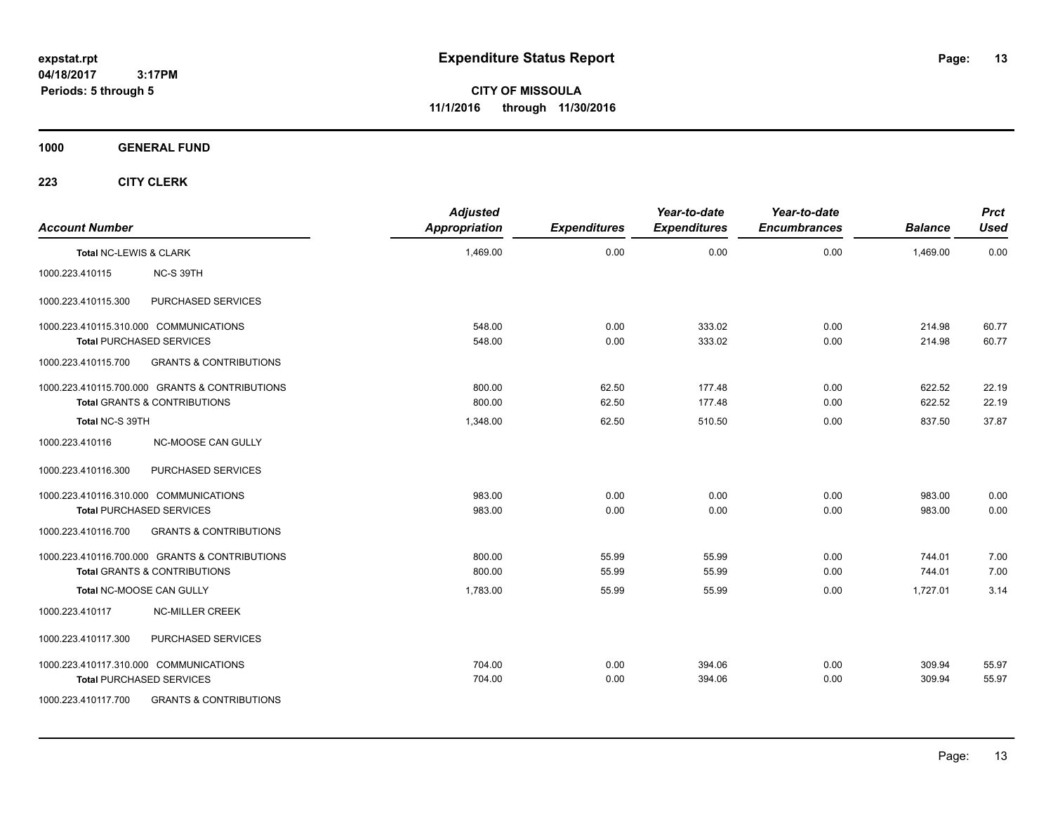# Expenditure Status Report

expstat.rpt
04/18/2017 3:17PM
Periods: 5 through 5

**CITY OF MISSOULA**
**11/1/2016 through 11/30/2016**

**1000 GENERAL FUND**

**223 CITY CLERK**

| Account Number | | Adjusted Appropriation | Expenditures | Year-to-date Expenditures | Year-to-date Encumbrances | Balance | Prct Used |
|---|---|---|---|---|---|---|---|
| **Total NC-LEWIS & CLARK** | | 1,469.00 | 0.00 | 0.00 | 0.00 | 1,469.00 | 0.00 |
| 1000.223.410115 | NC-S 39TH | | | | | | |
| 1000.223.410115.300 | PURCHASED SERVICES | | | | | | |
| 1000.223.410115.310.000 | COMMUNICATIONS | 548.00 | 0.00 | 333.02 | 0.00 | 214.98 | 60.77 |
| **Total PURCHASED SERVICES** | | 548.00 | 0.00 | 333.02 | 0.00 | 214.98 | 60.77 |
| 1000.223.410115.700 | GRANTS & CONTRIBUTIONS | | | | | | |
| 1000.223.410115.700.000 | GRANTS & CONTRIBUTIONS | 800.00 | 62.50 | 177.48 | 0.00 | 622.52 | 22.19 |
| **Total GRANTS & CONTRIBUTIONS** | | 800.00 | 62.50 | 177.48 | 0.00 | 622.52 | 22.19 |
| **Total NC-S 39TH** | | 1,348.00 | 62.50 | 510.50 | 0.00 | 837.50 | 37.87 |
| 1000.223.410116 | NC-MOOSE CAN GULLY | | | | | | |
| 1000.223.410116.300 | PURCHASED SERVICES | | | | | | |
| 1000.223.410116.310.000 | COMMUNICATIONS | 983.00 | 0.00 | 0.00 | 0.00 | 983.00 | 0.00 |
| **Total PURCHASED SERVICES** | | 983.00 | 0.00 | 0.00 | 0.00 | 983.00 | 0.00 |
| 1000.223.410116.700 | GRANTS & CONTRIBUTIONS | | | | | | |
| 1000.223.410116.700.000 | GRANTS & CONTRIBUTIONS | 800.00 | 55.99 | 55.99 | 0.00 | 744.01 | 7.00 |
| **Total GRANTS & CONTRIBUTIONS** | | 800.00 | 55.99 | 55.99 | 0.00 | 744.01 | 7.00 |
| **Total NC-MOOSE CAN GULLY** | | 1,783.00 | 55.99 | 55.99 | 0.00 | 1,727.01 | 3.14 |
| 1000.223.410117 | NC-MILLER CREEK | | | | | | |
| 1000.223.410117.300 | PURCHASED SERVICES | | | | | | |
| 1000.223.410117.310.000 | COMMUNICATIONS | 704.00 | 0.00 | 394.06 | 0.00 | 309.94 | 55.97 |
| **Total PURCHASED SERVICES** | | 704.00 | 0.00 | 394.06 | 0.00 | 309.94 | 55.97 |
| 1000.223.410117.700 | GRANTS & CONTRIBUTIONS | | | | | | |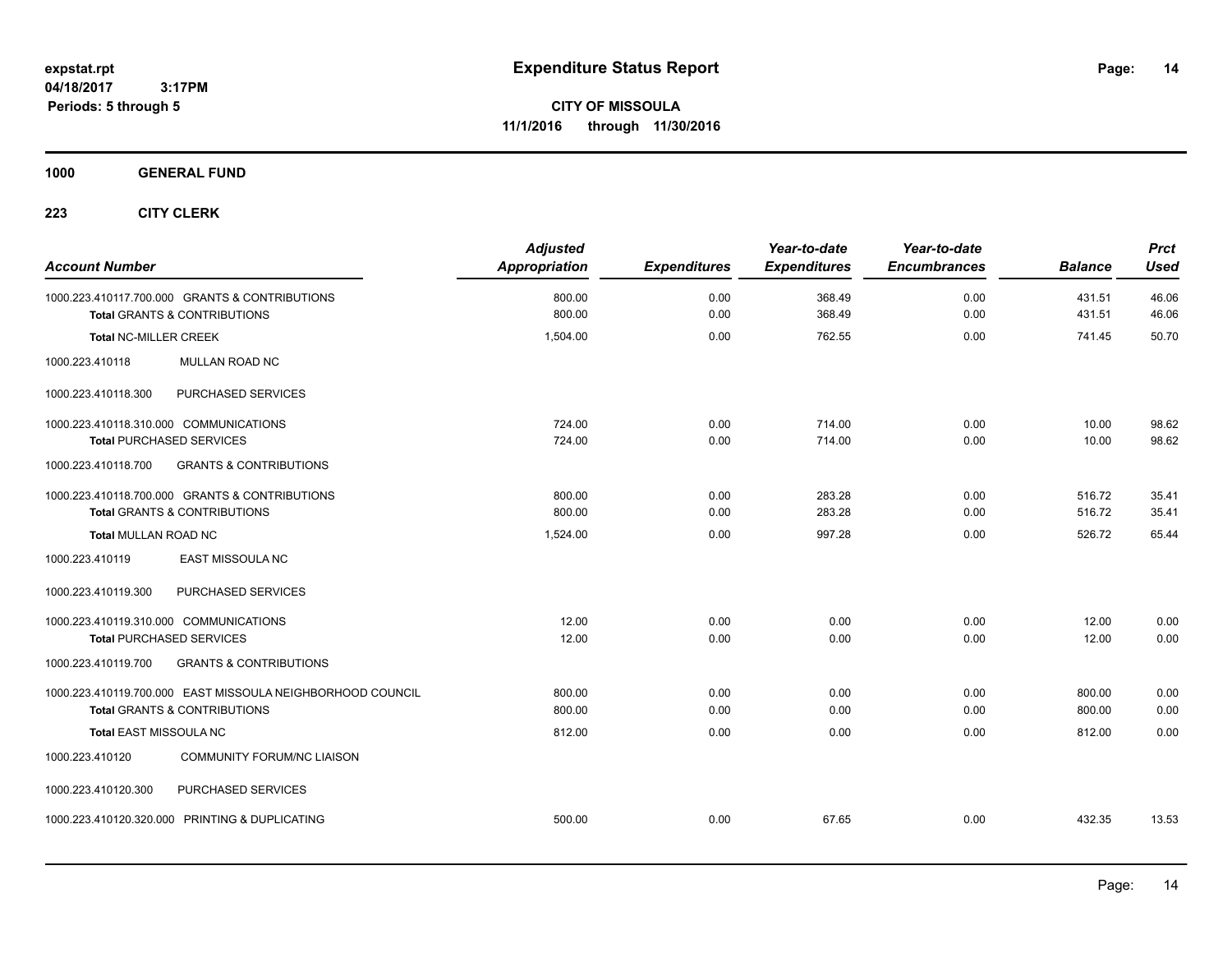**expstat.rpt**
**04/18/2017 3:17PM**
**Periods: 5 through 5**

# Expenditure Status Report

**CITY OF MISSOULA**
**11/1/2016 through 11/30/2016**

## 1000 GENERAL FUND

## 223 CITY CLERK

| Account Number | Adjusted Appropriation | Expenditures | Year-to-date Expenditures | Year-to-date Encumbrances | Balance | Prct Used |
|---|---|---|---|---|---|---|
| 1000.223.410117.700.000 GRANTS & CONTRIBUTIONS | 800.00 | 0.00 | 368.49 | 0.00 | 431.51 | 46.06 |
| **Total** GRANTS & CONTRIBUTIONS | 800.00 | 0.00 | 368.49 | 0.00 | 431.51 | 46.06 |
| **Total** NC-MILLER CREEK | 1,504.00 | 0.00 | 762.55 | 0.00 | 741.45 | 50.70 |
| 1000.223.410118 MULLAN ROAD NC | | | | | | |
| 1000.223.410118.300 PURCHASED SERVICES | | | | | | |
| 1000.223.410118.310.000 COMMUNICATIONS | 724.00 | 0.00 | 714.00 | 0.00 | 10.00 | 98.62 |
| **Total** PURCHASED SERVICES | 724.00 | 0.00 | 714.00 | 0.00 | 10.00 | 98.62 |
| 1000.223.410118.700 GRANTS & CONTRIBUTIONS | | | | | | |
| 1000.223.410118.700.000 GRANTS & CONTRIBUTIONS | 800.00 | 0.00 | 283.28 | 0.00 | 516.72 | 35.41 |
| **Total** GRANTS & CONTRIBUTIONS | 800.00 | 0.00 | 283.28 | 0.00 | 516.72 | 35.41 |
| **Total** MULLAN ROAD NC | 1,524.00 | 0.00 | 997.28 | 0.00 | 526.72 | 65.44 |
| 1000.223.410119 EAST MISSOULA NC | | | | | | |
| 1000.223.410119.300 PURCHASED SERVICES | | | | | | |
| 1000.223.410119.310.000 COMMUNICATIONS | 12.00 | 0.00 | 0.00 | 0.00 | 12.00 | 0.00 |
| **Total** PURCHASED SERVICES | 12.00 | 0.00 | 0.00 | 0.00 | 12.00 | 0.00 |
| 1000.223.410119.700 GRANTS & CONTRIBUTIONS | | | | | | |
| 1000.223.410119.700.000 EAST MISSOULA NEIGHBORHOOD COUNCIL | 800.00 | 0.00 | 0.00 | 0.00 | 800.00 | 0.00 |
| **Total** GRANTS & CONTRIBUTIONS | 800.00 | 0.00 | 0.00 | 0.00 | 800.00 | 0.00 |
| **Total** EAST MISSOULA NC | 812.00 | 0.00 | 0.00 | 0.00 | 812.00 | 0.00 |
| 1000.223.410120 COMMUNITY FORUM/NC LIAISON | | | | | | |
| 1000.223.410120.300 PURCHASED SERVICES | | | | | | |
| 1000.223.410120.320.000 PRINTING & DUPLICATING | 500.00 | 0.00 | 67.65 | 0.00 | 432.35 | 13.53 |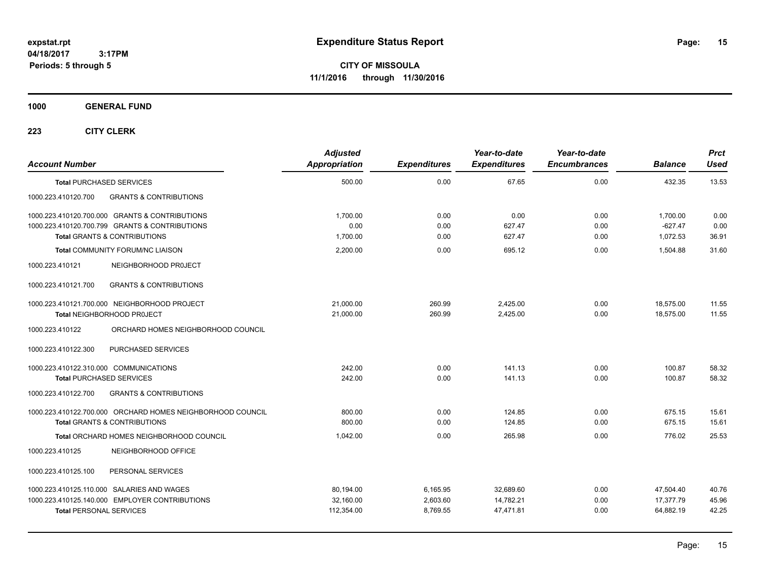**expstat.rpt**
**04/18/2017 3:17PM**
**Periods: 5 through 5**

# Expenditure Status Report

**CITY OF MISSOULA**
**11/1/2016 through 11/30/2016**

**1000 GENERAL FUND**

**223 CITY CLERK**

| Account Number | Adjusted Appropriation | Expenditures | Year-to-date Expenditures | Year-to-date Encumbrances | Balance | Prct Used |
|---|---|---|---|---|---|---|
| **Total** PURCHASED SERVICES | 500.00 | 0.00 | 67.65 | 0.00 | 432.35 | 13.53 |
| 1000.223.410120.700 GRANTS & CONTRIBUTIONS | | | | | | |
| 1000.223.410120.700.000 GRANTS & CONTRIBUTIONS | 1,700.00 | 0.00 | 0.00 | 0.00 | 1,700.00 | 0.00 |
| 1000.223.410120.700.799 GRANTS & CONTRIBUTIONS | 0.00 | 0.00 | 627.47 | 0.00 | -627.47 | 0.00 |
| **Total** GRANTS & CONTRIBUTIONS | 1,700.00 | 0.00 | 627.47 | 0.00 | 1,072.53 | 36.91 |
| **Total** COMMUNITY FORUM/NC LIAISON | 2,200.00 | 0.00 | 695.12 | 0.00 | 1,504.88 | 31.60 |
| 1000.223.410121 NEIGHBORHOOD PR0JECT | | | | | | |
| 1000.223.410121.700 GRANTS & CONTRIBUTIONS | | | | | | |
| 1000.223.410121.700.000 NEIGHBORHOOD PROJECT | 21,000.00 | 260.99 | 2,425.00 | 0.00 | 18,575.00 | 11.55 |
| **Total** NEIGHBORHOOD PR0JECT | 21,000.00 | 260.99 | 2,425.00 | 0.00 | 18,575.00 | 11.55 |
| 1000.223.410122 ORCHARD HOMES NEIGHBORHOOD COUNCIL | | | | | | |
| 1000.223.410122.300 PURCHASED SERVICES | | | | | | |
| 1000.223.410122.310.000 COMMUNICATIONS | 242.00 | 0.00 | 141.13 | 0.00 | 100.87 | 58.32 |
| **Total** PURCHASED SERVICES | 242.00 | 0.00 | 141.13 | 0.00 | 100.87 | 58.32 |
| 1000.223.410122.700 GRANTS & CONTRIBUTIONS | | | | | | |
| 1000.223.410122.700.000 ORCHARD HOMES NEIGHBORHOOD COUNCIL | 800.00 | 0.00 | 124.85 | 0.00 | 675.15 | 15.61 |
| **Total** GRANTS & CONTRIBUTIONS | 800.00 | 0.00 | 124.85 | 0.00 | 675.15 | 15.61 |
| **Total** ORCHARD HOMES NEIGHBORHOOD COUNCIL | 1,042.00 | 0.00 | 265.98 | 0.00 | 776.02 | 25.53 |
| 1000.223.410125 NEIGHBORHOOD OFFICE | | | | | | |
| 1000.223.410125.100 PERSONAL SERVICES | | | | | | |
| 1000.223.410125.110.000 SALARIES AND WAGES | 80,194.00 | 6,165.95 | 32,689.60 | 0.00 | 47,504.40 | 40.76 |
| 1000.223.410125.140.000 EMPLOYER CONTRIBUTIONS | 32,160.00 | 2,603.60 | 14,782.21 | 0.00 | 17,377.79 | 45.96 |
| **Total** PERSONAL SERVICES | 112,354.00 | 8,769.55 | 47,471.81 | 0.00 | 64,882.19 | 42.25 |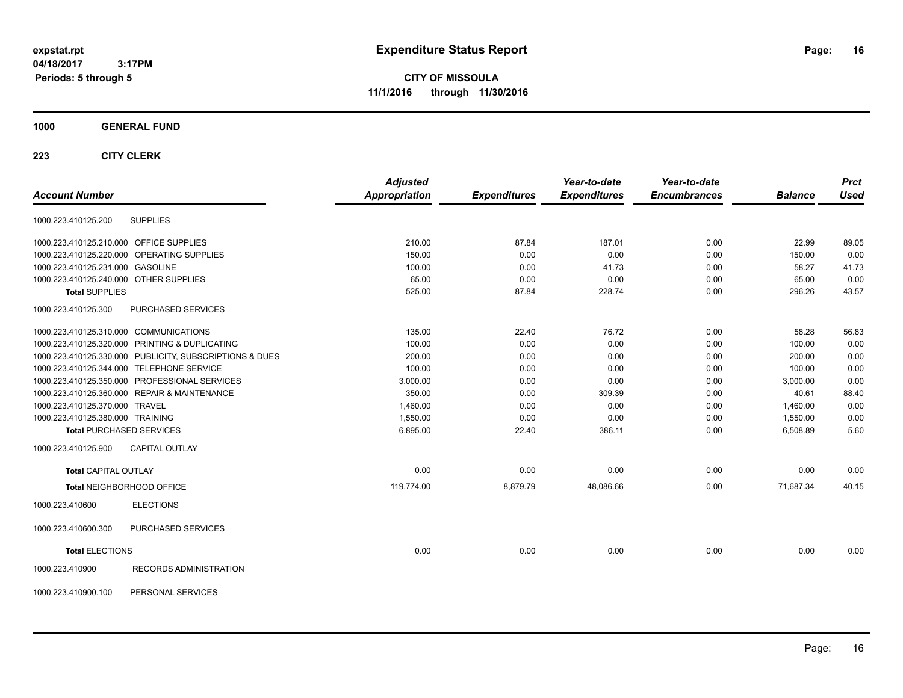# Expenditure Status Report

**CITY OF MISSOULA**
**11/1/2016 through 11/30/2016**

expstat.rpt
04/18/2017 3:17PM
Periods: 5 through 5

**1000 GENERAL FUND**

**223 CITY CLERK**

| Account Number | | Adjusted Appropriation | Expenditures | Year-to-date Expenditures | Year-to-date Encumbrances | Balance | Prct Used |
|---|---|---|---|---|---|---|---|
| 1000.223.410125.200 | SUPPLIES | | | | | | |
| 1000.223.410125.210.000 | OFFICE SUPPLIES | 210.00 | 87.84 | 187.01 | 0.00 | 22.99 | 89.05 |
| 1000.223.410125.220.000 | OPERATING SUPPLIES | 150.00 | 0.00 | 0.00 | 0.00 | 150.00 | 0.00 |
| 1000.223.410125.231.000 | GASOLINE | 100.00 | 0.00 | 41.73 | 0.00 | 58.27 | 41.73 |
| 1000.223.410125.240.000 | OTHER SUPPLIES | 65.00 | 0.00 | 0.00 | 0.00 | 65.00 | 0.00 |
| **Total** SUPPLIES | | 525.00 | 87.84 | 228.74 | 0.00 | 296.26 | 43.57 |
| 1000.223.410125.300 | PURCHASED SERVICES | | | | | | |
| 1000.223.410125.310.000 | COMMUNICATIONS | 135.00 | 22.40 | 76.72 | 0.00 | 58.28 | 56.83 |
| 1000.223.410125.320.000 | PRINTING & DUPLICATING | 100.00 | 0.00 | 0.00 | 0.00 | 100.00 | 0.00 |
| 1000.223.410125.330.000 | PUBLICITY, SUBSCRIPTIONS & DUES | 200.00 | 0.00 | 0.00 | 0.00 | 200.00 | 0.00 |
| 1000.223.410125.344.000 | TELEPHONE SERVICE | 100.00 | 0.00 | 0.00 | 0.00 | 100.00 | 0.00 |
| 1000.223.410125.350.000 | PROFESSIONAL SERVICES | 3,000.00 | 0.00 | 0.00 | 0.00 | 3,000.00 | 0.00 |
| 1000.223.410125.360.000 | REPAIR & MAINTENANCE | 350.00 | 0.00 | 309.39 | 0.00 | 40.61 | 88.40 |
| 1000.223.410125.370.000 | TRAVEL | 1,460.00 | 0.00 | 0.00 | 0.00 | 1,460.00 | 0.00 |
| 1000.223.410125.380.000 | TRAINING | 1,550.00 | 0.00 | 0.00 | 0.00 | 1,550.00 | 0.00 |
| **Total** PURCHASED SERVICES | | 6,895.00 | 22.40 | 386.11 | 0.00 | 6,508.89 | 5.60 |
| 1000.223.410125.900 | CAPITAL OUTLAY | | | | | | |
| **Total** CAPITAL OUTLAY | | 0.00 | 0.00 | 0.00 | 0.00 | 0.00 | 0.00 |
| **Total** NEIGHBORHOOD OFFICE | | 119,774.00 | 8,879.79 | 48,086.66 | 0.00 | 71,687.34 | 40.15 |
| 1000.223.410600 | ELECTIONS | | | | | | |
| 1000.223.410600.300 | PURCHASED SERVICES | | | | | | |
| **Total** ELECTIONS | | 0.00 | 0.00 | 0.00 | 0.00 | 0.00 | 0.00 |
| 1000.223.410900 | RECORDS ADMINISTRATION | | | | | | |
| 1000.223.410900.100 | PERSONAL SERVICES | | | | | | |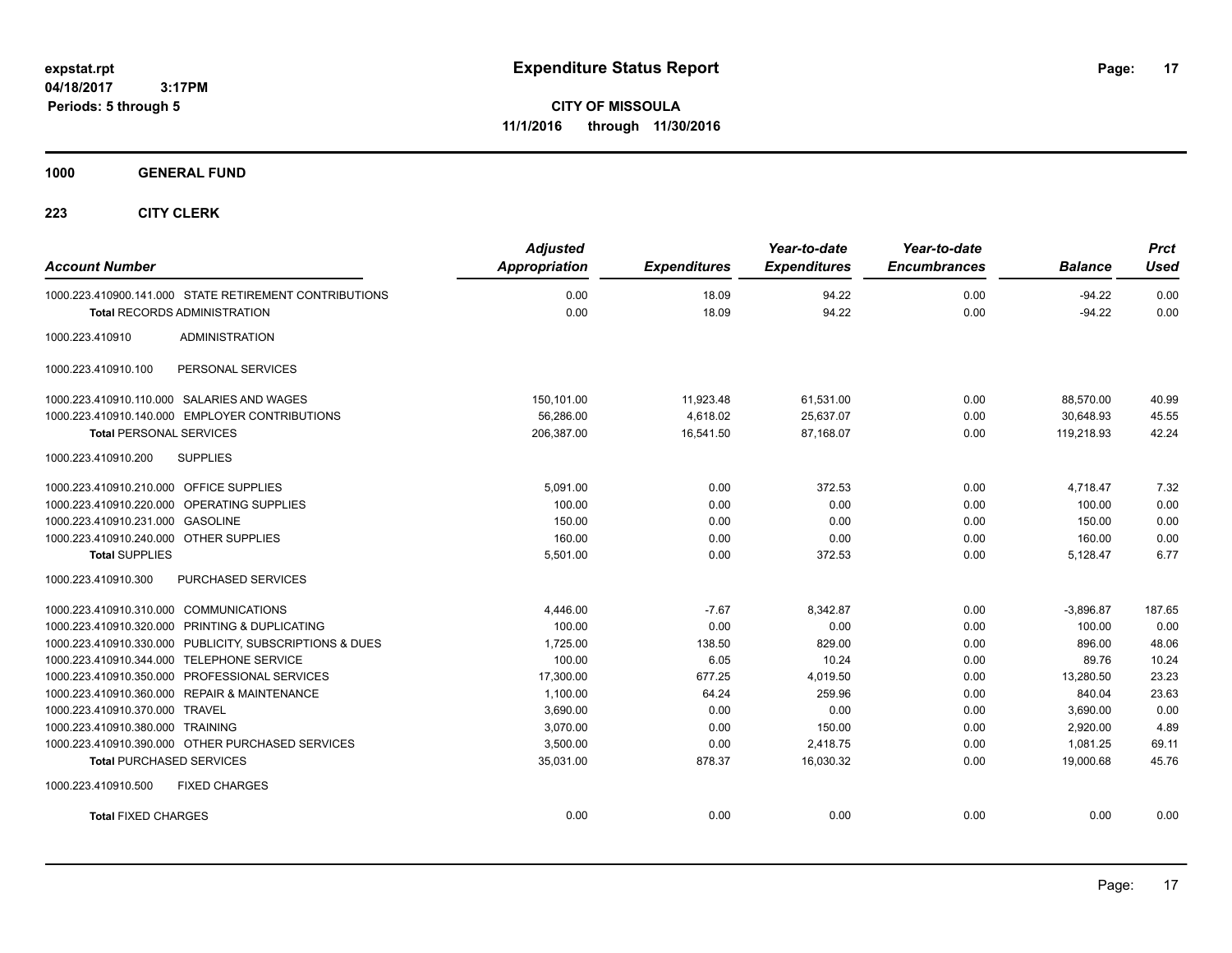# Expenditure Status Report

expstat.rpt
04/18/2017 3:17PM
Periods: 5 through 5

**CITY OF MISSOULA**
**11/1/2016 through 11/30/2016**

**1000 GENERAL FUND**

**223 CITY CLERK**

| Account Number | Adjusted Appropriation | Expenditures | Year-to-date Expenditures | Year-to-date Encumbrances | Balance | Prct Used |
|---|---|---|---|---|---|---|
| 1000.223.410900.141.000 STATE RETIREMENT CONTRIBUTIONS | 0.00 | 18.09 | 94.22 | 0.00 | -94.22 | 0.00 |
| **Total** RECORDS ADMINISTRATION | 0.00 | 18.09 | 94.22 | 0.00 | -94.22 | 0.00 |
| 1000.223.410910 ADMINISTRATION | | | | | | |
| 1000.223.410910.100 PERSONAL SERVICES | | | | | | |
| 1000.223.410910.110.000 SALARIES AND WAGES | 150,101.00 | 11,923.48 | 61,531.00 | 0.00 | 88,570.00 | 40.99 |
| 1000.223.410910.140.000 EMPLOYER CONTRIBUTIONS | 56,286.00 | 4,618.02 | 25,637.07 | 0.00 | 30,648.93 | 45.55 |
| **Total** PERSONAL SERVICES | 206,387.00 | 16,541.50 | 87,168.07 | 0.00 | 119,218.93 | 42.24 |
| 1000.223.410910.200 SUPPLIES | | | | | | |
| 1000.223.410910.210.000 OFFICE SUPPLIES | 5,091.00 | 0.00 | 372.53 | 0.00 | 4,718.47 | 7.32 |
| 1000.223.410910.220.000 OPERATING SUPPLIES | 100.00 | 0.00 | 0.00 | 0.00 | 100.00 | 0.00 |
| 1000.223.410910.231.000 GASOLINE | 150.00 | 0.00 | 0.00 | 0.00 | 150.00 | 0.00 |
| 1000.223.410910.240.000 OTHER SUPPLIES | 160.00 | 0.00 | 0.00 | 0.00 | 160.00 | 0.00 |
| **Total** SUPPLIES | 5,501.00 | 0.00 | 372.53 | 0.00 | 5,128.47 | 6.77 |
| 1000.223.410910.300 PURCHASED SERVICES | | | | | | |
| 1000.223.410910.310.000 COMMUNICATIONS | 4,446.00 | -7.67 | 8,342.87 | 0.00 | -3,896.87 | 187.65 |
| 1000.223.410910.320.000 PRINTING & DUPLICATING | 100.00 | 0.00 | 0.00 | 0.00 | 100.00 | 0.00 |
| 1000.223.410910.330.000 PUBLICITY, SUBSCRIPTIONS & DUES | 1,725.00 | 138.50 | 829.00 | 0.00 | 896.00 | 48.06 |
| 1000.223.410910.344.000 TELEPHONE SERVICE | 100.00 | 6.05 | 10.24 | 0.00 | 89.76 | 10.24 |
| 1000.223.410910.350.000 PROFESSIONAL SERVICES | 17,300.00 | 677.25 | 4,019.50 | 0.00 | 13,280.50 | 23.23 |
| 1000.223.410910.360.000 REPAIR & MAINTENANCE | 1,100.00 | 64.24 | 259.96 | 0.00 | 840.04 | 23.63 |
| 1000.223.410910.370.000 TRAVEL | 3,690.00 | 0.00 | 0.00 | 0.00 | 3,690.00 | 0.00 |
| 1000.223.410910.380.000 TRAINING | 3,070.00 | 0.00 | 150.00 | 0.00 | 2,920.00 | 4.89 |
| 1000.223.410910.390.000 OTHER PURCHASED SERVICES | 3,500.00 | 0.00 | 2,418.75 | 0.00 | 1,081.25 | 69.11 |
| **Total** PURCHASED SERVICES | 35,031.00 | 878.37 | 16,030.32 | 0.00 | 19,000.68 | 45.76 |
| 1000.223.410910.500 FIXED CHARGES | | | | | | |
| **Total** FIXED CHARGES | 0.00 | 0.00 | 0.00 | 0.00 | 0.00 | 0.00 |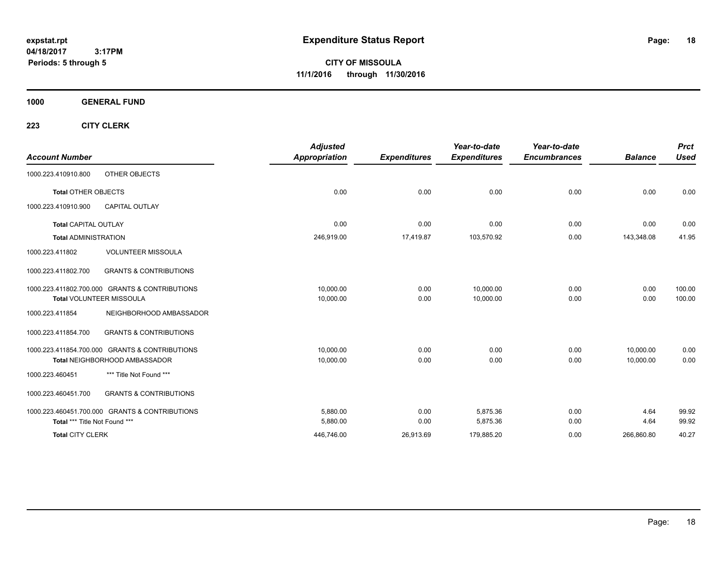expstat.rpt
04/18/2017 3:17PM
Periods: 5 through 5

# Expenditure Status Report

**CITY OF MISSOULA**
**11/1/2016 through 11/30/2016**

**1000 GENERAL FUND**

**223 CITY CLERK**

| Account Number | | Adjusted Appropriation | Expenditures | Year-to-date Expenditures | Year-to-date Encumbrances | Balance | Prct Used |
|---|---|---|---|---|---|---|---|
| 1000.223.410910.800 | OTHER OBJECTS | | | | | | |
| **Total** OTHER OBJECTS | | 0.00 | 0.00 | 0.00 | 0.00 | 0.00 | 0.00 |
| 1000.223.410910.900 | CAPITAL OUTLAY | | | | | | |
| **Total** CAPITAL OUTLAY | | 0.00 | 0.00 | 0.00 | 0.00 | 0.00 | 0.00 |
| **Total** ADMINISTRATION | | 246,919.00 | 17,419.87 | 103,570.92 | 0.00 | 143,348.08 | 41.95 |
| 1000.223.411802 | VOLUNTEER MISSOULA | | | | | | |
| 1000.223.411802.700 | GRANTS & CONTRIBUTIONS | | | | | | |
| 1000.223.411802.700.000 | GRANTS & CONTRIBUTIONS | 10,000.00 | 0.00 | 10,000.00 | 0.00 | 0.00 | 100.00 |
| **Total** VOLUNTEER MISSOULA | | 10,000.00 | 0.00 | 10,000.00 | 0.00 | 0.00 | 100.00 |
| 1000.223.411854 | NEIGHBORHOOD AMBASSADOR | | | | | | |
| 1000.223.411854.700 | GRANTS & CONTRIBUTIONS | | | | | | |
| 1000.223.411854.700.000 | GRANTS & CONTRIBUTIONS | 10,000.00 | 0.00 | 0.00 | 0.00 | 10,000.00 | 0.00 |
| **Total** NEIGHBORHOOD AMBASSADOR | | 10,000.00 | 0.00 | 0.00 | 0.00 | 10,000.00 | 0.00 |
| 1000.223.460451 | *** Title Not Found *** | | | | | | |
| 1000.223.460451.700 | GRANTS & CONTRIBUTIONS | | | | | | |
| 1000.223.460451.700.000 | GRANTS & CONTRIBUTIONS | 5,880.00 | 0.00 | 5,875.36 | 0.00 | 4.64 | 99.92 |
| **Total** *** Title Not Found *** | | 5,880.00 | 0.00 | 5,875.36 | 0.00 | 4.64 | 99.92 |
| **Total** CITY CLERK | | 446,746.00 | 26,913.69 | 179,885.20 | 0.00 | 266,860.80 | 40.27 |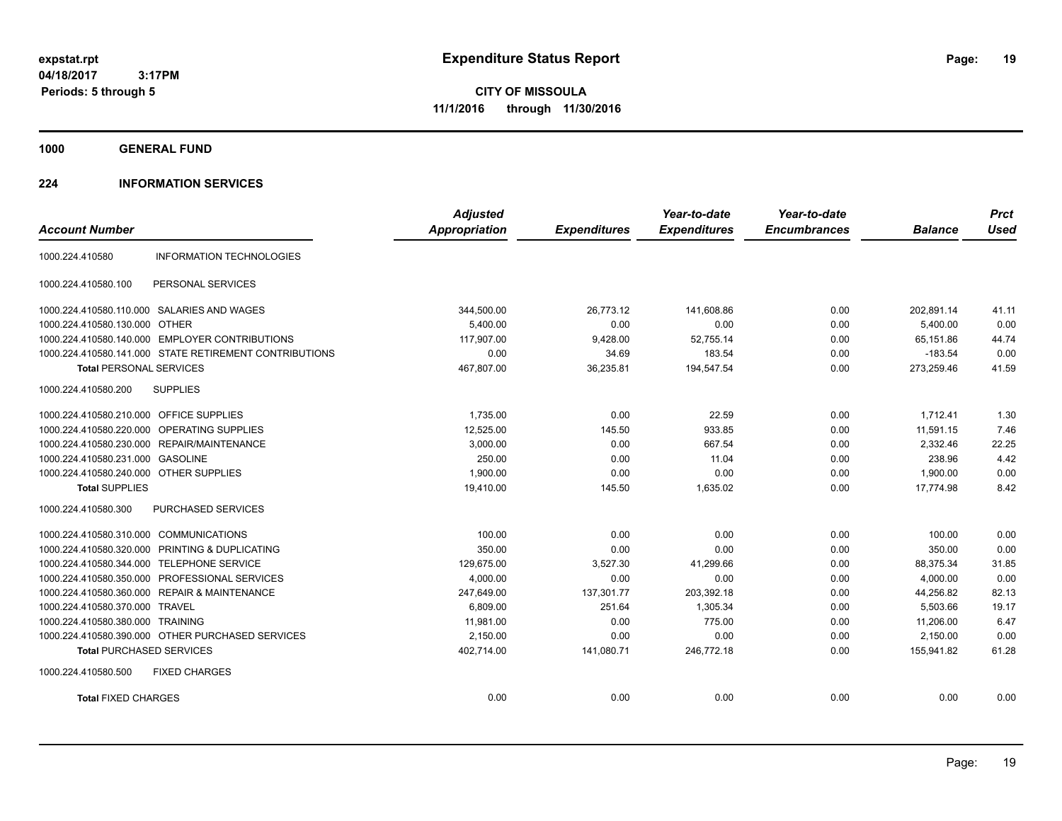# Expenditure Status Report

expstat.rpt
04/18/2017 3:17PM
Periods: 5 through 5

**CITY OF MISSOULA**
**11/1/2016 through 11/30/2016**

## 1000 GENERAL FUND

## 224 INFORMATION SERVICES

| Account Number | | Adjusted Appropriation | Expenditures | Year-to-date Expenditures | Year-to-date Encumbrances | Balance | Prct Used |
|---|---|---|---|---|---|---|---|
| 1000.224.410580 | INFORMATION TECHNOLOGIES | | | | | | |
| 1000.224.410580.100 | PERSONAL SERVICES | | | | | | |
| 1000.224.410580.110.000 | SALARIES AND WAGES | 344,500.00 | 26,773.12 | 141,608.86 | 0.00 | 202,891.14 | 41.11 |
| 1000.224.410580.130.000 | OTHER | 5,400.00 | 0.00 | 0.00 | 0.00 | 5,400.00 | 0.00 |
| 1000.224.410580.140.000 | EMPLOYER CONTRIBUTIONS | 117,907.00 | 9,428.00 | 52,755.14 | 0.00 | 65,151.86 | 44.74 |
| 1000.224.410580.141.000 | STATE RETIREMENT CONTRIBUTIONS | 0.00 | 34.69 | 183.54 | 0.00 | -183.54 | 0.00 |
| **Total** PERSONAL SERVICES | | 467,807.00 | 36,235.81 | 194,547.54 | 0.00 | 273,259.46 | 41.59 |
| 1000.224.410580.200 | SUPPLIES | | | | | | |
| 1000.224.410580.210.000 | OFFICE SUPPLIES | 1,735.00 | 0.00 | 22.59 | 0.00 | 1,712.41 | 1.30 |
| 1000.224.410580.220.000 | OPERATING SUPPLIES | 12,525.00 | 145.50 | 933.85 | 0.00 | 11,591.15 | 7.46 |
| 1000.224.410580.230.000 | REPAIR/MAINTENANCE | 3,000.00 | 0.00 | 667.54 | 0.00 | 2,332.46 | 22.25 |
| 1000.224.410580.231.000 | GASOLINE | 250.00 | 0.00 | 11.04 | 0.00 | 238.96 | 4.42 |
| 1000.224.410580.240.000 | OTHER SUPPLIES | 1,900.00 | 0.00 | 0.00 | 0.00 | 1,900.00 | 0.00 |
| **Total** SUPPLIES | | 19,410.00 | 145.50 | 1,635.02 | 0.00 | 17,774.98 | 8.42 |
| 1000.224.410580.300 | PURCHASED SERVICES | | | | | | |
| 1000.224.410580.310.000 | COMMUNICATIONS | 100.00 | 0.00 | 0.00 | 0.00 | 100.00 | 0.00 |
| 1000.224.410580.320.000 | PRINTING & DUPLICATING | 350.00 | 0.00 | 0.00 | 0.00 | 350.00 | 0.00 |
| 1000.224.410580.344.000 | TELEPHONE SERVICE | 129,675.00 | 3,527.30 | 41,299.66 | 0.00 | 88,375.34 | 31.85 |
| 1000.224.410580.350.000 | PROFESSIONAL SERVICES | 4,000.00 | 0.00 | 0.00 | 0.00 | 4,000.00 | 0.00 |
| 1000.224.410580.360.000 | REPAIR & MAINTENANCE | 247,649.00 | 137,301.77 | 203,392.18 | 0.00 | 44,256.82 | 82.13 |
| 1000.224.410580.370.000 | TRAVEL | 6,809.00 | 251.64 | 1,305.34 | 0.00 | 5,503.66 | 19.17 |
| 1000.224.410580.380.000 | TRAINING | 11,981.00 | 0.00 | 775.00 | 0.00 | 11,206.00 | 6.47 |
| 1000.224.410580.390.000 | OTHER PURCHASED SERVICES | 2,150.00 | 0.00 | 0.00 | 0.00 | 2,150.00 | 0.00 |
| **Total** PURCHASED SERVICES | | 402,714.00 | 141,080.71 | 246,772.18 | 0.00 | 155,941.82 | 61.28 |
| 1000.224.410580.500 | FIXED CHARGES | | | | | | |
| **Total** FIXED CHARGES | | 0.00 | 0.00 | 0.00 | 0.00 | 0.00 | 0.00 |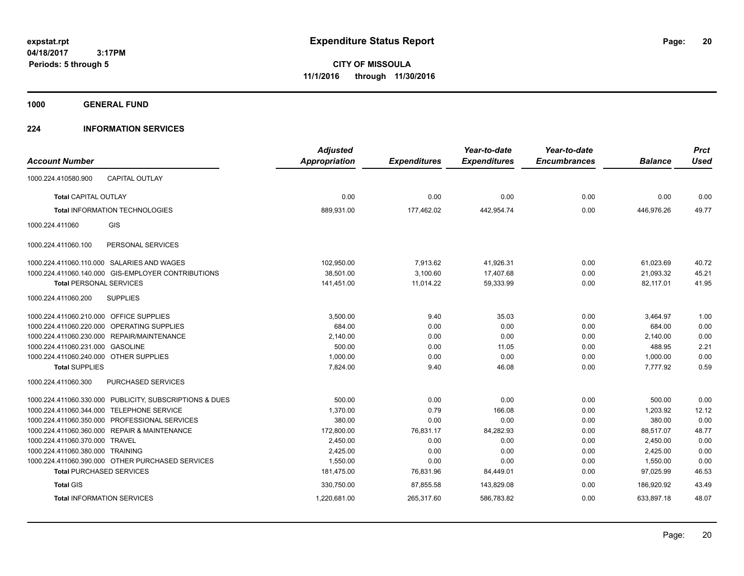# Expenditure Status Report

**CITY OF MISSOULA**
**11/1/2016 through 11/30/2016**

expstat.rpt
04/18/2017 3:17PM
Periods: 5 through 5

**1000 GENERAL FUND**

**224 INFORMATION SERVICES**

| Account Number | | Adjusted Appropriation | Expenditures | Year-to-date Expenditures | Year-to-date Encumbrances | Balance | Prct Used |
|---|---|---|---|---|---|---|---|
| 1000.224.410580.900 | CAPITAL OUTLAY | | | | | | |
| **Total** CAPITAL OUTLAY | | 0.00 | 0.00 | 0.00 | 0.00 | 0.00 | 0.00 |
| **Total** INFORMATION TECHNOLOGIES | | 889,931.00 | 177,462.02 | 442,954.74 | 0.00 | 446,976.26 | 49.77 |
| 1000.224.411060 | GIS | | | | | | |
| 1000.224.411060.100 | PERSONAL SERVICES | | | | | | |
| 1000.224.411060.110.000 | SALARIES AND WAGES | 102,950.00 | 7,913.62 | 41,926.31 | 0.00 | 61,023.69 | 40.72 |
| 1000.224.411060.140.000 | GIS-EMPLOYER CONTRIBUTIONS | 38,501.00 | 3,100.60 | 17,407.68 | 0.00 | 21,093.32 | 45.21 |
| **Total** PERSONAL SERVICES | | 141,451.00 | 11,014.22 | 59,333.99 | 0.00 | 82,117.01 | 41.95 |
| 1000.224.411060.200 | SUPPLIES | | | | | | |
| 1000.224.411060.210.000 | OFFICE SUPPLIES | 3,500.00 | 9.40 | 35.03 | 0.00 | 3,464.97 | 1.00 |
| 1000.224.411060.220.000 | OPERATING SUPPLIES | 684.00 | 0.00 | 0.00 | 0.00 | 684.00 | 0.00 |
| 1000.224.411060.230.000 | REPAIR/MAINTENANCE | 2,140.00 | 0.00 | 0.00 | 0.00 | 2,140.00 | 0.00 |
| 1000.224.411060.231.000 | GASOLINE | 500.00 | 0.00 | 11.05 | 0.00 | 488.95 | 2.21 |
| 1000.224.411060.240.000 | OTHER SUPPLIES | 1,000.00 | 0.00 | 0.00 | 0.00 | 1,000.00 | 0.00 |
| **Total** SUPPLIES | | 7,824.00 | 9.40 | 46.08 | 0.00 | 7,777.92 | 0.59 |
| 1000.224.411060.300 | PURCHASED SERVICES | | | | | | |
| 1000.224.411060.330.000 | PUBLICITY, SUBSCRIPTIONS & DUES | 500.00 | 0.00 | 0.00 | 0.00 | 500.00 | 0.00 |
| 1000.224.411060.344.000 | TELEPHONE SERVICE | 1,370.00 | 0.79 | 166.08 | 0.00 | 1,203.92 | 12.12 |
| 1000.224.411060.350.000 | PROFESSIONAL SERVICES | 380.00 | 0.00 | 0.00 | 0.00 | 380.00 | 0.00 |
| 1000.224.411060.360.000 | REPAIR & MAINTENANCE | 172,800.00 | 76,831.17 | 84,282.93 | 0.00 | 88,517.07 | 48.77 |
| 1000.224.411060.370.000 | TRAVEL | 2,450.00 | 0.00 | 0.00 | 0.00 | 2,450.00 | 0.00 |
| 1000.224.411060.380.000 | TRAINING | 2,425.00 | 0.00 | 0.00 | 0.00 | 2,425.00 | 0.00 |
| 1000.224.411060.390.000 | OTHER PURCHASED SERVICES | 1,550.00 | 0.00 | 0.00 | 0.00 | 1,550.00 | 0.00 |
| **Total** PURCHASED SERVICES | | 181,475.00 | 76,831.96 | 84,449.01 | 0.00 | 97,025.99 | 46.53 |
| **Total** GIS | | 330,750.00 | 87,855.58 | 143,829.08 | 0.00 | 186,920.92 | 43.49 |
| **Total** INFORMATION SERVICES | | 1,220,681.00 | 265,317.60 | 586,783.82 | 0.00 | 633,897.18 | 48.07 |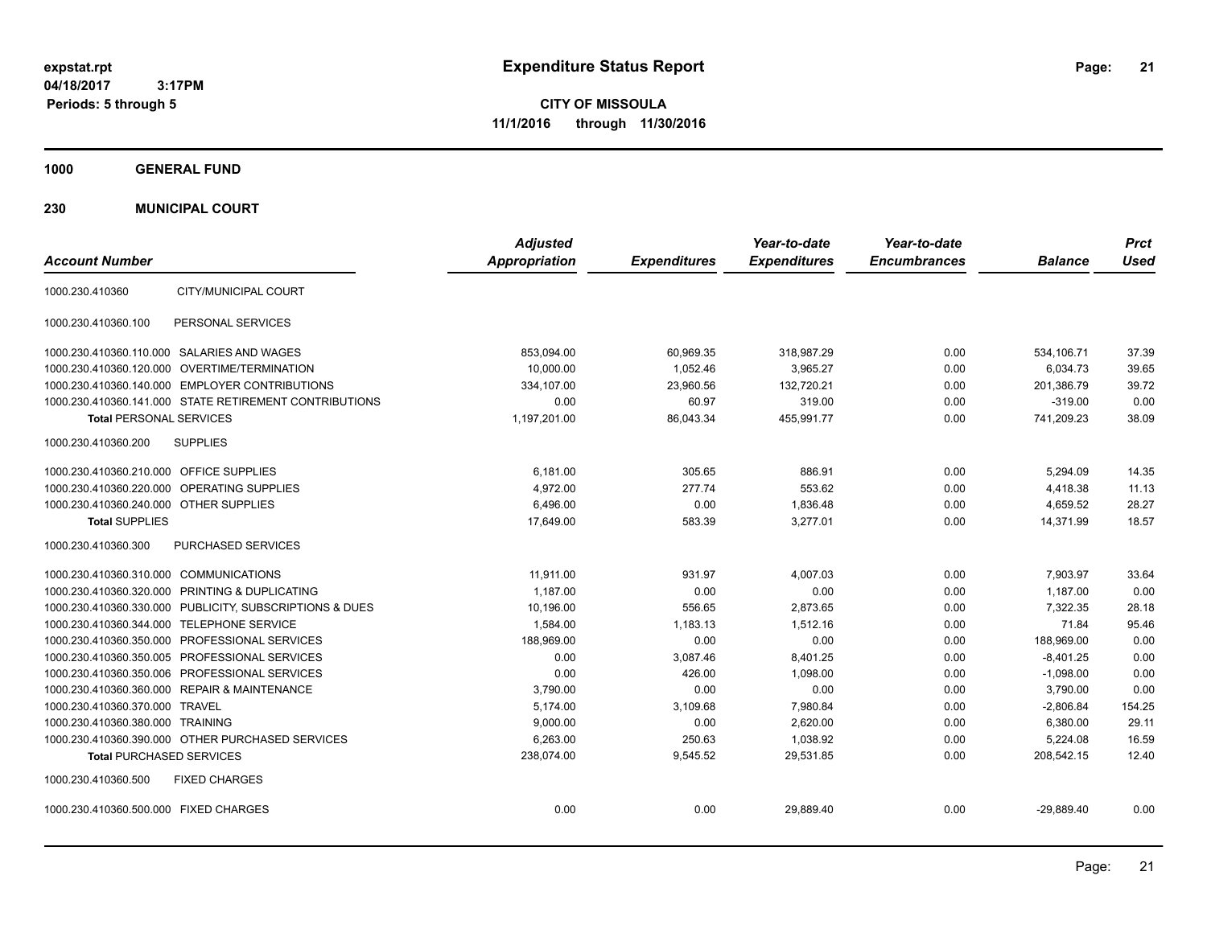# Expenditure Status Report

**CITY OF MISSOULA**

**11/1/2016 through 11/30/2016**

expstat.rpt
04/18/2017 3:17PM
Periods: 5 through 5

**1000 GENERAL FUND**

**230 MUNICIPAL COURT**

| Account Number | | Adjusted Appropriation | Expenditures | Year-to-date Expenditures | Year-to-date Encumbrances | Balance | Prct Used |
|---|---|---|---|---|---|---|---|
| 1000.230.410360 | CITY/MUNICIPAL COURT | | | | | | |
| 1000.230.410360.100 | PERSONAL SERVICES | | | | | | |
| 1000.230.410360.110.000 | SALARIES AND WAGES | 853,094.00 | 60,969.35 | 318,987.29 | 0.00 | 534,106.71 | 37.39 |
| 1000.230.410360.120.000 | OVERTIME/TERMINATION | 10,000.00 | 1,052.46 | 3,965.27 | 0.00 | 6,034.73 | 39.65 |
| 1000.230.410360.140.000 | EMPLOYER CONTRIBUTIONS | 334,107.00 | 23,960.56 | 132,720.21 | 0.00 | 201,386.79 | 39.72 |
| 1000.230.410360.141.000 | STATE RETIREMENT CONTRIBUTIONS | 0.00 | 60.97 | 319.00 | 0.00 | -319.00 | 0.00 |
| **Total** PERSONAL SERVICES | | 1,197,201.00 | 86,043.34 | 455,991.77 | 0.00 | 741,209.23 | 38.09 |
| 1000.230.410360.200 | SUPPLIES | | | | | | |
| 1000.230.410360.210.000 | OFFICE SUPPLIES | 6,181.00 | 305.65 | 886.91 | 0.00 | 5,294.09 | 14.35 |
| 1000.230.410360.220.000 | OPERATING SUPPLIES | 4,972.00 | 277.74 | 553.62 | 0.00 | 4,418.38 | 11.13 |
| 1000.230.410360.240.000 | OTHER SUPPLIES | 6,496.00 | 0.00 | 1,836.48 | 0.00 | 4,659.52 | 28.27 |
| **Total** SUPPLIES | | 17,649.00 | 583.39 | 3,277.01 | 0.00 | 14,371.99 | 18.57 |
| 1000.230.410360.300 | PURCHASED SERVICES | | | | | | |
| 1000.230.410360.310.000 | COMMUNICATIONS | 11,911.00 | 931.97 | 4,007.03 | 0.00 | 7,903.97 | 33.64 |
| 1000.230.410360.320.000 | PRINTING & DUPLICATING | 1,187.00 | 0.00 | 0.00 | 0.00 | 1,187.00 | 0.00 |
| 1000.230.410360.330.000 | PUBLICITY, SUBSCRIPTIONS & DUES | 10,196.00 | 556.65 | 2,873.65 | 0.00 | 7,322.35 | 28.18 |
| 1000.230.410360.344.000 | TELEPHONE SERVICE | 1,584.00 | 1,183.13 | 1,512.16 | 0.00 | 71.84 | 95.46 |
| 1000.230.410360.350.000 | PROFESSIONAL SERVICES | 188,969.00 | 0.00 | 0.00 | 0.00 | 188,969.00 | 0.00 |
| 1000.230.410360.350.005 | PROFESSIONAL SERVICES | 0.00 | 3,087.46 | 8,401.25 | 0.00 | -8,401.25 | 0.00 |
| 1000.230.410360.350.006 | PROFESSIONAL SERVICES | 0.00 | 426.00 | 1,098.00 | 0.00 | -1,098.00 | 0.00 |
| 1000.230.410360.360.000 | REPAIR & MAINTENANCE | 3,790.00 | 0.00 | 0.00 | 0.00 | 3,790.00 | 0.00 |
| 1000.230.410360.370.000 | TRAVEL | 5,174.00 | 3,109.68 | 7,980.84 | 0.00 | -2,806.84 | 154.25 |
| 1000.230.410360.380.000 | TRAINING | 9,000.00 | 0.00 | 2,620.00 | 0.00 | 6,380.00 | 29.11 |
| 1000.230.410360.390.000 | OTHER PURCHASED SERVICES | 6,263.00 | 250.63 | 1,038.92 | 0.00 | 5,224.08 | 16.59 |
| **Total** PURCHASED SERVICES | | 238,074.00 | 9,545.52 | 29,531.85 | 0.00 | 208,542.15 | 12.40 |
| 1000.230.410360.500 | FIXED CHARGES | | | | | | |
| 1000.230.410360.500.000 | FIXED CHARGES | 0.00 | 0.00 | 29,889.40 | 0.00 | -29,889.40 | 0.00 |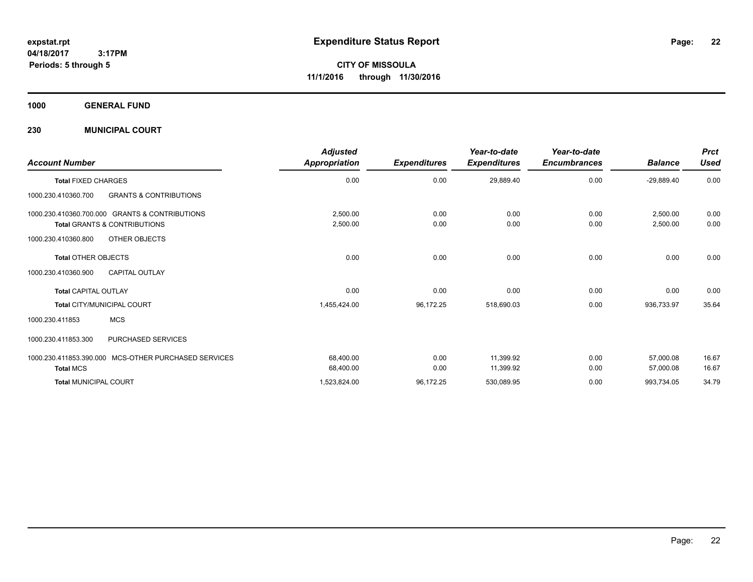**expstat.rpt**
**04/18/2017 3:17PM**
**Periods: 5 through 5**

# Expenditure Status Report

**CITY OF MISSOULA**
**11/1/2016 through 11/30/2016**

## 1000 GENERAL FUND

## 230 MUNICIPAL COURT

| Account Number | Adjusted Appropriation | Expenditures | Year-to-date Expenditures | Year-to-date Encumbrances | Balance | Prct Used |
|---|---|---|---|---|---|---|
| **Total** FIXED CHARGES | 0.00 | 0.00 | 29,889.40 | 0.00 | -29,889.40 | 0.00 |
| 1000.230.410360.700 GRANTS & CONTRIBUTIONS | | | | | | |
| 1000.230.410360.700.000 GRANTS & CONTRIBUTIONS | 2,500.00 | 0.00 | 0.00 | 0.00 | 2,500.00 | 0.00 |
| **Total** GRANTS & CONTRIBUTIONS | 2,500.00 | 0.00 | 0.00 | 0.00 | 2,500.00 | 0.00 |
| 1000.230.410360.800 OTHER OBJECTS | | | | | | |
| **Total** OTHER OBJECTS | 0.00 | 0.00 | 0.00 | 0.00 | 0.00 | 0.00 |
| 1000.230.410360.900 CAPITAL OUTLAY | | | | | | |
| **Total** CAPITAL OUTLAY | 0.00 | 0.00 | 0.00 | 0.00 | 0.00 | 0.00 |
| **Total** CITY/MUNICIPAL COURT | 1,455,424.00 | 96,172.25 | 518,690.03 | 0.00 | 936,733.97 | 35.64 |
| 1000.230.411853 MCS | | | | | | |
| 1000.230.411853.300 PURCHASED SERVICES | | | | | | |
| 1000.230.411853.390.000 MCS-OTHER PURCHASED SERVICES | 68,400.00 | 0.00 | 11,399.92 | 0.00 | 57,000.08 | 16.67 |
| **Total** MCS | 68,400.00 | 0.00 | 11,399.92 | 0.00 | 57,000.08 | 16.67 |
| **Total** MUNICIPAL COURT | 1,523,824.00 | 96,172.25 | 530,089.95 | 0.00 | 993,734.05 | 34.79 |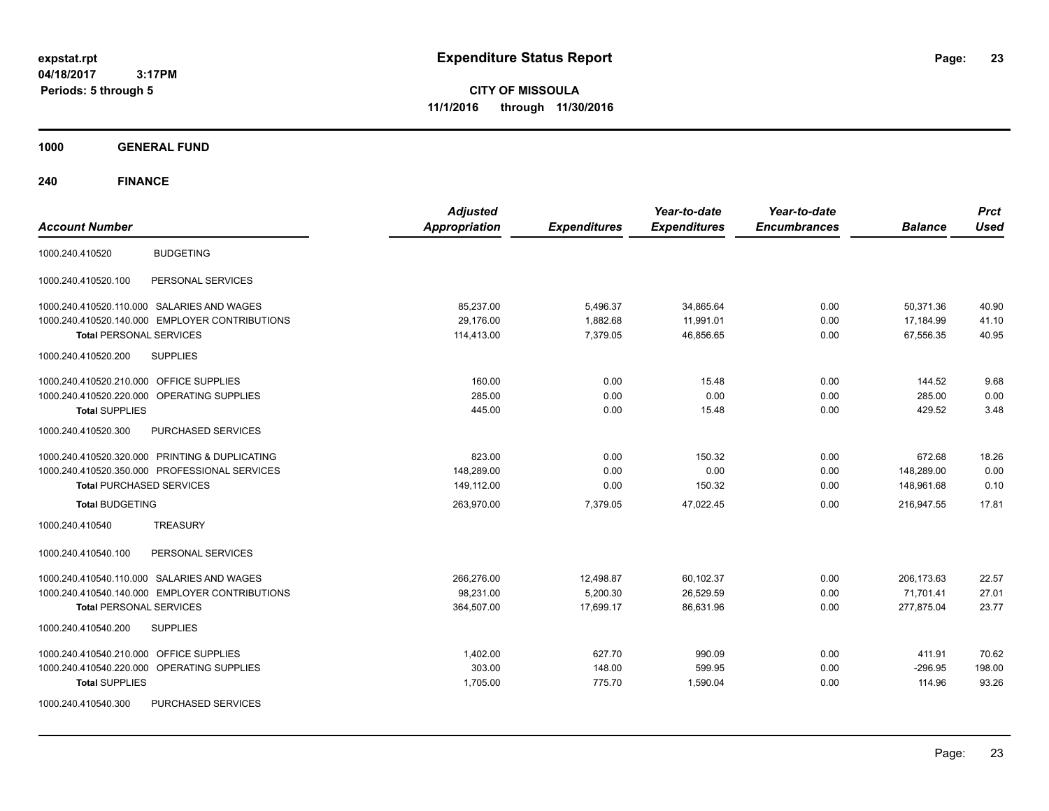# Expenditure Status Report

**CITY OF MISSOULA**

**11/1/2016 through 11/30/2016**

expstat.rpt
04/18/2017 3:17PM
Periods: 5 through 5

**1000 GENERAL FUND**

**240 FINANCE**

| Account Number | | Adjusted Appropriation | Expenditures | Year-to-date Expenditures | Year-to-date Encumbrances | Balance | Prct Used |
|---|---|---|---|---|---|---|---|
| 1000.240.410520 | BUDGETING | | | | | | |
| 1000.240.410520.100 | PERSONAL SERVICES | | | | | | |
| 1000.240.410520.110.000 | SALARIES AND WAGES | 85,237.00 | 5,496.37 | 34,865.64 | 0.00 | 50,371.36 | 40.90 |
| 1000.240.410520.140.000 | EMPLOYER CONTRIBUTIONS | 29,176.00 | 1,882.68 | 11,991.01 | 0.00 | 17,184.99 | 41.10 |
| **Total** PERSONAL SERVICES | | 114,413.00 | 7,379.05 | 46,856.65 | 0.00 | 67,556.35 | 40.95 |
| 1000.240.410520.200 | SUPPLIES | | | | | | |
| 1000.240.410520.210.000 | OFFICE SUPPLIES | 160.00 | 0.00 | 15.48 | 0.00 | 144.52 | 9.68 |
| 1000.240.410520.220.000 | OPERATING SUPPLIES | 285.00 | 0.00 | 0.00 | 0.00 | 285.00 | 0.00 |
| **Total** SUPPLIES | | 445.00 | 0.00 | 15.48 | 0.00 | 429.52 | 3.48 |
| 1000.240.410520.300 | PURCHASED SERVICES | | | | | | |
| 1000.240.410520.320.000 | PRINTING & DUPLICATING | 823.00 | 0.00 | 150.32 | 0.00 | 672.68 | 18.26 |
| 1000.240.410520.350.000 | PROFESSIONAL SERVICES | 148,289.00 | 0.00 | 0.00 | 0.00 | 148,289.00 | 0.00 |
| **Total** PURCHASED SERVICES | | 149,112.00 | 0.00 | 150.32 | 0.00 | 148,961.68 | 0.10 |
| **Total** BUDGETING | | 263,970.00 | 7,379.05 | 47,022.45 | 0.00 | 216,947.55 | 17.81 |
| 1000.240.410540 | TREASURY | | | | | | |
| 1000.240.410540.100 | PERSONAL SERVICES | | | | | | |
| 1000.240.410540.110.000 | SALARIES AND WAGES | 266,276.00 | 12,498.87 | 60,102.37 | 0.00 | 206,173.63 | 22.57 |
| 1000.240.410540.140.000 | EMPLOYER CONTRIBUTIONS | 98,231.00 | 5,200.30 | 26,529.59 | 0.00 | 71,701.41 | 27.01 |
| **Total** PERSONAL SERVICES | | 364,507.00 | 17,699.17 | 86,631.96 | 0.00 | 277,875.04 | 23.77 |
| 1000.240.410540.200 | SUPPLIES | | | | | | |
| 1000.240.410540.210.000 | OFFICE SUPPLIES | 1,402.00 | 627.70 | 990.09 | 0.00 | 411.91 | 70.62 |
| 1000.240.410540.220.000 | OPERATING SUPPLIES | 303.00 | 148.00 | 599.95 | 0.00 | -296.95 | 198.00 |
| **Total** SUPPLIES | | 1,705.00 | 775.70 | 1,590.04 | 0.00 | 114.96 | 93.26 |
| 1000.240.410540.300 | PURCHASED SERVICES | | | | | | |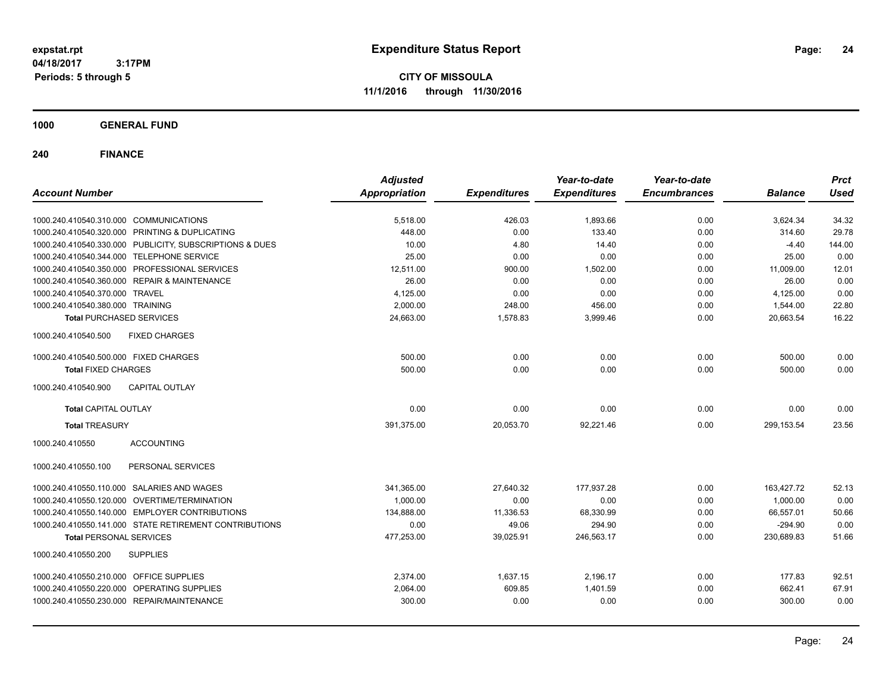**expstat.rpt**
**04/18/2017 3:17PM**
**Periods: 5 through 5**

# Expenditure Status Report

**CITY OF MISSOULA**
**11/1/2016 through 11/30/2016**

## 1000 GENERAL FUND

## 240 FINANCE

| Account Number | Adjusted Appropriation | Expenditures | Year-to-date Expenditures | Year-to-date Encumbrances | Balance | Prct Used |
|---|---|---|---|---|---|---|
| 1000.240.410540.310.000 COMMUNICATIONS | 5,518.00 | 426.03 | 1,893.66 | 0.00 | 3,624.34 | 34.32 |
| 1000.240.410540.320.000 PRINTING & DUPLICATING | 448.00 | 0.00 | 133.40 | 0.00 | 314.60 | 29.78 |
| 1000.240.410540.330.000 PUBLICITY, SUBSCRIPTIONS & DUES | 10.00 | 4.80 | 14.40 | 0.00 | -4.40 | 144.00 |
| 1000.240.410540.344.000 TELEPHONE SERVICE | 25.00 | 0.00 | 0.00 | 0.00 | 25.00 | 0.00 |
| 1000.240.410540.350.000 PROFESSIONAL SERVICES | 12,511.00 | 900.00 | 1,502.00 | 0.00 | 11,009.00 | 12.01 |
| 1000.240.410540.360.000 REPAIR & MAINTENANCE | 26.00 | 0.00 | 0.00 | 0.00 | 26.00 | 0.00 |
| 1000.240.410540.370.000 TRAVEL | 4,125.00 | 0.00 | 0.00 | 0.00 | 4,125.00 | 0.00 |
| 1000.240.410540.380.000 TRAINING | 2,000.00 | 248.00 | 456.00 | 0.00 | 1,544.00 | 22.80 |
| **Total** PURCHASED SERVICES | 24,663.00 | 1,578.83 | 3,999.46 | 0.00 | 20,663.54 | 16.22 |
| 1000.240.410540.500 FIXED CHARGES | | | | | | |
| 1000.240.410540.500.000 FIXED CHARGES | 500.00 | 0.00 | 0.00 | 0.00 | 500.00 | 0.00 |
| **Total** FIXED CHARGES | 500.00 | 0.00 | 0.00 | 0.00 | 500.00 | 0.00 |
| 1000.240.410540.900 CAPITAL OUTLAY | | | | | | |
| **Total** CAPITAL OUTLAY | 0.00 | 0.00 | 0.00 | 0.00 | 0.00 | 0.00 |
| **Total** TREASURY | 391,375.00 | 20,053.70 | 92,221.46 | 0.00 | 299,153.54 | 23.56 |
| 1000.240.410550 ACCOUNTING | | | | | | |
| 1000.240.410550.100 PERSONAL SERVICES | | | | | | |
| 1000.240.410550.110.000 SALARIES AND WAGES | 341,365.00 | 27,640.32 | 177,937.28 | 0.00 | 163,427.72 | 52.13 |
| 1000.240.410550.120.000 OVERTIME/TERMINATION | 1,000.00 | 0.00 | 0.00 | 0.00 | 1,000.00 | 0.00 |
| 1000.240.410550.140.000 EMPLOYER CONTRIBUTIONS | 134,888.00 | 11,336.53 | 68,330.99 | 0.00 | 66,557.01 | 50.66 |
| 1000.240.410550.141.000 STATE RETIREMENT CONTRIBUTIONS | 0.00 | 49.06 | 294.90 | 0.00 | -294.90 | 0.00 |
| **Total** PERSONAL SERVICES | 477,253.00 | 39,025.91 | 246,563.17 | 0.00 | 230,689.83 | 51.66 |
| 1000.240.410550.200 SUPPLIES | | | | | | |
| 1000.240.410550.210.000 OFFICE SUPPLIES | 2,374.00 | 1,637.15 | 2,196.17 | 0.00 | 177.83 | 92.51 |
| 1000.240.410550.220.000 OPERATING SUPPLIES | 2,064.00 | 609.85 | 1,401.59 | 0.00 | 662.41 | 67.91 |
| 1000.240.410550.230.000 REPAIR/MAINTENANCE | 300.00 | 0.00 | 0.00 | 0.00 | 300.00 | 0.00 |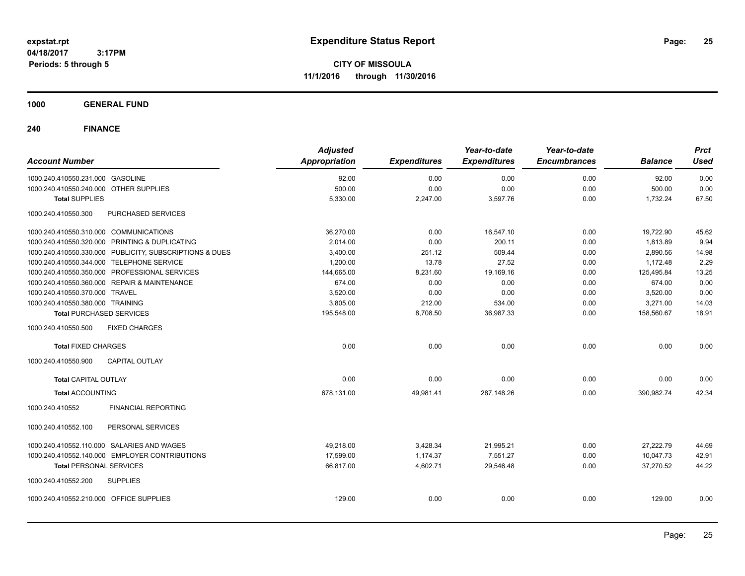# Expenditure Status Report

expstat.rpt
04/18/2017 3:17PM
Periods: 5 through 5

**CITY OF MISSOULA**
**11/1/2016 through 11/30/2016**

**1000 GENERAL FUND**

**240 FINANCE**

| Account Number | Adjusted Appropriation | Expenditures | Year-to-date Expenditures | Year-to-date Encumbrances | Balance | Prct Used |
|---|---|---|---|---|---|---|
| 1000.240.410550.231.000 GASOLINE | 92.00 | 0.00 | 0.00 | 0.00 | 92.00 | 0.00 |
| 1000.240.410550.240.000 OTHER SUPPLIES | 500.00 | 0.00 | 0.00 | 0.00 | 500.00 | 0.00 |
| **Total SUPPLIES** | 5,330.00 | 2,247.00 | 3,597.76 | 0.00 | 1,732.24 | 67.50 |
| 1000.240.410550.300 PURCHASED SERVICES | | | | | | |
| 1000.240.410550.310.000 COMMUNICATIONS | 36,270.00 | 0.00 | 16,547.10 | 0.00 | 19,722.90 | 45.62 |
| 1000.240.410550.320.000 PRINTING & DUPLICATING | 2,014.00 | 0.00 | 200.11 | 0.00 | 1,813.89 | 9.94 |
| 1000.240.410550.330.000 PUBLICITY, SUBSCRIPTIONS & DUES | 3,400.00 | 251.12 | 509.44 | 0.00 | 2,890.56 | 14.98 |
| 1000.240.410550.344.000 TELEPHONE SERVICE | 1,200.00 | 13.78 | 27.52 | 0.00 | 1,172.48 | 2.29 |
| 1000.240.410550.350.000 PROFESSIONAL SERVICES | 144,665.00 | 8,231.60 | 19,169.16 | 0.00 | 125,495.84 | 13.25 |
| 1000.240.410550.360.000 REPAIR & MAINTENANCE | 674.00 | 0.00 | 0.00 | 0.00 | 674.00 | 0.00 |
| 1000.240.410550.370.000 TRAVEL | 3,520.00 | 0.00 | 0.00 | 0.00 | 3,520.00 | 0.00 |
| 1000.240.410550.380.000 TRAINING | 3,805.00 | 212.00 | 534.00 | 0.00 | 3,271.00 | 14.03 |
| **Total PURCHASED SERVICES** | 195,548.00 | 8,708.50 | 36,987.33 | 0.00 | 158,560.67 | 18.91 |
| 1000.240.410550.500 FIXED CHARGES | | | | | | |
| **Total FIXED CHARGES** | 0.00 | 0.00 | 0.00 | 0.00 | 0.00 | 0.00 |
| 1000.240.410550.900 CAPITAL OUTLAY | | | | | | |
| **Total CAPITAL OUTLAY** | 0.00 | 0.00 | 0.00 | 0.00 | 0.00 | 0.00 |
| **Total ACCOUNTING** | 678,131.00 | 49,981.41 | 287,148.26 | 0.00 | 390,982.74 | 42.34 |
| 1000.240.410552 FINANCIAL REPORTING | | | | | | |
| 1000.240.410552.100 PERSONAL SERVICES | | | | | | |
| 1000.240.410552.110.000 SALARIES AND WAGES | 49,218.00 | 3,428.34 | 21,995.21 | 0.00 | 27,222.79 | 44.69 |
| 1000.240.410552.140.000 EMPLOYER CONTRIBUTIONS | 17,599.00 | 1,174.37 | 7,551.27 | 0.00 | 10,047.73 | 42.91 |
| **Total PERSONAL SERVICES** | 66,817.00 | 4,602.71 | 29,546.48 | 0.00 | 37,270.52 | 44.22 |
| 1000.240.410552.200 SUPPLIES | | | | | | |
| 1000.240.410552.210.000 OFFICE SUPPLIES | 129.00 | 0.00 | 0.00 | 0.00 | 129.00 | 0.00 |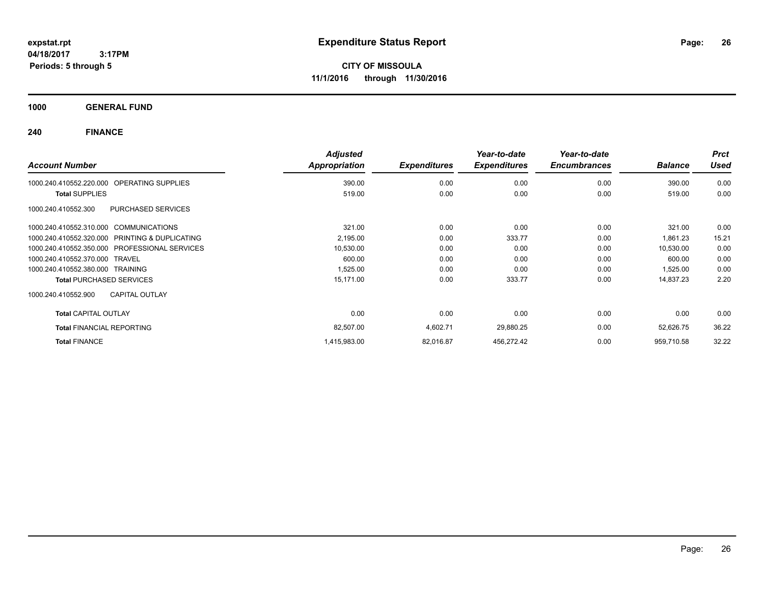**expstat.rpt**
**04/18/2017 3:17PM**
**Periods: 5 through 5**

# Expenditure Status Report

**CITY OF MISSOULA**
**11/1/2016 through 11/30/2016**

## 1000 GENERAL FUND

## 240 FINANCE

| Account Number | Adjusted Appropriation | Expenditures | Year-to-date Expenditures | Year-to-date Encumbrances | Balance | Prct Used |
|---|---|---|---|---|---|---|
| 1000.240.410552.220.000 OPERATING SUPPLIES | 390.00 | 0.00 | 0.00 | 0.00 | 390.00 | 0.00 |
| **Total** SUPPLIES | 519.00 | 0.00 | 0.00 | 0.00 | 519.00 | 0.00 |
| 1000.240.410552.300 PURCHASED SERVICES | | | | | | |
| 1000.240.410552.310.000 COMMUNICATIONS | 321.00 | 0.00 | 0.00 | 0.00 | 321.00 | 0.00 |
| 1000.240.410552.320.000 PRINTING & DUPLICATING | 2,195.00 | 0.00 | 333.77 | 0.00 | 1,861.23 | 15.21 |
| 1000.240.410552.350.000 PROFESSIONAL SERVICES | 10,530.00 | 0.00 | 0.00 | 0.00 | 10,530.00 | 0.00 |
| 1000.240.410552.370.000 TRAVEL | 600.00 | 0.00 | 0.00 | 0.00 | 600.00 | 0.00 |
| 1000.240.410552.380.000 TRAINING | 1,525.00 | 0.00 | 0.00 | 0.00 | 1,525.00 | 0.00 |
| **Total** PURCHASED SERVICES | 15,171.00 | 0.00 | 333.77 | 0.00 | 14,837.23 | 2.20 |
| 1000.240.410552.900 CAPITAL OUTLAY | | | | | | |
| **Total** CAPITAL OUTLAY | 0.00 | 0.00 | 0.00 | 0.00 | 0.00 | 0.00 |
| **Total** FINANCIAL REPORTING | 82,507.00 | 4,602.71 | 29,880.25 | 0.00 | 52,626.75 | 36.22 |
| **Total** FINANCE | 1,415,983.00 | 82,016.87 | 456,272.42 | 0.00 | 959,710.58 | 32.22 |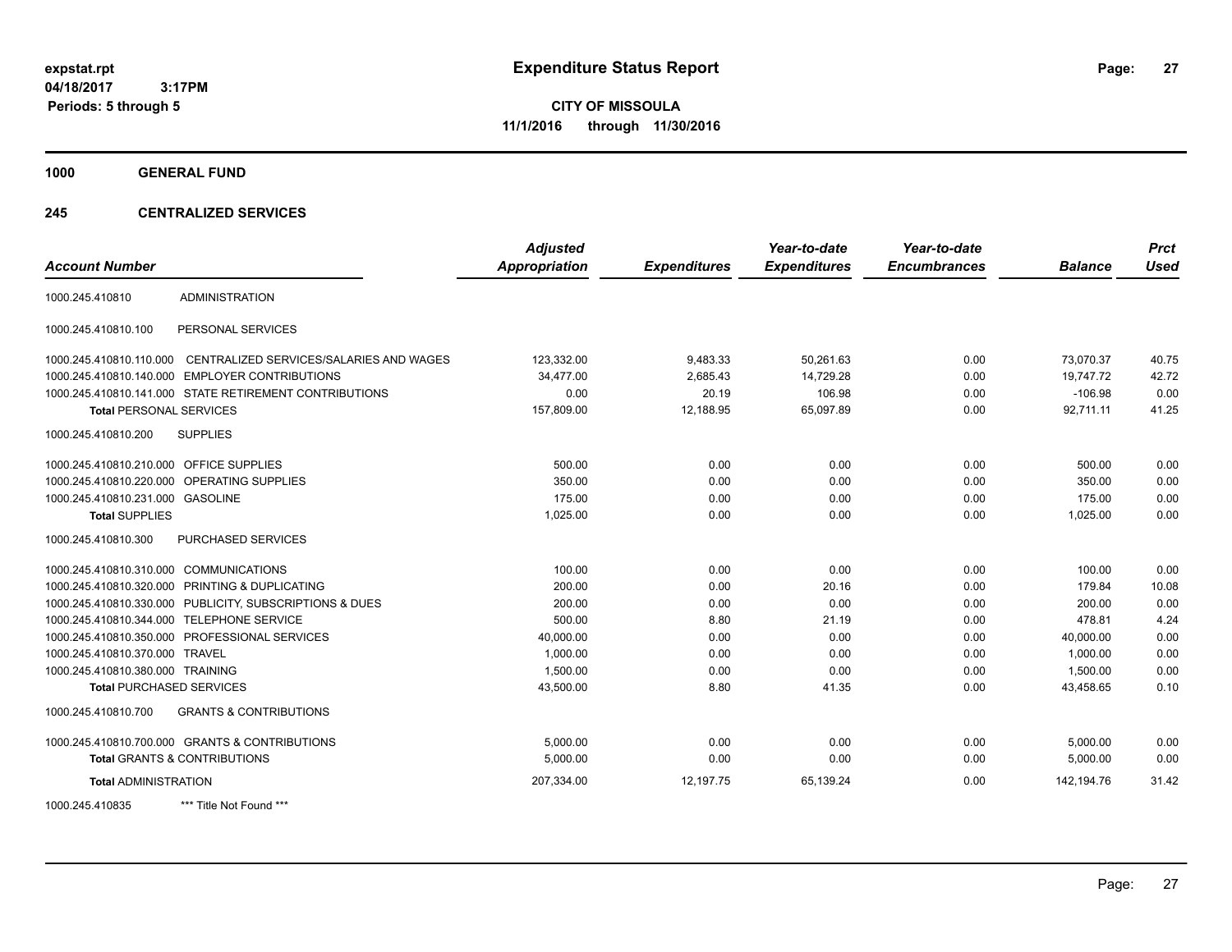**expstat.rpt**
**04/18/2017 3:17PM**
**Periods: 5 through 5**

# Expenditure Status Report

**CITY OF MISSOULA**
**11/1/2016 through 11/30/2016**

## 1000 GENERAL FUND

### 245 CENTRALIZED SERVICES

| Account Number | | Adjusted Appropriation | Expenditures | Year-to-date Expenditures | Year-to-date Encumbrances | Balance | Prct Used |
|---|---|---|---|---|---|---|---|
| 1000.245.410810 | ADMINISTRATION | | | | | | |
| 1000.245.410810.100 | PERSONAL SERVICES | | | | | | |
| 1000.245.410810.110.000 | CENTRALIZED SERVICES/SALARIES AND WAGES | 123,332.00 | 9,483.33 | 50,261.63 | 0.00 | 73,070.37 | 40.75 |
| 1000.245.410810.140.000 | EMPLOYER CONTRIBUTIONS | 34,477.00 | 2,685.43 | 14,729.28 | 0.00 | 19,747.72 | 42.72 |
| 1000.245.410810.141.000 | STATE RETIREMENT CONTRIBUTIONS | 0.00 | 20.19 | 106.98 | 0.00 | -106.98 | 0.00 |
| **Total** PERSONAL SERVICES | | 157,809.00 | 12,188.95 | 65,097.89 | 0.00 | 92,711.11 | 41.25 |
| 1000.245.410810.200 | SUPPLIES | | | | | | |
| 1000.245.410810.210.000 | OFFICE SUPPLIES | 500.00 | 0.00 | 0.00 | 0.00 | 500.00 | 0.00 |
| 1000.245.410810.220.000 | OPERATING SUPPLIES | 350.00 | 0.00 | 0.00 | 0.00 | 350.00 | 0.00 |
| 1000.245.410810.231.000 | GASOLINE | 175.00 | 0.00 | 0.00 | 0.00 | 175.00 | 0.00 |
| **Total** SUPPLIES | | 1,025.00 | 0.00 | 0.00 | 0.00 | 1,025.00 | 0.00 |
| 1000.245.410810.300 | PURCHASED SERVICES | | | | | | |
| 1000.245.410810.310.000 | COMMUNICATIONS | 100.00 | 0.00 | 0.00 | 0.00 | 100.00 | 0.00 |
| 1000.245.410810.320.000 | PRINTING & DUPLICATING | 200.00 | 0.00 | 20.16 | 0.00 | 179.84 | 10.08 |
| 1000.245.410810.330.000 | PUBLICITY, SUBSCRIPTIONS & DUES | 200.00 | 0.00 | 0.00 | 0.00 | 200.00 | 0.00 |
| 1000.245.410810.344.000 | TELEPHONE SERVICE | 500.00 | 8.80 | 21.19 | 0.00 | 478.81 | 4.24 |
| 1000.245.410810.350.000 | PROFESSIONAL SERVICES | 40,000.00 | 0.00 | 0.00 | 0.00 | 40,000.00 | 0.00 |
| 1000.245.410810.370.000 | TRAVEL | 1,000.00 | 0.00 | 0.00 | 0.00 | 1,000.00 | 0.00 |
| 1000.245.410810.380.000 | TRAINING | 1,500.00 | 0.00 | 0.00 | 0.00 | 1,500.00 | 0.00 |
| **Total** PURCHASED SERVICES | | 43,500.00 | 8.80 | 41.35 | 0.00 | 43,458.65 | 0.10 |
| 1000.245.410810.700 | GRANTS & CONTRIBUTIONS | | | | | | |
| 1000.245.410810.700.000 | GRANTS & CONTRIBUTIONS | 5,000.00 | 0.00 | 0.00 | 0.00 | 5,000.00 | 0.00 |
| **Total** GRANTS & CONTRIBUTIONS | | 5,000.00 | 0.00 | 0.00 | 0.00 | 5,000.00 | 0.00 |
| **Total** ADMINISTRATION | | 207,334.00 | 12,197.75 | 65,139.24 | 0.00 | 142,194.76 | 31.42 |
| 1000.245.410835 | *** Title Not Found *** | | | | | | |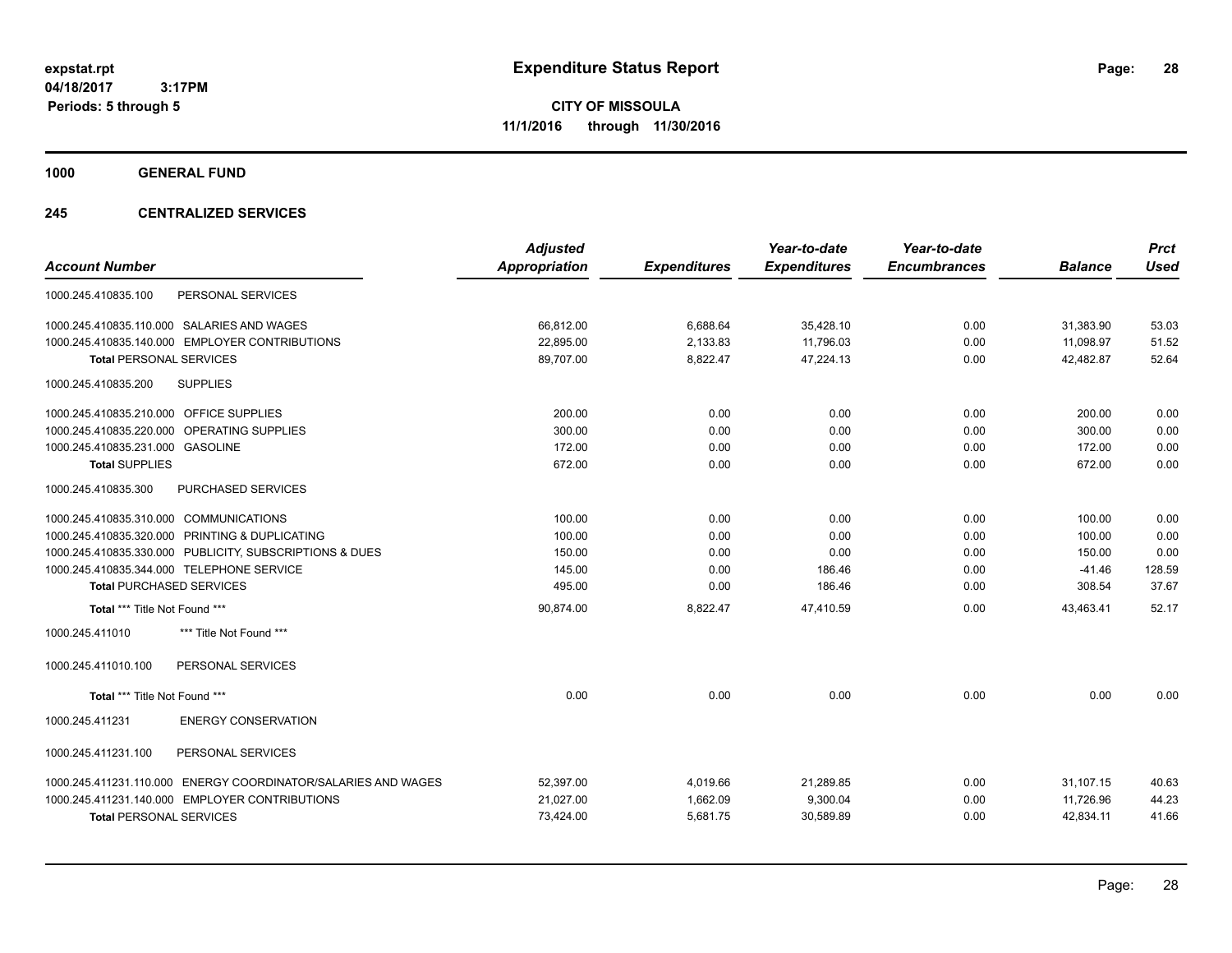**Expenditure Status Report**

**CITY OF MISSOULA**

**11/1/2016 through 11/30/2016**

expstat.rpt
04/18/2017 3:17PM
Periods: 5 through 5

**1000 GENERAL FUND**

**245 CENTRALIZED SERVICES**

| Account Number | Adjusted Appropriation | Expenditures | Year-to-date Expenditures | Year-to-date Encumbrances | Balance | Prct Used |
|---|---|---|---|---|---|---|
| 1000.245.410835.100 PERSONAL SERVICES | | | | | | |
| 1000.245.410835.110.000 SALARIES AND WAGES | 66,812.00 | 6,688.64 | 35,428.10 | 0.00 | 31,383.90 | 53.03 |
| 1000.245.410835.140.000 EMPLOYER CONTRIBUTIONS | 22,895.00 | 2,133.83 | 11,796.03 | 0.00 | 11,098.97 | 51.52 |
| **Total** PERSONAL SERVICES | 89,707.00 | 8,822.47 | 47,224.13 | 0.00 | 42,482.87 | 52.64 |
| 1000.245.410835.200 SUPPLIES | | | | | | |
| 1000.245.410835.210.000 OFFICE SUPPLIES | 200.00 | 0.00 | 0.00 | 0.00 | 200.00 | 0.00 |
| 1000.245.410835.220.000 OPERATING SUPPLIES | 300.00 | 0.00 | 0.00 | 0.00 | 300.00 | 0.00 |
| 1000.245.410835.231.000 GASOLINE | 172.00 | 0.00 | 0.00 | 0.00 | 172.00 | 0.00 |
| **Total SUPPLIES** | 672.00 | 0.00 | 0.00 | 0.00 | 672.00 | 0.00 |
| 1000.245.410835.300 PURCHASED SERVICES | | | | | | |
| 1000.245.410835.310.000 COMMUNICATIONS | 100.00 | 0.00 | 0.00 | 0.00 | 100.00 | 0.00 |
| 1000.245.410835.320.000 PRINTING & DUPLICATING | 100.00 | 0.00 | 0.00 | 0.00 | 100.00 | 0.00 |
| 1000.245.410835.330.000 PUBLICITY, SUBSCRIPTIONS & DUES | 150.00 | 0.00 | 0.00 | 0.00 | 150.00 | 0.00 |
| 1000.245.410835.344.000 TELEPHONE SERVICE | 145.00 | 0.00 | 186.46 | 0.00 | -41.46 | 128.59 |
| **Total** PURCHASED SERVICES | 495.00 | 0.00 | 186.46 | 0.00 | 308.54 | 37.67 |
| **Total** *** Title Not Found *** | 90,874.00 | 8,822.47 | 47,410.59 | 0.00 | 43,463.41 | 52.17 |
| 1000.245.411010 *** Title Not Found *** | | | | | | |
| 1000.245.411010.100 PERSONAL SERVICES | | | | | | |
| **Total** *** Title Not Found *** | 0.00 | 0.00 | 0.00 | 0.00 | 0.00 | 0.00 |
| 1000.245.411231 ENERGY CONSERVATION | | | | | | |
| 1000.245.411231.100 PERSONAL SERVICES | | | | | | |
| 1000.245.411231.110.000 ENERGY COORDINATOR/SALARIES AND WAGES | 52,397.00 | 4,019.66 | 21,289.85 | 0.00 | 31,107.15 | 40.63 |
| 1000.245.411231.140.000 EMPLOYER CONTRIBUTIONS | 21,027.00 | 1,662.09 | 9,300.04 | 0.00 | 11,726.96 | 44.23 |
| **Total** PERSONAL SERVICES | 73,424.00 | 5,681.75 | 30,589.89 | 0.00 | 42,834.11 | 41.66 |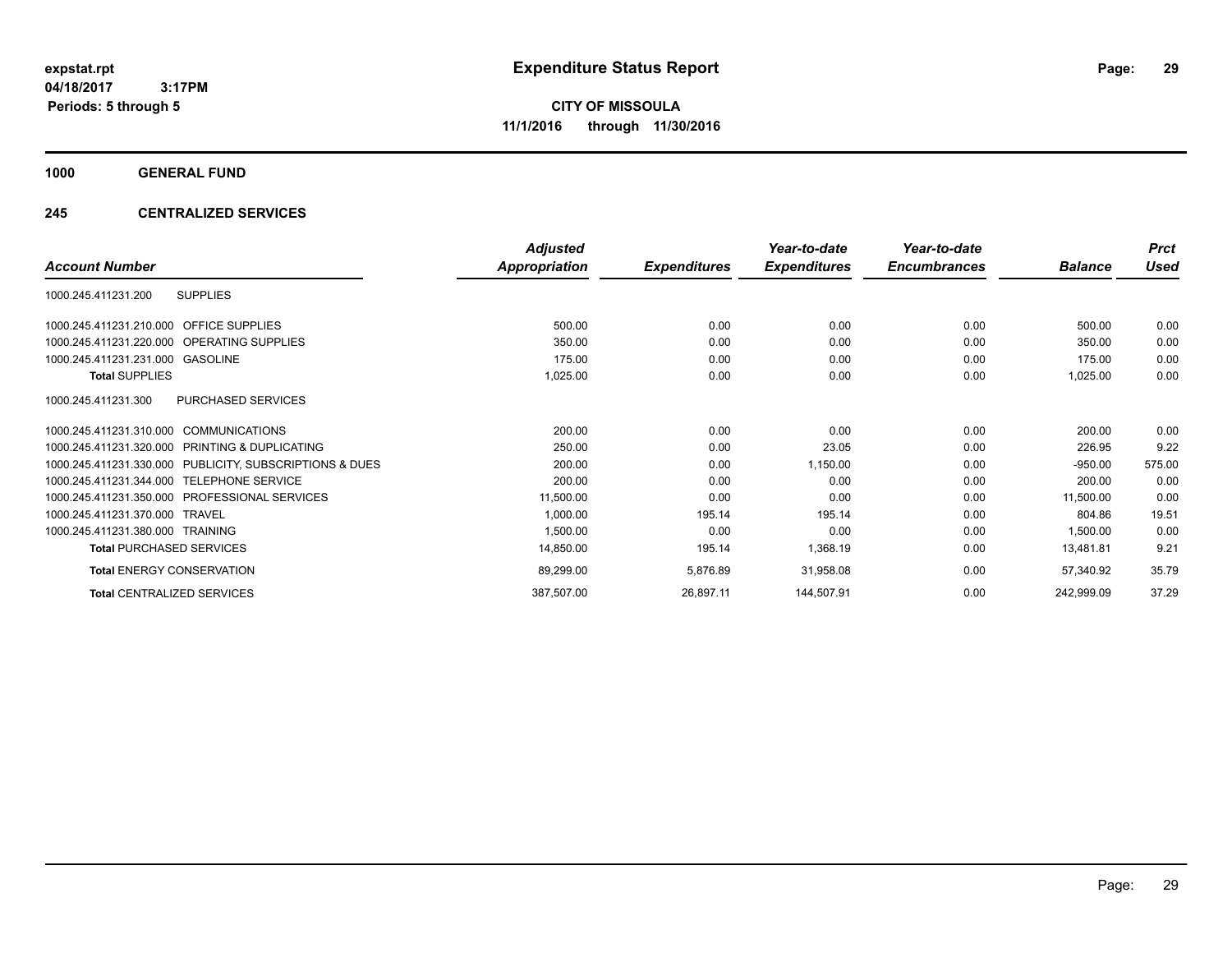**expstat.rpt**
**04/18/2017 3:17PM**
**Periods: 5 through 5**

# Expenditure Status Report

**CITY OF MISSOULA**
**11/1/2016 through 11/30/2016**

## 1000 GENERAL FUND

### 245 CENTRALIZED SERVICES

| Account Number | | Adjusted Appropriation | Expenditures | Year-to-date Expenditures | Year-to-date Encumbrances | Balance | Prct Used |
|---|---|---|---|---|---|---|---|
| 1000.245.411231.200 | SUPPLIES | | | | | | |
| 1000.245.411231.210.000 | OFFICE SUPPLIES | 500.00 | 0.00 | 0.00 | 0.00 | 500.00 | 0.00 |
| 1000.245.411231.220.000 | OPERATING SUPPLIES | 350.00 | 0.00 | 0.00 | 0.00 | 350.00 | 0.00 |
| 1000.245.411231.231.000 | GASOLINE | 175.00 | 0.00 | 0.00 | 0.00 | 175.00 | 0.00 |
| **Total** SUPPLIES | | 1,025.00 | 0.00 | 0.00 | 0.00 | 1,025.00 | 0.00 |
| 1000.245.411231.300 | PURCHASED SERVICES | | | | | | |
| 1000.245.411231.310.000 | COMMUNICATIONS | 200.00 | 0.00 | 0.00 | 0.00 | 200.00 | 0.00 |
| 1000.245.411231.320.000 | PRINTING & DUPLICATING | 250.00 | 0.00 | 23.05 | 0.00 | 226.95 | 9.22 |
| 1000.245.411231.330.000 | PUBLICITY, SUBSCRIPTIONS & DUES | 200.00 | 0.00 | 1,150.00 | 0.00 | -950.00 | 575.00 |
| 1000.245.411231.344.000 | TELEPHONE SERVICE | 200.00 | 0.00 | 0.00 | 0.00 | 200.00 | 0.00 |
| 1000.245.411231.350.000 | PROFESSIONAL SERVICES | 11,500.00 | 0.00 | 0.00 | 0.00 | 11,500.00 | 0.00 |
| 1000.245.411231.370.000 | TRAVEL | 1,000.00 | 195.14 | 195.14 | 0.00 | 804.86 | 19.51 |
| 1000.245.411231.380.000 | TRAINING | 1,500.00 | 0.00 | 0.00 | 0.00 | 1,500.00 | 0.00 |
| **Total** PURCHASED SERVICES | | 14,850.00 | 195.14 | 1,368.19 | 0.00 | 13,481.81 | 9.21 |
| **Total** ENERGY CONSERVATION | | 89,299.00 | 5,876.89 | 31,958.08 | 0.00 | 57,340.92 | 35.79 |
| **Total** CENTRALIZED SERVICES | | 387,507.00 | 26,897.11 | 144,507.91 | 0.00 | 242,999.09 | 37.29 |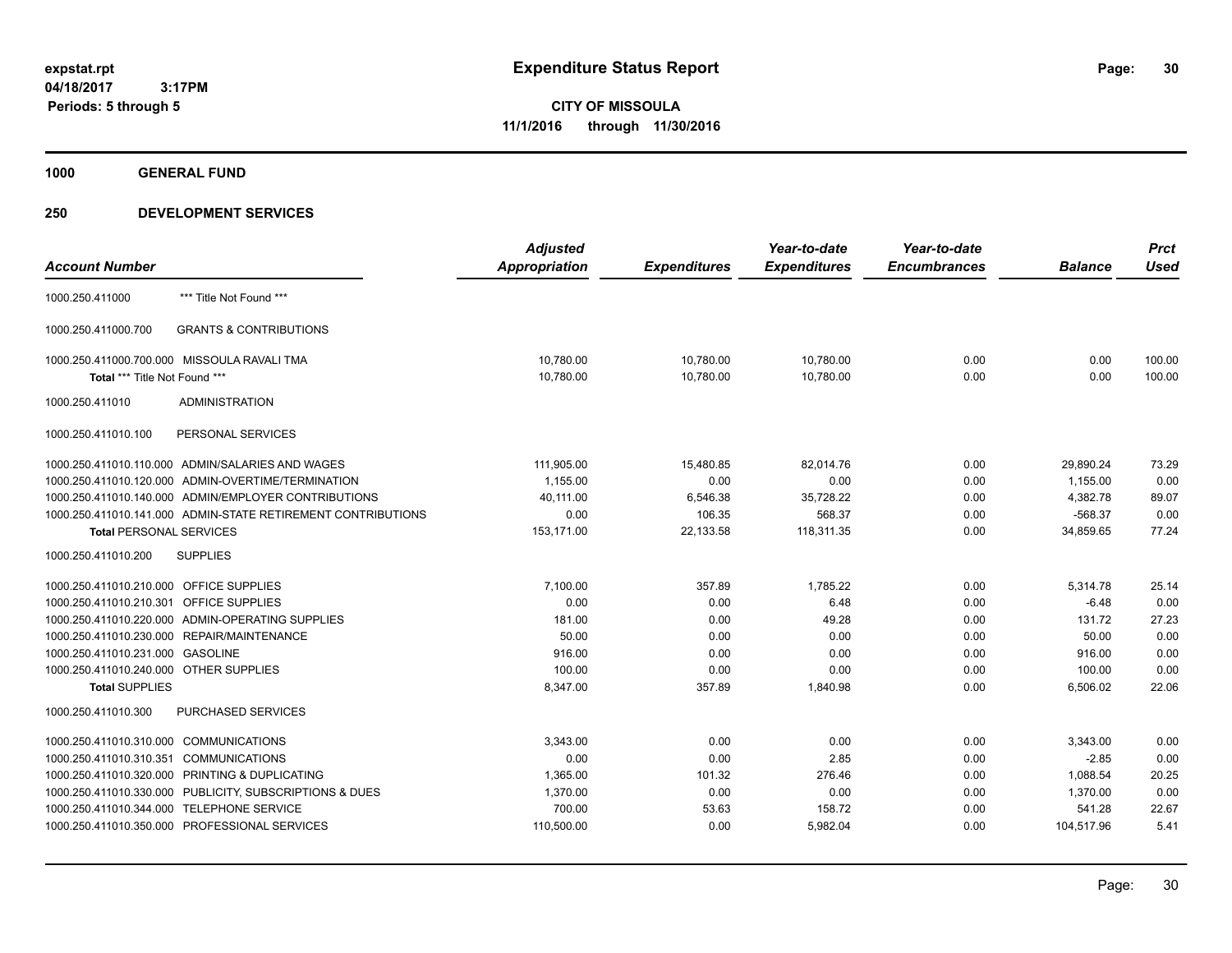# Expenditure Status Report

expstat.rpt
04/18/2017 3:17PM
Periods: 5 through 5

**CITY OF MISSOULA**
**11/1/2016 through 11/30/2016**

**1000 GENERAL FUND**

**250 DEVELOPMENT SERVICES**

| Account Number | | Adjusted Appropriation | Expenditures | Year-to-date Expenditures | Year-to-date Encumbrances | Balance | Prct Used |
|---|---|---|---|---|---|---|---|
| 1000.250.411000 | *** Title Not Found *** | | | | | | |
| 1000.250.411000.700 | GRANTS & CONTRIBUTIONS | | | | | | |
| 1000.250.411000.700.000 | MISSOULA RAVALI TMA | 10,780.00 | 10,780.00 | 10,780.00 | 0.00 | 0.00 | 100.00 |
| **Total** *** Title Not Found *** | | 10,780.00 | 10,780.00 | 10,780.00 | 0.00 | 0.00 | 100.00 |
| 1000.250.411010 | ADMINISTRATION | | | | | | |
| 1000.250.411010.100 | PERSONAL SERVICES | | | | | | |
| 1000.250.411010.110.000 | ADMIN/SALARIES AND WAGES | 111,905.00 | 15,480.85 | 82,014.76 | 0.00 | 29,890.24 | 73.29 |
| 1000.250.411010.120.000 | ADMIN-OVERTIME/TERMINATION | 1,155.00 | 0.00 | 0.00 | 0.00 | 1,155.00 | 0.00 |
| 1000.250.411010.140.000 | ADMIN/EMPLOYER CONTRIBUTIONS | 40,111.00 | 6,546.38 | 35,728.22 | 0.00 | 4,382.78 | 89.07 |
| 1000.250.411010.141.000 | ADMIN-STATE RETIREMENT CONTRIBUTIONS | 0.00 | 106.35 | 568.37 | 0.00 | -568.37 | 0.00 |
| **Total PERSONAL SERVICES** | | 153,171.00 | 22,133.58 | 118,311.35 | 0.00 | 34,859.65 | 77.24 |
| 1000.250.411010.200 | SUPPLIES | | | | | | |
| 1000.250.411010.210.000 | OFFICE SUPPLIES | 7,100.00 | 357.89 | 1,785.22 | 0.00 | 5,314.78 | 25.14 |
| 1000.250.411010.210.301 | OFFICE SUPPLIES | 0.00 | 0.00 | 6.48 | 0.00 | -6.48 | 0.00 |
| 1000.250.411010.220.000 | ADMIN-OPERATING SUPPLIES | 181.00 | 0.00 | 49.28 | 0.00 | 131.72 | 27.23 |
| 1000.250.411010.230.000 | REPAIR/MAINTENANCE | 50.00 | 0.00 | 0.00 | 0.00 | 50.00 | 0.00 |
| 1000.250.411010.231.000 | GASOLINE | 916.00 | 0.00 | 0.00 | 0.00 | 916.00 | 0.00 |
| 1000.250.411010.240.000 | OTHER SUPPLIES | 100.00 | 0.00 | 0.00 | 0.00 | 100.00 | 0.00 |
| **Total SUPPLIES** | | 8,347.00 | 357.89 | 1,840.98 | 0.00 | 6,506.02 | 22.06 |
| 1000.250.411010.300 | PURCHASED SERVICES | | | | | | |
| 1000.250.411010.310.000 | COMMUNICATIONS | 3,343.00 | 0.00 | 0.00 | 0.00 | 3,343.00 | 0.00 |
| 1000.250.411010.310.351 | COMMUNICATIONS | 0.00 | 0.00 | 2.85 | 0.00 | -2.85 | 0.00 |
| 1000.250.411010.320.000 | PRINTING & DUPLICATING | 1,365.00 | 101.32 | 276.46 | 0.00 | 1,088.54 | 20.25 |
| 1000.250.411010.330.000 | PUBLICITY, SUBSCRIPTIONS & DUES | 1,370.00 | 0.00 | 0.00 | 0.00 | 1,370.00 | 0.00 |
| 1000.250.411010.344.000 | TELEPHONE SERVICE | 700.00 | 53.63 | 158.72 | 0.00 | 541.28 | 22.67 |
| 1000.250.411010.350.000 | PROFESSIONAL SERVICES | 110,500.00 | 0.00 | 5,982.04 | 0.00 | 104,517.96 | 5.41 |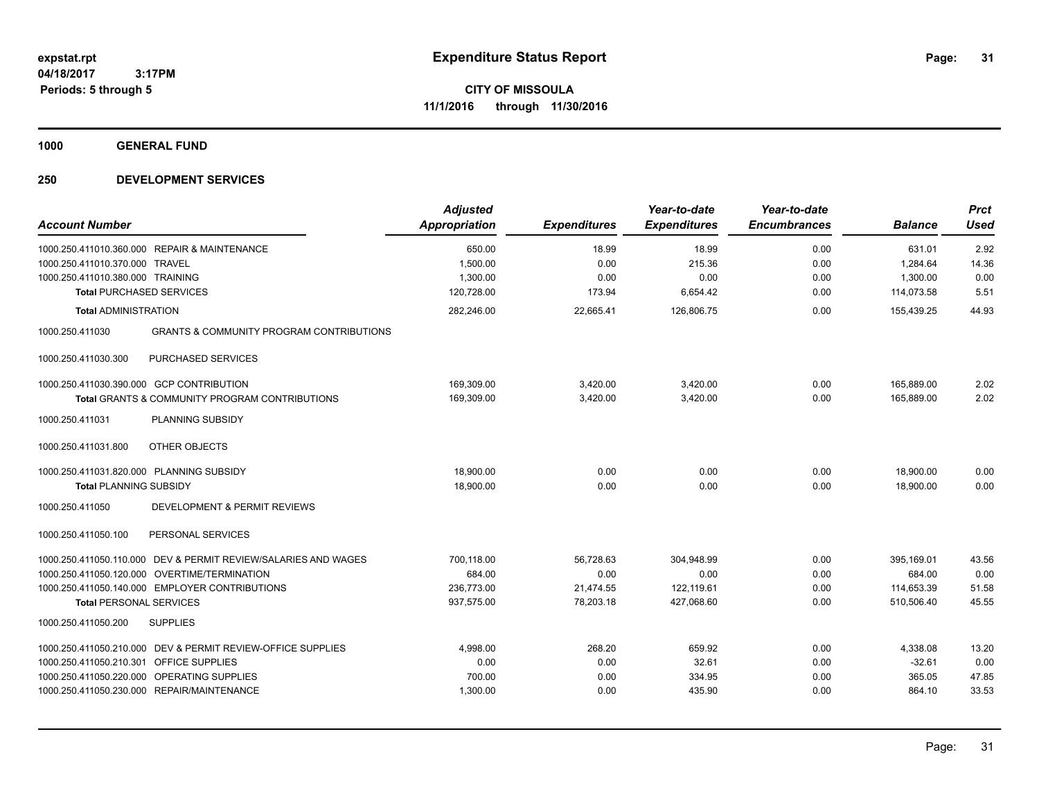# Expenditure Status Report

expstat.rpt
04/18/2017 3:17PM
Periods: 5 through 5

**CITY OF MISSOULA**
**11/1/2016 through 11/30/2016**

**1000 GENERAL FUND**

**250 DEVELOPMENT SERVICES**

| Account Number | | Adjusted Appropriation | Expenditures | Year-to-date Expenditures | Year-to-date Encumbrances | Balance | Prct Used |
|---|---|---|---|---|---|---|---|
| 1000.250.411010.360.000 | REPAIR & MAINTENANCE | 650.00 | 18.99 | 18.99 | 0.00 | 631.01 | 2.92 |
| 1000.250.411010.370.000 | TRAVEL | 1,500.00 | 0.00 | 215.36 | 0.00 | 1,284.64 | 14.36 |
| 1000.250.411010.380.000 | TRAINING | 1,300.00 | 0.00 | 0.00 | 0.00 | 1,300.00 | 0.00 |
| **Total** PURCHASED SERVICES | | 120,728.00 | 173.94 | 6,654.42 | 0.00 | 114,073.58 | 5.51 |
| **Total** ADMINISTRATION | | 282,246.00 | 22,665.41 | 126,806.75 | 0.00 | 155,439.25 | 44.93 |
| 1000.250.411030 | GRANTS & COMMUNITY PROGRAM CONTRIBUTIONS | | | | | | |
| 1000.250.411030.300 | PURCHASED SERVICES | | | | | | |
| 1000.250.411030.390.000 | GCP CONTRIBUTION | 169,309.00 | 3,420.00 | 3,420.00 | 0.00 | 165,889.00 | 2.02 |
| **Total** GRANTS & COMMUNITY PROGRAM CONTRIBUTIONS | | 169,309.00 | 3,420.00 | 3,420.00 | 0.00 | 165,889.00 | 2.02 |
| 1000.250.411031 | PLANNING SUBSIDY | | | | | | |
| 1000.250.411031.800 | OTHER OBJECTS | | | | | | |
| 1000.250.411031.820.000 | PLANNING SUBSIDY | 18,900.00 | 0.00 | 0.00 | 0.00 | 18,900.00 | 0.00 |
| **Total** PLANNING SUBSIDY | | 18,900.00 | 0.00 | 0.00 | 0.00 | 18,900.00 | 0.00 |
| 1000.250.411050 | DEVELOPMENT & PERMIT REVIEWS | | | | | | |
| 1000.250.411050.100 | PERSONAL SERVICES | | | | | | |
| 1000.250.411050.110.000 | DEV & PERMIT REVIEW/SALARIES AND WAGES | 700,118.00 | 56,728.63 | 304,948.99 | 0.00 | 395,169.01 | 43.56 |
| 1000.250.411050.120.000 | OVERTIME/TERMINATION | 684.00 | 0.00 | 0.00 | 0.00 | 684.00 | 0.00 |
| 1000.250.411050.140.000 | EMPLOYER CONTRIBUTIONS | 236,773.00 | 21,474.55 | 122,119.61 | 0.00 | 114,653.39 | 51.58 |
| **Total** PERSONAL SERVICES | | 937,575.00 | 78,203.18 | 427,068.60 | 0.00 | 510,506.40 | 45.55 |
| 1000.250.411050.200 | SUPPLIES | | | | | | |
| 1000.250.411050.210.000 | DEV & PERMIT REVIEW-OFFICE SUPPLIES | 4,998.00 | 268.20 | 659.92 | 0.00 | 4,338.08 | 13.20 |
| 1000.250.411050.210.301 | OFFICE SUPPLIES | 0.00 | 0.00 | 32.61 | 0.00 | -32.61 | 0.00 |
| 1000.250.411050.220.000 | OPERATING SUPPLIES | 700.00 | 0.00 | 334.95 | 0.00 | 365.05 | 47.85 |
| 1000.250.411050.230.000 | REPAIR/MAINTENANCE | 1,300.00 | 0.00 | 435.90 | 0.00 | 864.10 | 33.53 |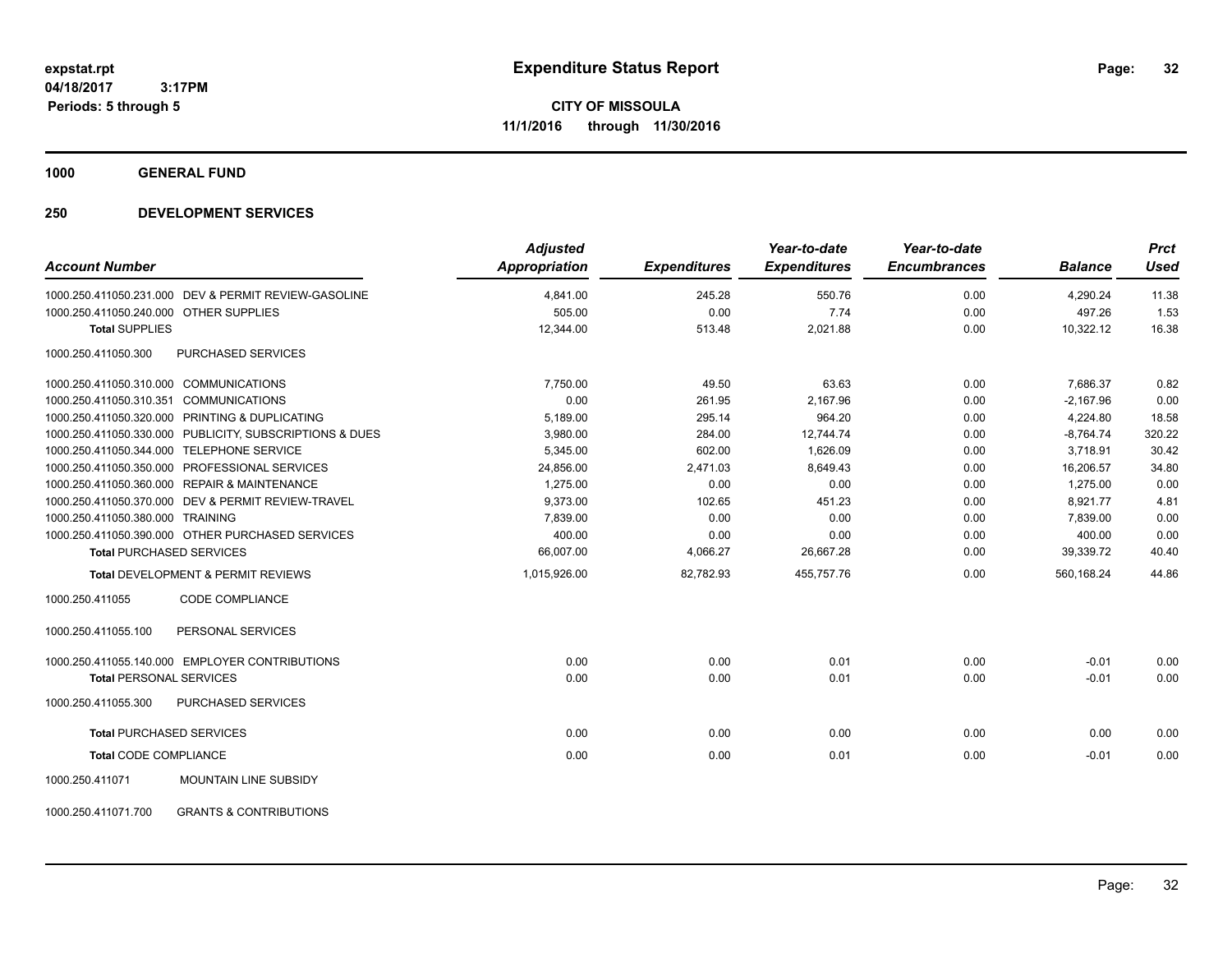**expstat.rpt**
**04/18/2017 3:17PM**
**Periods: 5 through 5**

# Expenditure Status Report

**CITY OF MISSOULA**
**11/1/2016 through 11/30/2016**

## 1000 GENERAL FUND

## 250 DEVELOPMENT SERVICES

| Account Number | | Adjusted Appropriation | Expenditures | Year-to-date Expenditures | Year-to-date Encumbrances | Balance | Prct Used |
|---|---|---|---|---|---|---|---|
| 1000.250.411050.231.000 | DEV & PERMIT REVIEW-GASOLINE | 4,841.00 | 245.28 | 550.76 | 0.00 | 4,290.24 | 11.38 |
| 1000.250.411050.240.000 | OTHER SUPPLIES | 505.00 | 0.00 | 7.74 | 0.00 | 497.26 | 1.53 |
| **Total** SUPPLIES | | 12,344.00 | 513.48 | 2,021.88 | 0.00 | 10,322.12 | 16.38 |
| 1000.250.411050.300 | PURCHASED SERVICES | | | | | | |
| 1000.250.411050.310.000 | COMMUNICATIONS | 7,750.00 | 49.50 | 63.63 | 0.00 | 7,686.37 | 0.82 |
| 1000.250.411050.310.351 | COMMUNICATIONS | 0.00 | 261.95 | 2,167.96 | 0.00 | -2,167.96 | 0.00 |
| 1000.250.411050.320.000 | PRINTING & DUPLICATING | 5,189.00 | 295.14 | 964.20 | 0.00 | 4,224.80 | 18.58 |
| 1000.250.411050.330.000 | PUBLICITY, SUBSCRIPTIONS & DUES | 3,980.00 | 284.00 | 12,744.74 | 0.00 | -8,764.74 | 320.22 |
| 1000.250.411050.344.000 | TELEPHONE SERVICE | 5,345.00 | 602.00 | 1,626.09 | 0.00 | 3,718.91 | 30.42 |
| 1000.250.411050.350.000 | PROFESSIONAL SERVICES | 24,856.00 | 2,471.03 | 8,649.43 | 0.00 | 16,206.57 | 34.80 |
| 1000.250.411050.360.000 | REPAIR & MAINTENANCE | 1,275.00 | 0.00 | 0.00 | 0.00 | 1,275.00 | 0.00 |
| 1000.250.411050.370.000 | DEV & PERMIT REVIEW-TRAVEL | 9,373.00 | 102.65 | 451.23 | 0.00 | 8,921.77 | 4.81 |
| 1000.250.411050.380.000 | TRAINING | 7,839.00 | 0.00 | 0.00 | 0.00 | 7,839.00 | 0.00 |
| 1000.250.411050.390.000 | OTHER PURCHASED SERVICES | 400.00 | 0.00 | 0.00 | 0.00 | 400.00 | 0.00 |
| **Total** PURCHASED SERVICES | | 66,007.00 | 4,066.27 | 26,667.28 | 0.00 | 39,339.72 | 40.40 |
| **Total** DEVELOPMENT & PERMIT REVIEWS | | 1,015,926.00 | 82,782.93 | 455,757.76 | 0.00 | 560,168.24 | 44.86 |
| 1000.250.411055 | CODE COMPLIANCE | | | | | | |
| 1000.250.411055.100 | PERSONAL SERVICES | | | | | | |
| 1000.250.411055.140.000 | EMPLOYER CONTRIBUTIONS | 0.00 | 0.00 | 0.01 | 0.00 | -0.01 | 0.00 |
| **Total** PERSONAL SERVICES | | 0.00 | 0.00 | 0.01 | 0.00 | -0.01 | 0.00 |
| 1000.250.411055.300 | PURCHASED SERVICES | | | | | | |
| **Total** PURCHASED SERVICES | | 0.00 | 0.00 | 0.00 | 0.00 | 0.00 | 0.00 |
| **Total** CODE COMPLIANCE | | 0.00 | 0.00 | 0.01 | 0.00 | -0.01 | 0.00 |
| 1000.250.411071 | MOUNTAIN LINE SUBSIDY | | | | | | |
| 1000.250.411071.700 | GRANTS & CONTRIBUTIONS | | | | | | |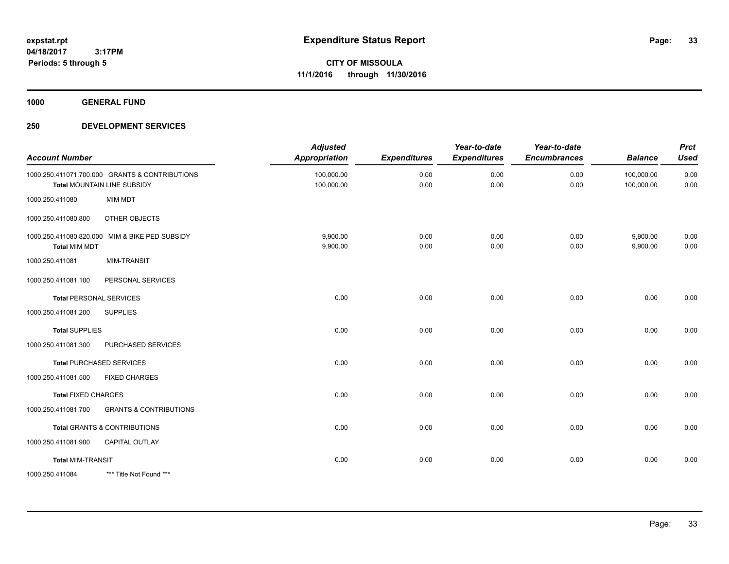**expstat.rpt**
**04/18/2017 3:17PM**
**Periods: 5 through 5**

# Expenditure Status Report

**CITY OF MISSOULA**
**11/1/2016 through 11/30/2016**

## 1000 GENERAL FUND

## 250 DEVELOPMENT SERVICES

| Account Number | | Adjusted Appropriation | Expenditures | Year-to-date Expenditures | Year-to-date Encumbrances | Balance | Prct Used |
|---|---|---|---|---|---|---|---|
| 1000.250.411071.700.000 | GRANTS & CONTRIBUTIONS | 100,000.00 | 0.00 | 0.00 | 0.00 | 100,000.00 | 0.00 |
| **Total** MOUNTAIN LINE SUBSIDY | | 100,000.00 | 0.00 | 0.00 | 0.00 | 100,000.00 | 0.00 |
| 1000.250.411080 | MIM MDT | | | | | | |
| 1000.250.411080.800 | OTHER OBJECTS | | | | | | |
| 1000.250.411080.820.000 | MIM & BIKE PED SUBSIDY | 9,900.00 | 0.00 | 0.00 | 0.00 | 9,900.00 | 0.00 |
| **Total** MIM MDT | | 9,900.00 | 0.00 | 0.00 | 0.00 | 9,900.00 | 0.00 |
| 1000.250.411081 | MIM-TRANSIT | | | | | | |
| 1000.250.411081.100 | PERSONAL SERVICES | | | | | | |
| **Total** PERSONAL SERVICES | | 0.00 | 0.00 | 0.00 | 0.00 | 0.00 | 0.00 |
| 1000.250.411081.200 | SUPPLIES | | | | | | |
| **Total** SUPPLIES | | 0.00 | 0.00 | 0.00 | 0.00 | 0.00 | 0.00 |
| 1000.250.411081.300 | PURCHASED SERVICES | | | | | | |
| **Total** PURCHASED SERVICES | | 0.00 | 0.00 | 0.00 | 0.00 | 0.00 | 0.00 |
| 1000.250.411081.500 | FIXED CHARGES | | | | | | |
| **Total** FIXED CHARGES | | 0.00 | 0.00 | 0.00 | 0.00 | 0.00 | 0.00 |
| 1000.250.411081.700 | GRANTS & CONTRIBUTIONS | | | | | | |
| **Total** GRANTS & CONTRIBUTIONS | | 0.00 | 0.00 | 0.00 | 0.00 | 0.00 | 0.00 |
| 1000.250.411081.900 | CAPITAL OUTLAY | | | | | | |
| **Total** MIM-TRANSIT | | 0.00 | 0.00 | 0.00 | 0.00 | 0.00 | 0.00 |
| 1000.250.411084 | *** Title Not Found *** | | | | | | |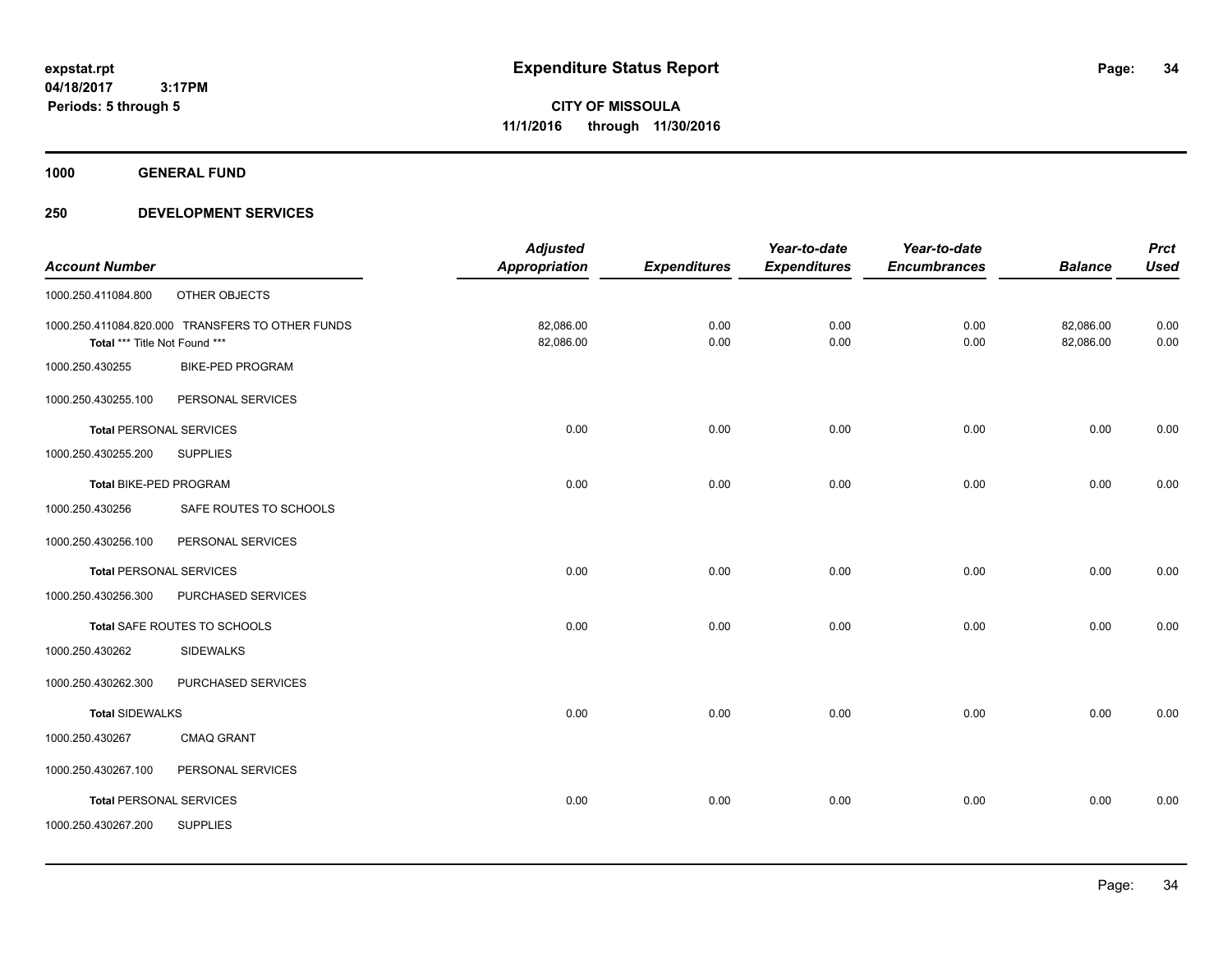**expstat.rpt**
**04/18/2017 3:17PM**
**Periods: 5 through 5**

# Expenditure Status Report

**CITY OF MISSOULA**
**11/1/2016 through 11/30/2016**

## 1000 GENERAL FUND

## 250 DEVELOPMENT SERVICES

| Account Number | | Adjusted Appropriation | Expenditures | Year-to-date Expenditures | Year-to-date Encumbrances | Balance | Prct Used |
|---|---|---|---|---|---|---|---|
| 1000.250.411084.800 | OTHER OBJECTS | | | | | | |
| 1000.250.411084.820.000 | TRANSFERS TO OTHER FUNDS | 82,086.00 | 0.00 | 0.00 | 0.00 | 82,086.00 | 0.00 |
| **Total** *** Title Not Found *** | | 82,086.00 | 0.00 | 0.00 | 0.00 | 82,086.00 | 0.00 |
| 1000.250.430255 | BIKE-PED PROGRAM | | | | | | |
| 1000.250.430255.100 | PERSONAL SERVICES | | | | | | |
| **Total** PERSONAL SERVICES | | 0.00 | 0.00 | 0.00 | 0.00 | 0.00 | 0.00 |
| 1000.250.430255.200 | SUPPLIES | | | | | | |
| **Total** BIKE-PED PROGRAM | | 0.00 | 0.00 | 0.00 | 0.00 | 0.00 | 0.00 |
| 1000.250.430256 | SAFE ROUTES TO SCHOOLS | | | | | | |
| 1000.250.430256.100 | PERSONAL SERVICES | | | | | | |
| **Total** PERSONAL SERVICES | | 0.00 | 0.00 | 0.00 | 0.00 | 0.00 | 0.00 |
| 1000.250.430256.300 | PURCHASED SERVICES | | | | | | |
| **Total** SAFE ROUTES TO SCHOOLS | | 0.00 | 0.00 | 0.00 | 0.00 | 0.00 | 0.00 |
| 1000.250.430262 | SIDEWALKS | | | | | | |
| 1000.250.430262.300 | PURCHASED SERVICES | | | | | | |
| **Total** SIDEWALKS | | 0.00 | 0.00 | 0.00 | 0.00 | 0.00 | 0.00 |
| 1000.250.430267 | CMAQ GRANT | | | | | | |
| 1000.250.430267.100 | PERSONAL SERVICES | | | | | | |
| **Total** PERSONAL SERVICES | | 0.00 | 0.00 | 0.00 | 0.00 | 0.00 | 0.00 |
| 1000.250.430267.200 | SUPPLIES | | | | | | |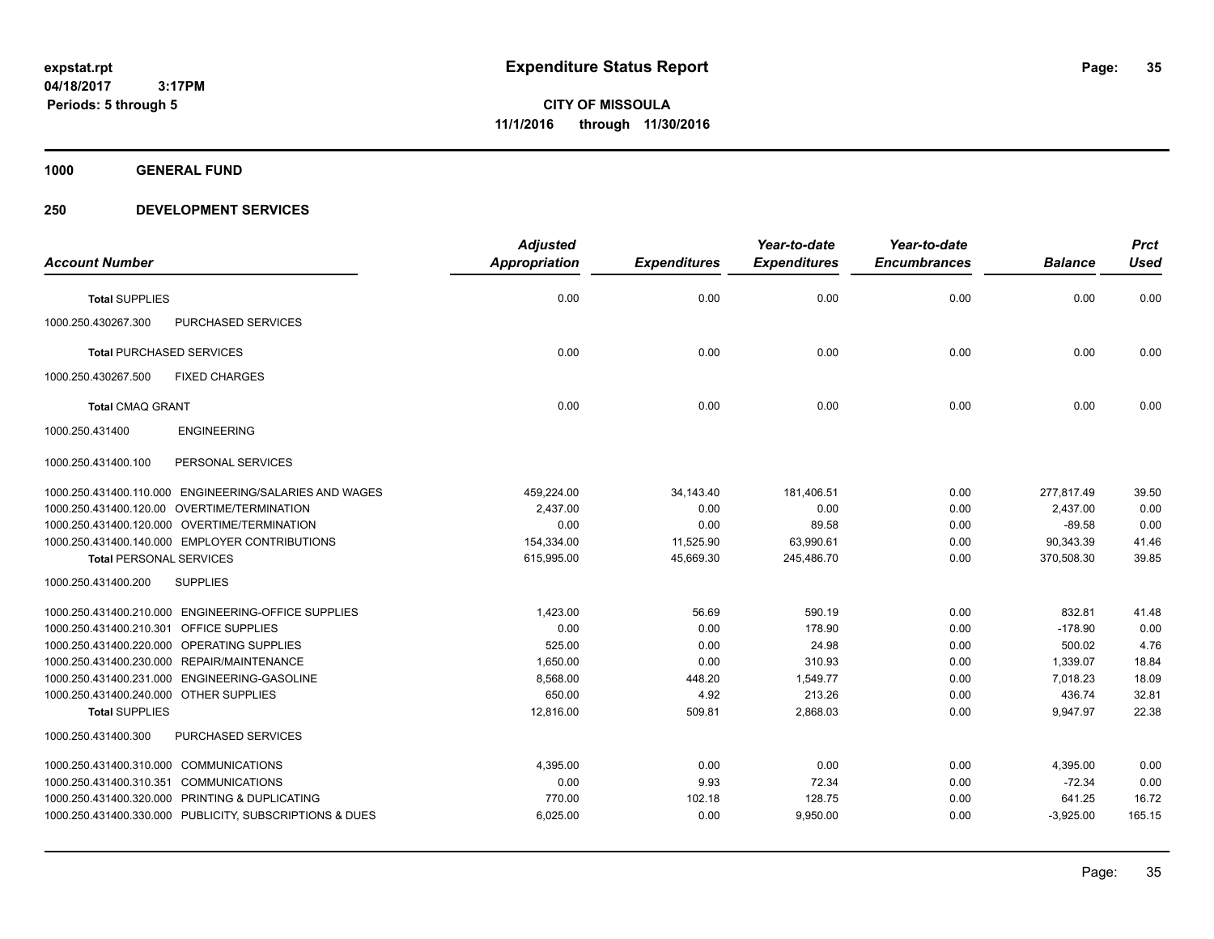**Expenditure Status Report**

**CITY OF MISSOULA**

**11/1/2016 through 11/30/2016**

expstat.rpt
04/18/2017 3:17PM
Periods: 5 through 5

## 1000 GENERAL FUND

## 250 DEVELOPMENT SERVICES

| Account Number | | Adjusted Appropriation | Expenditures | Year-to-date Expenditures | Year-to-date Encumbrances | Balance | Prct Used |
|---|---|---|---|---|---|---|---|
| **Total** SUPPLIES | | 0.00 | 0.00 | 0.00 | 0.00 | 0.00 | 0.00 |
| 1000.250.430267.300 | PURCHASED SERVICES | | | | | | |
| **Total** PURCHASED SERVICES | | 0.00 | 0.00 | 0.00 | 0.00 | 0.00 | 0.00 |
| 1000.250.430267.500 | FIXED CHARGES | | | | | | |
| **Total** CMAQ GRANT | | 0.00 | 0.00 | 0.00 | 0.00 | 0.00 | 0.00 |
| 1000.250.431400 | ENGINEERING | | | | | | |
| 1000.250.431400.100 | PERSONAL SERVICES | | | | | | |
| 1000.250.431400.110.000 | ENGINEERING/SALARIES AND WAGES | 459,224.00 | 34,143.40 | 181,406.51 | 0.00 | 277,817.49 | 39.50 |
| 1000.250.431400.120.00 | OVERTIME/TERMINATION | 2,437.00 | 0.00 | 0.00 | 0.00 | 2,437.00 | 0.00 |
| 1000.250.431400.120.000 | OVERTIME/TERMINATION | 0.00 | 0.00 | 89.58 | 0.00 | -89.58 | 0.00 |
| 1000.250.431400.140.000 | EMPLOYER CONTRIBUTIONS | 154,334.00 | 11,525.90 | 63,990.61 | 0.00 | 90,343.39 | 41.46 |
| **Total** PERSONAL SERVICES | | 615,995.00 | 45,669.30 | 245,486.70 | 0.00 | 370,508.30 | 39.85 |
| 1000.250.431400.200 | SUPPLIES | | | | | | |
| 1000.250.431400.210.000 | ENGINEERING-OFFICE SUPPLIES | 1,423.00 | 56.69 | 590.19 | 0.00 | 832.81 | 41.48 |
| 1000.250.431400.210.301 | OFFICE SUPPLIES | 0.00 | 0.00 | 178.90 | 0.00 | -178.90 | 0.00 |
| 1000.250.431400.220.000 | OPERATING SUPPLIES | 525.00 | 0.00 | 24.98 | 0.00 | 500.02 | 4.76 |
| 1000.250.431400.230.000 | REPAIR/MAINTENANCE | 1,650.00 | 0.00 | 310.93 | 0.00 | 1,339.07 | 18.84 |
| 1000.250.431400.231.000 | ENGINEERING-GASOLINE | 8,568.00 | 448.20 | 1,549.77 | 0.00 | 7,018.23 | 18.09 |
| 1000.250.431400.240.000 | OTHER SUPPLIES | 650.00 | 4.92 | 213.26 | 0.00 | 436.74 | 32.81 |
| **Total** SUPPLIES | | 12,816.00 | 509.81 | 2,868.03 | 0.00 | 9,947.97 | 22.38 |
| 1000.250.431400.300 | PURCHASED SERVICES | | | | | | |
| 1000.250.431400.310.000 | COMMUNICATIONS | 4,395.00 | 0.00 | 0.00 | 0.00 | 4,395.00 | 0.00 |
| 1000.250.431400.310.351 | COMMUNICATIONS | 0.00 | 9.93 | 72.34 | 0.00 | -72.34 | 0.00 |
| 1000.250.431400.320.000 | PRINTING & DUPLICATING | 770.00 | 102.18 | 128.75 | 0.00 | 641.25 | 16.72 |
| 1000.250.431400.330.000 | PUBLICITY, SUBSCRIPTIONS & DUES | 6,025.00 | 0.00 | 9,950.00 | 0.00 | -3,925.00 | 165.15 |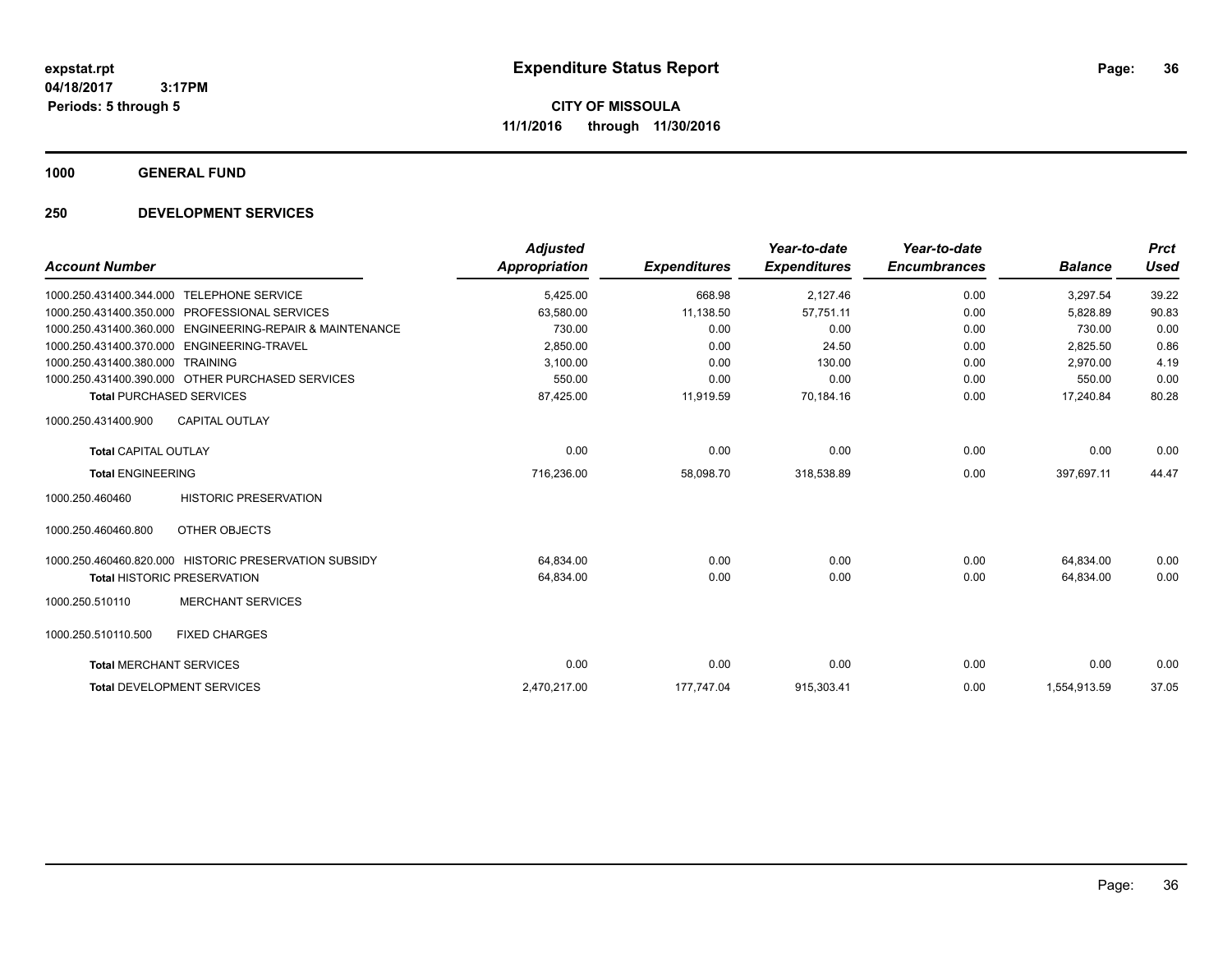# Expenditure Status Report

**CITY OF MISSOULA**

**11/1/2016 through 11/30/2016**

expstat.rpt
04/18/2017 3:17PM
Periods: 5 through 5

**1000 GENERAL FUND**

**250 DEVELOPMENT SERVICES**

| Account Number | Adjusted Appropriation | Expenditures | Year-to-date Expenditures | Year-to-date Encumbrances | Balance | Prct Used |
|---|---|---|---|---|---|---|
| 1000.250.431400.344.000 TELEPHONE SERVICE | 5,425.00 | 668.98 | 2,127.46 | 0.00 | 3,297.54 | 39.22 |
| 1000.250.431400.350.000 PROFESSIONAL SERVICES | 63,580.00 | 11,138.50 | 57,751.11 | 0.00 | 5,828.89 | 90.83 |
| 1000.250.431400.360.000 ENGINEERING-REPAIR & MAINTENANCE | 730.00 | 0.00 | 0.00 | 0.00 | 730.00 | 0.00 |
| 1000.250.431400.370.000 ENGINEERING-TRAVEL | 2,850.00 | 0.00 | 24.50 | 0.00 | 2,825.50 | 0.86 |
| 1000.250.431400.380.000 TRAINING | 3,100.00 | 0.00 | 130.00 | 0.00 | 2,970.00 | 4.19 |
| 1000.250.431400.390.000 OTHER PURCHASED SERVICES | 550.00 | 0.00 | 0.00 | 0.00 | 550.00 | 0.00 |
| **Total** PURCHASED SERVICES | 87,425.00 | 11,919.59 | 70,184.16 | 0.00 | 17,240.84 | 80.28 |
| 1000.250.431400.900 CAPITAL OUTLAY | | | | | | |
| **Total** CAPITAL OUTLAY | 0.00 | 0.00 | 0.00 | 0.00 | 0.00 | 0.00 |
| **Total** ENGINEERING | 716,236.00 | 58,098.70 | 318,538.89 | 0.00 | 397,697.11 | 44.47 |
| 1000.250.460460 HISTORIC PRESERVATION | | | | | | |
| 1000.250.460460.800 OTHER OBJECTS | | | | | | |
| 1000.250.460460.820.000 HISTORIC PRESERVATION SUBSIDY | 64,834.00 | 0.00 | 0.00 | 0.00 | 64,834.00 | 0.00 |
| **Total** HISTORIC PRESERVATION | 64,834.00 | 0.00 | 0.00 | 0.00 | 64,834.00 | 0.00 |
| 1000.250.510110 MERCHANT SERVICES | | | | | | |
| 1000.250.510110.500 FIXED CHARGES | | | | | | |
| **Total** MERCHANT SERVICES | 0.00 | 0.00 | 0.00 | 0.00 | 0.00 | 0.00 |
| **Total** DEVELOPMENT SERVICES | 2,470,217.00 | 177,747.04 | 915,303.41 | 0.00 | 1,554,913.59 | 37.05 |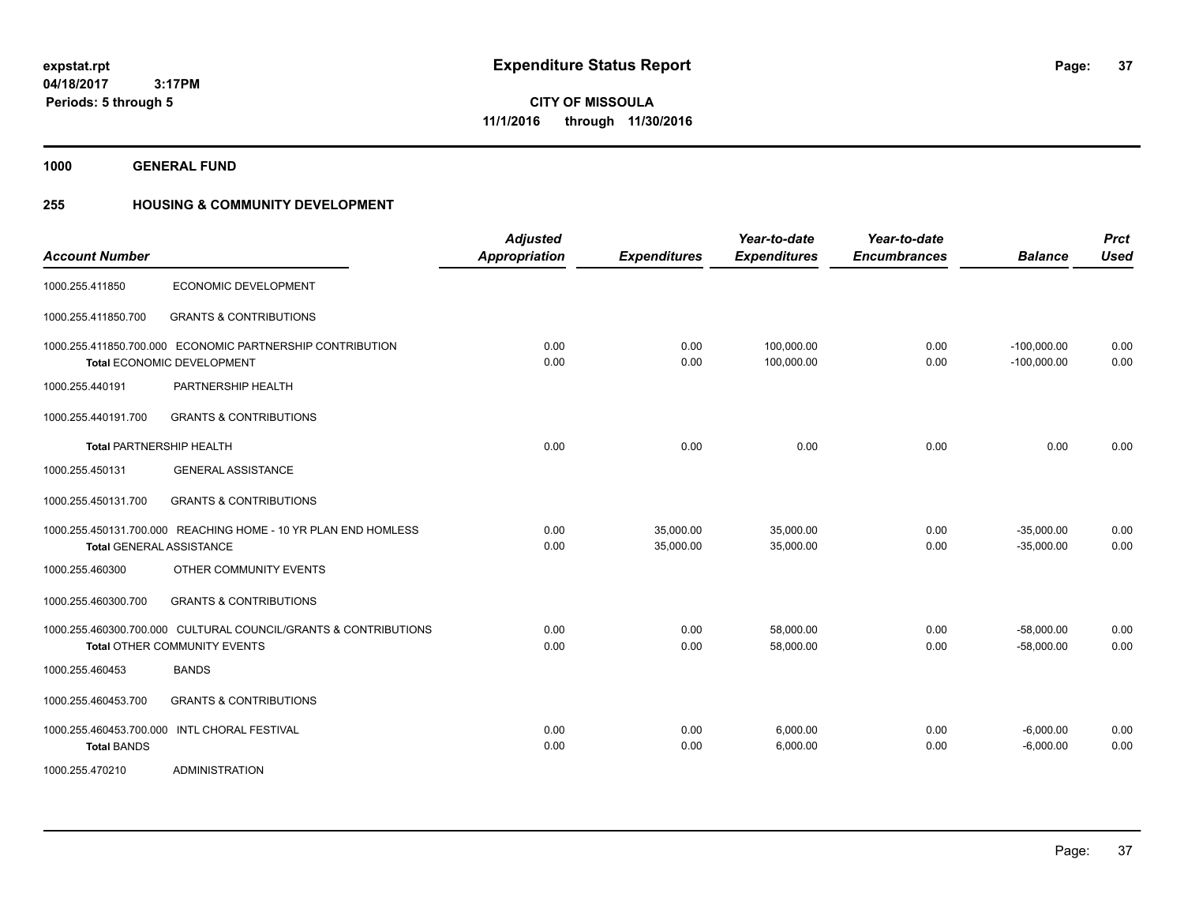# Expenditure Status Report

**CITY OF MISSOULA**
**11/1/2016 through 11/30/2016**

expstat.rpt
04/18/2017 3:17PM
Periods: 5 through 5

**1000 GENERAL FUND**

**255 HOUSING & COMMUNITY DEVELOPMENT**

| Account Number | | Adjusted Appropriation | Expenditures | Year-to-date Expenditures | Year-to-date Encumbrances | Balance | Prct Used |
|---|---|---|---|---|---|---|---|
| 1000.255.411850 | ECONOMIC DEVELOPMENT | | | | | | |
| 1000.255.411850.700 | GRANTS & CONTRIBUTIONS | | | | | | |
| 1000.255.411850.700.000 | ECONOMIC PARTNERSHIP CONTRIBUTION | 0.00 | 0.00 | 100,000.00 | 0.00 | -100,000.00 | 0.00 |
| **Total** ECONOMIC DEVELOPMENT | | 0.00 | 0.00 | 100,000.00 | 0.00 | -100,000.00 | 0.00 |
| 1000.255.440191 | PARTNERSHIP HEALTH | | | | | | |
| 1000.255.440191.700 | GRANTS & CONTRIBUTIONS | | | | | | |
| **Total** PARTNERSHIP HEALTH | | 0.00 | 0.00 | 0.00 | 0.00 | 0.00 | 0.00 |
| 1000.255.450131 | GENERAL ASSISTANCE | | | | | | |
| 1000.255.450131.700 | GRANTS & CONTRIBUTIONS | | | | | | |
| 1000.255.450131.700.000 | REACHING HOME - 10 YR PLAN END HOMLESS | 0.00 | 35,000.00 | 35,000.00 | 0.00 | -35,000.00 | 0.00 |
| **Total** GENERAL ASSISTANCE | | 0.00 | 35,000.00 | 35,000.00 | 0.00 | -35,000.00 | 0.00 |
| 1000.255.460300 | OTHER COMMUNITY EVENTS | | | | | | |
| 1000.255.460300.700 | GRANTS & CONTRIBUTIONS | | | | | | |
| 1000.255.460300.700.000 | CULTURAL COUNCIL/GRANTS & CONTRIBUTIONS | 0.00 | 0.00 | 58,000.00 | 0.00 | -58,000.00 | 0.00 |
| **Total** OTHER COMMUNITY EVENTS | | 0.00 | 0.00 | 58,000.00 | 0.00 | -58,000.00 | 0.00 |
| 1000.255.460453 | BANDS | | | | | | |
| 1000.255.460453.700 | GRANTS & CONTRIBUTIONS | | | | | | |
| 1000.255.460453.700.000 | INTL CHORAL FESTIVAL | 0.00 | 0.00 | 6,000.00 | 0.00 | -6,000.00 | 0.00 |
| **Total** BANDS | | 0.00 | 0.00 | 6,000.00 | 0.00 | -6,000.00 | 0.00 |
| 1000.255.470210 | ADMINISTRATION | | | | | | |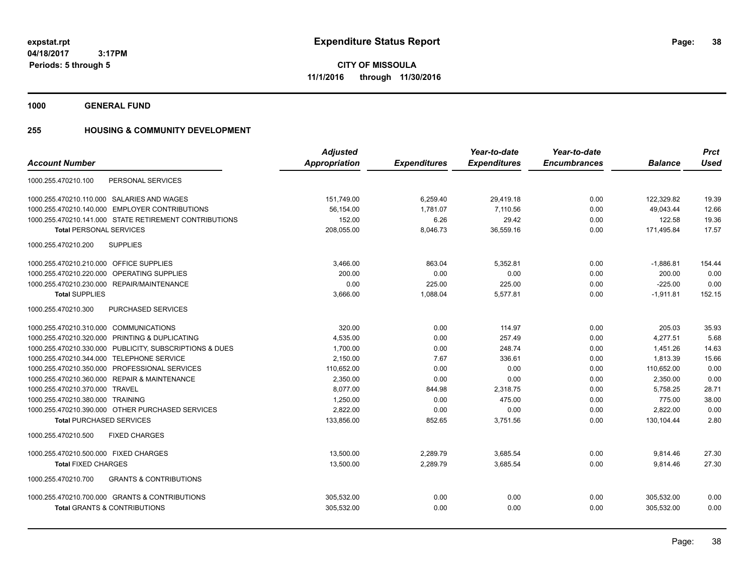expstat.rpt
04/18/2017 3:17PM
Periods: 5 through 5

# Expenditure Status Report

**CITY OF MISSOULA**
**11/1/2016 through 11/30/2016**

## 1000 GENERAL FUND

## 255 HOUSING & COMMUNITY DEVELOPMENT

| Account Number | Adjusted Appropriation | Expenditures | Year-to-date Expenditures | Year-to-date Encumbrances | Balance | Prct Used |
|---|---|---|---|---|---|---|
| 1000.255.470210.100 PERSONAL SERVICES | | | | | | |
| 1000.255.470210.110.000 SALARIES AND WAGES | 151,749.00 | 6,259.40 | 29,419.18 | 0.00 | 122,329.82 | 19.39 |
| 1000.255.470210.140.000 EMPLOYER CONTRIBUTIONS | 56,154.00 | 1,781.07 | 7,110.56 | 0.00 | 49,043.44 | 12.66 |
| 1000.255.470210.141.000 STATE RETIREMENT CONTRIBUTIONS | 152.00 | 6.26 | 29.42 | 0.00 | 122.58 | 19.36 |
| **Total** PERSONAL SERVICES | 208,055.00 | 8,046.73 | 36,559.16 | 0.00 | 171,495.84 | 17.57 |
| 1000.255.470210.200 SUPPLIES | | | | | | |
| 1000.255.470210.210.000 OFFICE SUPPLIES | 3,466.00 | 863.04 | 5,352.81 | 0.00 | -1,886.81 | 154.44 |
| 1000.255.470210.220.000 OPERATING SUPPLIES | 200.00 | 0.00 | 0.00 | 0.00 | 200.00 | 0.00 |
| 1000.255.470210.230.000 REPAIR/MAINTENANCE | 0.00 | 225.00 | 225.00 | 0.00 | -225.00 | 0.00 |
| **Total** SUPPLIES | 3,666.00 | 1,088.04 | 5,577.81 | 0.00 | -1,911.81 | 152.15 |
| 1000.255.470210.300 PURCHASED SERVICES | | | | | | |
| 1000.255.470210.310.000 COMMUNICATIONS | 320.00 | 0.00 | 114.97 | 0.00 | 205.03 | 35.93 |
| 1000.255.470210.320.000 PRINTING & DUPLICATING | 4,535.00 | 0.00 | 257.49 | 0.00 | 4,277.51 | 5.68 |
| 1000.255.470210.330.000 PUBLICITY, SUBSCRIPTIONS & DUES | 1,700.00 | 0.00 | 248.74 | 0.00 | 1,451.26 | 14.63 |
| 1000.255.470210.344.000 TELEPHONE SERVICE | 2,150.00 | 7.67 | 336.61 | 0.00 | 1,813.39 | 15.66 |
| 1000.255.470210.350.000 PROFESSIONAL SERVICES | 110,652.00 | 0.00 | 0.00 | 0.00 | 110,652.00 | 0.00 |
| 1000.255.470210.360.000 REPAIR & MAINTENANCE | 2,350.00 | 0.00 | 0.00 | 0.00 | 2,350.00 | 0.00 |
| 1000.255.470210.370.000 TRAVEL | 8,077.00 | 844.98 | 2,318.75 | 0.00 | 5,758.25 | 28.71 |
| 1000.255.470210.380.000 TRAINING | 1,250.00 | 0.00 | 475.00 | 0.00 | 775.00 | 38.00 |
| 1000.255.470210.390.000 OTHER PURCHASED SERVICES | 2,822.00 | 0.00 | 0.00 | 0.00 | 2,822.00 | 0.00 |
| **Total** PURCHASED SERVICES | 133,856.00 | 852.65 | 3,751.56 | 0.00 | 130,104.44 | 2.80 |
| 1000.255.470210.500 FIXED CHARGES | | | | | | |
| 1000.255.470210.500.000 FIXED CHARGES | 13,500.00 | 2,289.79 | 3,685.54 | 0.00 | 9,814.46 | 27.30 |
| **Total** FIXED CHARGES | 13,500.00 | 2,289.79 | 3,685.54 | 0.00 | 9,814.46 | 27.30 |
| 1000.255.470210.700 GRANTS & CONTRIBUTIONS | | | | | | |
| 1000.255.470210.700.000 GRANTS & CONTRIBUTIONS | 305,532.00 | 0.00 | 0.00 | 0.00 | 305,532.00 | 0.00 |
| **Total** GRANTS & CONTRIBUTIONS | 305,532.00 | 0.00 | 0.00 | 0.00 | 305,532.00 | 0.00 |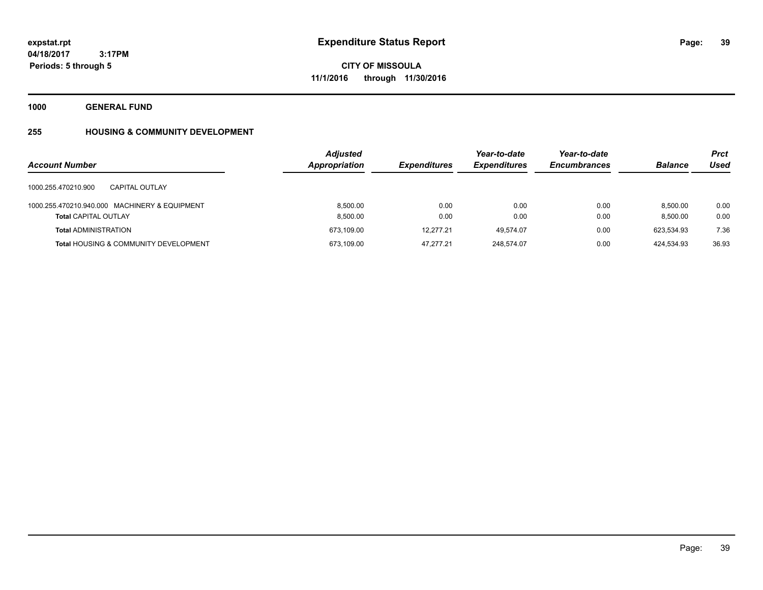expstat.rpt
04/18/2017 3:17PM
Periods: 5 through 5

# Expenditure Status Report

**CITY OF MISSOULA**
**11/1/2016 through 11/30/2016**

**1000 GENERAL FUND**

**255 HOUSING & COMMUNITY DEVELOPMENT**

| Account Number | Adjusted Appropriation | Expenditures | Year-to-date Expenditures | Year-to-date Encumbrances | Balance | Prct Used |
|---|---|---|---|---|---|---|
| 1000.255.470210.900 CAPITAL OUTLAY | | | | | | |
| 1000.255.470210.940.000 MACHINERY & EQUIPMENT | 8,500.00 | 0.00 | 0.00 | 0.00 | 8,500.00 | 0.00 |
| **Total** CAPITAL OUTLAY | 8,500.00 | 0.00 | 0.00 | 0.00 | 8,500.00 | 0.00 |
| **Total** ADMINISTRATION | 673,109.00 | 12,277.21 | 49,574.07 | 0.00 | 623,534.93 | 7.36 |
| **Total** HOUSING & COMMUNITY DEVELOPMENT | 673,109.00 | 47,277.21 | 248,574.07 | 0.00 | 424,534.93 | 36.93 |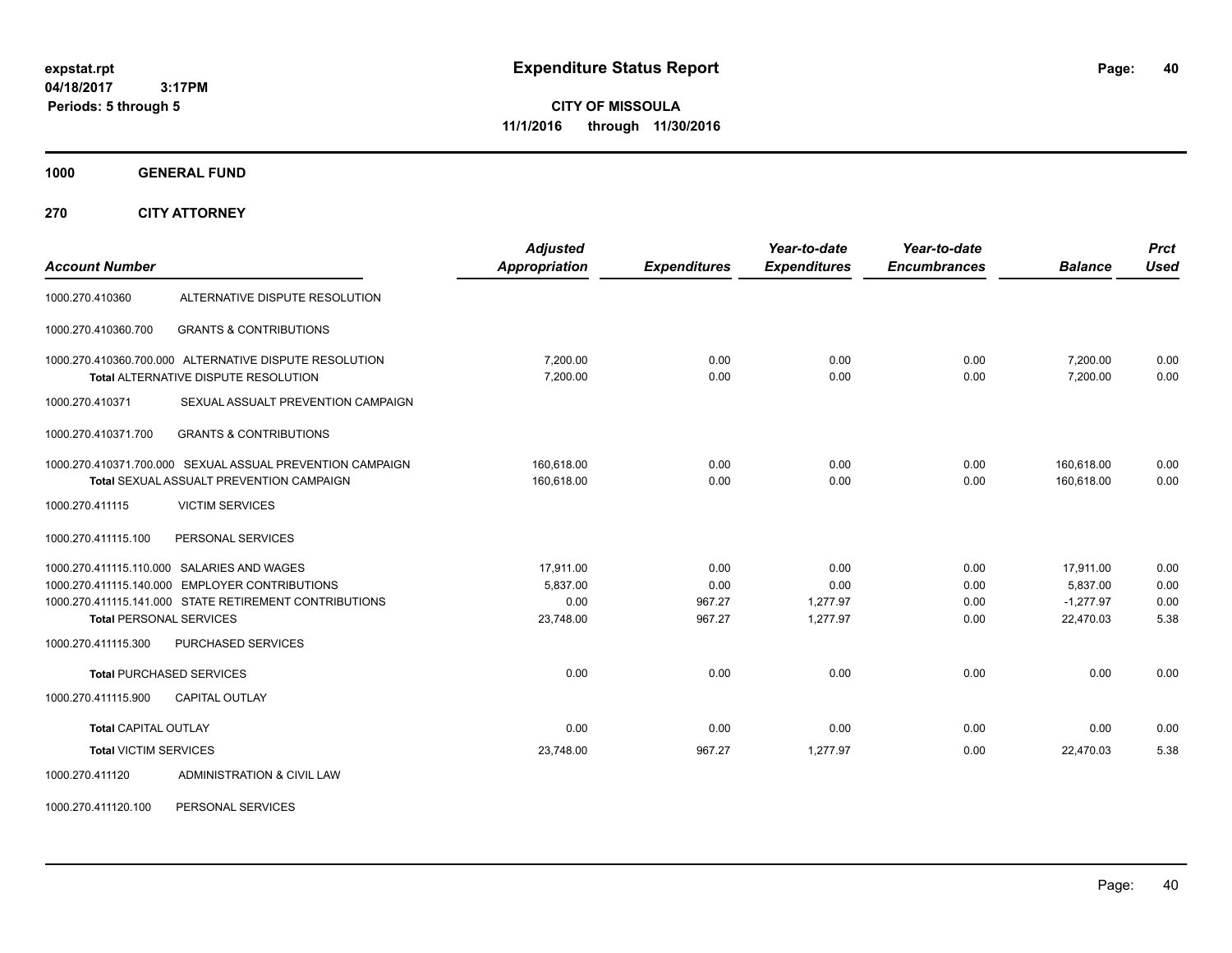**expstat.rpt**
**04/18/2017 3:17PM**
**Periods: 5 through 5**

# Expenditure Status Report

**CITY OF MISSOULA**
**11/1/2016 through 11/30/2016**

**1000 GENERAL FUND**

**270 CITY ATTORNEY**

| Account Number | | Adjusted Appropriation | Expenditures | Year-to-date Expenditures | Year-to-date Encumbrances | Balance | Prct Used |
|---|---|---|---|---|---|---|---|
| 1000.270.410360 | ALTERNATIVE DISPUTE RESOLUTION | | | | | | |
| 1000.270.410360.700 | GRANTS & CONTRIBUTIONS | | | | | | |
| 1000.270.410360.700.000 | ALTERNATIVE DISPUTE RESOLUTION | 7,200.00 | 0.00 | 0.00 | 0.00 | 7,200.00 | 0.00 |
| **Total** ALTERNATIVE DISPUTE RESOLUTION | | 7,200.00 | 0.00 | 0.00 | 0.00 | 7,200.00 | 0.00 |
| 1000.270.410371 | SEXUAL ASSAULT PREVENTION CAMPAIGN | | | | | | |
| 1000.270.410371.700 | GRANTS & CONTRIBUTIONS | | | | | | |
| 1000.270.410371.700.000 | SEXUAL ASSUAL PREVENTION CAMPAIGN | 160,618.00 | 0.00 | 0.00 | 0.00 | 160,618.00 | 0.00 |
| **Total** SEXUAL ASSUALT PREVENTION CAMPAIGN | | 160,618.00 | 0.00 | 0.00 | 0.00 | 160,618.00 | 0.00 |
| 1000.270.411115 | VICTIM SERVICES | | | | | | |
| 1000.270.411115.100 | PERSONAL SERVICES | | | | | | |
| 1000.270.411115.110.000 | SALARIES AND WAGES | 17,911.00 | 0.00 | 0.00 | 0.00 | 17,911.00 | 0.00 |
| 1000.270.411115.140.000 | EMPLOYER CONTRIBUTIONS | 5,837.00 | 0.00 | 0.00 | 0.00 | 5,837.00 | 0.00 |
| 1000.270.411115.141.000 | STATE RETIREMENT CONTRIBUTIONS | 0.00 | 967.27 | 1,277.97 | 0.00 | -1,277.97 | 0.00 |
| **Total** PERSONAL SERVICES | | 23,748.00 | 967.27 | 1,277.97 | 0.00 | 22,470.03 | 5.38 |
| 1000.270.411115.300 | PURCHASED SERVICES | | | | | | |
| **Total** PURCHASED SERVICES | | 0.00 | 0.00 | 0.00 | 0.00 | 0.00 | 0.00 |
| 1000.270.411115.900 | CAPITAL OUTLAY | | | | | | |
| **Total** CAPITAL OUTLAY | | 0.00 | 0.00 | 0.00 | 0.00 | 0.00 | 0.00 |
| **Total** VICTIM SERVICES | | 23,748.00 | 967.27 | 1,277.97 | 0.00 | 22,470.03 | 5.38 |
| 1000.270.411120 | ADMINISTRATION & CIVIL LAW | | | | | | |
| 1000.270.411120.100 | PERSONAL SERVICES | | | | | | |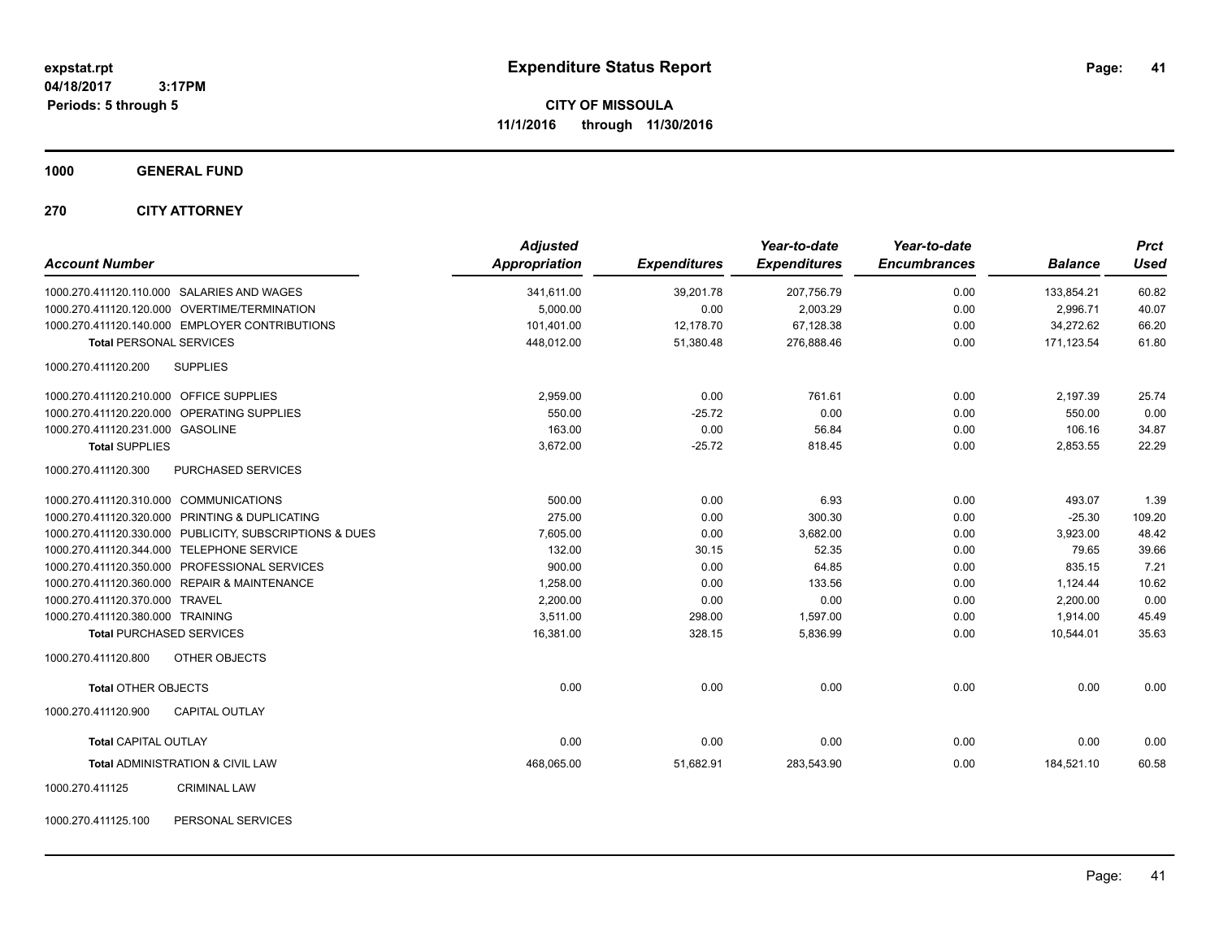**expstat.rpt**
**04/18/2017 3:17PM**
**Periods: 5 through 5**

# Expenditure Status Report

**CITY OF MISSOULA**
**11/1/2016 through 11/30/2016**

## 1000 GENERAL FUND

## 270 CITY ATTORNEY

| Account Number | | Adjusted Appropriation | Expenditures | Year-to-date Expenditures | Year-to-date Encumbrances | Balance | Prct Used |
|---|---|---|---|---|---|---|---|
| 1000.270.411120.110.000 | SALARIES AND WAGES | 341,611.00 | 39,201.78 | 207,756.79 | 0.00 | 133,854.21 | 60.82 |
| 1000.270.411120.120.000 | OVERTIME/TERMINATION | 5,000.00 | 0.00 | 2,003.29 | 0.00 | 2,996.71 | 40.07 |
| 1000.270.411120.140.000 | EMPLOYER CONTRIBUTIONS | 101,401.00 | 12,178.70 | 67,128.38 | 0.00 | 34,272.62 | 66.20 |
| **Total** PERSONAL SERVICES | | 448,012.00 | 51,380.48 | 276,888.46 | 0.00 | 171,123.54 | 61.80 |
| 1000.270.411120.200 | SUPPLIES | | | | | | |
| 1000.270.411120.210.000 | OFFICE SUPPLIES | 2,959.00 | 0.00 | 761.61 | 0.00 | 2,197.39 | 25.74 |
| 1000.270.411120.220.000 | OPERATING SUPPLIES | 550.00 | -25.72 | 0.00 | 0.00 | 550.00 | 0.00 |
| 1000.270.411120.231.000 | GASOLINE | 163.00 | 0.00 | 56.84 | 0.00 | 106.16 | 34.87 |
| **Total** SUPPLIES | | 3,672.00 | -25.72 | 818.45 | 0.00 | 2,853.55 | 22.29 |
| 1000.270.411120.300 | PURCHASED SERVICES | | | | | | |
| 1000.270.411120.310.000 | COMMUNICATIONS | 500.00 | 0.00 | 6.93 | 0.00 | 493.07 | 1.39 |
| 1000.270.411120.320.000 | PRINTING & DUPLICATING | 275.00 | 0.00 | 300.30 | 0.00 | -25.30 | 109.20 |
| 1000.270.411120.330.000 | PUBLICITY, SUBSCRIPTIONS & DUES | 7,605.00 | 0.00 | 3,682.00 | 0.00 | 3,923.00 | 48.42 |
| 1000.270.411120.344.000 | TELEPHONE SERVICE | 132.00 | 30.15 | 52.35 | 0.00 | 79.65 | 39.66 |
| 1000.270.411120.350.000 | PROFESSIONAL SERVICES | 900.00 | 0.00 | 64.85 | 0.00 | 835.15 | 7.21 |
| 1000.270.411120.360.000 | REPAIR & MAINTENANCE | 1,258.00 | 0.00 | 133.56 | 0.00 | 1,124.44 | 10.62 |
| 1000.270.411120.370.000 | TRAVEL | 2,200.00 | 0.00 | 0.00 | 0.00 | 2,200.00 | 0.00 |
| 1000.270.411120.380.000 | TRAINING | 3,511.00 | 298.00 | 1,597.00 | 0.00 | 1,914.00 | 45.49 |
| **Total** PURCHASED SERVICES | | 16,381.00 | 328.15 | 5,836.99 | 0.00 | 10,544.01 | 35.63 |
| 1000.270.411120.800 | OTHER OBJECTS | | | | | | |
| **Total** OTHER OBJECTS | | 0.00 | 0.00 | 0.00 | 0.00 | 0.00 | 0.00 |
| 1000.270.411120.900 | CAPITAL OUTLAY | | | | | | |
| **Total** CAPITAL OUTLAY | | 0.00 | 0.00 | 0.00 | 0.00 | 0.00 | 0.00 |
| **Total** ADMINISTRATION & CIVIL LAW | | 468,065.00 | 51,682.91 | 283,543.90 | 0.00 | 184,521.10 | 60.58 |
| 1000.270.411125 | CRIMINAL LAW | | | | | | |
| 1000.270.411125.100 | PERSONAL SERVICES | | | | | | |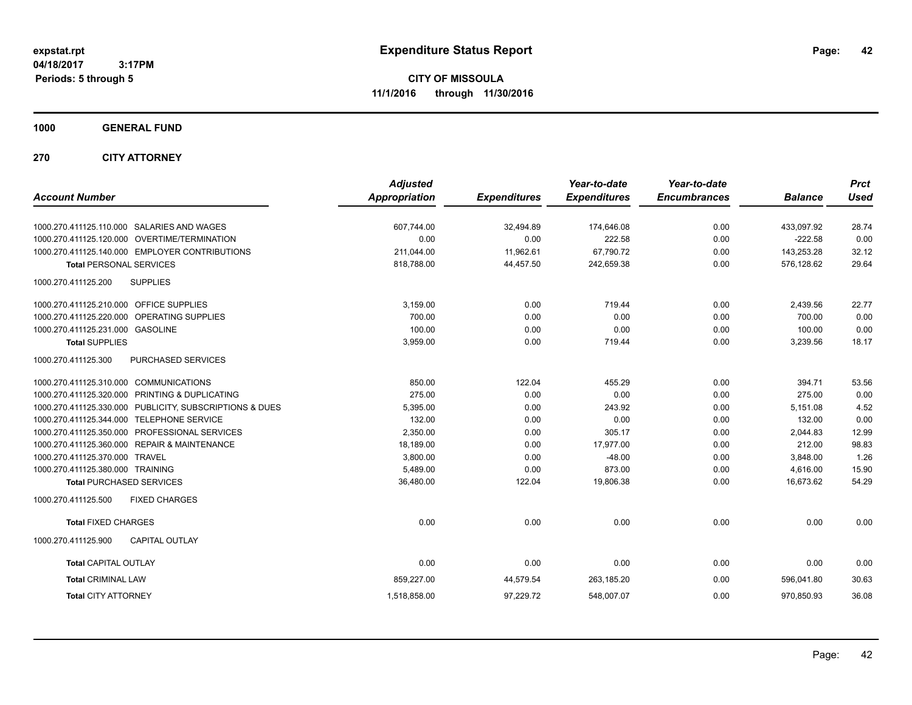**expstat.rpt**
**04/18/2017 3:17PM**
**Periods: 5 through 5**

# Expenditure Status Report

**CITY OF MISSOULA**
**11/1/2016 through 11/30/2016**

## 1000 GENERAL FUND

## 270 CITY ATTORNEY

| Account Number | Adjusted Appropriation | Expenditures | Year-to-date Expenditures | Year-to-date Encumbrances | Balance | Prct Used |
|---|---|---|---|---|---|---|
| 1000.270.411125.110.000 SALARIES AND WAGES | 607,744.00 | 32,494.89 | 174,646.08 | 0.00 | 433,097.92 | 28.74 |
| 1000.270.411125.120.000 OVERTIME/TERMINATION | 0.00 | 0.00 | 222.58 | 0.00 | -222.58 | 0.00 |
| 1000.270.411125.140.000 EMPLOYER CONTRIBUTIONS | 211,044.00 | 11,962.61 | 67,790.72 | 0.00 | 143,253.28 | 32.12 |
| **Total** PERSONAL SERVICES | 818,788.00 | 44,457.50 | 242,659.38 | 0.00 | 576,128.62 | 29.64 |
| 1000.270.411125.200 SUPPLIES | | | | | | |
| 1000.270.411125.210.000 OFFICE SUPPLIES | 3,159.00 | 0.00 | 719.44 | 0.00 | 2,439.56 | 22.77 |
| 1000.270.411125.220.000 OPERATING SUPPLIES | 700.00 | 0.00 | 0.00 | 0.00 | 700.00 | 0.00 |
| 1000.270.411125.231.000 GASOLINE | 100.00 | 0.00 | 0.00 | 0.00 | 100.00 | 0.00 |
| **Total SUPPLIES** | 3,959.00 | 0.00 | 719.44 | 0.00 | 3,239.56 | 18.17 |
| 1000.270.411125.300 PURCHASED SERVICES | | | | | | |
| 1000.270.411125.310.000 COMMUNICATIONS | 850.00 | 122.04 | 455.29 | 0.00 | 394.71 | 53.56 |
| 1000.270.411125.320.000 PRINTING & DUPLICATING | 275.00 | 0.00 | 0.00 | 0.00 | 275.00 | 0.00 |
| 1000.270.411125.330.000 PUBLICITY, SUBSCRIPTIONS & DUES | 5,395.00 | 0.00 | 243.92 | 0.00 | 5,151.08 | 4.52 |
| 1000.270.411125.344.000 TELEPHONE SERVICE | 132.00 | 0.00 | 0.00 | 0.00 | 132.00 | 0.00 |
| 1000.270.411125.350.000 PROFESSIONAL SERVICES | 2,350.00 | 0.00 | 305.17 | 0.00 | 2,044.83 | 12.99 |
| 1000.270.411125.360.000 REPAIR & MAINTENANCE | 18,189.00 | 0.00 | 17,977.00 | 0.00 | 212.00 | 98.83 |
| 1000.270.411125.370.000 TRAVEL | 3,800.00 | 0.00 | -48.00 | 0.00 | 3,848.00 | 1.26 |
| 1000.270.411125.380.000 TRAINING | 5,489.00 | 0.00 | 873.00 | 0.00 | 4,616.00 | 15.90 |
| **Total** PURCHASED SERVICES | 36,480.00 | 122.04 | 19,806.38 | 0.00 | 16,673.62 | 54.29 |
| 1000.270.411125.500 FIXED CHARGES | | | | | | |
| **Total** FIXED CHARGES | 0.00 | 0.00 | 0.00 | 0.00 | 0.00 | 0.00 |
| 1000.270.411125.900 CAPITAL OUTLAY | | | | | | |
| **Total** CAPITAL OUTLAY | 0.00 | 0.00 | 0.00 | 0.00 | 0.00 | 0.00 |
| **Total** CRIMINAL LAW | 859,227.00 | 44,579.54 | 263,185.20 | 0.00 | 596,041.80 | 30.63 |
| **Total** CITY ATTORNEY | 1,518,858.00 | 97,229.72 | 548,007.07 | 0.00 | 970,850.93 | 36.08 |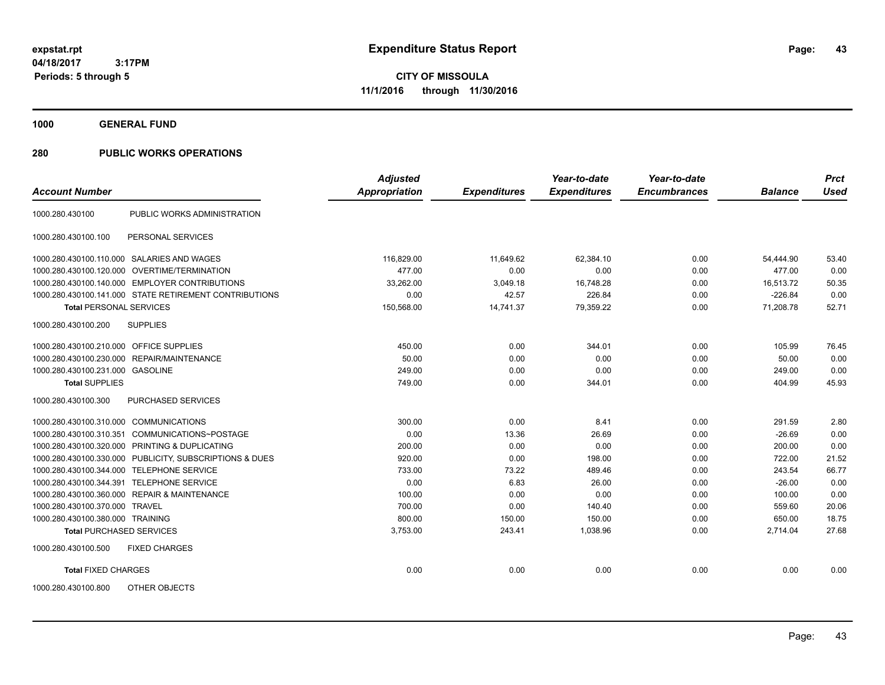**expstat.rpt**
**04/18/2017 3:17PM**
**Periods: 5 through 5**

# Expenditure Status Report

**CITY OF MISSOULA**
**11/1/2016 through 11/30/2016**

**1000 GENERAL FUND**

**280 PUBLIC WORKS OPERATIONS**

| Account Number | | Adjusted Appropriation | Expenditures | Year-to-date Expenditures | Year-to-date Encumbrances | Balance | Prct Used |
|---|---|---|---|---|---|---|---|
| 1000.280.430100 | PUBLIC WORKS ADMINISTRATION | | | | | | |
| 1000.280.430100.100 | PERSONAL SERVICES | | | | | | |
| 1000.280.430100.110.000 | SALARIES AND WAGES | 116,829.00 | 11,649.62 | 62,384.10 | 0.00 | 54,444.90 | 53.40 |
| 1000.280.430100.120.000 | OVERTIME/TERMINATION | 477.00 | 0.00 | 0.00 | 0.00 | 477.00 | 0.00 |
| 1000.280.430100.140.000 | EMPLOYER CONTRIBUTIONS | 33,262.00 | 3,049.18 | 16,748.28 | 0.00 | 16,513.72 | 50.35 |
| 1000.280.430100.141.000 | STATE RETIREMENT CONTRIBUTIONS | 0.00 | 42.57 | 226.84 | 0.00 | -226.84 | 0.00 |
| **Total** PERSONAL SERVICES | | 150,568.00 | 14,741.37 | 79,359.22 | 0.00 | 71,208.78 | 52.71 |
| 1000.280.430100.200 | SUPPLIES | | | | | | |
| 1000.280.430100.210.000 | OFFICE SUPPLIES | 450.00 | 0.00 | 344.01 | 0.00 | 105.99 | 76.45 |
| 1000.280.430100.230.000 | REPAIR/MAINTENANCE | 50.00 | 0.00 | 0.00 | 0.00 | 50.00 | 0.00 |
| 1000.280.430100.231.000 | GASOLINE | 249.00 | 0.00 | 0.00 | 0.00 | 249.00 | 0.00 |
| **Total** SUPPLIES | | 749.00 | 0.00 | 344.01 | 0.00 | 404.99 | 45.93 |
| 1000.280.430100.300 | PURCHASED SERVICES | | | | | | |
| 1000.280.430100.310.000 | COMMUNICATIONS | 300.00 | 0.00 | 8.41 | 0.00 | 291.59 | 2.80 |
| 1000.280.430100.310.351 | COMMUNICATIONS~POSTAGE | 0.00 | 13.36 | 26.69 | 0.00 | -26.69 | 0.00 |
| 1000.280.430100.320.000 | PRINTING & DUPLICATING | 200.00 | 0.00 | 0.00 | 0.00 | 200.00 | 0.00 |
| 1000.280.430100.330.000 | PUBLICITY, SUBSCRIPTIONS & DUES | 920.00 | 0.00 | 198.00 | 0.00 | 722.00 | 21.52 |
| 1000.280.430100.344.000 | TELEPHONE SERVICE | 733.00 | 73.22 | 489.46 | 0.00 | 243.54 | 66.77 |
| 1000.280.430100.344.391 | TELEPHONE SERVICE | 0.00 | 6.83 | 26.00 | 0.00 | -26.00 | 0.00 |
| 1000.280.430100.360.000 | REPAIR & MAINTENANCE | 100.00 | 0.00 | 0.00 | 0.00 | 100.00 | 0.00 |
| 1000.280.430100.370.000 | TRAVEL | 700.00 | 0.00 | 140.40 | 0.00 | 559.60 | 20.06 |
| 1000.280.430100.380.000 | TRAINING | 800.00 | 150.00 | 150.00 | 0.00 | 650.00 | 18.75 |
| **Total** PURCHASED SERVICES | | 3,753.00 | 243.41 | 1,038.96 | 0.00 | 2,714.04 | 27.68 |
| 1000.280.430100.500 | FIXED CHARGES | | | | | | |
| **Total** FIXED CHARGES | | 0.00 | 0.00 | 0.00 | 0.00 | 0.00 | 0.00 |
| 1000.280.430100.800 | OTHER OBJECTS | | | | | | |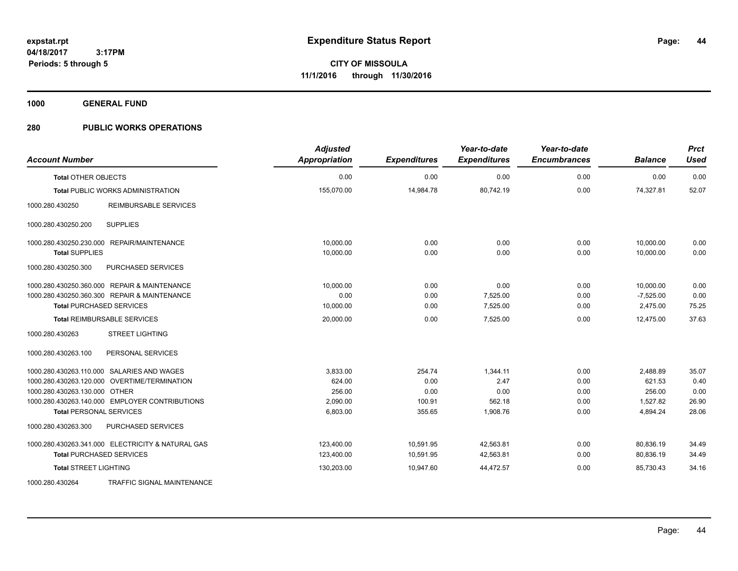# Expenditure Status Report

**CITY OF MISSOULA**
**11/1/2016 through 11/30/2016**

expstat.rpt
04/18/2017 3:17PM
Periods: 5 through 5

**1000 GENERAL FUND**

**280 PUBLIC WORKS OPERATIONS**

| Account Number | | Adjusted Appropriation | Expenditures | Year-to-date Expenditures | Year-to-date Encumbrances | Balance | Prct Used |
|---|---|---|---|---|---|---|---|
| **Total** OTHER OBJECTS | | 0.00 | 0.00 | 0.00 | 0.00 | 0.00 | 0.00 |
| **Total** PUBLIC WORKS ADMINISTRATION | | 155,070.00 | 14,984.78 | 80,742.19 | 0.00 | 74,327.81 | 52.07 |
| 1000.280.430250 | REIMBURSABLE SERVICES | | | | | | |
| 1000.280.430250.200 | SUPPLIES | | | | | | |
| 1000.280.430250.230.000 | REPAIR/MAINTENANCE | 10,000.00 | 0.00 | 0.00 | 0.00 | 10,000.00 | 0.00 |
| **Total SUPPLIES** | | 10,000.00 | 0.00 | 0.00 | 0.00 | 10,000.00 | 0.00 |
| 1000.280.430250.300 | PURCHASED SERVICES | | | | | | |
| 1000.280.430250.360.000 | REPAIR & MAINTENANCE | 10,000.00 | 0.00 | 0.00 | 0.00 | 10,000.00 | 0.00 |
| 1000.280.430250.360.300 | REPAIR & MAINTENANCE | 0.00 | 0.00 | 7,525.00 | 0.00 | -7,525.00 | 0.00 |
| **Total** PURCHASED SERVICES | | 10,000.00 | 0.00 | 7,525.00 | 0.00 | 2,475.00 | 75.25 |
| **Total** REIMBURSABLE SERVICES | | 20,000.00 | 0.00 | 7,525.00 | 0.00 | 12,475.00 | 37.63 |
| 1000.280.430263 | STREET LIGHTING | | | | | | |
| 1000.280.430263.100 | PERSONAL SERVICES | | | | | | |
| 1000.280.430263.110.000 | SALARIES AND WAGES | 3,833.00 | 254.74 | 1,344.11 | 0.00 | 2,488.89 | 35.07 |
| 1000.280.430263.120.000 | OVERTIME/TERMINATION | 624.00 | 0.00 | 2.47 | 0.00 | 621.53 | 0.40 |
| 1000.280.430263.130.000 | OTHER | 256.00 | 0.00 | 0.00 | 0.00 | 256.00 | 0.00 |
| 1000.280.430263.140.000 | EMPLOYER CONTRIBUTIONS | 2,090.00 | 100.91 | 562.18 | 0.00 | 1,527.82 | 26.90 |
| **Total** PERSONAL SERVICES | | 6,803.00 | 355.65 | 1,908.76 | 0.00 | 4,894.24 | 28.06 |
| 1000.280.430263.300 | PURCHASED SERVICES | | | | | | |
| 1000.280.430263.341.000 | ELECTRICITY & NATURAL GAS | 123,400.00 | 10,591.95 | 42,563.81 | 0.00 | 80,836.19 | 34.49 |
| **Total** PURCHASED SERVICES | | 123,400.00 | 10,591.95 | 42,563.81 | 0.00 | 80,836.19 | 34.49 |
| **Total** STREET LIGHTING | | 130,203.00 | 10,947.60 | 44,472.57 | 0.00 | 85,730.43 | 34.16 |
| 1000.280.430264 | TRAFFIC SIGNAL MAINTENANCE | | | | | | |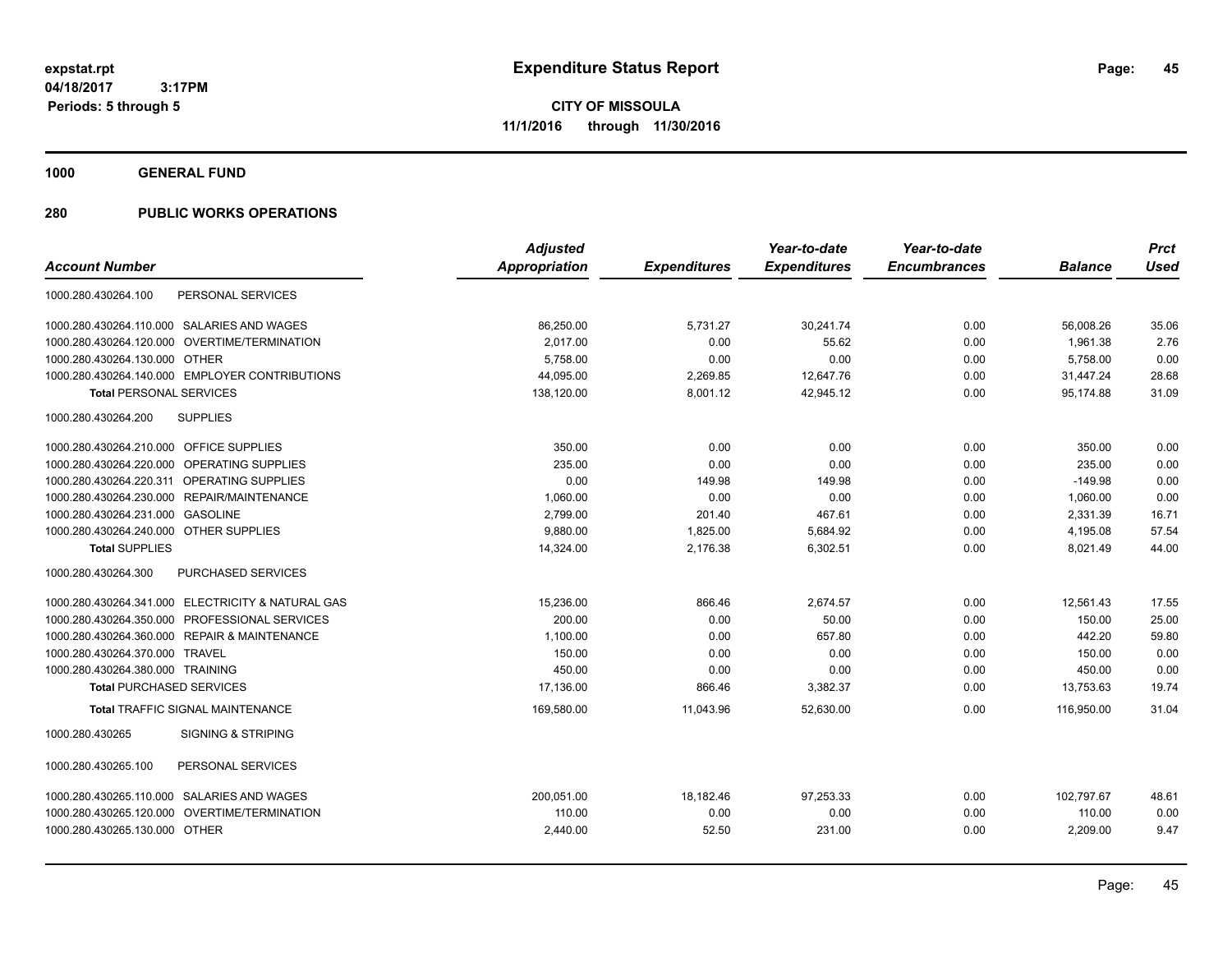# Expenditure Status Report

expstat.rpt
04/18/2017 3:17PM
Periods: 5 through 5

**CITY OF MISSOULA**
**11/1/2016 through 11/30/2016**

**1000 GENERAL FUND**

**280 PUBLIC WORKS OPERATIONS**

| Account Number | Adjusted Appropriation | Expenditures | Year-to-date Expenditures | Year-to-date Encumbrances | Balance | Prct Used |
|---|---|---|---|---|---|---|
| 1000.280.430264.100 PERSONAL SERVICES | | | | | | |
| 1000.280.430264.110.000 SALARIES AND WAGES | 86,250.00 | 5,731.27 | 30,241.74 | 0.00 | 56,008.26 | 35.06 |
| 1000.280.430264.120.000 OVERTIME/TERMINATION | 2,017.00 | 0.00 | 55.62 | 0.00 | 1,961.38 | 2.76 |
| 1000.280.430264.130.000 OTHER | 5,758.00 | 0.00 | 0.00 | 0.00 | 5,758.00 | 0.00 |
| 1000.280.430264.140.000 EMPLOYER CONTRIBUTIONS | 44,095.00 | 2,269.85 | 12,647.76 | 0.00 | 31,447.24 | 28.68 |
| **Total** PERSONAL SERVICES | 138,120.00 | 8,001.12 | 42,945.12 | 0.00 | 95,174.88 | 31.09 |
| 1000.280.430264.200 SUPPLIES | | | | | | |
| 1000.280.430264.210.000 OFFICE SUPPLIES | 350.00 | 0.00 | 0.00 | 0.00 | 350.00 | 0.00 |
| 1000.280.430264.220.000 OPERATING SUPPLIES | 235.00 | 0.00 | 0.00 | 0.00 | 235.00 | 0.00 |
| 1000.280.430264.220.311 OPERATING SUPPLIES | 0.00 | 149.98 | 149.98 | 0.00 | -149.98 | 0.00 |
| 1000.280.430264.230.000 REPAIR/MAINTENANCE | 1,060.00 | 0.00 | 0.00 | 0.00 | 1,060.00 | 0.00 |
| 1000.280.430264.231.000 GASOLINE | 2,799.00 | 201.40 | 467.61 | 0.00 | 2,331.39 | 16.71 |
| 1000.280.430264.240.000 OTHER SUPPLIES | 9,880.00 | 1,825.00 | 5,684.92 | 0.00 | 4,195.08 | 57.54 |
| **Total** SUPPLIES | 14,324.00 | 2,176.38 | 6,302.51 | 0.00 | 8,021.49 | 44.00 |
| 1000.280.430264.300 PURCHASED SERVICES | | | | | | |
| 1000.280.430264.341.000 ELECTRICITY & NATURAL GAS | 15,236.00 | 866.46 | 2,674.57 | 0.00 | 12,561.43 | 17.55 |
| 1000.280.430264.350.000 PROFESSIONAL SERVICES | 200.00 | 0.00 | 50.00 | 0.00 | 150.00 | 25.00 |
| 1000.280.430264.360.000 REPAIR & MAINTENANCE | 1,100.00 | 0.00 | 657.80 | 0.00 | 442.20 | 59.80 |
| 1000.280.430264.370.000 TRAVEL | 150.00 | 0.00 | 0.00 | 0.00 | 150.00 | 0.00 |
| 1000.280.430264.380.000 TRAINING | 450.00 | 0.00 | 0.00 | 0.00 | 450.00 | 0.00 |
| **Total** PURCHASED SERVICES | 17,136.00 | 866.46 | 3,382.37 | 0.00 | 13,753.63 | 19.74 |
| **Total** TRAFFIC SIGNAL MAINTENANCE | 169,580.00 | 11,043.96 | 52,630.00 | 0.00 | 116,950.00 | 31.04 |
| 1000.280.430265 SIGNING & STRIPING | | | | | | |
| 1000.280.430265.100 PERSONAL SERVICES | | | | | | |
| 1000.280.430265.110.000 SALARIES AND WAGES | 200,051.00 | 18,182.46 | 97,253.33 | 0.00 | 102,797.67 | 48.61 |
| 1000.280.430265.120.000 OVERTIME/TERMINATION | 110.00 | 0.00 | 0.00 | 0.00 | 110.00 | 0.00 |
| 1000.280.430265.130.000 OTHER | 2,440.00 | 52.50 | 231.00 | 0.00 | 2,209.00 | 9.47 |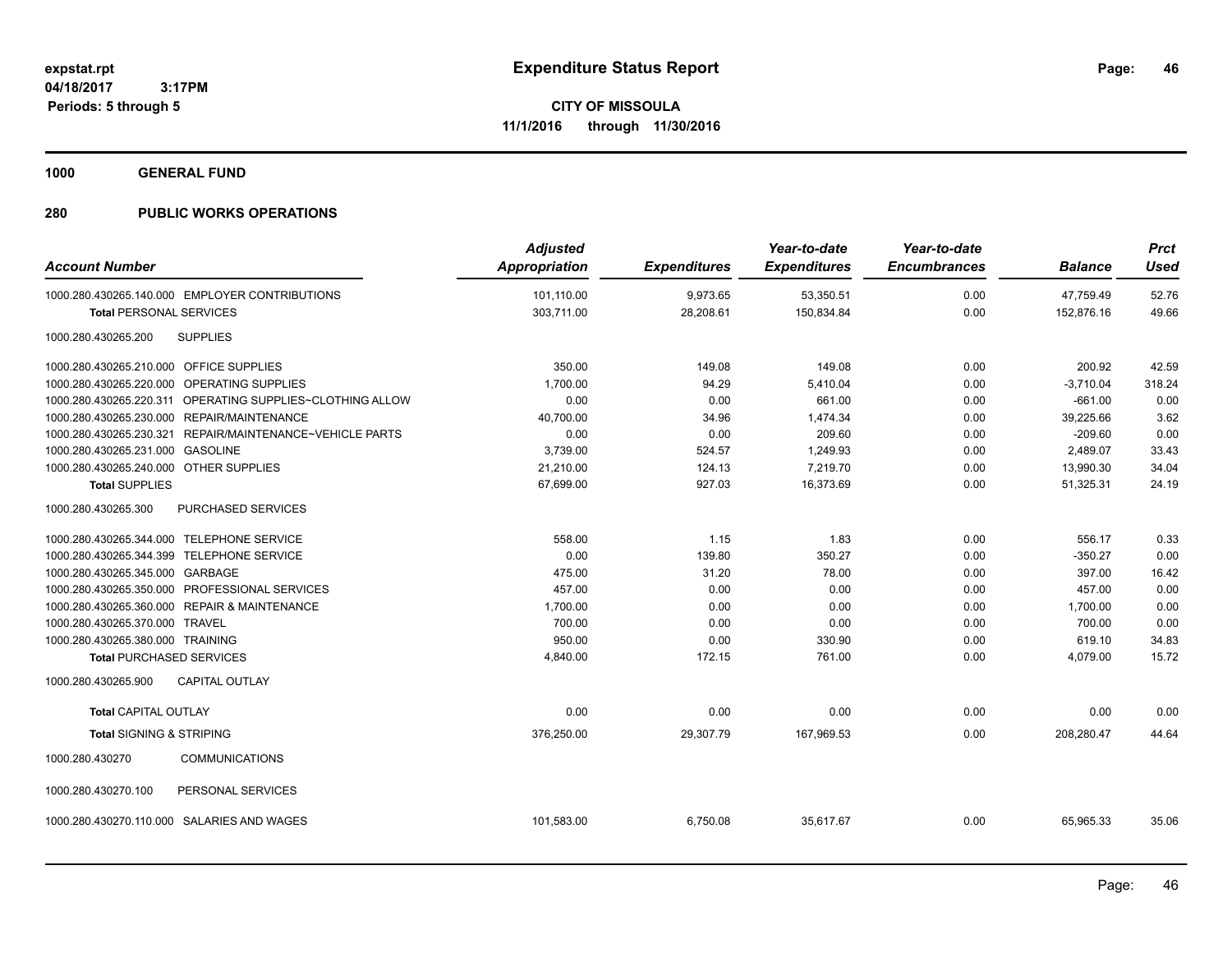**Expenditure Status Report**

**CITY OF MISSOULA**
**11/1/2016 through 11/30/2016**

expstat.rpt
04/18/2017 3:17PM
Periods: 5 through 5

**1000 GENERAL FUND**

**280 PUBLIC WORKS OPERATIONS**

| Account Number | Adjusted Appropriation | Expenditures | Year-to-date Expenditures | Year-to-date Encumbrances | Balance | Prct Used |
|---|---|---|---|---|---|---|
| 1000.280.430265.140.000 EMPLOYER CONTRIBUTIONS | 101,110.00 | 9,973.65 | 53,350.51 | 0.00 | 47,759.49 | 52.76 |
| **Total** PERSONAL SERVICES | 303,711.00 | 28,208.61 | 150,834.84 | 0.00 | 152,876.16 | 49.66 |
| 1000.280.430265.200 SUPPLIES | | | | | | |
| 1000.280.430265.210.000 OFFICE SUPPLIES | 350.00 | 149.08 | 149.08 | 0.00 | 200.92 | 42.59 |
| 1000.280.430265.220.000 OPERATING SUPPLIES | 1,700.00 | 94.29 | 5,410.04 | 0.00 | -3,710.04 | 318.24 |
| 1000.280.430265.220.311 OPERATING SUPPLIES~CLOTHING ALLOW | 0.00 | 0.00 | 661.00 | 0.00 | -661.00 | 0.00 |
| 1000.280.430265.230.000 REPAIR/MAINTENANCE | 40,700.00 | 34.96 | 1,474.34 | 0.00 | 39,225.66 | 3.62 |
| 1000.280.430265.230.321 REPAIR/MAINTENANCE~VEHICLE PARTS | 0.00 | 0.00 | 209.60 | 0.00 | -209.60 | 0.00 |
| 1000.280.430265.231.000 GASOLINE | 3,739.00 | 524.57 | 1,249.93 | 0.00 | 2,489.07 | 33.43 |
| 1000.280.430265.240.000 OTHER SUPPLIES | 21,210.00 | 124.13 | 7,219.70 | 0.00 | 13,990.30 | 34.04 |
| **Total** SUPPLIES | 67,699.00 | 927.03 | 16,373.69 | 0.00 | 51,325.31 | 24.19 |
| 1000.280.430265.300 PURCHASED SERVICES | | | | | | |
| 1000.280.430265.344.000 TELEPHONE SERVICE | 558.00 | 1.15 | 1.83 | 0.00 | 556.17 | 0.33 |
| 1000.280.430265.344.399 TELEPHONE SERVICE | 0.00 | 139.80 | 350.27 | 0.00 | -350.27 | 0.00 |
| 1000.280.430265.345.000 GARBAGE | 475.00 | 31.20 | 78.00 | 0.00 | 397.00 | 16.42 |
| 1000.280.430265.350.000 PROFESSIONAL SERVICES | 457.00 | 0.00 | 0.00 | 0.00 | 457.00 | 0.00 |
| 1000.280.430265.360.000 REPAIR & MAINTENANCE | 1,700.00 | 0.00 | 0.00 | 0.00 | 1,700.00 | 0.00 |
| 1000.280.430265.370.000 TRAVEL | 700.00 | 0.00 | 0.00 | 0.00 | 700.00 | 0.00 |
| 1000.280.430265.380.000 TRAINING | 950.00 | 0.00 | 330.90 | 0.00 | 619.10 | 34.83 |
| **Total** PURCHASED SERVICES | 4,840.00 | 172.15 | 761.00 | 0.00 | 4,079.00 | 15.72 |
| 1000.280.430265.900 CAPITAL OUTLAY | | | | | | |
| **Total** CAPITAL OUTLAY | 0.00 | 0.00 | 0.00 | 0.00 | 0.00 | 0.00 |
| **Total** SIGNING & STRIPING | 376,250.00 | 29,307.79 | 167,969.53 | 0.00 | 208,280.47 | 44.64 |
| 1000.280.430270 COMMUNICATIONS | | | | | | |
| 1000.280.430270.100 PERSONAL SERVICES | | | | | | |
| 1000.280.430270.110.000 SALARIES AND WAGES | 101,583.00 | 6,750.08 | 35,617.67 | 0.00 | 65,965.33 | 35.06 |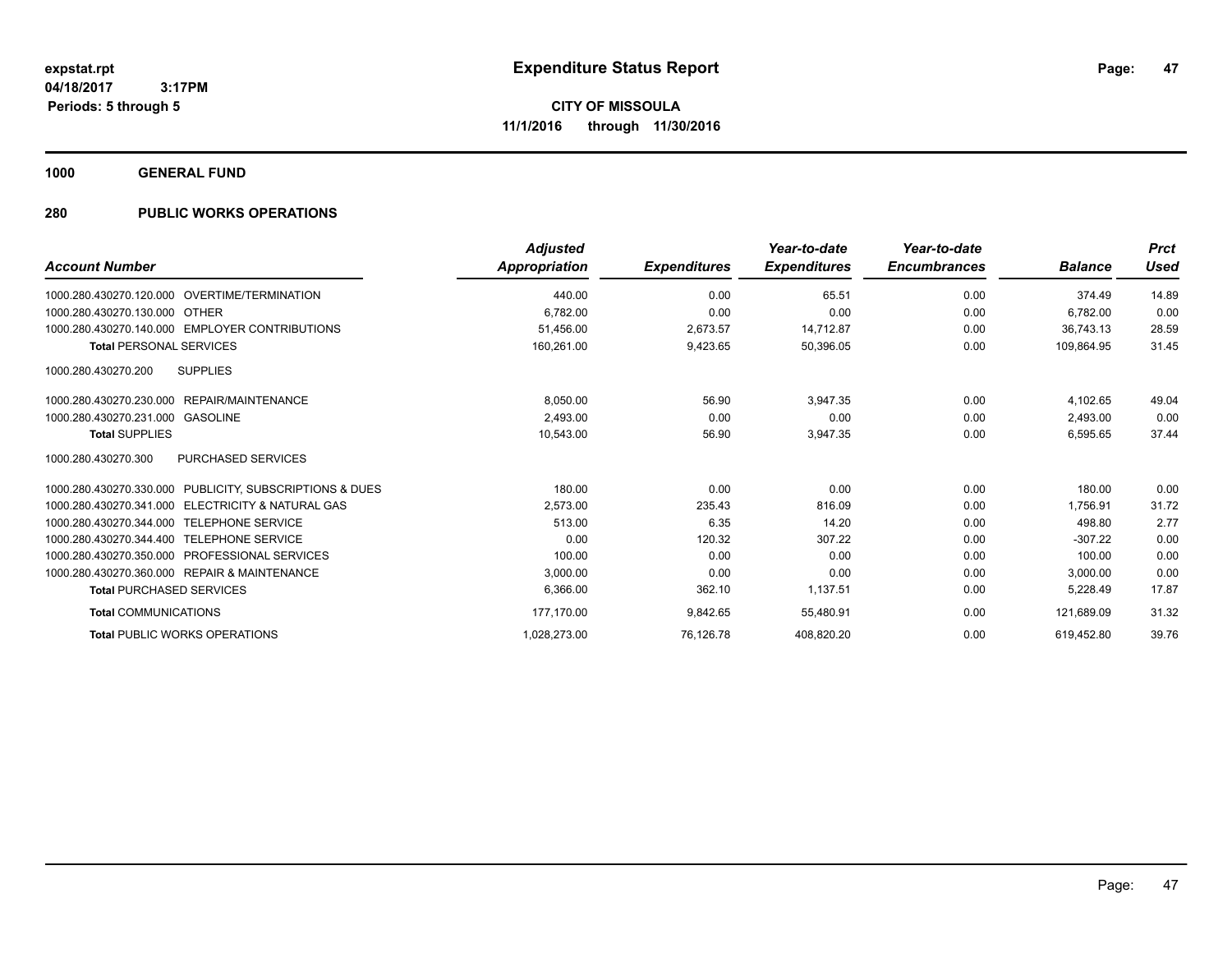# Expenditure Status Report

**CITY OF MISSOULA**

**11/1/2016 through 11/30/2016**

expstat.rpt
04/18/2017 3:17PM
Periods: 5 through 5

**1000 GENERAL FUND**

**280 PUBLIC WORKS OPERATIONS**

| Account Number | Adjusted Appropriation | Expenditures | Year-to-date Expenditures | Year-to-date Encumbrances | Balance | Prct Used |
|---|---|---|---|---|---|---|
| 1000.280.430270.120.000 OVERTIME/TERMINATION | 440.00 | 0.00 | 65.51 | 0.00 | 374.49 | 14.89 |
| 1000.280.430270.130.000 OTHER | 6,782.00 | 0.00 | 0.00 | 0.00 | 6,782.00 | 0.00 |
| 1000.280.430270.140.000 EMPLOYER CONTRIBUTIONS | 51,456.00 | 2,673.57 | 14,712.87 | 0.00 | 36,743.13 | 28.59 |
| **Total** PERSONAL SERVICES | 160,261.00 | 9,423.65 | 50,396.05 | 0.00 | 109,864.95 | 31.45 |
| 1000.280.430270.200 SUPPLIES | | | | | | |
| 1000.280.430270.230.000 REPAIR/MAINTENANCE | 8,050.00 | 56.90 | 3,947.35 | 0.00 | 4,102.65 | 49.04 |
| 1000.280.430270.231.000 GASOLINE | 2,493.00 | 0.00 | 0.00 | 0.00 | 2,493.00 | 0.00 |
| **Total** SUPPLIES | 10,543.00 | 56.90 | 3,947.35 | 0.00 | 6,595.65 | 37.44 |
| 1000.280.430270.300 PURCHASED SERVICES | | | | | | |
| 1000.280.430270.330.000 PUBLICITY, SUBSCRIPTIONS & DUES | 180.00 | 0.00 | 0.00 | 0.00 | 180.00 | 0.00 |
| 1000.280.430270.341.000 ELECTRICITY & NATURAL GAS | 2,573.00 | 235.43 | 816.09 | 0.00 | 1,756.91 | 31.72 |
| 1000.280.430270.344.000 TELEPHONE SERVICE | 513.00 | 6.35 | 14.20 | 0.00 | 498.80 | 2.77 |
| 1000.280.430270.344.400 TELEPHONE SERVICE | 0.00 | 120.32 | 307.22 | 0.00 | -307.22 | 0.00 |
| 1000.280.430270.350.000 PROFESSIONAL SERVICES | 100.00 | 0.00 | 0.00 | 0.00 | 100.00 | 0.00 |
| 1000.280.430270.360.000 REPAIR & MAINTENANCE | 3,000.00 | 0.00 | 0.00 | 0.00 | 3,000.00 | 0.00 |
| **Total** PURCHASED SERVICES | 6,366.00 | 362.10 | 1,137.51 | 0.00 | 5,228.49 | 17.87 |
| **Total** COMMUNICATIONS | 177,170.00 | 9,842.65 | 55,480.91 | 0.00 | 121,689.09 | 31.32 |
| **Total** PUBLIC WORKS OPERATIONS | 1,028,273.00 | 76,126.78 | 408,820.20 | 0.00 | 619,452.80 | 39.76 |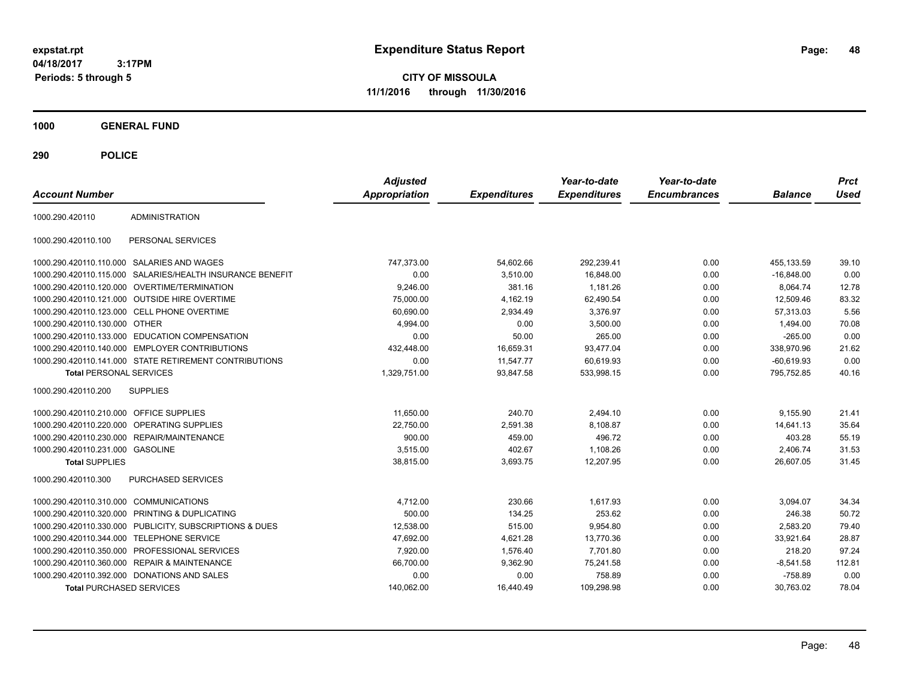**expstat.rpt**
**04/18/2017 3:17PM**
**Periods: 5 through 5**

# Expenditure Status Report

**CITY OF MISSOULA**
**11/1/2016 through 11/30/2016**

## 1000 GENERAL FUND

## 290 POLICE

| Account Number | | Adjusted Appropriation | Expenditures | Year-to-date Expenditures | Year-to-date Encumbrances | Balance | Prct Used |
|---|---|---|---|---|---|---|---|
| 1000.290.420110 | ADMINISTRATION | | | | | | |
| 1000.290.420110.100 | PERSONAL SERVICES | | | | | | |
| 1000.290.420110.110.000 | SALARIES AND WAGES | 747,373.00 | 54,602.66 | 292,239.41 | 0.00 | 455,133.59 | 39.10 |
| 1000.290.420110.115.000 | SALARIES/HEALTH INSURANCE BENEFIT | 0.00 | 3,510.00 | 16,848.00 | 0.00 | -16,848.00 | 0.00 |
| 1000.290.420110.120.000 | OVERTIME/TERMINATION | 9,246.00 | 381.16 | 1,181.26 | 0.00 | 8,064.74 | 12.78 |
| 1000.290.420110.121.000 | OUTSIDE HIRE OVERTIME | 75,000.00 | 4,162.19 | 62,490.54 | 0.00 | 12,509.46 | 83.32 |
| 1000.290.420110.123.000 | CELL PHONE OVERTIME | 60,690.00 | 2,934.49 | 3,376.97 | 0.00 | 57,313.03 | 5.56 |
| 1000.290.420110.130.000 | OTHER | 4,994.00 | 0.00 | 3,500.00 | 0.00 | 1,494.00 | 70.08 |
| 1000.290.420110.133.000 | EDUCATION COMPENSATION | 0.00 | 50.00 | 265.00 | 0.00 | -265.00 | 0.00 |
| 1000.290.420110.140.000 | EMPLOYER CONTRIBUTIONS | 432,448.00 | 16,659.31 | 93,477.04 | 0.00 | 338,970.96 | 21.62 |
| 1000.290.420110.141.000 | STATE RETIREMENT CONTRIBUTIONS | 0.00 | 11,547.77 | 60,619.93 | 0.00 | -60,619.93 | 0.00 |
| **Total** PERSONAL SERVICES | | 1,329,751.00 | 93,847.58 | 533,998.15 | 0.00 | 795,752.85 | 40.16 |
| 1000.290.420110.200 | SUPPLIES | | | | | | |
| 1000.290.420110.210.000 | OFFICE SUPPLIES | 11,650.00 | 240.70 | 2,494.10 | 0.00 | 9,155.90 | 21.41 |
| 1000.290.420110.220.000 | OPERATING SUPPLIES | 22,750.00 | 2,591.38 | 8,108.87 | 0.00 | 14,641.13 | 35.64 |
| 1000.290.420110.230.000 | REPAIR/MAINTENANCE | 900.00 | 459.00 | 496.72 | 0.00 | 403.28 | 55.19 |
| 1000.290.420110.231.000 | GASOLINE | 3,515.00 | 402.67 | 1,108.26 | 0.00 | 2,406.74 | 31.53 |
| **Total** SUPPLIES | | 38,815.00 | 3,693.75 | 12,207.95 | 0.00 | 26,607.05 | 31.45 |
| 1000.290.420110.300 | PURCHASED SERVICES | | | | | | |
| 1000.290.420110.310.000 | COMMUNICATIONS | 4,712.00 | 230.66 | 1,617.93 | 0.00 | 3,094.07 | 34.34 |
| 1000.290.420110.320.000 | PRINTING & DUPLICATING | 500.00 | 134.25 | 253.62 | 0.00 | 246.38 | 50.72 |
| 1000.290.420110.330.000 | PUBLICITY, SUBSCRIPTIONS & DUES | 12,538.00 | 515.00 | 9,954.80 | 0.00 | 2,583.20 | 79.40 |
| 1000.290.420110.344.000 | TELEPHONE SERVICE | 47,692.00 | 4,621.28 | 13,770.36 | 0.00 | 33,921.64 | 28.87 |
| 1000.290.420110.350.000 | PROFESSIONAL SERVICES | 7,920.00 | 1,576.40 | 7,701.80 | 0.00 | 218.20 | 97.24 |
| 1000.290.420110.360.000 | REPAIR & MAINTENANCE | 66,700.00 | 9,362.90 | 75,241.58 | 0.00 | -8,541.58 | 112.81 |
| 1000.290.420110.392.000 | DONATIONS AND SALES | 0.00 | 0.00 | 758.89 | 0.00 | -758.89 | 0.00 |
| **Total** PURCHASED SERVICES | | 140,062.00 | 16,440.49 | 109,298.98 | 0.00 | 30,763.02 | 78.04 |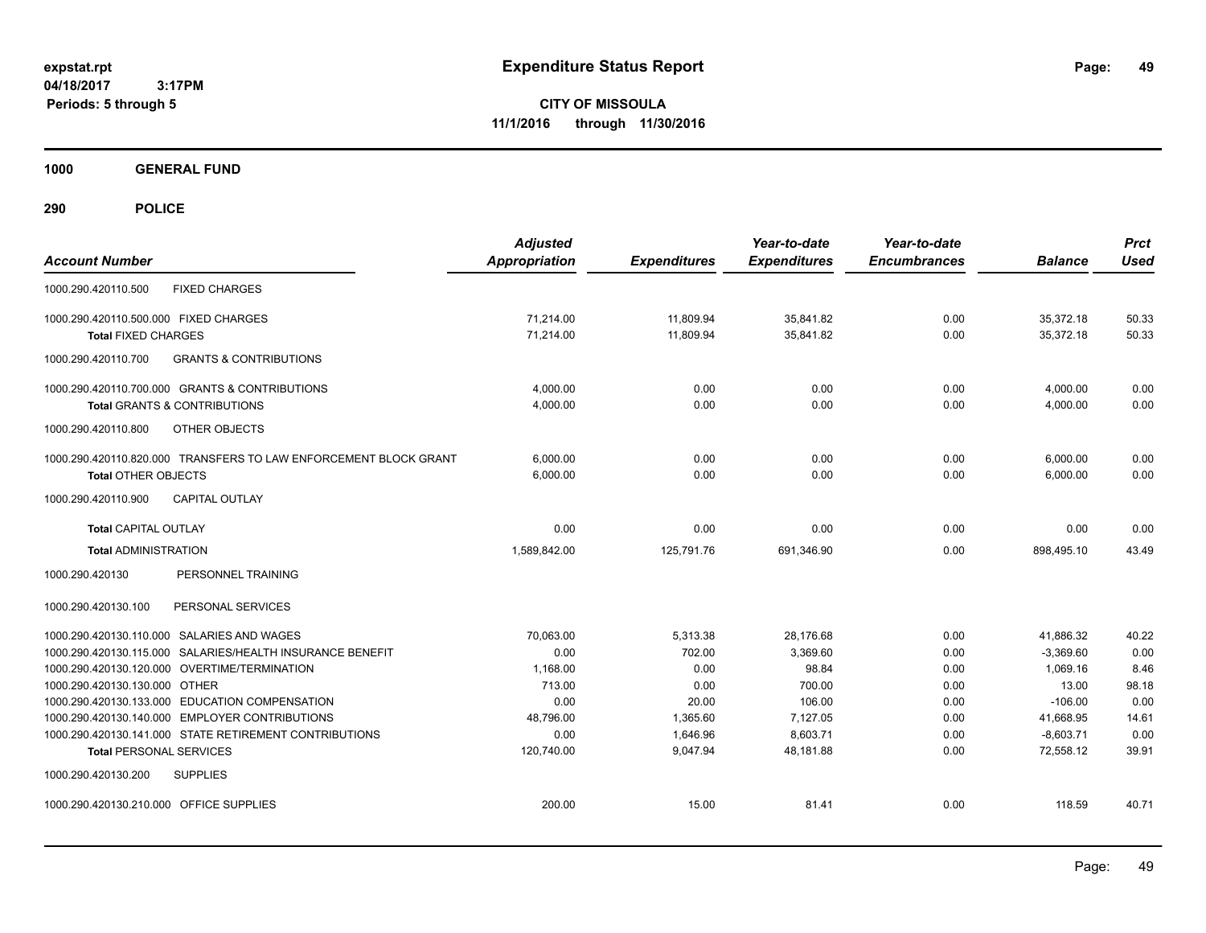# Expenditure Status Report

expstat.rpt
04/18/2017 3:17PM
Periods: 5 through 5

**CITY OF MISSOULA**
**11/1/2016 through 11/30/2016**

**1000 GENERAL FUND**

**290 POLICE**

| Account Number | Adjusted Appropriation | Expenditures | Year-to-date Expenditures | Year-to-date Encumbrances | Balance | Prct Used |
|---|---|---|---|---|---|---|
| 1000.290.420110.500 FIXED CHARGES | | | | | | |
| 1000.290.420110.500.000 FIXED CHARGES | 71,214.00 | 11,809.94 | 35,841.82 | 0.00 | 35,372.18 | 50.33 |
| **Total** FIXED CHARGES | 71,214.00 | 11,809.94 | 35,841.82 | 0.00 | 35,372.18 | 50.33 |
| 1000.290.420110.700 GRANTS & CONTRIBUTIONS | | | | | | |
| 1000.290.420110.700.000 GRANTS & CONTRIBUTIONS | 4,000.00 | 0.00 | 0.00 | 0.00 | 4,000.00 | 0.00 |
| **Total** GRANTS & CONTRIBUTIONS | 4,000.00 | 0.00 | 0.00 | 0.00 | 4,000.00 | 0.00 |
| 1000.290.420110.800 OTHER OBJECTS | | | | | | |
| 1000.290.420110.820.000 TRANSFERS TO LAW ENFORCEMENT BLOCK GRANT | 6,000.00 | 0.00 | 0.00 | 0.00 | 6,000.00 | 0.00 |
| **Total** OTHER OBJECTS | 6,000.00 | 0.00 | 0.00 | 0.00 | 6,000.00 | 0.00 |
| 1000.290.420110.900 CAPITAL OUTLAY | | | | | | |
| **Total** CAPITAL OUTLAY | 0.00 | 0.00 | 0.00 | 0.00 | 0.00 | 0.00 |
| **Total** ADMINISTRATION | 1,589,842.00 | 125,791.76 | 691,346.90 | 0.00 | 898,495.10 | 43.49 |
| 1000.290.420130 PERSONNEL TRAINING | | | | | | |
| 1000.290.420130.100 PERSONAL SERVICES | | | | | | |
| 1000.290.420130.110.000 SALARIES AND WAGES | 70,063.00 | 5,313.38 | 28,176.68 | 0.00 | 41,886.32 | 40.22 |
| 1000.290.420130.115.000 SALARIES/HEALTH INSURANCE BENEFIT | 0.00 | 702.00 | 3,369.60 | 0.00 | -3,369.60 | 0.00 |
| 1000.290.420130.120.000 OVERTIME/TERMINATION | 1,168.00 | 0.00 | 98.84 | 0.00 | 1,069.16 | 8.46 |
| 1000.290.420130.130.000 OTHER | 713.00 | 0.00 | 700.00 | 0.00 | 13.00 | 98.18 |
| 1000.290.420130.133.000 EDUCATION COMPENSATION | 0.00 | 20.00 | 106.00 | 0.00 | -106.00 | 0.00 |
| 1000.290.420130.140.000 EMPLOYER CONTRIBUTIONS | 48,796.00 | 1,365.60 | 7,127.05 | 0.00 | 41,668.95 | 14.61 |
| 1000.290.420130.141.000 STATE RETIREMENT CONTRIBUTIONS | 0.00 | 1,646.96 | 8,603.71 | 0.00 | -8,603.71 | 0.00 |
| **Total** PERSONAL SERVICES | 120,740.00 | 9,047.94 | 48,181.88 | 0.00 | 72,558.12 | 39.91 |
| 1000.290.420130.200 SUPPLIES | | | | | | |
| 1000.290.420130.210.000 OFFICE SUPPLIES | 200.00 | 15.00 | 81.41 | 0.00 | 118.59 | 40.71 |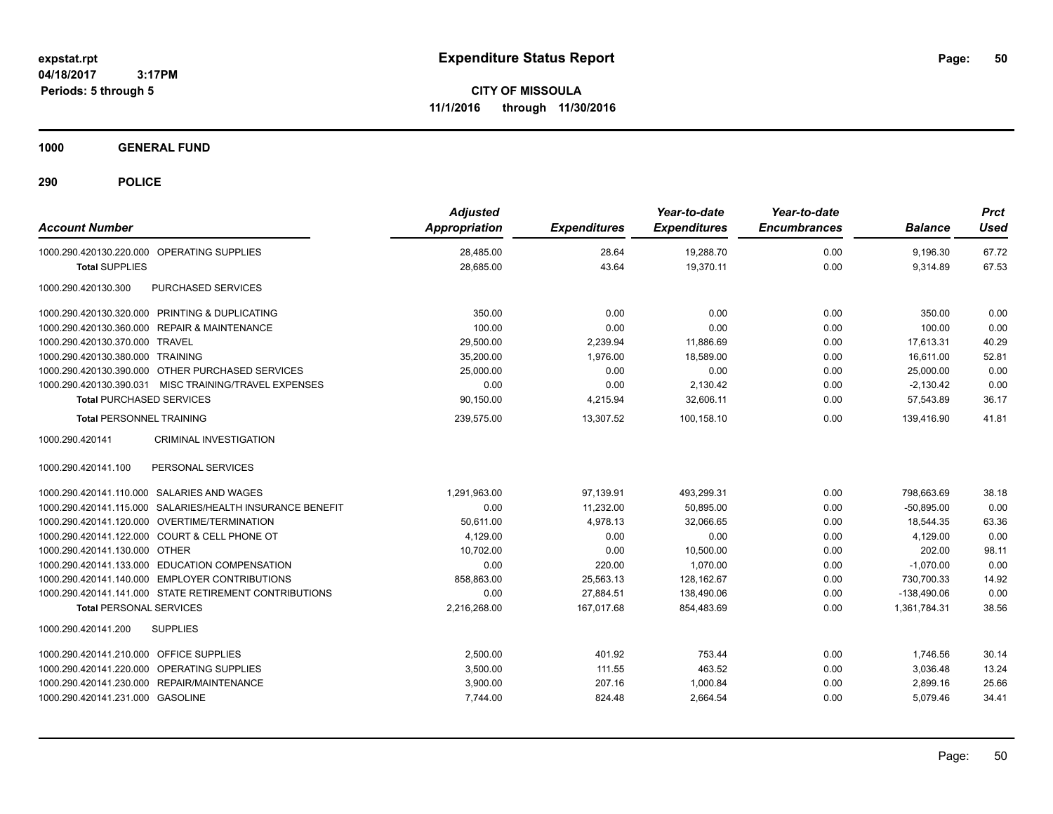**Expenditure Status Report**

**CITY OF MISSOULA**
**11/1/2016 through 11/30/2016**

expstat.rpt
04/18/2017 3:17PM
Periods: 5 through 5

**1000 GENERAL FUND**

**290 POLICE**

| Account Number | Adjusted Appropriation | Expenditures | Year-to-date Expenditures | Year-to-date Encumbrances | Balance | Prct Used |
|---|---|---|---|---|---|---|
| 1000.290.420130.220.000 OPERATING SUPPLIES | 28,485.00 | 28.64 | 19,288.70 | 0.00 | 9,196.30 | 67.72 |
| **Total** SUPPLIES | 28,685.00 | 43.64 | 19,370.11 | 0.00 | 9,314.89 | 67.53 |
| 1000.290.420130.300 PURCHASED SERVICES | | | | | | |
| 1000.290.420130.320.000 PRINTING & DUPLICATING | 350.00 | 0.00 | 0.00 | 0.00 | 350.00 | 0.00 |
| 1000.290.420130.360.000 REPAIR & MAINTENANCE | 100.00 | 0.00 | 0.00 | 0.00 | 100.00 | 0.00 |
| 1000.290.420130.370.000 TRAVEL | 29,500.00 | 2,239.94 | 11,886.69 | 0.00 | 17,613.31 | 40.29 |
| 1000.290.420130.380.000 TRAINING | 35,200.00 | 1,976.00 | 18,589.00 | 0.00 | 16,611.00 | 52.81 |
| 1000.290.420130.390.000 OTHER PURCHASED SERVICES | 25,000.00 | 0.00 | 0.00 | 0.00 | 25,000.00 | 0.00 |
| 1000.290.420130.390.031 MISC TRAINING/TRAVEL EXPENSES | 0.00 | 0.00 | 2,130.42 | 0.00 | -2,130.42 | 0.00 |
| **Total** PURCHASED SERVICES | 90,150.00 | 4,215.94 | 32,606.11 | 0.00 | 57,543.89 | 36.17 |
| **Total** PERSONNEL TRAINING | 239,575.00 | 13,307.52 | 100,158.10 | 0.00 | 139,416.90 | 41.81 |
| 1000.290.420141 CRIMINAL INVESTIGATION | | | | | | |
| 1000.290.420141.100 PERSONAL SERVICES | | | | | | |
| 1000.290.420141.110.000 SALARIES AND WAGES | 1,291,963.00 | 97,139.91 | 493,299.31 | 0.00 | 798,663.69 | 38.18 |
| 1000.290.420141.115.000 SALARIES/HEALTH INSURANCE BENEFIT | 0.00 | 11,232.00 | 50,895.00 | 0.00 | -50,895.00 | 0.00 |
| 1000.290.420141.120.000 OVERTIME/TERMINATION | 50,611.00 | 4,978.13 | 32,066.65 | 0.00 | 18,544.35 | 63.36 |
| 1000.290.420141.122.000 COURT & CELL PHONE OT | 4,129.00 | 0.00 | 0.00 | 0.00 | 4,129.00 | 0.00 |
| 1000.290.420141.130.000 OTHER | 10,702.00 | 0.00 | 10,500.00 | 0.00 | 202.00 | 98.11 |
| 1000.290.420141.133.000 EDUCATION COMPENSATION | 0.00 | 220.00 | 1,070.00 | 0.00 | -1,070.00 | 0.00 |
| 1000.290.420141.140.000 EMPLOYER CONTRIBUTIONS | 858,863.00 | 25,563.13 | 128,162.67 | 0.00 | 730,700.33 | 14.92 |
| 1000.290.420141.141.000 STATE RETIREMENT CONTRIBUTIONS | 0.00 | 27,884.51 | 138,490.06 | 0.00 | -138,490.06 | 0.00 |
| **Total** PERSONAL SERVICES | 2,216,268.00 | 167,017.68 | 854,483.69 | 0.00 | 1,361,784.31 | 38.56 |
| 1000.290.420141.200 SUPPLIES | | | | | | |
| 1000.290.420141.210.000 OFFICE SUPPLIES | 2,500.00 | 401.92 | 753.44 | 0.00 | 1,746.56 | 30.14 |
| 1000.290.420141.220.000 OPERATING SUPPLIES | 3,500.00 | 111.55 | 463.52 | 0.00 | 3,036.48 | 13.24 |
| 1000.290.420141.230.000 REPAIR/MAINTENANCE | 3,900.00 | 207.16 | 1,000.84 | 0.00 | 2,899.16 | 25.66 |
| 1000.290.420141.231.000 GASOLINE | 7,744.00 | 824.48 | 2,664.54 | 0.00 | 5,079.46 | 34.41 |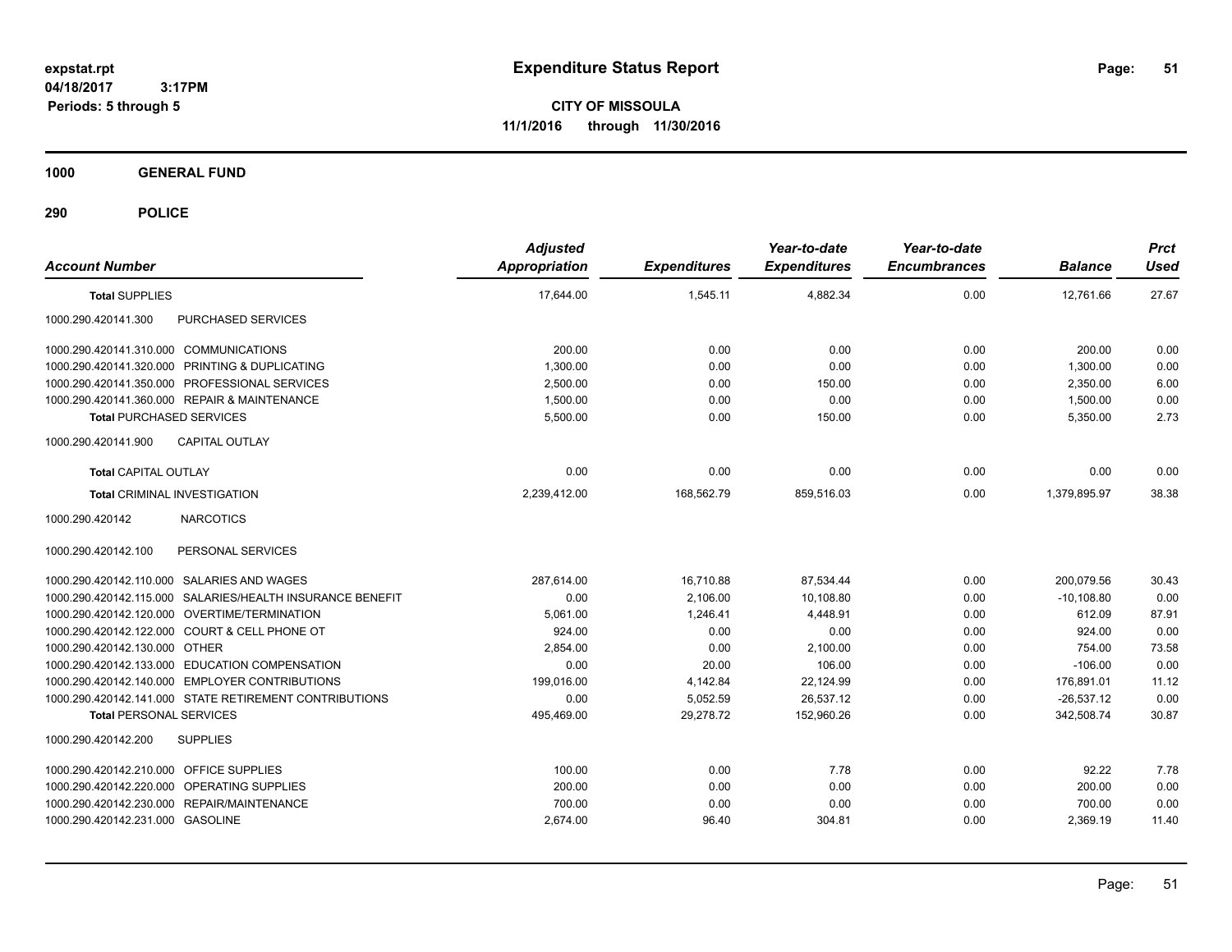# Expenditure Status Report

**CITY OF MISSOULA**
**11/1/2016 through 11/30/2016**

expstat.rpt
04/18/2017 3:17PM
Periods: 5 through 5

**1000 GENERAL FUND**

**290 POLICE**

| Account Number | | Adjusted Appropriation | Expenditures | Year-to-date Expenditures | Year-to-date Encumbrances | Balance | Prct Used |
|---|---|---|---|---|---|---|---|
| **Total SUPPLIES** | | 17,644.00 | 1,545.11 | 4,882.34 | 0.00 | 12,761.66 | 27.67 |
| 1000.290.420141.300 | PURCHASED SERVICES | | | | | | |
| 1000.290.420141.310.000 | COMMUNICATIONS | 200.00 | 0.00 | 0.00 | 0.00 | 200.00 | 0.00 |
| 1000.290.420141.320.000 | PRINTING & DUPLICATING | 1,300.00 | 0.00 | 0.00 | 0.00 | 1,300.00 | 0.00 |
| 1000.290.420141.350.000 | PROFESSIONAL SERVICES | 2,500.00 | 0.00 | 150.00 | 0.00 | 2,350.00 | 6.00 |
| 1000.290.420141.360.000 | REPAIR & MAINTENANCE | 1,500.00 | 0.00 | 0.00 | 0.00 | 1,500.00 | 0.00 |
| **Total PURCHASED SERVICES** | | 5,500.00 | 0.00 | 150.00 | 0.00 | 5,350.00 | 2.73 |
| 1000.290.420141.900 | CAPITAL OUTLAY | | | | | | |
| **Total CAPITAL OUTLAY** | | 0.00 | 0.00 | 0.00 | 0.00 | 0.00 | 0.00 |
| **Total CRIMINAL INVESTIGATION** | | 2,239,412.00 | 168,562.79 | 859,516.03 | 0.00 | 1,379,895.97 | 38.38 |
| 1000.290.420142 | NARCOTICS | | | | | | |
| 1000.290.420142.100 | PERSONAL SERVICES | | | | | | |
| 1000.290.420142.110.000 | SALARIES AND WAGES | 287,614.00 | 16,710.88 | 87,534.44 | 0.00 | 200,079.56 | 30.43 |
| 1000.290.420142.115.000 | SALARIES/HEALTH INSURANCE BENEFIT | 0.00 | 2,106.00 | 10,108.80 | 0.00 | -10,108.80 | 0.00 |
| 1000.290.420142.120.000 | OVERTIME/TERMINATION | 5,061.00 | 1,246.41 | 4,448.91 | 0.00 | 612.09 | 87.91 |
| 1000.290.420142.122.000 | COURT & CELL PHONE OT | 924.00 | 0.00 | 0.00 | 0.00 | 924.00 | 0.00 |
| 1000.290.420142.130.000 | OTHER | 2,854.00 | 0.00 | 2,100.00 | 0.00 | 754.00 | 73.58 |
| 1000.290.420142.133.000 | EDUCATION COMPENSATION | 0.00 | 20.00 | 106.00 | 0.00 | -106.00 | 0.00 |
| 1000.290.420142.140.000 | EMPLOYER CONTRIBUTIONS | 199,016.00 | 4,142.84 | 22,124.99 | 0.00 | 176,891.01 | 11.12 |
| 1000.290.420142.141.000 | STATE RETIREMENT CONTRIBUTIONS | 0.00 | 5,052.59 | 26,537.12 | 0.00 | -26,537.12 | 0.00 |
| **Total PERSONAL SERVICES** | | 495,469.00 | 29,278.72 | 152,960.26 | 0.00 | 342,508.74 | 30.87 |
| 1000.290.420142.200 | SUPPLIES | | | | | | |
| 1000.290.420142.210.000 | OFFICE SUPPLIES | 100.00 | 0.00 | 7.78 | 0.00 | 92.22 | 7.78 |
| 1000.290.420142.220.000 | OPERATING SUPPLIES | 200.00 | 0.00 | 0.00 | 0.00 | 200.00 | 0.00 |
| 1000.290.420142.230.000 | REPAIR/MAINTENANCE | 700.00 | 0.00 | 0.00 | 0.00 | 700.00 | 0.00 |
| 1000.290.420142.231.000 | GASOLINE | 2,674.00 | 96.40 | 304.81 | 0.00 | 2,369.19 | 11.40 |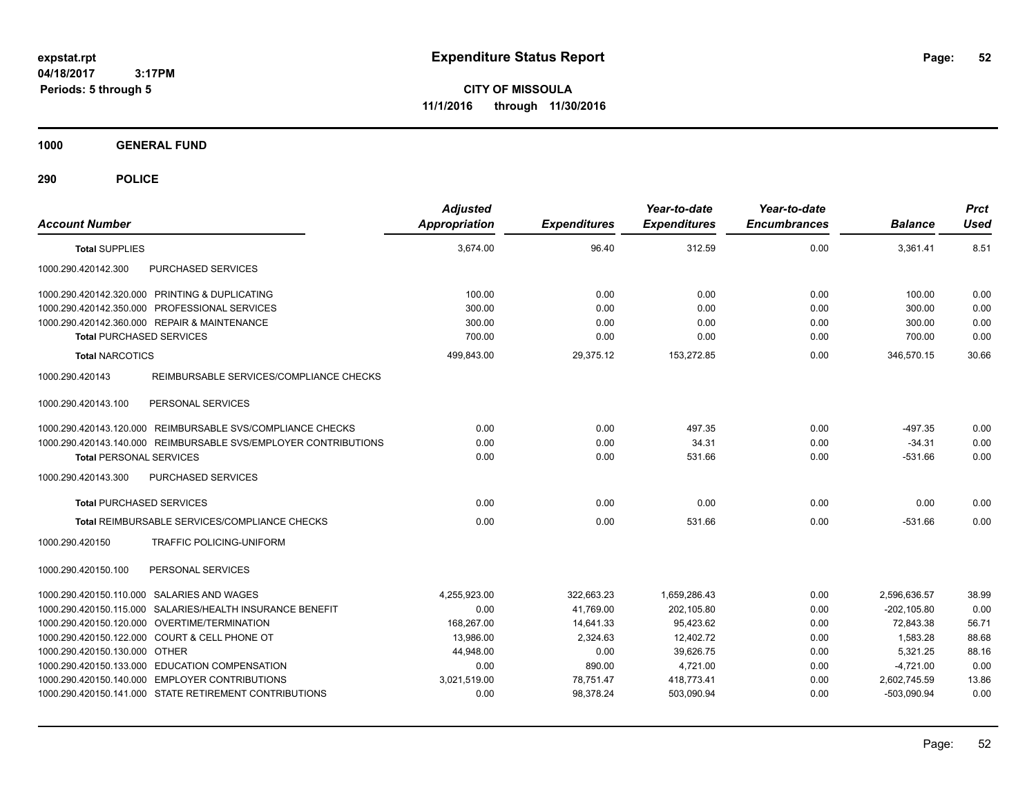# Expenditure Status Report

**CITY OF MISSOULA**

**11/1/2016 through 11/30/2016**

expstat.rpt
04/18/2017 3:17PM
Periods: 5 through 5

**1000 GENERAL FUND**

**290 POLICE**

| Account Number | Adjusted Appropriation | Expenditures | Year-to-date Expenditures | Year-to-date Encumbrances | Balance | Prct Used |
|---|---|---|---|---|---|---|
| **Total SUPPLIES** | 3,674.00 | 96.40 | 312.59 | 0.00 | 3,361.41 | 8.51 |
| 1000.290.420142.300 PURCHASED SERVICES | | | | | | |
| 1000.290.420142.320.000 PRINTING & DUPLICATING | 100.00 | 0.00 | 0.00 | 0.00 | 100.00 | 0.00 |
| 1000.290.420142.350.000 PROFESSIONAL SERVICES | 300.00 | 0.00 | 0.00 | 0.00 | 300.00 | 0.00 |
| 1000.290.420142.360.000 REPAIR & MAINTENANCE | 300.00 | 0.00 | 0.00 | 0.00 | 300.00 | 0.00 |
| **Total PURCHASED SERVICES** | 700.00 | 0.00 | 0.00 | 0.00 | 700.00 | 0.00 |
| **Total NARCOTICS** | 499,843.00 | 29,375.12 | 153,272.85 | 0.00 | 346,570.15 | 30.66 |
| 1000.290.420143 REIMBURSABLE SERVICES/COMPLIANCE CHECKS | | | | | | |
| 1000.290.420143.100 PERSONAL SERVICES | | | | | | |
| 1000.290.420143.120.000 REIMBURSABLE SVS/COMPLIANCE CHECKS | 0.00 | 0.00 | 497.35 | 0.00 | -497.35 | 0.00 |
| 1000.290.420143.140.000 REIMBURSABLE SVS/EMPLOYER CONTRIBUTIONS | 0.00 | 0.00 | 34.31 | 0.00 | -34.31 | 0.00 |
| **Total PERSONAL SERVICES** | 0.00 | 0.00 | 531.66 | 0.00 | -531.66 | 0.00 |
| 1000.290.420143.300 PURCHASED SERVICES | | | | | | |
| **Total PURCHASED SERVICES** | 0.00 | 0.00 | 0.00 | 0.00 | 0.00 | 0.00 |
| **Total REIMBURSABLE SERVICES/COMPLIANCE CHECKS** | 0.00 | 0.00 | 531.66 | 0.00 | -531.66 | 0.00 |
| 1000.290.420150 TRAFFIC POLICING-UNIFORM | | | | | | |
| 1000.290.420150.100 PERSONAL SERVICES | | | | | | |
| 1000.290.420150.110.000 SALARIES AND WAGES | 4,255,923.00 | 322,663.23 | 1,659,286.43 | 0.00 | 2,596,636.57 | 38.99 |
| 1000.290.420150.115.000 SALARIES/HEALTH INSURANCE BENEFIT | 0.00 | 41,769.00 | 202,105.80 | 0.00 | -202,105.80 | 0.00 |
| 1000.290.420150.120.000 OVERTIME/TERMINATION | 168,267.00 | 14,641.33 | 95,423.62 | 0.00 | 72,843.38 | 56.71 |
| 1000.290.420150.122.000 COURT & CELL PHONE OT | 13,986.00 | 2,324.63 | 12,402.72 | 0.00 | 1,583.28 | 88.68 |
| 1000.290.420150.130.000 OTHER | 44,948.00 | 0.00 | 39,626.75 | 0.00 | 5,321.25 | 88.16 |
| 1000.290.420150.133.000 EDUCATION COMPENSATION | 0.00 | 890.00 | 4,721.00 | 0.00 | -4,721.00 | 0.00 |
| 1000.290.420150.140.000 EMPLOYER CONTRIBUTIONS | 3,021,519.00 | 78,751.47 | 418,773.41 | 0.00 | 2,602,745.59 | 13.86 |
| 1000.290.420150.141.000 STATE RETIREMENT CONTRIBUTIONS | 0.00 | 98,378.24 | 503,090.94 | 0.00 | -503,090.94 | 0.00 |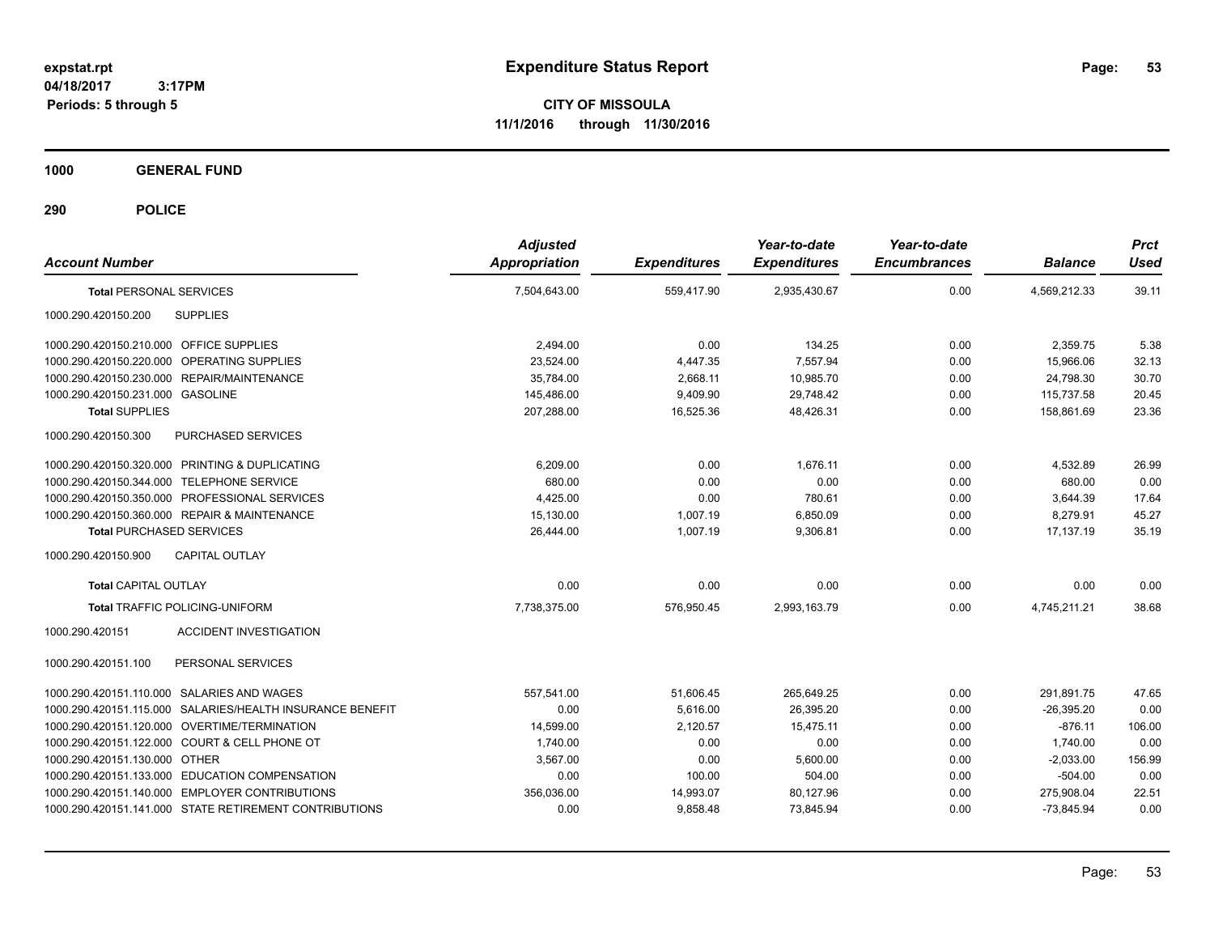**Expenditure Status Report**

**CITY OF MISSOULA**

**11/1/2016 through 11/30/2016**

expstat.rpt
04/18/2017 3:17PM
Periods: 5 through 5

## 1000 GENERAL FUND

## 290 POLICE

| Account Number | Adjusted Appropriation | Expenditures | Year-to-date Expenditures | Year-to-date Encumbrances | Balance | Prct Used |
|---|---|---|---|---|---|---|
| **Total** PERSONAL SERVICES | 7,504,643.00 | 559,417.90 | 2,935,430.67 | 0.00 | 4,569,212.33 | 39.11 |
| 1000.290.420150.200 SUPPLIES | | | | | | |
| 1000.290.420150.210.000 OFFICE SUPPLIES | 2,494.00 | 0.00 | 134.25 | 0.00 | 2,359.75 | 5.38 |
| 1000.290.420150.220.000 OPERATING SUPPLIES | 23,524.00 | 4,447.35 | 7,557.94 | 0.00 | 15,966.06 | 32.13 |
| 1000.290.420150.230.000 REPAIR/MAINTENANCE | 35,784.00 | 2,668.11 | 10,985.70 | 0.00 | 24,798.30 | 30.70 |
| 1000.290.420150.231.000 GASOLINE | 145,486.00 | 9,409.90 | 29,748.42 | 0.00 | 115,737.58 | 20.45 |
| **Total SUPPLIES** | 207,288.00 | 16,525.36 | 48,426.31 | 0.00 | 158,861.69 | 23.36 |
| 1000.290.420150.300 PURCHASED SERVICES | | | | | | |
| 1000.290.420150.320.000 PRINTING & DUPLICATING | 6,209.00 | 0.00 | 1,676.11 | 0.00 | 4,532.89 | 26.99 |
| 1000.290.420150.344.000 TELEPHONE SERVICE | 680.00 | 0.00 | 0.00 | 0.00 | 680.00 | 0.00 |
| 1000.290.420150.350.000 PROFESSIONAL SERVICES | 4,425.00 | 0.00 | 780.61 | 0.00 | 3,644.39 | 17.64 |
| 1000.290.420150.360.000 REPAIR & MAINTENANCE | 15,130.00 | 1,007.19 | 6,850.09 | 0.00 | 8,279.91 | 45.27 |
| **Total** PURCHASED SERVICES | 26,444.00 | 1,007.19 | 9,306.81 | 0.00 | 17,137.19 | 35.19 |
| 1000.290.420150.900 CAPITAL OUTLAY | | | | | | |
| **Total** CAPITAL OUTLAY | 0.00 | 0.00 | 0.00 | 0.00 | 0.00 | 0.00 |
| **Total** TRAFFIC POLICING-UNIFORM | 7,738,375.00 | 576,950.45 | 2,993,163.79 | 0.00 | 4,745,211.21 | 38.68 |
| 1000.290.420151 ACCIDENT INVESTIGATION | | | | | | |
| 1000.290.420151.100 PERSONAL SERVICES | | | | | | |
| 1000.290.420151.110.000 SALARIES AND WAGES | 557,541.00 | 51,606.45 | 265,649.25 | 0.00 | 291,891.75 | 47.65 |
| 1000.290.420151.115.000 SALARIES/HEALTH INSURANCE BENEFIT | 0.00 | 5,616.00 | 26,395.20 | 0.00 | -26,395.20 | 0.00 |
| 1000.290.420151.120.000 OVERTIME/TERMINATION | 14,599.00 | 2,120.57 | 15,475.11 | 0.00 | -876.11 | 106.00 |
| 1000.290.420151.122.000 COURT & CELL PHONE OT | 1,740.00 | 0.00 | 0.00 | 0.00 | 1,740.00 | 0.00 |
| 1000.290.420151.130.000 OTHER | 3,567.00 | 0.00 | 5,600.00 | 0.00 | -2,033.00 | 156.99 |
| 1000.290.420151.133.000 EDUCATION COMPENSATION | 0.00 | 100.00 | 504.00 | 0.00 | -504.00 | 0.00 |
| 1000.290.420151.140.000 EMPLOYER CONTRIBUTIONS | 356,036.00 | 14,993.07 | 80,127.96 | 0.00 | 275,908.04 | 22.51 |
| 1000.290.420151.141.000 STATE RETIREMENT CONTRIBUTIONS | 0.00 | 9,858.48 | 73,845.94 | 0.00 | -73,845.94 | 0.00 |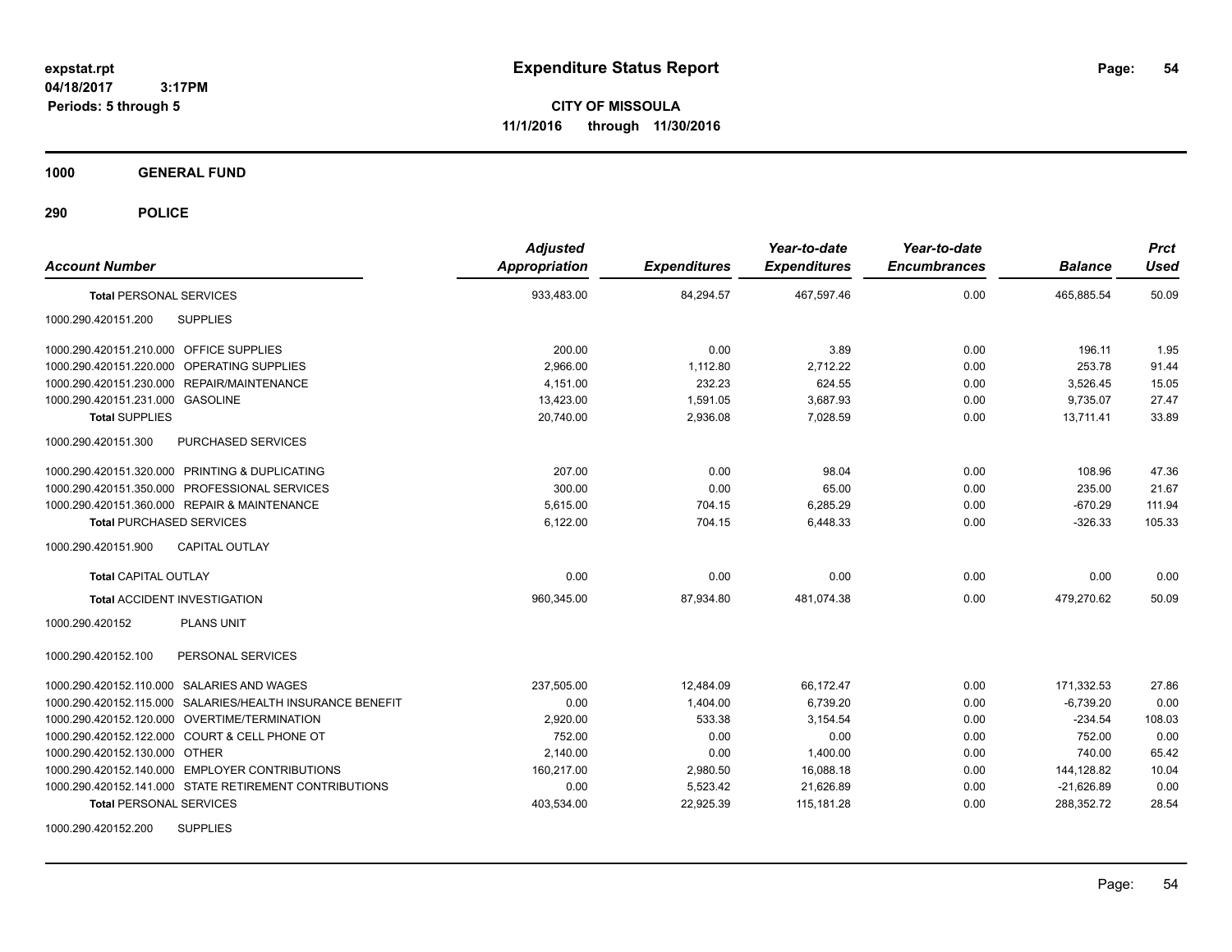# Expenditure Status Report

**CITY OF MISSOULA**

**11/1/2016 through 11/30/2016**

expstat.rpt
04/18/2017 3:17PM
Periods: 5 through 5

**1000 GENERAL FUND**

**290 POLICE**

| Account Number | Adjusted Appropriation | Expenditures | Year-to-date Expenditures | Year-to-date Encumbrances | Balance | Prct Used |
|---|---|---|---|---|---|---|
| **Total** PERSONAL SERVICES | 933,483.00 | 84,294.57 | 467,597.46 | 0.00 | 465,885.54 | 50.09 |
| 1000.290.420151.200 SUPPLIES | | | | | | |
| 1000.290.420151.210.000 OFFICE SUPPLIES | 200.00 | 0.00 | 3.89 | 0.00 | 196.11 | 1.95 |
| 1000.290.420151.220.000 OPERATING SUPPLIES | 2,966.00 | 1,112.80 | 2,712.22 | 0.00 | 253.78 | 91.44 |
| 1000.290.420151.230.000 REPAIR/MAINTENANCE | 4,151.00 | 232.23 | 624.55 | 0.00 | 3,526.45 | 15.05 |
| 1000.290.420151.231.000 GASOLINE | 13,423.00 | 1,591.05 | 3,687.93 | 0.00 | 9,735.07 | 27.47 |
| **Total SUPPLIES** | 20,740.00 | 2,936.08 | 7,028.59 | 0.00 | 13,711.41 | 33.89 |
| 1000.290.420151.300 PURCHASED SERVICES | | | | | | |
| 1000.290.420151.320.000 PRINTING & DUPLICATING | 207.00 | 0.00 | 98.04 | 0.00 | 108.96 | 47.36 |
| 1000.290.420151.350.000 PROFESSIONAL SERVICES | 300.00 | 0.00 | 65.00 | 0.00 | 235.00 | 21.67 |
| 1000.290.420151.360.000 REPAIR & MAINTENANCE | 5,615.00 | 704.15 | 6,285.29 | 0.00 | -670.29 | 111.94 |
| **Total** PURCHASED SERVICES | 6,122.00 | 704.15 | 6,448.33 | 0.00 | -326.33 | 105.33 |
| 1000.290.420151.900 CAPITAL OUTLAY | | | | | | |
| **Total** CAPITAL OUTLAY | 0.00 | 0.00 | 0.00 | 0.00 | 0.00 | 0.00 |
| **Total** ACCIDENT INVESTIGATION | 960,345.00 | 87,934.80 | 481,074.38 | 0.00 | 479,270.62 | 50.09 |
| 1000.290.420152 PLANS UNIT | | | | | | |
| 1000.290.420152.100 PERSONAL SERVICES | | | | | | |
| 1000.290.420152.110.000 SALARIES AND WAGES | 237,505.00 | 12,484.09 | 66,172.47 | 0.00 | 171,332.53 | 27.86 |
| 1000.290.420152.115.000 SALARIES/HEALTH INSURANCE BENEFIT | 0.00 | 1,404.00 | 6,739.20 | 0.00 | -6,739.20 | 0.00 |
| 1000.290.420152.120.000 OVERTIME/TERMINATION | 2,920.00 | 533.38 | 3,154.54 | 0.00 | -234.54 | 108.03 |
| 1000.290.420152.122.000 COURT & CELL PHONE OT | 752.00 | 0.00 | 0.00 | 0.00 | 752.00 | 0.00 |
| 1000.290.420152.130.000 OTHER | 2,140.00 | 0.00 | 1,400.00 | 0.00 | 740.00 | 65.42 |
| 1000.290.420152.140.000 EMPLOYER CONTRIBUTIONS | 160,217.00 | 2,980.50 | 16,088.18 | 0.00 | 144,128.82 | 10.04 |
| 1000.290.420152.141.000 STATE RETIREMENT CONTRIBUTIONS | 0.00 | 5,523.42 | 21,626.89 | 0.00 | -21,626.89 | 0.00 |
| **Total** PERSONAL SERVICES | 403,534.00 | 22,925.39 | 115,181.28 | 0.00 | 288,352.72 | 28.54 |
| 1000.290.420152.200 SUPPLIES | | | | | | |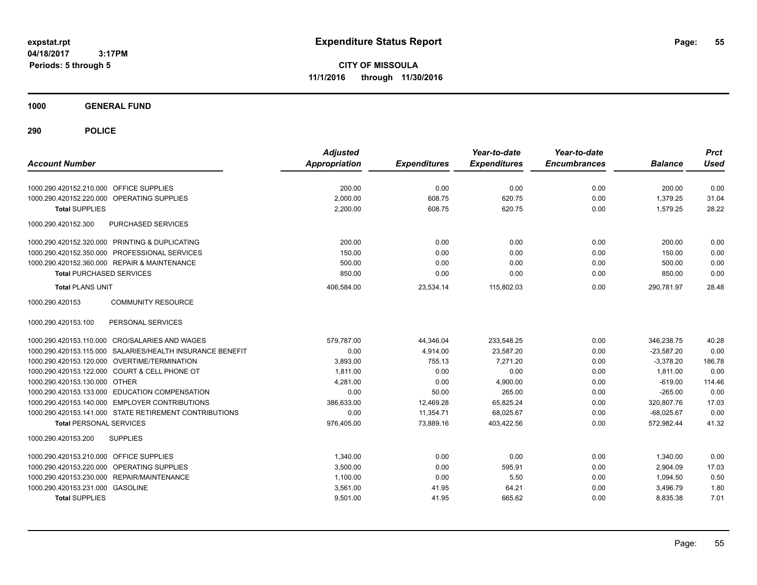**Expenditure Status Report**

**CITY OF MISSOULA**

**11/1/2016 through 11/30/2016**

expstat.rpt
04/18/2017 3:17PM
Periods: 5 through 5

**1000 GENERAL FUND**

**290 POLICE**

| Account Number | Adjusted Appropriation | Expenditures | Year-to-date Expenditures | Year-to-date Encumbrances | Balance | Prct Used |
|---|---|---|---|---|---|---|
| 1000.290.420152.210.000 OFFICE SUPPLIES | 200.00 | 0.00 | 0.00 | 0.00 | 200.00 | 0.00 |
| 1000.290.420152.220.000 OPERATING SUPPLIES | 2,000.00 | 608.75 | 620.75 | 0.00 | 1,379.25 | 31.04 |
| **Total** SUPPLIES | 2,200.00 | 608.75 | 620.75 | 0.00 | 1,579.25 | 28.22 |
| 1000.290.420152.300 PURCHASED SERVICES | | | | | | |
| 1000.290.420152.320.000 PRINTING & DUPLICATING | 200.00 | 0.00 | 0.00 | 0.00 | 200.00 | 0.00 |
| 1000.290.420152.350.000 PROFESSIONAL SERVICES | 150.00 | 0.00 | 0.00 | 0.00 | 150.00 | 0.00 |
| 1000.290.420152.360.000 REPAIR & MAINTENANCE | 500.00 | 0.00 | 0.00 | 0.00 | 500.00 | 0.00 |
| **Total** PURCHASED SERVICES | 850.00 | 0.00 | 0.00 | 0.00 | 850.00 | 0.00 |
| **Total** PLANS UNIT | 406,584.00 | 23,534.14 | 115,802.03 | 0.00 | 290,781.97 | 28.48 |
| 1000.290.420153 COMMUNITY RESOURCE | | | | | | |
| 1000.290.420153.100 PERSONAL SERVICES | | | | | | |
| 1000.290.420153.110.000 CRO/SALARIES AND WAGES | 579,787.00 | 44,346.04 | 233,548.25 | 0.00 | 346,238.75 | 40.28 |
| 1000.290.420153.115.000 SALARIES/HEALTH INSURANCE BENEFIT | 0.00 | 4,914.00 | 23,587.20 | 0.00 | -23,587.20 | 0.00 |
| 1000.290.420153.120.000 OVERTIME/TERMINATION | 3,893.00 | 755.13 | 7,271.20 | 0.00 | -3,378.20 | 186.78 |
| 1000.290.420153.122.000 COURT & CELL PHONE OT | 1,811.00 | 0.00 | 0.00 | 0.00 | 1,811.00 | 0.00 |
| 1000.290.420153.130.000 OTHER | 4,281.00 | 0.00 | 4,900.00 | 0.00 | -619.00 | 114.46 |
| 1000.290.420153.133.000 EDUCATION COMPENSATION | 0.00 | 50.00 | 265.00 | 0.00 | -265.00 | 0.00 |
| 1000.290.420153.140.000 EMPLOYER CONTRIBUTIONS | 386,633.00 | 12,469.28 | 65,825.24 | 0.00 | 320,807.76 | 17.03 |
| 1000.290.420153.141.000 STATE RETIREMENT CONTRIBUTIONS | 0.00 | 11,354.71 | 68,025.67 | 0.00 | -68,025.67 | 0.00 |
| **Total** PERSONAL SERVICES | 976,405.00 | 73,889.16 | 403,422.56 | 0.00 | 572,982.44 | 41.32 |
| 1000.290.420153.200 SUPPLIES | | | | | | |
| 1000.290.420153.210.000 OFFICE SUPPLIES | 1,340.00 | 0.00 | 0.00 | 0.00 | 1,340.00 | 0.00 |
| 1000.290.420153.220.000 OPERATING SUPPLIES | 3,500.00 | 0.00 | 595.91 | 0.00 | 2,904.09 | 17.03 |
| 1000.290.420153.230.000 REPAIR/MAINTENANCE | 1,100.00 | 0.00 | 5.50 | 0.00 | 1,094.50 | 0.50 |
| 1000.290.420153.231.000 GASOLINE | 3,561.00 | 41.95 | 64.21 | 0.00 | 3,496.79 | 1.80 |
| **Total** SUPPLIES | 9,501.00 | 41.95 | 665.62 | 0.00 | 8,835.38 | 7.01 |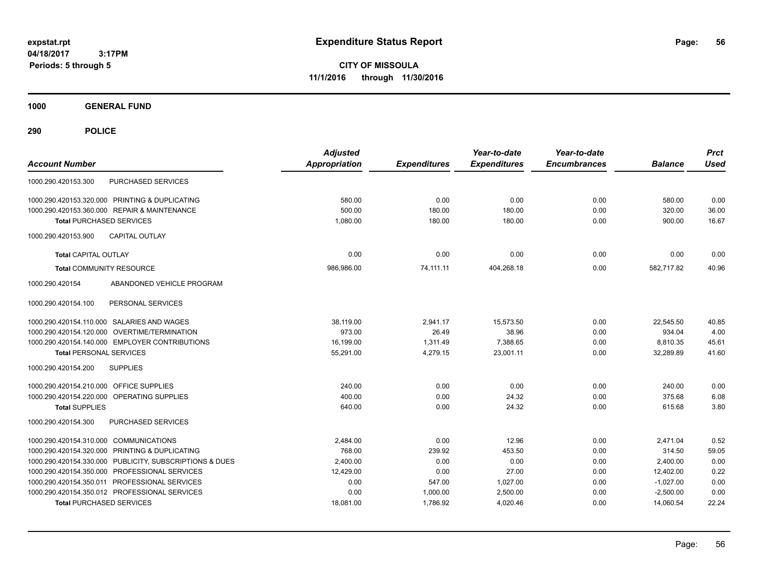# Expenditure Status Report

**expstat.rpt**
**04/18/2017 3:17PM**
**Periods: 5 through 5**

**CITY OF MISSOULA**
**11/1/2016 through 11/30/2016**

**1000 GENERAL FUND**

**290 POLICE**

| Account Number | | Adjusted Appropriation | Expenditures | Year-to-date Expenditures | Year-to-date Encumbrances | Balance | Prct Used |
|---|---|---|---|---|---|---|---|
| 1000.290.420153.300 | PURCHASED SERVICES | | | | | | |
| 1000.290.420153.320.000 | PRINTING & DUPLICATING | 580.00 | 0.00 | 0.00 | 0.00 | 580.00 | 0.00 |
| 1000.290.420153.360.000 | REPAIR & MAINTENANCE | 500.00 | 180.00 | 180.00 | 0.00 | 320.00 | 36.00 |
| **Total** PURCHASED SERVICES | | 1,080.00 | 180.00 | 180.00 | 0.00 | 900.00 | 16.67 |
| 1000.290.420153.900 | CAPITAL OUTLAY | | | | | | |
| **Total** CAPITAL OUTLAY | | 0.00 | 0.00 | 0.00 | 0.00 | 0.00 | 0.00 |
| **Total** COMMUNITY RESOURCE | | 986,986.00 | 74,111.11 | 404,268.18 | 0.00 | 582,717.82 | 40.96 |
| 1000.290.420154 | ABANDONED VEHICLE PROGRAM | | | | | | |
| 1000.290.420154.100 | PERSONAL SERVICES | | | | | | |
| 1000.290.420154.110.000 | SALARIES AND WAGES | 38,119.00 | 2,941.17 | 15,573.50 | 0.00 | 22,545.50 | 40.85 |
| 1000.290.420154.120.000 | OVERTIME/TERMINATION | 973.00 | 26.49 | 38.96 | 0.00 | 934.04 | 4.00 |
| 1000.290.420154.140.000 | EMPLOYER CONTRIBUTIONS | 16,199.00 | 1,311.49 | 7,388.65 | 0.00 | 8,810.35 | 45.61 |
| **Total** PERSONAL SERVICES | | 55,291.00 | 4,279.15 | 23,001.11 | 0.00 | 32,289.89 | 41.60 |
| 1000.290.420154.200 | SUPPLIES | | | | | | |
| 1000.290.420154.210.000 | OFFICE SUPPLIES | 240.00 | 0.00 | 0.00 | 0.00 | 240.00 | 0.00 |
| 1000.290.420154.220.000 | OPERATING SUPPLIES | 400.00 | 0.00 | 24.32 | 0.00 | 375.68 | 6.08 |
| **Total** SUPPLIES | | 640.00 | 0.00 | 24.32 | 0.00 | 615.68 | 3.80 |
| 1000.290.420154.300 | PURCHASED SERVICES | | | | | | |
| 1000.290.420154.310.000 | COMMUNICATIONS | 2,484.00 | 0.00 | 12.96 | 0.00 | 2,471.04 | 0.52 |
| 1000.290.420154.320.000 | PRINTING & DUPLICATING | 768.00 | 239.92 | 453.50 | 0.00 | 314.50 | 59.05 |
| 1000.290.420154.330.000 | PUBLICITY, SUBSCRIPTIONS & DUES | 2,400.00 | 0.00 | 0.00 | 0.00 | 2,400.00 | 0.00 |
| 1000.290.420154.350.000 | PROFESSIONAL SERVICES | 12,429.00 | 0.00 | 27.00 | 0.00 | 12,402.00 | 0.22 |
| 1000.290.420154.350.011 | PROFESSIONAL SERVICES | 0.00 | 547.00 | 1,027.00 | 0.00 | -1,027.00 | 0.00 |
| 1000.290.420154.350.012 | PROFESSIONAL SERVICES | 0.00 | 1,000.00 | 2,500.00 | 0.00 | -2,500.00 | 0.00 |
| **Total** PURCHASED SERVICES | | 18,081.00 | 1,786.92 | 4,020.46 | 0.00 | 14,060.54 | 22.24 |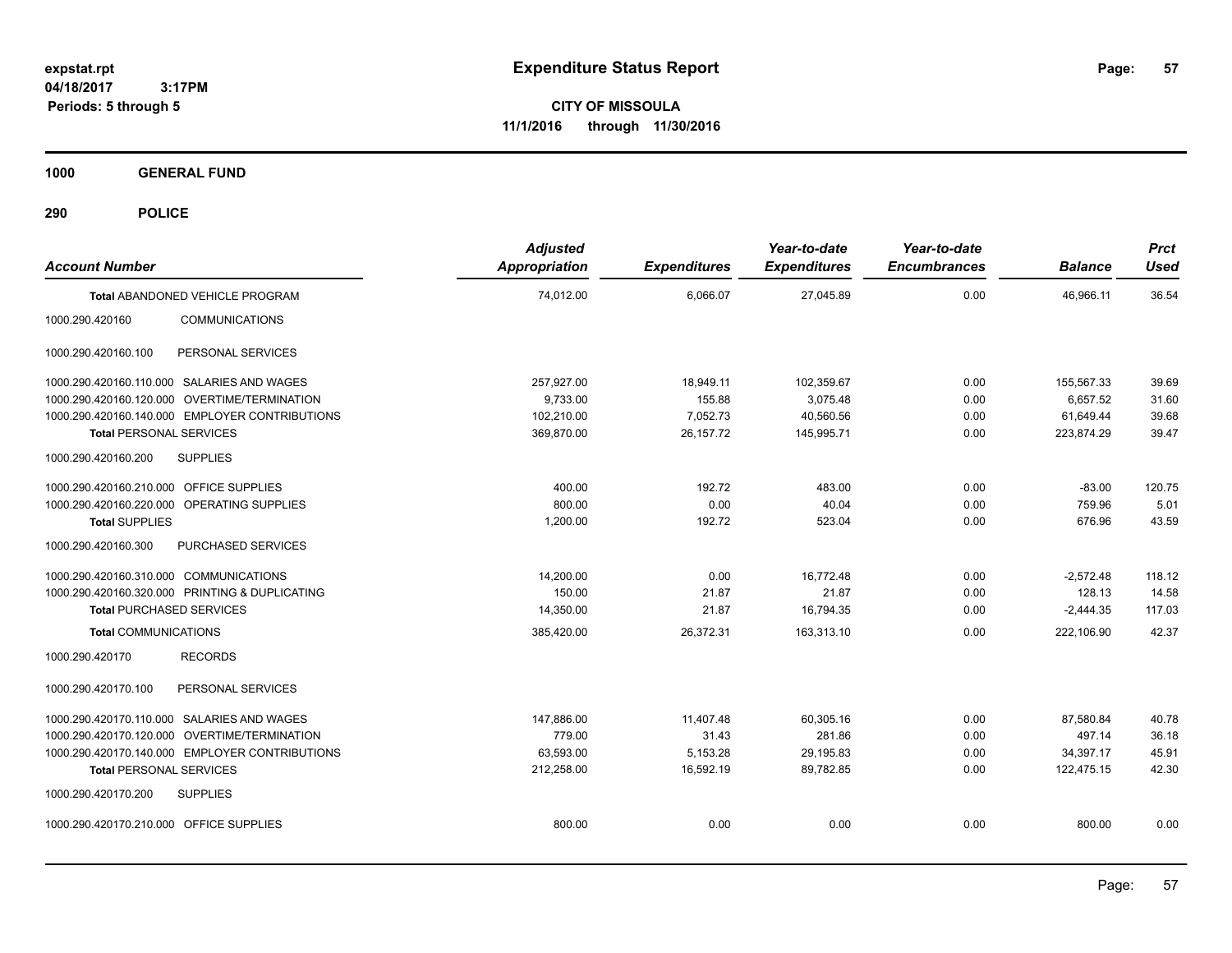# Expenditure Status Report

expstat.rpt
04/18/2017 3:17PM
Periods: 5 through 5

**CITY OF MISSOULA**
**11/1/2016 through 11/30/2016**

**1000 GENERAL FUND**

**290 POLICE**

| Account Number | Adjusted Appropriation | Expenditures | Year-to-date Expenditures | Year-to-date Encumbrances | Balance | Prct Used |
|---|---|---|---|---|---|---|
| **Total ABANDONED VEHICLE PROGRAM** | 74,012.00 | 6,066.07 | 27,045.89 | 0.00 | 46,966.11 | 36.54 |
| 1000.290.420160 COMMUNICATIONS | | | | | | |
| 1000.290.420160.100 PERSONAL SERVICES | | | | | | |
| 1000.290.420160.110.000 SALARIES AND WAGES | 257,927.00 | 18,949.11 | 102,359.67 | 0.00 | 155,567.33 | 39.69 |
| 1000.290.420160.120.000 OVERTIME/TERMINATION | 9,733.00 | 155.88 | 3,075.48 | 0.00 | 6,657.52 | 31.60 |
| 1000.290.420160.140.000 EMPLOYER CONTRIBUTIONS | 102,210.00 | 7,052.73 | 40,560.56 | 0.00 | 61,649.44 | 39.68 |
| **Total PERSONAL SERVICES** | 369,870.00 | 26,157.72 | 145,995.71 | 0.00 | 223,874.29 | 39.47 |
| 1000.290.420160.200 SUPPLIES | | | | | | |
| 1000.290.420160.210.000 OFFICE SUPPLIES | 400.00 | 192.72 | 483.00 | 0.00 | -83.00 | 120.75 |
| 1000.290.420160.220.000 OPERATING SUPPLIES | 800.00 | 0.00 | 40.04 | 0.00 | 759.96 | 5.01 |
| **Total SUPPLIES** | 1,200.00 | 192.72 | 523.04 | 0.00 | 676.96 | 43.59 |
| 1000.290.420160.300 PURCHASED SERVICES | | | | | | |
| 1000.290.420160.310.000 COMMUNICATIONS | 14,200.00 | 0.00 | 16,772.48 | 0.00 | -2,572.48 | 118.12 |
| 1000.290.420160.320.000 PRINTING & DUPLICATING | 150.00 | 21.87 | 21.87 | 0.00 | 128.13 | 14.58 |
| **Total PURCHASED SERVICES** | 14,350.00 | 21.87 | 16,794.35 | 0.00 | -2,444.35 | 117.03 |
| **Total COMMUNICATIONS** | 385,420.00 | 26,372.31 | 163,313.10 | 0.00 | 222,106.90 | 42.37 |
| 1000.290.420170 RECORDS | | | | | | |
| 1000.290.420170.100 PERSONAL SERVICES | | | | | | |
| 1000.290.420170.110.000 SALARIES AND WAGES | 147,886.00 | 11,407.48 | 60,305.16 | 0.00 | 87,580.84 | 40.78 |
| 1000.290.420170.120.000 OVERTIME/TERMINATION | 779.00 | 31.43 | 281.86 | 0.00 | 497.14 | 36.18 |
| 1000.290.420170.140.000 EMPLOYER CONTRIBUTIONS | 63,593.00 | 5,153.28 | 29,195.83 | 0.00 | 34,397.17 | 45.91 |
| **Total PERSONAL SERVICES** | 212,258.00 | 16,592.19 | 89,782.85 | 0.00 | 122,475.15 | 42.30 |
| 1000.290.420170.200 SUPPLIES | | | | | | |
| 1000.290.420170.210.000 OFFICE SUPPLIES | 800.00 | 0.00 | 0.00 | 0.00 | 800.00 | 0.00 |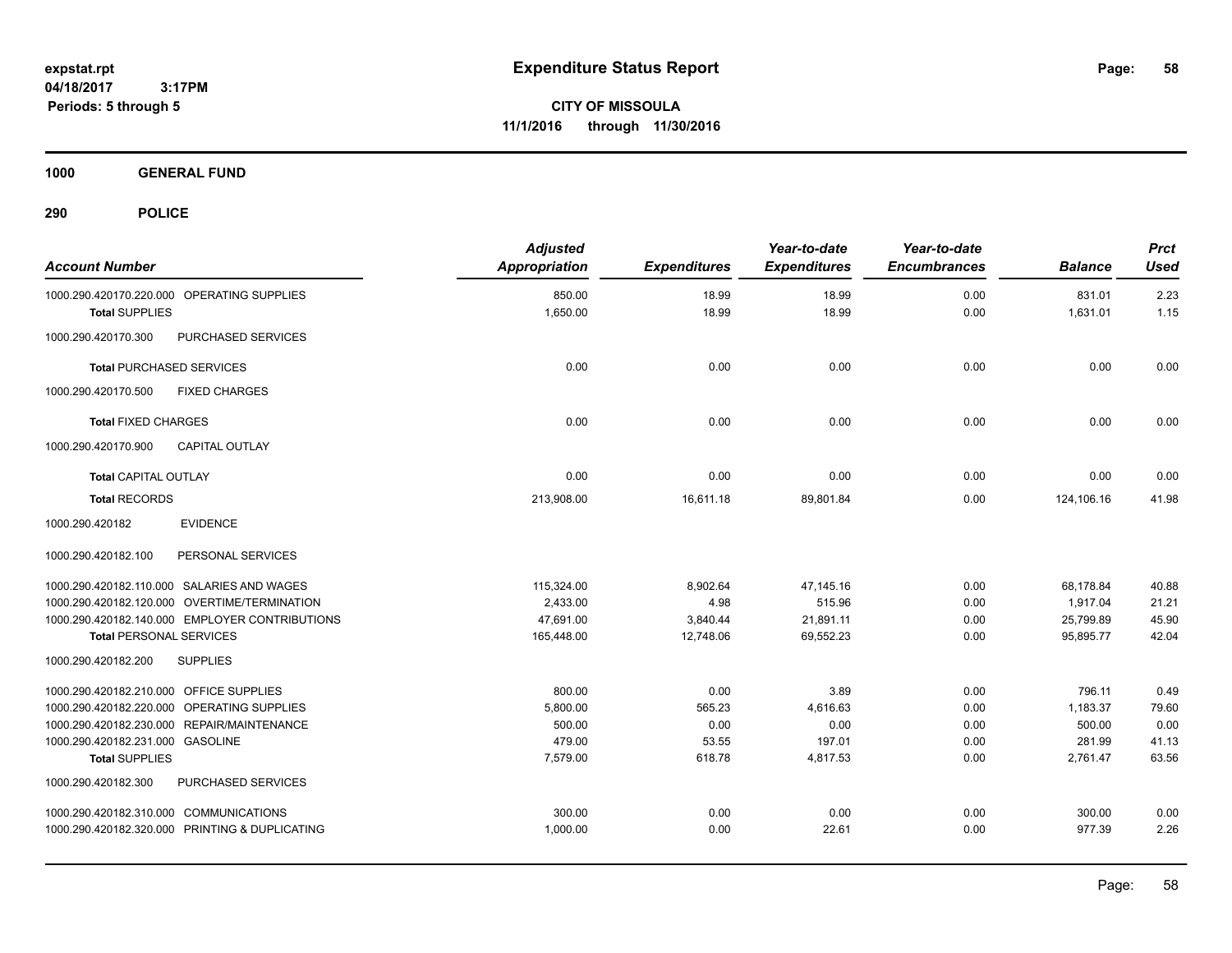# Expenditure Status Report

expstat.rpt
04/18/2017 3:17PM
Periods: 5 through 5

**CITY OF MISSOULA**
**11/1/2016 through 11/30/2016**

## 1000 GENERAL FUND

## 290 POLICE

| Account Number | | Adjusted Appropriation | Expenditures | Year-to-date Expenditures | Year-to-date Encumbrances | Balance | Prct Used |
|---|---|---|---|---|---|---|---|
| 1000.290.420170.220.000 | OPERATING SUPPLIES | 850.00 | 18.99 | 18.99 | 0.00 | 831.01 | 2.23 |
| **Total** SUPPLIES | | 1,650.00 | 18.99 | 18.99 | 0.00 | 1,631.01 | 1.15 |
| 1000.290.420170.300 | PURCHASED SERVICES | | | | | | |
| **Total** PURCHASED SERVICES | | 0.00 | 0.00 | 0.00 | 0.00 | 0.00 | 0.00 |
| 1000.290.420170.500 | FIXED CHARGES | | | | | | |
| **Total** FIXED CHARGES | | 0.00 | 0.00 | 0.00 | 0.00 | 0.00 | 0.00 |
| 1000.290.420170.900 | CAPITAL OUTLAY | | | | | | |
| **Total** CAPITAL OUTLAY | | 0.00 | 0.00 | 0.00 | 0.00 | 0.00 | 0.00 |
| **Total** RECORDS | | 213,908.00 | 16,611.18 | 89,801.84 | 0.00 | 124,106.16 | 41.98 |
| 1000.290.420182 | EVIDENCE | | | | | | |
| 1000.290.420182.100 | PERSONAL SERVICES | | | | | | |
| 1000.290.420182.110.000 | SALARIES AND WAGES | 115,324.00 | 8,902.64 | 47,145.16 | 0.00 | 68,178.84 | 40.88 |
| 1000.290.420182.120.000 | OVERTIME/TERMINATION | 2,433.00 | 4.98 | 515.96 | 0.00 | 1,917.04 | 21.21 |
| 1000.290.420182.140.000 | EMPLOYER CONTRIBUTIONS | 47,691.00 | 3,840.44 | 21,891.11 | 0.00 | 25,799.89 | 45.90 |
| **Total** PERSONAL SERVICES | | 165,448.00 | 12,748.06 | 69,552.23 | 0.00 | 95,895.77 | 42.04 |
| 1000.290.420182.200 | SUPPLIES | | | | | | |
| 1000.290.420182.210.000 | OFFICE SUPPLIES | 800.00 | 0.00 | 3.89 | 0.00 | 796.11 | 0.49 |
| 1000.290.420182.220.000 | OPERATING SUPPLIES | 5,800.00 | 565.23 | 4,616.63 | 0.00 | 1,183.37 | 79.60 |
| 1000.290.420182.230.000 | REPAIR/MAINTENANCE | 500.00 | 0.00 | 0.00 | 0.00 | 500.00 | 0.00 |
| 1000.290.420182.231.000 | GASOLINE | 479.00 | 53.55 | 197.01 | 0.00 | 281.99 | 41.13 |
| **Total** SUPPLIES | | 7,579.00 | 618.78 | 4,817.53 | 0.00 | 2,761.47 | 63.56 |
| 1000.290.420182.300 | PURCHASED SERVICES | | | | | | |
| 1000.290.420182.310.000 | COMMUNICATIONS | 300.00 | 0.00 | 0.00 | 0.00 | 300.00 | 0.00 |
| 1000.290.420182.320.000 | PRINTING & DUPLICATING | 1,000.00 | 0.00 | 22.61 | 0.00 | 977.39 | 2.26 |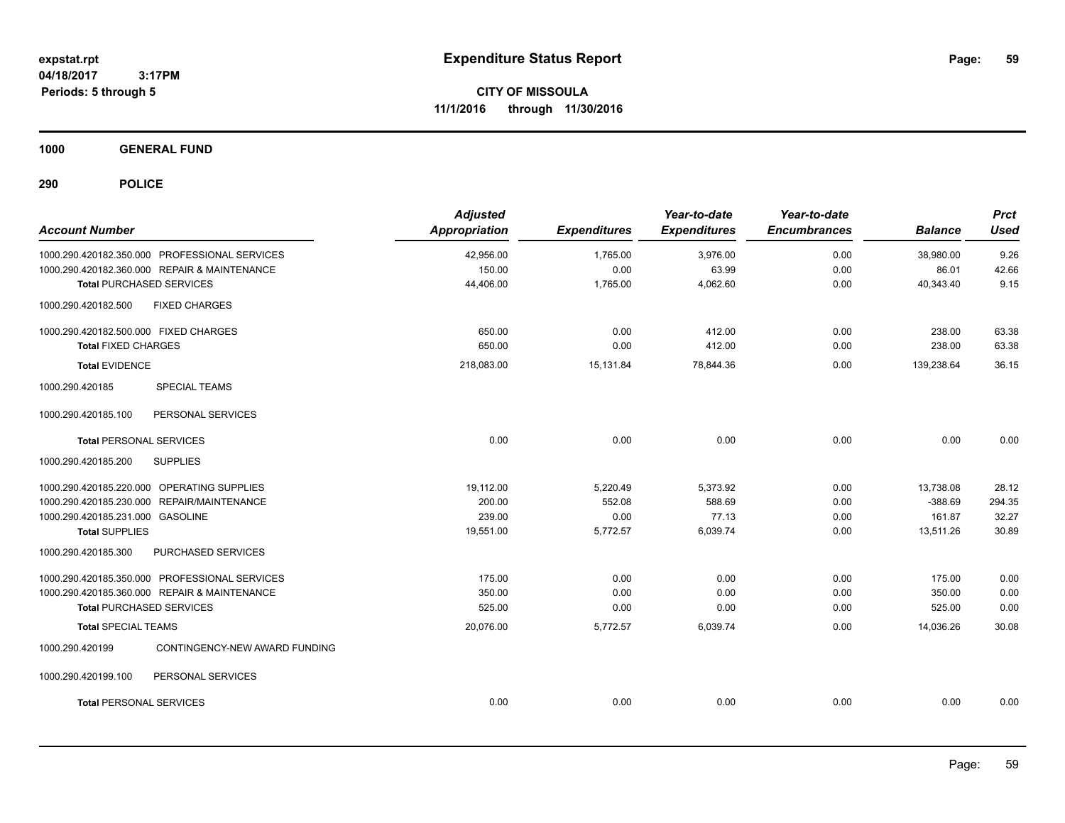# Expenditure Status Report

expstat.rpt
04/18/2017 3:17PM
Periods: 5 through 5

**CITY OF MISSOULA**
**11/1/2016 through 11/30/2016**

**1000 GENERAL FUND**

**290 POLICE**

| Account Number | Adjusted Appropriation | Expenditures | Year-to-date Expenditures | Year-to-date Encumbrances | Balance | Prct Used |
|---|---|---|---|---|---|---|
| 1000.290.420182.350.000 PROFESSIONAL SERVICES | 42,956.00 | 1,765.00 | 3,976.00 | 0.00 | 38,980.00 | 9.26 |
| 1000.290.420182.360.000 REPAIR & MAINTENANCE | 150.00 | 0.00 | 63.99 | 0.00 | 86.01 | 42.66 |
| **Total** PURCHASED SERVICES | 44,406.00 | 1,765.00 | 4,062.60 | 0.00 | 40,343.40 | 9.15 |
| 1000.290.420182.500 FIXED CHARGES | | | | | | |
| 1000.290.420182.500.000 FIXED CHARGES | 650.00 | 0.00 | 412.00 | 0.00 | 238.00 | 63.38 |
| **Total** FIXED CHARGES | 650.00 | 0.00 | 412.00 | 0.00 | 238.00 | 63.38 |
| **Total** EVIDENCE | 218,083.00 | 15,131.84 | 78,844.36 | 0.00 | 139,238.64 | 36.15 |
| 1000.290.420185 SPECIAL TEAMS | | | | | | |
| 1000.290.420185.100 PERSONAL SERVICES | | | | | | |
| **Total** PERSONAL SERVICES | 0.00 | 0.00 | 0.00 | 0.00 | 0.00 | 0.00 |
| 1000.290.420185.200 SUPPLIES | | | | | | |
| 1000.290.420185.220.000 OPERATING SUPPLIES | 19,112.00 | 5,220.49 | 5,373.92 | 0.00 | 13,738.08 | 28.12 |
| 1000.290.420185.230.000 REPAIR/MAINTENANCE | 200.00 | 552.08 | 588.69 | 0.00 | -388.69 | 294.35 |
| 1000.290.420185.231.000 GASOLINE | 239.00 | 0.00 | 77.13 | 0.00 | 161.87 | 32.27 |
| **Total** SUPPLIES | 19,551.00 | 5,772.57 | 6,039.74 | 0.00 | 13,511.26 | 30.89 |
| 1000.290.420185.300 PURCHASED SERVICES | | | | | | |
| 1000.290.420185.350.000 PROFESSIONAL SERVICES | 175.00 | 0.00 | 0.00 | 0.00 | 175.00 | 0.00 |
| 1000.290.420185.360.000 REPAIR & MAINTENANCE | 350.00 | 0.00 | 0.00 | 0.00 | 350.00 | 0.00 |
| **Total** PURCHASED SERVICES | 525.00 | 0.00 | 0.00 | 0.00 | 525.00 | 0.00 |
| **Total** SPECIAL TEAMS | 20,076.00 | 5,772.57 | 6,039.74 | 0.00 | 14,036.26 | 30.08 |
| 1000.290.420199 CONTINGENCY-NEW AWARD FUNDING | | | | | | |
| 1000.290.420199.100 PERSONAL SERVICES | | | | | | |
| **Total** PERSONAL SERVICES | 0.00 | 0.00 | 0.00 | 0.00 | 0.00 | 0.00 |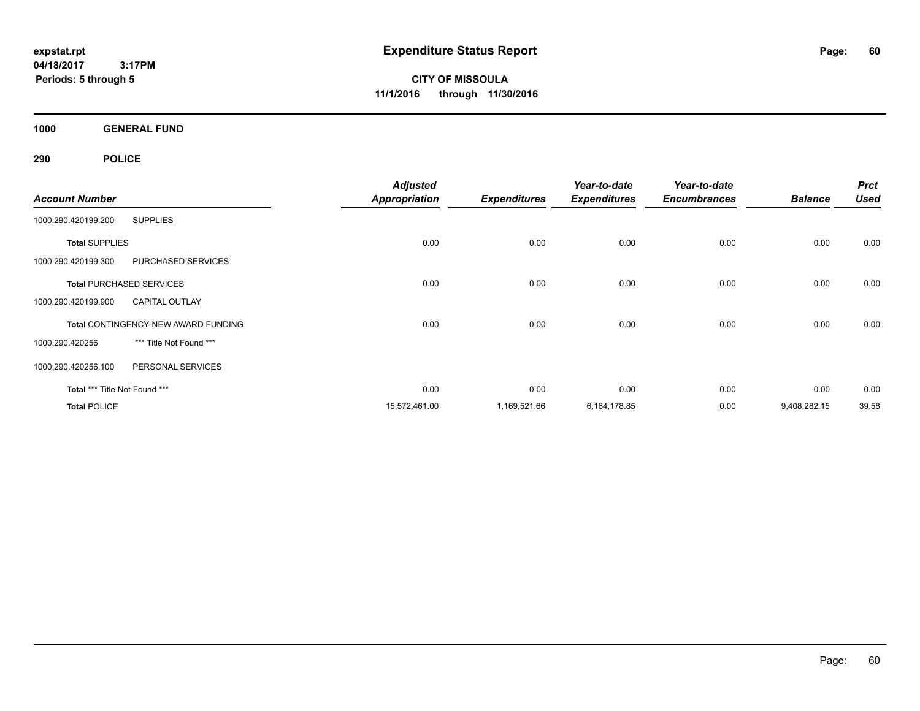# Expenditure Status Report

expstat.rpt
04/18/2017 3:17PM
Periods: 5 through 5

**CITY OF MISSOULA**
**11/1/2016 through 11/30/2016**

**1000 GENERAL FUND**

**290 POLICE**

| Account Number | | Adjusted Appropriation | Expenditures | Year-to-date Expenditures | Year-to-date Encumbrances | Balance | Prct Used |
|---|---|---|---|---|---|---|---|
| 1000.290.420199.200 | SUPPLIES | | | | | | |
| **Total** SUPPLIES | | 0.00 | 0.00 | 0.00 | 0.00 | 0.00 | 0.00 |
| 1000.290.420199.300 | PURCHASED SERVICES | | | | | | |
| **Total** PURCHASED SERVICES | | 0.00 | 0.00 | 0.00 | 0.00 | 0.00 | 0.00 |
| 1000.290.420199.900 | CAPITAL OUTLAY | | | | | | |
| **Total** CONTINGENCY-NEW AWARD FUNDING | | 0.00 | 0.00 | 0.00 | 0.00 | 0.00 | 0.00 |
| 1000.290.420256 | *** Title Not Found *** | | | | | | |
| 1000.290.420256.100 | PERSONAL SERVICES | | | | | | |
| **Total** *** Title Not Found *** | | 0.00 | 0.00 | 0.00 | 0.00 | 0.00 | 0.00 |
| **Total** POLICE | | 15,572,461.00 | 1,169,521.66 | 6,164,178.85 | 0.00 | 9,408,282.15 | 39.58 |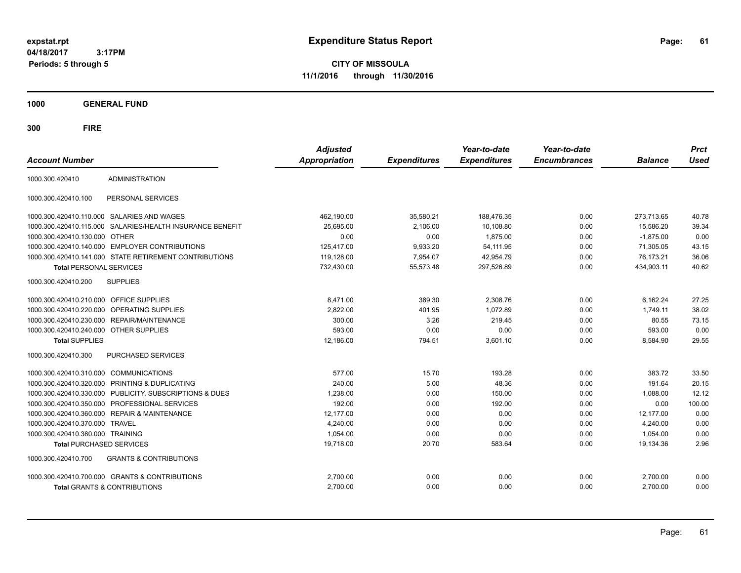# Expenditure Status Report

expstat.rpt
04/18/2017 3:17PM
Periods: 5 through 5

**CITY OF MISSOULA**
**11/1/2016 through 11/30/2016**

**1000 GENERAL FUND**

**300 FIRE**

| Account Number | | Adjusted Appropriation | Expenditures | Year-to-date Expenditures | Year-to-date Encumbrances | Balance | Prct Used |
|---|---|---|---|---|---|---|---|
| 1000.300.420410 | ADMINISTRATION | | | | | | |
| 1000.300.420410.100 | PERSONAL SERVICES | | | | | | |
| 1000.300.420410.110.000 | SALARIES AND WAGES | 462,190.00 | 35,580.21 | 188,476.35 | 0.00 | 273,713.65 | 40.78 |
| 1000.300.420410.115.000 | SALARIES/HEALTH INSURANCE BENEFIT | 25,695.00 | 2,106.00 | 10,108.80 | 0.00 | 15,586.20 | 39.34 |
| 1000.300.420410.130.000 | OTHER | 0.00 | 0.00 | 1,875.00 | 0.00 | -1,875.00 | 0.00 |
| 1000.300.420410.140.000 | EMPLOYER CONTRIBUTIONS | 125,417.00 | 9,933.20 | 54,111.95 | 0.00 | 71,305.05 | 43.15 |
| 1000.300.420410.141.000 | STATE RETIREMENT CONTRIBUTIONS | 119,128.00 | 7,954.07 | 42,954.79 | 0.00 | 76,173.21 | 36.06 |
| **Total** PERSONAL SERVICES | | 732,430.00 | 55,573.48 | 297,526.89 | 0.00 | 434,903.11 | 40.62 |
| 1000.300.420410.200 | SUPPLIES | | | | | | |
| 1000.300.420410.210.000 | OFFICE SUPPLIES | 8,471.00 | 389.30 | 2,308.76 | 0.00 | 6,162.24 | 27.25 |
| 1000.300.420410.220.000 | OPERATING SUPPLIES | 2,822.00 | 401.95 | 1,072.89 | 0.00 | 1,749.11 | 38.02 |
| 1000.300.420410.230.000 | REPAIR/MAINTENANCE | 300.00 | 3.26 | 219.45 | 0.00 | 80.55 | 73.15 |
| 1000.300.420410.240.000 | OTHER SUPPLIES | 593.00 | 0.00 | 0.00 | 0.00 | 593.00 | 0.00 |
| **Total** SUPPLIES | | 12,186.00 | 794.51 | 3,601.10 | 0.00 | 8,584.90 | 29.55 |
| 1000.300.420410.300 | PURCHASED SERVICES | | | | | | |
| 1000.300.420410.310.000 | COMMUNICATIONS | 577.00 | 15.70 | 193.28 | 0.00 | 383.72 | 33.50 |
| 1000.300.420410.320.000 | PRINTING & DUPLICATING | 240.00 | 5.00 | 48.36 | 0.00 | 191.64 | 20.15 |
| 1000.300.420410.330.000 | PUBLICITY, SUBSCRIPTIONS & DUES | 1,238.00 | 0.00 | 150.00 | 0.00 | 1,088.00 | 12.12 |
| 1000.300.420410.350.000 | PROFESSIONAL SERVICES | 192.00 | 0.00 | 192.00 | 0.00 | 0.00 | 100.00 |
| 1000.300.420410.360.000 | REPAIR & MAINTENANCE | 12,177.00 | 0.00 | 0.00 | 0.00 | 12,177.00 | 0.00 |
| 1000.300.420410.370.000 | TRAVEL | 4,240.00 | 0.00 | 0.00 | 0.00 | 4,240.00 | 0.00 |
| 1000.300.420410.380.000 | TRAINING | 1,054.00 | 0.00 | 0.00 | 0.00 | 1,054.00 | 0.00 |
| **Total** PURCHASED SERVICES | | 19,718.00 | 20.70 | 583.64 | 0.00 | 19,134.36 | 2.96 |
| 1000.300.420410.700 | GRANTS & CONTRIBUTIONS | | | | | | |
| 1000.300.420410.700.000 | GRANTS & CONTRIBUTIONS | 2,700.00 | 0.00 | 0.00 | 0.00 | 2,700.00 | 0.00 |
| **Total** GRANTS & CONTRIBUTIONS | | 2,700.00 | 0.00 | 0.00 | 0.00 | 2,700.00 | 0.00 |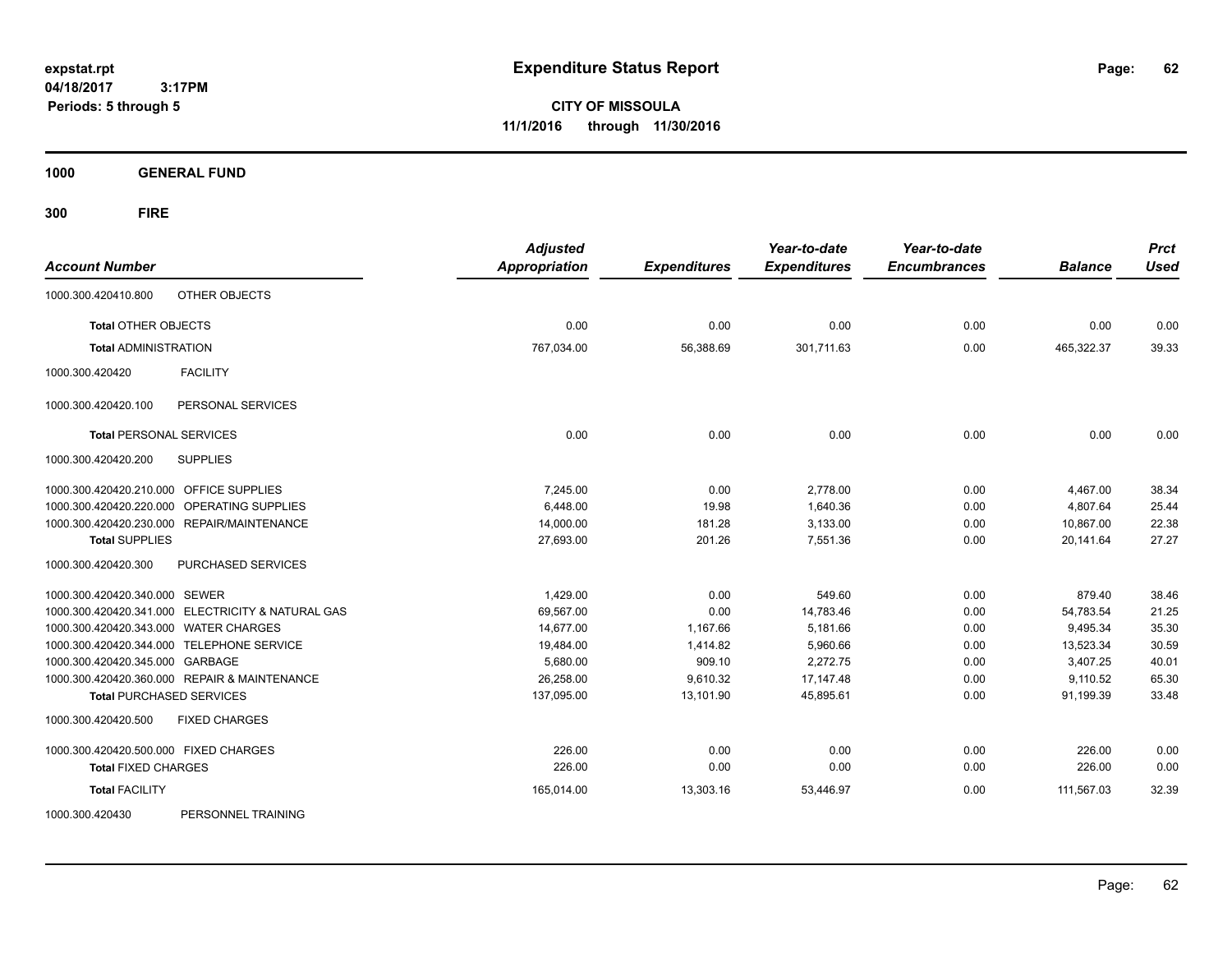expstat.rpt
04/18/2017 3:17PM
Periods: 5 through 5

# Expenditure Status Report

**CITY OF MISSOULA**
**11/1/2016 through 11/30/2016**

**1000 GENERAL FUND**

**300 FIRE**

| Account Number | | Adjusted Appropriation | Expenditures | Year-to-date Expenditures | Year-to-date Encumbrances | Balance | Prct Used |
|---|---|---|---|---|---|---|---|
| 1000.300.420410.800 | OTHER OBJECTS | | | | | | |
| **Total** OTHER OBJECTS | | 0.00 | 0.00 | 0.00 | 0.00 | 0.00 | 0.00 |
| **Total** ADMINISTRATION | | 767,034.00 | 56,388.69 | 301,711.63 | 0.00 | 465,322.37 | 39.33 |
| 1000.300.420420 | FACILITY | | | | | | |
| 1000.300.420420.100 | PERSONAL SERVICES | | | | | | |
| **Total** PERSONAL SERVICES | | 0.00 | 0.00 | 0.00 | 0.00 | 0.00 | 0.00 |
| 1000.300.420420.200 | SUPPLIES | | | | | | |
| 1000.300.420420.210.000 | OFFICE SUPPLIES | 7,245.00 | 0.00 | 2,778.00 | 0.00 | 4,467.00 | 38.34 |
| 1000.300.420420.220.000 | OPERATING SUPPLIES | 6,448.00 | 19.98 | 1,640.36 | 0.00 | 4,807.64 | 25.44 |
| 1000.300.420420.230.000 | REPAIR/MAINTENANCE | 14,000.00 | 181.28 | 3,133.00 | 0.00 | 10,867.00 | 22.38 |
| **Total** SUPPLIES | | 27,693.00 | 201.26 | 7,551.36 | 0.00 | 20,141.64 | 27.27 |
| 1000.300.420420.300 | PURCHASED SERVICES | | | | | | |
| 1000.300.420420.340.000 | SEWER | 1,429.00 | 0.00 | 549.60 | 0.00 | 879.40 | 38.46 |
| 1000.300.420420.341.000 | ELECTRICITY & NATURAL GAS | 69,567.00 | 0.00 | 14,783.46 | 0.00 | 54,783.54 | 21.25 |
| 1000.300.420420.343.000 | WATER CHARGES | 14,677.00 | 1,167.66 | 5,181.66 | 0.00 | 9,495.34 | 35.30 |
| 1000.300.420420.344.000 | TELEPHONE SERVICE | 19,484.00 | 1,414.82 | 5,960.66 | 0.00 | 13,523.34 | 30.59 |
| 1000.300.420420.345.000 | GARBAGE | 5,680.00 | 909.10 | 2,272.75 | 0.00 | 3,407.25 | 40.01 |
| 1000.300.420420.360.000 | REPAIR & MAINTENANCE | 26,258.00 | 9,610.32 | 17,147.48 | 0.00 | 9,110.52 | 65.30 |
| **Total** PURCHASED SERVICES | | 137,095.00 | 13,101.90 | 45,895.61 | 0.00 | 91,199.39 | 33.48 |
| 1000.300.420420.500 | FIXED CHARGES | | | | | | |
| 1000.300.420420.500.000 | FIXED CHARGES | 226.00 | 0.00 | 0.00 | 0.00 | 226.00 | 0.00 |
| **Total** FIXED CHARGES | | 226.00 | 0.00 | 0.00 | 0.00 | 226.00 | 0.00 |
| **Total** FACILITY | | 165,014.00 | 13,303.16 | 53,446.97 | 0.00 | 111,567.03 | 32.39 |
| 1000.300.420430 | PERSONNEL TRAINING | | | | | | |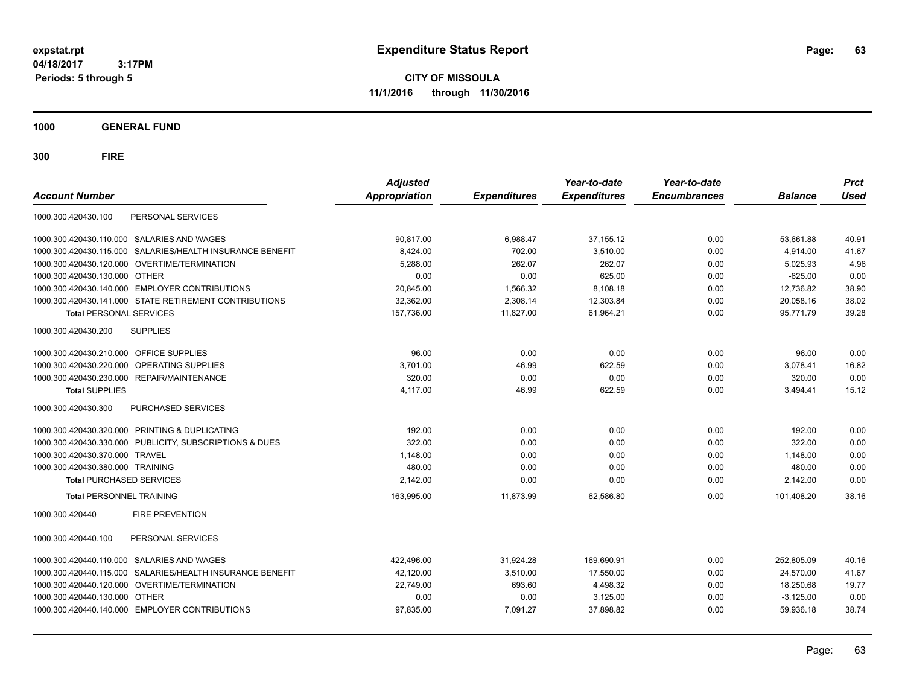**expstat.rpt**
**04/18/2017 3:17PM**
**Periods: 5 through 5**

# Expenditure Status Report

**CITY OF MISSOULA**
**11/1/2016 through 11/30/2016**

## 1000 GENERAL FUND

## 300 FIRE

| Account Number | Adjusted Appropriation | Expenditures | Year-to-date Expenditures | Year-to-date Encumbrances | Balance | Prct Used |
|---|---|---|---|---|---|---|
| 1000.300.420430.100 PERSONAL SERVICES | | | | | | |
| 1000.300.420430.110.000 SALARIES AND WAGES | 90,817.00 | 6,988.47 | 37,155.12 | 0.00 | 53,661.88 | 40.91 |
| 1000.300.420430.115.000 SALARIES/HEALTH INSURANCE BENEFIT | 8,424.00 | 702.00 | 3,510.00 | 0.00 | 4,914.00 | 41.67 |
| 1000.300.420430.120.000 OVERTIME/TERMINATION | 5,288.00 | 262.07 | 262.07 | 0.00 | 5,025.93 | 4.96 |
| 1000.300.420430.130.000 OTHER | 0.00 | 0.00 | 625.00 | 0.00 | -625.00 | 0.00 |
| 1000.300.420430.140.000 EMPLOYER CONTRIBUTIONS | 20,845.00 | 1,566.32 | 8,108.18 | 0.00 | 12,736.82 | 38.90 |
| 1000.300.420430.141.000 STATE RETIREMENT CONTRIBUTIONS | 32,362.00 | 2,308.14 | 12,303.84 | 0.00 | 20,058.16 | 38.02 |
| **Total PERSONAL SERVICES** | 157,736.00 | 11,827.00 | 61,964.21 | 0.00 | 95,771.79 | 39.28 |
| 1000.300.420430.200 SUPPLIES | | | | | | |
| 1000.300.420430.210.000 OFFICE SUPPLIES | 96.00 | 0.00 | 0.00 | 0.00 | 96.00 | 0.00 |
| 1000.300.420430.220.000 OPERATING SUPPLIES | 3,701.00 | 46.99 | 622.59 | 0.00 | 3,078.41 | 16.82 |
| 1000.300.420430.230.000 REPAIR/MAINTENANCE | 320.00 | 0.00 | 0.00 | 0.00 | 320.00 | 0.00 |
| **Total SUPPLIES** | 4,117.00 | 46.99 | 622.59 | 0.00 | 3,494.41 | 15.12 |
| 1000.300.420430.300 PURCHASED SERVICES | | | | | | |
| 1000.300.420430.320.000 PRINTING & DUPLICATING | 192.00 | 0.00 | 0.00 | 0.00 | 192.00 | 0.00 |
| 1000.300.420430.330.000 PUBLICITY, SUBSCRIPTIONS & DUES | 322.00 | 0.00 | 0.00 | 0.00 | 322.00 | 0.00 |
| 1000.300.420430.370.000 TRAVEL | 1,148.00 | 0.00 | 0.00 | 0.00 | 1,148.00 | 0.00 |
| 1000.300.420430.380.000 TRAINING | 480.00 | 0.00 | 0.00 | 0.00 | 480.00 | 0.00 |
| **Total PURCHASED SERVICES** | 2,142.00 | 0.00 | 0.00 | 0.00 | 2,142.00 | 0.00 |
| **Total PERSONNEL TRAINING** | 163,995.00 | 11,873.99 | 62,586.80 | 0.00 | 101,408.20 | 38.16 |
| 1000.300.420440 FIRE PREVENTION | | | | | | |
| 1000.300.420440.100 PERSONAL SERVICES | | | | | | |
| 1000.300.420440.110.000 SALARIES AND WAGES | 422,496.00 | 31,924.28 | 169,690.91 | 0.00 | 252,805.09 | 40.16 |
| 1000.300.420440.115.000 SALARIES/HEALTH INSURANCE BENEFIT | 42,120.00 | 3,510.00 | 17,550.00 | 0.00 | 24,570.00 | 41.67 |
| 1000.300.420440.120.000 OVERTIME/TERMINATION | 22,749.00 | 693.60 | 4,498.32 | 0.00 | 18,250.68 | 19.77 |
| 1000.300.420440.130.000 OTHER | 0.00 | 0.00 | 3,125.00 | 0.00 | -3,125.00 | 0.00 |
| 1000.300.420440.140.000 EMPLOYER CONTRIBUTIONS | 97,835.00 | 7,091.27 | 37,898.82 | 0.00 | 59,936.18 | 38.74 |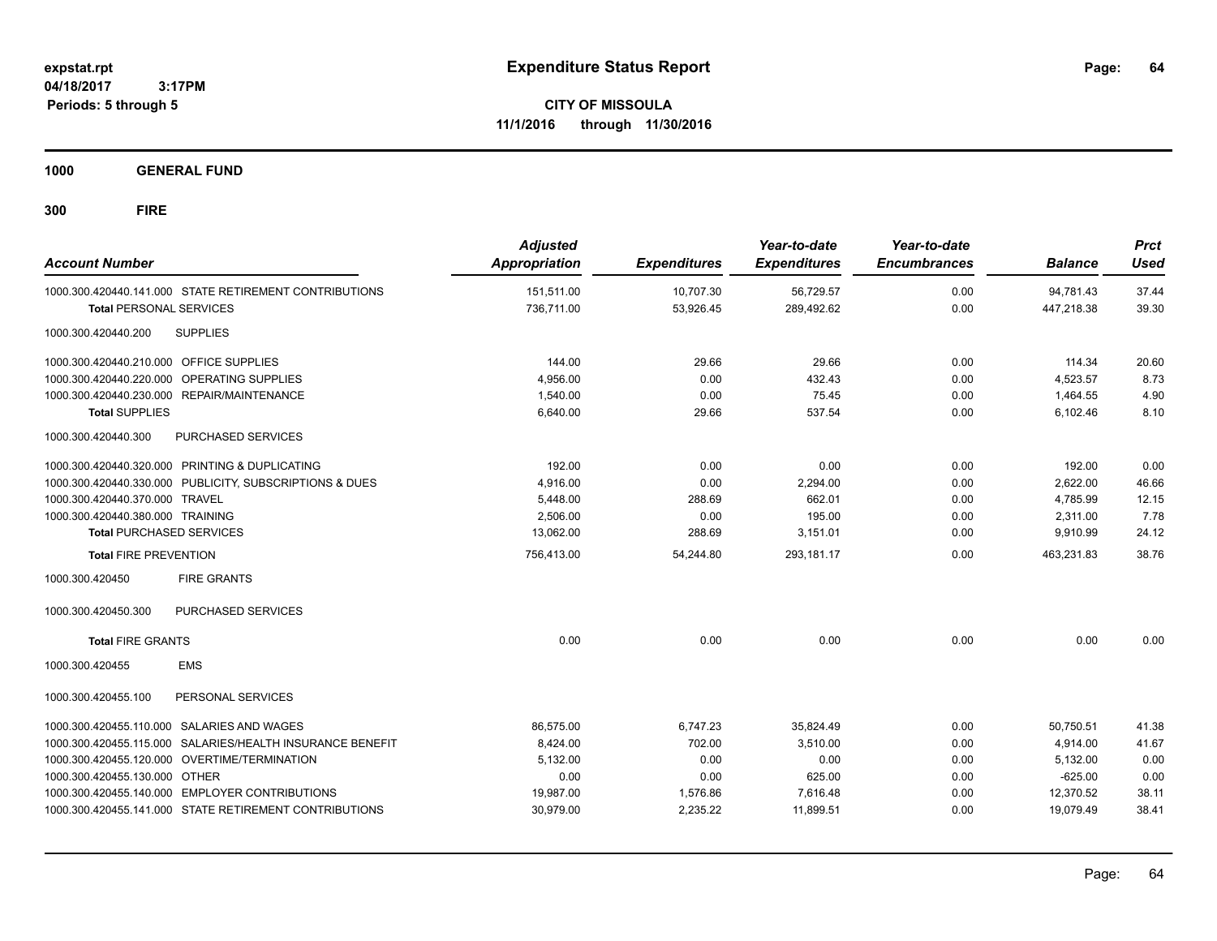**expstat.rpt**
**04/18/2017 3:17PM**
**Periods: 5 through 5**

# Expenditure Status Report

**CITY OF MISSOULA**
**11/1/2016 through 11/30/2016**

## 1000 GENERAL FUND

## 300 FIRE

| Account Number | Adjusted Appropriation | Expenditures | Year-to-date Expenditures | Year-to-date Encumbrances | Balance | Prct Used |
|---|---|---|---|---|---|---|
| 1000.300.420440.141.000 STATE RETIREMENT CONTRIBUTIONS | 151,511.00 | 10,707.30 | 56,729.57 | 0.00 | 94,781.43 | 37.44 |
| **Total** PERSONAL SERVICES | 736,711.00 | 53,926.45 | 289,492.62 | 0.00 | 447,218.38 | 39.30 |
| 1000.300.420440.200 SUPPLIES | | | | | | |
| 1000.300.420440.210.000 OFFICE SUPPLIES | 144.00 | 29.66 | 29.66 | 0.00 | 114.34 | 20.60 |
| 1000.300.420440.220.000 OPERATING SUPPLIES | 4,956.00 | 0.00 | 432.43 | 0.00 | 4,523.57 | 8.73 |
| 1000.300.420440.230.000 REPAIR/MAINTENANCE | 1,540.00 | 0.00 | 75.45 | 0.00 | 1,464.55 | 4.90 |
| **Total** SUPPLIES | 6,640.00 | 29.66 | 537.54 | 0.00 | 6,102.46 | 8.10 |
| 1000.300.420440.300 PURCHASED SERVICES | | | | | | |
| 1000.300.420440.320.000 PRINTING & DUPLICATING | 192.00 | 0.00 | 0.00 | 0.00 | 192.00 | 0.00 |
| 1000.300.420440.330.000 PUBLICITY, SUBSCRIPTIONS & DUES | 4,916.00 | 0.00 | 2,294.00 | 0.00 | 2,622.00 | 46.66 |
| 1000.300.420440.370.000 TRAVEL | 5,448.00 | 288.69 | 662.01 | 0.00 | 4,785.99 | 12.15 |
| 1000.300.420440.380.000 TRAINING | 2,506.00 | 0.00 | 195.00 | 0.00 | 2,311.00 | 7.78 |
| **Total** PURCHASED SERVICES | 13,062.00 | 288.69 | 3,151.01 | 0.00 | 9,910.99 | 24.12 |
| **Total** FIRE PREVENTION | 756,413.00 | 54,244.80 | 293,181.17 | 0.00 | 463,231.83 | 38.76 |
| 1000.300.420450 FIRE GRANTS | | | | | | |
| 1000.300.420450.300 PURCHASED SERVICES | | | | | | |
| **Total** FIRE GRANTS | 0.00 | 0.00 | 0.00 | 0.00 | 0.00 | 0.00 |
| 1000.300.420455 EMS | | | | | | |
| 1000.300.420455.100 PERSONAL SERVICES | | | | | | |
| 1000.300.420455.110.000 SALARIES AND WAGES | 86,575.00 | 6,747.23 | 35,824.49 | 0.00 | 50,750.51 | 41.38 |
| 1000.300.420455.115.000 SALARIES/HEALTH INSURANCE BENEFIT | 8,424.00 | 702.00 | 3,510.00 | 0.00 | 4,914.00 | 41.67 |
| 1000.300.420455.120.000 OVERTIME/TERMINATION | 5,132.00 | 0.00 | 0.00 | 0.00 | 5,132.00 | 0.00 |
| 1000.300.420455.130.000 OTHER | 0.00 | 0.00 | 625.00 | 0.00 | -625.00 | 0.00 |
| 1000.300.420455.140.000 EMPLOYER CONTRIBUTIONS | 19,987.00 | 1,576.86 | 7,616.48 | 0.00 | 12,370.52 | 38.11 |
| 1000.300.420455.141.000 STATE RETIREMENT CONTRIBUTIONS | 30,979.00 | 2,235.22 | 11,899.51 | 0.00 | 19,079.49 | 38.41 |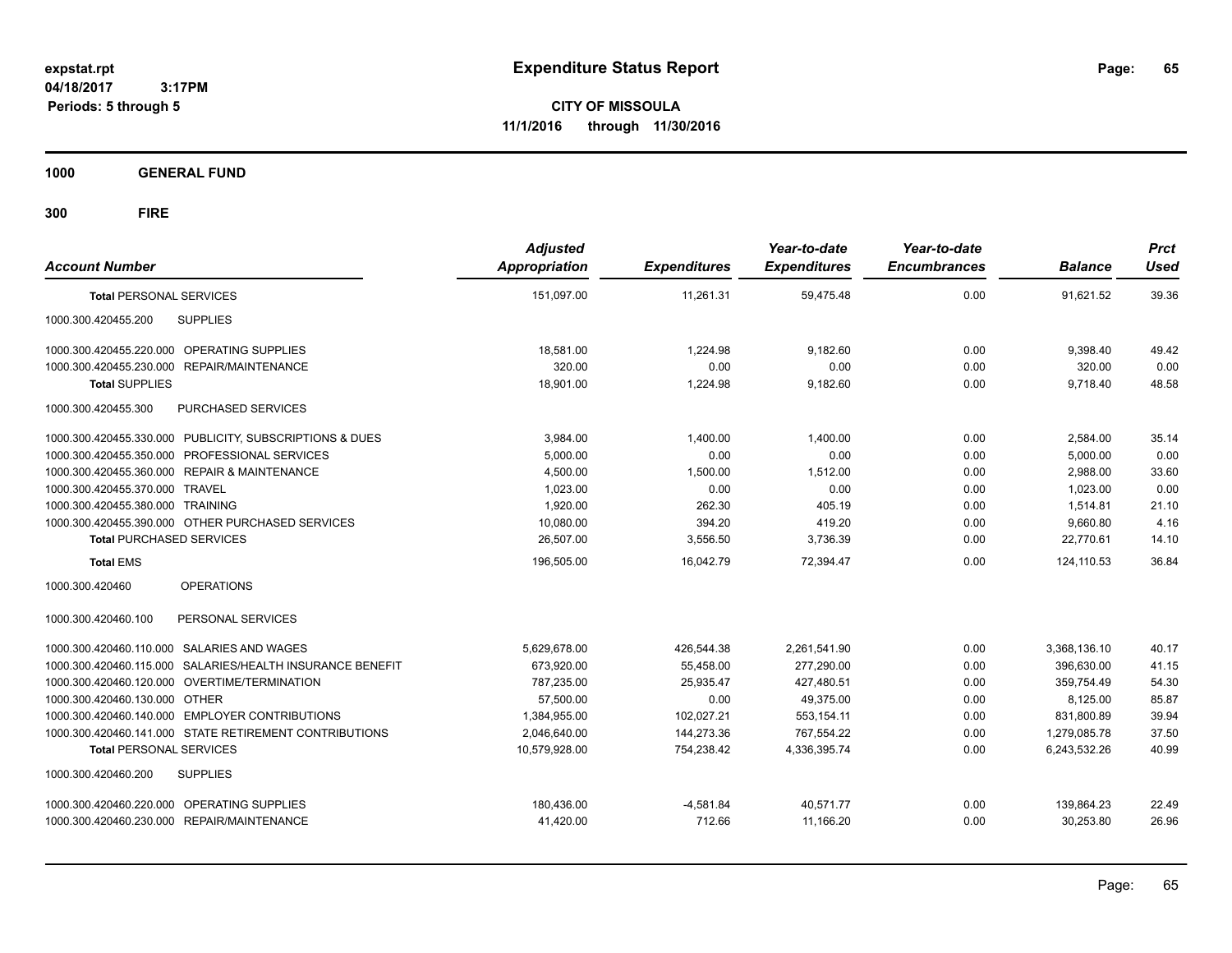# Expenditure Status Report

expstat.rpt
04/18/2017 3:17PM
Periods: 5 through 5

**CITY OF MISSOULA**
**11/1/2016 through 11/30/2016**

**1000 GENERAL FUND**

**300 FIRE**

| Account Number | | Adjusted Appropriation | Expenditures | Year-to-date Expenditures | Year-to-date Encumbrances | Balance | Prct Used |
|---|---|---|---|---|---|---|---|
| **Total** PERSONAL SERVICES | | 151,097.00 | 11,261.31 | 59,475.48 | 0.00 | 91,621.52 | 39.36 |
| 1000.300.420455.200 | SUPPLIES | | | | | | |
| 1000.300.420455.220.000 | OPERATING SUPPLIES | 18,581.00 | 1,224.98 | 9,182.60 | 0.00 | 9,398.40 | 49.42 |
| 1000.300.420455.230.000 | REPAIR/MAINTENANCE | 320.00 | 0.00 | 0.00 | 0.00 | 320.00 | 0.00 |
| **Total** SUPPLIES | | 18,901.00 | 1,224.98 | 9,182.60 | 0.00 | 9,718.40 | 48.58 |
| 1000.300.420455.300 | PURCHASED SERVICES | | | | | | |
| 1000.300.420455.330.000 | PUBLICITY, SUBSCRIPTIONS & DUES | 3,984.00 | 1,400.00 | 1,400.00 | 0.00 | 2,584.00 | 35.14 |
| 1000.300.420455.350.000 | PROFESSIONAL SERVICES | 5,000.00 | 0.00 | 0.00 | 0.00 | 5,000.00 | 0.00 |
| 1000.300.420455.360.000 | REPAIR & MAINTENANCE | 4,500.00 | 1,500.00 | 1,512.00 | 0.00 | 2,988.00 | 33.60 |
| 1000.300.420455.370.000 | TRAVEL | 1,023.00 | 0.00 | 0.00 | 0.00 | 1,023.00 | 0.00 |
| 1000.300.420455.380.000 | TRAINING | 1,920.00 | 262.30 | 405.19 | 0.00 | 1,514.81 | 21.10 |
| 1000.300.420455.390.000 | OTHER PURCHASED SERVICES | 10,080.00 | 394.20 | 419.20 | 0.00 | 9,660.80 | 4.16 |
| **Total** PURCHASED SERVICES | | 26,507.00 | 3,556.50 | 3,736.39 | 0.00 | 22,770.61 | 14.10 |
| **Total** EMS | | 196,505.00 | 16,042.79 | 72,394.47 | 0.00 | 124,110.53 | 36.84 |
| 1000.300.420460 | OPERATIONS | | | | | | |
| 1000.300.420460.100 | PERSONAL SERVICES | | | | | | |
| 1000.300.420460.110.000 | SALARIES AND WAGES | 5,629,678.00 | 426,544.38 | 2,261,541.90 | 0.00 | 3,368,136.10 | 40.17 |
| 1000.300.420460.115.000 | SALARIES/HEALTH INSURANCE BENEFIT | 673,920.00 | 55,458.00 | 277,290.00 | 0.00 | 396,630.00 | 41.15 |
| 1000.300.420460.120.000 | OVERTIME/TERMINATION | 787,235.00 | 25,935.47 | 427,480.51 | 0.00 | 359,754.49 | 54.30 |
| 1000.300.420460.130.000 | OTHER | 57,500.00 | 0.00 | 49,375.00 | 0.00 | 8,125.00 | 85.87 |
| 1000.300.420460.140.000 | EMPLOYER CONTRIBUTIONS | 1,384,955.00 | 102,027.21 | 553,154.11 | 0.00 | 831,800.89 | 39.94 |
| 1000.300.420460.141.000 | STATE RETIREMENT CONTRIBUTIONS | 2,046,640.00 | 144,273.36 | 767,554.22 | 0.00 | 1,279,085.78 | 37.50 |
| **Total** PERSONAL SERVICES | | 10,579,928.00 | 754,238.42 | 4,336,395.74 | 0.00 | 6,243,532.26 | 40.99 |
| 1000.300.420460.200 | SUPPLIES | | | | | | |
| 1000.300.420460.220.000 | OPERATING SUPPLIES | 180,436.00 | -4,581.84 | 40,571.77 | 0.00 | 139,864.23 | 22.49 |
| 1000.300.420460.230.000 | REPAIR/MAINTENANCE | 41,420.00 | 712.66 | 11,166.20 | 0.00 | 30,253.80 | 26.96 |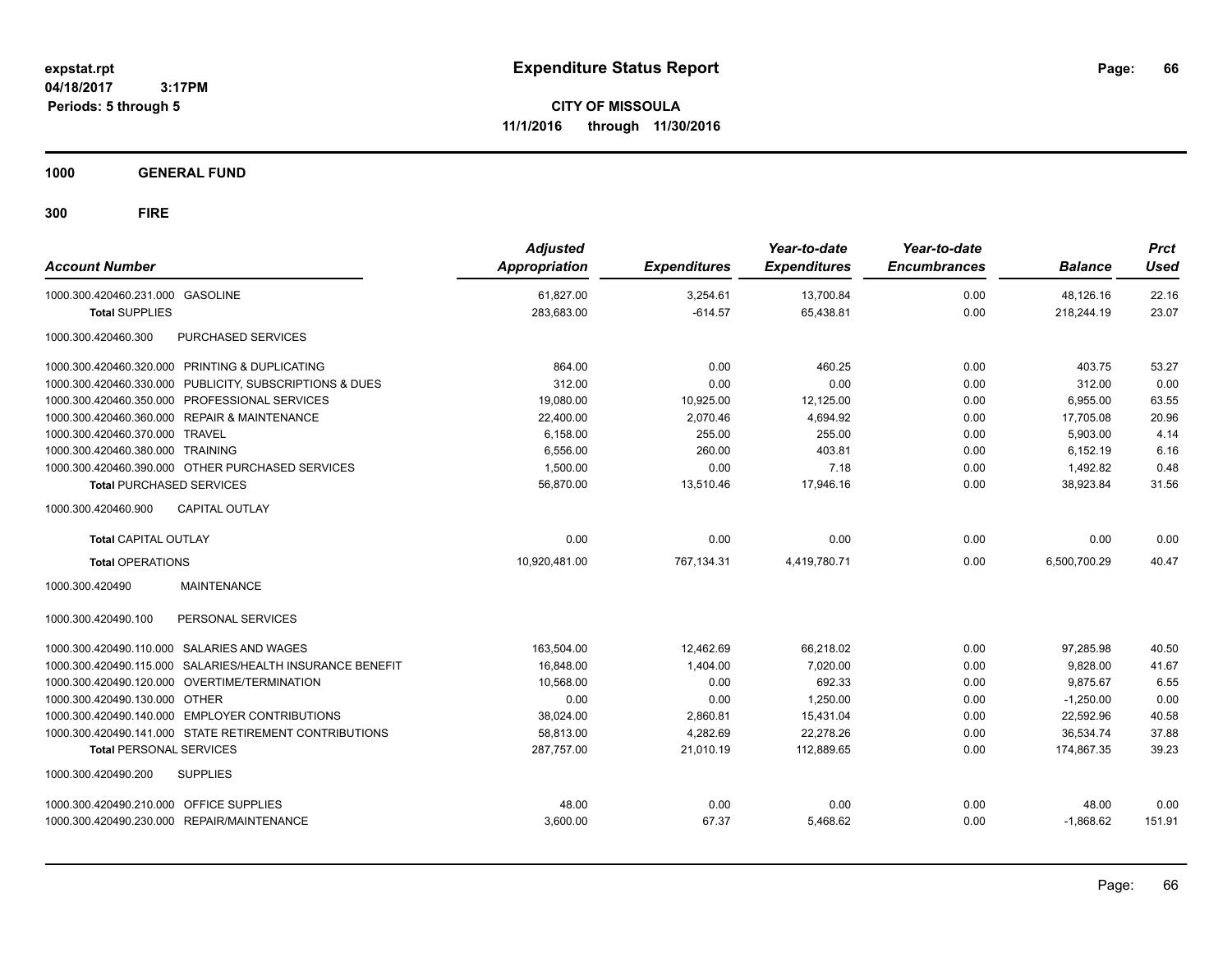**expstat.rpt**
**04/18/2017 3:17PM**
**Periods: 5 through 5**

# Expenditure Status Report

**CITY OF MISSOULA**
**11/1/2016 through 11/30/2016**

## 1000 GENERAL FUND

### 300 FIRE

| Account Number | | Adjusted Appropriation | Expenditures | Year-to-date Expenditures | Year-to-date Encumbrances | Balance | Prct Used |
|---|---|---|---|---|---|---|---|
| 1000.300.420460.231.000 | GASOLINE | 61,827.00 | 3,254.61 | 13,700.84 | 0.00 | 48,126.16 | 22.16 |
| **Total** SUPPLIES | | 283,683.00 | -614.57 | 65,438.81 | 0.00 | 218,244.19 | 23.07 |
| 1000.300.420460.300 | PURCHASED SERVICES | | | | | | |
| 1000.300.420460.320.000 | PRINTING & DUPLICATING | 864.00 | 0.00 | 460.25 | 0.00 | 403.75 | 53.27 |
| 1000.300.420460.330.000 | PUBLICITY, SUBSCRIPTIONS & DUES | 312.00 | 0.00 | 0.00 | 0.00 | 312.00 | 0.00 |
| 1000.300.420460.350.000 | PROFESSIONAL SERVICES | 19,080.00 | 10,925.00 | 12,125.00 | 0.00 | 6,955.00 | 63.55 |
| 1000.300.420460.360.000 | REPAIR & MAINTENANCE | 22,400.00 | 2,070.46 | 4,694.92 | 0.00 | 17,705.08 | 20.96 |
| 1000.300.420460.370.000 | TRAVEL | 6,158.00 | 255.00 | 255.00 | 0.00 | 5,903.00 | 4.14 |
| 1000.300.420460.380.000 | TRAINING | 6,556.00 | 260.00 | 403.81 | 0.00 | 6,152.19 | 6.16 |
| 1000.300.420460.390.000 | OTHER PURCHASED SERVICES | 1,500.00 | 0.00 | 7.18 | 0.00 | 1,492.82 | 0.48 |
| **Total** PURCHASED SERVICES | | 56,870.00 | 13,510.46 | 17,946.16 | 0.00 | 38,923.84 | 31.56 |
| 1000.300.420460.900 | CAPITAL OUTLAY | | | | | | |
| **Total** CAPITAL OUTLAY | | 0.00 | 0.00 | 0.00 | 0.00 | 0.00 | 0.00 |
| **Total** OPERATIONS | | 10,920,481.00 | 767,134.31 | 4,419,780.71 | 0.00 | 6,500,700.29 | 40.47 |
| 1000.300.420490 | MAINTENANCE | | | | | | |
| 1000.300.420490.100 | PERSONAL SERVICES | | | | | | |
| 1000.300.420490.110.000 | SALARIES AND WAGES | 163,504.00 | 12,462.69 | 66,218.02 | 0.00 | 97,285.98 | 40.50 |
| 1000.300.420490.115.000 | SALARIES/HEALTH INSURANCE BENEFIT | 16,848.00 | 1,404.00 | 7,020.00 | 0.00 | 9,828.00 | 41.67 |
| 1000.300.420490.120.000 | OVERTIME/TERMINATION | 10,568.00 | 0.00 | 692.33 | 0.00 | 9,875.67 | 6.55 |
| 1000.300.420490.130.000 | OTHER | 0.00 | 0.00 | 1,250.00 | 0.00 | -1,250.00 | 0.00 |
| 1000.300.420490.140.000 | EMPLOYER CONTRIBUTIONS | 38,024.00 | 2,860.81 | 15,431.04 | 0.00 | 22,592.96 | 40.58 |
| 1000.300.420490.141.000 | STATE RETIREMENT CONTRIBUTIONS | 58,813.00 | 4,282.69 | 22,278.26 | 0.00 | 36,534.74 | 37.88 |
| **Total** PERSONAL SERVICES | | 287,757.00 | 21,010.19 | 112,889.65 | 0.00 | 174,867.35 | 39.23 |
| 1000.300.420490.200 | SUPPLIES | | | | | | |
| 1000.300.420490.210.000 | OFFICE SUPPLIES | 48.00 | 0.00 | 0.00 | 0.00 | 48.00 | 0.00 |
| 1000.300.420490.230.000 | REPAIR/MAINTENANCE | 3,600.00 | 67.37 | 5,468.62 | 0.00 | -1,868.62 | 151.91 |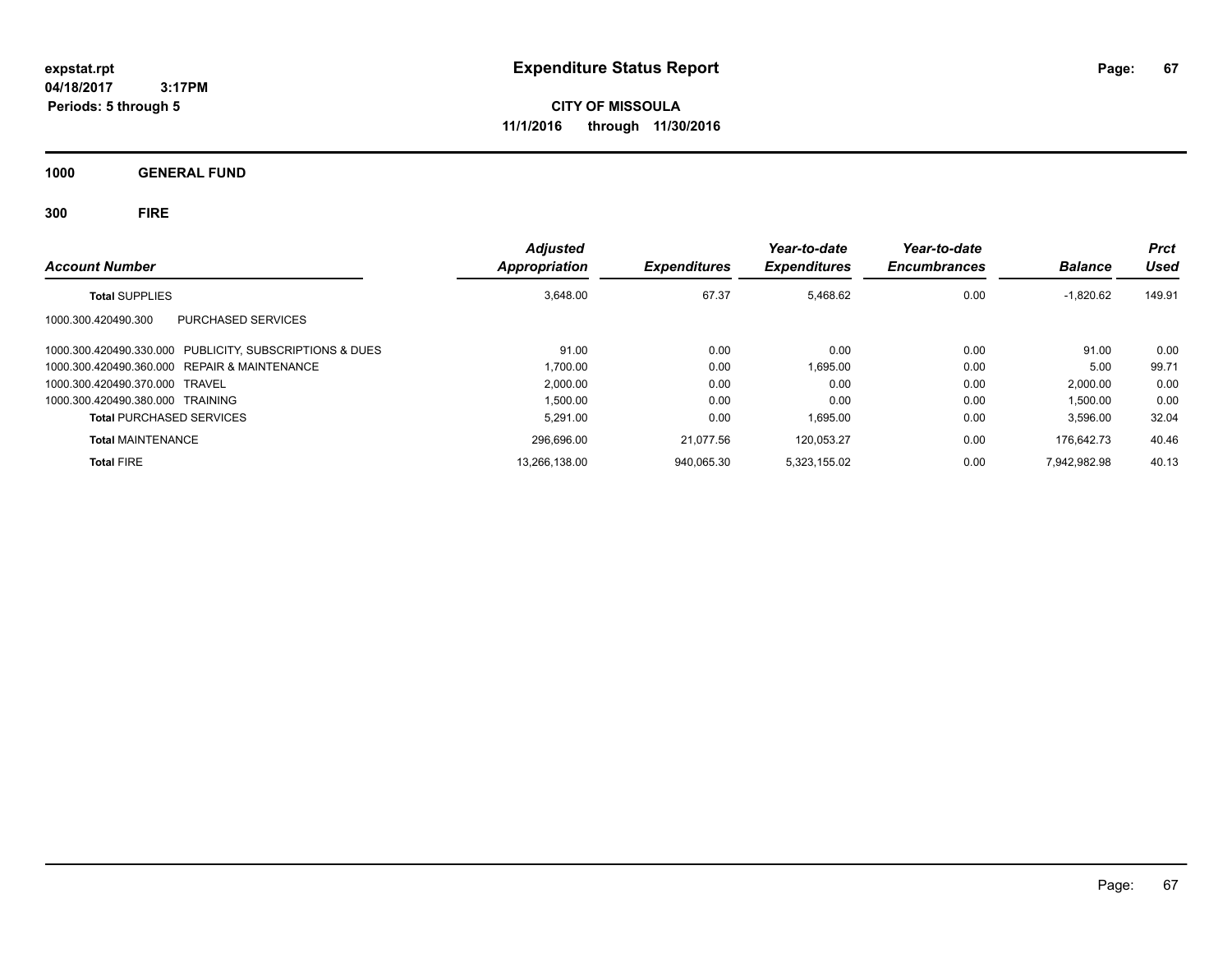**expstat.rpt**
**04/18/2017 3:17PM**
**Periods: 5 through 5**

# Expenditure Status Report

**CITY OF MISSOULA**
**11/1/2016 through 11/30/2016**

## 1000 GENERAL FUND

### 300 FIRE

| Account Number | | Adjusted Appropriation | Expenditures | Year-to-date Expenditures | Year-to-date Encumbrances | Balance | Prct Used |
|---|---|---|---|---|---|---|---|
| **Total** SUPPLIES | | 3,648.00 | 67.37 | 5,468.62 | 0.00 | -1,820.62 | 149.91 |
| 1000.300.420490.300 | PURCHASED SERVICES | | | | | | |
| 1000.300.420490.330.000 | PUBLICITY, SUBSCRIPTIONS & DUES | 91.00 | 0.00 | 0.00 | 0.00 | 91.00 | 0.00 |
| 1000.300.420490.360.000 | REPAIR & MAINTENANCE | 1,700.00 | 0.00 | 1,695.00 | 0.00 | 5.00 | 99.71 |
| 1000.300.420490.370.000 | TRAVEL | 2,000.00 | 0.00 | 0.00 | 0.00 | 2,000.00 | 0.00 |
| 1000.300.420490.380.000 | TRAINING | 1,500.00 | 0.00 | 0.00 | 0.00 | 1,500.00 | 0.00 |
| **Total** PURCHASED SERVICES | | 5,291.00 | 0.00 | 1,695.00 | 0.00 | 3,596.00 | 32.04 |
| **Total** MAINTENANCE | | 296,696.00 | 21,077.56 | 120,053.27 | 0.00 | 176,642.73 | 40.46 |
| **Total** FIRE | | 13,266,138.00 | 940,065.30 | 5,323,155.02 | 0.00 | 7,942,982.98 | 40.13 |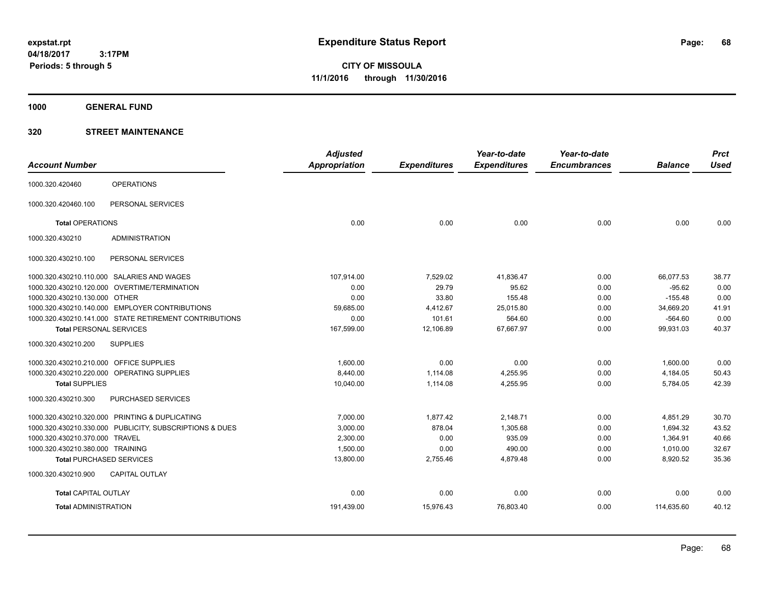# Expenditure Status Report

expstat.rpt
04/18/2017 3:17PM
Periods: 5 through 5

**CITY OF MISSOULA**
**11/1/2016 through 11/30/2016**

## 1000 GENERAL FUND

### 320 STREET MAINTENANCE

| Account Number | | Adjusted Appropriation | Expenditures | Year-to-date Expenditures | Year-to-date Encumbrances | Balance | Prct Used |
|---|---|---|---|---|---|---|---|
| 1000.320.420460 | OPERATIONS | | | | | | |
| 1000.320.420460.100 | PERSONAL SERVICES | | | | | | |
| **Total** OPERATIONS | | 0.00 | 0.00 | 0.00 | 0.00 | 0.00 | 0.00 |
| 1000.320.430210 | ADMINISTRATION | | | | | | |
| 1000.320.430210.100 | PERSONAL SERVICES | | | | | | |
| 1000.320.430210.110.000 | SALARIES AND WAGES | 107,914.00 | 7,529.02 | 41,836.47 | 0.00 | 66,077.53 | 38.77 |
| 1000.320.430210.120.000 | OVERTIME/TERMINATION | 0.00 | 29.79 | 95.62 | 0.00 | -95.62 | 0.00 |
| 1000.320.430210.130.000 | OTHER | 0.00 | 33.80 | 155.48 | 0.00 | -155.48 | 0.00 |
| 1000.320.430210.140.000 | EMPLOYER CONTRIBUTIONS | 59,685.00 | 4,412.67 | 25,015.80 | 0.00 | 34,669.20 | 41.91 |
| 1000.320.430210.141.000 | STATE RETIREMENT CONTRIBUTIONS | 0.00 | 101.61 | 564.60 | 0.00 | -564.60 | 0.00 |
| **Total** PERSONAL SERVICES | | 167,599.00 | 12,106.89 | 67,667.97 | 0.00 | 99,931.03 | 40.37 |
| 1000.320.430210.200 | SUPPLIES | | | | | | |
| 1000.320.430210.210.000 | OFFICE SUPPLIES | 1,600.00 | 0.00 | 0.00 | 0.00 | 1,600.00 | 0.00 |
| 1000.320.430210.220.000 | OPERATING SUPPLIES | 8,440.00 | 1,114.08 | 4,255.95 | 0.00 | 4,184.05 | 50.43 |
| **Total** SUPPLIES | | 10,040.00 | 1,114.08 | 4,255.95 | 0.00 | 5,784.05 | 42.39 |
| 1000.320.430210.300 | PURCHASED SERVICES | | | | | | |
| 1000.320.430210.320.000 | PRINTING & DUPLICATING | 7,000.00 | 1,877.42 | 2,148.71 | 0.00 | 4,851.29 | 30.70 |
| 1000.320.430210.330.000 | PUBLICITY, SUBSCRIPTIONS & DUES | 3,000.00 | 878.04 | 1,305.68 | 0.00 | 1,694.32 | 43.52 |
| 1000.320.430210.370.000 | TRAVEL | 2,300.00 | 0.00 | 935.09 | 0.00 | 1,364.91 | 40.66 |
| 1000.320.430210.380.000 | TRAINING | 1,500.00 | 0.00 | 490.00 | 0.00 | 1,010.00 | 32.67 |
| **Total** PURCHASED SERVICES | | 13,800.00 | 2,755.46 | 4,879.48 | 0.00 | 8,920.52 | 35.36 |
| 1000.320.430210.900 | CAPITAL OUTLAY | | | | | | |
| **Total** CAPITAL OUTLAY | | 0.00 | 0.00 | 0.00 | 0.00 | 0.00 | 0.00 |
| **Total** ADMINISTRATION | | 191,439.00 | 15,976.43 | 76,803.40 | 0.00 | 114,635.60 | 40.12 |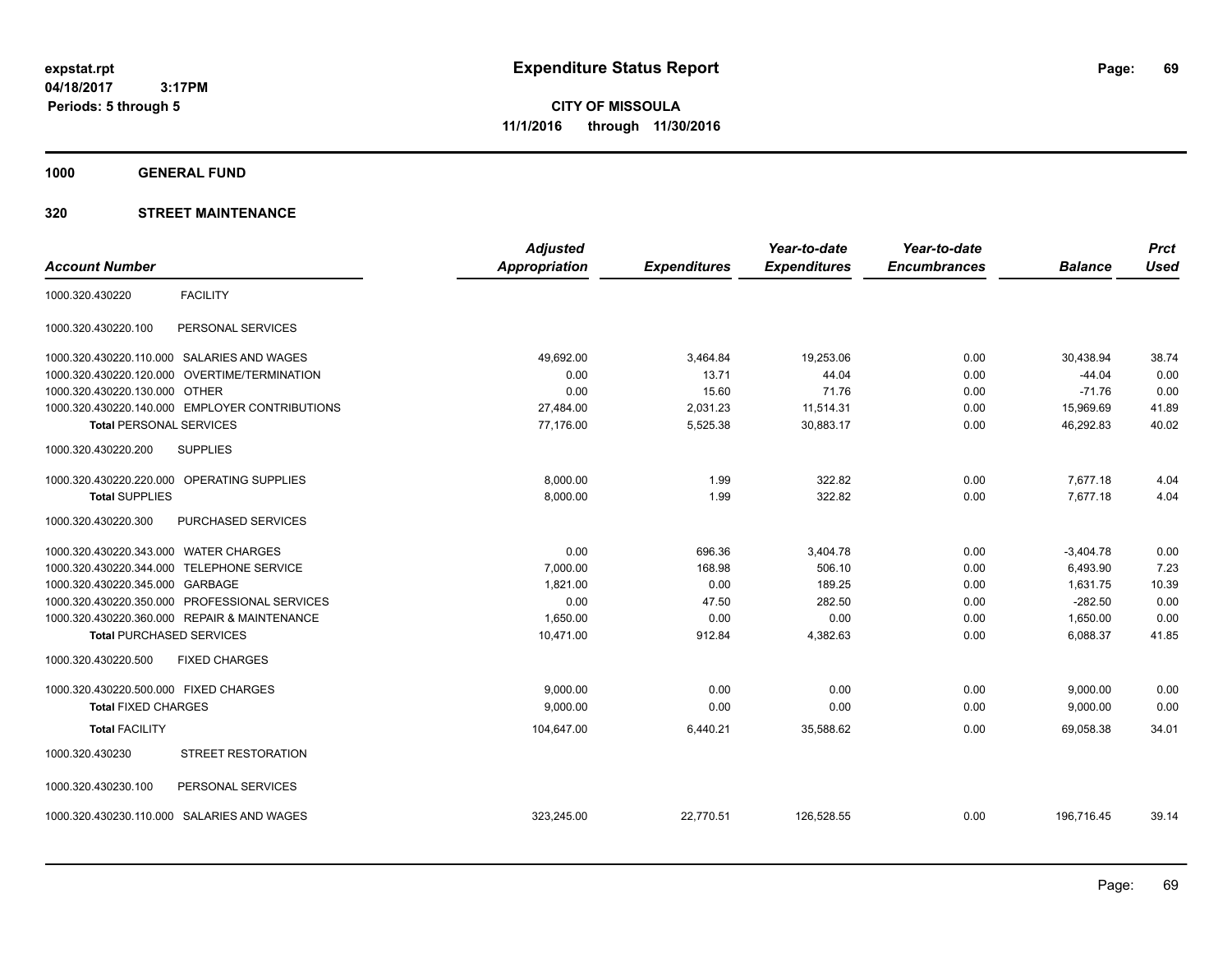# Expenditure Status Report

expstat.rpt
04/18/2017 3:17PM
Periods: 5 through 5

**CITY OF MISSOULA**
**11/1/2016 through 11/30/2016**

**1000 GENERAL FUND**

**320 STREET MAINTENANCE**

| Account Number | | Adjusted Appropriation | Expenditures | Year-to-date Expenditures | Year-to-date Encumbrances | Balance | Prct Used |
|---|---|---|---|---|---|---|---|
| 1000.320.430220 | FACILITY | | | | | | |
| 1000.320.430220.100 | PERSONAL SERVICES | | | | | | |
| 1000.320.430220.110.000 | SALARIES AND WAGES | 49,692.00 | 3,464.84 | 19,253.06 | 0.00 | 30,438.94 | 38.74 |
| 1000.320.430220.120.000 | OVERTIME/TERMINATION | 0.00 | 13.71 | 44.04 | 0.00 | -44.04 | 0.00 |
| 1000.320.430220.130.000 | OTHER | 0.00 | 15.60 | 71.76 | 0.00 | -71.76 | 0.00 |
| 1000.320.430220.140.000 | EMPLOYER CONTRIBUTIONS | 27,484.00 | 2,031.23 | 11,514.31 | 0.00 | 15,969.69 | 41.89 |
| **Total** PERSONAL SERVICES | | 77,176.00 | 5,525.38 | 30,883.17 | 0.00 | 46,292.83 | 40.02 |
| 1000.320.430220.200 | SUPPLIES | | | | | | |
| 1000.320.430220.220.000 | OPERATING SUPPLIES | 8,000.00 | 1.99 | 322.82 | 0.00 | 7,677.18 | 4.04 |
| **Total** SUPPLIES | | 8,000.00 | 1.99 | 322.82 | 0.00 | 7,677.18 | 4.04 |
| 1000.320.430220.300 | PURCHASED SERVICES | | | | | | |
| 1000.320.430220.343.000 | WATER CHARGES | 0.00 | 696.36 | 3,404.78 | 0.00 | -3,404.78 | 0.00 |
| 1000.320.430220.344.000 | TELEPHONE SERVICE | 7,000.00 | 168.98 | 506.10 | 0.00 | 6,493.90 | 7.23 |
| 1000.320.430220.345.000 | GARBAGE | 1,821.00 | 0.00 | 189.25 | 0.00 | 1,631.75 | 10.39 |
| 1000.320.430220.350.000 | PROFESSIONAL SERVICES | 0.00 | 47.50 | 282.50 | 0.00 | -282.50 | 0.00 |
| 1000.320.430220.360.000 | REPAIR & MAINTENANCE | 1,650.00 | 0.00 | 0.00 | 0.00 | 1,650.00 | 0.00 |
| **Total** PURCHASED SERVICES | | 10,471.00 | 912.84 | 4,382.63 | 0.00 | 6,088.37 | 41.85 |
| 1000.320.430220.500 | FIXED CHARGES | | | | | | |
| 1000.320.430220.500.000 | FIXED CHARGES | 9,000.00 | 0.00 | 0.00 | 0.00 | 9,000.00 | 0.00 |
| **Total** FIXED CHARGES | | 9,000.00 | 0.00 | 0.00 | 0.00 | 9,000.00 | 0.00 |
| **Total** FACILITY | | 104,647.00 | 6,440.21 | 35,588.62 | 0.00 | 69,058.38 | 34.01 |
| 1000.320.430230 | STREET RESTORATION | | | | | | |
| 1000.320.430230.100 | PERSONAL SERVICES | | | | | | |
| 1000.320.430230.110.000 | SALARIES AND WAGES | 323,245.00 | 22,770.51 | 126,528.55 | 0.00 | 196,716.45 | 39.14 |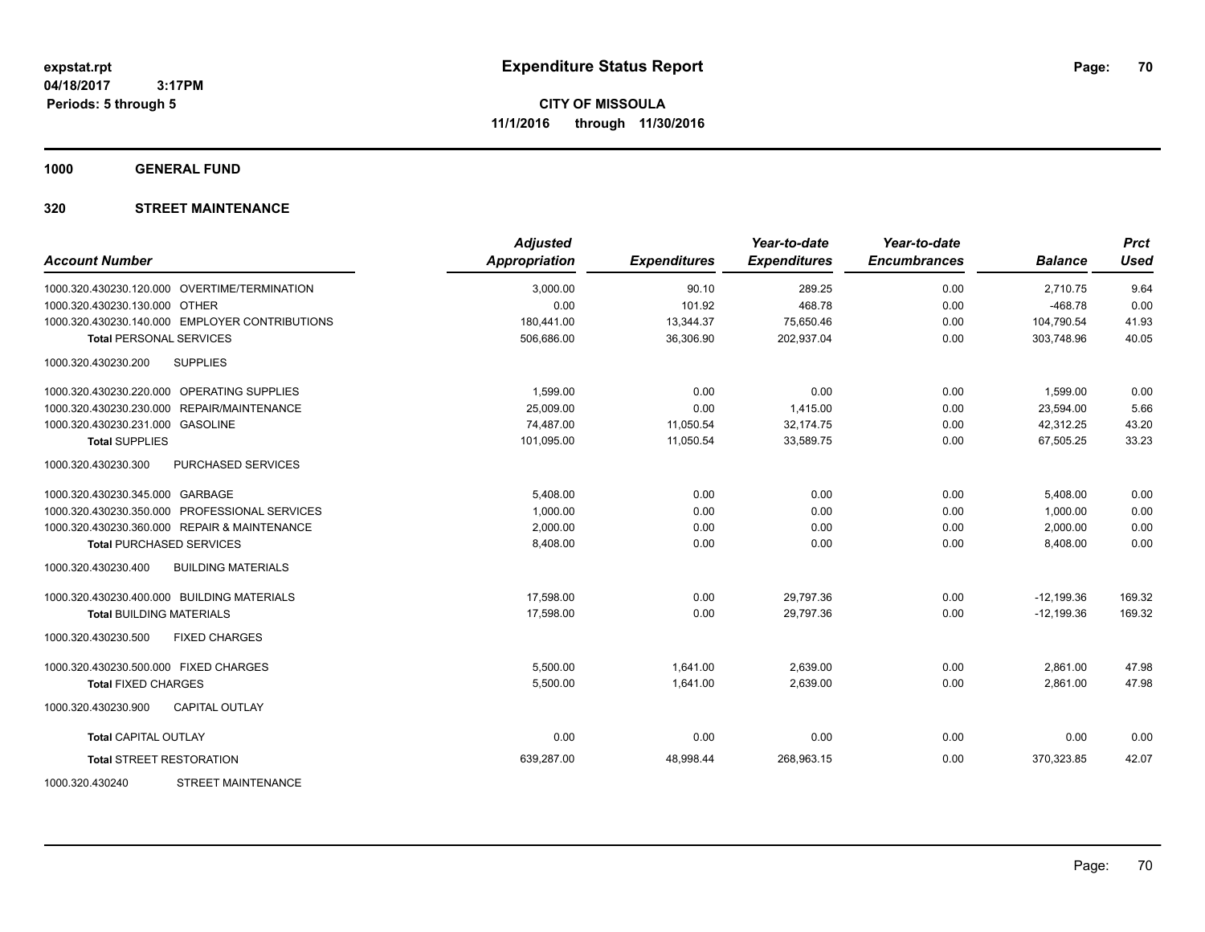# Expenditure Status Report

expstat.rpt
04/18/2017 3:17PM
Periods: 5 through 5

**CITY OF MISSOULA**
**11/1/2016 through 11/30/2016**

**1000 GENERAL FUND**

**320 STREET MAINTENANCE**

| Account Number | Adjusted Appropriation | Expenditures | Year-to-date Expenditures | Year-to-date Encumbrances | Balance | Prct Used |
|---|---|---|---|---|---|---|
| 1000.320.430230.120.000 OVERTIME/TERMINATION | 3,000.00 | 90.10 | 289.25 | 0.00 | 2,710.75 | 9.64 |
| 1000.320.430230.130.000 OTHER | 0.00 | 101.92 | 468.78 | 0.00 | -468.78 | 0.00 |
| 1000.320.430230.140.000 EMPLOYER CONTRIBUTIONS | 180,441.00 | 13,344.37 | 75,650.46 | 0.00 | 104,790.54 | 41.93 |
| **Total** PERSONAL SERVICES | 506,686.00 | 36,306.90 | 202,937.04 | 0.00 | 303,748.96 | 40.05 |
| 1000.320.430230.200 SUPPLIES | | | | | | |
| 1000.320.430230.220.000 OPERATING SUPPLIES | 1,599.00 | 0.00 | 0.00 | 0.00 | 1,599.00 | 0.00 |
| 1000.320.430230.230.000 REPAIR/MAINTENANCE | 25,009.00 | 0.00 | 1,415.00 | 0.00 | 23,594.00 | 5.66 |
| 1000.320.430230.231.000 GASOLINE | 74,487.00 | 11,050.54 | 32,174.75 | 0.00 | 42,312.25 | 43.20 |
| **Total** SUPPLIES | 101,095.00 | 11,050.54 | 33,589.75 | 0.00 | 67,505.25 | 33.23 |
| 1000.320.430230.300 PURCHASED SERVICES | | | | | | |
| 1000.320.430230.345.000 GARBAGE | 5,408.00 | 0.00 | 0.00 | 0.00 | 5,408.00 | 0.00 |
| 1000.320.430230.350.000 PROFESSIONAL SERVICES | 1,000.00 | 0.00 | 0.00 | 0.00 | 1,000.00 | 0.00 |
| 1000.320.430230.360.000 REPAIR & MAINTENANCE | 2,000.00 | 0.00 | 0.00 | 0.00 | 2,000.00 | 0.00 |
| **Total** PURCHASED SERVICES | 8,408.00 | 0.00 | 0.00 | 0.00 | 8,408.00 | 0.00 |
| 1000.320.430230.400 BUILDING MATERIALS | | | | | | |
| 1000.320.430230.400.000 BUILDING MATERIALS | 17,598.00 | 0.00 | 29,797.36 | 0.00 | -12,199.36 | 169.32 |
| **Total** BUILDING MATERIALS | 17,598.00 | 0.00 | 29,797.36 | 0.00 | -12,199.36 | 169.32 |
| 1000.320.430230.500 FIXED CHARGES | | | | | | |
| 1000.320.430230.500.000 FIXED CHARGES | 5,500.00 | 1,641.00 | 2,639.00 | 0.00 | 2,861.00 | 47.98 |
| **Total** FIXED CHARGES | 5,500.00 | 1,641.00 | 2,639.00 | 0.00 | 2,861.00 | 47.98 |
| 1000.320.430230.900 CAPITAL OUTLAY | | | | | | |
| **Total** CAPITAL OUTLAY | 0.00 | 0.00 | 0.00 | 0.00 | 0.00 | 0.00 |
| **Total** STREET RESTORATION | 639,287.00 | 48,998.44 | 268,963.15 | 0.00 | 370,323.85 | 42.07 |
| 1000.320.430240 STREET MAINTENANCE | | | | | | |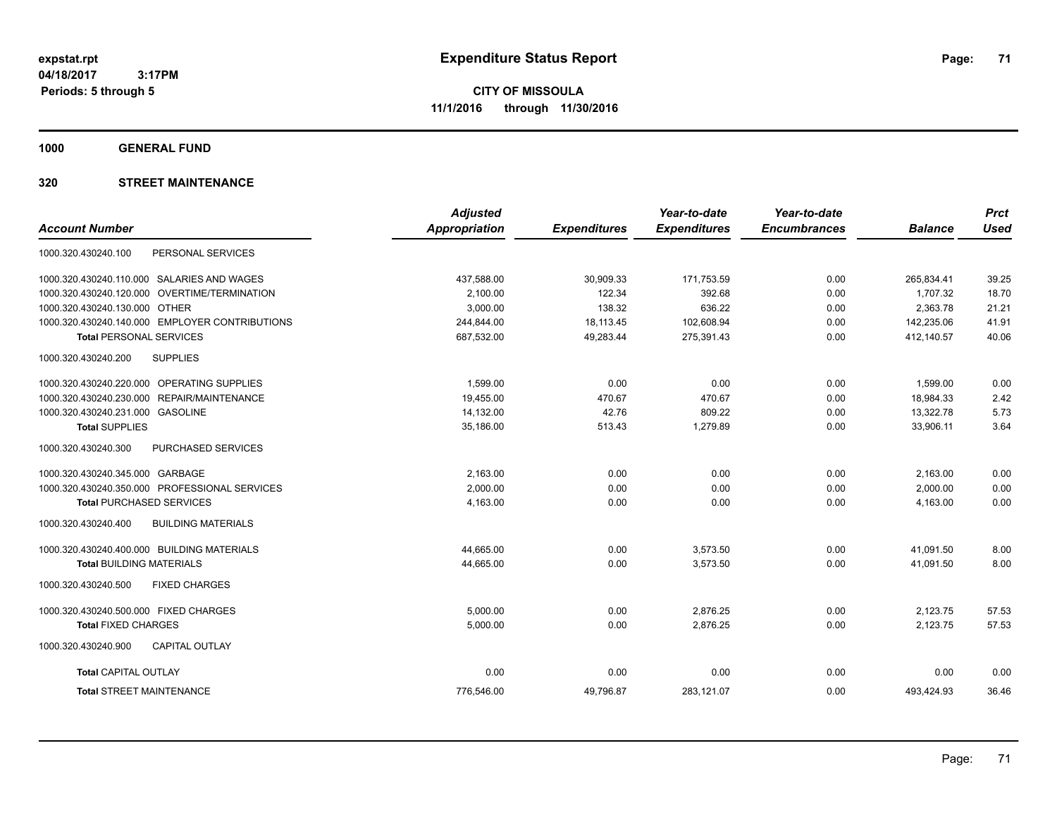expstat.rpt
04/18/2017 3:17PM
Periods: 5 through 5

# Expenditure Status Report

**CITY OF MISSOULA**
**11/1/2016 through 11/30/2016**

## 1000 GENERAL FUND

### 320 STREET MAINTENANCE

| Account Number | Adjusted Appropriation | Expenditures | Year-to-date Expenditures | Year-to-date Encumbrances | Balance | Prct Used |
|---|---|---|---|---|---|---|
| 1000.320.430240.100 PERSONAL SERVICES | | | | | | |
| 1000.320.430240.110.000 SALARIES AND WAGES | 437,588.00 | 30,909.33 | 171,753.59 | 0.00 | 265,834.41 | 39.25 |
| 1000.320.430240.120.000 OVERTIME/TERMINATION | 2,100.00 | 122.34 | 392.68 | 0.00 | 1,707.32 | 18.70 |
| 1000.320.430240.130.000 OTHER | 3,000.00 | 138.32 | 636.22 | 0.00 | 2,363.78 | 21.21 |
| 1000.320.430240.140.000 EMPLOYER CONTRIBUTIONS | 244,844.00 | 18,113.45 | 102,608.94 | 0.00 | 142,235.06 | 41.91 |
| **Total** PERSONAL SERVICES | 687,532.00 | 49,283.44 | 275,391.43 | 0.00 | 412,140.57 | 40.06 |
| 1000.320.430240.200 SUPPLIES | | | | | | |
| 1000.320.430240.220.000 OPERATING SUPPLIES | 1,599.00 | 0.00 | 0.00 | 0.00 | 1,599.00 | 0.00 |
| 1000.320.430240.230.000 REPAIR/MAINTENANCE | 19,455.00 | 470.67 | 470.67 | 0.00 | 18,984.33 | 2.42 |
| 1000.320.430240.231.000 GASOLINE | 14,132.00 | 42.76 | 809.22 | 0.00 | 13,322.78 | 5.73 |
| **Total** SUPPLIES | 35,186.00 | 513.43 | 1,279.89 | 0.00 | 33,906.11 | 3.64 |
| 1000.320.430240.300 PURCHASED SERVICES | | | | | | |
| 1000.320.430240.345.000 GARBAGE | 2,163.00 | 0.00 | 0.00 | 0.00 | 2,163.00 | 0.00 |
| 1000.320.430240.350.000 PROFESSIONAL SERVICES | 2,000.00 | 0.00 | 0.00 | 0.00 | 2,000.00 | 0.00 |
| **Total** PURCHASED SERVICES | 4,163.00 | 0.00 | 0.00 | 0.00 | 4,163.00 | 0.00 |
| 1000.320.430240.400 BUILDING MATERIALS | | | | | | |
| 1000.320.430240.400.000 BUILDING MATERIALS | 44,665.00 | 0.00 | 3,573.50 | 0.00 | 41,091.50 | 8.00 |
| **Total** BUILDING MATERIALS | 44,665.00 | 0.00 | 3,573.50 | 0.00 | 41,091.50 | 8.00 |
| 1000.320.430240.500 FIXED CHARGES | | | | | | |
| 1000.320.430240.500.000 FIXED CHARGES | 5,000.00 | 0.00 | 2,876.25 | 0.00 | 2,123.75 | 57.53 |
| **Total** FIXED CHARGES | 5,000.00 | 0.00 | 2,876.25 | 0.00 | 2,123.75 | 57.53 |
| 1000.320.430240.900 CAPITAL OUTLAY | | | | | | |
| **Total** CAPITAL OUTLAY | 0.00 | 0.00 | 0.00 | 0.00 | 0.00 | 0.00 |
| **Total** STREET MAINTENANCE | 776,546.00 | 49,796.87 | 283,121.07 | 0.00 | 493,424.93 | 36.46 |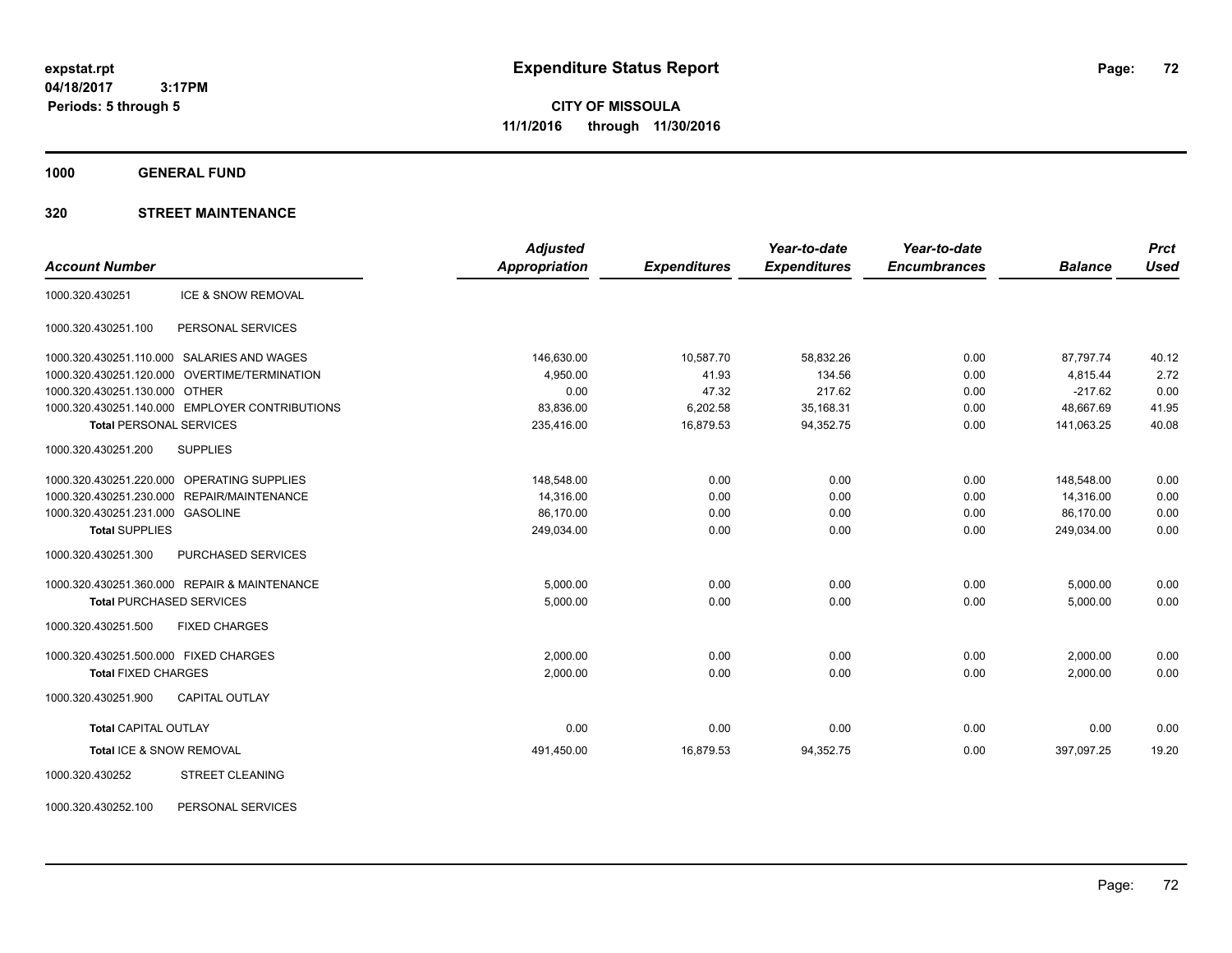**expstat.rpt**
**04/18/2017 3:17PM**
**Periods: 5 through 5**

# Expenditure Status Report

**CITY OF MISSOULA**
**11/1/2016 through 11/30/2016**

## 1000 GENERAL FUND

### 320 STREET MAINTENANCE

| Account Number | | Adjusted Appropriation | Expenditures | Year-to-date Expenditures | Year-to-date Encumbrances | Balance | Prct Used |
|---|---|---|---|---|---|---|---|
| 1000.320.430251 | ICE & SNOW REMOVAL | | | | | | |
| 1000.320.430251.100 | PERSONAL SERVICES | | | | | | |
| 1000.320.430251.110.000 | SALARIES AND WAGES | 146,630.00 | 10,587.70 | 58,832.26 | 0.00 | 87,797.74 | 40.12 |
| 1000.320.430251.120.000 | OVERTIME/TERMINATION | 4,950.00 | 41.93 | 134.56 | 0.00 | 4,815.44 | 2.72 |
| 1000.320.430251.130.000 | OTHER | 0.00 | 47.32 | 217.62 | 0.00 | -217.62 | 0.00 |
| 1000.320.430251.140.000 | EMPLOYER CONTRIBUTIONS | 83,836.00 | 6,202.58 | 35,168.31 | 0.00 | 48,667.69 | 41.95 |
| **Total** PERSONAL SERVICES | | 235,416.00 | 16,879.53 | 94,352.75 | 0.00 | 141,063.25 | 40.08 |
| 1000.320.430251.200 | SUPPLIES | | | | | | |
| 1000.320.430251.220.000 | OPERATING SUPPLIES | 148,548.00 | 0.00 | 0.00 | 0.00 | 148,548.00 | 0.00 |
| 1000.320.430251.230.000 | REPAIR/MAINTENANCE | 14,316.00 | 0.00 | 0.00 | 0.00 | 14,316.00 | 0.00 |
| 1000.320.430251.231.000 | GASOLINE | 86,170.00 | 0.00 | 0.00 | 0.00 | 86,170.00 | 0.00 |
| **Total** SUPPLIES | | 249,034.00 | 0.00 | 0.00 | 0.00 | 249,034.00 | 0.00 |
| 1000.320.430251.300 | PURCHASED SERVICES | | | | | | |
| 1000.320.430251.360.000 | REPAIR & MAINTENANCE | 5,000.00 | 0.00 | 0.00 | 0.00 | 5,000.00 | 0.00 |
| **Total** PURCHASED SERVICES | | 5,000.00 | 0.00 | 0.00 | 0.00 | 5,000.00 | 0.00 |
| 1000.320.430251.500 | FIXED CHARGES | | | | | | |
| 1000.320.430251.500.000 | FIXED CHARGES | 2,000.00 | 0.00 | 0.00 | 0.00 | 2,000.00 | 0.00 |
| **Total** FIXED CHARGES | | 2,000.00 | 0.00 | 0.00 | 0.00 | 2,000.00 | 0.00 |
| 1000.320.430251.900 | CAPITAL OUTLAY | | | | | | |
| **Total** CAPITAL OUTLAY | | 0.00 | 0.00 | 0.00 | 0.00 | 0.00 | 0.00 |
| **Total** ICE & SNOW REMOVAL | | 491,450.00 | 16,879.53 | 94,352.75 | 0.00 | 397,097.25 | 19.20 |
| 1000.320.430252 | STREET CLEANING | | | | | | |
| 1000.320.430252.100 | PERSONAL SERVICES | | | | | | |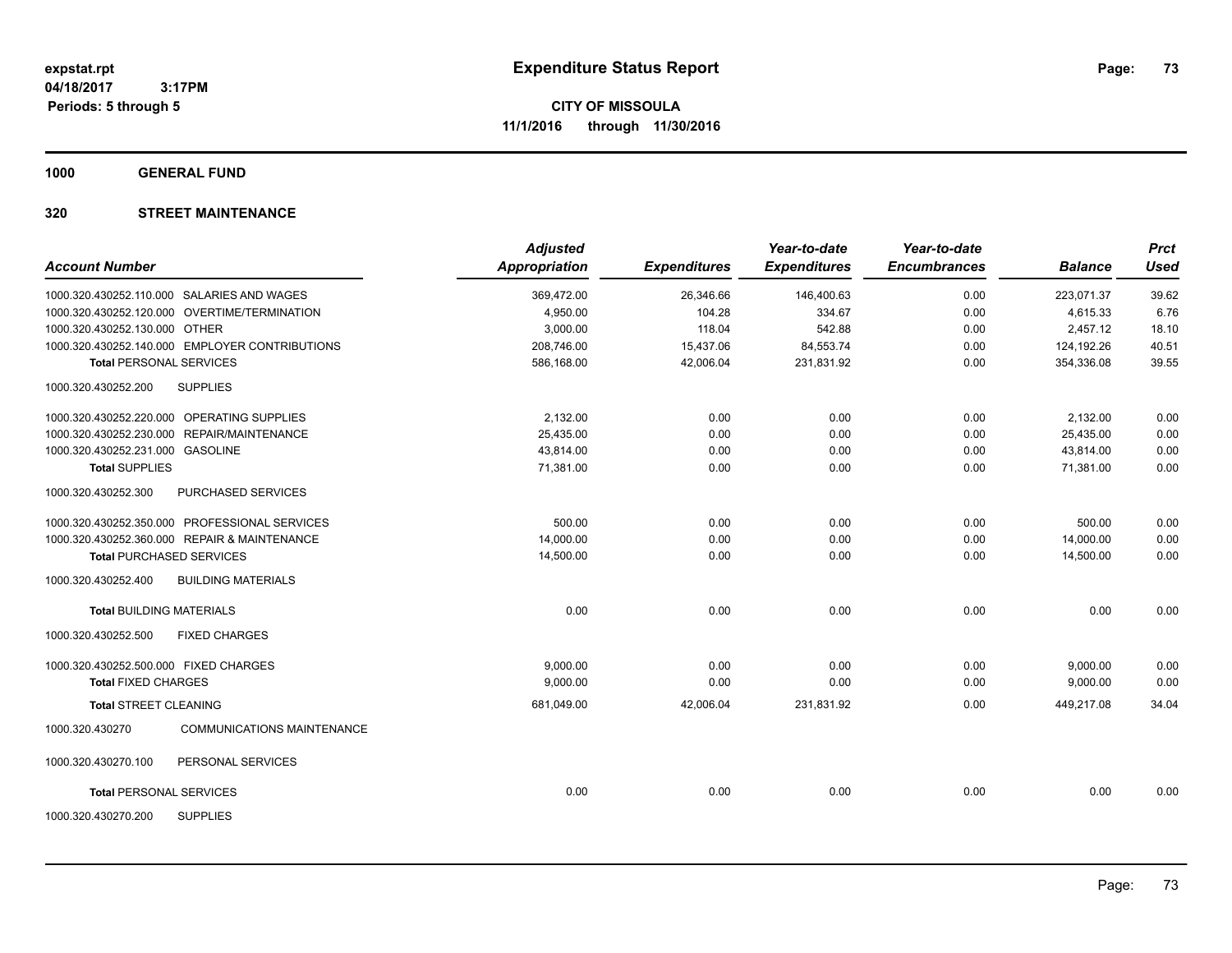# Expenditure Status Report

**CITY OF MISSOULA**
**11/1/2016 through 11/30/2016**

expstat.rpt
04/18/2017 3:17PM
Periods: 5 through 5

**1000 GENERAL FUND**

**320 STREET MAINTENANCE**

| Account Number | Adjusted Appropriation | Expenditures | Year-to-date Expenditures | Year-to-date Encumbrances | Balance | Prct Used |
|---|---|---|---|---|---|---|
| 1000.320.430252.110.000 SALARIES AND WAGES | 369,472.00 | 26,346.66 | 146,400.63 | 0.00 | 223,071.37 | 39.62 |
| 1000.320.430252.120.000 OVERTIME/TERMINATION | 4,950.00 | 104.28 | 334.67 | 0.00 | 4,615.33 | 6.76 |
| 1000.320.430252.130.000 OTHER | 3,000.00 | 118.04 | 542.88 | 0.00 | 2,457.12 | 18.10 |
| 1000.320.430252.140.000 EMPLOYER CONTRIBUTIONS | 208,746.00 | 15,437.06 | 84,553.74 | 0.00 | 124,192.26 | 40.51 |
| **Total PERSONAL SERVICES** | 586,168.00 | 42,006.04 | 231,831.92 | 0.00 | 354,336.08 | 39.55 |
| 1000.320.430252.200 SUPPLIES | | | | | | |
| 1000.320.430252.220.000 OPERATING SUPPLIES | 2,132.00 | 0.00 | 0.00 | 0.00 | 2,132.00 | 0.00 |
| 1000.320.430252.230.000 REPAIR/MAINTENANCE | 25,435.00 | 0.00 | 0.00 | 0.00 | 25,435.00 | 0.00 |
| 1000.320.430252.231.000 GASOLINE | 43,814.00 | 0.00 | 0.00 | 0.00 | 43,814.00 | 0.00 |
| **Total SUPPLIES** | 71,381.00 | 0.00 | 0.00 | 0.00 | 71,381.00 | 0.00 |
| 1000.320.430252.300 PURCHASED SERVICES | | | | | | |
| 1000.320.430252.350.000 PROFESSIONAL SERVICES | 500.00 | 0.00 | 0.00 | 0.00 | 500.00 | 0.00 |
| 1000.320.430252.360.000 REPAIR & MAINTENANCE | 14,000.00 | 0.00 | 0.00 | 0.00 | 14,000.00 | 0.00 |
| **Total PURCHASED SERVICES** | 14,500.00 | 0.00 | 0.00 | 0.00 | 14,500.00 | 0.00 |
| 1000.320.430252.400 BUILDING MATERIALS | | | | | | |
| **Total BUILDING MATERIALS** | 0.00 | 0.00 | 0.00 | 0.00 | 0.00 | 0.00 |
| 1000.320.430252.500 FIXED CHARGES | | | | | | |
| 1000.320.430252.500.000 FIXED CHARGES | 9,000.00 | 0.00 | 0.00 | 0.00 | 9,000.00 | 0.00 |
| **Total FIXED CHARGES** | 9,000.00 | 0.00 | 0.00 | 0.00 | 9,000.00 | 0.00 |
| **Total STREET CLEANING** | 681,049.00 | 42,006.04 | 231,831.92 | 0.00 | 449,217.08 | 34.04 |
| 1000.320.430270 COMMUNICATIONS MAINTENANCE | | | | | | |
| 1000.320.430270.100 PERSONAL SERVICES | | | | | | |
| **Total PERSONAL SERVICES** | 0.00 | 0.00 | 0.00 | 0.00 | 0.00 | 0.00 |
| 1000.320.430270.200 SUPPLIES | | | | | | |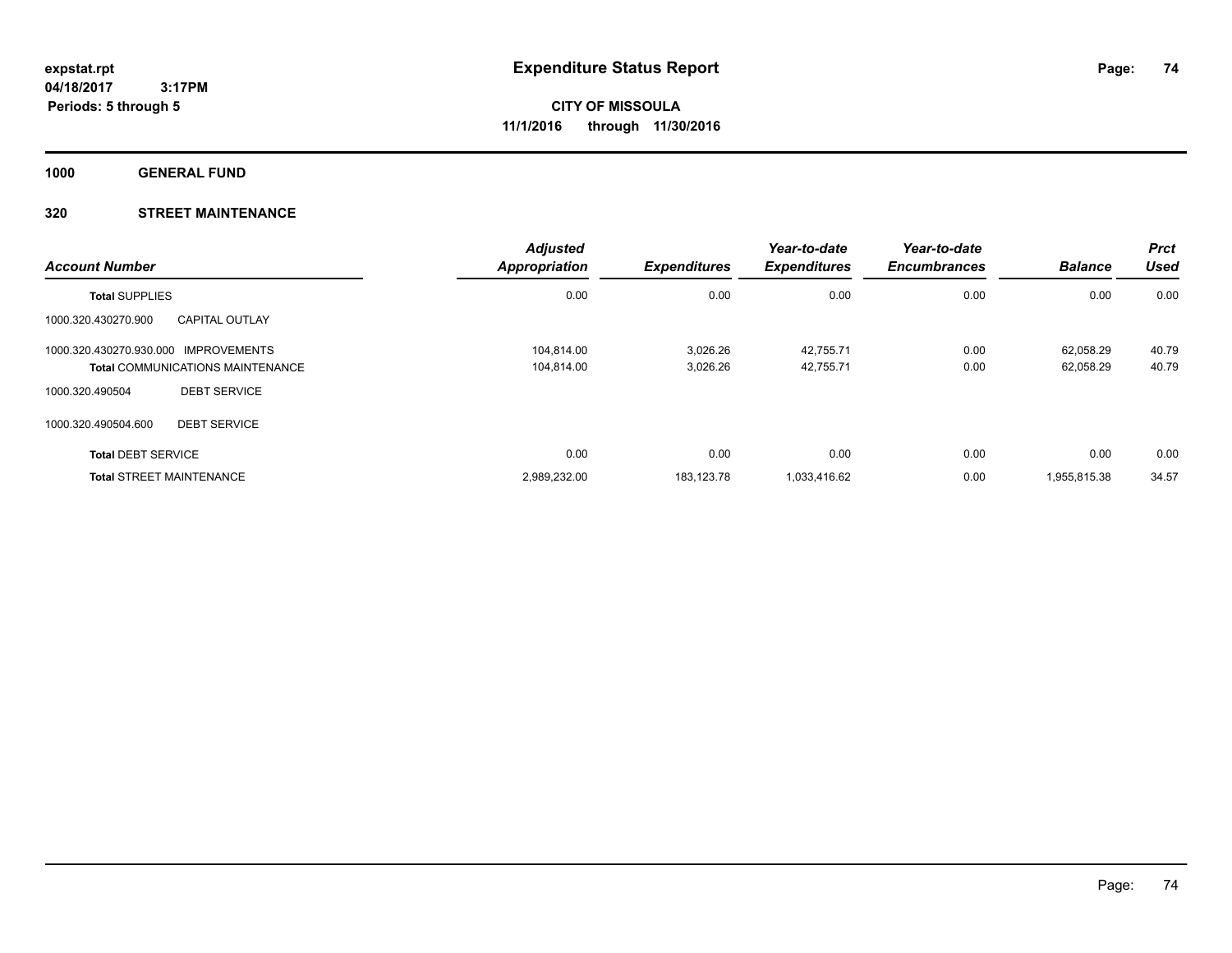expstat.rpt
04/18/2017 3:17PM
Periods: 5 through 5

# Expenditure Status Report

**CITY OF MISSOULA**
**11/1/2016 through 11/30/2016**

**1000 GENERAL FUND**

**320 STREET MAINTENANCE**

| Account Number | | Adjusted Appropriation | Expenditures | Year-to-date Expenditures | Year-to-date Encumbrances | Balance | Prct Used |
|---|---|---|---|---|---|---|---|
| **Total SUPPLIES** | | 0.00 | 0.00 | 0.00 | 0.00 | 0.00 | 0.00 |
| 1000.320.430270.900 | CAPITAL OUTLAY | | | | | | |
| 1000.320.430270.930.000 | IMPROVEMENTS | 104,814.00 | 3,026.26 | 42,755.71 | 0.00 | 62,058.29 | 40.79 |
| **Total COMMUNICATIONS MAINTENANCE** | | 104,814.00 | 3,026.26 | 42,755.71 | 0.00 | 62,058.29 | 40.79 |
| 1000.320.490504 | DEBT SERVICE | | | | | | |
| 1000.320.490504.600 | DEBT SERVICE | | | | | | |
| **Total DEBT SERVICE** | | 0.00 | 0.00 | 0.00 | 0.00 | 0.00 | 0.00 |
| **Total STREET MAINTENANCE** | | 2,989,232.00 | 183,123.78 | 1,033,416.62 | 0.00 | 1,955,815.38 | 34.57 |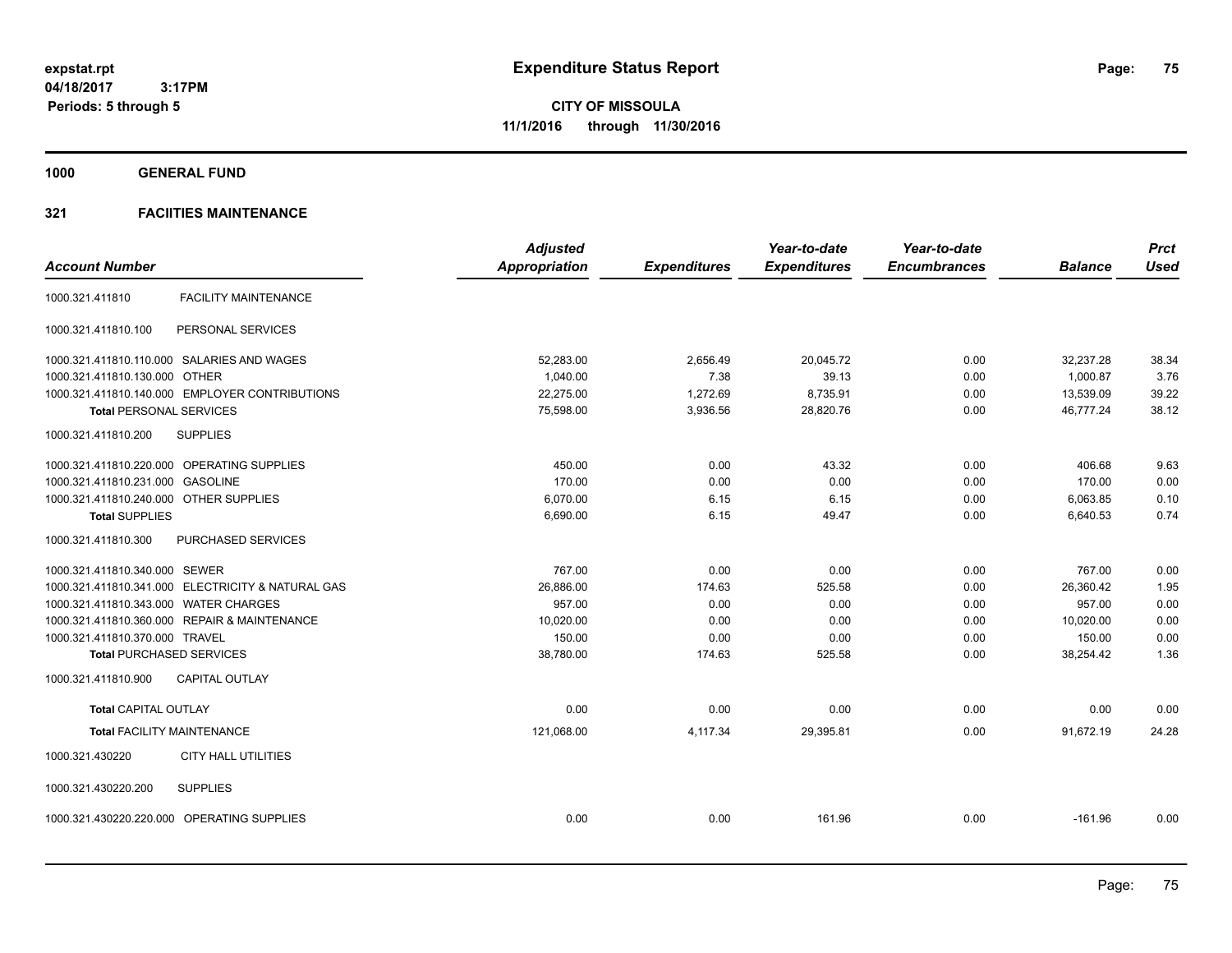**expstat.rpt**
**04/18/2017 3:17PM**
**Periods: 5 through 5**

# Expenditure Status Report

**CITY OF MISSOULA**
**11/1/2016 through 11/30/2016**

## 1000 GENERAL FUND

### 321 FACIITIES MAINTENANCE

| Account Number | | Adjusted Appropriation | Expenditures | Year-to-date Expenditures | Year-to-date Encumbrances | Balance | Prct Used |
|---|---|---|---|---|---|---|---|
| 1000.321.411810 | FACILITY MAINTENANCE | | | | | | |
| 1000.321.411810.100 | PERSONAL SERVICES | | | | | | |
| 1000.321.411810.110.000 | SALARIES AND WAGES | 52,283.00 | 2,656.49 | 20,045.72 | 0.00 | 32,237.28 | 38.34 |
| 1000.321.411810.130.000 | OTHER | 1,040.00 | 7.38 | 39.13 | 0.00 | 1,000.87 | 3.76 |
| 1000.321.411810.140.000 | EMPLOYER CONTRIBUTIONS | 22,275.00 | 1,272.69 | 8,735.91 | 0.00 | 13,539.09 | 39.22 |
| **Total** PERSONAL SERVICES | | 75,598.00 | 3,936.56 | 28,820.76 | 0.00 | 46,777.24 | 38.12 |
| 1000.321.411810.200 | SUPPLIES | | | | | | |
| 1000.321.411810.220.000 | OPERATING SUPPLIES | 450.00 | 0.00 | 43.32 | 0.00 | 406.68 | 9.63 |
| 1000.321.411810.231.000 | GASOLINE | 170.00 | 0.00 | 0.00 | 0.00 | 170.00 | 0.00 |
| 1000.321.411810.240.000 | OTHER SUPPLIES | 6,070.00 | 6.15 | 6.15 | 0.00 | 6,063.85 | 0.10 |
| **Total** SUPPLIES | | 6,690.00 | 6.15 | 49.47 | 0.00 | 6,640.53 | 0.74 |
| 1000.321.411810.300 | PURCHASED SERVICES | | | | | | |
| 1000.321.411810.340.000 | SEWER | 767.00 | 0.00 | 0.00 | 0.00 | 767.00 | 0.00 |
| 1000.321.411810.341.000 | ELECTRICITY & NATURAL GAS | 26,886.00 | 174.63 | 525.58 | 0.00 | 26,360.42 | 1.95 |
| 1000.321.411810.343.000 | WATER CHARGES | 957.00 | 0.00 | 0.00 | 0.00 | 957.00 | 0.00 |
| 1000.321.411810.360.000 | REPAIR & MAINTENANCE | 10,020.00 | 0.00 | 0.00 | 0.00 | 10,020.00 | 0.00 |
| 1000.321.411810.370.000 | TRAVEL | 150.00 | 0.00 | 0.00 | 0.00 | 150.00 | 0.00 |
| **Total** PURCHASED SERVICES | | 38,780.00 | 174.63 | 525.58 | 0.00 | 38,254.42 | 1.36 |
| 1000.321.411810.900 | CAPITAL OUTLAY | | | | | | |
| **Total** CAPITAL OUTLAY | | 0.00 | 0.00 | 0.00 | 0.00 | 0.00 | 0.00 |
| **Total** FACILITY MAINTENANCE | | 121,068.00 | 4,117.34 | 29,395.81 | 0.00 | 91,672.19 | 24.28 |
| 1000.321.430220 | CITY HALL UTILITIES | | | | | | |
| 1000.321.430220.200 | SUPPLIES | | | | | | |
| 1000.321.430220.220.000 | OPERATING SUPPLIES | 0.00 | 0.00 | 161.96 | 0.00 | -161.96 | 0.00 |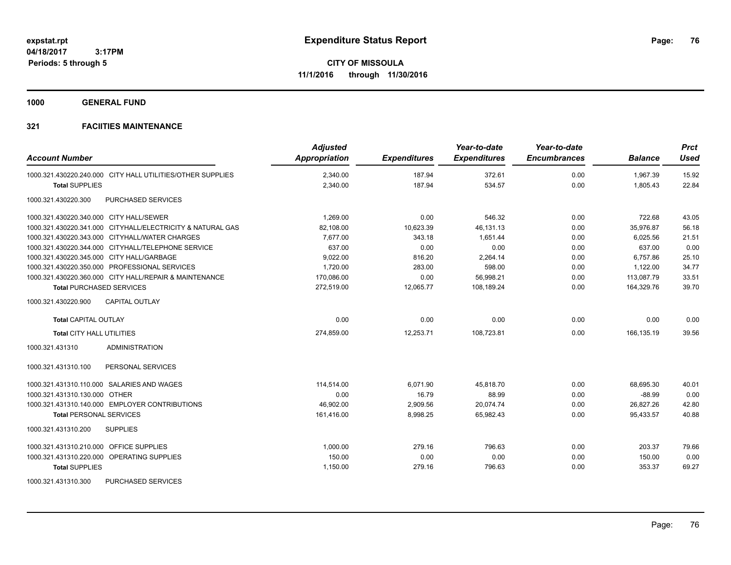**expstat.rpt**
**04/18/2017 3:17PM**
**Periods: 5 through 5**

# Expenditure Status Report

**CITY OF MISSOULA**
**11/1/2016 through 11/30/2016**

**1000 GENERAL FUND**

**321 FACIITIES MAINTENANCE**

| Account Number | Adjusted Appropriation | Expenditures | Year-to-date Expenditures | Year-to-date Encumbrances | Balance | Prct Used |
|---|---|---|---|---|---|---|
| 1000.321.430220.240.000 CITY HALL UTILITIES/OTHER SUPPLIES | 2,340.00 | 187.94 | 372.61 | 0.00 | 1,967.39 | 15.92 |
| **Total SUPPLIES** | 2,340.00 | 187.94 | 534.57 | 0.00 | 1,805.43 | 22.84 |
| 1000.321.430220.300 PURCHASED SERVICES | | | | | | |
| 1000.321.430220.340.000 CITY HALL/SEWER | 1,269.00 | 0.00 | 546.32 | 0.00 | 722.68 | 43.05 |
| 1000.321.430220.341.000 CITYHALL/ELECTRICITY & NATURAL GAS | 82,108.00 | 10,623.39 | 46,131.13 | 0.00 | 35,976.87 | 56.18 |
| 1000.321.430220.343.000 CITYHALL/WATER CHARGES | 7,677.00 | 343.18 | 1,651.44 | 0.00 | 6,025.56 | 21.51 |
| 1000.321.430220.344.000 CITYHALL/TELEPHONE SERVICE | 637.00 | 0.00 | 0.00 | 0.00 | 637.00 | 0.00 |
| 1000.321.430220.345.000 CITY HALL/GARBAGE | 9,022.00 | 816.20 | 2,264.14 | 0.00 | 6,757.86 | 25.10 |
| 1000.321.430220.350.000 PROFESSIONAL SERVICES | 1,720.00 | 283.00 | 598.00 | 0.00 | 1,122.00 | 34.77 |
| 1000.321.430220.360.000 CITY HALL/REPAIR & MAINTENANCE | 170,086.00 | 0.00 | 56,998.21 | 0.00 | 113,087.79 | 33.51 |
| **Total PURCHASED SERVICES** | 272,519.00 | 12,065.77 | 108,189.24 | 0.00 | 164,329.76 | 39.70 |
| 1000.321.430220.900 CAPITAL OUTLAY | | | | | | |
| **Total CAPITAL OUTLAY** | 0.00 | 0.00 | 0.00 | 0.00 | 0.00 | 0.00 |
| **Total CITY HALL UTILITIES** | 274,859.00 | 12,253.71 | 108,723.81 | 0.00 | 166,135.19 | 39.56 |
| 1000.321.431310 ADMINISTRATION | | | | | | |
| 1000.321.431310.100 PERSONAL SERVICES | | | | | | |
| 1000.321.431310.110.000 SALARIES AND WAGES | 114,514.00 | 6,071.90 | 45,818.70 | 0.00 | 68,695.30 | 40.01 |
| 1000.321.431310.130.000 OTHER | 0.00 | 16.79 | 88.99 | 0.00 | -88.99 | 0.00 |
| 1000.321.431310.140.000 EMPLOYER CONTRIBUTIONS | 46,902.00 | 2,909.56 | 20,074.74 | 0.00 | 26,827.26 | 42.80 |
| **Total PERSONAL SERVICES** | 161,416.00 | 8,998.25 | 65,982.43 | 0.00 | 95,433.57 | 40.88 |
| 1000.321.431310.200 SUPPLIES | | | | | | |
| 1000.321.431310.210.000 OFFICE SUPPLIES | 1,000.00 | 279.16 | 796.63 | 0.00 | 203.37 | 79.66 |
| 1000.321.431310.220.000 OPERATING SUPPLIES | 150.00 | 0.00 | 0.00 | 0.00 | 150.00 | 0.00 |
| **Total SUPPLIES** | 1,150.00 | 279.16 | 796.63 | 0.00 | 353.37 | 69.27 |
| 1000.321.431310.300 PURCHASED SERVICES | | | | | | |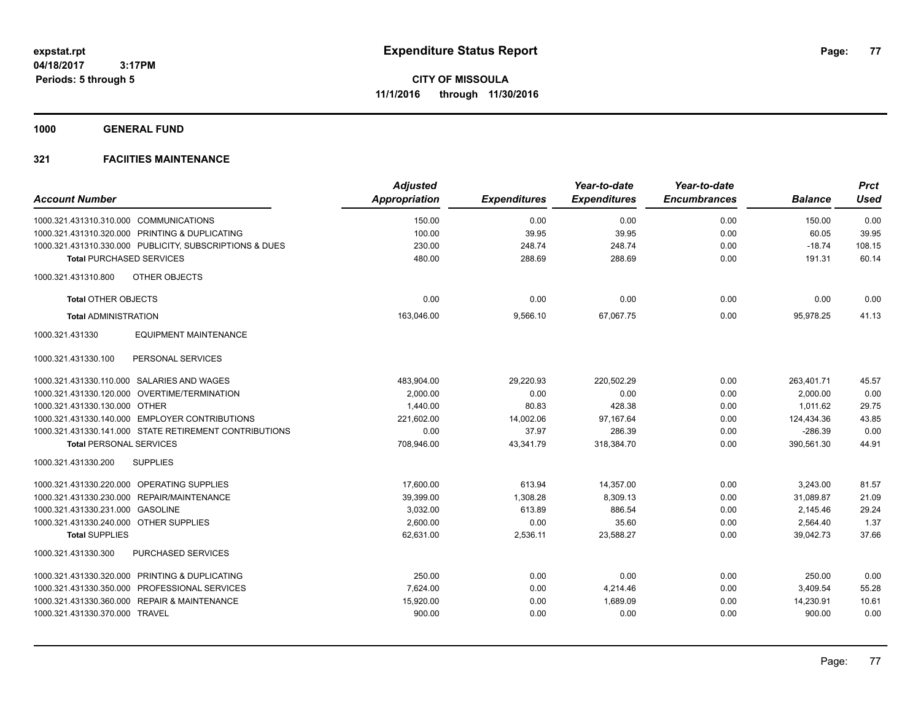**expstat.rpt**
**04/18/2017 3:17PM**
**Periods: 5 through 5**

# Expenditure Status Report

**CITY OF MISSOULA**
**11/1/2016 through 11/30/2016**

## 1000 GENERAL FUND

### 321 FACIITIES MAINTENANCE

| Account Number | | Adjusted Appropriation | Expenditures | Year-to-date Expenditures | Year-to-date Encumbrances | Balance | Prct Used |
|---|---|---|---|---|---|---|---|
| 1000.321.431310.310.000 | COMMUNICATIONS | 150.00 | 0.00 | 0.00 | 0.00 | 150.00 | 0.00 |
| 1000.321.431310.320.000 | PRINTING & DUPLICATING | 100.00 | 39.95 | 39.95 | 0.00 | 60.05 | 39.95 |
| 1000.321.431310.330.000 | PUBLICITY, SUBSCRIPTIONS & DUES | 230.00 | 248.74 | 248.74 | 0.00 | -18.74 | 108.15 |
| **Total** PURCHASED SERVICES | | 480.00 | 288.69 | 288.69 | 0.00 | 191.31 | 60.14 |
| 1000.321.431310.800 | OTHER OBJECTS | | | | | | |
| **Total** OTHER OBJECTS | | 0.00 | 0.00 | 0.00 | 0.00 | 0.00 | 0.00 |
| **Total** ADMINISTRATION | | 163,046.00 | 9,566.10 | 67,067.75 | 0.00 | 95,978.25 | 41.13 |
| 1000.321.431330 | EQUIPMENT MAINTENANCE | | | | | | |
| 1000.321.431330.100 | PERSONAL SERVICES | | | | | | |
| 1000.321.431330.110.000 | SALARIES AND WAGES | 483,904.00 | 29,220.93 | 220,502.29 | 0.00 | 263,401.71 | 45.57 |
| 1000.321.431330.120.000 | OVERTIME/TERMINATION | 2,000.00 | 0.00 | 0.00 | 0.00 | 2,000.00 | 0.00 |
| 1000.321.431330.130.000 | OTHER | 1,440.00 | 80.83 | 428.38 | 0.00 | 1,011.62 | 29.75 |
| 1000.321.431330.140.000 | EMPLOYER CONTRIBUTIONS | 221,602.00 | 14,002.06 | 97,167.64 | 0.00 | 124,434.36 | 43.85 |
| 1000.321.431330.141.000 | STATE RETIREMENT CONTRIBUTIONS | 0.00 | 37.97 | 286.39 | 0.00 | -286.39 | 0.00 |
| **Total** PERSONAL SERVICES | | 708,946.00 | 43,341.79 | 318,384.70 | 0.00 | 390,561.30 | 44.91 |
| 1000.321.431330.200 | SUPPLIES | | | | | | |
| 1000.321.431330.220.000 | OPERATING SUPPLIES | 17,600.00 | 613.94 | 14,357.00 | 0.00 | 3,243.00 | 81.57 |
| 1000.321.431330.230.000 | REPAIR/MAINTENANCE | 39,399.00 | 1,308.28 | 8,309.13 | 0.00 | 31,089.87 | 21.09 |
| 1000.321.431330.231.000 | GASOLINE | 3,032.00 | 613.89 | 886.54 | 0.00 | 2,145.46 | 29.24 |
| 1000.321.431330.240.000 | OTHER SUPPLIES | 2,600.00 | 0.00 | 35.60 | 0.00 | 2,564.40 | 1.37 |
| **Total** SUPPLIES | | 62,631.00 | 2,536.11 | 23,588.27 | 0.00 | 39,042.73 | 37.66 |
| 1000.321.431330.300 | PURCHASED SERVICES | | | | | | |
| 1000.321.431330.320.000 | PRINTING & DUPLICATING | 250.00 | 0.00 | 0.00 | 0.00 | 250.00 | 0.00 |
| 1000.321.431330.350.000 | PROFESSIONAL SERVICES | 7,624.00 | 0.00 | 4,214.46 | 0.00 | 3,409.54 | 55.28 |
| 1000.321.431330.360.000 | REPAIR & MAINTENANCE | 15,920.00 | 0.00 | 1,689.09 | 0.00 | 14,230.91 | 10.61 |
| 1000.321.431330.370.000 | TRAVEL | 900.00 | 0.00 | 0.00 | 0.00 | 900.00 | 0.00 |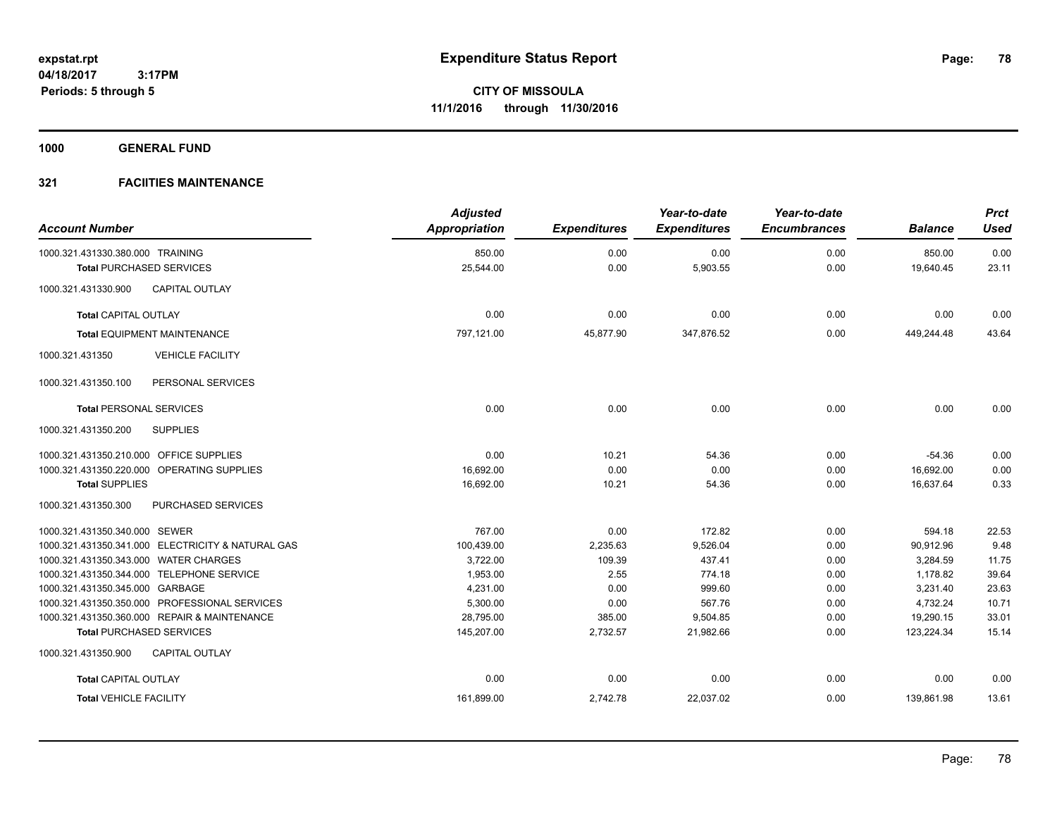**Expenditure Status Report**

**CITY OF MISSOULA**
**11/1/2016 through 11/30/2016**

expstat.rpt
04/18/2017 3:17PM
Periods: 5 through 5

**1000 GENERAL FUND**

**321 FACIITIES MAINTENANCE**

| Account Number | Adjusted Appropriation | Expenditures | Year-to-date Expenditures | Year-to-date Encumbrances | Balance | Prct Used |
|---|---|---|---|---|---|---|
| 1000.321.431330.380.000 TRAINING | 850.00 | 0.00 | 0.00 | 0.00 | 850.00 | 0.00 |
| **Total** PURCHASED SERVICES | 25,544.00 | 0.00 | 5,903.55 | 0.00 | 19,640.45 | 23.11 |
| 1000.321.431330.900 CAPITAL OUTLAY | | | | | | |
| **Total** CAPITAL OUTLAY | 0.00 | 0.00 | 0.00 | 0.00 | 0.00 | 0.00 |
| **Total** EQUIPMENT MAINTENANCE | 797,121.00 | 45,877.90 | 347,876.52 | 0.00 | 449,244.48 | 43.64 |
| 1000.321.431350 VEHICLE FACILITY | | | | | | |
| 1000.321.431350.100 PERSONAL SERVICES | | | | | | |
| **Total** PERSONAL SERVICES | 0.00 | 0.00 | 0.00 | 0.00 | 0.00 | 0.00 |
| 1000.321.431350.200 SUPPLIES | | | | | | |
| 1000.321.431350.210.000 OFFICE SUPPLIES | 0.00 | 10.21 | 54.36 | 0.00 | -54.36 | 0.00 |
| 1000.321.431350.220.000 OPERATING SUPPLIES | 16,692.00 | 0.00 | 0.00 | 0.00 | 16,692.00 | 0.00 |
| **Total** SUPPLIES | 16,692.00 | 10.21 | 54.36 | 0.00 | 16,637.64 | 0.33 |
| 1000.321.431350.300 PURCHASED SERVICES | | | | | | |
| 1000.321.431350.340.000 SEWER | 767.00 | 0.00 | 172.82 | 0.00 | 594.18 | 22.53 |
| 1000.321.431350.341.000 ELECTRICITY & NATURAL GAS | 100,439.00 | 2,235.63 | 9,526.04 | 0.00 | 90,912.96 | 9.48 |
| 1000.321.431350.343.000 WATER CHARGES | 3,722.00 | 109.39 | 437.41 | 0.00 | 3,284.59 | 11.75 |
| 1000.321.431350.344.000 TELEPHONE SERVICE | 1,953.00 | 2.55 | 774.18 | 0.00 | 1,178.82 | 39.64 |
| 1000.321.431350.345.000 GARBAGE | 4,231.00 | 0.00 | 999.60 | 0.00 | 3,231.40 | 23.63 |
| 1000.321.431350.350.000 PROFESSIONAL SERVICES | 5,300.00 | 0.00 | 567.76 | 0.00 | 4,732.24 | 10.71 |
| 1000.321.431350.360.000 REPAIR & MAINTENANCE | 28,795.00 | 385.00 | 9,504.85 | 0.00 | 19,290.15 | 33.01 |
| **Total** PURCHASED SERVICES | 145,207.00 | 2,732.57 | 21,982.66 | 0.00 | 123,224.34 | 15.14 |
| 1000.321.431350.900 CAPITAL OUTLAY | | | | | | |
| **Total** CAPITAL OUTLAY | 0.00 | 0.00 | 0.00 | 0.00 | 0.00 | 0.00 |
| **Total** VEHICLE FACILITY | 161,899.00 | 2,742.78 | 22,037.02 | 0.00 | 139,861.98 | 13.61 |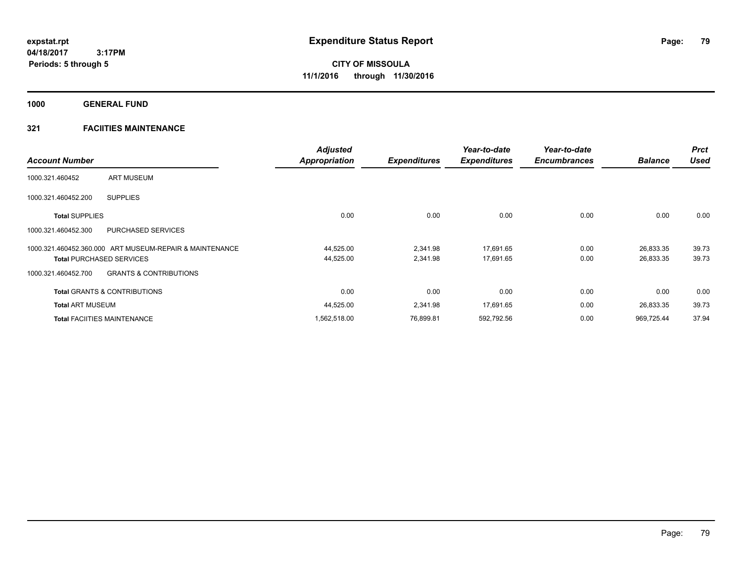# Expenditure Status Report

expstat.rpt
04/18/2017 3:17PM
Periods: 5 through 5

CITY OF MISSOULA
11/1/2016 through 11/30/2016

**1000 GENERAL FUND**

**321 FACIITIES MAINTENANCE**

| Account Number | | Adjusted Appropriation | Expenditures | Year-to-date Expenditures | Year-to-date Encumbrances | Balance | Prct Used |
|---|---|---|---|---|---|---|---|
| 1000.321.460452 | ART MUSEUM | | | | | | |
| 1000.321.460452.200 | SUPPLIES | | | | | | |
| **Total** SUPPLIES | | 0.00 | 0.00 | 0.00 | 0.00 | 0.00 | 0.00 |
| 1000.321.460452.300 | PURCHASED SERVICES | | | | | | |
| 1000.321.460452.360.000 | ART MUSEUM-REPAIR & MAINTENANCE | 44,525.00 | 2,341.98 | 17,691.65 | 0.00 | 26,833.35 | 39.73 |
| **Total** PURCHASED SERVICES | | 44,525.00 | 2,341.98 | 17,691.65 | 0.00 | 26,833.35 | 39.73 |
| 1000.321.460452.700 | GRANTS & CONTRIBUTIONS | | | | | | |
| **Total** GRANTS & CONTRIBUTIONS | | 0.00 | 0.00 | 0.00 | 0.00 | 0.00 | 0.00 |
| **Total** ART MUSEUM | | 44,525.00 | 2,341.98 | 17,691.65 | 0.00 | 26,833.35 | 39.73 |
| **Total** FACIITIES MAINTENANCE | | 1,562,518.00 | 76,899.81 | 592,792.56 | 0.00 | 969,725.44 | 37.94 |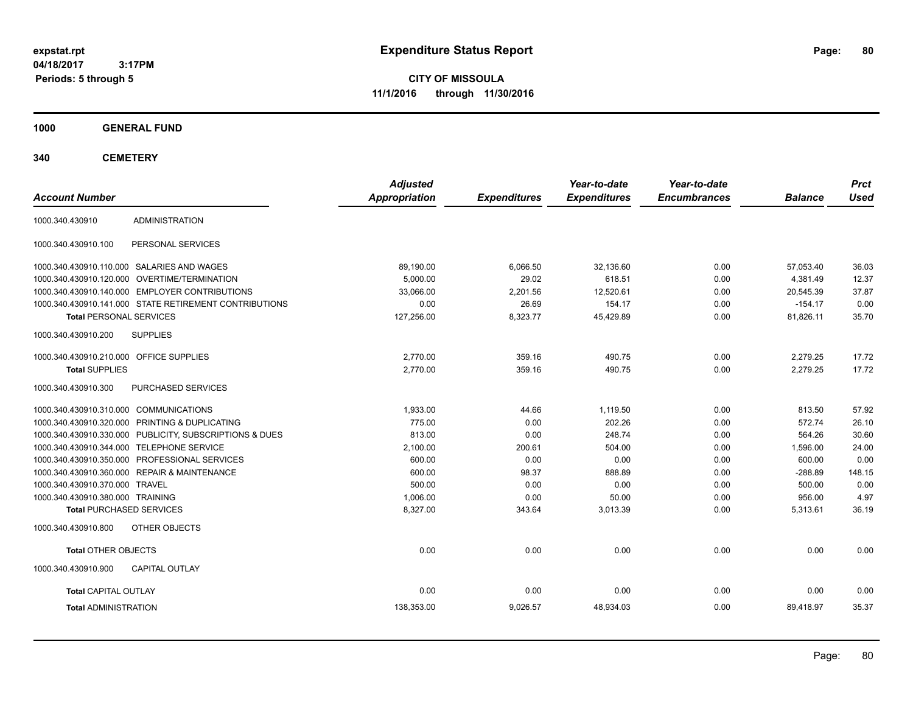# Expenditure Status Report

expstat.rpt
04/18/2017 3:17PM
Periods: 5 through 5

**CITY OF MISSOULA**
**11/1/2016 through 11/30/2016**

**1000 GENERAL FUND**

**340 CEMETERY**

| Account Number | | Adjusted Appropriation | Expenditures | Year-to-date Expenditures | Year-to-date Encumbrances | Balance | Prct Used |
|---|---|---|---|---|---|---|---|
| 1000.340.430910 | ADMINISTRATION | | | | | | |
| 1000.340.430910.100 | PERSONAL SERVICES | | | | | | |
| 1000.340.430910.110.000 | SALARIES AND WAGES | 89,190.00 | 6,066.50 | 32,136.60 | 0.00 | 57,053.40 | 36.03 |
| 1000.340.430910.120.000 | OVERTIME/TERMINATION | 5,000.00 | 29.02 | 618.51 | 0.00 | 4,381.49 | 12.37 |
| 1000.340.430910.140.000 | EMPLOYER CONTRIBUTIONS | 33,066.00 | 2,201.56 | 12,520.61 | 0.00 | 20,545.39 | 37.87 |
| 1000.340.430910.141.000 | STATE RETIREMENT CONTRIBUTIONS | 0.00 | 26.69 | 154.17 | 0.00 | -154.17 | 0.00 |
| **Total** PERSONAL SERVICES | | 127,256.00 | 8,323.77 | 45,429.89 | 0.00 | 81,826.11 | 35.70 |
| 1000.340.430910.200 | SUPPLIES | | | | | | |
| 1000.340.430910.210.000 | OFFICE SUPPLIES | 2,770.00 | 359.16 | 490.75 | 0.00 | 2,279.25 | 17.72 |
| **Total** SUPPLIES | | 2,770.00 | 359.16 | 490.75 | 0.00 | 2,279.25 | 17.72 |
| 1000.340.430910.300 | PURCHASED SERVICES | | | | | | |
| 1000.340.430910.310.000 | COMMUNICATIONS | 1,933.00 | 44.66 | 1,119.50 | 0.00 | 813.50 | 57.92 |
| 1000.340.430910.320.000 | PRINTING & DUPLICATING | 775.00 | 0.00 | 202.26 | 0.00 | 572.74 | 26.10 |
| 1000.340.430910.330.000 | PUBLICITY, SUBSCRIPTIONS & DUES | 813.00 | 0.00 | 248.74 | 0.00 | 564.26 | 30.60 |
| 1000.340.430910.344.000 | TELEPHONE SERVICE | 2,100.00 | 200.61 | 504.00 | 0.00 | 1,596.00 | 24.00 |
| 1000.340.430910.350.000 | PROFESSIONAL SERVICES | 600.00 | 0.00 | 0.00 | 0.00 | 600.00 | 0.00 |
| 1000.340.430910.360.000 | REPAIR & MAINTENANCE | 600.00 | 98.37 | 888.89 | 0.00 | -288.89 | 148.15 |
| 1000.340.430910.370.000 | TRAVEL | 500.00 | 0.00 | 0.00 | 0.00 | 500.00 | 0.00 |
| 1000.340.430910.380.000 | TRAINING | 1,006.00 | 0.00 | 50.00 | 0.00 | 956.00 | 4.97 |
| **Total** PURCHASED SERVICES | | 8,327.00 | 343.64 | 3,013.39 | 0.00 | 5,313.61 | 36.19 |
| 1000.340.430910.800 | OTHER OBJECTS | | | | | | |
| **Total** OTHER OBJECTS | | 0.00 | 0.00 | 0.00 | 0.00 | 0.00 | 0.00 |
| 1000.340.430910.900 | CAPITAL OUTLAY | | | | | | |
| **Total** CAPITAL OUTLAY | | 0.00 | 0.00 | 0.00 | 0.00 | 0.00 | 0.00 |
| **Total** ADMINISTRATION | | 138,353.00 | 9,026.57 | 48,934.03 | 0.00 | 89,418.97 | 35.37 |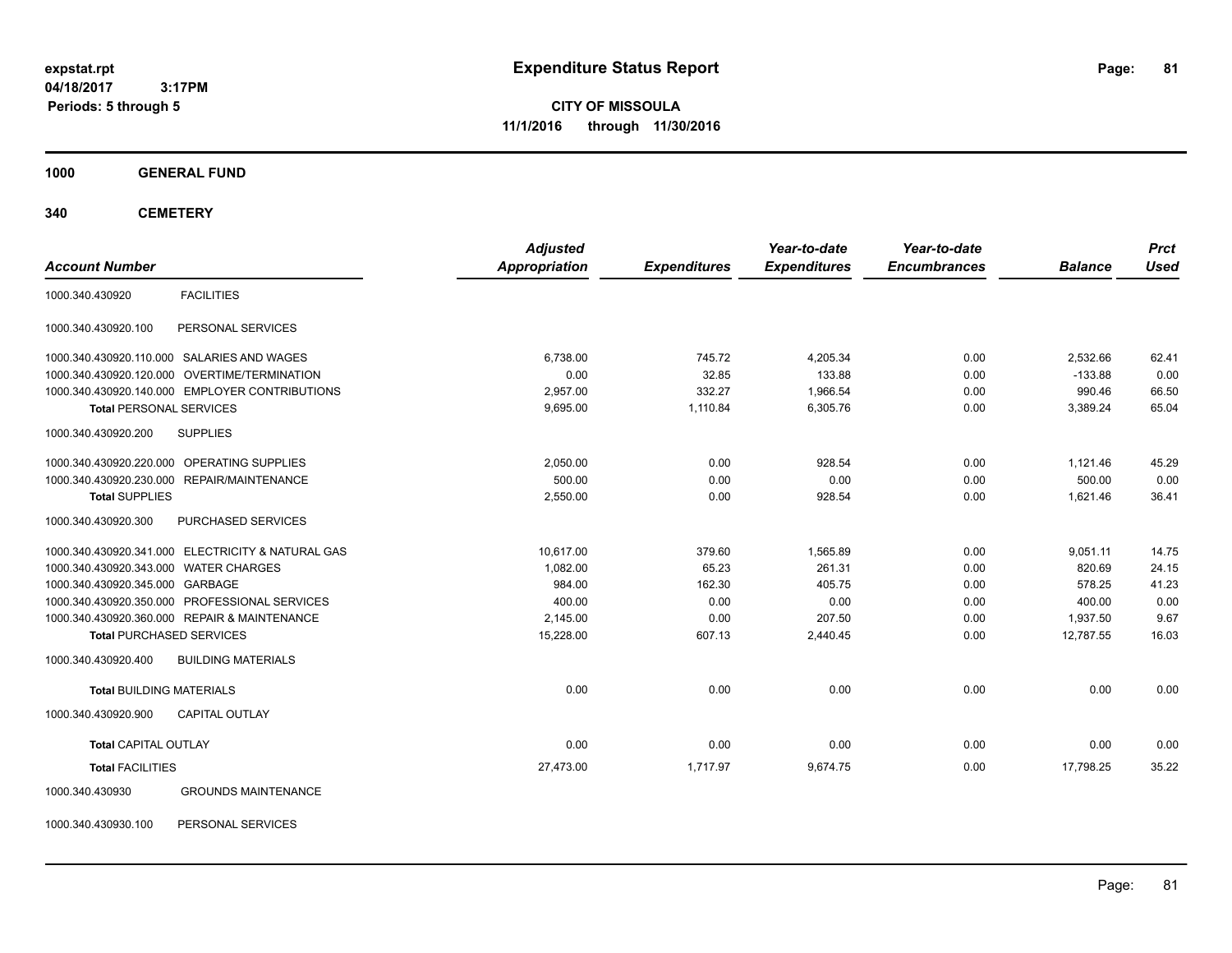**expstat.rpt**
**04/18/2017 3:17PM**
**Periods: 5 through 5**

# Expenditure Status Report

**CITY OF MISSOULA**
**11/1/2016 through 11/30/2016**

## 1000 GENERAL FUND

## 340 CEMETERY

| Account Number | | Adjusted Appropriation | Expenditures | Year-to-date Expenditures | Year-to-date Encumbrances | Balance | Prct Used |
|---|---|---|---|---|---|---|---|
| 1000.340.430920 | FACILITIES | | | | | | |
| 1000.340.430920.100 | PERSONAL SERVICES | | | | | | |
| 1000.340.430920.110.000 | SALARIES AND WAGES | 6,738.00 | 745.72 | 4,205.34 | 0.00 | 2,532.66 | 62.41 |
| 1000.340.430920.120.000 | OVERTIME/TERMINATION | 0.00 | 32.85 | 133.88 | 0.00 | -133.88 | 0.00 |
| 1000.340.430920.140.000 | EMPLOYER CONTRIBUTIONS | 2,957.00 | 332.27 | 1,966.54 | 0.00 | 990.46 | 66.50 |
| **Total** PERSONAL SERVICES | | 9,695.00 | 1,110.84 | 6,305.76 | 0.00 | 3,389.24 | 65.04 |
| 1000.340.430920.200 | SUPPLIES | | | | | | |
| 1000.340.430920.220.000 | OPERATING SUPPLIES | 2,050.00 | 0.00 | 928.54 | 0.00 | 1,121.46 | 45.29 |
| 1000.340.430920.230.000 | REPAIR/MAINTENANCE | 500.00 | 0.00 | 0.00 | 0.00 | 500.00 | 0.00 |
| **Total** SUPPLIES | | 2,550.00 | 0.00 | 928.54 | 0.00 | 1,621.46 | 36.41 |
| 1000.340.430920.300 | PURCHASED SERVICES | | | | | | |
| 1000.340.430920.341.000 | ELECTRICITY & NATURAL GAS | 10,617.00 | 379.60 | 1,565.89 | 0.00 | 9,051.11 | 14.75 |
| 1000.340.430920.343.000 | WATER CHARGES | 1,082.00 | 65.23 | 261.31 | 0.00 | 820.69 | 24.15 |
| 1000.340.430920.345.000 | GARBAGE | 984.00 | 162.30 | 405.75 | 0.00 | 578.25 | 41.23 |
| 1000.340.430920.350.000 | PROFESSIONAL SERVICES | 400.00 | 0.00 | 0.00 | 0.00 | 400.00 | 0.00 |
| 1000.340.430920.360.000 | REPAIR & MAINTENANCE | 2,145.00 | 0.00 | 207.50 | 0.00 | 1,937.50 | 9.67 |
| **Total** PURCHASED SERVICES | | 15,228.00 | 607.13 | 2,440.45 | 0.00 | 12,787.55 | 16.03 |
| 1000.340.430920.400 | BUILDING MATERIALS | | | | | | |
| **Total** BUILDING MATERIALS | | 0.00 | 0.00 | 0.00 | 0.00 | 0.00 | 0.00 |
| 1000.340.430920.900 | CAPITAL OUTLAY | | | | | | |
| **Total** CAPITAL OUTLAY | | 0.00 | 0.00 | 0.00 | 0.00 | 0.00 | 0.00 |
| **Total** FACILITIES | | 27,473.00 | 1,717.97 | 9,674.75 | 0.00 | 17,798.25 | 35.22 |
| 1000.340.430930 | GROUNDS MAINTENANCE | | | | | | |
| 1000.340.430930.100 | PERSONAL SERVICES | | | | | | |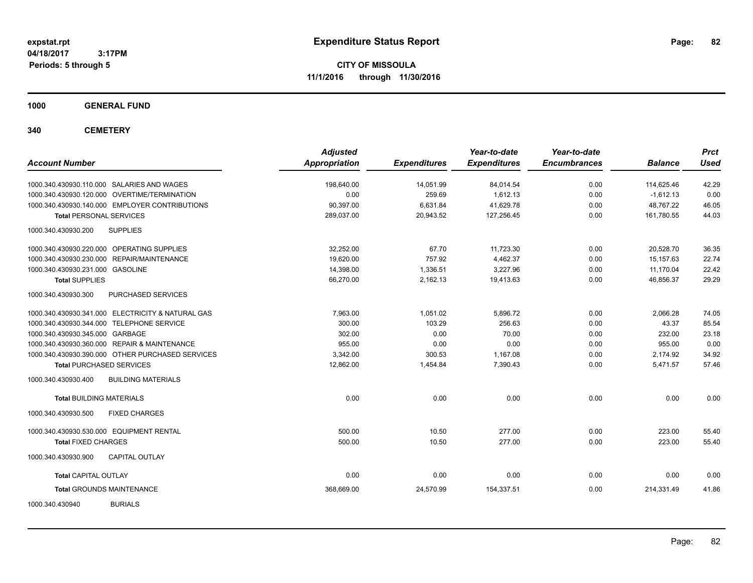**expstat.rpt**
**04/18/2017 3:17PM**
**Periods: 5 through 5**

# Expenditure Status Report

**CITY OF MISSOULA**
**11/1/2016 through 11/30/2016**

## 1000 GENERAL FUND

## 340 CEMETERY

| Account Number | Adjusted Appropriation | Expenditures | Year-to-date Expenditures | Year-to-date Encumbrances | Balance | Prct Used |
|---|---|---|---|---|---|---|
| 1000.340.430930.110.000 SALARIES AND WAGES | 198,640.00 | 14,051.99 | 84,014.54 | 0.00 | 114,625.46 | 42.29 |
| 1000.340.430930.120.000 OVERTIME/TERMINATION | 0.00 | 259.69 | 1,612.13 | 0.00 | -1,612.13 | 0.00 |
| 1000.340.430930.140.000 EMPLOYER CONTRIBUTIONS | 90,397.00 | 6,631.84 | 41,629.78 | 0.00 | 48,767.22 | 46.05 |
| **Total** PERSONAL SERVICES | 289,037.00 | 20,943.52 | 127,256.45 | 0.00 | 161,780.55 | 44.03 |
| 1000.340.430930.200 SUPPLIES | | | | | | |
| 1000.340.430930.220.000 OPERATING SUPPLIES | 32,252.00 | 67.70 | 11,723.30 | 0.00 | 20,528.70 | 36.35 |
| 1000.340.430930.230.000 REPAIR/MAINTENANCE | 19,620.00 | 757.92 | 4,462.37 | 0.00 | 15,157.63 | 22.74 |
| 1000.340.430930.231.000 GASOLINE | 14,398.00 | 1,336.51 | 3,227.96 | 0.00 | 11,170.04 | 22.42 |
| **Total** SUPPLIES | 66,270.00 | 2,162.13 | 19,413.63 | 0.00 | 46,856.37 | 29.29 |
| 1000.340.430930.300 PURCHASED SERVICES | | | | | | |
| 1000.340.430930.341.000 ELECTRICITY & NATURAL GAS | 7,963.00 | 1,051.02 | 5,896.72 | 0.00 | 2,066.28 | 74.05 |
| 1000.340.430930.344.000 TELEPHONE SERVICE | 300.00 | 103.29 | 256.63 | 0.00 | 43.37 | 85.54 |
| 1000.340.430930.345.000 GARBAGE | 302.00 | 0.00 | 70.00 | 0.00 | 232.00 | 23.18 |
| 1000.340.430930.360.000 REPAIR & MAINTENANCE | 955.00 | 0.00 | 0.00 | 0.00 | 955.00 | 0.00 |
| 1000.340.430930.390.000 OTHER PURCHASED SERVICES | 3,342.00 | 300.53 | 1,167.08 | 0.00 | 2,174.92 | 34.92 |
| **Total** PURCHASED SERVICES | 12,862.00 | 1,454.84 | 7,390.43 | 0.00 | 5,471.57 | 57.46 |
| 1000.340.430930.400 BUILDING MATERIALS | | | | | | |
| **Total** BUILDING MATERIALS | 0.00 | 0.00 | 0.00 | 0.00 | 0.00 | 0.00 |
| 1000.340.430930.500 FIXED CHARGES | | | | | | |
| 1000.340.430930.530.000 EQUIPMENT RENTAL | 500.00 | 10.50 | 277.00 | 0.00 | 223.00 | 55.40 |
| **Total** FIXED CHARGES | 500.00 | 10.50 | 277.00 | 0.00 | 223.00 | 55.40 |
| 1000.340.430930.900 CAPITAL OUTLAY | | | | | | |
| **Total** CAPITAL OUTLAY | 0.00 | 0.00 | 0.00 | 0.00 | 0.00 | 0.00 |
| **Total** GROUNDS MAINTENANCE | 368,669.00 | 24,570.99 | 154,337.51 | 0.00 | 214,331.49 | 41.86 |
| 1000.340.430940 BURIALS | | | | | | |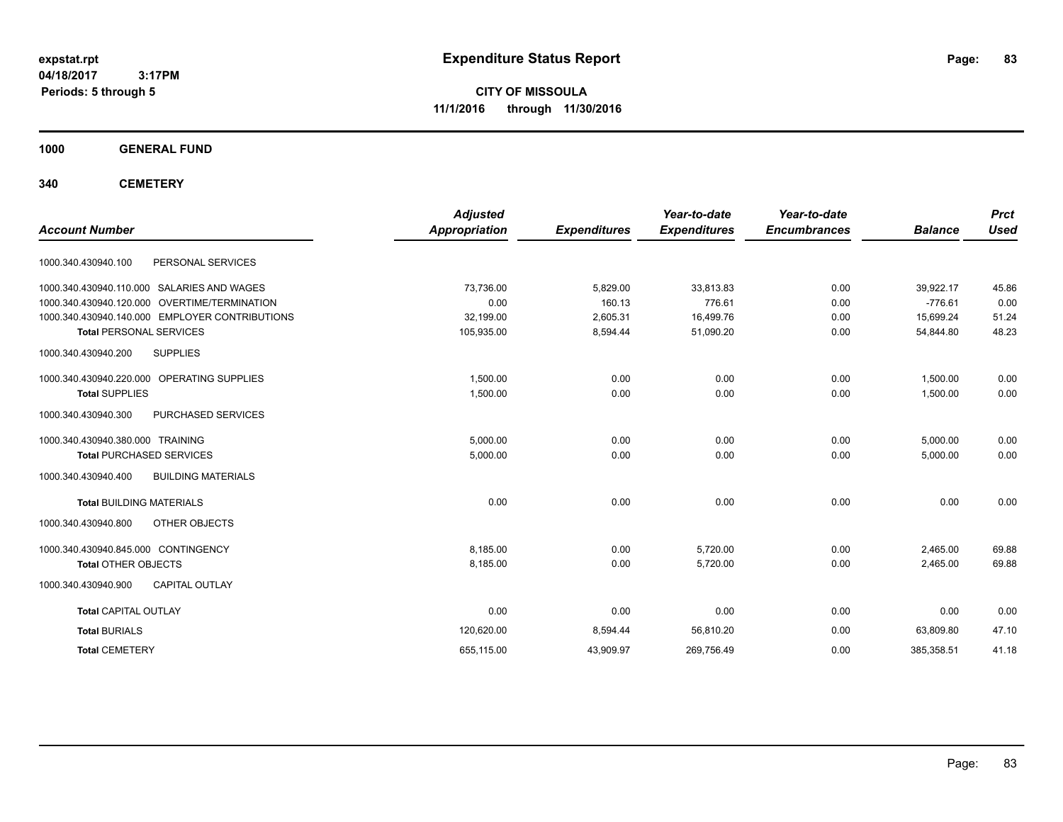**expstat.rpt**
**04/18/2017 3:17PM**
**Periods: 5 through 5**

# Expenditure Status Report

**CITY OF MISSOULA**
**11/1/2016 through 11/30/2016**

## 1000 GENERAL FUND

## 340 CEMETERY

| Account Number | | Adjusted Appropriation | Expenditures | Year-to-date Expenditures | Year-to-date Encumbrances | Balance | Prct Used |
|---|---|---|---|---|---|---|---|
| 1000.340.430940.100 | PERSONAL SERVICES | | | | | | |
| 1000.340.430940.110.000 | SALARIES AND WAGES | 73,736.00 | 5,829.00 | 33,813.83 | 0.00 | 39,922.17 | 45.86 |
| 1000.340.430940.120.000 | OVERTIME/TERMINATION | 0.00 | 160.13 | 776.61 | 0.00 | -776.61 | 0.00 |
| 1000.340.430940.140.000 | EMPLOYER CONTRIBUTIONS | 32,199.00 | 2,605.31 | 16,499.76 | 0.00 | 15,699.24 | 51.24 |
| **Total** PERSONAL SERVICES | | 105,935.00 | 8,594.44 | 51,090.20 | 0.00 | 54,844.80 | 48.23 |
| 1000.340.430940.200 | SUPPLIES | | | | | | |
| 1000.340.430940.220.000 | OPERATING SUPPLIES | 1,500.00 | 0.00 | 0.00 | 0.00 | 1,500.00 | 0.00 |
| **Total** SUPPLIES | | 1,500.00 | 0.00 | 0.00 | 0.00 | 1,500.00 | 0.00 |
| 1000.340.430940.300 | PURCHASED SERVICES | | | | | | |
| 1000.340.430940.380.000 | TRAINING | 5,000.00 | 0.00 | 0.00 | 0.00 | 5,000.00 | 0.00 |
| **Total** PURCHASED SERVICES | | 5,000.00 | 0.00 | 0.00 | 0.00 | 5,000.00 | 0.00 |
| 1000.340.430940.400 | BUILDING MATERIALS | | | | | | |
| **Total** BUILDING MATERIALS | | 0.00 | 0.00 | 0.00 | 0.00 | 0.00 | 0.00 |
| 1000.340.430940.800 | OTHER OBJECTS | | | | | | |
| 1000.340.430940.845.000 | CONTINGENCY | 8,185.00 | 0.00 | 5,720.00 | 0.00 | 2,465.00 | 69.88 |
| **Total** OTHER OBJECTS | | 8,185.00 | 0.00 | 5,720.00 | 0.00 | 2,465.00 | 69.88 |
| 1000.340.430940.900 | CAPITAL OUTLAY | | | | | | |
| **Total** CAPITAL OUTLAY | | 0.00 | 0.00 | 0.00 | 0.00 | 0.00 | 0.00 |
| **Total** BURIALS | | 120,620.00 | 8,594.44 | 56,810.20 | 0.00 | 63,809.80 | 47.10 |
| **Total** CEMETERY | | 655,115.00 | 43,909.97 | 269,756.49 | 0.00 | 385,358.51 | 41.18 |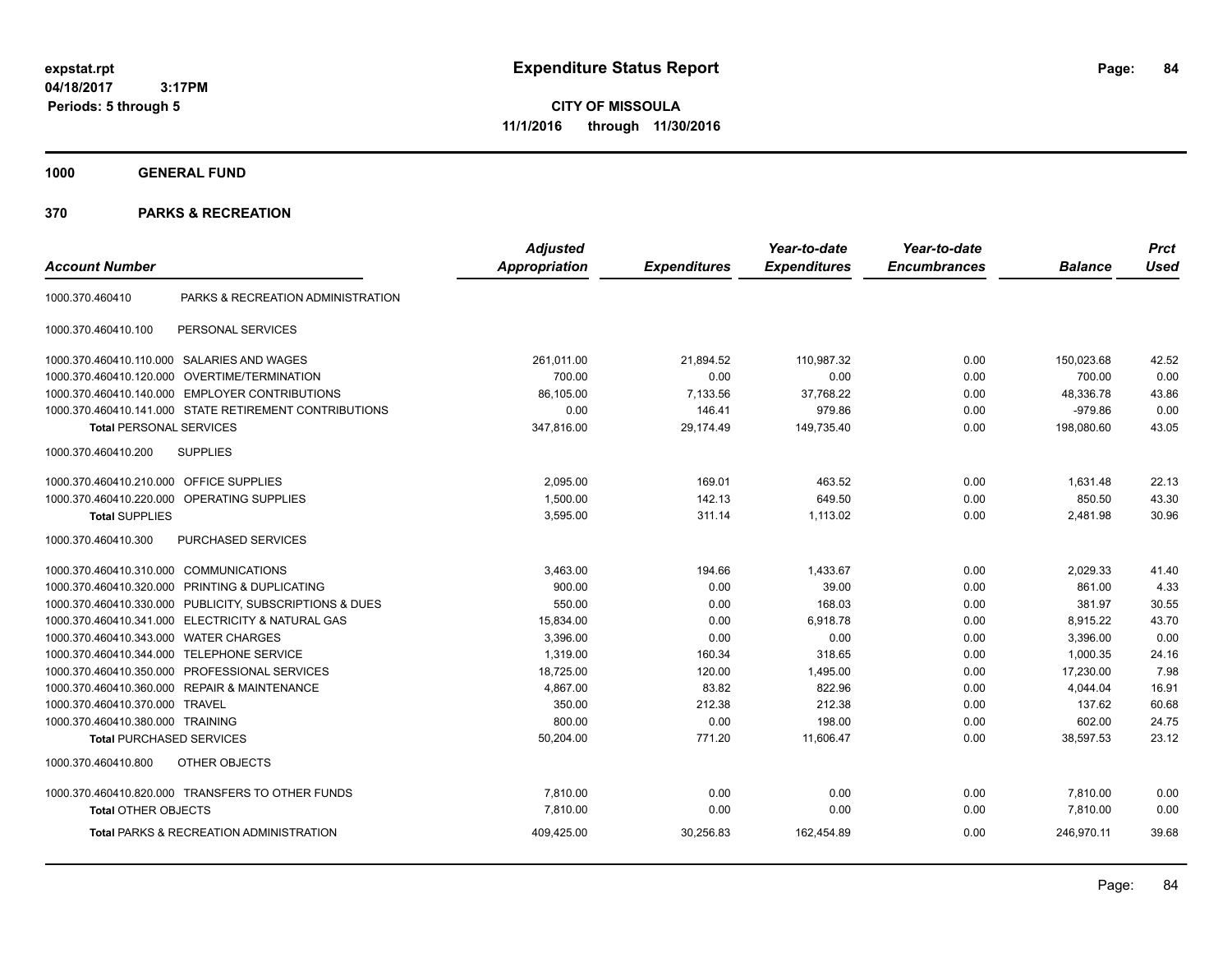# Expenditure Status Report

**expstat.rpt**
**04/18/2017 3:17PM**
**Periods: 5 through 5**

**CITY OF MISSOULA**
**11/1/2016 through 11/30/2016**

## 1000 GENERAL FUND

## 370 PARKS & RECREATION

| Account Number | | Adjusted Appropriation | Expenditures | Year-to-date Expenditures | Year-to-date Encumbrances | Balance | Prct Used |
|---|---|---|---|---|---|---|---|
| 1000.370.460410 | PARKS & RECREATION ADMINISTRATION | | | | | | |
| 1000.370.460410.100 | PERSONAL SERVICES | | | | | | |
| 1000.370.460410.110.000 | SALARIES AND WAGES | 261,011.00 | 21,894.52 | 110,987.32 | 0.00 | 150,023.68 | 42.52 |
| 1000.370.460410.120.000 | OVERTIME/TERMINATION | 700.00 | 0.00 | 0.00 | 0.00 | 700.00 | 0.00 |
| 1000.370.460410.140.000 | EMPLOYER CONTRIBUTIONS | 86,105.00 | 7,133.56 | 37,768.22 | 0.00 | 48,336.78 | 43.86 |
| 1000.370.460410.141.000 | STATE RETIREMENT CONTRIBUTIONS | 0.00 | 146.41 | 979.86 | 0.00 | -979.86 | 0.00 |
| **Total** PERSONAL SERVICES | | 347,816.00 | 29,174.49 | 149,735.40 | 0.00 | 198,080.60 | 43.05 |
| 1000.370.460410.200 | SUPPLIES | | | | | | |
| 1000.370.460410.210.000 | OFFICE SUPPLIES | 2,095.00 | 169.01 | 463.52 | 0.00 | 1,631.48 | 22.13 |
| 1000.370.460410.220.000 | OPERATING SUPPLIES | 1,500.00 | 142.13 | 649.50 | 0.00 | 850.50 | 43.30 |
| **Total** SUPPLIES | | 3,595.00 | 311.14 | 1,113.02 | 0.00 | 2,481.98 | 30.96 |
| 1000.370.460410.300 | PURCHASED SERVICES | | | | | | |
| 1000.370.460410.310.000 | COMMUNICATIONS | 3,463.00 | 194.66 | 1,433.67 | 0.00 | 2,029.33 | 41.40 |
| 1000.370.460410.320.000 | PRINTING & DUPLICATING | 900.00 | 0.00 | 39.00 | 0.00 | 861.00 | 4.33 |
| 1000.370.460410.330.000 | PUBLICITY, SUBSCRIPTIONS & DUES | 550.00 | 0.00 | 168.03 | 0.00 | 381.97 | 30.55 |
| 1000.370.460410.341.000 | ELECTRICITY & NATURAL GAS | 15,834.00 | 0.00 | 6,918.78 | 0.00 | 8,915.22 | 43.70 |
| 1000.370.460410.343.000 | WATER CHARGES | 3,396.00 | 0.00 | 0.00 | 0.00 | 3,396.00 | 0.00 |
| 1000.370.460410.344.000 | TELEPHONE SERVICE | 1,319.00 | 160.34 | 318.65 | 0.00 | 1,000.35 | 24.16 |
| 1000.370.460410.350.000 | PROFESSIONAL SERVICES | 18,725.00 | 120.00 | 1,495.00 | 0.00 | 17,230.00 | 7.98 |
| 1000.370.460410.360.000 | REPAIR & MAINTENANCE | 4,867.00 | 83.82 | 822.96 | 0.00 | 4,044.04 | 16.91 |
| 1000.370.460410.370.000 | TRAVEL | 350.00 | 212.38 | 212.38 | 0.00 | 137.62 | 60.68 |
| 1000.370.460410.380.000 | TRAINING | 800.00 | 0.00 | 198.00 | 0.00 | 602.00 | 24.75 |
| **Total** PURCHASED SERVICES | | 50,204.00 | 771.20 | 11,606.47 | 0.00 | 38,597.53 | 23.12 |
| 1000.370.460410.800 | OTHER OBJECTS | | | | | | |
| 1000.370.460410.820.000 | TRANSFERS TO OTHER FUNDS | 7,810.00 | 0.00 | 0.00 | 0.00 | 7,810.00 | 0.00 |
| **Total** OTHER OBJECTS | | 7,810.00 | 0.00 | 0.00 | 0.00 | 7,810.00 | 0.00 |
| **Total** PARKS & RECREATION ADMINISTRATION | | 409,425.00 | 30,256.83 | 162,454.89 | 0.00 | 246,970.11 | 39.68 |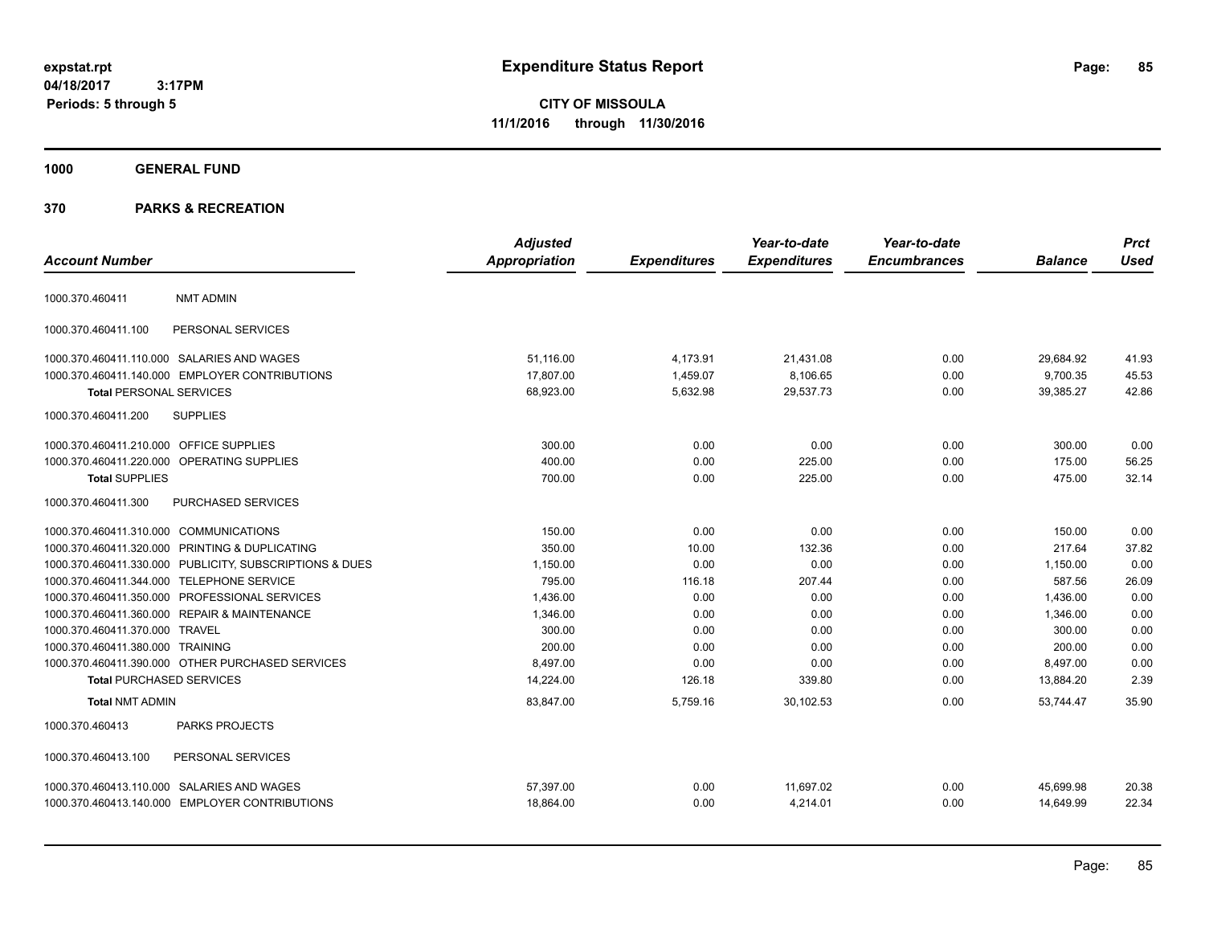expstat.rpt
04/18/2017 3:17PM
Periods: 5 through 5

# Expenditure Status Report

**CITY OF MISSOULA**
**11/1/2016 through 11/30/2016**

## 1000 GENERAL FUND

## 370 PARKS & RECREATION

| Account Number | Adjusted Appropriation | Expenditures | Year-to-date Expenditures | Year-to-date Encumbrances | Balance | Prct Used |
|---|---|---|---|---|---|---|
| 1000.370.460411 NMT ADMIN | | | | | | |
| 1000.370.460411.100 PERSONAL SERVICES | | | | | | |
| 1000.370.460411.110.000 SALARIES AND WAGES | 51,116.00 | 4,173.91 | 21,431.08 | 0.00 | 29,684.92 | 41.93 |
| 1000.370.460411.140.000 EMPLOYER CONTRIBUTIONS | 17,807.00 | 1,459.07 | 8,106.65 | 0.00 | 9,700.35 | 45.53 |
| **Total** PERSONAL SERVICES | 68,923.00 | 5,632.98 | 29,537.73 | 0.00 | 39,385.27 | 42.86 |
| 1000.370.460411.200 SUPPLIES | | | | | | |
| 1000.370.460411.210.000 OFFICE SUPPLIES | 300.00 | 0.00 | 0.00 | 0.00 | 300.00 | 0.00 |
| 1000.370.460411.220.000 OPERATING SUPPLIES | 400.00 | 0.00 | 225.00 | 0.00 | 175.00 | 56.25 |
| **Total** SUPPLIES | 700.00 | 0.00 | 225.00 | 0.00 | 475.00 | 32.14 |
| 1000.370.460411.300 PURCHASED SERVICES | | | | | | |
| 1000.370.460411.310.000 COMMUNICATIONS | 150.00 | 0.00 | 0.00 | 0.00 | 150.00 | 0.00 |
| 1000.370.460411.320.000 PRINTING & DUPLICATING | 350.00 | 10.00 | 132.36 | 0.00 | 217.64 | 37.82 |
| 1000.370.460411.330.000 PUBLICITY, SUBSCRIPTIONS & DUES | 1,150.00 | 0.00 | 0.00 | 0.00 | 1,150.00 | 0.00 |
| 1000.370.460411.344.000 TELEPHONE SERVICE | 795.00 | 116.18 | 207.44 | 0.00 | 587.56 | 26.09 |
| 1000.370.460411.350.000 PROFESSIONAL SERVICES | 1,436.00 | 0.00 | 0.00 | 0.00 | 1,436.00 | 0.00 |
| 1000.370.460411.360.000 REPAIR & MAINTENANCE | 1,346.00 | 0.00 | 0.00 | 0.00 | 1,346.00 | 0.00 |
| 1000.370.460411.370.000 TRAVEL | 300.00 | 0.00 | 0.00 | 0.00 | 300.00 | 0.00 |
| 1000.370.460411.380.000 TRAINING | 200.00 | 0.00 | 0.00 | 0.00 | 200.00 | 0.00 |
| 1000.370.460411.390.000 OTHER PURCHASED SERVICES | 8,497.00 | 0.00 | 0.00 | 0.00 | 8,497.00 | 0.00 |
| **Total** PURCHASED SERVICES | 14,224.00 | 126.18 | 339.80 | 0.00 | 13,884.20 | 2.39 |
| **Total** NMT ADMIN | 83,847.00 | 5,759.16 | 30,102.53 | 0.00 | 53,744.47 | 35.90 |
| 1000.370.460413 PARKS PROJECTS | | | | | | |
| 1000.370.460413.100 PERSONAL SERVICES | | | | | | |
| 1000.370.460413.110.000 SALARIES AND WAGES | 57,397.00 | 0.00 | 11,697.02 | 0.00 | 45,699.98 | 20.38 |
| 1000.370.460413.140.000 EMPLOYER CONTRIBUTIONS | 18,864.00 | 0.00 | 4,214.01 | 0.00 | 14,649.99 | 22.34 |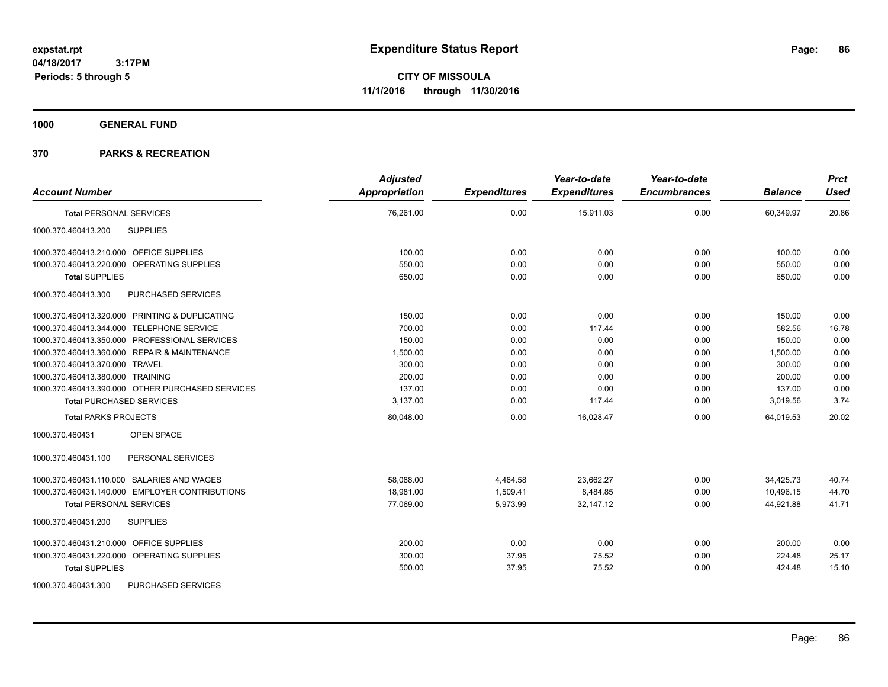# Expenditure Status Report

**CITY OF MISSOULA**
**11/1/2016 through 11/30/2016**

expstat.rpt
04/18/2017 3:17PM
Periods: 5 through 5

**1000 GENERAL FUND**

**370 PARKS & RECREATION**

| Account Number | Adjusted Appropriation | Expenditures | Year-to-date Expenditures | Year-to-date Encumbrances | Balance | Prct Used |
|---|---|---|---|---|---|---|
| **Total** PERSONAL SERVICES | 76,261.00 | 0.00 | 15,911.03 | 0.00 | 60,349.97 | 20.86 |
| 1000.370.460413.200 SUPPLIES | | | | | | |
| 1000.370.460413.210.000 OFFICE SUPPLIES | 100.00 | 0.00 | 0.00 | 0.00 | 100.00 | 0.00 |
| 1000.370.460413.220.000 OPERATING SUPPLIES | 550.00 | 0.00 | 0.00 | 0.00 | 550.00 | 0.00 |
| **Total** SUPPLIES | 650.00 | 0.00 | 0.00 | 0.00 | 650.00 | 0.00 |
| 1000.370.460413.300 PURCHASED SERVICES | | | | | | |
| 1000.370.460413.320.000 PRINTING & DUPLICATING | 150.00 | 0.00 | 0.00 | 0.00 | 150.00 | 0.00 |
| 1000.370.460413.344.000 TELEPHONE SERVICE | 700.00 | 0.00 | 117.44 | 0.00 | 582.56 | 16.78 |
| 1000.370.460413.350.000 PROFESSIONAL SERVICES | 150.00 | 0.00 | 0.00 | 0.00 | 150.00 | 0.00 |
| 1000.370.460413.360.000 REPAIR & MAINTENANCE | 1,500.00 | 0.00 | 0.00 | 0.00 | 1,500.00 | 0.00 |
| 1000.370.460413.370.000 TRAVEL | 300.00 | 0.00 | 0.00 | 0.00 | 300.00 | 0.00 |
| 1000.370.460413.380.000 TRAINING | 200.00 | 0.00 | 0.00 | 0.00 | 200.00 | 0.00 |
| 1000.370.460413.390.000 OTHER PURCHASED SERVICES | 137.00 | 0.00 | 0.00 | 0.00 | 137.00 | 0.00 |
| **Total** PURCHASED SERVICES | 3,137.00 | 0.00 | 117.44 | 0.00 | 3,019.56 | 3.74 |
| **Total** PARKS PROJECTS | 80,048.00 | 0.00 | 16,028.47 | 0.00 | 64,019.53 | 20.02 |
| 1000.370.460431 OPEN SPACE | | | | | | |
| 1000.370.460431.100 PERSONAL SERVICES | | | | | | |
| 1000.370.460431.110.000 SALARIES AND WAGES | 58,088.00 | 4,464.58 | 23,662.27 | 0.00 | 34,425.73 | 40.74 |
| 1000.370.460431.140.000 EMPLOYER CONTRIBUTIONS | 18,981.00 | 1,509.41 | 8,484.85 | 0.00 | 10,496.15 | 44.70 |
| **Total** PERSONAL SERVICES | 77,069.00 | 5,973.99 | 32,147.12 | 0.00 | 44,921.88 | 41.71 |
| 1000.370.460431.200 SUPPLIES | | | | | | |
| 1000.370.460431.210.000 OFFICE SUPPLIES | 200.00 | 0.00 | 0.00 | 0.00 | 200.00 | 0.00 |
| 1000.370.460431.220.000 OPERATING SUPPLIES | 300.00 | 37.95 | 75.52 | 0.00 | 224.48 | 25.17 |
| **Total** SUPPLIES | 500.00 | 37.95 | 75.52 | 0.00 | 424.48 | 15.10 |
| 1000.370.460431.300 PURCHASED SERVICES | | | | | | |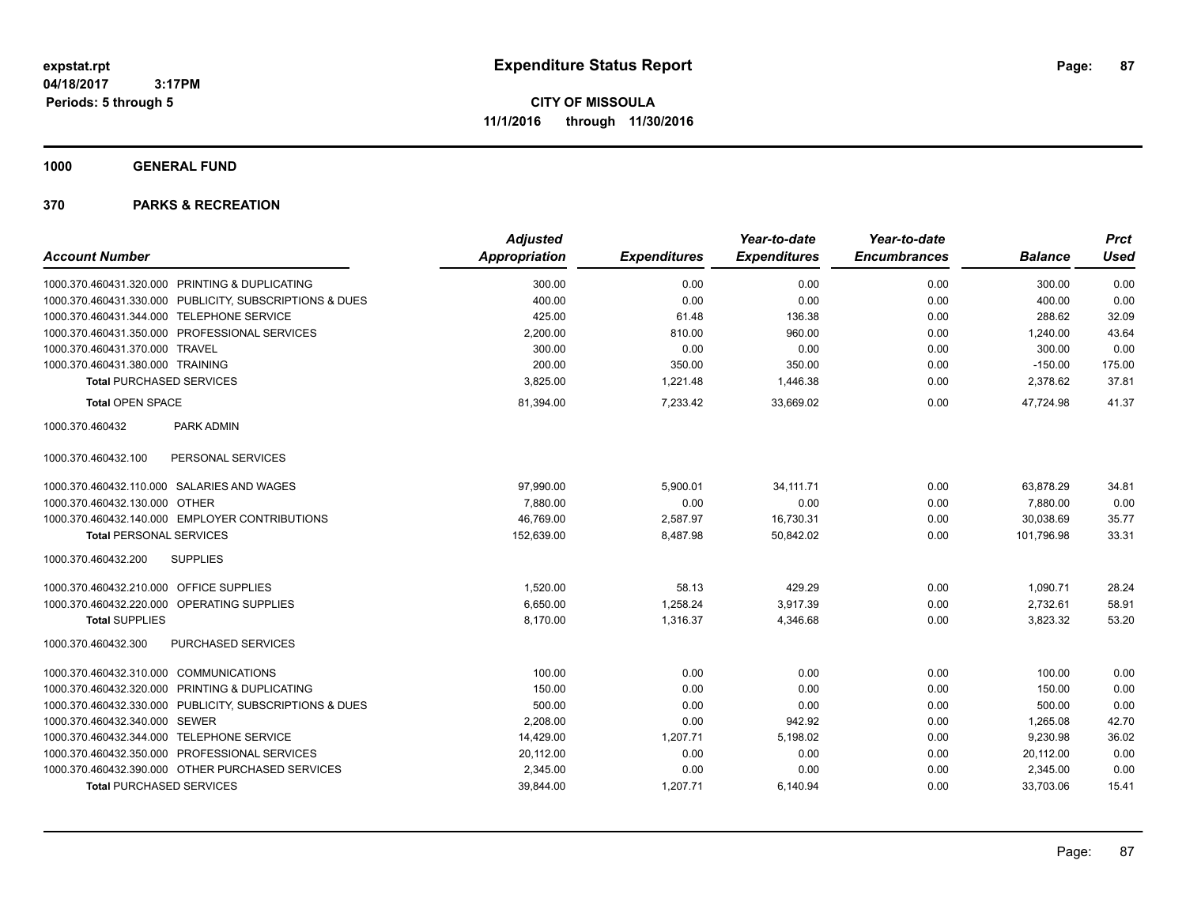**Expenditure Status Report**

**CITY OF MISSOULA**

**11/1/2016 through 11/30/2016**

expstat.rpt
04/18/2017 3:17PM
Periods: 5 through 5

## 1000 GENERAL FUND

## 370 PARKS & RECREATION

| Account Number | Adjusted Appropriation | Expenditures | Year-to-date Expenditures | Year-to-date Encumbrances | Balance | Prct Used |
|---|---|---|---|---|---|---|
| 1000.370.460431.320.000 PRINTING & DUPLICATING | 300.00 | 0.00 | 0.00 | 0.00 | 300.00 | 0.00 |
| 1000.370.460431.330.000 PUBLICITY, SUBSCRIPTIONS & DUES | 400.00 | 0.00 | 0.00 | 0.00 | 400.00 | 0.00 |
| 1000.370.460431.344.000 TELEPHONE SERVICE | 425.00 | 61.48 | 136.38 | 0.00 | 288.62 | 32.09 |
| 1000.370.460431.350.000 PROFESSIONAL SERVICES | 2,200.00 | 810.00 | 960.00 | 0.00 | 1,240.00 | 43.64 |
| 1000.370.460431.370.000 TRAVEL | 300.00 | 0.00 | 0.00 | 0.00 | 300.00 | 0.00 |
| 1000.370.460431.380.000 TRAINING | 200.00 | 350.00 | 350.00 | 0.00 | -150.00 | 175.00 |
| **Total** PURCHASED SERVICES | 3,825.00 | 1,221.48 | 1,446.38 | 0.00 | 2,378.62 | 37.81 |
| **Total** OPEN SPACE | 81,394.00 | 7,233.42 | 33,669.02 | 0.00 | 47,724.98 | 41.37 |
| 1000.370.460432 PARK ADMIN | | | | | | |
| 1000.370.460432.100 PERSONAL SERVICES | | | | | | |
| 1000.370.460432.110.000 SALARIES AND WAGES | 97,990.00 | 5,900.01 | 34,111.71 | 0.00 | 63,878.29 | 34.81 |
| 1000.370.460432.130.000 OTHER | 7,880.00 | 0.00 | 0.00 | 0.00 | 7,880.00 | 0.00 |
| 1000.370.460432.140.000 EMPLOYER CONTRIBUTIONS | 46,769.00 | 2,587.97 | 16,730.31 | 0.00 | 30,038.69 | 35.77 |
| **Total** PERSONAL SERVICES | 152,639.00 | 8,487.98 | 50,842.02 | 0.00 | 101,796.98 | 33.31 |
| 1000.370.460432.200 SUPPLIES | | | | | | |
| 1000.370.460432.210.000 OFFICE SUPPLIES | 1,520.00 | 58.13 | 429.29 | 0.00 | 1,090.71 | 28.24 |
| 1000.370.460432.220.000 OPERATING SUPPLIES | 6,650.00 | 1,258.24 | 3,917.39 | 0.00 | 2,732.61 | 58.91 |
| **Total** SUPPLIES | 8,170.00 | 1,316.37 | 4,346.68 | 0.00 | 3,823.32 | 53.20 |
| 1000.370.460432.300 PURCHASED SERVICES | | | | | | |
| 1000.370.460432.310.000 COMMUNICATIONS | 100.00 | 0.00 | 0.00 | 0.00 | 100.00 | 0.00 |
| 1000.370.460432.320.000 PRINTING & DUPLICATING | 150.00 | 0.00 | 0.00 | 0.00 | 150.00 | 0.00 |
| 1000.370.460432.330.000 PUBLICITY, SUBSCRIPTIONS & DUES | 500.00 | 0.00 | 0.00 | 0.00 | 500.00 | 0.00 |
| 1000.370.460432.340.000 SEWER | 2,208.00 | 0.00 | 942.92 | 0.00 | 1,265.08 | 42.70 |
| 1000.370.460432.344.000 TELEPHONE SERVICE | 14,429.00 | 1,207.71 | 5,198.02 | 0.00 | 9,230.98 | 36.02 |
| 1000.370.460432.350.000 PROFESSIONAL SERVICES | 20,112.00 | 0.00 | 0.00 | 0.00 | 20,112.00 | 0.00 |
| 1000.370.460432.390.000 OTHER PURCHASED SERVICES | 2,345.00 | 0.00 | 0.00 | 0.00 | 2,345.00 | 0.00 |
| **Total** PURCHASED SERVICES | 39,844.00 | 1,207.71 | 6,140.94 | 0.00 | 33,703.06 | 15.41 |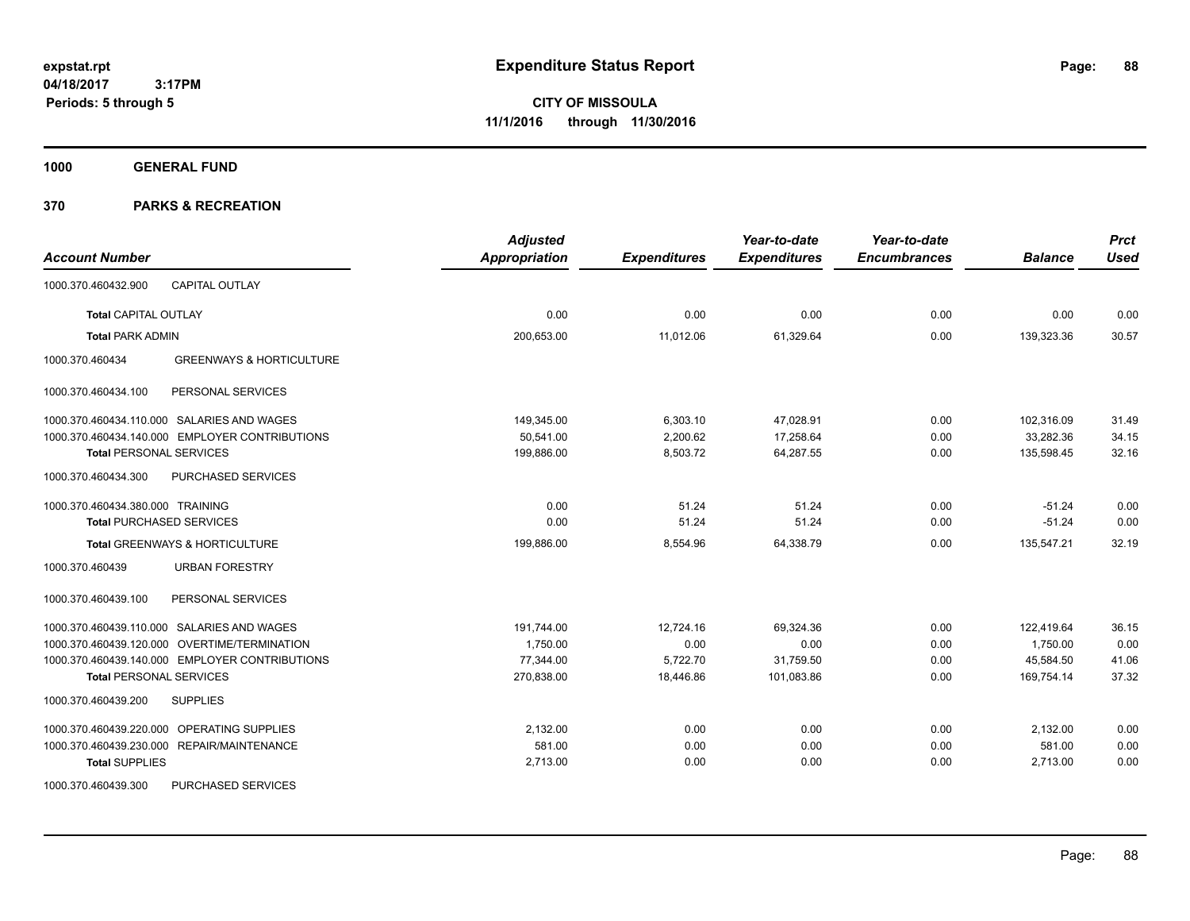**Expenditure Status Report**

**CITY OF MISSOULA**
**11/1/2016 through 11/30/2016**

expstat.rpt
04/18/2017 3:17PM
Periods: 5 through 5

**1000 GENERAL FUND**

**370 PARKS & RECREATION**

| Account Number | Adjusted Appropriation | Expenditures | Year-to-date Expenditures | Year-to-date Encumbrances | Balance | Prct Used |
|---|---|---|---|---|---|---|
| 1000.370.460432.900 CAPITAL OUTLAY | | | | | | |
| **Total** CAPITAL OUTLAY | 0.00 | 0.00 | 0.00 | 0.00 | 0.00 | 0.00 |
| **Total** PARK ADMIN | 200,653.00 | 11,012.06 | 61,329.64 | 0.00 | 139,323.36 | 30.57 |
| 1000.370.460434 GREENWAYS & HORTICULTURE | | | | | | |
| 1000.370.460434.100 PERSONAL SERVICES | | | | | | |
| 1000.370.460434.110.000 SALARIES AND WAGES | 149,345.00 | 6,303.10 | 47,028.91 | 0.00 | 102,316.09 | 31.49 |
| 1000.370.460434.140.000 EMPLOYER CONTRIBUTIONS | 50,541.00 | 2,200.62 | 17,258.64 | 0.00 | 33,282.36 | 34.15 |
| **Total** PERSONAL SERVICES | 199,886.00 | 8,503.72 | 64,287.55 | 0.00 | 135,598.45 | 32.16 |
| 1000.370.460434.300 PURCHASED SERVICES | | | | | | |
| 1000.370.460434.380.000 TRAINING | 0.00 | 51.24 | 51.24 | 0.00 | -51.24 | 0.00 |
| **Total** PURCHASED SERVICES | 0.00 | 51.24 | 51.24 | 0.00 | -51.24 | 0.00 |
| **Total** GREENWAYS & HORTICULTURE | 199,886.00 | 8,554.96 | 64,338.79 | 0.00 | 135,547.21 | 32.19 |
| 1000.370.460439 URBAN FORESTRY | | | | | | |
| 1000.370.460439.100 PERSONAL SERVICES | | | | | | |
| 1000.370.460439.110.000 SALARIES AND WAGES | 191,744.00 | 12,724.16 | 69,324.36 | 0.00 | 122,419.64 | 36.15 |
| 1000.370.460439.120.000 OVERTIME/TERMINATION | 1,750.00 | 0.00 | 0.00 | 0.00 | 1,750.00 | 0.00 |
| 1000.370.460439.140.000 EMPLOYER CONTRIBUTIONS | 77,344.00 | 5,722.70 | 31,759.50 | 0.00 | 45,584.50 | 41.06 |
| **Total** PERSONAL SERVICES | 270,838.00 | 18,446.86 | 101,083.86 | 0.00 | 169,754.14 | 37.32 |
| 1000.370.460439.200 SUPPLIES | | | | | | |
| 1000.370.460439.220.000 OPERATING SUPPLIES | 2,132.00 | 0.00 | 0.00 | 0.00 | 2,132.00 | 0.00 |
| 1000.370.460439.230.000 REPAIR/MAINTENANCE | 581.00 | 0.00 | 0.00 | 0.00 | 581.00 | 0.00 |
| **Total** SUPPLIES | 2,713.00 | 0.00 | 0.00 | 0.00 | 2,713.00 | 0.00 |
| 1000.370.460439.300 PURCHASED SERVICES | | | | | | |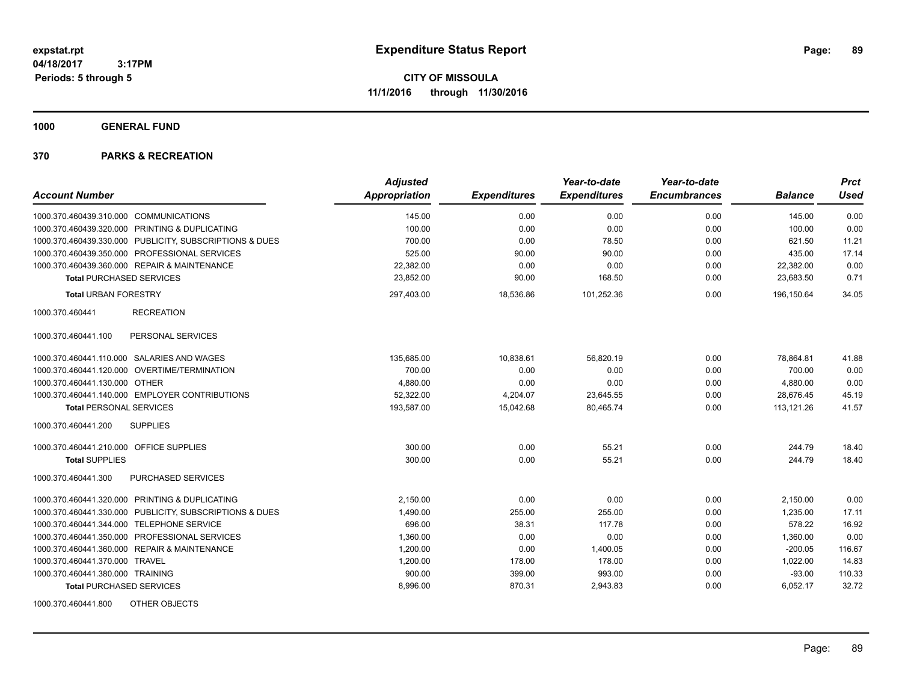# Expenditure Status Report

**CITY OF MISSOULA**
**11/1/2016 through 11/30/2016**

expstat.rpt
04/18/2017 3:17PM
Periods: 5 through 5

**1000 GENERAL FUND**

**370 PARKS & RECREATION**

| Account Number | Adjusted Appropriation | Expenditures | Year-to-date Expenditures | Year-to-date Encumbrances | Balance | Prct Used |
|---|---|---|---|---|---|---|
| 1000.370.460439.310.000 COMMUNICATIONS | 145.00 | 0.00 | 0.00 | 0.00 | 145.00 | 0.00 |
| 1000.370.460439.320.000 PRINTING & DUPLICATING | 100.00 | 0.00 | 0.00 | 0.00 | 100.00 | 0.00 |
| 1000.370.460439.330.000 PUBLICITY, SUBSCRIPTIONS & DUES | 700.00 | 0.00 | 78.50 | 0.00 | 621.50 | 11.21 |
| 1000.370.460439.350.000 PROFESSIONAL SERVICES | 525.00 | 90.00 | 90.00 | 0.00 | 435.00 | 17.14 |
| 1000.370.460439.360.000 REPAIR & MAINTENANCE | 22,382.00 | 0.00 | 0.00 | 0.00 | 22,382.00 | 0.00 |
| **Total** PURCHASED SERVICES | 23,852.00 | 90.00 | 168.50 | 0.00 | 23,683.50 | 0.71 |
| **Total** URBAN FORESTRY | 297,403.00 | 18,536.86 | 101,252.36 | 0.00 | 196,150.64 | 34.05 |
| 1000.370.460441 RECREATION | | | | | | |
| 1000.370.460441.100 PERSONAL SERVICES | | | | | | |
| 1000.370.460441.110.000 SALARIES AND WAGES | 135,685.00 | 10,838.61 | 56,820.19 | 0.00 | 78,864.81 | 41.88 |
| 1000.370.460441.120.000 OVERTIME/TERMINATION | 700.00 | 0.00 | 0.00 | 0.00 | 700.00 | 0.00 |
| 1000.370.460441.130.000 OTHER | 4,880.00 | 0.00 | 0.00 | 0.00 | 4,880.00 | 0.00 |
| 1000.370.460441.140.000 EMPLOYER CONTRIBUTIONS | 52,322.00 | 4,204.07 | 23,645.55 | 0.00 | 28,676.45 | 45.19 |
| **Total** PERSONAL SERVICES | 193,587.00 | 15,042.68 | 80,465.74 | 0.00 | 113,121.26 | 41.57 |
| 1000.370.460441.200 SUPPLIES | | | | | | |
| 1000.370.460441.210.000 OFFICE SUPPLIES | 300.00 | 0.00 | 55.21 | 0.00 | 244.79 | 18.40 |
| **Total** SUPPLIES | 300.00 | 0.00 | 55.21 | 0.00 | 244.79 | 18.40 |
| 1000.370.460441.300 PURCHASED SERVICES | | | | | | |
| 1000.370.460441.320.000 PRINTING & DUPLICATING | 2,150.00 | 0.00 | 0.00 | 0.00 | 2,150.00 | 0.00 |
| 1000.370.460441.330.000 PUBLICITY, SUBSCRIPTIONS & DUES | 1,490.00 | 255.00 | 255.00 | 0.00 | 1,235.00 | 17.11 |
| 1000.370.460441.344.000 TELEPHONE SERVICE | 696.00 | 38.31 | 117.78 | 0.00 | 578.22 | 16.92 |
| 1000.370.460441.350.000 PROFESSIONAL SERVICES | 1,360.00 | 0.00 | 0.00 | 0.00 | 1,360.00 | 0.00 |
| 1000.370.460441.360.000 REPAIR & MAINTENANCE | 1,200.00 | 0.00 | 1,400.05 | 0.00 | -200.05 | 116.67 |
| 1000.370.460441.370.000 TRAVEL | 1,200.00 | 178.00 | 178.00 | 0.00 | 1,022.00 | 14.83 |
| 1000.370.460441.380.000 TRAINING | 900.00 | 399.00 | 993.00 | 0.00 | -93.00 | 110.33 |
| **Total** PURCHASED SERVICES | 8,996.00 | 870.31 | 2,943.83 | 0.00 | 6,052.17 | 32.72 |
| 1000.370.460441.800 OTHER OBJECTS | | | | | | |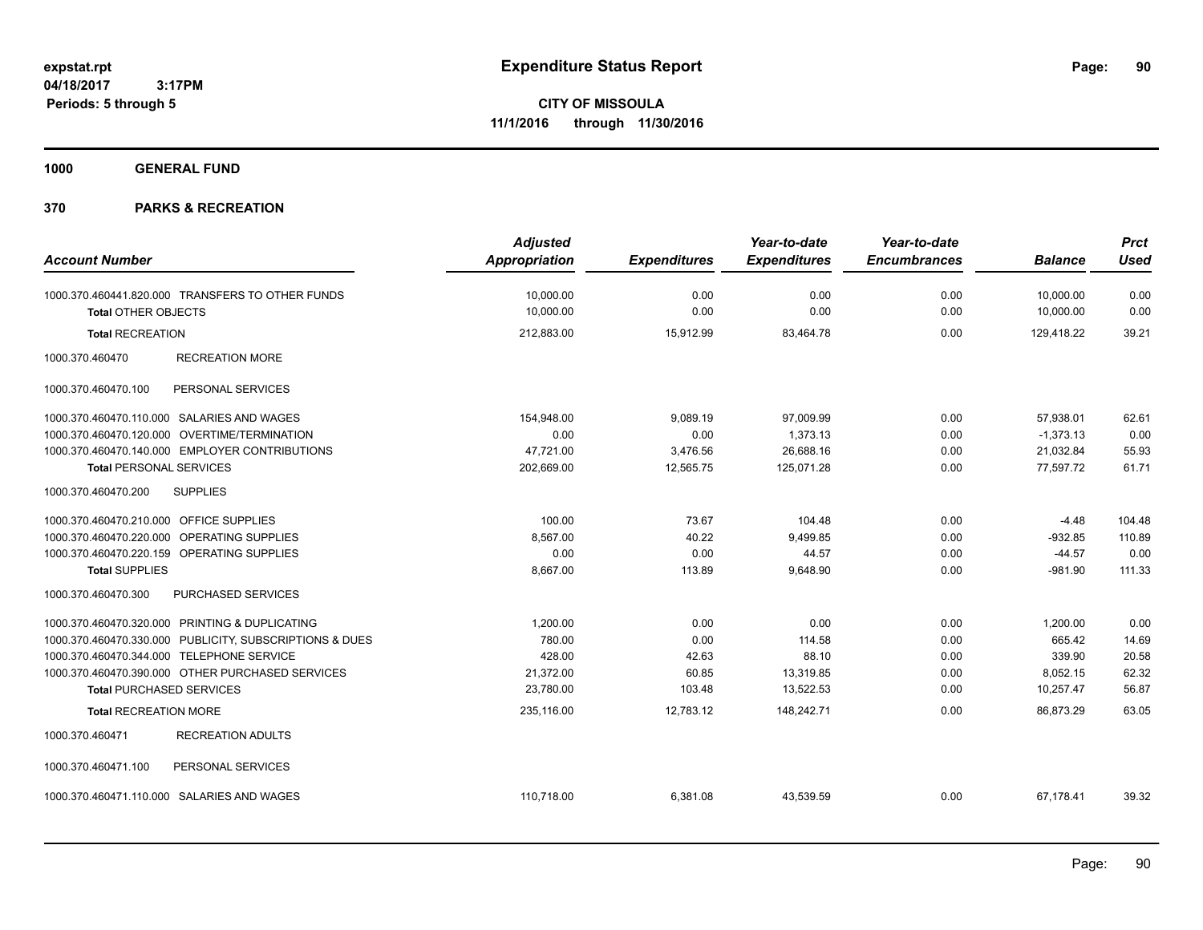# Expenditure Status Report

expstat.rpt
04/18/2017 3:17PM
Periods: 5 through 5

**CITY OF MISSOULA**
**11/1/2016 through 11/30/2016**

## 1000 GENERAL FUND

## 370 PARKS & RECREATION

| Account Number | Adjusted Appropriation | Expenditures | Year-to-date Expenditures | Year-to-date Encumbrances | Balance | Prct Used |
|---|---|---|---|---|---|---|
| 1000.370.460441.820.000 TRANSFERS TO OTHER FUNDS | 10,000.00 | 0.00 | 0.00 | 0.00 | 10,000.00 | 0.00 |
| **Total** OTHER OBJECTS | 10,000.00 | 0.00 | 0.00 | 0.00 | 10,000.00 | 0.00 |
| **Total** RECREATION | 212,883.00 | 15,912.99 | 83,464.78 | 0.00 | 129,418.22 | 39.21 |
| 1000.370.460470 RECREATION MORE | | | | | | |
| 1000.370.460470.100 PERSONAL SERVICES | | | | | | |
| 1000.370.460470.110.000 SALARIES AND WAGES | 154,948.00 | 9,089.19 | 97,009.99 | 0.00 | 57,938.01 | 62.61 |
| 1000.370.460470.120.000 OVERTIME/TERMINATION | 0.00 | 0.00 | 1,373.13 | 0.00 | -1,373.13 | 0.00 |
| 1000.370.460470.140.000 EMPLOYER CONTRIBUTIONS | 47,721.00 | 3,476.56 | 26,688.16 | 0.00 | 21,032.84 | 55.93 |
| **Total** PERSONAL SERVICES | 202,669.00 | 12,565.75 | 125,071.28 | 0.00 | 77,597.72 | 61.71 |
| 1000.370.460470.200 SUPPLIES | | | | | | |
| 1000.370.460470.210.000 OFFICE SUPPLIES | 100.00 | 73.67 | 104.48 | 0.00 | -4.48 | 104.48 |
| 1000.370.460470.220.000 OPERATING SUPPLIES | 8,567.00 | 40.22 | 9,499.85 | 0.00 | -932.85 | 110.89 |
| 1000.370.460470.220.159 OPERATING SUPPLIES | 0.00 | 0.00 | 44.57 | 0.00 | -44.57 | 0.00 |
| **Total** SUPPLIES | 8,667.00 | 113.89 | 9,648.90 | 0.00 | -981.90 | 111.33 |
| 1000.370.460470.300 PURCHASED SERVICES | | | | | | |
| 1000.370.460470.320.000 PRINTING & DUPLICATING | 1,200.00 | 0.00 | 0.00 | 0.00 | 1,200.00 | 0.00 |
| 1000.370.460470.330.000 PUBLICITY, SUBSCRIPTIONS & DUES | 780.00 | 0.00 | 114.58 | 0.00 | 665.42 | 14.69 |
| 1000.370.460470.344.000 TELEPHONE SERVICE | 428.00 | 42.63 | 88.10 | 0.00 | 339.90 | 20.58 |
| 1000.370.460470.390.000 OTHER PURCHASED SERVICES | 21,372.00 | 60.85 | 13,319.85 | 0.00 | 8,052.15 | 62.32 |
| **Total** PURCHASED SERVICES | 23,780.00 | 103.48 | 13,522.53 | 0.00 | 10,257.47 | 56.87 |
| **Total** RECREATION MORE | 235,116.00 | 12,783.12 | 148,242.71 | 0.00 | 86,873.29 | 63.05 |
| 1000.370.460471 RECREATION ADULTS | | | | | | |
| 1000.370.460471.100 PERSONAL SERVICES | | | | | | |
| 1000.370.460471.110.000 SALARIES AND WAGES | 110,718.00 | 6,381.08 | 43,539.59 | 0.00 | 67,178.41 | 39.32 |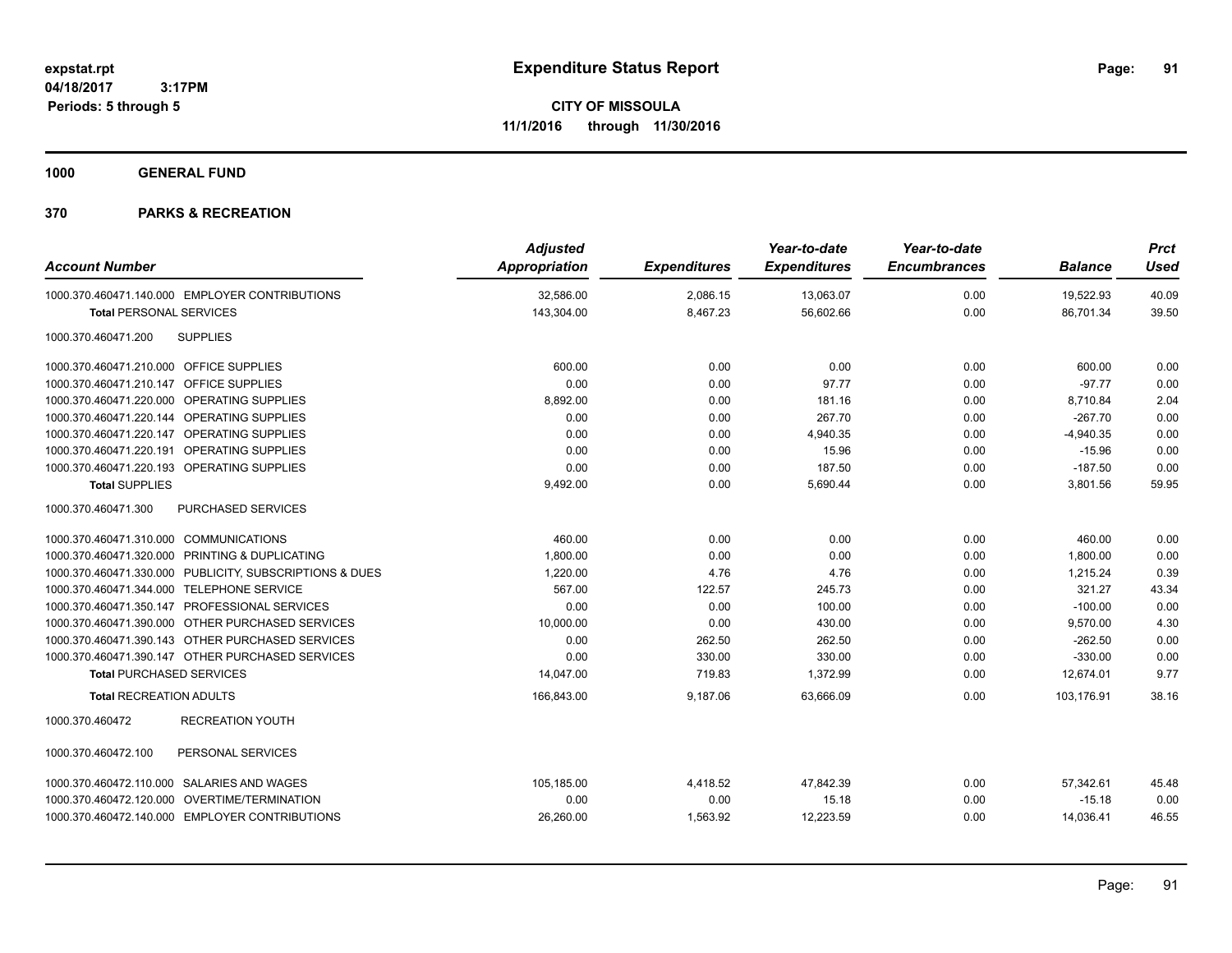# Expenditure Status Report

expstat.rpt
04/18/2017 3:17PM
Periods: 5 through 5

**CITY OF MISSOULA**
**11/1/2016 through 11/30/2016**

**1000 GENERAL FUND**

**370 PARKS & RECREATION**

| Account Number | Adjusted Appropriation | Expenditures | Year-to-date Expenditures | Year-to-date Encumbrances | Balance | Prct Used |
|---|---|---|---|---|---|---|
| 1000.370.460471.140.000 EMPLOYER CONTRIBUTIONS | 32,586.00 | 2,086.15 | 13,063.07 | 0.00 | 19,522.93 | 40.09 |
| **Total** PERSONAL SERVICES | 143,304.00 | 8,467.23 | 56,602.66 | 0.00 | 86,701.34 | 39.50 |
| 1000.370.460471.200 SUPPLIES | | | | | | |
| 1000.370.460471.210.000 OFFICE SUPPLIES | 600.00 | 0.00 | 0.00 | 0.00 | 600.00 | 0.00 |
| 1000.370.460471.210.147 OFFICE SUPPLIES | 0.00 | 0.00 | 97.77 | 0.00 | -97.77 | 0.00 |
| 1000.370.460471.220.000 OPERATING SUPPLIES | 8,892.00 | 0.00 | 181.16 | 0.00 | 8,710.84 | 2.04 |
| 1000.370.460471.220.144 OPERATING SUPPLIES | 0.00 | 0.00 | 267.70 | 0.00 | -267.70 | 0.00 |
| 1000.370.460471.220.147 OPERATING SUPPLIES | 0.00 | 0.00 | 4,940.35 | 0.00 | -4,940.35 | 0.00 |
| 1000.370.460471.220.191 OPERATING SUPPLIES | 0.00 | 0.00 | 15.96 | 0.00 | -15.96 | 0.00 |
| 1000.370.460471.220.193 OPERATING SUPPLIES | 0.00 | 0.00 | 187.50 | 0.00 | -187.50 | 0.00 |
| **Total** SUPPLIES | 9,492.00 | 0.00 | 5,690.44 | 0.00 | 3,801.56 | 59.95 |
| 1000.370.460471.300 PURCHASED SERVICES | | | | | | |
| 1000.370.460471.310.000 COMMUNICATIONS | 460.00 | 0.00 | 0.00 | 0.00 | 460.00 | 0.00 |
| 1000.370.460471.320.000 PRINTING & DUPLICATING | 1,800.00 | 0.00 | 0.00 | 0.00 | 1,800.00 | 0.00 |
| 1000.370.460471.330.000 PUBLICITY, SUBSCRIPTIONS & DUES | 1,220.00 | 4.76 | 4.76 | 0.00 | 1,215.24 | 0.39 |
| 1000.370.460471.344.000 TELEPHONE SERVICE | 567.00 | 122.57 | 245.73 | 0.00 | 321.27 | 43.34 |
| 1000.370.460471.350.147 PROFESSIONAL SERVICES | 0.00 | 0.00 | 100.00 | 0.00 | -100.00 | 0.00 |
| 1000.370.460471.390.000 OTHER PURCHASED SERVICES | 10,000.00 | 0.00 | 430.00 | 0.00 | 9,570.00 | 4.30 |
| 1000.370.460471.390.143 OTHER PURCHASED SERVICES | 0.00 | 262.50 | 262.50 | 0.00 | -262.50 | 0.00 |
| 1000.370.460471.390.147 OTHER PURCHASED SERVICES | 0.00 | 330.00 | 330.00 | 0.00 | -330.00 | 0.00 |
| **Total** PURCHASED SERVICES | 14,047.00 | 719.83 | 1,372.99 | 0.00 | 12,674.01 | 9.77 |
| **Total** RECREATION ADULTS | 166,843.00 | 9,187.06 | 63,666.09 | 0.00 | 103,176.91 | 38.16 |
| 1000.370.460472 RECREATION YOUTH | | | | | | |
| 1000.370.460472.100 PERSONAL SERVICES | | | | | | |
| 1000.370.460472.110.000 SALARIES AND WAGES | 105,185.00 | 4,418.52 | 47,842.39 | 0.00 | 57,342.61 | 45.48 |
| 1000.370.460472.120.000 OVERTIME/TERMINATION | 0.00 | 0.00 | 15.18 | 0.00 | -15.18 | 0.00 |
| 1000.370.460472.140.000 EMPLOYER CONTRIBUTIONS | 26,260.00 | 1,563.92 | 12,223.59 | 0.00 | 14,036.41 | 46.55 |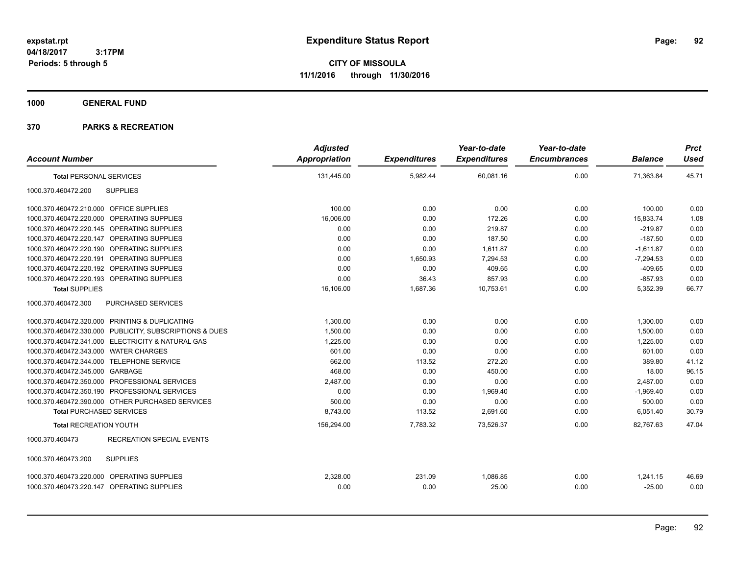# Expenditure Status Report

expstat.rpt
04/18/2017 3:17PM
Periods: 5 through 5

**CITY OF MISSOULA**
**11/1/2016 through 11/30/2016**

**1000 GENERAL FUND**

**370 PARKS & RECREATION**

| Account Number | | Adjusted Appropriation | Expenditures | Year-to-date Expenditures | Year-to-date Encumbrances | Balance | Prct Used |
|---|---|---|---|---|---|---|---|
| **Total** PERSONAL SERVICES | | 131,445.00 | 5,982.44 | 60,081.16 | 0.00 | 71,363.84 | 45.71 |
| 1000.370.460472.200 | SUPPLIES | | | | | | |
| 1000.370.460472.210.000 | OFFICE SUPPLIES | 100.00 | 0.00 | 0.00 | 0.00 | 100.00 | 0.00 |
| 1000.370.460472.220.000 | OPERATING SUPPLIES | 16,006.00 | 0.00 | 172.26 | 0.00 | 15,833.74 | 1.08 |
| 1000.370.460472.220.145 | OPERATING SUPPLIES | 0.00 | 0.00 | 219.87 | 0.00 | -219.87 | 0.00 |
| 1000.370.460472.220.147 | OPERATING SUPPLIES | 0.00 | 0.00 | 187.50 | 0.00 | -187.50 | 0.00 |
| 1000.370.460472.220.190 | OPERATING SUPPLIES | 0.00 | 0.00 | 1,611.87 | 0.00 | -1,611.87 | 0.00 |
| 1000.370.460472.220.191 | OPERATING SUPPLIES | 0.00 | 1,650.93 | 7,294.53 | 0.00 | -7,294.53 | 0.00 |
| 1000.370.460472.220.192 | OPERATING SUPPLIES | 0.00 | 0.00 | 409.65 | 0.00 | -409.65 | 0.00 |
| 1000.370.460472.220.193 | OPERATING SUPPLIES | 0.00 | 36.43 | 857.93 | 0.00 | -857.93 | 0.00 |
| **Total** SUPPLIES | | 16,106.00 | 1,687.36 | 10,753.61 | 0.00 | 5,352.39 | 66.77 |
| 1000.370.460472.300 | PURCHASED SERVICES | | | | | | |
| 1000.370.460472.320.000 | PRINTING & DUPLICATING | 1,300.00 | 0.00 | 0.00 | 0.00 | 1,300.00 | 0.00 |
| 1000.370.460472.330.000 | PUBLICITY, SUBSCRIPTIONS & DUES | 1,500.00 | 0.00 | 0.00 | 0.00 | 1,500.00 | 0.00 |
| 1000.370.460472.341.000 | ELECTRICITY & NATURAL GAS | 1,225.00 | 0.00 | 0.00 | 0.00 | 1,225.00 | 0.00 |
| 1000.370.460472.343.000 | WATER CHARGES | 601.00 | 0.00 | 0.00 | 0.00 | 601.00 | 0.00 |
| 1000.370.460472.344.000 | TELEPHONE SERVICE | 662.00 | 113.52 | 272.20 | 0.00 | 389.80 | 41.12 |
| 1000.370.460472.345.000 | GARBAGE | 468.00 | 0.00 | 450.00 | 0.00 | 18.00 | 96.15 |
| 1000.370.460472.350.000 | PROFESSIONAL SERVICES | 2,487.00 | 0.00 | 0.00 | 0.00 | 2,487.00 | 0.00 |
| 1000.370.460472.350.190 | PROFESSIONAL SERVICES | 0.00 | 0.00 | 1,969.40 | 0.00 | -1,969.40 | 0.00 |
| 1000.370.460472.390.000 | OTHER PURCHASED SERVICES | 500.00 | 0.00 | 0.00 | 0.00 | 500.00 | 0.00 |
| **Total** PURCHASED SERVICES | | 8,743.00 | 113.52 | 2,691.60 | 0.00 | 6,051.40 | 30.79 |
| **Total** RECREATION YOUTH | | 156,294.00 | 7,783.32 | 73,526.37 | 0.00 | 82,767.63 | 47.04 |
| 1000.370.460473 | RECREATION SPECIAL EVENTS | | | | | | |
| 1000.370.460473.200 | SUPPLIES | | | | | | |
| 1000.370.460473.220.000 | OPERATING SUPPLIES | 2,328.00 | 231.09 | 1,086.85 | 0.00 | 1,241.15 | 46.69 |
| 1000.370.460473.220.147 | OPERATING SUPPLIES | 0.00 | 0.00 | 25.00 | 0.00 | -25.00 | 0.00 |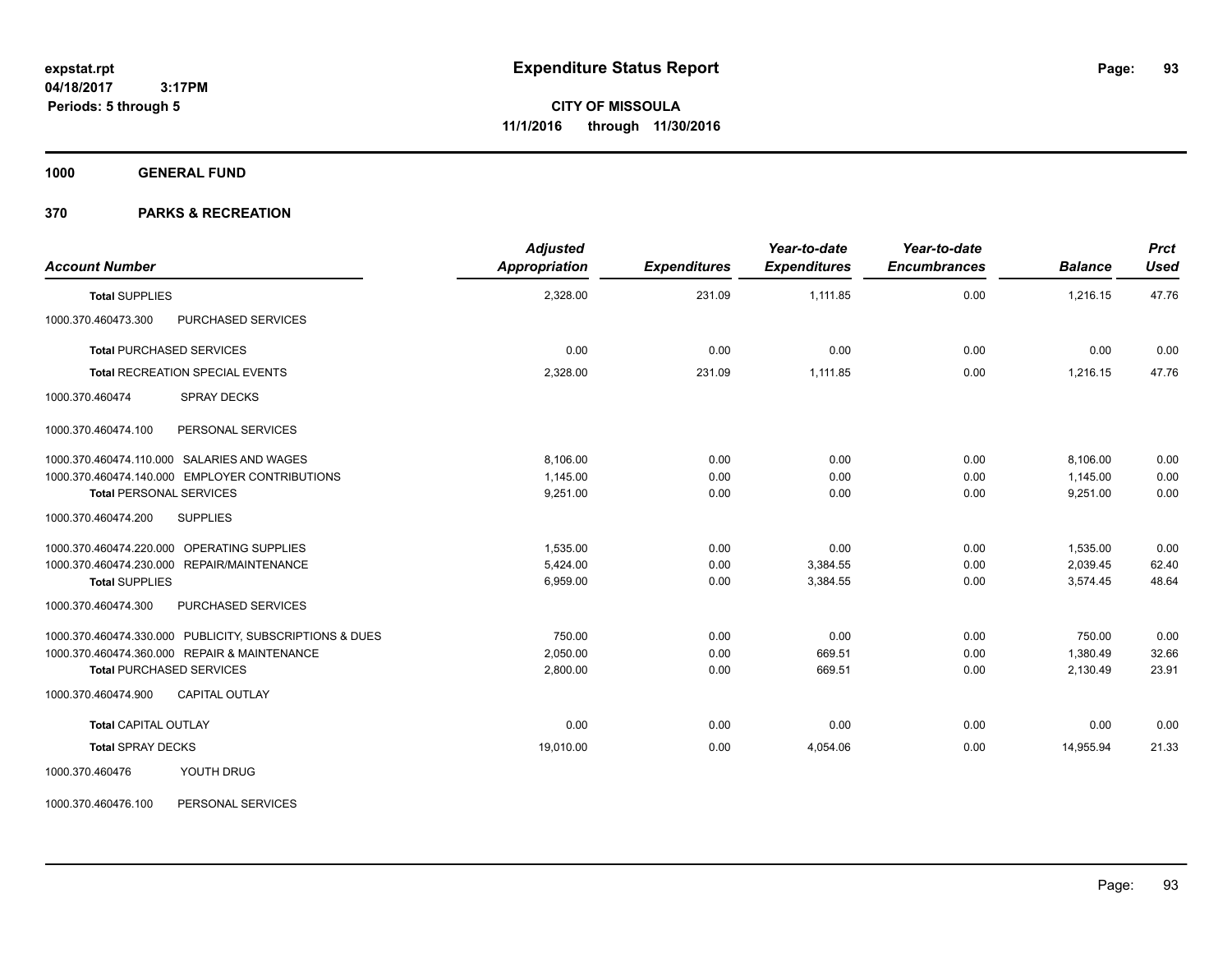# Expenditure Status Report

**CITY OF MISSOULA**

**11/1/2016 through 11/30/2016**

expstat.rpt
04/18/2017 3:17PM
Periods: 5 through 5

**1000 GENERAL FUND**

**370 PARKS & RECREATION**

| Account Number | | Adjusted Appropriation | Expenditures | Year-to-date Expenditures | Year-to-date Encumbrances | Balance | Prct Used |
|---|---|---|---|---|---|---|---|
| **Total** SUPPLIES | | 2,328.00 | 231.09 | 1,111.85 | 0.00 | 1,216.15 | 47.76 |
| 1000.370.460473.300 | PURCHASED SERVICES | | | | | | |
| **Total** PURCHASED SERVICES | | 0.00 | 0.00 | 0.00 | 0.00 | 0.00 | 0.00 |
| **Total** RECREATION SPECIAL EVENTS | | 2,328.00 | 231.09 | 1,111.85 | 0.00 | 1,216.15 | 47.76 |
| 1000.370.460474 | SPRAY DECKS | | | | | | |
| 1000.370.460474.100 | PERSONAL SERVICES | | | | | | |
| 1000.370.460474.110.000 | SALARIES AND WAGES | 8,106.00 | 0.00 | 0.00 | 0.00 | 8,106.00 | 0.00 |
| 1000.370.460474.140.000 | EMPLOYER CONTRIBUTIONS | 1,145.00 | 0.00 | 0.00 | 0.00 | 1,145.00 | 0.00 |
| **Total** PERSONAL SERVICES | | 9,251.00 | 0.00 | 0.00 | 0.00 | 9,251.00 | 0.00 |
| 1000.370.460474.200 | SUPPLIES | | | | | | |
| 1000.370.460474.220.000 | OPERATING SUPPLIES | 1,535.00 | 0.00 | 0.00 | 0.00 | 1,535.00 | 0.00 |
| 1000.370.460474.230.000 | REPAIR/MAINTENANCE | 5,424.00 | 0.00 | 3,384.55 | 0.00 | 2,039.45 | 62.40 |
| **Total** SUPPLIES | | 6,959.00 | 0.00 | 3,384.55 | 0.00 | 3,574.45 | 48.64 |
| 1000.370.460474.300 | PURCHASED SERVICES | | | | | | |
| 1000.370.460474.330.000 | PUBLICITY, SUBSCRIPTIONS & DUES | 750.00 | 0.00 | 0.00 | 0.00 | 750.00 | 0.00 |
| 1000.370.460474.360.000 | REPAIR & MAINTENANCE | 2,050.00 | 0.00 | 669.51 | 0.00 | 1,380.49 | 32.66 |
| **Total** PURCHASED SERVICES | | 2,800.00 | 0.00 | 669.51 | 0.00 | 2,130.49 | 23.91 |
| 1000.370.460474.900 | CAPITAL OUTLAY | | | | | | |
| **Total** CAPITAL OUTLAY | | 0.00 | 0.00 | 0.00 | 0.00 | 0.00 | 0.00 |
| **Total** SPRAY DECKS | | 19,010.00 | 0.00 | 4,054.06 | 0.00 | 14,955.94 | 21.33 |
| 1000.370.460476 | YOUTH DRUG | | | | | | |
| 1000.370.460476.100 | PERSONAL SERVICES | | | | | | |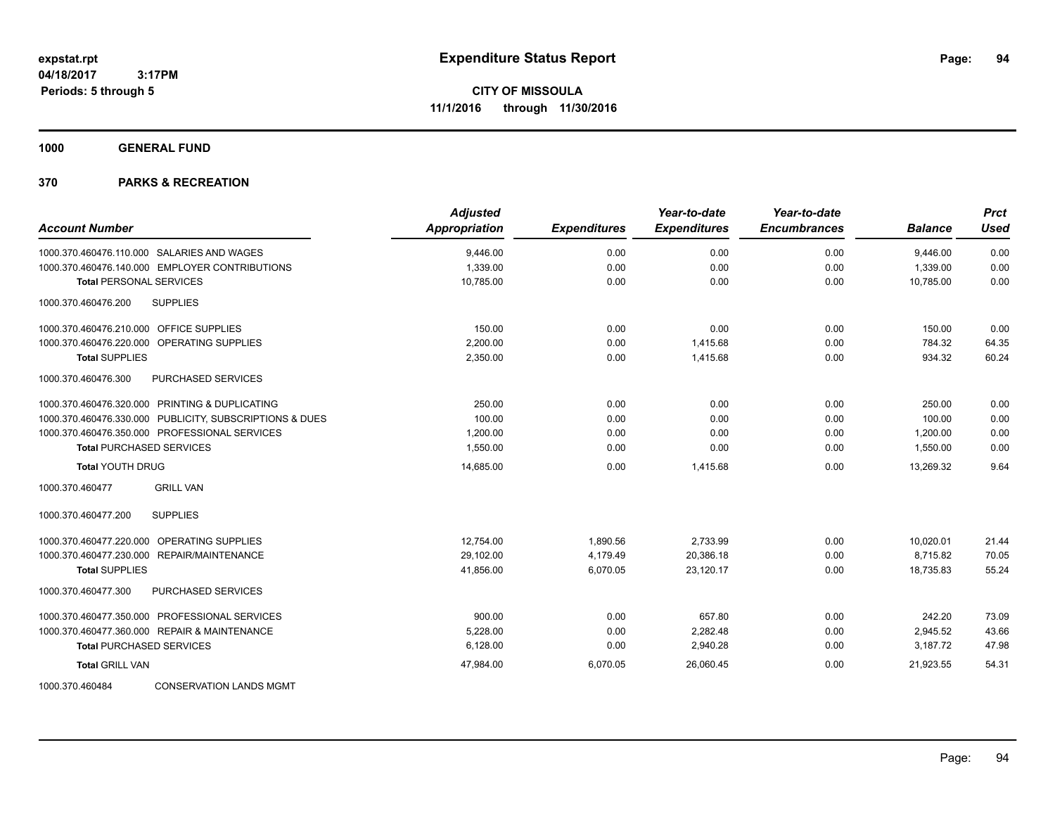# Expenditure Status Report

**CITY OF MISSOULA**
**11/1/2016 through 11/30/2016**

expstat.rpt
04/18/2017 3:17PM
Periods: 5 through 5

**1000 GENERAL FUND**

**370 PARKS & RECREATION**

| Account Number | Adjusted Appropriation | Expenditures | Year-to-date Expenditures | Year-to-date Encumbrances | Balance | Prct Used |
|---|---|---|---|---|---|---|
| 1000.370.460476.110.000 SALARIES AND WAGES | 9,446.00 | 0.00 | 0.00 | 0.00 | 9,446.00 | 0.00 |
| 1000.370.460476.140.000 EMPLOYER CONTRIBUTIONS | 1,339.00 | 0.00 | 0.00 | 0.00 | 1,339.00 | 0.00 |
| **Total** PERSONAL SERVICES | 10,785.00 | 0.00 | 0.00 | 0.00 | 10,785.00 | 0.00 |
| 1000.370.460476.200 SUPPLIES | | | | | | |
| 1000.370.460476.210.000 OFFICE SUPPLIES | 150.00 | 0.00 | 0.00 | 0.00 | 150.00 | 0.00 |
| 1000.370.460476.220.000 OPERATING SUPPLIES | 2,200.00 | 0.00 | 1,415.68 | 0.00 | 784.32 | 64.35 |
| **Total SUPPLIES** | 2,350.00 | 0.00 | 1,415.68 | 0.00 | 934.32 | 60.24 |
| 1000.370.460476.300 PURCHASED SERVICES | | | | | | |
| 1000.370.460476.320.000 PRINTING & DUPLICATING | 250.00 | 0.00 | 0.00 | 0.00 | 250.00 | 0.00 |
| 1000.370.460476.330.000 PUBLICITY, SUBSCRIPTIONS & DUES | 100.00 | 0.00 | 0.00 | 0.00 | 100.00 | 0.00 |
| 1000.370.460476.350.000 PROFESSIONAL SERVICES | 1,200.00 | 0.00 | 0.00 | 0.00 | 1,200.00 | 0.00 |
| **Total** PURCHASED SERVICES | 1,550.00 | 0.00 | 0.00 | 0.00 | 1,550.00 | 0.00 |
| **Total** YOUTH DRUG | 14,685.00 | 0.00 | 1,415.68 | 0.00 | 13,269.32 | 9.64 |
| 1000.370.460477 GRILL VAN | | | | | | |
| 1000.370.460477.200 SUPPLIES | | | | | | |
| 1000.370.460477.220.000 OPERATING SUPPLIES | 12,754.00 | 1,890.56 | 2,733.99 | 0.00 | 10,020.01 | 21.44 |
| 1000.370.460477.230.000 REPAIR/MAINTENANCE | 29,102.00 | 4,179.49 | 20,386.18 | 0.00 | 8,715.82 | 70.05 |
| **Total SUPPLIES** | 41,856.00 | 6,070.05 | 23,120.17 | 0.00 | 18,735.83 | 55.24 |
| 1000.370.460477.300 PURCHASED SERVICES | | | | | | |
| 1000.370.460477.350.000 PROFESSIONAL SERVICES | 900.00 | 0.00 | 657.80 | 0.00 | 242.20 | 73.09 |
| 1000.370.460477.360.000 REPAIR & MAINTENANCE | 5,228.00 | 0.00 | 2,282.48 | 0.00 | 2,945.52 | 43.66 |
| **Total** PURCHASED SERVICES | 6,128.00 | 0.00 | 2,940.28 | 0.00 | 3,187.72 | 47.98 |
| **Total** GRILL VAN | 47,984.00 | 6,070.05 | 26,060.45 | 0.00 | 21,923.55 | 54.31 |
| 1000.370.460484 CONSERVATION LANDS MGMT | | | | | | |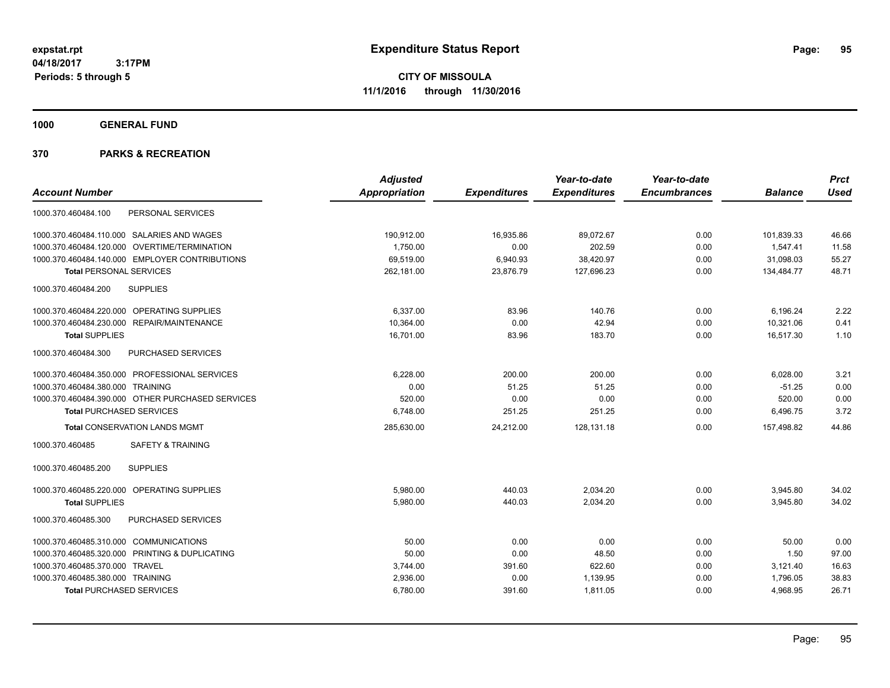**expstat.rpt**
**04/18/2017 3:17PM**
**Periods: 5 through 5**

# Expenditure Status Report

**CITY OF MISSOULA**
**11/1/2016 through 11/30/2016**

## 1000 GENERAL FUND

## 370 PARKS & RECREATION

| Account Number | | Adjusted Appropriation | Expenditures | Year-to-date Expenditures | Year-to-date Encumbrances | Balance | Prct Used |
|---|---|---|---|---|---|---|---|
| 1000.370.460484.100 | PERSONAL SERVICES | | | | | | |
| 1000.370.460484.110.000 | SALARIES AND WAGES | 190,912.00 | 16,935.86 | 89,072.67 | 0.00 | 101,839.33 | 46.66 |
| 1000.370.460484.120.000 | OVERTIME/TERMINATION | 1,750.00 | 0.00 | 202.59 | 0.00 | 1,547.41 | 11.58 |
| 1000.370.460484.140.000 | EMPLOYER CONTRIBUTIONS | 69,519.00 | 6,940.93 | 38,420.97 | 0.00 | 31,098.03 | 55.27 |
| **Total** PERSONAL SERVICES | | 262,181.00 | 23,876.79 | 127,696.23 | 0.00 | 134,484.77 | 48.71 |
| 1000.370.460484.200 | SUPPLIES | | | | | | |
| 1000.370.460484.220.000 | OPERATING SUPPLIES | 6,337.00 | 83.96 | 140.76 | 0.00 | 6,196.24 | 2.22 |
| 1000.370.460484.230.000 | REPAIR/MAINTENANCE | 10,364.00 | 0.00 | 42.94 | 0.00 | 10,321.06 | 0.41 |
| **Total** SUPPLIES | | 16,701.00 | 83.96 | 183.70 | 0.00 | 16,517.30 | 1.10 |
| 1000.370.460484.300 | PURCHASED SERVICES | | | | | | |
| 1000.370.460484.350.000 | PROFESSIONAL SERVICES | 6,228.00 | 200.00 | 200.00 | 0.00 | 6,028.00 | 3.21 |
| 1000.370.460484.380.000 | TRAINING | 0.00 | 51.25 | 51.25 | 0.00 | -51.25 | 0.00 |
| 1000.370.460484.390.000 | OTHER PURCHASED SERVICES | 520.00 | 0.00 | 0.00 | 0.00 | 520.00 | 0.00 |
| **Total** PURCHASED SERVICES | | 6,748.00 | 251.25 | 251.25 | 0.00 | 6,496.75 | 3.72 |
| **Total** CONSERVATION LANDS MGMT | | 285,630.00 | 24,212.00 | 128,131.18 | 0.00 | 157,498.82 | 44.86 |
| 1000.370.460485 | SAFETY & TRAINING | | | | | | |
| 1000.370.460485.200 | SUPPLIES | | | | | | |
| 1000.370.460485.220.000 | OPERATING SUPPLIES | 5,980.00 | 440.03 | 2,034.20 | 0.00 | 3,945.80 | 34.02 |
| **Total** SUPPLIES | | 5,980.00 | 440.03 | 2,034.20 | 0.00 | 3,945.80 | 34.02 |
| 1000.370.460485.300 | PURCHASED SERVICES | | | | | | |
| 1000.370.460485.310.000 | COMMUNICATIONS | 50.00 | 0.00 | 0.00 | 0.00 | 50.00 | 0.00 |
| 1000.370.460485.320.000 | PRINTING & DUPLICATING | 50.00 | 0.00 | 48.50 | 0.00 | 1.50 | 97.00 |
| 1000.370.460485.370.000 | TRAVEL | 3,744.00 | 391.60 | 622.60 | 0.00 | 3,121.40 | 16.63 |
| 1000.370.460485.380.000 | TRAINING | 2,936.00 | 0.00 | 1,139.95 | 0.00 | 1,796.05 | 38.83 |
| **Total** PURCHASED SERVICES | | 6,780.00 | 391.60 | 1,811.05 | 0.00 | 4,968.95 | 26.71 |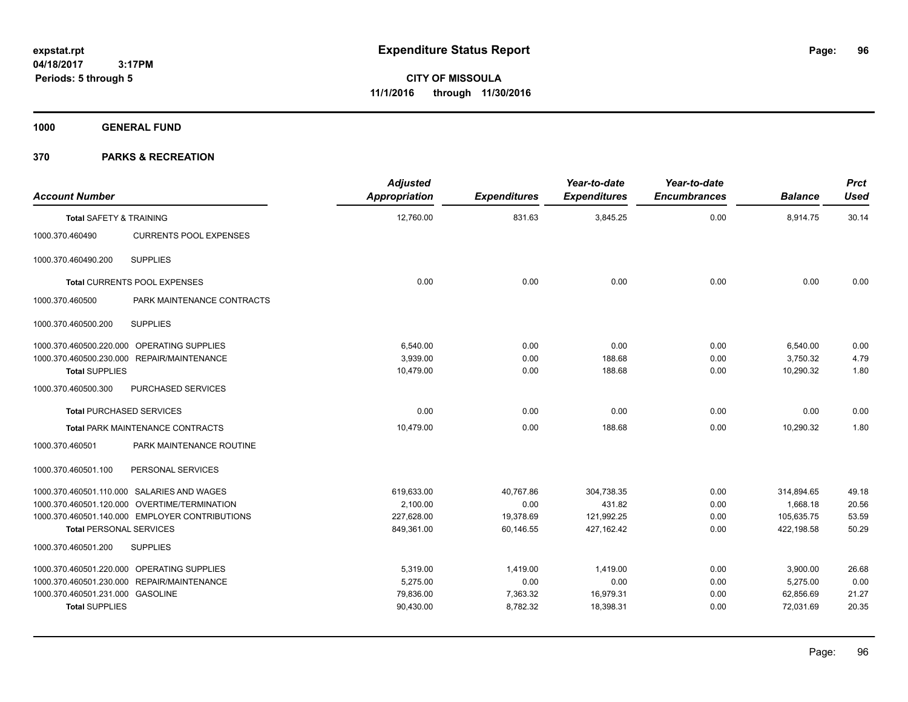# Expenditure Status Report

expstat.rpt
04/18/2017 3:17PM
Periods: 5 through 5

**CITY OF MISSOULA**
**11/1/2016 through 11/30/2016**

**1000 GENERAL FUND**

**370 PARKS & RECREATION**

| Account Number | | Adjusted Appropriation | Expenditures | Year-to-date Expenditures | Year-to-date Encumbrances | Balance | Prct Used |
|---|---|---|---|---|---|---|---|
| **Total** SAFETY & TRAINING | | 12,760.00 | 831.63 | 3,845.25 | 0.00 | 8,914.75 | 30.14 |
| 1000.370.460490 | CURRENTS POOL EXPENSES | | | | | | |
| 1000.370.460490.200 | SUPPLIES | | | | | | |
| **Total** CURRENTS POOL EXPENSES | | 0.00 | 0.00 | 0.00 | 0.00 | 0.00 | 0.00 |
| 1000.370.460500 | PARK MAINTENANCE CONTRACTS | | | | | | |
| 1000.370.460500.200 | SUPPLIES | | | | | | |
| 1000.370.460500.220.000 | OPERATING SUPPLIES | 6,540.00 | 0.00 | 0.00 | 0.00 | 6,540.00 | 0.00 |
| 1000.370.460500.230.000 | REPAIR/MAINTENANCE | 3,939.00 | 0.00 | 188.68 | 0.00 | 3,750.32 | 4.79 |
| **Total** SUPPLIES | | 10,479.00 | 0.00 | 188.68 | 0.00 | 10,290.32 | 1.80 |
| 1000.370.460500.300 | PURCHASED SERVICES | | | | | | |
| **Total** PURCHASED SERVICES | | 0.00 | 0.00 | 0.00 | 0.00 | 0.00 | 0.00 |
| **Total** PARK MAINTENANCE CONTRACTS | | 10,479.00 | 0.00 | 188.68 | 0.00 | 10,290.32 | 1.80 |
| 1000.370.460501 | PARK MAINTENANCE ROUTINE | | | | | | |
| 1000.370.460501.100 | PERSONAL SERVICES | | | | | | |
| 1000.370.460501.110.000 | SALARIES AND WAGES | 619,633.00 | 40,767.86 | 304,738.35 | 0.00 | 314,894.65 | 49.18 |
| 1000.370.460501.120.000 | OVERTIME/TERMINATION | 2,100.00 | 0.00 | 431.82 | 0.00 | 1,668.18 | 20.56 |
| 1000.370.460501.140.000 | EMPLOYER CONTRIBUTIONS | 227,628.00 | 19,378.69 | 121,992.25 | 0.00 | 105,635.75 | 53.59 |
| **Total** PERSONAL SERVICES | | 849,361.00 | 60,146.55 | 427,162.42 | 0.00 | 422,198.58 | 50.29 |
| 1000.370.460501.200 | SUPPLIES | | | | | | |
| 1000.370.460501.220.000 | OPERATING SUPPLIES | 5,319.00 | 1,419.00 | 1,419.00 | 0.00 | 3,900.00 | 26.68 |
| 1000.370.460501.230.000 | REPAIR/MAINTENANCE | 5,275.00 | 0.00 | 0.00 | 0.00 | 5,275.00 | 0.00 |
| 1000.370.460501.231.000 | GASOLINE | 79,836.00 | 7,363.32 | 16,979.31 | 0.00 | 62,856.69 | 21.27 |
| **Total** SUPPLIES | | 90,430.00 | 8,782.32 | 18,398.31 | 0.00 | 72,031.69 | 20.35 |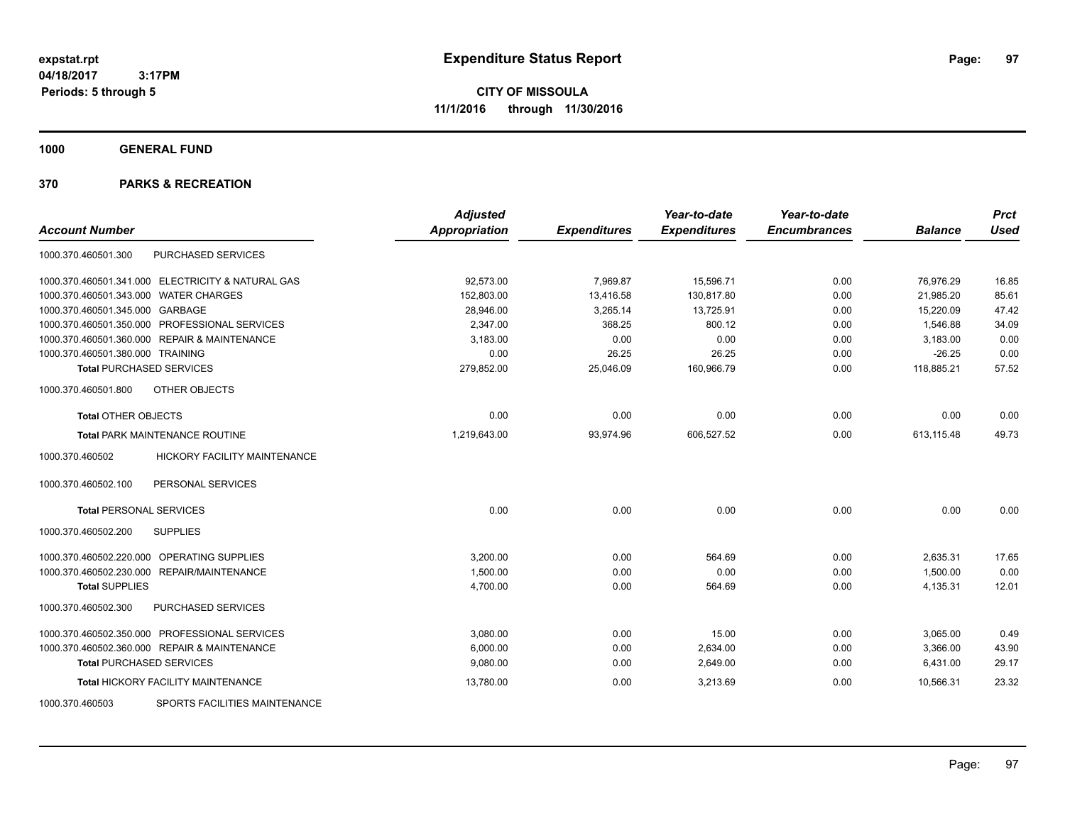**expstat.rpt**
**04/18/2017 3:17PM**
**Periods: 5 through 5**

# Expenditure Status Report

**CITY OF MISSOULA**
**11/1/2016 through 11/30/2016**

## 1000 GENERAL FUND

## 370 PARKS & RECREATION

| Account Number | | Adjusted Appropriation | Expenditures | Year-to-date Expenditures | Year-to-date Encumbrances | Balance | Prct Used |
|---|---|---|---|---|---|---|---|
| 1000.370.460501.300 | PURCHASED SERVICES | | | | | | |
| 1000.370.460501.341.000 | ELECTRICITY & NATURAL GAS | 92,573.00 | 7,969.87 | 15,596.71 | 0.00 | 76,976.29 | 16.85 |
| 1000.370.460501.343.000 | WATER CHARGES | 152,803.00 | 13,416.58 | 130,817.80 | 0.00 | 21,985.20 | 85.61 |
| 1000.370.460501.345.000 | GARBAGE | 28,946.00 | 3,265.14 | 13,725.91 | 0.00 | 15,220.09 | 47.42 |
| 1000.370.460501.350.000 | PROFESSIONAL SERVICES | 2,347.00 | 368.25 | 800.12 | 0.00 | 1,546.88 | 34.09 |
| 1000.370.460501.360.000 | REPAIR & MAINTENANCE | 3,183.00 | 0.00 | 0.00 | 0.00 | 3,183.00 | 0.00 |
| 1000.370.460501.380.000 | TRAINING | 0.00 | 26.25 | 26.25 | 0.00 | -26.25 | 0.00 |
| **Total** PURCHASED SERVICES | | 279,852.00 | 25,046.09 | 160,966.79 | 0.00 | 118,885.21 | 57.52 |
| 1000.370.460501.800 | OTHER OBJECTS | | | | | | |
| **Total** OTHER OBJECTS | | 0.00 | 0.00 | 0.00 | 0.00 | 0.00 | 0.00 |
| **Total** PARK MAINTENANCE ROUTINE | | 1,219,643.00 | 93,974.96 | 606,527.52 | 0.00 | 613,115.48 | 49.73 |
| 1000.370.460502 | HICKORY FACILITY MAINTENANCE | | | | | | |
| 1000.370.460502.100 | PERSONAL SERVICES | | | | | | |
| **Total** PERSONAL SERVICES | | 0.00 | 0.00 | 0.00 | 0.00 | 0.00 | 0.00 |
| 1000.370.460502.200 | SUPPLIES | | | | | | |
| 1000.370.460502.220.000 | OPERATING SUPPLIES | 3,200.00 | 0.00 | 564.69 | 0.00 | 2,635.31 | 17.65 |
| 1000.370.460502.230.000 | REPAIR/MAINTENANCE | 1,500.00 | 0.00 | 0.00 | 0.00 | 1,500.00 | 0.00 |
| **Total** SUPPLIES | | 4,700.00 | 0.00 | 564.69 | 0.00 | 4,135.31 | 12.01 |
| 1000.370.460502.300 | PURCHASED SERVICES | | | | | | |
| 1000.370.460502.350.000 | PROFESSIONAL SERVICES | 3,080.00 | 0.00 | 15.00 | 0.00 | 3,065.00 | 0.49 |
| 1000.370.460502.360.000 | REPAIR & MAINTENANCE | 6,000.00 | 0.00 | 2,634.00 | 0.00 | 3,366.00 | 43.90 |
| **Total** PURCHASED SERVICES | | 9,080.00 | 0.00 | 2,649.00 | 0.00 | 6,431.00 | 29.17 |
| **Total** HICKORY FACILITY MAINTENANCE | | 13,780.00 | 0.00 | 3,213.69 | 0.00 | 10,566.31 | 23.32 |
| 1000.370.460503 | SPORTS FACILITIES MAINTENANCE | | | | | | |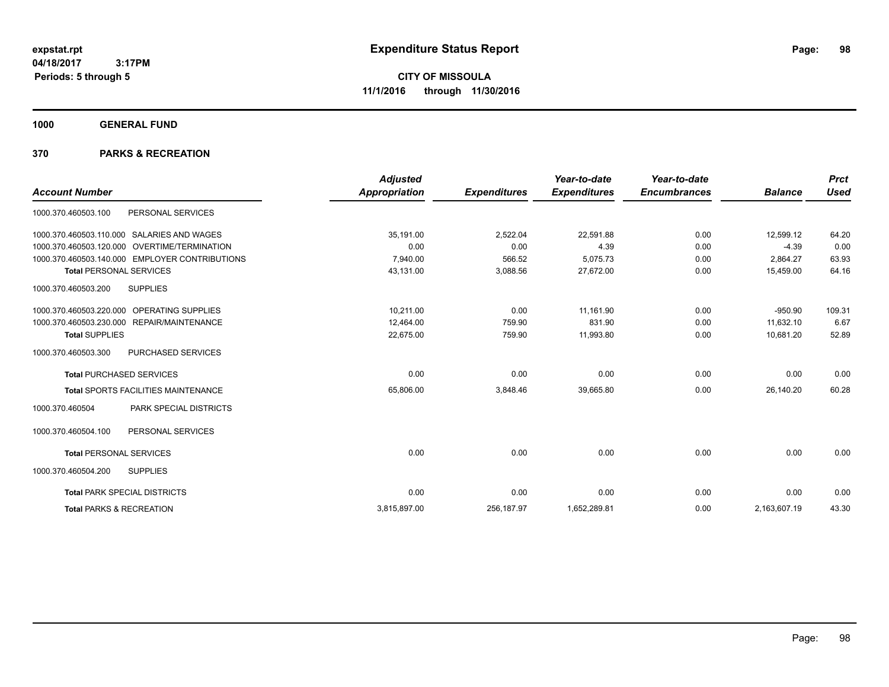expstat.rpt
04/18/2017 3:17PM
Periods: 5 through 5

# Expenditure Status Report

**CITY OF MISSOULA**
**11/1/2016 through 11/30/2016**

## 1000 GENERAL FUND

## 370 PARKS & RECREATION

| Account Number | | Adjusted Appropriation | Expenditures | Year-to-date Expenditures | Year-to-date Encumbrances | Balance | Prct Used |
|---|---|---|---|---|---|---|---|
| 1000.370.460503.100 | PERSONAL SERVICES | | | | | | |
| 1000.370.460503.110.000 | SALARIES AND WAGES | 35,191.00 | 2,522.04 | 22,591.88 | 0.00 | 12,599.12 | 64.20 |
| 1000.370.460503.120.000 | OVERTIME/TERMINATION | 0.00 | 0.00 | 4.39 | 0.00 | -4.39 | 0.00 |
| 1000.370.460503.140.000 | EMPLOYER CONTRIBUTIONS | 7,940.00 | 566.52 | 5,075.73 | 0.00 | 2,864.27 | 63.93 |
| **Total** PERSONAL SERVICES | | 43,131.00 | 3,088.56 | 27,672.00 | 0.00 | 15,459.00 | 64.16 |
| 1000.370.460503.200 | SUPPLIES | | | | | | |
| 1000.370.460503.220.000 | OPERATING SUPPLIES | 10,211.00 | 0.00 | 11,161.90 | 0.00 | -950.90 | 109.31 |
| 1000.370.460503.230.000 | REPAIR/MAINTENANCE | 12,464.00 | 759.90 | 831.90 | 0.00 | 11,632.10 | 6.67 |
| **Total** SUPPLIES | | 22,675.00 | 759.90 | 11,993.80 | 0.00 | 10,681.20 | 52.89 |
| 1000.370.460503.300 | PURCHASED SERVICES | | | | | | |
| **Total** PURCHASED SERVICES | | 0.00 | 0.00 | 0.00 | 0.00 | 0.00 | 0.00 |
| **Total** SPORTS FACILITIES MAINTENANCE | | 65,806.00 | 3,848.46 | 39,665.80 | 0.00 | 26,140.20 | 60.28 |
| 1000.370.460504 | PARK SPECIAL DISTRICTS | | | | | | |
| 1000.370.460504.100 | PERSONAL SERVICES | | | | | | |
| **Total** PERSONAL SERVICES | | 0.00 | 0.00 | 0.00 | 0.00 | 0.00 | 0.00 |
| 1000.370.460504.200 | SUPPLIES | | | | | | |
| **Total** PARK SPECIAL DISTRICTS | | 0.00 | 0.00 | 0.00 | 0.00 | 0.00 | 0.00 |
| **Total** PARKS & RECREATION | | 3,815,897.00 | 256,187.97 | 1,652,289.81 | 0.00 | 2,163,607.19 | 43.30 |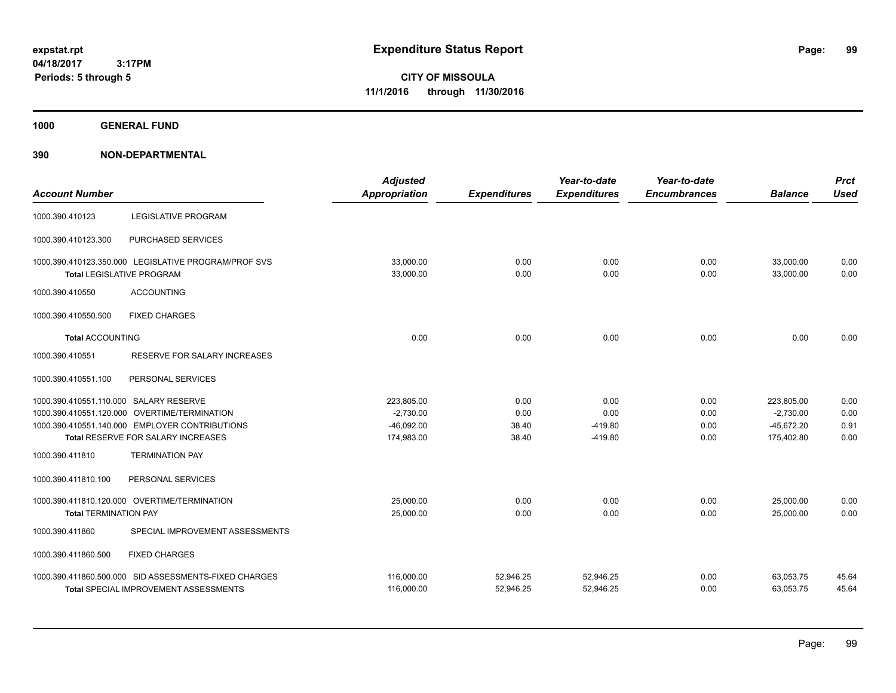**expstat.rpt**
**04/18/2017 3:17PM**
**Periods: 5 through 5**

# Expenditure Status Report

**CITY OF MISSOULA**
**11/1/2016 through 11/30/2016**

## 1000 GENERAL FUND

### 390 NON-DEPARTMENTAL

| Account Number | | Adjusted Appropriation | Expenditures | Year-to-date Expenditures | Year-to-date Encumbrances | Balance | Prct Used |
|---|---|---|---|---|---|---|---|
| 1000.390.410123 | LEGISLATIVE PROGRAM | | | | | | |
| 1000.390.410123.300 | PURCHASED SERVICES | | | | | | |
| 1000.390.410123.350.000 | LEGISLATIVE PROGRAM/PROF SVS | 33,000.00 | 0.00 | 0.00 | 0.00 | 33,000.00 | 0.00 |
| **Total** LEGISLATIVE PROGRAM | | 33,000.00 | 0.00 | 0.00 | 0.00 | 33,000.00 | 0.00 |
| 1000.390.410550 | ACCOUNTING | | | | | | |
| 1000.390.410550.500 | FIXED CHARGES | | | | | | |
| **Total** ACCOUNTING | | 0.00 | 0.00 | 0.00 | 0.00 | 0.00 | 0.00 |
| 1000.390.410551 | RESERVE FOR SALARY INCREASES | | | | | | |
| 1000.390.410551.100 | PERSONAL SERVICES | | | | | | |
| 1000.390.410551.110.000 | SALARY RESERVE | 223,805.00 | 0.00 | 0.00 | 0.00 | 223,805.00 | 0.00 |
| 1000.390.410551.120.000 | OVERTIME/TERMINATION | -2,730.00 | 0.00 | 0.00 | 0.00 | -2,730.00 | 0.00 |
| 1000.390.410551.140.000 | EMPLOYER CONTRIBUTIONS | -46,092.00 | 38.40 | -419.80 | 0.00 | -45,672.20 | 0.91 |
| **Total** RESERVE FOR SALARY INCREASES | | 174,983.00 | 38.40 | -419.80 | 0.00 | 175,402.80 | 0.00 |
| 1000.390.411810 | TERMINATION PAY | | | | | | |
| 1000.390.411810.100 | PERSONAL SERVICES | | | | | | |
| 1000.390.411810.120.000 | OVERTIME/TERMINATION | 25,000.00 | 0.00 | 0.00 | 0.00 | 25,000.00 | 0.00 |
| **Total** TERMINATION PAY | | 25,000.00 | 0.00 | 0.00 | 0.00 | 25,000.00 | 0.00 |
| 1000.390.411860 | SPECIAL IMPROVEMENT ASSESSMENTS | | | | | | |
| 1000.390.411860.500 | FIXED CHARGES | | | | | | |
| 1000.390.411860.500.000 | SID ASSESSMENTS-FIXED CHARGES | 116,000.00 | 52,946.25 | 52,946.25 | 0.00 | 63,053.75 | 45.64 |
| **Total** SPECIAL IMPROVEMENT ASSESSMENTS | | 116,000.00 | 52,946.25 | 52,946.25 | 0.00 | 63,053.75 | 45.64 |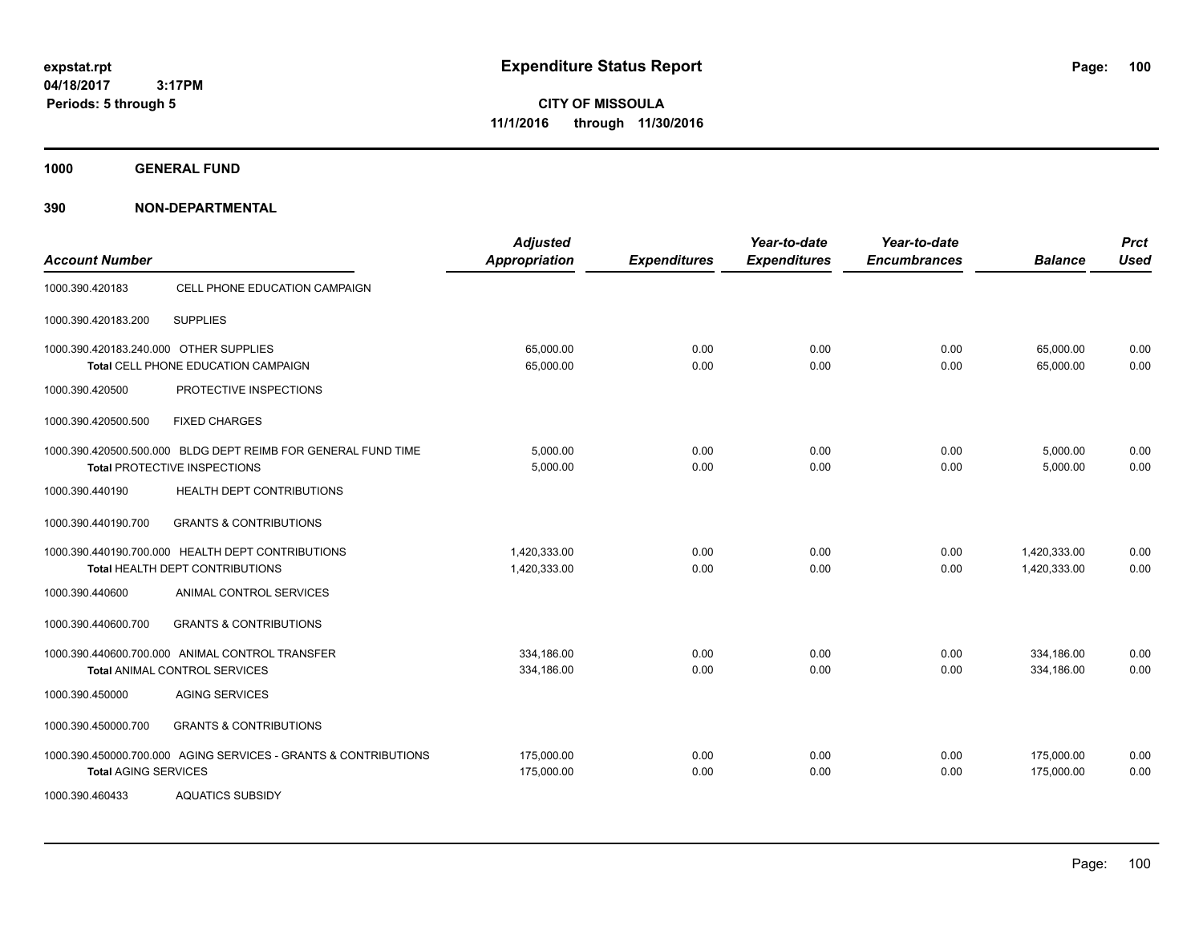expstat.rpt
04/18/2017 3:17PM
Periods: 5 through 5

# Expenditure Status Report

**CITY OF MISSOULA**
**11/1/2016 through 11/30/2016**

## 1000 GENERAL FUND

### 390 NON-DEPARTMENTAL

| Account Number | | Adjusted Appropriation | Expenditures | Year-to-date Expenditures | Year-to-date Encumbrances | Balance | Prct Used |
|---|---|---|---|---|---|---|---|
| 1000.390.420183 | CELL PHONE EDUCATION CAMPAIGN | | | | | | |
| 1000.390.420183.200 | SUPPLIES | | | | | | |
| 1000.390.420183.240.000 | OTHER SUPPLIES | 65,000.00 | 0.00 | 0.00 | 0.00 | 65,000.00 | 0.00 |
| | **Total** CELL PHONE EDUCATION CAMPAIGN | 65,000.00 | 0.00 | 0.00 | 0.00 | 65,000.00 | 0.00 |
| 1000.390.420500 | PROTECTIVE INSPECTIONS | | | | | | |
| 1000.390.420500.500 | FIXED CHARGES | | | | | | |
| 1000.390.420500.500.000 | BLDG DEPT REIMB FOR GENERAL FUND TIME | 5,000.00 | 0.00 | 0.00 | 0.00 | 5,000.00 | 0.00 |
| | **Total** PROTECTIVE INSPECTIONS | 5,000.00 | 0.00 | 0.00 | 0.00 | 5,000.00 | 0.00 |
| 1000.390.440190 | HEALTH DEPT CONTRIBUTIONS | | | | | | |
| 1000.390.440190.700 | GRANTS & CONTRIBUTIONS | | | | | | |
| 1000.390.440190.700.000 | HEALTH DEPT CONTRIBUTIONS | 1,420,333.00 | 0.00 | 0.00 | 0.00 | 1,420,333.00 | 0.00 |
| | **Total** HEALTH DEPT CONTRIBUTIONS | 1,420,333.00 | 0.00 | 0.00 | 0.00 | 1,420,333.00 | 0.00 |
| 1000.390.440600 | ANIMAL CONTROL SERVICES | | | | | | |
| 1000.390.440600.700 | GRANTS & CONTRIBUTIONS | | | | | | |
| 1000.390.440600.700.000 | ANIMAL CONTROL TRANSFER | 334,186.00 | 0.00 | 0.00 | 0.00 | 334,186.00 | 0.00 |
| | **Total** ANIMAL CONTROL SERVICES | 334,186.00 | 0.00 | 0.00 | 0.00 | 334,186.00 | 0.00 |
| 1000.390.450000 | AGING SERVICES | | | | | | |
| 1000.390.450000.700 | GRANTS & CONTRIBUTIONS | | | | | | |
| 1000.390.450000.700.000 | AGING SERVICES - GRANTS & CONTRIBUTIONS | 175,000.00 | 0.00 | 0.00 | 0.00 | 175,000.00 | 0.00 |
| **Total** AGING SERVICES | | 175,000.00 | 0.00 | 0.00 | 0.00 | 175,000.00 | 0.00 |
| 1000.390.460433 | AQUATICS SUBSIDY | | | | | | |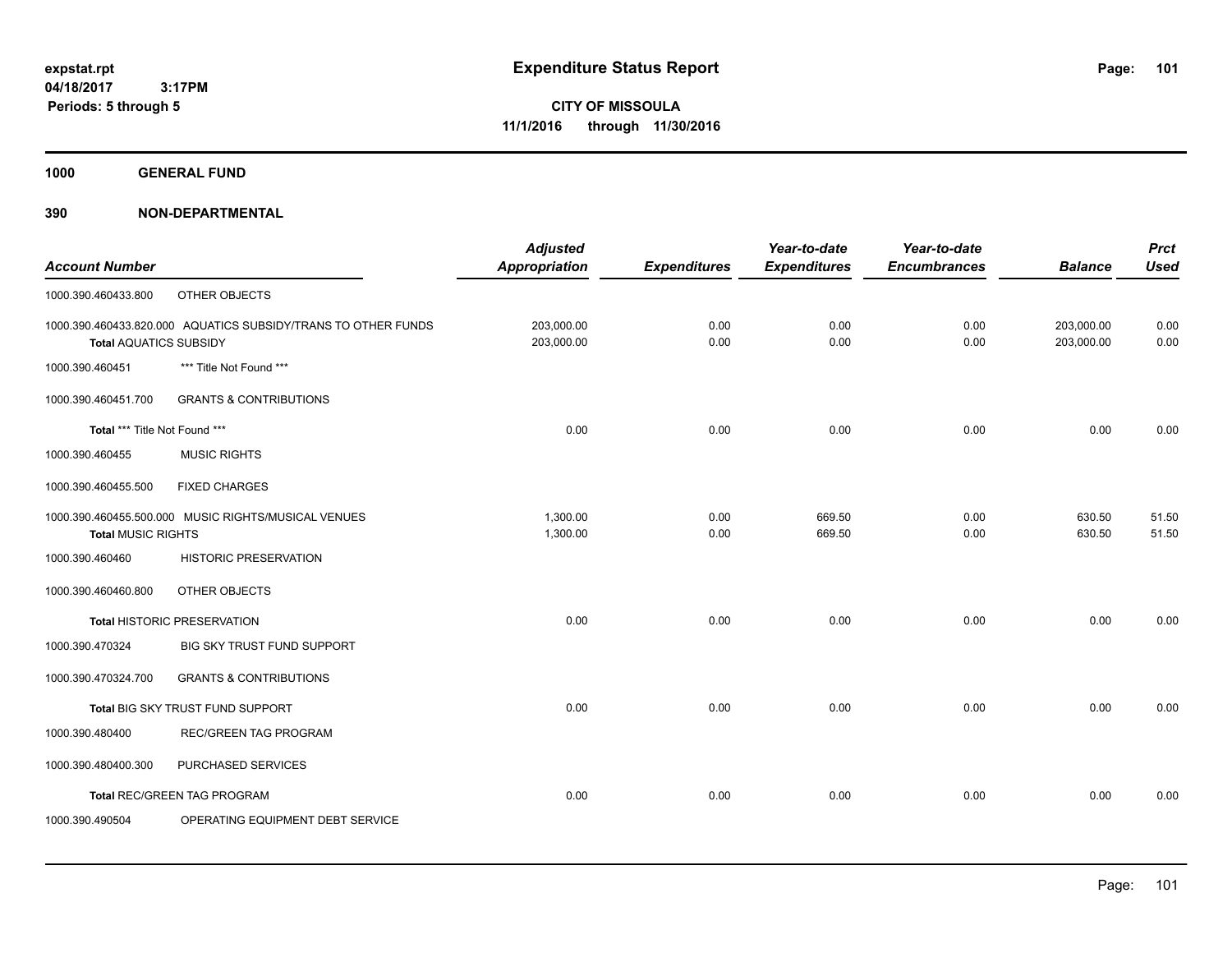**expstat.rpt**
**04/18/2017 3:17PM**
**Periods: 5 through 5**

# Expenditure Status Report

**CITY OF MISSOULA**
**11/1/2016 through 11/30/2016**

## 1000 GENERAL FUND

## 390 NON-DEPARTMENTAL

| Account Number | | Adjusted Appropriation | Expenditures | Year-to-date Expenditures | Year-to-date Encumbrances | Balance | Prct Used |
|---|---|---|---|---|---|---|---|
| 1000.390.460433.800 | OTHER OBJECTS | | | | | | |
| 1000.390.460433.820.000 | AQUATICS SUBSIDY/TRANS TO OTHER FUNDS | 203,000.00 | 0.00 | 0.00 | 0.00 | 203,000.00 | 0.00 |
| **Total** AQUATICS SUBSIDY | | 203,000.00 | 0.00 | 0.00 | 0.00 | 203,000.00 | 0.00 |
| 1000.390.460451 | *** Title Not Found *** | | | | | | |
| 1000.390.460451.700 | GRANTS & CONTRIBUTIONS | | | | | | |
| **Total** *** Title Not Found *** | | 0.00 | 0.00 | 0.00 | 0.00 | 0.00 | 0.00 |
| 1000.390.460455 | MUSIC RIGHTS | | | | | | |
| 1000.390.460455.500 | FIXED CHARGES | | | | | | |
| 1000.390.460455.500.000 | MUSIC RIGHTS/MUSICAL VENUES | 1,300.00 | 0.00 | 669.50 | 0.00 | 630.50 | 51.50 |
| **Total** MUSIC RIGHTS | | 1,300.00 | 0.00 | 669.50 | 0.00 | 630.50 | 51.50 |
| 1000.390.460460 | HISTORIC PRESERVATION | | | | | | |
| 1000.390.460460.800 | OTHER OBJECTS | | | | | | |
| **Total** HISTORIC PRESERVATION | | 0.00 | 0.00 | 0.00 | 0.00 | 0.00 | 0.00 |
| 1000.390.470324 | BIG SKY TRUST FUND SUPPORT | | | | | | |
| 1000.390.470324.700 | GRANTS & CONTRIBUTIONS | | | | | | |
| **Total** BIG SKY TRUST FUND SUPPORT | | 0.00 | 0.00 | 0.00 | 0.00 | 0.00 | 0.00 |
| 1000.390.480400 | REC/GREEN TAG PROGRAM | | | | | | |
| 1000.390.480400.300 | PURCHASED SERVICES | | | | | | |
| **Total** REC/GREEN TAG PROGRAM | | 0.00 | 0.00 | 0.00 | 0.00 | 0.00 | 0.00 |
| 1000.390.490504 | OPERATING EQUIPMENT DEBT SERVICE | | | | | | |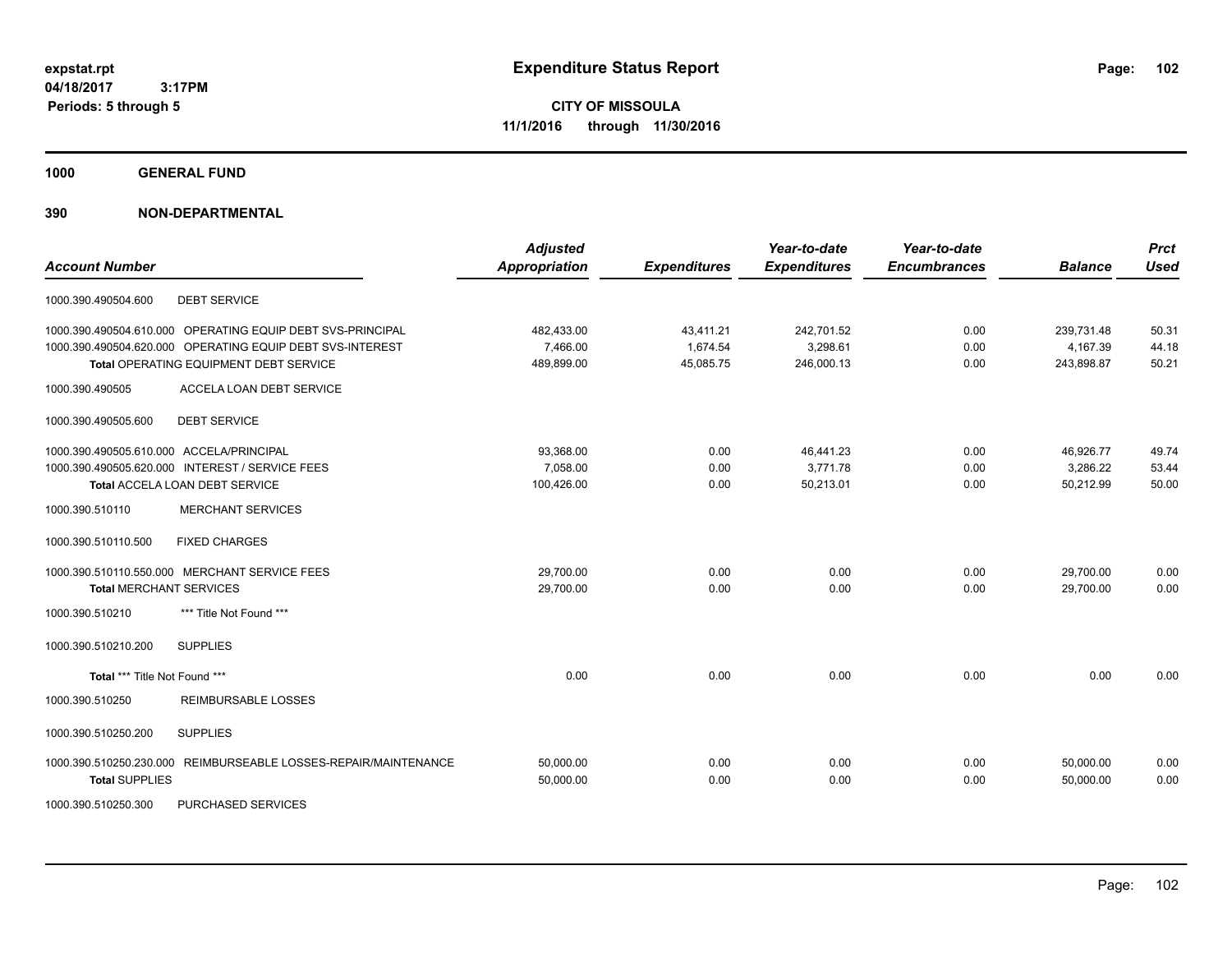**expstat.rpt**
**04/18/2017 3:17PM**
**Periods: 5 through 5**

# Expenditure Status Report

**CITY OF MISSOULA**
**11/1/2016 through 11/30/2016**

## 1000 GENERAL FUND

## 390 NON-DEPARTMENTAL

| Account Number | Adjusted Appropriation | Expenditures | Year-to-date Expenditures | Year-to-date Encumbrances | Balance | Prct Used |
|---|---|---|---|---|---|---|
| 1000.390.490504.600 DEBT SERVICE | | | | | | |
| 1000.390.490504.610.000 OPERATING EQUIP DEBT SVS-PRINCIPAL | 482,433.00 | 43,411.21 | 242,701.52 | 0.00 | 239,731.48 | 50.31 |
| 1000.390.490504.620.000 OPERATING EQUIP DEBT SVS-INTEREST | 7,466.00 | 1,674.54 | 3,298.61 | 0.00 | 4,167.39 | 44.18 |
| **Total** OPERATING EQUIPMENT DEBT SERVICE | 489,899.00 | 45,085.75 | 246,000.13 | 0.00 | 243,898.87 | 50.21 |
| 1000.390.490505 ACCELA LOAN DEBT SERVICE | | | | | | |
| 1000.390.490505.600 DEBT SERVICE | | | | | | |
| 1000.390.490505.610.000 ACCELA/PRINCIPAL | 93,368.00 | 0.00 | 46,441.23 | 0.00 | 46,926.77 | 49.74 |
| 1000.390.490505.620.000 INTEREST / SERVICE FEES | 7,058.00 | 0.00 | 3,771.78 | 0.00 | 3,286.22 | 53.44 |
| **Total** ACCELA LOAN DEBT SERVICE | 100,426.00 | 0.00 | 50,213.01 | 0.00 | 50,212.99 | 50.00 |
| 1000.390.510110 MERCHANT SERVICES | | | | | | |
| 1000.390.510110.500 FIXED CHARGES | | | | | | |
| 1000.390.510110.550.000 MERCHANT SERVICE FEES | 29,700.00 | 0.00 | 0.00 | 0.00 | 29,700.00 | 0.00 |
| **Total** MERCHANT SERVICES | 29,700.00 | 0.00 | 0.00 | 0.00 | 29,700.00 | 0.00 |
| 1000.390.510210 *** Title Not Found *** | | | | | | |
| 1000.390.510210.200 SUPPLIES | | | | | | |
| **Total** *** Title Not Found *** | 0.00 | 0.00 | 0.00 | 0.00 | 0.00 | 0.00 |
| 1000.390.510250 REIMBURSABLE LOSSES | | | | | | |
| 1000.390.510250.200 SUPPLIES | | | | | | |
| 1000.390.510250.230.000 REIMBURSEABLE LOSSES-REPAIR/MAINTENANCE | 50,000.00 | 0.00 | 0.00 | 0.00 | 50,000.00 | 0.00 |
| **Total** SUPPLIES | 50,000.00 | 0.00 | 0.00 | 0.00 | 50,000.00 | 0.00 |
| 1000.390.510250.300 PURCHASED SERVICES | | | | | | |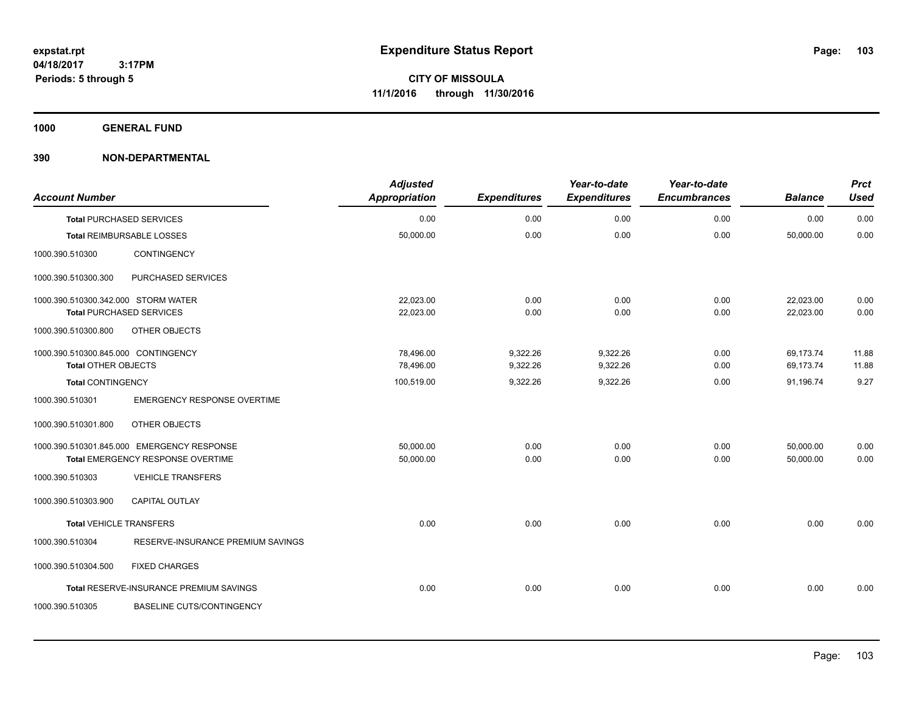# Expenditure Status Report

expstat.rpt
04/18/2017 3:17PM
Periods: 5 through 5

**CITY OF MISSOULA**
**11/1/2016 through 11/30/2016**

**1000 GENERAL FUND**

**390 NON-DEPARTMENTAL**

| Account Number | | Adjusted Appropriation | Expenditures | Year-to-date Expenditures | Year-to-date Encumbrances | Balance | Prct Used |
|---|---|---|---|---|---|---|---|
| **Total** PURCHASED SERVICES | | 0.00 | 0.00 | 0.00 | 0.00 | 0.00 | 0.00 |
| **Total** REIMBURSABLE LOSSES | | 50,000.00 | 0.00 | 0.00 | 0.00 | 50,000.00 | 0.00 |
| 1000.390.510300 | CONTINGENCY | | | | | | |
| 1000.390.510300.300 | PURCHASED SERVICES | | | | | | |
| 1000.390.510300.342.000 | STORM WATER | 22,023.00 | 0.00 | 0.00 | 0.00 | 22,023.00 | 0.00 |
| **Total** PURCHASED SERVICES | | 22,023.00 | 0.00 | 0.00 | 0.00 | 22,023.00 | 0.00 |
| 1000.390.510300.800 | OTHER OBJECTS | | | | | | |
| 1000.390.510300.845.000 | CONTINGENCY | 78,496.00 | 9,322.26 | 9,322.26 | 0.00 | 69,173.74 | 11.88 |
| **Total** OTHER OBJECTS | | 78,496.00 | 9,322.26 | 9,322.26 | 0.00 | 69,173.74 | 11.88 |
| **Total** CONTINGENCY | | 100,519.00 | 9,322.26 | 9,322.26 | 0.00 | 91,196.74 | 9.27 |
| 1000.390.510301 | EMERGENCY RESPONSE OVERTIME | | | | | | |
| 1000.390.510301.800 | OTHER OBJECTS | | | | | | |
| 1000.390.510301.845.000 | EMERGENCY RESPONSE | 50,000.00 | 0.00 | 0.00 | 0.00 | 50,000.00 | 0.00 |
| **Total** EMERGENCY RESPONSE OVERTIME | | 50,000.00 | 0.00 | 0.00 | 0.00 | 50,000.00 | 0.00 |
| 1000.390.510303 | VEHICLE TRANSFERS | | | | | | |
| 1000.390.510303.900 | CAPITAL OUTLAY | | | | | | |
| **Total** VEHICLE TRANSFERS | | 0.00 | 0.00 | 0.00 | 0.00 | 0.00 | 0.00 |
| 1000.390.510304 | RESERVE-INSURANCE PREMIUM SAVINGS | | | | | | |
| 1000.390.510304.500 | FIXED CHARGES | | | | | | |
| **Total** RESERVE-INSURANCE PREMIUM SAVINGS | | 0.00 | 0.00 | 0.00 | 0.00 | 0.00 | 0.00 |
| 1000.390.510305 | BASELINE CUTS/CONTINGENCY | | | | | | |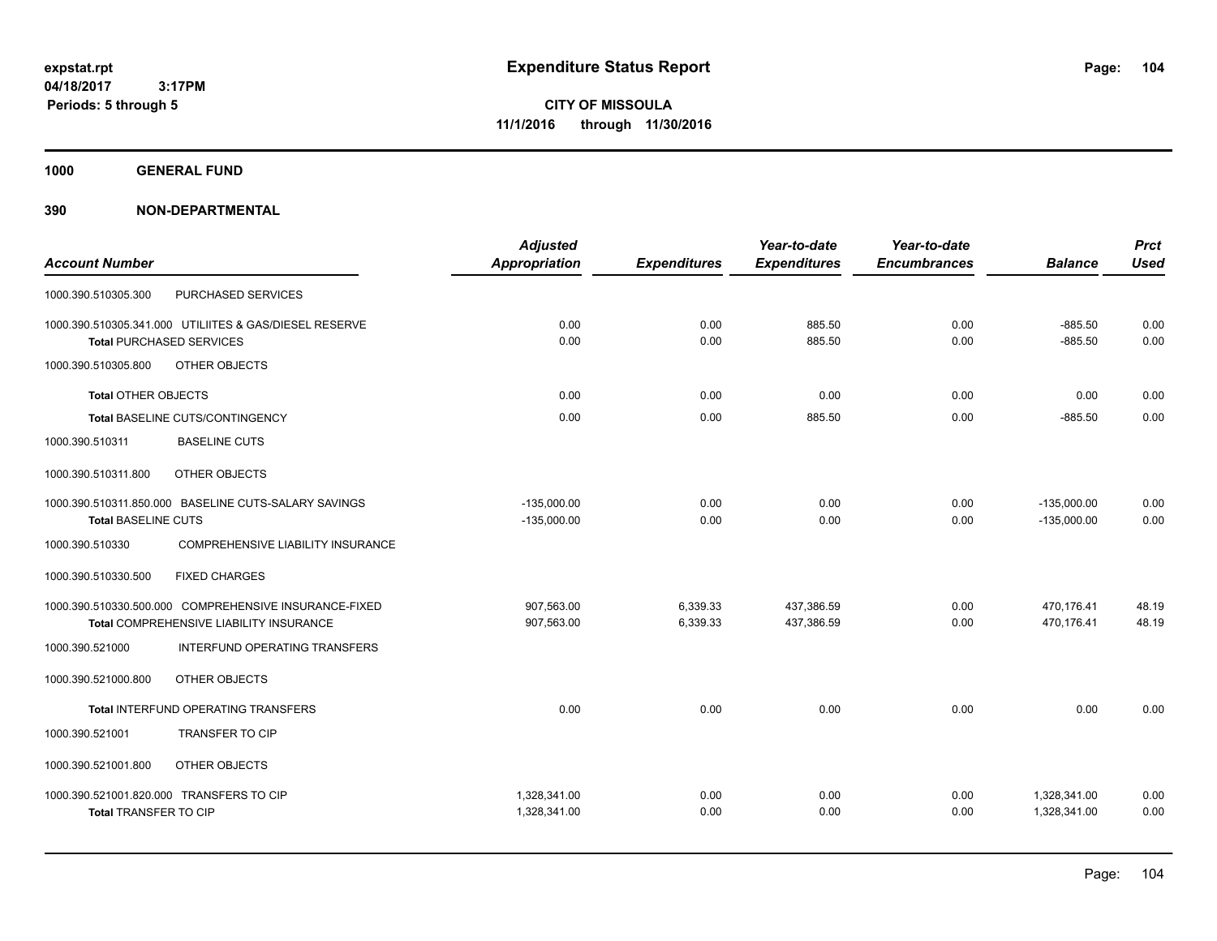# Expenditure Status Report

expstat.rpt
04/18/2017 3:17PM
Periods: 5 through 5

**CITY OF MISSOULA**
**11/1/2016 through 11/30/2016**

**1000 GENERAL FUND**

**390 NON-DEPARTMENTAL**

| Account Number | Adjusted Appropriation | Expenditures | Year-to-date Expenditures | Year-to-date Encumbrances | Balance | Prct Used |
|---|---|---|---|---|---|---|
| 1000.390.510305.300 PURCHASED SERVICES | | | | | | |
| 1000.390.510305.341.000 UTILIITES & GAS/DIESEL RESERVE | 0.00 | 0.00 | 885.50 | 0.00 | -885.50 | 0.00 |
| **Total** PURCHASED SERVICES | 0.00 | 0.00 | 885.50 | 0.00 | -885.50 | 0.00 |
| 1000.390.510305.800 OTHER OBJECTS | | | | | | |
| **Total** OTHER OBJECTS | 0.00 | 0.00 | 0.00 | 0.00 | 0.00 | 0.00 |
| **Total** BASELINE CUTS/CONTINGENCY | 0.00 | 0.00 | 885.50 | 0.00 | -885.50 | 0.00 |
| 1000.390.510311 BASELINE CUTS | | | | | | |
| 1000.390.510311.800 OTHER OBJECTS | | | | | | |
| 1000.390.510311.850.000 BASELINE CUTS-SALARY SAVINGS | -135,000.00 | 0.00 | 0.00 | 0.00 | -135,000.00 | 0.00 |
| **Total** BASELINE CUTS | -135,000.00 | 0.00 | 0.00 | 0.00 | -135,000.00 | 0.00 |
| 1000.390.510330 COMPREHENSIVE LIABILITY INSURANCE | | | | | | |
| 1000.390.510330.500 FIXED CHARGES | | | | | | |
| 1000.390.510330.500.000 COMPREHENSIVE INSURANCE-FIXED | 907,563.00 | 6,339.33 | 437,386.59 | 0.00 | 470,176.41 | 48.19 |
| **Total** COMPREHENSIVE LIABILITY INSURANCE | 907,563.00 | 6,339.33 | 437,386.59 | 0.00 | 470,176.41 | 48.19 |
| 1000.390.521000 INTERFUND OPERATING TRANSFERS | | | | | | |
| 1000.390.521000.800 OTHER OBJECTS | | | | | | |
| **Total** INTERFUND OPERATING TRANSFERS | 0.00 | 0.00 | 0.00 | 0.00 | 0.00 | 0.00 |
| 1000.390.521001 TRANSFER TO CIP | | | | | | |
| 1000.390.521001.800 OTHER OBJECTS | | | | | | |
| 1000.390.521001.820.000 TRANSFERS TO CIP | 1,328,341.00 | 0.00 | 0.00 | 0.00 | 1,328,341.00 | 0.00 |
| **Total** TRANSFER TO CIP | 1,328,341.00 | 0.00 | 0.00 | 0.00 | 1,328,341.00 | 0.00 |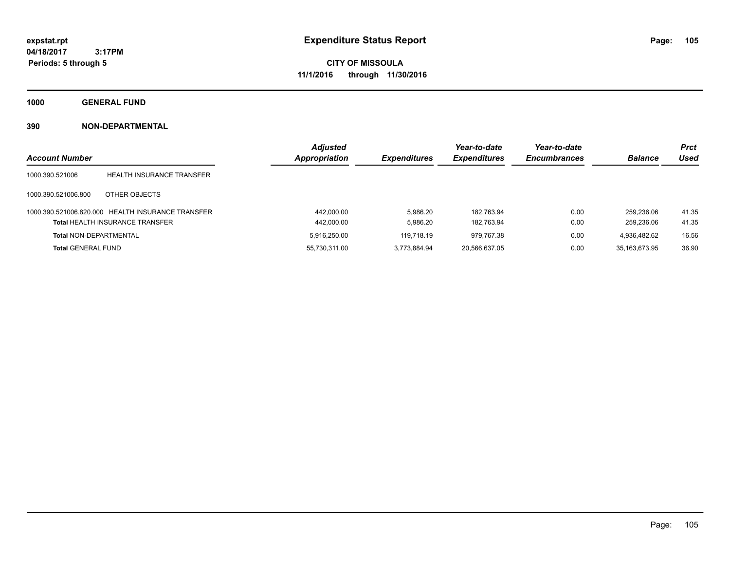# Expenditure Status Report

**expstat.rpt**
**04/18/2017 3:17PM**
**Periods: 5 through 5**

**CITY OF MISSOULA**
**11/1/2016 through 11/30/2016**

**1000 GENERAL FUND**

**390 NON-DEPARTMENTAL**

| Account Number | | Adjusted Appropriation | Expenditures | Year-to-date Expenditures | Year-to-date Encumbrances | Balance | Prct Used |
|---|---|---|---|---|---|---|---|
| 1000.390.521006 | HEALTH INSURANCE TRANSFER | | | | | | |
| 1000.390.521006.800 | OTHER OBJECTS | | | | | | |
| 1000.390.521006.820.000 | HEALTH INSURANCE TRANSFER | 442,000.00 | 5,986.20 | 182,763.94 | 0.00 | 259,236.06 | 41.35 |
| **Total** HEALTH INSURANCE TRANSFER | | 442,000.00 | 5,986.20 | 182,763.94 | 0.00 | 259,236.06 | 41.35 |
| **Total** NON-DEPARTMENTAL | | 5,916,250.00 | 119,718.19 | 979,767.38 | 0.00 | 4,936,482.62 | 16.56 |
| **Total** GENERAL FUND | | 55,730,311.00 | 3,773,884.94 | 20,566,637.05 | 0.00 | 35,163,673.95 | 36.90 |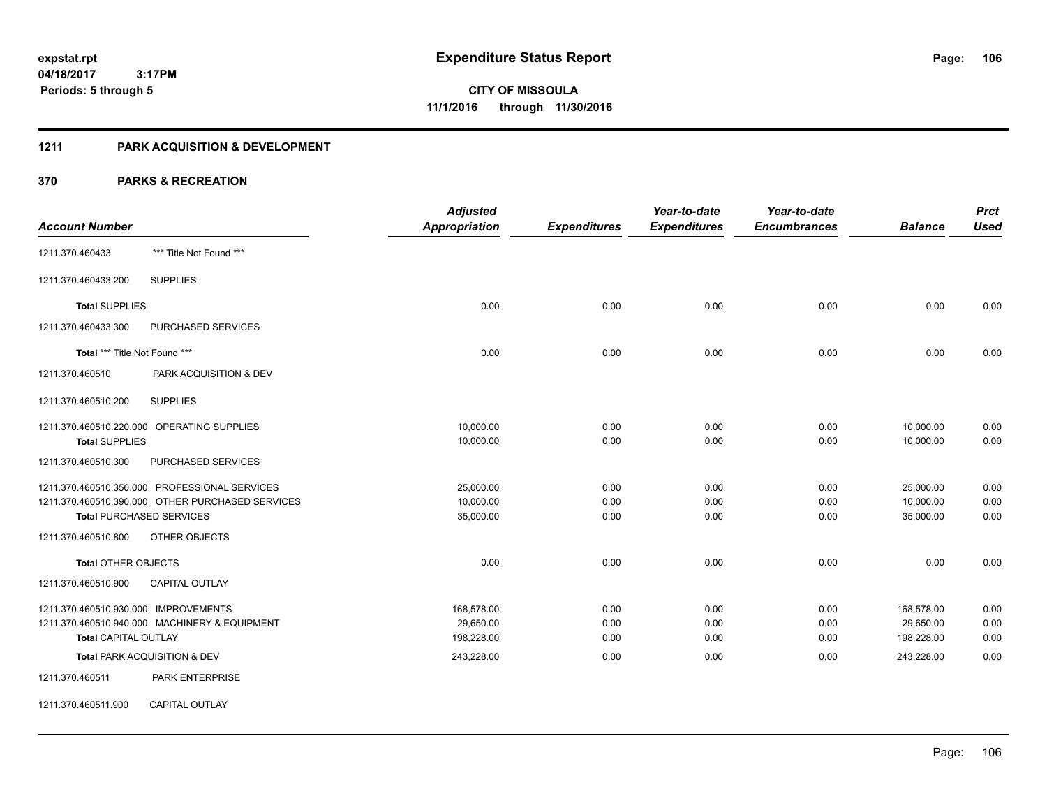# Expenditure Status Report

**CITY OF MISSOULA**
**11/1/2016 through 11/30/2016**

expstat.rpt
04/18/2017 3:17PM
Periods: 5 through 5

## 1211 PARK ACQUISITION & DEVELOPMENT

## 370 PARKS & RECREATION

| Account Number | | Adjusted Appropriation | Expenditures | Year-to-date Expenditures | Year-to-date Encumbrances | Balance | Prct Used |
|---|---|---|---|---|---|---|---|
| 1211.370.460433 | *** Title Not Found *** | | | | | | |
| 1211.370.460433.200 | SUPPLIES | | | | | | |
| **Total** SUPPLIES | | 0.00 | 0.00 | 0.00 | 0.00 | 0.00 | 0.00 |
| 1211.370.460433.300 | PURCHASED SERVICES | | | | | | |
| **Total** *** Title Not Found *** | | 0.00 | 0.00 | 0.00 | 0.00 | 0.00 | 0.00 |
| 1211.370.460510 | PARK ACQUISITION & DEV | | | | | | |
| 1211.370.460510.200 | SUPPLIES | | | | | | |
| 1211.370.460510.220.000 | OPERATING SUPPLIES | 10,000.00 | 0.00 | 0.00 | 0.00 | 10,000.00 | 0.00 |
| **Total** SUPPLIES | | 10,000.00 | 0.00 | 0.00 | 0.00 | 10,000.00 | 0.00 |
| 1211.370.460510.300 | PURCHASED SERVICES | | | | | | |
| 1211.370.460510.350.000 | PROFESSIONAL SERVICES | 25,000.00 | 0.00 | 0.00 | 0.00 | 25,000.00 | 0.00 |
| 1211.370.460510.390.000 | OTHER PURCHASED SERVICES | 10,000.00 | 0.00 | 0.00 | 0.00 | 10,000.00 | 0.00 |
| **Total** PURCHASED SERVICES | | 35,000.00 | 0.00 | 0.00 | 0.00 | 35,000.00 | 0.00 |
| 1211.370.460510.800 | OTHER OBJECTS | | | | | | |
| **Total** OTHER OBJECTS | | 0.00 | 0.00 | 0.00 | 0.00 | 0.00 | 0.00 |
| 1211.370.460510.900 | CAPITAL OUTLAY | | | | | | |
| 1211.370.460510.930.000 | IMPROVEMENTS | 168,578.00 | 0.00 | 0.00 | 0.00 | 168,578.00 | 0.00 |
| 1211.370.460510.940.000 | MACHINERY & EQUIPMENT | 29,650.00 | 0.00 | 0.00 | 0.00 | 29,650.00 | 0.00 |
| **Total** CAPITAL OUTLAY | | 198,228.00 | 0.00 | 0.00 | 0.00 | 198,228.00 | 0.00 |
| **Total** PARK ACQUISITION & DEV | | 243,228.00 | 0.00 | 0.00 | 0.00 | 243,228.00 | 0.00 |
| 1211.370.460511 | PARK ENTERPRISE | | | | | | |
| 1211.370.460511.900 | CAPITAL OUTLAY | | | | | | |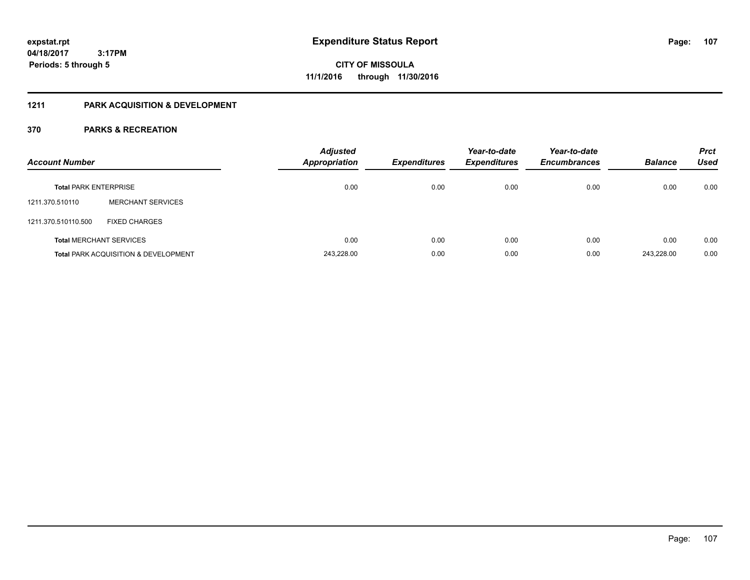**Expenditure Status Report**

**CITY OF MISSOULA**
**11/1/2016 through 11/30/2016**

expstat.rpt
04/18/2017 3:17PM
Periods: 5 through 5

## 1211 PARK ACQUISITION & DEVELOPMENT

### 370 PARKS & RECREATION

| Account Number | | Adjusted Appropriation | Expenditures | Year-to-date Expenditures | Year-to-date Encumbrances | Balance | Prct Used |
|---|---|---|---|---|---|---|---|
| **Total** PARK ENTERPRISE | | 0.00 | 0.00 | 0.00 | 0.00 | 0.00 | 0.00 |
| 1211.370.510110 | MERCHANT SERVICES | | | | | | |
| 1211.370.510110.500 | FIXED CHARGES | | | | | | |
| **Total** MERCHANT SERVICES | | 0.00 | 0.00 | 0.00 | 0.00 | 0.00 | 0.00 |
| **Total** PARK ACQUISITION & DEVELOPMENT | | 243,228.00 | 0.00 | 0.00 | 0.00 | 243,228.00 | 0.00 |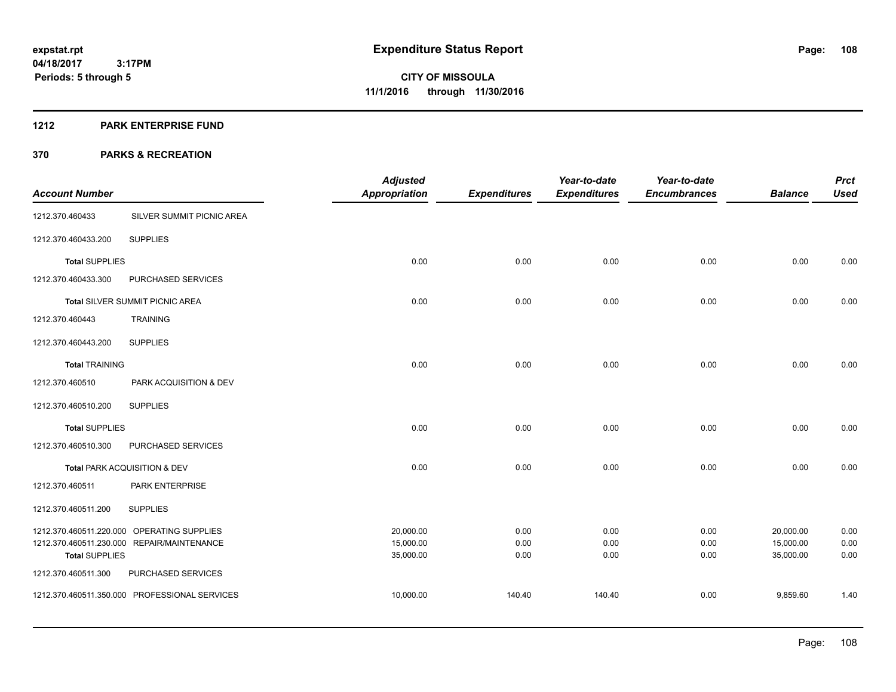# Expenditure Status Report

expstat.rpt
04/18/2017 3:17PM
Periods: 5 through 5

**CITY OF MISSOULA**
**11/1/2016 through 11/30/2016**

## 1212 PARK ENTERPRISE FUND

## 370 PARKS & RECREATION

| Account Number | | Adjusted Appropriation | Expenditures | Year-to-date Expenditures | Year-to-date Encumbrances | Balance | Prct Used |
|---|---|---|---|---|---|---|---|
| 1212.370.460433 | SILVER SUMMIT PICNIC AREA | | | | | | |
| 1212.370.460433.200 | SUPPLIES | | | | | | |
| **Total** SUPPLIES | | 0.00 | 0.00 | 0.00 | 0.00 | 0.00 | 0.00 |
| 1212.370.460433.300 | PURCHASED SERVICES | | | | | | |
| **Total** SILVER SUMMIT PICNIC AREA | | 0.00 | 0.00 | 0.00 | 0.00 | 0.00 | 0.00 |
| 1212.370.460443 | TRAINING | | | | | | |
| 1212.370.460443.200 | SUPPLIES | | | | | | |
| **Total** TRAINING | | 0.00 | 0.00 | 0.00 | 0.00 | 0.00 | 0.00 |
| 1212.370.460510 | PARK ACQUISITION & DEV | | | | | | |
| 1212.370.460510.200 | SUPPLIES | | | | | | |
| **Total** SUPPLIES | | 0.00 | 0.00 | 0.00 | 0.00 | 0.00 | 0.00 |
| 1212.370.460510.300 | PURCHASED SERVICES | | | | | | |
| **Total** PARK ACQUISITION & DEV | | 0.00 | 0.00 | 0.00 | 0.00 | 0.00 | 0.00 |
| 1212.370.460511 | PARK ENTERPRISE | | | | | | |
| 1212.370.460511.200 | SUPPLIES | | | | | | |
| 1212.370.460511.220.000 | OPERATING SUPPLIES | 20,000.00 | 0.00 | 0.00 | 0.00 | 20,000.00 | 0.00 |
| 1212.370.460511.230.000 | REPAIR/MAINTENANCE | 15,000.00 | 0.00 | 0.00 | 0.00 | 15,000.00 | 0.00 |
| **Total** SUPPLIES | | 35,000.00 | 0.00 | 0.00 | 0.00 | 35,000.00 | 0.00 |
| 1212.370.460511.300 | PURCHASED SERVICES | | | | | | |
| 1212.370.460511.350.000 | PROFESSIONAL SERVICES | 10,000.00 | 140.40 | 140.40 | 0.00 | 9,859.60 | 1.40 |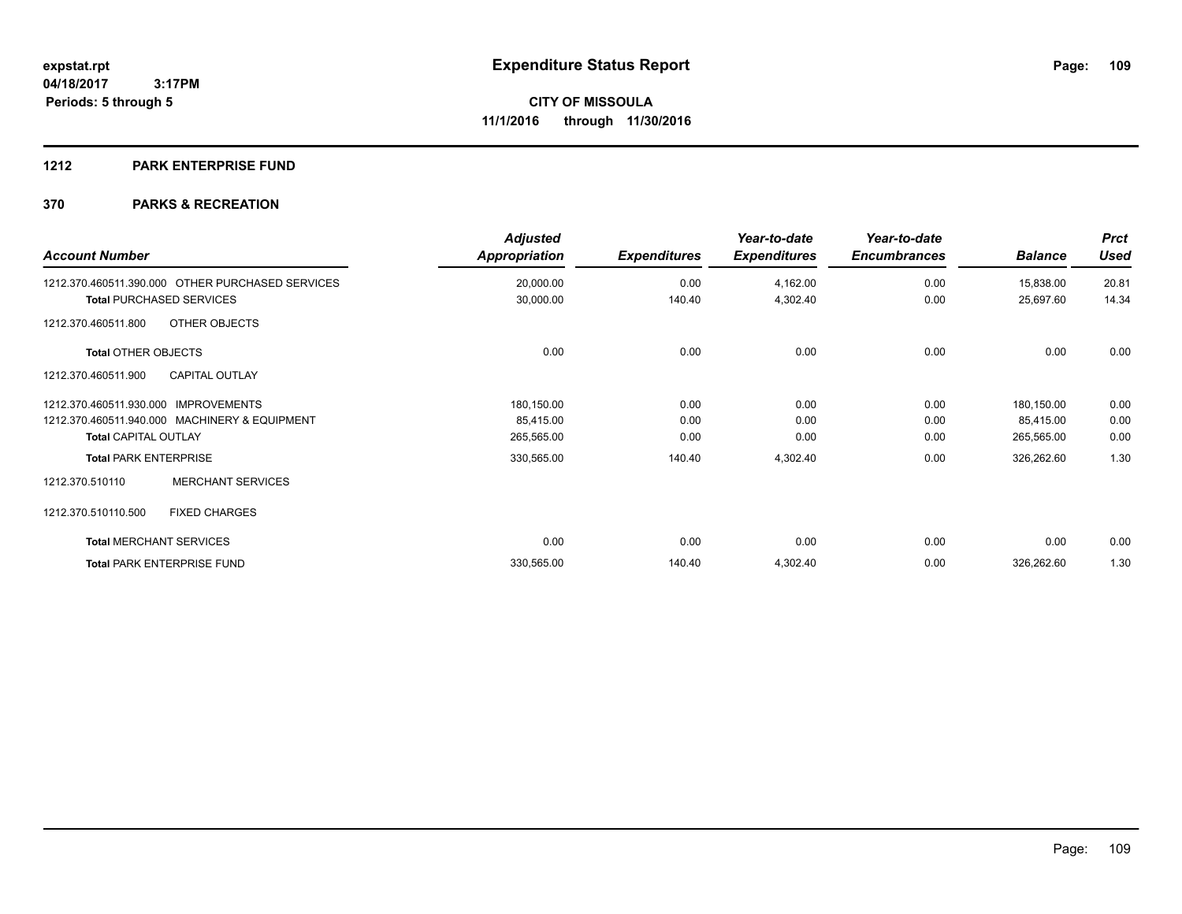# Expenditure Status Report

expstat.rpt
04/18/2017 3:17PM
Periods: 5 through 5

**CITY OF MISSOULA**
**11/1/2016 through 11/30/2016**

## 1212 PARK ENTERPRISE FUND

## 370 PARKS & RECREATION

| Account Number | Adjusted Appropriation | Expenditures | Year-to-date Expenditures | Year-to-date Encumbrances | Balance | Prct Used |
|---|---|---|---|---|---|---|
| 1212.370.460511.390.000 OTHER PURCHASED SERVICES | 20,000.00 | 0.00 | 4,162.00 | 0.00 | 15,838.00 | 20.81 |
| **Total** PURCHASED SERVICES | 30,000.00 | 140.40 | 4,302.40 | 0.00 | 25,697.60 | 14.34 |
| 1212.370.460511.800 OTHER OBJECTS | | | | | | |
| **Total** OTHER OBJECTS | 0.00 | 0.00 | 0.00 | 0.00 | 0.00 | 0.00 |
| 1212.370.460511.900 CAPITAL OUTLAY | | | | | | |
| 1212.370.460511.930.000 IMPROVEMENTS | 180,150.00 | 0.00 | 0.00 | 0.00 | 180,150.00 | 0.00 |
| 1212.370.460511.940.000 MACHINERY & EQUIPMENT | 85,415.00 | 0.00 | 0.00 | 0.00 | 85,415.00 | 0.00 |
| **Total** CAPITAL OUTLAY | 265,565.00 | 0.00 | 0.00 | 0.00 | 265,565.00 | 0.00 |
| **Total** PARK ENTERPRISE | 330,565.00 | 140.40 | 4,302.40 | 0.00 | 326,262.60 | 1.30 |
| 1212.370.510110 MERCHANT SERVICES | | | | | | |
| 1212.370.510110.500 FIXED CHARGES | | | | | | |
| **Total** MERCHANT SERVICES | 0.00 | 0.00 | 0.00 | 0.00 | 0.00 | 0.00 |
| **Total** PARK ENTERPRISE FUND | 330,565.00 | 140.40 | 4,302.40 | 0.00 | 326,262.60 | 1.30 |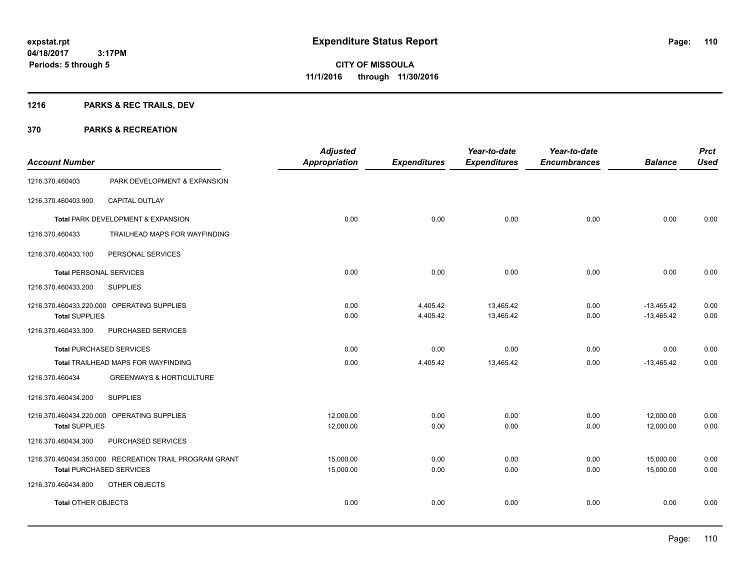# Expenditure Status Report

**CITY OF MISSOULA**
**11/1/2016 through 11/30/2016**

expstat.rpt
04/18/2017 3:17PM
Periods: 5 through 5

## 1216 PARKS & REC TRAILS, DEV

## 370 PARKS & RECREATION

| Account Number | | Adjusted Appropriation | Expenditures | Year-to-date Expenditures | Year-to-date Encumbrances | Balance | Prct Used |
|---|---|---|---|---|---|---|---|
| 1216.370.460403 | PARK DEVELOPMENT & EXPANSION | | | | | | |
| 1216.370.460403.900 | CAPITAL OUTLAY | | | | | | |
| **Total** PARK DEVELOPMENT & EXPANSION | | 0.00 | 0.00 | 0.00 | 0.00 | 0.00 | 0.00 |
| 1216.370.460433 | TRAILHEAD MAPS FOR WAYFINDING | | | | | | |
| 1216.370.460433.100 | PERSONAL SERVICES | | | | | | |
| **Total** PERSONAL SERVICES | | 0.00 | 0.00 | 0.00 | 0.00 | 0.00 | 0.00 |
| 1216.370.460433.200 | SUPPLIES | | | | | | |
| 1216.370.460433.220.000 | OPERATING SUPPLIES | 0.00 | 4,405.42 | 13,465.42 | 0.00 | -13,465.42 | 0.00 |
| **Total** SUPPLIES | | 0.00 | 4,405.42 | 13,465.42 | 0.00 | -13,465.42 | 0.00 |
| 1216.370.460433.300 | PURCHASED SERVICES | | | | | | |
| **Total** PURCHASED SERVICES | | 0.00 | 0.00 | 0.00 | 0.00 | 0.00 | 0.00 |
| **Total** TRAILHEAD MAPS FOR WAYFINDING | | 0.00 | 4,405.42 | 13,465.42 | 0.00 | -13,465.42 | 0.00 |
| 1216.370.460434 | GREENWAYS & HORTICULTURE | | | | | | |
| 1216.370.460434.200 | SUPPLIES | | | | | | |
| 1216.370.460434.220.000 | OPERATING SUPPLIES | 12,000.00 | 0.00 | 0.00 | 0.00 | 12,000.00 | 0.00 |
| **Total** SUPPLIES | | 12,000.00 | 0.00 | 0.00 | 0.00 | 12,000.00 | 0.00 |
| 1216.370.460434.300 | PURCHASED SERVICES | | | | | | |
| 1216.370.460434.350.000 | RECREATION TRAIL PROGRAM GRANT | 15,000.00 | 0.00 | 0.00 | 0.00 | 15,000.00 | 0.00 |
| **Total** PURCHASED SERVICES | | 15,000.00 | 0.00 | 0.00 | 0.00 | 15,000.00 | 0.00 |
| 1216.370.460434.800 | OTHER OBJECTS | | | | | | |
| **Total** OTHER OBJECTS | | 0.00 | 0.00 | 0.00 | 0.00 | 0.00 | 0.00 |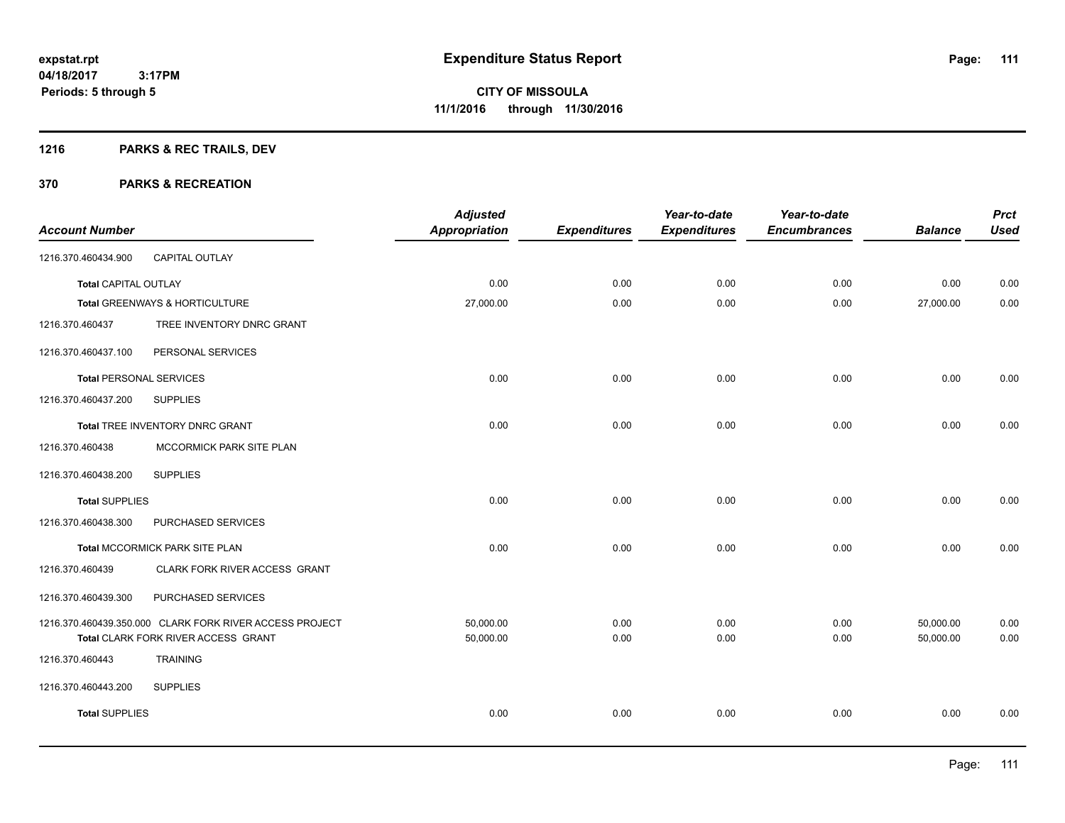# Expenditure Status Report

expstat.rpt
04/18/2017 3:17PM
Periods: 5 through 5

**CITY OF MISSOULA**
**11/1/2016 through 11/30/2016**

## 1216 PARKS & REC TRAILS, DEV

## 370 PARKS & RECREATION

| Account Number | Adjusted Appropriation | Expenditures | Year-to-date Expenditures | Year-to-date Encumbrances | Balance | Prct Used |
|---|---|---|---|---|---|---|
| 1216.370.460434.900 CAPITAL OUTLAY | | | | | | |
| **Total** CAPITAL OUTLAY | 0.00 | 0.00 | 0.00 | 0.00 | 0.00 | 0.00 |
| **Total** GREENWAYS & HORTICULTURE | 27,000.00 | 0.00 | 0.00 | 0.00 | 27,000.00 | 0.00 |
| 1216.370.460437 TREE INVENTORY DNRC GRANT | | | | | | |
| 1216.370.460437.100 PERSONAL SERVICES | | | | | | |
| **Total** PERSONAL SERVICES | 0.00 | 0.00 | 0.00 | 0.00 | 0.00 | 0.00 |
| 1216.370.460437.200 SUPPLIES | | | | | | |
| **Total** TREE INVENTORY DNRC GRANT | 0.00 | 0.00 | 0.00 | 0.00 | 0.00 | 0.00 |
| 1216.370.460438 MCCORMICK PARK SITE PLAN | | | | | | |
| 1216.370.460438.200 SUPPLIES | | | | | | |
| **Total** SUPPLIES | 0.00 | 0.00 | 0.00 | 0.00 | 0.00 | 0.00 |
| 1216.370.460438.300 PURCHASED SERVICES | | | | | | |
| **Total** MCCORMICK PARK SITE PLAN | 0.00 | 0.00 | 0.00 | 0.00 | 0.00 | 0.00 |
| 1216.370.460439 CLARK FORK RIVER ACCESS GRANT | | | | | | |
| 1216.370.460439.300 PURCHASED SERVICES | | | | | | |
| 1216.370.460439.350.000 CLARK FORK RIVER ACCESS PROJECT | 50,000.00 | 0.00 | 0.00 | 0.00 | 50,000.00 | 0.00 |
| **Total** CLARK FORK RIVER ACCESS GRANT | 50,000.00 | 0.00 | 0.00 | 0.00 | 50,000.00 | 0.00 |
| 1216.370.460443 TRAINING | | | | | | |
| 1216.370.460443.200 SUPPLIES | | | | | | |
| **Total** SUPPLIES | 0.00 | 0.00 | 0.00 | 0.00 | 0.00 | 0.00 |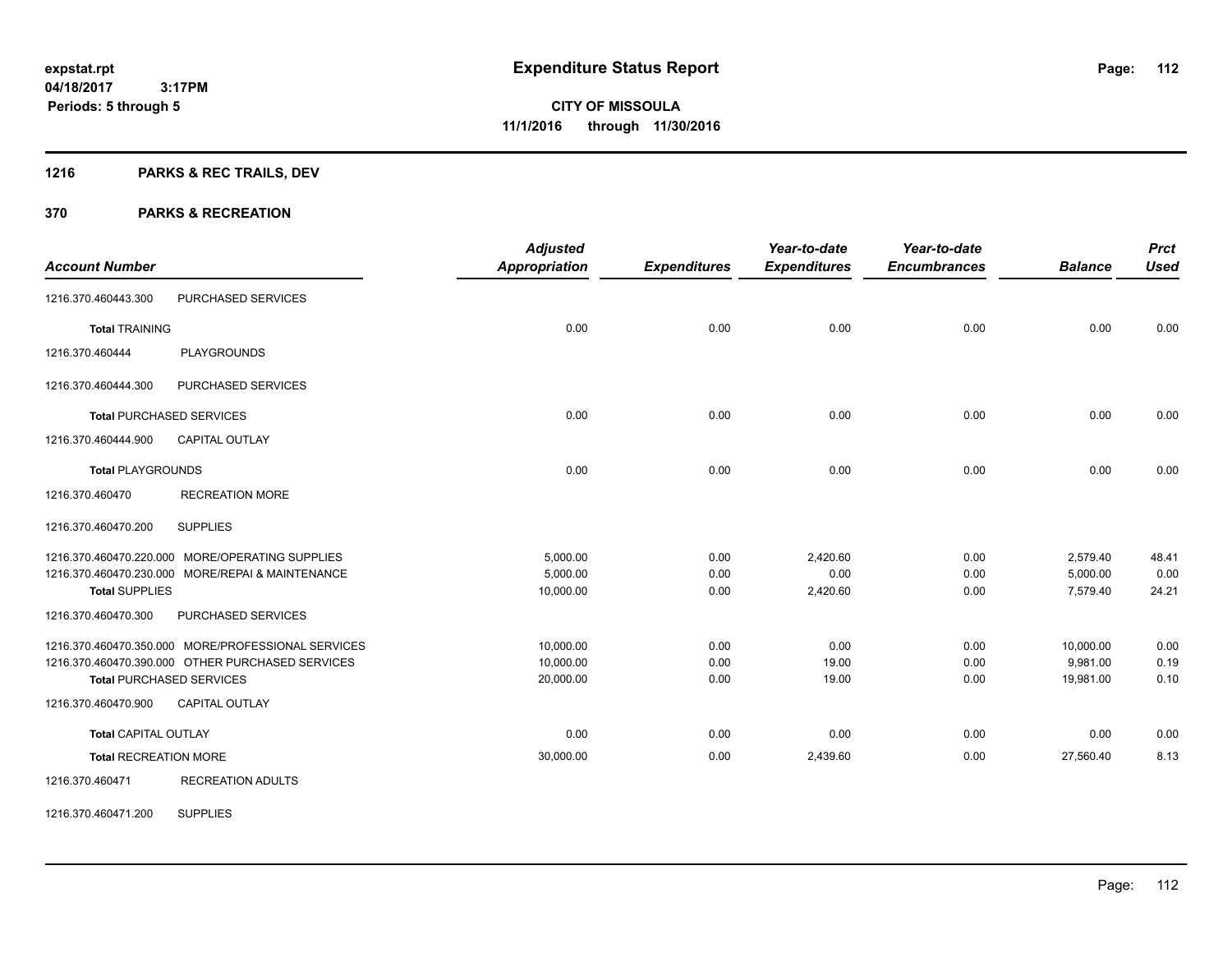**expstat.rpt**
**04/18/2017 3:17PM**
**Periods: 5 through 5**

# Expenditure Status Report

**CITY OF MISSOULA**
**11/1/2016 through 11/30/2016**

## 1216 PARKS & REC TRAILS, DEV

## 370 PARKS & RECREATION

| Account Number | | Adjusted Appropriation | Expenditures | Year-to-date Expenditures | Year-to-date Encumbrances | Balance | Prct Used |
|---|---|---|---|---|---|---|---|
| 1216.370.460443.300 | PURCHASED SERVICES | | | | | | |
| **Total** TRAINING | | 0.00 | 0.00 | 0.00 | 0.00 | 0.00 | 0.00 |
| 1216.370.460444 | PLAYGROUNDS | | | | | | |
| 1216.370.460444.300 | PURCHASED SERVICES | | | | | | |
| **Total** PURCHASED SERVICES | | 0.00 | 0.00 | 0.00 | 0.00 | 0.00 | 0.00 |
| 1216.370.460444.900 | CAPITAL OUTLAY | | | | | | |
| **Total** PLAYGROUNDS | | 0.00 | 0.00 | 0.00 | 0.00 | 0.00 | 0.00 |
| 1216.370.460470 | RECREATION MORE | | | | | | |
| 1216.370.460470.200 | SUPPLIES | | | | | | |
| 1216.370.460470.220.000 | MORE/OPERATING SUPPLIES | 5,000.00 | 0.00 | 2,420.60 | 0.00 | 2,579.40 | 48.41 |
| 1216.370.460470.230.000 | MORE/REPAI & MAINTENANCE | 5,000.00 | 0.00 | 0.00 | 0.00 | 5,000.00 | 0.00 |
| **Total** SUPPLIES | | 10,000.00 | 0.00 | 2,420.60 | 0.00 | 7,579.40 | 24.21 |
| 1216.370.460470.300 | PURCHASED SERVICES | | | | | | |
| 1216.370.460470.350.000 | MORE/PROFESSIONAL SERVICES | 10,000.00 | 0.00 | 0.00 | 0.00 | 10,000.00 | 0.00 |
| 1216.370.460470.390.000 | OTHER PURCHASED SERVICES | 10,000.00 | 0.00 | 19.00 | 0.00 | 9,981.00 | 0.19 |
| **Total** PURCHASED SERVICES | | 20,000.00 | 0.00 | 19.00 | 0.00 | 19,981.00 | 0.10 |
| 1216.370.460470.900 | CAPITAL OUTLAY | | | | | | |
| **Total** CAPITAL OUTLAY | | 0.00 | 0.00 | 0.00 | 0.00 | 0.00 | 0.00 |
| **Total** RECREATION MORE | | 30,000.00 | 0.00 | 2,439.60 | 0.00 | 27,560.40 | 8.13 |
| 1216.370.460471 | RECREATION ADULTS | | | | | | |
| 1216.370.460471.200 | SUPPLIES | | | | | | |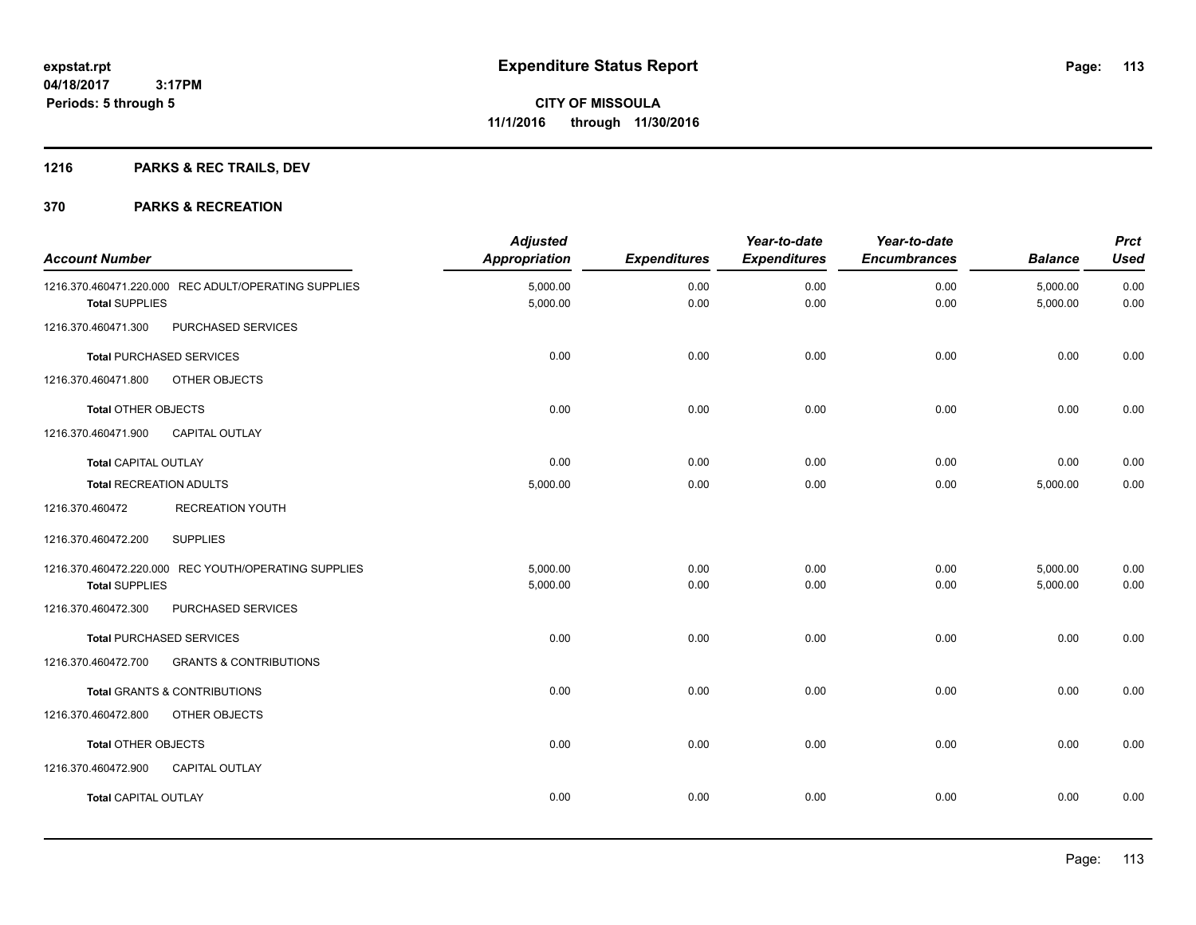# Expenditure Status Report

**CITY OF MISSOULA**
**11/1/2016 through 11/30/2016**

expstat.rpt
04/18/2017 3:17PM
Periods: 5 through 5

## 1216 PARKS & REC TRAILS, DEV

## 370 PARKS & RECREATION

| Account Number | Adjusted Appropriation | Expenditures | Year-to-date Expenditures | Year-to-date Encumbrances | Balance | Prct Used |
|---|---|---|---|---|---|---|
| 1216.370.460471.220.000 REC ADULT/OPERATING SUPPLIES | 5,000.00 | 0.00 | 0.00 | 0.00 | 5,000.00 | 0.00 |
| **Total** SUPPLIES | 5,000.00 | 0.00 | 0.00 | 0.00 | 5,000.00 | 0.00 |
| 1216.370.460471.300 PURCHASED SERVICES | | | | | | |
| **Total** PURCHASED SERVICES | 0.00 | 0.00 | 0.00 | 0.00 | 0.00 | 0.00 |
| 1216.370.460471.800 OTHER OBJECTS | | | | | | |
| **Total** OTHER OBJECTS | 0.00 | 0.00 | 0.00 | 0.00 | 0.00 | 0.00 |
| 1216.370.460471.900 CAPITAL OUTLAY | | | | | | |
| **Total** CAPITAL OUTLAY | 0.00 | 0.00 | 0.00 | 0.00 | 0.00 | 0.00 |
| **Total** RECREATION ADULTS | 5,000.00 | 0.00 | 0.00 | 0.00 | 5,000.00 | 0.00 |
| 1216.370.460472 RECREATION YOUTH | | | | | | |
| 1216.370.460472.200 SUPPLIES | | | | | | |
| 1216.370.460472.220.000 REC YOUTH/OPERATING SUPPLIES | 5,000.00 | 0.00 | 0.00 | 0.00 | 5,000.00 | 0.00 |
| **Total** SUPPLIES | 5,000.00 | 0.00 | 0.00 | 0.00 | 5,000.00 | 0.00 |
| 1216.370.460472.300 PURCHASED SERVICES | | | | | | |
| **Total** PURCHASED SERVICES | 0.00 | 0.00 | 0.00 | 0.00 | 0.00 | 0.00 |
| 1216.370.460472.700 GRANTS & CONTRIBUTIONS | | | | | | |
| **Total** GRANTS & CONTRIBUTIONS | 0.00 | 0.00 | 0.00 | 0.00 | 0.00 | 0.00 |
| 1216.370.460472.800 OTHER OBJECTS | | | | | | |
| **Total** OTHER OBJECTS | 0.00 | 0.00 | 0.00 | 0.00 | 0.00 | 0.00 |
| 1216.370.460472.900 CAPITAL OUTLAY | | | | | | |
| **Total** CAPITAL OUTLAY | 0.00 | 0.00 | 0.00 | 0.00 | 0.00 | 0.00 |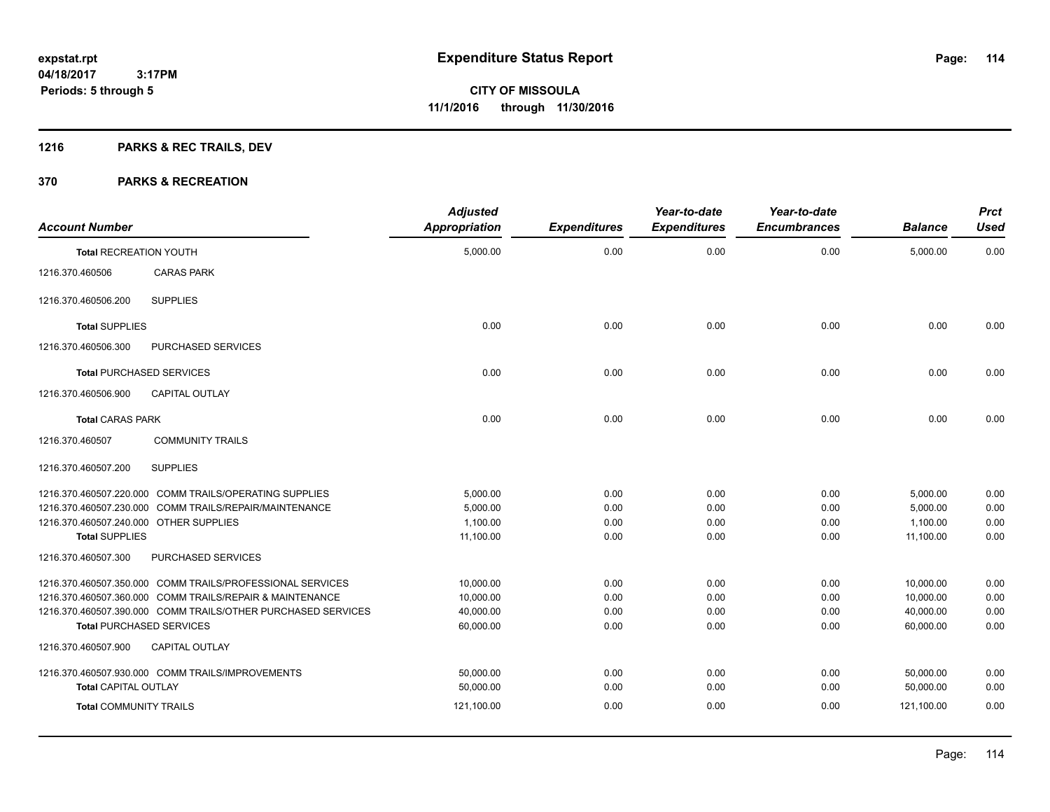# Expenditure Status Report

expstat.rpt
04/18/2017 3:17PM
Periods: 5 through 5

**CITY OF MISSOULA**
**11/1/2016 through 11/30/2016**

## 1216 PARKS & REC TRAILS, DEV

## 370 PARKS & RECREATION

| Account Number | Adjusted Appropriation | Expenditures | Year-to-date Expenditures | Year-to-date Encumbrances | Balance | Prct Used |
|---|---|---|---|---|---|---|
| **Total RECREATION YOUTH** | 5,000.00 | 0.00 | 0.00 | 0.00 | 5,000.00 | 0.00 |
| 1216.370.460506 CARAS PARK | | | | | | |
| 1216.370.460506.200 SUPPLIES | | | | | | |
| **Total SUPPLIES** | 0.00 | 0.00 | 0.00 | 0.00 | 0.00 | 0.00 |
| 1216.370.460506.300 PURCHASED SERVICES | | | | | | |
| **Total PURCHASED SERVICES** | 0.00 | 0.00 | 0.00 | 0.00 | 0.00 | 0.00 |
| 1216.370.460506.900 CAPITAL OUTLAY | | | | | | |
| **Total CARAS PARK** | 0.00 | 0.00 | 0.00 | 0.00 | 0.00 | 0.00 |
| 1216.370.460507 COMMUNITY TRAILS | | | | | | |
| 1216.370.460507.200 SUPPLIES | | | | | | |
| 1216.370.460507.220.000 COMM TRAILS/OPERATING SUPPLIES | 5,000.00 | 0.00 | 0.00 | 0.00 | 5,000.00 | 0.00 |
| 1216.370.460507.230.000 COMM TRAILS/REPAIR/MAINTENANCE | 5,000.00 | 0.00 | 0.00 | 0.00 | 5,000.00 | 0.00 |
| 1216.370.460507.240.000 OTHER SUPPLIES | 1,100.00 | 0.00 | 0.00 | 0.00 | 1,100.00 | 0.00 |
| **Total SUPPLIES** | 11,100.00 | 0.00 | 0.00 | 0.00 | 11,100.00 | 0.00 |
| 1216.370.460507.300 PURCHASED SERVICES | | | | | | |
| 1216.370.460507.350.000 COMM TRAILS/PROFESSIONAL SERVICES | 10,000.00 | 0.00 | 0.00 | 0.00 | 10,000.00 | 0.00 |
| 1216.370.460507.360.000 COMM TRAILS/REPAIR & MAINTENANCE | 10,000.00 | 0.00 | 0.00 | 0.00 | 10,000.00 | 0.00 |
| 1216.370.460507.390.000 COMM TRAILS/OTHER PURCHASED SERVICES | 40,000.00 | 0.00 | 0.00 | 0.00 | 40,000.00 | 0.00 |
| **Total PURCHASED SERVICES** | 60,000.00 | 0.00 | 0.00 | 0.00 | 60,000.00 | 0.00 |
| 1216.370.460507.900 CAPITAL OUTLAY | | | | | | |
| 1216.370.460507.930.000 COMM TRAILS/IMPROVEMENTS | 50,000.00 | 0.00 | 0.00 | 0.00 | 50,000.00 | 0.00 |
| **Total CAPITAL OUTLAY** | 50,000.00 | 0.00 | 0.00 | 0.00 | 50,000.00 | 0.00 |
| **Total COMMUNITY TRAILS** | 121,100.00 | 0.00 | 0.00 | 0.00 | 121,100.00 | 0.00 |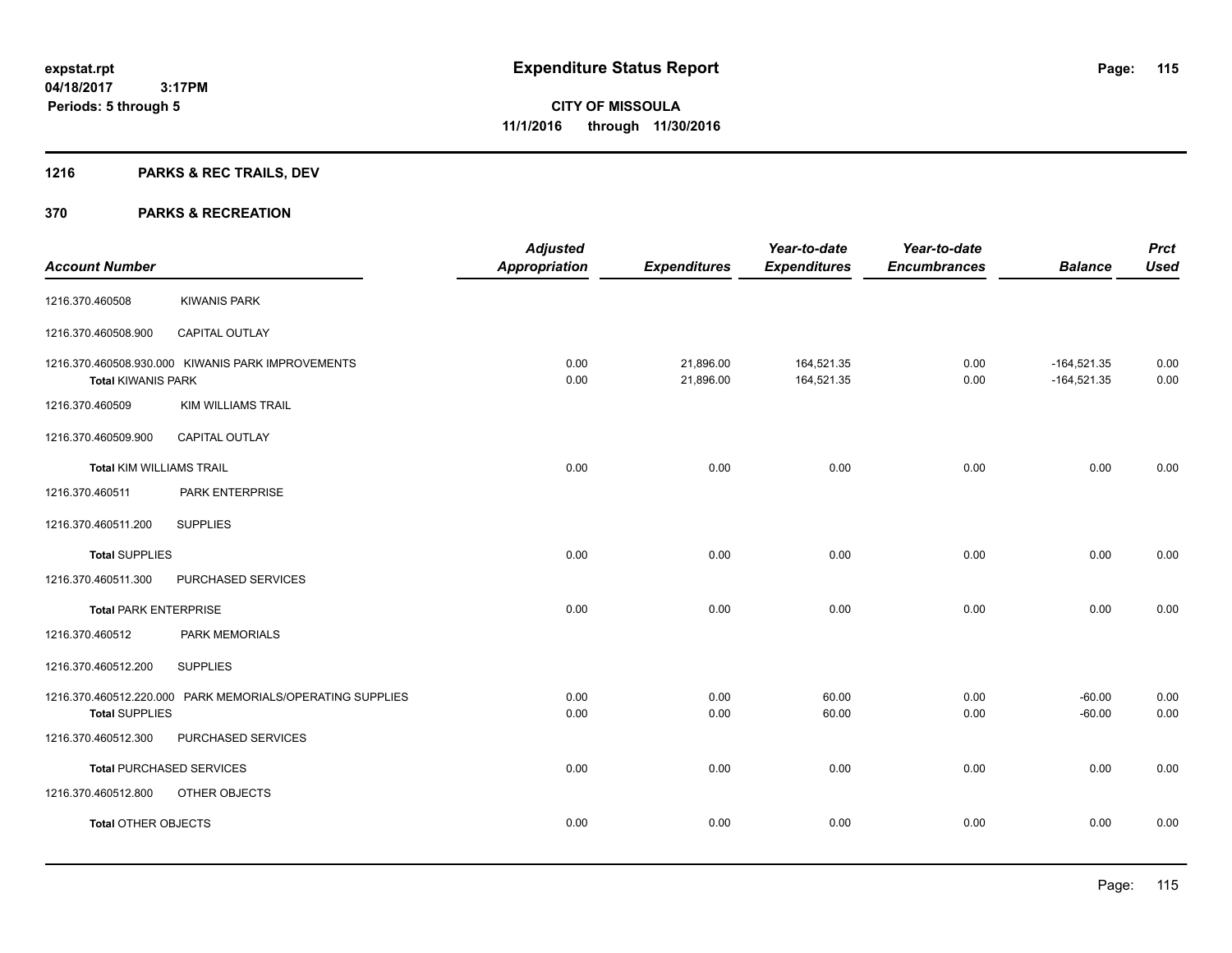**expstat.rpt**
**04/18/2017 3:17PM**
**Periods: 5 through 5**

# Expenditure Status Report

**CITY OF MISSOULA**
**11/1/2016 through 11/30/2016**

## 1216 PARKS & REC TRAILS, DEV

## 370 PARKS & RECREATION

| Account Number | | Adjusted Appropriation | Expenditures | Year-to-date Expenditures | Year-to-date Encumbrances | Balance | Prct Used |
|---|---|---|---|---|---|---|---|
| 1216.370.460508 | KIWANIS PARK | | | | | | |
| 1216.370.460508.900 | CAPITAL OUTLAY | | | | | | |
| 1216.370.460508.930.000 | KIWANIS PARK IMPROVEMENTS | 0.00 | 21,896.00 | 164,521.35 | 0.00 | -164,521.35 | 0.00 |
| **Total** KIWANIS PARK | | 0.00 | 21,896.00 | 164,521.35 | 0.00 | -164,521.35 | 0.00 |
| 1216.370.460509 | KIM WILLIAMS TRAIL | | | | | | |
| 1216.370.460509.900 | CAPITAL OUTLAY | | | | | | |
| **Total** KIM WILLIAMS TRAIL | | 0.00 | 0.00 | 0.00 | 0.00 | 0.00 | 0.00 |
| 1216.370.460511 | PARK ENTERPRISE | | | | | | |
| 1216.370.460511.200 | SUPPLIES | | | | | | |
| **Total** SUPPLIES | | 0.00 | 0.00 | 0.00 | 0.00 | 0.00 | 0.00 |
| 1216.370.460511.300 | PURCHASED SERVICES | | | | | | |
| **Total** PARK ENTERPRISE | | 0.00 | 0.00 | 0.00 | 0.00 | 0.00 | 0.00 |
| 1216.370.460512 | PARK MEMORIALS | | | | | | |
| 1216.370.460512.200 | SUPPLIES | | | | | | |
| 1216.370.460512.220.000 | PARK MEMORIALS/OPERATING SUPPLIES | 0.00 | 0.00 | 60.00 | 0.00 | -60.00 | 0.00 |
| **Total** SUPPLIES | | 0.00 | 0.00 | 60.00 | 0.00 | -60.00 | 0.00 |
| 1216.370.460512.300 | PURCHASED SERVICES | | | | | | |
| **Total** PURCHASED SERVICES | | 0.00 | 0.00 | 0.00 | 0.00 | 0.00 | 0.00 |
| 1216.370.460512.800 | OTHER OBJECTS | | | | | | |
| **Total** OTHER OBJECTS | | 0.00 | 0.00 | 0.00 | 0.00 | 0.00 | 0.00 |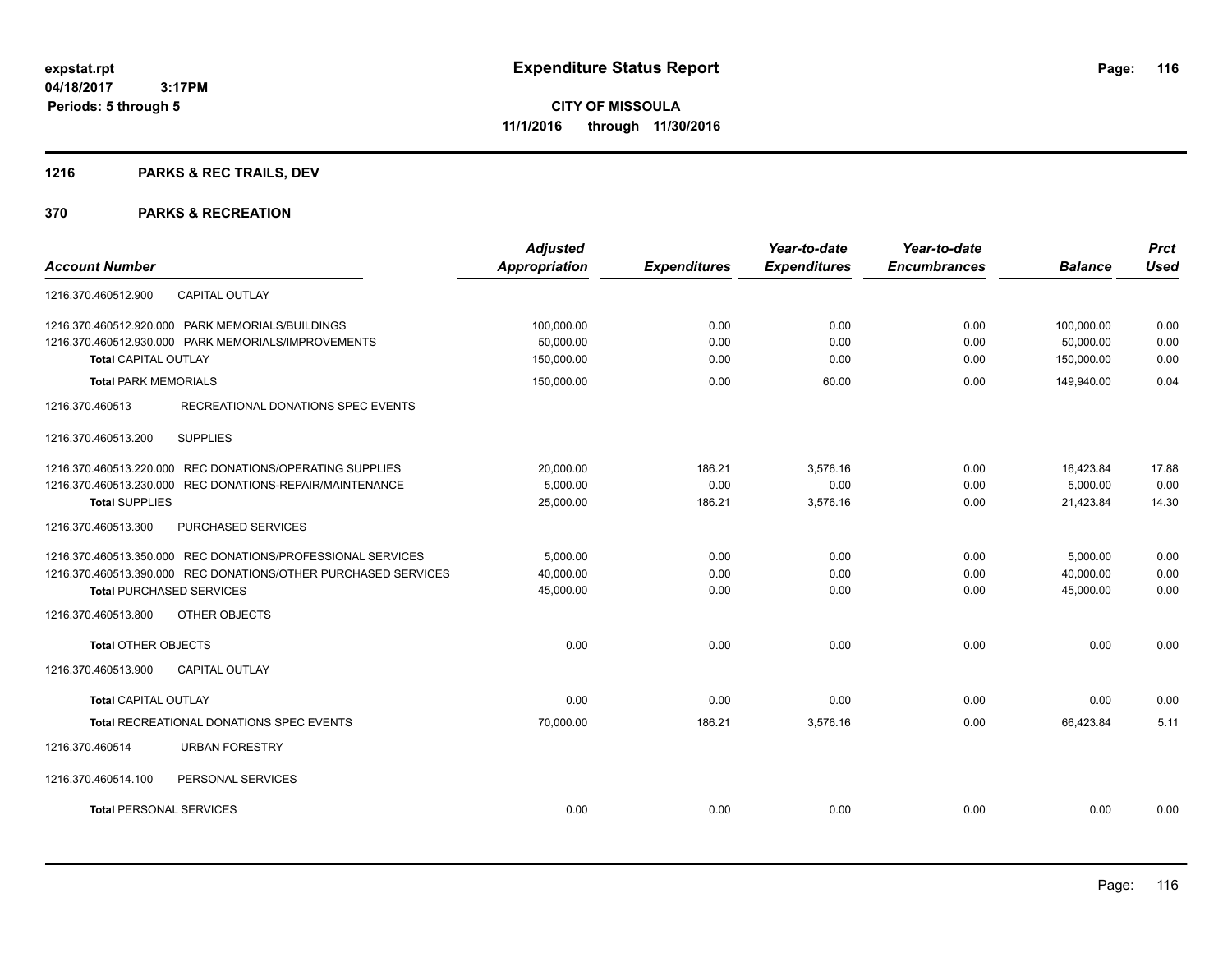**expstat.rpt**
**04/18/2017 3:17PM**
**Periods: 5 through 5**

# Expenditure Status Report

**CITY OF MISSOULA**
**11/1/2016 through 11/30/2016**

## 1216 PARKS & REC TRAILS, DEV

## 370 PARKS & RECREATION

| Account Number | Adjusted Appropriation | Expenditures | Year-to-date Expenditures | Year-to-date Encumbrances | Balance | Prct Used |
|---|---|---|---|---|---|---|
| 1216.370.460512.900 CAPITAL OUTLAY | | | | | | |
| 1216.370.460512.920.000 PARK MEMORIALS/BUILDINGS | 100,000.00 | 0.00 | 0.00 | 0.00 | 100,000.00 | 0.00 |
| 1216.370.460512.930.000 PARK MEMORIALS/IMPROVEMENTS | 50,000.00 | 0.00 | 0.00 | 0.00 | 50,000.00 | 0.00 |
| **Total** CAPITAL OUTLAY | 150,000.00 | 0.00 | 0.00 | 0.00 | 150,000.00 | 0.00 |
| **Total** PARK MEMORIALS | 150,000.00 | 0.00 | 60.00 | 0.00 | 149,940.00 | 0.04 |
| 1216.370.460513 RECREATIONAL DONATIONS SPEC EVENTS | | | | | | |
| 1216.370.460513.200 SUPPLIES | | | | | | |
| 1216.370.460513.220.000 REC DONATIONS/OPERATING SUPPLIES | 20,000.00 | 186.21 | 3,576.16 | 0.00 | 16,423.84 | 17.88 |
| 1216.370.460513.230.000 REC DONATIONS-REPAIR/MAINTENANCE | 5,000.00 | 0.00 | 0.00 | 0.00 | 5,000.00 | 0.00 |
| **Total** SUPPLIES | 25,000.00 | 186.21 | 3,576.16 | 0.00 | 21,423.84 | 14.30 |
| 1216.370.460513.300 PURCHASED SERVICES | | | | | | |
| 1216.370.460513.350.000 REC DONATIONS/PROFESSIONAL SERVICES | 5,000.00 | 0.00 | 0.00 | 0.00 | 5,000.00 | 0.00 |
| 1216.370.460513.390.000 REC DONATIONS/OTHER PURCHASED SERVICES | 40,000.00 | 0.00 | 0.00 | 0.00 | 40,000.00 | 0.00 |
| **Total** PURCHASED SERVICES | 45,000.00 | 0.00 | 0.00 | 0.00 | 45,000.00 | 0.00 |
| 1216.370.460513.800 OTHER OBJECTS | | | | | | |
| **Total** OTHER OBJECTS | 0.00 | 0.00 | 0.00 | 0.00 | 0.00 | 0.00 |
| 1216.370.460513.900 CAPITAL OUTLAY | | | | | | |
| **Total** CAPITAL OUTLAY | 0.00 | 0.00 | 0.00 | 0.00 | 0.00 | 0.00 |
| **Total** RECREATIONAL DONATIONS SPEC EVENTS | 70,000.00 | 186.21 | 3,576.16 | 0.00 | 66,423.84 | 5.11 |
| 1216.370.460514 URBAN FORESTRY | | | | | | |
| 1216.370.460514.100 PERSONAL SERVICES | | | | | | |
| **Total** PERSONAL SERVICES | 0.00 | 0.00 | 0.00 | 0.00 | 0.00 | 0.00 |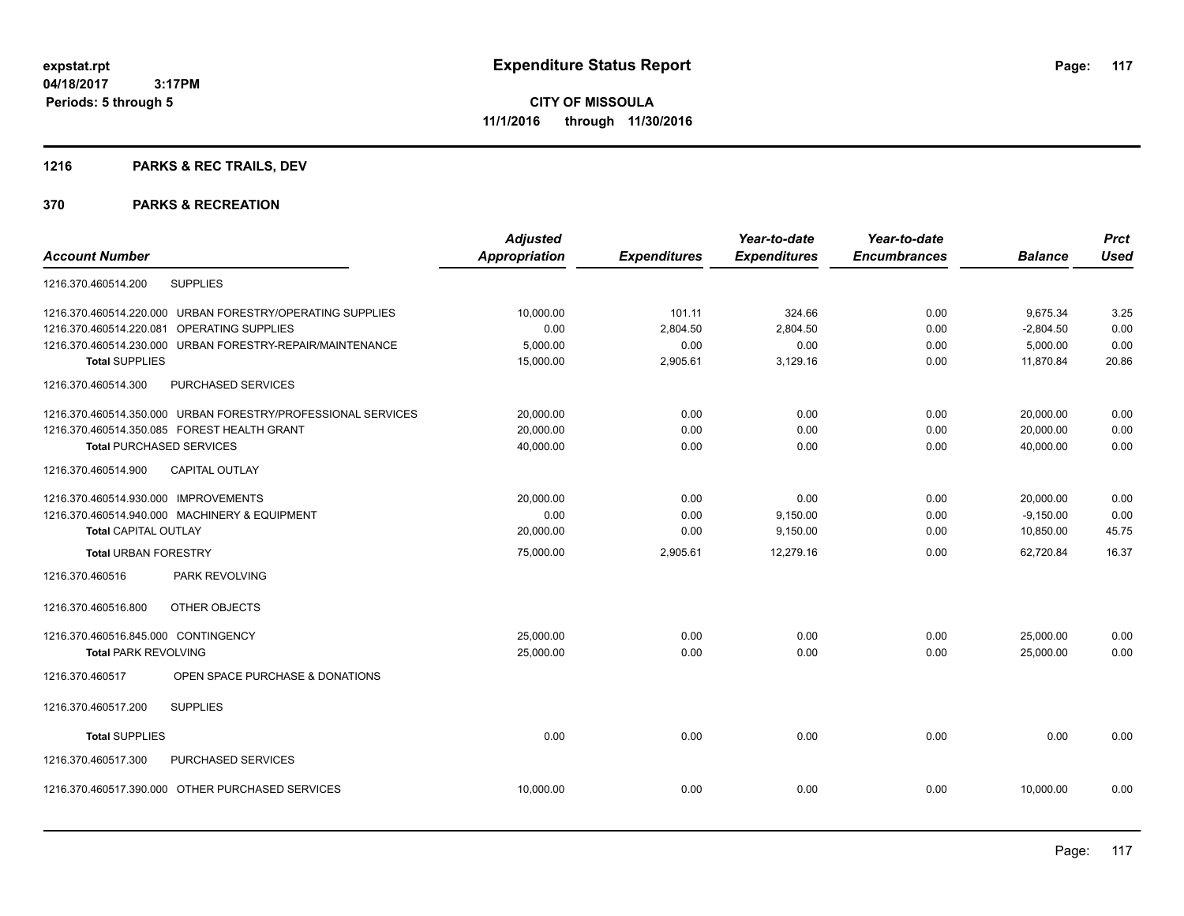# Expenditure Status Report

**CITY OF MISSOULA**
**11/1/2016 through 11/30/2016**

expstat.rpt
04/18/2017 3:17PM
Periods: 5 through 5

## 1216 PARKS & REC TRAILS, DEV

## 370 PARKS & RECREATION

| Account Number | | Adjusted Appropriation | Expenditures | Year-to-date Expenditures | Year-to-date Encumbrances | Balance | Prct Used |
|---|---|---|---|---|---|---|---|
| 1216.370.460514.200 | SUPPLIES | | | | | | |
| 1216.370.460514.220.000 | URBAN FORESTRY/OPERATING SUPPLIES | 10,000.00 | 101.11 | 324.66 | 0.00 | 9,675.34 | 3.25 |
| 1216.370.460514.220.081 | OPERATING SUPPLIES | 0.00 | 2,804.50 | 2,804.50 | 0.00 | -2,804.50 | 0.00 |
| 1216.370.460514.230.000 | URBAN FORESTRY-REPAIR/MAINTENANCE | 5,000.00 | 0.00 | 0.00 | 0.00 | 5,000.00 | 0.00 |
| **Total** SUPPLIES | | 15,000.00 | 2,905.61 | 3,129.16 | 0.00 | 11,870.84 | 20.86 |
| 1216.370.460514.300 | PURCHASED SERVICES | | | | | | |
| 1216.370.460514.350.000 | URBAN FORESTRY/PROFESSIONAL SERVICES | 20,000.00 | 0.00 | 0.00 | 0.00 | 20,000.00 | 0.00 |
| 1216.370.460514.350.085 | FOREST HEALTH GRANT | 20,000.00 | 0.00 | 0.00 | 0.00 | 20,000.00 | 0.00 |
| **Total** PURCHASED SERVICES | | 40,000.00 | 0.00 | 0.00 | 0.00 | 40,000.00 | 0.00 |
| 1216.370.460514.900 | CAPITAL OUTLAY | | | | | | |
| 1216.370.460514.930.000 | IMPROVEMENTS | 20,000.00 | 0.00 | 0.00 | 0.00 | 20,000.00 | 0.00 |
| 1216.370.460514.940.000 | MACHINERY & EQUIPMENT | 0.00 | 0.00 | 9,150.00 | 0.00 | -9,150.00 | 0.00 |
| **Total** CAPITAL OUTLAY | | 20,000.00 | 0.00 | 9,150.00 | 0.00 | 10,850.00 | 45.75 |
| **Total** URBAN FORESTRY | | 75,000.00 | 2,905.61 | 12,279.16 | 0.00 | 62,720.84 | 16.37 |
| 1216.370.460516 | PARK REVOLVING | | | | | | |
| 1216.370.460516.800 | OTHER OBJECTS | | | | | | |
| 1216.370.460516.845.000 | CONTINGENCY | 25,000.00 | 0.00 | 0.00 | 0.00 | 25,000.00 | 0.00 |
| **Total** PARK REVOLVING | | 25,000.00 | 0.00 | 0.00 | 0.00 | 25,000.00 | 0.00 |
| 1216.370.460517 | OPEN SPACE PURCHASE & DONATIONS | | | | | | |
| 1216.370.460517.200 | SUPPLIES | | | | | | |
| **Total** SUPPLIES | | 0.00 | 0.00 | 0.00 | 0.00 | 0.00 | 0.00 |
| 1216.370.460517.300 | PURCHASED SERVICES | | | | | | |
| 1216.370.460517.390.000 | OTHER PURCHASED SERVICES | 10,000.00 | 0.00 | 0.00 | 0.00 | 10,000.00 | 0.00 |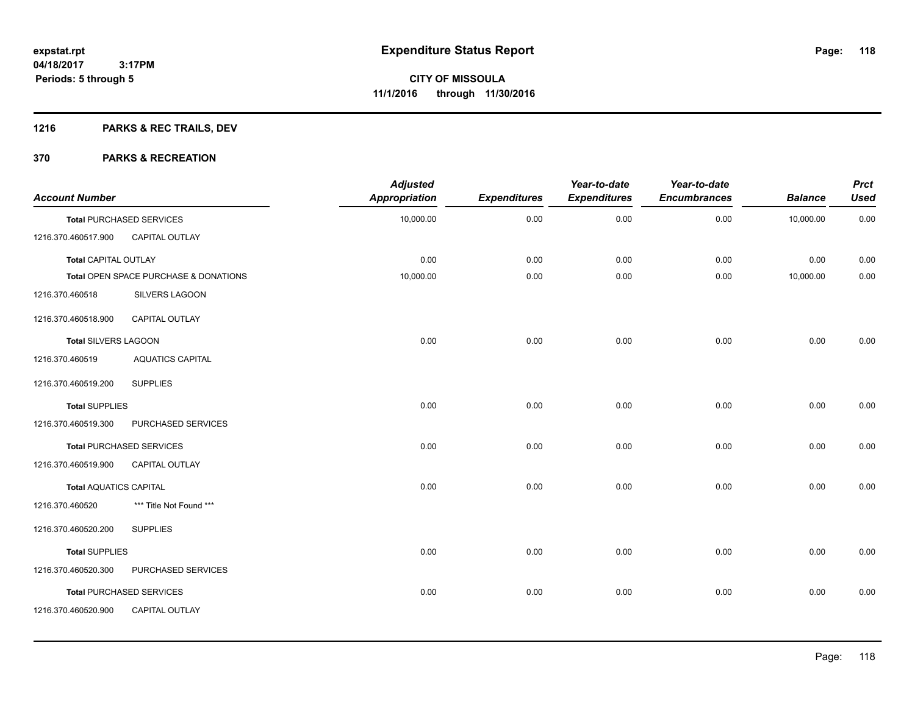# Expenditure Status Report

expstat.rpt
04/18/2017 3:17PM
Periods: 5 through 5

**CITY OF MISSOULA**
**11/1/2016 through 11/30/2016**

## 1216 PARKS & REC TRAILS, DEV

## 370 PARKS & RECREATION

| Account Number | | Adjusted Appropriation | Expenditures | Year-to-date Expenditures | Year-to-date Encumbrances | Balance | Prct Used |
|---|---|---|---|---|---|---|---|
| **Total** PURCHASED SERVICES | | 10,000.00 | 0.00 | 0.00 | 0.00 | 10,000.00 | 0.00 |
| 1216.370.460517.900 | CAPITAL OUTLAY | | | | | | |
| **Total** CAPITAL OUTLAY | | 0.00 | 0.00 | 0.00 | 0.00 | 0.00 | 0.00 |
| **Total** OPEN SPACE PURCHASE & DONATIONS | | 10,000.00 | 0.00 | 0.00 | 0.00 | 10,000.00 | 0.00 |
| 1216.370.460518 | SILVERS LAGOON | | | | | | |
| 1216.370.460518.900 | CAPITAL OUTLAY | | | | | | |
| **Total** SILVERS LAGOON | | 0.00 | 0.00 | 0.00 | 0.00 | 0.00 | 0.00 |
| 1216.370.460519 | AQUATICS CAPITAL | | | | | | |
| 1216.370.460519.200 | SUPPLIES | | | | | | |
| **Total** SUPPLIES | | 0.00 | 0.00 | 0.00 | 0.00 | 0.00 | 0.00 |
| 1216.370.460519.300 | PURCHASED SERVICES | | | | | | |
| **Total** PURCHASED SERVICES | | 0.00 | 0.00 | 0.00 | 0.00 | 0.00 | 0.00 |
| 1216.370.460519.900 | CAPITAL OUTLAY | | | | | | |
| **Total** AQUATICS CAPITAL | | 0.00 | 0.00 | 0.00 | 0.00 | 0.00 | 0.00 |
| 1216.370.460520 | *** Title Not Found *** | | | | | | |
| 1216.370.460520.200 | SUPPLIES | | | | | | |
| **Total** SUPPLIES | | 0.00 | 0.00 | 0.00 | 0.00 | 0.00 | 0.00 |
| 1216.370.460520.300 | PURCHASED SERVICES | | | | | | |
| **Total** PURCHASED SERVICES | | 0.00 | 0.00 | 0.00 | 0.00 | 0.00 | 0.00 |
| 1216.370.460520.900 | CAPITAL OUTLAY | | | | | | |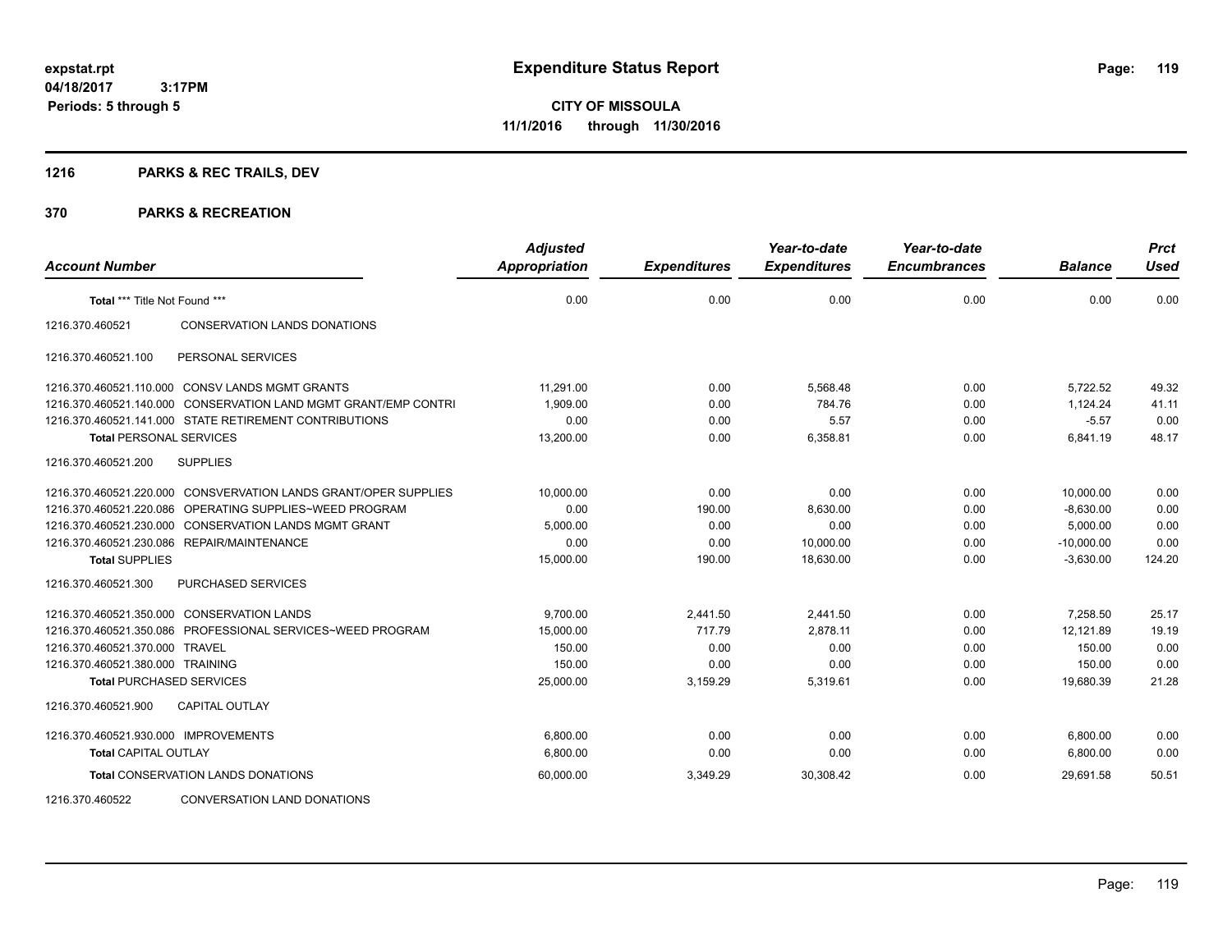**expstat.rpt**
**04/18/2017 3:17PM**
**Periods: 5 through 5**

# Expenditure Status Report

**CITY OF MISSOULA**
**11/1/2016 through 11/30/2016**

## 1216 PARKS & REC TRAILS, DEV

## 370 PARKS & RECREATION

| Account Number | | Adjusted Appropriation | Expenditures | Year-to-date Expenditures | Year-to-date Encumbrances | Balance | Prct Used |
|---|---|---|---|---|---|---|---|
| **Total** *** Title Not Found *** | | 0.00 | 0.00 | 0.00 | 0.00 | 0.00 | 0.00 |
| 1216.370.460521 | CONSERVATION LANDS DONATIONS | | | | | | |
| 1216.370.460521.100 | PERSONAL SERVICES | | | | | | |
| 1216.370.460521.110.000 | CONSV LANDS MGMT GRANTS | 11,291.00 | 0.00 | 5,568.48 | 0.00 | 5,722.52 | 49.32 |
| 1216.370.460521.140.000 | CONSERVATION LAND MGMT GRANT/EMP CONTRI | 1,909.00 | 0.00 | 784.76 | 0.00 | 1,124.24 | 41.11 |
| 1216.370.460521.141.000 | STATE RETIREMENT CONTRIBUTIONS | 0.00 | 0.00 | 5.57 | 0.00 | -5.57 | 0.00 |
| **Total** PERSONAL SERVICES | | 13,200.00 | 0.00 | 6,358.81 | 0.00 | 6,841.19 | 48.17 |
| 1216.370.460521.200 | SUPPLIES | | | | | | |
| 1216.370.460521.220.000 | CONSVERVATION LANDS GRANT/OPER SUPPLIES | 10,000.00 | 0.00 | 0.00 | 0.00 | 10,000.00 | 0.00 |
| 1216.370.460521.220.086 | OPERATING SUPPLIES~WEED PROGRAM | 0.00 | 190.00 | 8,630.00 | 0.00 | -8,630.00 | 0.00 |
| 1216.370.460521.230.000 | CONSERVATION LANDS MGMT GRANT | 5,000.00 | 0.00 | 0.00 | 0.00 | 5,000.00 | 0.00 |
| 1216.370.460521.230.086 | REPAIR/MAINTENANCE | 0.00 | 0.00 | 10,000.00 | 0.00 | -10,000.00 | 0.00 |
| **Total** SUPPLIES | | 15,000.00 | 190.00 | 18,630.00 | 0.00 | -3,630.00 | 124.20 |
| 1216.370.460521.300 | PURCHASED SERVICES | | | | | | |
| 1216.370.460521.350.000 | CONSERVATION LANDS | 9,700.00 | 2,441.50 | 2,441.50 | 0.00 | 7,258.50 | 25.17 |
| 1216.370.460521.350.086 | PROFESSIONAL SERVICES~WEED PROGRAM | 15,000.00 | 717.79 | 2,878.11 | 0.00 | 12,121.89 | 19.19 |
| 1216.370.460521.370.000 | TRAVEL | 150.00 | 0.00 | 0.00 | 0.00 | 150.00 | 0.00 |
| 1216.370.460521.380.000 | TRAINING | 150.00 | 0.00 | 0.00 | 0.00 | 150.00 | 0.00 |
| **Total** PURCHASED SERVICES | | 25,000.00 | 3,159.29 | 5,319.61 | 0.00 | 19,680.39 | 21.28 |
| 1216.370.460521.900 | CAPITAL OUTLAY | | | | | | |
| 1216.370.460521.930.000 | IMPROVEMENTS | 6,800.00 | 0.00 | 0.00 | 0.00 | 6,800.00 | 0.00 |
| **Total** CAPITAL OUTLAY | | 6,800.00 | 0.00 | 0.00 | 0.00 | 6,800.00 | 0.00 |
| **Total** CONSERVATION LANDS DONATIONS | | 60,000.00 | 3,349.29 | 30,308.42 | 0.00 | 29,691.58 | 50.51 |
| 1216.370.460522 | CONVERSATION LAND DONATIONS | | | | | | |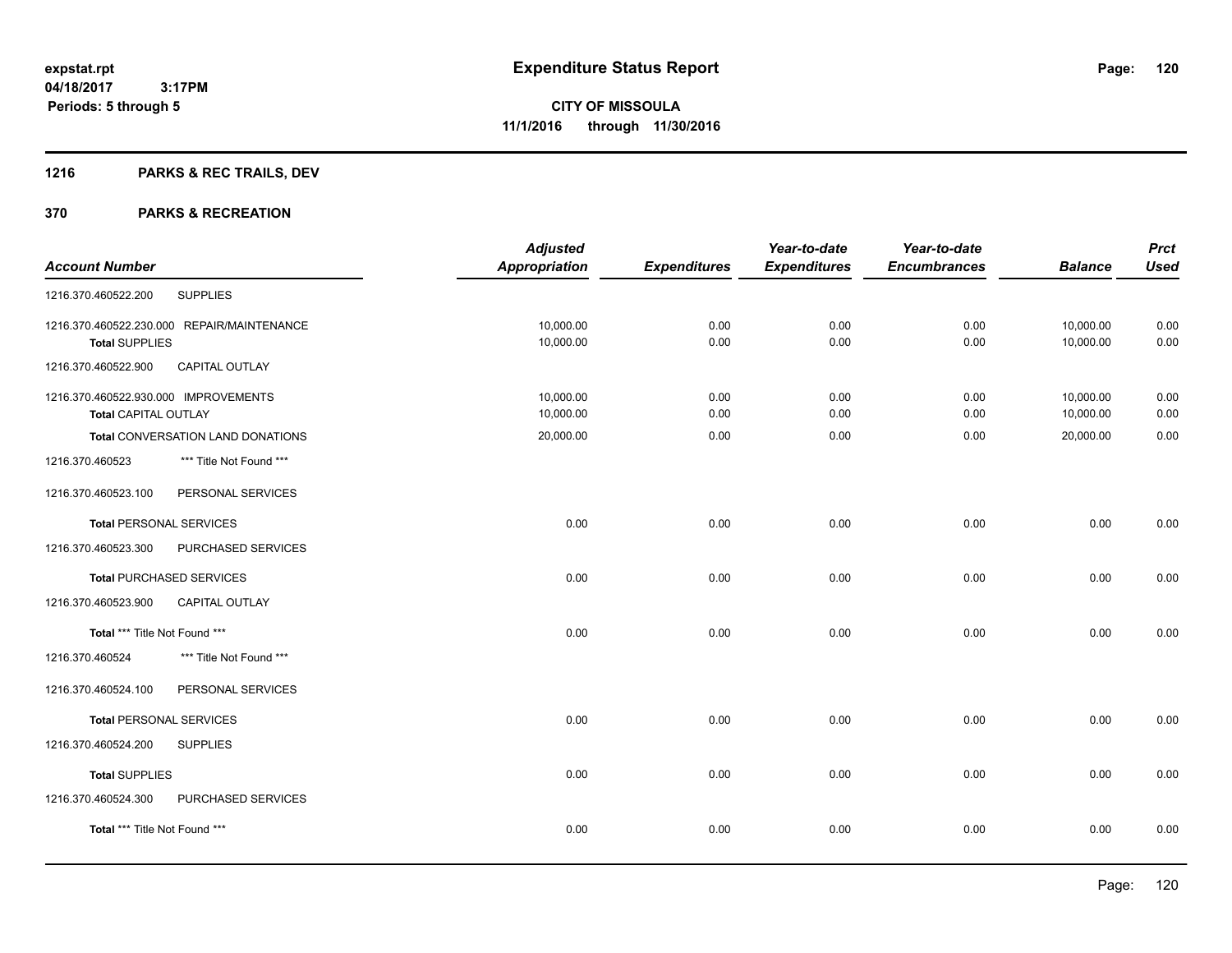**expstat.rpt**
**04/18/2017 3:17PM**
**Periods: 5 through 5**

# Expenditure Status Report

**CITY OF MISSOULA**
**11/1/2016 through 11/30/2016**

## 1216 PARKS & REC TRAILS, DEV

## 370 PARKS & RECREATION

| Account Number | | Adjusted Appropriation | Expenditures | Year-to-date Expenditures | Year-to-date Encumbrances | Balance | Prct Used |
|---|---|---|---|---|---|---|---|
| 1216.370.460522.200 | SUPPLIES | | | | | | |
| 1216.370.460522.230.000 | REPAIR/MAINTENANCE | 10,000.00 | 0.00 | 0.00 | 0.00 | 10,000.00 | 0.00 |
| **Total SUPPLIES** | | 10,000.00 | 0.00 | 0.00 | 0.00 | 10,000.00 | 0.00 |
| 1216.370.460522.900 | CAPITAL OUTLAY | | | | | | |
| 1216.370.460522.930.000 | IMPROVEMENTS | 10,000.00 | 0.00 | 0.00 | 0.00 | 10,000.00 | 0.00 |
| **Total CAPITAL OUTLAY** | | 10,000.00 | 0.00 | 0.00 | 0.00 | 10,000.00 | 0.00 |
| **Total CONVERSATION LAND DONATIONS** | | 20,000.00 | 0.00 | 0.00 | 0.00 | 20,000.00 | 0.00 |
| 1216.370.460523 | *** Title Not Found *** | | | | | | |
| 1216.370.460523.100 | PERSONAL SERVICES | | | | | | |
| **Total PERSONAL SERVICES** | | 0.00 | 0.00 | 0.00 | 0.00 | 0.00 | 0.00 |
| 1216.370.460523.300 | PURCHASED SERVICES | | | | | | |
| **Total PURCHASED SERVICES** | | 0.00 | 0.00 | 0.00 | 0.00 | 0.00 | 0.00 |
| 1216.370.460523.900 | CAPITAL OUTLAY | | | | | | |
| **Total *** Title Not Found \*\*\*** | | 0.00 | 0.00 | 0.00 | 0.00 | 0.00 | 0.00 |
| 1216.370.460524 | *** Title Not Found *** | | | | | | |
| 1216.370.460524.100 | PERSONAL SERVICES | | | | | | |
| **Total PERSONAL SERVICES** | | 0.00 | 0.00 | 0.00 | 0.00 | 0.00 | 0.00 |
| 1216.370.460524.200 | SUPPLIES | | | | | | |
| **Total SUPPLIES** | | 0.00 | 0.00 | 0.00 | 0.00 | 0.00 | 0.00 |
| 1216.370.460524.300 | PURCHASED SERVICES | | | | | | |
| **Total *** Title Not Found \*\*\*** | | 0.00 | 0.00 | 0.00 | 0.00 | 0.00 | 0.00 |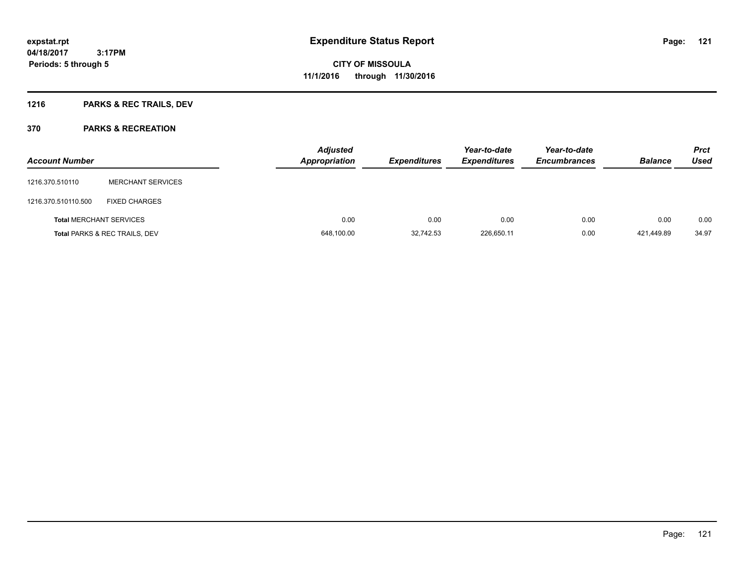**expstat.rpt**
**04/18/2017 3:17PM**
**Periods: 5 through 5**

# Expenditure Status Report

**CITY OF MISSOULA**
**11/1/2016 through 11/30/2016**

## 1216 PARKS & REC TRAILS, DEV

## 370 PARKS & RECREATION

| Account Number | | Adjusted Appropriation | Expenditures | Year-to-date Expenditures | Year-to-date Encumbrances | Balance | Prct Used |
|---|---|---|---|---|---|---|---|
| 1216.370.510110 | MERCHANT SERVICES | | | | | | |
| 1216.370.510110.500 | FIXED CHARGES | | | | | | |
| **Total** MERCHANT SERVICES | | 0.00 | 0.00 | 0.00 | 0.00 | 0.00 | 0.00 |
| **Total** PARKS & REC TRAILS, DEV | | 648,100.00 | 32,742.53 | 226,650.11 | 0.00 | 421,449.89 | 34.97 |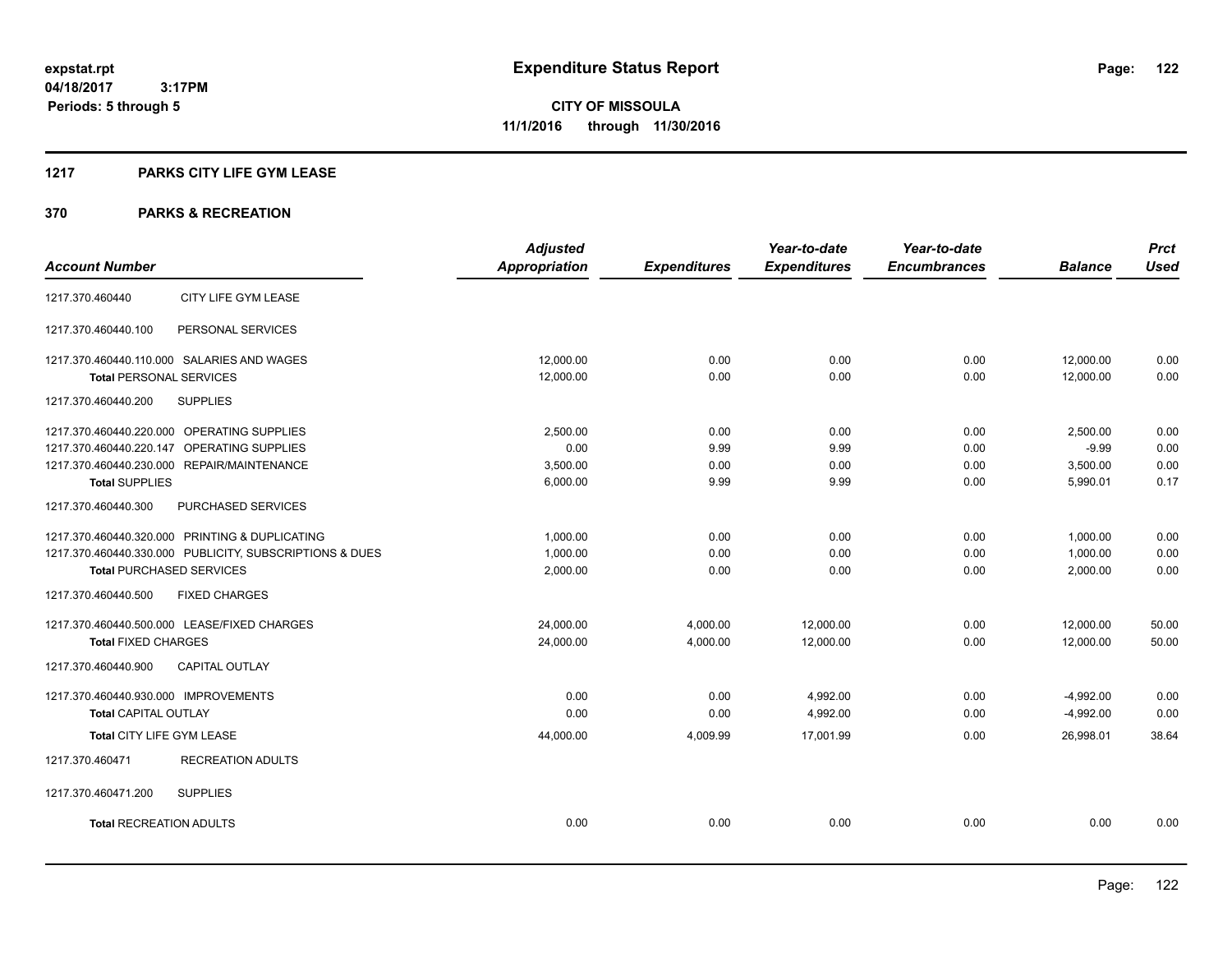# Expenditure Status Report

expstat.rpt
04/18/2017 3:17PM
Periods: 5 through 5

**CITY OF MISSOULA**
**11/1/2016 through 11/30/2016**

## 1217 PARKS CITY LIFE GYM LEASE

### 370 PARKS & RECREATION

| Account Number | | Adjusted Appropriation | Expenditures | Year-to-date Expenditures | Year-to-date Encumbrances | Balance | Prct Used |
|---|---|---|---|---|---|---|---|
| 1217.370.460440 | CITY LIFE GYM LEASE | | | | | | |
| 1217.370.460440.100 | PERSONAL SERVICES | | | | | | |
| 1217.370.460440.110.000 | SALARIES AND WAGES | 12,000.00 | 0.00 | 0.00 | 0.00 | 12,000.00 | 0.00 |
| **Total** PERSONAL SERVICES | | 12,000.00 | 0.00 | 0.00 | 0.00 | 12,000.00 | 0.00 |
| 1217.370.460440.200 | SUPPLIES | | | | | | |
| 1217.370.460440.220.000 | OPERATING SUPPLIES | 2,500.00 | 0.00 | 0.00 | 0.00 | 2,500.00 | 0.00 |
| 1217.370.460440.220.147 | OPERATING SUPPLIES | 0.00 | 9.99 | 9.99 | 0.00 | -9.99 | 0.00 |
| 1217.370.460440.230.000 | REPAIR/MAINTENANCE | 3,500.00 | 0.00 | 0.00 | 0.00 | 3,500.00 | 0.00 |
| **Total** SUPPLIES | | 6,000.00 | 9.99 | 9.99 | 0.00 | 5,990.01 | 0.17 |
| 1217.370.460440.300 | PURCHASED SERVICES | | | | | | |
| 1217.370.460440.320.000 | PRINTING & DUPLICATING | 1,000.00 | 0.00 | 0.00 | 0.00 | 1,000.00 | 0.00 |
| 1217.370.460440.330.000 | PUBLICITY, SUBSCRIPTIONS & DUES | 1,000.00 | 0.00 | 0.00 | 0.00 | 1,000.00 | 0.00 |
| **Total** PURCHASED SERVICES | | 2,000.00 | 0.00 | 0.00 | 0.00 | 2,000.00 | 0.00 |
| 1217.370.460440.500 | FIXED CHARGES | | | | | | |
| 1217.370.460440.500.000 | LEASE/FIXED CHARGES | 24,000.00 | 4,000.00 | 12,000.00 | 0.00 | 12,000.00 | 50.00 |
| **Total** FIXED CHARGES | | 24,000.00 | 4,000.00 | 12,000.00 | 0.00 | 12,000.00 | 50.00 |
| 1217.370.460440.900 | CAPITAL OUTLAY | | | | | | |
| 1217.370.460440.930.000 | IMPROVEMENTS | 0.00 | 0.00 | 4,992.00 | 0.00 | -4,992.00 | 0.00 |
| **Total** CAPITAL OUTLAY | | 0.00 | 0.00 | 4,992.00 | 0.00 | -4,992.00 | 0.00 |
| **Total** CITY LIFE GYM LEASE | | 44,000.00 | 4,009.99 | 17,001.99 | 0.00 | 26,998.01 | 38.64 |
| 1217.370.460471 | RECREATION ADULTS | | | | | | |
| 1217.370.460471.200 | SUPPLIES | | | | | | |
| **Total** RECREATION ADULTS | | 0.00 | 0.00 | 0.00 | 0.00 | 0.00 | 0.00 |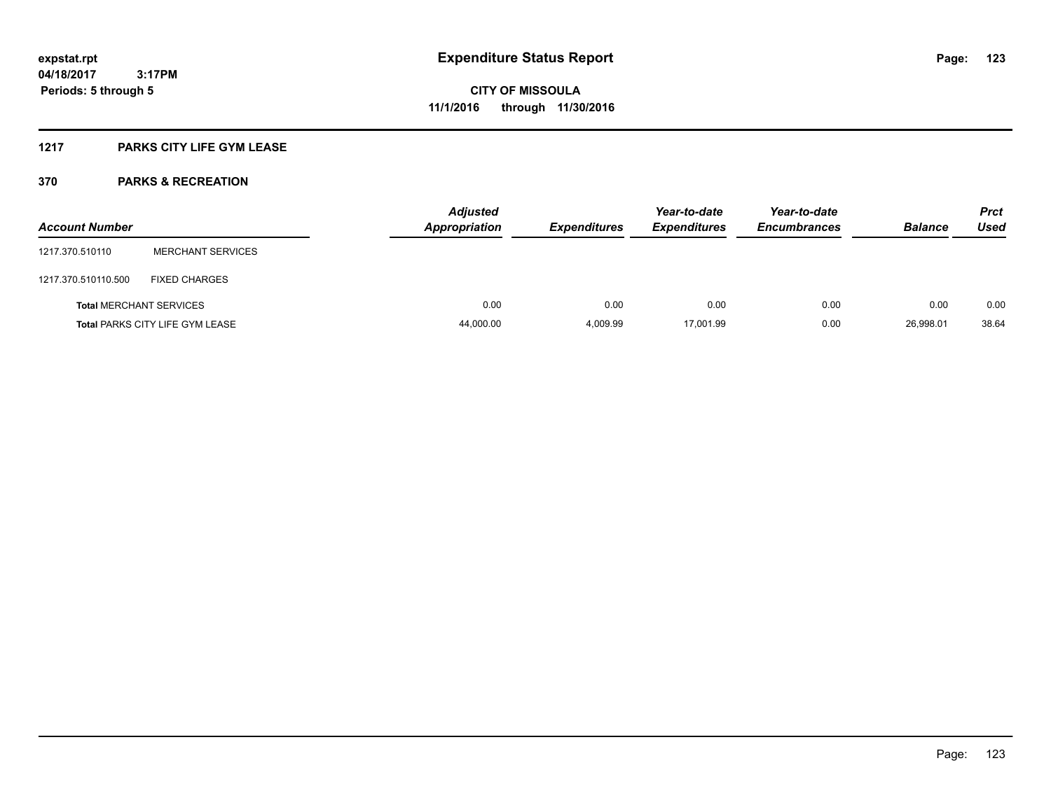# Expenditure Status Report

expstat.rpt
04/18/2017 3:17PM
Periods: 5 through 5

CITY OF MISSOULA
11/1/2016 through 11/30/2016

## 1217 PARKS CITY LIFE GYM LEASE

### 370 PARKS & RECREATION

| Account Number | | *Adjusted Appropriation* | *Expenditures* | *Year-to-date Expenditures* | *Year-to-date Encumbrances* | *Balance* | *Prct Used* |
|---|---|---|---|---|---|---|---|
| 1217.370.510110 | MERCHANT SERVICES | | | | | | |
| 1217.370.510110.500 | FIXED CHARGES | | | | | | |
| **Total** MERCHANT SERVICES | | 0.00 | 0.00 | 0.00 | 0.00 | 0.00 | 0.00 |
| **Total** PARKS CITY LIFE GYM LEASE | | 44,000.00 | 4,009.99 | 17,001.99 | 0.00 | 26,998.01 | 38.64 |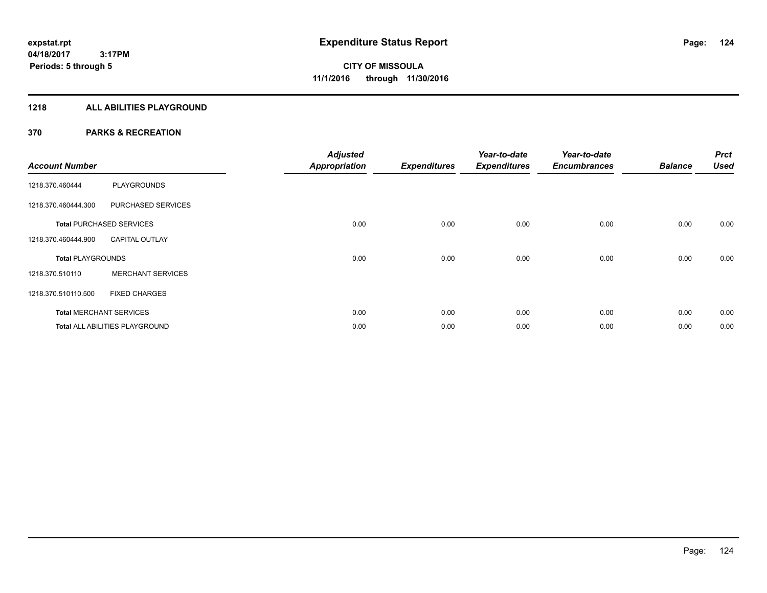**expstat.rpt**
**04/18/2017 3:17PM**
**Periods: 5 through 5**

# Expenditure Status Report

**CITY OF MISSOULA**
**11/1/2016 through 11/30/2016**

## 1218 ALL ABILITIES PLAYGROUND

## 370 PARKS & RECREATION

| Account Number | | Adjusted Appropriation | Expenditures | Year-to-date Expenditures | Year-to-date Encumbrances | Balance | Prct Used |
|---|---|---|---|---|---|---|---|
| 1218.370.460444 | PLAYGROUNDS | | | | | | |
| 1218.370.460444.300 | PURCHASED SERVICES | | | | | | |
| **Total** PURCHASED SERVICES | | 0.00 | 0.00 | 0.00 | 0.00 | 0.00 | 0.00 |
| 1218.370.460444.900 | CAPITAL OUTLAY | | | | | | |
| **Total** PLAYGROUNDS | | 0.00 | 0.00 | 0.00 | 0.00 | 0.00 | 0.00 |
| 1218.370.510110 | MERCHANT SERVICES | | | | | | |
| 1218.370.510110.500 | FIXED CHARGES | | | | | | |
| **Total** MERCHANT SERVICES | | 0.00 | 0.00 | 0.00 | 0.00 | 0.00 | 0.00 |
| **Total** ALL ABILITIES PLAYGROUND | | 0.00 | 0.00 | 0.00 | 0.00 | 0.00 | 0.00 |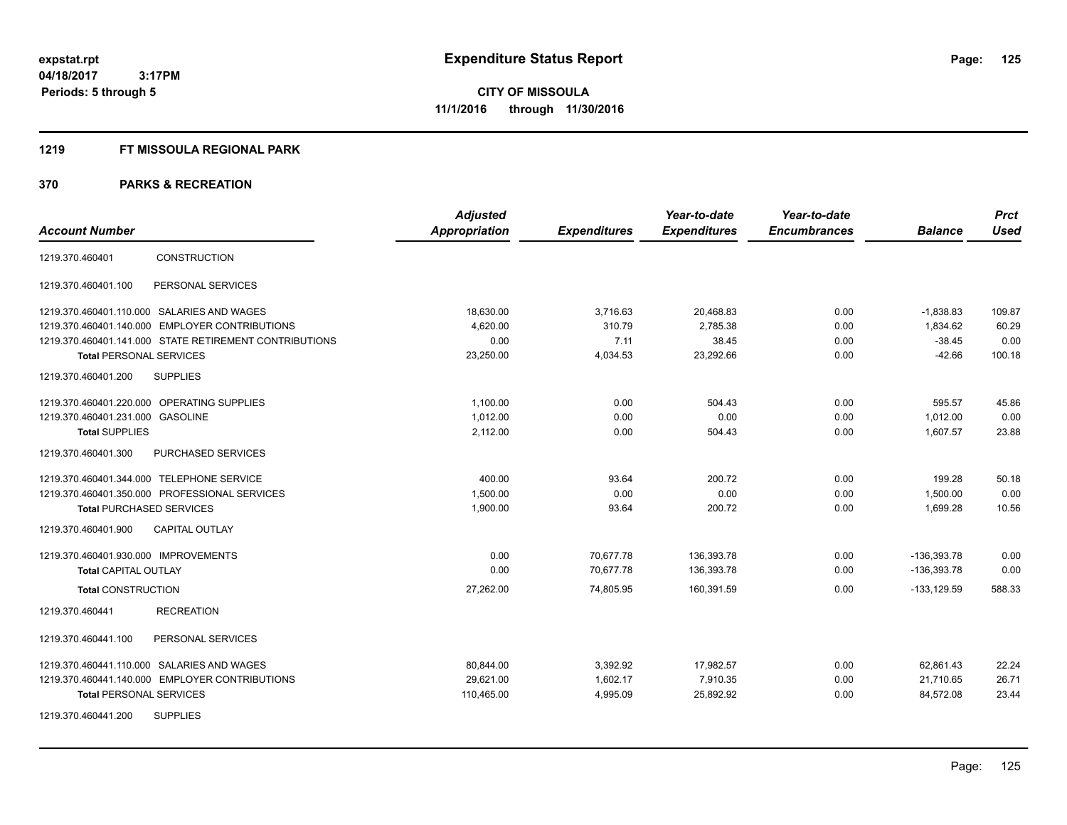# Expenditure Status Report

expstat.rpt
04/18/2017 3:17PM
Periods: 5 through 5

**CITY OF MISSOULA**
**11/1/2016 through 11/30/2016**

## 1219 FT MISSOULA REGIONAL PARK

### 370 PARKS & RECREATION

| Account Number | | Adjusted Appropriation | Expenditures | Year-to-date Expenditures | Year-to-date Encumbrances | Balance | Prct Used |
|---|---|---|---|---|---|---|---|
| 1219.370.460401 | CONSTRUCTION | | | | | | |
| 1219.370.460401.100 | PERSONAL SERVICES | | | | | | |
| 1219.370.460401.110.000 | SALARIES AND WAGES | 18,630.00 | 3,716.63 | 20,468.83 | 0.00 | -1,838.83 | 109.87 |
| 1219.370.460401.140.000 | EMPLOYER CONTRIBUTIONS | 4,620.00 | 310.79 | 2,785.38 | 0.00 | 1,834.62 | 60.29 |
| 1219.370.460401.141.000 | STATE RETIREMENT CONTRIBUTIONS | 0.00 | 7.11 | 38.45 | 0.00 | -38.45 | 0.00 |
| **Total** PERSONAL SERVICES | | 23,250.00 | 4,034.53 | 23,292.66 | 0.00 | -42.66 | 100.18 |
| 1219.370.460401.200 | SUPPLIES | | | | | | |
| 1219.370.460401.220.000 | OPERATING SUPPLIES | 1,100.00 | 0.00 | 504.43 | 0.00 | 595.57 | 45.86 |
| 1219.370.460401.231.000 | GASOLINE | 1,012.00 | 0.00 | 0.00 | 0.00 | 1,012.00 | 0.00 |
| **Total** SUPPLIES | | 2,112.00 | 0.00 | 504.43 | 0.00 | 1,607.57 | 23.88 |
| 1219.370.460401.300 | PURCHASED SERVICES | | | | | | |
| 1219.370.460401.344.000 | TELEPHONE SERVICE | 400.00 | 93.64 | 200.72 | 0.00 | 199.28 | 50.18 |
| 1219.370.460401.350.000 | PROFESSIONAL SERVICES | 1,500.00 | 0.00 | 0.00 | 0.00 | 1,500.00 | 0.00 |
| **Total** PURCHASED SERVICES | | 1,900.00 | 93.64 | 200.72 | 0.00 | 1,699.28 | 10.56 |
| 1219.370.460401.900 | CAPITAL OUTLAY | | | | | | |
| 1219.370.460401.930.000 | IMPROVEMENTS | 0.00 | 70,677.78 | 136,393.78 | 0.00 | -136,393.78 | 0.00 |
| **Total** CAPITAL OUTLAY | | 0.00 | 70,677.78 | 136,393.78 | 0.00 | -136,393.78 | 0.00 |
| **Total** CONSTRUCTION | | 27,262.00 | 74,805.95 | 160,391.59 | 0.00 | -133,129.59 | 588.33 |
| 1219.370.460441 | RECREATION | | | | | | |
| 1219.370.460441.100 | PERSONAL SERVICES | | | | | | |
| 1219.370.460441.110.000 | SALARIES AND WAGES | 80,844.00 | 3,392.92 | 17,982.57 | 0.00 | 62,861.43 | 22.24 |
| 1219.370.460441.140.000 | EMPLOYER CONTRIBUTIONS | 29,621.00 | 1,602.17 | 7,910.35 | 0.00 | 21,710.65 | 26.71 |
| **Total** PERSONAL SERVICES | | 110,465.00 | 4,995.09 | 25,892.92 | 0.00 | 84,572.08 | 23.44 |
| 1219.370.460441.200 | SUPPLIES | | | | | | |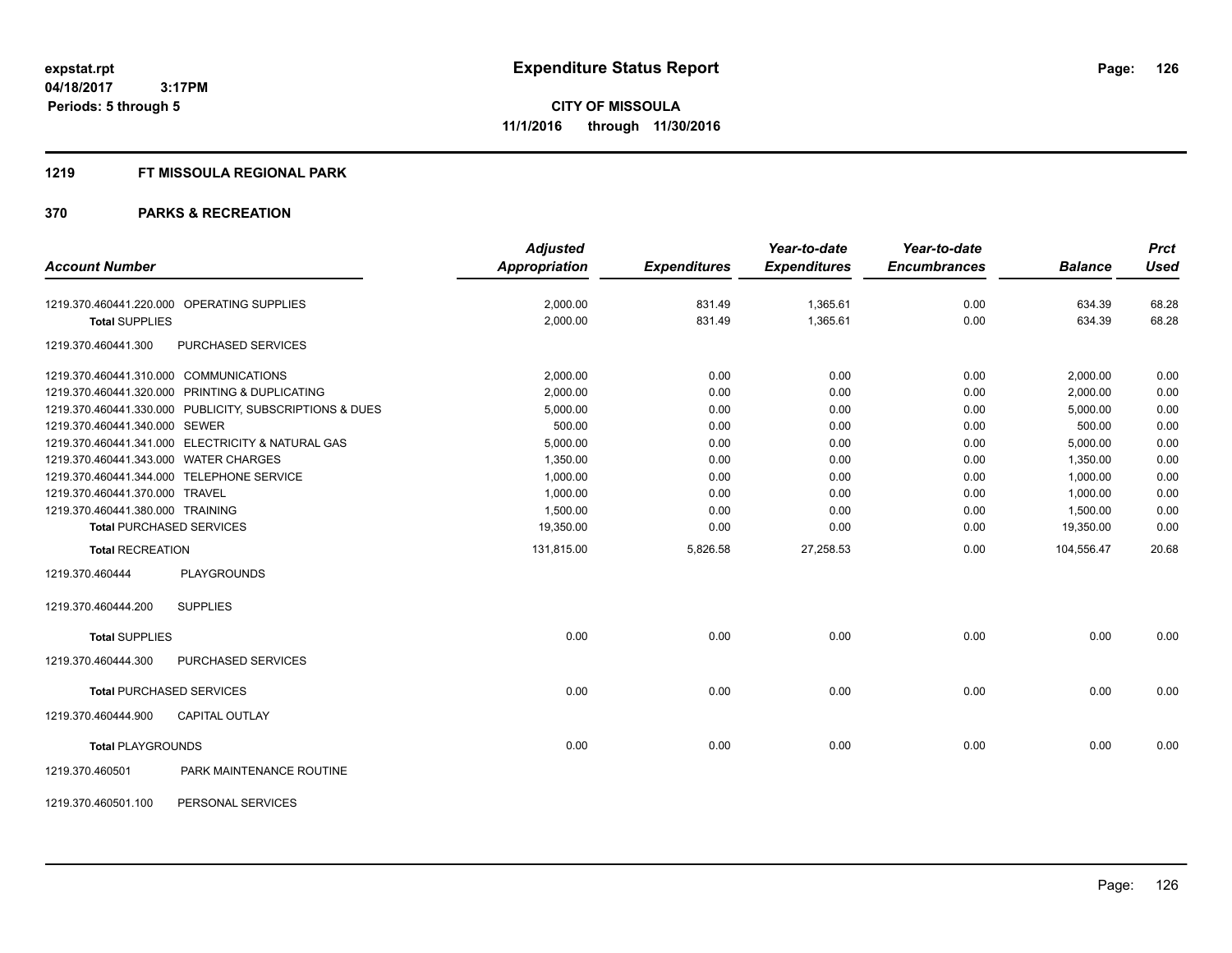# Expenditure Status Report

**CITY OF MISSOULA**
**11/1/2016 through 11/30/2016**

expstat.rpt
04/18/2017 3:17PM
Periods: 5 through 5

## 1219 FT MISSOULA REGIONAL PARK

## 370 PARKS & RECREATION

| Account Number | | Adjusted Appropriation | Expenditures | Year-to-date Expenditures | Year-to-date Encumbrances | Balance | Prct Used |
|---|---|---|---|---|---|---|---|
| 1219.370.460441.220.000 | OPERATING SUPPLIES | 2,000.00 | 831.49 | 1,365.61 | 0.00 | 634.39 | 68.28 |
| **Total** SUPPLIES | | 2,000.00 | 831.49 | 1,365.61 | 0.00 | 634.39 | 68.28 |
| 1219.370.460441.300 | PURCHASED SERVICES | | | | | | |
| 1219.370.460441.310.000 | COMMUNICATIONS | 2,000.00 | 0.00 | 0.00 | 0.00 | 2,000.00 | 0.00 |
| 1219.370.460441.320.000 | PRINTING & DUPLICATING | 2,000.00 | 0.00 | 0.00 | 0.00 | 2,000.00 | 0.00 |
| 1219.370.460441.330.000 | PUBLICITY, SUBSCRIPTIONS & DUES | 5,000.00 | 0.00 | 0.00 | 0.00 | 5,000.00 | 0.00 |
| 1219.370.460441.340.000 | SEWER | 500.00 | 0.00 | 0.00 | 0.00 | 500.00 | 0.00 |
| 1219.370.460441.341.000 | ELECTRICITY & NATURAL GAS | 5,000.00 | 0.00 | 0.00 | 0.00 | 5,000.00 | 0.00 |
| 1219.370.460441.343.000 | WATER CHARGES | 1,350.00 | 0.00 | 0.00 | 0.00 | 1,350.00 | 0.00 |
| 1219.370.460441.344.000 | TELEPHONE SERVICE | 1,000.00 | 0.00 | 0.00 | 0.00 | 1,000.00 | 0.00 |
| 1219.370.460441.370.000 | TRAVEL | 1,000.00 | 0.00 | 0.00 | 0.00 | 1,000.00 | 0.00 |
| 1219.370.460441.380.000 | TRAINING | 1,500.00 | 0.00 | 0.00 | 0.00 | 1,500.00 | 0.00 |
| **Total** PURCHASED SERVICES | | 19,350.00 | 0.00 | 0.00 | 0.00 | 19,350.00 | 0.00 |
| **Total** RECREATION | | 131,815.00 | 5,826.58 | 27,258.53 | 0.00 | 104,556.47 | 20.68 |
| 1219.370.460444 | PLAYGROUNDS | | | | | | |
| 1219.370.460444.200 | SUPPLIES | | | | | | |
| **Total** SUPPLIES | | 0.00 | 0.00 | 0.00 | 0.00 | 0.00 | 0.00 |
| 1219.370.460444.300 | PURCHASED SERVICES | | | | | | |
| **Total** PURCHASED SERVICES | | 0.00 | 0.00 | 0.00 | 0.00 | 0.00 | 0.00 |
| 1219.370.460444.900 | CAPITAL OUTLAY | | | | | | |
| **Total** PLAYGROUNDS | | 0.00 | 0.00 | 0.00 | 0.00 | 0.00 | 0.00 |
| 1219.370.460501 | PARK MAINTENANCE ROUTINE | | | | | | |
| 1219.370.460501.100 | PERSONAL SERVICES | | | | | | |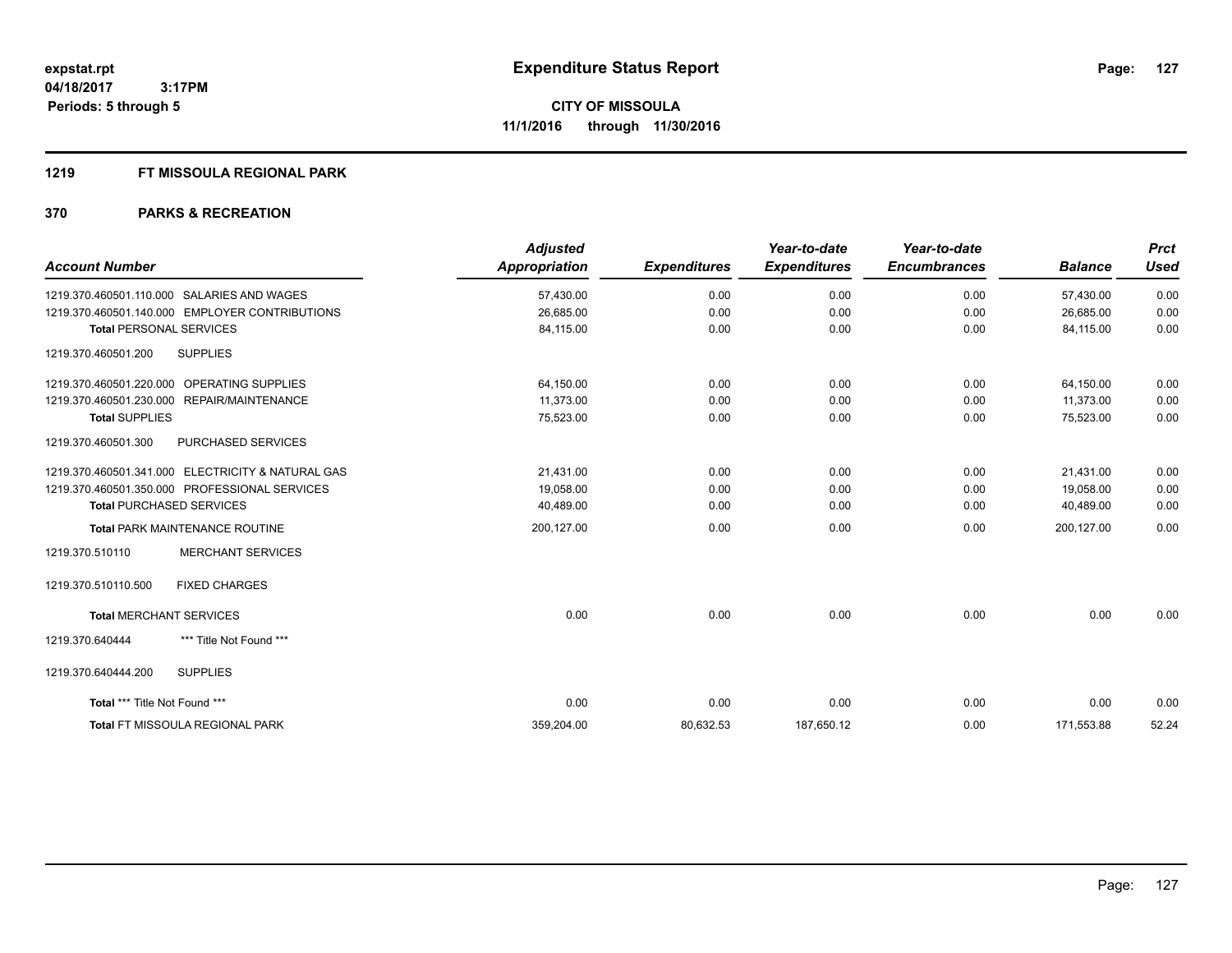**expstat.rpt**
**04/18/2017 3:17PM**
**Periods: 5 through 5**

# Expenditure Status Report

**CITY OF MISSOULA**
**11/1/2016 through 11/30/2016**

## 1219 FT MISSOULA REGIONAL PARK

## 370 PARKS & RECREATION

| Account Number | Adjusted Appropriation | Expenditures | Year-to-date Expenditures | Year-to-date Encumbrances | Balance | Prct Used |
|---|---|---|---|---|---|---|
| 1219.370.460501.110.000 SALARIES AND WAGES | 57,430.00 | 0.00 | 0.00 | 0.00 | 57,430.00 | 0.00 |
| 1219.370.460501.140.000 EMPLOYER CONTRIBUTIONS | 26,685.00 | 0.00 | 0.00 | 0.00 | 26,685.00 | 0.00 |
| **Total** PERSONAL SERVICES | 84,115.00 | 0.00 | 0.00 | 0.00 | 84,115.00 | 0.00 |
| 1219.370.460501.200 SUPPLIES | | | | | | |
| 1219.370.460501.220.000 OPERATING SUPPLIES | 64,150.00 | 0.00 | 0.00 | 0.00 | 64,150.00 | 0.00 |
| 1219.370.460501.230.000 REPAIR/MAINTENANCE | 11,373.00 | 0.00 | 0.00 | 0.00 | 11,373.00 | 0.00 |
| **Total** SUPPLIES | 75,523.00 | 0.00 | 0.00 | 0.00 | 75,523.00 | 0.00 |
| 1219.370.460501.300 PURCHASED SERVICES | | | | | | |
| 1219.370.460501.341.000 ELECTRICITY & NATURAL GAS | 21,431.00 | 0.00 | 0.00 | 0.00 | 21,431.00 | 0.00 |
| 1219.370.460501.350.000 PROFESSIONAL SERVICES | 19,058.00 | 0.00 | 0.00 | 0.00 | 19,058.00 | 0.00 |
| **Total** PURCHASED SERVICES | 40,489.00 | 0.00 | 0.00 | 0.00 | 40,489.00 | 0.00 |
| **Total** PARK MAINTENANCE ROUTINE | 200,127.00 | 0.00 | 0.00 | 0.00 | 200,127.00 | 0.00 |
| 1219.370.510110 MERCHANT SERVICES | | | | | | |
| 1219.370.510110.500 FIXED CHARGES | | | | | | |
| **Total** MERCHANT SERVICES | 0.00 | 0.00 | 0.00 | 0.00 | 0.00 | 0.00 |
| 1219.370.640444 *** Title Not Found *** | | | | | | |
| 1219.370.640444.200 SUPPLIES | | | | | | |
| **Total** *** Title Not Found *** | 0.00 | 0.00 | 0.00 | 0.00 | 0.00 | 0.00 |
| **Total** FT MISSOULA REGIONAL PARK | 359,204.00 | 80,632.53 | 187,650.12 | 0.00 | 171,553.88 | 52.24 |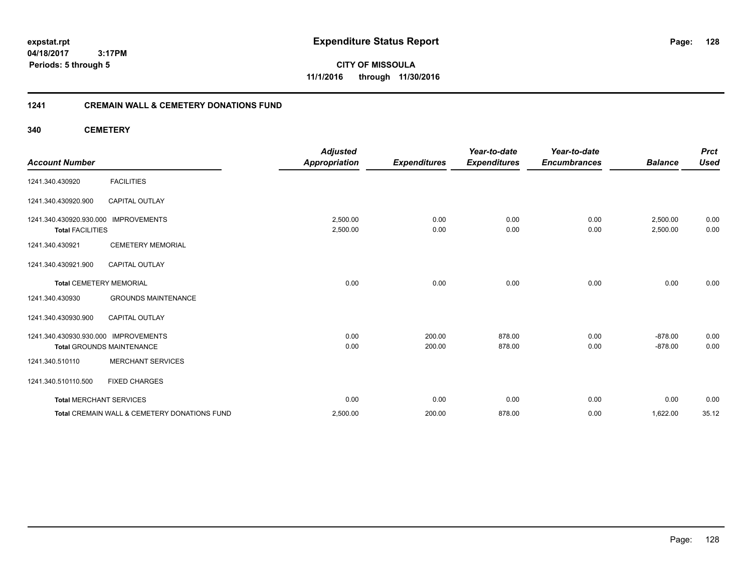expstat.rpt
04/18/2017 3:17PM
Periods: 5 through 5

# Expenditure Status Report

**CITY OF MISSOULA**
**11/1/2016 through 11/30/2016**

## 1241 CREMAIN WALL & CEMETERY DONATIONS FUND

### 340 CEMETERY

| Account Number | | Adjusted Appropriation | Expenditures | Year-to-date Expenditures | Year-to-date Encumbrances | Balance | Prct Used |
|---|---|---|---|---|---|---|---|
| 1241.340.430920 | FACILITIES | | | | | | |
| 1241.340.430920.900 | CAPITAL OUTLAY | | | | | | |
| 1241.340.430920.930.000 | IMPROVEMENTS | 2,500.00 | 0.00 | 0.00 | 0.00 | 2,500.00 | 0.00 |
| **Total** FACILITIES | | 2,500.00 | 0.00 | 0.00 | 0.00 | 2,500.00 | 0.00 |
| 1241.340.430921 | CEMETERY MEMORIAL | | | | | | |
| 1241.340.430921.900 | CAPITAL OUTLAY | | | | | | |
| **Total** CEMETERY MEMORIAL | | 0.00 | 0.00 | 0.00 | 0.00 | 0.00 | 0.00 |
| 1241.340.430930 | GROUNDS MAINTENANCE | | | | | | |
| 1241.340.430930.900 | CAPITAL OUTLAY | | | | | | |
| 1241.340.430930.930.000 | IMPROVEMENTS | 0.00 | 200.00 | 878.00 | 0.00 | -878.00 | 0.00 |
| **Total** GROUNDS MAINTENANCE | | 0.00 | 200.00 | 878.00 | 0.00 | -878.00 | 0.00 |
| 1241.340.510110 | MERCHANT SERVICES | | | | | | |
| 1241.340.510110.500 | FIXED CHARGES | | | | | | |
| **Total** MERCHANT SERVICES | | 0.00 | 0.00 | 0.00 | 0.00 | 0.00 | 0.00 |
| **Total** CREMAIN WALL & CEMETERY DONATIONS FUND | | 2,500.00 | 200.00 | 878.00 | 0.00 | 1,622.00 | 35.12 |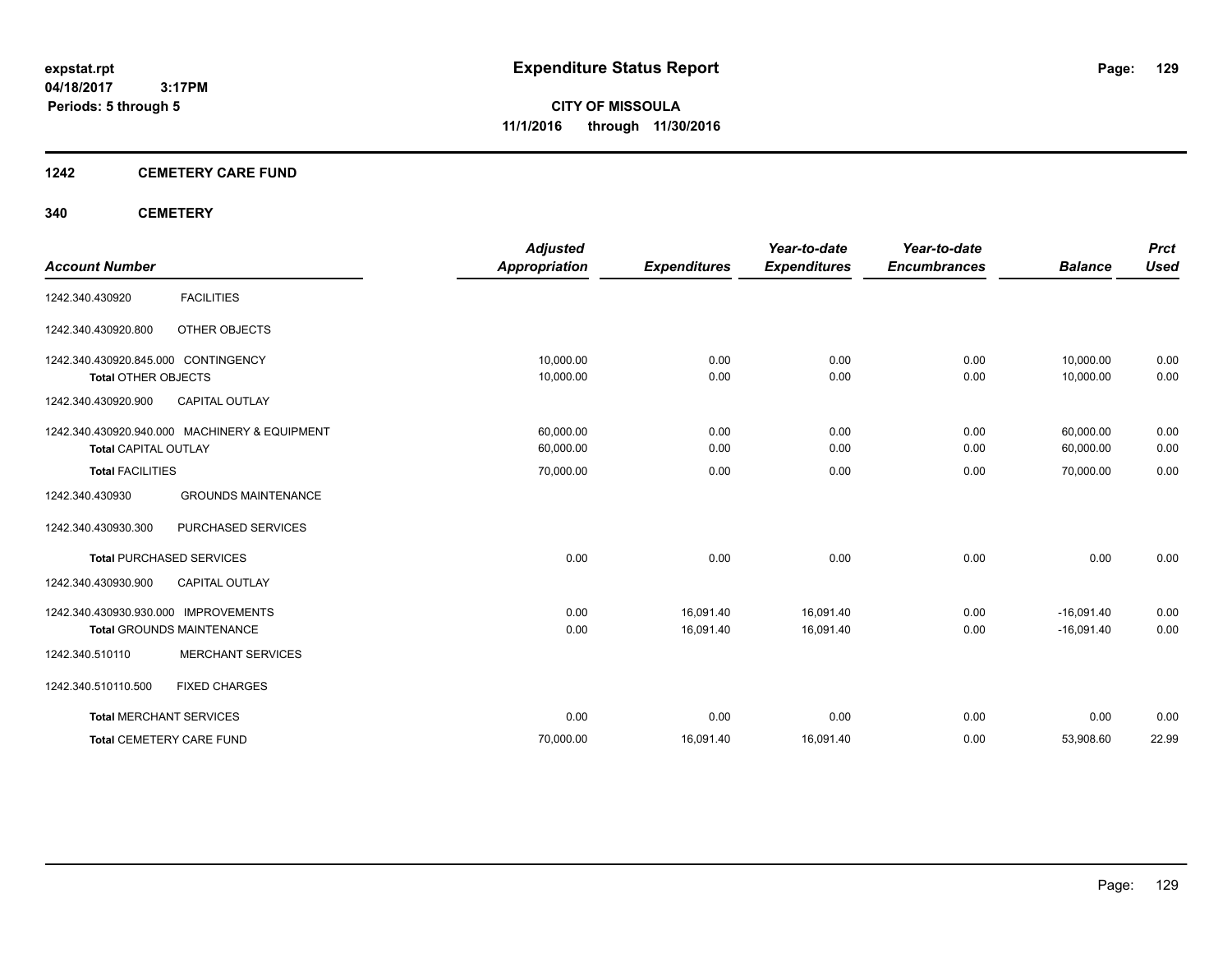# Expenditure Status Report

expstat.rpt
04/18/2017 3:17PM
Periods: 5 through 5

**CITY OF MISSOULA**
**11/1/2016 through 11/30/2016**

## 1242 CEMETERY CARE FUND

### 340 CEMETERY

| Account Number | | Adjusted Appropriation | Expenditures | Year-to-date Expenditures | Year-to-date Encumbrances | Balance | Prct Used |
|---|---|---|---|---|---|---|---|
| 1242.340.430920 | FACILITIES | | | | | | |
| 1242.340.430920.800 | OTHER OBJECTS | | | | | | |
| 1242.340.430920.845.000 | CONTINGENCY | 10,000.00 | 0.00 | 0.00 | 0.00 | 10,000.00 | 0.00 |
| **Total** OTHER OBJECTS | | 10,000.00 | 0.00 | 0.00 | 0.00 | 10,000.00 | 0.00 |
| 1242.340.430920.900 | CAPITAL OUTLAY | | | | | | |
| 1242.340.430920.940.000 | MACHINERY & EQUIPMENT | 60,000.00 | 0.00 | 0.00 | 0.00 | 60,000.00 | 0.00 |
| **Total** CAPITAL OUTLAY | | 60,000.00 | 0.00 | 0.00 | 0.00 | 60,000.00 | 0.00 |
| **Total** FACILITIES | | 70,000.00 | 0.00 | 0.00 | 0.00 | 70,000.00 | 0.00 |
| 1242.340.430930 | GROUNDS MAINTENANCE | | | | | | |
| 1242.340.430930.300 | PURCHASED SERVICES | | | | | | |
| **Total** PURCHASED SERVICES | | 0.00 | 0.00 | 0.00 | 0.00 | 0.00 | 0.00 |
| 1242.340.430930.900 | CAPITAL OUTLAY | | | | | | |
| 1242.340.430930.930.000 | IMPROVEMENTS | 0.00 | 16,091.40 | 16,091.40 | 0.00 | -16,091.40 | 0.00 |
| **Total** GROUNDS MAINTENANCE | | 0.00 | 16,091.40 | 16,091.40 | 0.00 | -16,091.40 | 0.00 |
| 1242.340.510110 | MERCHANT SERVICES | | | | | | |
| 1242.340.510110.500 | FIXED CHARGES | | | | | | |
| **Total** MERCHANT SERVICES | | 0.00 | 0.00 | 0.00 | 0.00 | 0.00 | 0.00 |
| **Total** CEMETERY CARE FUND | | 70,000.00 | 16,091.40 | 16,091.40 | 0.00 | 53,908.60 | 22.99 |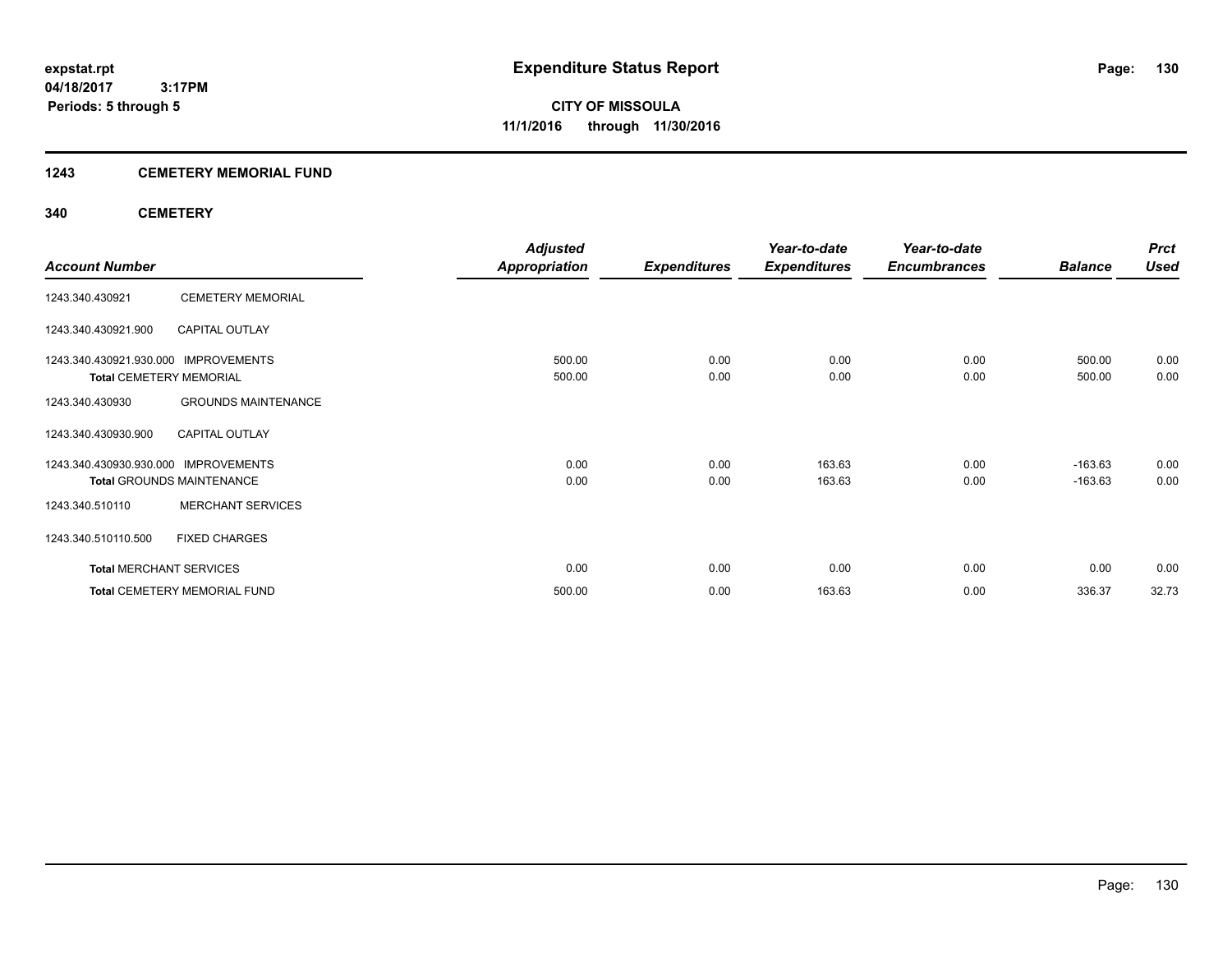**expstat.rpt**
**04/18/2017 3:17PM**
**Periods: 5 through 5**

# Expenditure Status Report

**CITY OF MISSOULA**
**11/1/2016 through 11/30/2016**

## 1243 CEMETERY MEMORIAL FUND

### 340 CEMETERY

| Account Number | | Adjusted Appropriation | Expenditures | Year-to-date Expenditures | Year-to-date Encumbrances | Balance | Prct Used |
|---|---|---|---|---|---|---|---|
| 1243.340.430921 | CEMETERY MEMORIAL | | | | | | |
| 1243.340.430921.900 | CAPITAL OUTLAY | | | | | | |
| 1243.340.430921.930.000 | IMPROVEMENTS | 500.00 | 0.00 | 0.00 | 0.00 | 500.00 | 0.00 |
| **Total** CEMETERY MEMORIAL | | 500.00 | 0.00 | 0.00 | 0.00 | 500.00 | 0.00 |
| 1243.340.430930 | GROUNDS MAINTENANCE | | | | | | |
| 1243.340.430930.900 | CAPITAL OUTLAY | | | | | | |
| 1243.340.430930.930.000 | IMPROVEMENTS | 0.00 | 0.00 | 163.63 | 0.00 | -163.63 | 0.00 |
| **Total** GROUNDS MAINTENANCE | | 0.00 | 0.00 | 163.63 | 0.00 | -163.63 | 0.00 |
| 1243.340.510110 | MERCHANT SERVICES | | | | | | |
| 1243.340.510110.500 | FIXED CHARGES | | | | | | |
| **Total** MERCHANT SERVICES | | 0.00 | 0.00 | 0.00 | 0.00 | 0.00 | 0.00 |
| **Total** CEMETERY MEMORIAL FUND | | 500.00 | 0.00 | 163.63 | 0.00 | 336.37 | 32.73 |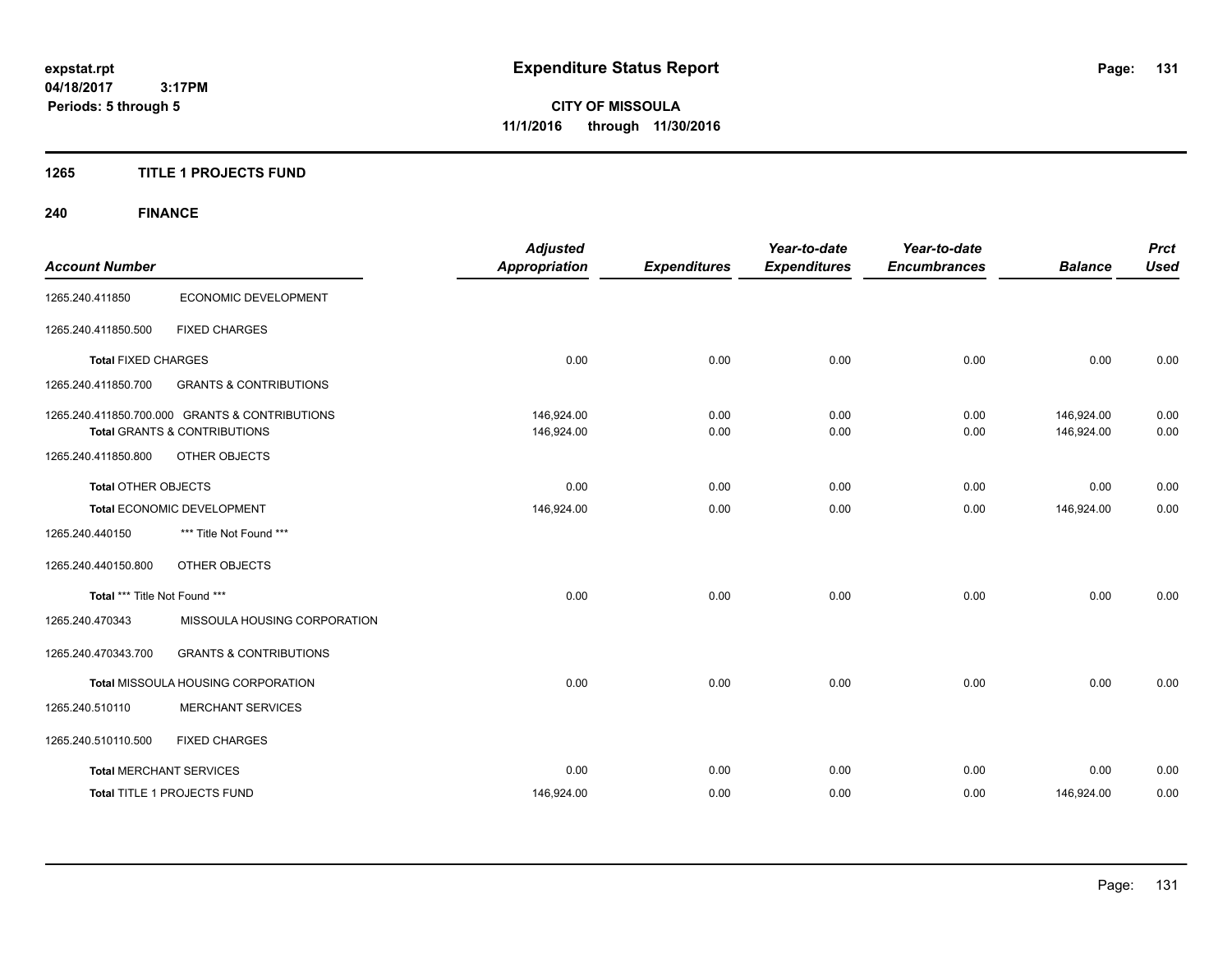# Expenditure Status Report

**CITY OF MISSOULA**
**11/1/2016 through 11/30/2016**

expstat.rpt
04/18/2017 3:17PM
Periods: 5 through 5

## 1265 TITLE 1 PROJECTS FUND

## 240 FINANCE

| Account Number | | Adjusted Appropriation | Expenditures | Year-to-date Expenditures | Year-to-date Encumbrances | Balance | Prct Used |
|---|---|---|---|---|---|---|---|
| 1265.240.411850 | ECONOMIC DEVELOPMENT | | | | | | |
| 1265.240.411850.500 | FIXED CHARGES | | | | | | |
| **Total** FIXED CHARGES | | 0.00 | 0.00 | 0.00 | 0.00 | 0.00 | 0.00 |
| 1265.240.411850.700 | GRANTS & CONTRIBUTIONS | | | | | | |
| 1265.240.411850.700.000 | GRANTS & CONTRIBUTIONS | 146,924.00 | 0.00 | 0.00 | 0.00 | 146,924.00 | 0.00 |
| **Total** GRANTS & CONTRIBUTIONS | | 146,924.00 | 0.00 | 0.00 | 0.00 | 146,924.00 | 0.00 |
| 1265.240.411850.800 | OTHER OBJECTS | | | | | | |
| **Total** OTHER OBJECTS | | 0.00 | 0.00 | 0.00 | 0.00 | 0.00 | 0.00 |
| **Total** ECONOMIC DEVELOPMENT | | 146,924.00 | 0.00 | 0.00 | 0.00 | 146,924.00 | 0.00 |
| 1265.240.440150 | *** Title Not Found *** | | | | | | |
| 1265.240.440150.800 | OTHER OBJECTS | | | | | | |
| **Total** *** Title Not Found *** | | 0.00 | 0.00 | 0.00 | 0.00 | 0.00 | 0.00 |
| 1265.240.470343 | MISSOULA HOUSING CORPORATION | | | | | | |
| 1265.240.470343.700 | GRANTS & CONTRIBUTIONS | | | | | | |
| **Total** MISSOULA HOUSING CORPORATION | | 0.00 | 0.00 | 0.00 | 0.00 | 0.00 | 0.00 |
| 1265.240.510110 | MERCHANT SERVICES | | | | | | |
| 1265.240.510110.500 | FIXED CHARGES | | | | | | |
| **Total** MERCHANT SERVICES | | 0.00 | 0.00 | 0.00 | 0.00 | 0.00 | 0.00 |
| **Total** TITLE 1 PROJECTS FUND | | 146,924.00 | 0.00 | 0.00 | 0.00 | 146,924.00 | 0.00 |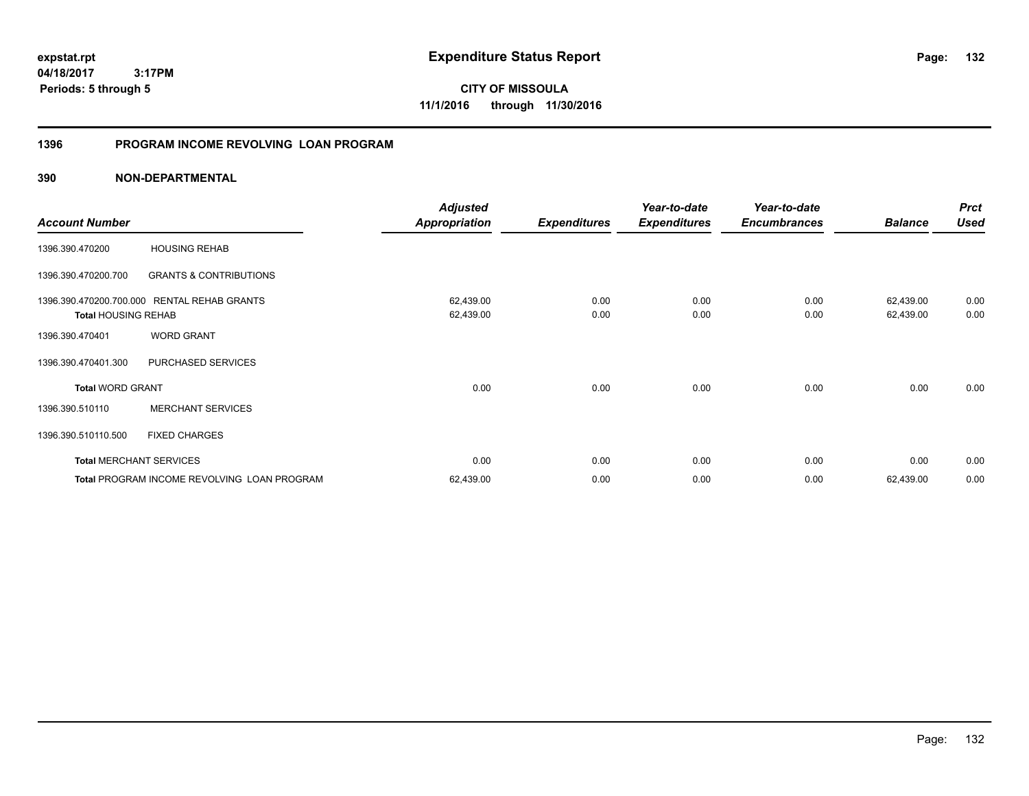# Expenditure Status Report

expstat.rpt
04/18/2017 3:17PM
Periods: 5 through 5

**CITY OF MISSOULA**
**11/1/2016 through 11/30/2016**

## 1396 PROGRAM INCOME REVOLVING LOAN PROGRAM

### 390 NON-DEPARTMENTAL

| Account Number | | Adjusted Appropriation | Expenditures | Year-to-date Expenditures | Year-to-date Encumbrances | Balance | Prct Used |
|---|---|---|---|---|---|---|---|
| 1396.390.470200 | HOUSING REHAB | | | | | | |
| 1396.390.470200.700 | GRANTS & CONTRIBUTIONS | | | | | | |
| 1396.390.470200.700.000 | RENTAL REHAB GRANTS | 62,439.00 | 0.00 | 0.00 | 0.00 | 62,439.00 | 0.00 |
| **Total** HOUSING REHAB | | 62,439.00 | 0.00 | 0.00 | 0.00 | 62,439.00 | 0.00 |
| 1396.390.470401 | WORD GRANT | | | | | | |
| 1396.390.470401.300 | PURCHASED SERVICES | | | | | | |
| **Total** WORD GRANT | | 0.00 | 0.00 | 0.00 | 0.00 | 0.00 | 0.00 |
| 1396.390.510110 | MERCHANT SERVICES | | | | | | |
| 1396.390.510110.500 | FIXED CHARGES | | | | | | |
| **Total** MERCHANT SERVICES | | 0.00 | 0.00 | 0.00 | 0.00 | 0.00 | 0.00 |
| **Total** PROGRAM INCOME REVOLVING LOAN PROGRAM | | 62,439.00 | 0.00 | 0.00 | 0.00 | 62,439.00 | 0.00 |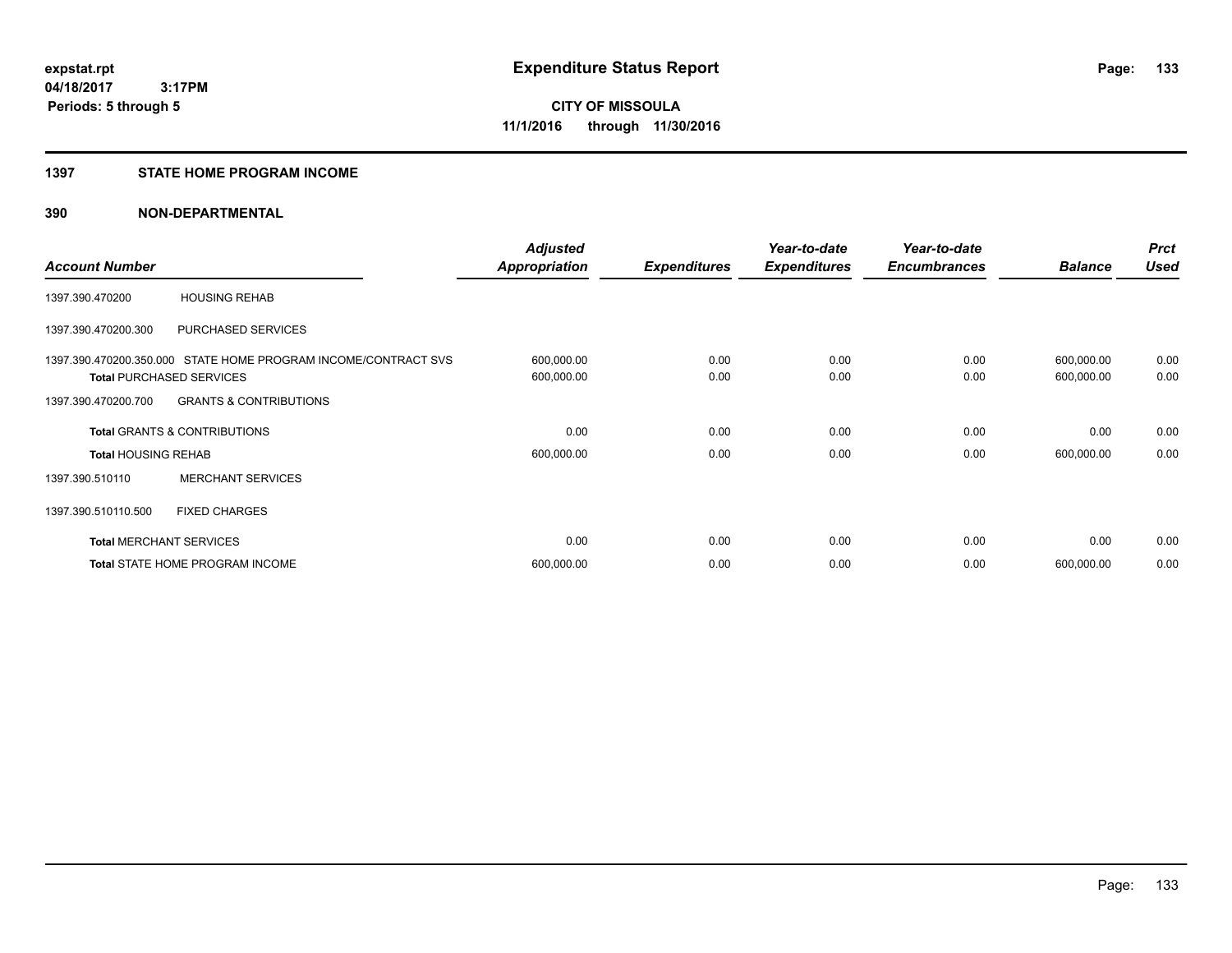**expstat.rpt**
**04/18/2017 3:17PM**
**Periods: 5 through 5**

# Expenditure Status Report

**CITY OF MISSOULA**
**11/1/2016 through 11/30/2016**

## 1397 STATE HOME PROGRAM INCOME

## 390 NON-DEPARTMENTAL

| Account Number | | Adjusted Appropriation | Expenditures | Year-to-date Expenditures | Year-to-date Encumbrances | Balance | Prct Used |
|---|---|---|---|---|---|---|---|
| 1397.390.470200 | HOUSING REHAB | | | | | | |
| 1397.390.470200.300 | PURCHASED SERVICES | | | | | | |
| 1397.390.470200.350.000 | STATE HOME PROGRAM INCOME/CONTRACT SVS | 600,000.00 | 0.00 | 0.00 | 0.00 | 600,000.00 | 0.00 |
| **Total** PURCHASED SERVICES | | 600,000.00 | 0.00 | 0.00 | 0.00 | 600,000.00 | 0.00 |
| 1397.390.470200.700 | GRANTS & CONTRIBUTIONS | | | | | | |
| **Total** GRANTS & CONTRIBUTIONS | | 0.00 | 0.00 | 0.00 | 0.00 | 0.00 | 0.00 |
| **Total** HOUSING REHAB | | 600,000.00 | 0.00 | 0.00 | 0.00 | 600,000.00 | 0.00 |
| 1397.390.510110 | MERCHANT SERVICES | | | | | | |
| 1397.390.510110.500 | FIXED CHARGES | | | | | | |
| **Total** MERCHANT SERVICES | | 0.00 | 0.00 | 0.00 | 0.00 | 0.00 | 0.00 |
| **Total** STATE HOME PROGRAM INCOME | | 600,000.00 | 0.00 | 0.00 | 0.00 | 600,000.00 | 0.00 |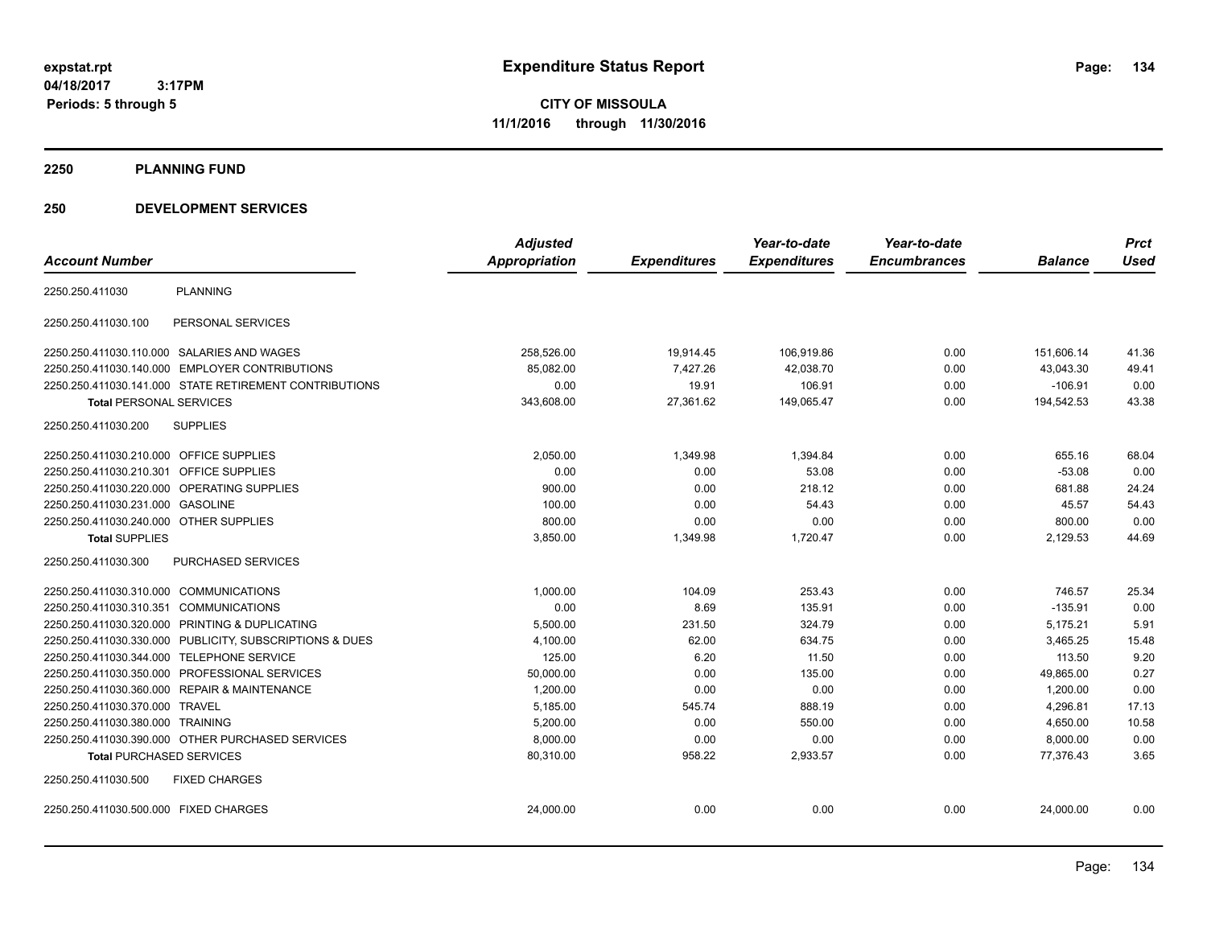# Expenditure Status Report

**CITY OF MISSOULA**
**11/1/2016 through 11/30/2016**

expstat.rpt
04/18/2017 3:17PM
Periods: 5 through 5

## 2250 PLANNING FUND

## 250 DEVELOPMENT SERVICES

| Account Number | | Adjusted Appropriation | Expenditures | Year-to-date Expenditures | Year-to-date Encumbrances | Balance | Prct Used |
|---|---|---|---|---|---|---|---|
| 2250.250.411030 | PLANNING | | | | | | |
| 2250.250.411030.100 | PERSONAL SERVICES | | | | | | |
| 2250.250.411030.110.000 | SALARIES AND WAGES | 258,526.00 | 19,914.45 | 106,919.86 | 0.00 | 151,606.14 | 41.36 |
| 2250.250.411030.140.000 | EMPLOYER CONTRIBUTIONS | 85,082.00 | 7,427.26 | 42,038.70 | 0.00 | 43,043.30 | 49.41 |
| 2250.250.411030.141.000 | STATE RETIREMENT CONTRIBUTIONS | 0.00 | 19.91 | 106.91 | 0.00 | -106.91 | 0.00 |
| **Total** PERSONAL SERVICES | | 343,608.00 | 27,361.62 | 149,065.47 | 0.00 | 194,542.53 | 43.38 |
| 2250.250.411030.200 | SUPPLIES | | | | | | |
| 2250.250.411030.210.000 | OFFICE SUPPLIES | 2,050.00 | 1,349.98 | 1,394.84 | 0.00 | 655.16 | 68.04 |
| 2250.250.411030.210.301 | OFFICE SUPPLIES | 0.00 | 0.00 | 53.08 | 0.00 | -53.08 | 0.00 |
| 2250.250.411030.220.000 | OPERATING SUPPLIES | 900.00 | 0.00 | 218.12 | 0.00 | 681.88 | 24.24 |
| 2250.250.411030.231.000 | GASOLINE | 100.00 | 0.00 | 54.43 | 0.00 | 45.57 | 54.43 |
| 2250.250.411030.240.000 | OTHER SUPPLIES | 800.00 | 0.00 | 0.00 | 0.00 | 800.00 | 0.00 |
| **Total** SUPPLIES | | 3,850.00 | 1,349.98 | 1,720.47 | 0.00 | 2,129.53 | 44.69 |
| 2250.250.411030.300 | PURCHASED SERVICES | | | | | | |
| 2250.250.411030.310.000 | COMMUNICATIONS | 1,000.00 | 104.09 | 253.43 | 0.00 | 746.57 | 25.34 |
| 2250.250.411030.310.351 | COMMUNICATIONS | 0.00 | 8.69 | 135.91 | 0.00 | -135.91 | 0.00 |
| 2250.250.411030.320.000 | PRINTING & DUPLICATING | 5,500.00 | 231.50 | 324.79 | 0.00 | 5,175.21 | 5.91 |
| 2250.250.411030.330.000 | PUBLICITY, SUBSCRIPTIONS & DUES | 4,100.00 | 62.00 | 634.75 | 0.00 | 3,465.25 | 15.48 |
| 2250.250.411030.344.000 | TELEPHONE SERVICE | 125.00 | 6.20 | 11.50 | 0.00 | 113.50 | 9.20 |
| 2250.250.411030.350.000 | PROFESSIONAL SERVICES | 50,000.00 | 0.00 | 135.00 | 0.00 | 49,865.00 | 0.27 |
| 2250.250.411030.360.000 | REPAIR & MAINTENANCE | 1,200.00 | 0.00 | 0.00 | 0.00 | 1,200.00 | 0.00 |
| 2250.250.411030.370.000 | TRAVEL | 5,185.00 | 545.74 | 888.19 | 0.00 | 4,296.81 | 17.13 |
| 2250.250.411030.380.000 | TRAINING | 5,200.00 | 0.00 | 550.00 | 0.00 | 4,650.00 | 10.58 |
| 2250.250.411030.390.000 | OTHER PURCHASED SERVICES | 8,000.00 | 0.00 | 0.00 | 0.00 | 8,000.00 | 0.00 |
| **Total** PURCHASED SERVICES | | 80,310.00 | 958.22 | 2,933.57 | 0.00 | 77,376.43 | 3.65 |
| 2250.250.411030.500 | FIXED CHARGES | | | | | | |
| 2250.250.411030.500.000 | FIXED CHARGES | 24,000.00 | 0.00 | 0.00 | 0.00 | 24,000.00 | 0.00 |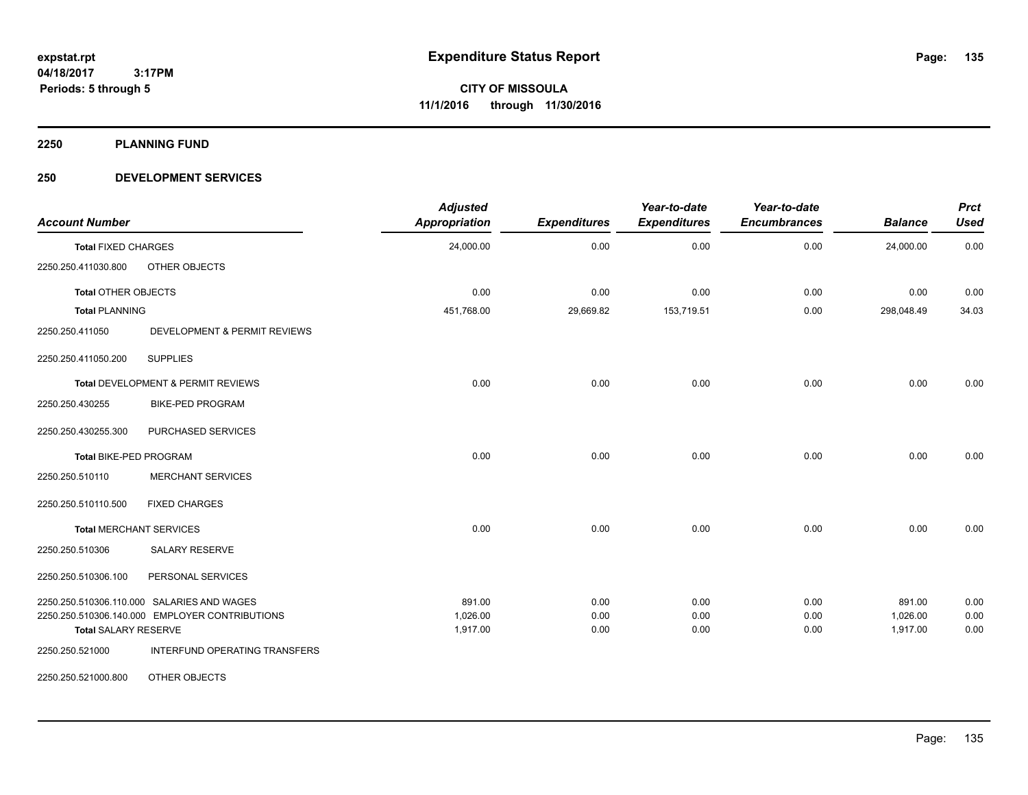**expstat.rpt**
**04/18/2017 3:17PM**
**Periods: 5 through 5**

# Expenditure Status Report

**CITY OF MISSOULA**
**11/1/2016 through 11/30/2016**

## 2250 PLANNING FUND

## 250 DEVELOPMENT SERVICES

| Account Number | | Adjusted Appropriation | Expenditures | Year-to-date Expenditures | Year-to-date Encumbrances | Balance | Prct Used |
|---|---|---|---|---|---|---|---|
| **Total** FIXED CHARGES | | 24,000.00 | 0.00 | 0.00 | 0.00 | 24,000.00 | 0.00 |
| 2250.250.411030.800 | OTHER OBJECTS | | | | | | |
| **Total** OTHER OBJECTS | | 0.00 | 0.00 | 0.00 | 0.00 | 0.00 | 0.00 |
| **Total** PLANNING | | 451,768.00 | 29,669.82 | 153,719.51 | 0.00 | 298,048.49 | 34.03 |
| 2250.250.411050 | DEVELOPMENT & PERMIT REVIEWS | | | | | | |
| 2250.250.411050.200 | SUPPLIES | | | | | | |
| **Total** DEVELOPMENT & PERMIT REVIEWS | | 0.00 | 0.00 | 0.00 | 0.00 | 0.00 | 0.00 |
| 2250.250.430255 | BIKE-PED PROGRAM | | | | | | |
| 2250.250.430255.300 | PURCHASED SERVICES | | | | | | |
| **Total** BIKE-PED PROGRAM | | 0.00 | 0.00 | 0.00 | 0.00 | 0.00 | 0.00 |
| 2250.250.510110 | MERCHANT SERVICES | | | | | | |
| 2250.250.510110.500 | FIXED CHARGES | | | | | | |
| **Total** MERCHANT SERVICES | | 0.00 | 0.00 | 0.00 | 0.00 | 0.00 | 0.00 |
| 2250.250.510306 | SALARY RESERVE | | | | | | |
| 2250.250.510306.100 | PERSONAL SERVICES | | | | | | |
| 2250.250.510306.110.000 | SALARIES AND WAGES | 891.00 | 0.00 | 0.00 | 0.00 | 891.00 | 0.00 |
| 2250.250.510306.140.000 | EMPLOYER CONTRIBUTIONS | 1,026.00 | 0.00 | 0.00 | 0.00 | 1,026.00 | 0.00 |
| **Total** SALARY RESERVE | | 1,917.00 | 0.00 | 0.00 | 0.00 | 1,917.00 | 0.00 |
| 2250.250.521000 | INTERFUND OPERATING TRANSFERS | | | | | | |
| 2250.250.521000.800 | OTHER OBJECTS | | | | | | |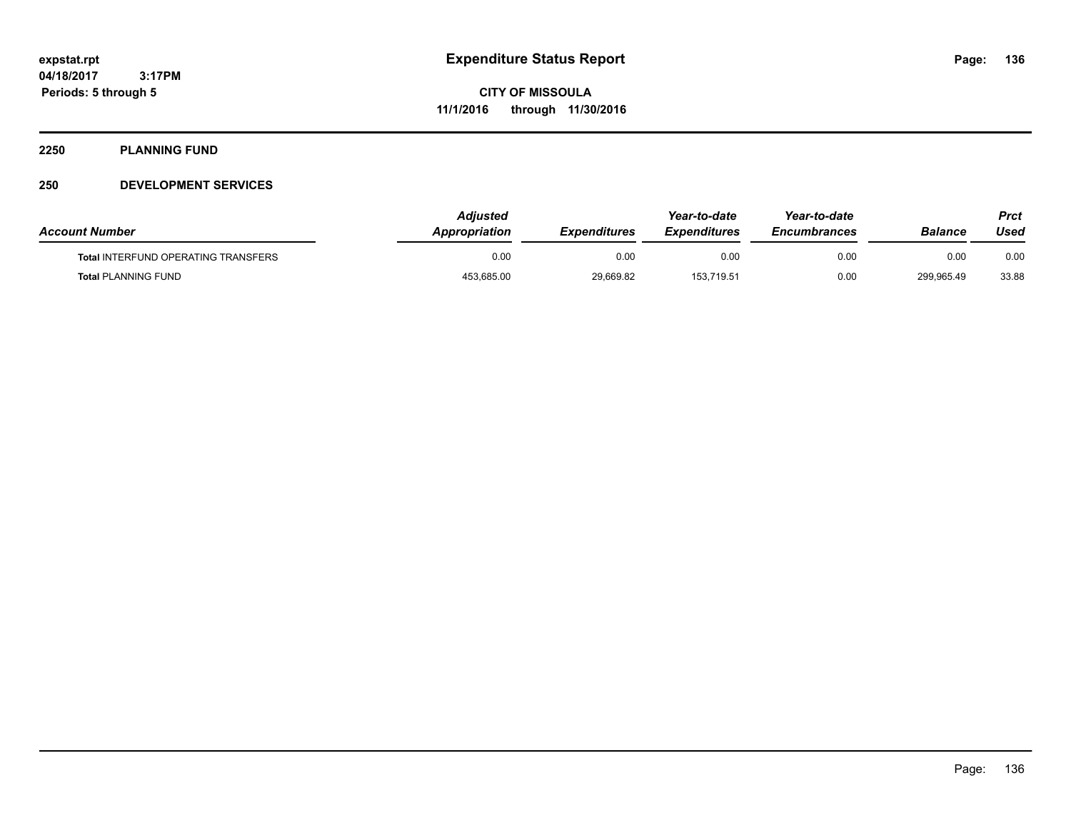**expstat.rpt**
**04/18/2017 3:17PM**
**Periods: 5 through 5**

# Expenditure Status Report

**CITY OF MISSOULA**
**11/1/2016 through 11/30/2016**

## 2250 PLANNING FUND

## 250 DEVELOPMENT SERVICES

| *Account Number* | *Adjusted Appropriation* | *Expenditures* | *Year-to-date Expenditures* | *Year-to-date Encumbrances* | *Balance* | *Prct Used* |
|---|---|---|---|---|---|---|
| **Total** INTERFUND OPERATING TRANSFERS | 0.00 | 0.00 | 0.00 | 0.00 | 0.00 | 0.00 |
| **Total** PLANNING FUND | 453,685.00 | 29,669.82 | 153,719.51 | 0.00 | 299,965.49 | 33.88 |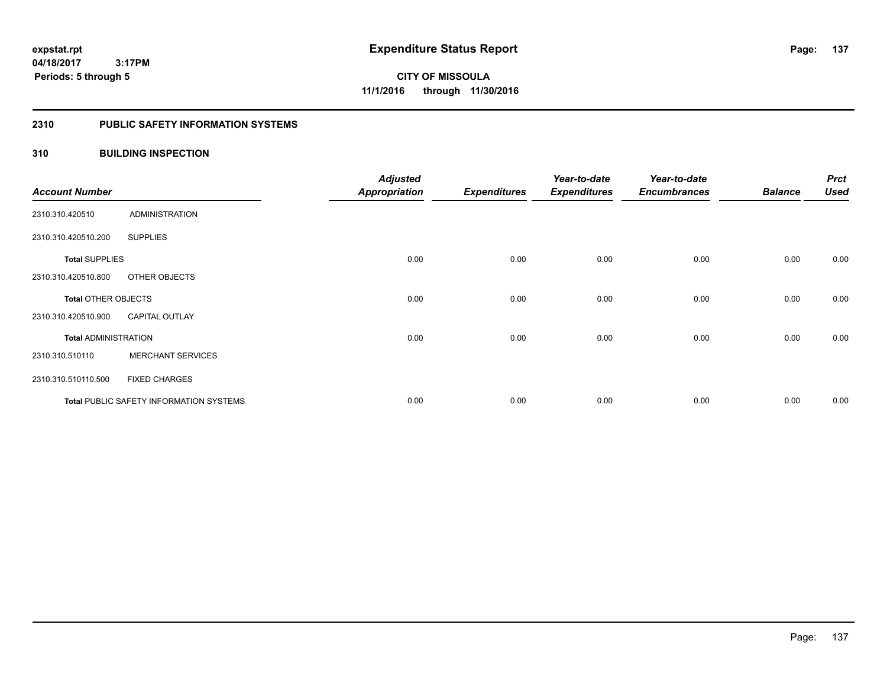# Expenditure Status Report

**CITY OF MISSOULA**
**11/1/2016 through 11/30/2016**

expstat.rpt
04/18/2017 3:17PM
Periods: 5 through 5

## 2310 PUBLIC SAFETY INFORMATION SYSTEMS

## 310 BUILDING INSPECTION

| Account Number | | Adjusted Appropriation | Expenditures | Year-to-date Expenditures | Year-to-date Encumbrances | Balance | Prct Used |
|---|---|---|---|---|---|---|---|
| 2310.310.420510 | ADMINISTRATION | | | | | | |
| 2310.310.420510.200 | SUPPLIES | | | | | | |
| **Total** SUPPLIES | | 0.00 | 0.00 | 0.00 | 0.00 | 0.00 | 0.00 |
| 2310.310.420510.800 | OTHER OBJECTS | | | | | | |
| **Total** OTHER OBJECTS | | 0.00 | 0.00 | 0.00 | 0.00 | 0.00 | 0.00 |
| 2310.310.420510.900 | CAPITAL OUTLAY | | | | | | |
| **Total** ADMINISTRATION | | 0.00 | 0.00 | 0.00 | 0.00 | 0.00 | 0.00 |
| 2310.310.510110 | MERCHANT SERVICES | | | | | | |
| 2310.310.510110.500 | FIXED CHARGES | | | | | | |
| **Total** PUBLIC SAFETY INFORMATION SYSTEMS | | 0.00 | 0.00 | 0.00 | 0.00 | 0.00 | 0.00 |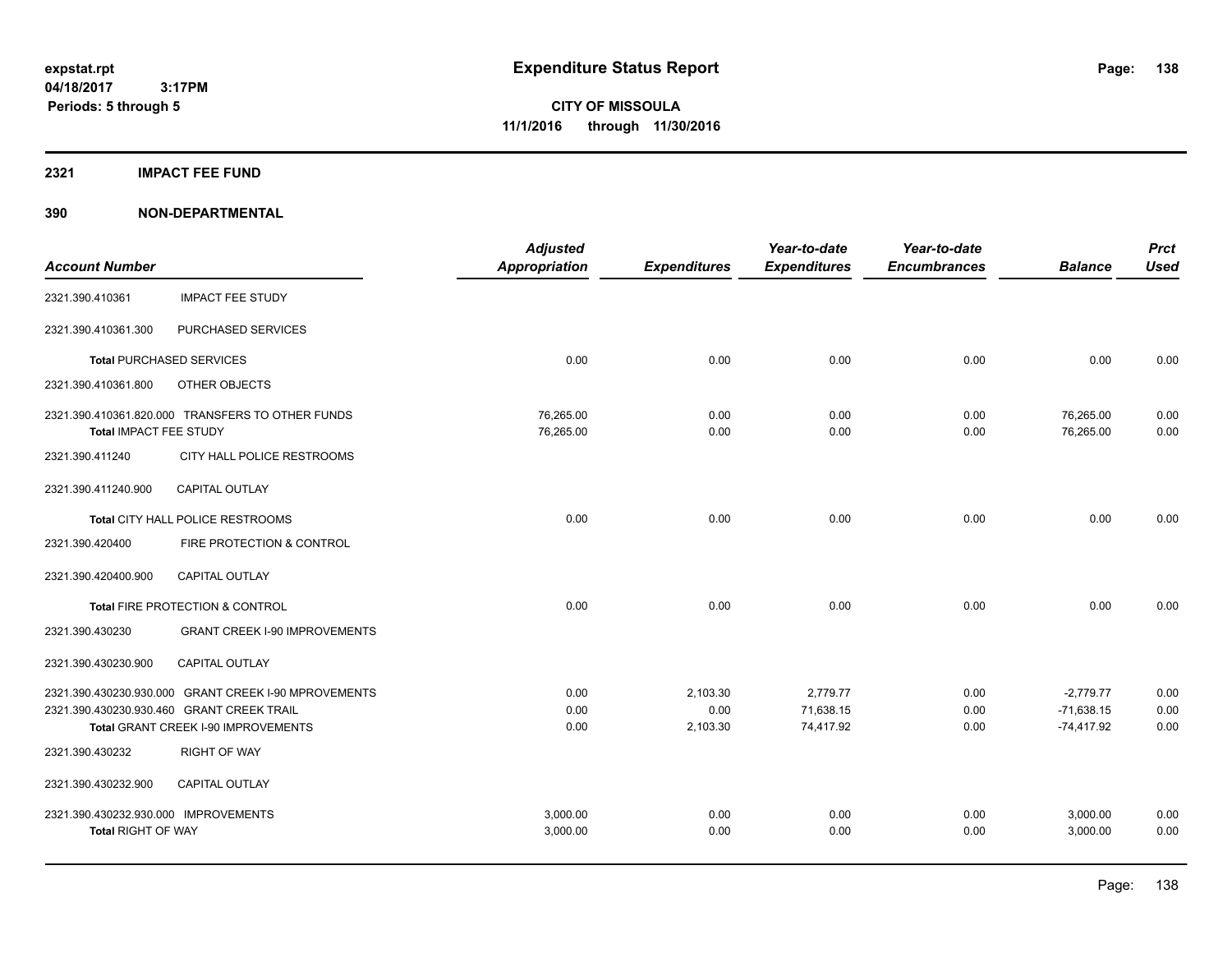**Expenditure Status Report**

**CITY OF MISSOULA**
**11/1/2016 through 11/30/2016**

expstat.rpt
04/18/2017 3:17PM
Periods: 5 through 5

## 2321 IMPACT FEE FUND

## 390 NON-DEPARTMENTAL

| Account Number | | Adjusted Appropriation | Expenditures | Year-to-date Expenditures | Year-to-date Encumbrances | Balance | Prct Used |
|---|---|---|---|---|---|---|---|
| 2321.390.410361 | IMPACT FEE STUDY | | | | | | |
| 2321.390.410361.300 | PURCHASED SERVICES | | | | | | |
| **Total** PURCHASED SERVICES | | 0.00 | 0.00 | 0.00 | 0.00 | 0.00 | 0.00 |
| 2321.390.410361.800 | OTHER OBJECTS | | | | | | |
| 2321.390.410361.820.000 | TRANSFERS TO OTHER FUNDS | 76,265.00 | 0.00 | 0.00 | 0.00 | 76,265.00 | 0.00 |
| **Total** IMPACT FEE STUDY | | 76,265.00 | 0.00 | 0.00 | 0.00 | 76,265.00 | 0.00 |
| 2321.390.411240 | CITY HALL POLICE RESTROOMS | | | | | | |
| 2321.390.411240.900 | CAPITAL OUTLAY | | | | | | |
| **Total** CITY HALL POLICE RESTROOMS | | 0.00 | 0.00 | 0.00 | 0.00 | 0.00 | 0.00 |
| 2321.390.420400 | FIRE PROTECTION & CONTROL | | | | | | |
| 2321.390.420400.900 | CAPITAL OUTLAY | | | | | | |
| **Total** FIRE PROTECTION & CONTROL | | 0.00 | 0.00 | 0.00 | 0.00 | 0.00 | 0.00 |
| 2321.390.430230 | GRANT CREEK I-90 IMPROVEMENTS | | | | | | |
| 2321.390.430230.900 | CAPITAL OUTLAY | | | | | | |
| 2321.390.430230.930.000 | GRANT CREEK I-90 MPROVEMENTS | 0.00 | 2,103.30 | 2,779.77 | 0.00 | -2,779.77 | 0.00 |
| 2321.390.430230.930.460 | GRANT CREEK TRAIL | 0.00 | 0.00 | 71,638.15 | 0.00 | -71,638.15 | 0.00 |
| **Total** GRANT CREEK I-90 IMPROVEMENTS | | 0.00 | 2,103.30 | 74,417.92 | 0.00 | -74,417.92 | 0.00 |
| 2321.390.430232 | RIGHT OF WAY | | | | | | |
| 2321.390.430232.900 | CAPITAL OUTLAY | | | | | | |
| 2321.390.430232.930.000 | IMPROVEMENTS | 3,000.00 | 0.00 | 0.00 | 0.00 | 3,000.00 | 0.00 |
| **Total** RIGHT OF WAY | | 3,000.00 | 0.00 | 0.00 | 0.00 | 3,000.00 | 0.00 |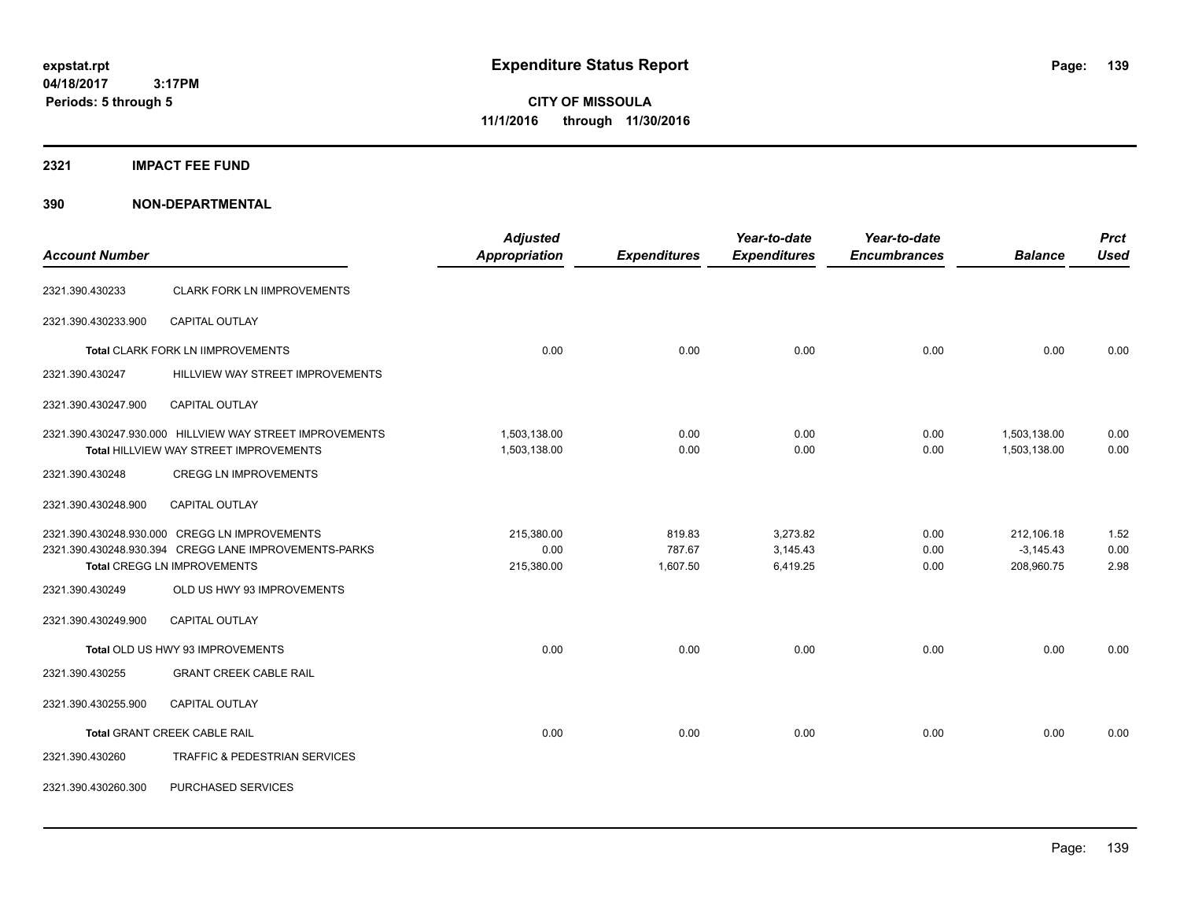**expstat.rpt**
**04/18/2017 3:17PM**
**Periods: 5 through 5**

# Expenditure Status Report

**CITY OF MISSOULA**
**11/1/2016 through 11/30/2016**

## 2321 IMPACT FEE FUND

## 390 NON-DEPARTMENTAL

| Account Number | | Adjusted Appropriation | Expenditures | Year-to-date Expenditures | Year-to-date Encumbrances | Balance | Prct Used |
|---|---|---|---|---|---|---|---|
| 2321.390.430233 | CLARK FORK LN IIMPROVEMENTS | | | | | | |
| 2321.390.430233.900 | CAPITAL OUTLAY | | | | | | |
| | **Total** CLARK FORK LN IIMPROVEMENTS | 0.00 | 0.00 | 0.00 | 0.00 | 0.00 | 0.00 |
| 2321.390.430247 | HILLVIEW WAY STREET IMPROVEMENTS | | | | | | |
| 2321.390.430247.900 | CAPITAL OUTLAY | | | | | | |
| 2321.390.430247.930.000 | HILLVIEW WAY STREET IMPROVEMENTS | 1,503,138.00 | 0.00 | 0.00 | 0.00 | 1,503,138.00 | 0.00 |
| | **Total** HILLVIEW WAY STREET IMPROVEMENTS | 1,503,138.00 | 0.00 | 0.00 | 0.00 | 1,503,138.00 | 0.00 |
| 2321.390.430248 | CREGG LN IMPROVEMENTS | | | | | | |
| 2321.390.430248.900 | CAPITAL OUTLAY | | | | | | |
| 2321.390.430248.930.000 | CREGG LN IMPROVEMENTS | 215,380.00 | 819.83 | 3,273.82 | 0.00 | 212,106.18 | 1.52 |
| 2321.390.430248.930.394 | CREGG LANE IMPROVEMENTS-PARKS | 0.00 | 787.67 | 3,145.43 | 0.00 | -3,145.43 | 0.00 |
| | **Total** CREGG LN IMPROVEMENTS | 215,380.00 | 1,607.50 | 6,419.25 | 0.00 | 208,960.75 | 2.98 |
| 2321.390.430249 | OLD US HWY 93 IMPROVEMENTS | | | | | | |
| 2321.390.430249.900 | CAPITAL OUTLAY | | | | | | |
| | **Total** OLD US HWY 93 IMPROVEMENTS | 0.00 | 0.00 | 0.00 | 0.00 | 0.00 | 0.00 |
| 2321.390.430255 | GRANT CREEK CABLE RAIL | | | | | | |
| 2321.390.430255.900 | CAPITAL OUTLAY | | | | | | |
| | **Total** GRANT CREEK CABLE RAIL | 0.00 | 0.00 | 0.00 | 0.00 | 0.00 | 0.00 |
| 2321.390.430260 | TRAFFIC & PEDESTRIAN SERVICES | | | | | | |
| 2321.390.430260.300 | PURCHASED SERVICES | | | | | | |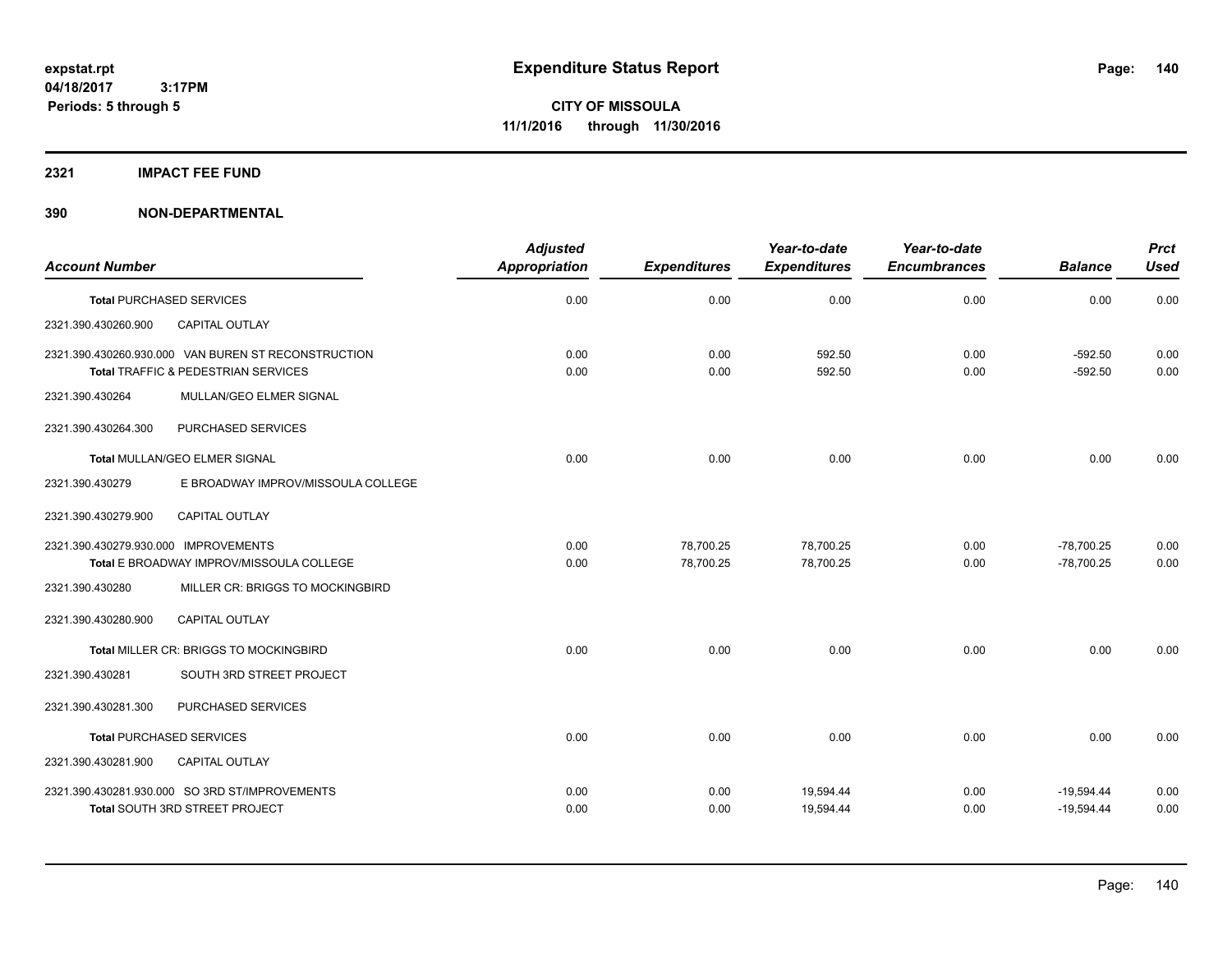expstat.rpt
04/18/2017 3:17PM
Periods: 5 through 5

# Expenditure Status Report

CITY OF MISSOULA
11/1/2016 through 11/30/2016

## 2321 IMPACT FEE FUND

## 390 NON-DEPARTMENTAL

| Account Number | | Adjusted Appropriation | Expenditures | Year-to-date Expenditures | Year-to-date Encumbrances | Balance | Prct Used |
|---|---|---|---|---|---|---|---|
| **Total** PURCHASED SERVICES | | 0.00 | 0.00 | 0.00 | 0.00 | 0.00 | 0.00 |
| 2321.390.430260.900 | CAPITAL OUTLAY | | | | | | |
| 2321.390.430260.930.000 | VAN BUREN ST RECONSTRUCTION | 0.00 | 0.00 | 592.50 | 0.00 | -592.50 | 0.00 |
| **Total** TRAFFIC & PEDESTRIAN SERVICES | | 0.00 | 0.00 | 592.50 | 0.00 | -592.50 | 0.00 |
| 2321.390.430264 | MULLAN/GEO ELMER SIGNAL | | | | | | |
| 2321.390.430264.300 | PURCHASED SERVICES | | | | | | |
| **Total** MULLAN/GEO ELMER SIGNAL | | 0.00 | 0.00 | 0.00 | 0.00 | 0.00 | 0.00 |
| 2321.390.430279 | E BROADWAY IMPROV/MISSOULA COLLEGE | | | | | | |
| 2321.390.430279.900 | CAPITAL OUTLAY | | | | | | |
| 2321.390.430279.930.000 | IMPROVEMENTS | 0.00 | 78,700.25 | 78,700.25 | 0.00 | -78,700.25 | 0.00 |
| **Total** E BROADWAY IMPROV/MISSOULA COLLEGE | | 0.00 | 78,700.25 | 78,700.25 | 0.00 | -78,700.25 | 0.00 |
| 2321.390.430280 | MILLER CR: BRIGGS TO MOCKINGBIRD | | | | | | |
| 2321.390.430280.900 | CAPITAL OUTLAY | | | | | | |
| **Total** MILLER CR: BRIGGS TO MOCKINGBIRD | | 0.00 | 0.00 | 0.00 | 0.00 | 0.00 | 0.00 |
| 2321.390.430281 | SOUTH 3RD STREET PROJECT | | | | | | |
| 2321.390.430281.300 | PURCHASED SERVICES | | | | | | |
| **Total** PURCHASED SERVICES | | 0.00 | 0.00 | 0.00 | 0.00 | 0.00 | 0.00 |
| 2321.390.430281.900 | CAPITAL OUTLAY | | | | | | |
| 2321.390.430281.930.000 | SO 3RD ST/IMPROVEMENTS | 0.00 | 0.00 | 19,594.44 | 0.00 | -19,594.44 | 0.00 |
| **Total** SOUTH 3RD STREET PROJECT | | 0.00 | 0.00 | 19,594.44 | 0.00 | -19,594.44 | 0.00 |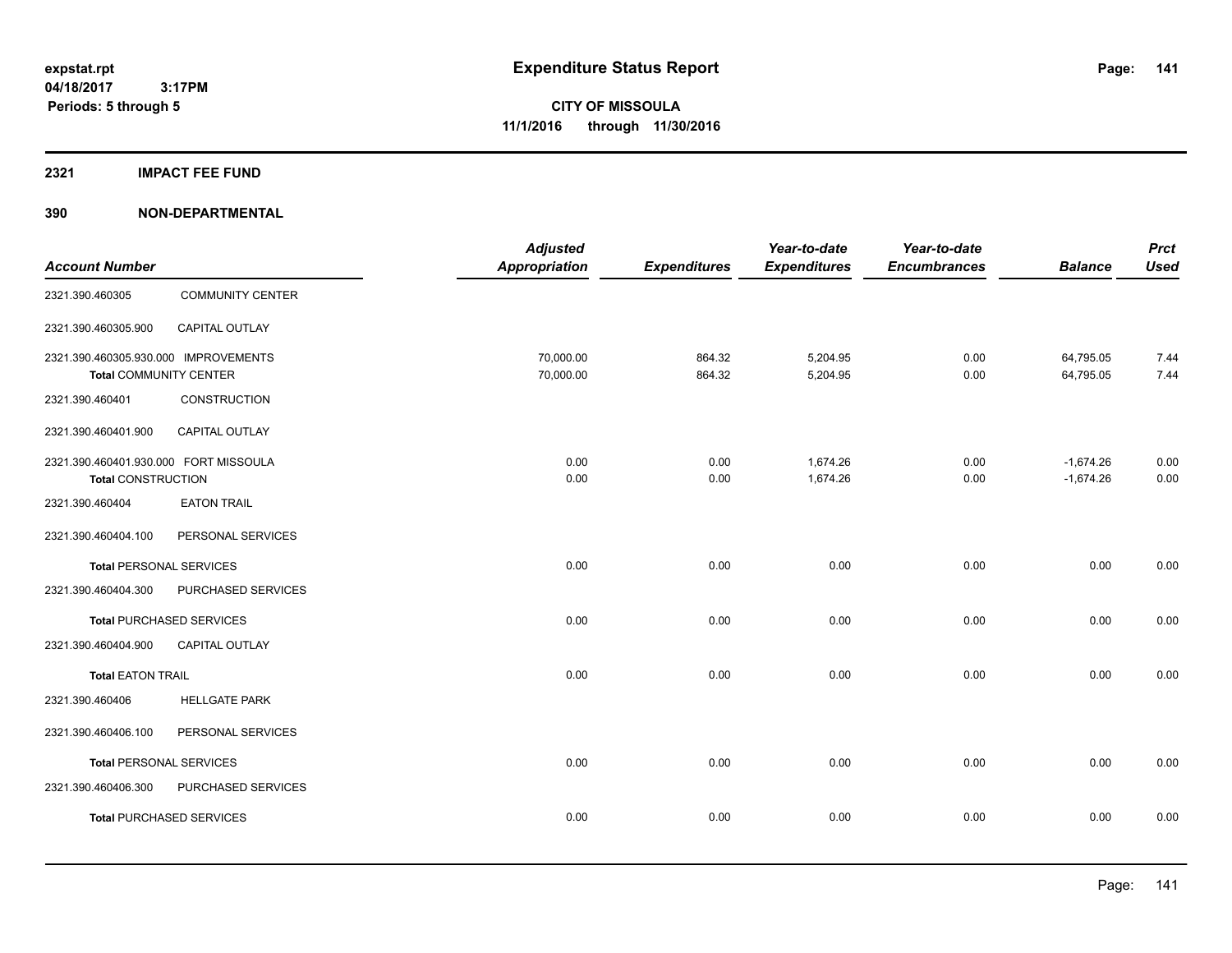**expstat.rpt**
**04/18/2017 3:17PM**
**Periods: 5 through 5**

# Expenditure Status Report

**CITY OF MISSOULA**
**11/1/2016 through 11/30/2016**

## 2321 IMPACT FEE FUND

### 390 NON-DEPARTMENTAL

| Account Number | | Adjusted Appropriation | Expenditures | Year-to-date Expenditures | Year-to-date Encumbrances | Balance | Prct Used |
|---|---|---|---|---|---|---|---|
| 2321.390.460305 | COMMUNITY CENTER | | | | | | |
| 2321.390.460305.900 | CAPITAL OUTLAY | | | | | | |
| 2321.390.460305.930.000 | IMPROVEMENTS | 70,000.00 | 864.32 | 5,204.95 | 0.00 | 64,795.05 | 7.44 |
| **Total** COMMUNITY CENTER | | 70,000.00 | 864.32 | 5,204.95 | 0.00 | 64,795.05 | 7.44 |
| 2321.390.460401 | CONSTRUCTION | | | | | | |
| 2321.390.460401.900 | CAPITAL OUTLAY | | | | | | |
| 2321.390.460401.930.000 | FORT MISSOULA | 0.00 | 0.00 | 1,674.26 | 0.00 | -1,674.26 | 0.00 |
| **Total** CONSTRUCTION | | 0.00 | 0.00 | 1,674.26 | 0.00 | -1,674.26 | 0.00 |
| 2321.390.460404 | EATON TRAIL | | | | | | |
| 2321.390.460404.100 | PERSONAL SERVICES | | | | | | |
| **Total** PERSONAL SERVICES | | 0.00 | 0.00 | 0.00 | 0.00 | 0.00 | 0.00 |
| 2321.390.460404.300 | PURCHASED SERVICES | | | | | | |
| **Total** PURCHASED SERVICES | | 0.00 | 0.00 | 0.00 | 0.00 | 0.00 | 0.00 |
| 2321.390.460404.900 | CAPITAL OUTLAY | | | | | | |
| **Total** EATON TRAIL | | 0.00 | 0.00 | 0.00 | 0.00 | 0.00 | 0.00 |
| 2321.390.460406 | HELLGATE PARK | | | | | | |
| 2321.390.460406.100 | PERSONAL SERVICES | | | | | | |
| **Total** PERSONAL SERVICES | | 0.00 | 0.00 | 0.00 | 0.00 | 0.00 | 0.00 |
| 2321.390.460406.300 | PURCHASED SERVICES | | | | | | |
| **Total** PURCHASED SERVICES | | 0.00 | 0.00 | 0.00 | 0.00 | 0.00 | 0.00 |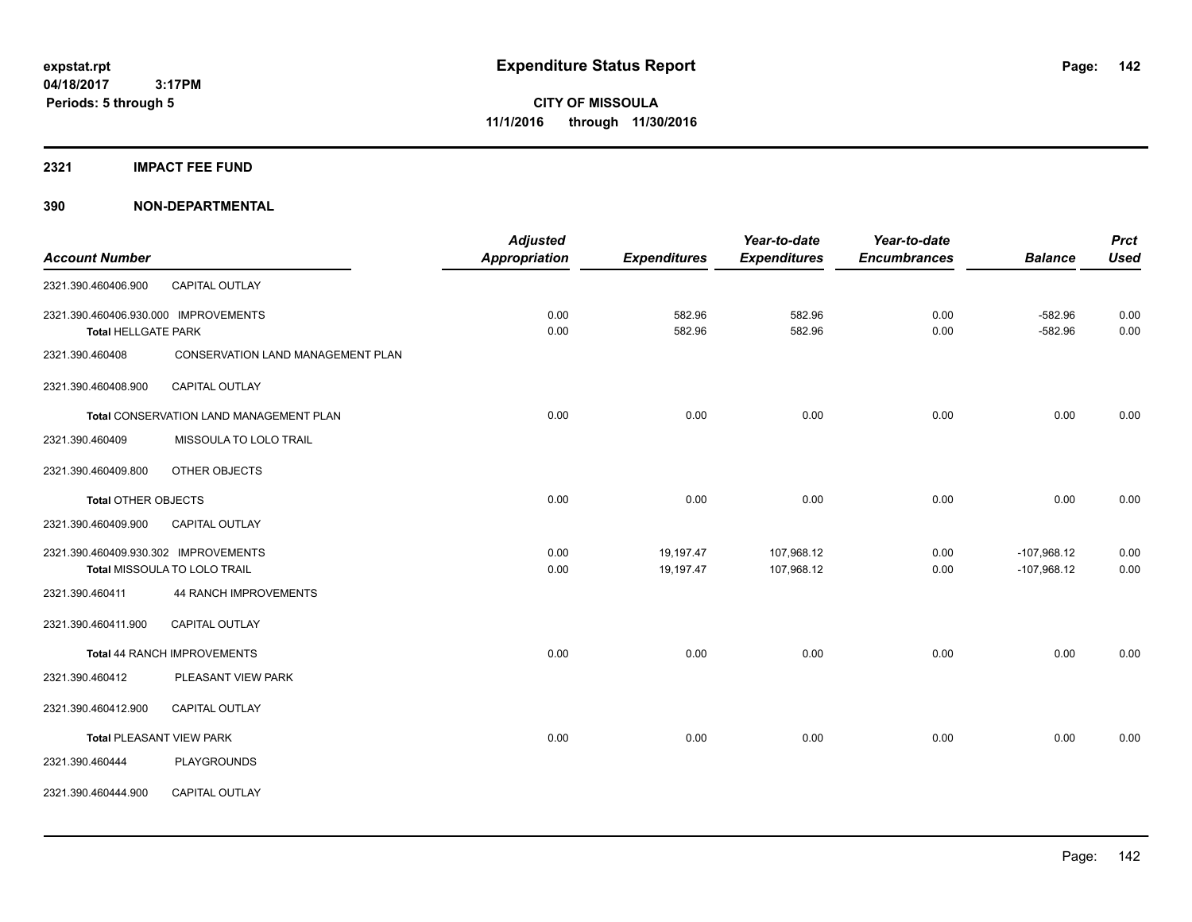**expstat.rpt**
**04/18/2017 3:17PM**
**Periods: 5 through 5**

# Expenditure Status Report

**CITY OF MISSOULA**
**11/1/2016 through 11/30/2016**

## 2321 IMPACT FEE FUND

## 390 NON-DEPARTMENTAL

| Account Number | | Adjusted Appropriation | Expenditures | Year-to-date Expenditures | Year-to-date Encumbrances | Balance | Prct Used |
|---|---|---|---|---|---|---|---|
| 2321.390.460406.900 | CAPITAL OUTLAY | | | | | | |
| 2321.390.460406.930.000 | IMPROVEMENTS | 0.00 | 582.96 | 582.96 | 0.00 | -582.96 | 0.00 |
| **Total** HELLGATE PARK | | 0.00 | 582.96 | 582.96 | 0.00 | -582.96 | 0.00 |
| 2321.390.460408 | CONSERVATION LAND MANAGEMENT PLAN | | | | | | |
| 2321.390.460408.900 | CAPITAL OUTLAY | | | | | | |
| **Total** CONSERVATION LAND MANAGEMENT PLAN | | 0.00 | 0.00 | 0.00 | 0.00 | 0.00 | 0.00 |
| 2321.390.460409 | MISSOULA TO LOLO TRAIL | | | | | | |
| 2321.390.460409.800 | OTHER OBJECTS | | | | | | |
| **Total** OTHER OBJECTS | | 0.00 | 0.00 | 0.00 | 0.00 | 0.00 | 0.00 |
| 2321.390.460409.900 | CAPITAL OUTLAY | | | | | | |
| 2321.390.460409.930.302 | IMPROVEMENTS | 0.00 | 19,197.47 | 107,968.12 | 0.00 | -107,968.12 | 0.00 |
| **Total** MISSOULA TO LOLO TRAIL | | 0.00 | 19,197.47 | 107,968.12 | 0.00 | -107,968.12 | 0.00 |
| 2321.390.460411 | 44 RANCH IMPROVEMENTS | | | | | | |
| 2321.390.460411.900 | CAPITAL OUTLAY | | | | | | |
| **Total** 44 RANCH IMPROVEMENTS | | 0.00 | 0.00 | 0.00 | 0.00 | 0.00 | 0.00 |
| 2321.390.460412 | PLEASANT VIEW PARK | | | | | | |
| 2321.390.460412.900 | CAPITAL OUTLAY | | | | | | |
| **Total** PLEASANT VIEW PARK | | 0.00 | 0.00 | 0.00 | 0.00 | 0.00 | 0.00 |
| 2321.390.460444 | PLAYGROUNDS | | | | | | |
| 2321.390.460444.900 | CAPITAL OUTLAY | | | | | | |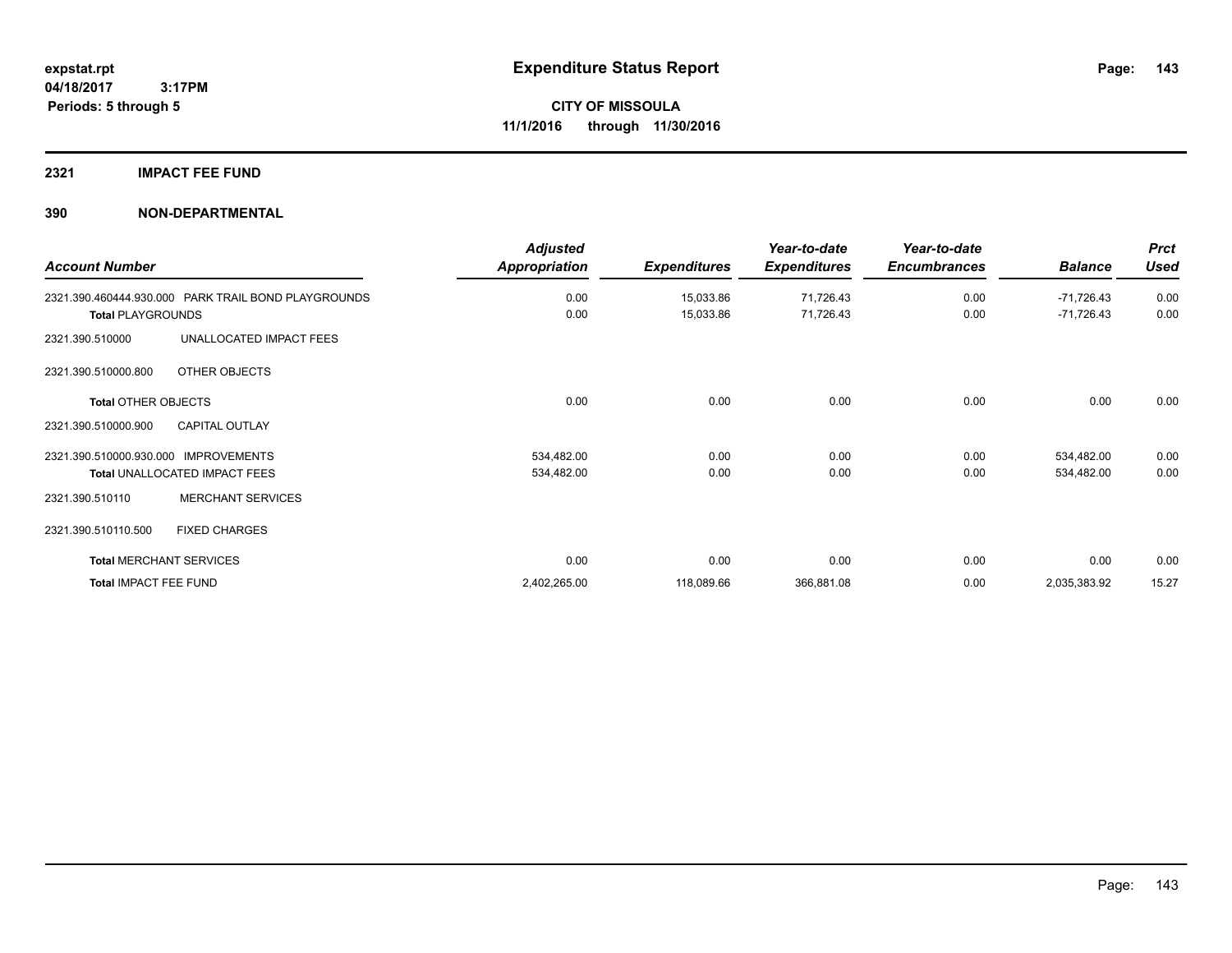# Expenditure Status Report

expstat.rpt
04/18/2017 3:17PM
Periods: 5 through 5

**CITY OF MISSOULA**
**11/1/2016 through 11/30/2016**

## 2321 IMPACT FEE FUND

## 390 NON-DEPARTMENTAL

| Account Number | | Adjusted Appropriation | Expenditures | Year-to-date Expenditures | Year-to-date Encumbrances | Balance | Prct Used |
|---|---|---|---|---|---|---|---|
| 2321.390.460444.930.000 | PARK TRAIL BOND PLAYGROUNDS | 0.00 | 15,033.86 | 71,726.43 | 0.00 | -71,726.43 | 0.00 |
| **Total** PLAYGROUNDS | | 0.00 | 15,033.86 | 71,726.43 | 0.00 | -71,726.43 | 0.00 |
| 2321.390.510000 | UNALLOCATED IMPACT FEES | | | | | | |
| 2321.390.510000.800 | OTHER OBJECTS | | | | | | |
| **Total** OTHER OBJECTS | | 0.00 | 0.00 | 0.00 | 0.00 | 0.00 | 0.00 |
| 2321.390.510000.900 | CAPITAL OUTLAY | | | | | | |
| 2321.390.510000.930.000 | IMPROVEMENTS | 534,482.00 | 0.00 | 0.00 | 0.00 | 534,482.00 | 0.00 |
| **Total** UNALLOCATED IMPACT FEES | | 534,482.00 | 0.00 | 0.00 | 0.00 | 534,482.00 | 0.00 |
| 2321.390.510110 | MERCHANT SERVICES | | | | | | |
| 2321.390.510110.500 | FIXED CHARGES | | | | | | |
| **Total** MERCHANT SERVICES | | 0.00 | 0.00 | 0.00 | 0.00 | 0.00 | 0.00 |
| **Total** IMPACT FEE FUND | | 2,402,265.00 | 118,089.66 | 366,881.08 | 0.00 | 2,035,383.92 | 15.27 |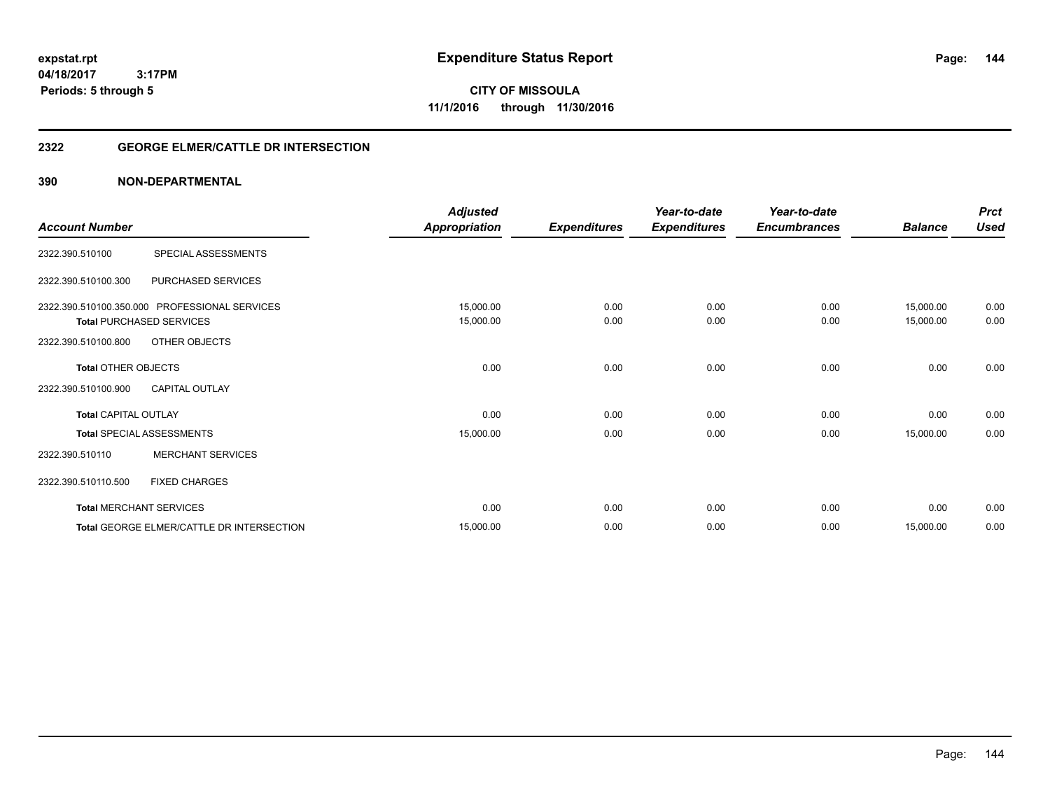**expstat.rpt**
**04/18/2017 3:17PM**
**Periods: 5 through 5**

# Expenditure Status Report

**CITY OF MISSOULA**
**11/1/2016 through 11/30/2016**

## 2322 GEORGE ELMER/CATTLE DR INTERSECTION

## 390 NON-DEPARTMENTAL

| Account Number | | Adjusted Appropriation | Expenditures | Year-to-date Expenditures | Year-to-date Encumbrances | Balance | Prct Used |
|---|---|---|---|---|---|---|---|
| 2322.390.510100 | SPECIAL ASSESSMENTS | | | | | | |
| 2322.390.510100.300 | PURCHASED SERVICES | | | | | | |
| 2322.390.510100.350.000 | PROFESSIONAL SERVICES | 15,000.00 | 0.00 | 0.00 | 0.00 | 15,000.00 | 0.00 |
| **Total** PURCHASED SERVICES | | 15,000.00 | 0.00 | 0.00 | 0.00 | 15,000.00 | 0.00 |
| 2322.390.510100.800 | OTHER OBJECTS | | | | | | |
| **Total** OTHER OBJECTS | | 0.00 | 0.00 | 0.00 | 0.00 | 0.00 | 0.00 |
| 2322.390.510100.900 | CAPITAL OUTLAY | | | | | | |
| **Total** CAPITAL OUTLAY | | 0.00 | 0.00 | 0.00 | 0.00 | 0.00 | 0.00 |
| **Total** SPECIAL ASSESSMENTS | | 15,000.00 | 0.00 | 0.00 | 0.00 | 15,000.00 | 0.00 |
| 2322.390.510110 | MERCHANT SERVICES | | | | | | |
| 2322.390.510110.500 | FIXED CHARGES | | | | | | |
| **Total** MERCHANT SERVICES | | 0.00 | 0.00 | 0.00 | 0.00 | 0.00 | 0.00 |
| **Total** GEORGE ELMER/CATTLE DR INTERSECTION | | 15,000.00 | 0.00 | 0.00 | 0.00 | 15,000.00 | 0.00 |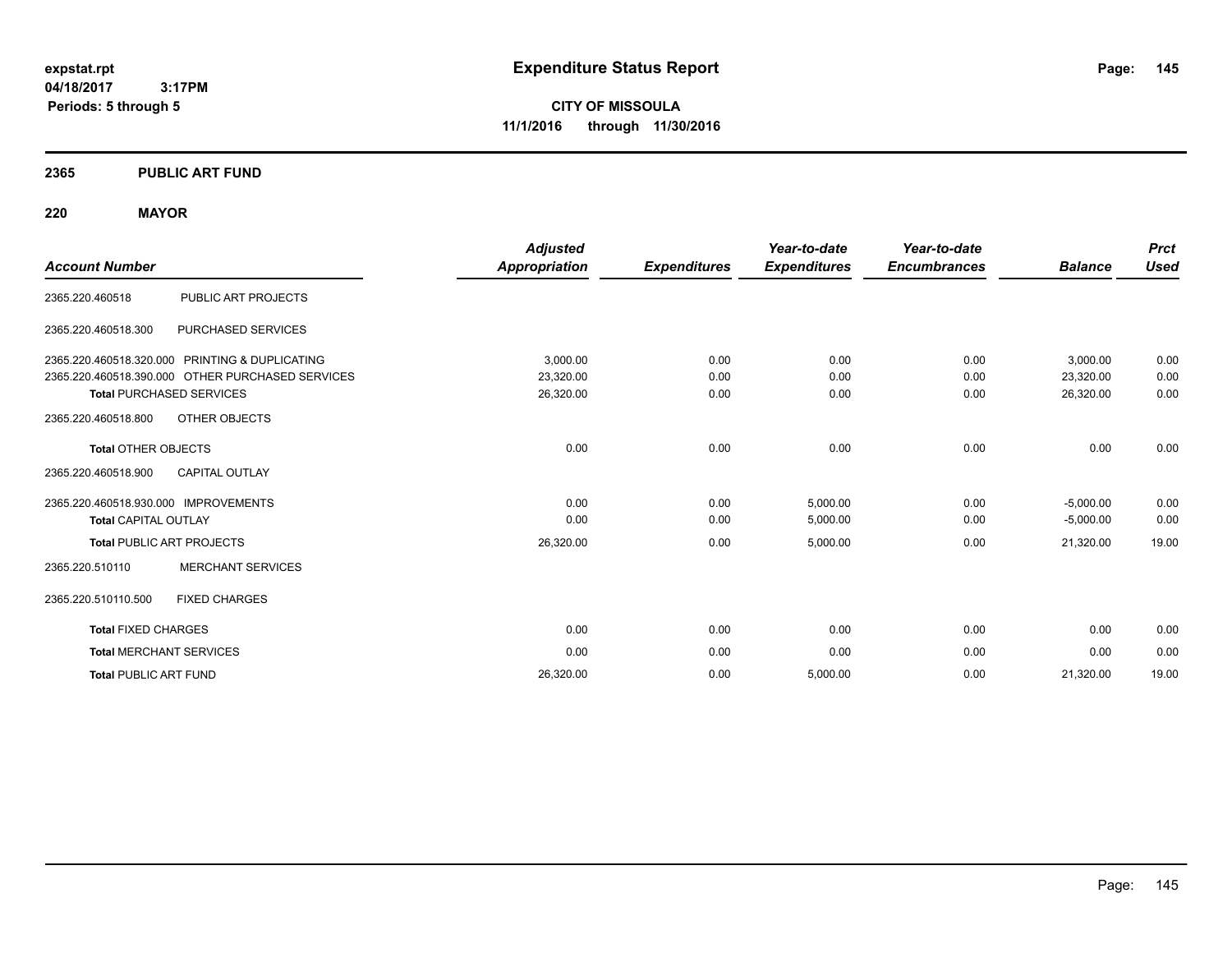**expstat.rpt**
**04/18/2017 3:17PM**
**Periods: 5 through 5**

# Expenditure Status Report

**CITY OF MISSOULA**
**11/1/2016 through 11/30/2016**

## 2365 PUBLIC ART FUND

## 220 MAYOR

| Account Number | | Adjusted Appropriation | Expenditures | Year-to-date Expenditures | Year-to-date Encumbrances | Balance | Prct Used |
|---|---|---|---|---|---|---|---|
| 2365.220.460518 | PUBLIC ART PROJECTS | | | | | | |
| 2365.220.460518.300 | PURCHASED SERVICES | | | | | | |
| 2365.220.460518.320.000 | PRINTING & DUPLICATING | 3,000.00 | 0.00 | 0.00 | 0.00 | 3,000.00 | 0.00 |
| 2365.220.460518.390.000 | OTHER PURCHASED SERVICES | 23,320.00 | 0.00 | 0.00 | 0.00 | 23,320.00 | 0.00 |
| **Total** PURCHASED SERVICES | | 26,320.00 | 0.00 | 0.00 | 0.00 | 26,320.00 | 0.00 |
| 2365.220.460518.800 | OTHER OBJECTS | | | | | | |
| **Total** OTHER OBJECTS | | 0.00 | 0.00 | 0.00 | 0.00 | 0.00 | 0.00 |
| 2365.220.460518.900 | CAPITAL OUTLAY | | | | | | |
| 2365.220.460518.930.000 | IMPROVEMENTS | 0.00 | 0.00 | 5,000.00 | 0.00 | -5,000.00 | 0.00 |
| **Total** CAPITAL OUTLAY | | 0.00 | 0.00 | 5,000.00 | 0.00 | -5,000.00 | 0.00 |
| **Total** PUBLIC ART PROJECTS | | 26,320.00 | 0.00 | 5,000.00 | 0.00 | 21,320.00 | 19.00 |
| 2365.220.510110 | MERCHANT SERVICES | | | | | | |
| 2365.220.510110.500 | FIXED CHARGES | | | | | | |
| **Total** FIXED CHARGES | | 0.00 | 0.00 | 0.00 | 0.00 | 0.00 | 0.00 |
| **Total** MERCHANT SERVICES | | 0.00 | 0.00 | 0.00 | 0.00 | 0.00 | 0.00 |
| **Total** PUBLIC ART FUND | | 26,320.00 | 0.00 | 5,000.00 | 0.00 | 21,320.00 | 19.00 |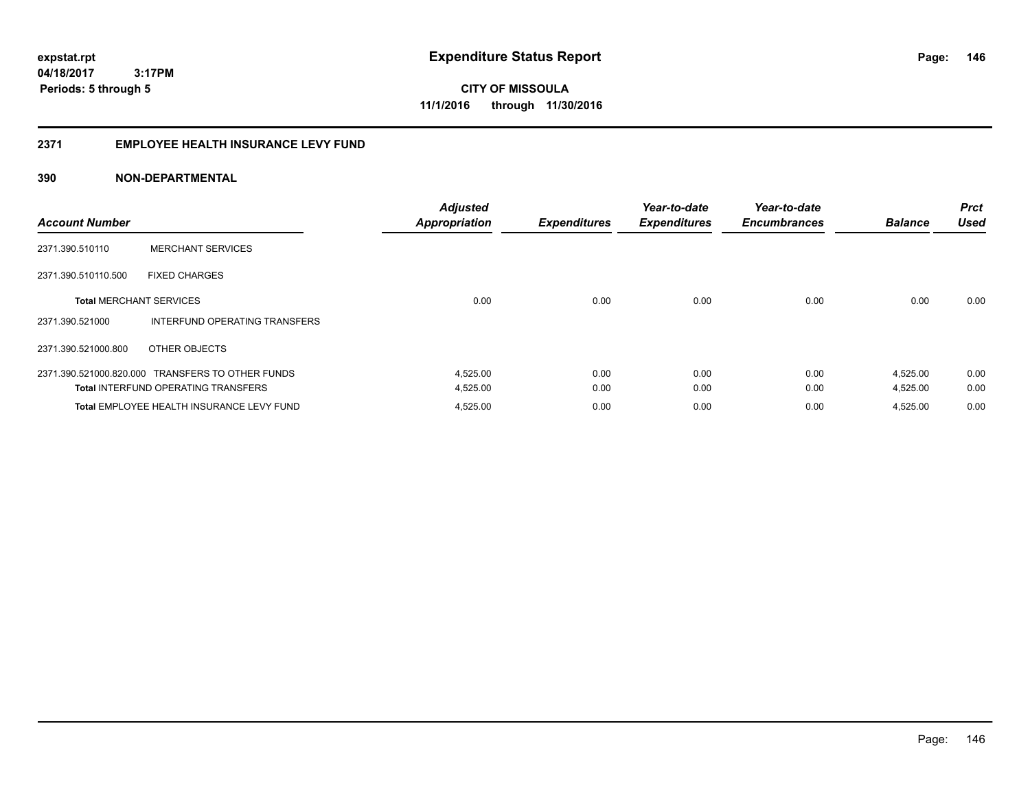# Expenditure Status Report

expstat.rpt
04/18/2017 3:17PM
Periods: 5 through 5

**CITY OF MISSOULA**
**11/1/2016 through 11/30/2016**

## 2371 EMPLOYEE HEALTH INSURANCE LEVY FUND

## 390 NON-DEPARTMENTAL

| Account Number | | Adjusted Appropriation | Expenditures | Year-to-date Expenditures | Year-to-date Encumbrances | Balance | Prct Used |
|---|---|---|---|---|---|---|---|
| 2371.390.510110 | MERCHANT SERVICES | | | | | | |
| 2371.390.510110.500 | FIXED CHARGES | | | | | | |
| **Total** MERCHANT SERVICES | | 0.00 | 0.00 | 0.00 | 0.00 | 0.00 | 0.00 |
| 2371.390.521000 | INTERFUND OPERATING TRANSFERS | | | | | | |
| 2371.390.521000.800 | OTHER OBJECTS | | | | | | |
| 2371.390.521000.820.000 | TRANSFERS TO OTHER FUNDS | 4,525.00 | 0.00 | 0.00 | 0.00 | 4,525.00 | 0.00 |
| **Total** INTERFUND OPERATING TRANSFERS | | 4,525.00 | 0.00 | 0.00 | 0.00 | 4,525.00 | 0.00 |
| **Total** EMPLOYEE HEALTH INSURANCE LEVY FUND | | 4,525.00 | 0.00 | 0.00 | 0.00 | 4,525.00 | 0.00 |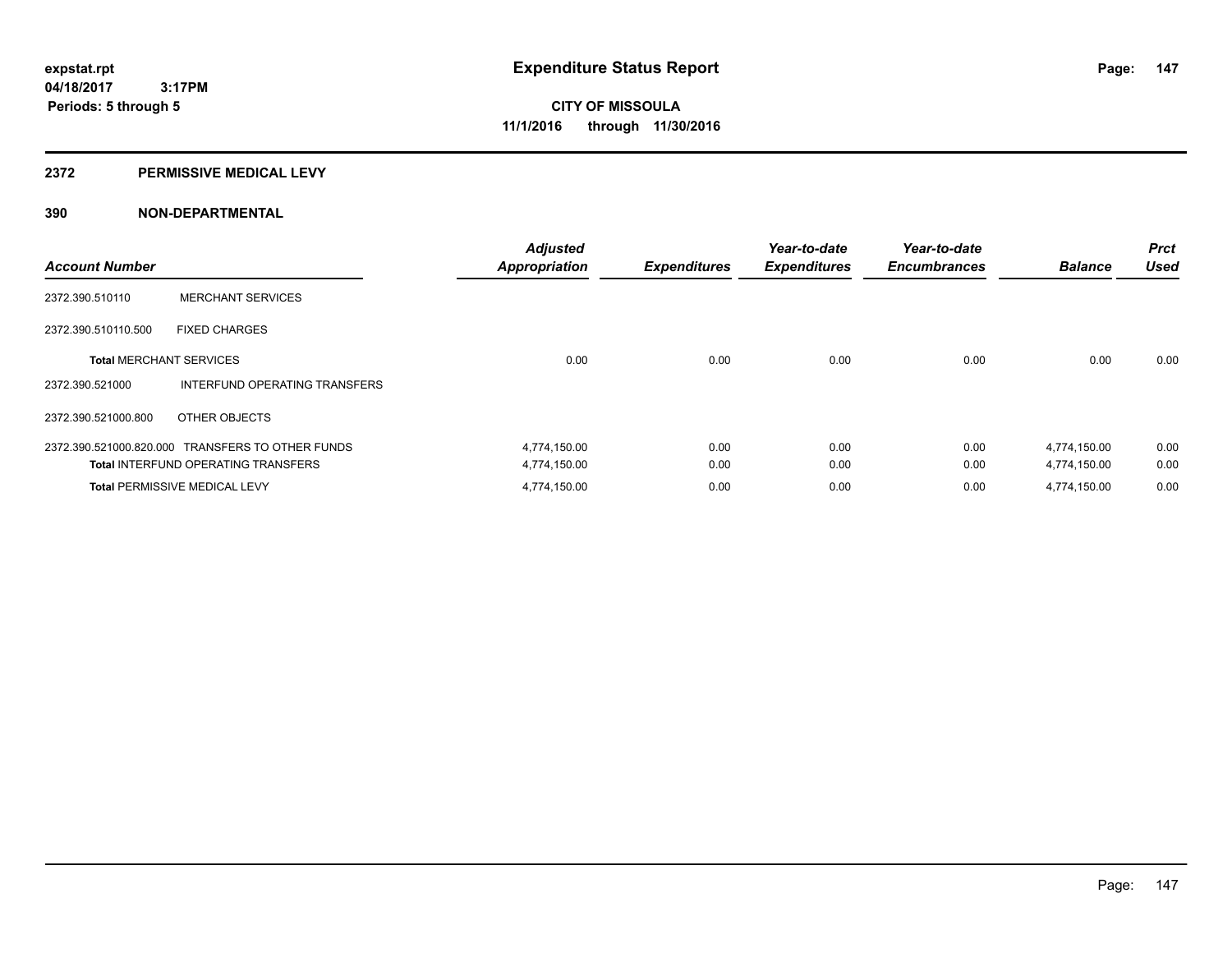# Expenditure Status Report

expstat.rpt
04/18/2017 3:17PM
Periods: 5 through 5

**CITY OF MISSOULA**
**11/1/2016 through 11/30/2016**

## 2372 PERMISSIVE MEDICAL LEVY

## 390 NON-DEPARTMENTAL

| Account Number | | Adjusted Appropriation | Expenditures | Year-to-date Expenditures | Year-to-date Encumbrances | Balance | Prct Used |
|---|---|---|---|---|---|---|---|
| 2372.390.510110 | MERCHANT SERVICES | | | | | | |
| 2372.390.510110.500 | FIXED CHARGES | | | | | | |
| **Total** MERCHANT SERVICES | | 0.00 | 0.00 | 0.00 | 0.00 | 0.00 | 0.00 |
| 2372.390.521000 | INTERFUND OPERATING TRANSFERS | | | | | | |
| 2372.390.521000.800 | OTHER OBJECTS | | | | | | |
| 2372.390.521000.820.000 | TRANSFERS TO OTHER FUNDS | 4,774,150.00 | 0.00 | 0.00 | 0.00 | 4,774,150.00 | 0.00 |
| **Total** INTERFUND OPERATING TRANSFERS | | 4,774,150.00 | 0.00 | 0.00 | 0.00 | 4,774,150.00 | 0.00 |
| **Total** PERMISSIVE MEDICAL LEVY | | 4,774,150.00 | 0.00 | 0.00 | 0.00 | 4,774,150.00 | 0.00 |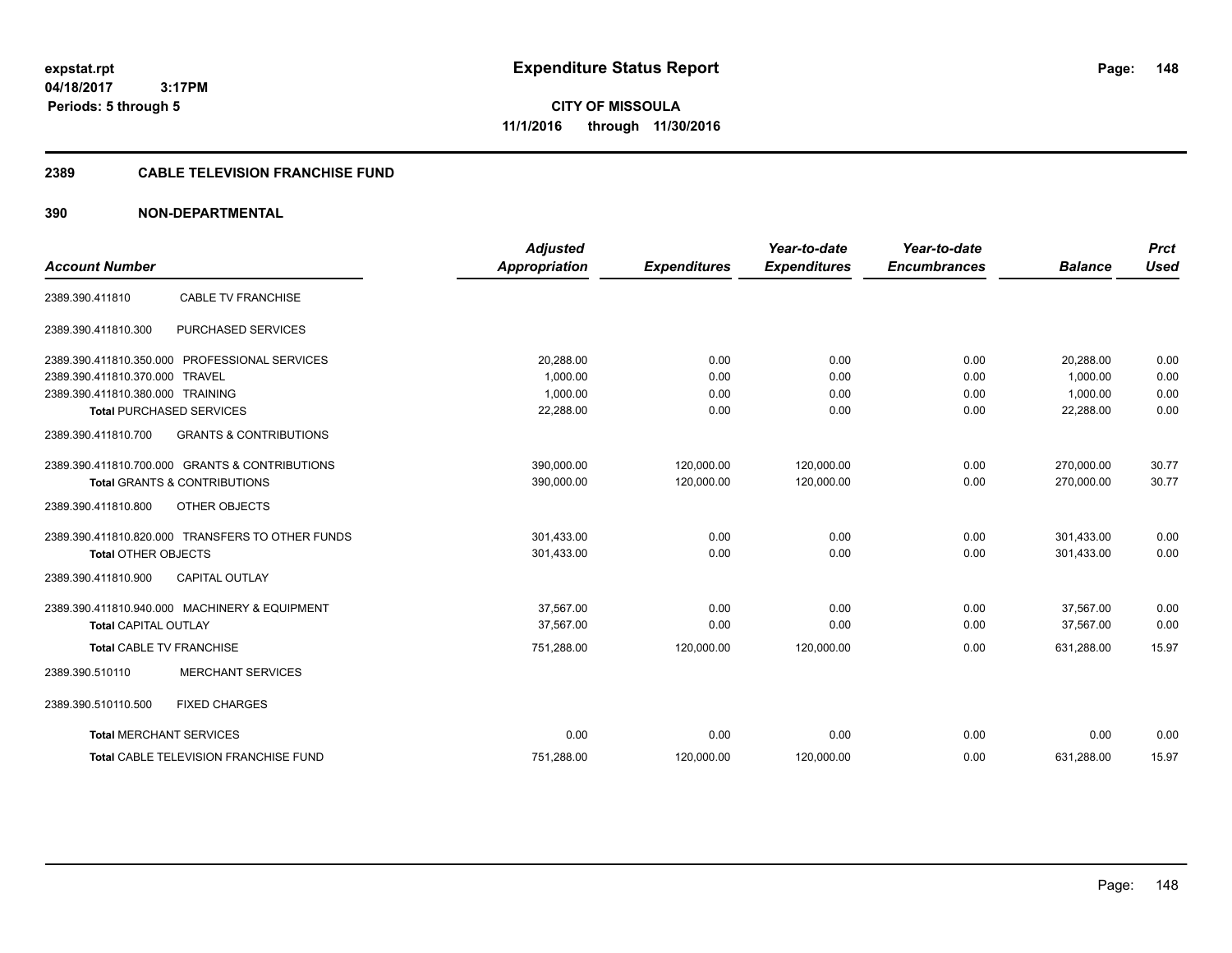**expstat.rpt**
**04/18/2017 3:17PM**
**Periods: 5 through 5**

# Expenditure Status Report

**CITY OF MISSOULA**
**11/1/2016 through 11/30/2016**

## 2389 CABLE TELEVISION FRANCHISE FUND

## 390 NON-DEPARTMENTAL

| Account Number | | Adjusted Appropriation | Expenditures | Year-to-date Expenditures | Year-to-date Encumbrances | Balance | Prct Used |
|---|---|---|---|---|---|---|---|
| 2389.390.411810 | CABLE TV FRANCHISE | | | | | | |
| 2389.390.411810.300 | PURCHASED SERVICES | | | | | | |
| 2389.390.411810.350.000 | PROFESSIONAL SERVICES | 20,288.00 | 0.00 | 0.00 | 0.00 | 20,288.00 | 0.00 |
| 2389.390.411810.370.000 | TRAVEL | 1,000.00 | 0.00 | 0.00 | 0.00 | 1,000.00 | 0.00 |
| 2389.390.411810.380.000 | TRAINING | 1,000.00 | 0.00 | 0.00 | 0.00 | 1,000.00 | 0.00 |
| **Total** PURCHASED SERVICES | | 22,288.00 | 0.00 | 0.00 | 0.00 | 22,288.00 | 0.00 |
| 2389.390.411810.700 | GRANTS & CONTRIBUTIONS | | | | | | |
| 2389.390.411810.700.000 | GRANTS & CONTRIBUTIONS | 390,000.00 | 120,000.00 | 120,000.00 | 0.00 | 270,000.00 | 30.77 |
| **Total** GRANTS & CONTRIBUTIONS | | 390,000.00 | 120,000.00 | 120,000.00 | 0.00 | 270,000.00 | 30.77 |
| 2389.390.411810.800 | OTHER OBJECTS | | | | | | |
| 2389.390.411810.820.000 | TRANSFERS TO OTHER FUNDS | 301,433.00 | 0.00 | 0.00 | 0.00 | 301,433.00 | 0.00 |
| **Total** OTHER OBJECTS | | 301,433.00 | 0.00 | 0.00 | 0.00 | 301,433.00 | 0.00 |
| 2389.390.411810.900 | CAPITAL OUTLAY | | | | | | |
| 2389.390.411810.940.000 | MACHINERY & EQUIPMENT | 37,567.00 | 0.00 | 0.00 | 0.00 | 37,567.00 | 0.00 |
| **Total** CAPITAL OUTLAY | | 37,567.00 | 0.00 | 0.00 | 0.00 | 37,567.00 | 0.00 |
| **Total** CABLE TV FRANCHISE | | 751,288.00 | 120,000.00 | 120,000.00 | 0.00 | 631,288.00 | 15.97 |
| 2389.390.510110 | MERCHANT SERVICES | | | | | | |
| 2389.390.510110.500 | FIXED CHARGES | | | | | | |
| **Total** MERCHANT SERVICES | | 0.00 | 0.00 | 0.00 | 0.00 | 0.00 | 0.00 |
| **Total** CABLE TELEVISION FRANCHISE FUND | | 751,288.00 | 120,000.00 | 120,000.00 | 0.00 | 631,288.00 | 15.97 |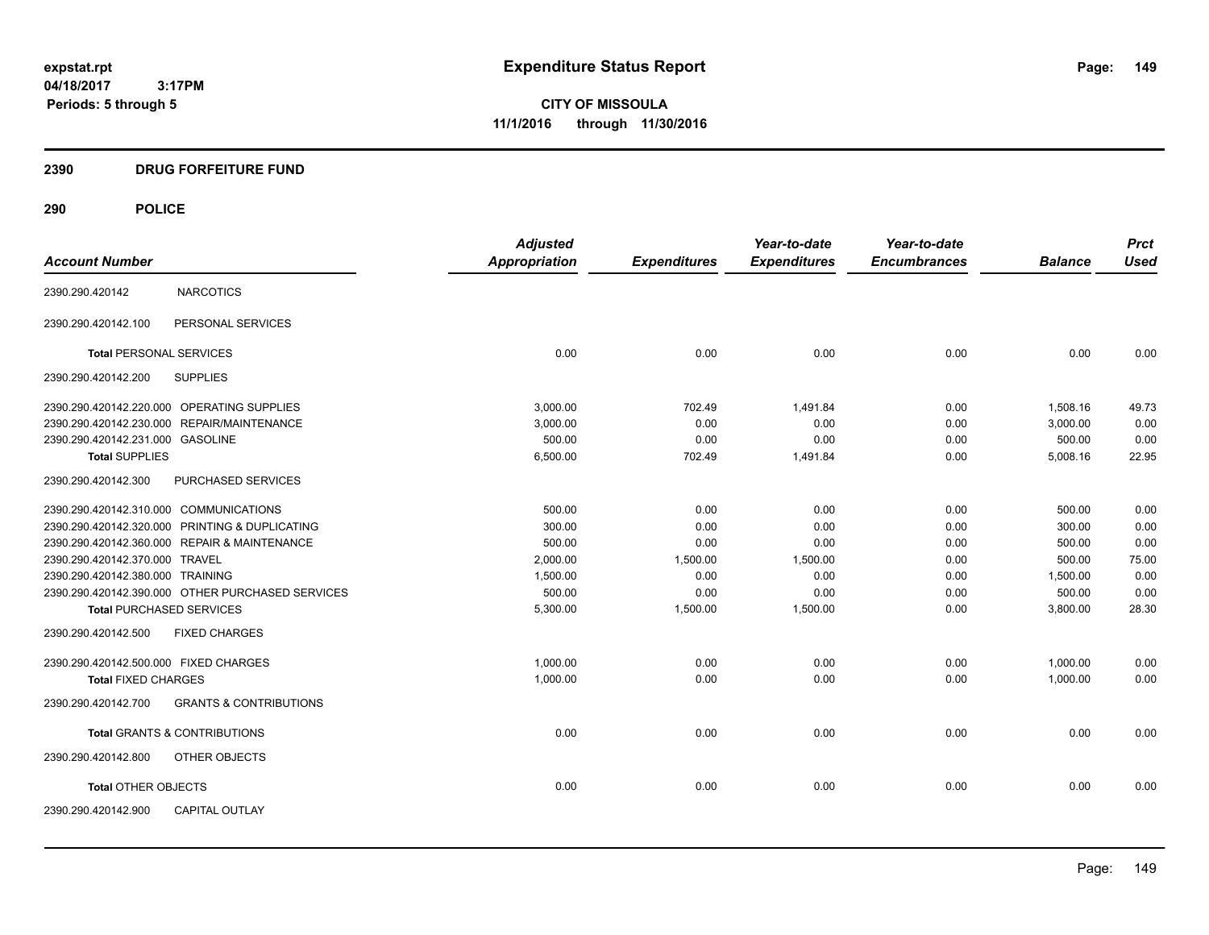**expstat.rpt**
**04/18/2017 3:17PM**
**Periods: 5 through 5**

# Expenditure Status Report

**CITY OF MISSOULA**
**11/1/2016 through 11/30/2016**

## 2390 DRUG FORFEITURE FUND

## 290 POLICE

| Account Number | | Adjusted Appropriation | Expenditures | Year-to-date Expenditures | Year-to-date Encumbrances | Balance | Prct Used |
|---|---|---|---|---|---|---|---|
| 2390.290.420142 | NARCOTICS | | | | | | |
| 2390.290.420142.100 | PERSONAL SERVICES | | | | | | |
| **Total** PERSONAL SERVICES | | 0.00 | 0.00 | 0.00 | 0.00 | 0.00 | 0.00 |
| 2390.290.420142.200 | SUPPLIES | | | | | | |
| 2390.290.420142.220.000 | OPERATING SUPPLIES | 3,000.00 | 702.49 | 1,491.84 | 0.00 | 1,508.16 | 49.73 |
| 2390.290.420142.230.000 | REPAIR/MAINTENANCE | 3,000.00 | 0.00 | 0.00 | 0.00 | 3,000.00 | 0.00 |
| 2390.290.420142.231.000 | GASOLINE | 500.00 | 0.00 | 0.00 | 0.00 | 500.00 | 0.00 |
| **Total SUPPLIES** | | 6,500.00 | 702.49 | 1,491.84 | 0.00 | 5,008.16 | 22.95 |
| 2390.290.420142.300 | PURCHASED SERVICES | | | | | | |
| 2390.290.420142.310.000 | COMMUNICATIONS | 500.00 | 0.00 | 0.00 | 0.00 | 500.00 | 0.00 |
| 2390.290.420142.320.000 | PRINTING & DUPLICATING | 300.00 | 0.00 | 0.00 | 0.00 | 300.00 | 0.00 |
| 2390.290.420142.360.000 | REPAIR & MAINTENANCE | 500.00 | 0.00 | 0.00 | 0.00 | 500.00 | 0.00 |
| 2390.290.420142.370.000 | TRAVEL | 2,000.00 | 1,500.00 | 1,500.00 | 0.00 | 500.00 | 75.00 |
| 2390.290.420142.380.000 | TRAINING | 1,500.00 | 0.00 | 0.00 | 0.00 | 1,500.00 | 0.00 |
| 2390.290.420142.390.000 | OTHER PURCHASED SERVICES | 500.00 | 0.00 | 0.00 | 0.00 | 500.00 | 0.00 |
| **Total** PURCHASED SERVICES | | 5,300.00 | 1,500.00 | 1,500.00 | 0.00 | 3,800.00 | 28.30 |
| 2390.290.420142.500 | FIXED CHARGES | | | | | | |
| 2390.290.420142.500.000 | FIXED CHARGES | 1,000.00 | 0.00 | 0.00 | 0.00 | 1,000.00 | 0.00 |
| **Total FIXED CHARGES** | | 1,000.00 | 0.00 | 0.00 | 0.00 | 1,000.00 | 0.00 |
| 2390.290.420142.700 | GRANTS & CONTRIBUTIONS | | | | | | |
| **Total** GRANTS & CONTRIBUTIONS | | 0.00 | 0.00 | 0.00 | 0.00 | 0.00 | 0.00 |
| 2390.290.420142.800 | OTHER OBJECTS | | | | | | |
| **Total OTHER OBJECTS** | | 0.00 | 0.00 | 0.00 | 0.00 | 0.00 | 0.00 |
| 2390.290.420142.900 | CAPITAL OUTLAY | | | | | | |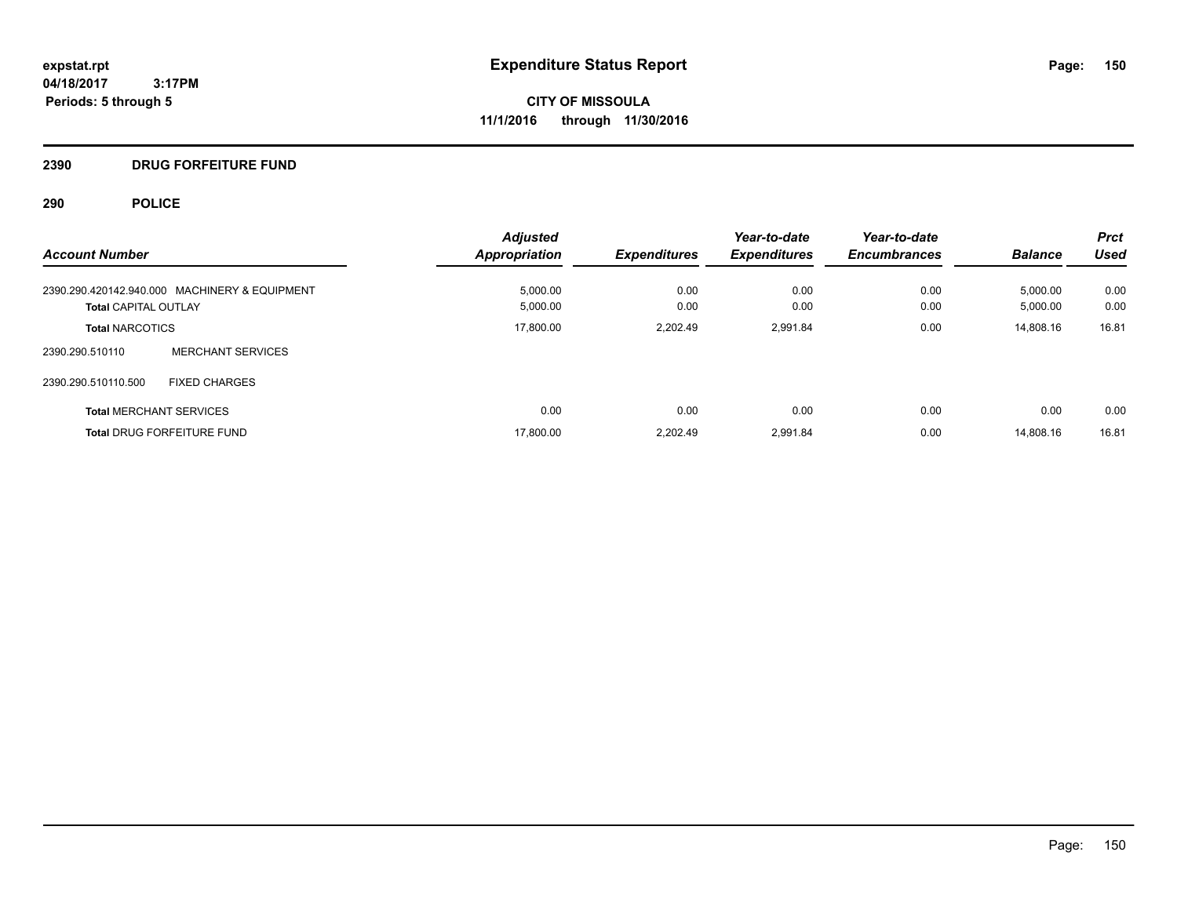# Expenditure Status Report

**CITY OF MISSOULA**
**11/1/2016 through 11/30/2016**

expstat.rpt
04/18/2017 3:17PM
Periods: 5 through 5

## 2390 DRUG FORFEITURE FUND

### 290 POLICE

| Account Number | | Adjusted Appropriation | Expenditures | Year-to-date Expenditures | Year-to-date Encumbrances | Balance | Prct Used |
|---|---|---|---|---|---|---|---|
| 2390.290.420142.940.000 | MACHINERY & EQUIPMENT | 5,000.00 | 0.00 | 0.00 | 0.00 | 5,000.00 | 0.00 |
| **Total** CAPITAL OUTLAY | | 5,000.00 | 0.00 | 0.00 | 0.00 | 5,000.00 | 0.00 |
| **Total** NARCOTICS | | 17,800.00 | 2,202.49 | 2,991.84 | 0.00 | 14,808.16 | 16.81 |
| 2390.290.510110 | MERCHANT SERVICES | | | | | | |
| 2390.290.510110.500 | FIXED CHARGES | | | | | | |
| **Total** MERCHANT SERVICES | | 0.00 | 0.00 | 0.00 | 0.00 | 0.00 | 0.00 |
| **Total** DRUG FORFEITURE FUND | | 17,800.00 | 2,202.49 | 2,991.84 | 0.00 | 14,808.16 | 16.81 |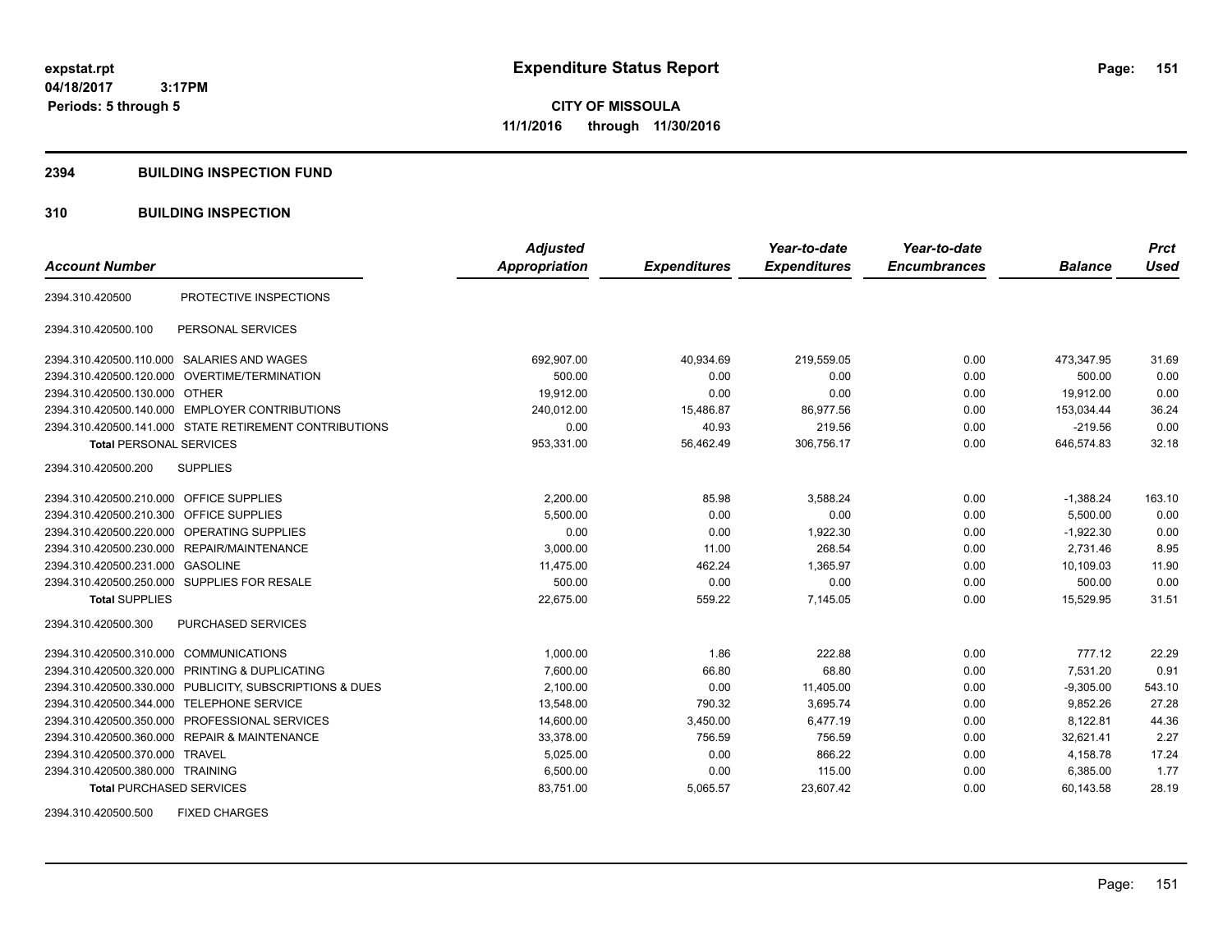# Expenditure Status Report

**CITY OF MISSOULA**
**11/1/2016 through 11/30/2016**

expstat.rpt
04/18/2017 3:17PM
Periods: 5 through 5

## 2394 BUILDING INSPECTION FUND

### 310 BUILDING INSPECTION

| Account Number | | Adjusted Appropriation | Expenditures | Year-to-date Expenditures | Year-to-date Encumbrances | Balance | Prct Used |
|---|---|---|---|---|---|---|---|
| 2394.310.420500 | PROTECTIVE INSPECTIONS | | | | | | |
| 2394.310.420500.100 | PERSONAL SERVICES | | | | | | |
| 2394.310.420500.110.000 | SALARIES AND WAGES | 692,907.00 | 40,934.69 | 219,559.05 | 0.00 | 473,347.95 | 31.69 |
| 2394.310.420500.120.000 | OVERTIME/TERMINATION | 500.00 | 0.00 | 0.00 | 0.00 | 500.00 | 0.00 |
| 2394.310.420500.130.000 | OTHER | 19,912.00 | 0.00 | 0.00 | 0.00 | 19,912.00 | 0.00 |
| 2394.310.420500.140.000 | EMPLOYER CONTRIBUTIONS | 240,012.00 | 15,486.87 | 86,977.56 | 0.00 | 153,034.44 | 36.24 |
| 2394.310.420500.141.000 | STATE RETIREMENT CONTRIBUTIONS | 0.00 | 40.93 | 219.56 | 0.00 | -219.56 | 0.00 |
| **Total** PERSONAL SERVICES | | 953,331.00 | 56,462.49 | 306,756.17 | 0.00 | 646,574.83 | 32.18 |
| 2394.310.420500.200 | SUPPLIES | | | | | | |
| 2394.310.420500.210.000 | OFFICE SUPPLIES | 2,200.00 | 85.98 | 3,588.24 | 0.00 | -1,388.24 | 163.10 |
| 2394.310.420500.210.300 | OFFICE SUPPLIES | 5,500.00 | 0.00 | 0.00 | 0.00 | 5,500.00 | 0.00 |
| 2394.310.420500.220.000 | OPERATING SUPPLIES | 0.00 | 0.00 | 1,922.30 | 0.00 | -1,922.30 | 0.00 |
| 2394.310.420500.230.000 | REPAIR/MAINTENANCE | 3,000.00 | 11.00 | 268.54 | 0.00 | 2,731.46 | 8.95 |
| 2394.310.420500.231.000 | GASOLINE | 11,475.00 | 462.24 | 1,365.97 | 0.00 | 10,109.03 | 11.90 |
| 2394.310.420500.250.000 | SUPPLIES FOR RESALE | 500.00 | 0.00 | 0.00 | 0.00 | 500.00 | 0.00 |
| **Total** SUPPLIES | | 22,675.00 | 559.22 | 7,145.05 | 0.00 | 15,529.95 | 31.51 |
| 2394.310.420500.300 | PURCHASED SERVICES | | | | | | |
| 2394.310.420500.310.000 | COMMUNICATIONS | 1,000.00 | 1.86 | 222.88 | 0.00 | 777.12 | 22.29 |
| 2394.310.420500.320.000 | PRINTING & DUPLICATING | 7,600.00 | 66.80 | 68.80 | 0.00 | 7,531.20 | 0.91 |
| 2394.310.420500.330.000 | PUBLICITY, SUBSCRIPTIONS & DUES | 2,100.00 | 0.00 | 11,405.00 | 0.00 | -9,305.00 | 543.10 |
| 2394.310.420500.344.000 | TELEPHONE SERVICE | 13,548.00 | 790.32 | 3,695.74 | 0.00 | 9,852.26 | 27.28 |
| 2394.310.420500.350.000 | PROFESSIONAL SERVICES | 14,600.00 | 3,450.00 | 6,477.19 | 0.00 | 8,122.81 | 44.36 |
| 2394.310.420500.360.000 | REPAIR & MAINTENANCE | 33,378.00 | 756.59 | 756.59 | 0.00 | 32,621.41 | 2.27 |
| 2394.310.420500.370.000 | TRAVEL | 5,025.00 | 0.00 | 866.22 | 0.00 | 4,158.78 | 17.24 |
| 2394.310.420500.380.000 | TRAINING | 6,500.00 | 0.00 | 115.00 | 0.00 | 6,385.00 | 1.77 |
| **Total** PURCHASED SERVICES | | 83,751.00 | 5,065.57 | 23,607.42 | 0.00 | 60,143.58 | 28.19 |
| 2394.310.420500.500 | FIXED CHARGES | | | | | | |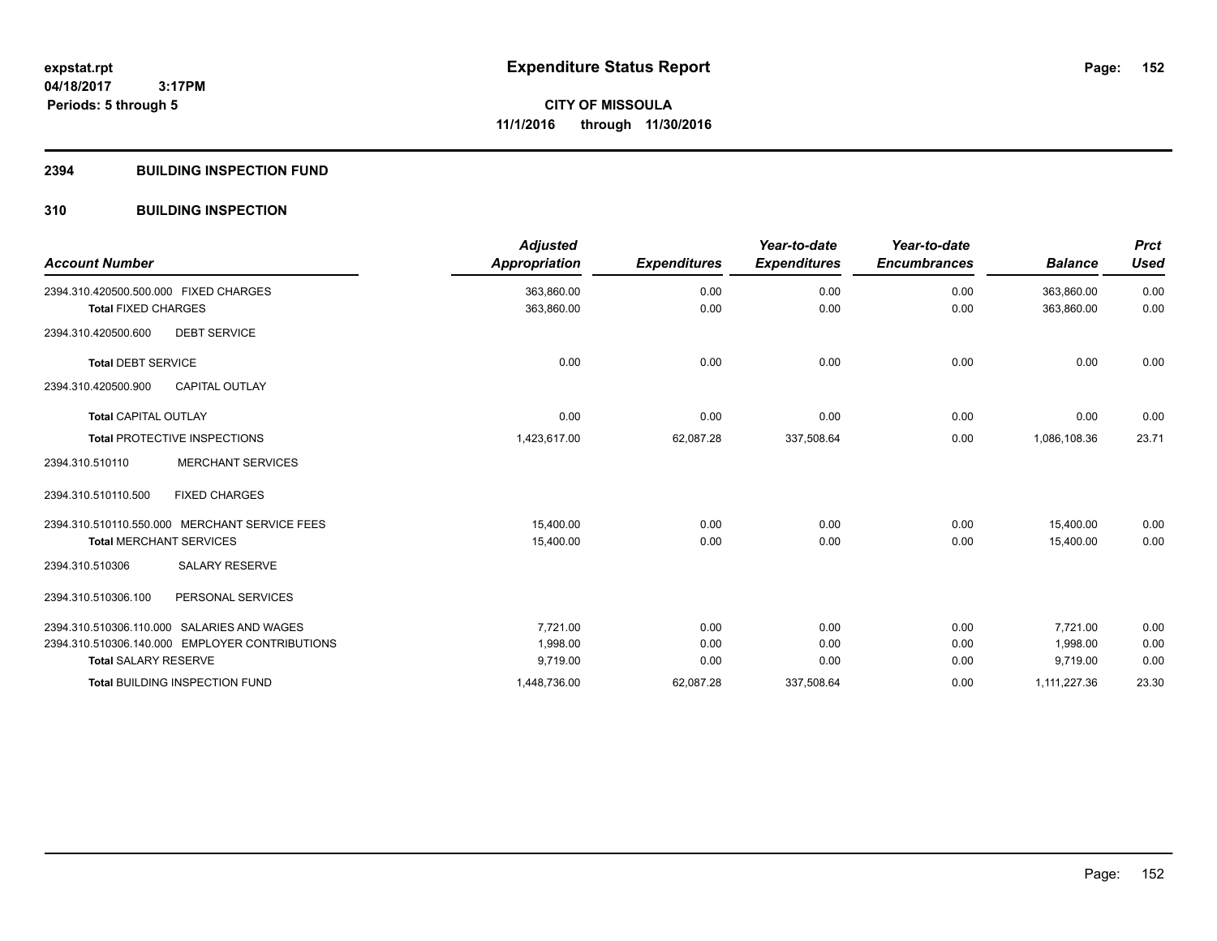**expstat.rpt**
**04/18/2017 3:17PM**
**Periods: 5 through 5**

# Expenditure Status Report

**CITY OF MISSOULA**
**11/1/2016 through 11/30/2016**

## 2394 BUILDING INSPECTION FUND

## 310 BUILDING INSPECTION

| Account Number | Adjusted Appropriation | Expenditures | Year-to-date Expenditures | Year-to-date Encumbrances | Balance | Prct Used |
|---|---|---|---|---|---|---|
| 2394.310.420500.500.000 FIXED CHARGES | 363,860.00 | 0.00 | 0.00 | 0.00 | 363,860.00 | 0.00 |
| **Total** FIXED CHARGES | 363,860.00 | 0.00 | 0.00 | 0.00 | 363,860.00 | 0.00 |
| 2394.310.420500.600 DEBT SERVICE | | | | | | |
| **Total** DEBT SERVICE | 0.00 | 0.00 | 0.00 | 0.00 | 0.00 | 0.00 |
| 2394.310.420500.900 CAPITAL OUTLAY | | | | | | |
| **Total** CAPITAL OUTLAY | 0.00 | 0.00 | 0.00 | 0.00 | 0.00 | 0.00 |
| **Total** PROTECTIVE INSPECTIONS | 1,423,617.00 | 62,087.28 | 337,508.64 | 0.00 | 1,086,108.36 | 23.71 |
| 2394.310.510110 MERCHANT SERVICES | | | | | | |
| 2394.310.510110.500 FIXED CHARGES | | | | | | |
| 2394.310.510110.550.000 MERCHANT SERVICE FEES | 15,400.00 | 0.00 | 0.00 | 0.00 | 15,400.00 | 0.00 |
| **Total** MERCHANT SERVICES | 15,400.00 | 0.00 | 0.00 | 0.00 | 15,400.00 | 0.00 |
| 2394.310.510306 SALARY RESERVE | | | | | | |
| 2394.310.510306.100 PERSONAL SERVICES | | | | | | |
| 2394.310.510306.110.000 SALARIES AND WAGES | 7,721.00 | 0.00 | 0.00 | 0.00 | 7,721.00 | 0.00 |
| 2394.310.510306.140.000 EMPLOYER CONTRIBUTIONS | 1,998.00 | 0.00 | 0.00 | 0.00 | 1,998.00 | 0.00 |
| **Total** SALARY RESERVE | 9,719.00 | 0.00 | 0.00 | 0.00 | 9,719.00 | 0.00 |
| **Total** BUILDING INSPECTION FUND | 1,448,736.00 | 62,087.28 | 337,508.64 | 0.00 | 1,111,227.36 | 23.30 |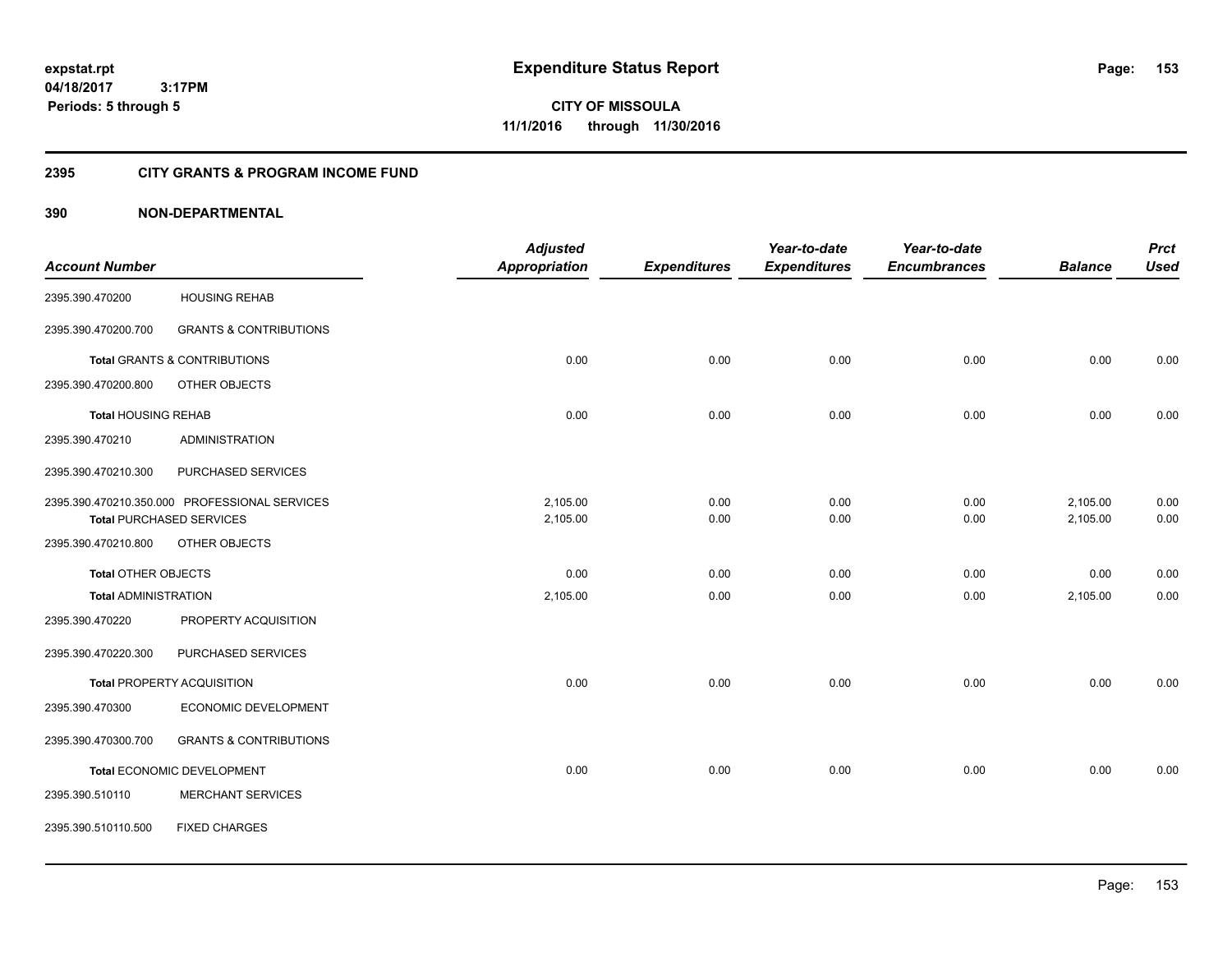**expstat.rpt**
**04/18/2017 3:17PM**
**Periods: 5 through 5**

# Expenditure Status Report

**CITY OF MISSOULA**
**11/1/2016 through 11/30/2016**

## 2395 CITY GRANTS & PROGRAM INCOME FUND

## 390 NON-DEPARTMENTAL

| Account Number | | Adjusted Appropriation | Expenditures | Year-to-date Expenditures | Year-to-date Encumbrances | Balance | Prct Used |
|---|---|---|---|---|---|---|---|
| 2395.390.470200 | HOUSING REHAB | | | | | | |
| 2395.390.470200.700 | GRANTS & CONTRIBUTIONS | | | | | | |
| **Total** GRANTS & CONTRIBUTIONS | | 0.00 | 0.00 | 0.00 | 0.00 | 0.00 | 0.00 |
| 2395.390.470200.800 | OTHER OBJECTS | | | | | | |
| **Total** HOUSING REHAB | | 0.00 | 0.00 | 0.00 | 0.00 | 0.00 | 0.00 |
| 2395.390.470210 | ADMINISTRATION | | | | | | |
| 2395.390.470210.300 | PURCHASED SERVICES | | | | | | |
| 2395.390.470210.350.000 | PROFESSIONAL SERVICES | 2,105.00 | 0.00 | 0.00 | 0.00 | 2,105.00 | 0.00 |
| **Total** PURCHASED SERVICES | | 2,105.00 | 0.00 | 0.00 | 0.00 | 2,105.00 | 0.00 |
| 2395.390.470210.800 | OTHER OBJECTS | | | | | | |
| **Total** OTHER OBJECTS | | 0.00 | 0.00 | 0.00 | 0.00 | 0.00 | 0.00 |
| **Total** ADMINISTRATION | | 2,105.00 | 0.00 | 0.00 | 0.00 | 2,105.00 | 0.00 |
| 2395.390.470220 | PROPERTY ACQUISITION | | | | | | |
| 2395.390.470220.300 | PURCHASED SERVICES | | | | | | |
| **Total** PROPERTY ACQUISITION | | 0.00 | 0.00 | 0.00 | 0.00 | 0.00 | 0.00 |
| 2395.390.470300 | ECONOMIC DEVELOPMENT | | | | | | |
| 2395.390.470300.700 | GRANTS & CONTRIBUTIONS | | | | | | |
| **Total** ECONOMIC DEVELOPMENT | | 0.00 | 0.00 | 0.00 | 0.00 | 0.00 | 0.00 |
| 2395.390.510110 | MERCHANT SERVICES | | | | | | |
| 2395.390.510110.500 | FIXED CHARGES | | | | | | |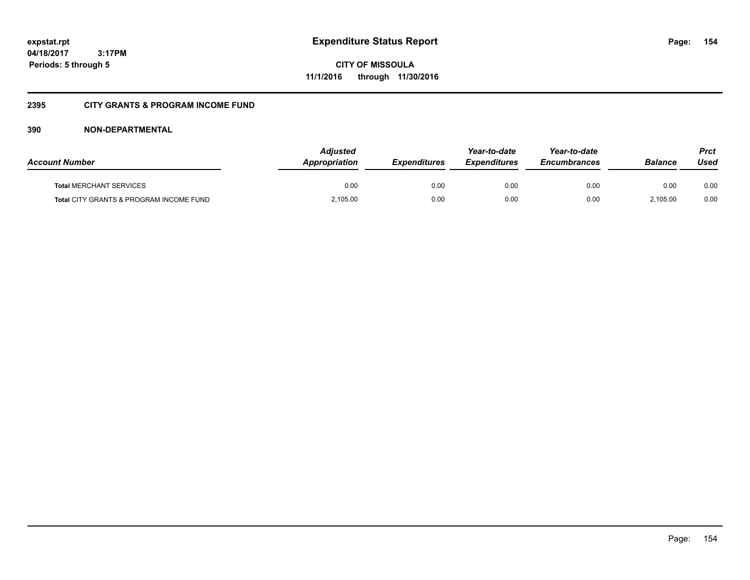**expstat.rpt**
**04/18/2017 3:17PM**
**Periods: 5 through 5**

# Expenditure Status Report

**CITY OF MISSOULA**
**11/1/2016 through 11/30/2016**

## 2395 CITY GRANTS & PROGRAM INCOME FUND

## 390 NON-DEPARTMENTAL

| Account Number | Adjusted Appropriation | Expenditures | Year-to-date Expenditures | Year-to-date Encumbrances | Balance | Prct Used |
|---|---|---|---|---|---|---|
| **Total** MERCHANT SERVICES | 0.00 | 0.00 | 0.00 | 0.00 | 0.00 | 0.00 |
| **Total** CITY GRANTS & PROGRAM INCOME FUND | 2,105.00 | 0.00 | 0.00 | 0.00 | 2,105.00 | 0.00 |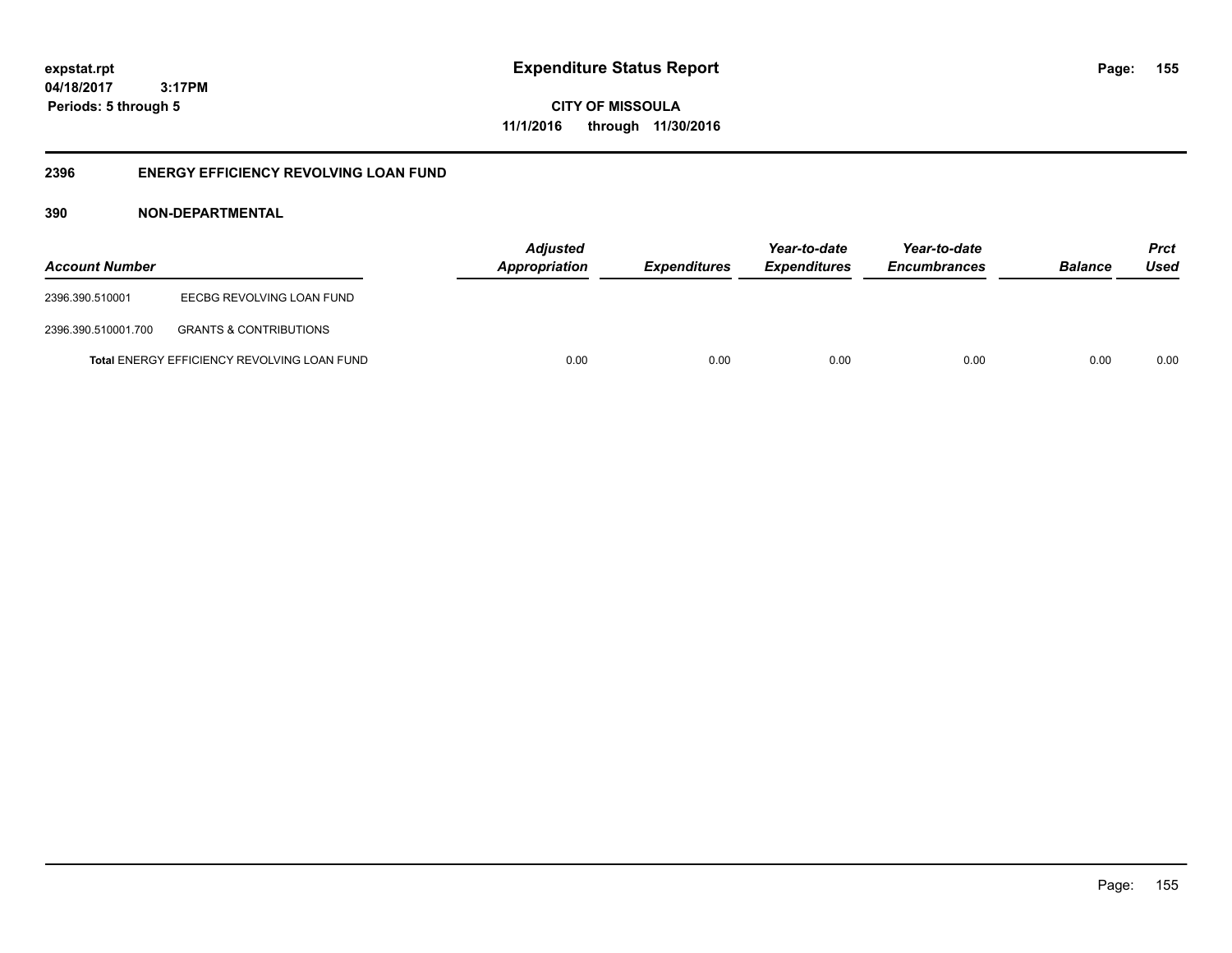# Expenditure Status Report

**expstat.rpt**
**04/18/2017 3:17PM**
**Periods: 5 through 5**

**CITY OF MISSOULA**
**11/1/2016 through 11/30/2016**

## 2396 ENERGY EFFICIENCY REVOLVING LOAN FUND

### 390 NON-DEPARTMENTAL

| Account Number | | *Adjusted Appropriation* | *Expenditures* | *Year-to-date Expenditures* | *Year-to-date Encumbrances* | *Balance* | *Prct Used* |
|---|---|---|---|---|---|---|---|
| 2396.390.510001 | EECBG REVOLVING LOAN FUND | | | | | | |
| 2396.390.510001.700 | GRANTS & CONTRIBUTIONS | | | | | | |
| | **Total** ENERGY EFFICIENCY REVOLVING LOAN FUND | 0.00 | 0.00 | 0.00 | 0.00 | 0.00 | 0.00 |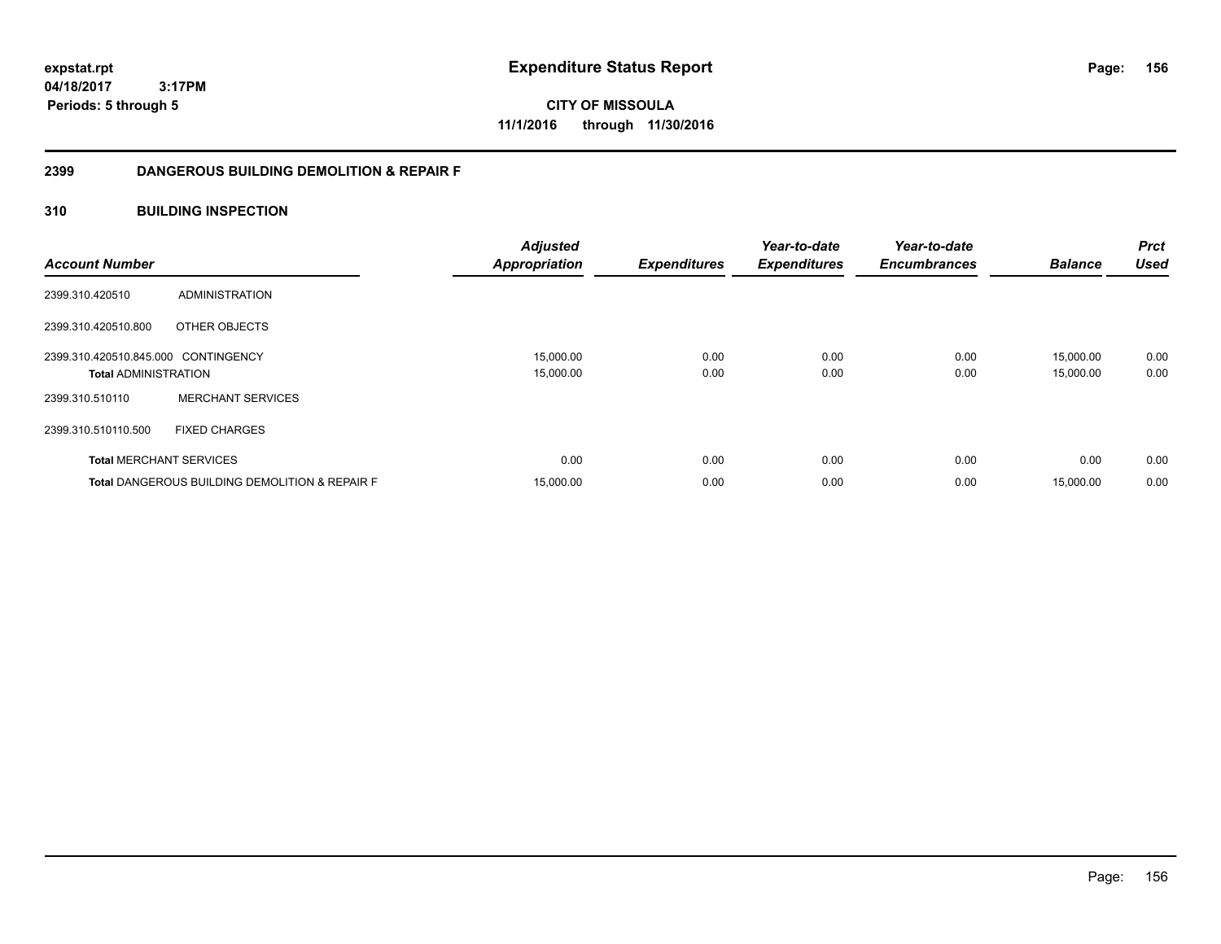# Expenditure Status Report

expstat.rpt
04/18/2017 3:17PM
Periods: 5 through 5

**CITY OF MISSOULA**
**11/1/2016 through 11/30/2016**

## 2399 DANGEROUS BUILDING DEMOLITION & REPAIR F

### 310 BUILDING INSPECTION

| Account Number | | Adjusted Appropriation | Expenditures | Year-to-date Expenditures | Year-to-date Encumbrances | Balance | Prct Used |
|---|---|---|---|---|---|---|---|
| 2399.310.420510 | ADMINISTRATION | | | | | | |
| 2399.310.420510.800 | OTHER OBJECTS | | | | | | |
| 2399.310.420510.845.000 | CONTINGENCY | 15,000.00 | 0.00 | 0.00 | 0.00 | 15,000.00 | 0.00 |
| **Total** ADMINISTRATION | | 15,000.00 | 0.00 | 0.00 | 0.00 | 15,000.00 | 0.00 |
| 2399.310.510110 | MERCHANT SERVICES | | | | | | |
| 2399.310.510110.500 | FIXED CHARGES | | | | | | |
| **Total** MERCHANT SERVICES | | 0.00 | 0.00 | 0.00 | 0.00 | 0.00 | 0.00 |
| **Total** DANGEROUS BUILDING DEMOLITION & REPAIR F | | 15,000.00 | 0.00 | 0.00 | 0.00 | 15,000.00 | 0.00 |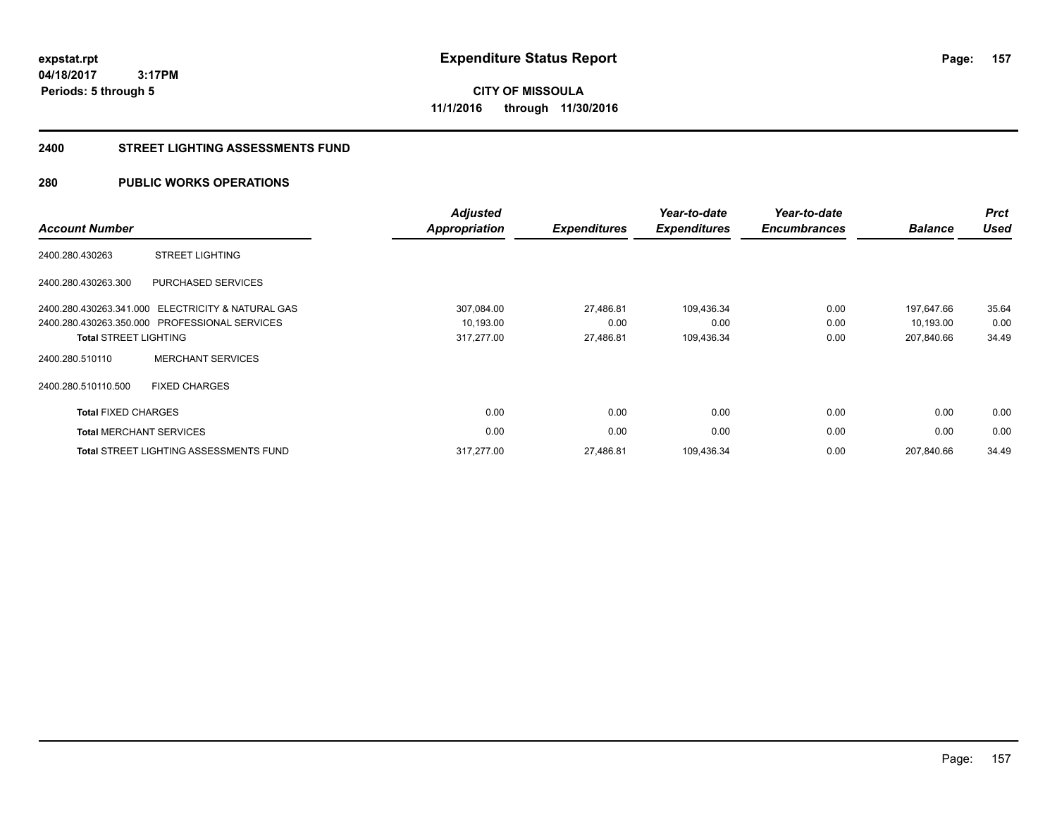**Expenditure Status Report**

**CITY OF MISSOULA**

**11/1/2016 through 11/30/2016**

expstat.rpt
04/18/2017 3:17PM
Periods: 5 through 5

## 2400 STREET LIGHTING ASSESSMENTS FUND

## 280 PUBLIC WORKS OPERATIONS

| Account Number | | Adjusted Appropriation | Expenditures | Year-to-date Expenditures | Year-to-date Encumbrances | Balance | Prct Used |
|---|---|---|---|---|---|---|---|
| 2400.280.430263 | STREET LIGHTING | | | | | | |
| 2400.280.430263.300 | PURCHASED SERVICES | | | | | | |
| 2400.280.430263.341.000 | ELECTRICITY & NATURAL GAS | 307,084.00 | 27,486.81 | 109,436.34 | 0.00 | 197,647.66 | 35.64 |
| 2400.280.430263.350.000 | PROFESSIONAL SERVICES | 10,193.00 | 0.00 | 0.00 | 0.00 | 10,193.00 | 0.00 |
| **Total** STREET LIGHTING | | 317,277.00 | 27,486.81 | 109,436.34 | 0.00 | 207,840.66 | 34.49 |
| 2400.280.510110 | MERCHANT SERVICES | | | | | | |
| 2400.280.510110.500 | FIXED CHARGES | | | | | | |
| **Total** FIXED CHARGES | | 0.00 | 0.00 | 0.00 | 0.00 | 0.00 | 0.00 |
| **Total** MERCHANT SERVICES | | 0.00 | 0.00 | 0.00 | 0.00 | 0.00 | 0.00 |
| **Total** STREET LIGHTING ASSESSMENTS FUND | | 317,277.00 | 27,486.81 | 109,436.34 | 0.00 | 207,840.66 | 34.49 |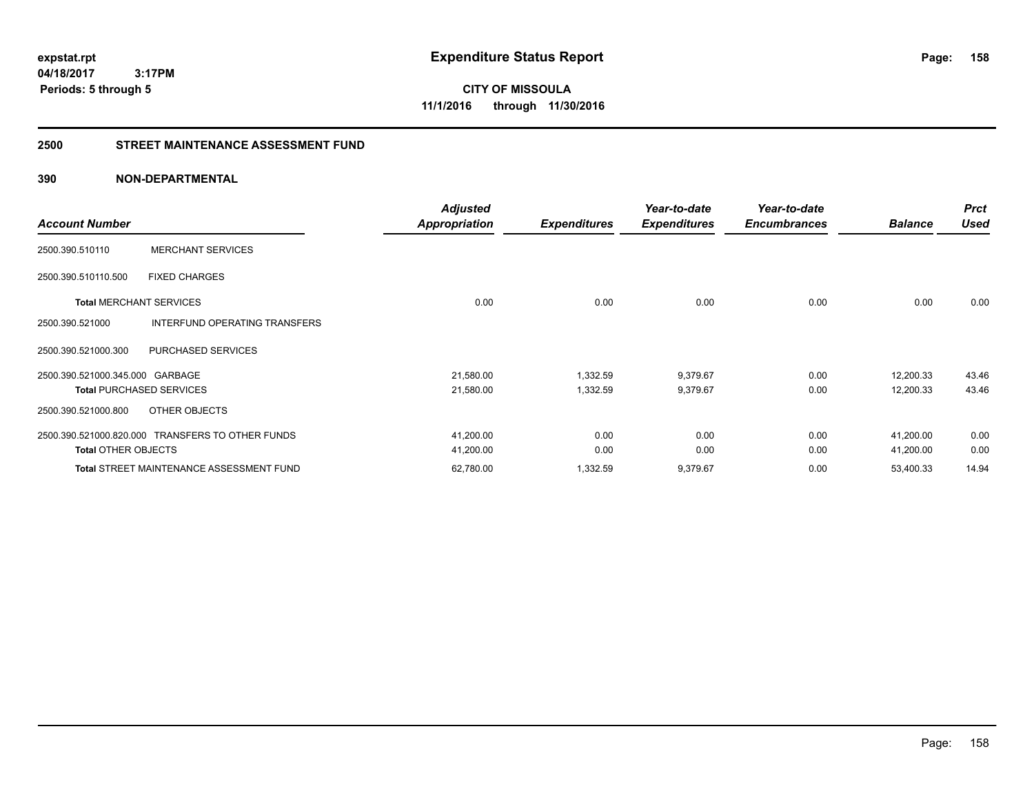**expstat.rpt**
**04/18/2017 3:17PM**
**Periods: 5 through 5**

# Expenditure Status Report

**CITY OF MISSOULA**
**11/1/2016 through 11/30/2016**

## 2500 STREET MAINTENANCE ASSESSMENT FUND

### 390 NON-DEPARTMENTAL

| Account Number | | Adjusted Appropriation | Expenditures | Year-to-date Expenditures | Year-to-date Encumbrances | Balance | Prct Used |
|---|---|---|---|---|---|---|---|
| 2500.390.510110 | MERCHANT SERVICES | | | | | | |
| 2500.390.510110.500 | FIXED CHARGES | | | | | | |
| **Total** MERCHANT SERVICES | | 0.00 | 0.00 | 0.00 | 0.00 | 0.00 | 0.00 |
| 2500.390.521000 | INTERFUND OPERATING TRANSFERS | | | | | | |
| 2500.390.521000.300 | PURCHASED SERVICES | | | | | | |
| 2500.390.521000.345.000 | GARBAGE | 21,580.00 | 1,332.59 | 9,379.67 | 0.00 | 12,200.33 | 43.46 |
| **Total** PURCHASED SERVICES | | 21,580.00 | 1,332.59 | 9,379.67 | 0.00 | 12,200.33 | 43.46 |
| 2500.390.521000.800 | OTHER OBJECTS | | | | | | |
| 2500.390.521000.820.000 | TRANSFERS TO OTHER FUNDS | 41,200.00 | 0.00 | 0.00 | 0.00 | 41,200.00 | 0.00 |
| **Total** OTHER OBJECTS | | 41,200.00 | 0.00 | 0.00 | 0.00 | 41,200.00 | 0.00 |
| **Total** STREET MAINTENANCE ASSESSMENT FUND | | 62,780.00 | 1,332.59 | 9,379.67 | 0.00 | 53,400.33 | 14.94 |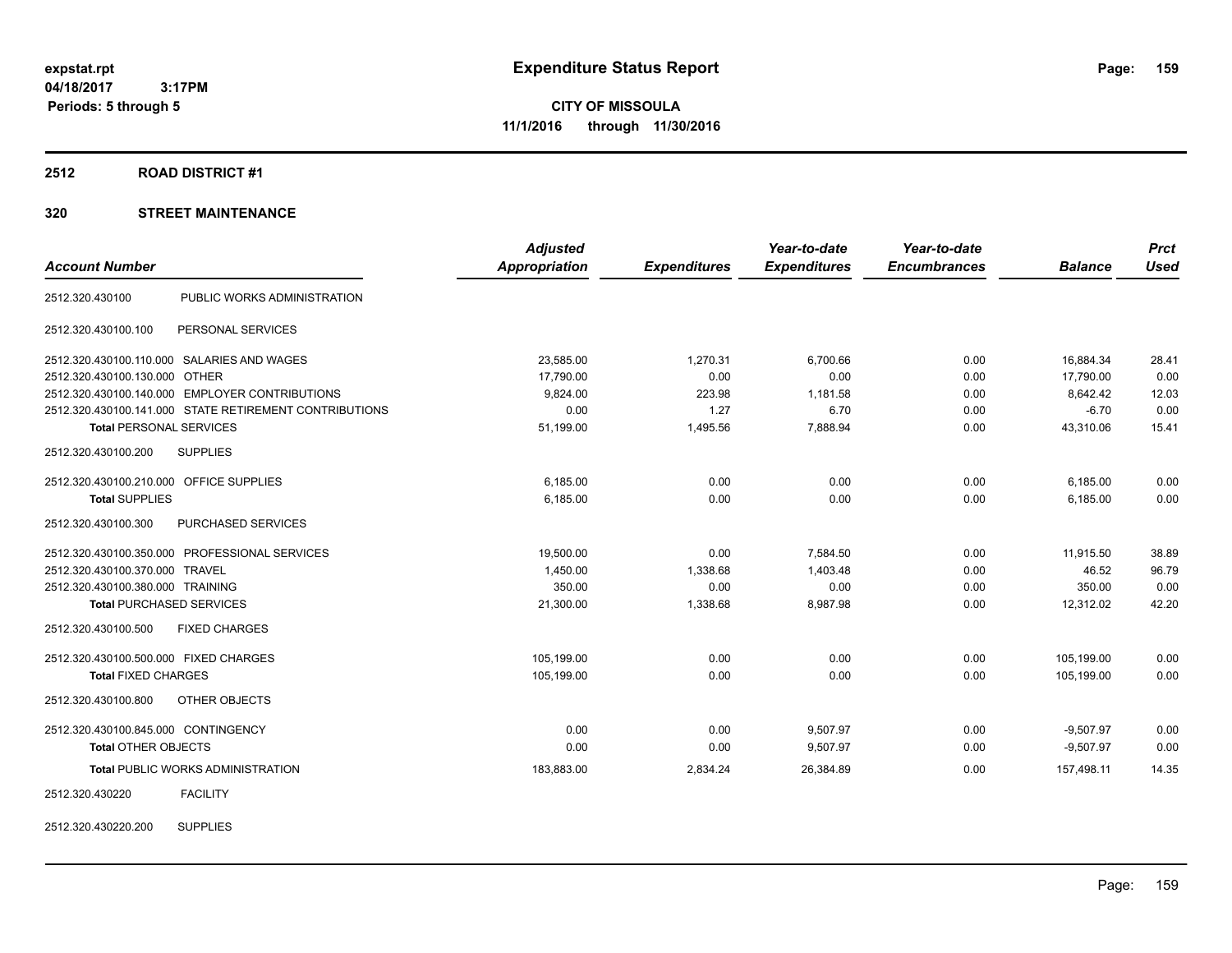expstat.rpt
04/18/2017 3:17PM
Periods: 5 through 5

# Expenditure Status Report

**CITY OF MISSOULA**
**11/1/2016 through 11/30/2016**

## 2512 ROAD DISTRICT #1

## 320 STREET MAINTENANCE

| Account Number | | Adjusted Appropriation | Expenditures | Year-to-date Expenditures | Year-to-date Encumbrances | Balance | Prct Used |
|---|---|---|---|---|---|---|---|
| 2512.320.430100 | PUBLIC WORKS ADMINISTRATION | | | | | | |
| 2512.320.430100.100 | PERSONAL SERVICES | | | | | | |
| 2512.320.430100.110.000 | SALARIES AND WAGES | 23,585.00 | 1,270.31 | 6,700.66 | 0.00 | 16,884.34 | 28.41 |
| 2512.320.430100.130.000 | OTHER | 17,790.00 | 0.00 | 0.00 | 0.00 | 17,790.00 | 0.00 |
| 2512.320.430100.140.000 | EMPLOYER CONTRIBUTIONS | 9,824.00 | 223.98 | 1,181.58 | 0.00 | 8,642.42 | 12.03 |
| 2512.320.430100.141.000 | STATE RETIREMENT CONTRIBUTIONS | 0.00 | 1.27 | 6.70 | 0.00 | -6.70 | 0.00 |
| **Total** PERSONAL SERVICES | | 51,199.00 | 1,495.56 | 7,888.94 | 0.00 | 43,310.06 | 15.41 |
| 2512.320.430100.200 | SUPPLIES | | | | | | |
| 2512.320.430100.210.000 | OFFICE SUPPLIES | 6,185.00 | 0.00 | 0.00 | 0.00 | 6,185.00 | 0.00 |
| **Total** SUPPLIES | | 6,185.00 | 0.00 | 0.00 | 0.00 | 6,185.00 | 0.00 |
| 2512.320.430100.300 | PURCHASED SERVICES | | | | | | |
| 2512.320.430100.350.000 | PROFESSIONAL SERVICES | 19,500.00 | 0.00 | 7,584.50 | 0.00 | 11,915.50 | 38.89 |
| 2512.320.430100.370.000 | TRAVEL | 1,450.00 | 1,338.68 | 1,403.48 | 0.00 | 46.52 | 96.79 |
| 2512.320.430100.380.000 | TRAINING | 350.00 | 0.00 | 0.00 | 0.00 | 350.00 | 0.00 |
| **Total** PURCHASED SERVICES | | 21,300.00 | 1,338.68 | 8,987.98 | 0.00 | 12,312.02 | 42.20 |
| 2512.320.430100.500 | FIXED CHARGES | | | | | | |
| 2512.320.430100.500.000 | FIXED CHARGES | 105,199.00 | 0.00 | 0.00 | 0.00 | 105,199.00 | 0.00 |
| **Total** FIXED CHARGES | | 105,199.00 | 0.00 | 0.00 | 0.00 | 105,199.00 | 0.00 |
| 2512.320.430100.800 | OTHER OBJECTS | | | | | | |
| 2512.320.430100.845.000 | CONTINGENCY | 0.00 | 0.00 | 9,507.97 | 0.00 | -9,507.97 | 0.00 |
| **Total** OTHER OBJECTS | | 0.00 | 0.00 | 9,507.97 | 0.00 | -9,507.97 | 0.00 |
| **Total** PUBLIC WORKS ADMINISTRATION | | 183,883.00 | 2,834.24 | 26,384.89 | 0.00 | 157,498.11 | 14.35 |
| 2512.320.430220 | FACILITY | | | | | | |
| 2512.320.430220.200 | SUPPLIES | | | | | | |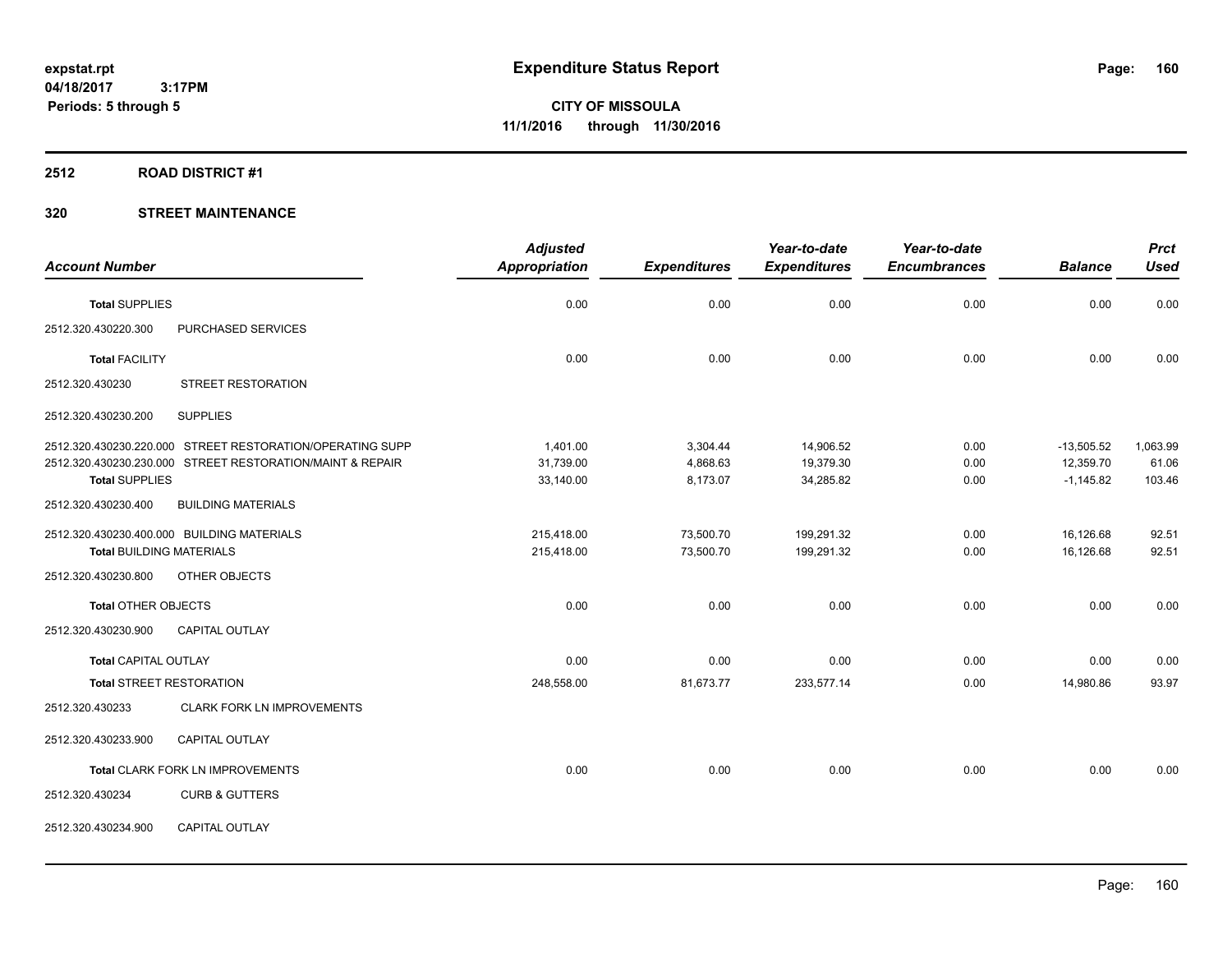**expstat.rpt**
**04/18/2017 3:17PM**
**Periods: 5 through 5**

# Expenditure Status Report

**CITY OF MISSOULA**
**11/1/2016 through 11/30/2016**

## 2512 ROAD DISTRICT #1

## 320 STREET MAINTENANCE

| Account Number | | Adjusted Appropriation | Expenditures | Year-to-date Expenditures | Year-to-date Encumbrances | Balance | Prct Used |
|---|---|---|---|---|---|---|---|
| **Total** SUPPLIES | | 0.00 | 0.00 | 0.00 | 0.00 | 0.00 | 0.00 |
| 2512.320.430220.300 | PURCHASED SERVICES | | | | | | |
| **Total** FACILITY | | 0.00 | 0.00 | 0.00 | 0.00 | 0.00 | 0.00 |
| 2512.320.430230 | STREET RESTORATION | | | | | | |
| 2512.320.430230.200 | SUPPLIES | | | | | | |
| 2512.320.430230.220.000 | STREET RESTORATION/OPERATING SUPP | 1,401.00 | 3,304.44 | 14,906.52 | 0.00 | -13,505.52 | 1,063.99 |
| 2512.320.430230.230.000 | STREET RESTORATION/MAINT & REPAIR | 31,739.00 | 4,868.63 | 19,379.30 | 0.00 | 12,359.70 | 61.06 |
| **Total** SUPPLIES | | 33,140.00 | 8,173.07 | 34,285.82 | 0.00 | -1,145.82 | 103.46 |
| 2512.320.430230.400 | BUILDING MATERIALS | | | | | | |
| 2512.320.430230.400.000 | BUILDING MATERIALS | 215,418.00 | 73,500.70 | 199,291.32 | 0.00 | 16,126.68 | 92.51 |
| **Total** BUILDING MATERIALS | | 215,418.00 | 73,500.70 | 199,291.32 | 0.00 | 16,126.68 | 92.51 |
| 2512.320.430230.800 | OTHER OBJECTS | | | | | | |
| **Total** OTHER OBJECTS | | 0.00 | 0.00 | 0.00 | 0.00 | 0.00 | 0.00 |
| 2512.320.430230.900 | CAPITAL OUTLAY | | | | | | |
| **Total** CAPITAL OUTLAY | | 0.00 | 0.00 | 0.00 | 0.00 | 0.00 | 0.00 |
| **Total** STREET RESTORATION | | 248,558.00 | 81,673.77 | 233,577.14 | 0.00 | 14,980.86 | 93.97 |
| 2512.320.430233 | CLARK FORK LN IMPROVEMENTS | | | | | | |
| 2512.320.430233.900 | CAPITAL OUTLAY | | | | | | |
| **Total** CLARK FORK LN IMPROVEMENTS | | 0.00 | 0.00 | 0.00 | 0.00 | 0.00 | 0.00 |
| 2512.320.430234 | CURB & GUTTERS | | | | | | |
| 2512.320.430234.900 | CAPITAL OUTLAY | | | | | | |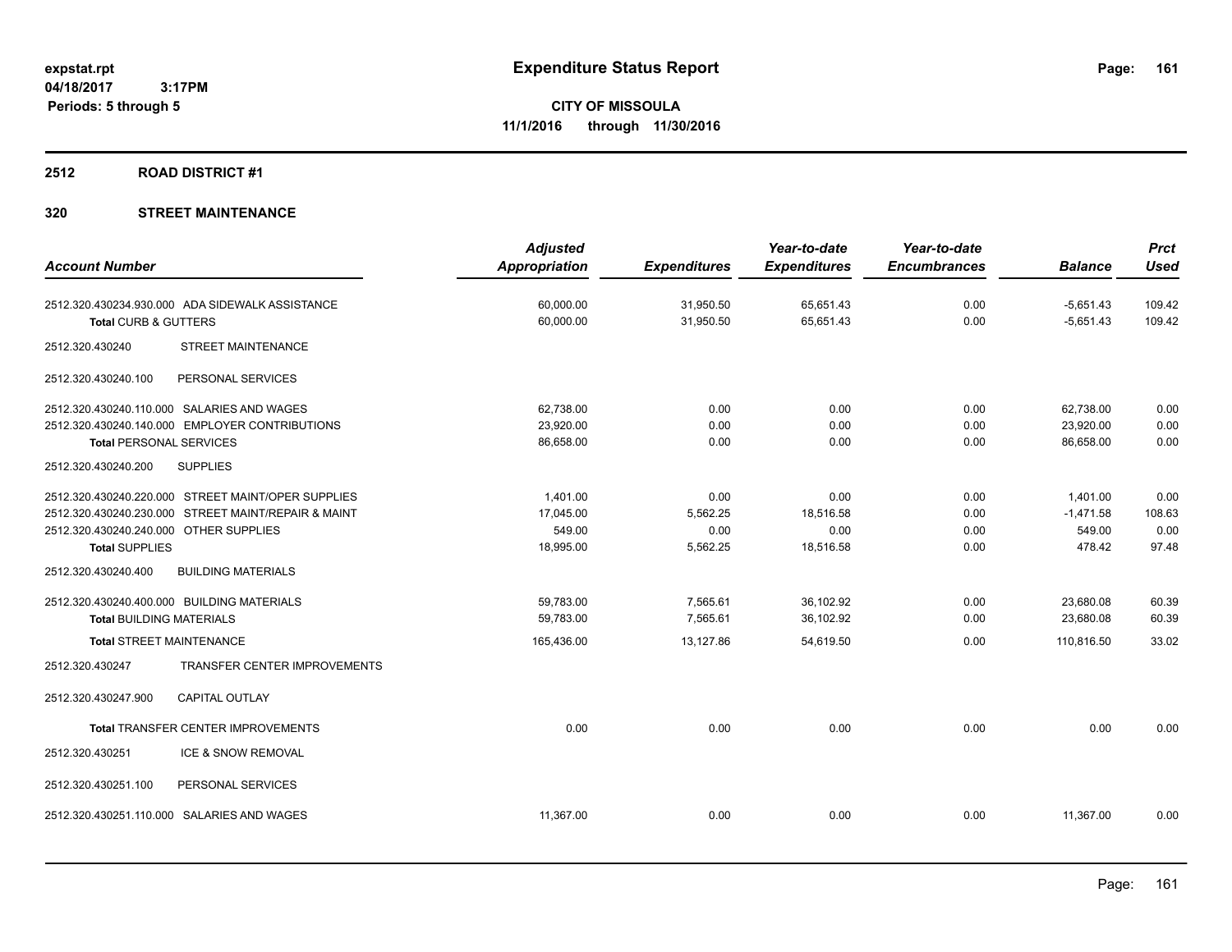# Expenditure Status Report

**CITY OF MISSOULA**
**11/1/2016 through 11/30/2016**

expstat.rpt
04/18/2017 3:17PM
Periods: 5 through 5

## 2512 ROAD DISTRICT #1

### 320 STREET MAINTENANCE

| Account Number | | Adjusted Appropriation | Expenditures | Year-to-date Expenditures | Year-to-date Encumbrances | Balance | Prct Used |
|---|---|---|---|---|---|---|---|
| 2512.320.430234.930.000 | ADA SIDEWALK ASSISTANCE | 60,000.00 | 31,950.50 | 65,651.43 | 0.00 | -5,651.43 | 109.42 |
| **Total** CURB & GUTTERS | | 60,000.00 | 31,950.50 | 65,651.43 | 0.00 | -5,651.43 | 109.42 |
| 2512.320.430240 | STREET MAINTENANCE | | | | | | |
| 2512.320.430240.100 | PERSONAL SERVICES | | | | | | |
| 2512.320.430240.110.000 | SALARIES AND WAGES | 62,738.00 | 0.00 | 0.00 | 0.00 | 62,738.00 | 0.00 |
| 2512.320.430240.140.000 | EMPLOYER CONTRIBUTIONS | 23,920.00 | 0.00 | 0.00 | 0.00 | 23,920.00 | 0.00 |
| **Total** PERSONAL SERVICES | | 86,658.00 | 0.00 | 0.00 | 0.00 | 86,658.00 | 0.00 |
| 2512.320.430240.200 | SUPPLIES | | | | | | |
| 2512.320.430240.220.000 | STREET MAINT/OPER SUPPLIES | 1,401.00 | 0.00 | 0.00 | 0.00 | 1,401.00 | 0.00 |
| 2512.320.430240.230.000 | STREET MAINT/REPAIR & MAINT | 17,045.00 | 5,562.25 | 18,516.58 | 0.00 | -1,471.58 | 108.63 |
| 2512.320.430240.240.000 | OTHER SUPPLIES | 549.00 | 0.00 | 0.00 | 0.00 | 549.00 | 0.00 |
| **Total** SUPPLIES | | 18,995.00 | 5,562.25 | 18,516.58 | 0.00 | 478.42 | 97.48 |
| 2512.320.430240.400 | BUILDING MATERIALS | | | | | | |
| 2512.320.430240.400.000 | BUILDING MATERIALS | 59,783.00 | 7,565.61 | 36,102.92 | 0.00 | 23,680.08 | 60.39 |
| **Total** BUILDING MATERIALS | | 59,783.00 | 7,565.61 | 36,102.92 | 0.00 | 23,680.08 | 60.39 |
| **Total** STREET MAINTENANCE | | 165,436.00 | 13,127.86 | 54,619.50 | 0.00 | 110,816.50 | 33.02 |
| 2512.320.430247 | TRANSFER CENTER IMPROVEMENTS | | | | | | |
| 2512.320.430247.900 | CAPITAL OUTLAY | | | | | | |
| **Total** TRANSFER CENTER IMPROVEMENTS | | 0.00 | 0.00 | 0.00 | 0.00 | 0.00 | 0.00 |
| 2512.320.430251 | ICE & SNOW REMOVAL | | | | | | |
| 2512.320.430251.100 | PERSONAL SERVICES | | | | | | |
| 2512.320.430251.110.000 | SALARIES AND WAGES | 11,367.00 | 0.00 | 0.00 | 0.00 | 11,367.00 | 0.00 |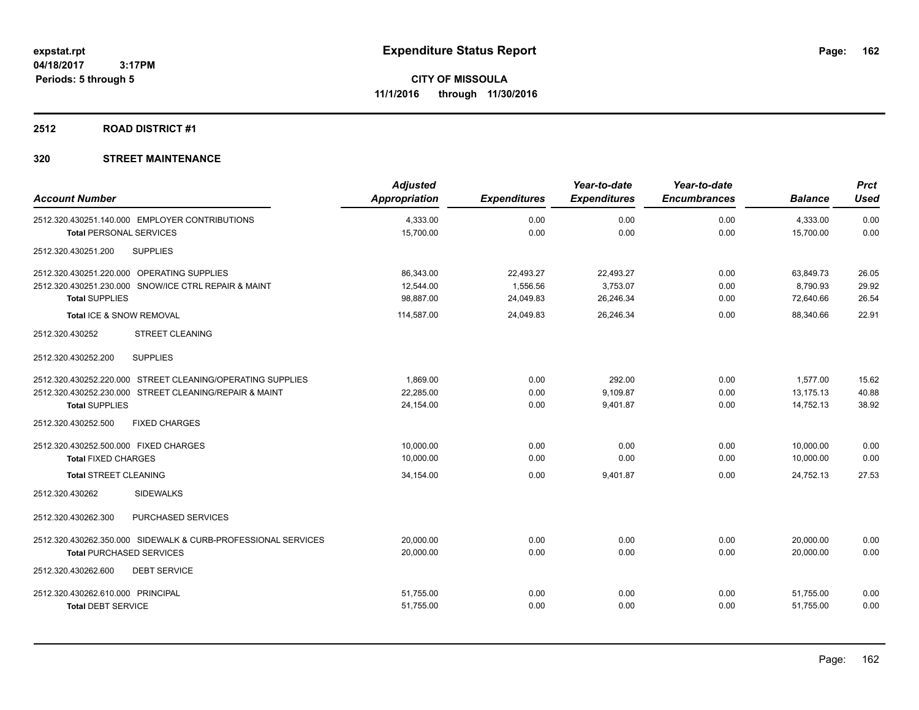**expstat.rpt**
**04/18/2017 3:17PM**
**Periods: 5 through 5**

# Expenditure Status Report

**CITY OF MISSOULA**
**11/1/2016 through 11/30/2016**

## 2512 ROAD DISTRICT #1

## 320 STREET MAINTENANCE

| Account Number | Adjusted Appropriation | Expenditures | Year-to-date Expenditures | Year-to-date Encumbrances | Balance | Prct Used |
|---|---|---|---|---|---|---|
| 2512.320.430251.140.000 EMPLOYER CONTRIBUTIONS | 4,333.00 | 0.00 | 0.00 | 0.00 | 4,333.00 | 0.00 |
| **Total** PERSONAL SERVICES | 15,700.00 | 0.00 | 0.00 | 0.00 | 15,700.00 | 0.00 |
| 2512.320.430251.200 SUPPLIES | | | | | | |
| 2512.320.430251.220.000 OPERATING SUPPLIES | 86,343.00 | 22,493.27 | 22,493.27 | 0.00 | 63,849.73 | 26.05 |
| 2512.320.430251.230.000 SNOW/ICE CTRL REPAIR & MAINT | 12,544.00 | 1,556.56 | 3,753.07 | 0.00 | 8,790.93 | 29.92 |
| **Total** SUPPLIES | 98,887.00 | 24,049.83 | 26,246.34 | 0.00 | 72,640.66 | 26.54 |
| **Total** ICE & SNOW REMOVAL | 114,587.00 | 24,049.83 | 26,246.34 | 0.00 | 88,340.66 | 22.91 |
| 2512.320.430252 STREET CLEANING | | | | | | |
| 2512.320.430252.200 SUPPLIES | | | | | | |
| 2512.320.430252.220.000 STREET CLEANING/OPERATING SUPPLIES | 1,869.00 | 0.00 | 292.00 | 0.00 | 1,577.00 | 15.62 |
| 2512.320.430252.230.000 STREET CLEANING/REPAIR & MAINT | 22,285.00 | 0.00 | 9,109.87 | 0.00 | 13,175.13 | 40.88 |
| **Total** SUPPLIES | 24,154.00 | 0.00 | 9,401.87 | 0.00 | 14,752.13 | 38.92 |
| 2512.320.430252.500 FIXED CHARGES | | | | | | |
| 2512.320.430252.500.000 FIXED CHARGES | 10,000.00 | 0.00 | 0.00 | 0.00 | 10,000.00 | 0.00 |
| **Total** FIXED CHARGES | 10,000.00 | 0.00 | 0.00 | 0.00 | 10,000.00 | 0.00 |
| **Total** STREET CLEANING | 34,154.00 | 0.00 | 9,401.87 | 0.00 | 24,752.13 | 27.53 |
| 2512.320.430262 SIDEWALKS | | | | | | |
| 2512.320.430262.300 PURCHASED SERVICES | | | | | | |
| 2512.320.430262.350.000 SIDEWALK & CURB-PROFESSIONAL SERVICES | 20,000.00 | 0.00 | 0.00 | 0.00 | 20,000.00 | 0.00 |
| **Total** PURCHASED SERVICES | 20,000.00 | 0.00 | 0.00 | 0.00 | 20,000.00 | 0.00 |
| 2512.320.430262.600 DEBT SERVICE | | | | | | |
| 2512.320.430262.610.000 PRINCIPAL | 51,755.00 | 0.00 | 0.00 | 0.00 | 51,755.00 | 0.00 |
| **Total** DEBT SERVICE | 51,755.00 | 0.00 | 0.00 | 0.00 | 51,755.00 | 0.00 |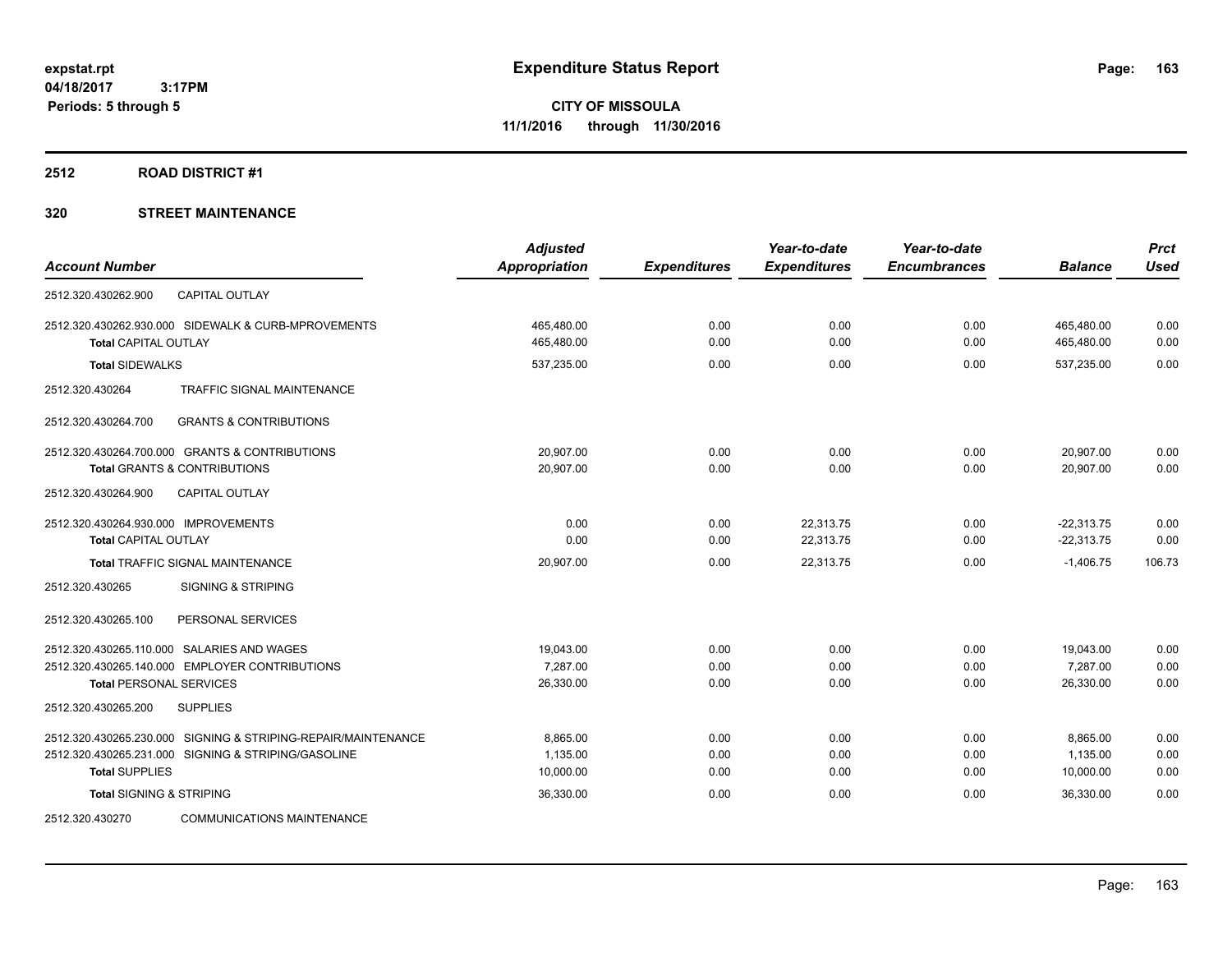**expstat.rpt**
**04/18/2017 3:17PM**
**Periods: 5 through 5**

# Expenditure Status Report

**CITY OF MISSOULA**
**11/1/2016 through 11/30/2016**

## 2512 ROAD DISTRICT #1

## 320 STREET MAINTENANCE

| Account Number | | Adjusted Appropriation | Expenditures | Year-to-date Expenditures | Year-to-date Encumbrances | Balance | Prct Used |
|---|---|---|---|---|---|---|---|
| 2512.320.430262.900 | CAPITAL OUTLAY | | | | | | |
| 2512.320.430262.930.000 | SIDEWALK & CURB-MPROVEMENTS | 465,480.00 | 0.00 | 0.00 | 0.00 | 465,480.00 | 0.00 |
| **Total** CAPITAL OUTLAY | | 465,480.00 | 0.00 | 0.00 | 0.00 | 465,480.00 | 0.00 |
| **Total** SIDEWALKS | | 537,235.00 | 0.00 | 0.00 | 0.00 | 537,235.00 | 0.00 |
| 2512.320.430264 | TRAFFIC SIGNAL MAINTENANCE | | | | | | |
| 2512.320.430264.700 | GRANTS & CONTRIBUTIONS | | | | | | |
| 2512.320.430264.700.000 | GRANTS & CONTRIBUTIONS | 20,907.00 | 0.00 | 0.00 | 0.00 | 20,907.00 | 0.00 |
| **Total** GRANTS & CONTRIBUTIONS | | 20,907.00 | 0.00 | 0.00 | 0.00 | 20,907.00 | 0.00 |
| 2512.320.430264.900 | CAPITAL OUTLAY | | | | | | |
| 2512.320.430264.930.000 | IMPROVEMENTS | 0.00 | 0.00 | 22,313.75 | 0.00 | -22,313.75 | 0.00 |
| **Total** CAPITAL OUTLAY | | 0.00 | 0.00 | 22,313.75 | 0.00 | -22,313.75 | 0.00 |
| **Total** TRAFFIC SIGNAL MAINTENANCE | | 20,907.00 | 0.00 | 22,313.75 | 0.00 | -1,406.75 | 106.73 |
| 2512.320.430265 | SIGNING & STRIPING | | | | | | |
| 2512.320.430265.100 | PERSONAL SERVICES | | | | | | |
| 2512.320.430265.110.000 | SALARIES AND WAGES | 19,043.00 | 0.00 | 0.00 | 0.00 | 19,043.00 | 0.00 |
| 2512.320.430265.140.000 | EMPLOYER CONTRIBUTIONS | 7,287.00 | 0.00 | 0.00 | 0.00 | 7,287.00 | 0.00 |
| **Total** PERSONAL SERVICES | | 26,330.00 | 0.00 | 0.00 | 0.00 | 26,330.00 | 0.00 |
| 2512.320.430265.200 | SUPPLIES | | | | | | |
| 2512.320.430265.230.000 | SIGNING & STRIPING-REPAIR/MAINTENANCE | 8,865.00 | 0.00 | 0.00 | 0.00 | 8,865.00 | 0.00 |
| 2512.320.430265.231.000 | SIGNING & STRIPING/GASOLINE | 1,135.00 | 0.00 | 0.00 | 0.00 | 1,135.00 | 0.00 |
| **Total** SUPPLIES | | 10,000.00 | 0.00 | 0.00 | 0.00 | 10,000.00 | 0.00 |
| **Total** SIGNING & STRIPING | | 36,330.00 | 0.00 | 0.00 | 0.00 | 36,330.00 | 0.00 |
| 2512.320.430270 | COMMUNICATIONS MAINTENANCE | | | | | | |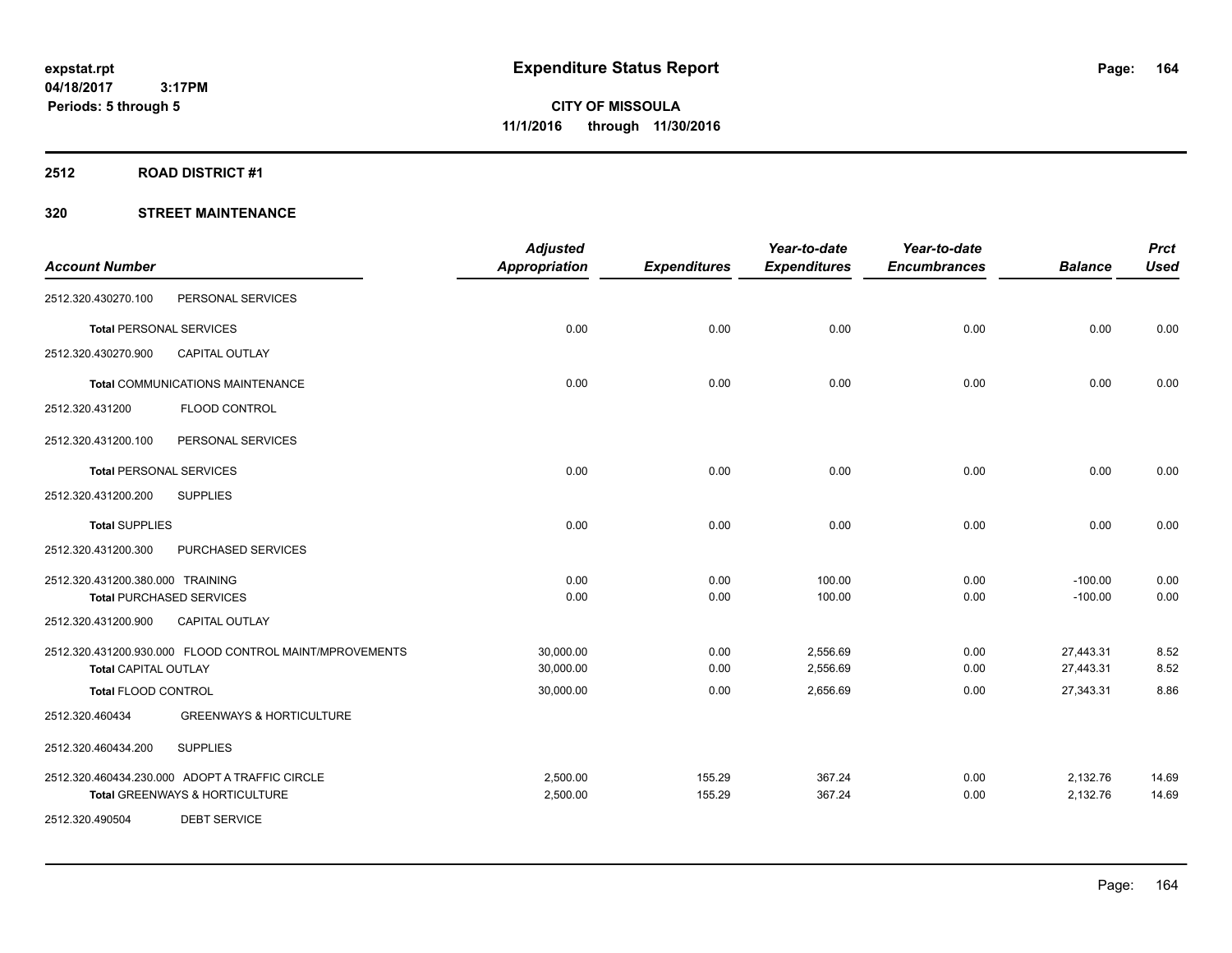# Expenditure Status Report

**CITY OF MISSOULA**

**11/1/2016 through 11/30/2016**

expstat.rpt
04/18/2017 3:17PM
Periods: 5 through 5

## 2512 ROAD DISTRICT #1

## 320 STREET MAINTENANCE

| Account Number | | Adjusted Appropriation | Expenditures | Year-to-date Expenditures | Year-to-date Encumbrances | Balance | Prct Used |
|---|---|---|---|---|---|---|---|
| 2512.320.430270.100 | PERSONAL SERVICES | | | | | | |
| **Total** PERSONAL SERVICES | | 0.00 | 0.00 | 0.00 | 0.00 | 0.00 | 0.00 |
| 2512.320.430270.900 | CAPITAL OUTLAY | | | | | | |
| **Total** COMMUNICATIONS MAINTENANCE | | 0.00 | 0.00 | 0.00 | 0.00 | 0.00 | 0.00 |
| 2512.320.431200 | FLOOD CONTROL | | | | | | |
| 2512.320.431200.100 | PERSONAL SERVICES | | | | | | |
| **Total** PERSONAL SERVICES | | 0.00 | 0.00 | 0.00 | 0.00 | 0.00 | 0.00 |
| 2512.320.431200.200 | SUPPLIES | | | | | | |
| **Total** SUPPLIES | | 0.00 | 0.00 | 0.00 | 0.00 | 0.00 | 0.00 |
| 2512.320.431200.300 | PURCHASED SERVICES | | | | | | |
| 2512.320.431200.380.000 | TRAINING | 0.00 | 0.00 | 100.00 | 0.00 | -100.00 | 0.00 |
| **Total** PURCHASED SERVICES | | 0.00 | 0.00 | 100.00 | 0.00 | -100.00 | 0.00 |
| 2512.320.431200.900 | CAPITAL OUTLAY | | | | | | |
| 2512.320.431200.930.000 | FLOOD CONTROL MAINT/MPROVEMENTS | 30,000.00 | 0.00 | 2,556.69 | 0.00 | 27,443.31 | 8.52 |
| **Total** CAPITAL OUTLAY | | 30,000.00 | 0.00 | 2,556.69 | 0.00 | 27,443.31 | 8.52 |
| **Total** FLOOD CONTROL | | 30,000.00 | 0.00 | 2,656.69 | 0.00 | 27,343.31 | 8.86 |
| 2512.320.460434 | GREENWAYS & HORTICULTURE | | | | | | |
| 2512.320.460434.200 | SUPPLIES | | | | | | |
| 2512.320.460434.230.000 | ADOPT A TRAFFIC CIRCLE | 2,500.00 | 155.29 | 367.24 | 0.00 | 2,132.76 | 14.69 |
| **Total** GREENWAYS & HORTICULTURE | | 2,500.00 | 155.29 | 367.24 | 0.00 | 2,132.76 | 14.69 |
| 2512.320.490504 | DEBT SERVICE | | | | | | |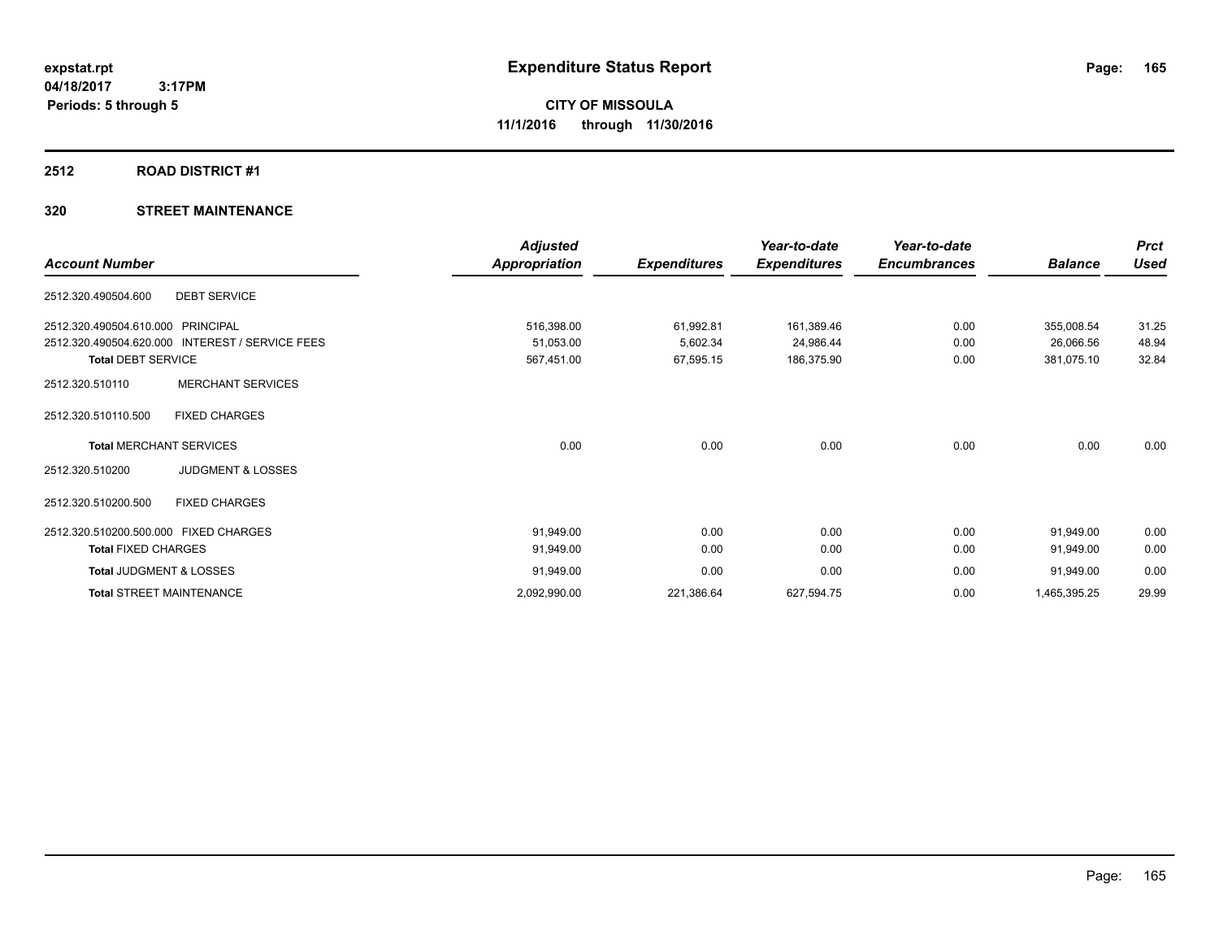**Expenditure Status Report**

**CITY OF MISSOULA**

**11/1/2016 through 11/30/2016**

expstat.rpt
04/18/2017 3:17PM
Periods: 5 through 5

## 2512 ROAD DISTRICT #1

## 320 STREET MAINTENANCE

| Account Number | | Adjusted Appropriation | Expenditures | Year-to-date Expenditures | Year-to-date Encumbrances | Balance | Prct Used |
|---|---|---|---|---|---|---|---|
| 2512.320.490504.600 | DEBT SERVICE | | | | | | |
| 2512.320.490504.610.000 | PRINCIPAL | 516,398.00 | 61,992.81 | 161,389.46 | 0.00 | 355,008.54 | 31.25 |
| 2512.320.490504.620.000 | INTEREST / SERVICE FEES | 51,053.00 | 5,602.34 | 24,986.44 | 0.00 | 26,066.56 | 48.94 |
| **Total** DEBT SERVICE | | 567,451.00 | 67,595.15 | 186,375.90 | 0.00 | 381,075.10 | 32.84 |
| 2512.320.510110 | MERCHANT SERVICES | | | | | | |
| 2512.320.510110.500 | FIXED CHARGES | | | | | | |
| **Total** MERCHANT SERVICES | | 0.00 | 0.00 | 0.00 | 0.00 | 0.00 | 0.00 |
| 2512.320.510200 | JUDGMENT & LOSSES | | | | | | |
| 2512.320.510200.500 | FIXED CHARGES | | | | | | |
| 2512.320.510200.500.000 | FIXED CHARGES | 91,949.00 | 0.00 | 0.00 | 0.00 | 91,949.00 | 0.00 |
| **Total** FIXED CHARGES | | 91,949.00 | 0.00 | 0.00 | 0.00 | 91,949.00 | 0.00 |
| **Total** JUDGMENT & LOSSES | | 91,949.00 | 0.00 | 0.00 | 0.00 | 91,949.00 | 0.00 |
| **Total** STREET MAINTENANCE | | 2,092,990.00 | 221,386.64 | 627,594.75 | 0.00 | 1,465,395.25 | 29.99 |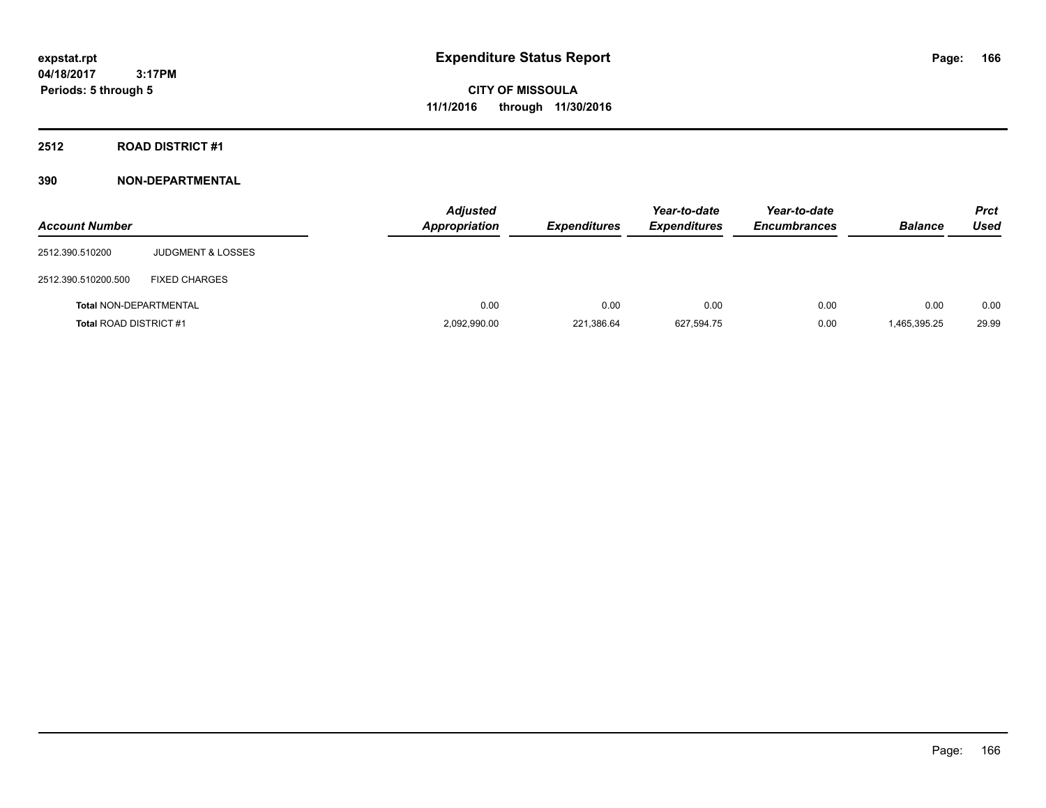expstat.rpt
04/18/2017 3:17PM
Periods: 5 through 5

# Expenditure Status Report

CITY OF MISSOULA
11/1/2016 through 11/30/2016

## 2512 ROAD DISTRICT #1

## 390 NON-DEPARTMENTAL

| Account Number | | Adjusted Appropriation | Expenditures | Year-to-date Expenditures | Year-to-date Encumbrances | Balance | Prct Used |
|---|---|---|---|---|---|---|---|
| 2512.390.510200 | JUDGMENT & LOSSES | | | | | | |
| 2512.390.510200.500 | FIXED CHARGES | | | | | | |
| **Total** NON-DEPARTMENTAL | | 0.00 | 0.00 | 0.00 | 0.00 | 0.00 | 0.00 |
| **Total** ROAD DISTRICT #1 | | 2,092,990.00 | 221,386.64 | 627,594.75 | 0.00 | 1,465,395.25 | 29.99 |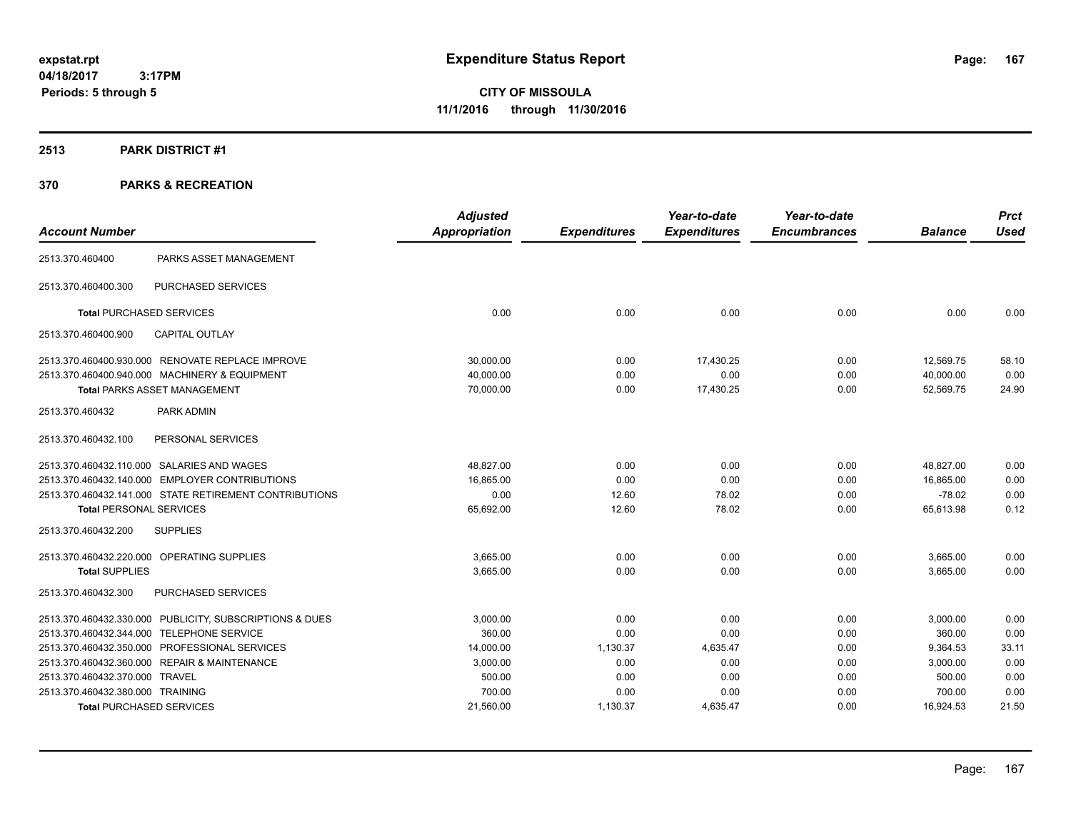# Expenditure Status Report

expstat.rpt
04/18/2017 3:17PM
Periods: 5 through 5

**CITY OF MISSOULA**
**11/1/2016 through 11/30/2016**

## 2513 PARK DISTRICT #1

## 370 PARKS & RECREATION

| Account Number | | Adjusted Appropriation | Expenditures | Year-to-date Expenditures | Year-to-date Encumbrances | Balance | Prct Used |
|---|---|---|---|---|---|---|---|
| 2513.370.460400 | PARKS ASSET MANAGEMENT | | | | | | |
| 2513.370.460400.300 | PURCHASED SERVICES | | | | | | |
| **Total** PURCHASED SERVICES | | 0.00 | 0.00 | 0.00 | 0.00 | 0.00 | 0.00 |
| 2513.370.460400.900 | CAPITAL OUTLAY | | | | | | |
| 2513.370.460400.930.000 | RENOVATE REPLACE IMPROVE | 30,000.00 | 0.00 | 17,430.25 | 0.00 | 12,569.75 | 58.10 |
| 2513.370.460400.940.000 | MACHINERY & EQUIPMENT | 40,000.00 | 0.00 | 0.00 | 0.00 | 40,000.00 | 0.00 |
| **Total** PARKS ASSET MANAGEMENT | | 70,000.00 | 0.00 | 17,430.25 | 0.00 | 52,569.75 | 24.90 |
| 2513.370.460432 | PARK ADMIN | | | | | | |
| 2513.370.460432.100 | PERSONAL SERVICES | | | | | | |
| 2513.370.460432.110.000 | SALARIES AND WAGES | 48,827.00 | 0.00 | 0.00 | 0.00 | 48,827.00 | 0.00 |
| 2513.370.460432.140.000 | EMPLOYER CONTRIBUTIONS | 16,865.00 | 0.00 | 0.00 | 0.00 | 16,865.00 | 0.00 |
| 2513.370.460432.141.000 | STATE RETIREMENT CONTRIBUTIONS | 0.00 | 12.60 | 78.02 | 0.00 | -78.02 | 0.00 |
| **Total** PERSONAL SERVICES | | 65,692.00 | 12.60 | 78.02 | 0.00 | 65,613.98 | 0.12 |
| 2513.370.460432.200 | SUPPLIES | | | | | | |
| 2513.370.460432.220.000 | OPERATING SUPPLIES | 3,665.00 | 0.00 | 0.00 | 0.00 | 3,665.00 | 0.00 |
| **Total** SUPPLIES | | 3,665.00 | 0.00 | 0.00 | 0.00 | 3,665.00 | 0.00 |
| 2513.370.460432.300 | PURCHASED SERVICES | | | | | | |
| 2513.370.460432.330.000 | PUBLICITY, SUBSCRIPTIONS & DUES | 3,000.00 | 0.00 | 0.00 | 0.00 | 3,000.00 | 0.00 |
| 2513.370.460432.344.000 | TELEPHONE SERVICE | 360.00 | 0.00 | 0.00 | 0.00 | 360.00 | 0.00 |
| 2513.370.460432.350.000 | PROFESSIONAL SERVICES | 14,000.00 | 1,130.37 | 4,635.47 | 0.00 | 9,364.53 | 33.11 |
| 2513.370.460432.360.000 | REPAIR & MAINTENANCE | 3,000.00 | 0.00 | 0.00 | 0.00 | 3,000.00 | 0.00 |
| 2513.370.460432.370.000 | TRAVEL | 500.00 | 0.00 | 0.00 | 0.00 | 500.00 | 0.00 |
| 2513.370.460432.380.000 | TRAINING | 700.00 | 0.00 | 0.00 | 0.00 | 700.00 | 0.00 |
| **Total** PURCHASED SERVICES | | 21,560.00 | 1,130.37 | 4,635.47 | 0.00 | 16,924.53 | 21.50 |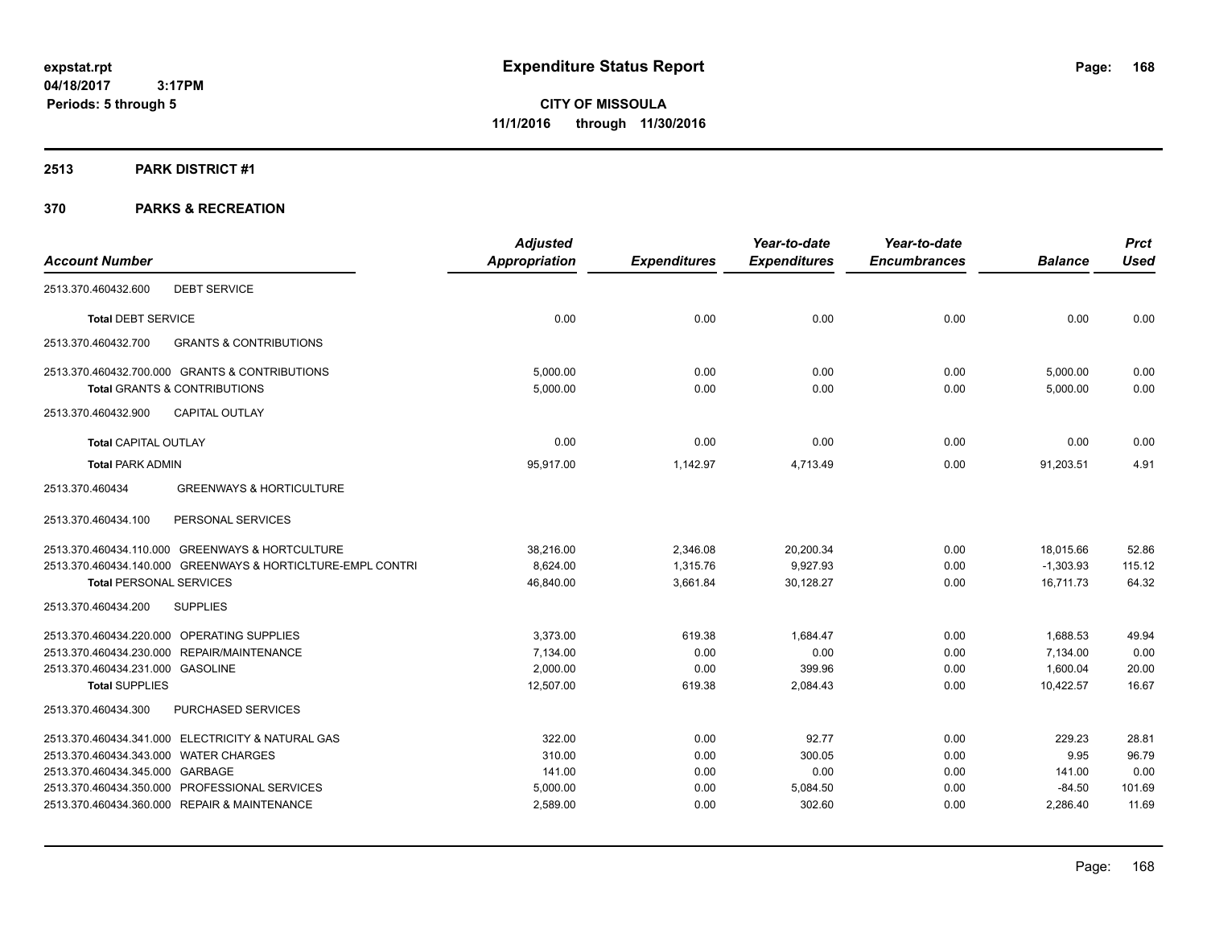# Expenditure Status Report

expstat.rpt
04/18/2017 3:17PM
Periods: 5 through 5

**CITY OF MISSOULA**
**11/1/2016 through 11/30/2016**

## 2513 PARK DISTRICT #1

## 370 PARKS & RECREATION

| Account Number | | Adjusted Appropriation | Expenditures | Year-to-date Expenditures | Year-to-date Encumbrances | Balance | Prct Used |
|---|---|---|---|---|---|---|---|
| 2513.370.460432.600 | DEBT SERVICE | | | | | | |
| **Total** DEBT SERVICE | | 0.00 | 0.00 | 0.00 | 0.00 | 0.00 | 0.00 |
| 2513.370.460432.700 | GRANTS & CONTRIBUTIONS | | | | | | |
| 2513.370.460432.700.000 | GRANTS & CONTRIBUTIONS | 5,000.00 | 0.00 | 0.00 | 0.00 | 5,000.00 | 0.00 |
| **Total** GRANTS & CONTRIBUTIONS | | 5,000.00 | 0.00 | 0.00 | 0.00 | 5,000.00 | 0.00 |
| 2513.370.460432.900 | CAPITAL OUTLAY | | | | | | |
| **Total** CAPITAL OUTLAY | | 0.00 | 0.00 | 0.00 | 0.00 | 0.00 | 0.00 |
| **Total** PARK ADMIN | | 95,917.00 | 1,142.97 | 4,713.49 | 0.00 | 91,203.51 | 4.91 |
| 2513.370.460434 | GREENWAYS & HORTICULTURE | | | | | | |
| 2513.370.460434.100 | PERSONAL SERVICES | | | | | | |
| 2513.370.460434.110.000 | GREENWAYS & HORTCULTURE | 38,216.00 | 2,346.08 | 20,200.34 | 0.00 | 18,015.66 | 52.86 |
| 2513.370.460434.140.000 | GREENWAYS & HORTICLTURE-EMPL CONTRI | 8,624.00 | 1,315.76 | 9,927.93 | 0.00 | -1,303.93 | 115.12 |
| **Total** PERSONAL SERVICES | | 46,840.00 | 3,661.84 | 30,128.27 | 0.00 | 16,711.73 | 64.32 |
| 2513.370.460434.200 | SUPPLIES | | | | | | |
| 2513.370.460434.220.000 | OPERATING SUPPLIES | 3,373.00 | 619.38 | 1,684.47 | 0.00 | 1,688.53 | 49.94 |
| 2513.370.460434.230.000 | REPAIR/MAINTENANCE | 7,134.00 | 0.00 | 0.00 | 0.00 | 7,134.00 | 0.00 |
| 2513.370.460434.231.000 | GASOLINE | 2,000.00 | 0.00 | 399.96 | 0.00 | 1,600.04 | 20.00 |
| **Total** SUPPLIES | | 12,507.00 | 619.38 | 2,084.43 | 0.00 | 10,422.57 | 16.67 |
| 2513.370.460434.300 | PURCHASED SERVICES | | | | | | |
| 2513.370.460434.341.000 | ELECTRICITY & NATURAL GAS | 322.00 | 0.00 | 92.77 | 0.00 | 229.23 | 28.81 |
| 2513.370.460434.343.000 | WATER CHARGES | 310.00 | 0.00 | 300.05 | 0.00 | 9.95 | 96.79 |
| 2513.370.460434.345.000 | GARBAGE | 141.00 | 0.00 | 0.00 | 0.00 | 141.00 | 0.00 |
| 2513.370.460434.350.000 | PROFESSIONAL SERVICES | 5,000.00 | 0.00 | 5,084.50 | 0.00 | -84.50 | 101.69 |
| 2513.370.460434.360.000 | REPAIR & MAINTENANCE | 2,589.00 | 0.00 | 302.60 | 0.00 | 2,286.40 | 11.69 |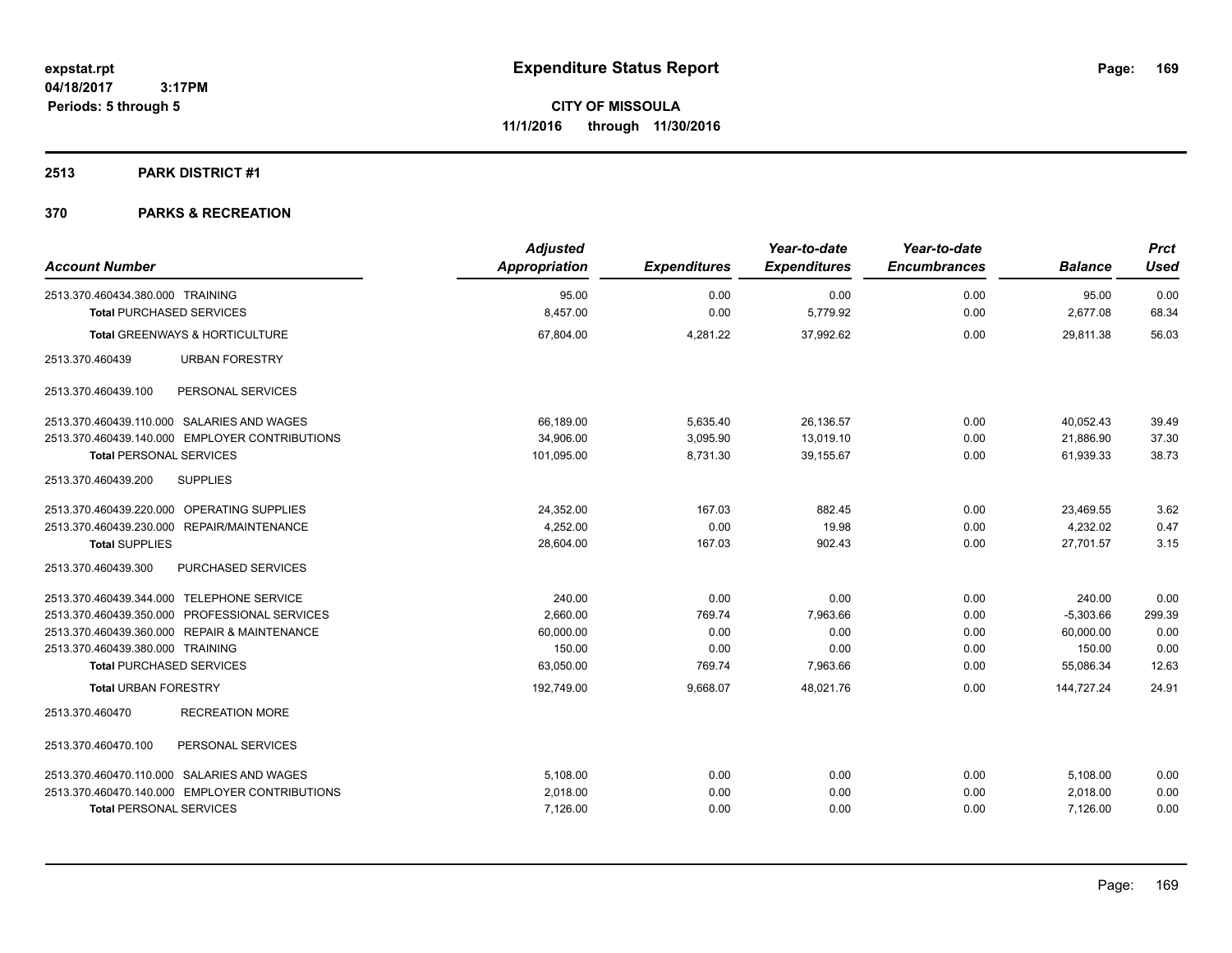**expstat.rpt**
**04/18/2017 3:17PM**
**Periods: 5 through 5**

# Expenditure Status Report

**CITY OF MISSOULA**
**11/1/2016 through 11/30/2016**

## 2513 PARK DISTRICT #1

## 370 PARKS & RECREATION

| Account Number | Adjusted Appropriation | Expenditures | Year-to-date Expenditures | Year-to-date Encumbrances | Balance | Prct Used |
|---|---|---|---|---|---|---|
| 2513.370.460434.380.000 TRAINING | 95.00 | 0.00 | 0.00 | 0.00 | 95.00 | 0.00 |
| **Total** PURCHASED SERVICES | 8,457.00 | 0.00 | 5,779.92 | 0.00 | 2,677.08 | 68.34 |
| **Total** GREENWAYS & HORTICULTURE | 67,804.00 | 4,281.22 | 37,992.62 | 0.00 | 29,811.38 | 56.03 |
| 2513.370.460439 URBAN FORESTRY | | | | | | |
| 2513.370.460439.100 PERSONAL SERVICES | | | | | | |
| 2513.370.460439.110.000 SALARIES AND WAGES | 66,189.00 | 5,635.40 | 26,136.57 | 0.00 | 40,052.43 | 39.49 |
| 2513.370.460439.140.000 EMPLOYER CONTRIBUTIONS | 34,906.00 | 3,095.90 | 13,019.10 | 0.00 | 21,886.90 | 37.30 |
| **Total** PERSONAL SERVICES | 101,095.00 | 8,731.30 | 39,155.67 | 0.00 | 61,939.33 | 38.73 |
| 2513.370.460439.200 SUPPLIES | | | | | | |
| 2513.370.460439.220.000 OPERATING SUPPLIES | 24,352.00 | 167.03 | 882.45 | 0.00 | 23,469.55 | 3.62 |
| 2513.370.460439.230.000 REPAIR/MAINTENANCE | 4,252.00 | 0.00 | 19.98 | 0.00 | 4,232.02 | 0.47 |
| **Total** SUPPLIES | 28,604.00 | 167.03 | 902.43 | 0.00 | 27,701.57 | 3.15 |
| 2513.370.460439.300 PURCHASED SERVICES | | | | | | |
| 2513.370.460439.344.000 TELEPHONE SERVICE | 240.00 | 0.00 | 0.00 | 0.00 | 240.00 | 0.00 |
| 2513.370.460439.350.000 PROFESSIONAL SERVICES | 2,660.00 | 769.74 | 7,963.66 | 0.00 | -5,303.66 | 299.39 |
| 2513.370.460439.360.000 REPAIR & MAINTENANCE | 60,000.00 | 0.00 | 0.00 | 0.00 | 60,000.00 | 0.00 |
| 2513.370.460439.380.000 TRAINING | 150.00 | 0.00 | 0.00 | 0.00 | 150.00 | 0.00 |
| **Total** PURCHASED SERVICES | 63,050.00 | 769.74 | 7,963.66 | 0.00 | 55,086.34 | 12.63 |
| **Total** URBAN FORESTRY | 192,749.00 | 9,668.07 | 48,021.76 | 0.00 | 144,727.24 | 24.91 |
| 2513.370.460470 RECREATION MORE | | | | | | |
| 2513.370.460470.100 PERSONAL SERVICES | | | | | | |
| 2513.370.460470.110.000 SALARIES AND WAGES | 5,108.00 | 0.00 | 0.00 | 0.00 | 5,108.00 | 0.00 |
| 2513.370.460470.140.000 EMPLOYER CONTRIBUTIONS | 2,018.00 | 0.00 | 0.00 | 0.00 | 2,018.00 | 0.00 |
| **Total** PERSONAL SERVICES | 7,126.00 | 0.00 | 0.00 | 0.00 | 7,126.00 | 0.00 |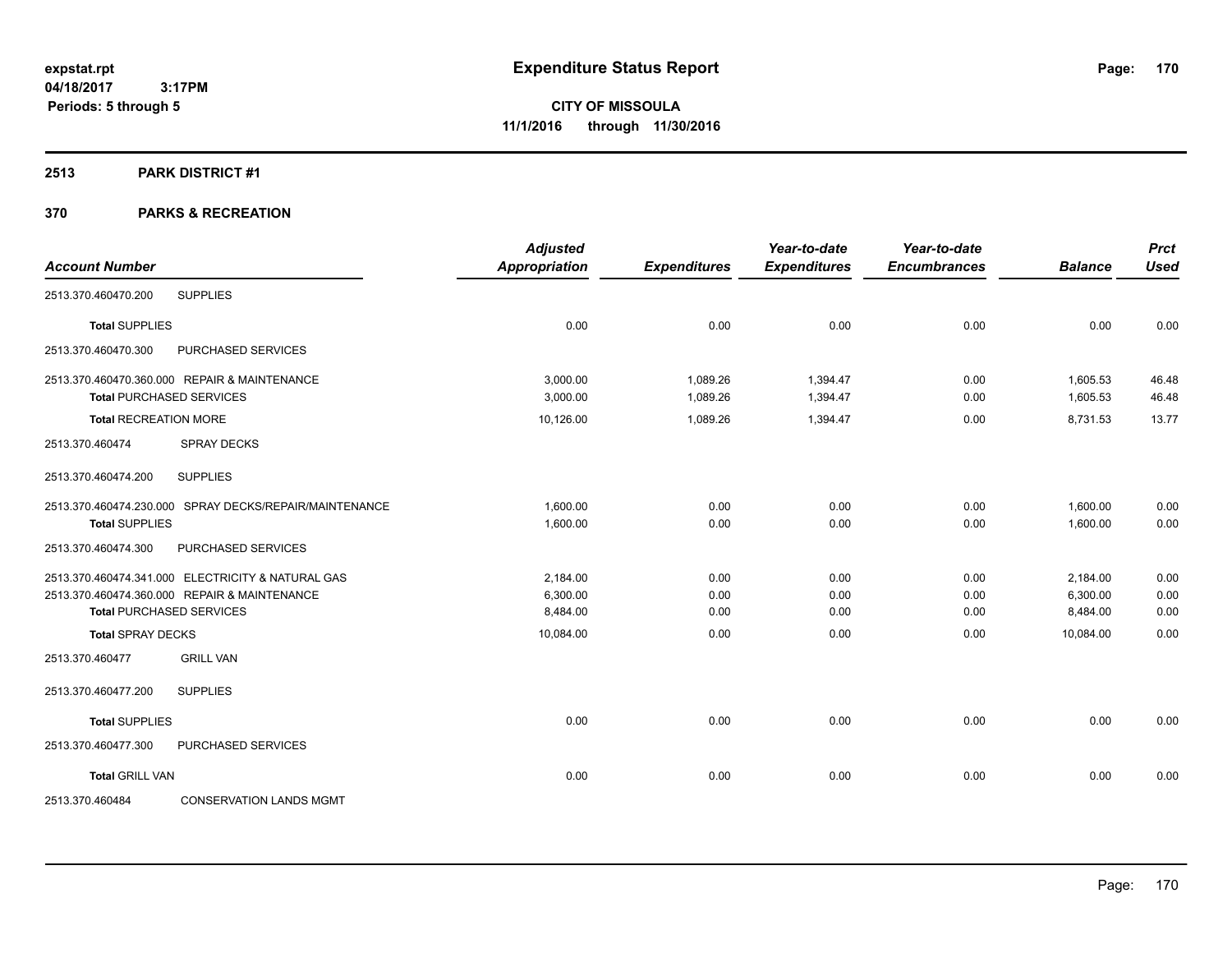# Expenditure Status Report

**expstat.rpt**
**04/18/2017 3:17PM**
**Periods: 5 through 5**

**CITY OF MISSOULA**
**11/1/2016 through 11/30/2016**

## 2513 PARK DISTRICT #1

## 370 PARKS & RECREATION

| Account Number | | Adjusted Appropriation | Expenditures | Year-to-date Expenditures | Year-to-date Encumbrances | Balance | Prct Used |
|---|---|---|---|---|---|---|---|
| 2513.370.460470.200 | SUPPLIES | | | | | | |
| **Total** SUPPLIES | | 0.00 | 0.00 | 0.00 | 0.00 | 0.00 | 0.00 |
| 2513.370.460470.300 | PURCHASED SERVICES | | | | | | |
| 2513.370.460470.360.000 | REPAIR & MAINTENANCE | 3,000.00 | 1,089.26 | 1,394.47 | 0.00 | 1,605.53 | 46.48 |
| **Total** PURCHASED SERVICES | | 3,000.00 | 1,089.26 | 1,394.47 | 0.00 | 1,605.53 | 46.48 |
| **Total** RECREATION MORE | | 10,126.00 | 1,089.26 | 1,394.47 | 0.00 | 8,731.53 | 13.77 |
| 2513.370.460474 | SPRAY DECKS | | | | | | |
| 2513.370.460474.200 | SUPPLIES | | | | | | |
| 2513.370.460474.230.000 | SPRAY DECKS/REPAIR/MAINTENANCE | 1,600.00 | 0.00 | 0.00 | 0.00 | 1,600.00 | 0.00 |
| **Total** SUPPLIES | | 1,600.00 | 0.00 | 0.00 | 0.00 | 1,600.00 | 0.00 |
| 2513.370.460474.300 | PURCHASED SERVICES | | | | | | |
| 2513.370.460474.341.000 | ELECTRICITY & NATURAL GAS | 2,184.00 | 0.00 | 0.00 | 0.00 | 2,184.00 | 0.00 |
| 2513.370.460474.360.000 | REPAIR & MAINTENANCE | 6,300.00 | 0.00 | 0.00 | 0.00 | 6,300.00 | 0.00 |
| **Total** PURCHASED SERVICES | | 8,484.00 | 0.00 | 0.00 | 0.00 | 8,484.00 | 0.00 |
| **Total** SPRAY DECKS | | 10,084.00 | 0.00 | 0.00 | 0.00 | 10,084.00 | 0.00 |
| 2513.370.460477 | GRILL VAN | | | | | | |
| 2513.370.460477.200 | SUPPLIES | | | | | | |
| **Total** SUPPLIES | | 0.00 | 0.00 | 0.00 | 0.00 | 0.00 | 0.00 |
| 2513.370.460477.300 | PURCHASED SERVICES | | | | | | |
| **Total** GRILL VAN | | 0.00 | 0.00 | 0.00 | 0.00 | 0.00 | 0.00 |
| 2513.370.460484 | CONSERVATION LANDS MGMT | | | | | | |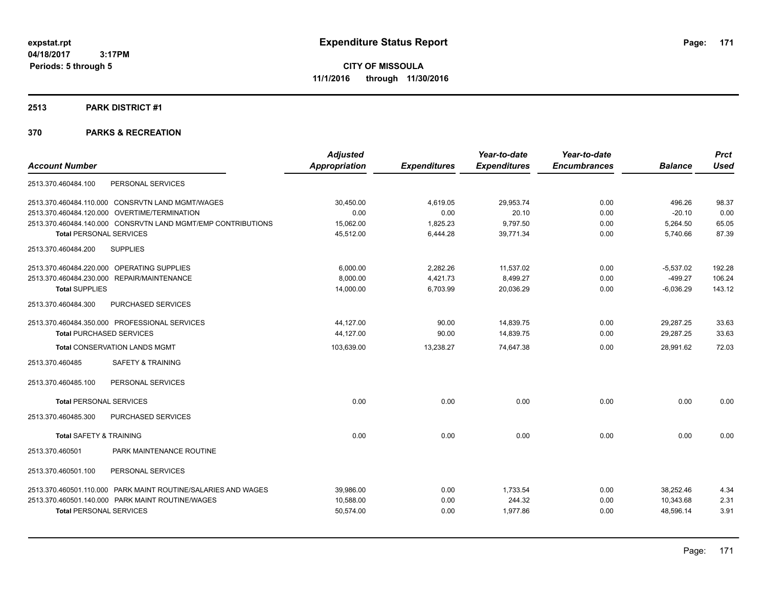**expstat.rpt**
**04/18/2017 3:17PM**
**Periods: 5 through 5**

# Expenditure Status Report

**CITY OF MISSOULA**
**11/1/2016 through 11/30/2016**

## 2513 PARK DISTRICT #1

## 370 PARKS & RECREATION

| Account Number | Adjusted Appropriation | Expenditures | Year-to-date Expenditures | Year-to-date Encumbrances | Balance | Prct Used |
|---|---|---|---|---|---|---|
| 2513.370.460484.100 PERSONAL SERVICES | | | | | | |
| 2513.370.460484.110.000 CONSRVTN LAND MGMT/WAGES | 30,450.00 | 4,619.05 | 29,953.74 | 0.00 | 496.26 | 98.37 |
| 2513.370.460484.120.000 OVERTIME/TERMINATION | 0.00 | 0.00 | 20.10 | 0.00 | -20.10 | 0.00 |
| 2513.370.460484.140.000 CONSRVTN LAND MGMT/EMP CONTRIBUTIONS | 15,062.00 | 1,825.23 | 9,797.50 | 0.00 | 5,264.50 | 65.05 |
| **Total** PERSONAL SERVICES | 45,512.00 | 6,444.28 | 39,771.34 | 0.00 | 5,740.66 | 87.39 |
| 2513.370.460484.200 SUPPLIES | | | | | | |
| 2513.370.460484.220.000 OPERATING SUPPLIES | 6,000.00 | 2,282.26 | 11,537.02 | 0.00 | -5,537.02 | 192.28 |
| 2513.370.460484.230.000 REPAIR/MAINTENANCE | 8,000.00 | 4,421.73 | 8,499.27 | 0.00 | -499.27 | 106.24 |
| **Total** SUPPLIES | 14,000.00 | 6,703.99 | 20,036.29 | 0.00 | -6,036.29 | 143.12 |
| 2513.370.460484.300 PURCHASED SERVICES | | | | | | |
| 2513.370.460484.350.000 PROFESSIONAL SERVICES | 44,127.00 | 90.00 | 14,839.75 | 0.00 | 29,287.25 | 33.63 |
| **Total** PURCHASED SERVICES | 44,127.00 | 90.00 | 14,839.75 | 0.00 | 29,287.25 | 33.63 |
| **Total** CONSERVATION LANDS MGMT | 103,639.00 | 13,238.27 | 74,647.38 | 0.00 | 28,991.62 | 72.03 |
| 2513.370.460485 SAFETY & TRAINING | | | | | | |
| 2513.370.460485.100 PERSONAL SERVICES | | | | | | |
| **Total** PERSONAL SERVICES | 0.00 | 0.00 | 0.00 | 0.00 | 0.00 | 0.00 |
| 2513.370.460485.300 PURCHASED SERVICES | | | | | | |
| **Total** SAFETY & TRAINING | 0.00 | 0.00 | 0.00 | 0.00 | 0.00 | 0.00 |
| 2513.370.460501 PARK MAINTENANCE ROUTINE | | | | | | |
| 2513.370.460501.100 PERSONAL SERVICES | | | | | | |
| 2513.370.460501.110.000 PARK MAINT ROUTINE/SALARIES AND WAGES | 39,986.00 | 0.00 | 1,733.54 | 0.00 | 38,252.46 | 4.34 |
| 2513.370.460501.140.000 PARK MAINT ROUTINE/WAGES | 10,588.00 | 0.00 | 244.32 | 0.00 | 10,343.68 | 2.31 |
| **Total** PERSONAL SERVICES | 50,574.00 | 0.00 | 1,977.86 | 0.00 | 48,596.14 | 3.91 |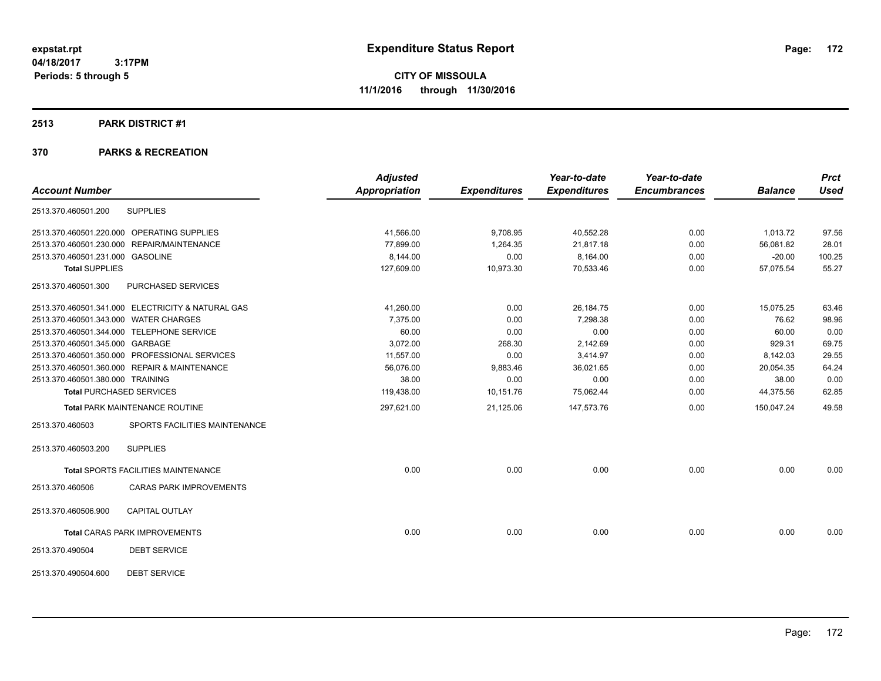# Expenditure Status Report

expstat.rpt
04/18/2017 3:17PM
Periods: 5 through 5

**CITY OF MISSOULA**
**11/1/2016 through 11/30/2016**

## 2513 PARK DISTRICT #1

## 370 PARKS & RECREATION

| Account Number | | Adjusted Appropriation | Expenditures | Year-to-date Expenditures | Year-to-date Encumbrances | Balance | Prct Used |
|---|---|---|---|---|---|---|---|
| 2513.370.460501.200 | SUPPLIES | | | | | | |
| 2513.370.460501.220.000 | OPERATING SUPPLIES | 41,566.00 | 9,708.95 | 40,552.28 | 0.00 | 1,013.72 | 97.56 |
| 2513.370.460501.230.000 | REPAIR/MAINTENANCE | 77,899.00 | 1,264.35 | 21,817.18 | 0.00 | 56,081.82 | 28.01 |
| 2513.370.460501.231.000 | GASOLINE | 8,144.00 | 0.00 | 8,164.00 | 0.00 | -20.00 | 100.25 |
| **Total SUPPLIES** | | 127,609.00 | 10,973.30 | 70,533.46 | 0.00 | 57,075.54 | 55.27 |
| 2513.370.460501.300 | PURCHASED SERVICES | | | | | | |
| 2513.370.460501.341.000 | ELECTRICITY & NATURAL GAS | 41,260.00 | 0.00 | 26,184.75 | 0.00 | 15,075.25 | 63.46 |
| 2513.370.460501.343.000 | WATER CHARGES | 7,375.00 | 0.00 | 7,298.38 | 0.00 | 76.62 | 98.96 |
| 2513.370.460501.344.000 | TELEPHONE SERVICE | 60.00 | 0.00 | 0.00 | 0.00 | 60.00 | 0.00 |
| 2513.370.460501.345.000 | GARBAGE | 3,072.00 | 268.30 | 2,142.69 | 0.00 | 929.31 | 69.75 |
| 2513.370.460501.350.000 | PROFESSIONAL SERVICES | 11,557.00 | 0.00 | 3,414.97 | 0.00 | 8,142.03 | 29.55 |
| 2513.370.460501.360.000 | REPAIR & MAINTENANCE | 56,076.00 | 9,883.46 | 36,021.65 | 0.00 | 20,054.35 | 64.24 |
| 2513.370.460501.380.000 | TRAINING | 38.00 | 0.00 | 0.00 | 0.00 | 38.00 | 0.00 |
| **Total PURCHASED SERVICES** | | 119,438.00 | 10,151.76 | 75,062.44 | 0.00 | 44,375.56 | 62.85 |
| **Total PARK MAINTENANCE ROUTINE** | | 297,621.00 | 21,125.06 | 147,573.76 | 0.00 | 150,047.24 | 49.58 |
| 2513.370.460503 | SPORTS FACILITIES MAINTENANCE | | | | | | |
| 2513.370.460503.200 | SUPPLIES | | | | | | |
| **Total SPORTS FACILITIES MAINTENANCE** | | 0.00 | 0.00 | 0.00 | 0.00 | 0.00 | 0.00 |
| 2513.370.460506 | CARAS PARK IMPROVEMENTS | | | | | | |
| 2513.370.460506.900 | CAPITAL OUTLAY | | | | | | |
| **Total CARAS PARK IMPROVEMENTS** | | 0.00 | 0.00 | 0.00 | 0.00 | 0.00 | 0.00 |
| 2513.370.490504 | DEBT SERVICE | | | | | | |
| 2513.370.490504.600 | DEBT SERVICE | | | | | | |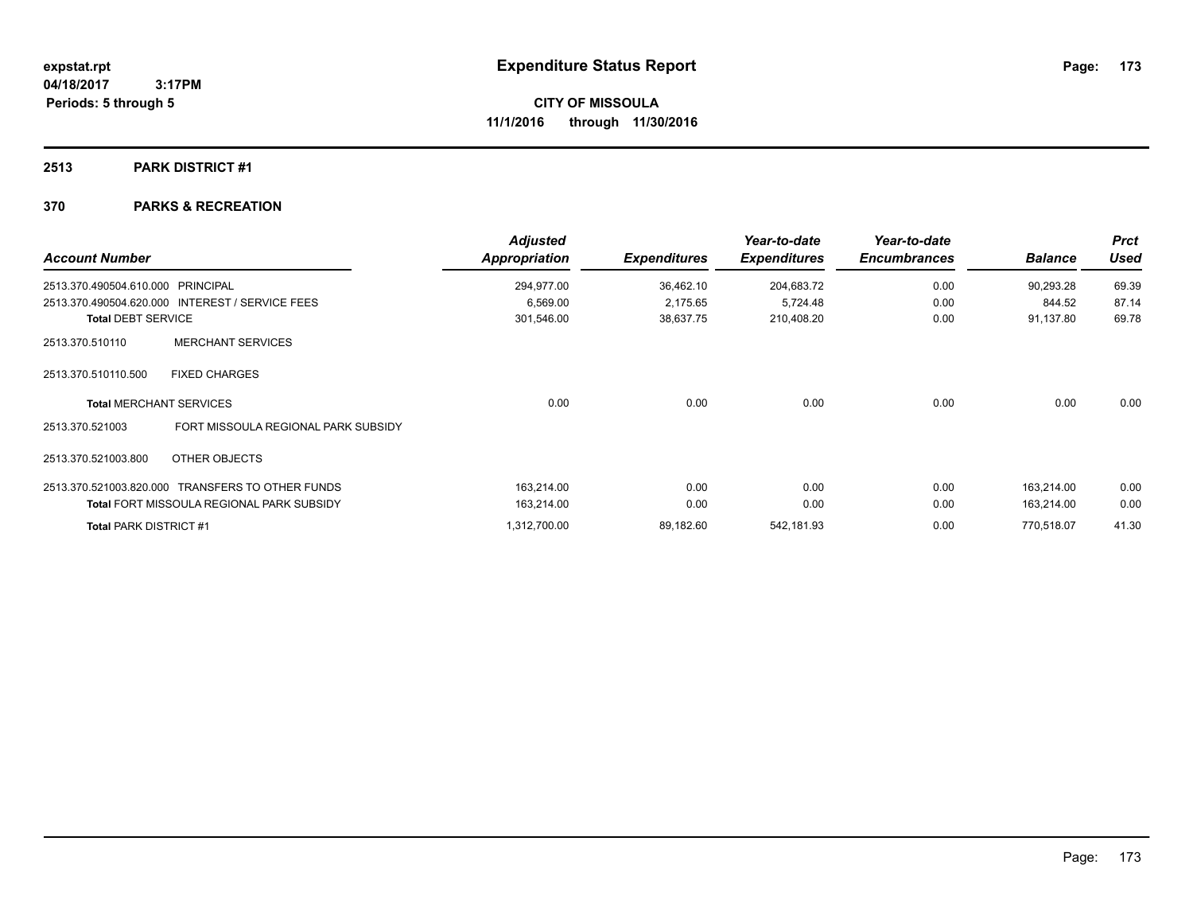**expstat.rpt**
**04/18/2017 3:17PM**
**Periods: 5 through 5**

# Expenditure Status Report

**CITY OF MISSOULA**
**11/1/2016 through 11/30/2016**

## 2513 PARK DISTRICT #1

## 370 PARKS & RECREATION

| Account Number | | Adjusted Appropriation | Expenditures | Year-to-date Expenditures | Year-to-date Encumbrances | Balance | Prct Used |
|---|---|---|---|---|---|---|---|
| 2513.370.490504.610.000 | PRINCIPAL | 294,977.00 | 36,462.10 | 204,683.72 | 0.00 | 90,293.28 | 69.39 |
| 2513.370.490504.620.000 | INTEREST / SERVICE FEES | 6,569.00 | 2,175.65 | 5,724.48 | 0.00 | 844.52 | 87.14 |
| **Total** DEBT SERVICE | | 301,546.00 | 38,637.75 | 210,408.20 | 0.00 | 91,137.80 | 69.78 |
| 2513.370.510110 | MERCHANT SERVICES | | | | | | |
| 2513.370.510110.500 | FIXED CHARGES | | | | | | |
| **Total** MERCHANT SERVICES | | 0.00 | 0.00 | 0.00 | 0.00 | 0.00 | 0.00 |
| 2513.370.521003 | FORT MISSOULA REGIONAL PARK SUBSIDY | | | | | | |
| 2513.370.521003.800 | OTHER OBJECTS | | | | | | |
| 2513.370.521003.820.000 | TRANSFERS TO OTHER FUNDS | 163,214.00 | 0.00 | 0.00 | 0.00 | 163,214.00 | 0.00 |
| **Total** FORT MISSOULA REGIONAL PARK SUBSIDY | | 163,214.00 | 0.00 | 0.00 | 0.00 | 163,214.00 | 0.00 |
| **Total** PARK DISTRICT #1 | | 1,312,700.00 | 89,182.60 | 542,181.93 | 0.00 | 770,518.07 | 41.30 |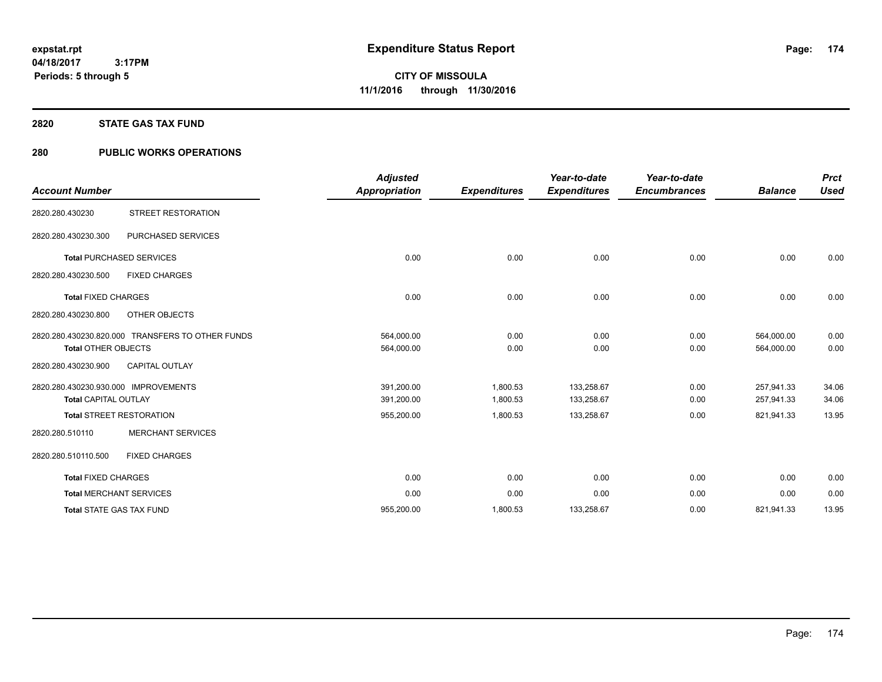**expstat.rpt**
**04/18/2017 3:17PM**
**Periods: 5 through 5**

# Expenditure Status Report

**CITY OF MISSOULA**
**11/1/2016 through 11/30/2016**

## 2820 STATE GAS TAX FUND

## 280 PUBLIC WORKS OPERATIONS

| Account Number | | Adjusted Appropriation | Expenditures | Year-to-date Expenditures | Year-to-date Encumbrances | Balance | Prct Used |
|---|---|---|---|---|---|---|---|
| 2820.280.430230 | STREET RESTORATION | | | | | | |
| 2820.280.430230.300 | PURCHASED SERVICES | | | | | | |
| **Total** PURCHASED SERVICES | | 0.00 | 0.00 | 0.00 | 0.00 | 0.00 | 0.00 |
| 2820.280.430230.500 | FIXED CHARGES | | | | | | |
| **Total** FIXED CHARGES | | 0.00 | 0.00 | 0.00 | 0.00 | 0.00 | 0.00 |
| 2820.280.430230.800 | OTHER OBJECTS | | | | | | |
| 2820.280.430230.820.000 | TRANSFERS TO OTHER FUNDS | 564,000.00 | 0.00 | 0.00 | 0.00 | 564,000.00 | 0.00 |
| **Total** OTHER OBJECTS | | 564,000.00 | 0.00 | 0.00 | 0.00 | 564,000.00 | 0.00 |
| 2820.280.430230.900 | CAPITAL OUTLAY | | | | | | |
| 2820.280.430230.930.000 | IMPROVEMENTS | 391,200.00 | 1,800.53 | 133,258.67 | 0.00 | 257,941.33 | 34.06 |
| **Total** CAPITAL OUTLAY | | 391,200.00 | 1,800.53 | 133,258.67 | 0.00 | 257,941.33 | 34.06 |
| **Total** STREET RESTORATION | | 955,200.00 | 1,800.53 | 133,258.67 | 0.00 | 821,941.33 | 13.95 |
| 2820.280.510110 | MERCHANT SERVICES | | | | | | |
| 2820.280.510110.500 | FIXED CHARGES | | | | | | |
| **Total** FIXED CHARGES | | 0.00 | 0.00 | 0.00 | 0.00 | 0.00 | 0.00 |
| **Total** MERCHANT SERVICES | | 0.00 | 0.00 | 0.00 | 0.00 | 0.00 | 0.00 |
| **Total** STATE GAS TAX FUND | | 955,200.00 | 1,800.53 | 133,258.67 | 0.00 | 821,941.33 | 13.95 |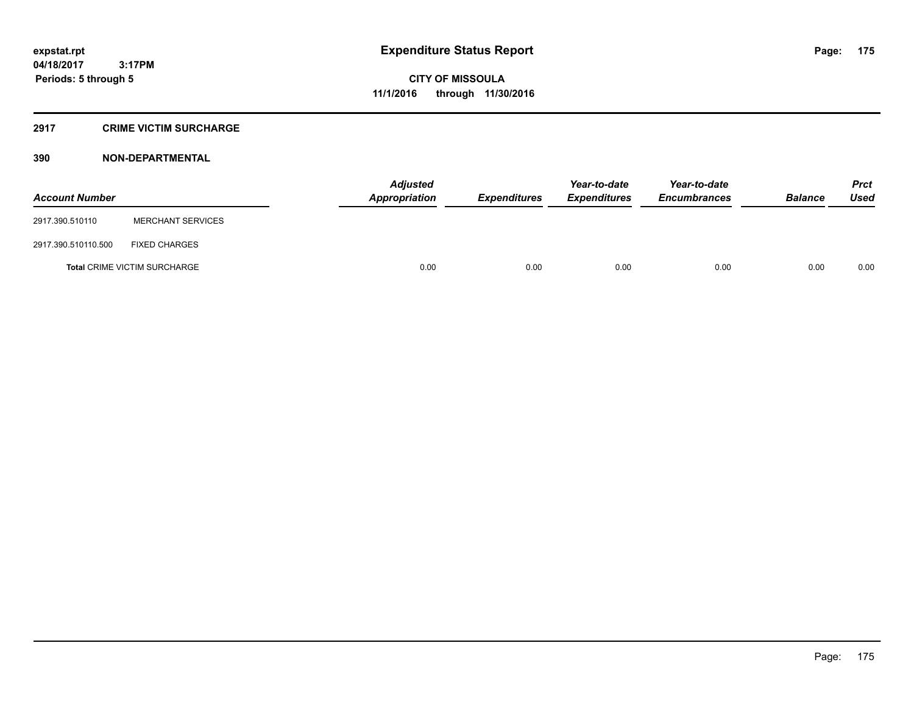**expstat.rpt**
**04/18/2017 3:17PM**
**Periods: 5 through 5**

# Expenditure Status Report

**CITY OF MISSOULA**
**11/1/2016 through 11/30/2016**

## 2917 CRIME VICTIM SURCHARGE

### 390 NON-DEPARTMENTAL

| Account Number | | Adjusted Appropriation | Expenditures | Year-to-date Expenditures | Year-to-date Encumbrances | Balance | Prct Used |
|---|---|---|---|---|---|---|---|
| 2917.390.510110 | MERCHANT SERVICES | | | | | | |
| 2917.390.510110.500 | FIXED CHARGES | | | | | | |
| **Total** CRIME VICTIM SURCHARGE | | 0.00 | 0.00 | 0.00 | 0.00 | 0.00 | 0.00 |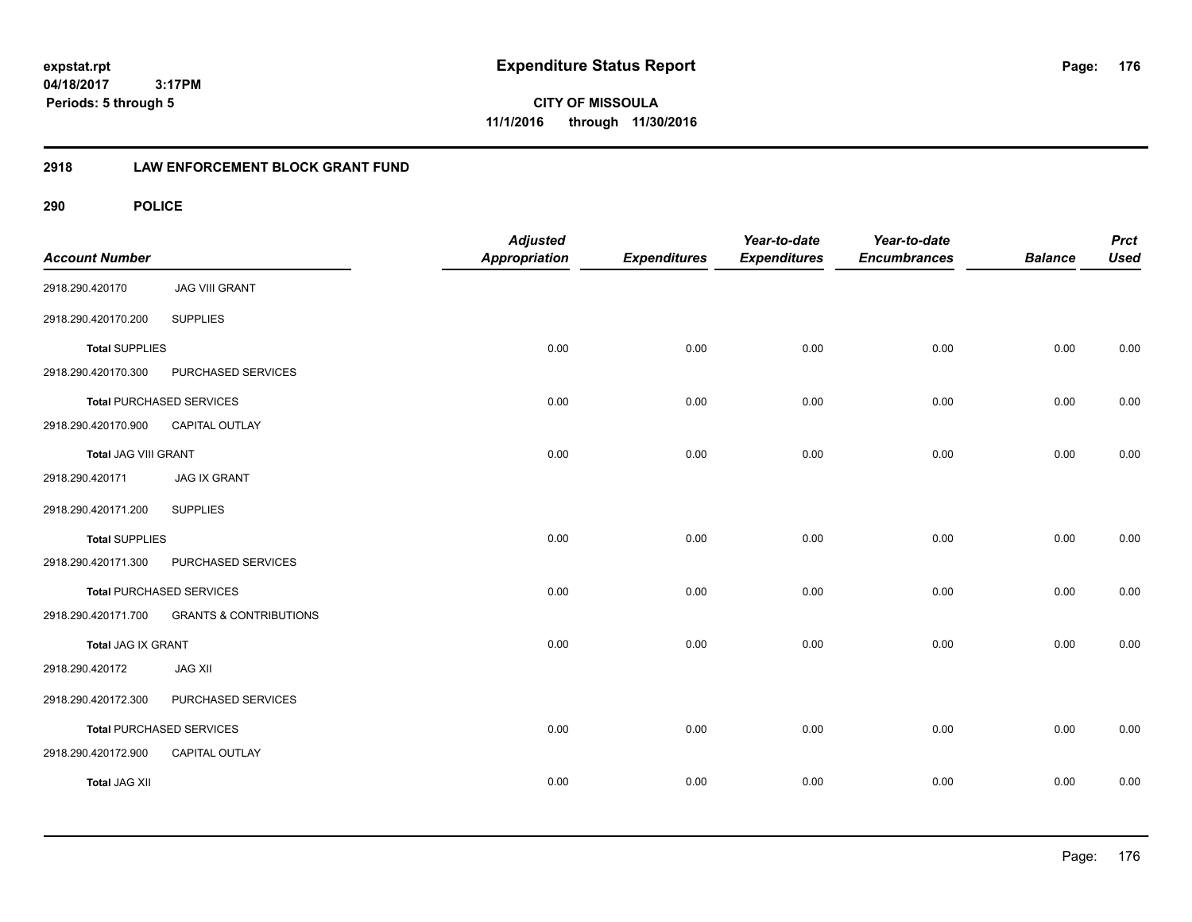**expstat.rpt**
**04/18/2017 3:17PM**
**Periods: 5 through 5**

# Expenditure Status Report

**CITY OF MISSOULA**
**11/1/2016 through 11/30/2016**

## 2918 LAW ENFORCEMENT BLOCK GRANT FUND

### 290 POLICE

| Account Number | | Adjusted Appropriation | Expenditures | Year-to-date Expenditures | Year-to-date Encumbrances | Balance | Prct Used |
|---|---|---|---|---|---|---|---|
| 2918.290.420170 | JAG VIII GRANT | | | | | | |
| 2918.290.420170.200 | SUPPLIES | | | | | | |
| **Total** SUPPLIES | | 0.00 | 0.00 | 0.00 | 0.00 | 0.00 | 0.00 |
| 2918.290.420170.300 | PURCHASED SERVICES | | | | | | |
| **Total** PURCHASED SERVICES | | 0.00 | 0.00 | 0.00 | 0.00 | 0.00 | 0.00 |
| 2918.290.420170.900 | CAPITAL OUTLAY | | | | | | |
| **Total** JAG VIII GRANT | | 0.00 | 0.00 | 0.00 | 0.00 | 0.00 | 0.00 |
| 2918.290.420171 | JAG IX GRANT | | | | | | |
| 2918.290.420171.200 | SUPPLIES | | | | | | |
| **Total** SUPPLIES | | 0.00 | 0.00 | 0.00 | 0.00 | 0.00 | 0.00 |
| 2918.290.420171.300 | PURCHASED SERVICES | | | | | | |
| **Total** PURCHASED SERVICES | | 0.00 | 0.00 | 0.00 | 0.00 | 0.00 | 0.00 |
| 2918.290.420171.700 | GRANTS & CONTRIBUTIONS | | | | | | |
| **Total** JAG IX GRANT | | 0.00 | 0.00 | 0.00 | 0.00 | 0.00 | 0.00 |
| 2918.290.420172 | JAG XII | | | | | | |
| 2918.290.420172.300 | PURCHASED SERVICES | | | | | | |
| **Total** PURCHASED SERVICES | | 0.00 | 0.00 | 0.00 | 0.00 | 0.00 | 0.00 |
| 2918.290.420172.900 | CAPITAL OUTLAY | | | | | | |
| **Total** JAG XII | | 0.00 | 0.00 | 0.00 | 0.00 | 0.00 | 0.00 |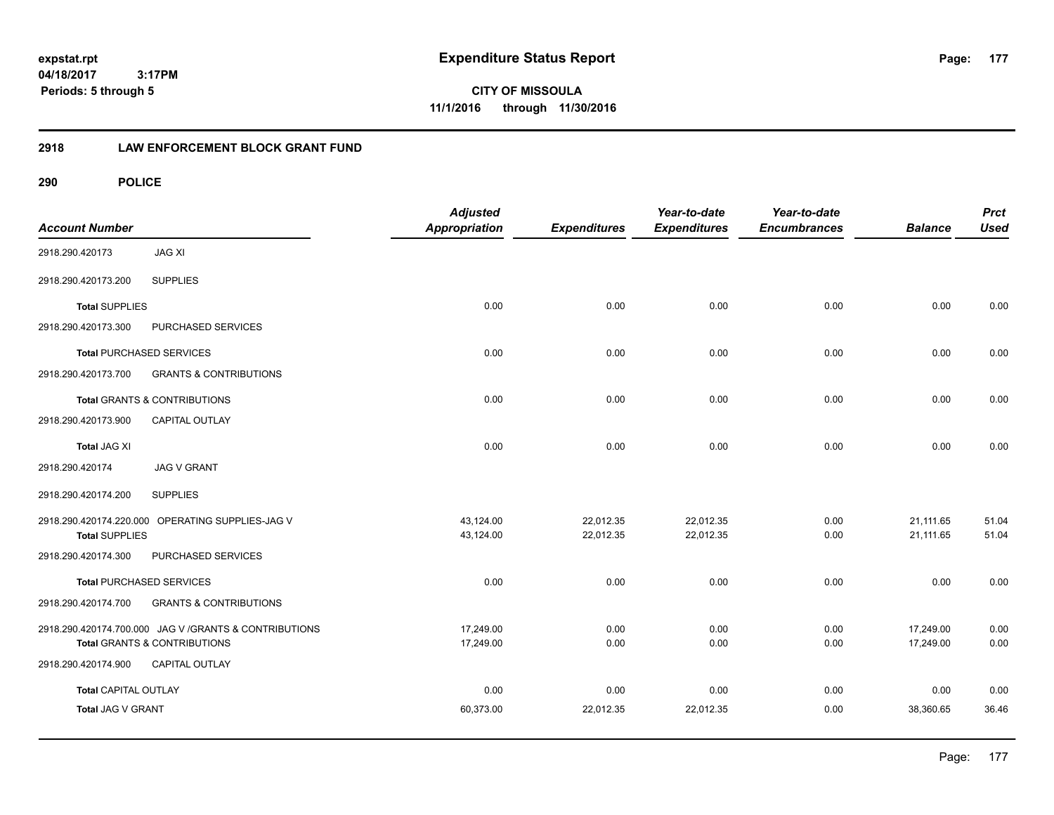# Expenditure Status Report

**CITY OF MISSOULA**
**11/1/2016 through 11/30/2016**

expstat.rpt
04/18/2017 3:17PM
Periods: 5 through 5

## 2918 LAW ENFORCEMENT BLOCK GRANT FUND

### 290 POLICE

| Account Number | | Adjusted Appropriation | Expenditures | Year-to-date Expenditures | Year-to-date Encumbrances | Balance | Prct Used |
|---|---|---|---|---|---|---|---|
| 2918.290.420173 | JAG XI | | | | | | |
| 2918.290.420173.200 | SUPPLIES | | | | | | |
| **Total** SUPPLIES | | 0.00 | 0.00 | 0.00 | 0.00 | 0.00 | 0.00 |
| 2918.290.420173.300 | PURCHASED SERVICES | | | | | | |
| **Total** PURCHASED SERVICES | | 0.00 | 0.00 | 0.00 | 0.00 | 0.00 | 0.00 |
| 2918.290.420173.700 | GRANTS & CONTRIBUTIONS | | | | | | |
| **Total** GRANTS & CONTRIBUTIONS | | 0.00 | 0.00 | 0.00 | 0.00 | 0.00 | 0.00 |
| 2918.290.420173.900 | CAPITAL OUTLAY | | | | | | |
| **Total** JAG XI | | 0.00 | 0.00 | 0.00 | 0.00 | 0.00 | 0.00 |
| 2918.290.420174 | JAG V GRANT | | | | | | |
| 2918.290.420174.200 | SUPPLIES | | | | | | |
| 2918.290.420174.220.000 | OPERATING SUPPLIES-JAG V | 43,124.00 | 22,012.35 | 22,012.35 | 0.00 | 21,111.65 | 51.04 |
| **Total** SUPPLIES | | 43,124.00 | 22,012.35 | 22,012.35 | 0.00 | 21,111.65 | 51.04 |
| 2918.290.420174.300 | PURCHASED SERVICES | | | | | | |
| **Total** PURCHASED SERVICES | | 0.00 | 0.00 | 0.00 | 0.00 | 0.00 | 0.00 |
| 2918.290.420174.700 | GRANTS & CONTRIBUTIONS | | | | | | |
| 2918.290.420174.700.000 | JAG V /GRANTS & CONTRIBUTIONS | 17,249.00 | 0.00 | 0.00 | 0.00 | 17,249.00 | 0.00 |
| **Total** GRANTS & CONTRIBUTIONS | | 17,249.00 | 0.00 | 0.00 | 0.00 | 17,249.00 | 0.00 |
| 2918.290.420174.900 | CAPITAL OUTLAY | | | | | | |
| **Total** CAPITAL OUTLAY | | 0.00 | 0.00 | 0.00 | 0.00 | 0.00 | 0.00 |
| **Total** JAG V GRANT | | 60,373.00 | 22,012.35 | 22,012.35 | 0.00 | 38,360.65 | 36.46 |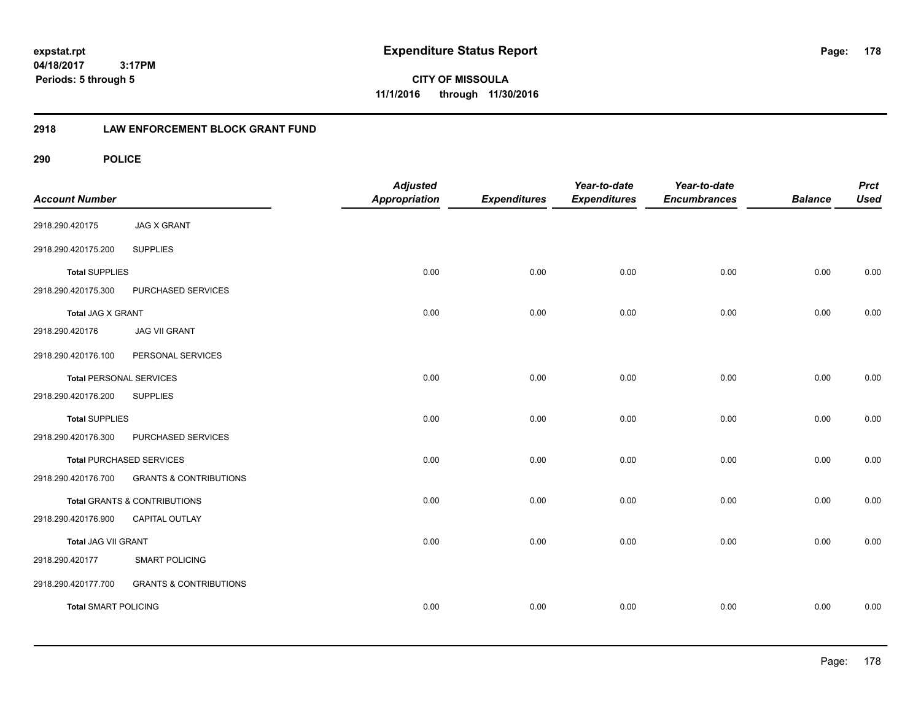# Expenditure Status Report

**CITY OF MISSOULA**
**11/1/2016 through 11/30/2016**

expstat.rpt
04/18/2017 3:17PM
Periods: 5 through 5

## 2918 LAW ENFORCEMENT BLOCK GRANT FUND

### 290 POLICE

| Account Number | | Adjusted Appropriation | Expenditures | Year-to-date Expenditures | Year-to-date Encumbrances | Balance | Prct Used |
|---|---|---|---|---|---|---|---|
| 2918.290.420175 | JAG X GRANT | | | | | | |
| 2918.290.420175.200 | SUPPLIES | | | | | | |
| **Total** SUPPLIES | | 0.00 | 0.00 | 0.00 | 0.00 | 0.00 | 0.00 |
| 2918.290.420175.300 | PURCHASED SERVICES | | | | | | |
| **Total** JAG X GRANT | | 0.00 | 0.00 | 0.00 | 0.00 | 0.00 | 0.00 |
| 2918.290.420176 | JAG VII GRANT | | | | | | |
| 2918.290.420176.100 | PERSONAL SERVICES | | | | | | |
| **Total** PERSONAL SERVICES | | 0.00 | 0.00 | 0.00 | 0.00 | 0.00 | 0.00 |
| 2918.290.420176.200 | SUPPLIES | | | | | | |
| **Total** SUPPLIES | | 0.00 | 0.00 | 0.00 | 0.00 | 0.00 | 0.00 |
| 2918.290.420176.300 | PURCHASED SERVICES | | | | | | |
| **Total** PURCHASED SERVICES | | 0.00 | 0.00 | 0.00 | 0.00 | 0.00 | 0.00 |
| 2918.290.420176.700 | GRANTS & CONTRIBUTIONS | | | | | | |
| **Total** GRANTS & CONTRIBUTIONS | | 0.00 | 0.00 | 0.00 | 0.00 | 0.00 | 0.00 |
| 2918.290.420176.900 | CAPITAL OUTLAY | | | | | | |
| **Total** JAG VII GRANT | | 0.00 | 0.00 | 0.00 | 0.00 | 0.00 | 0.00 |
| 2918.290.420177 | SMART POLICING | | | | | | |
| 2918.290.420177.700 | GRANTS & CONTRIBUTIONS | | | | | | |
| **Total** SMART POLICING | | 0.00 | 0.00 | 0.00 | 0.00 | 0.00 | 0.00 |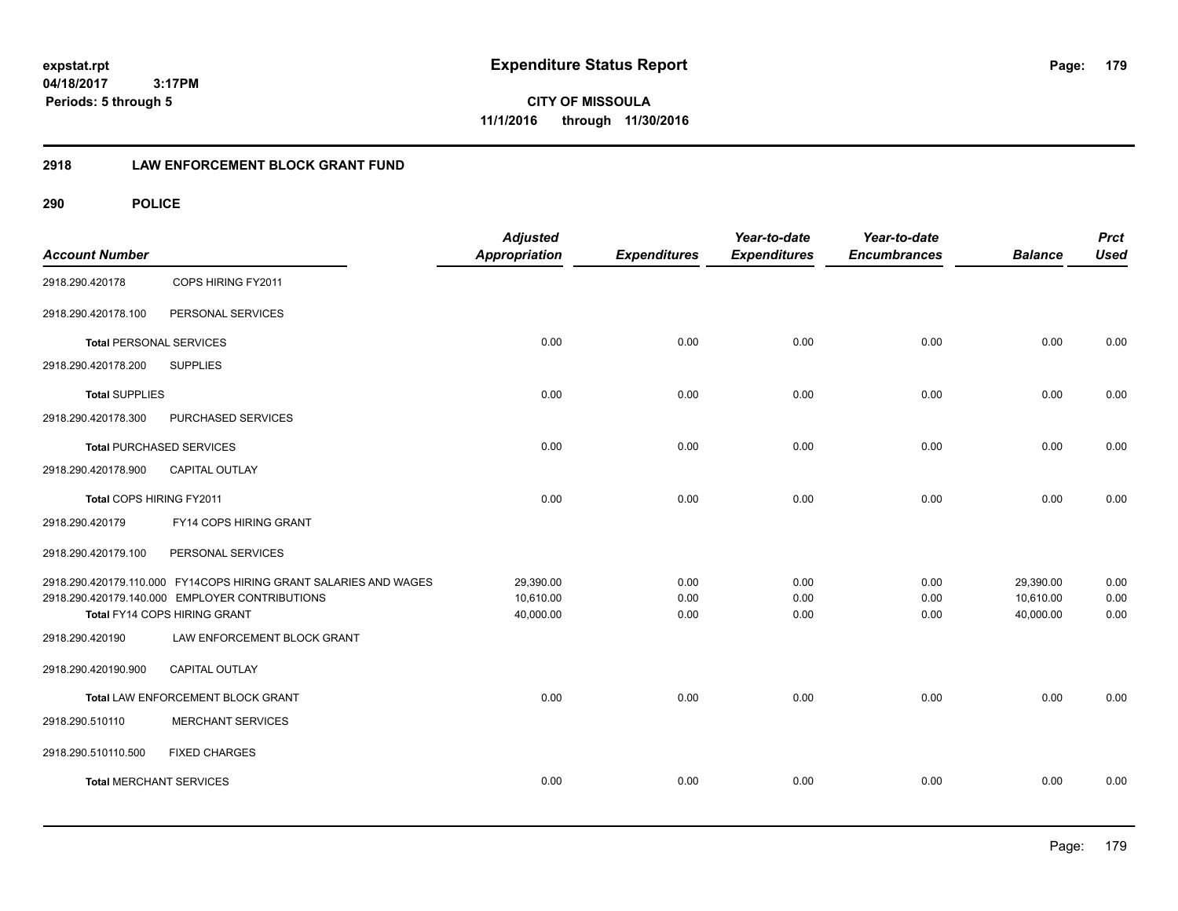# Expenditure Status Report

**CITY OF MISSOULA**

**11/1/2016 through 11/30/2016**

expstat.rpt
04/18/2017 3:17PM
Periods: 5 through 5

## 2918 LAW ENFORCEMENT BLOCK GRANT FUND

### 290 POLICE

| Account Number | | Adjusted Appropriation | Expenditures | Year-to-date Expenditures | Year-to-date Encumbrances | Balance | Prct Used |
|---|---|---|---|---|---|---|---|
| 2918.290.420178 | COPS HIRING FY2011 | | | | | | |
| 2918.290.420178.100 | PERSONAL SERVICES | | | | | | |
| **Total** PERSONAL SERVICES | | 0.00 | 0.00 | 0.00 | 0.00 | 0.00 | 0.00 |
| 2918.290.420178.200 | SUPPLIES | | | | | | |
| **Total** SUPPLIES | | 0.00 | 0.00 | 0.00 | 0.00 | 0.00 | 0.00 |
| 2918.290.420178.300 | PURCHASED SERVICES | | | | | | |
| **Total** PURCHASED SERVICES | | 0.00 | 0.00 | 0.00 | 0.00 | 0.00 | 0.00 |
| 2918.290.420178.900 | CAPITAL OUTLAY | | | | | | |
| **Total** COPS HIRING FY2011 | | 0.00 | 0.00 | 0.00 | 0.00 | 0.00 | 0.00 |
| 2918.290.420179 | FY14 COPS HIRING GRANT | | | | | | |
| 2918.290.420179.100 | PERSONAL SERVICES | | | | | | |
| 2918.290.420179.110.000 | FY14COPS HIRING GRANT SALARIES AND WAGES | 29,390.00 | 0.00 | 0.00 | 0.00 | 29,390.00 | 0.00 |
| 2918.290.420179.140.000 | EMPLOYER CONTRIBUTIONS | 10,610.00 | 0.00 | 0.00 | 0.00 | 10,610.00 | 0.00 |
| **Total** FY14 COPS HIRING GRANT | | 40,000.00 | 0.00 | 0.00 | 0.00 | 40,000.00 | 0.00 |
| 2918.290.420190 | LAW ENFORCEMENT BLOCK GRANT | | | | | | |
| 2918.290.420190.900 | CAPITAL OUTLAY | | | | | | |
| **Total** LAW ENFORCEMENT BLOCK GRANT | | 0.00 | 0.00 | 0.00 | 0.00 | 0.00 | 0.00 |
| 2918.290.510110 | MERCHANT SERVICES | | | | | | |
| 2918.290.510110.500 | FIXED CHARGES | | | | | | |
| **Total** MERCHANT SERVICES | | 0.00 | 0.00 | 0.00 | 0.00 | 0.00 | 0.00 |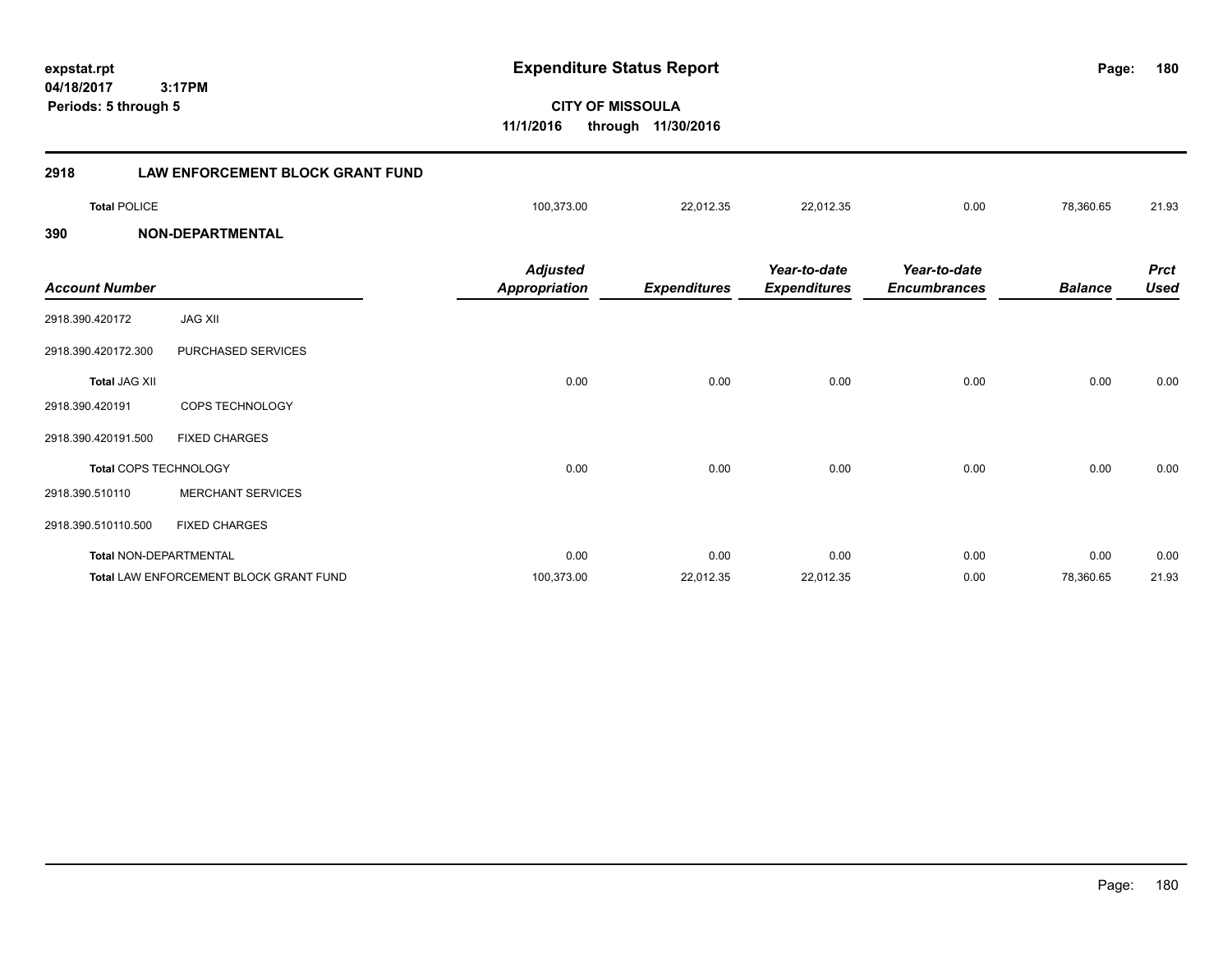**Expenditure Status Report**

**CITY OF MISSOULA**

**11/1/2016 through 11/30/2016**

expstat.rpt
04/18/2017 3:17PM
Periods: 5 through 5

## 2918 LAW ENFORCEMENT BLOCK GRANT FUND

| | | | | | | |
|---|---|---|---|---|---|---|
| **Total** POLICE | 100,373.00 | 22,012.35 | 22,012.35 | 0.00 | 78,360.65 | 21.93 |

## 390 NON-DEPARTMENTAL

| Account Number | | Adjusted Appropriation | Expenditures | Year-to-date Expenditures | Year-to-date Encumbrances | Balance | Prct Used |
|---|---|---|---|---|---|---|---|
| 2918.390.420172 | JAG XII | | | | | | |
| 2918.390.420172.300 | PURCHASED SERVICES | | | | | | |
| **Total** JAG XII | | 0.00 | 0.00 | 0.00 | 0.00 | 0.00 | 0.00 |
| 2918.390.420191 | COPS TECHNOLOGY | | | | | | |
| 2918.390.420191.500 | FIXED CHARGES | | | | | | |
| **Total** COPS TECHNOLOGY | | 0.00 | 0.00 | 0.00 | 0.00 | 0.00 | 0.00 |
| 2918.390.510110 | MERCHANT SERVICES | | | | | | |
| 2918.390.510110.500 | FIXED CHARGES | | | | | | |
| **Total** NON-DEPARTMENTAL | | 0.00 | 0.00 | 0.00 | 0.00 | 0.00 | 0.00 |
| **Total** LAW ENFORCEMENT BLOCK GRANT FUND | | 100,373.00 | 22,012.35 | 22,012.35 | 0.00 | 78,360.65 | 21.93 |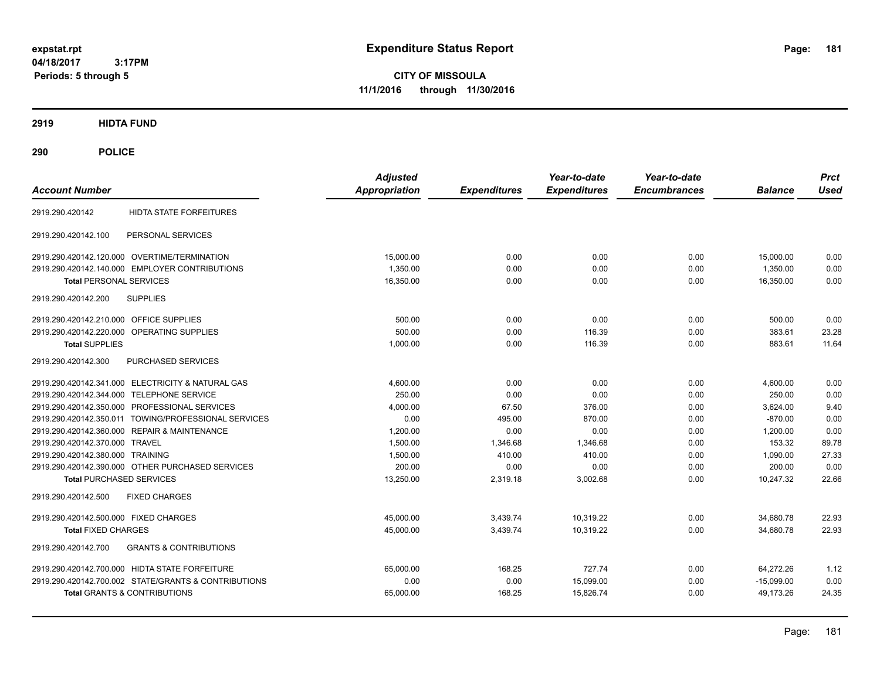**expstat.rpt**
**04/18/2017 3:17PM**
**Periods: 5 through 5**

# Expenditure Status Report

**CITY OF MISSOULA**
**11/1/2016 through 11/30/2016**

## 2919 HIDTA FUND

## 290 POLICE

| Account Number | | Adjusted Appropriation | Expenditures | Year-to-date Expenditures | Year-to-date Encumbrances | Balance | Prct Used |
|---|---|---|---|---|---|---|---|
| 2919.290.420142 | HIDTA STATE FORFEITURES | | | | | | |
| 2919.290.420142.100 | PERSONAL SERVICES | | | | | | |
| 2919.290.420142.120.000 | OVERTIME/TERMINATION | 15,000.00 | 0.00 | 0.00 | 0.00 | 15,000.00 | 0.00 |
| 2919.290.420142.140.000 | EMPLOYER CONTRIBUTIONS | 1,350.00 | 0.00 | 0.00 | 0.00 | 1,350.00 | 0.00 |
| **Total** PERSONAL SERVICES | | 16,350.00 | 0.00 | 0.00 | 0.00 | 16,350.00 | 0.00 |
| 2919.290.420142.200 | SUPPLIES | | | | | | |
| 2919.290.420142.210.000 | OFFICE SUPPLIES | 500.00 | 0.00 | 0.00 | 0.00 | 500.00 | 0.00 |
| 2919.290.420142.220.000 | OPERATING SUPPLIES | 500.00 | 0.00 | 116.39 | 0.00 | 383.61 | 23.28 |
| **Total** SUPPLIES | | 1,000.00 | 0.00 | 116.39 | 0.00 | 883.61 | 11.64 |
| 2919.290.420142.300 | PURCHASED SERVICES | | | | | | |
| 2919.290.420142.341.000 | ELECTRICITY & NATURAL GAS | 4,600.00 | 0.00 | 0.00 | 0.00 | 4,600.00 | 0.00 |
| 2919.290.420142.344.000 | TELEPHONE SERVICE | 250.00 | 0.00 | 0.00 | 0.00 | 250.00 | 0.00 |
| 2919.290.420142.350.000 | PROFESSIONAL SERVICES | 4,000.00 | 67.50 | 376.00 | 0.00 | 3,624.00 | 9.40 |
| 2919.290.420142.350.011 | TOWING/PROFESSIONAL SERVICES | 0.00 | 495.00 | 870.00 | 0.00 | -870.00 | 0.00 |
| 2919.290.420142.360.000 | REPAIR & MAINTENANCE | 1,200.00 | 0.00 | 0.00 | 0.00 | 1,200.00 | 0.00 |
| 2919.290.420142.370.000 | TRAVEL | 1,500.00 | 1,346.68 | 1,346.68 | 0.00 | 153.32 | 89.78 |
| 2919.290.420142.380.000 | TRAINING | 1,500.00 | 410.00 | 410.00 | 0.00 | 1,090.00 | 27.33 |
| 2919.290.420142.390.000 | OTHER PURCHASED SERVICES | 200.00 | 0.00 | 0.00 | 0.00 | 200.00 | 0.00 |
| **Total** PURCHASED SERVICES | | 13,250.00 | 2,319.18 | 3,002.68 | 0.00 | 10,247.32 | 22.66 |
| 2919.290.420142.500 | FIXED CHARGES | | | | | | |
| 2919.290.420142.500.000 | FIXED CHARGES | 45,000.00 | 3,439.74 | 10,319.22 | 0.00 | 34,680.78 | 22.93 |
| **Total** FIXED CHARGES | | 45,000.00 | 3,439.74 | 10,319.22 | 0.00 | 34,680.78 | 22.93 |
| 2919.290.420142.700 | GRANTS & CONTRIBUTIONS | | | | | | |
| 2919.290.420142.700.000 | HIDTA STATE FORFEITURE | 65,000.00 | 168.25 | 727.74 | 0.00 | 64,272.26 | 1.12 |
| 2919.290.420142.700.002 | STATE/GRANTS & CONTRIBUTIONS | 0.00 | 0.00 | 15,099.00 | 0.00 | -15,099.00 | 0.00 |
| **Total** GRANTS & CONTRIBUTIONS | | 65,000.00 | 168.25 | 15,826.74 | 0.00 | 49,173.26 | 24.35 |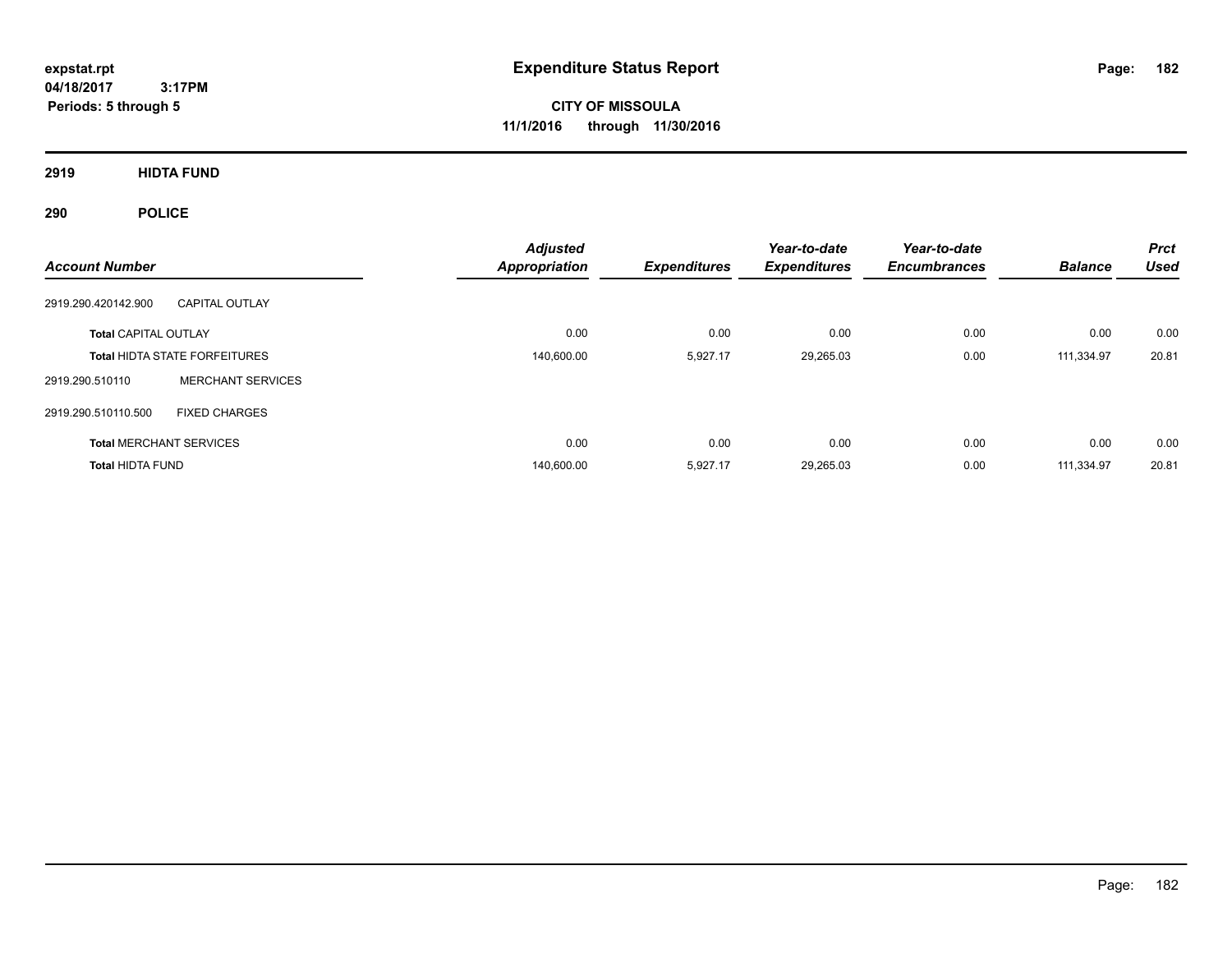# Expenditure Status Report

**expstat.rpt**
**04/18/2017 3:17PM**
**Periods: 5 through 5**

**CITY OF MISSOULA**
**11/1/2016 through 11/30/2016**

## 2919 HIDTA FUND

## 290 POLICE

| Account Number | | Adjusted Appropriation | Expenditures | Year-to-date Expenditures | Year-to-date Encumbrances | Balance | Prct Used |
|---|---|---|---|---|---|---|---|
| 2919.290.420142.900 | CAPITAL OUTLAY | | | | | | |
| **Total** CAPITAL OUTLAY | | 0.00 | 0.00 | 0.00 | 0.00 | 0.00 | 0.00 |
| **Total** HIDTA STATE FORFEITURES | | 140,600.00 | 5,927.17 | 29,265.03 | 0.00 | 111,334.97 | 20.81 |
| 2919.290.510110 | MERCHANT SERVICES | | | | | | |
| 2919.290.510110.500 | FIXED CHARGES | | | | | | |
| **Total** MERCHANT SERVICES | | 0.00 | 0.00 | 0.00 | 0.00 | 0.00 | 0.00 |
| **Total** HIDTA FUND | | 140,600.00 | 5,927.17 | 29,265.03 | 0.00 | 111,334.97 | 20.81 |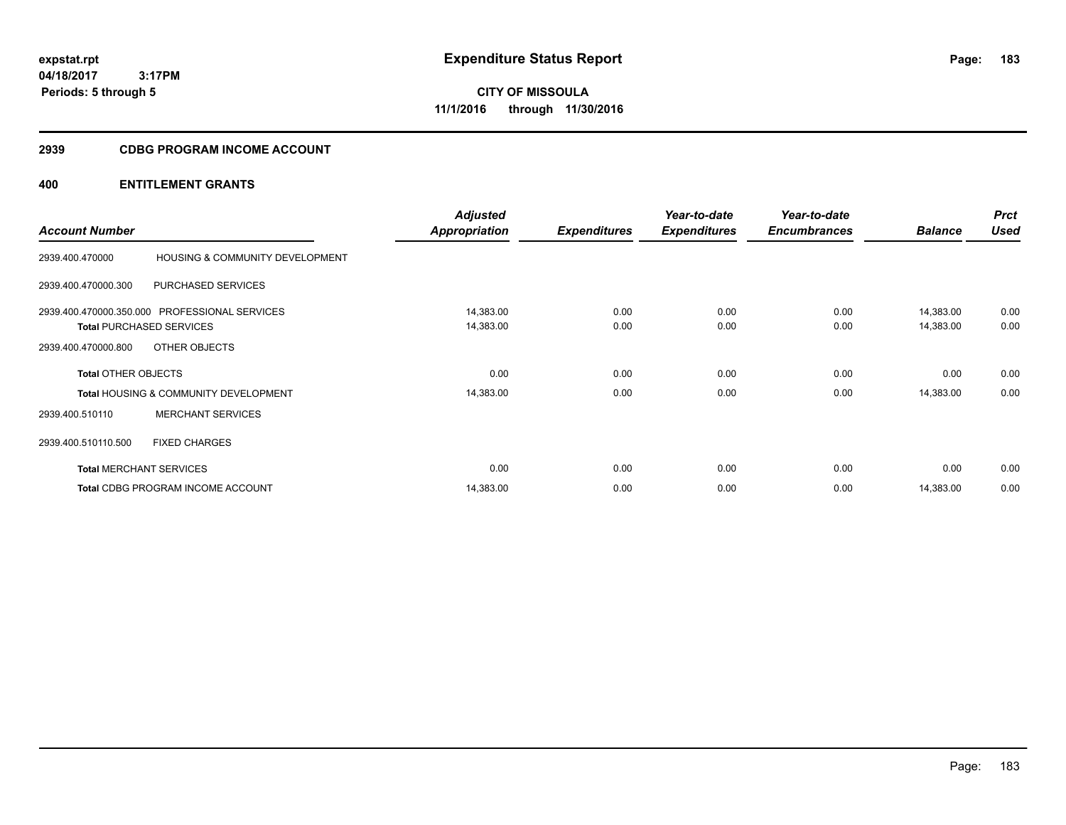# Expenditure Status Report

**CITY OF MISSOULA**
**11/1/2016 through 11/30/2016**

expstat.rpt
04/18/2017 3:17PM
Periods: 5 through 5

## 2939 CDBG PROGRAM INCOME ACCOUNT

### 400 ENTITLEMENT GRANTS

| Account Number | | Adjusted Appropriation | Expenditures | Year-to-date Expenditures | Year-to-date Encumbrances | Balance | Prct Used |
|---|---|---|---|---|---|---|---|
| 2939.400.470000 | HOUSING & COMMUNITY DEVELOPMENT | | | | | | |
| 2939.400.470000.300 | PURCHASED SERVICES | | | | | | |
| 2939.400.470000.350.000 | PROFESSIONAL SERVICES | 14,383.00 | 0.00 | 0.00 | 0.00 | 14,383.00 | 0.00 |
| **Total** PURCHASED SERVICES | | 14,383.00 | 0.00 | 0.00 | 0.00 | 14,383.00 | 0.00 |
| 2939.400.470000.800 | OTHER OBJECTS | | | | | | |
| **Total** OTHER OBJECTS | | 0.00 | 0.00 | 0.00 | 0.00 | 0.00 | 0.00 |
| **Total** HOUSING & COMMUNITY DEVELOPMENT | | 14,383.00 | 0.00 | 0.00 | 0.00 | 14,383.00 | 0.00 |
| 2939.400.510110 | MERCHANT SERVICES | | | | | | |
| 2939.400.510110.500 | FIXED CHARGES | | | | | | |
| **Total** MERCHANT SERVICES | | 0.00 | 0.00 | 0.00 | 0.00 | 0.00 | 0.00 |
| **Total** CDBG PROGRAM INCOME ACCOUNT | | 14,383.00 | 0.00 | 0.00 | 0.00 | 14,383.00 | 0.00 |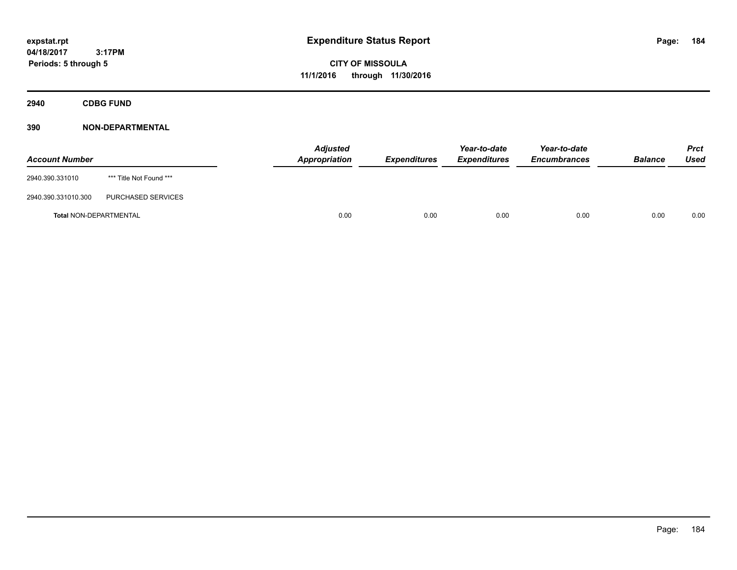# Expenditure Status Report

expstat.rpt
04/18/2017 3:17PM
Periods: 5 through 5

**CITY OF MISSOULA**
**11/1/2016 through 11/30/2016**

## 2940 CDBG FUND

## 390 NON-DEPARTMENTAL

| Account Number | | Adjusted Appropriation | Expenditures | Year-to-date Expenditures | Year-to-date Encumbrances | Balance | Prct Used |
|---|---|---|---|---|---|---|---|
| 2940.390.331010 | *** Title Not Found *** | | | | | | |
| 2940.390.331010.300 | PURCHASED SERVICES | | | | | | |
| **Total** NON-DEPARTMENTAL | | 0.00 | 0.00 | 0.00 | 0.00 | 0.00 | 0.00 |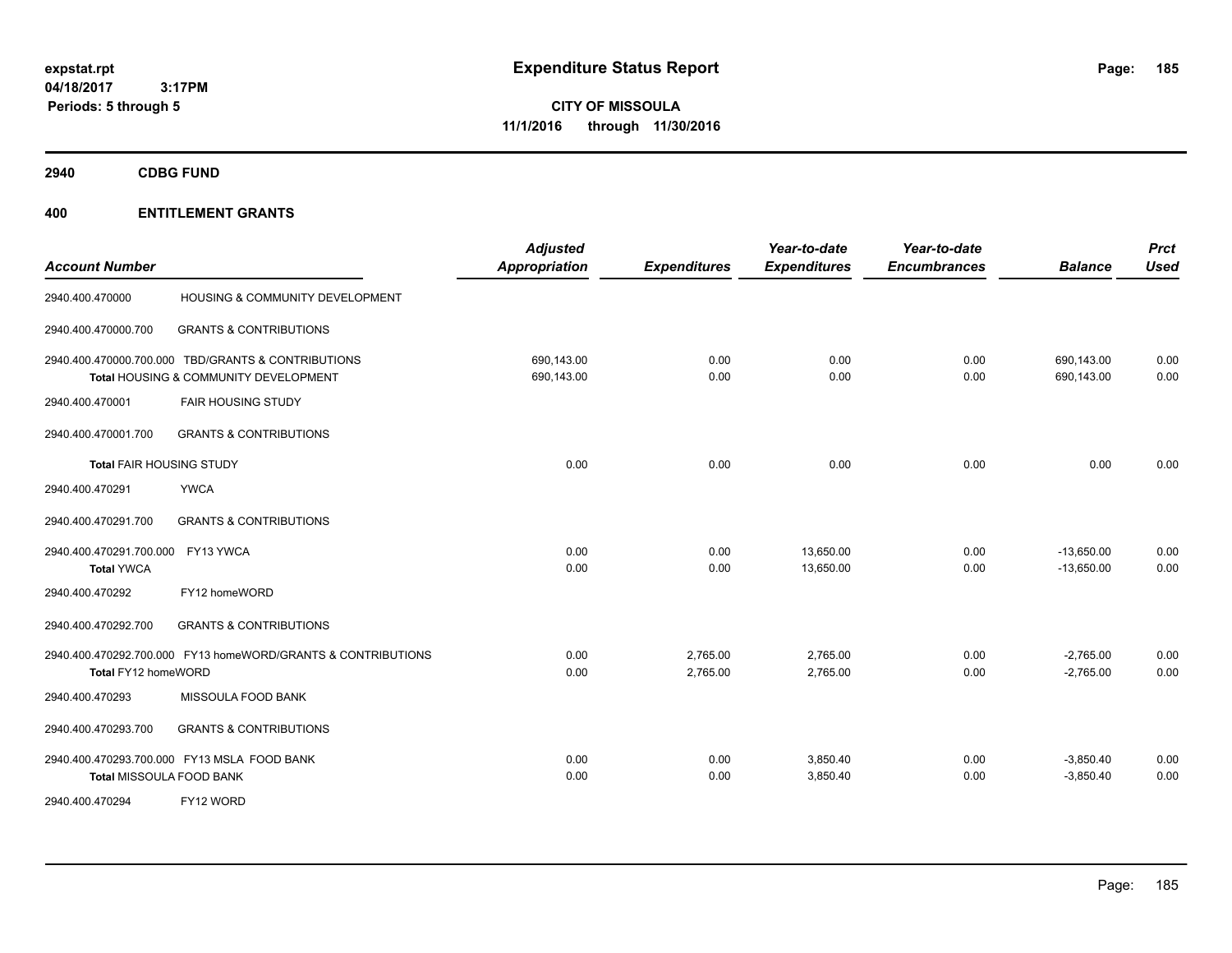**expstat.rpt**
**04/18/2017 3:17PM**
**Periods: 5 through 5**

# Expenditure Status Report

**CITY OF MISSOULA**
**11/1/2016 through 11/30/2016**

## 2940 CDBG FUND

## 400 ENTITLEMENT GRANTS

| Account Number | | Adjusted Appropriation | Expenditures | Year-to-date Expenditures | Year-to-date Encumbrances | Balance | Prct Used |
|---|---|---|---|---|---|---|---|
| 2940.400.470000 | HOUSING & COMMUNITY DEVELOPMENT | | | | | | |
| 2940.400.470000.700 | GRANTS & CONTRIBUTIONS | | | | | | |
| 2940.400.470000.700.000 | TBD/GRANTS & CONTRIBUTIONS | 690,143.00 | 0.00 | 0.00 | 0.00 | 690,143.00 | 0.00 |
| **Total** HOUSING & COMMUNITY DEVELOPMENT | | 690,143.00 | 0.00 | 0.00 | 0.00 | 690,143.00 | 0.00 |
| 2940.400.470001 | FAIR HOUSING STUDY | | | | | | |
| 2940.400.470001.700 | GRANTS & CONTRIBUTIONS | | | | | | |
| **Total** FAIR HOUSING STUDY | | 0.00 | 0.00 | 0.00 | 0.00 | 0.00 | 0.00 |
| 2940.400.470291 | YWCA | | | | | | |
| 2940.400.470291.700 | GRANTS & CONTRIBUTIONS | | | | | | |
| 2940.400.470291.700.000 | FY13 YWCA | 0.00 | 0.00 | 13,650.00 | 0.00 | -13,650.00 | 0.00 |
| **Total** YWCA | | 0.00 | 0.00 | 13,650.00 | 0.00 | -13,650.00 | 0.00 |
| 2940.400.470292 | FY12 homeWORD | | | | | | |
| 2940.400.470292.700 | GRANTS & CONTRIBUTIONS | | | | | | |
| 2940.400.470292.700.000 | FY13 homeWORD/GRANTS & CONTRIBUTIONS | 0.00 | 2,765.00 | 2,765.00 | 0.00 | -2,765.00 | 0.00 |
| **Total** FY12 homeWORD | | 0.00 | 2,765.00 | 2,765.00 | 0.00 | -2,765.00 | 0.00 |
| 2940.400.470293 | MISSOULA FOOD BANK | | | | | | |
| 2940.400.470293.700 | GRANTS & CONTRIBUTIONS | | | | | | |
| 2940.400.470293.700.000 | FY13 MSLA FOOD BANK | 0.00 | 0.00 | 3,850.40 | 0.00 | -3,850.40 | 0.00 |
| **Total** MISSOULA FOOD BANK | | 0.00 | 0.00 | 3,850.40 | 0.00 | -3,850.40 | 0.00 |
| 2940.400.470294 | FY12 WORD | | | | | | |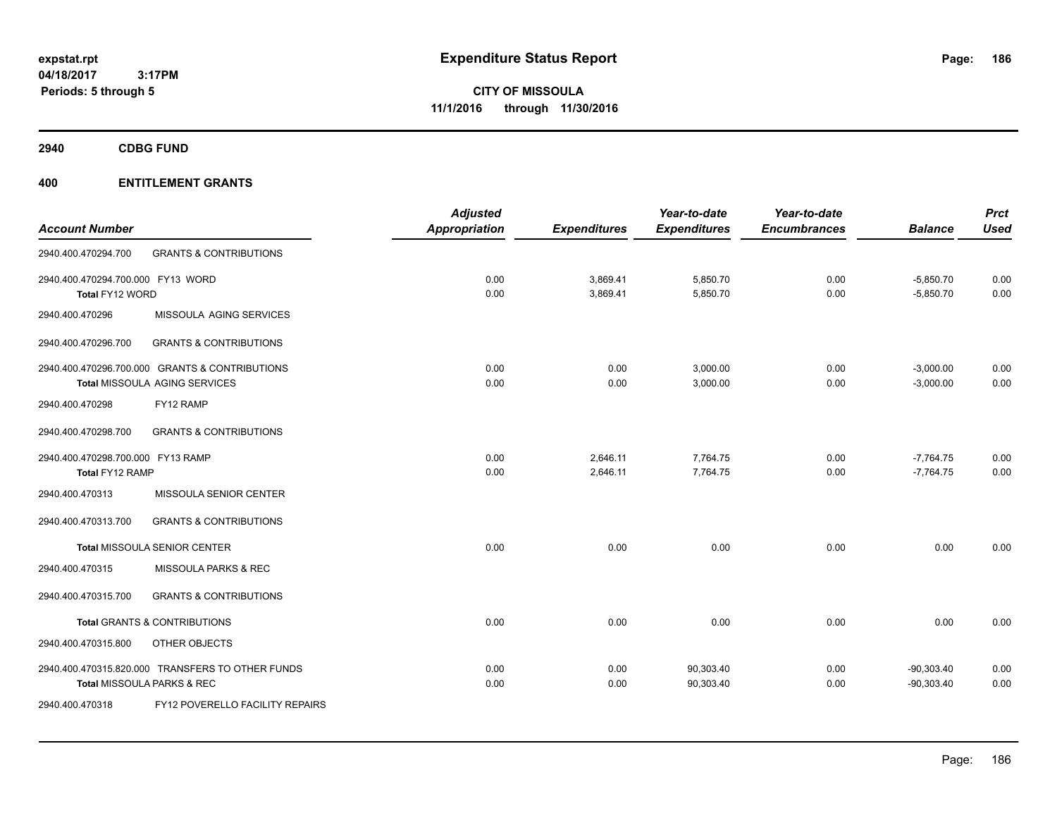# Expenditure Status Report

expstat.rpt
04/18/2017 3:17PM
Periods: 5 through 5

**CITY OF MISSOULA**
**11/1/2016 through 11/30/2016**

## 2940 CDBG FUND

## 400 ENTITLEMENT GRANTS

| Account Number | | Adjusted Appropriation | Expenditures | Year-to-date Expenditures | Year-to-date Encumbrances | Balance | Prct Used |
|---|---|---|---|---|---|---|---|
| 2940.400.470294.700 | GRANTS & CONTRIBUTIONS | | | | | | |
| 2940.400.470294.700.000 FY13 WORD | | 0.00 | 3,869.41 | 5,850.70 | 0.00 | -5,850.70 | 0.00 |
| **Total** FY12 WORD | | 0.00 | 3,869.41 | 5,850.70 | 0.00 | -5,850.70 | 0.00 |
| 2940.400.470296 | MISSOULA AGING SERVICES | | | | | | |
| 2940.400.470296.700 | GRANTS & CONTRIBUTIONS | | | | | | |
| 2940.400.470296.700.000 GRANTS & CONTRIBUTIONS | | 0.00 | 0.00 | 3,000.00 | 0.00 | -3,000.00 | 0.00 |
| **Total** MISSOULA AGING SERVICES | | 0.00 | 0.00 | 3,000.00 | 0.00 | -3,000.00 | 0.00 |
| 2940.400.470298 | FY12 RAMP | | | | | | |
| 2940.400.470298.700 | GRANTS & CONTRIBUTIONS | | | | | | |
| 2940.400.470298.700.000 FY13 RAMP | | 0.00 | 2,646.11 | 7,764.75 | 0.00 | -7,764.75 | 0.00 |
| **Total** FY12 RAMP | | 0.00 | 2,646.11 | 7,764.75 | 0.00 | -7,764.75 | 0.00 |
| 2940.400.470313 | MISSOULA SENIOR CENTER | | | | | | |
| 2940.400.470313.700 | GRANTS & CONTRIBUTIONS | | | | | | |
| **Total** MISSOULA SENIOR CENTER | | 0.00 | 0.00 | 0.00 | 0.00 | 0.00 | 0.00 |
| 2940.400.470315 | MISSOULA PARKS & REC | | | | | | |
| 2940.400.470315.700 | GRANTS & CONTRIBUTIONS | | | | | | |
| **Total** GRANTS & CONTRIBUTIONS | | 0.00 | 0.00 | 0.00 | 0.00 | 0.00 | 0.00 |
| 2940.400.470315.800 | OTHER OBJECTS | | | | | | |
| 2940.400.470315.820.000 TRANSFERS TO OTHER FUNDS | | 0.00 | 0.00 | 90,303.40 | 0.00 | -90,303.40 | 0.00 |
| **Total** MISSOULA PARKS & REC | | 0.00 | 0.00 | 90,303.40 | 0.00 | -90,303.40 | 0.00 |
| 2940.400.470318 | FY12 POVERELLO FACILITY REPAIRS | | | | | | |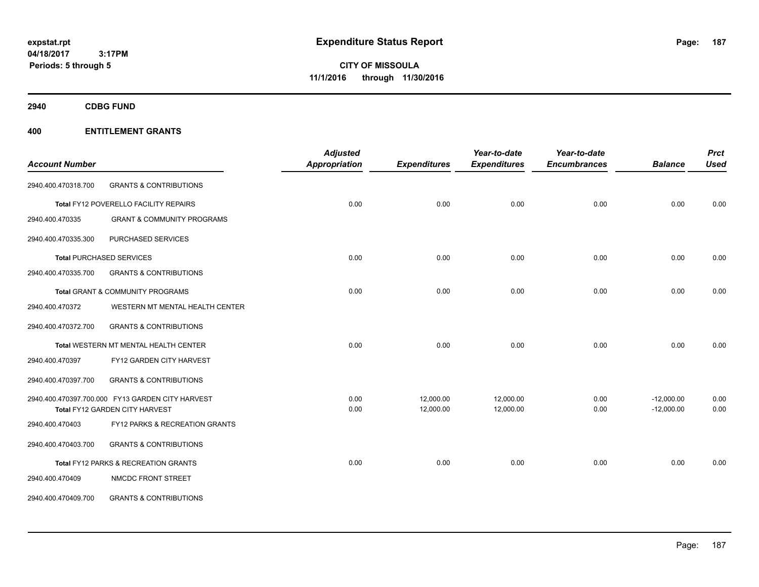**expstat.rpt**
**04/18/2017 3:17PM**
**Periods: 5 through 5**

# Expenditure Status Report

**CITY OF MISSOULA**
**11/1/2016 through 11/30/2016**

## 2940 CDBG FUND

## 400 ENTITLEMENT GRANTS

| Account Number | | Adjusted Appropriation | Expenditures | Year-to-date Expenditures | Year-to-date Encumbrances | Balance | Prct Used |
|---|---|---|---|---|---|---|---|
| 2940.400.470318.700 | GRANTS & CONTRIBUTIONS | | | | | | |
| **Total** FY12 POVERELLO FACILITY REPAIRS | | 0.00 | 0.00 | 0.00 | 0.00 | 0.00 | 0.00 |
| 2940.400.470335 | GRANT & COMMUNITY PROGRAMS | | | | | | |
| 2940.400.470335.300 | PURCHASED SERVICES | | | | | | |
| **Total** PURCHASED SERVICES | | 0.00 | 0.00 | 0.00 | 0.00 | 0.00 | 0.00 |
| 2940.400.470335.700 | GRANTS & CONTRIBUTIONS | | | | | | |
| **Total** GRANT & COMMUNITY PROGRAMS | | 0.00 | 0.00 | 0.00 | 0.00 | 0.00 | 0.00 |
| 2940.400.470372 | WESTERN MT MENTAL HEALTH CENTER | | | | | | |
| 2940.400.470372.700 | GRANTS & CONTRIBUTIONS | | | | | | |
| **Total** WESTERN MT MENTAL HEALTH CENTER | | 0.00 | 0.00 | 0.00 | 0.00 | 0.00 | 0.00 |
| 2940.400.470397 | FY12 GARDEN CITY HARVEST | | | | | | |
| 2940.400.470397.700 | GRANTS & CONTRIBUTIONS | | | | | | |
| 2940.400.470397.700.000 | FY13 GARDEN CITY HARVEST | 0.00 | 12,000.00 | 12,000.00 | 0.00 | -12,000.00 | 0.00 |
| **Total** FY12 GARDEN CITY HARVEST | | 0.00 | 12,000.00 | 12,000.00 | 0.00 | -12,000.00 | 0.00 |
| 2940.400.470403 | FY12 PARKS & RECREATION GRANTS | | | | | | |
| 2940.400.470403.700 | GRANTS & CONTRIBUTIONS | | | | | | |
| **Total** FY12 PARKS & RECREATION GRANTS | | 0.00 | 0.00 | 0.00 | 0.00 | 0.00 | 0.00 |
| 2940.400.470409 | NMCDC FRONT STREET | | | | | | |
| 2940.400.470409.700 | GRANTS & CONTRIBUTIONS | | | | | | |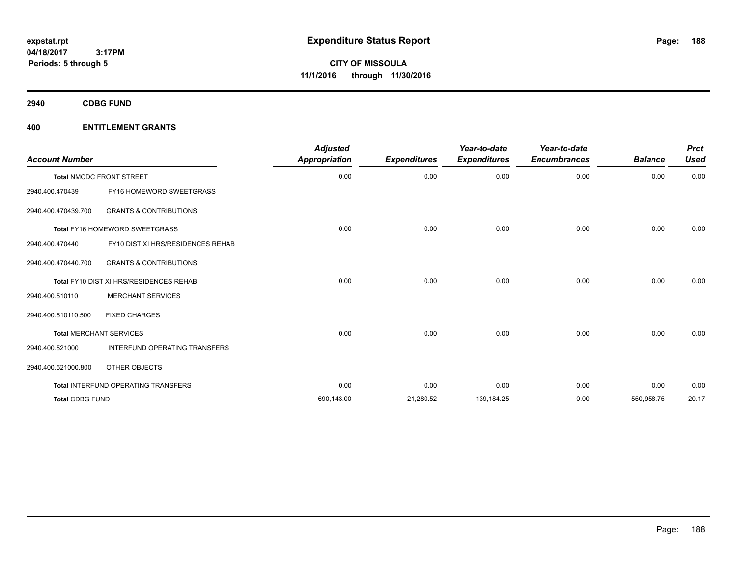expstat.rpt
04/18/2017 3:17PM
Periods: 5 through 5

# Expenditure Status Report

CITY OF MISSOULA
11/1/2016 through 11/30/2016

## 2940 CDBG FUND

## 400 ENTITLEMENT GRANTS

| Account Number | | Adjusted Appropriation | Expenditures | Year-to-date Expenditures | Year-to-date Encumbrances | Balance | Prct Used |
|---|---|---|---|---|---|---|---|
| Total NMCDC FRONT STREET | | 0.00 | 0.00 | 0.00 | 0.00 | 0.00 | 0.00 |
| 2940.400.470439 | FY16 HOMEWORD SWEETGRASS | | | | | | |
| 2940.400.470439.700 | GRANTS & CONTRIBUTIONS | | | | | | |
| Total FY16 HOMEWORD SWEETGRASS | | 0.00 | 0.00 | 0.00 | 0.00 | 0.00 | 0.00 |
| 2940.400.470440 | FY10 DIST XI HRS/RESIDENCES REHAB | | | | | | |
| 2940.400.470440.700 | GRANTS & CONTRIBUTIONS | | | | | | |
| Total FY10 DIST XI HRS/RESIDENCES REHAB | | 0.00 | 0.00 | 0.00 | 0.00 | 0.00 | 0.00 |
| 2940.400.510110 | MERCHANT SERVICES | | | | | | |
| 2940.400.510110.500 | FIXED CHARGES | | | | | | |
| Total MERCHANT SERVICES | | 0.00 | 0.00 | 0.00 | 0.00 | 0.00 | 0.00 |
| 2940.400.521000 | INTERFUND OPERATING TRANSFERS | | | | | | |
| 2940.400.521000.800 | OTHER OBJECTS | | | | | | |
| Total INTERFUND OPERATING TRANSFERS | | 0.00 | 0.00 | 0.00 | 0.00 | 0.00 | 0.00 |
| Total CDBG FUND | | 690,143.00 | 21,280.52 | 139,184.25 | 0.00 | 550,958.75 | 20.17 |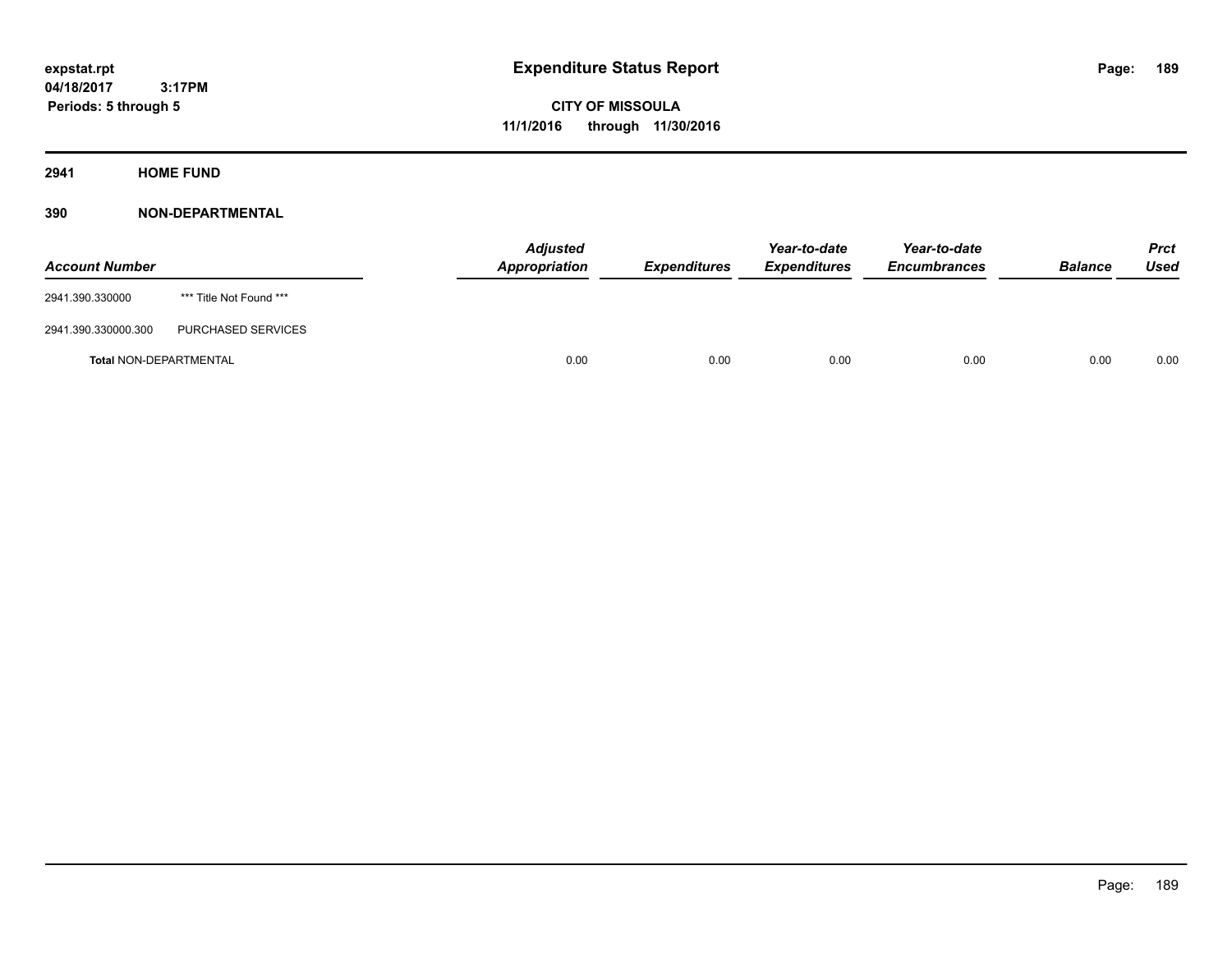**expstat.rpt**
**04/18/2017 3:17PM**
**Periods: 5 through 5**

# Expenditure Status Report

**CITY OF MISSOULA**
**11/1/2016 through 11/30/2016**

## 2941 HOME FUND

### 390 NON-DEPARTMENTAL

| Account Number | | Adjusted Appropriation | Expenditures | Year-to-date Expenditures | Year-to-date Encumbrances | Balance | Prct Used |
|---|---|---|---|---|---|---|---|
| 2941.390.330000 | *** Title Not Found *** | | | | | | |
| 2941.390.330000.300 | PURCHASED SERVICES | | | | | | |
| **Total** NON-DEPARTMENTAL | | 0.00 | 0.00 | 0.00 | 0.00 | 0.00 | 0.00 |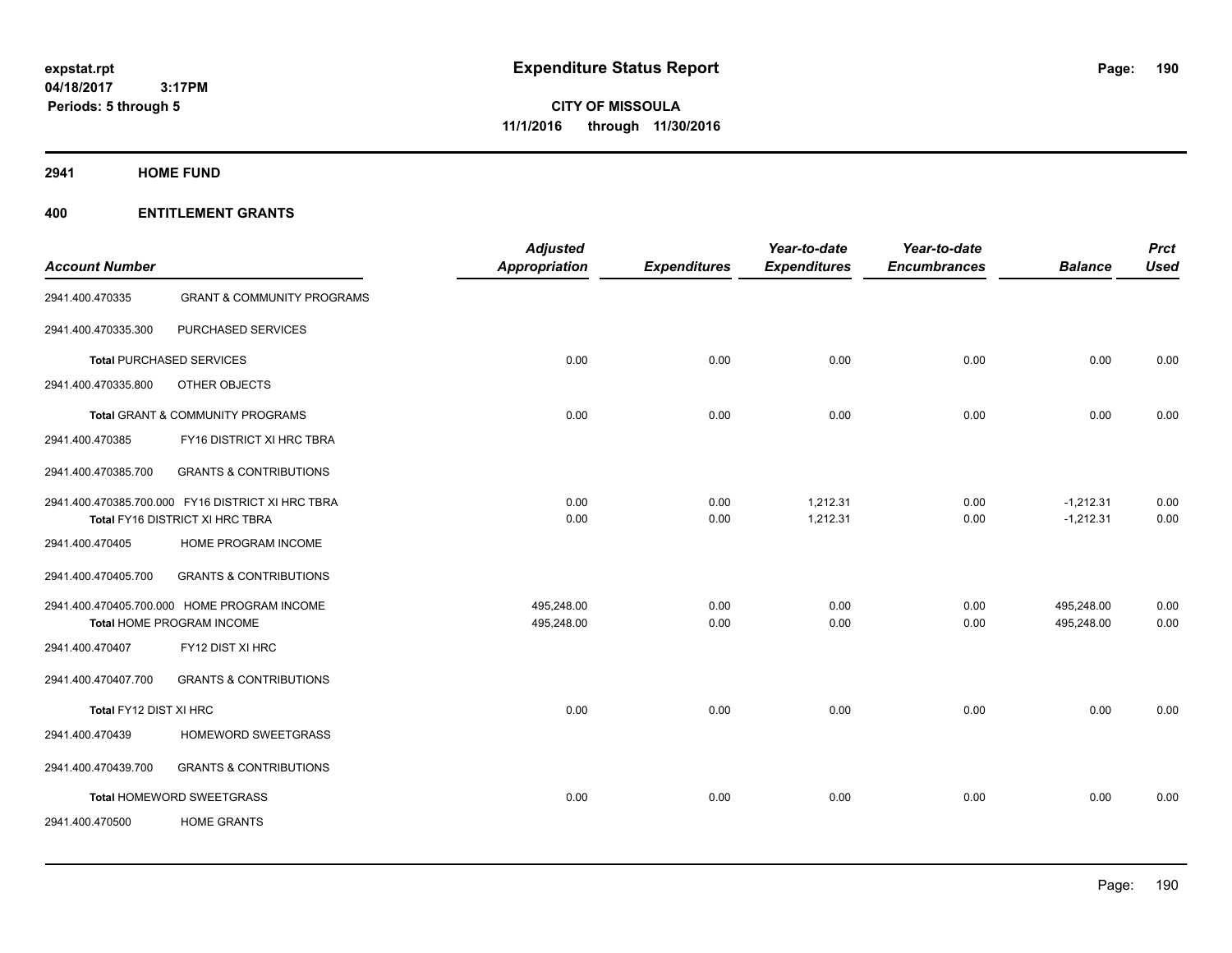# Expenditure Status Report

expstat.rpt
04/18/2017 3:17PM
Periods: 5 through 5

**CITY OF MISSOULA**
**11/1/2016 through 11/30/2016**

## 2941 HOME FUND

## 400 ENTITLEMENT GRANTS

| Account Number | | Adjusted Appropriation | Expenditures | Year-to-date Expenditures | Year-to-date Encumbrances | Balance | Prct Used |
|---|---|---|---|---|---|---|---|
| 2941.400.470335 | GRANT & COMMUNITY PROGRAMS | | | | | | |
| 2941.400.470335.300 | PURCHASED SERVICES | | | | | | |
| **Total** PURCHASED SERVICES | | 0.00 | 0.00 | 0.00 | 0.00 | 0.00 | 0.00 |
| 2941.400.470335.800 | OTHER OBJECTS | | | | | | |
| **Total** GRANT & COMMUNITY PROGRAMS | | 0.00 | 0.00 | 0.00 | 0.00 | 0.00 | 0.00 |
| 2941.400.470385 | FY16 DISTRICT XI HRC TBRA | | | | | | |
| 2941.400.470385.700 | GRANTS & CONTRIBUTIONS | | | | | | |
| 2941.400.470385.700.000 | FY16 DISTRICT XI HRC TBRA | 0.00 | 0.00 | 1,212.31 | 0.00 | -1,212.31 | 0.00 |
| **Total** FY16 DISTRICT XI HRC TBRA | | 0.00 | 0.00 | 1,212.31 | 0.00 | -1,212.31 | 0.00 |
| 2941.400.470405 | HOME PROGRAM INCOME | | | | | | |
| 2941.400.470405.700 | GRANTS & CONTRIBUTIONS | | | | | | |
| 2941.400.470405.700.000 | HOME PROGRAM INCOME | 495,248.00 | 0.00 | 0.00 | 0.00 | 495,248.00 | 0.00 |
| **Total** HOME PROGRAM INCOME | | 495,248.00 | 0.00 | 0.00 | 0.00 | 495,248.00 | 0.00 |
| 2941.400.470407 | FY12 DIST XI HRC | | | | | | |
| 2941.400.470407.700 | GRANTS & CONTRIBUTIONS | | | | | | |
| **Total** FY12 DIST XI HRC | | 0.00 | 0.00 | 0.00 | 0.00 | 0.00 | 0.00 |
| 2941.400.470439 | HOMEWORD SWEETGRASS | | | | | | |
| 2941.400.470439.700 | GRANTS & CONTRIBUTIONS | | | | | | |
| **Total** HOMEWORD SWEETGRASS | | 0.00 | 0.00 | 0.00 | 0.00 | 0.00 | 0.00 |
| 2941.400.470500 | HOME GRANTS | | | | | | |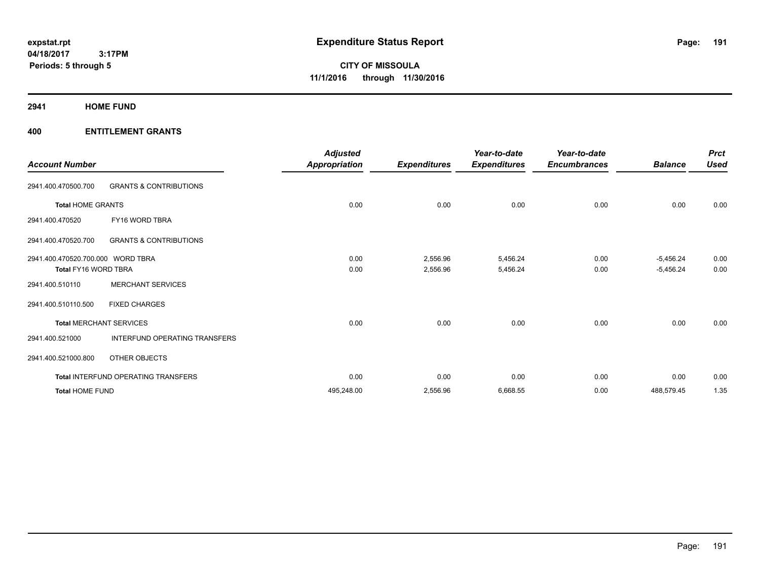expstat.rpt
04/18/2017 3:17PM
Periods: 5 through 5

# Expenditure Status Report

CITY OF MISSOULA
11/1/2016 through 11/30/2016

## 2941 HOME FUND

## 400 ENTITLEMENT GRANTS

| Account Number | | Adjusted Appropriation | Expenditures | Year-to-date Expenditures | Year-to-date Encumbrances | Balance | Prct Used |
|---|---|---|---|---|---|---|---|
| 2941.400.470500.700 | GRANTS & CONTRIBUTIONS | | | | | | |
| **Total** HOME GRANTS | | 0.00 | 0.00 | 0.00 | 0.00 | 0.00 | 0.00 |
| 2941.400.470520 | FY16 WORD TBRA | | | | | | |
| 2941.400.470520.700 | GRANTS & CONTRIBUTIONS | | | | | | |
| 2941.400.470520.700.000 | WORD TBRA | 0.00 | 2,556.96 | 5,456.24 | 0.00 | -5,456.24 | 0.00 |
| **Total** FY16 WORD TBRA | | 0.00 | 2,556.96 | 5,456.24 | 0.00 | -5,456.24 | 0.00 |
| 2941.400.510110 | MERCHANT SERVICES | | | | | | |
| 2941.400.510110.500 | FIXED CHARGES | | | | | | |
| **Total** MERCHANT SERVICES | | 0.00 | 0.00 | 0.00 | 0.00 | 0.00 | 0.00 |
| 2941.400.521000 | INTERFUND OPERATING TRANSFERS | | | | | | |
| 2941.400.521000.800 | OTHER OBJECTS | | | | | | |
| **Total** INTERFUND OPERATING TRANSFERS | | 0.00 | 0.00 | 0.00 | 0.00 | 0.00 | 0.00 |
| **Total** HOME FUND | | 495,248.00 | 2,556.96 | 6,668.55 | 0.00 | 488,579.45 | 1.35 |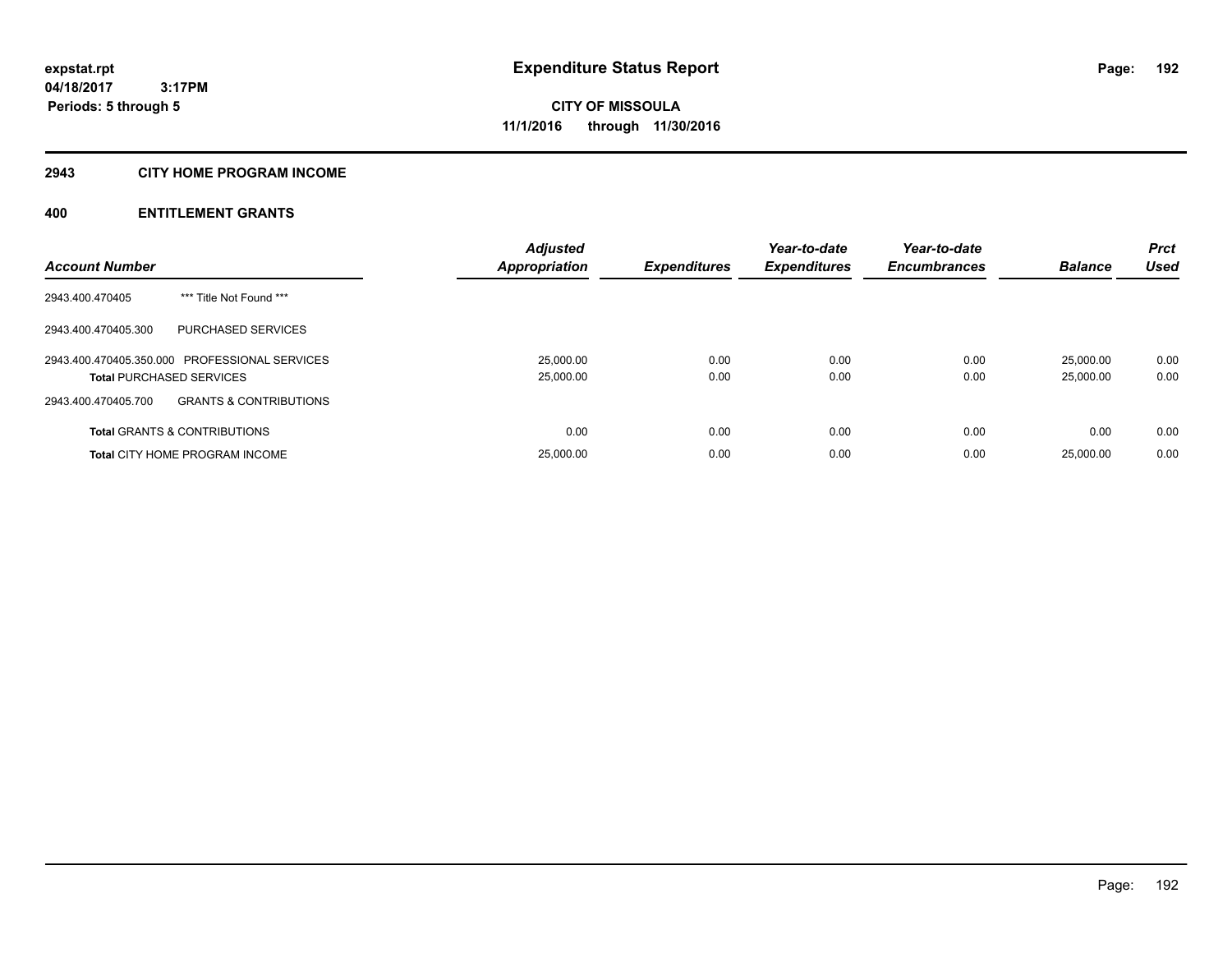expstat.rpt
04/18/2017 3:17PM
Periods: 5 through 5

# Expenditure Status Report

CITY OF MISSOULA
11/1/2016 through 11/30/2016

## 2943 CITY HOME PROGRAM INCOME

## 400 ENTITLEMENT GRANTS

| Account Number | | Adjusted Appropriation | Expenditures | Year-to-date Expenditures | Year-to-date Encumbrances | Balance | Prct Used |
|---|---|---|---|---|---|---|---|
| 2943.400.470405 | *** Title Not Found *** | | | | | | |
| 2943.400.470405.300 | PURCHASED SERVICES | | | | | | |
| 2943.400.470405.350.000 | PROFESSIONAL SERVICES | 25,000.00 | 0.00 | 0.00 | 0.00 | 25,000.00 | 0.00 |
| **Total** PURCHASED SERVICES | | 25,000.00 | 0.00 | 0.00 | 0.00 | 25,000.00 | 0.00 |
| 2943.400.470405.700 | GRANTS & CONTRIBUTIONS | | | | | | |
| **Total** GRANTS & CONTRIBUTIONS | | 0.00 | 0.00 | 0.00 | 0.00 | 0.00 | 0.00 |
| **Total** CITY HOME PROGRAM INCOME | | 25,000.00 | 0.00 | 0.00 | 0.00 | 25,000.00 | 0.00 |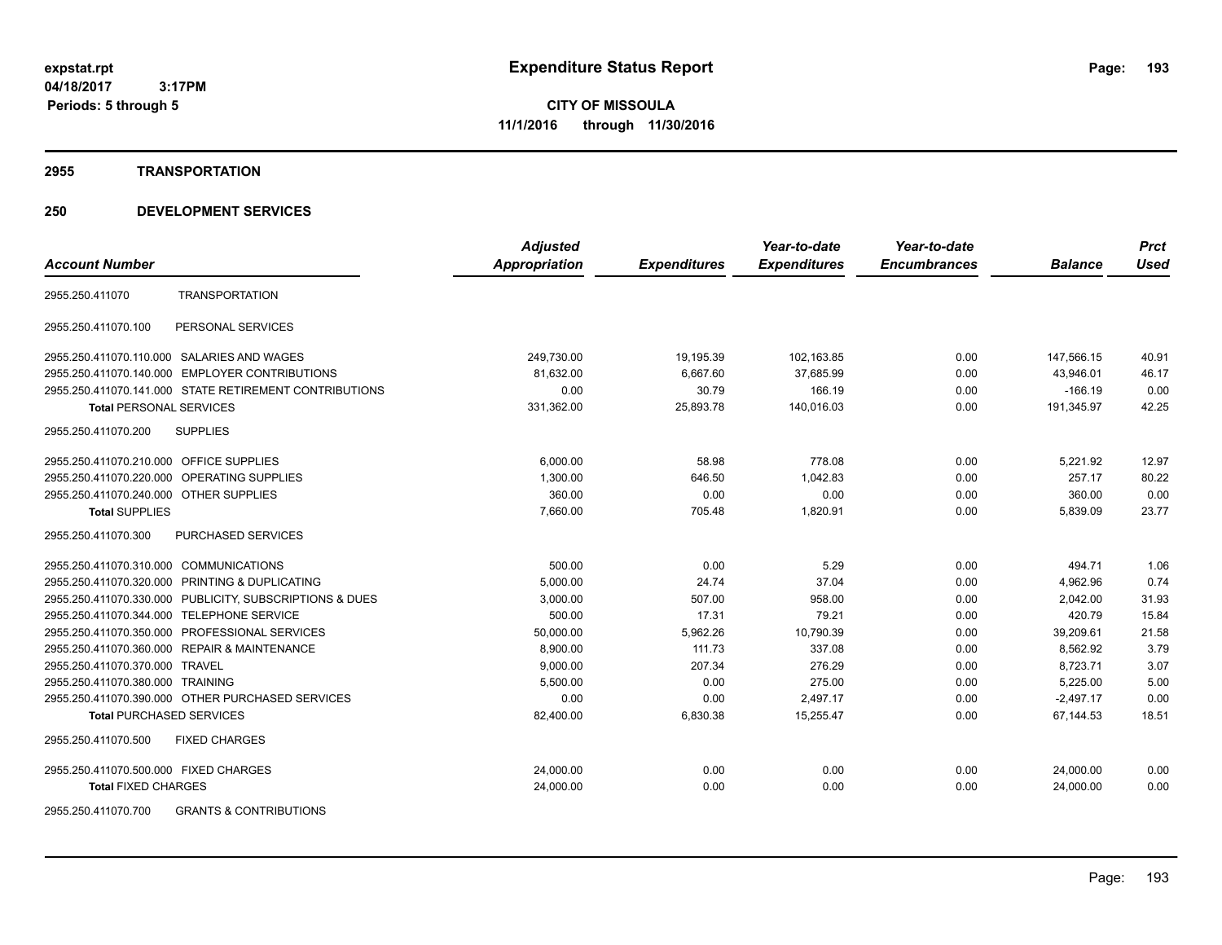**expstat.rpt**
**04/18/2017 3:17PM**
**Periods: 5 through 5**

# Expenditure Status Report

**CITY OF MISSOULA**
**11/1/2016 through 11/30/2016**

## 2955 TRANSPORTATION

## 250 DEVELOPMENT SERVICES

| Account Number | | Adjusted Appropriation | Expenditures | Year-to-date Expenditures | Year-to-date Encumbrances | Balance | Prct Used |
|---|---|---|---|---|---|---|---|
| 2955.250.411070 | TRANSPORTATION | | | | | | |
| 2955.250.411070.100 | PERSONAL SERVICES | | | | | | |
| 2955.250.411070.110.000 | SALARIES AND WAGES | 249,730.00 | 19,195.39 | 102,163.85 | 0.00 | 147,566.15 | 40.91 |
| 2955.250.411070.140.000 | EMPLOYER CONTRIBUTIONS | 81,632.00 | 6,667.60 | 37,685.99 | 0.00 | 43,946.01 | 46.17 |
| 2955.250.411070.141.000 | STATE RETIREMENT CONTRIBUTIONS | 0.00 | 30.79 | 166.19 | 0.00 | -166.19 | 0.00 |
| **Total** PERSONAL SERVICES | | 331,362.00 | 25,893.78 | 140,016.03 | 0.00 | 191,345.97 | 42.25 |
| 2955.250.411070.200 | SUPPLIES | | | | | | |
| 2955.250.411070.210.000 | OFFICE SUPPLIES | 6,000.00 | 58.98 | 778.08 | 0.00 | 5,221.92 | 12.97 |
| 2955.250.411070.220.000 | OPERATING SUPPLIES | 1,300.00 | 646.50 | 1,042.83 | 0.00 | 257.17 | 80.22 |
| 2955.250.411070.240.000 | OTHER SUPPLIES | 360.00 | 0.00 | 0.00 | 0.00 | 360.00 | 0.00 |
| **Total** SUPPLIES | | 7,660.00 | 705.48 | 1,820.91 | 0.00 | 5,839.09 | 23.77 |
| 2955.250.411070.300 | PURCHASED SERVICES | | | | | | |
| 2955.250.411070.310.000 | COMMUNICATIONS | 500.00 | 0.00 | 5.29 | 0.00 | 494.71 | 1.06 |
| 2955.250.411070.320.000 | PRINTING & DUPLICATING | 5,000.00 | 24.74 | 37.04 | 0.00 | 4,962.96 | 0.74 |
| 2955.250.411070.330.000 | PUBLICITY, SUBSCRIPTIONS & DUES | 3,000.00 | 507.00 | 958.00 | 0.00 | 2,042.00 | 31.93 |
| 2955.250.411070.344.000 | TELEPHONE SERVICE | 500.00 | 17.31 | 79.21 | 0.00 | 420.79 | 15.84 |
| 2955.250.411070.350.000 | PROFESSIONAL SERVICES | 50,000.00 | 5,962.26 | 10,790.39 | 0.00 | 39,209.61 | 21.58 |
| 2955.250.411070.360.000 | REPAIR & MAINTENANCE | 8,900.00 | 111.73 | 337.08 | 0.00 | 8,562.92 | 3.79 |
| 2955.250.411070.370.000 | TRAVEL | 9,000.00 | 207.34 | 276.29 | 0.00 | 8,723.71 | 3.07 |
| 2955.250.411070.380.000 | TRAINING | 5,500.00 | 0.00 | 275.00 | 0.00 | 5,225.00 | 5.00 |
| 2955.250.411070.390.000 | OTHER PURCHASED SERVICES | 0.00 | 0.00 | 2,497.17 | 0.00 | -2,497.17 | 0.00 |
| **Total** PURCHASED SERVICES | | 82,400.00 | 6,830.38 | 15,255.47 | 0.00 | 67,144.53 | 18.51 |
| 2955.250.411070.500 | FIXED CHARGES | | | | | | |
| 2955.250.411070.500.000 | FIXED CHARGES | 24,000.00 | 0.00 | 0.00 | 0.00 | 24,000.00 | 0.00 |
| **Total** FIXED CHARGES | | 24,000.00 | 0.00 | 0.00 | 0.00 | 24,000.00 | 0.00 |
| 2955.250.411070.700 | GRANTS & CONTRIBUTIONS | | | | | | |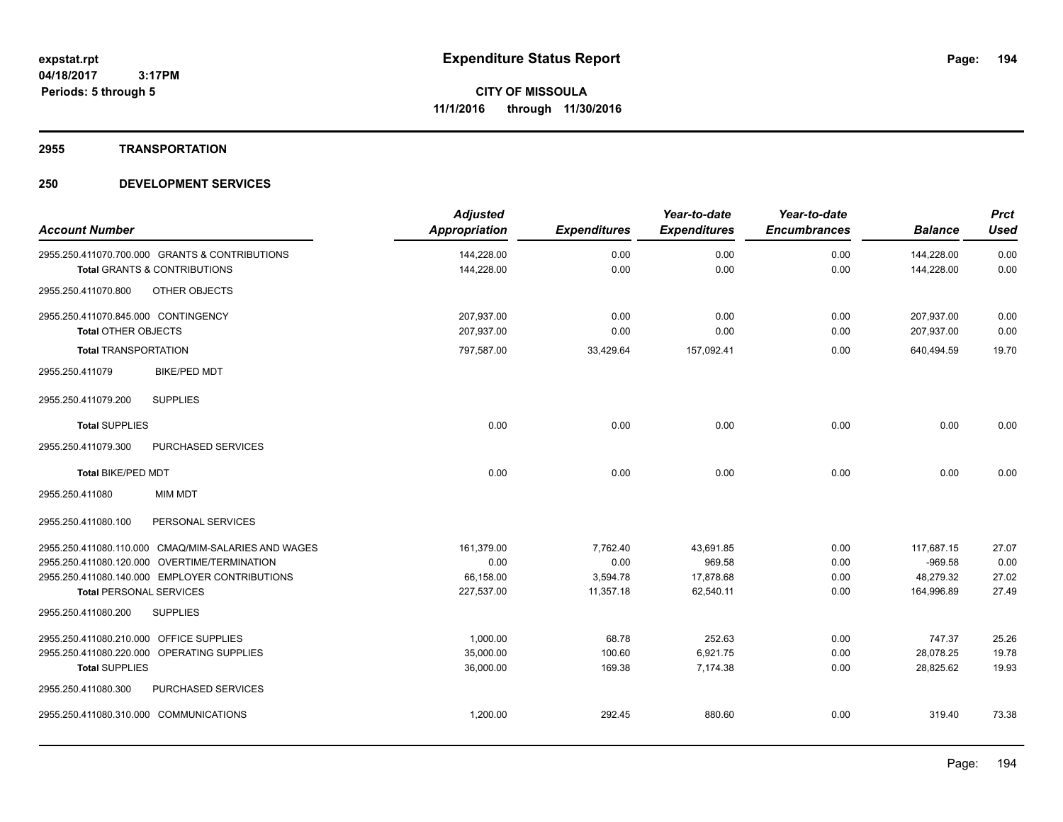**expstat.rpt**
**04/18/2017 3:17PM**
**Periods: 5 through 5**

# Expenditure Status Report

**CITY OF MISSOULA**
**11/1/2016 through 11/30/2016**

## 2955 TRANSPORTATION

## 250 DEVELOPMENT SERVICES

| Account Number | Adjusted Appropriation | Expenditures | Year-to-date Expenditures | Year-to-date Encumbrances | Balance | Prct Used |
|---|---|---|---|---|---|---|
| 2955.250.411070.700.000 GRANTS & CONTRIBUTIONS | 144,228.00 | 0.00 | 0.00 | 0.00 | 144,228.00 | 0.00 |
| **Total** GRANTS & CONTRIBUTIONS | 144,228.00 | 0.00 | 0.00 | 0.00 | 144,228.00 | 0.00 |
| 2955.250.411070.800 OTHER OBJECTS | | | | | | |
| 2955.250.411070.845.000 CONTINGENCY | 207,937.00 | 0.00 | 0.00 | 0.00 | 207,937.00 | 0.00 |
| **Total** OTHER OBJECTS | 207,937.00 | 0.00 | 0.00 | 0.00 | 207,937.00 | 0.00 |
| **Total** TRANSPORTATION | 797,587.00 | 33,429.64 | 157,092.41 | 0.00 | 640,494.59 | 19.70 |
| 2955.250.411079 BIKE/PED MDT | | | | | | |
| 2955.250.411079.200 SUPPLIES | | | | | | |
| **Total** SUPPLIES | 0.00 | 0.00 | 0.00 | 0.00 | 0.00 | 0.00 |
| 2955.250.411079.300 PURCHASED SERVICES | | | | | | |
| **Total** BIKE/PED MDT | 0.00 | 0.00 | 0.00 | 0.00 | 0.00 | 0.00 |
| 2955.250.411080 MIM MDT | | | | | | |
| 2955.250.411080.100 PERSONAL SERVICES | | | | | | |
| 2955.250.411080.110.000 CMAQ/MIM-SALARIES AND WAGES | 161,379.00 | 7,762.40 | 43,691.85 | 0.00 | 117,687.15 | 27.07 |
| 2955.250.411080.120.000 OVERTIME/TERMINATION | 0.00 | 0.00 | 969.58 | 0.00 | -969.58 | 0.00 |
| 2955.250.411080.140.000 EMPLOYER CONTRIBUTIONS | 66,158.00 | 3,594.78 | 17,878.68 | 0.00 | 48,279.32 | 27.02 |
| **Total** PERSONAL SERVICES | 227,537.00 | 11,357.18 | 62,540.11 | 0.00 | 164,996.89 | 27.49 |
| 2955.250.411080.200 SUPPLIES | | | | | | |
| 2955.250.411080.210.000 OFFICE SUPPLIES | 1,000.00 | 68.78 | 252.63 | 0.00 | 747.37 | 25.26 |
| 2955.250.411080.220.000 OPERATING SUPPLIES | 35,000.00 | 100.60 | 6,921.75 | 0.00 | 28,078.25 | 19.78 |
| **Total** SUPPLIES | 36,000.00 | 169.38 | 7,174.38 | 0.00 | 28,825.62 | 19.93 |
| 2955.250.411080.300 PURCHASED SERVICES | | | | | | |
| 2955.250.411080.310.000 COMMUNICATIONS | 1,200.00 | 292.45 | 880.60 | 0.00 | 319.40 | 73.38 |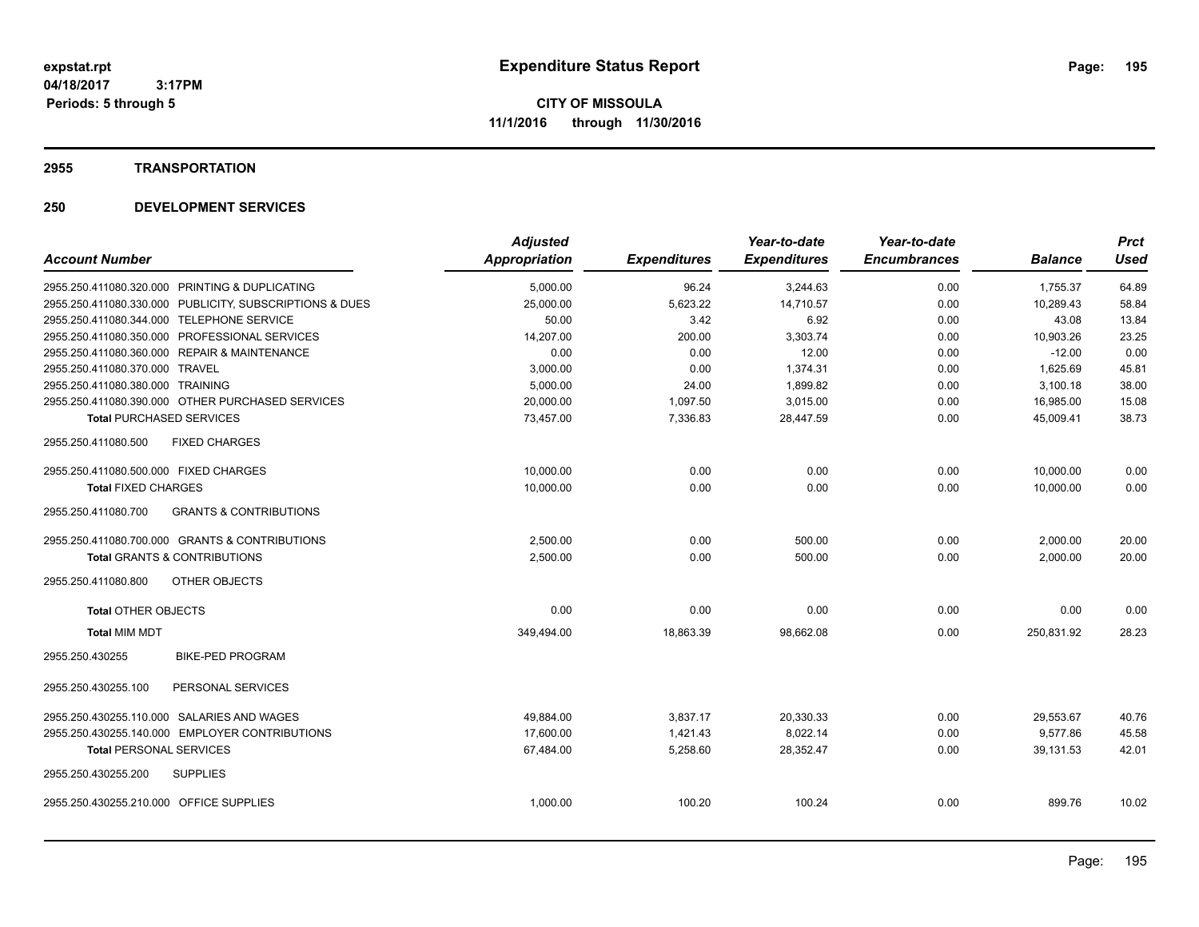**expstat.rpt**
**04/18/2017 3:17PM**
**Periods: 5 through 5**

# Expenditure Status Report

**CITY OF MISSOULA**
**11/1/2016 through 11/30/2016**

## 2955 TRANSPORTATION

## 250 DEVELOPMENT SERVICES

| Account Number | Adjusted Appropriation | Expenditures | Year-to-date Expenditures | Year-to-date Encumbrances | Balance | Prct Used |
|---|---|---|---|---|---|---|
| 2955.250.411080.320.000 PRINTING & DUPLICATING | 5,000.00 | 96.24 | 3,244.63 | 0.00 | 1,755.37 | 64.89 |
| 2955.250.411080.330.000 PUBLICITY, SUBSCRIPTIONS & DUES | 25,000.00 | 5,623.22 | 14,710.57 | 0.00 | 10,289.43 | 58.84 |
| 2955.250.411080.344.000 TELEPHONE SERVICE | 50.00 | 3.42 | 6.92 | 0.00 | 43.08 | 13.84 |
| 2955.250.411080.350.000 PROFESSIONAL SERVICES | 14,207.00 | 200.00 | 3,303.74 | 0.00 | 10,903.26 | 23.25 |
| 2955.250.411080.360.000 REPAIR & MAINTENANCE | 0.00 | 0.00 | 12.00 | 0.00 | -12.00 | 0.00 |
| 2955.250.411080.370.000 TRAVEL | 3,000.00 | 0.00 | 1,374.31 | 0.00 | 1,625.69 | 45.81 |
| 2955.250.411080.380.000 TRAINING | 5,000.00 | 24.00 | 1,899.82 | 0.00 | 3,100.18 | 38.00 |
| 2955.250.411080.390.000 OTHER PURCHASED SERVICES | 20,000.00 | 1,097.50 | 3,015.00 | 0.00 | 16,985.00 | 15.08 |
| **Total** PURCHASED SERVICES | 73,457.00 | 7,336.83 | 28,447.59 | 0.00 | 45,009.41 | 38.73 |
| 2955.250.411080.500 FIXED CHARGES | | | | | | |
| 2955.250.411080.500.000 FIXED CHARGES | 10,000.00 | 0.00 | 0.00 | 0.00 | 10,000.00 | 0.00 |
| **Total** FIXED CHARGES | 10,000.00 | 0.00 | 0.00 | 0.00 | 10,000.00 | 0.00 |
| 2955.250.411080.700 GRANTS & CONTRIBUTIONS | | | | | | |
| 2955.250.411080.700.000 GRANTS & CONTRIBUTIONS | 2,500.00 | 0.00 | 500.00 | 0.00 | 2,000.00 | 20.00 |
| **Total** GRANTS & CONTRIBUTIONS | 2,500.00 | 0.00 | 500.00 | 0.00 | 2,000.00 | 20.00 |
| 2955.250.411080.800 OTHER OBJECTS | | | | | | |
| **Total** OTHER OBJECTS | 0.00 | 0.00 | 0.00 | 0.00 | 0.00 | 0.00 |
| **Total** MIM MDT | 349,494.00 | 18,863.39 | 98,662.08 | 0.00 | 250,831.92 | 28.23 |
| 2955.250.430255 BIKE-PED PROGRAM | | | | | | |
| 2955.250.430255.100 PERSONAL SERVICES | | | | | | |
| 2955.250.430255.110.000 SALARIES AND WAGES | 49,884.00 | 3,837.17 | 20,330.33 | 0.00 | 29,553.67 | 40.76 |
| 2955.250.430255.140.000 EMPLOYER CONTRIBUTIONS | 17,600.00 | 1,421.43 | 8,022.14 | 0.00 | 9,577.86 | 45.58 |
| **Total** PERSONAL SERVICES | 67,484.00 | 5,258.60 | 28,352.47 | 0.00 | 39,131.53 | 42.01 |
| 2955.250.430255.200 SUPPLIES | | | | | | |
| 2955.250.430255.210.000 OFFICE SUPPLIES | 1,000.00 | 100.20 | 100.24 | 0.00 | 899.76 | 10.02 |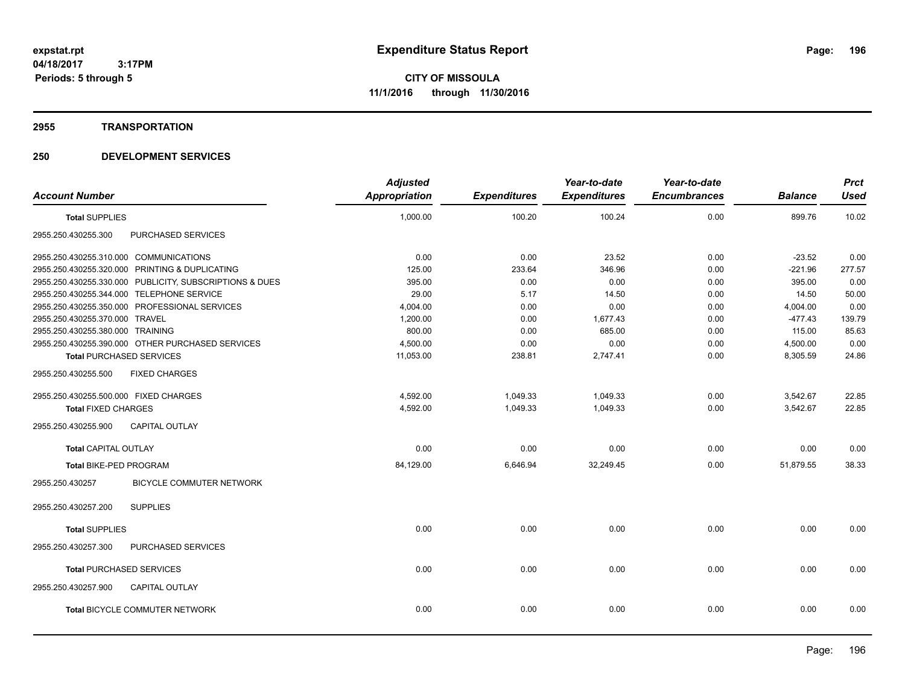# Expenditure Status Report

expstat.rpt
04/18/2017 3:17PM
Periods: 5 through 5

**CITY OF MISSOULA**
**11/1/2016 through 11/30/2016**

## 2955 TRANSPORTATION

## 250 DEVELOPMENT SERVICES

| Account Number | | Adjusted Appropriation | Expenditures | Year-to-date Expenditures | Year-to-date Encumbrances | Balance | Prct Used |
|---|---|---|---|---|---|---|---|
| **Total SUPPLIES** | | 1,000.00 | 100.20 | 100.24 | 0.00 | 899.76 | 10.02 |
| 2955.250.430255.300 | PURCHASED SERVICES | | | | | | |
| 2955.250.430255.310.000 | COMMUNICATIONS | 0.00 | 0.00 | 23.52 | 0.00 | -23.52 | 0.00 |
| 2955.250.430255.320.000 | PRINTING & DUPLICATING | 125.00 | 233.64 | 346.96 | 0.00 | -221.96 | 277.57 |
| 2955.250.430255.330.000 | PUBLICITY, SUBSCRIPTIONS & DUES | 395.00 | 0.00 | 0.00 | 0.00 | 395.00 | 0.00 |
| 2955.250.430255.344.000 | TELEPHONE SERVICE | 29.00 | 5.17 | 14.50 | 0.00 | 14.50 | 50.00 |
| 2955.250.430255.350.000 | PROFESSIONAL SERVICES | 4,004.00 | 0.00 | 0.00 | 0.00 | 4,004.00 | 0.00 |
| 2955.250.430255.370.000 | TRAVEL | 1,200.00 | 0.00 | 1,677.43 | 0.00 | -477.43 | 139.79 |
| 2955.250.430255.380.000 | TRAINING | 800.00 | 0.00 | 685.00 | 0.00 | 115.00 | 85.63 |
| 2955.250.430255.390.000 | OTHER PURCHASED SERVICES | 4,500.00 | 0.00 | 0.00 | 0.00 | 4,500.00 | 0.00 |
| **Total PURCHASED SERVICES** | | 11,053.00 | 238.81 | 2,747.41 | 0.00 | 8,305.59 | 24.86 |
| 2955.250.430255.500 | FIXED CHARGES | | | | | | |
| 2955.250.430255.500.000 | FIXED CHARGES | 4,592.00 | 1,049.33 | 1,049.33 | 0.00 | 3,542.67 | 22.85 |
| **Total FIXED CHARGES** | | 4,592.00 | 1,049.33 | 1,049.33 | 0.00 | 3,542.67 | 22.85 |
| 2955.250.430255.900 | CAPITAL OUTLAY | | | | | | |
| **Total CAPITAL OUTLAY** | | 0.00 | 0.00 | 0.00 | 0.00 | 0.00 | 0.00 |
| **Total BIKE-PED PROGRAM** | | 84,129.00 | 6,646.94 | 32,249.45 | 0.00 | 51,879.55 | 38.33 |
| 2955.250.430257 | BICYCLE COMMUTER NETWORK | | | | | | |
| 2955.250.430257.200 | SUPPLIES | | | | | | |
| **Total SUPPLIES** | | 0.00 | 0.00 | 0.00 | 0.00 | 0.00 | 0.00 |
| 2955.250.430257.300 | PURCHASED SERVICES | | | | | | |
| **Total PURCHASED SERVICES** | | 0.00 | 0.00 | 0.00 | 0.00 | 0.00 | 0.00 |
| 2955.250.430257.900 | CAPITAL OUTLAY | | | | | | |
| **Total BICYCLE COMMUTER NETWORK** | | 0.00 | 0.00 | 0.00 | 0.00 | 0.00 | 0.00 |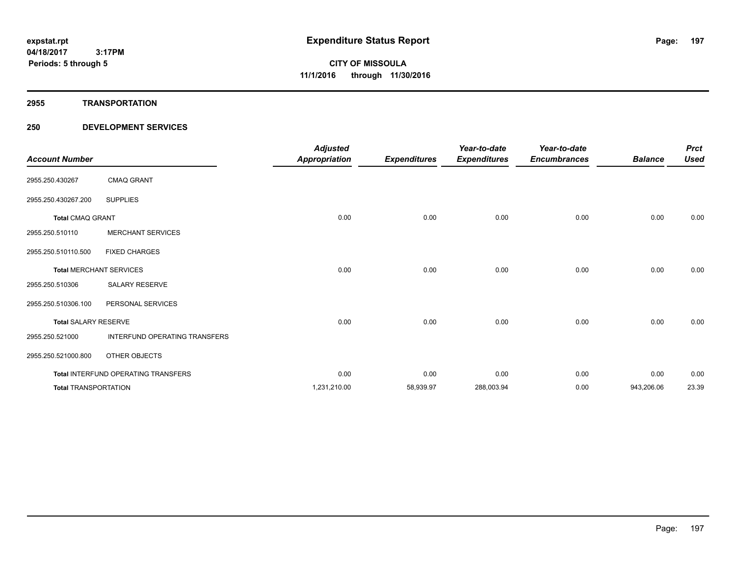**expstat.rpt**
**04/18/2017 3:17PM**
**Periods: 5 through 5**

# Expenditure Status Report

**CITY OF MISSOULA**
**11/1/2016 through 11/30/2016**

## 2955 TRANSPORTATION

## 250 DEVELOPMENT SERVICES

| Account Number | | Adjusted Appropriation | Expenditures | Year-to-date Expenditures | Year-to-date Encumbrances | Balance | Prct Used |
|---|---|---|---|---|---|---|---|
| 2955.250.430267 | CMAQ GRANT | | | | | | |
| 2955.250.430267.200 | SUPPLIES | | | | | | |
| **Total** CMAQ GRANT | | 0.00 | 0.00 | 0.00 | 0.00 | 0.00 | 0.00 |
| 2955.250.510110 | MERCHANT SERVICES | | | | | | |
| 2955.250.510110.500 | FIXED CHARGES | | | | | | |
| **Total** MERCHANT SERVICES | | 0.00 | 0.00 | 0.00 | 0.00 | 0.00 | 0.00 |
| 2955.250.510306 | SALARY RESERVE | | | | | | |
| 2955.250.510306.100 | PERSONAL SERVICES | | | | | | |
| **Total** SALARY RESERVE | | 0.00 | 0.00 | 0.00 | 0.00 | 0.00 | 0.00 |
| 2955.250.521000 | INTERFUND OPERATING TRANSFERS | | | | | | |
| 2955.250.521000.800 | OTHER OBJECTS | | | | | | |
| **Total** INTERFUND OPERATING TRANSFERS | | 0.00 | 0.00 | 0.00 | 0.00 | 0.00 | 0.00 |
| **Total** TRANSPORTATION | | 1,231,210.00 | 58,939.97 | 288,003.94 | 0.00 | 943,206.06 | 23.39 |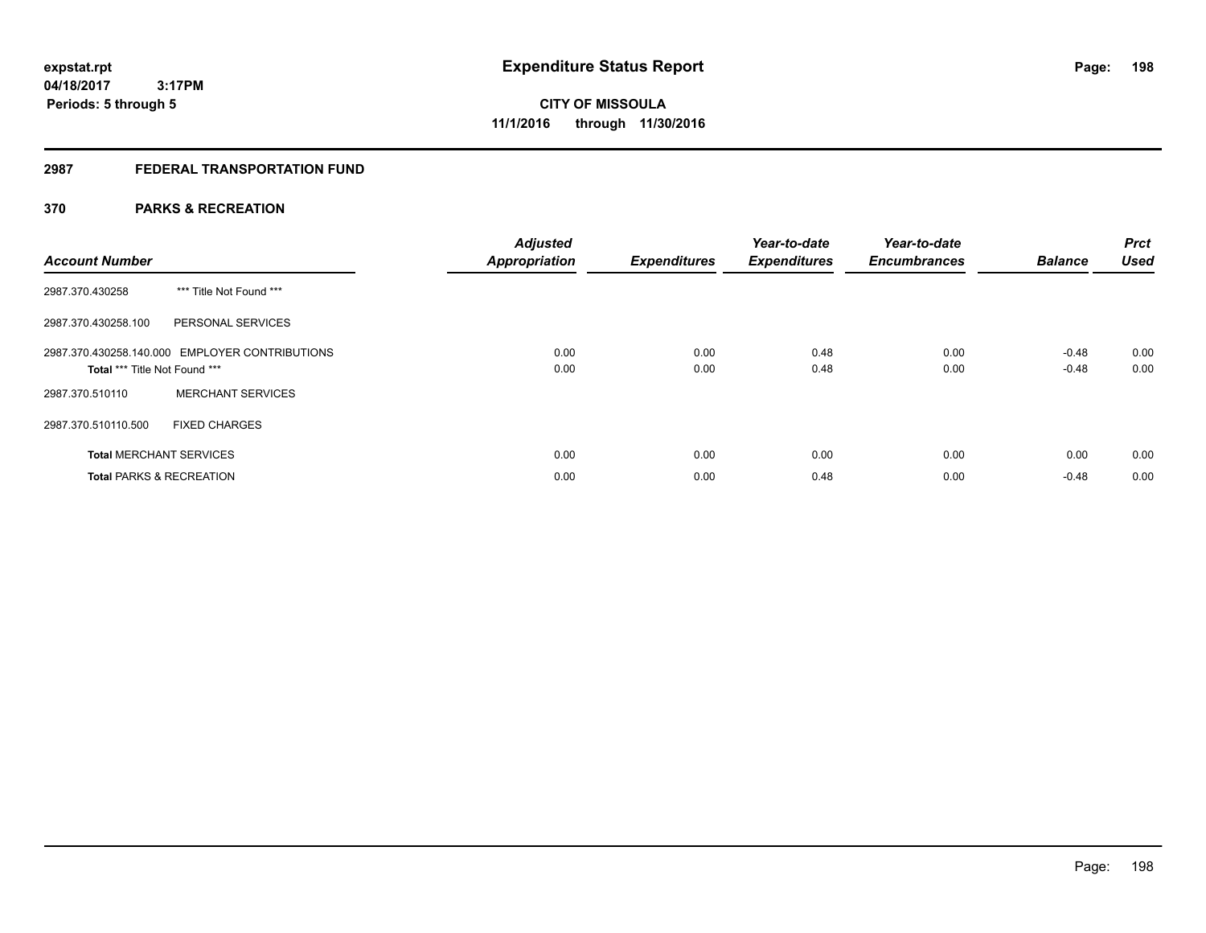**expstat.rpt**
**04/18/2017 3:17PM**
**Periods: 5 through 5**

# Expenditure Status Report

**CITY OF MISSOULA**
**11/1/2016 through 11/30/2016**

## 2987 FEDERAL TRANSPORTATION FUND

### 370 PARKS & RECREATION

| Account Number | | Adjusted Appropriation | Expenditures | Year-to-date Expenditures | Year-to-date Encumbrances | Balance | Prct Used |
|---|---|---|---|---|---|---|---|
| 2987.370.430258 | *** Title Not Found *** | | | | | | |
| 2987.370.430258.100 | PERSONAL SERVICES | | | | | | |
| 2987.370.430258.140.000 | EMPLOYER CONTRIBUTIONS | 0.00 | 0.00 | 0.48 | 0.00 | -0.48 | 0.00 |
| **Total** *** Title Not Found *** | | 0.00 | 0.00 | 0.48 | 0.00 | -0.48 | 0.00 |
| 2987.370.510110 | MERCHANT SERVICES | | | | | | |
| 2987.370.510110.500 | FIXED CHARGES | | | | | | |
| **Total** MERCHANT SERVICES | | 0.00 | 0.00 | 0.00 | 0.00 | 0.00 | 0.00 |
| **Total** PARKS & RECREATION | | 0.00 | 0.00 | 0.48 | 0.00 | -0.48 | 0.00 |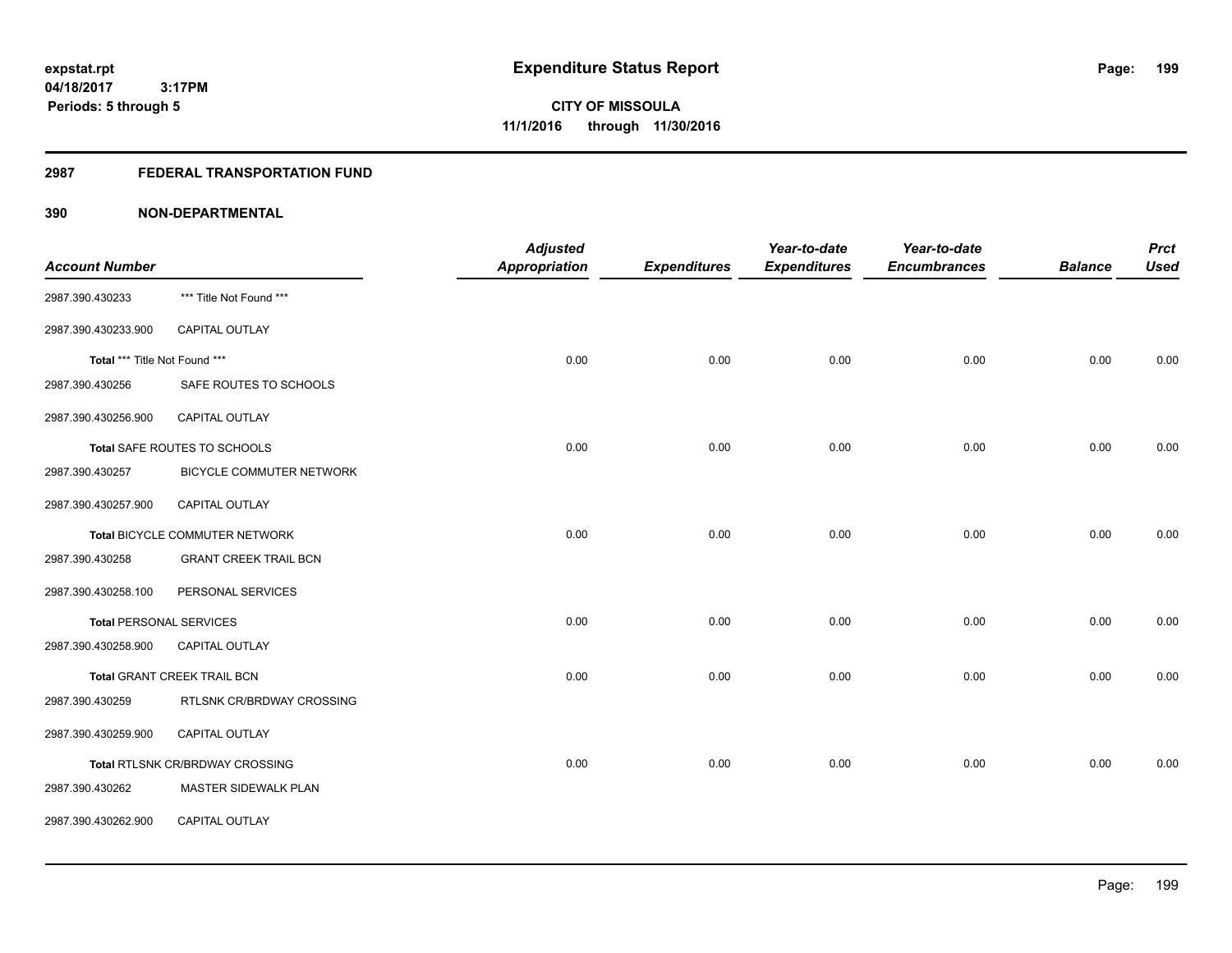# Expenditure Status Report

expstat.rpt
04/18/2017 3:17PM
Periods: 5 through 5

**CITY OF MISSOULA**
**11/1/2016 through 11/30/2016**

## 2987 FEDERAL TRANSPORTATION FUND

## 390 NON-DEPARTMENTAL

| Account Number | | Adjusted Appropriation | Expenditures | Year-to-date Expenditures | Year-to-date Encumbrances | Balance | Prct Used |
|---|---|---|---|---|---|---|---|
| 2987.390.430233 | *** Title Not Found *** | | | | | | |
| 2987.390.430233.900 | CAPITAL OUTLAY | | | | | | |
| Total *** Title Not Found *** | | 0.00 | 0.00 | 0.00 | 0.00 | 0.00 | 0.00 |
| 2987.390.430256 | SAFE ROUTES TO SCHOOLS | | | | | | |
| 2987.390.430256.900 | CAPITAL OUTLAY | | | | | | |
| Total SAFE ROUTES TO SCHOOLS | | 0.00 | 0.00 | 0.00 | 0.00 | 0.00 | 0.00 |
| 2987.390.430257 | BICYCLE COMMUTER NETWORK | | | | | | |
| 2987.390.430257.900 | CAPITAL OUTLAY | | | | | | |
| Total BICYCLE COMMUTER NETWORK | | 0.00 | 0.00 | 0.00 | 0.00 | 0.00 | 0.00 |
| 2987.390.430258 | GRANT CREEK TRAIL BCN | | | | | | |
| 2987.390.430258.100 | PERSONAL SERVICES | | | | | | |
| Total PERSONAL SERVICES | | 0.00 | 0.00 | 0.00 | 0.00 | 0.00 | 0.00 |
| 2987.390.430258.900 | CAPITAL OUTLAY | | | | | | |
| Total GRANT CREEK TRAIL BCN | | 0.00 | 0.00 | 0.00 | 0.00 | 0.00 | 0.00 |
| 2987.390.430259 | RTLSNK CR/BRDWAY CROSSING | | | | | | |
| 2987.390.430259.900 | CAPITAL OUTLAY | | | | | | |
| Total RTLSNK CR/BRDWAY CROSSING | | 0.00 | 0.00 | 0.00 | 0.00 | 0.00 | 0.00 |
| 2987.390.430262 | MASTER SIDEWALK PLAN | | | | | | |
| 2987.390.430262.900 | CAPITAL OUTLAY | | | | | | |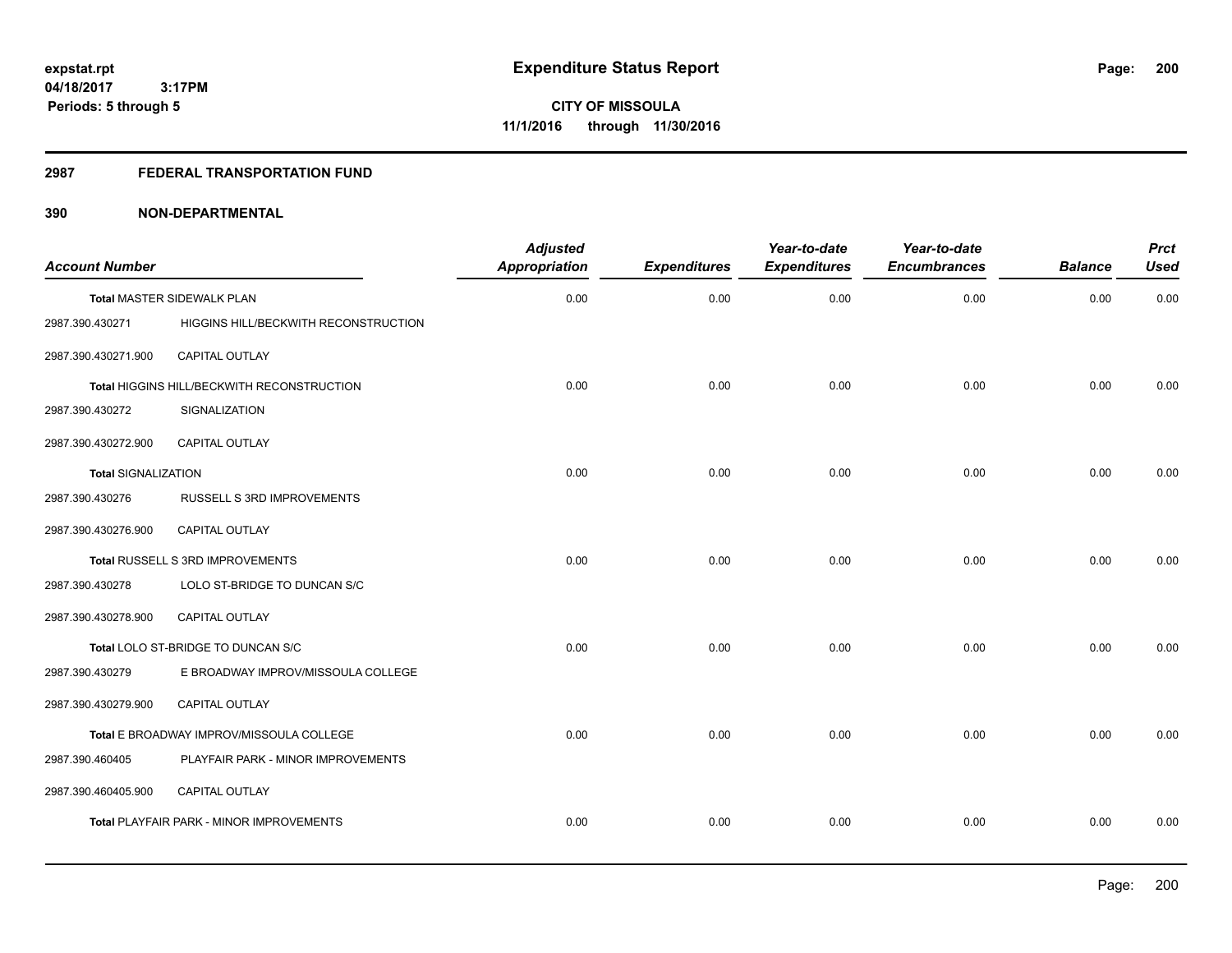**expstat.rpt**
**04/18/2017 3:17PM**
**Periods: 5 through 5**

# Expenditure Status Report

**CITY OF MISSOULA**
**11/1/2016 through 11/30/2016**

## 2987 FEDERAL TRANSPORTATION FUND

### 390 NON-DEPARTMENTAL

| Account Number | | Adjusted Appropriation | Expenditures | Year-to-date Expenditures | Year-to-date Encumbrances | Balance | Prct Used |
|---|---|---|---|---|---|---|---|
| **Total** MASTER SIDEWALK PLAN | | 0.00 | 0.00 | 0.00 | 0.00 | 0.00 | 0.00 |
| 2987.390.430271 | HIGGINS HILL/BECKWITH RECONSTRUCTION | | | | | | |
| 2987.390.430271.900 | CAPITAL OUTLAY | | | | | | |
| **Total** HIGGINS HILL/BECKWITH RECONSTRUCTION | | 0.00 | 0.00 | 0.00 | 0.00 | 0.00 | 0.00 |
| 2987.390.430272 | SIGNALIZATION | | | | | | |
| 2987.390.430272.900 | CAPITAL OUTLAY | | | | | | |
| **Total** SIGNALIZATION | | 0.00 | 0.00 | 0.00 | 0.00 | 0.00 | 0.00 |
| 2987.390.430276 | RUSSELL S 3RD IMPROVEMENTS | | | | | | |
| 2987.390.430276.900 | CAPITAL OUTLAY | | | | | | |
| **Total** RUSSELL S 3RD IMPROVEMENTS | | 0.00 | 0.00 | 0.00 | 0.00 | 0.00 | 0.00 |
| 2987.390.430278 | LOLO ST-BRIDGE TO DUNCAN S/C | | | | | | |
| 2987.390.430278.900 | CAPITAL OUTLAY | | | | | | |
| **Total** LOLO ST-BRIDGE TO DUNCAN S/C | | 0.00 | 0.00 | 0.00 | 0.00 | 0.00 | 0.00 |
| 2987.390.430279 | E BROADWAY IMPROV/MISSOULA COLLEGE | | | | | | |
| 2987.390.430279.900 | CAPITAL OUTLAY | | | | | | |
| **Total** E BROADWAY IMPROV/MISSOULA COLLEGE | | 0.00 | 0.00 | 0.00 | 0.00 | 0.00 | 0.00 |
| 2987.390.460405 | PLAYFAIR PARK - MINOR IMPROVEMENTS | | | | | | |
| 2987.390.460405.900 | CAPITAL OUTLAY | | | | | | |
| **Total** PLAYFAIR PARK - MINOR IMPROVEMENTS | | 0.00 | 0.00 | 0.00 | 0.00 | 0.00 | 0.00 |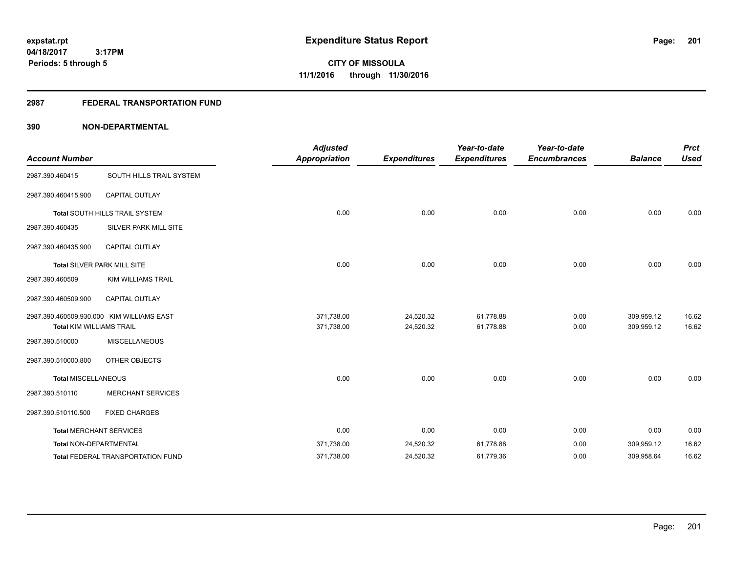**expstat.rpt**
**04/18/2017 3:17PM**
**Periods: 5 through 5**

# Expenditure Status Report

**CITY OF MISSOULA**
**11/1/2016 through 11/30/2016**

## 2987 FEDERAL TRANSPORTATION FUND

### 390 NON-DEPARTMENTAL

| Account Number | | Adjusted Appropriation | Expenditures | Year-to-date Expenditures | Year-to-date Encumbrances | Balance | Prct Used |
|---|---|---|---|---|---|---|---|
| 2987.390.460415 | SOUTH HILLS TRAIL SYSTEM | | | | | | |
| 2987.390.460415.900 | CAPITAL OUTLAY | | | | | | |
| **Total** SOUTH HILLS TRAIL SYSTEM | | 0.00 | 0.00 | 0.00 | 0.00 | 0.00 | 0.00 |
| 2987.390.460435 | SILVER PARK MILL SITE | | | | | | |
| 2987.390.460435.900 | CAPITAL OUTLAY | | | | | | |
| **Total** SILVER PARK MILL SITE | | 0.00 | 0.00 | 0.00 | 0.00 | 0.00 | 0.00 |
| 2987.390.460509 | KIM WILLIAMS TRAIL | | | | | | |
| 2987.390.460509.900 | CAPITAL OUTLAY | | | | | | |
| 2987.390.460509.930.000 | KIM WILLIAMS EAST | 371,738.00 | 24,520.32 | 61,778.88 | 0.00 | 309,959.12 | 16.62 |
| **Total** KIM WILLIAMS TRAIL | | 371,738.00 | 24,520.32 | 61,778.88 | 0.00 | 309,959.12 | 16.62 |
| 2987.390.510000 | MISCELLANEOUS | | | | | | |
| 2987.390.510000.800 | OTHER OBJECTS | | | | | | |
| **Total** MISCELLANEOUS | | 0.00 | 0.00 | 0.00 | 0.00 | 0.00 | 0.00 |
| 2987.390.510110 | MERCHANT SERVICES | | | | | | |
| 2987.390.510110.500 | FIXED CHARGES | | | | | | |
| **Total** MERCHANT SERVICES | | 0.00 | 0.00 | 0.00 | 0.00 | 0.00 | 0.00 |
| **Total** NON-DEPARTMENTAL | | 371,738.00 | 24,520.32 | 61,778.88 | 0.00 | 309,959.12 | 16.62 |
| **Total** FEDERAL TRANSPORTATION FUND | | 371,738.00 | 24,520.32 | 61,779.36 | 0.00 | 309,958.64 | 16.62 |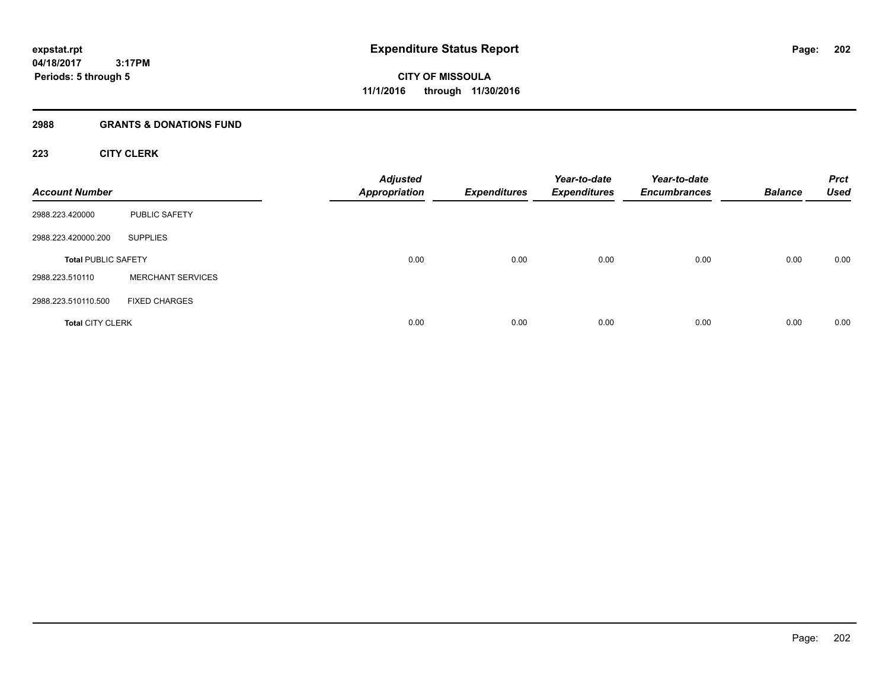# Expenditure Status Report

**expstat.rpt**
**04/18/2017 3:17PM**
**Periods: 5 through 5**

**CITY OF MISSOULA**
**11/1/2016 through 11/30/2016**

## 2988 GRANTS & DONATIONS FUND

### 223 CITY CLERK

| Account Number | | Adjusted Appropriation | Expenditures | Year-to-date Expenditures | Year-to-date Encumbrances | Balance | Prct Used |
|---|---|---|---|---|---|---|---|
| 2988.223.420000 | PUBLIC SAFETY | | | | | | |
| 2988.223.420000.200 | SUPPLIES | | | | | | |
| **Total** PUBLIC SAFETY | | 0.00 | 0.00 | 0.00 | 0.00 | 0.00 | 0.00 |
| 2988.223.510110 | MERCHANT SERVICES | | | | | | |
| 2988.223.510110.500 | FIXED CHARGES | | | | | | |
| **Total** CITY CLERK | | 0.00 | 0.00 | 0.00 | 0.00 | 0.00 | 0.00 |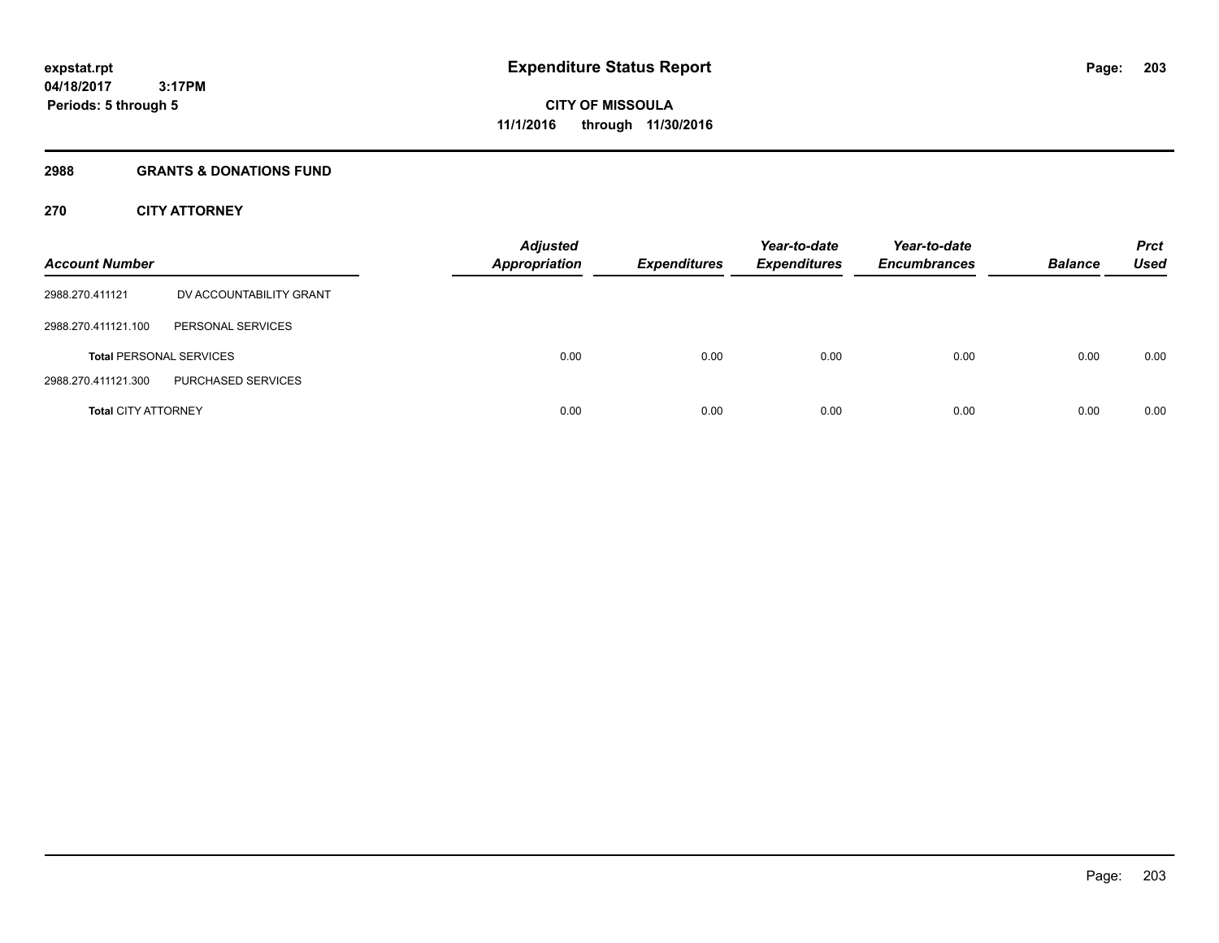# Expenditure Status Report

expstat.rpt
04/18/2017 3:17PM
Periods: 5 through 5

CITY OF MISSOULA
11/1/2016 through 11/30/2016

## 2988 GRANTS & DONATIONS FUND

### 270 CITY ATTORNEY

| Account Number | | Adjusted Appropriation | Expenditures | Year-to-date Expenditures | Year-to-date Encumbrances | Balance | Prct Used |
|---|---|---|---|---|---|---|---|
| 2988.270.411121 | DV ACCOUNTABILITY GRANT | | | | | | |
| 2988.270.411121.100 | PERSONAL SERVICES | | | | | | |
| **Total** PERSONAL SERVICES | | 0.00 | 0.00 | 0.00 | 0.00 | 0.00 | 0.00 |
| 2988.270.411121.300 | PURCHASED SERVICES | | | | | | |
| **Total** CITY ATTORNEY | | 0.00 | 0.00 | 0.00 | 0.00 | 0.00 | 0.00 |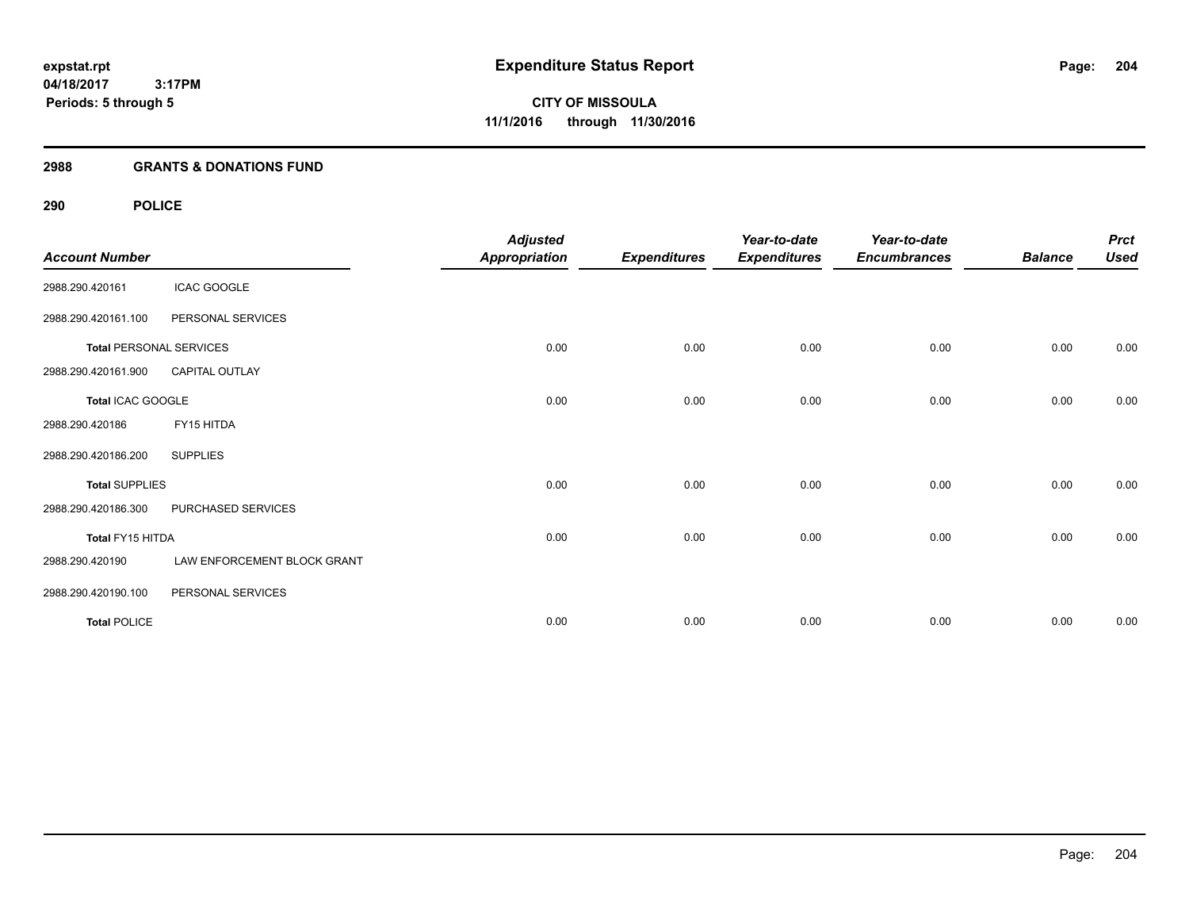**expstat.rpt**
**04/18/2017 3:17PM**
**Periods: 5 through 5**

# Expenditure Status Report

**CITY OF MISSOULA**
**11/1/2016 through 11/30/2016**

## 2988 GRANTS & DONATIONS FUND

### 290 POLICE

| Account Number | | Adjusted Appropriation | Expenditures | Year-to-date Expenditures | Year-to-date Encumbrances | Balance | Prct Used |
|---|---|---|---|---|---|---|---|
| 2988.290.420161 | ICAC GOOGLE | | | | | | |
| 2988.290.420161.100 | PERSONAL SERVICES | | | | | | |
| **Total** PERSONAL SERVICES | | 0.00 | 0.00 | 0.00 | 0.00 | 0.00 | 0.00 |
| 2988.290.420161.900 | CAPITAL OUTLAY | | | | | | |
| **Total** ICAC GOOGLE | | 0.00 | 0.00 | 0.00 | 0.00 | 0.00 | 0.00 |
| 2988.290.420186 | FY15 HITDA | | | | | | |
| 2988.290.420186.200 | SUPPLIES | | | | | | |
| **Total** SUPPLIES | | 0.00 | 0.00 | 0.00 | 0.00 | 0.00 | 0.00 |
| 2988.290.420186.300 | PURCHASED SERVICES | | | | | | |
| **Total** FY15 HITDA | | 0.00 | 0.00 | 0.00 | 0.00 | 0.00 | 0.00 |
| 2988.290.420190 | LAW ENFORCEMENT BLOCK GRANT | | | | | | |
| 2988.290.420190.100 | PERSONAL SERVICES | | | | | | |
| **Total** POLICE | | 0.00 | 0.00 | 0.00 | 0.00 | 0.00 | 0.00 |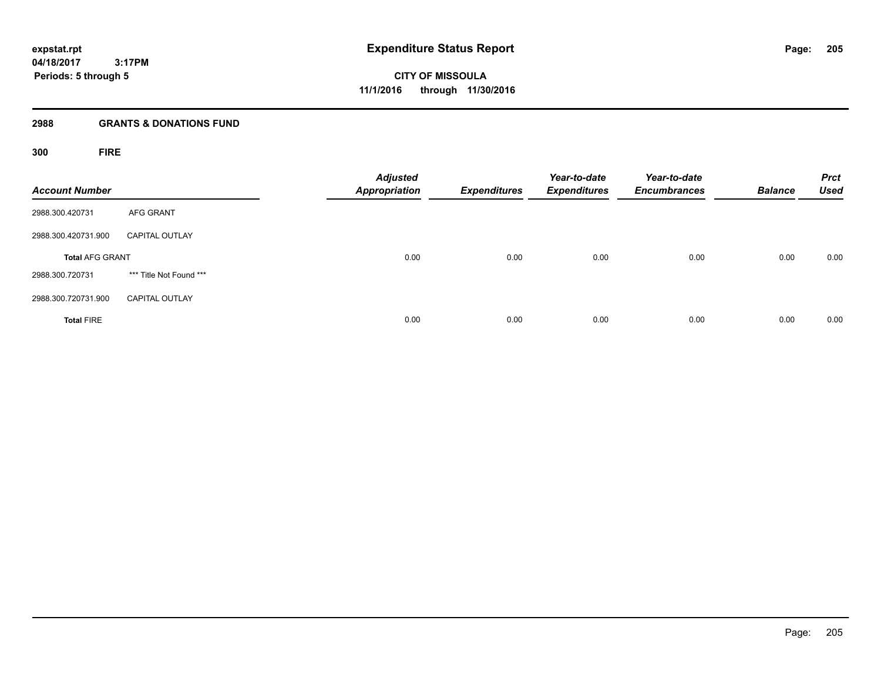## Expenditure Status Report

**CITY OF MISSOULA**
**11/1/2016 through 11/30/2016**

expstat.rpt
04/18/2017 3:17PM
Periods: 5 through 5

### 2988 GRANTS & DONATIONS FUND

### 300 FIRE

| Account Number | | Adjusted Appropriation | Expenditures | Year-to-date Expenditures | Year-to-date Encumbrances | Balance | Prct Used |
|---|---|---|---|---|---|---|---|
| 2988.300.420731 | AFG GRANT | | | | | | |
| 2988.300.420731.900 | CAPITAL OUTLAY | | | | | | |
| **Total** AFG GRANT | | 0.00 | 0.00 | 0.00 | 0.00 | 0.00 | 0.00 |
| 2988.300.720731 | *** Title Not Found *** | | | | | | |
| 2988.300.720731.900 | CAPITAL OUTLAY | | | | | | |
| **Total** FIRE | | 0.00 | 0.00 | 0.00 | 0.00 | 0.00 | 0.00 |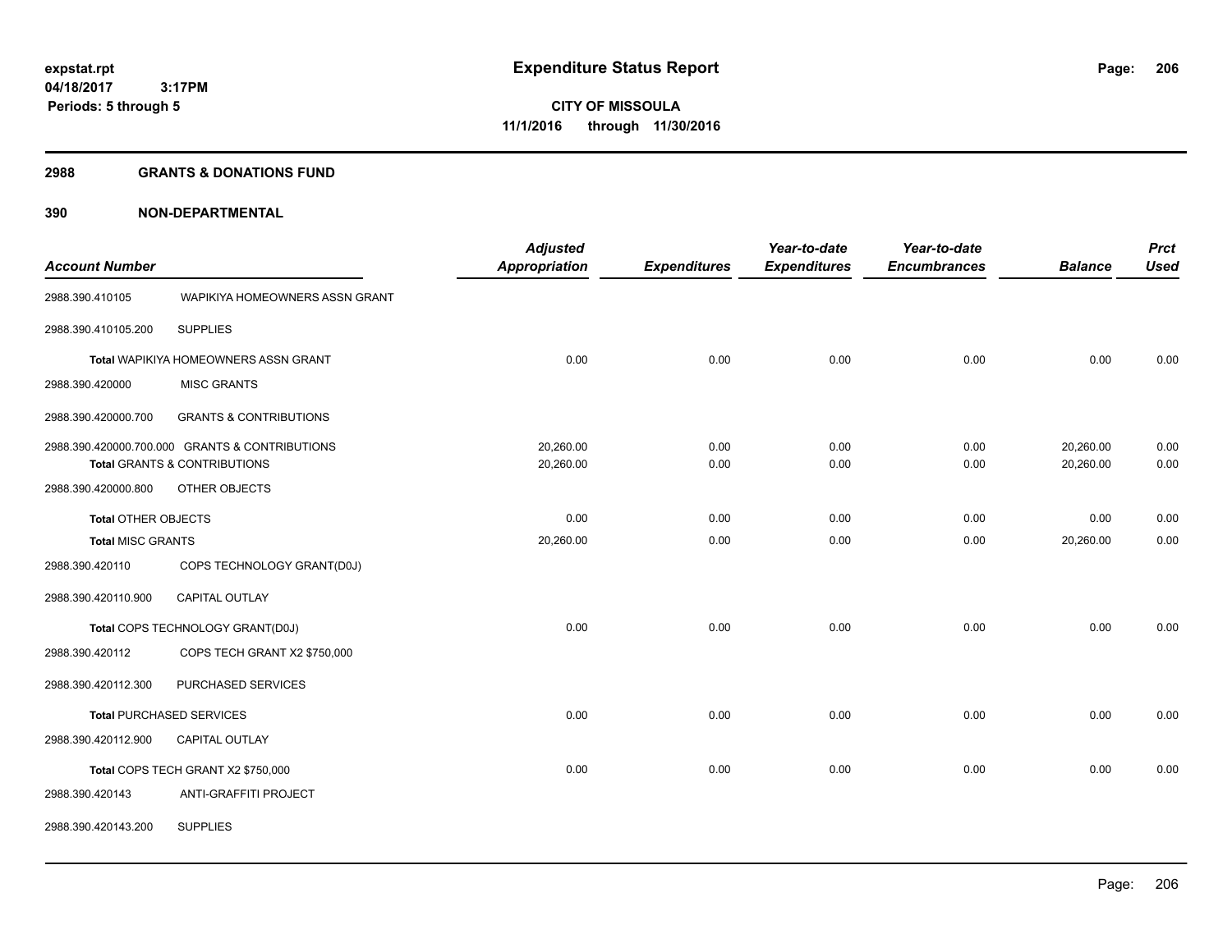**expstat.rpt**
**04/18/2017 3:17PM**
**Periods: 5 through 5**

# Expenditure Status Report

**CITY OF MISSOULA**
**11/1/2016 through 11/30/2016**

## 2988 GRANTS & DONATIONS FUND

## 390 NON-DEPARTMENTAL

| Account Number | | Adjusted Appropriation | Expenditures | Year-to-date Expenditures | Year-to-date Encumbrances | Balance | Prct Used |
|---|---|---|---|---|---|---|---|
| 2988.390.410105 | WAPIKIYA HOMEOWNERS ASSN GRANT | | | | | | |
| 2988.390.410105.200 | SUPPLIES | | | | | | |
| Total WAPIKIYA HOMEOWNERS ASSN GRANT | | 0.00 | 0.00 | 0.00 | 0.00 | 0.00 | 0.00 |
| 2988.390.420000 | MISC GRANTS | | | | | | |
| 2988.390.420000.700 | GRANTS & CONTRIBUTIONS | | | | | | |
| 2988.390.420000.700.000 | GRANTS & CONTRIBUTIONS | 20,260.00 | 0.00 | 0.00 | 0.00 | 20,260.00 | 0.00 |
| Total GRANTS & CONTRIBUTIONS | | 20,260.00 | 0.00 | 0.00 | 0.00 | 20,260.00 | 0.00 |
| 2988.390.420000.800 | OTHER OBJECTS | | | | | | |
| Total OTHER OBJECTS | | 0.00 | 0.00 | 0.00 | 0.00 | 0.00 | 0.00 |
| Total MISC GRANTS | | 20,260.00 | 0.00 | 0.00 | 0.00 | 20,260.00 | 0.00 |
| 2988.390.420110 | COPS TECHNOLOGY GRANT(D0J) | | | | | | |
| 2988.390.420110.900 | CAPITAL OUTLAY | | | | | | |
| Total COPS TECHNOLOGY GRANT(D0J) | | 0.00 | 0.00 | 0.00 | 0.00 | 0.00 | 0.00 |
| 2988.390.420112 | COPS TECH GRANT X2 $750,000 | | | | | | |
| 2988.390.420112.300 | PURCHASED SERVICES | | | | | | |
| Total PURCHASED SERVICES | | 0.00 | 0.00 | 0.00 | 0.00 | 0.00 | 0.00 |
| 2988.390.420112.900 | CAPITAL OUTLAY | | | | | | |
| Total COPS TECH GRANT X2 $750,000 | | 0.00 | 0.00 | 0.00 | 0.00 | 0.00 | 0.00 |
| 2988.390.420143 | ANTI-GRAFFITI PROJECT | | | | | | |
| 2988.390.420143.200 | SUPPLIES | | | | | | |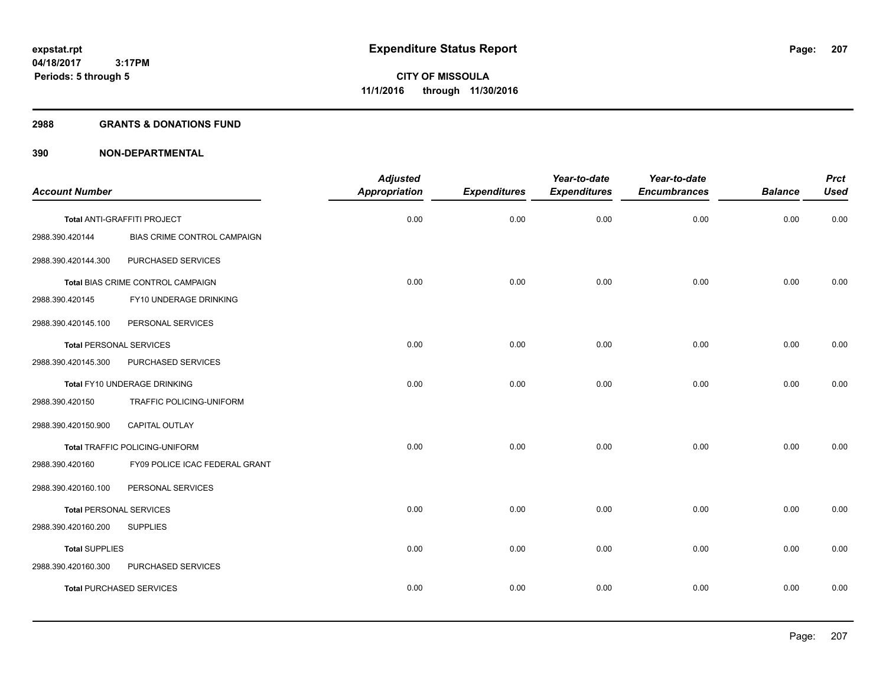# Expenditure Status Report

**CITY OF MISSOULA**
**11/1/2016 through 11/30/2016**

expstat.rpt
04/18/2017 3:17PM
Periods: 5 through 5

## 2988 GRANTS & DONATIONS FUND

### 390 NON-DEPARTMENTAL

| Account Number | | Adjusted Appropriation | Expenditures | Year-to-date Expenditures | Year-to-date Encumbrances | Balance | Prct Used |
|---|---|---|---|---|---|---|---|
| Total ANTI-GRAFFITI PROJECT | | 0.00 | 0.00 | 0.00 | 0.00 | 0.00 | 0.00 |
| 2988.390.420144 | BIAS CRIME CONTROL CAMPAIGN | | | | | | |
| 2988.390.420144.300 | PURCHASED SERVICES | | | | | | |
| Total BIAS CRIME CONTROL CAMPAIGN | | 0.00 | 0.00 | 0.00 | 0.00 | 0.00 | 0.00 |
| 2988.390.420145 | FY10 UNDERAGE DRINKING | | | | | | |
| 2988.390.420145.100 | PERSONAL SERVICES | | | | | | |
| Total PERSONAL SERVICES | | 0.00 | 0.00 | 0.00 | 0.00 | 0.00 | 0.00 |
| 2988.390.420145.300 | PURCHASED SERVICES | | | | | | |
| Total FY10 UNDERAGE DRINKING | | 0.00 | 0.00 | 0.00 | 0.00 | 0.00 | 0.00 |
| 2988.390.420150 | TRAFFIC POLICING-UNIFORM | | | | | | |
| 2988.390.420150.900 | CAPITAL OUTLAY | | | | | | |
| Total TRAFFIC POLICING-UNIFORM | | 0.00 | 0.00 | 0.00 | 0.00 | 0.00 | 0.00 |
| 2988.390.420160 | FY09 POLICE ICAC FEDERAL GRANT | | | | | | |
| 2988.390.420160.100 | PERSONAL SERVICES | | | | | | |
| Total PERSONAL SERVICES | | 0.00 | 0.00 | 0.00 | 0.00 | 0.00 | 0.00 |
| 2988.390.420160.200 | SUPPLIES | | | | | | |
| Total SUPPLIES | | 0.00 | 0.00 | 0.00 | 0.00 | 0.00 | 0.00 |
| 2988.390.420160.300 | PURCHASED SERVICES | | | | | | |
| Total PURCHASED SERVICES | | 0.00 | 0.00 | 0.00 | 0.00 | 0.00 | 0.00 |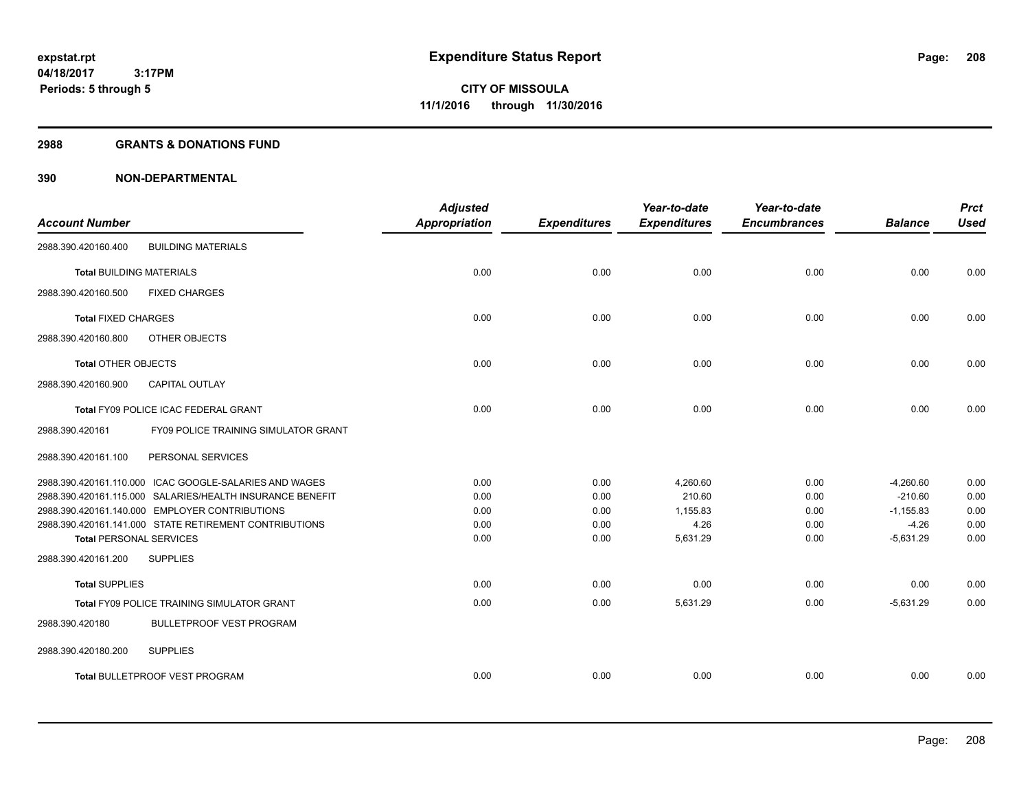**expstat.rpt**
**04/18/2017 3:17PM**
**Periods: 5 through 5**

# Expenditure Status Report

**CITY OF MISSOULA**
**11/1/2016 through 11/30/2016**

## 2988 GRANTS & DONATIONS FUND

## 390 NON-DEPARTMENTAL

| Account Number | Adjusted Appropriation | Expenditures | Year-to-date Expenditures | Year-to-date Encumbrances | Balance | Prct Used |
|---|---|---|---|---|---|---|
| 2988.390.420160.400 BUILDING MATERIALS | | | | | | |
| **Total** BUILDING MATERIALS | 0.00 | 0.00 | 0.00 | 0.00 | 0.00 | 0.00 |
| 2988.390.420160.500 FIXED CHARGES | | | | | | |
| **Total** FIXED CHARGES | 0.00 | 0.00 | 0.00 | 0.00 | 0.00 | 0.00 |
| 2988.390.420160.800 OTHER OBJECTS | | | | | | |
| **Total** OTHER OBJECTS | 0.00 | 0.00 | 0.00 | 0.00 | 0.00 | 0.00 |
| 2988.390.420160.900 CAPITAL OUTLAY | | | | | | |
| **Total** FY09 POLICE ICAC FEDERAL GRANT | 0.00 | 0.00 | 0.00 | 0.00 | 0.00 | 0.00 |
| 2988.390.420161 FY09 POLICE TRAINING SIMULATOR GRANT | | | | | | |
| 2988.390.420161.100 PERSONAL SERVICES | | | | | | |
| 2988.390.420161.110.000 ICAC GOOGLE-SALARIES AND WAGES | 0.00 | 0.00 | 4,260.60 | 0.00 | -4,260.60 | 0.00 |
| 2988.390.420161.115.000 SALARIES/HEALTH INSURANCE BENEFIT | 0.00 | 0.00 | 210.60 | 0.00 | -210.60 | 0.00 |
| 2988.390.420161.140.000 EMPLOYER CONTRIBUTIONS | 0.00 | 0.00 | 1,155.83 | 0.00 | -1,155.83 | 0.00 |
| 2988.390.420161.141.000 STATE RETIREMENT CONTRIBUTIONS | 0.00 | 0.00 | 4.26 | 0.00 | -4.26 | 0.00 |
| **Total** PERSONAL SERVICES | 0.00 | 0.00 | 5,631.29 | 0.00 | -5,631.29 | 0.00 |
| 2988.390.420161.200 SUPPLIES | | | | | | |
| **Total** SUPPLIES | 0.00 | 0.00 | 0.00 | 0.00 | 0.00 | 0.00 |
| **Total** FY09 POLICE TRAINING SIMULATOR GRANT | 0.00 | 0.00 | 5,631.29 | 0.00 | -5,631.29 | 0.00 |
| 2988.390.420180 BULLETPROOF VEST PROGRAM | | | | | | |
| 2988.390.420180.200 SUPPLIES | | | | | | |
| **Total** BULLETPROOF VEST PROGRAM | 0.00 | 0.00 | 0.00 | 0.00 | 0.00 | 0.00 |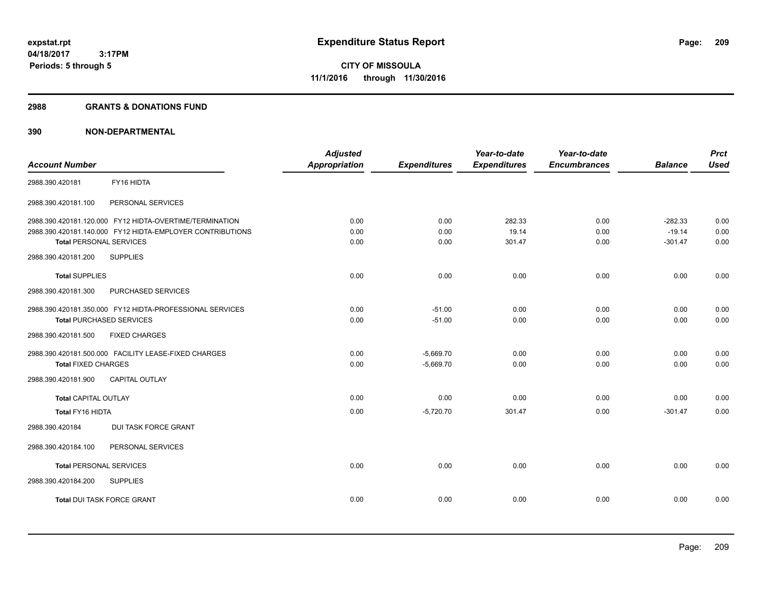# Expenditure Status Report

expstat.rpt
04/18/2017 3:17PM
Periods: 5 through 5

**CITY OF MISSOULA**
**11/1/2016 through 11/30/2016**

## 2988 GRANTS & DONATIONS FUND

### 390 NON-DEPARTMENTAL

| Account Number | | Adjusted Appropriation | Expenditures | Year-to-date Expenditures | Year-to-date Encumbrances | Balance | Prct Used |
|---|---|---|---|---|---|---|---|
| 2988.390.420181 | FY16 HIDTA | | | | | | |
| 2988.390.420181.100 | PERSONAL SERVICES | | | | | | |
| 2988.390.420181.120.000 | FY12 HIDTA-OVERTIME/TERMINATION | 0.00 | 0.00 | 282.33 | 0.00 | -282.33 | 0.00 |
| 2988.390.420181.140.000 | FY12 HIDTA-EMPLOYER CONTRIBUTIONS | 0.00 | 0.00 | 19.14 | 0.00 | -19.14 | 0.00 |
| **Total** PERSONAL SERVICES | | 0.00 | 0.00 | 301.47 | 0.00 | -301.47 | 0.00 |
| 2988.390.420181.200 | SUPPLIES | | | | | | |
| **Total** SUPPLIES | | 0.00 | 0.00 | 0.00 | 0.00 | 0.00 | 0.00 |
| 2988.390.420181.300 | PURCHASED SERVICES | | | | | | |
| 2988.390.420181.350.000 | FY12 HIDTA-PROFESSIONAL SERVICES | 0.00 | -51.00 | 0.00 | 0.00 | 0.00 | 0.00 |
| **Total** PURCHASED SERVICES | | 0.00 | -51.00 | 0.00 | 0.00 | 0.00 | 0.00 |
| 2988.390.420181.500 | FIXED CHARGES | | | | | | |
| 2988.390.420181.500.000 | FACILITY LEASE-FIXED CHARGES | 0.00 | -5,669.70 | 0.00 | 0.00 | 0.00 | 0.00 |
| **Total** FIXED CHARGES | | 0.00 | -5,669.70 | 0.00 | 0.00 | 0.00 | 0.00 |
| 2988.390.420181.900 | CAPITAL OUTLAY | | | | | | |
| **Total** CAPITAL OUTLAY | | 0.00 | 0.00 | 0.00 | 0.00 | 0.00 | 0.00 |
| **Total FY16 HIDTA** | | 0.00 | -5,720.70 | 301.47 | 0.00 | -301.47 | 0.00 |
| 2988.390.420184 | DUI TASK FORCE GRANT | | | | | | |
| 2988.390.420184.100 | PERSONAL SERVICES | | | | | | |
| **Total** PERSONAL SERVICES | | 0.00 | 0.00 | 0.00 | 0.00 | 0.00 | 0.00 |
| 2988.390.420184.200 | SUPPLIES | | | | | | |
| **Total** DUI TASK FORCE GRANT | | 0.00 | 0.00 | 0.00 | 0.00 | 0.00 | 0.00 |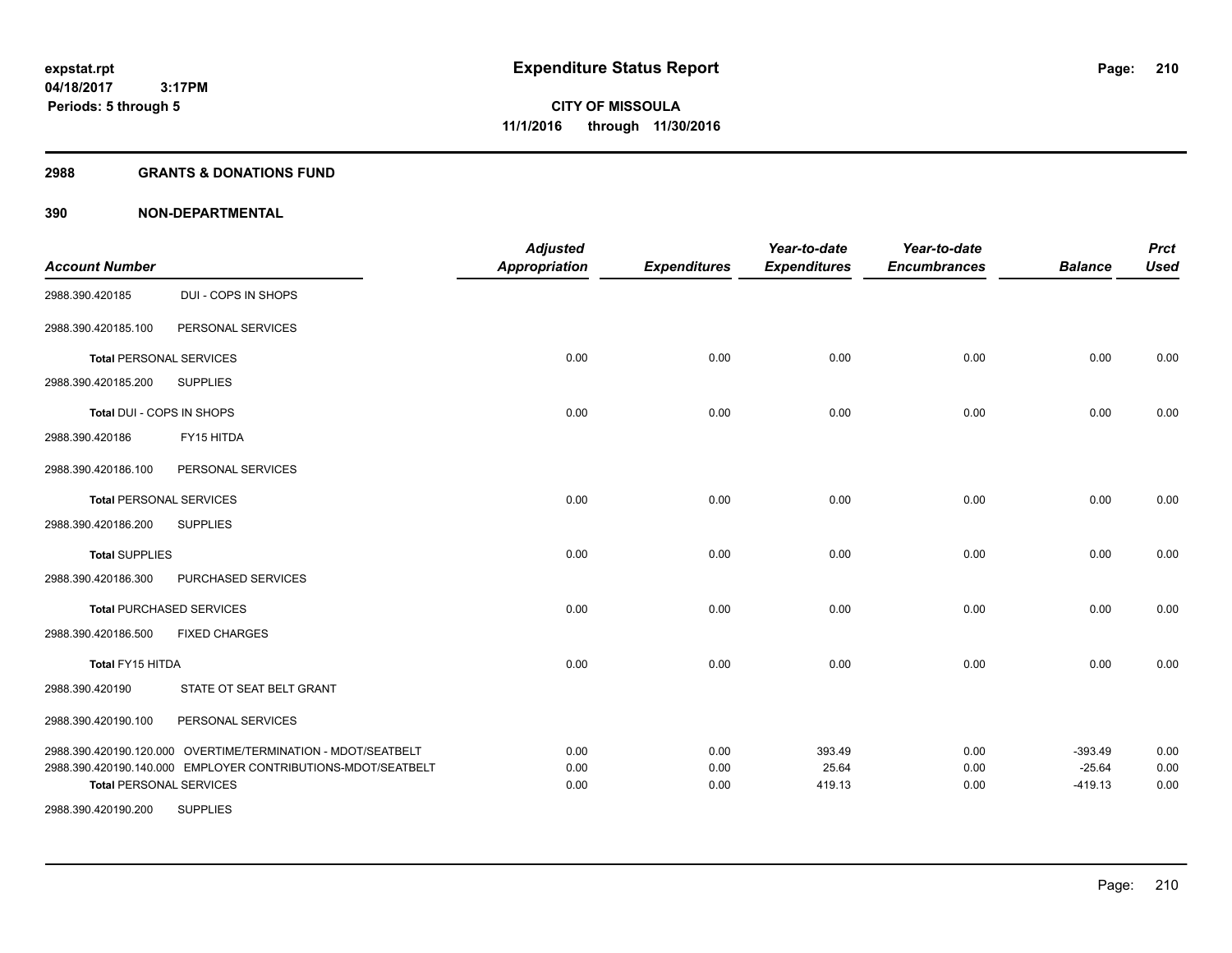**expstat.rpt**
**04/18/2017 3:17PM**
**Periods: 5 through 5**

# Expenditure Status Report

**CITY OF MISSOULA**
**11/1/2016 through 11/30/2016**

## 2988 GRANTS & DONATIONS FUND

## 390 NON-DEPARTMENTAL

| Account Number | | Adjusted Appropriation | Expenditures | Year-to-date Expenditures | Year-to-date Encumbrances | Balance | Prct Used |
|---|---|---|---|---|---|---|---|
| 2988.390.420185 | DUI - COPS IN SHOPS | | | | | | |
| 2988.390.420185.100 | PERSONAL SERVICES | | | | | | |
| **Total** PERSONAL SERVICES | | 0.00 | 0.00 | 0.00 | 0.00 | 0.00 | 0.00 |
| 2988.390.420185.200 | SUPPLIES | | | | | | |
| **Total** DUI - COPS IN SHOPS | | 0.00 | 0.00 | 0.00 | 0.00 | 0.00 | 0.00 |
| 2988.390.420186 | FY15 HITDA | | | | | | |
| 2988.390.420186.100 | PERSONAL SERVICES | | | | | | |
| **Total** PERSONAL SERVICES | | 0.00 | 0.00 | 0.00 | 0.00 | 0.00 | 0.00 |
| 2988.390.420186.200 | SUPPLIES | | | | | | |
| **Total** SUPPLIES | | 0.00 | 0.00 | 0.00 | 0.00 | 0.00 | 0.00 |
| 2988.390.420186.300 | PURCHASED SERVICES | | | | | | |
| **Total** PURCHASED SERVICES | | 0.00 | 0.00 | 0.00 | 0.00 | 0.00 | 0.00 |
| 2988.390.420186.500 | FIXED CHARGES | | | | | | |
| **Total** FY15 HITDA | | 0.00 | 0.00 | 0.00 | 0.00 | 0.00 | 0.00 |
| 2988.390.420190 | STATE OT SEAT BELT GRANT | | | | | | |
| 2988.390.420190.100 | PERSONAL SERVICES | | | | | | |
| 2988.390.420190.120.000 | OVERTIME/TERMINATION - MDOT/SEATBELT | 0.00 | 0.00 | 393.49 | 0.00 | -393.49 | 0.00 |
| 2988.390.420190.140.000 | EMPLOYER CONTRIBUTIONS-MDOT/SEATBELT | 0.00 | 0.00 | 25.64 | 0.00 | -25.64 | 0.00 |
| **Total** PERSONAL SERVICES | | 0.00 | 0.00 | 419.13 | 0.00 | -419.13 | 0.00 |
| 2988.390.420190.200 | SUPPLIES | | | | | | |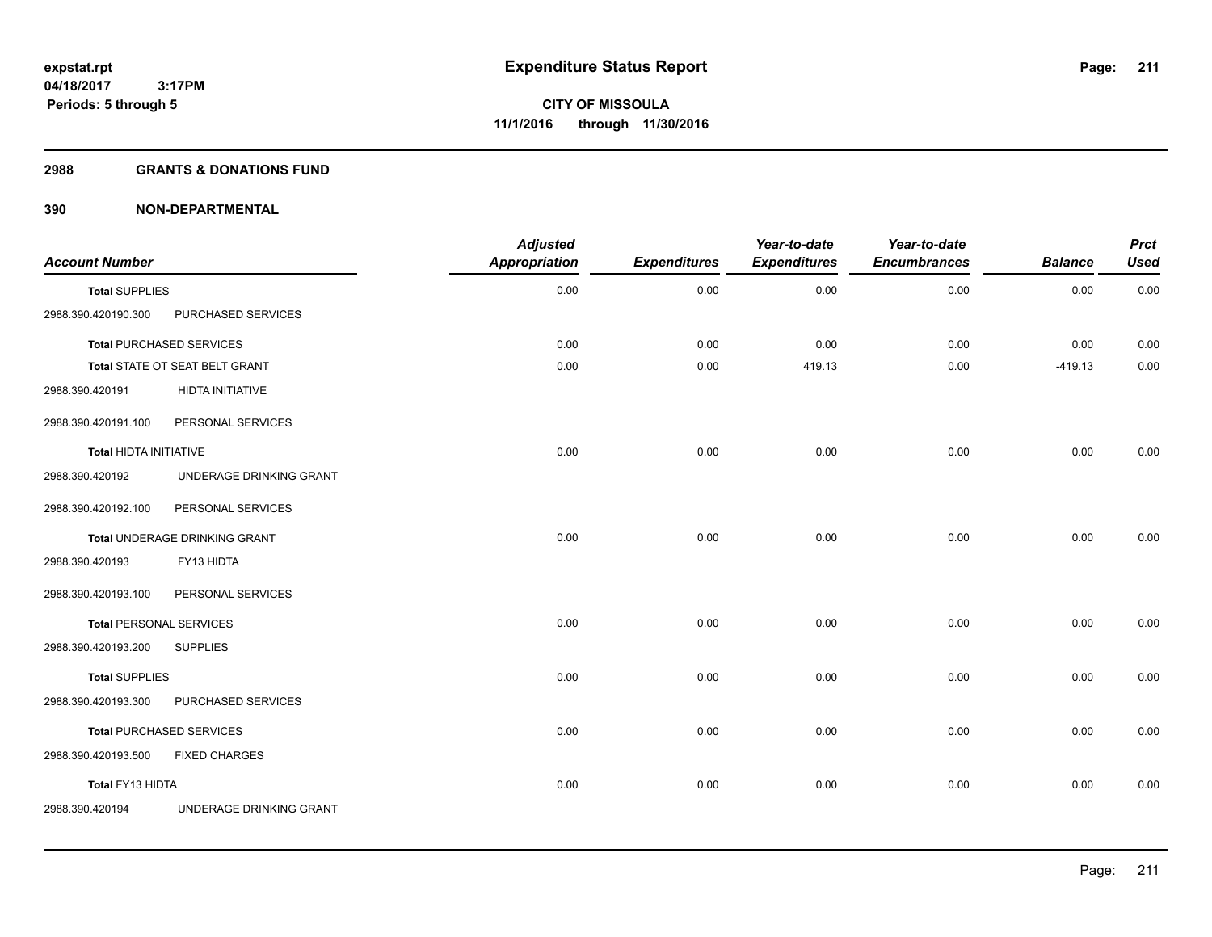# Expenditure Status Report

expstat.rpt
04/18/2017 3:17PM
Periods: 5 through 5

CITY OF MISSOULA
11/1/2016 through 11/30/2016

## 2988 GRANTS & DONATIONS FUND

### 390 NON-DEPARTMENTAL

| Account Number | | Adjusted Appropriation | Expenditures | Year-to-date Expenditures | Year-to-date Encumbrances | Balance | Prct Used |
|---|---|---|---|---|---|---|---|
| **Total** SUPPLIES | | 0.00 | 0.00 | 0.00 | 0.00 | 0.00 | 0.00 |
| 2988.390.420190.300 | PURCHASED SERVICES | | | | | | |
| **Total** PURCHASED SERVICES | | 0.00 | 0.00 | 0.00 | 0.00 | 0.00 | 0.00 |
| **Total** STATE OT SEAT BELT GRANT | | 0.00 | 0.00 | 419.13 | 0.00 | -419.13 | 0.00 |
| 2988.390.420191 | HIDTA INITIATIVE | | | | | | |
| 2988.390.420191.100 | PERSONAL SERVICES | | | | | | |
| **Total** HIDTA INITIATIVE | | 0.00 | 0.00 | 0.00 | 0.00 | 0.00 | 0.00 |
| 2988.390.420192 | UNDERAGE DRINKING GRANT | | | | | | |
| 2988.390.420192.100 | PERSONAL SERVICES | | | | | | |
| **Total** UNDERAGE DRINKING GRANT | | 0.00 | 0.00 | 0.00 | 0.00 | 0.00 | 0.00 |
| 2988.390.420193 | FY13 HIDTA | | | | | | |
| 2988.390.420193.100 | PERSONAL SERVICES | | | | | | |
| **Total** PERSONAL SERVICES | | 0.00 | 0.00 | 0.00 | 0.00 | 0.00 | 0.00 |
| 2988.390.420193.200 | SUPPLIES | | | | | | |
| **Total** SUPPLIES | | 0.00 | 0.00 | 0.00 | 0.00 | 0.00 | 0.00 |
| 2988.390.420193.300 | PURCHASED SERVICES | | | | | | |
| **Total** PURCHASED SERVICES | | 0.00 | 0.00 | 0.00 | 0.00 | 0.00 | 0.00 |
| 2988.390.420193.500 | FIXED CHARGES | | | | | | |
| **Total** FY13 HIDTA | | 0.00 | 0.00 | 0.00 | 0.00 | 0.00 | 0.00 |
| 2988.390.420194 | UNDERAGE DRINKING GRANT | | | | | | |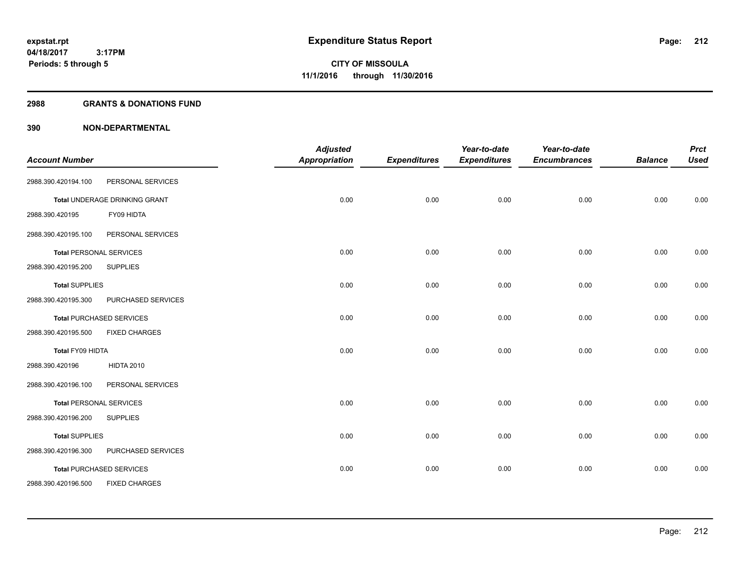# Expenditure Status Report

**expstat.rpt**
**04/18/2017 3:17PM**
**Periods: 5 through 5**

**CITY OF MISSOULA**
**11/1/2016 through 11/30/2016**

## 2988 GRANTS & DONATIONS FUND

## 390 NON-DEPARTMENTAL

| Account Number | | *Adjusted Appropriation* | *Expenditures* | *Year-to-date Expenditures* | *Year-to-date Encumbrances* | *Balance* | *Prct Used* |
|---|---|---|---|---|---|---|---|
| 2988.390.420194.100 | PERSONAL SERVICES | | | | | | |
| **Total** UNDERAGE DRINKING GRANT | | 0.00 | 0.00 | 0.00 | 0.00 | 0.00 | 0.00 |
| 2988.390.420195 | FY09 HIDTA | | | | | | |
| 2988.390.420195.100 | PERSONAL SERVICES | | | | | | |
| **Total** PERSONAL SERVICES | | 0.00 | 0.00 | 0.00 | 0.00 | 0.00 | 0.00 |
| 2988.390.420195.200 | SUPPLIES | | | | | | |
| **Total** SUPPLIES | | 0.00 | 0.00 | 0.00 | 0.00 | 0.00 | 0.00 |
| 2988.390.420195.300 | PURCHASED SERVICES | | | | | | |
| **Total** PURCHASED SERVICES | | 0.00 | 0.00 | 0.00 | 0.00 | 0.00 | 0.00 |
| 2988.390.420195.500 | FIXED CHARGES | | | | | | |
| **Total** FY09 HIDTA | | 0.00 | 0.00 | 0.00 | 0.00 | 0.00 | 0.00 |
| 2988.390.420196 | HIDTA 2010 | | | | | | |
| 2988.390.420196.100 | PERSONAL SERVICES | | | | | | |
| **Total** PERSONAL SERVICES | | 0.00 | 0.00 | 0.00 | 0.00 | 0.00 | 0.00 |
| 2988.390.420196.200 | SUPPLIES | | | | | | |
| **Total** SUPPLIES | | 0.00 | 0.00 | 0.00 | 0.00 | 0.00 | 0.00 |
| 2988.390.420196.300 | PURCHASED SERVICES | | | | | | |
| **Total** PURCHASED SERVICES | | 0.00 | 0.00 | 0.00 | 0.00 | 0.00 | 0.00 |
| 2988.390.420196.500 | FIXED CHARGES | | | | | | |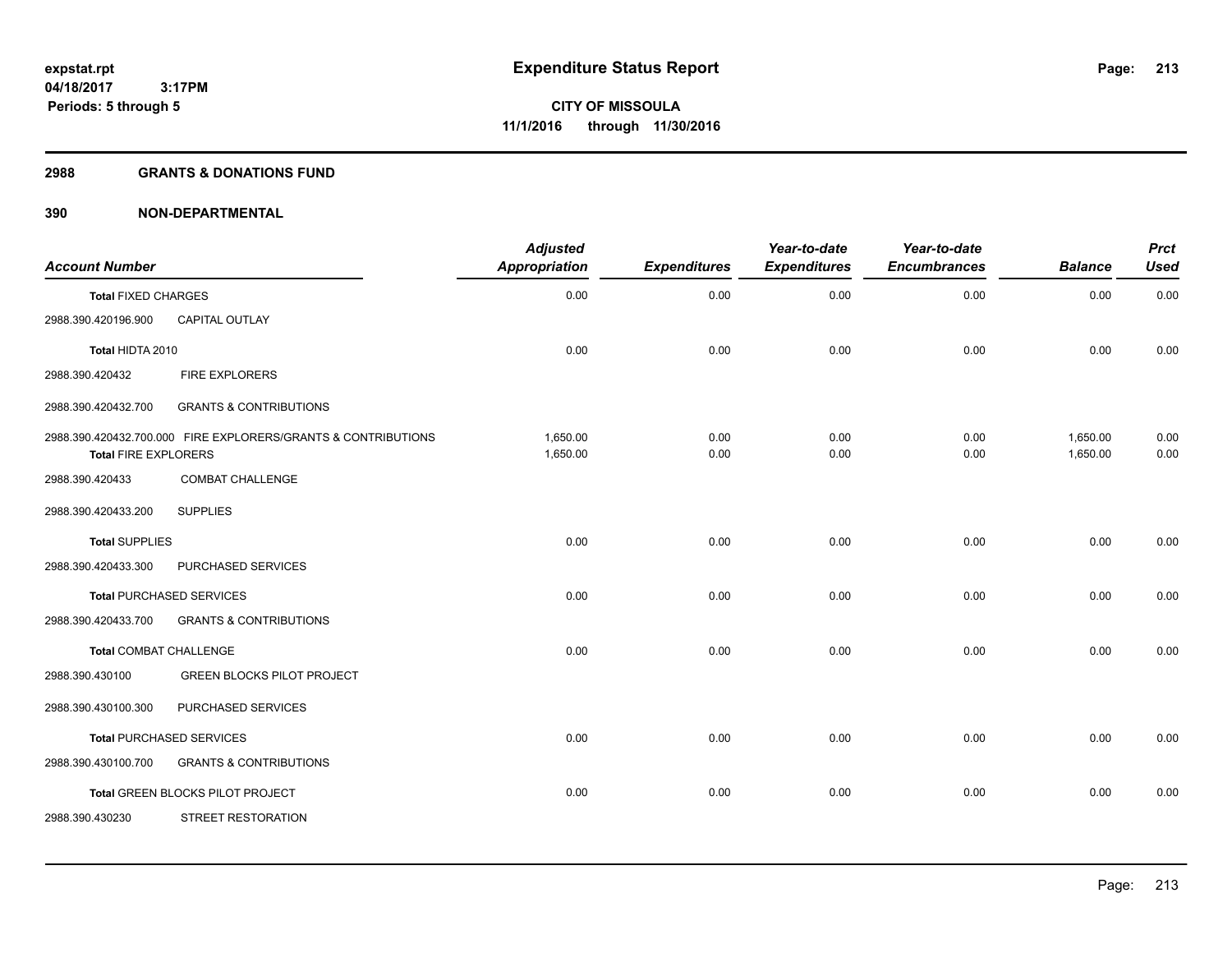# Expenditure Status Report

**CITY OF MISSOULA**
**11/1/2016 through 11/30/2016**

expstat.rpt
04/18/2017 3:17PM
Periods: 5 through 5

## 2988 GRANTS & DONATIONS FUND

## 390 NON-DEPARTMENTAL

| Account Number | | Adjusted Appropriation | Expenditures | Year-to-date Expenditures | Year-to-date Encumbrances | Balance | Prct Used |
|---|---|---|---|---|---|---|---|
| **Total** FIXED CHARGES | | 0.00 | 0.00 | 0.00 | 0.00 | 0.00 | 0.00 |
| 2988.390.420196.900 | CAPITAL OUTLAY | | | | | | |
| **Total** HIDTA 2010 | | 0.00 | 0.00 | 0.00 | 0.00 | 0.00 | 0.00 |
| 2988.390.420432 | FIRE EXPLORERS | | | | | | |
| 2988.390.420432.700 | GRANTS & CONTRIBUTIONS | | | | | | |
| 2988.390.420432.700.000 | FIRE EXPLORERS/GRANTS & CONTRIBUTIONS | 1,650.00 | 0.00 | 0.00 | 0.00 | 1,650.00 | 0.00 |
| **Total** FIRE EXPLORERS | | 1,650.00 | 0.00 | 0.00 | 0.00 | 1,650.00 | 0.00 |
| 2988.390.420433 | COMBAT CHALLENGE | | | | | | |
| 2988.390.420433.200 | SUPPLIES | | | | | | |
| **Total** SUPPLIES | | 0.00 | 0.00 | 0.00 | 0.00 | 0.00 | 0.00 |
| 2988.390.420433.300 | PURCHASED SERVICES | | | | | | |
| **Total** PURCHASED SERVICES | | 0.00 | 0.00 | 0.00 | 0.00 | 0.00 | 0.00 |
| 2988.390.420433.700 | GRANTS & CONTRIBUTIONS | | | | | | |
| **Total** COMBAT CHALLENGE | | 0.00 | 0.00 | 0.00 | 0.00 | 0.00 | 0.00 |
| 2988.390.430100 | GREEN BLOCKS PILOT PROJECT | | | | | | |
| 2988.390.430100.300 | PURCHASED SERVICES | | | | | | |
| **Total** PURCHASED SERVICES | | 0.00 | 0.00 | 0.00 | 0.00 | 0.00 | 0.00 |
| 2988.390.430100.700 | GRANTS & CONTRIBUTIONS | | | | | | |
| **Total** GREEN BLOCKS PILOT PROJECT | | 0.00 | 0.00 | 0.00 | 0.00 | 0.00 | 0.00 |
| 2988.390.430230 | STREET RESTORATION | | | | | | |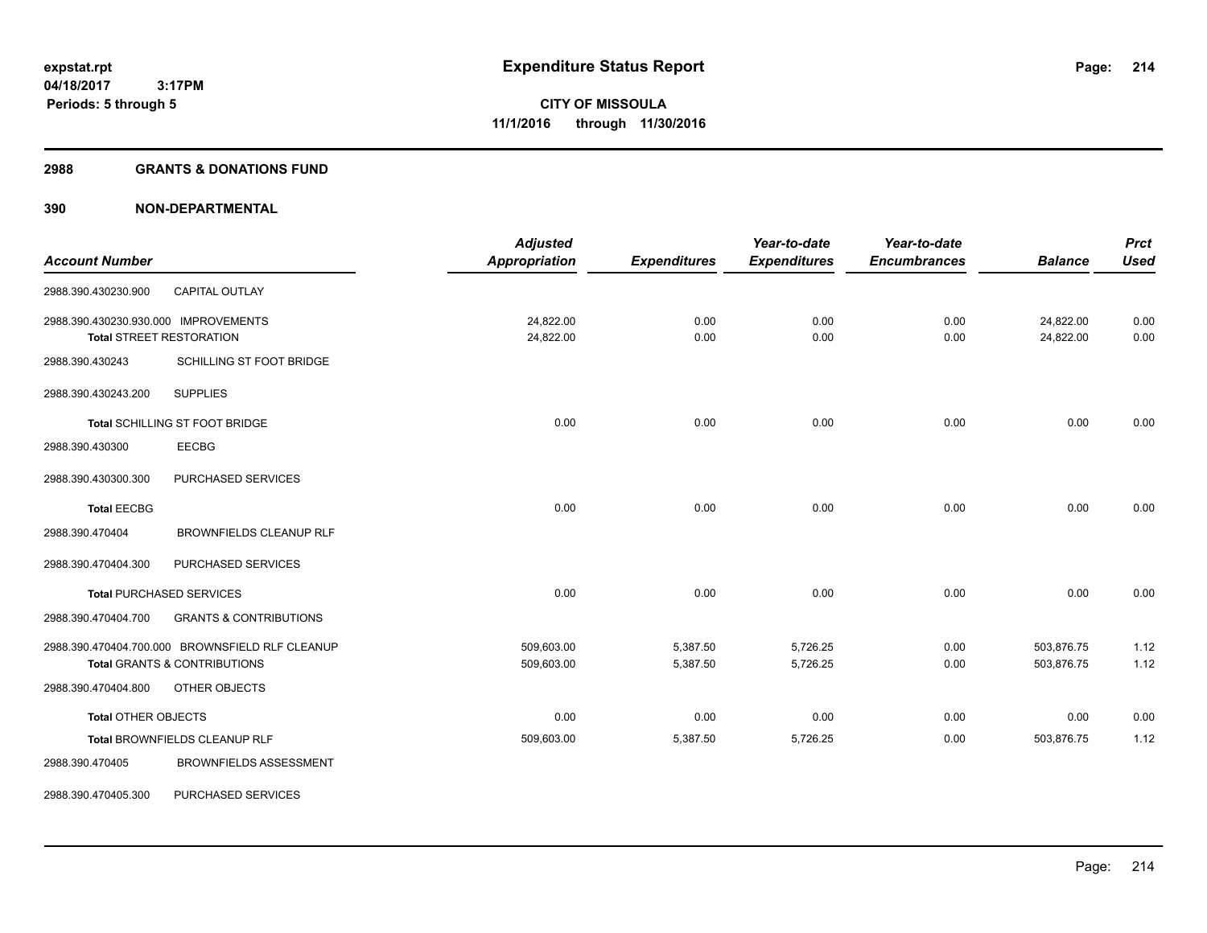**Expenditure Status Report**

**CITY OF MISSOULA**
**11/1/2016 through 11/30/2016**

expstat.rpt
04/18/2017 3:17PM
Periods: 5 through 5

## 2988 GRANTS & DONATIONS FUND

## 390 NON-DEPARTMENTAL

| Account Number | | Adjusted Appropriation | Expenditures | Year-to-date Expenditures | Year-to-date Encumbrances | Balance | Prct Used |
|---|---|---|---|---|---|---|---|
| 2988.390.430230.900 | CAPITAL OUTLAY | | | | | | |
| 2988.390.430230.930.000 IMPROVEMENTS | | 24,822.00 | 0.00 | 0.00 | 0.00 | 24,822.00 | 0.00 |
| **Total** STREET RESTORATION | | 24,822.00 | 0.00 | 0.00 | 0.00 | 24,822.00 | 0.00 |
| 2988.390.430243 | SCHILLING ST FOOT BRIDGE | | | | | | |
| 2988.390.430243.200 | SUPPLIES | | | | | | |
| **Total** SCHILLING ST FOOT BRIDGE | | 0.00 | 0.00 | 0.00 | 0.00 | 0.00 | 0.00 |
| 2988.390.430300 | EECBG | | | | | | |
| 2988.390.430300.300 | PURCHASED SERVICES | | | | | | |
| **Total** EECBG | | 0.00 | 0.00 | 0.00 | 0.00 | 0.00 | 0.00 |
| 2988.390.470404 | BROWNFIELDS CLEANUP RLF | | | | | | |
| 2988.390.470404.300 | PURCHASED SERVICES | | | | | | |
| **Total** PURCHASED SERVICES | | 0.00 | 0.00 | 0.00 | 0.00 | 0.00 | 0.00 |
| 2988.390.470404.700 | GRANTS & CONTRIBUTIONS | | | | | | |
| 2988.390.470404.700.000 BROWNSFIELD RLF CLEANUP | | 509,603.00 | 5,387.50 | 5,726.25 | 0.00 | 503,876.75 | 1.12 |
| **Total** GRANTS & CONTRIBUTIONS | | 509,603.00 | 5,387.50 | 5,726.25 | 0.00 | 503,876.75 | 1.12 |
| 2988.390.470404.800 | OTHER OBJECTS | | | | | | |
| **Total** OTHER OBJECTS | | 0.00 | 0.00 | 0.00 | 0.00 | 0.00 | 0.00 |
| **Total** BROWNFIELDS CLEANUP RLF | | 509,603.00 | 5,387.50 | 5,726.25 | 0.00 | 503,876.75 | 1.12 |
| 2988.390.470405 | BROWNFIELDS ASSESSMENT | | | | | | |
| 2988.390.470405.300 | PURCHASED SERVICES | | | | | | |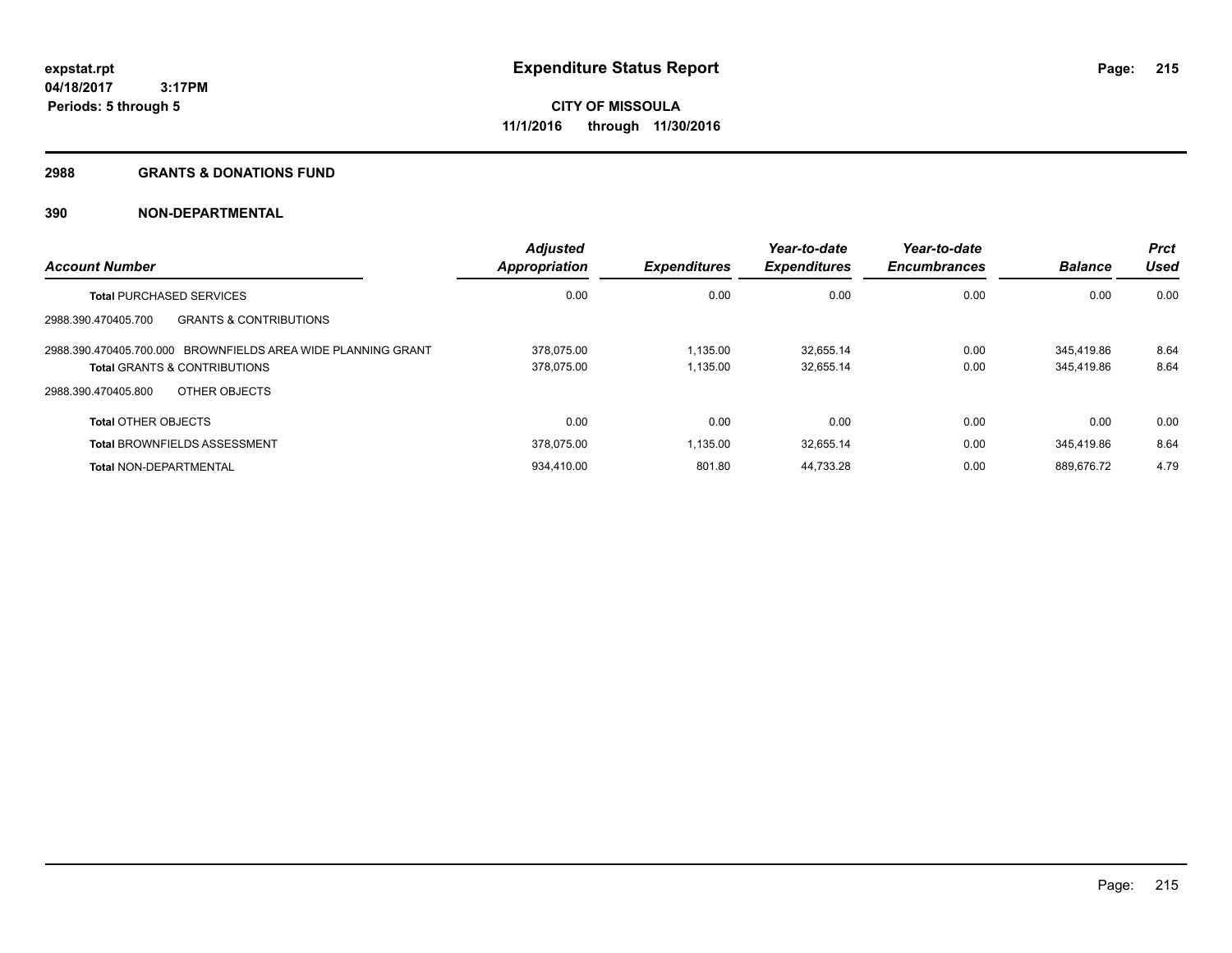expstat.rpt
04/18/2017 3:17PM
Periods: 5 through 5

# Expenditure Status Report

**CITY OF MISSOULA**
**11/1/2016 through 11/30/2016**

## 2988 GRANTS & DONATIONS FUND

## 390 NON-DEPARTMENTAL

| Account Number | Adjusted Appropriation | Expenditures | Year-to-date Expenditures | Year-to-date Encumbrances | Balance | Prct Used |
|---|---|---|---|---|---|---|
| **Total** PURCHASED SERVICES | 0.00 | 0.00 | 0.00 | 0.00 | 0.00 | 0.00 |
| 2988.390.470405.700 GRANTS & CONTRIBUTIONS | | | | | | |
| 2988.390.470405.700.000 BROWNFIELDS AREA WIDE PLANNING GRANT | 378,075.00 | 1,135.00 | 32,655.14 | 0.00 | 345,419.86 | 8.64 |
| **Total** GRANTS & CONTRIBUTIONS | 378,075.00 | 1,135.00 | 32,655.14 | 0.00 | 345,419.86 | 8.64 |
| 2988.390.470405.800 OTHER OBJECTS | | | | | | |
| **Total** OTHER OBJECTS | 0.00 | 0.00 | 0.00 | 0.00 | 0.00 | 0.00 |
| **Total** BROWNFIELDS ASSESSMENT | 378,075.00 | 1,135.00 | 32,655.14 | 0.00 | 345,419.86 | 8.64 |
| **Total** NON-DEPARTMENTAL | 934,410.00 | 801.80 | 44,733.28 | 0.00 | 889,676.72 | 4.79 |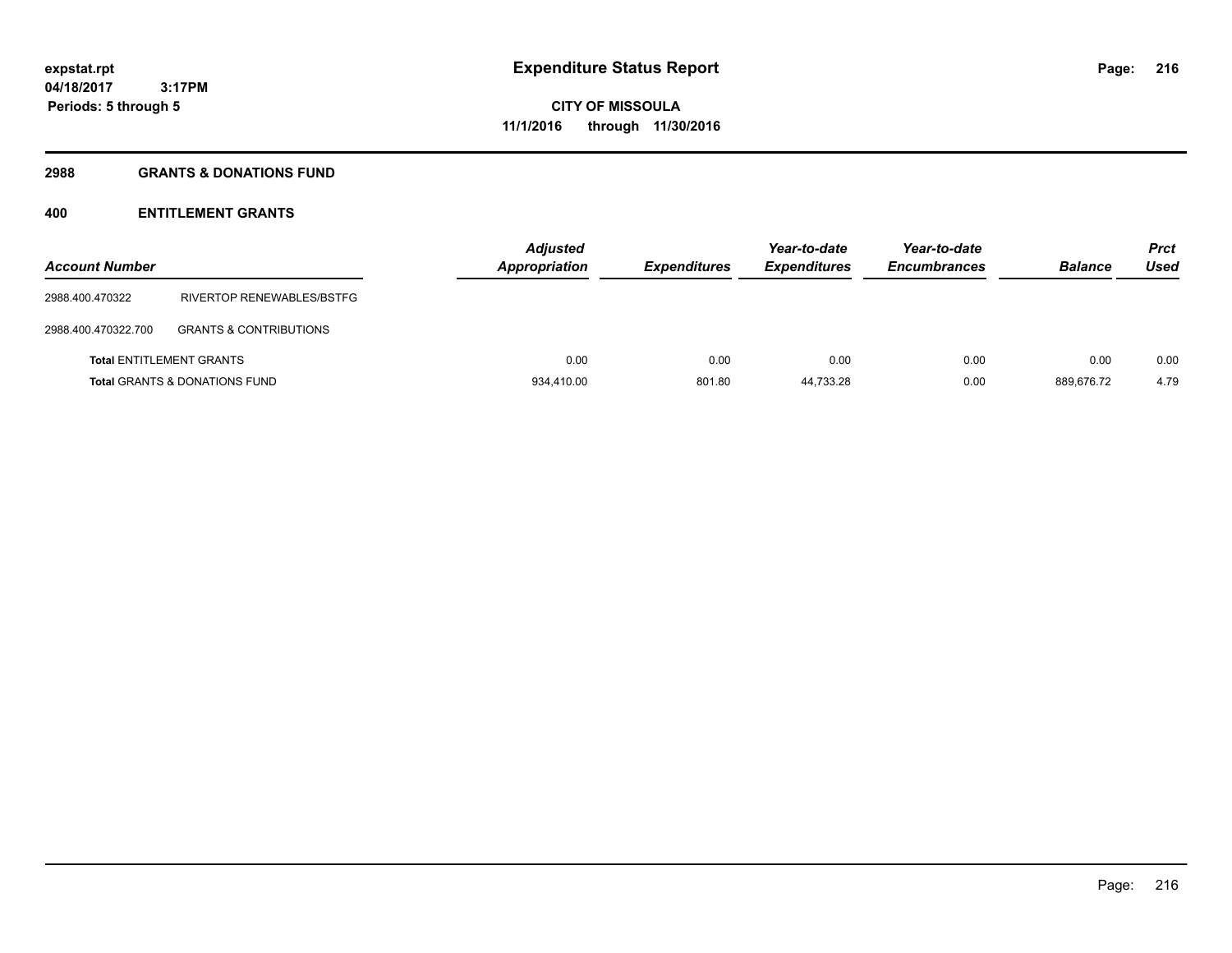# Expenditure Status Report

**CITY OF MISSOULA**
**11/1/2016 through 11/30/2016**

expstat.rpt
04/18/2017 3:17PM
Periods: 5 through 5

## 2988 GRANTS & DONATIONS FUND

## 400 ENTITLEMENT GRANTS

| Account Number | | Adjusted Appropriation | Expenditures | Year-to-date Expenditures | Year-to-date Encumbrances | Balance | Prct Used |
|---|---|---|---|---|---|---|---|
| 2988.400.470322 | RIVERTOP RENEWABLES/BSTFG | | | | | | |
| 2988.400.470322.700 | GRANTS & CONTRIBUTIONS | | | | | | |
| **Total** ENTITLEMENT GRANTS | | 0.00 | 0.00 | 0.00 | 0.00 | 0.00 | 0.00 |
| **Total** GRANTS & DONATIONS FUND | | 934,410.00 | 801.80 | 44,733.28 | 0.00 | 889,676.72 | 4.79 |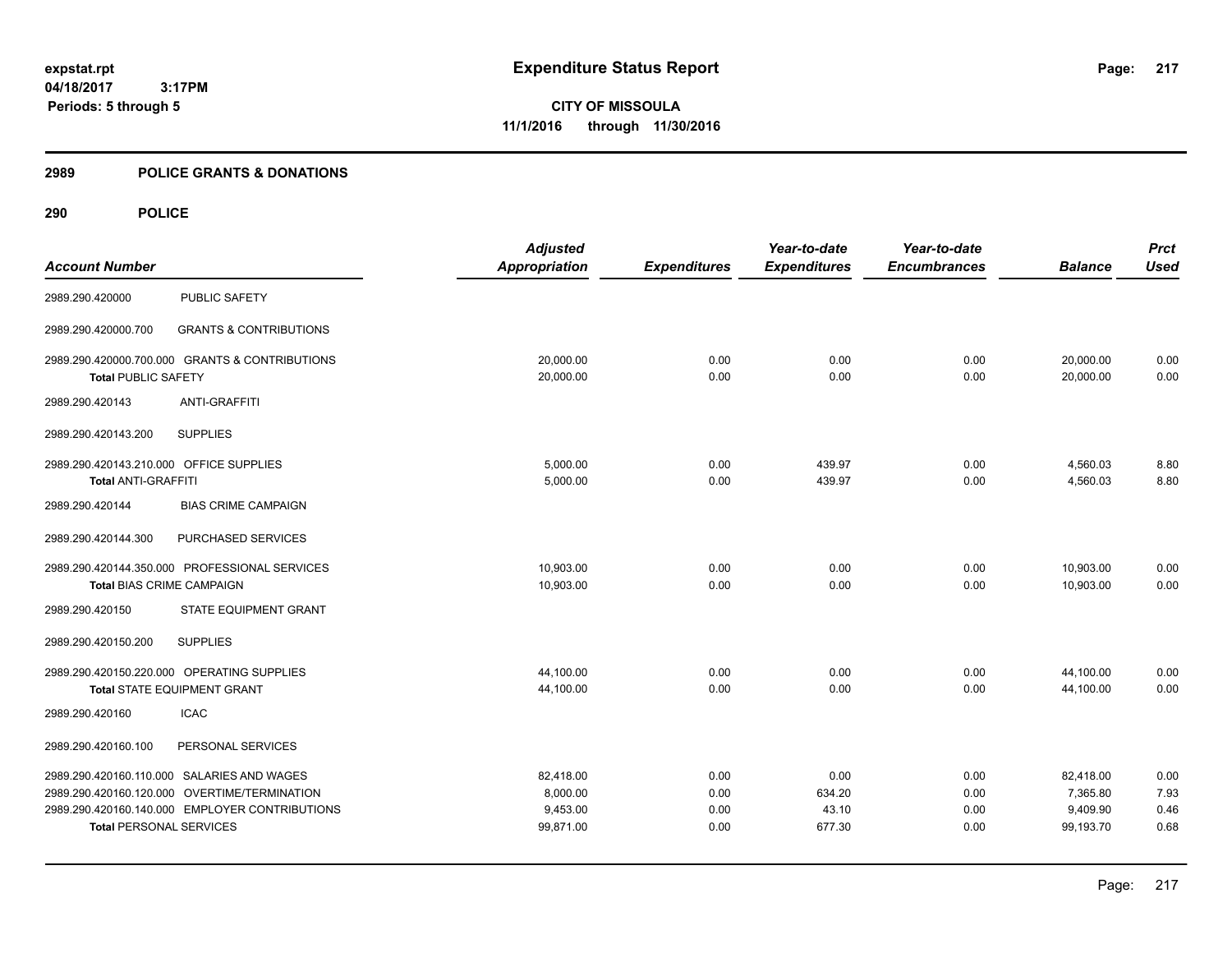# Expenditure Status Report

expstat.rpt
04/18/2017 3:17PM
Periods: 5 through 5

**CITY OF MISSOULA**
**11/1/2016 through 11/30/2016**

## 2989 POLICE GRANTS & DONATIONS

### 290 POLICE

| Account Number | | Adjusted Appropriation | Expenditures | Year-to-date Expenditures | Year-to-date Encumbrances | Balance | Prct Used |
|---|---|---|---|---|---|---|---|
| 2989.290.420000 | PUBLIC SAFETY | | | | | | |
| 2989.290.420000.700 | GRANTS & CONTRIBUTIONS | | | | | | |
| 2989.290.420000.700.000 | GRANTS & CONTRIBUTIONS | 20,000.00 | 0.00 | 0.00 | 0.00 | 20,000.00 | 0.00 |
| **Total PUBLIC SAFETY** | | 20,000.00 | 0.00 | 0.00 | 0.00 | 20,000.00 | 0.00 |
| 2989.290.420143 | ANTI-GRAFFITI | | | | | | |
| 2989.290.420143.200 | SUPPLIES | | | | | | |
| 2989.290.420143.210.000 | OFFICE SUPPLIES | 5,000.00 | 0.00 | 439.97 | 0.00 | 4,560.03 | 8.80 |
| **Total ANTI-GRAFFITI** | | 5,000.00 | 0.00 | 439.97 | 0.00 | 4,560.03 | 8.80 |
| 2989.290.420144 | BIAS CRIME CAMPAIGN | | | | | | |
| 2989.290.420144.300 | PURCHASED SERVICES | | | | | | |
| 2989.290.420144.350.000 | PROFESSIONAL SERVICES | 10,903.00 | 0.00 | 0.00 | 0.00 | 10,903.00 | 0.00 |
| **Total BIAS CRIME CAMPAIGN** | | 10,903.00 | 0.00 | 0.00 | 0.00 | 10,903.00 | 0.00 |
| 2989.290.420150 | STATE EQUIPMENT GRANT | | | | | | |
| 2989.290.420150.200 | SUPPLIES | | | | | | |
| 2989.290.420150.220.000 | OPERATING SUPPLIES | 44,100.00 | 0.00 | 0.00 | 0.00 | 44,100.00 | 0.00 |
| **Total STATE EQUIPMENT GRANT** | | 44,100.00 | 0.00 | 0.00 | 0.00 | 44,100.00 | 0.00 |
| 2989.290.420160 | ICAC | | | | | | |
| 2989.290.420160.100 | PERSONAL SERVICES | | | | | | |
| 2989.290.420160.110.000 | SALARIES AND WAGES | 82,418.00 | 0.00 | 0.00 | 0.00 | 82,418.00 | 0.00 |
| 2989.290.420160.120.000 | OVERTIME/TERMINATION | 8,000.00 | 0.00 | 634.20 | 0.00 | 7,365.80 | 7.93 |
| 2989.290.420160.140.000 | EMPLOYER CONTRIBUTIONS | 9,453.00 | 0.00 | 43.10 | 0.00 | 9,409.90 | 0.46 |
| **Total PERSONAL SERVICES** | | 99,871.00 | 0.00 | 677.30 | 0.00 | 99,193.70 | 0.68 |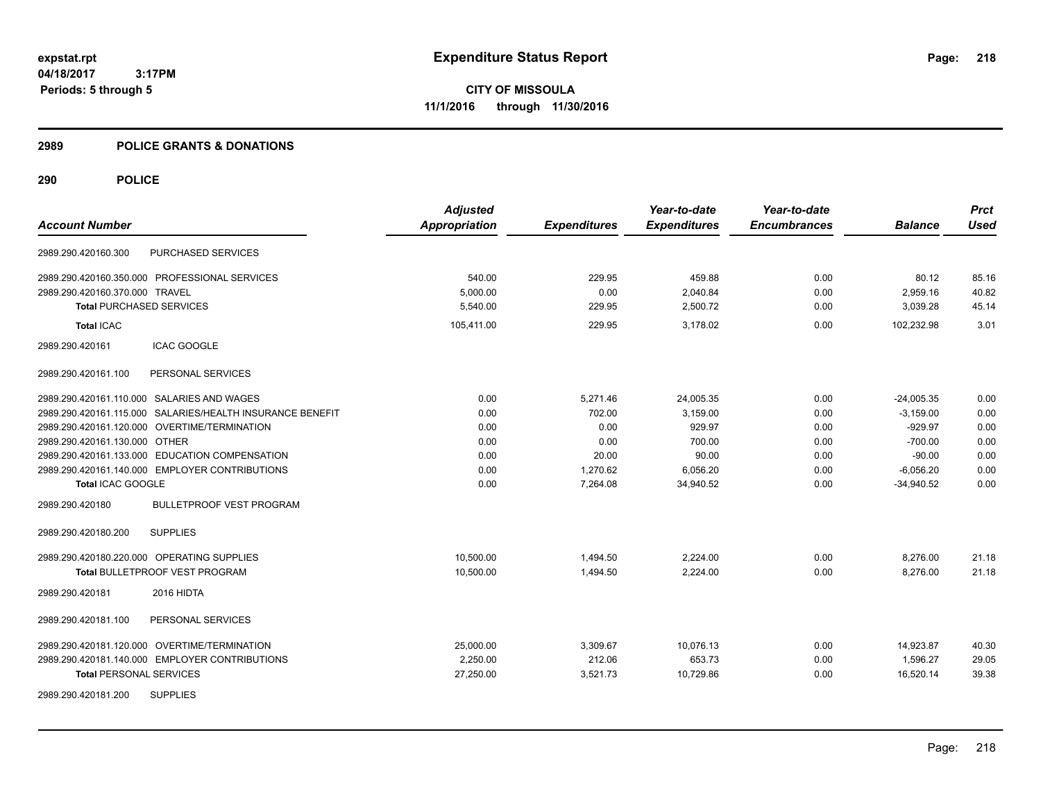# Expenditure Status Report

expstat.rpt
04/18/2017 3:17PM
Periods: 5 through 5

**CITY OF MISSOULA**
**11/1/2016 through 11/30/2016**

## 2989 POLICE GRANTS & DONATIONS

### 290 POLICE

| Account Number | | Adjusted Appropriation | Expenditures | Year-to-date Expenditures | Year-to-date Encumbrances | Balance | Prct Used |
|---|---|---|---|---|---|---|---|
| 2989.290.420160.300 | PURCHASED SERVICES | | | | | | |
| 2989.290.420160.350.000 | PROFESSIONAL SERVICES | 540.00 | 229.95 | 459.88 | 0.00 | 80.12 | 85.16 |
| 2989.290.420160.370.000 | TRAVEL | 5,000.00 | 0.00 | 2,040.84 | 0.00 | 2,959.16 | 40.82 |
| **Total** PURCHASED SERVICES | | 5,540.00 | 229.95 | 2,500.72 | 0.00 | 3,039.28 | 45.14 |
| **Total** ICAC | | 105,411.00 | 229.95 | 3,178.02 | 0.00 | 102,232.98 | 3.01 |
| 2989.290.420161 | ICAC GOOGLE | | | | | | |
| 2989.290.420161.100 | PERSONAL SERVICES | | | | | | |
| 2989.290.420161.110.000 | SALARIES AND WAGES | 0.00 | 5,271.46 | 24,005.35 | 0.00 | -24,005.35 | 0.00 |
| 2989.290.420161.115.000 | SALARIES/HEALTH INSURANCE BENEFIT | 0.00 | 702.00 | 3,159.00 | 0.00 | -3,159.00 | 0.00 |
| 2989.290.420161.120.000 | OVERTIME/TERMINATION | 0.00 | 0.00 | 929.97 | 0.00 | -929.97 | 0.00 |
| 2989.290.420161.130.000 | OTHER | 0.00 | 0.00 | 700.00 | 0.00 | -700.00 | 0.00 |
| 2989.290.420161.133.000 | EDUCATION COMPENSATION | 0.00 | 20.00 | 90.00 | 0.00 | -90.00 | 0.00 |
| 2989.290.420161.140.000 | EMPLOYER CONTRIBUTIONS | 0.00 | 1,270.62 | 6,056.20 | 0.00 | -6,056.20 | 0.00 |
| **Total** ICAC GOOGLE | | 0.00 | 7,264.08 | 34,940.52 | 0.00 | -34,940.52 | 0.00 |
| 2989.290.420180 | BULLETPROOF VEST PROGRAM | | | | | | |
| 2989.290.420180.200 | SUPPLIES | | | | | | |
| 2989.290.420180.220.000 | OPERATING SUPPLIES | 10,500.00 | 1,494.50 | 2,224.00 | 0.00 | 8,276.00 | 21.18 |
| **Total** BULLETPROOF VEST PROGRAM | | 10,500.00 | 1,494.50 | 2,224.00 | 0.00 | 8,276.00 | 21.18 |
| 2989.290.420181 | 2016 HIDTA | | | | | | |
| 2989.290.420181.100 | PERSONAL SERVICES | | | | | | |
| 2989.290.420181.120.000 | OVERTIME/TERMINATION | 25,000.00 | 3,309.67 | 10,076.13 | 0.00 | 14,923.87 | 40.30 |
| 2989.290.420181.140.000 | EMPLOYER CONTRIBUTIONS | 2,250.00 | 212.06 | 653.73 | 0.00 | 1,596.27 | 29.05 |
| **Total** PERSONAL SERVICES | | 27,250.00 | 3,521.73 | 10,729.86 | 0.00 | 16,520.14 | 39.38 |
| 2989.290.420181.200 | SUPPLIES | | | | | | |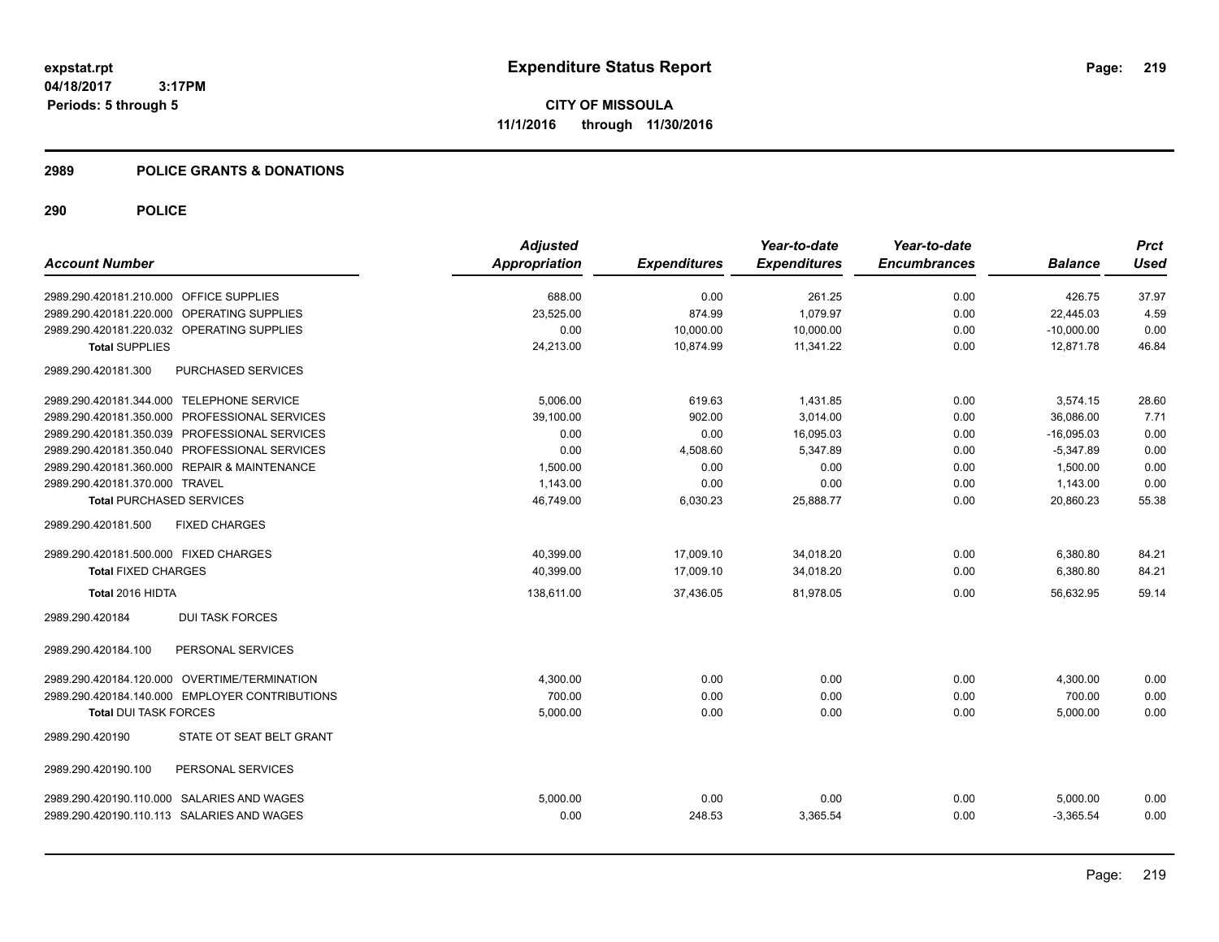# Expenditure Status Report

**CITY OF MISSOULA**
**11/1/2016 through 11/30/2016**

expstat.rpt
04/18/2017 3:17PM
Periods: 5 through 5

## 2989 POLICE GRANTS & DONATIONS

### 290 POLICE

| Account Number | Adjusted Appropriation | Expenditures | Year-to-date Expenditures | Year-to-date Encumbrances | Balance | Prct Used |
|---|---|---|---|---|---|---|
| 2989.290.420181.210.000 OFFICE SUPPLIES | 688.00 | 0.00 | 261.25 | 0.00 | 426.75 | 37.97 |
| 2989.290.420181.220.000 OPERATING SUPPLIES | 23,525.00 | 874.99 | 1,079.97 | 0.00 | 22,445.03 | 4.59 |
| 2989.290.420181.220.032 OPERATING SUPPLIES | 0.00 | 10,000.00 | 10,000.00 | 0.00 | -10,000.00 | 0.00 |
| **Total SUPPLIES** | 24,213.00 | 10,874.99 | 11,341.22 | 0.00 | 12,871.78 | 46.84 |
| 2989.290.420181.300 PURCHASED SERVICES | | | | | | |
| 2989.290.420181.344.000 TELEPHONE SERVICE | 5,006.00 | 619.63 | 1,431.85 | 0.00 | 3,574.15 | 28.60 |
| 2989.290.420181.350.000 PROFESSIONAL SERVICES | 39,100.00 | 902.00 | 3,014.00 | 0.00 | 36,086.00 | 7.71 |
| 2989.290.420181.350.039 PROFESSIONAL SERVICES | 0.00 | 0.00 | 16,095.03 | 0.00 | -16,095.03 | 0.00 |
| 2989.290.420181.350.040 PROFESSIONAL SERVICES | 0.00 | 4,508.60 | 5,347.89 | 0.00 | -5,347.89 | 0.00 |
| 2989.290.420181.360.000 REPAIR & MAINTENANCE | 1,500.00 | 0.00 | 0.00 | 0.00 | 1,500.00 | 0.00 |
| 2989.290.420181.370.000 TRAVEL | 1,143.00 | 0.00 | 0.00 | 0.00 | 1,143.00 | 0.00 |
| **Total PURCHASED SERVICES** | 46,749.00 | 6,030.23 | 25,888.77 | 0.00 | 20,860.23 | 55.38 |
| 2989.290.420181.500 FIXED CHARGES | | | | | | |
| 2989.290.420181.500.000 FIXED CHARGES | 40,399.00 | 17,009.10 | 34,018.20 | 0.00 | 6,380.80 | 84.21 |
| **Total FIXED CHARGES** | 40,399.00 | 17,009.10 | 34,018.20 | 0.00 | 6,380.80 | 84.21 |
| **Total 2016 HIDTA** | 138,611.00 | 37,436.05 | 81,978.05 | 0.00 | 56,632.95 | 59.14 |
| 2989.290.420184 DUI TASK FORCES | | | | | | |
| 2989.290.420184.100 PERSONAL SERVICES | | | | | | |
| 2989.290.420184.120.000 OVERTIME/TERMINATION | 4,300.00 | 0.00 | 0.00 | 0.00 | 4,300.00 | 0.00 |
| 2989.290.420184.140.000 EMPLOYER CONTRIBUTIONS | 700.00 | 0.00 | 0.00 | 0.00 | 700.00 | 0.00 |
| **Total DUI TASK FORCES** | 5,000.00 | 0.00 | 0.00 | 0.00 | 5,000.00 | 0.00 |
| 2989.290.420190 STATE OT SEAT BELT GRANT | | | | | | |
| 2989.290.420190.100 PERSONAL SERVICES | | | | | | |
| 2989.290.420190.110.000 SALARIES AND WAGES | 5,000.00 | 0.00 | 0.00 | 0.00 | 5,000.00 | 0.00 |
| 2989.290.420190.110.113 SALARIES AND WAGES | 0.00 | 248.53 | 3,365.54 | 0.00 | -3,365.54 | 0.00 |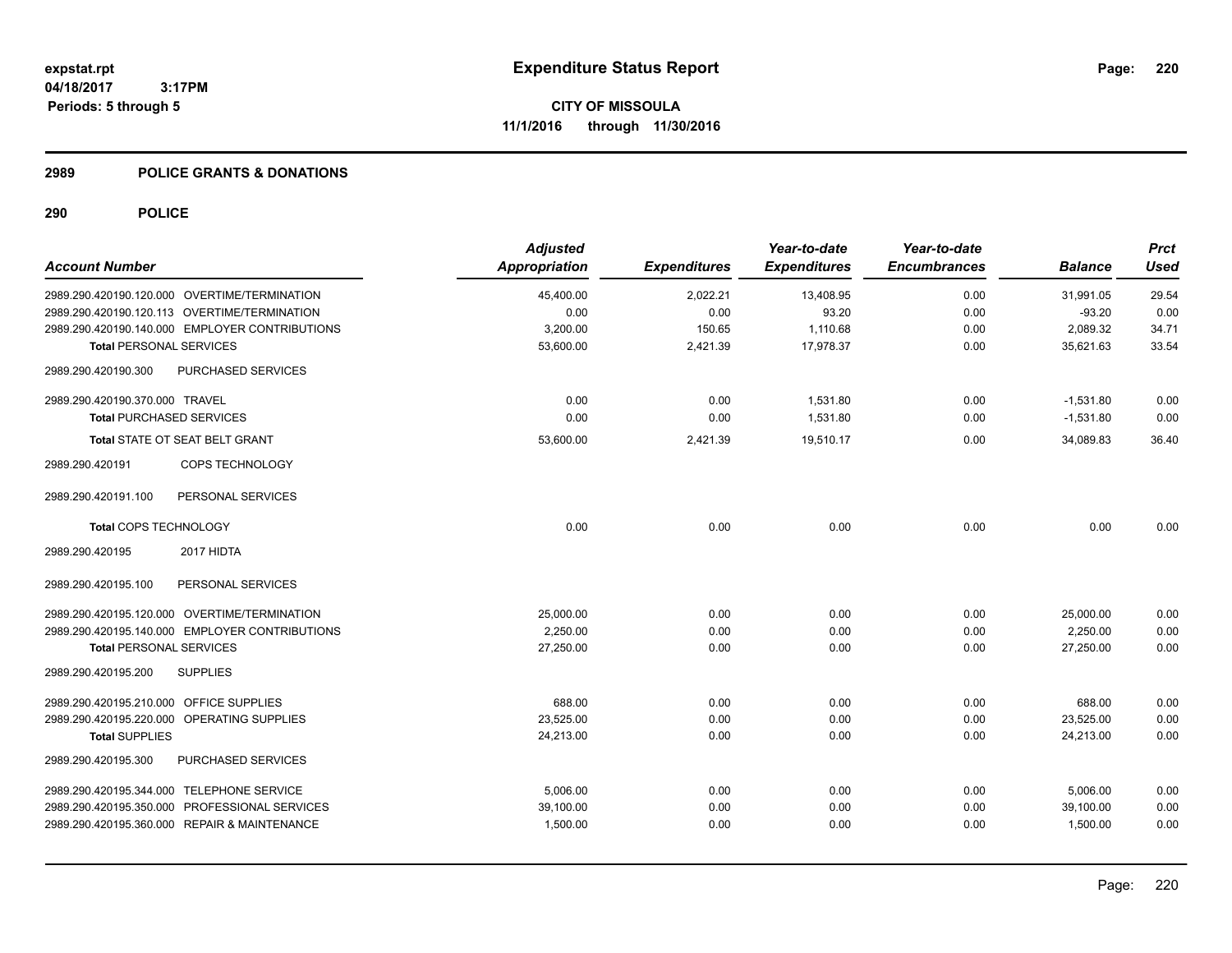# Expenditure Status Report

expstat.rpt
04/18/2017 3:17PM
Periods: 5 through 5

**CITY OF MISSOULA**
**11/1/2016 through 11/30/2016**

## 2989 POLICE GRANTS & DONATIONS

### 290 POLICE

| Account Number | Adjusted Appropriation | Expenditures | Year-to-date Expenditures | Year-to-date Encumbrances | Balance | Prct Used |
|---|---|---|---|---|---|---|
| 2989.290.420190.120.000 OVERTIME/TERMINATION | 45,400.00 | 2,022.21 | 13,408.95 | 0.00 | 31,991.05 | 29.54 |
| 2989.290.420190.120.113 OVERTIME/TERMINATION | 0.00 | 0.00 | 93.20 | 0.00 | -93.20 | 0.00 |
| 2989.290.420190.140.000 EMPLOYER CONTRIBUTIONS | 3,200.00 | 150.65 | 1,110.68 | 0.00 | 2,089.32 | 34.71 |
| **Total** PERSONAL SERVICES | 53,600.00 | 2,421.39 | 17,978.37 | 0.00 | 35,621.63 | 33.54 |
| 2989.290.420190.300 PURCHASED SERVICES | | | | | | |
| 2989.290.420190.370.000 TRAVEL | 0.00 | 0.00 | 1,531.80 | 0.00 | -1,531.80 | 0.00 |
| **Total** PURCHASED SERVICES | 0.00 | 0.00 | 1,531.80 | 0.00 | -1,531.80 | 0.00 |
| **Total** STATE OT SEAT BELT GRANT | 53,600.00 | 2,421.39 | 19,510.17 | 0.00 | 34,089.83 | 36.40 |
| 2989.290.420191 COPS TECHNOLOGY | | | | | | |
| 2989.290.420191.100 PERSONAL SERVICES | | | | | | |
| **Total** COPS TECHNOLOGY | 0.00 | 0.00 | 0.00 | 0.00 | 0.00 | 0.00 |
| 2989.290.420195 2017 HIDTA | | | | | | |
| 2989.290.420195.100 PERSONAL SERVICES | | | | | | |
| 2989.290.420195.120.000 OVERTIME/TERMINATION | 25,000.00 | 0.00 | 0.00 | 0.00 | 25,000.00 | 0.00 |
| 2989.290.420195.140.000 EMPLOYER CONTRIBUTIONS | 2,250.00 | 0.00 | 0.00 | 0.00 | 2,250.00 | 0.00 |
| **Total** PERSONAL SERVICES | 27,250.00 | 0.00 | 0.00 | 0.00 | 27,250.00 | 0.00 |
| 2989.290.420195.200 SUPPLIES | | | | | | |
| 2989.290.420195.210.000 OFFICE SUPPLIES | 688.00 | 0.00 | 0.00 | 0.00 | 688.00 | 0.00 |
| 2989.290.420195.220.000 OPERATING SUPPLIES | 23,525.00 | 0.00 | 0.00 | 0.00 | 23,525.00 | 0.00 |
| **Total** SUPPLIES | 24,213.00 | 0.00 | 0.00 | 0.00 | 24,213.00 | 0.00 |
| 2989.290.420195.300 PURCHASED SERVICES | | | | | | |
| 2989.290.420195.344.000 TELEPHONE SERVICE | 5,006.00 | 0.00 | 0.00 | 0.00 | 5,006.00 | 0.00 |
| 2989.290.420195.350.000 PROFESSIONAL SERVICES | 39,100.00 | 0.00 | 0.00 | 0.00 | 39,100.00 | 0.00 |
| 2989.290.420195.360.000 REPAIR & MAINTENANCE | 1,500.00 | 0.00 | 0.00 | 0.00 | 1,500.00 | 0.00 |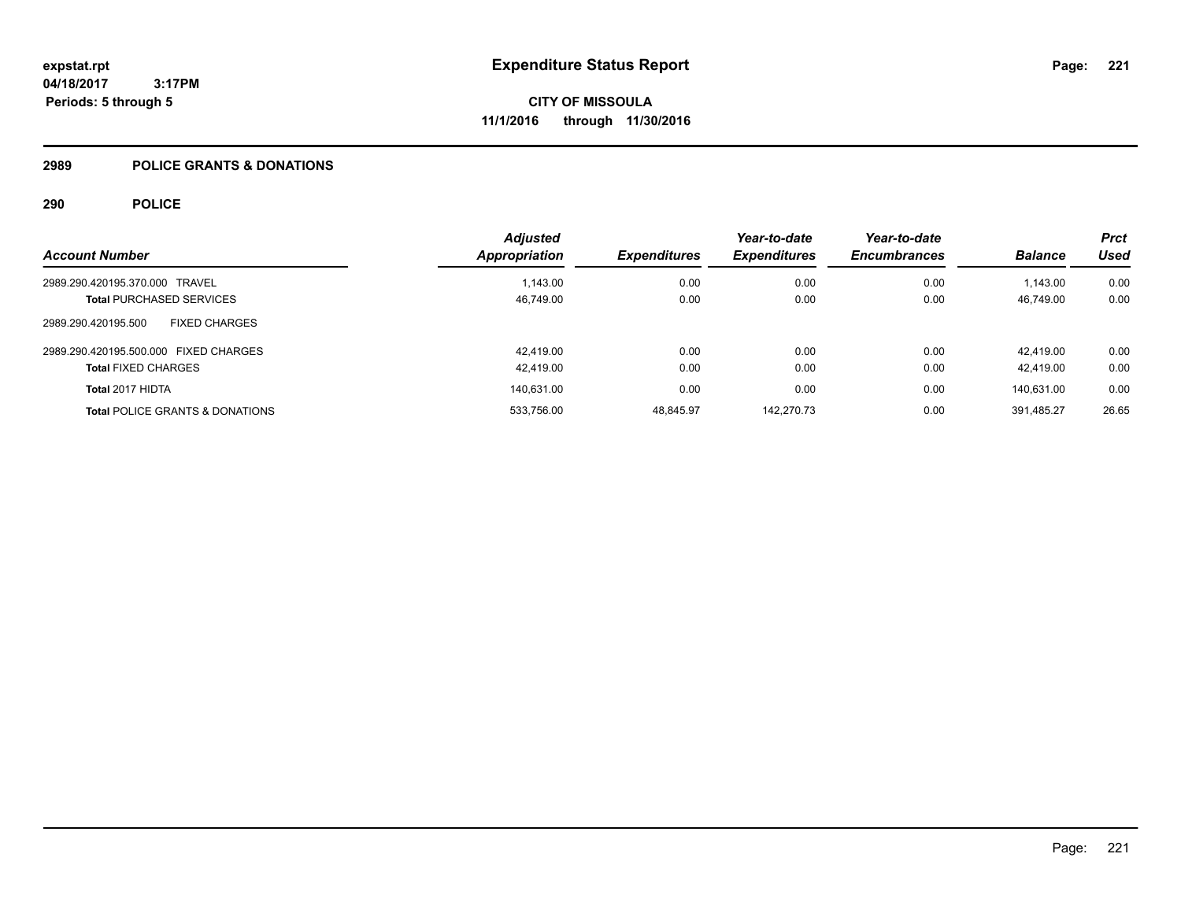# Expenditure Status Report

expstat.rpt
04/18/2017 3:17PM
Periods: 5 through 5

**CITY OF MISSOULA**
**11/1/2016 through 11/30/2016**

## 2989 POLICE GRANTS & DONATIONS

### 290 POLICE

| Account Number | Adjusted Appropriation | Expenditures | Year-to-date Expenditures | Year-to-date Encumbrances | Balance | Prct Used |
|---|---|---|---|---|---|---|
| 2989.290.420195.370.000 TRAVEL | 1,143.00 | 0.00 | 0.00 | 0.00 | 1,143.00 | 0.00 |
| **Total** PURCHASED SERVICES | 46,749.00 | 0.00 | 0.00 | 0.00 | 46,749.00 | 0.00 |
| 2989.290.420195.500 FIXED CHARGES | | | | | | |
| 2989.290.420195.500.000 FIXED CHARGES | 42,419.00 | 0.00 | 0.00 | 0.00 | 42,419.00 | 0.00 |
| **Total** FIXED CHARGES | 42,419.00 | 0.00 | 0.00 | 0.00 | 42,419.00 | 0.00 |
| **Total** 2017 HIDTA | 140,631.00 | 0.00 | 0.00 | 0.00 | 140,631.00 | 0.00 |
| **Total** POLICE GRANTS & DONATIONS | 533,756.00 | 48,845.97 | 142,270.73 | 0.00 | 391,485.27 | 26.65 |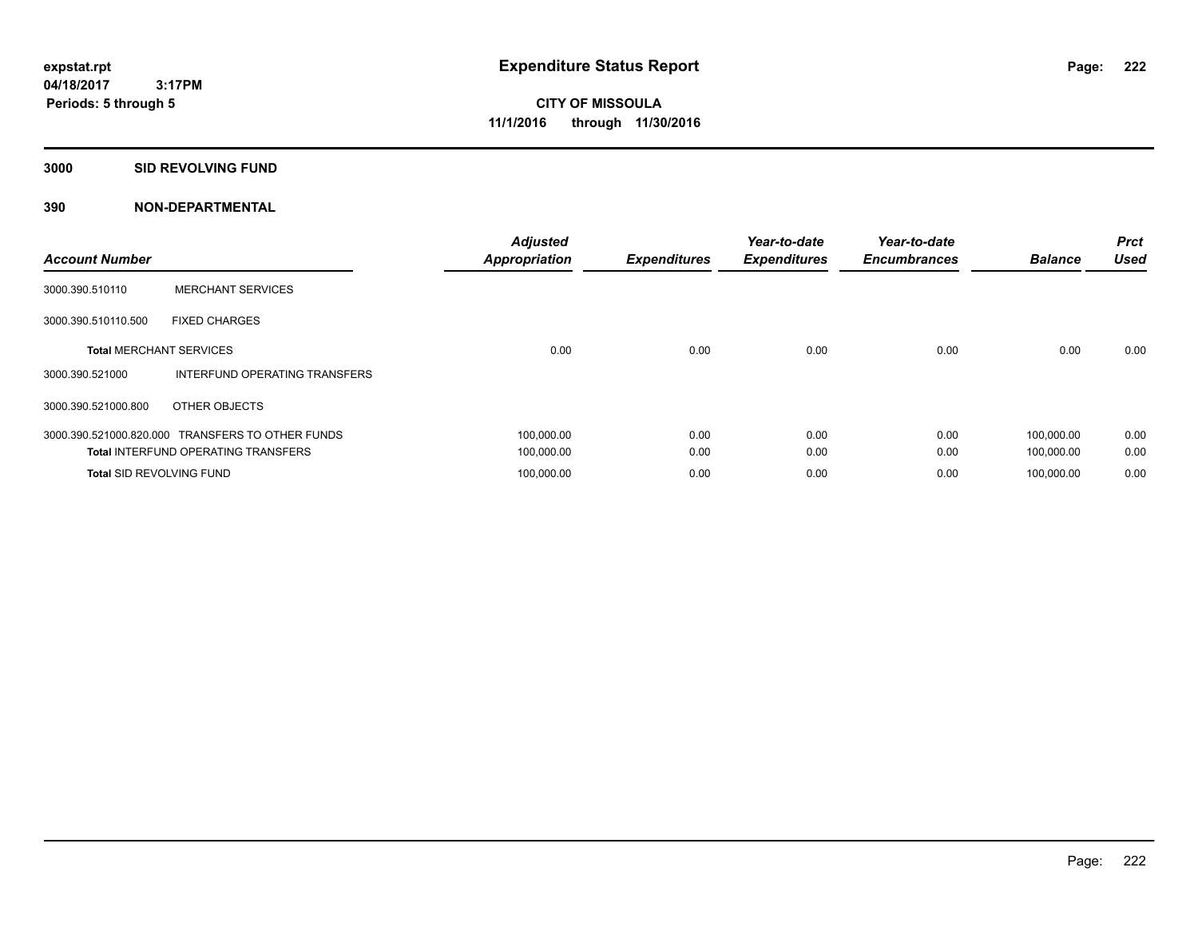**expstat.rpt**
**04/18/2017 3:17PM**
**Periods: 5 through 5**

# Expenditure Status Report

**CITY OF MISSOULA**
**11/1/2016 through 11/30/2016**

## 3000 SID REVOLVING FUND

## 390 NON-DEPARTMENTAL

| Account Number | | Adjusted Appropriation | Expenditures | Year-to-date Expenditures | Year-to-date Encumbrances | Balance | Prct Used |
|---|---|---|---|---|---|---|---|
| 3000.390.510110 | MERCHANT SERVICES | | | | | | |
| 3000.390.510110.500 | FIXED CHARGES | | | | | | |
| **Total** MERCHANT SERVICES | | 0.00 | 0.00 | 0.00 | 0.00 | 0.00 | 0.00 |
| 3000.390.521000 | INTERFUND OPERATING TRANSFERS | | | | | | |
| 3000.390.521000.800 | OTHER OBJECTS | | | | | | |
| 3000.390.521000.820.000 | TRANSFERS TO OTHER FUNDS | 100,000.00 | 0.00 | 0.00 | 0.00 | 100,000.00 | 0.00 |
| **Total** INTERFUND OPERATING TRANSFERS | | 100,000.00 | 0.00 | 0.00 | 0.00 | 100,000.00 | 0.00 |
| **Total** SID REVOLVING FUND | | 100,000.00 | 0.00 | 0.00 | 0.00 | 100,000.00 | 0.00 |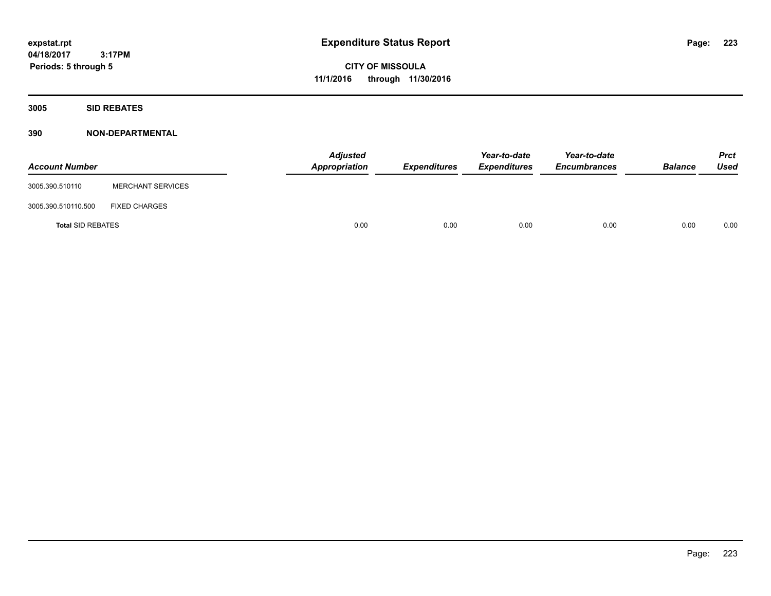# Expenditure Status Report

expstat.rpt
04/18/2017 3:17PM
Periods: 5 through 5

**CITY OF MISSOULA**
**11/1/2016 through 11/30/2016**

## 3005 SID REBATES

### 390 NON-DEPARTMENTAL

| Account Number | | Adjusted Appropriation | Expenditures | Year-to-date Expenditures | Year-to-date Encumbrances | Balance | Prct Used |
|---|---|---|---|---|---|---|---|
| 3005.390.510110 | MERCHANT SERVICES | | | | | | |
| 3005.390.510110.500 | FIXED CHARGES | | | | | | |
| **Total** SID REBATES | | 0.00 | 0.00 | 0.00 | 0.00 | 0.00 | 0.00 |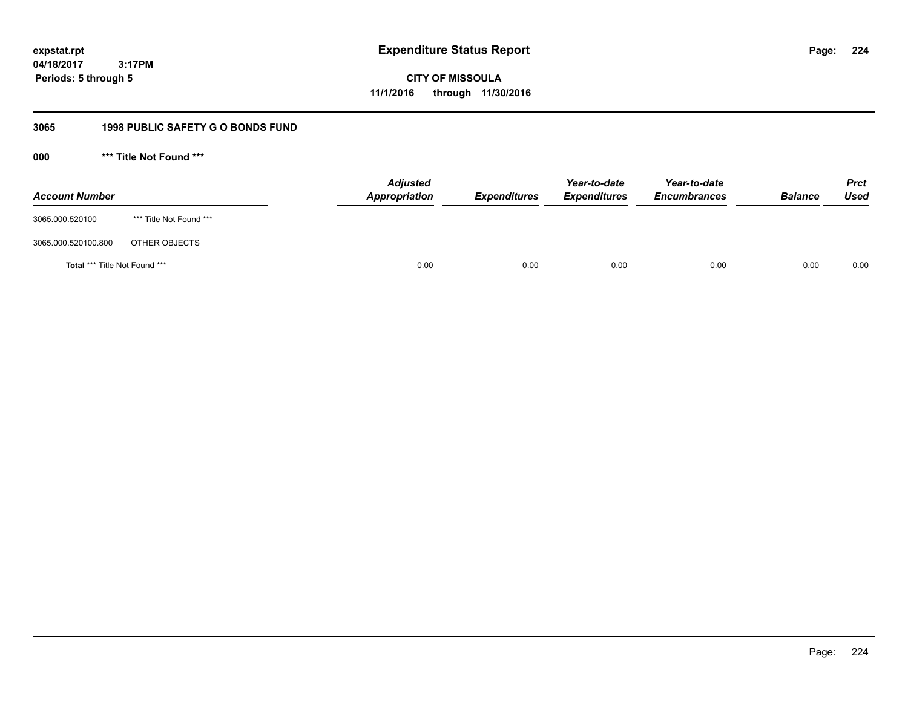expstat.rpt
04/18/2017 3:17PM
Periods: 5 through 5

# Expenditure Status Report

**CITY OF MISSOULA**
**11/1/2016 through 11/30/2016**

## 3065 1998 PUBLIC SAFETY G O BONDS FUND

### 000 *** Title Not Found ***

| Account Number | | Adjusted Appropriation | Expenditures | Year-to-date Expenditures | Year-to-date Encumbrances | Balance | Prct Used |
|---|---|---|---|---|---|---|---|
| 3065.000.520100 | *** Title Not Found *** | | | | | | |
| 3065.000.520100.800 | OTHER OBJECTS | | | | | | |
| **Total** *** Title Not Found *** | | 0.00 | 0.00 | 0.00 | 0.00 | 0.00 | 0.00 |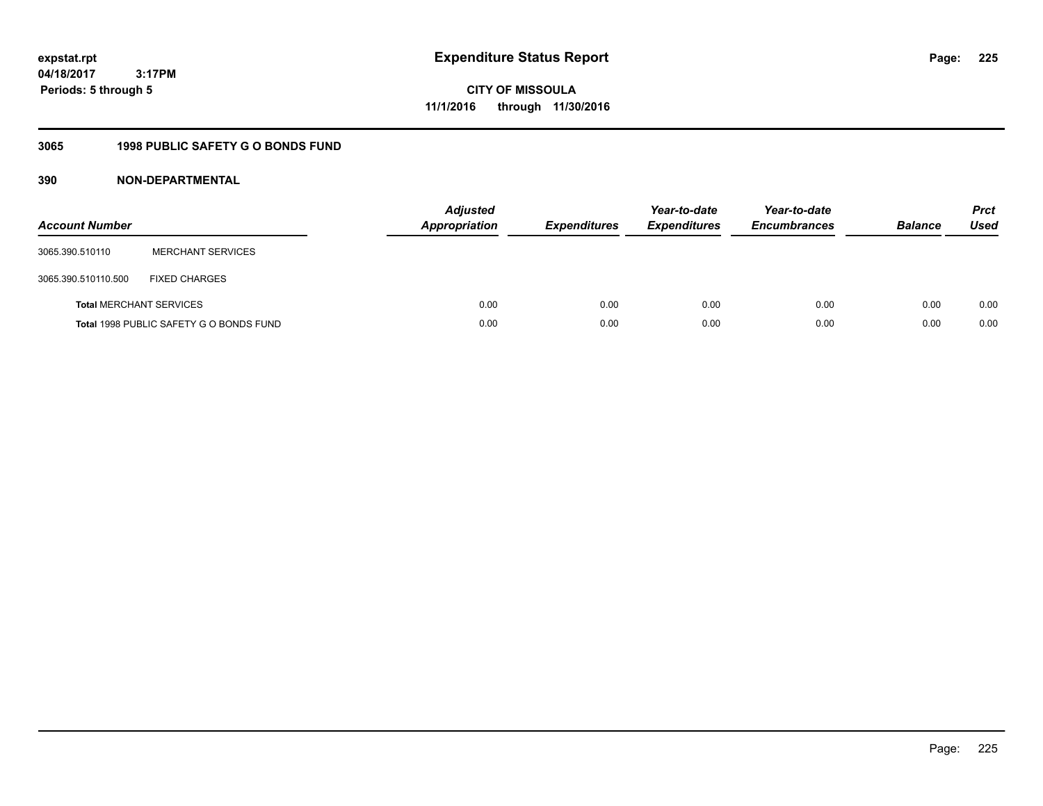expstat.rpt
04/18/2017 3:17PM
Periods: 5 through 5

# Expenditure Status Report

CITY OF MISSOULA
11/1/2016 through 11/30/2016

## 3065 1998 PUBLIC SAFETY G O BONDS FUND

### 390 NON-DEPARTMENTAL

| Account Number | | Adjusted Appropriation | Expenditures | Year-to-date Expenditures | Year-to-date Encumbrances | Balance | Prct Used |
|---|---|---|---|---|---|---|---|
| 3065.390.510110 | MERCHANT SERVICES | | | | | | |
| 3065.390.510110.500 | FIXED CHARGES | | | | | | |
| **Total** MERCHANT SERVICES | | 0.00 | 0.00 | 0.00 | 0.00 | 0.00 | 0.00 |
| **Total** 1998 PUBLIC SAFETY G O BONDS FUND | | 0.00 | 0.00 | 0.00 | 0.00 | 0.00 | 0.00 |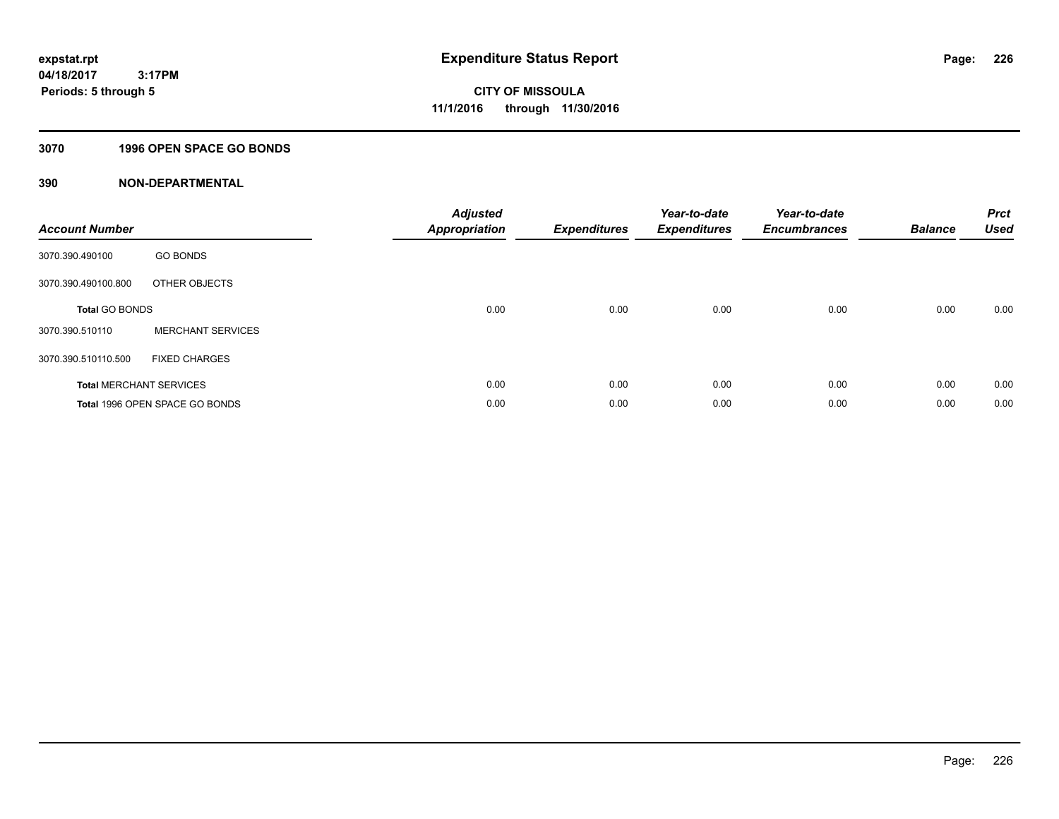# Expenditure Status Report

expstat.rpt
04/18/2017 3:17PM
Periods: 5 through 5

**CITY OF MISSOULA**
**11/1/2016 through 11/30/2016**

## 3070 1996 OPEN SPACE GO BONDS

## 390 NON-DEPARTMENTAL

| Account Number | | Adjusted Appropriation | Expenditures | Year-to-date Expenditures | Year-to-date Encumbrances | Balance | Prct Used |
|---|---|---|---|---|---|---|---|
| 3070.390.490100 | GO BONDS | | | | | | |
| 3070.390.490100.800 | OTHER OBJECTS | | | | | | |
| **Total** GO BONDS | | 0.00 | 0.00 | 0.00 | 0.00 | 0.00 | 0.00 |
| 3070.390.510110 | MERCHANT SERVICES | | | | | | |
| 3070.390.510110.500 | FIXED CHARGES | | | | | | |
| **Total** MERCHANT SERVICES | | 0.00 | 0.00 | 0.00 | 0.00 | 0.00 | 0.00 |
| **Total** 1996 OPEN SPACE GO BONDS | | 0.00 | 0.00 | 0.00 | 0.00 | 0.00 | 0.00 |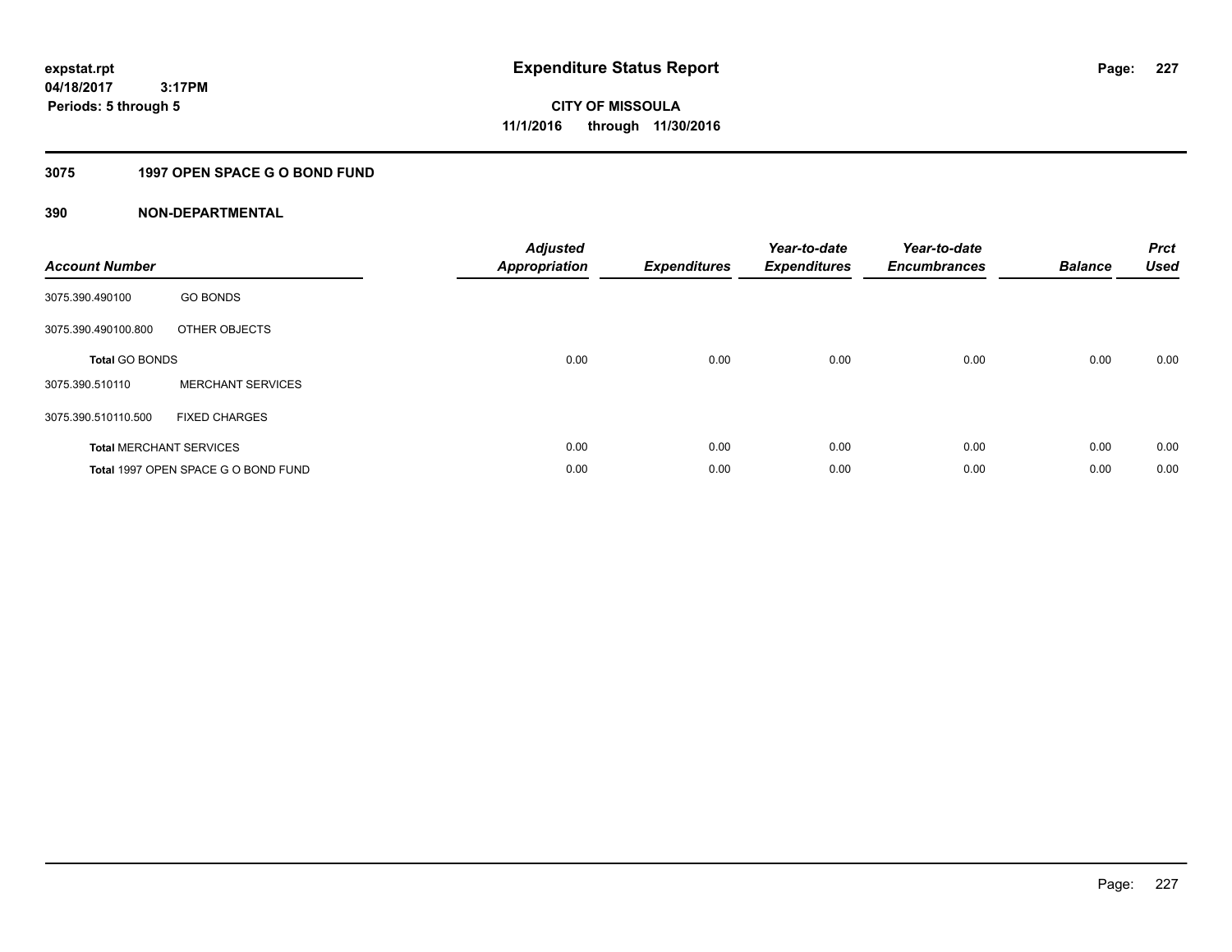**expstat.rpt**
**04/18/2017 3:17PM**
**Periods: 5 through 5**

# Expenditure Status Report

**CITY OF MISSOULA**
**11/1/2016 through 11/30/2016**

## 3075 1997 OPEN SPACE G O BOND FUND

### 390 NON-DEPARTMENTAL

| Account Number | | Adjusted Appropriation | Expenditures | Year-to-date Expenditures | Year-to-date Encumbrances | Balance | Prct Used |
|---|---|---|---|---|---|---|---|
| 3075.390.490100 | GO BONDS | | | | | | |
| 3075.390.490100.800 | OTHER OBJECTS | | | | | | |
| **Total** GO BONDS | | 0.00 | 0.00 | 0.00 | 0.00 | 0.00 | 0.00 |
| 3075.390.510110 | MERCHANT SERVICES | | | | | | |
| 3075.390.510110.500 | FIXED CHARGES | | | | | | |
| **Total** MERCHANT SERVICES | | 0.00 | 0.00 | 0.00 | 0.00 | 0.00 | 0.00 |
| **Total** 1997 OPEN SPACE G O BOND FUND | | 0.00 | 0.00 | 0.00 | 0.00 | 0.00 | 0.00 |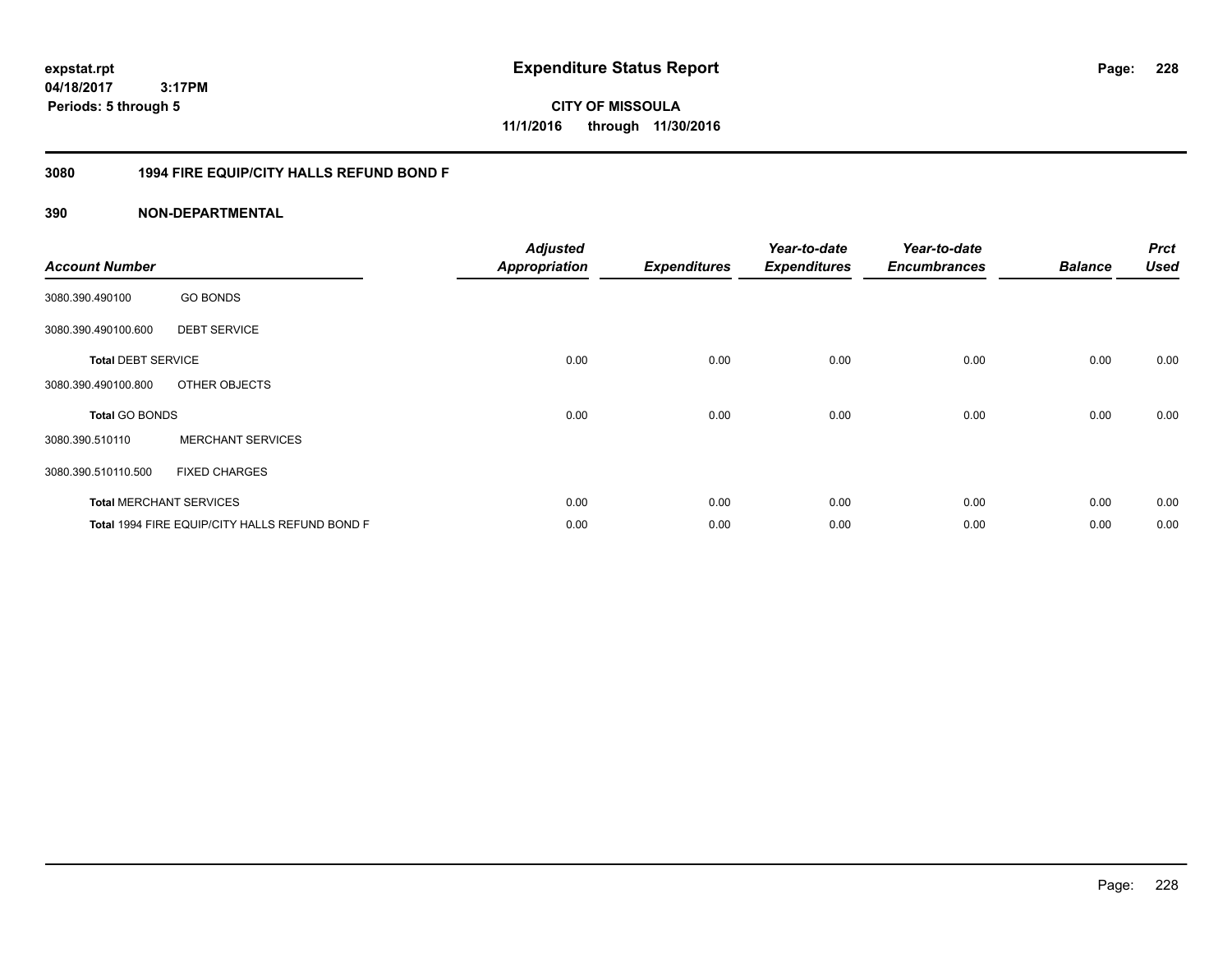**expstat.rpt**
**04/18/2017 3:17PM**
**Periods: 5 through 5**

# Expenditure Status Report

**CITY OF MISSOULA**
**11/1/2016 through 11/30/2016**

## 3080 1994 FIRE EQUIP/CITY HALLS REFUND BOND F

## 390 NON-DEPARTMENTAL

| Account Number | | Adjusted Appropriation | Expenditures | Year-to-date Expenditures | Year-to-date Encumbrances | Balance | Prct Used |
|---|---|---|---|---|---|---|---|
| 3080.390.490100 | GO BONDS | | | | | | |
| 3080.390.490100.600 | DEBT SERVICE | | | | | | |
| **Total** DEBT SERVICE | | 0.00 | 0.00 | 0.00 | 0.00 | 0.00 | 0.00 |
| 3080.390.490100.800 | OTHER OBJECTS | | | | | | |
| **Total** GO BONDS | | 0.00 | 0.00 | 0.00 | 0.00 | 0.00 | 0.00 |
| 3080.390.510110 | MERCHANT SERVICES | | | | | | |
| 3080.390.510110.500 | FIXED CHARGES | | | | | | |
| **Total** MERCHANT SERVICES | | 0.00 | 0.00 | 0.00 | 0.00 | 0.00 | 0.00 |
| **Total** 1994 FIRE EQUIP/CITY HALLS REFUND BOND F | | 0.00 | 0.00 | 0.00 | 0.00 | 0.00 | 0.00 |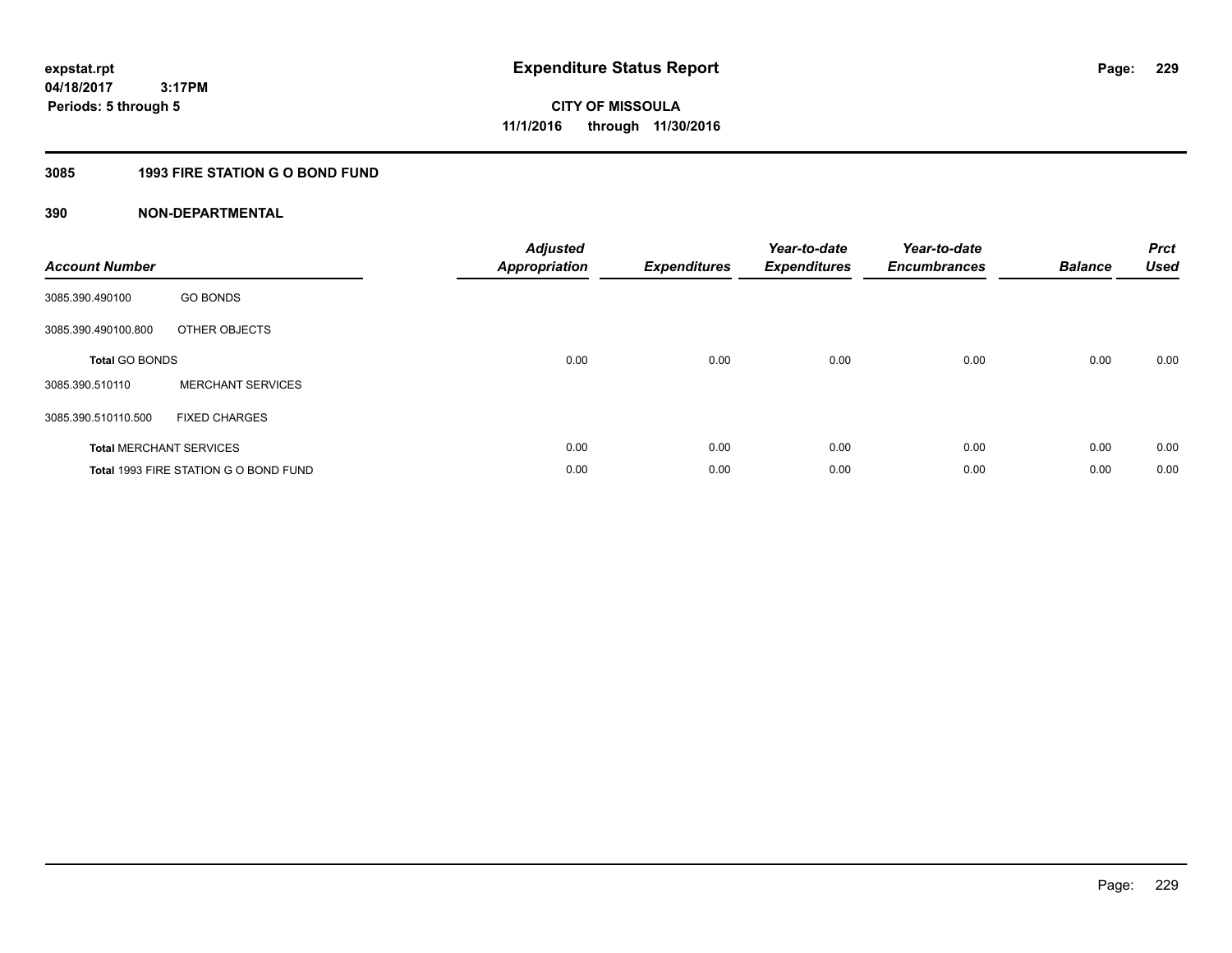**expstat.rpt**
**04/18/2017 3:17PM**
**Periods: 5 through 5**

# Expenditure Status Report

**CITY OF MISSOULA**
**11/1/2016 through 11/30/2016**

## 3085 1993 FIRE STATION G O BOND FUND

### 390 NON-DEPARTMENTAL

| Account Number | | Adjusted Appropriation | Expenditures | Year-to-date Expenditures | Year-to-date Encumbrances | Balance | Prct Used |
|---|---|---|---|---|---|---|---|
| 3085.390.490100 | GO BONDS | | | | | | |
| 3085.390.490100.800 | OTHER OBJECTS | | | | | | |
| **Total** GO BONDS | | 0.00 | 0.00 | 0.00 | 0.00 | 0.00 | 0.00 |
| 3085.390.510110 | MERCHANT SERVICES | | | | | | |
| 3085.390.510110.500 | FIXED CHARGES | | | | | | |
| **Total** MERCHANT SERVICES | | 0.00 | 0.00 | 0.00 | 0.00 | 0.00 | 0.00 |
| **Total** 1993 FIRE STATION G O BOND FUND | | 0.00 | 0.00 | 0.00 | 0.00 | 0.00 | 0.00 |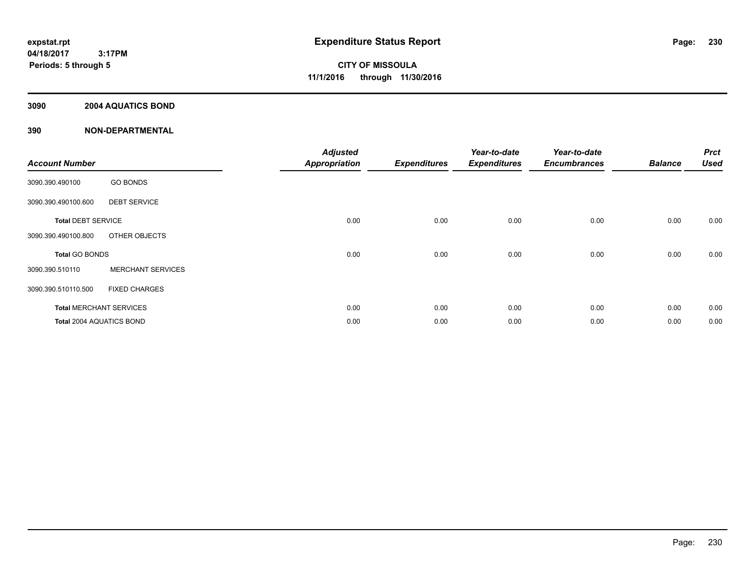# Expenditure Status Report

**CITY OF MISSOULA**
**11/1/2016 through 11/30/2016**

expstat.rpt
04/18/2017 3:17PM
Periods: 5 through 5

## 3090 2004 AQUATICS BOND

## 390 NON-DEPARTMENTAL

| Account Number | | Adjusted Appropriation | Expenditures | Year-to-date Expenditures | Year-to-date Encumbrances | Balance | Prct Used |
|---|---|---|---|---|---|---|---|
| 3090.390.490100 | GO BONDS | | | | | | |
| 3090.390.490100.600 | DEBT SERVICE | | | | | | |
| **Total** DEBT SERVICE | | 0.00 | 0.00 | 0.00 | 0.00 | 0.00 | 0.00 |
| 3090.390.490100.800 | OTHER OBJECTS | | | | | | |
| **Total** GO BONDS | | 0.00 | 0.00 | 0.00 | 0.00 | 0.00 | 0.00 |
| 3090.390.510110 | MERCHANT SERVICES | | | | | | |
| 3090.390.510110.500 | FIXED CHARGES | | | | | | |
| **Total** MERCHANT SERVICES | | 0.00 | 0.00 | 0.00 | 0.00 | 0.00 | 0.00 |
| **Total** 2004 AQUATICS BOND | | 0.00 | 0.00 | 0.00 | 0.00 | 0.00 | 0.00 |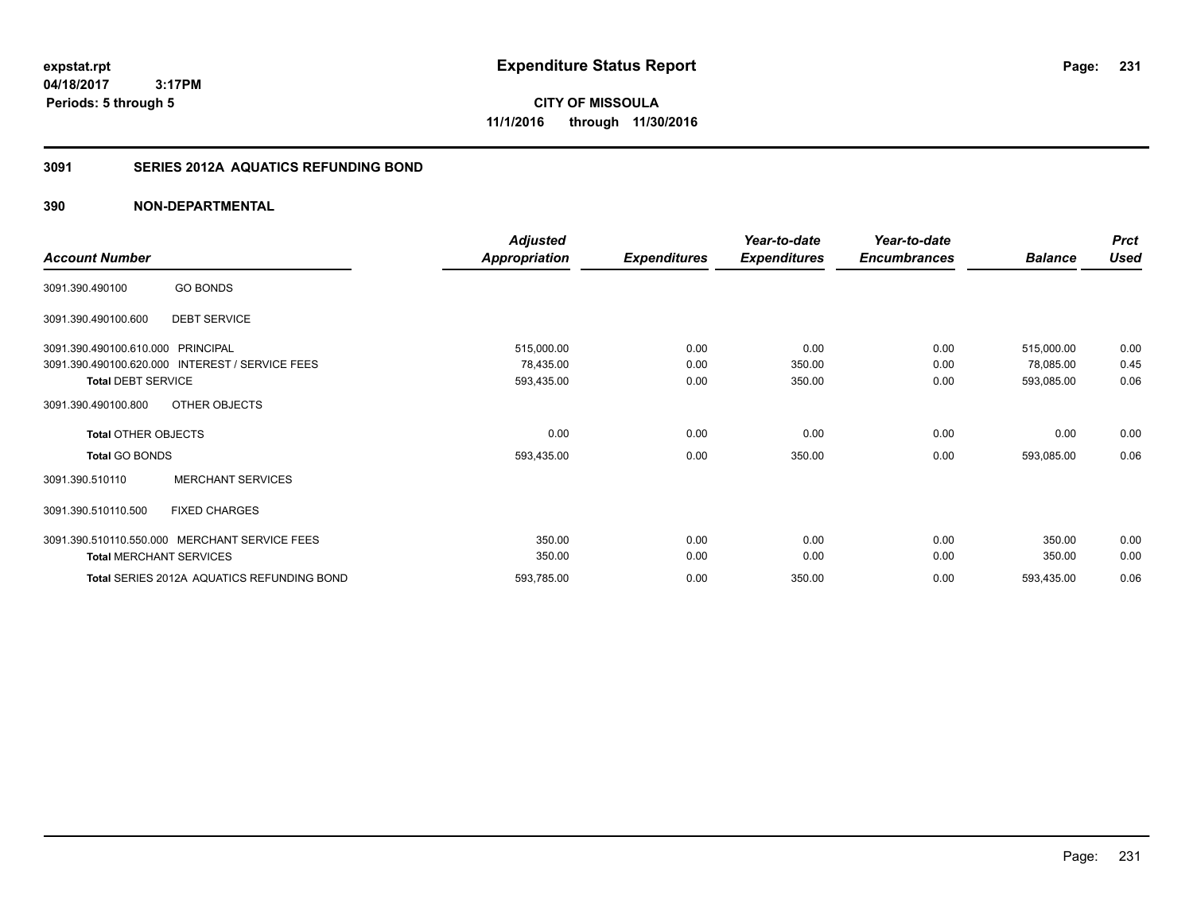expstat.rpt
04/18/2017 3:17PM
Periods: 5 through 5

# Expenditure Status Report

**CITY OF MISSOULA**
**11/1/2016 through 11/30/2016**

## 3091 SERIES 2012A AQUATICS REFUNDING BOND

### 390 NON-DEPARTMENTAL

| Account Number | | Adjusted Appropriation | Expenditures | Year-to-date Expenditures | Year-to-date Encumbrances | Balance | Prct Used |
|---|---|---|---|---|---|---|---|
| 3091.390.490100 | GO BONDS | | | | | | |
| 3091.390.490100.600 | DEBT SERVICE | | | | | | |
| 3091.390.490100.610.000 | PRINCIPAL | 515,000.00 | 0.00 | 0.00 | 0.00 | 515,000.00 | 0.00 |
| 3091.390.490100.620.000 | INTEREST / SERVICE FEES | 78,435.00 | 0.00 | 350.00 | 0.00 | 78,085.00 | 0.45 |
| Total DEBT SERVICE | | 593,435.00 | 0.00 | 350.00 | 0.00 | 593,085.00 | 0.06 |
| 3091.390.490100.800 | OTHER OBJECTS | | | | | | |
| Total OTHER OBJECTS | | 0.00 | 0.00 | 0.00 | 0.00 | 0.00 | 0.00 |
| Total GO BONDS | | 593,435.00 | 0.00 | 350.00 | 0.00 | 593,085.00 | 0.06 |
| 3091.390.510110 | MERCHANT SERVICES | | | | | | |
| 3091.390.510110.500 | FIXED CHARGES | | | | | | |
| 3091.390.510110.550.000 | MERCHANT SERVICE FEES | 350.00 | 0.00 | 0.00 | 0.00 | 350.00 | 0.00 |
| Total MERCHANT SERVICES | | 350.00 | 0.00 | 0.00 | 0.00 | 350.00 | 0.00 |
| Total SERIES 2012A AQUATICS REFUNDING BOND | | 593,785.00 | 0.00 | 350.00 | 0.00 | 593,435.00 | 0.06 |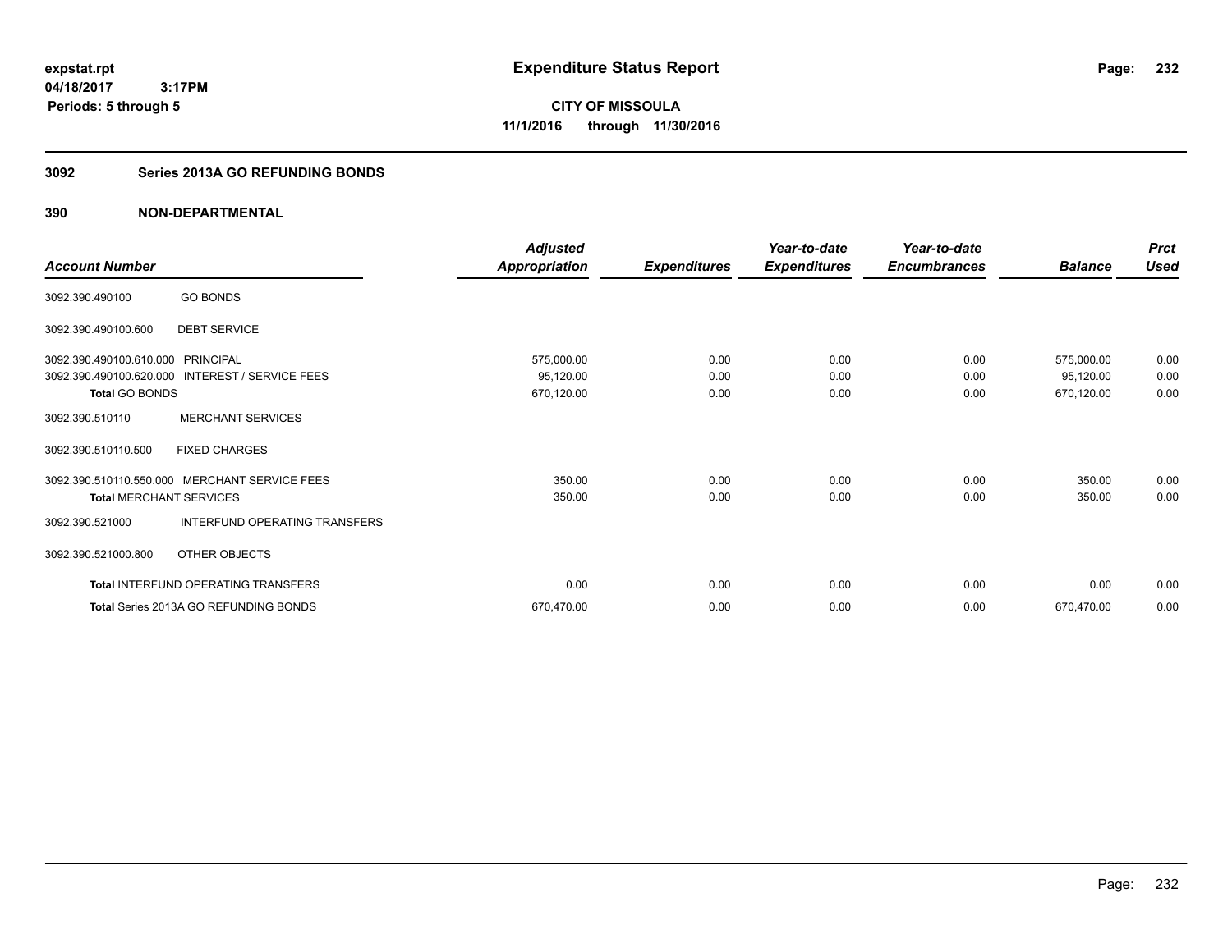**expstat.rpt**
**04/18/2017 3:17PM**
**Periods: 5 through 5**

# Expenditure Status Report

**CITY OF MISSOULA**
**11/1/2016 through 11/30/2016**

## 3092 Series 2013A GO REFUNDING BONDS

## 390 NON-DEPARTMENTAL

| Account Number | | Adjusted Appropriation | Expenditures | Year-to-date Expenditures | Year-to-date Encumbrances | Balance | Prct Used |
|---|---|---|---|---|---|---|---|
| 3092.390.490100 | GO BONDS | | | | | | |
| 3092.390.490100.600 | DEBT SERVICE | | | | | | |
| 3092.390.490100.610.000 | PRINCIPAL | 575,000.00 | 0.00 | 0.00 | 0.00 | 575,000.00 | 0.00 |
| 3092.390.490100.620.000 | INTEREST / SERVICE FEES | 95,120.00 | 0.00 | 0.00 | 0.00 | 95,120.00 | 0.00 |
| **Total GO BONDS** | | 670,120.00 | 0.00 | 0.00 | 0.00 | 670,120.00 | 0.00 |
| 3092.390.510110 | MERCHANT SERVICES | | | | | | |
| 3092.390.510110.500 | FIXED CHARGES | | | | | | |
| 3092.390.510110.550.000 | MERCHANT SERVICE FEES | 350.00 | 0.00 | 0.00 | 0.00 | 350.00 | 0.00 |
| **Total MERCHANT SERVICES** | | 350.00 | 0.00 | 0.00 | 0.00 | 350.00 | 0.00 |
| 3092.390.521000 | INTERFUND OPERATING TRANSFERS | | | | | | |
| 3092.390.521000.800 | OTHER OBJECTS | | | | | | |
| **Total INTERFUND OPERATING TRANSFERS** | | 0.00 | 0.00 | 0.00 | 0.00 | 0.00 | 0.00 |
| **Total Series 2013A GO REFUNDING BONDS** | | 670,470.00 | 0.00 | 0.00 | 0.00 | 670,470.00 | 0.00 |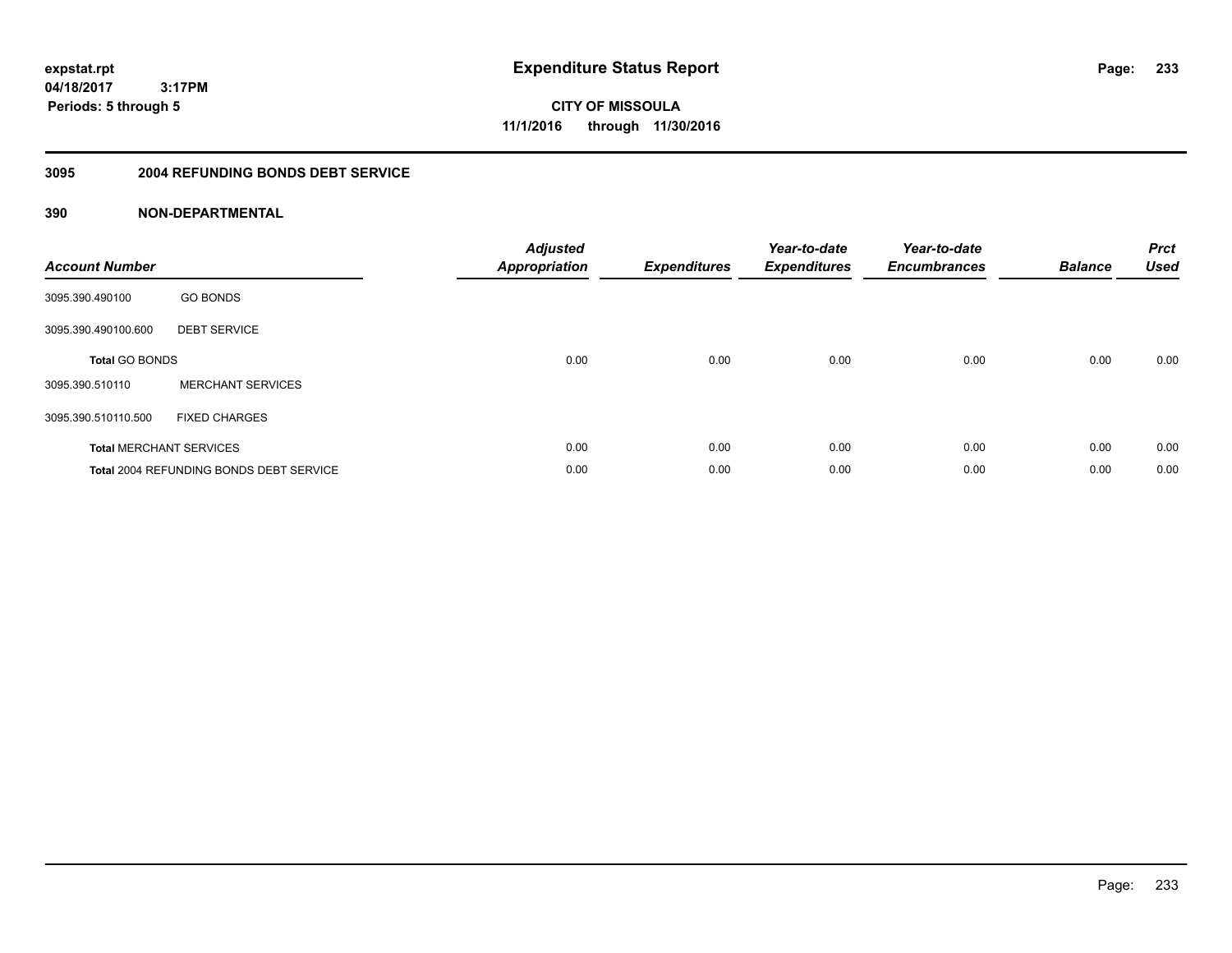# Expenditure Status Report

**expstat.rpt**
**04/18/2017 3:17PM**
**Periods: 5 through 5**

**CITY OF MISSOULA**
**11/1/2016 through 11/30/2016**

## 3095 2004 REFUNDING BONDS DEBT SERVICE

## 390 NON-DEPARTMENTAL

| Account Number | | Adjusted Appropriation | Expenditures | Year-to-date Expenditures | Year-to-date Encumbrances | Balance | Prct Used |
|---|---|---|---|---|---|---|---|
| 3095.390.490100 | GO BONDS | | | | | | |
| 3095.390.490100.600 | DEBT SERVICE | | | | | | |
| **Total** GO BONDS | | 0.00 | 0.00 | 0.00 | 0.00 | 0.00 | 0.00 |
| 3095.390.510110 | MERCHANT SERVICES | | | | | | |
| 3095.390.510110.500 | FIXED CHARGES | | | | | | |
| **Total** MERCHANT SERVICES | | 0.00 | 0.00 | 0.00 | 0.00 | 0.00 | 0.00 |
| **Total** 2004 REFUNDING BONDS DEBT SERVICE | | 0.00 | 0.00 | 0.00 | 0.00 | 0.00 | 0.00 |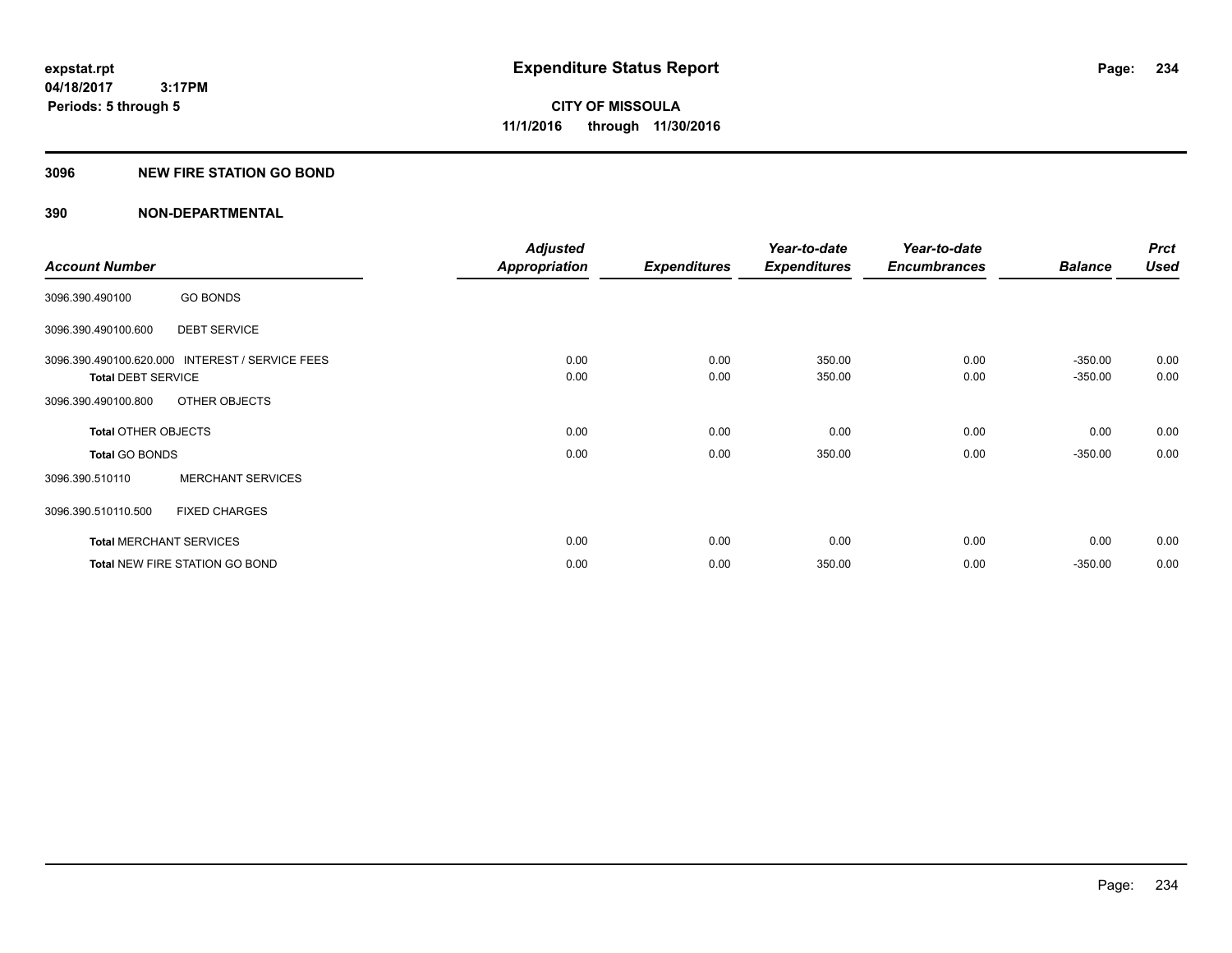**expstat.rpt**
**04/18/2017 3:17PM**
**Periods: 5 through 5**

# Expenditure Status Report

**CITY OF MISSOULA**
**11/1/2016 through 11/30/2016**

## 3096 NEW FIRE STATION GO BOND

## 390 NON-DEPARTMENTAL

| Account Number | | Adjusted Appropriation | Expenditures | Year-to-date Expenditures | Year-to-date Encumbrances | Balance | Prct Used |
|---|---|---|---|---|---|---|---|
| 3096.390.490100 | GO BONDS | | | | | | |
| 3096.390.490100.600 | DEBT SERVICE | | | | | | |
| 3096.390.490100.620.000 | INTEREST / SERVICE FEES | 0.00 | 0.00 | 350.00 | 0.00 | -350.00 | 0.00 |
| **Total** DEBT SERVICE | | 0.00 | 0.00 | 350.00 | 0.00 | -350.00 | 0.00 |
| 3096.390.490100.800 | OTHER OBJECTS | | | | | | |
| **Total** OTHER OBJECTS | | 0.00 | 0.00 | 0.00 | 0.00 | 0.00 | 0.00 |
| **Total** GO BONDS | | 0.00 | 0.00 | 350.00 | 0.00 | -350.00 | 0.00 |
| 3096.390.510110 | MERCHANT SERVICES | | | | | | |
| 3096.390.510110.500 | FIXED CHARGES | | | | | | |
| **Total** MERCHANT SERVICES | | 0.00 | 0.00 | 0.00 | 0.00 | 0.00 | 0.00 |
| **Total** NEW FIRE STATION GO BOND | | 0.00 | 0.00 | 350.00 | 0.00 | -350.00 | 0.00 |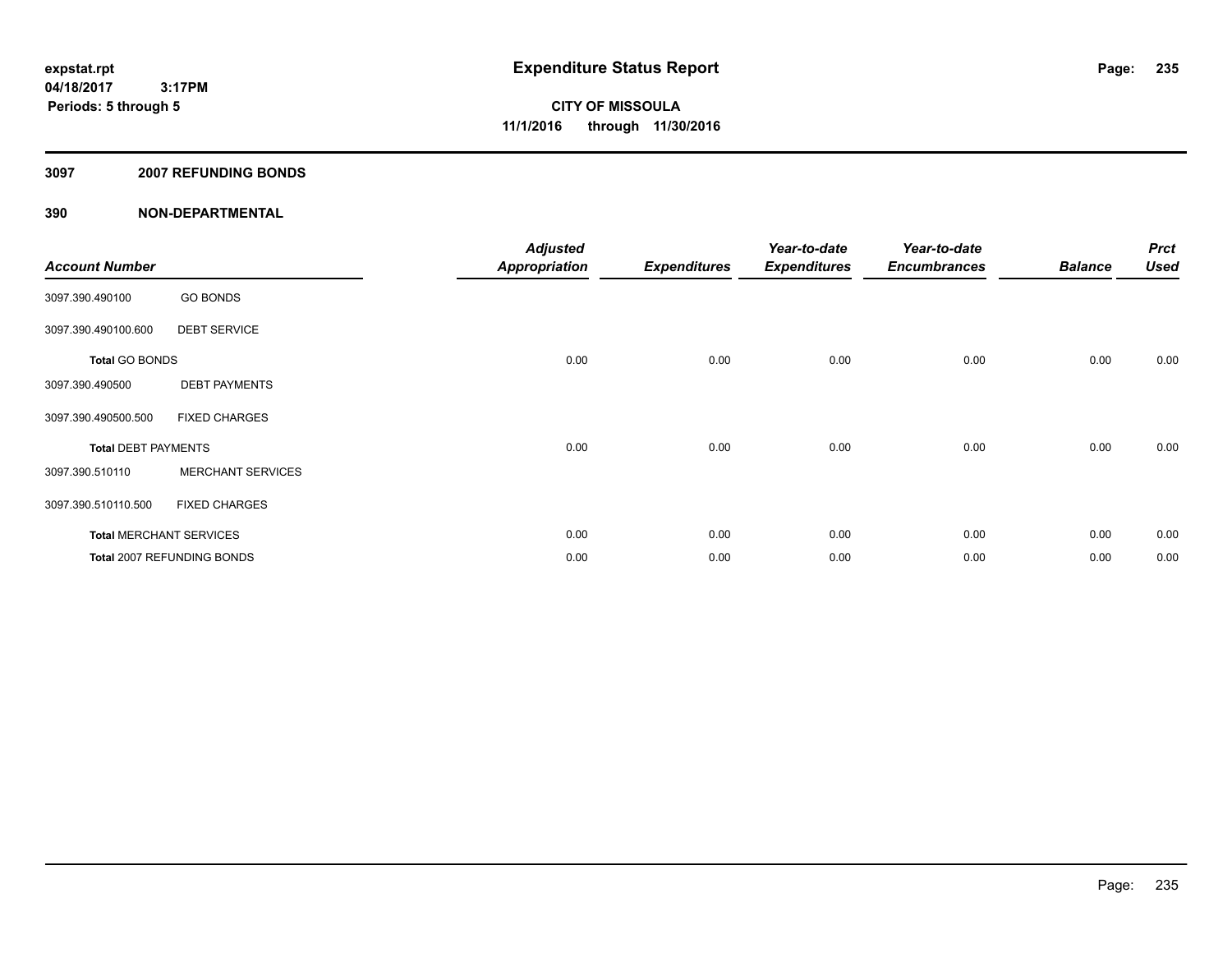**expstat.rpt**
**04/18/2017 3:17PM**
**Periods: 5 through 5**

# Expenditure Status Report

**CITY OF MISSOULA**
**11/1/2016 through 11/30/2016**

## 3097 2007 REFUNDING BONDS

## 390 NON-DEPARTMENTAL

| Account Number | | Adjusted Appropriation | Expenditures | Year-to-date Expenditures | Year-to-date Encumbrances | Balance | Prct Used |
|---|---|---|---|---|---|---|---|
| 3097.390.490100 | GO BONDS | | | | | | |
| 3097.390.490100.600 | DEBT SERVICE | | | | | | |
| **Total** GO BONDS | | 0.00 | 0.00 | 0.00 | 0.00 | 0.00 | 0.00 |
| 3097.390.490500 | DEBT PAYMENTS | | | | | | |
| 3097.390.490500.500 | FIXED CHARGES | | | | | | |
| **Total** DEBT PAYMENTS | | 0.00 | 0.00 | 0.00 | 0.00 | 0.00 | 0.00 |
| 3097.390.510110 | MERCHANT SERVICES | | | | | | |
| 3097.390.510110.500 | FIXED CHARGES | | | | | | |
| **Total** MERCHANT SERVICES | | 0.00 | 0.00 | 0.00 | 0.00 | 0.00 | 0.00 |
| **Total** 2007 REFUNDING BONDS | | 0.00 | 0.00 | 0.00 | 0.00 | 0.00 | 0.00 |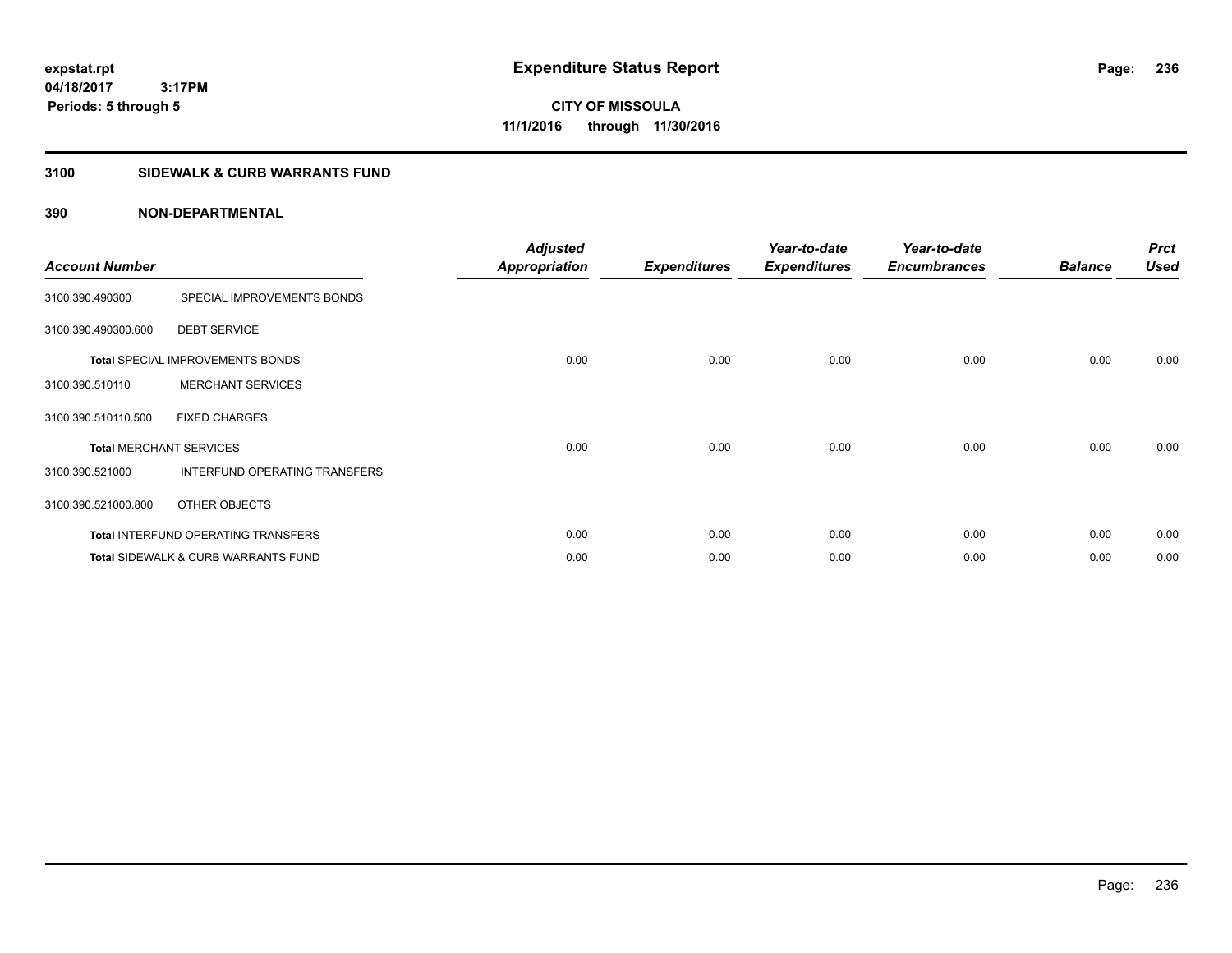# Expenditure Status Report

**CITY OF MISSOULA**
**11/1/2016 through 11/30/2016**

expstat.rpt
04/18/2017 3:17PM
Periods: 5 through 5

## 3100 SIDEWALK & CURB WARRANTS FUND

### 390 NON-DEPARTMENTAL

| Account Number | | Adjusted Appropriation | Expenditures | Year-to-date Expenditures | Year-to-date Encumbrances | Balance | Prct Used |
|---|---|---|---|---|---|---|---|
| 3100.390.490300 | SPECIAL IMPROVEMENTS BONDS | | | | | | |
| 3100.390.490300.600 | DEBT SERVICE | | | | | | |
| **Total** SPECIAL IMPROVEMENTS BONDS | | 0.00 | 0.00 | 0.00 | 0.00 | 0.00 | 0.00 |
| 3100.390.510110 | MERCHANT SERVICES | | | | | | |
| 3100.390.510110.500 | FIXED CHARGES | | | | | | |
| **Total** MERCHANT SERVICES | | 0.00 | 0.00 | 0.00 | 0.00 | 0.00 | 0.00 |
| 3100.390.521000 | INTERFUND OPERATING TRANSFERS | | | | | | |
| 3100.390.521000.800 | OTHER OBJECTS | | | | | | |
| **Total** INTERFUND OPERATING TRANSFERS | | 0.00 | 0.00 | 0.00 | 0.00 | 0.00 | 0.00 |
| **Total** SIDEWALK & CURB WARRANTS FUND | | 0.00 | 0.00 | 0.00 | 0.00 | 0.00 | 0.00 |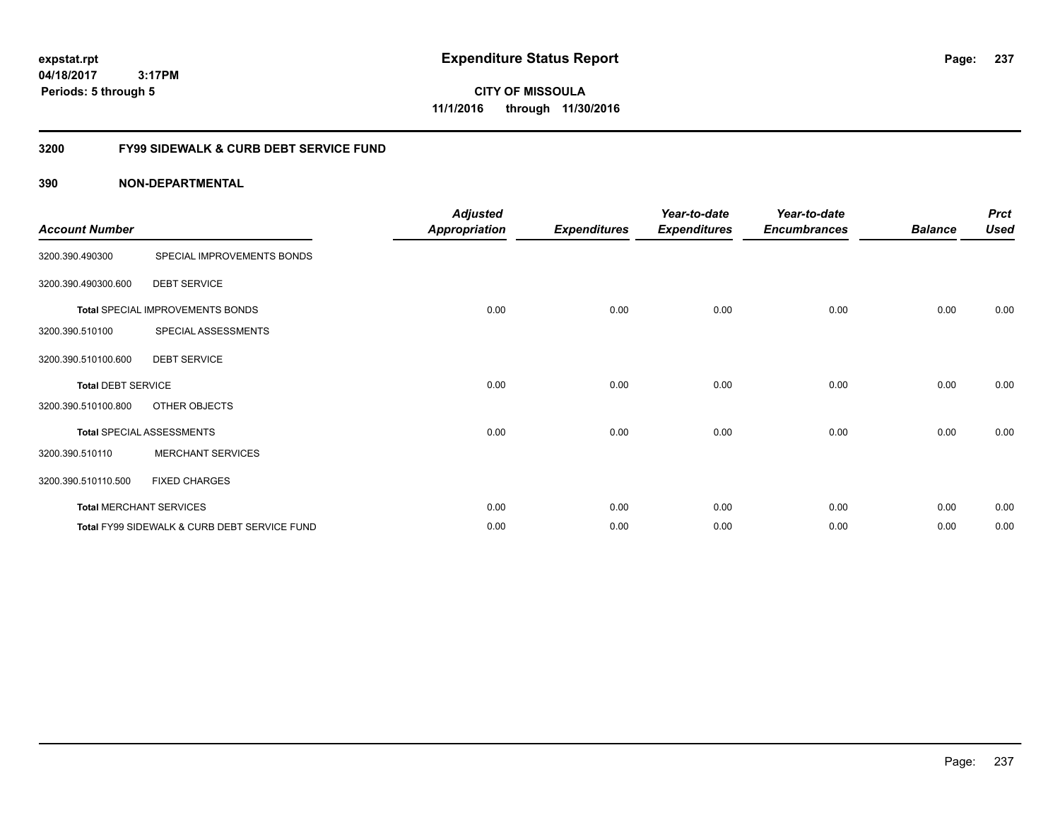# Expenditure Status Report

expstat.rpt
04/18/2017 3:17PM
Periods: 5 through 5

**CITY OF MISSOULA**
**11/1/2016 through 11/30/2016**

## 3200 FY99 SIDEWALK & CURB DEBT SERVICE FUND

### 390 NON-DEPARTMENTAL

| Account Number | | Adjusted Appropriation | Expenditures | Year-to-date Expenditures | Year-to-date Encumbrances | Balance | Prct Used |
|---|---|---|---|---|---|---|---|
| 3200.390.490300 | SPECIAL IMPROVEMENTS BONDS | | | | | | |
| 3200.390.490300.600 | DEBT SERVICE | | | | | | |
| **Total** SPECIAL IMPROVEMENTS BONDS | | 0.00 | 0.00 | 0.00 | 0.00 | 0.00 | 0.00 |
| 3200.390.510100 | SPECIAL ASSESSMENTS | | | | | | |
| 3200.390.510100.600 | DEBT SERVICE | | | | | | |
| **Total** DEBT SERVICE | | 0.00 | 0.00 | 0.00 | 0.00 | 0.00 | 0.00 |
| 3200.390.510100.800 | OTHER OBJECTS | | | | | | |
| **Total** SPECIAL ASSESSMENTS | | 0.00 | 0.00 | 0.00 | 0.00 | 0.00 | 0.00 |
| 3200.390.510110 | MERCHANT SERVICES | | | | | | |
| 3200.390.510110.500 | FIXED CHARGES | | | | | | |
| **Total** MERCHANT SERVICES | | 0.00 | 0.00 | 0.00 | 0.00 | 0.00 | 0.00 |
| **Total** FY99 SIDEWALK & CURB DEBT SERVICE FUND | | 0.00 | 0.00 | 0.00 | 0.00 | 0.00 | 0.00 |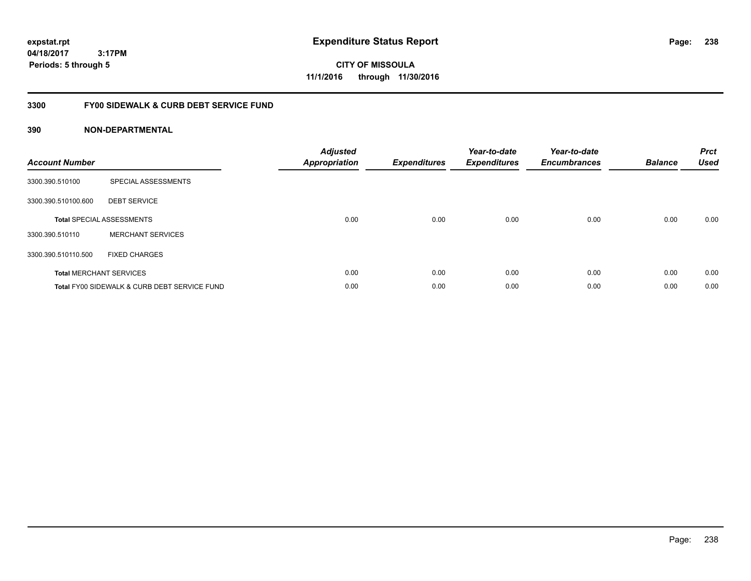**expstat.rpt**
**04/18/2017 3:17PM**
**Periods: 5 through 5**

# Expenditure Status Report

**CITY OF MISSOULA**
**11/1/2016 through 11/30/2016**

## 3300 FY00 SIDEWALK & CURB DEBT SERVICE FUND

### 390 NON-DEPARTMENTAL

| Account Number | | Adjusted Appropriation | Expenditures | Year-to-date Expenditures | Year-to-date Encumbrances | Balance | Prct Used |
|---|---|---|---|---|---|---|---|
| 3300.390.510100 | SPECIAL ASSESSMENTS | | | | | | |
| 3300.390.510100.600 | DEBT SERVICE | | | | | | |
| **Total** SPECIAL ASSESSMENTS | | 0.00 | 0.00 | 0.00 | 0.00 | 0.00 | 0.00 |
| 3300.390.510110 | MERCHANT SERVICES | | | | | | |
| 3300.390.510110.500 | FIXED CHARGES | | | | | | |
| **Total** MERCHANT SERVICES | | 0.00 | 0.00 | 0.00 | 0.00 | 0.00 | 0.00 |
| **Total** FY00 SIDEWALK & CURB DEBT SERVICE FUND | | 0.00 | 0.00 | 0.00 | 0.00 | 0.00 | 0.00 |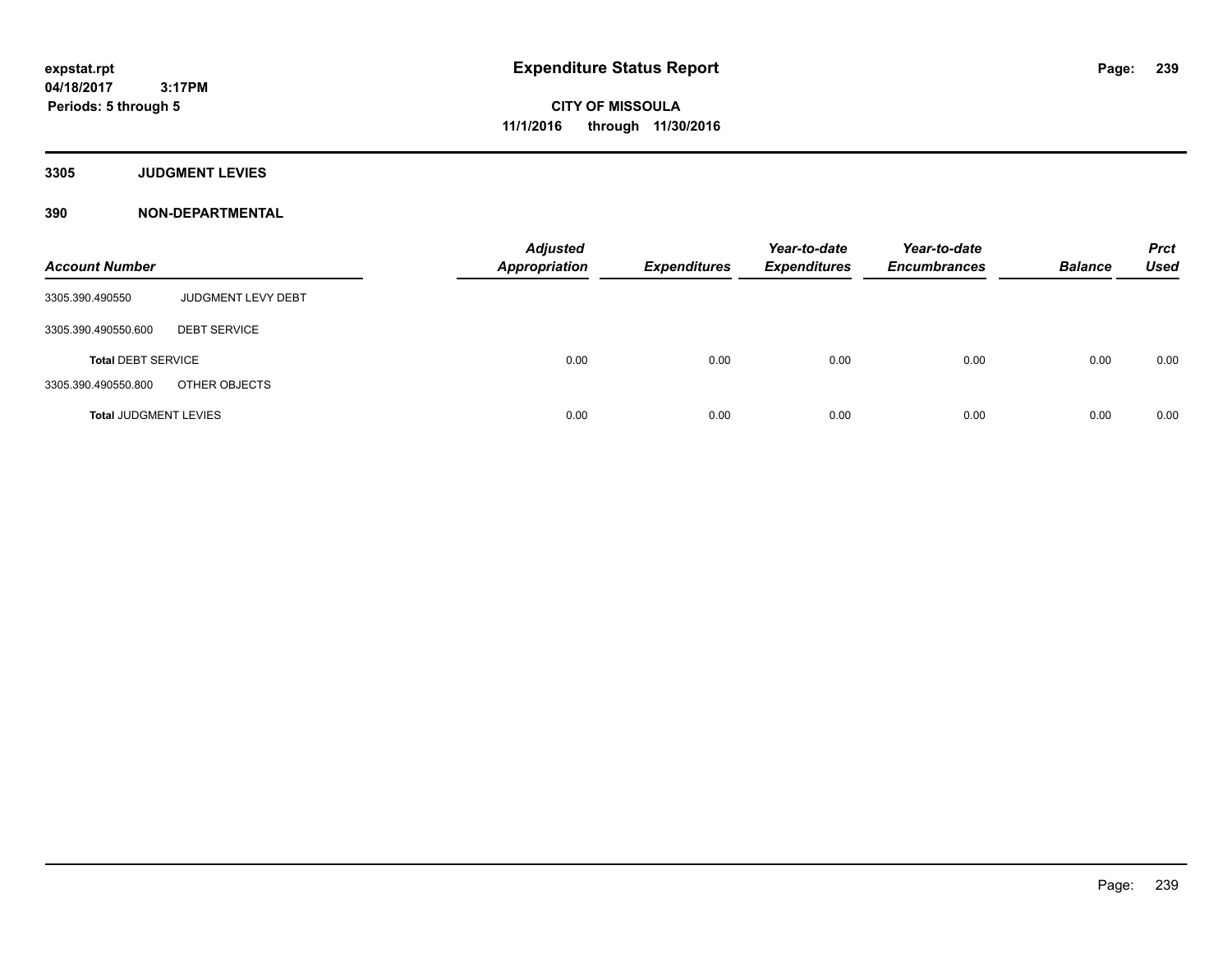**expstat.rpt**
**04/18/2017 3:17PM**
**Periods: 5 through 5**

# Expenditure Status Report

**CITY OF MISSOULA**
**11/1/2016 through 11/30/2016**

## 3305 JUDGMENT LEVIES

## 390 NON-DEPARTMENTAL

| Account Number | | Adjusted Appropriation | Expenditures | Year-to-date Expenditures | Year-to-date Encumbrances | Balance | Prct Used |
|---|---|---|---|---|---|---|---|
| 3305.390.490550 | JUDGMENT LEVY DEBT | | | | | | |
| 3305.390.490550.600 | DEBT SERVICE | | | | | | |
| **Total** DEBT SERVICE | | 0.00 | 0.00 | 0.00 | 0.00 | 0.00 | 0.00 |
| 3305.390.490550.800 | OTHER OBJECTS | | | | | | |
| **Total** JUDGMENT LEVIES | | 0.00 | 0.00 | 0.00 | 0.00 | 0.00 | 0.00 |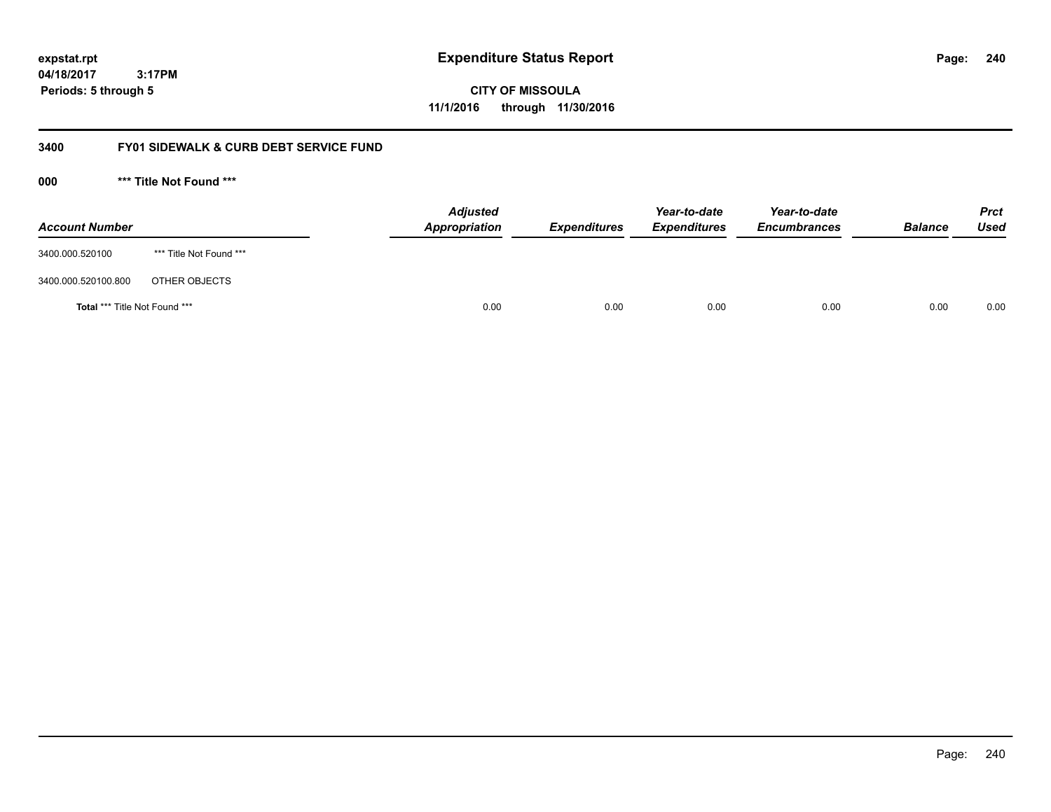**expstat.rpt**
**04/18/2017 3:17PM**
**Periods: 5 through 5**

# Expenditure Status Report

**CITY OF MISSOULA**
**11/1/2016 through 11/30/2016**

## 3400 FY01 SIDEWALK & CURB DEBT SERVICE FUND

### 000 *** Title Not Found ***

| Account Number | | Adjusted Appropriation | Expenditures | Year-to-date Expenditures | Year-to-date Encumbrances | Balance | Prct Used |
|---|---|---|---|---|---|---|---|
| 3400.000.520100 | *** Title Not Found *** | | | | | | |
| 3400.000.520100.800 | OTHER OBJECTS | | | | | | |
| **Total** *** Title Not Found *** | | 0.00 | 0.00 | 0.00 | 0.00 | 0.00 | 0.00 |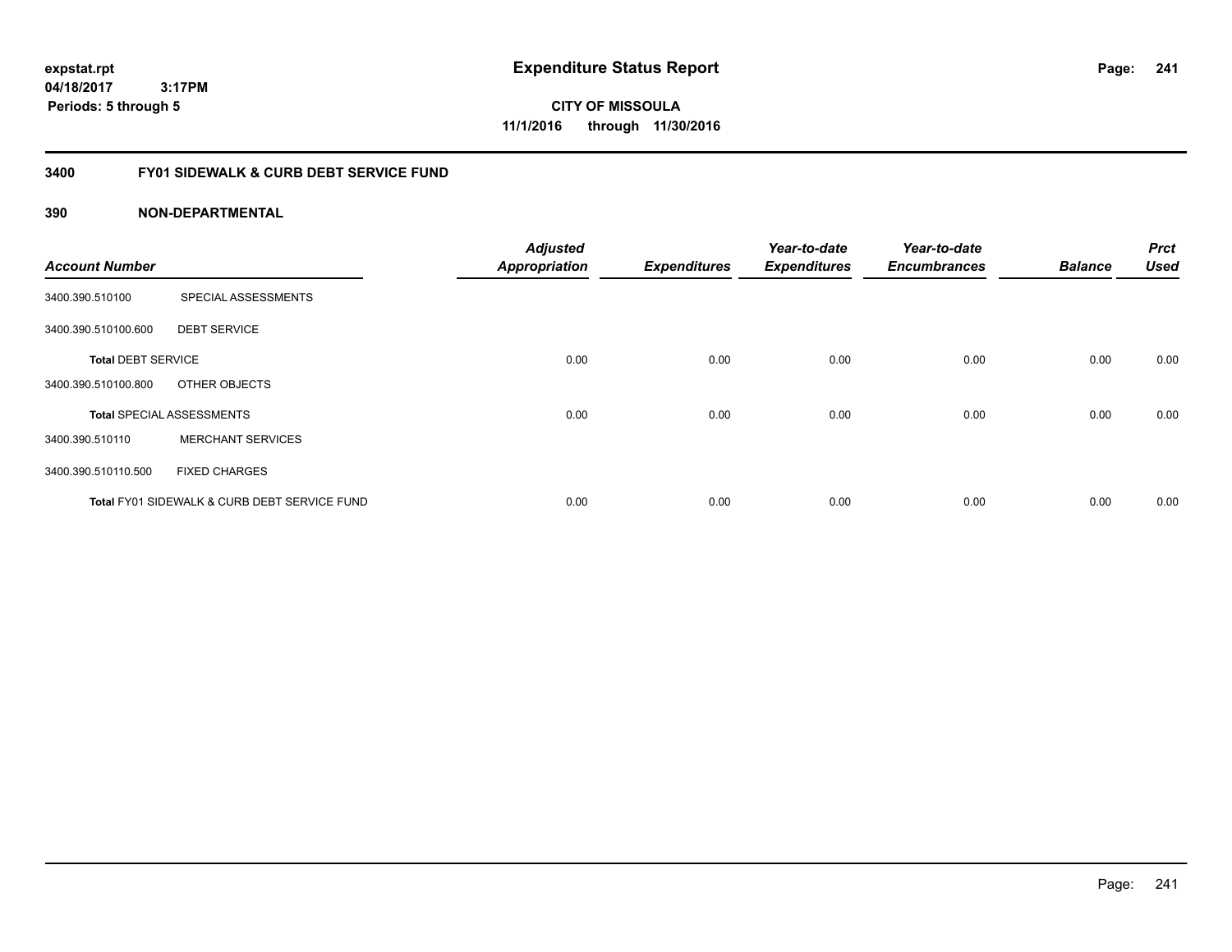**expstat.rpt**
**04/18/2017 3:17PM**
**Periods: 5 through 5**

# Expenditure Status Report

**CITY OF MISSOULA**
**11/1/2016 through 11/30/2016**

## 3400 FY01 SIDEWALK & CURB DEBT SERVICE FUND

### 390 NON-DEPARTMENTAL

| Account Number | | Adjusted Appropriation | Expenditures | Year-to-date Expenditures | Year-to-date Encumbrances | Balance | Prct Used |
|---|---|---|---|---|---|---|---|
| 3400.390.510100 | SPECIAL ASSESSMENTS | | | | | | |
| 3400.390.510100.600 | DEBT SERVICE | | | | | | |
| **Total** DEBT SERVICE | | 0.00 | 0.00 | 0.00 | 0.00 | 0.00 | 0.00 |
| 3400.390.510100.800 | OTHER OBJECTS | | | | | | |
| **Total** SPECIAL ASSESSMENTS | | 0.00 | 0.00 | 0.00 | 0.00 | 0.00 | 0.00 |
| 3400.390.510110 | MERCHANT SERVICES | | | | | | |
| 3400.390.510110.500 | FIXED CHARGES | | | | | | |
| **Total** FY01 SIDEWALK & CURB DEBT SERVICE FUND | | 0.00 | 0.00 | 0.00 | 0.00 | 0.00 | 0.00 |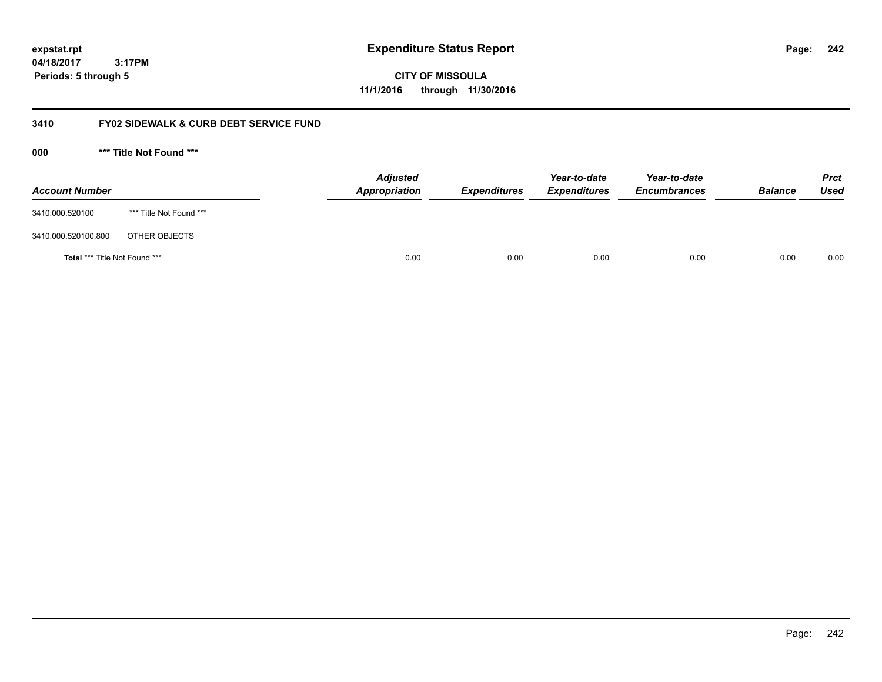**expstat.rpt**
**04/18/2017 3:17PM**
**Periods: 5 through 5**

# Expenditure Status Report

**CITY OF MISSOULA**
**11/1/2016 through 11/30/2016**

## 3410 FY02 SIDEWALK & CURB DEBT SERVICE FUND

### 000 *** Title Not Found ***

| Account Number | | Adjusted Appropriation | Expenditures | Year-to-date Expenditures | Year-to-date Encumbrances | Balance | Prct Used |
|---|---|---|---|---|---|---|---|
| 3410.000.520100 | *** Title Not Found *** | | | | | | |
| 3410.000.520100.800 | OTHER OBJECTS | | | | | | |
| **Total** *** Title Not Found *** | | 0.00 | 0.00 | 0.00 | 0.00 | 0.00 | 0.00 |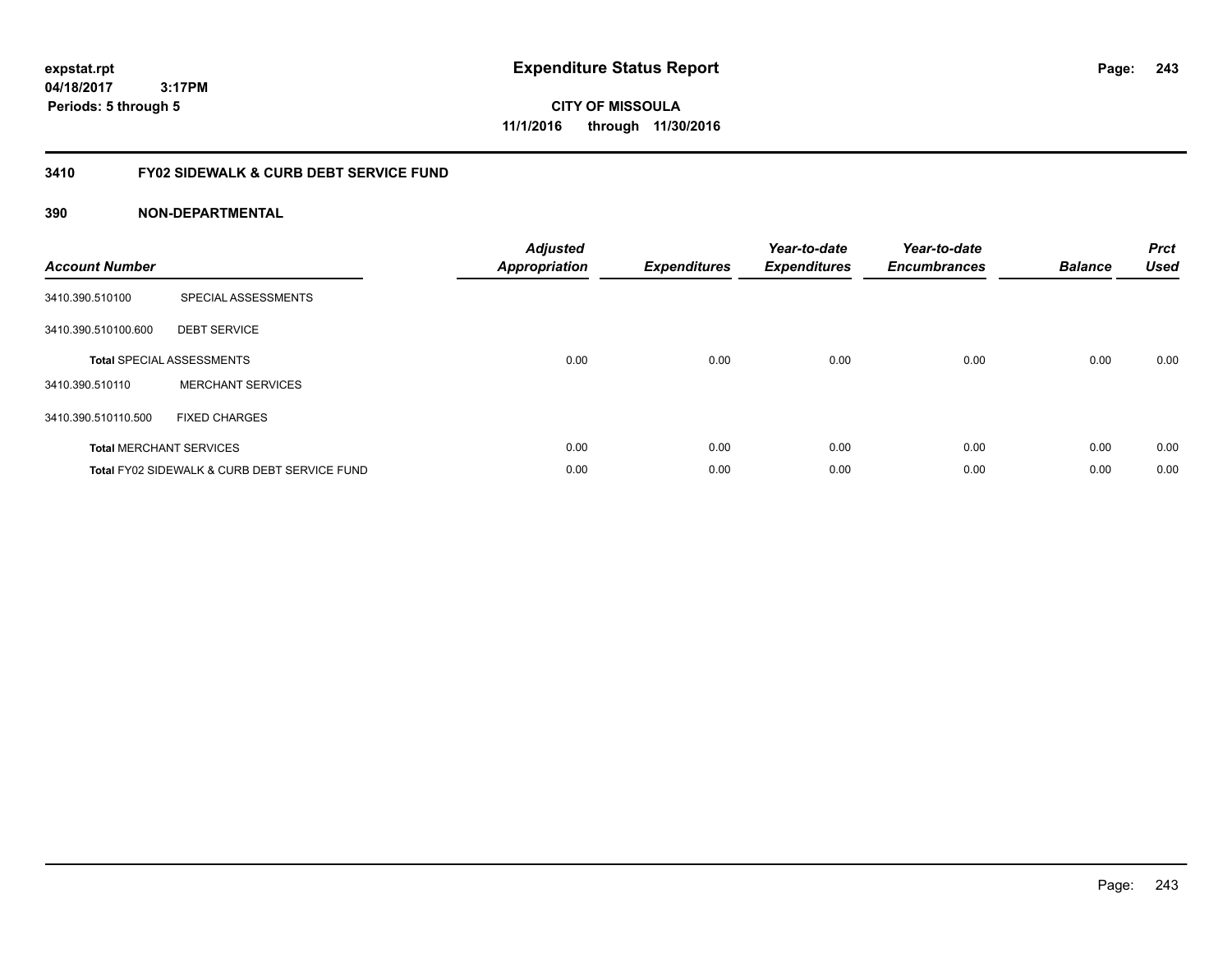expstat.rpt
04/18/2017 3:17PM
Periods: 5 through 5

# Expenditure Status Report

CITY OF MISSOULA
11/1/2016 through 11/30/2016

## 3410 FY02 SIDEWALK & CURB DEBT SERVICE FUND

### 390 NON-DEPARTMENTAL

| Account Number | | Adjusted Appropriation | Expenditures | Year-to-date Expenditures | Year-to-date Encumbrances | Balance | Prct Used |
|---|---|---|---|---|---|---|---|
| 3410.390.510100 | SPECIAL ASSESSMENTS | | | | | | |
| 3410.390.510100.600 | DEBT SERVICE | | | | | | |
| Total SPECIAL ASSESSMENTS | | 0.00 | 0.00 | 0.00 | 0.00 | 0.00 | 0.00 |
| 3410.390.510110 | MERCHANT SERVICES | | | | | | |
| 3410.390.510110.500 | FIXED CHARGES | | | | | | |
| Total MERCHANT SERVICES | | 0.00 | 0.00 | 0.00 | 0.00 | 0.00 | 0.00 |
| Total FY02 SIDEWALK & CURB DEBT SERVICE FUND | | 0.00 | 0.00 | 0.00 | 0.00 | 0.00 | 0.00 |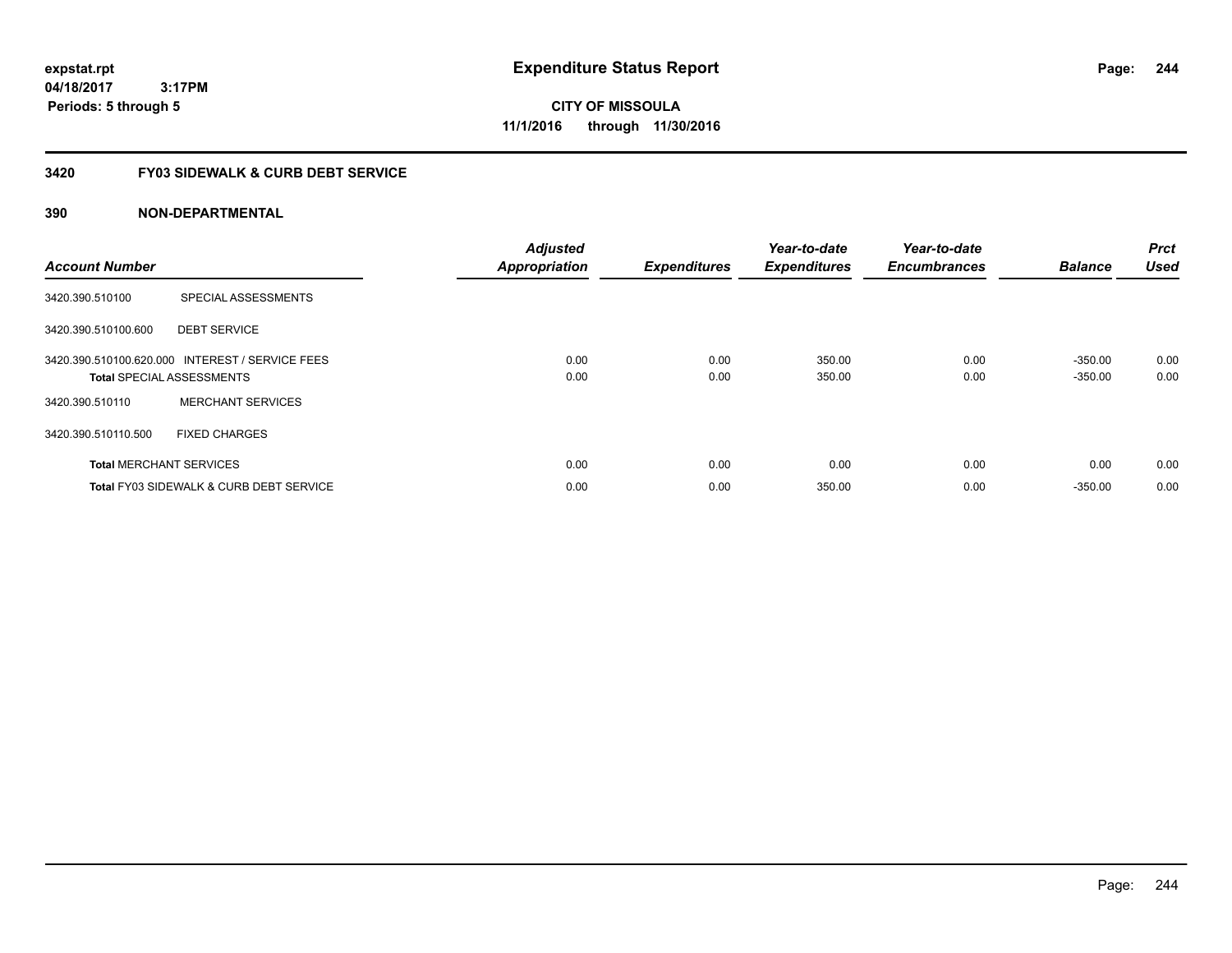expstat.rpt
04/18/2017 3:17PM
Periods: 5 through 5

# Expenditure Status Report

CITY OF MISSOULA
11/1/2016 through 11/30/2016

## 3420 FY03 SIDEWALK & CURB DEBT SERVICE

## 390 NON-DEPARTMENTAL

| Account Number | | Adjusted Appropriation | Expenditures | Year-to-date Expenditures | Year-to-date Encumbrances | Balance | Prct Used |
|---|---|---|---|---|---|---|---|
| 3420.390.510100 | SPECIAL ASSESSMENTS | | | | | | |
| 3420.390.510100.600 | DEBT SERVICE | | | | | | |
| 3420.390.510100.620.000 | INTEREST / SERVICE FEES | 0.00 | 0.00 | 350.00 | 0.00 | -350.00 | 0.00 |
| **Total** SPECIAL ASSESSMENTS | | 0.00 | 0.00 | 350.00 | 0.00 | -350.00 | 0.00 |
| 3420.390.510110 | MERCHANT SERVICES | | | | | | |
| 3420.390.510110.500 | FIXED CHARGES | | | | | | |
| **Total** MERCHANT SERVICES | | 0.00 | 0.00 | 0.00 | 0.00 | 0.00 | 0.00 |
| **Total** FY03 SIDEWALK & CURB DEBT SERVICE | | 0.00 | 0.00 | 350.00 | 0.00 | -350.00 | 0.00 |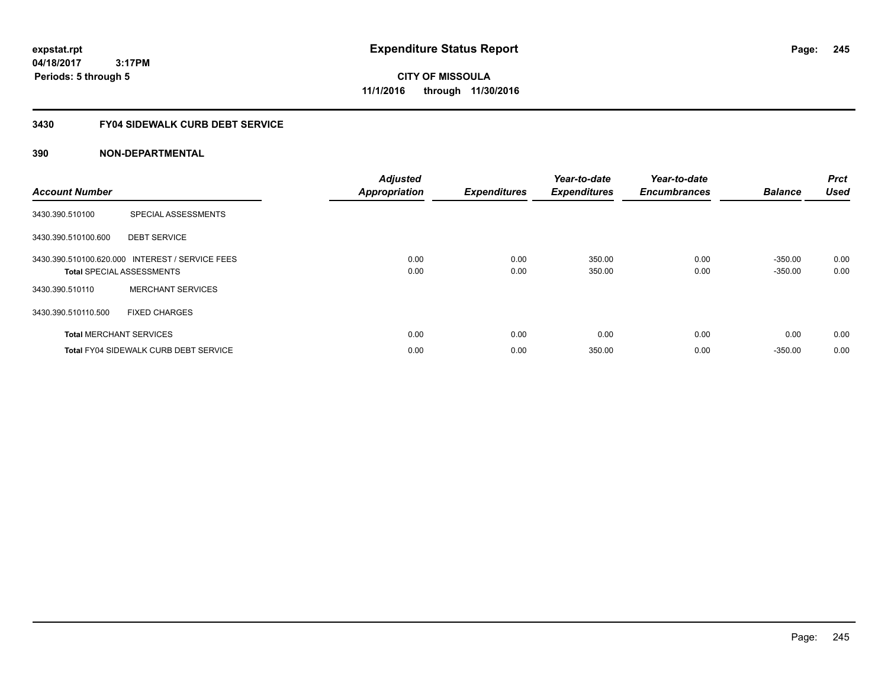**expstat.rpt**
**04/18/2017 3:17PM**
**Periods: 5 through 5**

# Expenditure Status Report

**CITY OF MISSOULA**
**11/1/2016 through 11/30/2016**

## 3430 FY04 SIDEWALK CURB DEBT SERVICE

## 390 NON-DEPARTMENTAL

| Account Number | | Adjusted Appropriation | Expenditures | Year-to-date Expenditures | Year-to-date Encumbrances | Balance | Prct Used |
|---|---|---|---|---|---|---|---|
| 3430.390.510100 | SPECIAL ASSESSMENTS | | | | | | |
| 3430.390.510100.600 | DEBT SERVICE | | | | | | |
| 3430.390.510100.620.000 | INTEREST / SERVICE FEES | 0.00 | 0.00 | 350.00 | 0.00 | -350.00 | 0.00 |
| **Total** SPECIAL ASSESSMENTS | | 0.00 | 0.00 | 350.00 | 0.00 | -350.00 | 0.00 |
| 3430.390.510110 | MERCHANT SERVICES | | | | | | |
| 3430.390.510110.500 | FIXED CHARGES | | | | | | |
| **Total** MERCHANT SERVICES | | 0.00 | 0.00 | 0.00 | 0.00 | 0.00 | 0.00 |
| **Total** FY04 SIDEWALK CURB DEBT SERVICE | | 0.00 | 0.00 | 350.00 | 0.00 | -350.00 | 0.00 |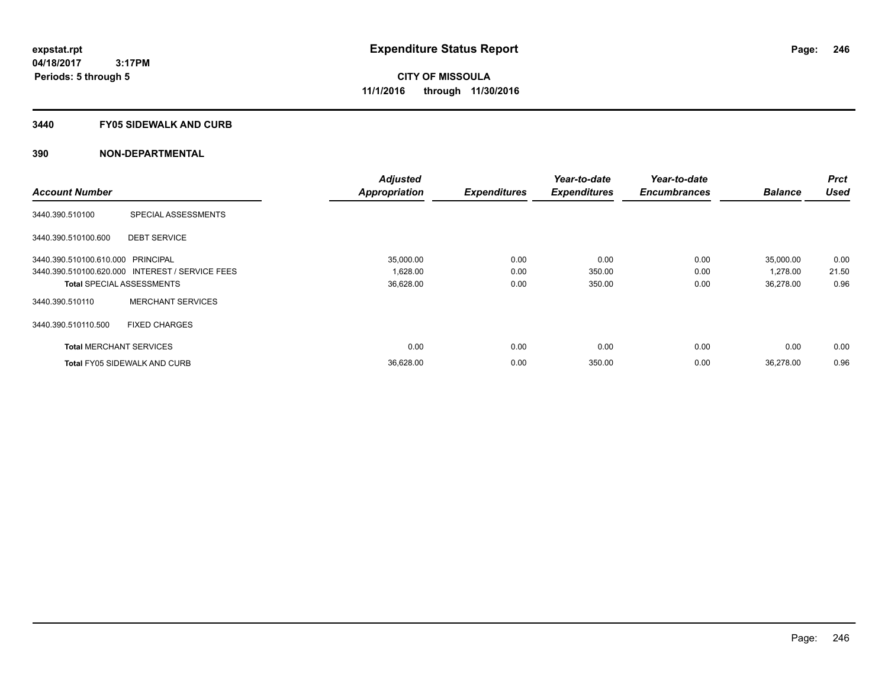expstat.rpt
04/18/2017 3:17PM
Periods: 5 through 5

# Expenditure Status Report

**CITY OF MISSOULA**
**11/1/2016 through 11/30/2016**

## 3440 FY05 SIDEWALK AND CURB

### 390 NON-DEPARTMENTAL

| Account Number | | Adjusted Appropriation | Expenditures | Year-to-date Expenditures | Year-to-date Encumbrances | Balance | Prct Used |
|---|---|---|---|---|---|---|---|
| 3440.390.510100 | SPECIAL ASSESSMENTS | | | | | | |
| 3440.390.510100.600 | DEBT SERVICE | | | | | | |
| 3440.390.510100.610.000 | PRINCIPAL | 35,000.00 | 0.00 | 0.00 | 0.00 | 35,000.00 | 0.00 |
| 3440.390.510100.620.000 | INTEREST / SERVICE FEES | 1,628.00 | 0.00 | 350.00 | 0.00 | 1,278.00 | 21.50 |
| **Total** SPECIAL ASSESSMENTS | | 36,628.00 | 0.00 | 350.00 | 0.00 | 36,278.00 | 0.96 |
| 3440.390.510110 | MERCHANT SERVICES | | | | | | |
| 3440.390.510110.500 | FIXED CHARGES | | | | | | |
| **Total** MERCHANT SERVICES | | 0.00 | 0.00 | 0.00 | 0.00 | 0.00 | 0.00 |
| **Total** FY05 SIDEWALK AND CURB | | 36,628.00 | 0.00 | 350.00 | 0.00 | 36,278.00 | 0.96 |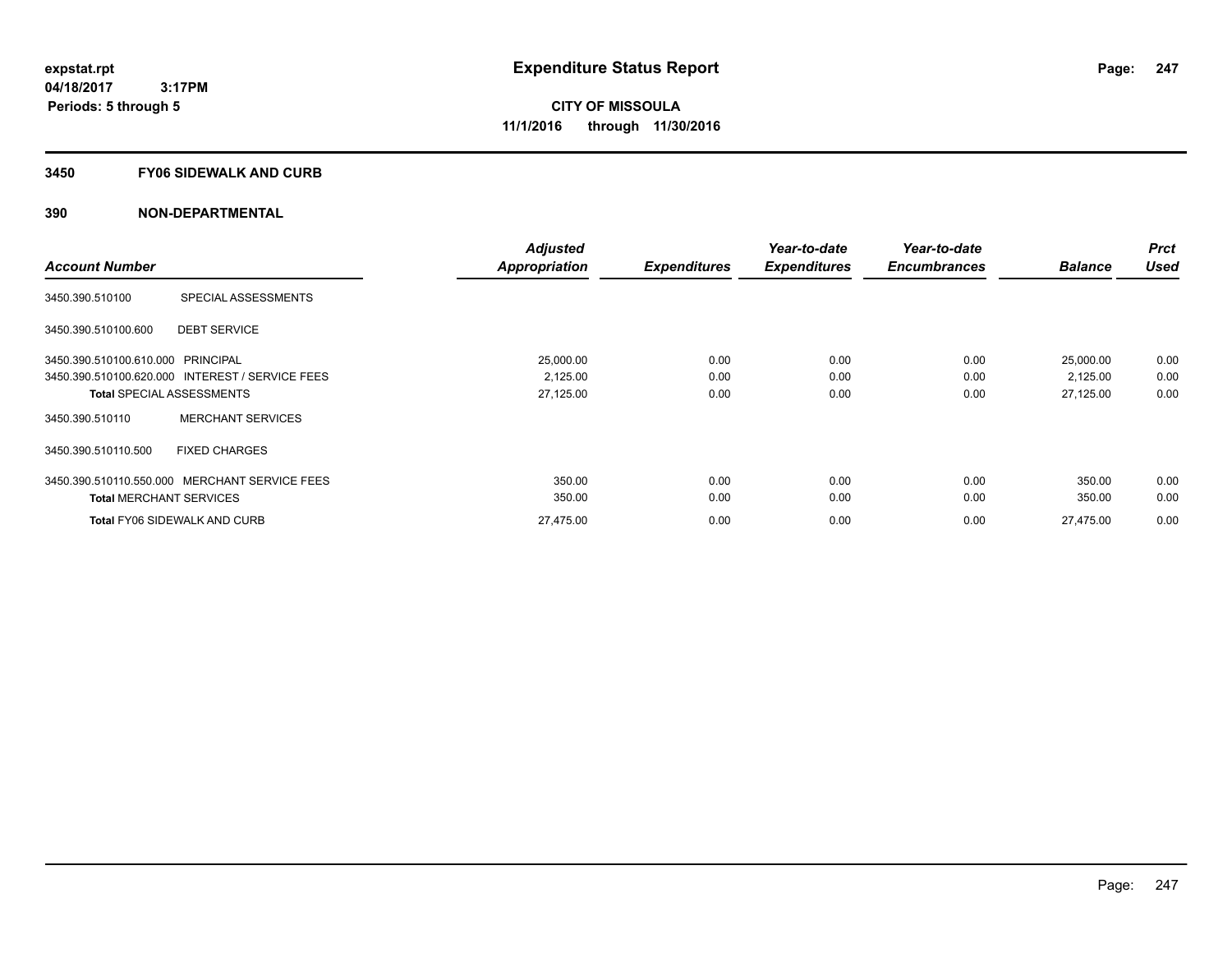**expstat.rpt**
**04/18/2017 3:17PM**
**Periods: 5 through 5**

# Expenditure Status Report

**CITY OF MISSOULA**
**11/1/2016 through 11/30/2016**

## 3450 FY06 SIDEWALK AND CURB

## 390 NON-DEPARTMENTAL

| Account Number | | Adjusted Appropriation | Expenditures | Year-to-date Expenditures | Year-to-date Encumbrances | Balance | Prct Used |
|---|---|---|---|---|---|---|---|
| 3450.390.510100 | SPECIAL ASSESSMENTS | | | | | | |
| 3450.390.510100.600 | DEBT SERVICE | | | | | | |
| 3450.390.510100.610.000 | PRINCIPAL | 25,000.00 | 0.00 | 0.00 | 0.00 | 25,000.00 | 0.00 |
| 3450.390.510100.620.000 | INTEREST / SERVICE FEES | 2,125.00 | 0.00 | 0.00 | 0.00 | 2,125.00 | 0.00 |
| **Total** SPECIAL ASSESSMENTS | | 27,125.00 | 0.00 | 0.00 | 0.00 | 27,125.00 | 0.00 |
| 3450.390.510110 | MERCHANT SERVICES | | | | | | |
| 3450.390.510110.500 | FIXED CHARGES | | | | | | |
| 3450.390.510110.550.000 | MERCHANT SERVICE FEES | 350.00 | 0.00 | 0.00 | 0.00 | 350.00 | 0.00 |
| **Total** MERCHANT SERVICES | | 350.00 | 0.00 | 0.00 | 0.00 | 350.00 | 0.00 |
| **Total** FY06 SIDEWALK AND CURB | | 27,475.00 | 0.00 | 0.00 | 0.00 | 27,475.00 | 0.00 |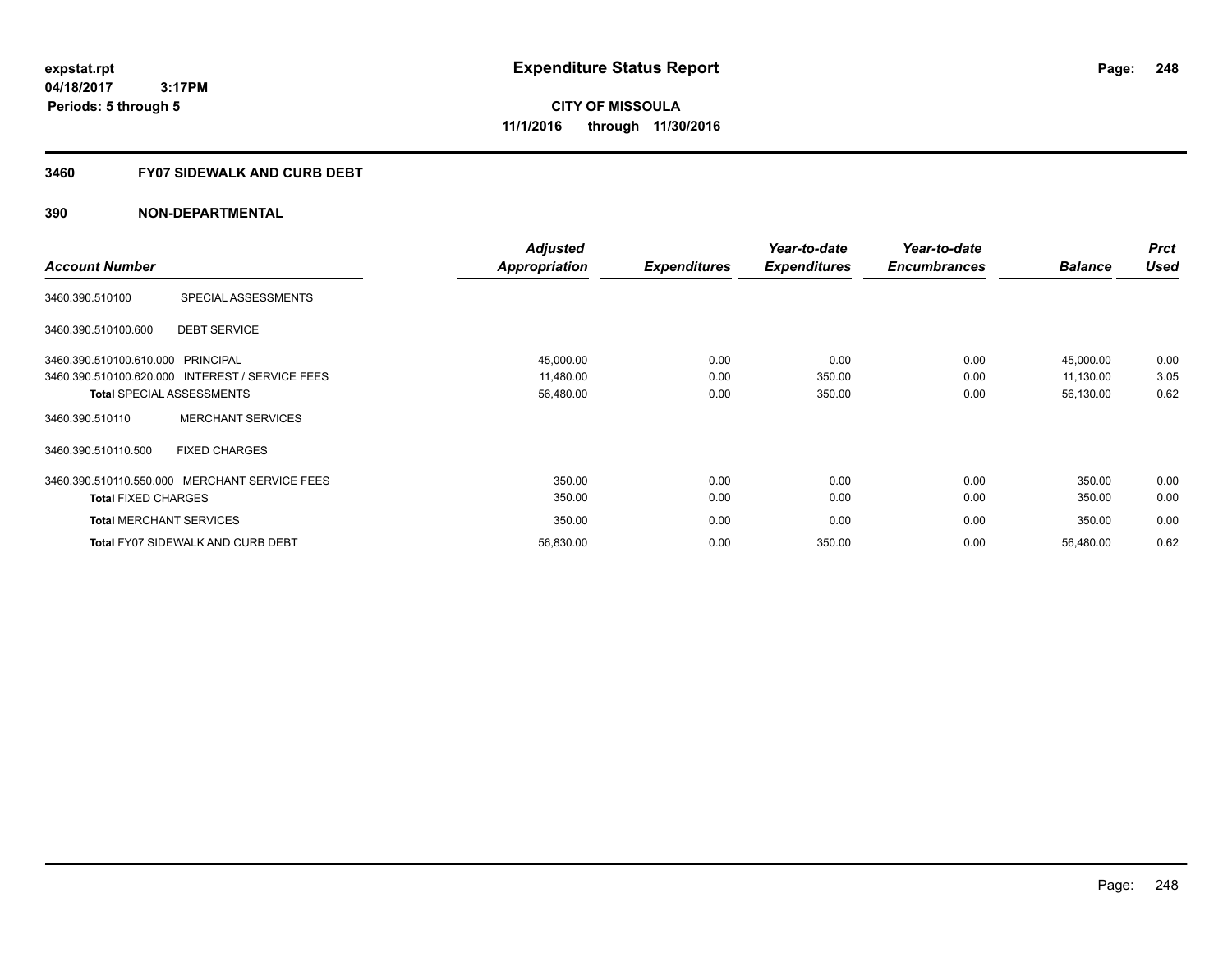expstat.rpt
04/18/2017 3:17PM
Periods: 5 through 5

# Expenditure Status Report

CITY OF MISSOULA
11/1/2016 through 11/30/2016

## 3460 FY07 SIDEWALK AND CURB DEBT

## 390 NON-DEPARTMENTAL

| Account Number | | Adjusted Appropriation | Expenditures | Year-to-date Expenditures | Year-to-date Encumbrances | Balance | Prct Used |
|---|---|---|---|---|---|---|---|
| 3460.390.510100 | SPECIAL ASSESSMENTS | | | | | | |
| 3460.390.510100.600 | DEBT SERVICE | | | | | | |
| 3460.390.510100.610.000 | PRINCIPAL | 45,000.00 | 0.00 | 0.00 | 0.00 | 45,000.00 | 0.00 |
| 3460.390.510100.620.000 | INTEREST / SERVICE FEES | 11,480.00 | 0.00 | 350.00 | 0.00 | 11,130.00 | 3.05 |
| **Total** SPECIAL ASSESSMENTS | | 56,480.00 | 0.00 | 350.00 | 0.00 | 56,130.00 | 0.62 |
| 3460.390.510110 | MERCHANT SERVICES | | | | | | |
| 3460.390.510110.500 | FIXED CHARGES | | | | | | |
| 3460.390.510110.550.000 | MERCHANT SERVICE FEES | 350.00 | 0.00 | 0.00 | 0.00 | 350.00 | 0.00 |
| **Total** FIXED CHARGES | | 350.00 | 0.00 | 0.00 | 0.00 | 350.00 | 0.00 |
| **Total** MERCHANT SERVICES | | 350.00 | 0.00 | 0.00 | 0.00 | 350.00 | 0.00 |
| **Total** FY07 SIDEWALK AND CURB DEBT | | 56,830.00 | 0.00 | 350.00 | 0.00 | 56,480.00 | 0.62 |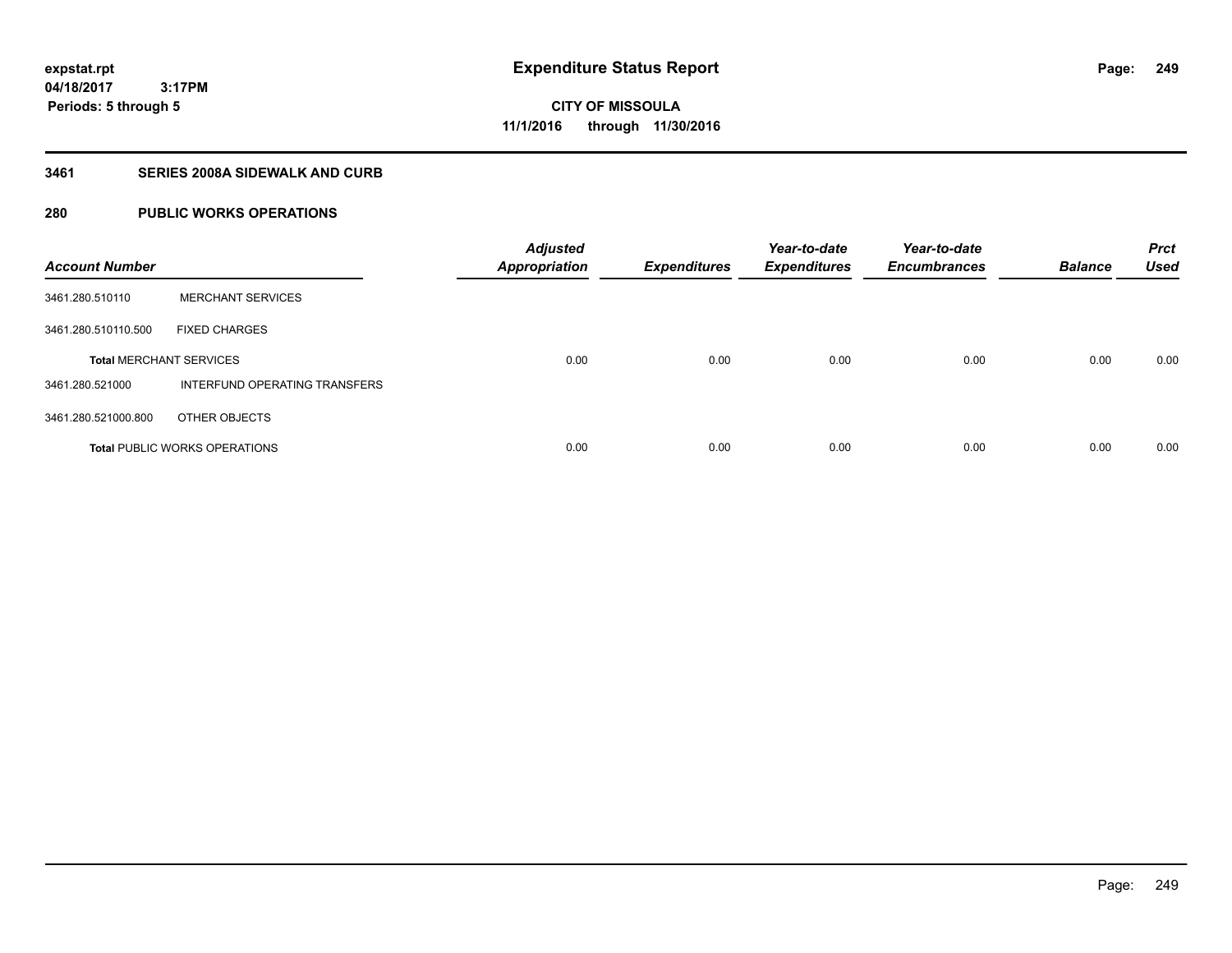# Expenditure Status Report

**CITY OF MISSOULA**
**11/1/2016 through 11/30/2016**

expstat.rpt
04/18/2017 3:17PM
Periods: 5 through 5

## 3461 SERIES 2008A SIDEWALK AND CURB

## 280 PUBLIC WORKS OPERATIONS

| Account Number | | Adjusted Appropriation | Expenditures | Year-to-date Expenditures | Year-to-date Encumbrances | Balance | Prct Used |
|---|---|---|---|---|---|---|---|
| 3461.280.510110 | MERCHANT SERVICES | | | | | | |
| 3461.280.510110.500 | FIXED CHARGES | | | | | | |
| **Total** MERCHANT SERVICES | | 0.00 | 0.00 | 0.00 | 0.00 | 0.00 | 0.00 |
| 3461.280.521000 | INTERFUND OPERATING TRANSFERS | | | | | | |
| 3461.280.521000.800 | OTHER OBJECTS | | | | | | |
| **Total** PUBLIC WORKS OPERATIONS | | 0.00 | 0.00 | 0.00 | 0.00 | 0.00 | 0.00 |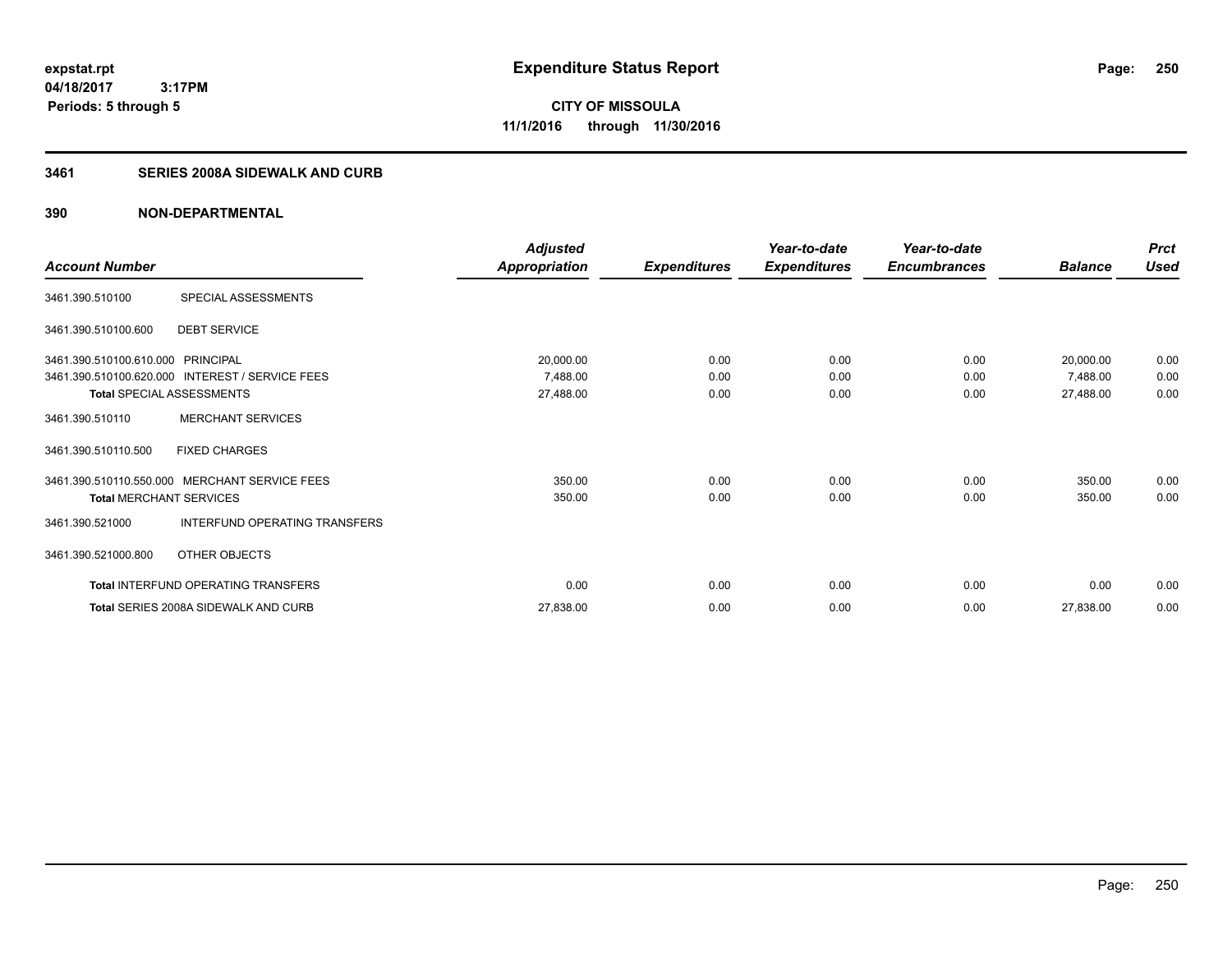# Expenditure Status Report

expstat.rpt
04/18/2017 3:17PM
Periods: 5 through 5

**CITY OF MISSOULA**
**11/1/2016 through 11/30/2016**

## 3461 SERIES 2008A SIDEWALK AND CURB

## 390 NON-DEPARTMENTAL

| Account Number | | Adjusted Appropriation | Expenditures | Year-to-date Expenditures | Year-to-date Encumbrances | Balance | Prct Used |
|---|---|---|---|---|---|---|---|
| 3461.390.510100 | SPECIAL ASSESSMENTS | | | | | | |
| 3461.390.510100.600 | DEBT SERVICE | | | | | | |
| 3461.390.510100.610.000 | PRINCIPAL | 20,000.00 | 0.00 | 0.00 | 0.00 | 20,000.00 | 0.00 |
| 3461.390.510100.620.000 | INTEREST / SERVICE FEES | 7,488.00 | 0.00 | 0.00 | 0.00 | 7,488.00 | 0.00 |
| **Total** SPECIAL ASSESSMENTS | | 27,488.00 | 0.00 | 0.00 | 0.00 | 27,488.00 | 0.00 |
| 3461.390.510110 | MERCHANT SERVICES | | | | | | |
| 3461.390.510110.500 | FIXED CHARGES | | | | | | |
| 3461.390.510110.550.000 | MERCHANT SERVICE FEES | 350.00 | 0.00 | 0.00 | 0.00 | 350.00 | 0.00 |
| **Total** MERCHANT SERVICES | | 350.00 | 0.00 | 0.00 | 0.00 | 350.00 | 0.00 |
| 3461.390.521000 | INTERFUND OPERATING TRANSFERS | | | | | | |
| 3461.390.521000.800 | OTHER OBJECTS | | | | | | |
| **Total** INTERFUND OPERATING TRANSFERS | | 0.00 | 0.00 | 0.00 | 0.00 | 0.00 | 0.00 |
| **Total** SERIES 2008A SIDEWALK AND CURB | | 27,838.00 | 0.00 | 0.00 | 0.00 | 27,838.00 | 0.00 |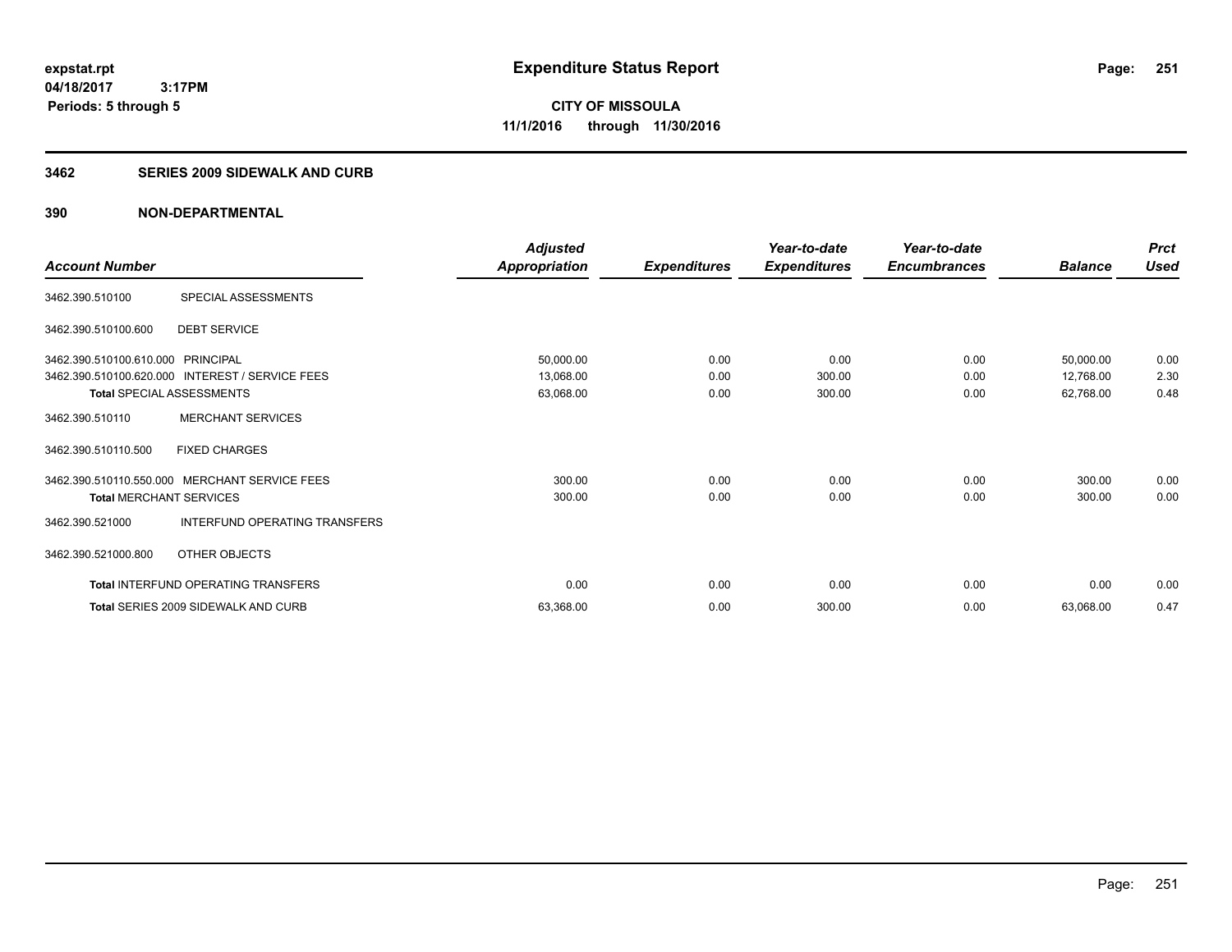**expstat.rpt**
**04/18/2017 3:17PM**
**Periods: 5 through 5**

# Expenditure Status Report

**CITY OF MISSOULA**
**11/1/2016 through 11/30/2016**

## 3462 SERIES 2009 SIDEWALK AND CURB

## 390 NON-DEPARTMENTAL

| Account Number | | Adjusted Appropriation | Expenditures | Year-to-date Expenditures | Year-to-date Encumbrances | Balance | Prct Used |
|---|---|---|---|---|---|---|---|
| 3462.390.510100 | SPECIAL ASSESSMENTS | | | | | | |
| 3462.390.510100.600 | DEBT SERVICE | | | | | | |
| 3462.390.510100.610.000 | PRINCIPAL | 50,000.00 | 0.00 | 0.00 | 0.00 | 50,000.00 | 0.00 |
| 3462.390.510100.620.000 | INTEREST / SERVICE FEES | 13,068.00 | 0.00 | 300.00 | 0.00 | 12,768.00 | 2.30 |
| **Total** SPECIAL ASSESSMENTS | | 63,068.00 | 0.00 | 300.00 | 0.00 | 62,768.00 | 0.48 |
| 3462.390.510110 | MERCHANT SERVICES | | | | | | |
| 3462.390.510110.500 | FIXED CHARGES | | | | | | |
| 3462.390.510110.550.000 | MERCHANT SERVICE FEES | 300.00 | 0.00 | 0.00 | 0.00 | 300.00 | 0.00 |
| **Total** MERCHANT SERVICES | | 300.00 | 0.00 | 0.00 | 0.00 | 300.00 | 0.00 |
| 3462.390.521000 | INTERFUND OPERATING TRANSFERS | | | | | | |
| 3462.390.521000.800 | OTHER OBJECTS | | | | | | |
| **Total** INTERFUND OPERATING TRANSFERS | | 0.00 | 0.00 | 0.00 | 0.00 | 0.00 | 0.00 |
| **Total** SERIES 2009 SIDEWALK AND CURB | | 63,368.00 | 0.00 | 300.00 | 0.00 | 63,068.00 | 0.47 |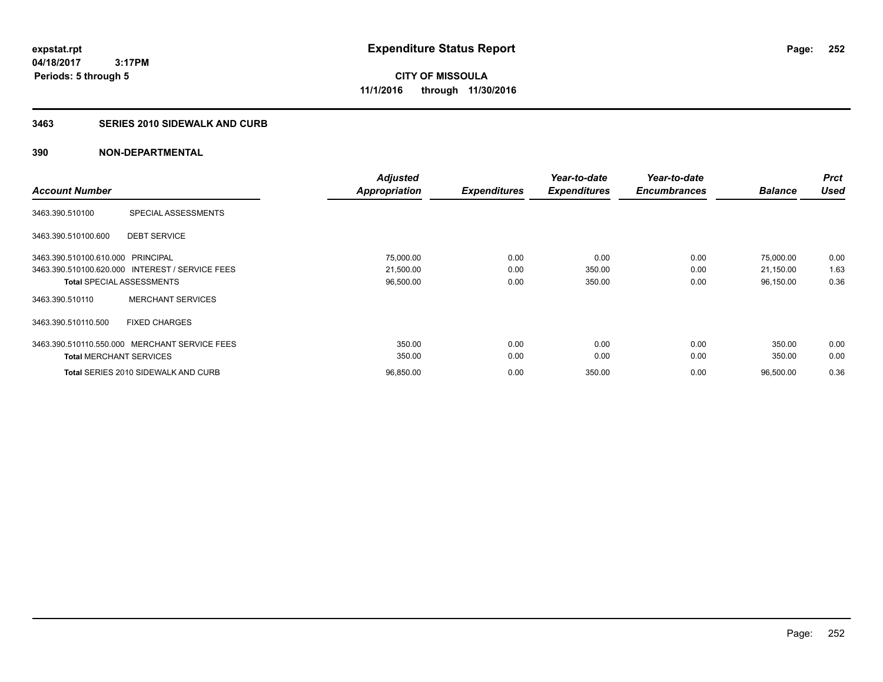expstat.rpt
04/18/2017 3:17PM
Periods: 5 through 5

# Expenditure Status Report

**CITY OF MISSOULA**
**11/1/2016 through 11/30/2016**

## 3463 SERIES 2010 SIDEWALK AND CURB

## 390 NON-DEPARTMENTAL

| Account Number | | Adjusted Appropriation | Expenditures | Year-to-date Expenditures | Year-to-date Encumbrances | Balance | Prct Used |
|---|---|---|---|---|---|---|---|
| 3463.390.510100 | SPECIAL ASSESSMENTS | | | | | | |
| 3463.390.510100.600 | DEBT SERVICE | | | | | | |
| 3463.390.510100.610.000 | PRINCIPAL | 75,000.00 | 0.00 | 0.00 | 0.00 | 75,000.00 | 0.00 |
| 3463.390.510100.620.000 | INTEREST / SERVICE FEES | 21,500.00 | 0.00 | 350.00 | 0.00 | 21,150.00 | 1.63 |
| **Total** SPECIAL ASSESSMENTS | | 96,500.00 | 0.00 | 350.00 | 0.00 | 96,150.00 | 0.36 |
| 3463.390.510110 | MERCHANT SERVICES | | | | | | |
| 3463.390.510110.500 | FIXED CHARGES | | | | | | |
| 3463.390.510110.550.000 | MERCHANT SERVICE FEES | 350.00 | 0.00 | 0.00 | 0.00 | 350.00 | 0.00 |
| **Total** MERCHANT SERVICES | | 350.00 | 0.00 | 0.00 | 0.00 | 350.00 | 0.00 |
| **Total** SERIES 2010 SIDEWALK AND CURB | | 96,850.00 | 0.00 | 350.00 | 0.00 | 96,500.00 | 0.36 |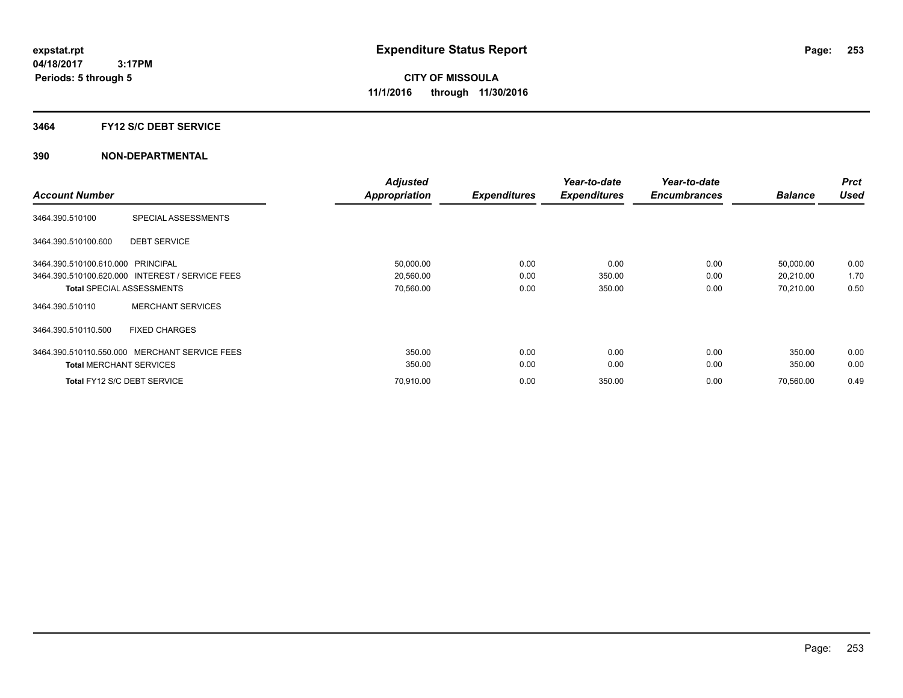expstat.rpt
04/18/2017 3:17PM
Periods: 5 through 5

# Expenditure Status Report

CITY OF MISSOULA
11/1/2016 through 11/30/2016

## 3464 FY12 S/C DEBT SERVICE

## 390 NON-DEPARTMENTAL

| Account Number | | Adjusted Appropriation | Expenditures | Year-to-date Expenditures | Year-to-date Encumbrances | Balance | Prct Used |
|---|---|---|---|---|---|---|---|
| 3464.390.510100 | SPECIAL ASSESSMENTS | | | | | | |
| 3464.390.510100.600 | DEBT SERVICE | | | | | | |
| 3464.390.510100.610.000 | PRINCIPAL | 50,000.00 | 0.00 | 0.00 | 0.00 | 50,000.00 | 0.00 |
| 3464.390.510100.620.000 | INTEREST / SERVICE FEES | 20,560.00 | 0.00 | 350.00 | 0.00 | 20,210.00 | 1.70 |
| **Total** SPECIAL ASSESSMENTS | | 70,560.00 | 0.00 | 350.00 | 0.00 | 70,210.00 | 0.50 |
| 3464.390.510110 | MERCHANT SERVICES | | | | | | |
| 3464.390.510110.500 | FIXED CHARGES | | | | | | |
| 3464.390.510110.550.000 | MERCHANT SERVICE FEES | 350.00 | 0.00 | 0.00 | 0.00 | 350.00 | 0.00 |
| **Total** MERCHANT SERVICES | | 350.00 | 0.00 | 0.00 | 0.00 | 350.00 | 0.00 |
| **Total** FY12 S/C DEBT SERVICE | | 70,910.00 | 0.00 | 350.00 | 0.00 | 70,560.00 | 0.49 |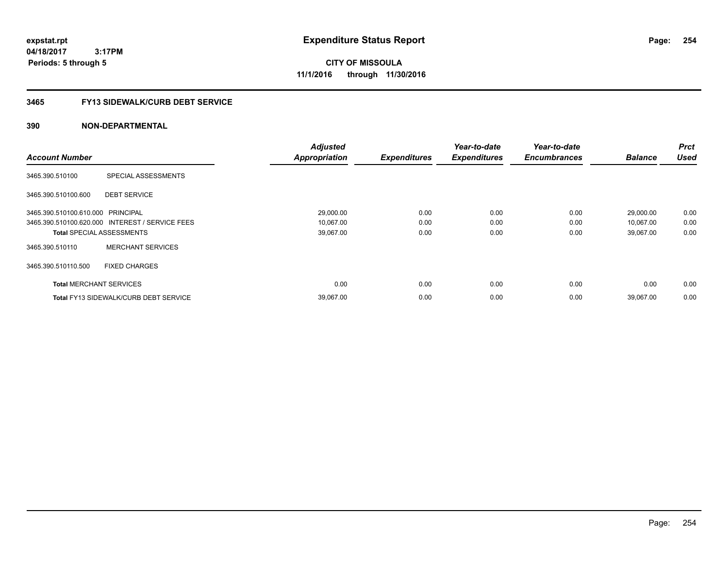# Expenditure Status Report

**expstat.rpt**
**04/18/2017 3:17PM**
**Periods: 5 through 5**

**CITY OF MISSOULA**
**11/1/2016 through 11/30/2016**

## 3465 FY13 SIDEWALK/CURB DEBT SERVICE

### 390 NON-DEPARTMENTAL

| Account Number | | Adjusted Appropriation | Expenditures | Year-to-date Expenditures | Year-to-date Encumbrances | Balance | Prct Used |
|---|---|---|---|---|---|---|---|
| 3465.390.510100 | SPECIAL ASSESSMENTS | | | | | | |
| 3465.390.510100.600 | DEBT SERVICE | | | | | | |
| 3465.390.510100.610.000 | PRINCIPAL | 29,000.00 | 0.00 | 0.00 | 0.00 | 29,000.00 | 0.00 |
| 3465.390.510100.620.000 | INTEREST / SERVICE FEES | 10,067.00 | 0.00 | 0.00 | 0.00 | 10,067.00 | 0.00 |
| **Total** SPECIAL ASSESSMENTS | | 39,067.00 | 0.00 | 0.00 | 0.00 | 39,067.00 | 0.00 |
| 3465.390.510110 | MERCHANT SERVICES | | | | | | |
| 3465.390.510110.500 | FIXED CHARGES | | | | | | |
| **Total** MERCHANT SERVICES | | 0.00 | 0.00 | 0.00 | 0.00 | 0.00 | 0.00 |
| **Total** FY13 SIDEWALK/CURB DEBT SERVICE | | 39,067.00 | 0.00 | 0.00 | 0.00 | 39,067.00 | 0.00 |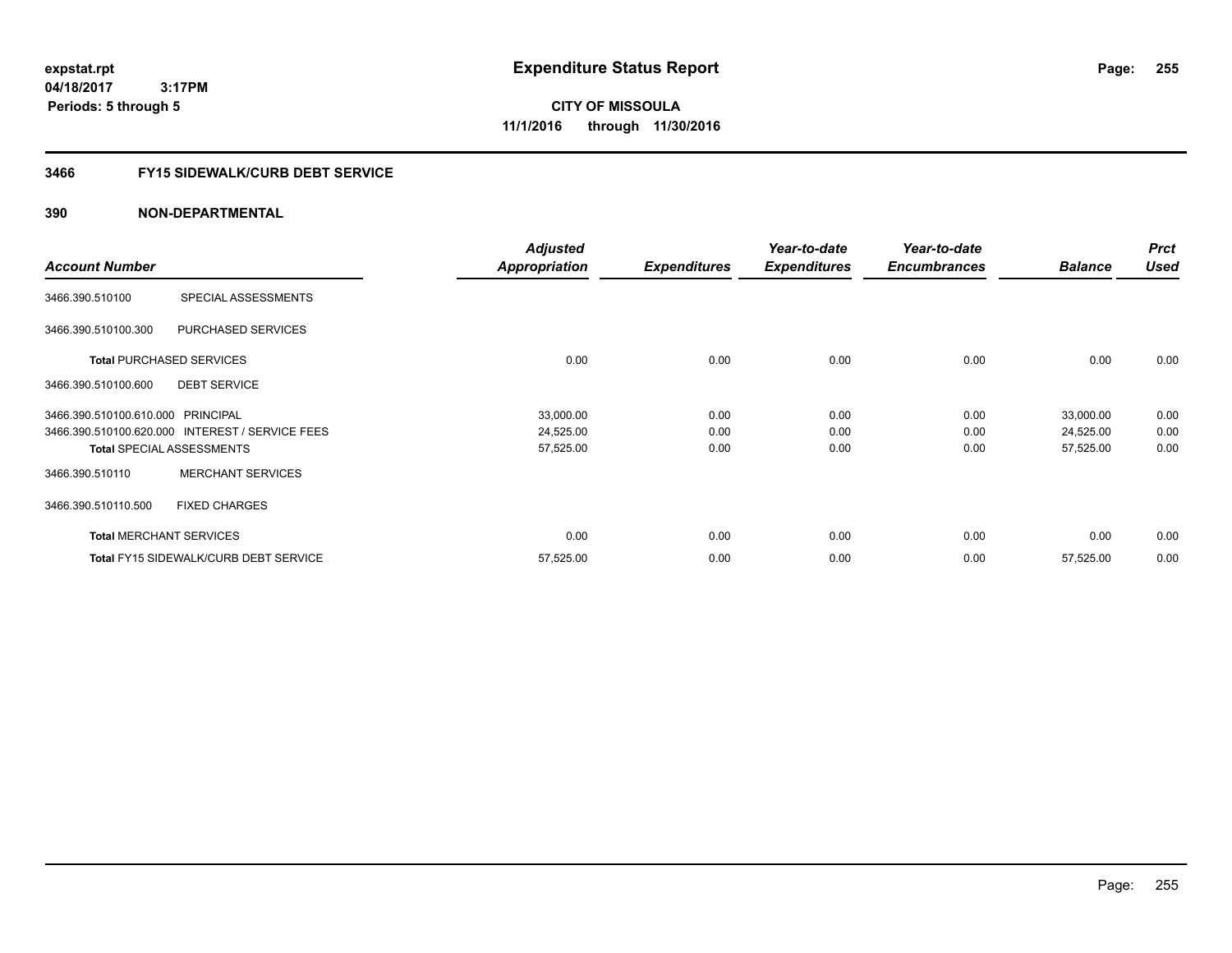expstat.rpt
04/18/2017 3:17PM
Periods: 5 through 5

# Expenditure Status Report

**CITY OF MISSOULA**
**11/1/2016 through 11/30/2016**

## 3466 FY15 SIDEWALK/CURB DEBT SERVICE

## 390 NON-DEPARTMENTAL

| Account Number | | Adjusted Appropriation | Expenditures | Year-to-date Expenditures | Year-to-date Encumbrances | Balance | Prct Used |
|---|---|---|---|---|---|---|---|
| 3466.390.510100 | SPECIAL ASSESSMENTS | | | | | | |
| 3466.390.510100.300 | PURCHASED SERVICES | | | | | | |
| **Total** PURCHASED SERVICES | | 0.00 | 0.00 | 0.00 | 0.00 | 0.00 | 0.00 |
| 3466.390.510100.600 | DEBT SERVICE | | | | | | |
| 3466.390.510100.610.000 | PRINCIPAL | 33,000.00 | 0.00 | 0.00 | 0.00 | 33,000.00 | 0.00 |
| 3466.390.510100.620.000 | INTEREST / SERVICE FEES | 24,525.00 | 0.00 | 0.00 | 0.00 | 24,525.00 | 0.00 |
| **Total** SPECIAL ASSESSMENTS | | 57,525.00 | 0.00 | 0.00 | 0.00 | 57,525.00 | 0.00 |
| 3466.390.510110 | MERCHANT SERVICES | | | | | | |
| 3466.390.510110.500 | FIXED CHARGES | | | | | | |
| **Total** MERCHANT SERVICES | | 0.00 | 0.00 | 0.00 | 0.00 | 0.00 | 0.00 |
| **Total** FY15 SIDEWALK/CURB DEBT SERVICE | | 57,525.00 | 0.00 | 0.00 | 0.00 | 57,525.00 | 0.00 |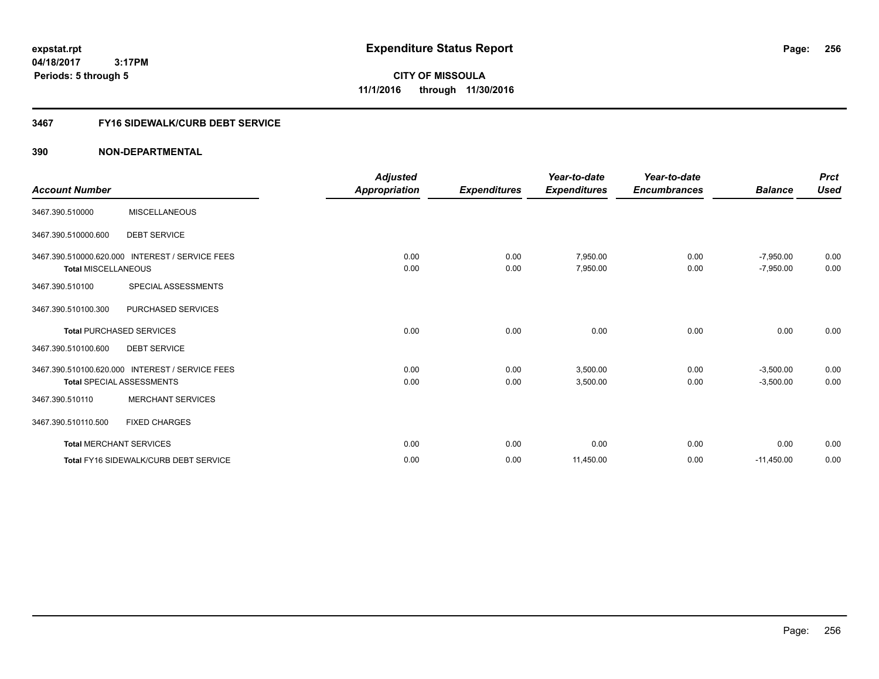**expstat.rpt**
**04/18/2017 3:17PM**
**Periods: 5 through 5**

# Expenditure Status Report

**CITY OF MISSOULA**
**11/1/2016 through 11/30/2016**

## 3467 FY16 SIDEWALK/CURB DEBT SERVICE

### 390 NON-DEPARTMENTAL

| Account Number | | Adjusted Appropriation | Expenditures | Year-to-date Expenditures | Year-to-date Encumbrances | Balance | Prct Used |
|---|---|---|---|---|---|---|---|
| 3467.390.510000 | MISCELLANEOUS | | | | | | |
| 3467.390.510000.600 | DEBT SERVICE | | | | | | |
| 3467.390.510000.620.000 | INTEREST / SERVICE FEES | 0.00 | 0.00 | 7,950.00 | 0.00 | -7,950.00 | 0.00 |
| **Total** MISCELLANEOUS | | 0.00 | 0.00 | 7,950.00 | 0.00 | -7,950.00 | 0.00 |
| 3467.390.510100 | SPECIAL ASSESSMENTS | | | | | | |
| 3467.390.510100.300 | PURCHASED SERVICES | | | | | | |
| **Total** PURCHASED SERVICES | | 0.00 | 0.00 | 0.00 | 0.00 | 0.00 | 0.00 |
| 3467.390.510100.600 | DEBT SERVICE | | | | | | |
| 3467.390.510100.620.000 | INTEREST / SERVICE FEES | 0.00 | 0.00 | 3,500.00 | 0.00 | -3,500.00 | 0.00 |
| **Total** SPECIAL ASSESSMENTS | | 0.00 | 0.00 | 3,500.00 | 0.00 | -3,500.00 | 0.00 |
| 3467.390.510110 | MERCHANT SERVICES | | | | | | |
| 3467.390.510110.500 | FIXED CHARGES | | | | | | |
| **Total** MERCHANT SERVICES | | 0.00 | 0.00 | 0.00 | 0.00 | 0.00 | 0.00 |
| **Total** FY16 SIDEWALK/CURB DEBT SERVICE | | 0.00 | 0.00 | 11,450.00 | 0.00 | -11,450.00 | 0.00 |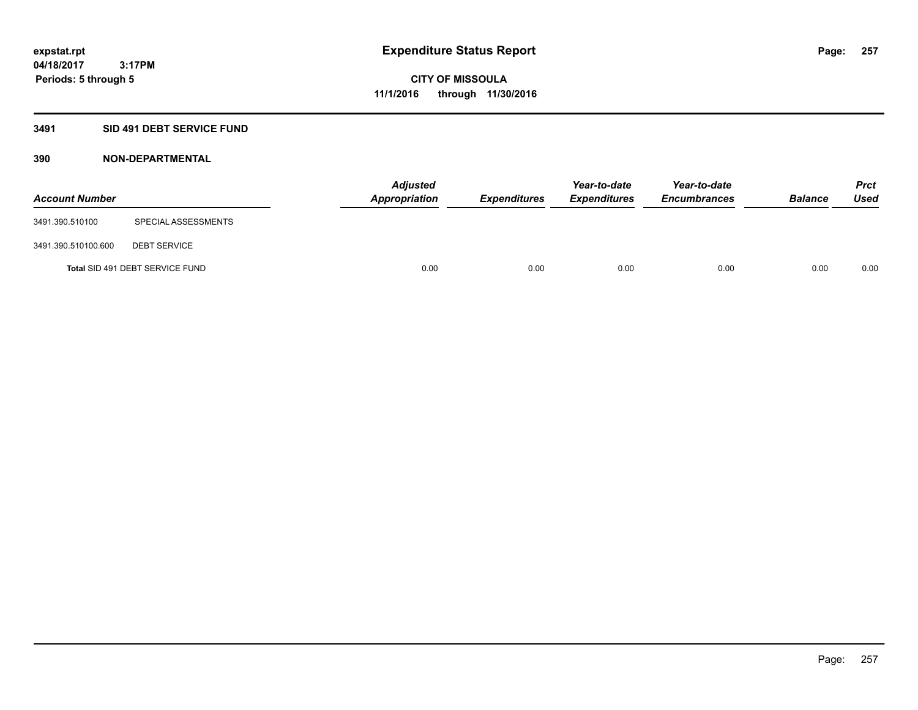# Expenditure Status Report

**CITY OF MISSOULA**
**11/1/2016 through 11/30/2016**

expstat.rpt
04/18/2017 3:17PM
Periods: 5 through 5

## 3491 SID 491 DEBT SERVICE FUND

### 390 NON-DEPARTMENTAL

| Account Number | | Adjusted Appropriation | Expenditures | Year-to-date Expenditures | Year-to-date Encumbrances | Balance | Prct Used |
|---|---|---|---|---|---|---|---|
| 3491.390.510100 | SPECIAL ASSESSMENTS | | | | | | |
| 3491.390.510100.600 | DEBT SERVICE | | | | | | |
| **Total** SID 491 DEBT SERVICE FUND | | 0.00 | 0.00 | 0.00 | 0.00 | 0.00 | 0.00 |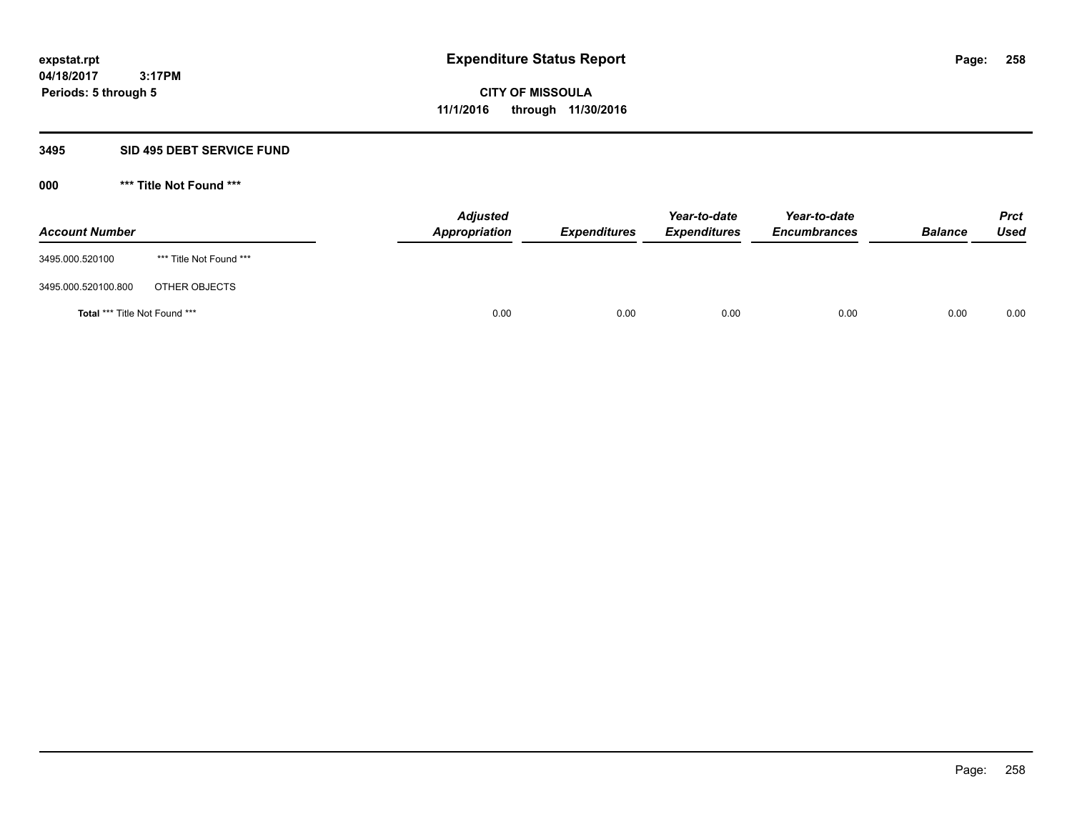expstat.rpt
04/18/2017 3:17PM
Periods: 5 through 5

# Expenditure Status Report

**CITY OF MISSOULA**
**11/1/2016 through 11/30/2016**

## 3495 SID 495 DEBT SERVICE FUND

### 000 *** Title Not Found ***

| Account Number | | Adjusted Appropriation | Expenditures | Year-to-date Expenditures | Year-to-date Encumbrances | Balance | Prct Used |
|---|---|---|---|---|---|---|---|
| 3495.000.520100 | *** Title Not Found *** | | | | | | |
| 3495.000.520100.800 | OTHER OBJECTS | | | | | | |
| **Total** *** Title Not Found *** | | 0.00 | 0.00 | 0.00 | 0.00 | 0.00 | 0.00 |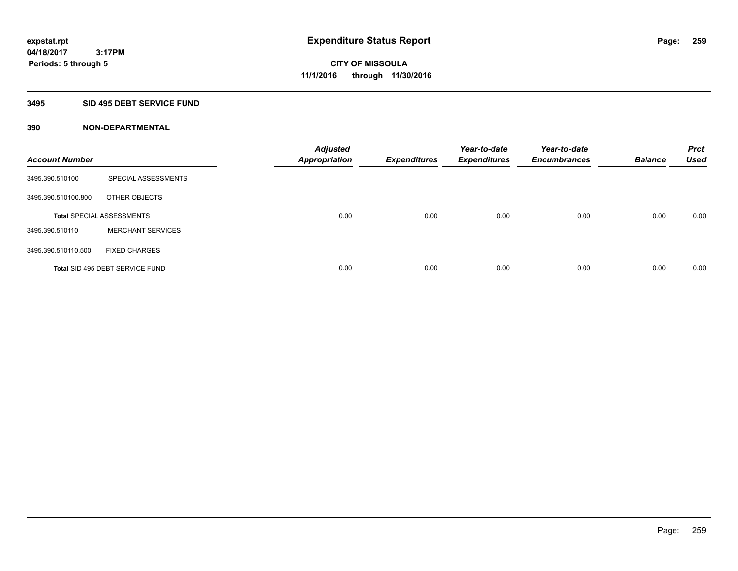# Expenditure Status Report

expstat.rpt
04/18/2017 3:17PM
Periods: 5 through 5

CITY OF MISSOULA
11/1/2016 through 11/30/2016

## 3495 SID 495 DEBT SERVICE FUND

### 390 NON-DEPARTMENTAL

| Account Number | | Adjusted Appropriation | Expenditures | Year-to-date Expenditures | Year-to-date Encumbrances | Balance | Prct Used |
|---|---|---|---|---|---|---|---|
| 3495.390.510100 | SPECIAL ASSESSMENTS | | | | | | |
| 3495.390.510100.800 | OTHER OBJECTS | | | | | | |
| **Total** SPECIAL ASSESSMENTS | | 0.00 | 0.00 | 0.00 | 0.00 | 0.00 | 0.00 |
| 3495.390.510110 | MERCHANT SERVICES | | | | | | |
| 3495.390.510110.500 | FIXED CHARGES | | | | | | |
| **Total** SID 495 DEBT SERVICE FUND | | 0.00 | 0.00 | 0.00 | 0.00 | 0.00 | 0.00 |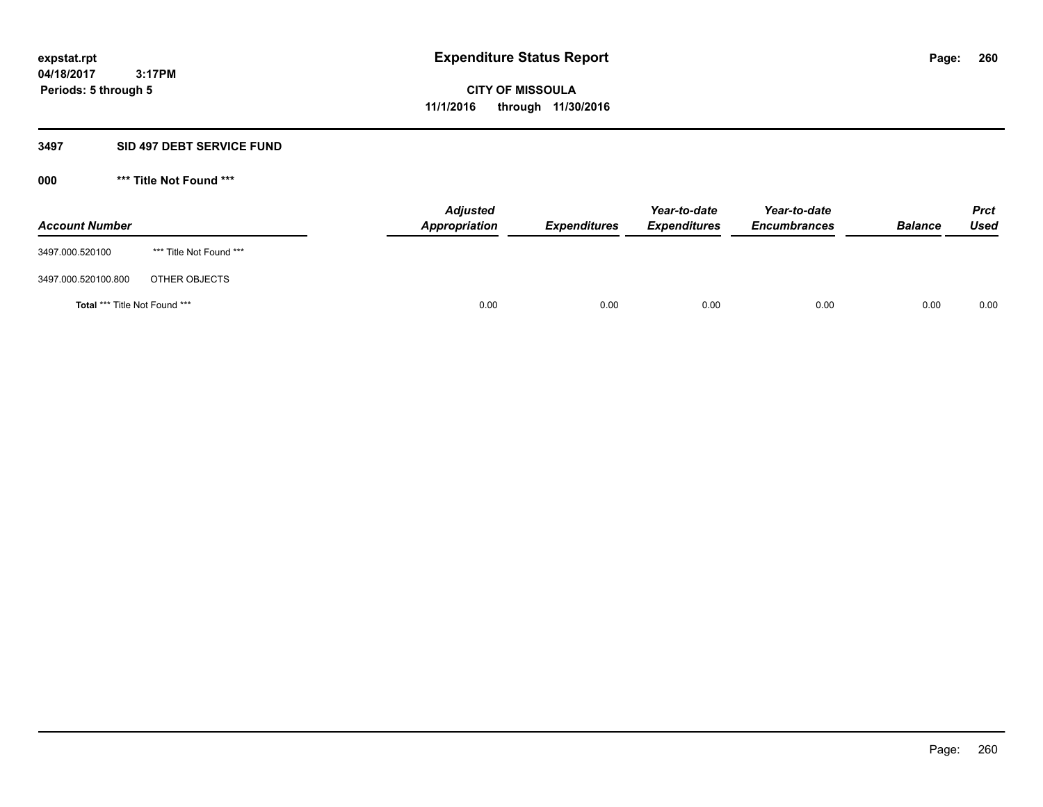**expstat.rpt**
**04/18/2017 3:17PM**
**Periods: 5 through 5**

# Expenditure Status Report

**CITY OF MISSOULA**
**11/1/2016 through 11/30/2016**

## 3497 SID 497 DEBT SERVICE FUND

### 000 *** Title Not Found ***

| Account Number | | Adjusted Appropriation | Expenditures | Year-to-date Expenditures | Year-to-date Encumbrances | Balance | Prct Used |
|---|---|---|---|---|---|---|---|
| 3497.000.520100 | *** Title Not Found *** | | | | | | |
| 3497.000.520100.800 | OTHER OBJECTS | | | | | | |
| **Total** *** Title Not Found *** | | 0.00 | 0.00 | 0.00 | 0.00 | 0.00 | 0.00 |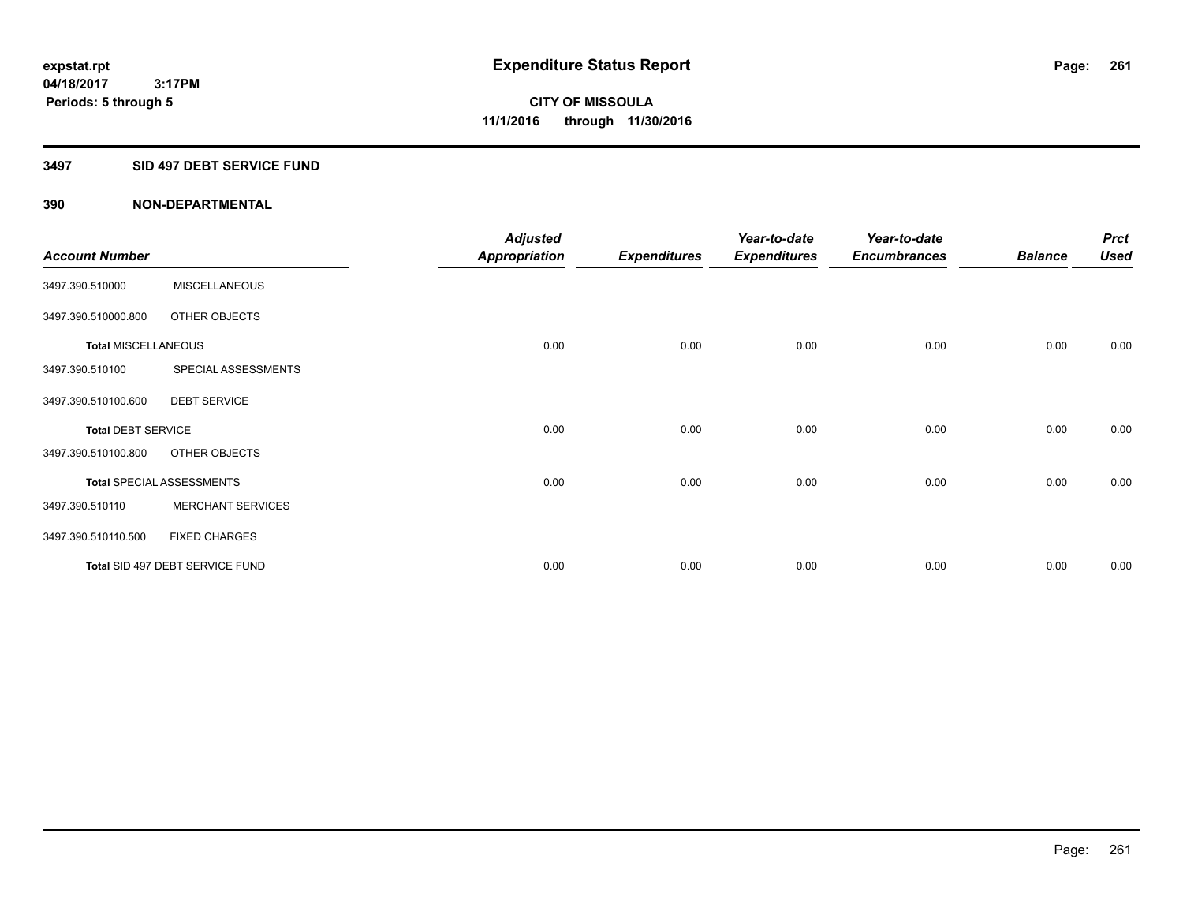**expstat.rpt**
**04/18/2017 3:17PM**
**Periods: 5 through 5**

# Expenditure Status Report

**CITY OF MISSOULA**
**11/1/2016 through 11/30/2016**

## 3497 SID 497 DEBT SERVICE FUND

### 390 NON-DEPARTMENTAL

| Account Number | | Adjusted Appropriation | Expenditures | Year-to-date Expenditures | Year-to-date Encumbrances | Balance | Prct Used |
|---|---|---|---|---|---|---|---|
| 3497.390.510000 | MISCELLANEOUS | | | | | | |
| 3497.390.510000.800 | OTHER OBJECTS | | | | | | |
| **Total** MISCELLANEOUS | | 0.00 | 0.00 | 0.00 | 0.00 | 0.00 | 0.00 |
| 3497.390.510100 | SPECIAL ASSESSMENTS | | | | | | |
| 3497.390.510100.600 | DEBT SERVICE | | | | | | |
| **Total** DEBT SERVICE | | 0.00 | 0.00 | 0.00 | 0.00 | 0.00 | 0.00 |
| 3497.390.510100.800 | OTHER OBJECTS | | | | | | |
| **Total** SPECIAL ASSESSMENTS | | 0.00 | 0.00 | 0.00 | 0.00 | 0.00 | 0.00 |
| 3497.390.510110 | MERCHANT SERVICES | | | | | | |
| 3497.390.510110.500 | FIXED CHARGES | | | | | | |
| **Total** SID 497 DEBT SERVICE FUND | | 0.00 | 0.00 | 0.00 | 0.00 | 0.00 | 0.00 |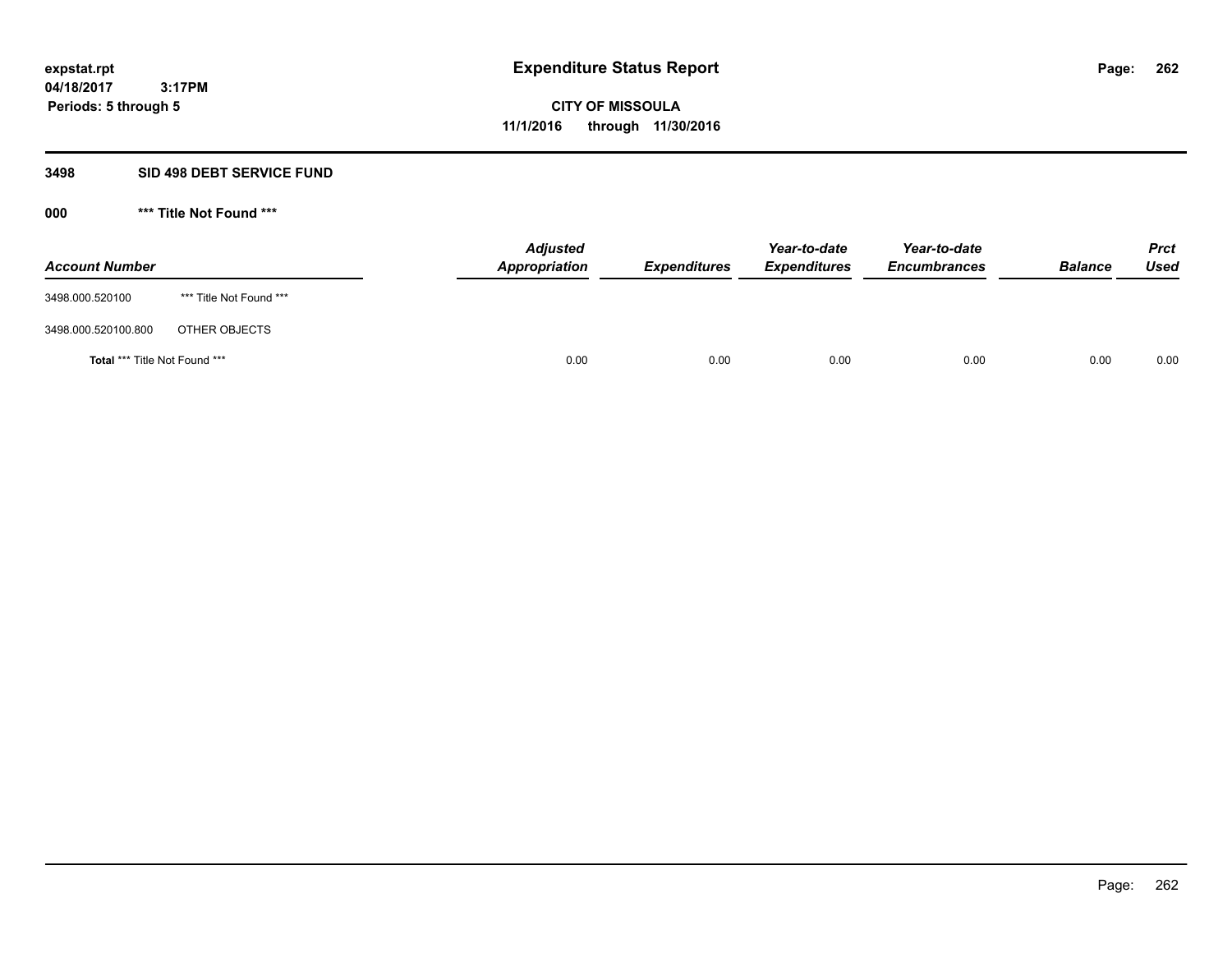expstat.rpt
04/18/2017 3:17PM
Periods: 5 through 5

# Expenditure Status Report

**CITY OF MISSOULA**
**11/1/2016 through 11/30/2016**

## 3498 SID 498 DEBT SERVICE FUND

### 000 *** Title Not Found ***

| Account Number | | Adjusted Appropriation | Expenditures | Year-to-date Expenditures | Year-to-date Encumbrances | Balance | Prct Used |
|---|---|---|---|---|---|---|---|
| 3498.000.520100 | *** Title Not Found *** | | | | | | |
| 3498.000.520100.800 | OTHER OBJECTS | | | | | | |
| **Total** *** Title Not Found *** | | 0.00 | 0.00 | 0.00 | 0.00 | 0.00 | 0.00 |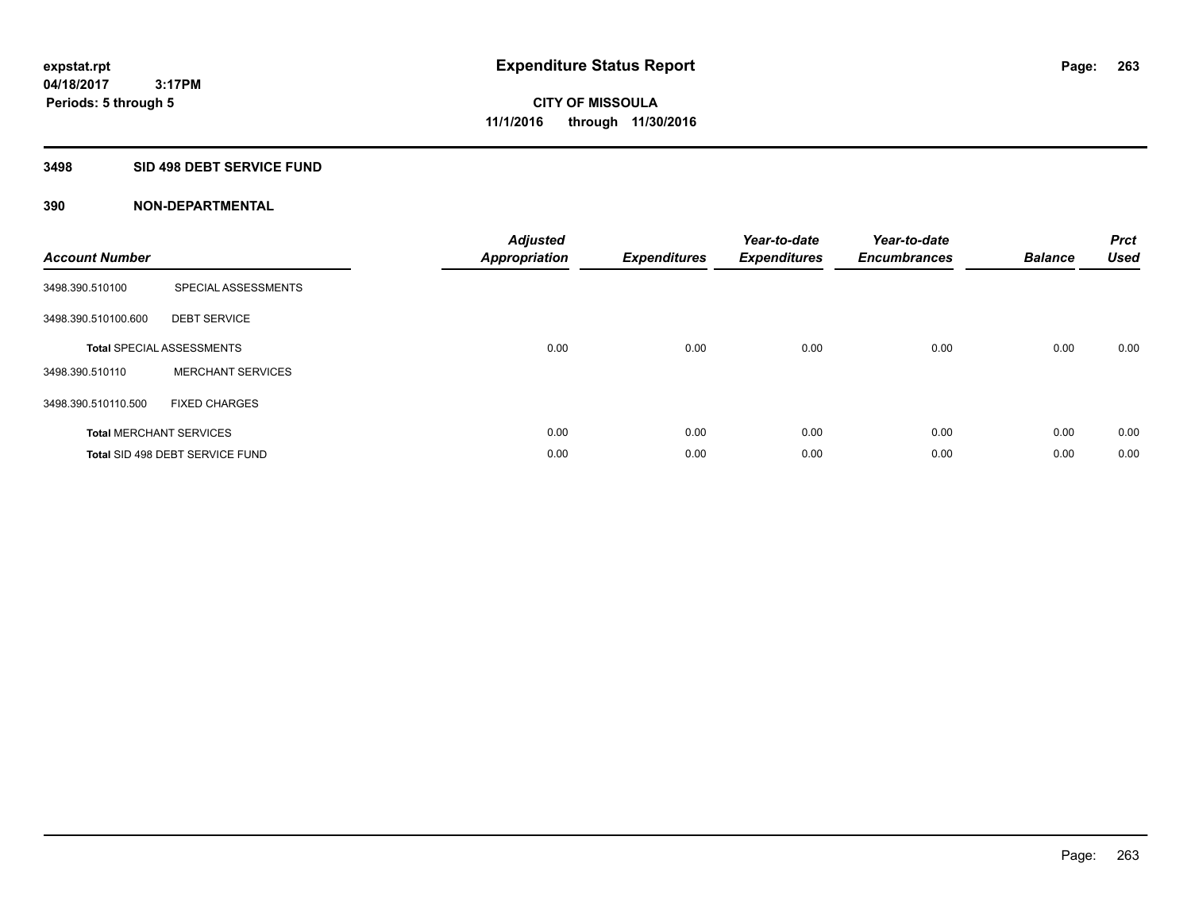# Expenditure Status Report

expstat.rpt
04/18/2017 3:17PM
Periods: 5 through 5

**CITY OF MISSOULA**
**11/1/2016 through 11/30/2016**

## 3498 SID 498 DEBT SERVICE FUND

### 390 NON-DEPARTMENTAL

| Account Number | | Adjusted Appropriation | Expenditures | Year-to-date Expenditures | Year-to-date Encumbrances | Balance | Prct Used |
|---|---|---|---|---|---|---|---|
| 3498.390.510100 | SPECIAL ASSESSMENTS | | | | | | |
| 3498.390.510100.600 | DEBT SERVICE | | | | | | |
| **Total** SPECIAL ASSESSMENTS | | 0.00 | 0.00 | 0.00 | 0.00 | 0.00 | 0.00 |
| 3498.390.510110 | MERCHANT SERVICES | | | | | | |
| 3498.390.510110.500 | FIXED CHARGES | | | | | | |
| **Total** MERCHANT SERVICES | | 0.00 | 0.00 | 0.00 | 0.00 | 0.00 | 0.00 |
| **Total** SID 498 DEBT SERVICE FUND | | 0.00 | 0.00 | 0.00 | 0.00 | 0.00 | 0.00 |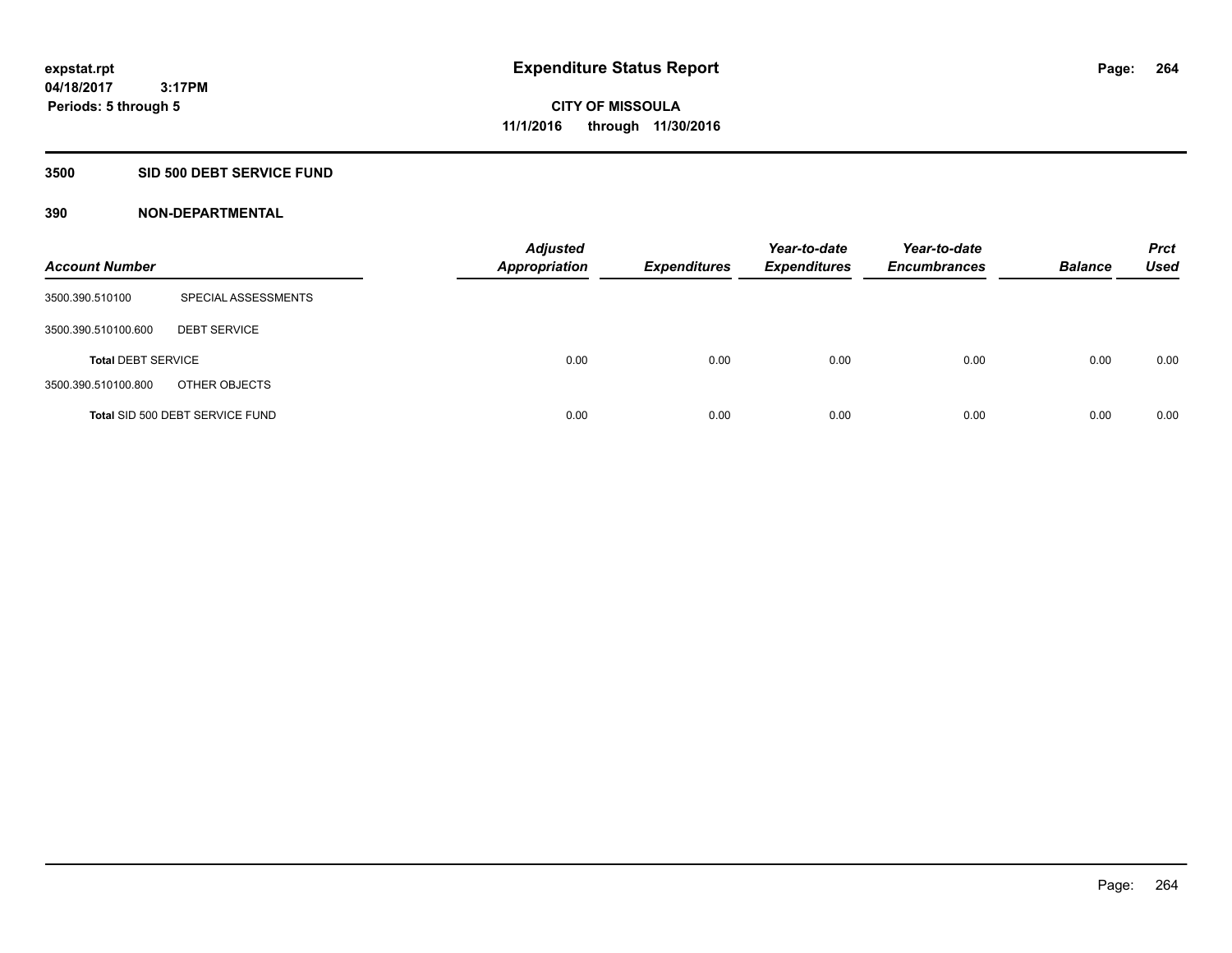expstat.rpt
04/18/2017 3:17PM
Periods: 5 through 5

# Expenditure Status Report

**CITY OF MISSOULA**
**11/1/2016 through 11/30/2016**

## 3500 SID 500 DEBT SERVICE FUND

### 390 NON-DEPARTMENTAL

| Account Number | | Adjusted Appropriation | Expenditures | Year-to-date Expenditures | Year-to-date Encumbrances | Balance | Prct Used |
|---|---|---|---|---|---|---|---|
| 3500.390.510100 | SPECIAL ASSESSMENTS | | | | | | |
| 3500.390.510100.600 | DEBT SERVICE | | | | | | |
| **Total** DEBT SERVICE | | 0.00 | 0.00 | 0.00 | 0.00 | 0.00 | 0.00 |
| 3500.390.510100.800 | OTHER OBJECTS | | | | | | |
| **Total** SID 500 DEBT SERVICE FUND | | 0.00 | 0.00 | 0.00 | 0.00 | 0.00 | 0.00 |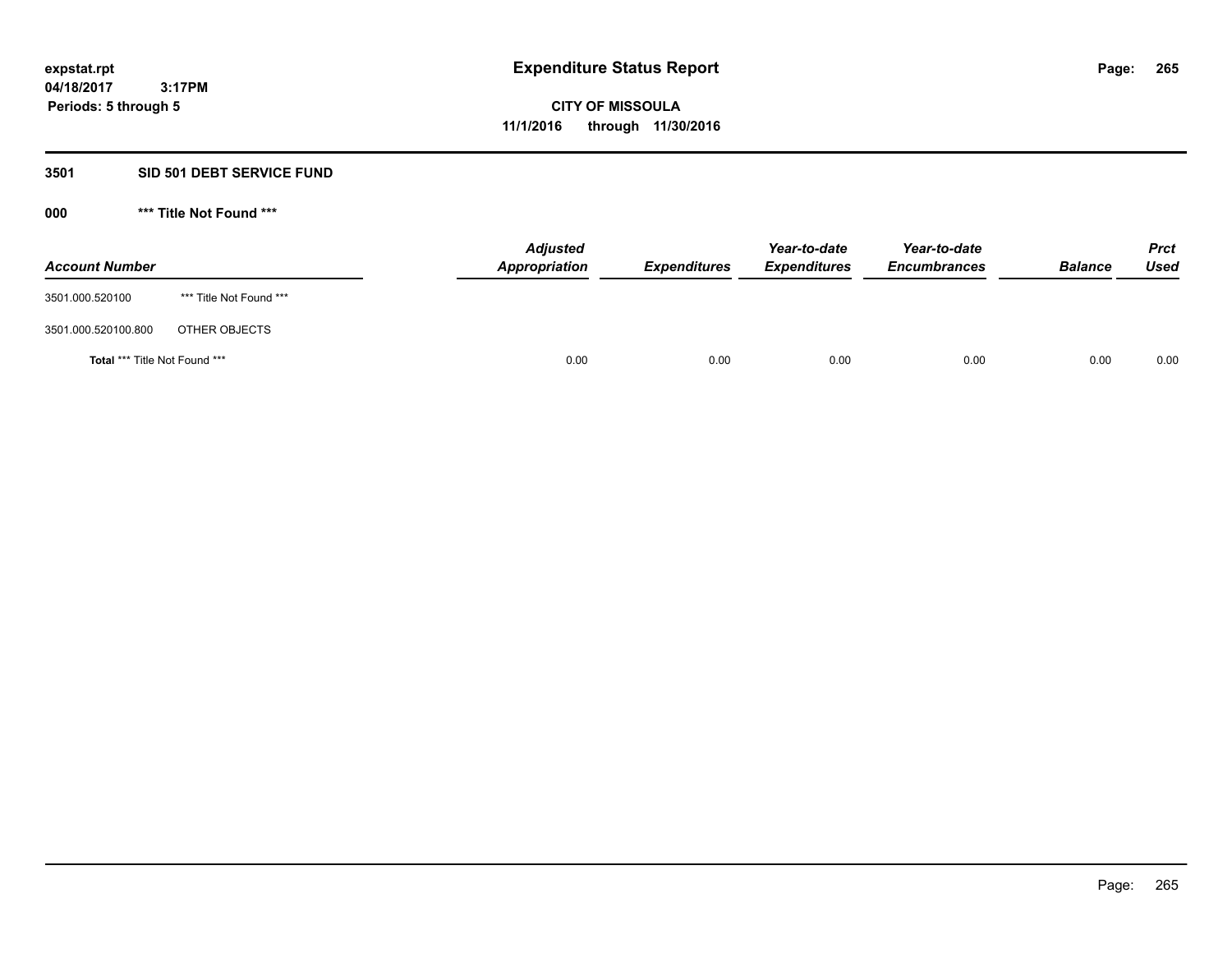**expstat.rpt**
**04/18/2017 3:17PM**
**Periods: 5 through 5**

# Expenditure Status Report

**CITY OF MISSOULA**
**11/1/2016 through 11/30/2016**

## 3501 SID 501 DEBT SERVICE FUND

### 000 *** Title Not Found ***

| Account Number | | Adjusted Appropriation | Expenditures | Year-to-date Expenditures | Year-to-date Encumbrances | Balance | Prct Used |
|---|---|---|---|---|---|---|---|
| 3501.000.520100 | *** Title Not Found *** | | | | | | |
| 3501.000.520100.800 | OTHER OBJECTS | | | | | | |
| **Total** *** Title Not Found *** | | 0.00 | 0.00 | 0.00 | 0.00 | 0.00 | 0.00 |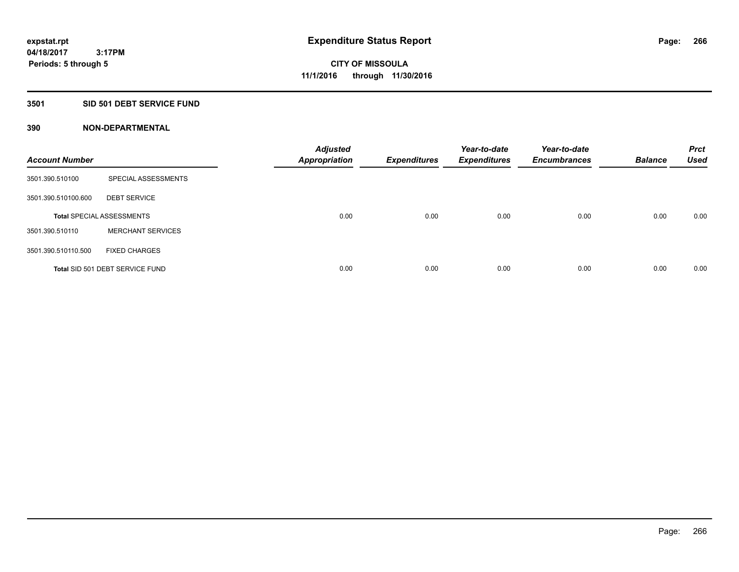# Expenditure Status Report

**CITY OF MISSOULA**
**11/1/2016 through 11/30/2016**

**expstat.rpt**
**04/18/2017 3:17PM**
**Periods: 5 through 5**

## 3501 SID 501 DEBT SERVICE FUND

### 390 NON-DEPARTMENTAL

| Account Number | | Adjusted Appropriation | Expenditures | Year-to-date Expenditures | Year-to-date Encumbrances | Balance | Prct Used |
|---|---|---|---|---|---|---|---|
| 3501.390.510100 | SPECIAL ASSESSMENTS | | | | | | |
| 3501.390.510100.600 | DEBT SERVICE | | | | | | |
| **Total** SPECIAL ASSESSMENTS | | 0.00 | 0.00 | 0.00 | 0.00 | 0.00 | 0.00 |
| 3501.390.510110 | MERCHANT SERVICES | | | | | | |
| 3501.390.510110.500 | FIXED CHARGES | | | | | | |
| **Total** SID 501 DEBT SERVICE FUND | | 0.00 | 0.00 | 0.00 | 0.00 | 0.00 | 0.00 |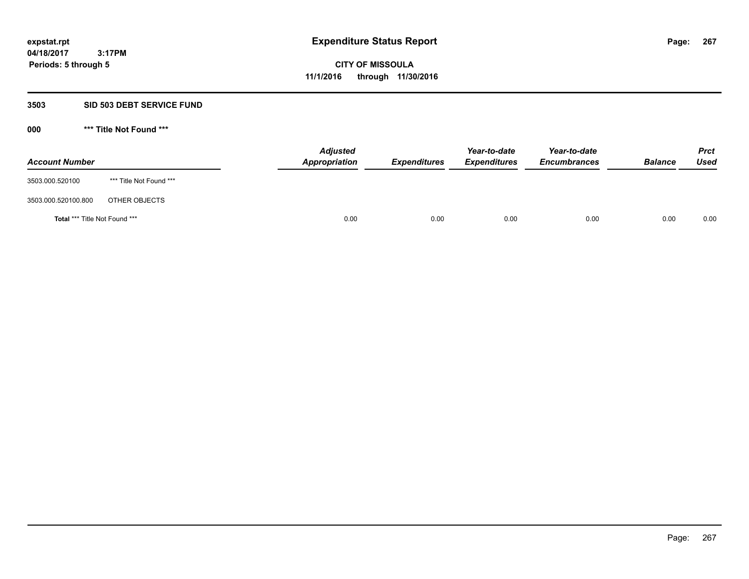# Expenditure Status Report

**CITY OF MISSOULA**

**11/1/2016 through 11/30/2016**

expstat.rpt
04/18/2017 3:17PM
Periods: 5 through 5

### 3503 SID 503 DEBT SERVICE FUND

### 000 *** Title Not Found ***

| Account Number | | Adjusted Appropriation | Expenditures | Year-to-date Expenditures | Year-to-date Encumbrances | Balance | Prct Used |
|---|---|---|---|---|---|---|---|
| 3503.000.520100 | *** Title Not Found *** | | | | | | |
| 3503.000.520100.800 | OTHER OBJECTS | | | | | | |
| **Total** *** Title Not Found *** | | 0.00 | 0.00 | 0.00 | 0.00 | 0.00 | 0.00 |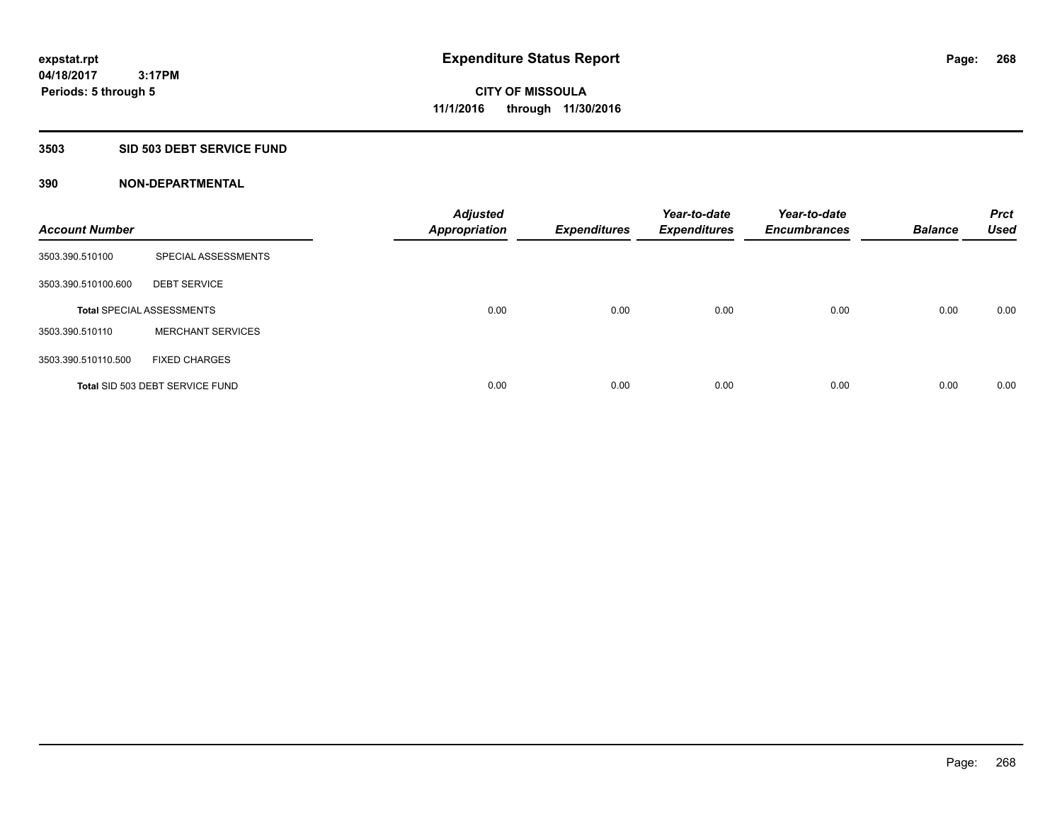# Expenditure Status Report

expstat.rpt
04/18/2017 3:17PM
Periods: 5 through 5

**CITY OF MISSOULA**
**11/1/2016 through 11/30/2016**

## 3503 SID 503 DEBT SERVICE FUND

## 390 NON-DEPARTMENTAL

| Account Number | | Adjusted Appropriation | Expenditures | Year-to-date Expenditures | Year-to-date Encumbrances | Balance | Prct Used |
|---|---|---|---|---|---|---|---|
| 3503.390.510100 | SPECIAL ASSESSMENTS | | | | | | |
| 3503.390.510100.600 | DEBT SERVICE | | | | | | |
| **Total** SPECIAL ASSESSMENTS | | 0.00 | 0.00 | 0.00 | 0.00 | 0.00 | 0.00 |
| 3503.390.510110 | MERCHANT SERVICES | | | | | | |
| 3503.390.510110.500 | FIXED CHARGES | | | | | | |
| **Total** SID 503 DEBT SERVICE FUND | | 0.00 | 0.00 | 0.00 | 0.00 | 0.00 | 0.00 |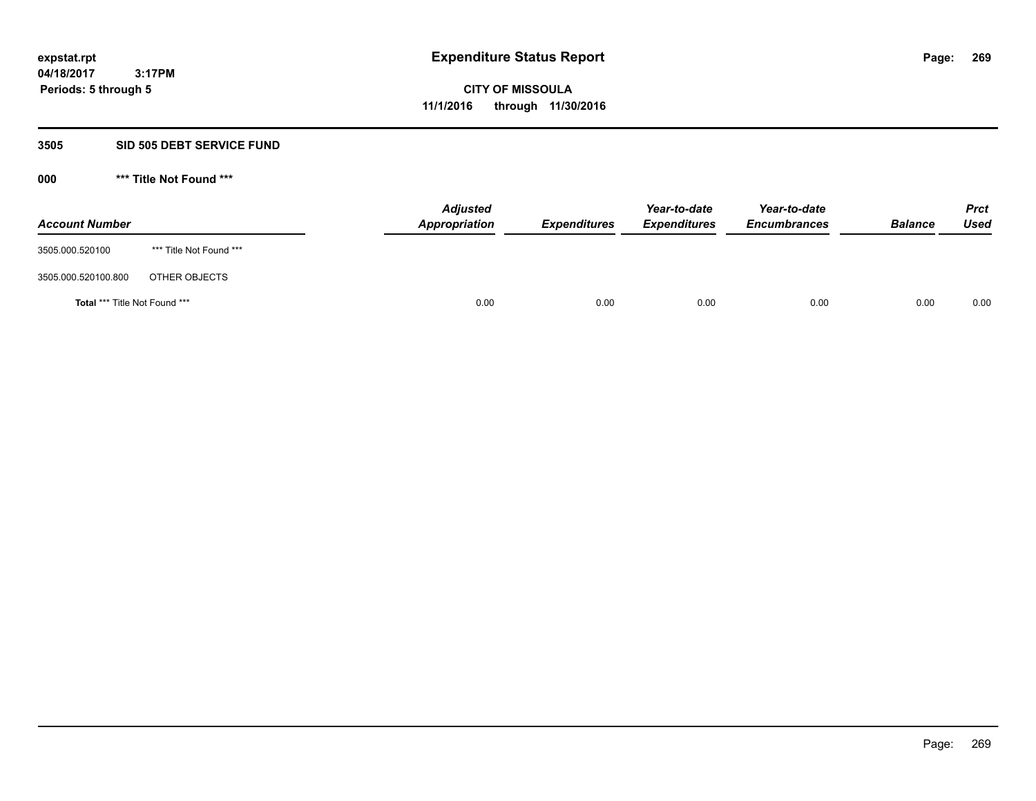expstat.rpt
04/18/2017 3:17PM
Periods: 5 through 5

# Expenditure Status Report

**CITY OF MISSOULA**
**11/1/2016 through 11/30/2016**

## 3505 SID 505 DEBT SERVICE FUND

### 000 *** Title Not Found ***

| Account Number | | Adjusted Appropriation | Expenditures | Year-to-date Expenditures | Year-to-date Encumbrances | Balance | Prct Used |
|---|---|---|---|---|---|---|---|
| 3505.000.520100 | *** Title Not Found *** | | | | | | |
| 3505.000.520100.800 | OTHER OBJECTS | | | | | | |
| **Total** *** Title Not Found *** | | 0.00 | 0.00 | 0.00 | 0.00 | 0.00 | 0.00 |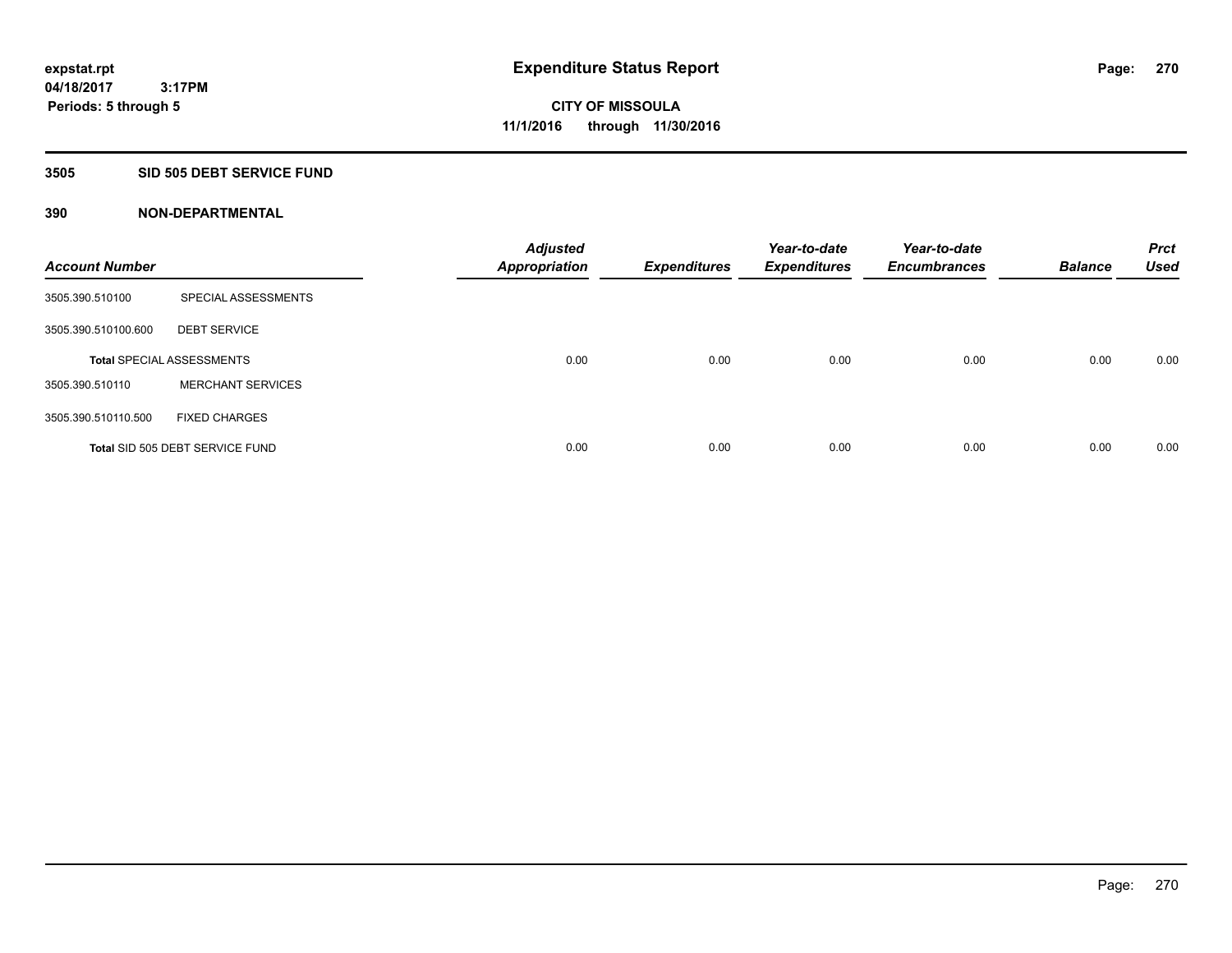# Expenditure Status Report

expstat.rpt
04/18/2017 3:17PM
Periods: 5 through 5

**CITY OF MISSOULA**
**11/1/2016 through 11/30/2016**

## 3505 SID 505 DEBT SERVICE FUND

### 390 NON-DEPARTMENTAL

| Account Number | | Adjusted Appropriation | Expenditures | Year-to-date Expenditures | Year-to-date Encumbrances | Balance | Prct Used |
|---|---|---|---|---|---|---|---|
| 3505.390.510100 | SPECIAL ASSESSMENTS | | | | | | |
| 3505.390.510100.600 | DEBT SERVICE | | | | | | |
| **Total** SPECIAL ASSESSMENTS | | 0.00 | 0.00 | 0.00 | 0.00 | 0.00 | 0.00 |
| 3505.390.510110 | MERCHANT SERVICES | | | | | | |
| 3505.390.510110.500 | FIXED CHARGES | | | | | | |
| **Total** SID 505 DEBT SERVICE FUND | | 0.00 | 0.00 | 0.00 | 0.00 | 0.00 | 0.00 |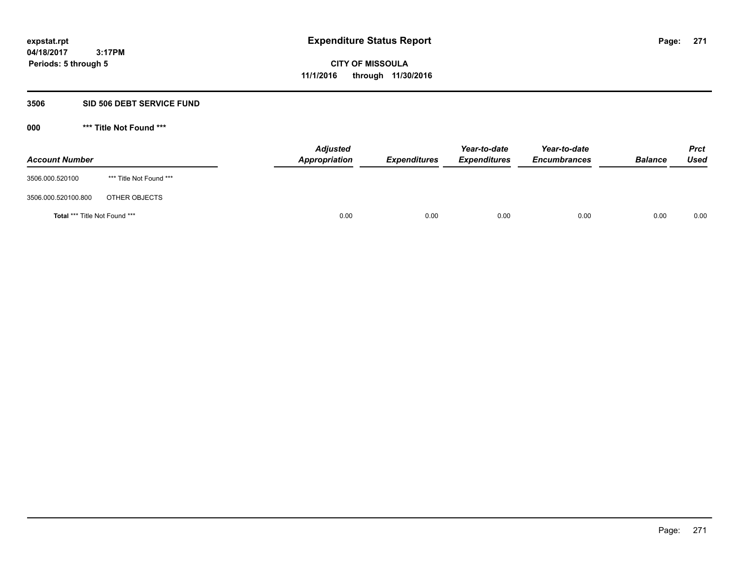**expstat.rpt**
**04/18/2017 3:17PM**
**Periods: 5 through 5**

# Expenditure Status Report

**CITY OF MISSOULA**
**11/1/2016 through 11/30/2016**

## 3506 SID 506 DEBT SERVICE FUND

### 000 *** Title Not Found ***

| Account Number | | Adjusted Appropriation | Expenditures | Year-to-date Expenditures | Year-to-date Encumbrances | Balance | Prct Used |
|---|---|---|---|---|---|---|---|
| 3506.000.520100 | *** Title Not Found *** | | | | | | |
| 3506.000.520100.800 | OTHER OBJECTS | | | | | | |
| **Total** *** Title Not Found *** | | 0.00 | 0.00 | 0.00 | 0.00 | 0.00 | 0.00 |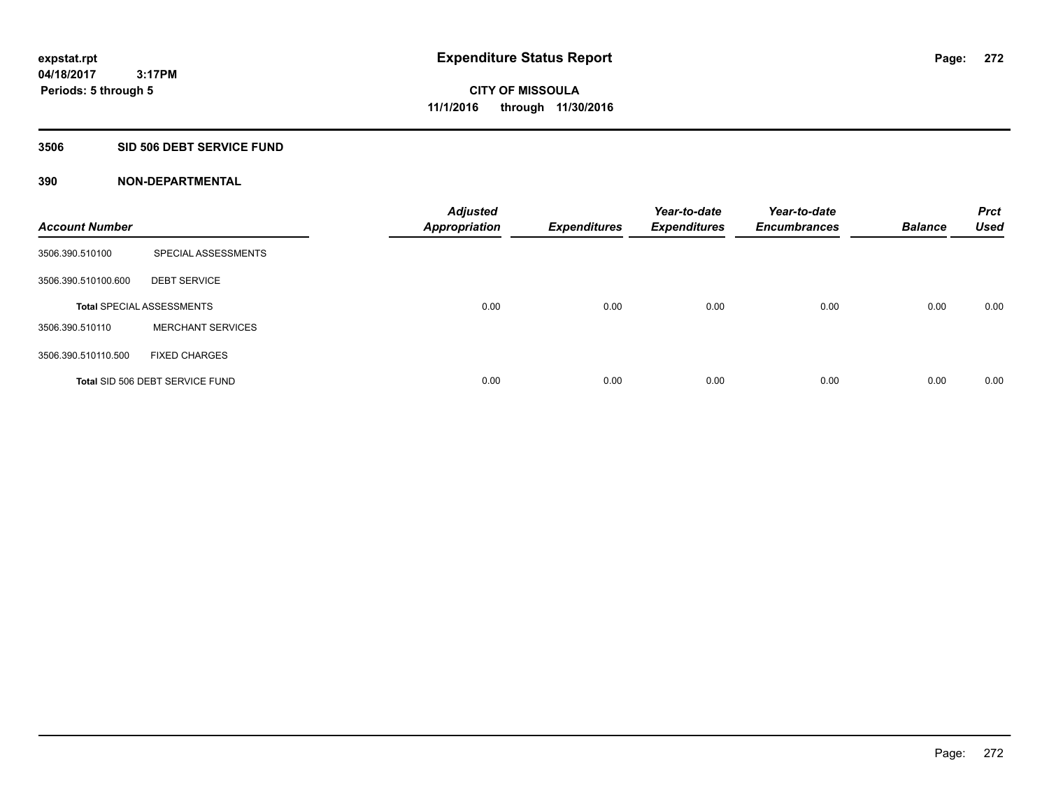# Expenditure Status Report

**CITY OF MISSOULA**
**11/1/2016 through 11/30/2016**

expstat.rpt
04/18/2017 3:17PM
Periods: 5 through 5

## 3506 SID 506 DEBT SERVICE FUND

### 390 NON-DEPARTMENTAL

| Account Number | | Adjusted Appropriation | Expenditures | Year-to-date Expenditures | Year-to-date Encumbrances | Balance | Prct Used |
|---|---|---|---|---|---|---|---|
| 3506.390.510100 | SPECIAL ASSESSMENTS | | | | | | |
| 3506.390.510100.600 | DEBT SERVICE | | | | | | |
| **Total** SPECIAL ASSESSMENTS | | 0.00 | 0.00 | 0.00 | 0.00 | 0.00 | 0.00 |
| 3506.390.510110 | MERCHANT SERVICES | | | | | | |
| 3506.390.510110.500 | FIXED CHARGES | | | | | | |
| **Total** SID 506 DEBT SERVICE FUND | | 0.00 | 0.00 | 0.00 | 0.00 | 0.00 | 0.00 |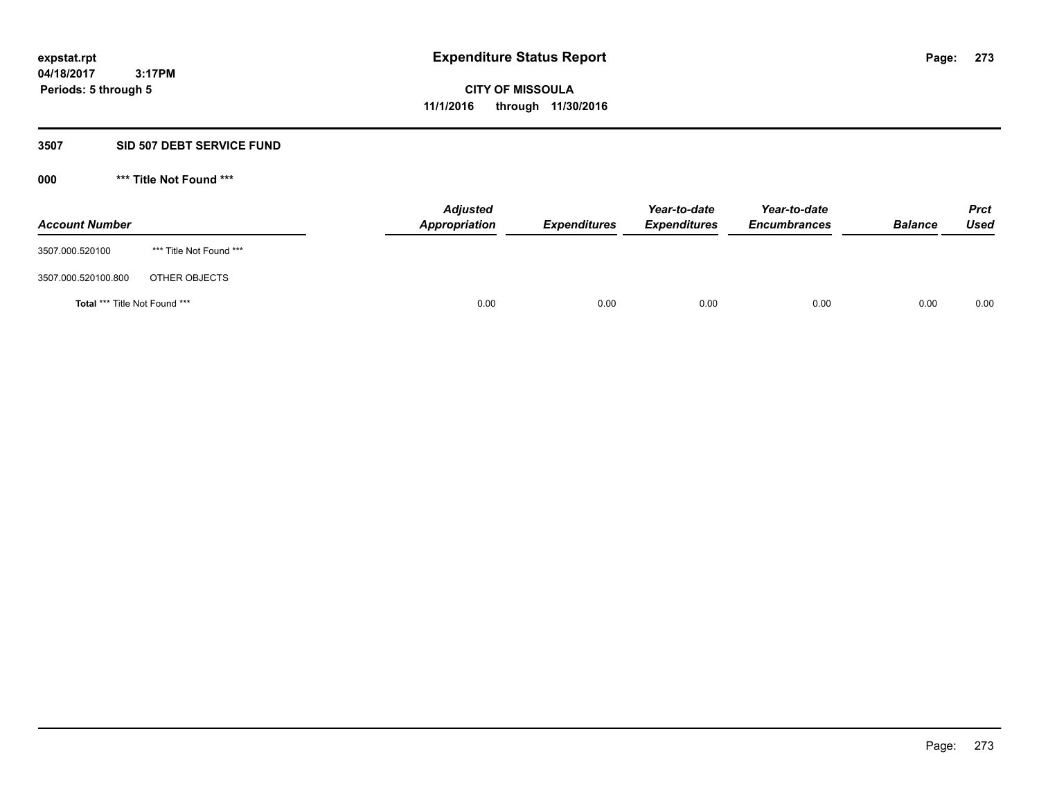**expstat.rpt**
**04/18/2017 3:17PM**
**Periods: 5 through 5**

# Expenditure Status Report

**CITY OF MISSOULA**
**11/1/2016 through 11/30/2016**

## 3507 SID 507 DEBT SERVICE FUND

### 000 *** Title Not Found ***

| Account Number | | Adjusted Appropriation | Expenditures | Year-to-date Expenditures | Year-to-date Encumbrances | Balance | Prct Used |
|---|---|---|---|---|---|---|---|
| 3507.000.520100 | *** Title Not Found *** | | | | | | |
| 3507.000.520100.800 | OTHER OBJECTS | | | | | | |
| **Total** *** Title Not Found *** | | 0.00 | 0.00 | 0.00 | 0.00 | 0.00 | 0.00 |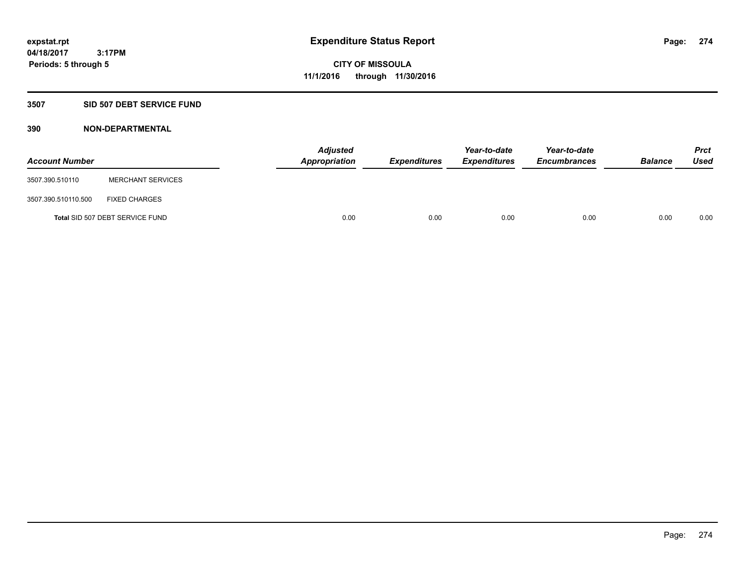expstat.rpt
04/18/2017 3:17PM
Periods: 5 through 5

# Expenditure Status Report

**CITY OF MISSOULA**
**11/1/2016 through 11/30/2016**

## 3507 SID 507 DEBT SERVICE FUND

### 390 NON-DEPARTMENTAL

| Account Number | | Adjusted Appropriation | Expenditures | Year-to-date Expenditures | Year-to-date Encumbrances | Balance | Prct Used |
|---|---|---|---|---|---|---|---|
| 3507.390.510110 | MERCHANT SERVICES | | | | | | |
| 3507.390.510110.500 | FIXED CHARGES | | | | | | |
| **Total** SID 507 DEBT SERVICE FUND | | 0.00 | 0.00 | 0.00 | 0.00 | 0.00 | 0.00 |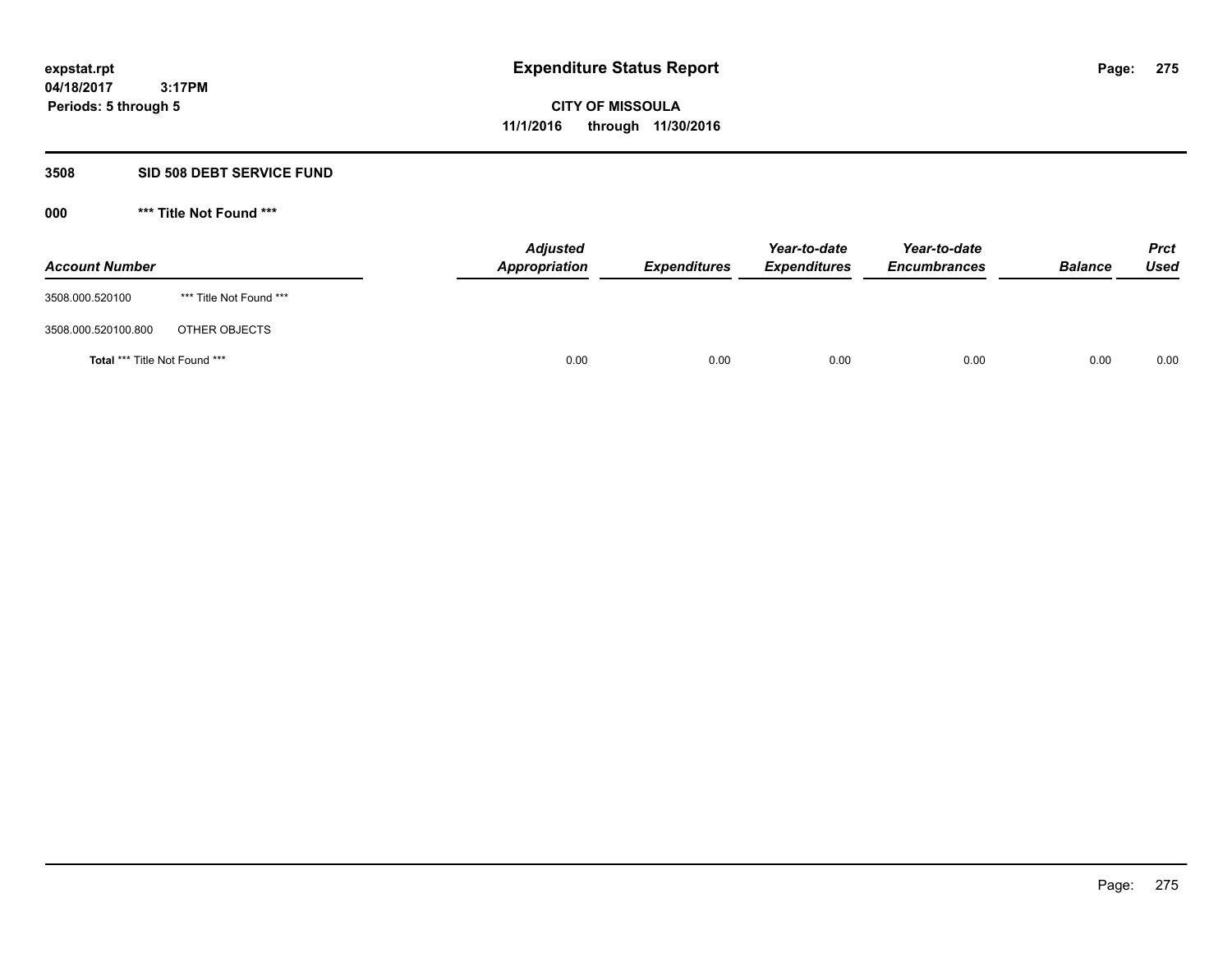expstat.rpt
04/18/2017 3:17PM
Periods: 5 through 5

# Expenditure Status Report

**CITY OF MISSOULA**
**11/1/2016 through 11/30/2016**

## 3508 SID 508 DEBT SERVICE FUND

### 000 *** Title Not Found ***

| Account Number | | Adjusted Appropriation | Expenditures | Year-to-date Expenditures | Year-to-date Encumbrances | Balance | Prct Used |
|---|---|---|---|---|---|---|---|
| 3508.000.520100 | *** Title Not Found *** | | | | | | |
| 3508.000.520100.800 | OTHER OBJECTS | | | | | | |
| **Total** *** Title Not Found *** | | 0.00 | 0.00 | 0.00 | 0.00 | 0.00 | 0.00 |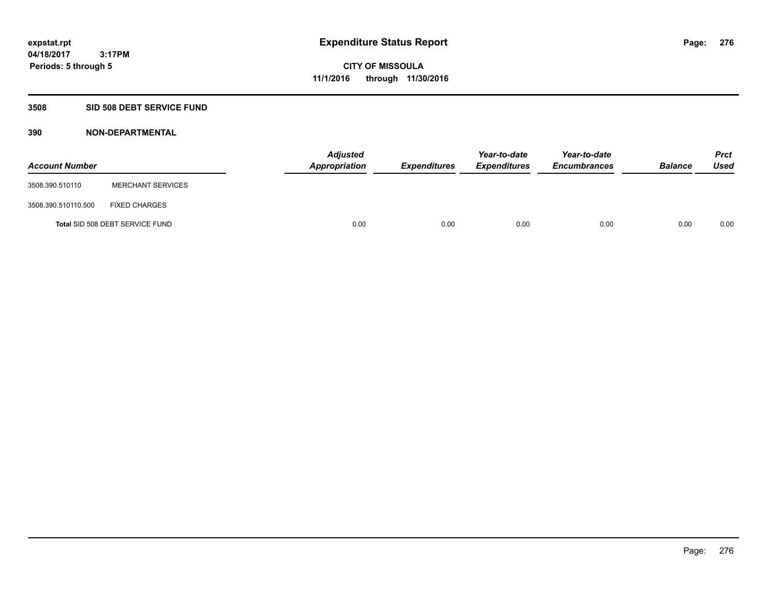# Expenditure Status Report

**CITY OF MISSOULA**
**11/1/2016 through 11/30/2016**

expstat.rpt
04/18/2017 3:17PM
Periods: 5 through 5

## 3508 SID 508 DEBT SERVICE FUND

### 390 NON-DEPARTMENTAL

| Account Number | | Adjusted Appropriation | Expenditures | Year-to-date Expenditures | Year-to-date Encumbrances | Balance | Prct Used |
|---|---|---|---|---|---|---|---|
| 3508.390.510110 | MERCHANT SERVICES | | | | | | |
| 3508.390.510110.500 | FIXED CHARGES | | | | | | |
| **Total** SID 508 DEBT SERVICE FUND | | 0.00 | 0.00 | 0.00 | 0.00 | 0.00 | 0.00 |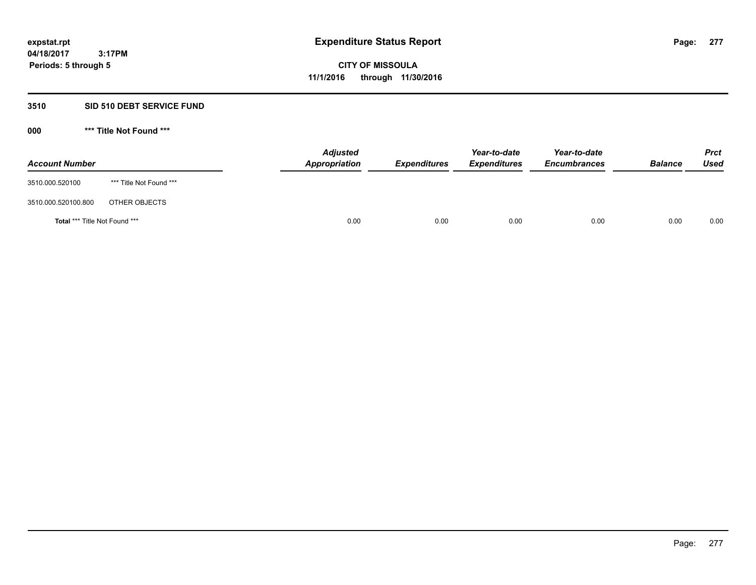**expstat.rpt**
**04/18/2017 3:17PM**
**Periods: 5 through 5**

# Expenditure Status Report

**CITY OF MISSOULA**
**11/1/2016 through 11/30/2016**

## 3510 SID 510 DEBT SERVICE FUND

### 000 *** Title Not Found ***

| Account Number | | Adjusted Appropriation | Expenditures | Year-to-date Expenditures | Year-to-date Encumbrances | Balance | Prct Used |
|---|---|---|---|---|---|---|---|
| 3510.000.520100 | *** Title Not Found *** | | | | | | |
| 3510.000.520100.800 | OTHER OBJECTS | | | | | | |
| **Total** *** Title Not Found *** | | 0.00 | 0.00 | 0.00 | 0.00 | 0.00 | 0.00 |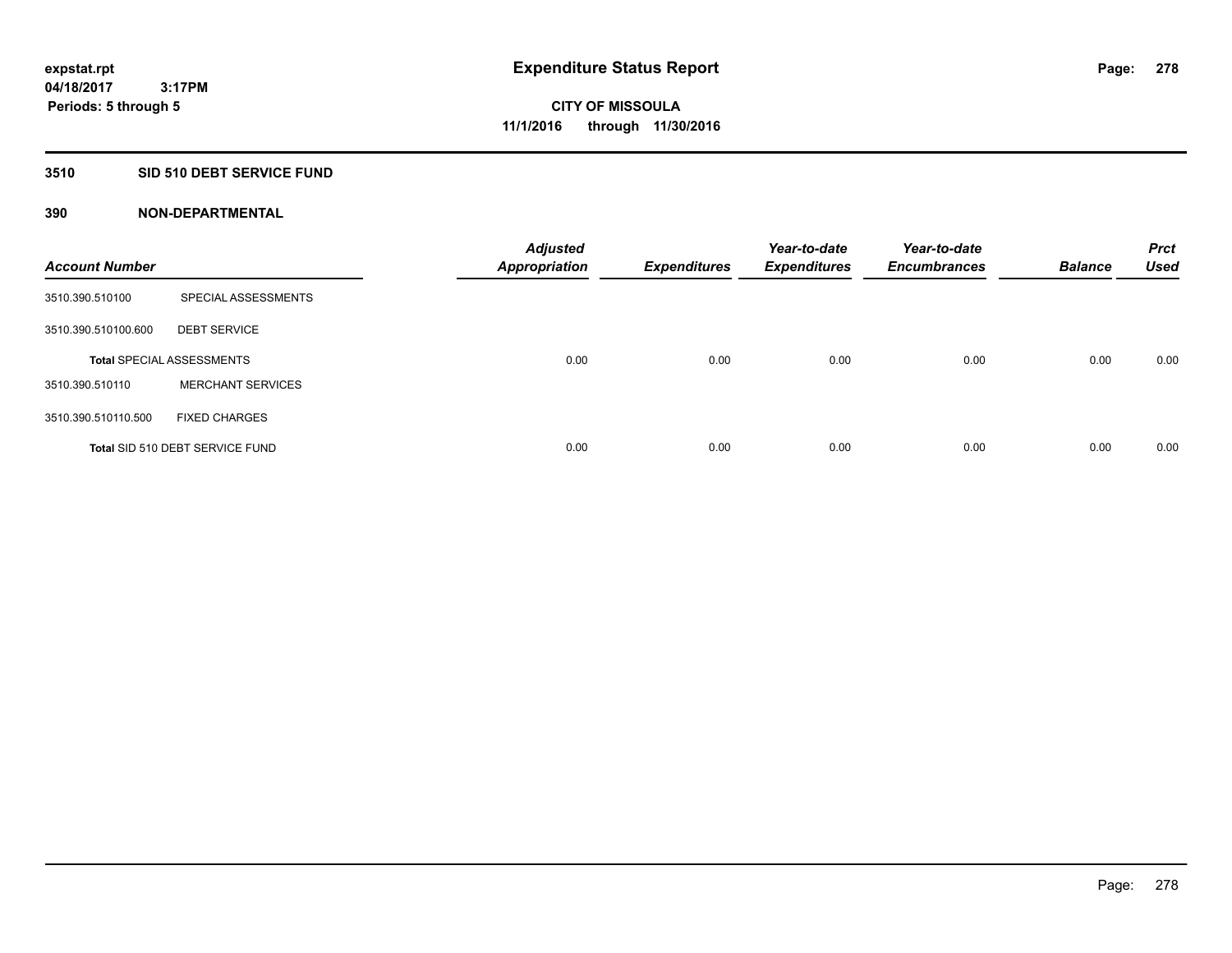expstat.rpt
04/18/2017 3:17PM
Periods: 5 through 5

# Expenditure Status Report

CITY OF MISSOULA
11/1/2016 through 11/30/2016

## 3510 SID 510 DEBT SERVICE FUND

## 390 NON-DEPARTMENTAL

| Account Number | | Adjusted Appropriation | Expenditures | Year-to-date Expenditures | Year-to-date Encumbrances | Balance | Prct Used |
|---|---|---|---|---|---|---|---|
| 3510.390.510100 | SPECIAL ASSESSMENTS | | | | | | |
| 3510.390.510100.600 | DEBT SERVICE | | | | | | |
| Total SPECIAL ASSESSMENTS | | 0.00 | 0.00 | 0.00 | 0.00 | 0.00 | 0.00 |
| 3510.390.510110 | MERCHANT SERVICES | | | | | | |
| 3510.390.510110.500 | FIXED CHARGES | | | | | | |
| Total SID 510 DEBT SERVICE FUND | | 0.00 | 0.00 | 0.00 | 0.00 | 0.00 | 0.00 |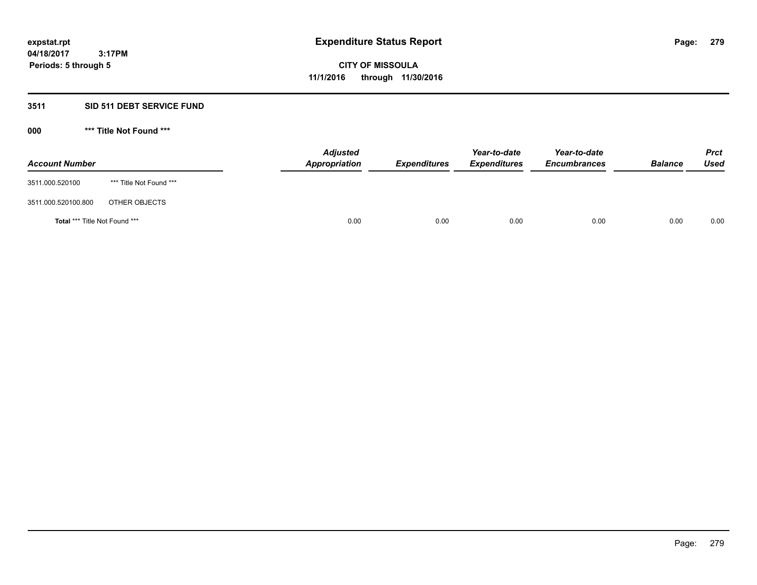**expstat.rpt**
**04/18/2017 3:17PM**
**Periods: 5 through 5**

# Expenditure Status Report

**CITY OF MISSOULA**
**11/1/2016 through 11/30/2016**

## 3511 SID 511 DEBT SERVICE FUND

### 000 *** Title Not Found ***

| Account Number | | Adjusted Appropriation | Expenditures | Year-to-date Expenditures | Year-to-date Encumbrances | Balance | Prct Used |
|---|---|---|---|---|---|---|---|
| 3511.000.520100 | *** Title Not Found *** | | | | | | |
| 3511.000.520100.800 | OTHER OBJECTS | | | | | | |
| **Total** *** Title Not Found *** | | 0.00 | 0.00 | 0.00 | 0.00 | 0.00 | 0.00 |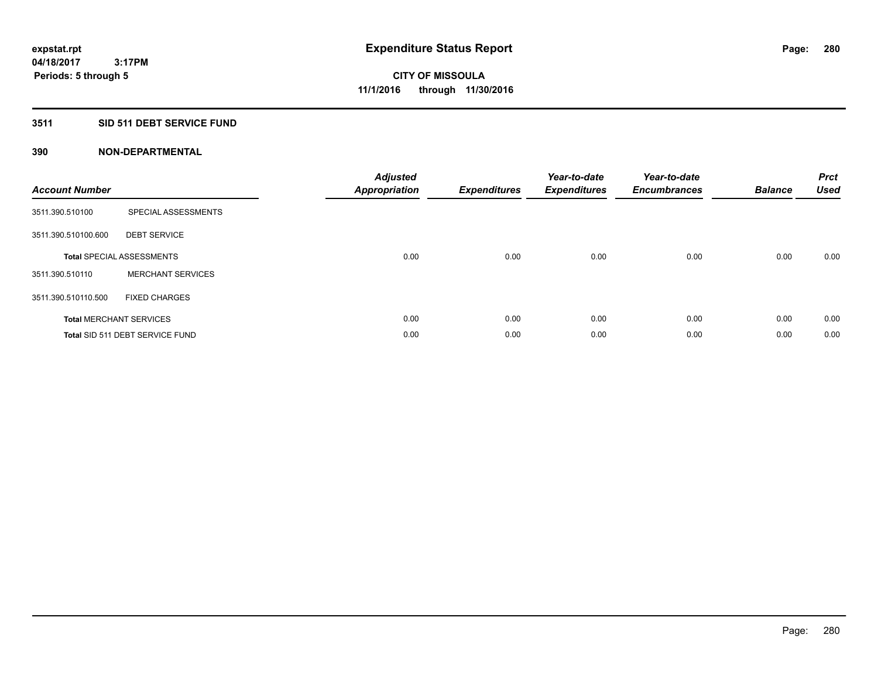**expstat.rpt**
**04/18/2017 3:17PM**
**Periods: 5 through 5**

# Expenditure Status Report

**CITY OF MISSOULA**
**11/1/2016 through 11/30/2016**

## 3511 SID 511 DEBT SERVICE FUND

### 390 NON-DEPARTMENTAL

| Account Number | | Adjusted Appropriation | Expenditures | Year-to-date Expenditures | Year-to-date Encumbrances | Balance | Prct Used |
|---|---|---|---|---|---|---|---|
| 3511.390.510100 | SPECIAL ASSESSMENTS | | | | | | |
| 3511.390.510100.600 | DEBT SERVICE | | | | | | |
| **Total** SPECIAL ASSESSMENTS | | 0.00 | 0.00 | 0.00 | 0.00 | 0.00 | 0.00 |
| 3511.390.510110 | MERCHANT SERVICES | | | | | | |
| 3511.390.510110.500 | FIXED CHARGES | | | | | | |
| **Total** MERCHANT SERVICES | | 0.00 | 0.00 | 0.00 | 0.00 | 0.00 | 0.00 |
| **Total** SID 511 DEBT SERVICE FUND | | 0.00 | 0.00 | 0.00 | 0.00 | 0.00 | 0.00 |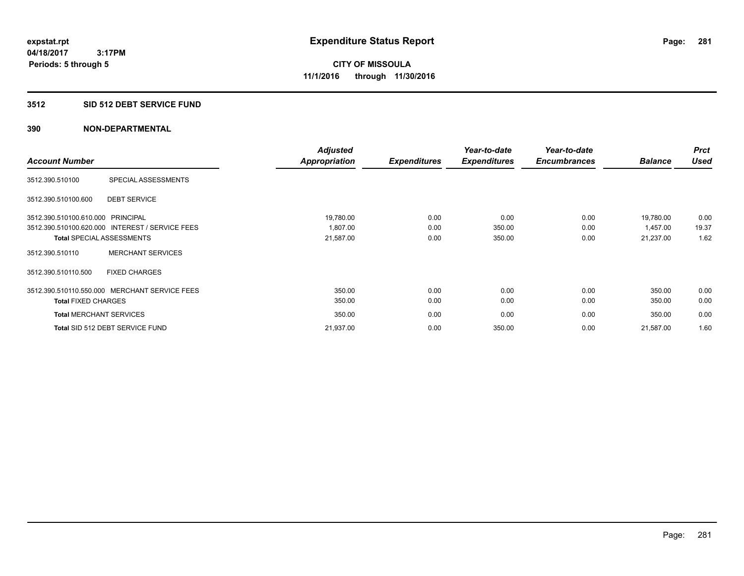expstat.rpt
04/18/2017 3:17PM
Periods: 5 through 5

# Expenditure Status Report

**CITY OF MISSOULA**
**11/1/2016 through 11/30/2016**

## 3512 SID 512 DEBT SERVICE FUND

### 390 NON-DEPARTMENTAL

| Account Number | | Adjusted Appropriation | Expenditures | Year-to-date Expenditures | Year-to-date Encumbrances | Balance | Prct Used |
|---|---|---|---|---|---|---|---|
| 3512.390.510100 | SPECIAL ASSESSMENTS | | | | | | |
| 3512.390.510100.600 | DEBT SERVICE | | | | | | |
| 3512.390.510100.610.000 | PRINCIPAL | 19,780.00 | 0.00 | 0.00 | 0.00 | 19,780.00 | 0.00 |
| 3512.390.510100.620.000 | INTEREST / SERVICE FEES | 1,807.00 | 0.00 | 350.00 | 0.00 | 1,457.00 | 19.37 |
| **Total** SPECIAL ASSESSMENTS | | 21,587.00 | 0.00 | 350.00 | 0.00 | 21,237.00 | 1.62 |
| 3512.390.510110 | MERCHANT SERVICES | | | | | | |
| 3512.390.510110.500 | FIXED CHARGES | | | | | | |
| 3512.390.510110.550.000 | MERCHANT SERVICE FEES | 350.00 | 0.00 | 0.00 | 0.00 | 350.00 | 0.00 |
| **Total** FIXED CHARGES | | 350.00 | 0.00 | 0.00 | 0.00 | 350.00 | 0.00 |
| **Total** MERCHANT SERVICES | | 350.00 | 0.00 | 0.00 | 0.00 | 350.00 | 0.00 |
| **Total** SID 512 DEBT SERVICE FUND | | 21,937.00 | 0.00 | 350.00 | 0.00 | 21,587.00 | 1.60 |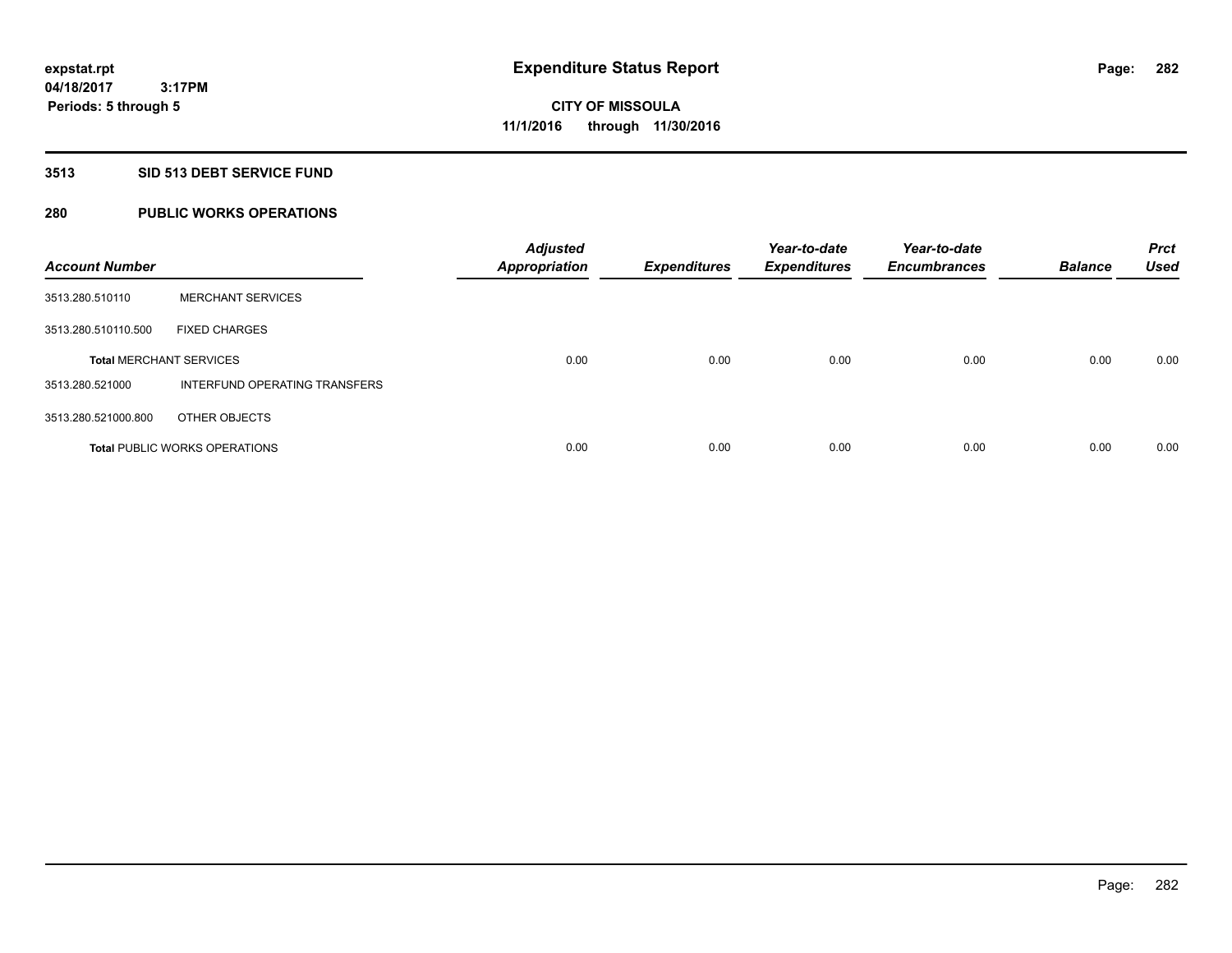**Expenditure Status Report**

**CITY OF MISSOULA**
**11/1/2016 through 11/30/2016**

expstat.rpt
04/18/2017 3:17PM
Periods: 5 through 5

## 3513 SID 513 DEBT SERVICE FUND

## 280 PUBLIC WORKS OPERATIONS

| Account Number | | Adjusted Appropriation | Expenditures | Year-to-date Expenditures | Year-to-date Encumbrances | Balance | Prct Used |
|---|---|---|---|---|---|---|---|
| 3513.280.510110 | MERCHANT SERVICES | | | | | | |
| 3513.280.510110.500 | FIXED CHARGES | | | | | | |
| **Total** MERCHANT SERVICES | | 0.00 | 0.00 | 0.00 | 0.00 | 0.00 | 0.00 |
| 3513.280.521000 | INTERFUND OPERATING TRANSFERS | | | | | | |
| 3513.280.521000.800 | OTHER OBJECTS | | | | | | |
| **Total** PUBLIC WORKS OPERATIONS | | 0.00 | 0.00 | 0.00 | 0.00 | 0.00 | 0.00 |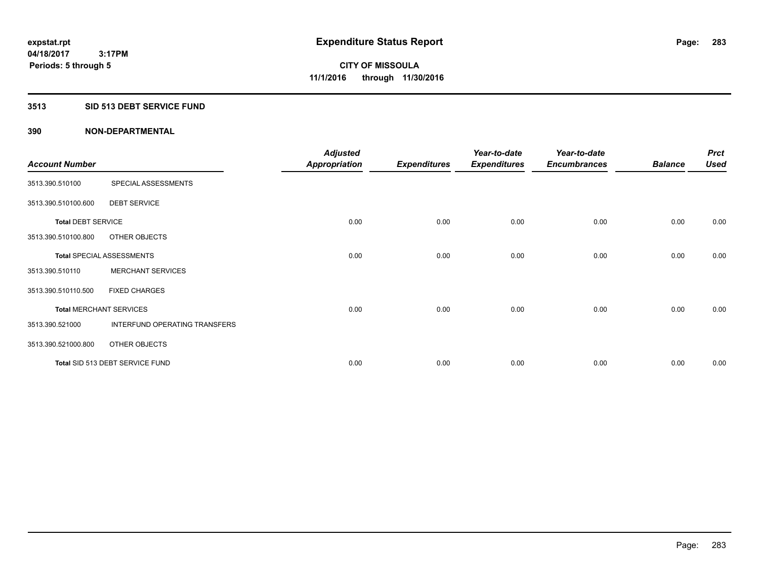**expstat.rpt**
**04/18/2017 3:17PM**
**Periods: 5 through 5**

# Expenditure Status Report

**CITY OF MISSOULA**
**11/1/2016 through 11/30/2016**

## 3513 SID 513 DEBT SERVICE FUND

## 390 NON-DEPARTMENTAL

| Account Number | | Adjusted Appropriation | Expenditures | Year-to-date Expenditures | Year-to-date Encumbrances | Balance | Prct Used |
|---|---|---|---|---|---|---|---|
| 3513.390.510100 | SPECIAL ASSESSMENTS | | | | | | |
| 3513.390.510100.600 | DEBT SERVICE | | | | | | |
| **Total** DEBT SERVICE | | 0.00 | 0.00 | 0.00 | 0.00 | 0.00 | 0.00 |
| 3513.390.510100.800 | OTHER OBJECTS | | | | | | |
| **Total** SPECIAL ASSESSMENTS | | 0.00 | 0.00 | 0.00 | 0.00 | 0.00 | 0.00 |
| 3513.390.510110 | MERCHANT SERVICES | | | | | | |
| 3513.390.510110.500 | FIXED CHARGES | | | | | | |
| **Total** MERCHANT SERVICES | | 0.00 | 0.00 | 0.00 | 0.00 | 0.00 | 0.00 |
| 3513.390.521000 | INTERFUND OPERATING TRANSFERS | | | | | | |
| 3513.390.521000.800 | OTHER OBJECTS | | | | | | |
| **Total** SID 513 DEBT SERVICE FUND | | 0.00 | 0.00 | 0.00 | 0.00 | 0.00 | 0.00 |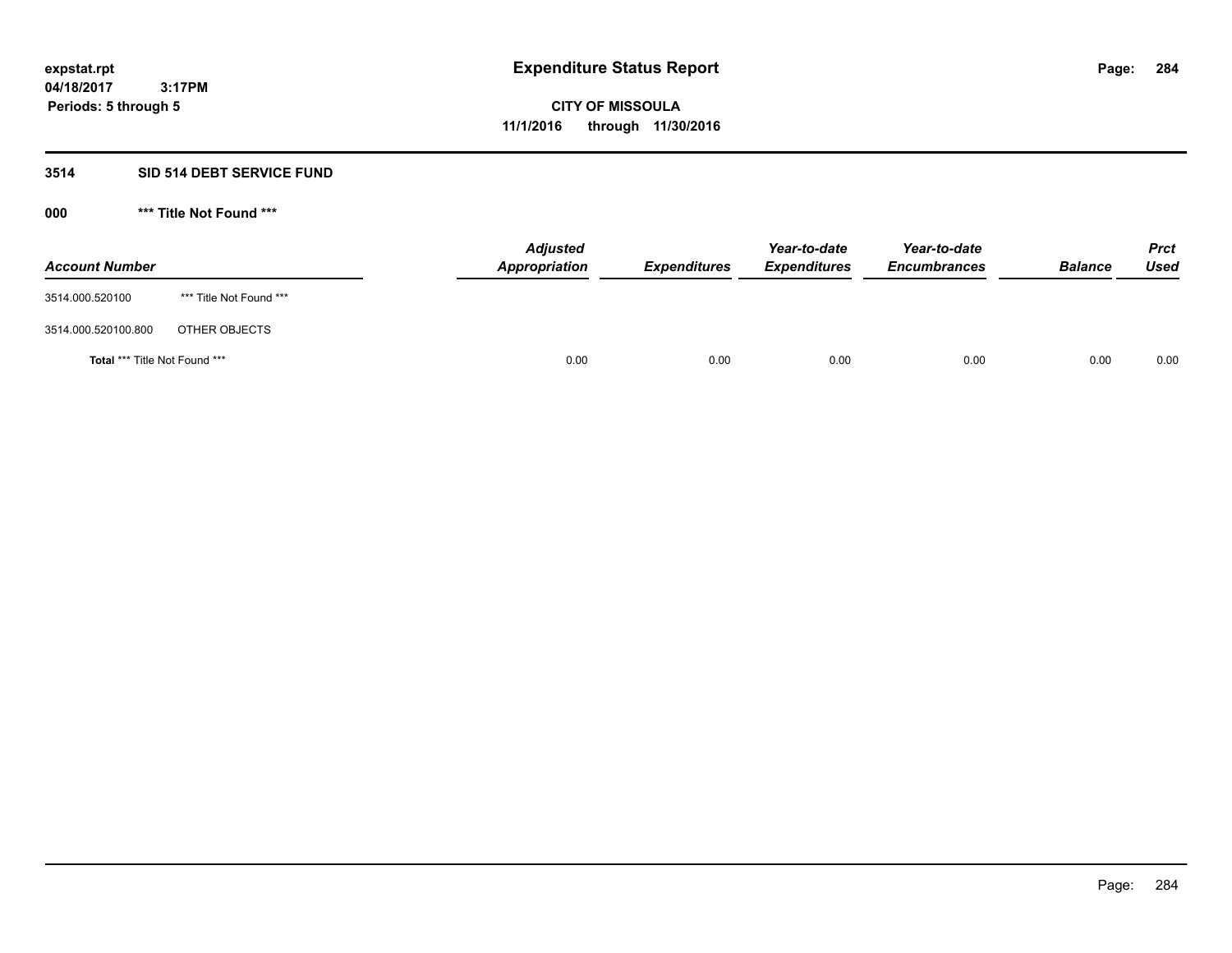# Expenditure Status Report

**CITY OF MISSOULA**
**11/1/2016 through 11/30/2016**

expstat.rpt
04/18/2017 3:17PM
Periods: 5 through 5

## 3514 SID 514 DEBT SERVICE FUND

### 000 *** Title Not Found ***

| Account Number | | Adjusted Appropriation | Expenditures | Year-to-date Expenditures | Year-to-date Encumbrances | Balance | Prct Used |
|---|---|---|---|---|---|---|---|
| 3514.000.520100 | *** Title Not Found *** | | | | | | |
| 3514.000.520100.800 | OTHER OBJECTS | | | | | | |
| **Total** *** Title Not Found *** | | 0.00 | 0.00 | 0.00 | 0.00 | 0.00 | 0.00 |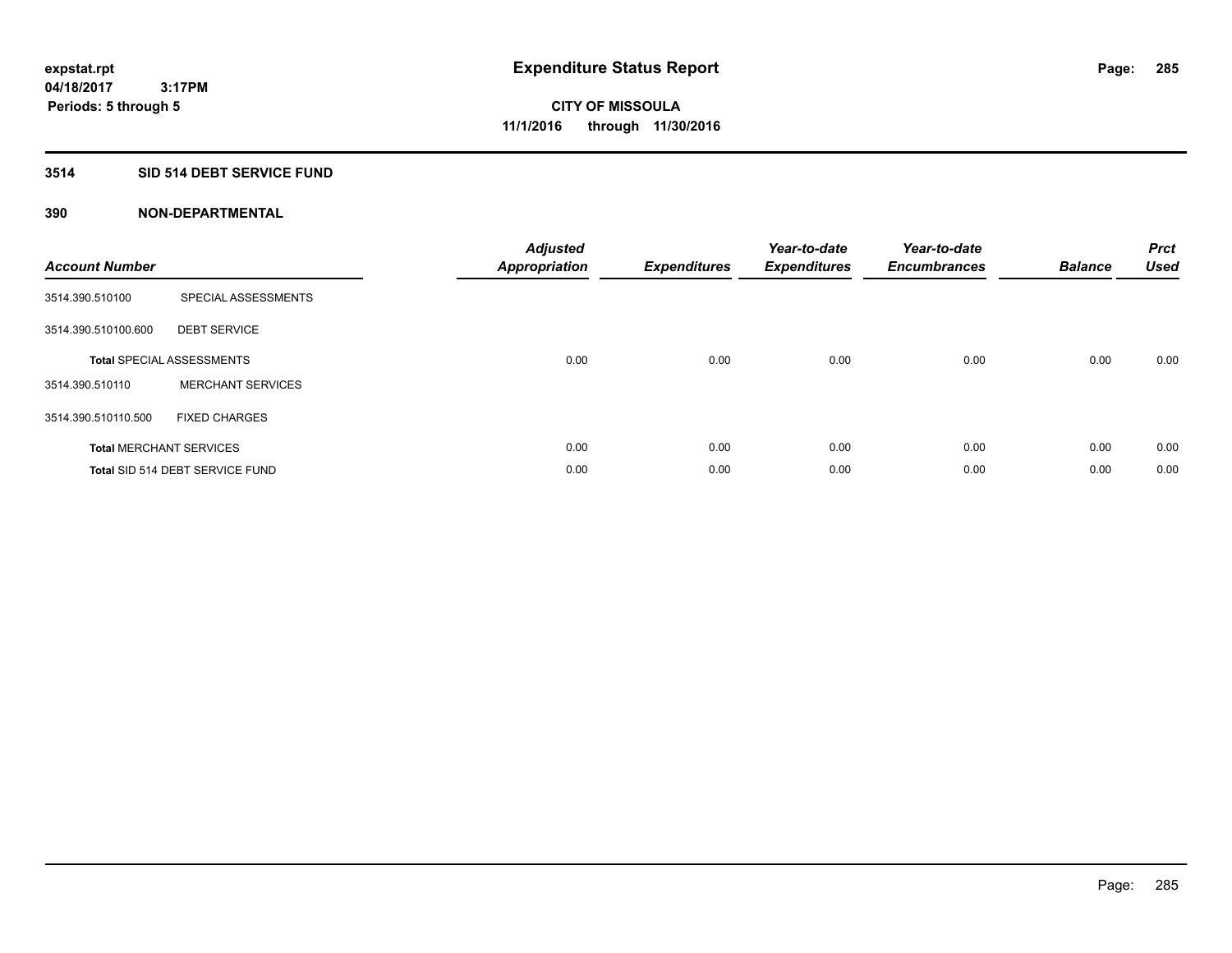**expstat.rpt**
**04/18/2017 3:17PM**
**Periods: 5 through 5**

# Expenditure Status Report

**CITY OF MISSOULA**
**11/1/2016 through 11/30/2016**

## 3514 SID 514 DEBT SERVICE FUND

### 390 NON-DEPARTMENTAL

| Account Number | | Adjusted Appropriation | Expenditures | Year-to-date Expenditures | Year-to-date Encumbrances | Balance | Prct Used |
|---|---|---|---|---|---|---|---|
| 3514.390.510100 | SPECIAL ASSESSMENTS | | | | | | |
| 3514.390.510100.600 | DEBT SERVICE | | | | | | |
| **Total** SPECIAL ASSESSMENTS | | 0.00 | 0.00 | 0.00 | 0.00 | 0.00 | 0.00 |
| 3514.390.510110 | MERCHANT SERVICES | | | | | | |
| 3514.390.510110.500 | FIXED CHARGES | | | | | | |
| **Total** MERCHANT SERVICES | | 0.00 | 0.00 | 0.00 | 0.00 | 0.00 | 0.00 |
| **Total** SID 514 DEBT SERVICE FUND | | 0.00 | 0.00 | 0.00 | 0.00 | 0.00 | 0.00 |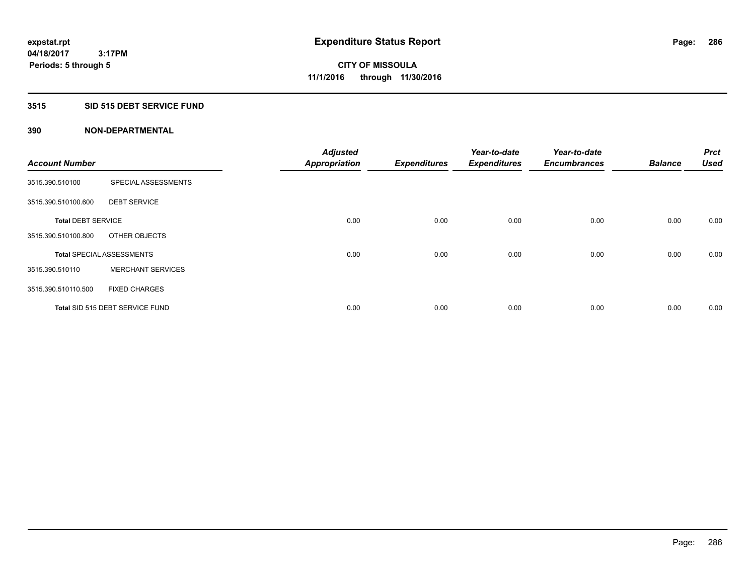expstat.rpt
04/18/2017 3:17PM
Periods: 5 through 5

# Expenditure Status Report

CITY OF MISSOULA
11/1/2016 through 11/30/2016

## 3515 SID 515 DEBT SERVICE FUND

### 390 NON-DEPARTMENTAL

| Account Number | | Adjusted Appropriation | Expenditures | Year-to-date Expenditures | Year-to-date Encumbrances | Balance | Prct Used |
|---|---|---|---|---|---|---|---|
| 3515.390.510100 | SPECIAL ASSESSMENTS | | | | | | |
| 3515.390.510100.600 | DEBT SERVICE | | | | | | |
| **Total** DEBT SERVICE | | 0.00 | 0.00 | 0.00 | 0.00 | 0.00 | 0.00 |
| 3515.390.510100.800 | OTHER OBJECTS | | | | | | |
| **Total** SPECIAL ASSESSMENTS | | 0.00 | 0.00 | 0.00 | 0.00 | 0.00 | 0.00 |
| 3515.390.510110 | MERCHANT SERVICES | | | | | | |
| 3515.390.510110.500 | FIXED CHARGES | | | | | | |
| **Total** SID 515 DEBT SERVICE FUND | | 0.00 | 0.00 | 0.00 | 0.00 | 0.00 | 0.00 |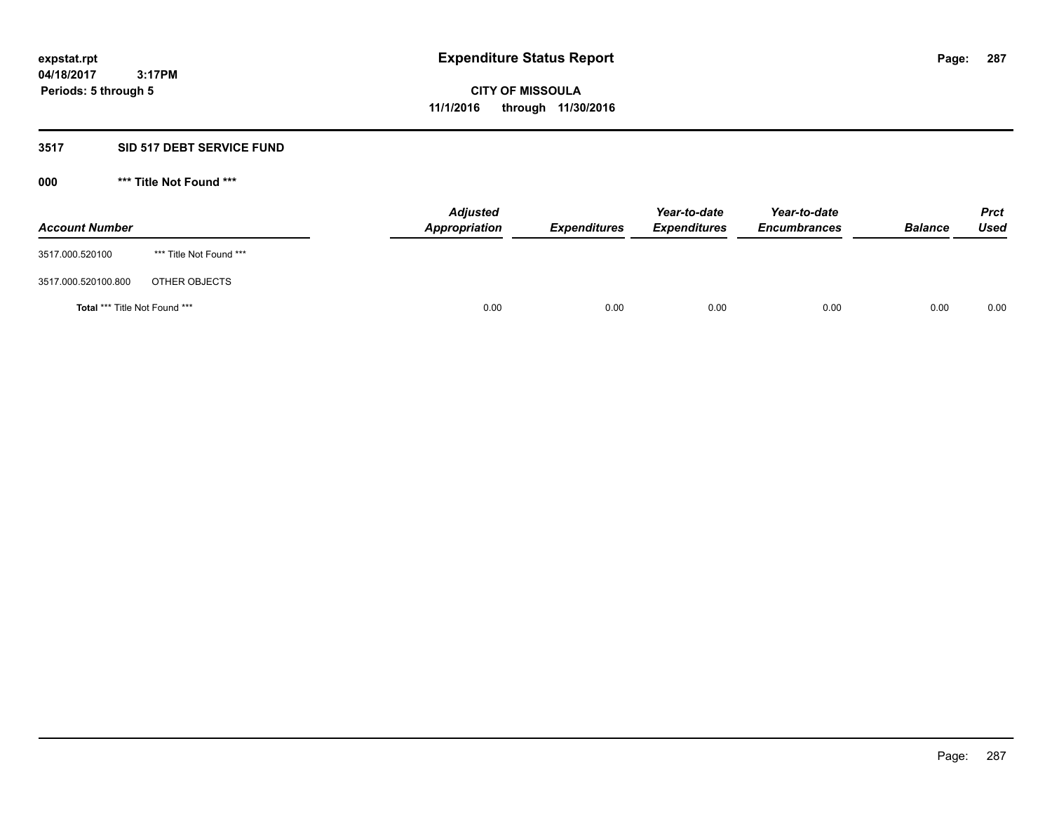**expstat.rpt**
**04/18/2017 3:17PM**
**Periods: 5 through 5**

# Expenditure Status Report

**CITY OF MISSOULA**
**11/1/2016 through 11/30/2016**

## 3517 SID 517 DEBT SERVICE FUND

### 000 *** Title Not Found ***

| Account Number | | Adjusted Appropriation | Expenditures | Year-to-date Expenditures | Year-to-date Encumbrances | Balance | Prct Used |
|---|---|---|---|---|---|---|---|
| 3517.000.520100 | *** Title Not Found *** | | | | | | |
| 3517.000.520100.800 | OTHER OBJECTS | | | | | | |
| **Total** *** Title Not Found *** | | 0.00 | 0.00 | 0.00 | 0.00 | 0.00 | 0.00 |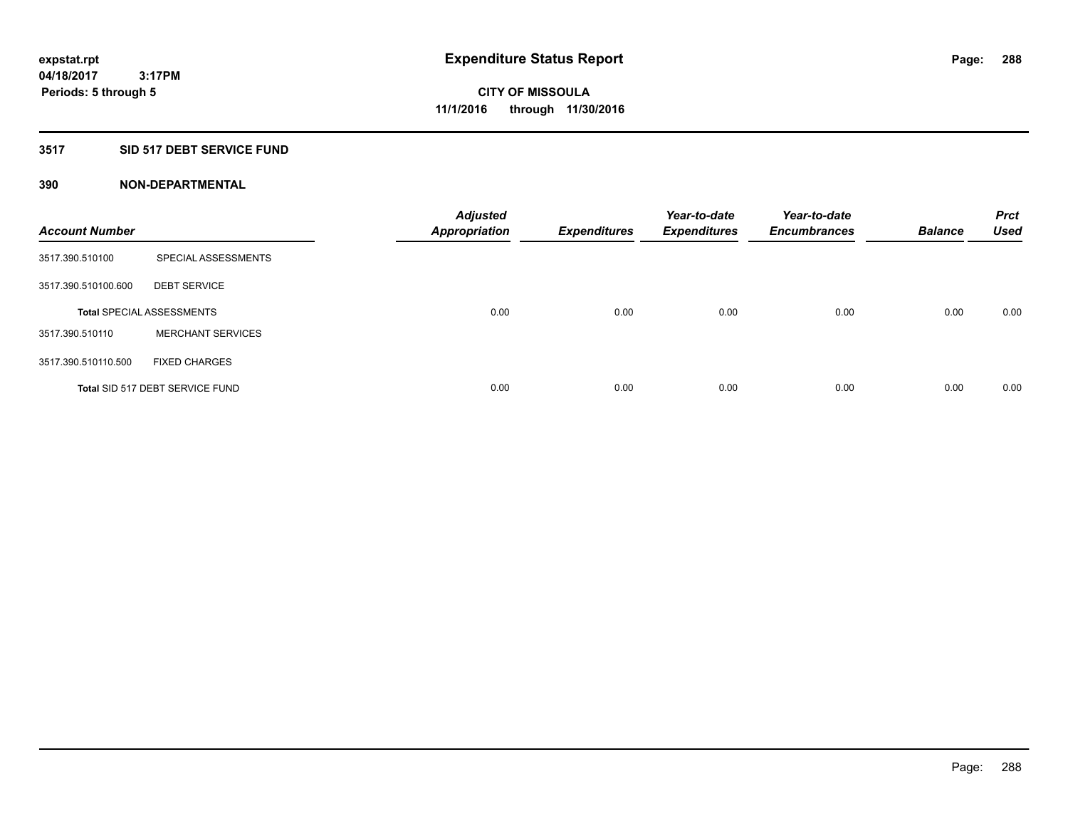# Expenditure Status Report

**expstat.rpt**
**04/18/2017 3:17PM**
**Periods: 5 through 5**

**CITY OF MISSOULA**
**11/1/2016 through 11/30/2016**

**3517 SID 517 DEBT SERVICE FUND**

**390 NON-DEPARTMENTAL**

| Account Number | | Adjusted Appropriation | Expenditures | Year-to-date Expenditures | Year-to-date Encumbrances | Balance | Prct Used |
|---|---|---|---|---|---|---|---|
| 3517.390.510100 | SPECIAL ASSESSMENTS | | | | | | |
| 3517.390.510100.600 | DEBT SERVICE | | | | | | |
| **Total** SPECIAL ASSESSMENTS | | 0.00 | 0.00 | 0.00 | 0.00 | 0.00 | 0.00 |
| 3517.390.510110 | MERCHANT SERVICES | | | | | | |
| 3517.390.510110.500 | FIXED CHARGES | | | | | | |
| **Total** SID 517 DEBT SERVICE FUND | | 0.00 | 0.00 | 0.00 | 0.00 | 0.00 | 0.00 |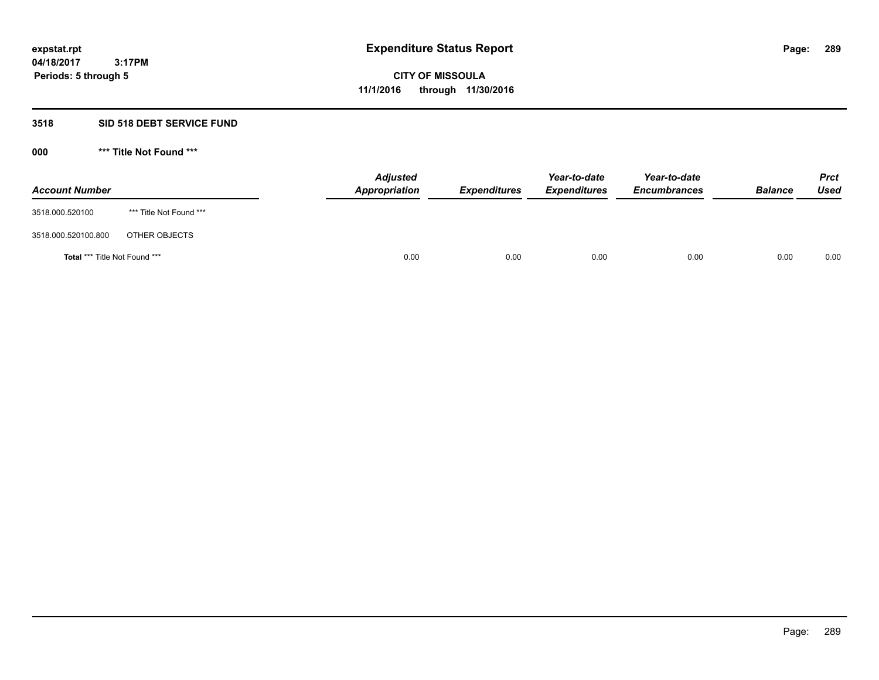**expstat.rpt**
**04/18/2017 3:17PM**
**Periods: 5 through 5**

# Expenditure Status Report

**CITY OF MISSOULA**
**11/1/2016 through 11/30/2016**

## 3518 SID 518 DEBT SERVICE FUND

### 000 *** Title Not Found ***

| Account Number | | Adjusted Appropriation | Expenditures | Year-to-date Expenditures | Year-to-date Encumbrances | Balance | Prct Used |
|---|---|---|---|---|---|---|---|
| 3518.000.520100 | *** Title Not Found *** | | | | | | |
| 3518.000.520100.800 | OTHER OBJECTS | | | | | | |
| **Total** *** Title Not Found *** | | 0.00 | 0.00 | 0.00 | 0.00 | 0.00 | 0.00 |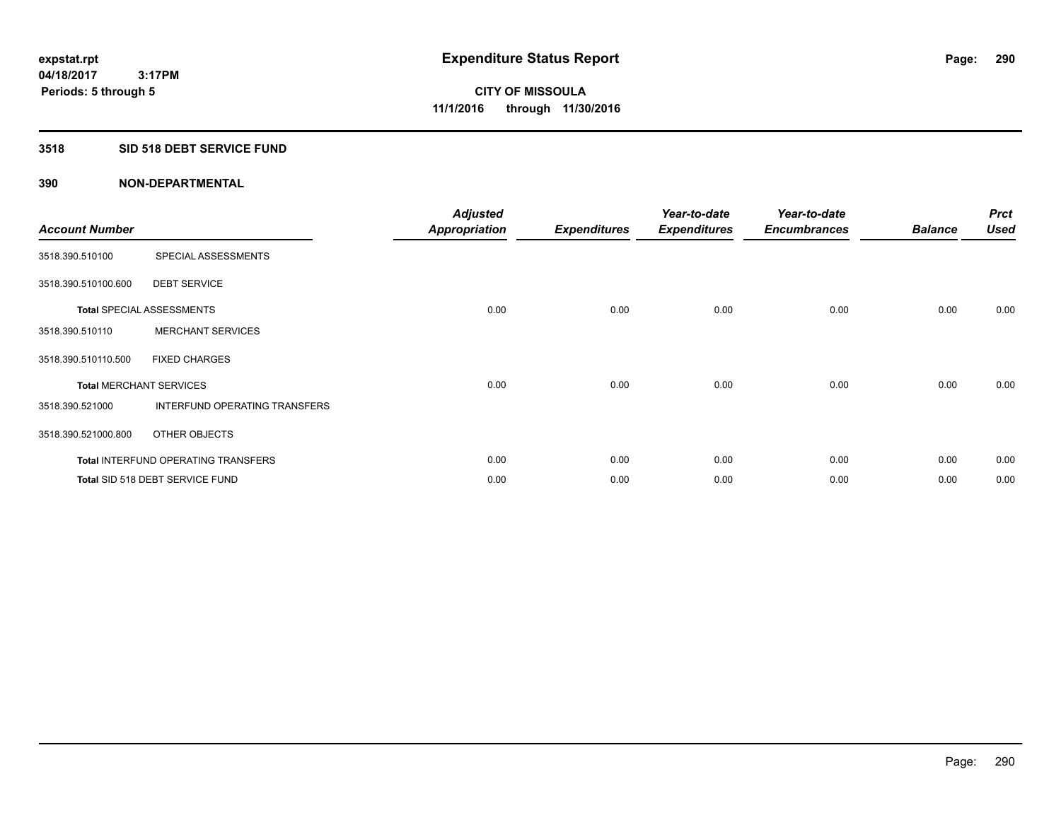**expstat.rpt**
**04/18/2017 3:17PM**
**Periods: 5 through 5**

# Expenditure Status Report

**CITY OF MISSOULA**
**11/1/2016 through 11/30/2016**

## 3518 SID 518 DEBT SERVICE FUND

### 390 NON-DEPARTMENTAL

| Account Number | | Adjusted Appropriation | Expenditures | Year-to-date Expenditures | Year-to-date Encumbrances | Balance | Prct Used |
|---|---|---|---|---|---|---|---|
| 3518.390.510100 | SPECIAL ASSESSMENTS | | | | | | |
| 3518.390.510100.600 | DEBT SERVICE | | | | | | |
| **Total** SPECIAL ASSESSMENTS | | 0.00 | 0.00 | 0.00 | 0.00 | 0.00 | 0.00 |
| 3518.390.510110 | MERCHANT SERVICES | | | | | | |
| 3518.390.510110.500 | FIXED CHARGES | | | | | | |
| **Total** MERCHANT SERVICES | | 0.00 | 0.00 | 0.00 | 0.00 | 0.00 | 0.00 |
| 3518.390.521000 | INTERFUND OPERATING TRANSFERS | | | | | | |
| 3518.390.521000.800 | OTHER OBJECTS | | | | | | |
| **Total** INTERFUND OPERATING TRANSFERS | | 0.00 | 0.00 | 0.00 | 0.00 | 0.00 | 0.00 |
| **Total** SID 518 DEBT SERVICE FUND | | 0.00 | 0.00 | 0.00 | 0.00 | 0.00 | 0.00 |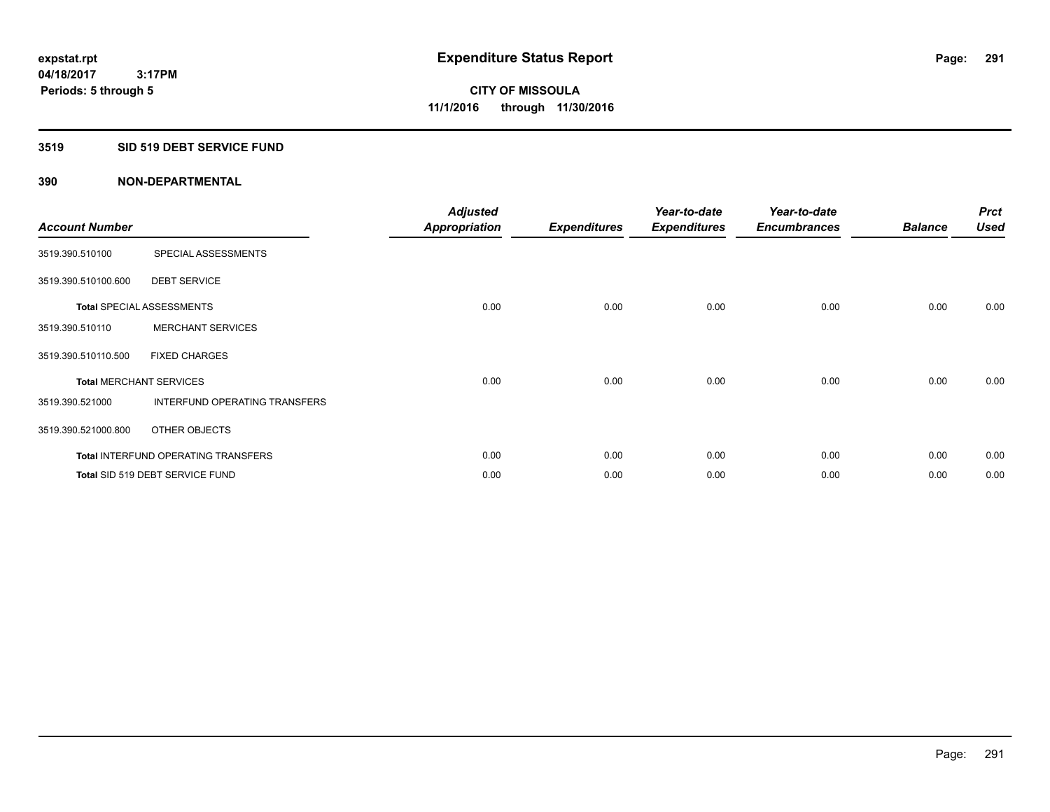**expstat.rpt**
**04/18/2017 3:17PM**
**Periods: 5 through 5**

# Expenditure Status Report

**CITY OF MISSOULA**
**11/1/2016 through 11/30/2016**

## 3519 SID 519 DEBT SERVICE FUND

### 390 NON-DEPARTMENTAL

| Account Number | | Adjusted Appropriation | Expenditures | Year-to-date Expenditures | Year-to-date Encumbrances | Balance | Prct Used |
|---|---|---|---|---|---|---|---|
| 3519.390.510100 | SPECIAL ASSESSMENTS | | | | | | |
| 3519.390.510100.600 | DEBT SERVICE | | | | | | |
| **Total** SPECIAL ASSESSMENTS | | 0.00 | 0.00 | 0.00 | 0.00 | 0.00 | 0.00 |
| 3519.390.510110 | MERCHANT SERVICES | | | | | | |
| 3519.390.510110.500 | FIXED CHARGES | | | | | | |
| **Total** MERCHANT SERVICES | | 0.00 | 0.00 | 0.00 | 0.00 | 0.00 | 0.00 |
| 3519.390.521000 | INTERFUND OPERATING TRANSFERS | | | | | | |
| 3519.390.521000.800 | OTHER OBJECTS | | | | | | |
| **Total** INTERFUND OPERATING TRANSFERS | | 0.00 | 0.00 | 0.00 | 0.00 | 0.00 | 0.00 |
| **Total** SID 519 DEBT SERVICE FUND | | 0.00 | 0.00 | 0.00 | 0.00 | 0.00 | 0.00 |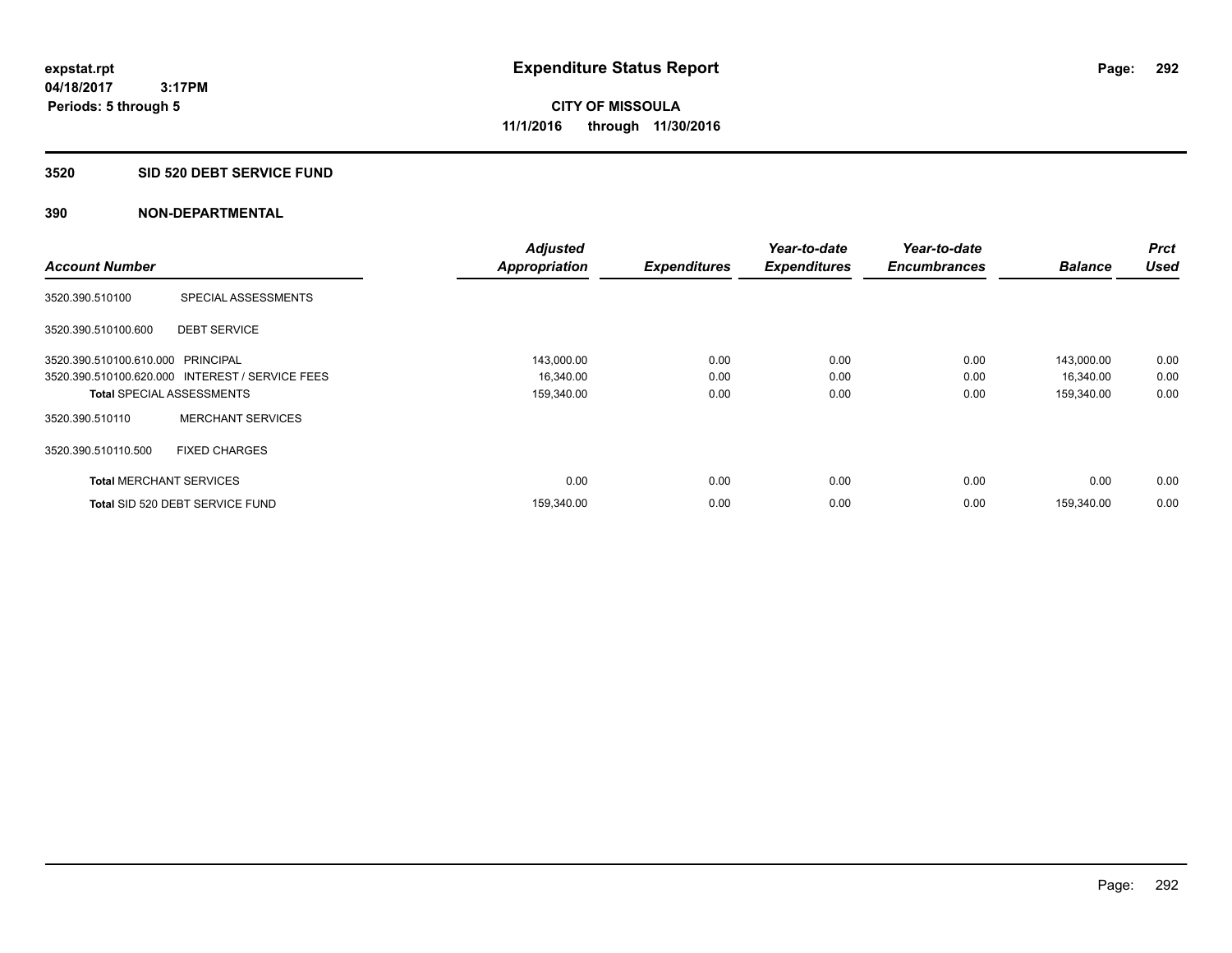expstat.rpt
04/18/2017 3:17PM
Periods: 5 through 5

# Expenditure Status Report

**CITY OF MISSOULA**
**11/1/2016 through 11/30/2016**

## 3520 SID 520 DEBT SERVICE FUND

## 390 NON-DEPARTMENTAL

| Account Number | | Adjusted Appropriation | Expenditures | Year-to-date Expenditures | Year-to-date Encumbrances | Balance | Prct Used |
|---|---|---|---|---|---|---|---|
| 3520.390.510100 | SPECIAL ASSESSMENTS | | | | | | |
| 3520.390.510100.600 | DEBT SERVICE | | | | | | |
| 3520.390.510100.610.000 | PRINCIPAL | 143,000.00 | 0.00 | 0.00 | 0.00 | 143,000.00 | 0.00 |
| 3520.390.510100.620.000 | INTEREST / SERVICE FEES | 16,340.00 | 0.00 | 0.00 | 0.00 | 16,340.00 | 0.00 |
| **Total** SPECIAL ASSESSMENTS | | 159,340.00 | 0.00 | 0.00 | 0.00 | 159,340.00 | 0.00 |
| 3520.390.510110 | MERCHANT SERVICES | | | | | | |
| 3520.390.510110.500 | FIXED CHARGES | | | | | | |
| **Total** MERCHANT SERVICES | | 0.00 | 0.00 | 0.00 | 0.00 | 0.00 | 0.00 |
| **Total** SID 520 DEBT SERVICE FUND | | 159,340.00 | 0.00 | 0.00 | 0.00 | 159,340.00 | 0.00 |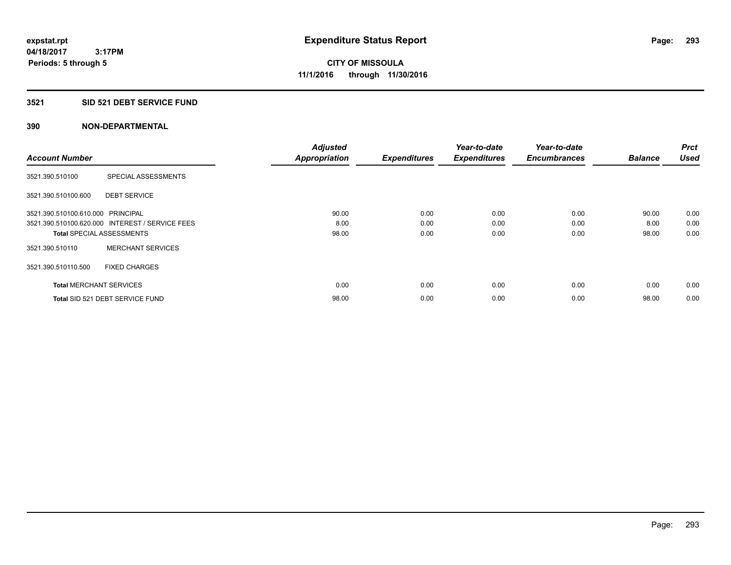expstat.rpt
04/18/2017 3:17PM
Periods: 5 through 5

# Expenditure Status Report

**CITY OF MISSOULA**
**11/1/2016 through 11/30/2016**

## 3521 SID 521 DEBT SERVICE FUND

## 390 NON-DEPARTMENTAL

| Account Number | | Adjusted Appropriation | Expenditures | Year-to-date Expenditures | Year-to-date Encumbrances | Balance | Prct Used |
|---|---|---|---|---|---|---|---|
| 3521.390.510100 | SPECIAL ASSESSMENTS | | | | | | |
| 3521.390.510100.600 | DEBT SERVICE | | | | | | |
| 3521.390.510100.610.000 | PRINCIPAL | 90.00 | 0.00 | 0.00 | 0.00 | 90.00 | 0.00 |
| 3521.390.510100.620.000 | INTEREST / SERVICE FEES | 8.00 | 0.00 | 0.00 | 0.00 | 8.00 | 0.00 |
| **Total** SPECIAL ASSESSMENTS | | 98.00 | 0.00 | 0.00 | 0.00 | 98.00 | 0.00 |
| 3521.390.510110 | MERCHANT SERVICES | | | | | | |
| 3521.390.510110.500 | FIXED CHARGES | | | | | | |
| **Total** MERCHANT SERVICES | | 0.00 | 0.00 | 0.00 | 0.00 | 0.00 | 0.00 |
| **Total** SID 521 DEBT SERVICE FUND | | 98.00 | 0.00 | 0.00 | 0.00 | 98.00 | 0.00 |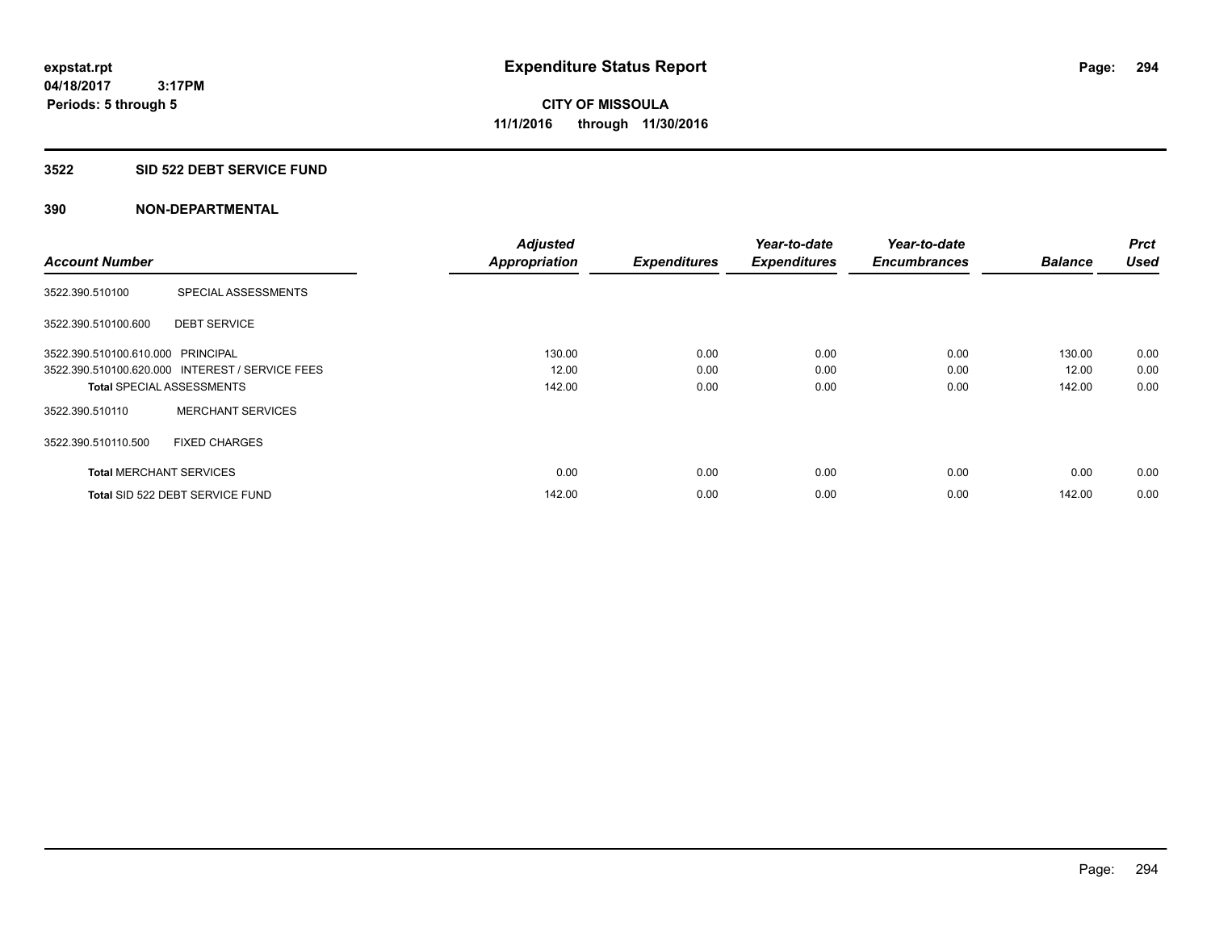**expstat.rpt**
**04/18/2017 3:17PM**
**Periods: 5 through 5**

# Expenditure Status Report

**CITY OF MISSOULA**
**11/1/2016 through 11/30/2016**

## 3522 SID 522 DEBT SERVICE FUND

### 390 NON-DEPARTMENTAL

| Account Number | | Adjusted Appropriation | Expenditures | Year-to-date Expenditures | Year-to-date Encumbrances | Balance | Prct Used |
|---|---|---|---|---|---|---|---|
| 3522.390.510100 | SPECIAL ASSESSMENTS | | | | | | |
| 3522.390.510100.600 | DEBT SERVICE | | | | | | |
| 3522.390.510100.610.000 | PRINCIPAL | 130.00 | 0.00 | 0.00 | 0.00 | 130.00 | 0.00 |
| 3522.390.510100.620.000 | INTEREST / SERVICE FEES | 12.00 | 0.00 | 0.00 | 0.00 | 12.00 | 0.00 |
| **Total** SPECIAL ASSESSMENTS | | 142.00 | 0.00 | 0.00 | 0.00 | 142.00 | 0.00 |
| 3522.390.510110 | MERCHANT SERVICES | | | | | | |
| 3522.390.510110.500 | FIXED CHARGES | | | | | | |
| **Total** MERCHANT SERVICES | | 0.00 | 0.00 | 0.00 | 0.00 | 0.00 | 0.00 |
| **Total** SID 522 DEBT SERVICE FUND | | 142.00 | 0.00 | 0.00 | 0.00 | 142.00 | 0.00 |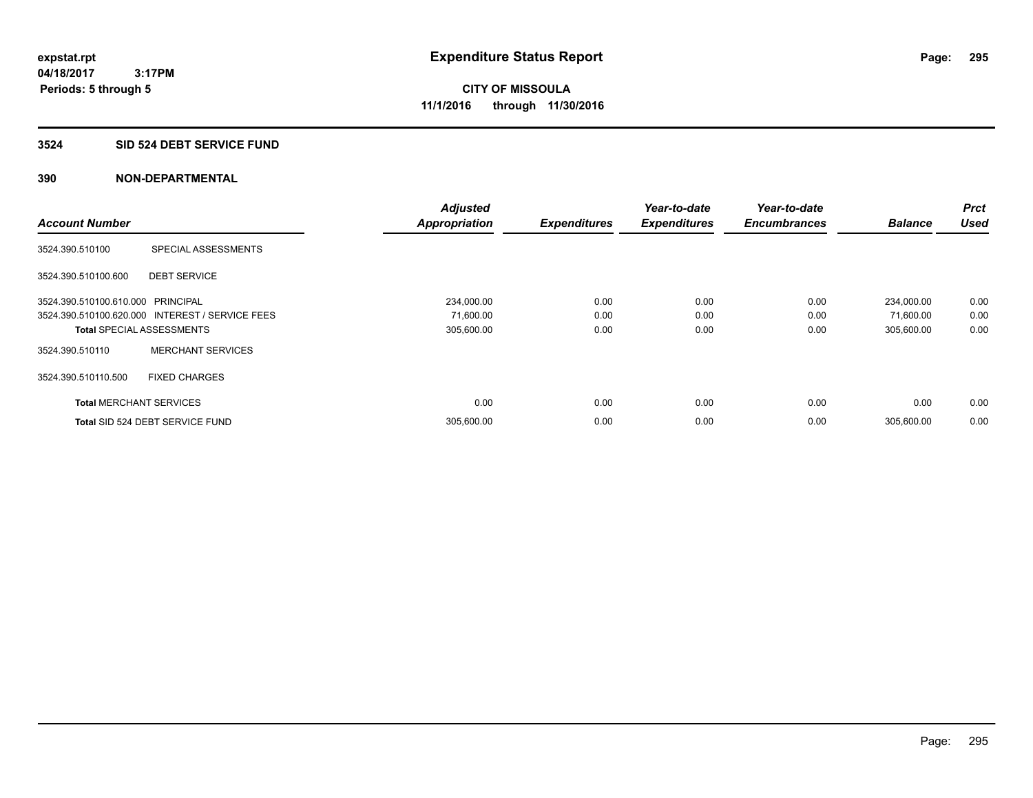**expstat.rpt**
**04/18/2017 3:17PM**
**Periods: 5 through 5**

# Expenditure Status Report

**CITY OF MISSOULA**
**11/1/2016 through 11/30/2016**

## 3524 SID 524 DEBT SERVICE FUND

## 390 NON-DEPARTMENTAL

| Account Number | | Adjusted Appropriation | Expenditures | Year-to-date Expenditures | Year-to-date Encumbrances | Balance | Prct Used |
|---|---|---|---|---|---|---|---|
| 3524.390.510100 | SPECIAL ASSESSMENTS | | | | | | |
| 3524.390.510100.600 | DEBT SERVICE | | | | | | |
| 3524.390.510100.610.000 | PRINCIPAL | 234,000.00 | 0.00 | 0.00 | 0.00 | 234,000.00 | 0.00 |
| 3524.390.510100.620.000 | INTEREST / SERVICE FEES | 71,600.00 | 0.00 | 0.00 | 0.00 | 71,600.00 | 0.00 |
| **Total** SPECIAL ASSESSMENTS | | 305,600.00 | 0.00 | 0.00 | 0.00 | 305,600.00 | 0.00 |
| 3524.390.510110 | MERCHANT SERVICES | | | | | | |
| 3524.390.510110.500 | FIXED CHARGES | | | | | | |
| **Total** MERCHANT SERVICES | | 0.00 | 0.00 | 0.00 | 0.00 | 0.00 | 0.00 |
| **Total** SID 524 DEBT SERVICE FUND | | 305,600.00 | 0.00 | 0.00 | 0.00 | 305,600.00 | 0.00 |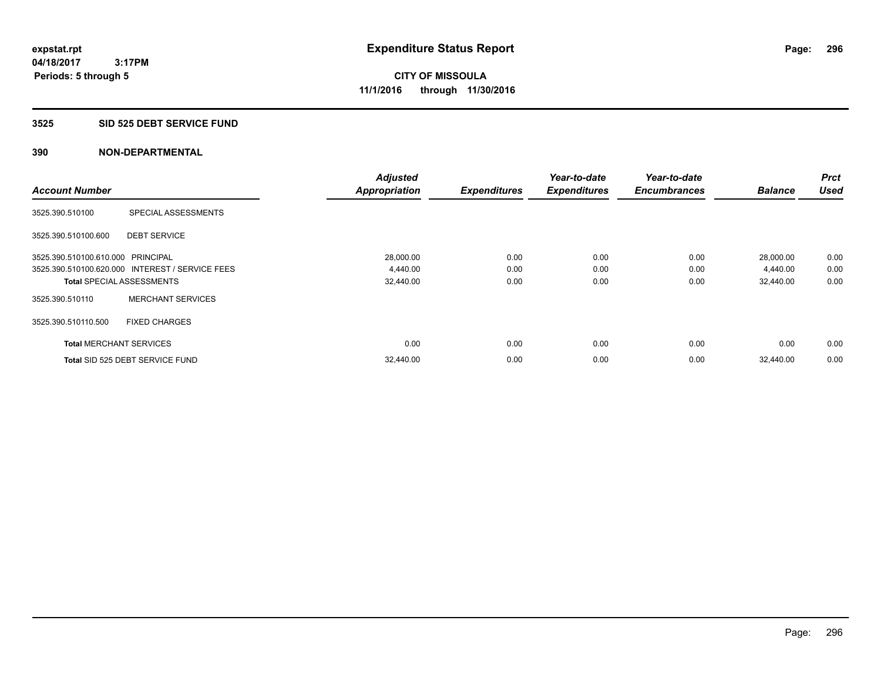# Expenditure Status Report

expstat.rpt
04/18/2017 3:17PM
Periods: 5 through 5

**CITY OF MISSOULA**
**11/1/2016 through 11/30/2016**

## 3525 SID 525 DEBT SERVICE FUND

### 390 NON-DEPARTMENTAL

| Account Number | | Adjusted Appropriation | Expenditures | Year-to-date Expenditures | Year-to-date Encumbrances | Balance | Prct Used |
|---|---|---|---|---|---|---|---|
| 3525.390.510100 | SPECIAL ASSESSMENTS | | | | | | |
| 3525.390.510100.600 | DEBT SERVICE | | | | | | |
| 3525.390.510100.610.000 | PRINCIPAL | 28,000.00 | 0.00 | 0.00 | 0.00 | 28,000.00 | 0.00 |
| 3525.390.510100.620.000 | INTEREST / SERVICE FEES | 4,440.00 | 0.00 | 0.00 | 0.00 | 4,440.00 | 0.00 |
| **Total** SPECIAL ASSESSMENTS | | 32,440.00 | 0.00 | 0.00 | 0.00 | 32,440.00 | 0.00 |
| 3525.390.510110 | MERCHANT SERVICES | | | | | | |
| 3525.390.510110.500 | FIXED CHARGES | | | | | | |
| **Total** MERCHANT SERVICES | | 0.00 | 0.00 | 0.00 | 0.00 | 0.00 | 0.00 |
| **Total** SID 525 DEBT SERVICE FUND | | 32,440.00 | 0.00 | 0.00 | 0.00 | 32,440.00 | 0.00 |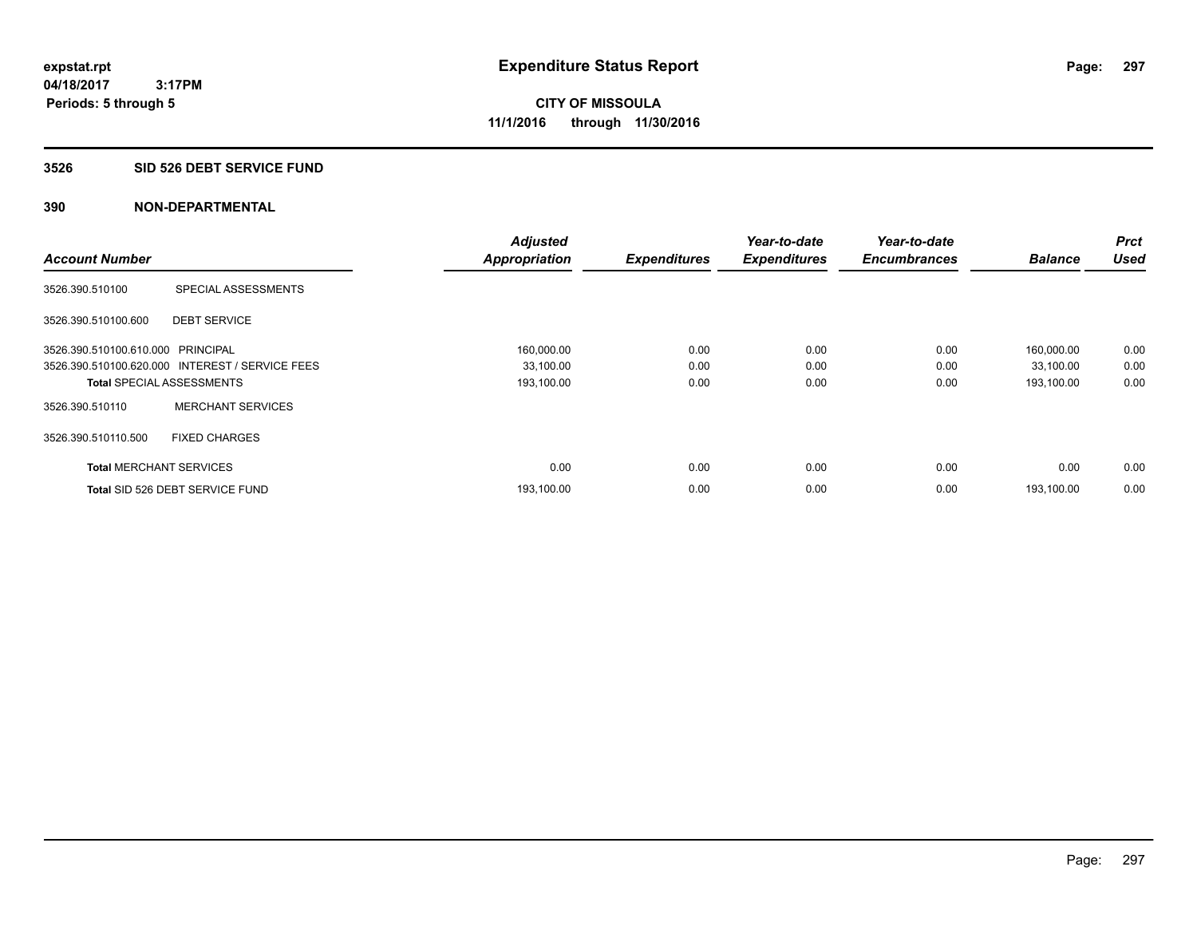expstat.rpt
04/18/2017 3:17PM
Periods: 5 through 5

# Expenditure Status Report

**CITY OF MISSOULA**
**11/1/2016 through 11/30/2016**

## 3526 SID 526 DEBT SERVICE FUND

## 390 NON-DEPARTMENTAL

| Account Number | | Adjusted Appropriation | Expenditures | Year-to-date Expenditures | Year-to-date Encumbrances | Balance | Prct Used |
|---|---|---|---|---|---|---|---|
| 3526.390.510100 | SPECIAL ASSESSMENTS | | | | | | |
| 3526.390.510100.600 | DEBT SERVICE | | | | | | |
| 3526.390.510100.610.000 | PRINCIPAL | 160,000.00 | 0.00 | 0.00 | 0.00 | 160,000.00 | 0.00 |
| 3526.390.510100.620.000 | INTEREST / SERVICE FEES | 33,100.00 | 0.00 | 0.00 | 0.00 | 33,100.00 | 0.00 |
| **Total** SPECIAL ASSESSMENTS | | 193,100.00 | 0.00 | 0.00 | 0.00 | 193,100.00 | 0.00 |
| 3526.390.510110 | MERCHANT SERVICES | | | | | | |
| 3526.390.510110.500 | FIXED CHARGES | | | | | | |
| **Total** MERCHANT SERVICES | | 0.00 | 0.00 | 0.00 | 0.00 | 0.00 | 0.00 |
| **Total** SID 526 DEBT SERVICE FUND | | 193,100.00 | 0.00 | 0.00 | 0.00 | 193,100.00 | 0.00 |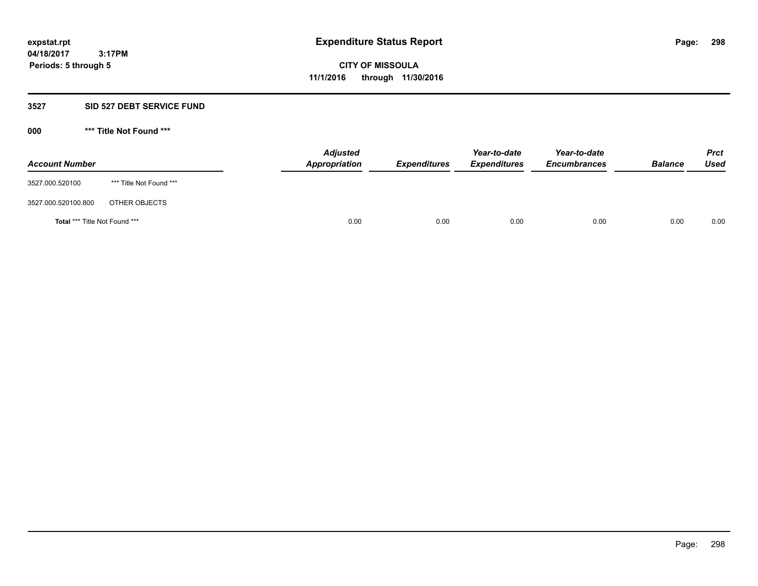expstat.rpt
04/18/2017 3:17PM
Periods: 5 through 5

# Expenditure Status Report

**CITY OF MISSOULA**
**11/1/2016 through 11/30/2016**

## 3527 SID 527 DEBT SERVICE FUND

### 000 *** Title Not Found ***

| Account Number | | Adjusted Appropriation | Expenditures | Year-to-date Expenditures | Year-to-date Encumbrances | Balance | Prct Used |
|---|---|---|---|---|---|---|---|
| 3527.000.520100 | *** Title Not Found *** | | | | | | |
| 3527.000.520100.800 | OTHER OBJECTS | | | | | | |
| **Total** *** Title Not Found *** | | 0.00 | 0.00 | 0.00 | 0.00 | 0.00 | 0.00 |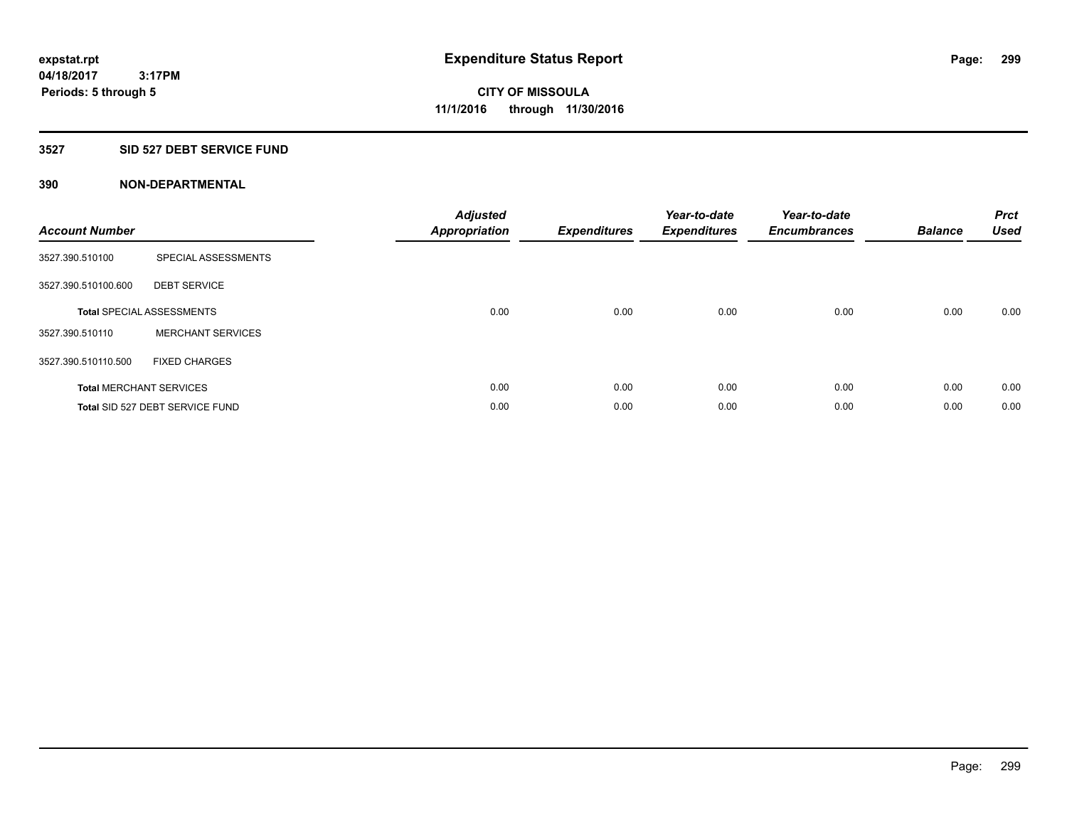expstat.rpt
04/18/2017 3:17PM
Periods: 5 through 5

# Expenditure Status Report

CITY OF MISSOULA
11/1/2016 through 11/30/2016

## 3527 SID 527 DEBT SERVICE FUND

## 390 NON-DEPARTMENTAL

| Account Number | | Adjusted Appropriation | Expenditures | Year-to-date Expenditures | Year-to-date Encumbrances | Balance | Prct Used |
|---|---|---|---|---|---|---|---|
| 3527.390.510100 | SPECIAL ASSESSMENTS | | | | | | |
| 3527.390.510100.600 | DEBT SERVICE | | | | | | |
| **Total** SPECIAL ASSESSMENTS | | 0.00 | 0.00 | 0.00 | 0.00 | 0.00 | 0.00 |
| 3527.390.510110 | MERCHANT SERVICES | | | | | | |
| 3527.390.510110.500 | FIXED CHARGES | | | | | | |
| **Total** MERCHANT SERVICES | | 0.00 | 0.00 | 0.00 | 0.00 | 0.00 | 0.00 |
| **Total** SID 527 DEBT SERVICE FUND | | 0.00 | 0.00 | 0.00 | 0.00 | 0.00 | 0.00 |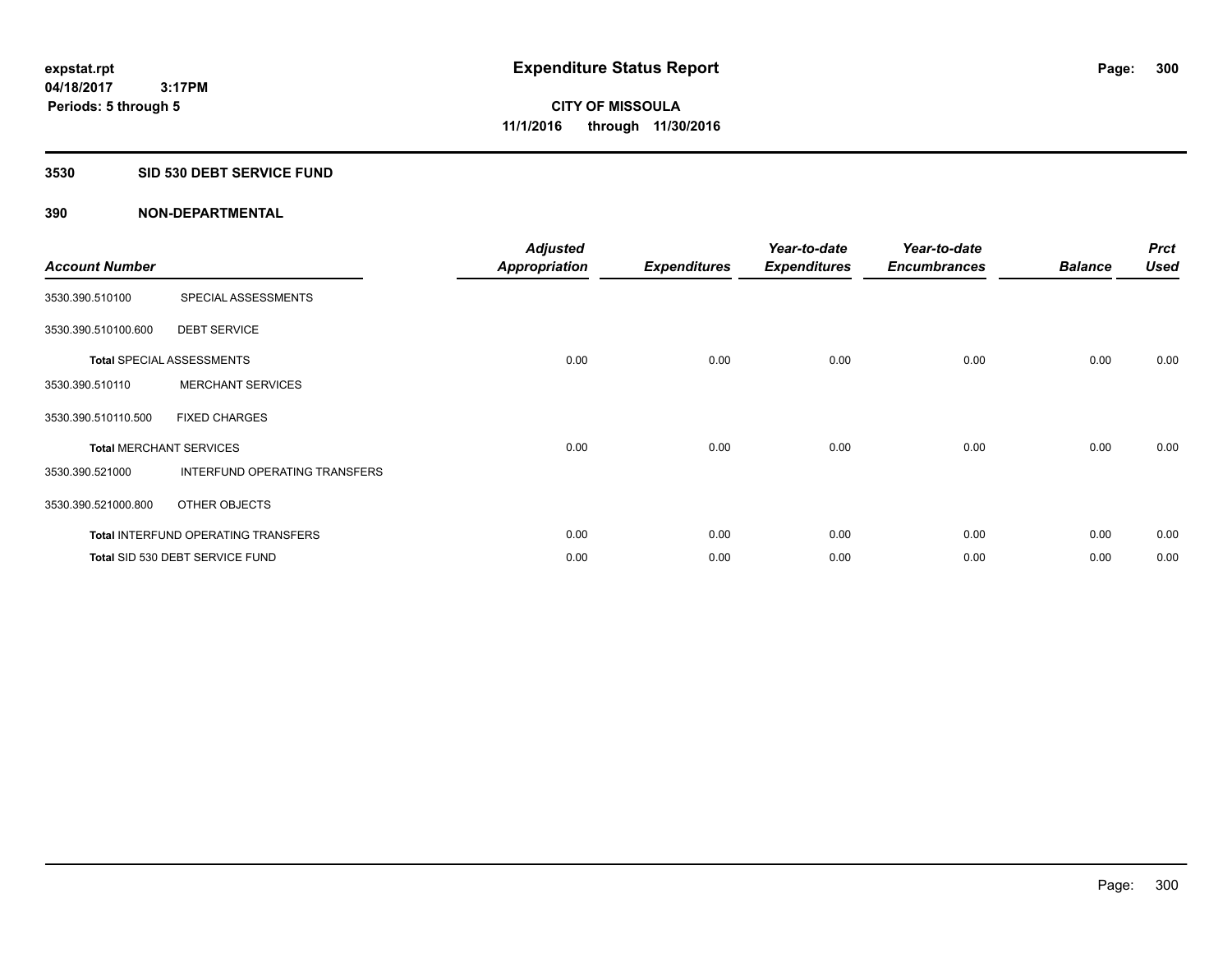**expstat.rpt**
**04/18/2017 3:17PM**
**Periods: 5 through 5**

# Expenditure Status Report

**CITY OF MISSOULA**
**11/1/2016 through 11/30/2016**

## 3530 SID 530 DEBT SERVICE FUND

## 390 NON-DEPARTMENTAL

| Account Number | | Adjusted Appropriation | Expenditures | Year-to-date Expenditures | Year-to-date Encumbrances | Balance | Prct Used |
|---|---|---|---|---|---|---|---|
| 3530.390.510100 | SPECIAL ASSESSMENTS | | | | | | |
| 3530.390.510100.600 | DEBT SERVICE | | | | | | |
| **Total** SPECIAL ASSESSMENTS | | 0.00 | 0.00 | 0.00 | 0.00 | 0.00 | 0.00 |
| 3530.390.510110 | MERCHANT SERVICES | | | | | | |
| 3530.390.510110.500 | FIXED CHARGES | | | | | | |
| **Total** MERCHANT SERVICES | | 0.00 | 0.00 | 0.00 | 0.00 | 0.00 | 0.00 |
| 3530.390.521000 | INTERFUND OPERATING TRANSFERS | | | | | | |
| 3530.390.521000.800 | OTHER OBJECTS | | | | | | |
| **Total** INTERFUND OPERATING TRANSFERS | | 0.00 | 0.00 | 0.00 | 0.00 | 0.00 | 0.00 |
| **Total** SID 530 DEBT SERVICE FUND | | 0.00 | 0.00 | 0.00 | 0.00 | 0.00 | 0.00 |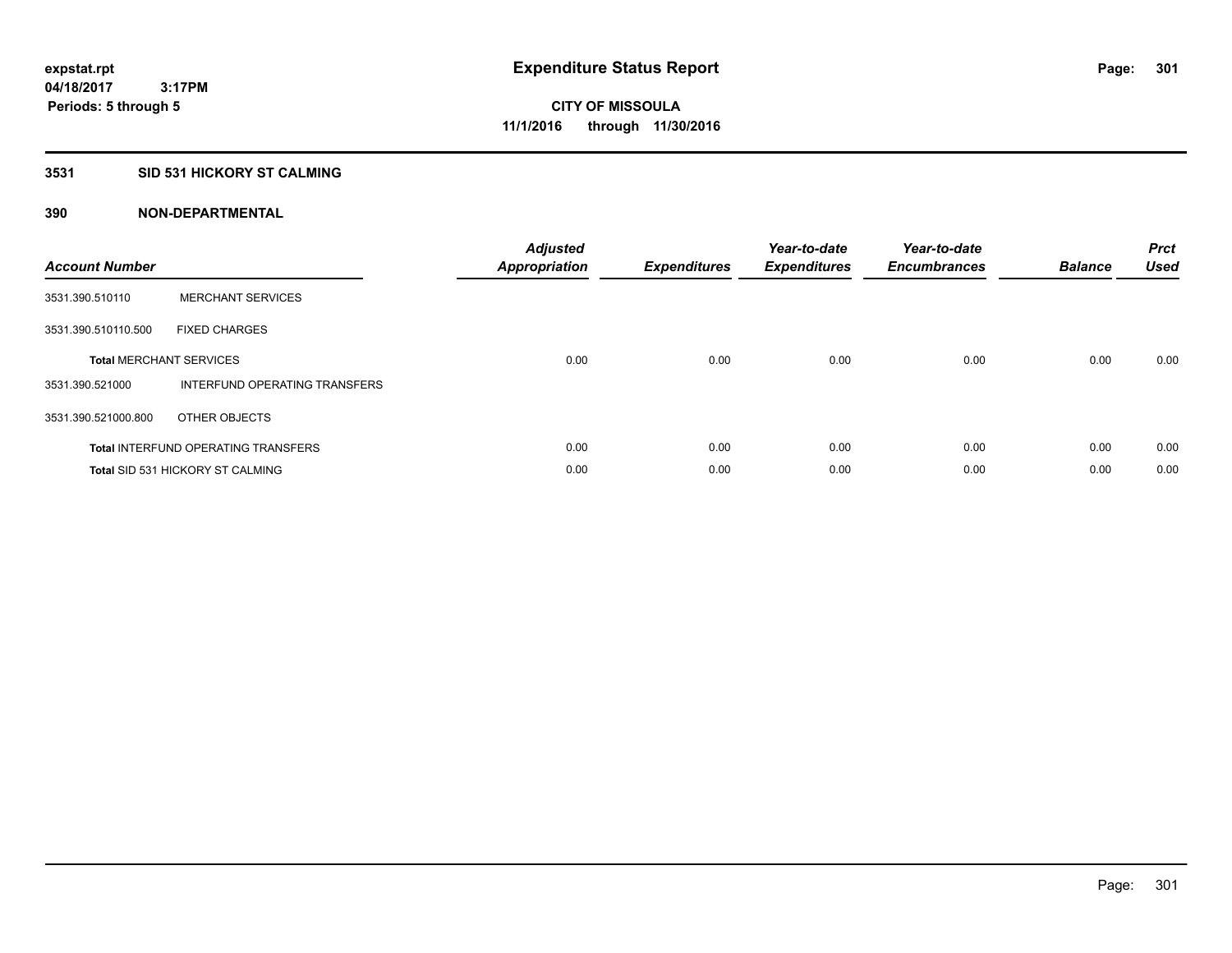# Expenditure Status Report

**CITY OF MISSOULA**
**11/1/2016 through 11/30/2016**

expstat.rpt
04/18/2017 3:17PM
Periods: 5 through 5

## 3531 SID 531 HICKORY ST CALMING

## 390 NON-DEPARTMENTAL

| Account Number | | Adjusted Appropriation | Expenditures | Year-to-date Expenditures | Year-to-date Encumbrances | Balance | Prct Used |
|---|---|---|---|---|---|---|---|
| 3531.390.510110 | MERCHANT SERVICES | | | | | | |
| 3531.390.510110.500 | FIXED CHARGES | | | | | | |
| **Total** MERCHANT SERVICES | | 0.00 | 0.00 | 0.00 | 0.00 | 0.00 | 0.00 |
| 3531.390.521000 | INTERFUND OPERATING TRANSFERS | | | | | | |
| 3531.390.521000.800 | OTHER OBJECTS | | | | | | |
| **Total** INTERFUND OPERATING TRANSFERS | | 0.00 | 0.00 | 0.00 | 0.00 | 0.00 | 0.00 |
| **Total** SID 531 HICKORY ST CALMING | | 0.00 | 0.00 | 0.00 | 0.00 | 0.00 | 0.00 |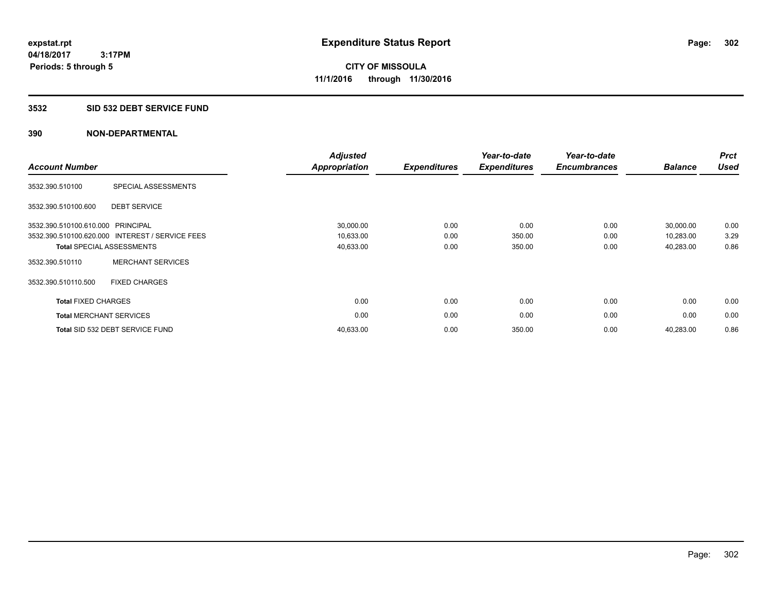# Expenditure Status Report

expstat.rpt
04/18/2017 3:17PM
Periods: 5 through 5

**CITY OF MISSOULA**
**11/1/2016 through 11/30/2016**

## 3532 SID 532 DEBT SERVICE FUND

## 390 NON-DEPARTMENTAL

| Account Number | | Adjusted Appropriation | Expenditures | Year-to-date Expenditures | Year-to-date Encumbrances | Balance | Prct Used |
|---|---|---|---|---|---|---|---|
| 3532.390.510100 | SPECIAL ASSESSMENTS | | | | | | |
| 3532.390.510100.600 | DEBT SERVICE | | | | | | |
| 3532.390.510100.610.000 | PRINCIPAL | 30,000.00 | 0.00 | 0.00 | 0.00 | 30,000.00 | 0.00 |
| 3532.390.510100.620.000 | INTEREST / SERVICE FEES | 10,633.00 | 0.00 | 350.00 | 0.00 | 10,283.00 | 3.29 |
| **Total** SPECIAL ASSESSMENTS | | 40,633.00 | 0.00 | 350.00 | 0.00 | 40,283.00 | 0.86 |
| 3532.390.510110 | MERCHANT SERVICES | | | | | | |
| 3532.390.510110.500 | FIXED CHARGES | | | | | | |
| **Total** FIXED CHARGES | | 0.00 | 0.00 | 0.00 | 0.00 | 0.00 | 0.00 |
| **Total** MERCHANT SERVICES | | 0.00 | 0.00 | 0.00 | 0.00 | 0.00 | 0.00 |
| **Total** SID 532 DEBT SERVICE FUND | | 40,633.00 | 0.00 | 350.00 | 0.00 | 40,283.00 | 0.86 |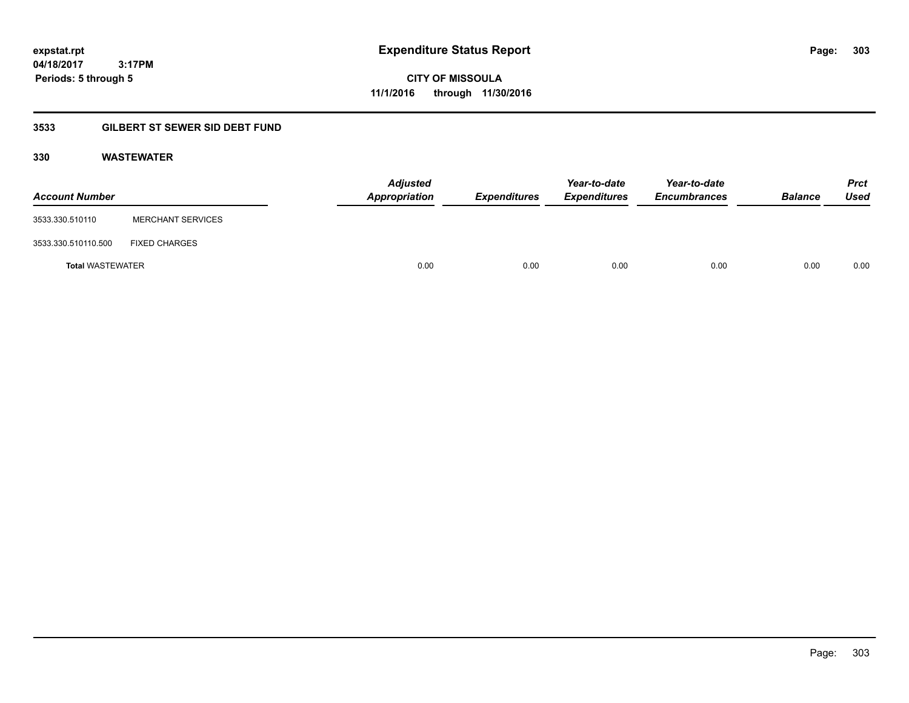# Expenditure Status Report

**CITY OF MISSOULA**

**11/1/2016 through 11/30/2016**

expstat.rpt
04/18/2017 3:17PM
Periods: 5 through 5

## 3533 GILBERT ST SEWER SID DEBT FUND

### 330 WASTEWATER

| Account Number | | Adjusted Appropriation | Expenditures | Year-to-date Expenditures | Year-to-date Encumbrances | Balance | Prct Used |
|---|---|---|---|---|---|---|---|
| 3533.330.510110 | MERCHANT SERVICES | | | | | | |
| 3533.330.510110.500 | FIXED CHARGES | | | | | | |
| **Total** WASTEWATER | | 0.00 | 0.00 | 0.00 | 0.00 | 0.00 | 0.00 |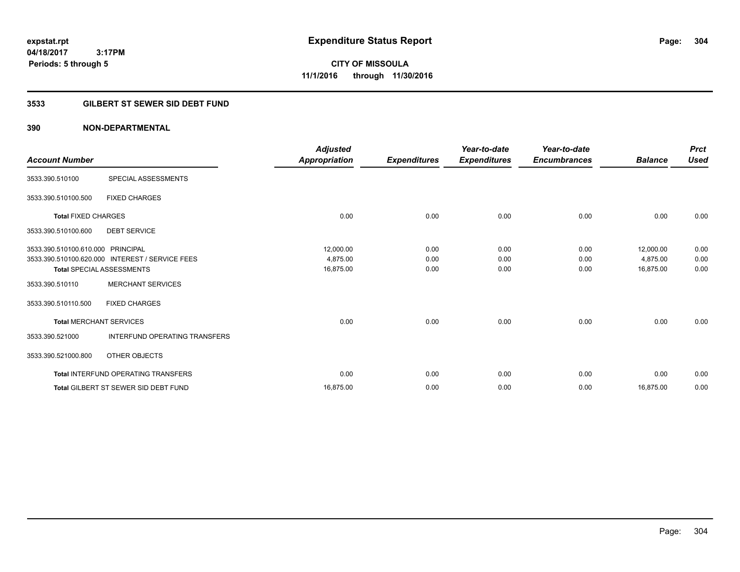expstat.rpt
04/18/2017 3:17PM
Periods: 5 through 5

# Expenditure Status Report

**CITY OF MISSOULA**
**11/1/2016 through 11/30/2016**

## 3533 GILBERT ST SEWER SID DEBT FUND

### 390 NON-DEPARTMENTAL

| Account Number | | Adjusted Appropriation | Expenditures | Year-to-date Expenditures | Year-to-date Encumbrances | Balance | Prct Used |
|---|---|---|---|---|---|---|---|
| 3533.390.510100 | SPECIAL ASSESSMENTS | | | | | | |
| 3533.390.510100.500 | FIXED CHARGES | | | | | | |
| **Total** FIXED CHARGES | | 0.00 | 0.00 | 0.00 | 0.00 | 0.00 | 0.00 |
| 3533.390.510100.600 | DEBT SERVICE | | | | | | |
| 3533.390.510100.610.000 | PRINCIPAL | 12,000.00 | 0.00 | 0.00 | 0.00 | 12,000.00 | 0.00 |
| 3533.390.510100.620.000 | INTEREST / SERVICE FEES | 4,875.00 | 0.00 | 0.00 | 0.00 | 4,875.00 | 0.00 |
| **Total** SPECIAL ASSESSMENTS | | 16,875.00 | 0.00 | 0.00 | 0.00 | 16,875.00 | 0.00 |
| 3533.390.510110 | MERCHANT SERVICES | | | | | | |
| 3533.390.510110.500 | FIXED CHARGES | | | | | | |
| **Total** MERCHANT SERVICES | | 0.00 | 0.00 | 0.00 | 0.00 | 0.00 | 0.00 |
| 3533.390.521000 | INTERFUND OPERATING TRANSFERS | | | | | | |
| 3533.390.521000.800 | OTHER OBJECTS | | | | | | |
| **Total** INTERFUND OPERATING TRANSFERS | | 0.00 | 0.00 | 0.00 | 0.00 | 0.00 | 0.00 |
| **Total** GILBERT ST SEWER SID DEBT FUND | | 16,875.00 | 0.00 | 0.00 | 0.00 | 16,875.00 | 0.00 |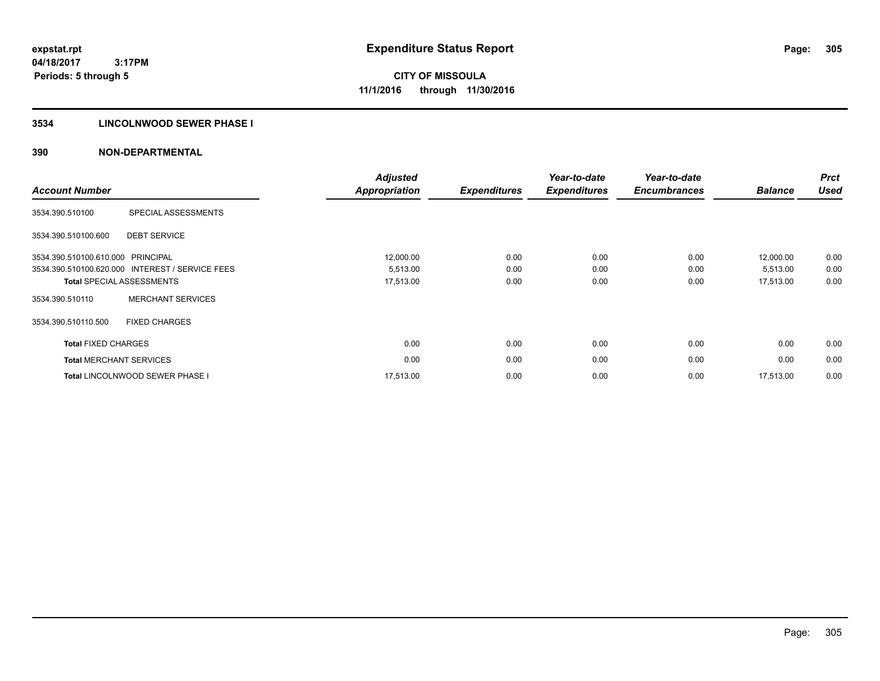expstat.rpt
04/18/2017 3:17PM
Periods: 5 through 5

# Expenditure Status Report

CITY OF MISSOULA
11/1/2016 through 11/30/2016

## 3534 LINCOLNWOOD SEWER PHASE I

## 390 NON-DEPARTMENTAL

| Account Number | | Adjusted Appropriation | Expenditures | Year-to-date Expenditures | Year-to-date Encumbrances | Balance | Prct Used |
|---|---|---|---|---|---|---|---|
| 3534.390.510100 | SPECIAL ASSESSMENTS | | | | | | |
| 3534.390.510100.600 | DEBT SERVICE | | | | | | |
| 3534.390.510100.610.000 | PRINCIPAL | 12,000.00 | 0.00 | 0.00 | 0.00 | 12,000.00 | 0.00 |
| 3534.390.510100.620.000 | INTEREST / SERVICE FEES | 5,513.00 | 0.00 | 0.00 | 0.00 | 5,513.00 | 0.00 |
| **Total** SPECIAL ASSESSMENTS | | 17,513.00 | 0.00 | 0.00 | 0.00 | 17,513.00 | 0.00 |
| 3534.390.510110 | MERCHANT SERVICES | | | | | | |
| 3534.390.510110.500 | FIXED CHARGES | | | | | | |
| **Total** FIXED CHARGES | | 0.00 | 0.00 | 0.00 | 0.00 | 0.00 | 0.00 |
| **Total** MERCHANT SERVICES | | 0.00 | 0.00 | 0.00 | 0.00 | 0.00 | 0.00 |
| **Total** LINCOLNWOOD SEWER PHASE I | | 17,513.00 | 0.00 | 0.00 | 0.00 | 17,513.00 | 0.00 |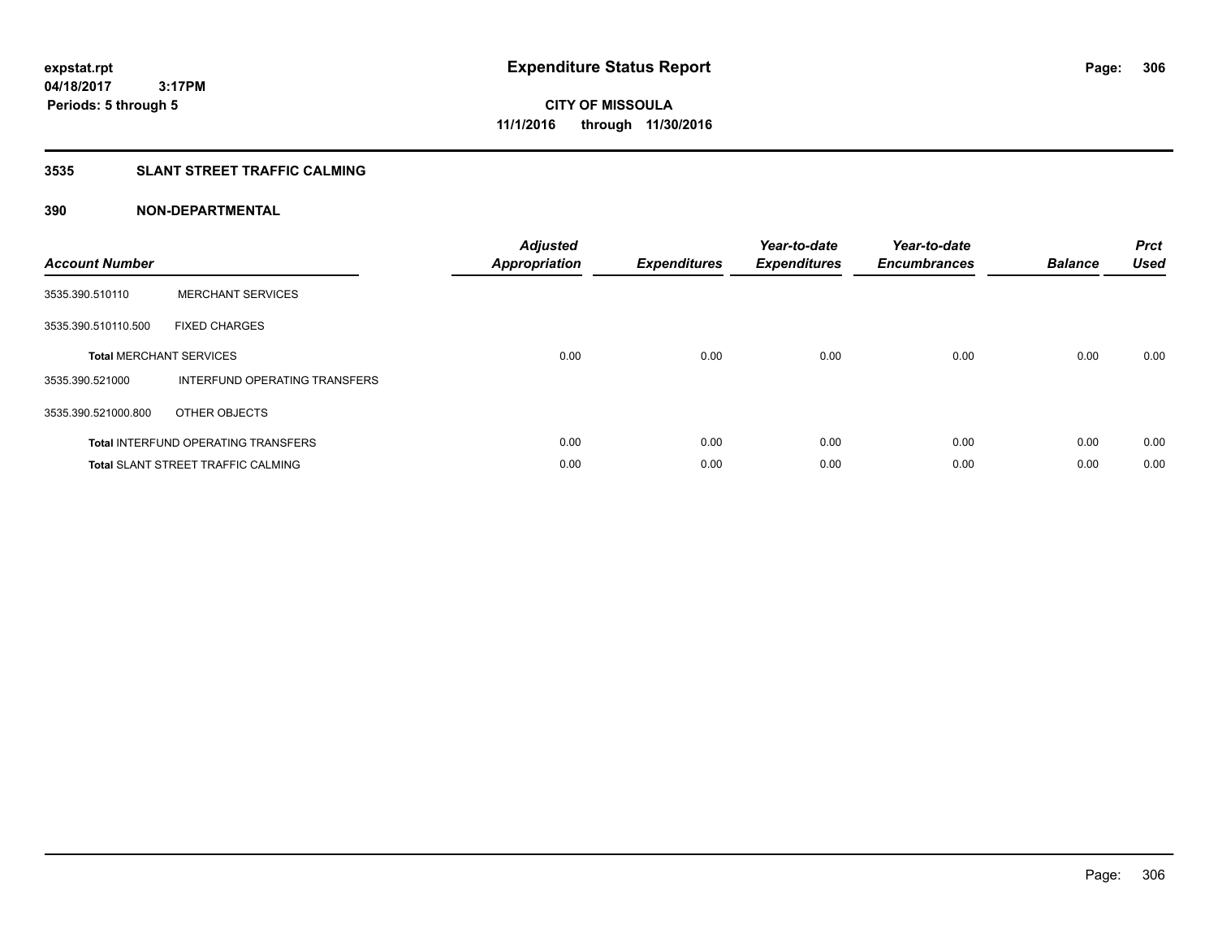expstat.rpt
04/18/2017 3:17PM
Periods: 5 through 5

# Expenditure Status Report

CITY OF MISSOULA
11/1/2016 through 11/30/2016

## 3535 SLANT STREET TRAFFIC CALMING

## 390 NON-DEPARTMENTAL

| Account Number | | Adjusted Appropriation | Expenditures | Year-to-date Expenditures | Year-to-date Encumbrances | Balance | Prct Used |
|---|---|---|---|---|---|---|---|
| 3535.390.510110 | MERCHANT SERVICES | | | | | | |
| 3535.390.510110.500 | FIXED CHARGES | | | | | | |
| **Total** MERCHANT SERVICES | | 0.00 | 0.00 | 0.00 | 0.00 | 0.00 | 0.00 |
| 3535.390.521000 | INTERFUND OPERATING TRANSFERS | | | | | | |
| 3535.390.521000.800 | OTHER OBJECTS | | | | | | |
| **Total** INTERFUND OPERATING TRANSFERS | | 0.00 | 0.00 | 0.00 | 0.00 | 0.00 | 0.00 |
| **Total** SLANT STREET TRAFFIC CALMING | | 0.00 | 0.00 | 0.00 | 0.00 | 0.00 | 0.00 |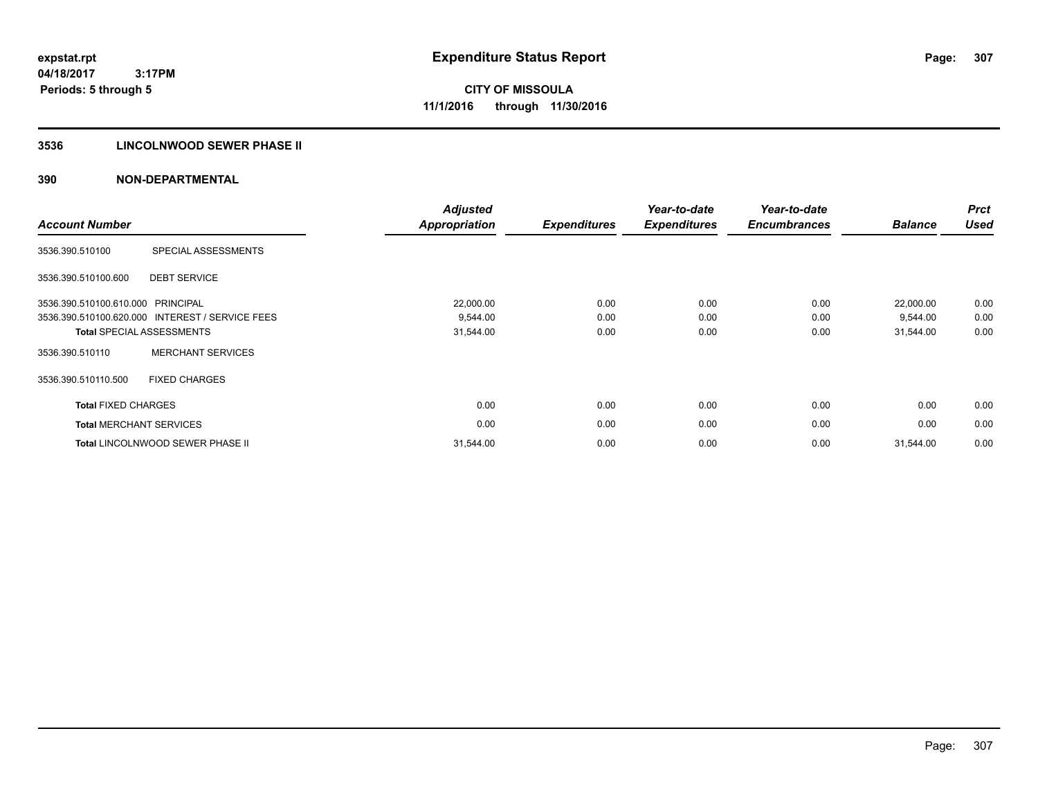expstat.rpt
04/18/2017 3:17PM
Periods: 5 through 5

# Expenditure Status Report

**CITY OF MISSOULA**
**11/1/2016 through 11/30/2016**

## 3536 LINCOLNWOOD SEWER PHASE II

### 390 NON-DEPARTMENTAL

| Account Number | | Adjusted Appropriation | Expenditures | Year-to-date Expenditures | Year-to-date Encumbrances | Balance | Prct Used |
|---|---|---|---|---|---|---|---|
| 3536.390.510100 | SPECIAL ASSESSMENTS | | | | | | |
| 3536.390.510100.600 | DEBT SERVICE | | | | | | |
| 3536.390.510100.610.000 | PRINCIPAL | 22,000.00 | 0.00 | 0.00 | 0.00 | 22,000.00 | 0.00 |
| 3536.390.510100.620.000 | INTEREST / SERVICE FEES | 9,544.00 | 0.00 | 0.00 | 0.00 | 9,544.00 | 0.00 |
| **Total** SPECIAL ASSESSMENTS | | 31,544.00 | 0.00 | 0.00 | 0.00 | 31,544.00 | 0.00 |
| 3536.390.510110 | MERCHANT SERVICES | | | | | | |
| 3536.390.510110.500 | FIXED CHARGES | | | | | | |
| **Total** FIXED CHARGES | | 0.00 | 0.00 | 0.00 | 0.00 | 0.00 | 0.00 |
| **Total** MERCHANT SERVICES | | 0.00 | 0.00 | 0.00 | 0.00 | 0.00 | 0.00 |
| **Total** LINCOLNWOOD SEWER PHASE II | | 31,544.00 | 0.00 | 0.00 | 0.00 | 31,544.00 | 0.00 |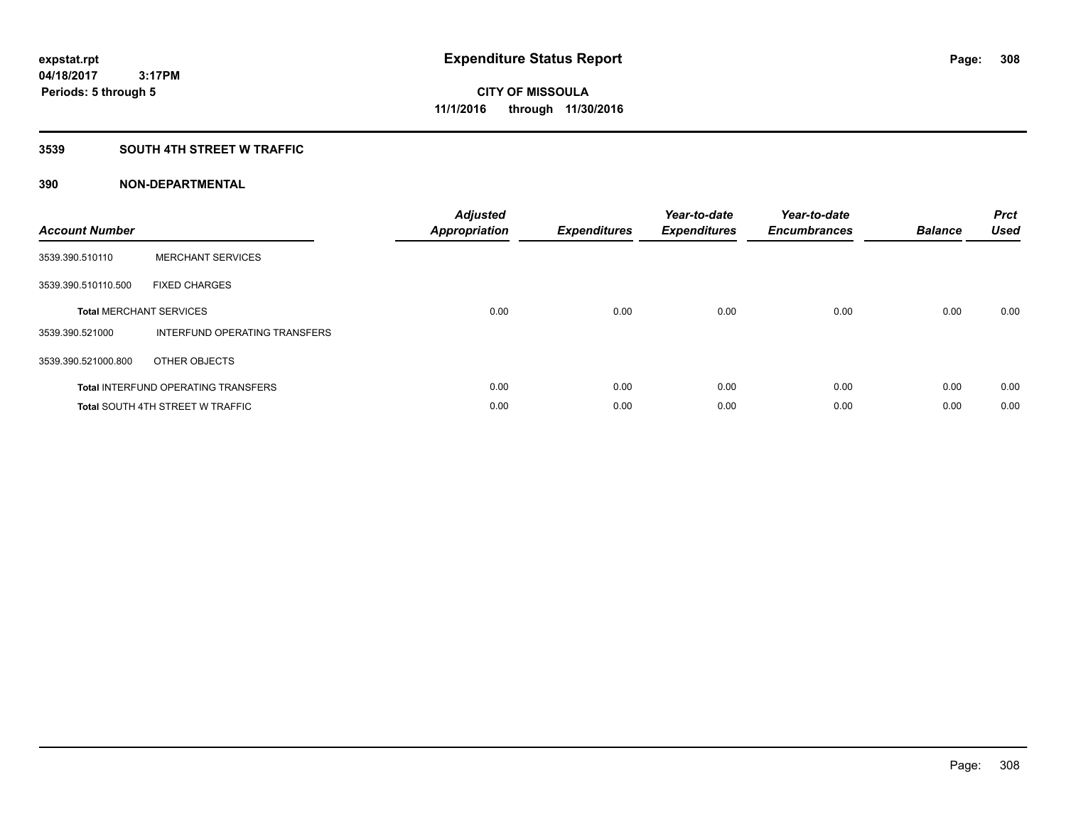**Expenditure Status Report**

**CITY OF MISSOULA**
**11/1/2016 through 11/30/2016**

expstat.rpt
04/18/2017 3:17PM
Periods: 5 through 5

## 3539 SOUTH 4TH STREET W TRAFFIC

### 390 NON-DEPARTMENTAL

| Account Number | | Adjusted Appropriation | Expenditures | Year-to-date Expenditures | Year-to-date Encumbrances | Balance | Prct Used |
|---|---|---|---|---|---|---|---|
| 3539.390.510110 | MERCHANT SERVICES | | | | | | |
| 3539.390.510110.500 | FIXED CHARGES | | | | | | |
| **Total** MERCHANT SERVICES | | 0.00 | 0.00 | 0.00 | 0.00 | 0.00 | 0.00 |
| 3539.390.521000 | INTERFUND OPERATING TRANSFERS | | | | | | |
| 3539.390.521000.800 | OTHER OBJECTS | | | | | | |
| **Total** INTERFUND OPERATING TRANSFERS | | 0.00 | 0.00 | 0.00 | 0.00 | 0.00 | 0.00 |
| **Total** SOUTH 4TH STREET W TRAFFIC | | 0.00 | 0.00 | 0.00 | 0.00 | 0.00 | 0.00 |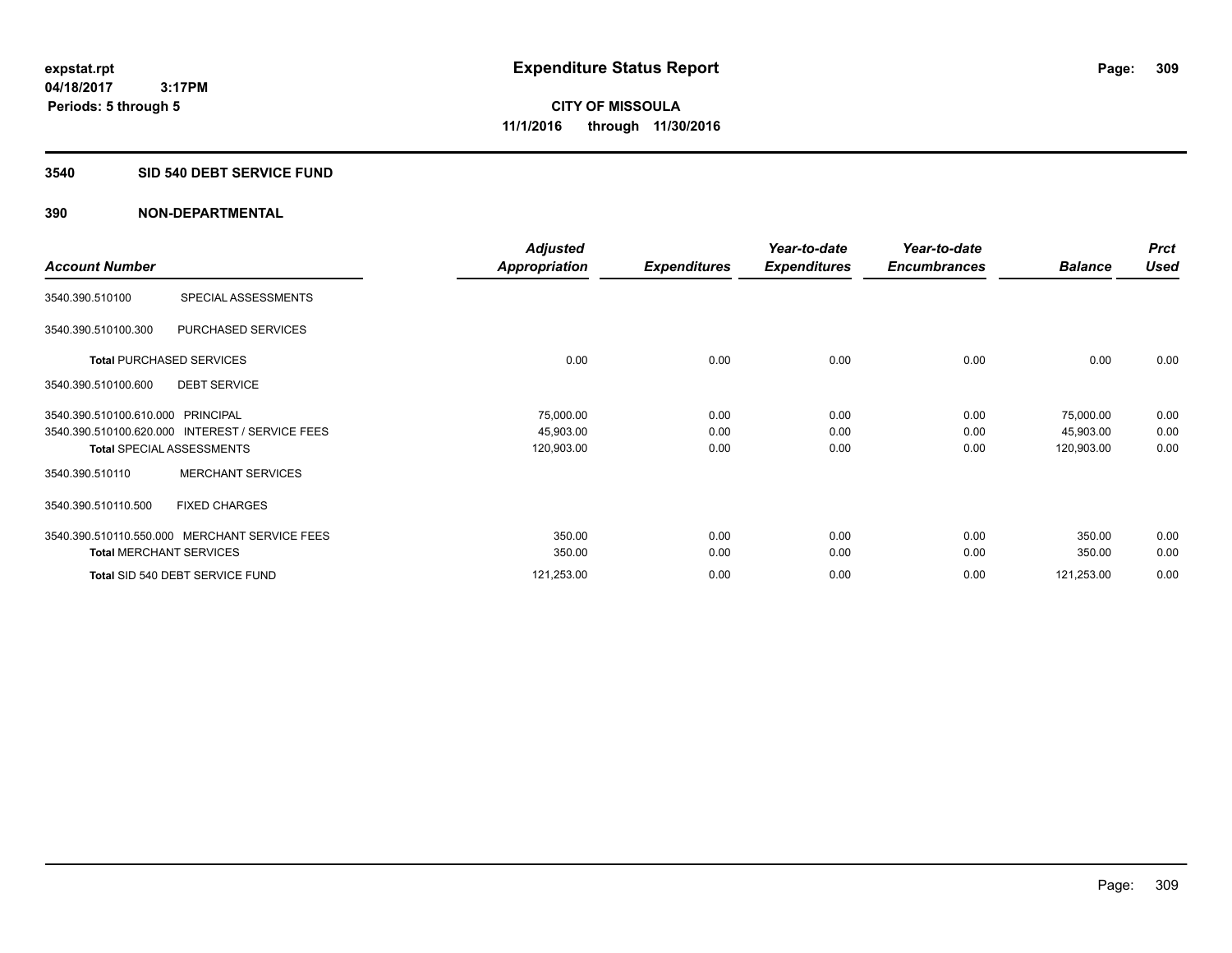expstat.rpt
04/18/2017 3:17PM
Periods: 5 through 5

# Expenditure Status Report

**CITY OF MISSOULA**
**11/1/2016 through 11/30/2016**

## 3540 SID 540 DEBT SERVICE FUND

## 390 NON-DEPARTMENTAL

| Account Number | | Adjusted Appropriation | Expenditures | Year-to-date Expenditures | Year-to-date Encumbrances | Balance | Prct Used |
|---|---|---|---|---|---|---|---|
| 3540.390.510100 | SPECIAL ASSESSMENTS | | | | | | |
| 3540.390.510100.300 | PURCHASED SERVICES | | | | | | |
| **Total** PURCHASED SERVICES | | 0.00 | 0.00 | 0.00 | 0.00 | 0.00 | 0.00 |
| 3540.390.510100.600 | DEBT SERVICE | | | | | | |
| 3540.390.510100.610.000 | PRINCIPAL | 75,000.00 | 0.00 | 0.00 | 0.00 | 75,000.00 | 0.00 |
| 3540.390.510100.620.000 | INTEREST / SERVICE FEES | 45,903.00 | 0.00 | 0.00 | 0.00 | 45,903.00 | 0.00 |
| **Total** SPECIAL ASSESSMENTS | | 120,903.00 | 0.00 | 0.00 | 0.00 | 120,903.00 | 0.00 |
| 3540.390.510110 | MERCHANT SERVICES | | | | | | |
| 3540.390.510110.500 | FIXED CHARGES | | | | | | |
| 3540.390.510110.550.000 | MERCHANT SERVICE FEES | 350.00 | 0.00 | 0.00 | 0.00 | 350.00 | 0.00 |
| **Total** MERCHANT SERVICES | | 350.00 | 0.00 | 0.00 | 0.00 | 350.00 | 0.00 |
| **Total** SID 540 DEBT SERVICE FUND | | 121,253.00 | 0.00 | 0.00 | 0.00 | 121,253.00 | 0.00 |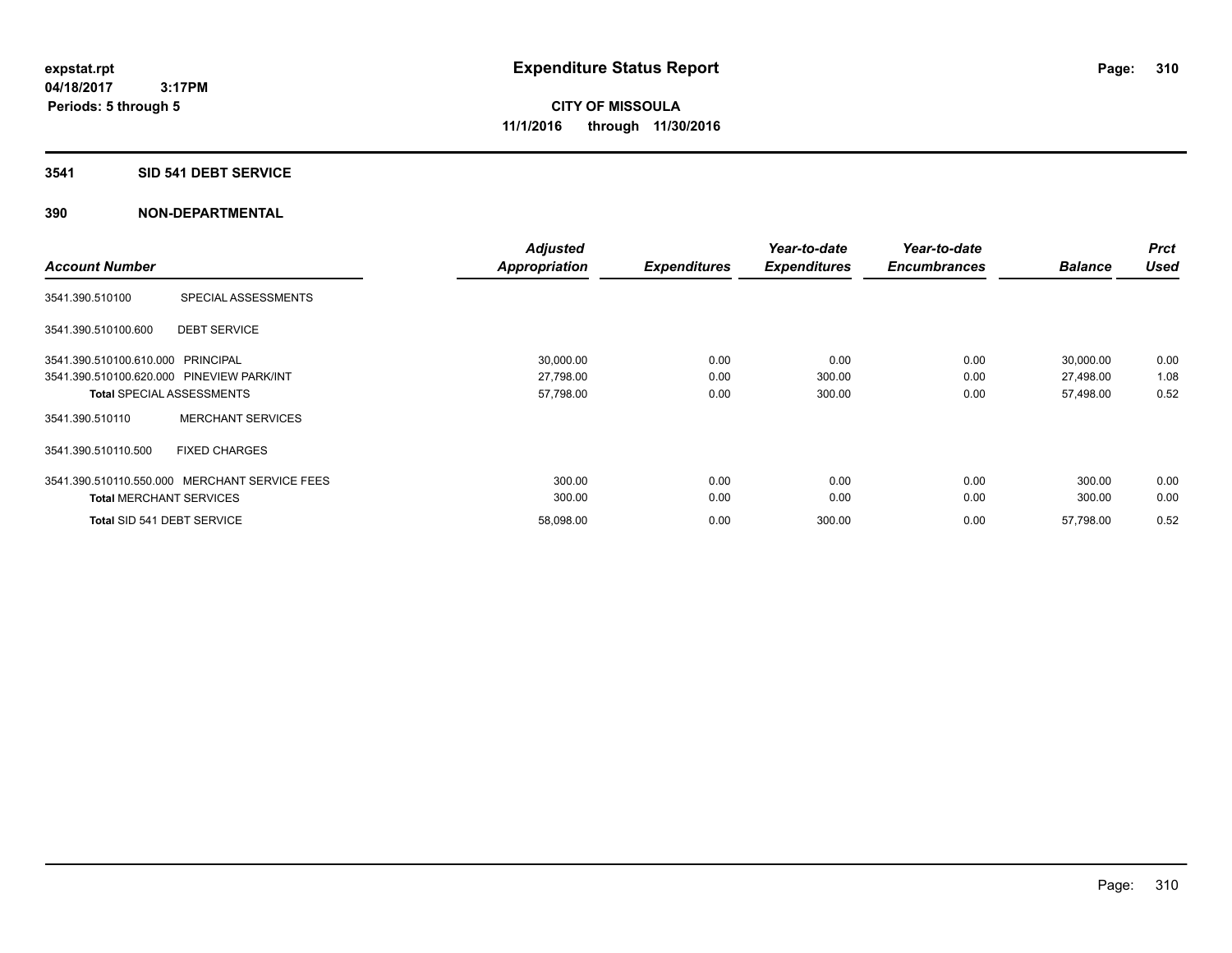expstat.rpt
04/18/2017 3:17PM
Periods: 5 through 5

# Expenditure Status Report

CITY OF MISSOULA
11/1/2016 through 11/30/2016

## 3541 SID 541 DEBT SERVICE

## 390 NON-DEPARTMENTAL

| Account Number | | Adjusted Appropriation | Expenditures | Year-to-date Expenditures | Year-to-date Encumbrances | Balance | Prct Used |
|---|---|---|---|---|---|---|---|
| 3541.390.510100 | SPECIAL ASSESSMENTS | | | | | | |
| 3541.390.510100.600 | DEBT SERVICE | | | | | | |
| 3541.390.510100.610.000 | PRINCIPAL | 30,000.00 | 0.00 | 0.00 | 0.00 | 30,000.00 | 0.00 |
| 3541.390.510100.620.000 | PINEVIEW PARK/INT | 27,798.00 | 0.00 | 300.00 | 0.00 | 27,498.00 | 1.08 |
| **Total** SPECIAL ASSESSMENTS | | 57,798.00 | 0.00 | 300.00 | 0.00 | 57,498.00 | 0.52 |
| 3541.390.510110 | MERCHANT SERVICES | | | | | | |
| 3541.390.510110.500 | FIXED CHARGES | | | | | | |
| 3541.390.510110.550.000 | MERCHANT SERVICE FEES | 300.00 | 0.00 | 0.00 | 0.00 | 300.00 | 0.00 |
| **Total** MERCHANT SERVICES | | 300.00 | 0.00 | 0.00 | 0.00 | 300.00 | 0.00 |
| **Total** SID 541 DEBT SERVICE | | 58,098.00 | 0.00 | 300.00 | 0.00 | 57,798.00 | 0.52 |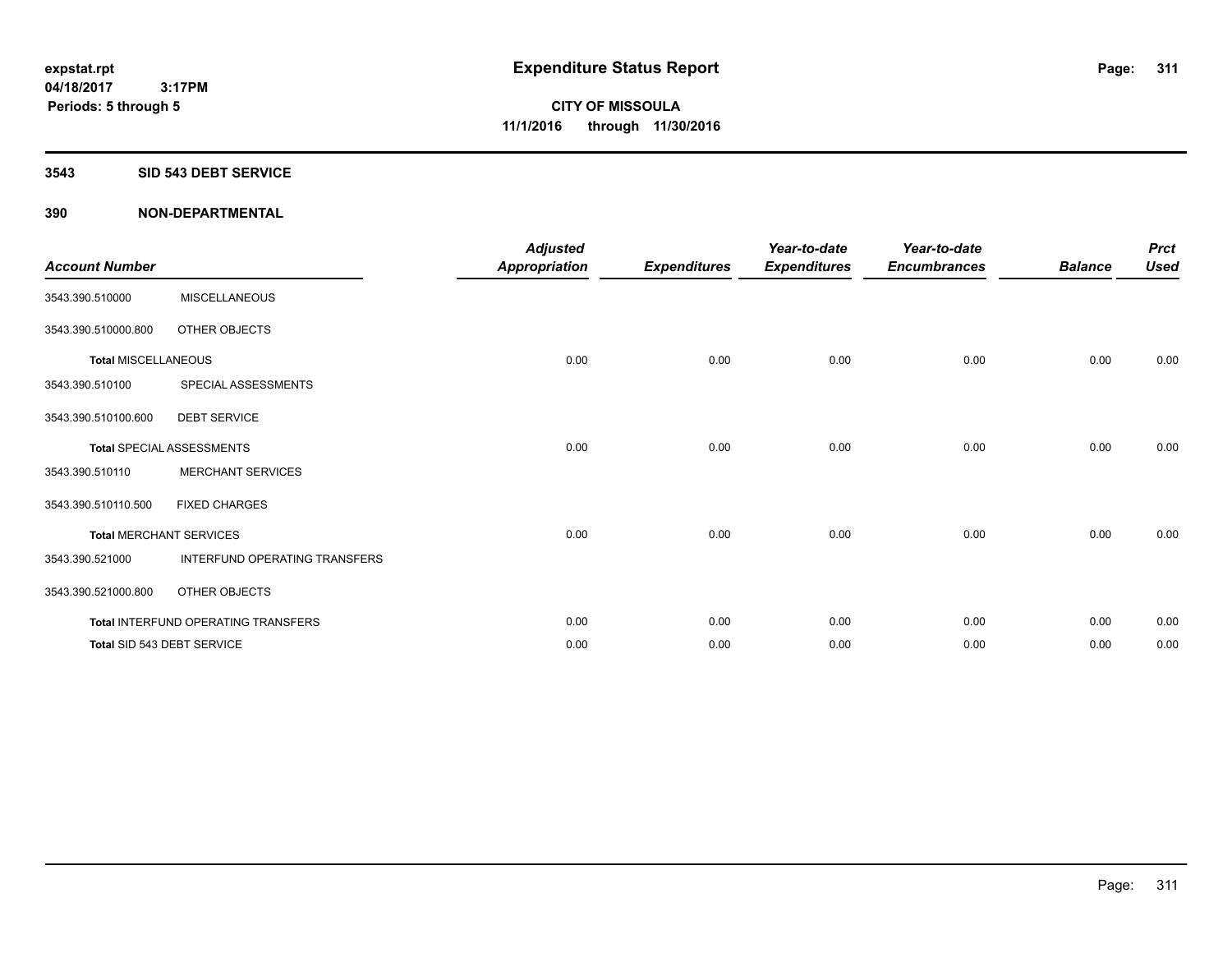expstat.rpt
04/18/2017 3:17PM
Periods: 5 through 5

# Expenditure Status Report

**CITY OF MISSOULA**
**11/1/2016 through 11/30/2016**

## 3543 SID 543 DEBT SERVICE

## 390 NON-DEPARTMENTAL

| Account Number | | Adjusted Appropriation | Expenditures | Year-to-date Expenditures | Year-to-date Encumbrances | Balance | Prct Used |
|---|---|---|---|---|---|---|---|
| 3543.390.510000 | MISCELLANEOUS | | | | | | |
| 3543.390.510000.800 | OTHER OBJECTS | | | | | | |
| **Total** MISCELLANEOUS | | 0.00 | 0.00 | 0.00 | 0.00 | 0.00 | 0.00 |
| 3543.390.510100 | SPECIAL ASSESSMENTS | | | | | | |
| 3543.390.510100.600 | DEBT SERVICE | | | | | | |
| **Total** SPECIAL ASSESSMENTS | | 0.00 | 0.00 | 0.00 | 0.00 | 0.00 | 0.00 |
| 3543.390.510110 | MERCHANT SERVICES | | | | | | |
| 3543.390.510110.500 | FIXED CHARGES | | | | | | |
| **Total** MERCHANT SERVICES | | 0.00 | 0.00 | 0.00 | 0.00 | 0.00 | 0.00 |
| 3543.390.521000 | INTERFUND OPERATING TRANSFERS | | | | | | |
| 3543.390.521000.800 | OTHER OBJECTS | | | | | | |
| **Total** INTERFUND OPERATING TRANSFERS | | 0.00 | 0.00 | 0.00 | 0.00 | 0.00 | 0.00 |
| **Total** SID 543 DEBT SERVICE | | 0.00 | 0.00 | 0.00 | 0.00 | 0.00 | 0.00 |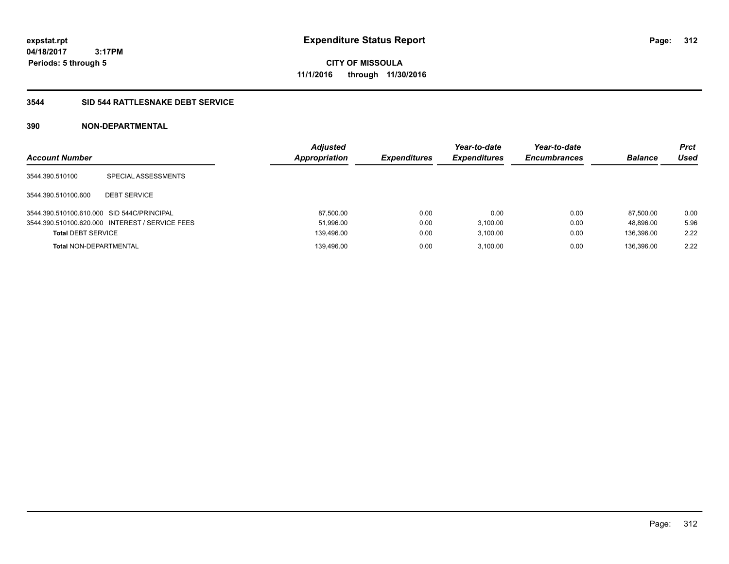**Expenditure Status Report**

**expstat.rpt**
**04/18/2017 3:17PM**
**Periods: 5 through 5**

**CITY OF MISSOULA**
**11/1/2016 through 11/30/2016**

## 3544 SID 544 RATTLESNAKE DEBT SERVICE

### 390 NON-DEPARTMENTAL

| Account Number | | Adjusted Appropriation | Expenditures | Year-to-date Expenditures | Year-to-date Encumbrances | Balance | Prct Used |
|---|---|---|---|---|---|---|---|
| 3544.390.510100 | SPECIAL ASSESSMENTS | | | | | | |
| 3544.390.510100.600 | DEBT SERVICE | | | | | | |
| 3544.390.510100.610.000 | SID 544C/PRINCIPAL | 87,500.00 | 0.00 | 0.00 | 0.00 | 87,500.00 | 0.00 |
| 3544.390.510100.620.000 | INTEREST / SERVICE FEES | 51,996.00 | 0.00 | 3,100.00 | 0.00 | 48,896.00 | 5.96 |
| **Total** DEBT SERVICE | | 139,496.00 | 0.00 | 3,100.00 | 0.00 | 136,396.00 | 2.22 |
| **Total** NON-DEPARTMENTAL | | 139,496.00 | 0.00 | 3,100.00 | 0.00 | 136,396.00 | 2.22 |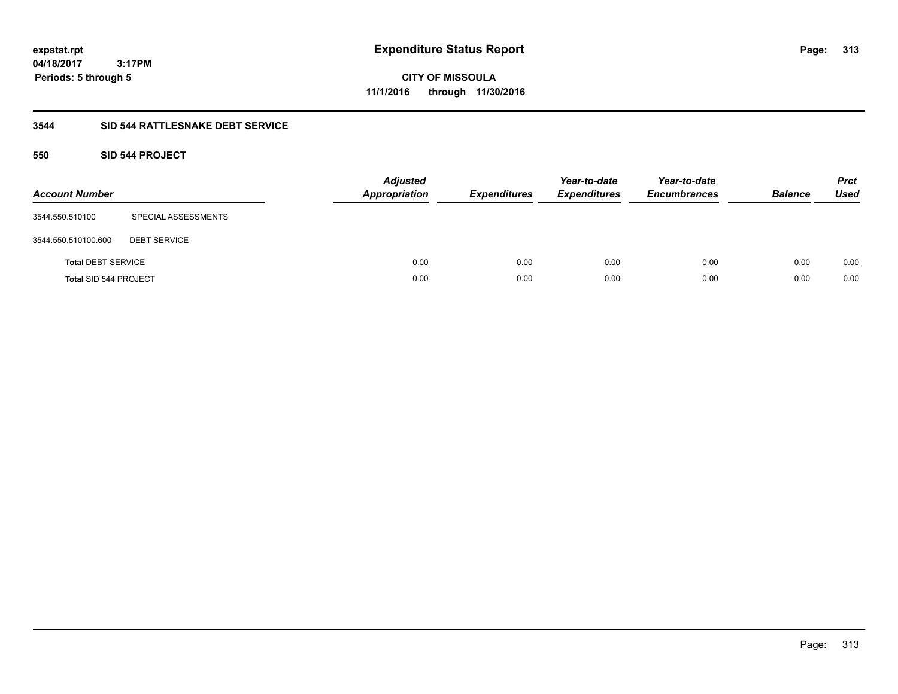# Expenditure Status Report

**CITY OF MISSOULA**
**11/1/2016 through 11/30/2016**

expstat.rpt
04/18/2017 3:17PM
Periods: 5 through 5

## 3544 SID 544 RATTLESNAKE DEBT SERVICE

### 550 SID 544 PROJECT

| Account Number | | Adjusted Appropriation | Expenditures | Year-to-date Expenditures | Year-to-date Encumbrances | Balance | Prct Used |
|---|---|---|---|---|---|---|---|
| 3544.550.510100 | SPECIAL ASSESSMENTS | | | | | | |
| 3544.550.510100.600 | DEBT SERVICE | | | | | | |
| **Total** DEBT SERVICE | | 0.00 | 0.00 | 0.00 | 0.00 | 0.00 | 0.00 |
| **Total** SID 544 PROJECT | | 0.00 | 0.00 | 0.00 | 0.00 | 0.00 | 0.00 |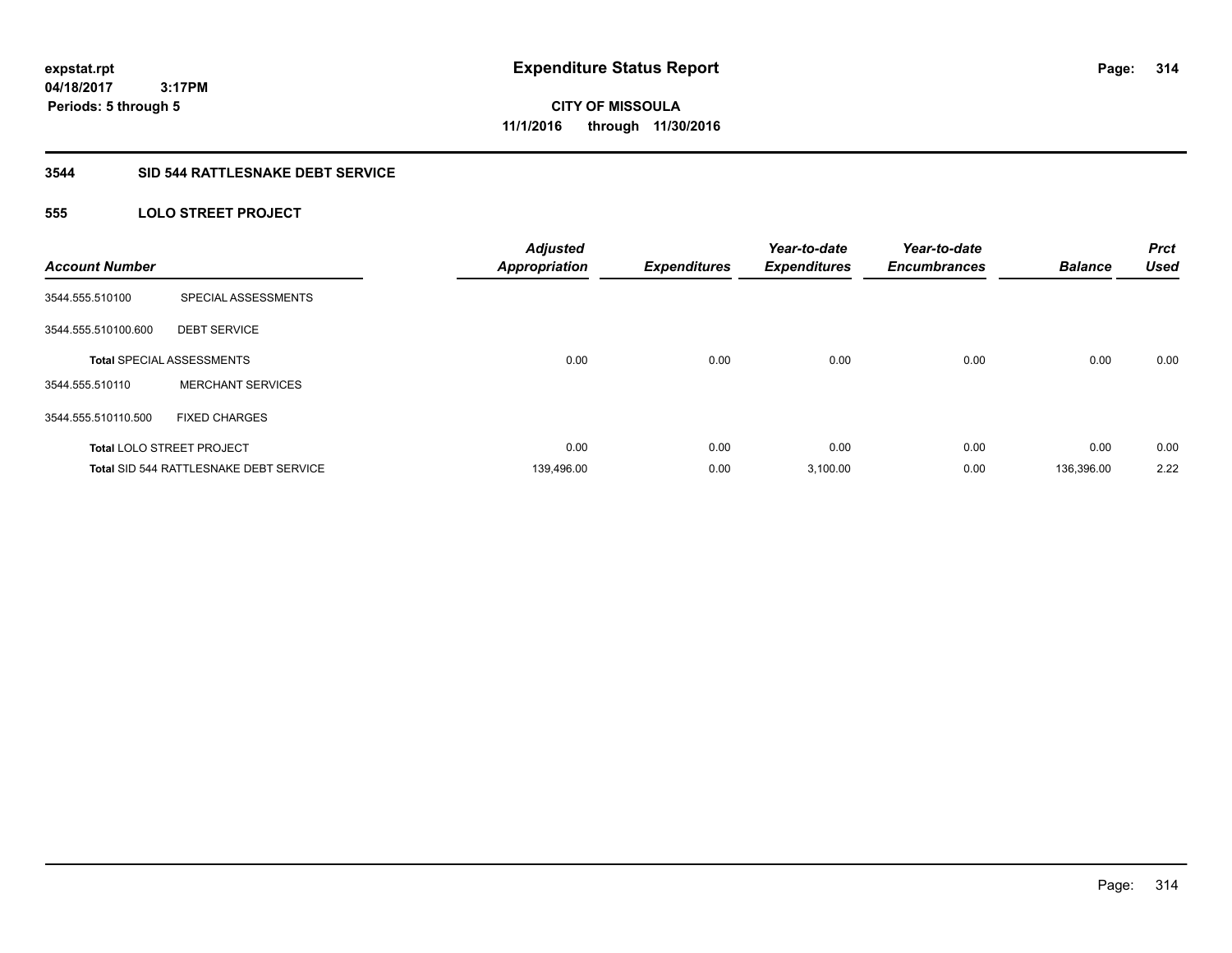**expstat.rpt**
**04/18/2017 3:17PM**
**Periods: 5 through 5**

# Expenditure Status Report

**CITY OF MISSOULA**
**11/1/2016 through 11/30/2016**

## 3544 SID 544 RATTLESNAKE DEBT SERVICE

### 555 LOLO STREET PROJECT

| Account Number | | Adjusted Appropriation | Expenditures | Year-to-date Expenditures | Year-to-date Encumbrances | Balance | Prct Used |
|---|---|---|---|---|---|---|---|
| 3544.555.510100 | SPECIAL ASSESSMENTS | | | | | | |
| 3544.555.510100.600 | DEBT SERVICE | | | | | | |
| **Total** SPECIAL ASSESSMENTS | | 0.00 | 0.00 | 0.00 | 0.00 | 0.00 | 0.00 |
| 3544.555.510110 | MERCHANT SERVICES | | | | | | |
| 3544.555.510110.500 | FIXED CHARGES | | | | | | |
| **Total** LOLO STREET PROJECT | | 0.00 | 0.00 | 0.00 | 0.00 | 0.00 | 0.00 |
| **Total** SID 544 RATTLESNAKE DEBT SERVICE | | 139,496.00 | 0.00 | 3,100.00 | 0.00 | 136,396.00 | 2.22 |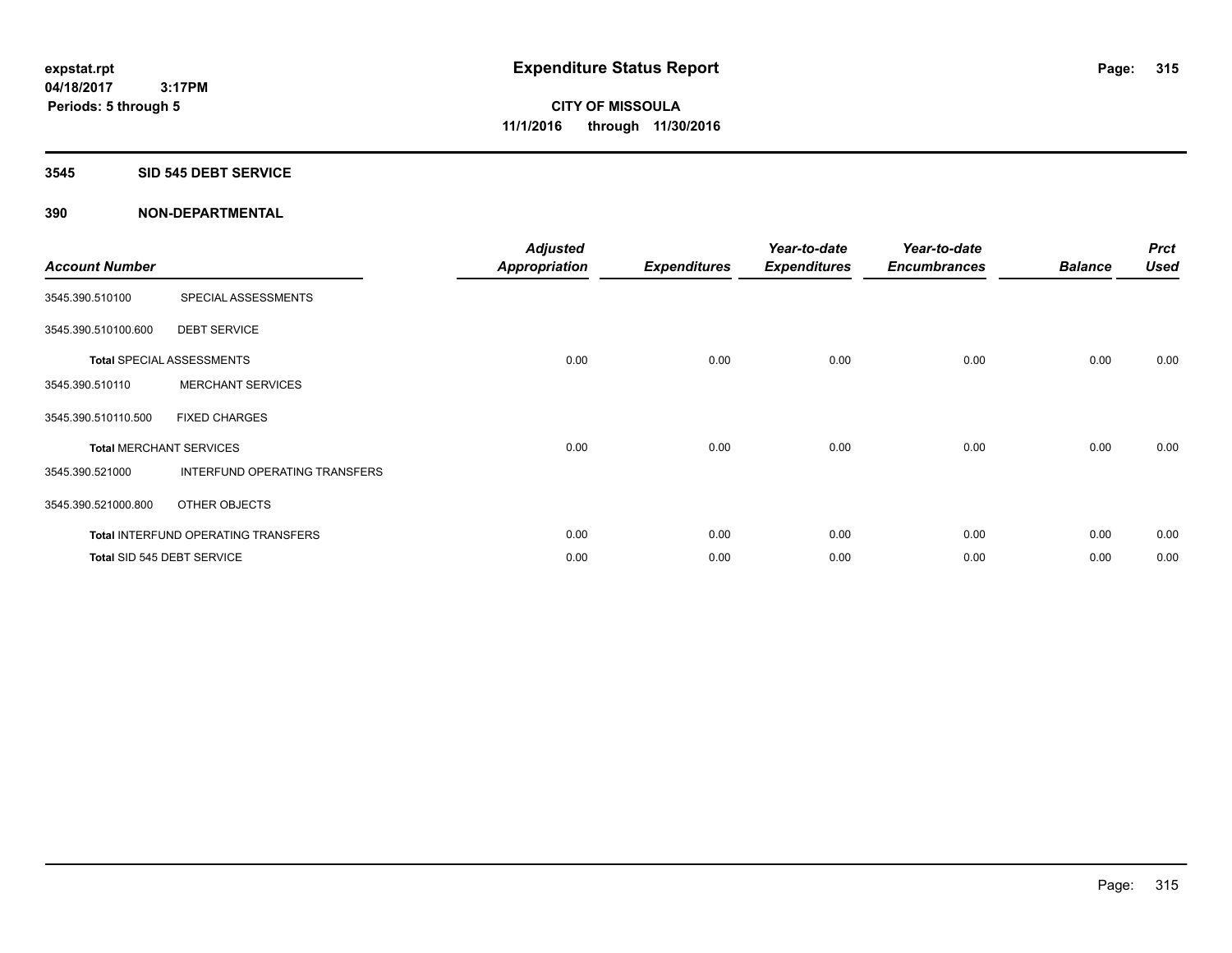**expstat.rpt**
**04/18/2017 3:17PM**
**Periods: 5 through 5**

# Expenditure Status Report

**CITY OF MISSOULA**
**11/1/2016 through 11/30/2016**

## 3545 SID 545 DEBT SERVICE

## 390 NON-DEPARTMENTAL

| Account Number | | Adjusted Appropriation | Expenditures | Year-to-date Expenditures | Year-to-date Encumbrances | Balance | Prct Used |
|---|---|---|---|---|---|---|---|
| 3545.390.510100 | SPECIAL ASSESSMENTS | | | | | | |
| 3545.390.510100.600 | DEBT SERVICE | | | | | | |
| **Total** SPECIAL ASSESSMENTS | | 0.00 | 0.00 | 0.00 | 0.00 | 0.00 | 0.00 |
| 3545.390.510110 | MERCHANT SERVICES | | | | | | |
| 3545.390.510110.500 | FIXED CHARGES | | | | | | |
| **Total** MERCHANT SERVICES | | 0.00 | 0.00 | 0.00 | 0.00 | 0.00 | 0.00 |
| 3545.390.521000 | INTERFUND OPERATING TRANSFERS | | | | | | |
| 3545.390.521000.800 | OTHER OBJECTS | | | | | | |
| **Total** INTERFUND OPERATING TRANSFERS | | 0.00 | 0.00 | 0.00 | 0.00 | 0.00 | 0.00 |
| **Total** SID 545 DEBT SERVICE | | 0.00 | 0.00 | 0.00 | 0.00 | 0.00 | 0.00 |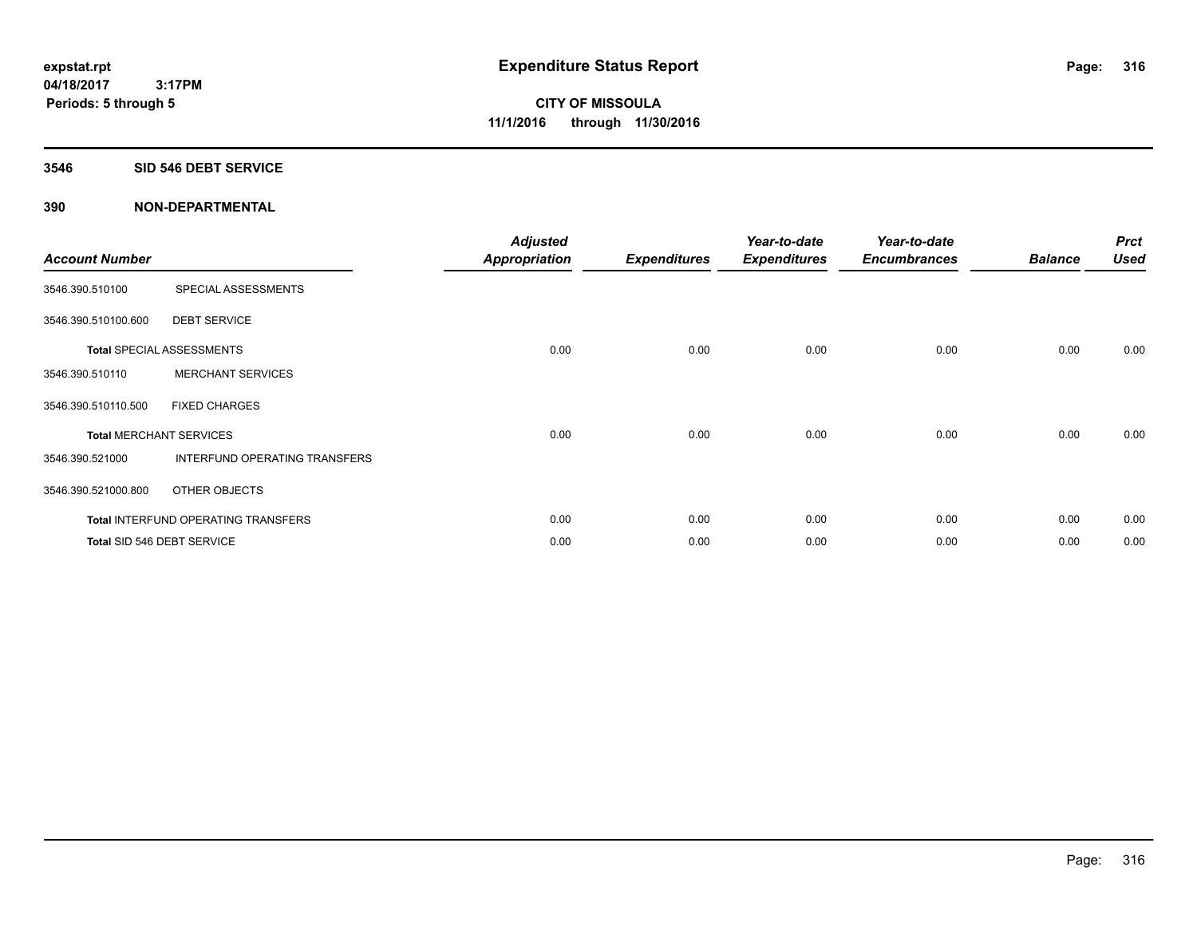expstat.rpt
04/18/2017 3:17PM
Periods: 5 through 5

# Expenditure Status Report

CITY OF MISSOULA
11/1/2016 through 11/30/2016

## 3546 SID 546 DEBT SERVICE

## 390 NON-DEPARTMENTAL

| Account Number | | Adjusted Appropriation | Expenditures | Year-to-date Expenditures | Year-to-date Encumbrances | Balance | Prct Used |
|---|---|---|---|---|---|---|---|
| 3546.390.510100 | SPECIAL ASSESSMENTS | | | | | | |
| 3546.390.510100.600 | DEBT SERVICE | | | | | | |
| **Total** SPECIAL ASSESSMENTS | | 0.00 | 0.00 | 0.00 | 0.00 | 0.00 | 0.00 |
| 3546.390.510110 | MERCHANT SERVICES | | | | | | |
| 3546.390.510110.500 | FIXED CHARGES | | | | | | |
| **Total** MERCHANT SERVICES | | 0.00 | 0.00 | 0.00 | 0.00 | 0.00 | 0.00 |
| 3546.390.521000 | INTERFUND OPERATING TRANSFERS | | | | | | |
| 3546.390.521000.800 | OTHER OBJECTS | | | | | | |
| **Total** INTERFUND OPERATING TRANSFERS | | 0.00 | 0.00 | 0.00 | 0.00 | 0.00 | 0.00 |
| **Total** SID 546 DEBT SERVICE | | 0.00 | 0.00 | 0.00 | 0.00 | 0.00 | 0.00 |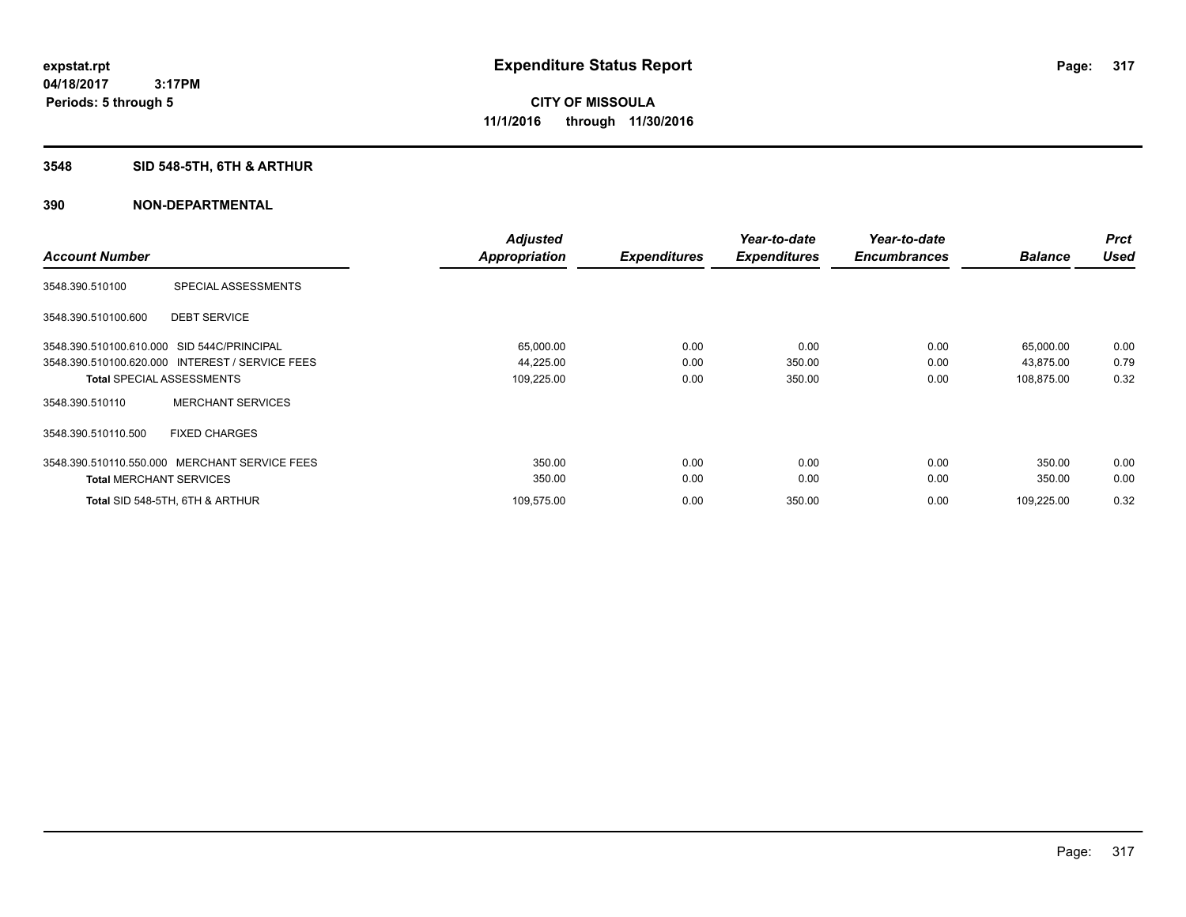**expstat.rpt**
**04/18/2017 3:17PM**
**Periods: 5 through 5**

# Expenditure Status Report

**CITY OF MISSOULA**
**11/1/2016 through 11/30/2016**

## 3548 SID 548-5TH, 6TH & ARTHUR

### 390 NON-DEPARTMENTAL

| Account Number | | Adjusted Appropriation | Expenditures | Year-to-date Expenditures | Year-to-date Encumbrances | Balance | Prct Used |
|---|---|---|---|---|---|---|---|
| 3548.390.510100 | SPECIAL ASSESSMENTS | | | | | | |
| 3548.390.510100.600 | DEBT SERVICE | | | | | | |
| 3548.390.510100.610.000 | SID 544C/PRINCIPAL | 65,000.00 | 0.00 | 0.00 | 0.00 | 65,000.00 | 0.00 |
| 3548.390.510100.620.000 | INTEREST / SERVICE FEES | 44,225.00 | 0.00 | 350.00 | 0.00 | 43,875.00 | 0.79 |
| **Total** SPECIAL ASSESSMENTS | | 109,225.00 | 0.00 | 350.00 | 0.00 | 108,875.00 | 0.32 |
| 3548.390.510110 | MERCHANT SERVICES | | | | | | |
| 3548.390.510110.500 | FIXED CHARGES | | | | | | |
| 3548.390.510110.550.000 | MERCHANT SERVICE FEES | 350.00 | 0.00 | 0.00 | 0.00 | 350.00 | 0.00 |
| **Total** MERCHANT SERVICES | | 350.00 | 0.00 | 0.00 | 0.00 | 350.00 | 0.00 |
| **Total** SID 548-5TH, 6TH & ARTHUR | | 109,575.00 | 0.00 | 350.00 | 0.00 | 109,225.00 | 0.32 |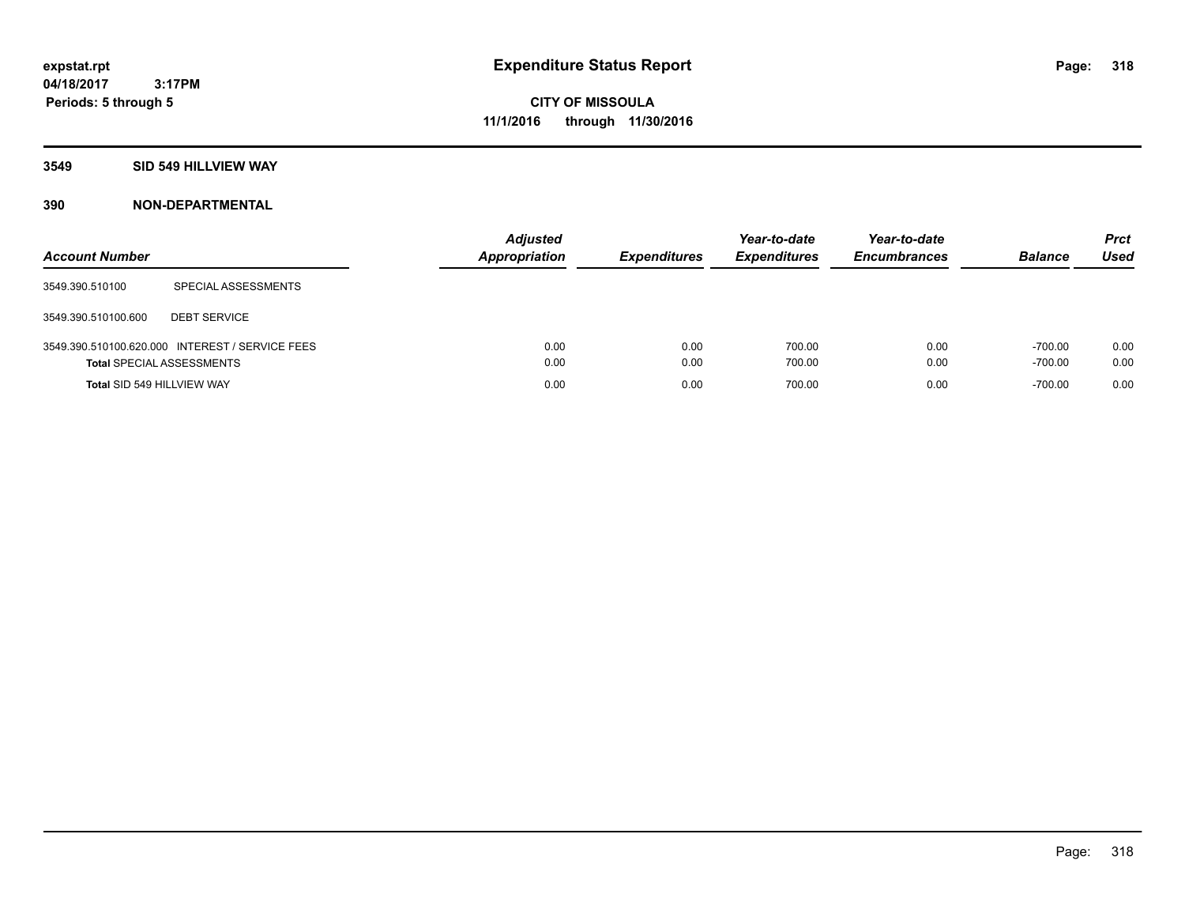# Expenditure Status Report

expstat.rpt
04/18/2017 3:17PM
Periods: 5 through 5

**CITY OF MISSOULA**
**11/1/2016 through 11/30/2016**

## 3549 SID 549 HILLVIEW WAY

### 390 NON-DEPARTMENTAL

| Account Number | | Adjusted Appropriation | Expenditures | Year-to-date Expenditures | Year-to-date Encumbrances | Balance | Prct Used |
|---|---|---|---|---|---|---|---|
| 3549.390.510100 | SPECIAL ASSESSMENTS | | | | | | |
| 3549.390.510100.600 | DEBT SERVICE | | | | | | |
| 3549.390.510100.620.000 | INTEREST / SERVICE FEES | 0.00 | 0.00 | 700.00 | 0.00 | -700.00 | 0.00 |
| **Total** SPECIAL ASSESSMENTS | | 0.00 | 0.00 | 700.00 | 0.00 | -700.00 | 0.00 |
| **Total** SID 549 HILLVIEW WAY | | 0.00 | 0.00 | 700.00 | 0.00 | -700.00 | 0.00 |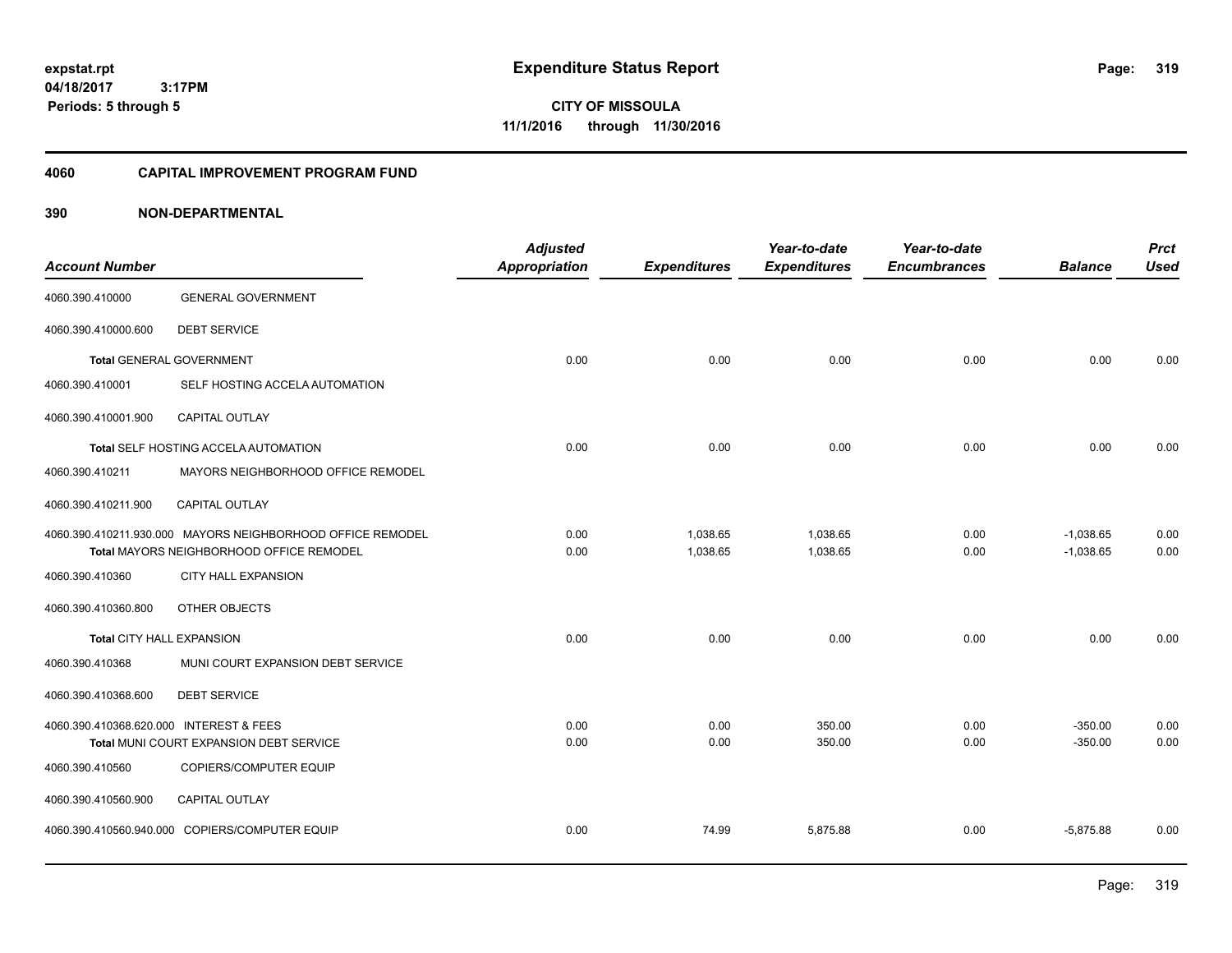**expstat.rpt**
**04/18/2017 3:17PM**
**Periods: 5 through 5**

# Expenditure Status Report

**CITY OF MISSOULA**
**11/1/2016 through 11/30/2016**

## 4060 CAPITAL IMPROVEMENT PROGRAM FUND

### 390 NON-DEPARTMENTAL

| Account Number | | Adjusted Appropriation | Expenditures | Year-to-date Expenditures | Year-to-date Encumbrances | Balance | Prct Used |
|---|---|---|---|---|---|---|---|
| 4060.390.410000 | GENERAL GOVERNMENT | | | | | | |
| 4060.390.410000.600 | DEBT SERVICE | | | | | | |
| **Total** GENERAL GOVERNMENT | | 0.00 | 0.00 | 0.00 | 0.00 | 0.00 | 0.00 |
| 4060.390.410001 | SELF HOSTING ACCELA AUTOMATION | | | | | | |
| 4060.390.410001.900 | CAPITAL OUTLAY | | | | | | |
| **Total** SELF HOSTING ACCELA AUTOMATION | | 0.00 | 0.00 | 0.00 | 0.00 | 0.00 | 0.00 |
| 4060.390.410211 | MAYORS NEIGHBORHOOD OFFICE REMODEL | | | | | | |
| 4060.390.410211.900 | CAPITAL OUTLAY | | | | | | |
| 4060.390.410211.930.000 | MAYORS NEIGHBORHOOD OFFICE REMODEL | 0.00 | 1,038.65 | 1,038.65 | 0.00 | -1,038.65 | 0.00 |
| **Total** MAYORS NEIGHBORHOOD OFFICE REMODEL | | 0.00 | 1,038.65 | 1,038.65 | 0.00 | -1,038.65 | 0.00 |
| 4060.390.410360 | CITY HALL EXPANSION | | | | | | |
| 4060.390.410360.800 | OTHER OBJECTS | | | | | | |
| **Total** CITY HALL EXPANSION | | 0.00 | 0.00 | 0.00 | 0.00 | 0.00 | 0.00 |
| 4060.390.410368 | MUNI COURT EXPANSION DEBT SERVICE | | | | | | |
| 4060.390.410368.600 | DEBT SERVICE | | | | | | |
| 4060.390.410368.620.000 | INTEREST & FEES | 0.00 | 0.00 | 350.00 | 0.00 | -350.00 | 0.00 |
| **Total** MUNI COURT EXPANSION DEBT SERVICE | | 0.00 | 0.00 | 350.00 | 0.00 | -350.00 | 0.00 |
| 4060.390.410560 | COPIERS/COMPUTER EQUIP | | | | | | |
| 4060.390.410560.900 | CAPITAL OUTLAY | | | | | | |
| 4060.390.410560.940.000 | COPIERS/COMPUTER EQUIP | 0.00 | 74.99 | 5,875.88 | 0.00 | -5,875.88 | 0.00 |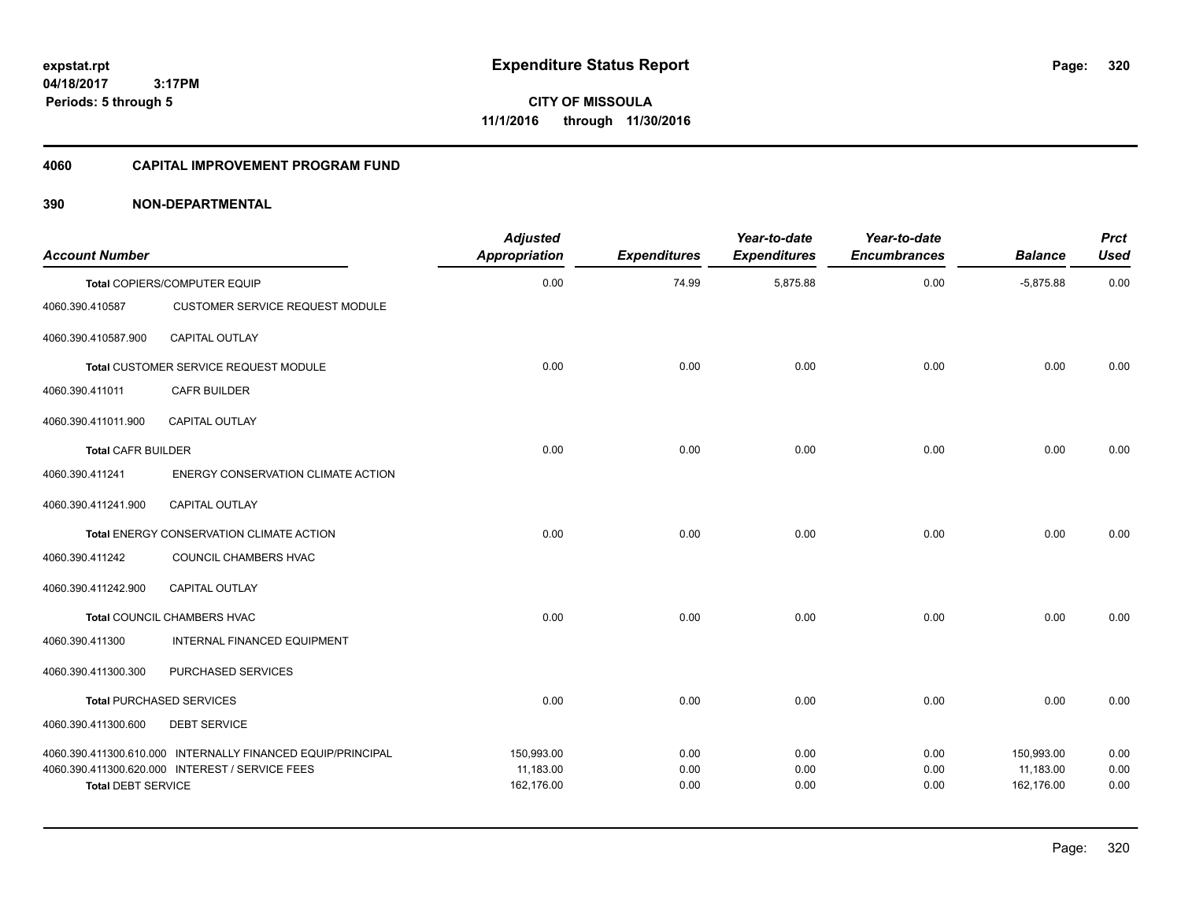**expstat.rpt**
**04/18/2017 3:17PM**
**Periods: 5 through 5**

# Expenditure Status Report

**CITY OF MISSOULA**
**11/1/2016 through 11/30/2016**

## 4060 CAPITAL IMPROVEMENT PROGRAM FUND

### 390 NON-DEPARTMENTAL

| Account Number | | Adjusted Appropriation | Expenditures | Year-to-date Expenditures | Year-to-date Encumbrances | Balance | Prct Used |
|---|---|---|---|---|---|---|---|
| **Total** COPIERS/COMPUTER EQUIP | | 0.00 | 74.99 | 5,875.88 | 0.00 | -5,875.88 | 0.00 |
| 4060.390.410587 | CUSTOMER SERVICE REQUEST MODULE | | | | | | |
| 4060.390.410587.900 | CAPITAL OUTLAY | | | | | | |
| **Total** CUSTOMER SERVICE REQUEST MODULE | | 0.00 | 0.00 | 0.00 | 0.00 | 0.00 | 0.00 |
| 4060.390.411011 | CAFR BUILDER | | | | | | |
| 4060.390.411011.900 | CAPITAL OUTLAY | | | | | | |
| **Total** CAFR BUILDER | | 0.00 | 0.00 | 0.00 | 0.00 | 0.00 | 0.00 |
| 4060.390.411241 | ENERGY CONSERVATION CLIMATE ACTION | | | | | | |
| 4060.390.411241.900 | CAPITAL OUTLAY | | | | | | |
| **Total** ENERGY CONSERVATION CLIMATE ACTION | | 0.00 | 0.00 | 0.00 | 0.00 | 0.00 | 0.00 |
| 4060.390.411242 | COUNCIL CHAMBERS HVAC | | | | | | |
| 4060.390.411242.900 | CAPITAL OUTLAY | | | | | | |
| **Total** COUNCIL CHAMBERS HVAC | | 0.00 | 0.00 | 0.00 | 0.00 | 0.00 | 0.00 |
| 4060.390.411300 | INTERNAL FINANCED EQUIPMENT | | | | | | |
| 4060.390.411300.300 | PURCHASED SERVICES | | | | | | |
| **Total** PURCHASED SERVICES | | 0.00 | 0.00 | 0.00 | 0.00 | 0.00 | 0.00 |
| 4060.390.411300.600 | DEBT SERVICE | | | | | | |
| 4060.390.411300.610.000 | INTERNALLY FINANCED EQUIP/PRINCIPAL | 150,993.00 | 0.00 | 0.00 | 0.00 | 150,993.00 | 0.00 |
| 4060.390.411300.620.000 | INTEREST / SERVICE FEES | 11,183.00 | 0.00 | 0.00 | 0.00 | 11,183.00 | 0.00 |
| **Total** DEBT SERVICE | | 162,176.00 | 0.00 | 0.00 | 0.00 | 162,176.00 | 0.00 |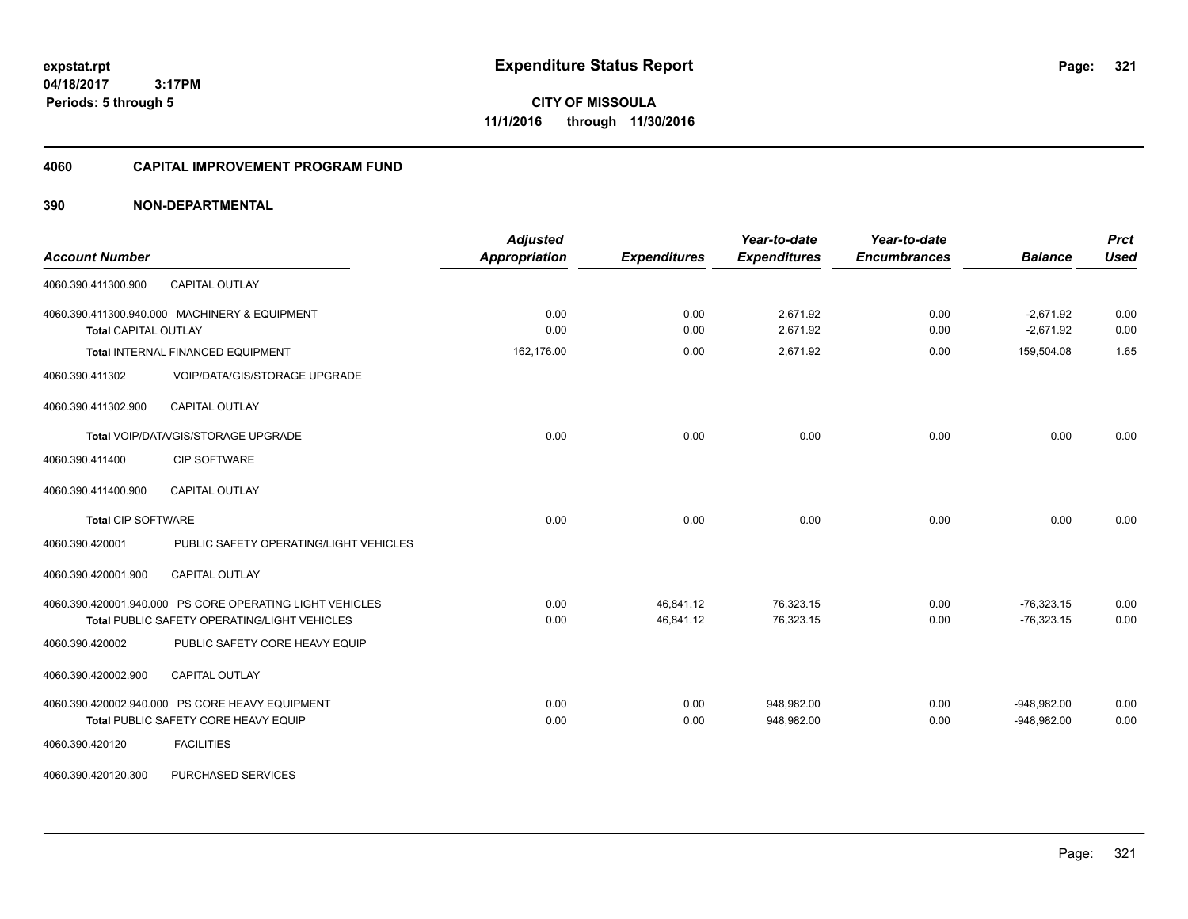**expstat.rpt**
**04/18/2017 3:17PM**
**Periods: 5 through 5**

# Expenditure Status Report

**CITY OF MISSOULA**
**11/1/2016 through 11/30/2016**

## 4060 CAPITAL IMPROVEMENT PROGRAM FUND

## 390 NON-DEPARTMENTAL

| Account Number | | Adjusted Appropriation | Expenditures | Year-to-date Expenditures | Year-to-date Encumbrances | Balance | Prct Used |
|---|---|---|---|---|---|---|---|
| 4060.390.411300.900 | CAPITAL OUTLAY | | | | | | |
| 4060.390.411300.940.000 | MACHINERY & EQUIPMENT | 0.00 | 0.00 | 2,671.92 | 0.00 | -2,671.92 | 0.00 |
| **Total** CAPITAL OUTLAY | | 0.00 | 0.00 | 2,671.92 | 0.00 | -2,671.92 | 0.00 |
| **Total** INTERNAL FINANCED EQUIPMENT | | 162,176.00 | 0.00 | 2,671.92 | 0.00 | 159,504.08 | 1.65 |
| 4060.390.411302 | VOIP/DATA/GIS/STORAGE UPGRADE | | | | | | |
| 4060.390.411302.900 | CAPITAL OUTLAY | | | | | | |
| **Total** VOIP/DATA/GIS/STORAGE UPGRADE | | 0.00 | 0.00 | 0.00 | 0.00 | 0.00 | 0.00 |
| 4060.390.411400 | CIP SOFTWARE | | | | | | |
| 4060.390.411400.900 | CAPITAL OUTLAY | | | | | | |
| **Total** CIP SOFTWARE | | 0.00 | 0.00 | 0.00 | 0.00 | 0.00 | 0.00 |
| 4060.390.420001 | PUBLIC SAFETY OPERATING/LIGHT VEHICLES | | | | | | |
| 4060.390.420001.900 | CAPITAL OUTLAY | | | | | | |
| 4060.390.420001.940.000 | PS CORE OPERATING LIGHT VEHICLES | 0.00 | 46,841.12 | 76,323.15 | 0.00 | -76,323.15 | 0.00 |
| **Total** PUBLIC SAFETY OPERATING/LIGHT VEHICLES | | 0.00 | 46,841.12 | 76,323.15 | 0.00 | -76,323.15 | 0.00 |
| 4060.390.420002 | PUBLIC SAFETY CORE HEAVY EQUIP | | | | | | |
| 4060.390.420002.900 | CAPITAL OUTLAY | | | | | | |
| 4060.390.420002.940.000 | PS CORE HEAVY EQUIPMENT | 0.00 | 0.00 | 948,982.00 | 0.00 | -948,982.00 | 0.00 |
| **Total** PUBLIC SAFETY CORE HEAVY EQUIP | | 0.00 | 0.00 | 948,982.00 | 0.00 | -948,982.00 | 0.00 |
| 4060.390.420120 | FACILITIES | | | | | | |
| 4060.390.420120.300 | PURCHASED SERVICES | | | | | | |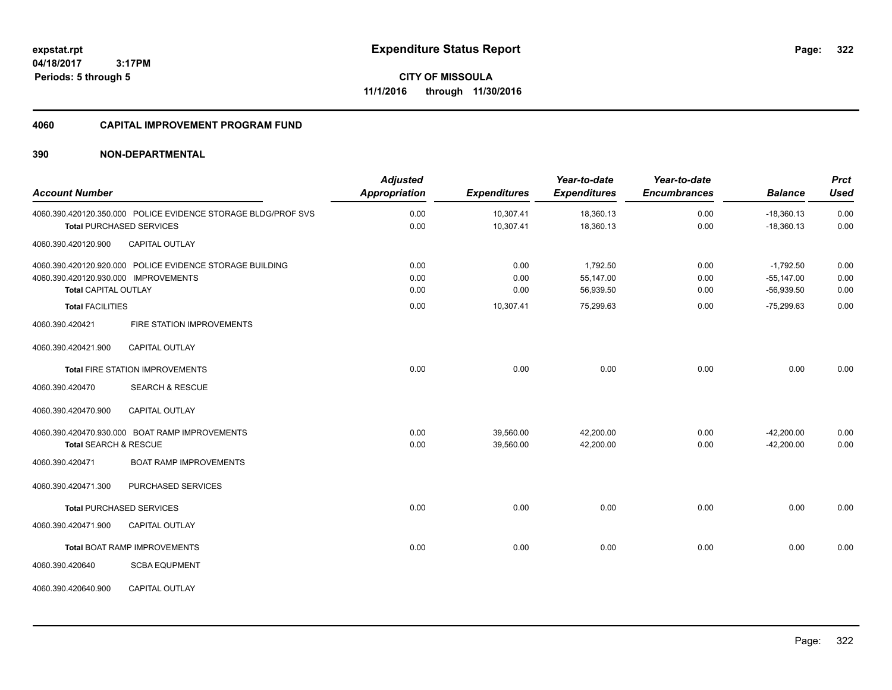**expstat.rpt**
**04/18/2017 3:17PM**
**Periods: 5 through 5**

# Expenditure Status Report

**CITY OF MISSOULA**
**11/1/2016 through 11/30/2016**

## 4060 CAPITAL IMPROVEMENT PROGRAM FUND

### 390 NON-DEPARTMENTAL

| Account Number | Adjusted Appropriation | Expenditures | Year-to-date Expenditures | Year-to-date Encumbrances | Balance | Prct Used |
|---|---|---|---|---|---|---|
| 4060.390.420120.350.000 POLICE EVIDENCE STORAGE BLDG/PROF SVS | 0.00 | 10,307.41 | 18,360.13 | 0.00 | -18,360.13 | 0.00 |
| **Total** PURCHASED SERVICES | 0.00 | 10,307.41 | 18,360.13 | 0.00 | -18,360.13 | 0.00 |
| 4060.390.420120.900 CAPITAL OUTLAY | | | | | | |
| 4060.390.420120.920.000 POLICE EVIDENCE STORAGE BUILDING | 0.00 | 0.00 | 1,792.50 | 0.00 | -1,792.50 | 0.00 |
| 4060.390.420120.930.000 IMPROVEMENTS | 0.00 | 0.00 | 55,147.00 | 0.00 | -55,147.00 | 0.00 |
| **Total** CAPITAL OUTLAY | 0.00 | 0.00 | 56,939.50 | 0.00 | -56,939.50 | 0.00 |
| **Total** FACILITIES | 0.00 | 10,307.41 | 75,299.63 | 0.00 | -75,299.63 | 0.00 |
| 4060.390.420421 FIRE STATION IMPROVEMENTS | | | | | | |
| 4060.390.420421.900 CAPITAL OUTLAY | | | | | | |
| **Total** FIRE STATION IMPROVEMENTS | 0.00 | 0.00 | 0.00 | 0.00 | 0.00 | 0.00 |
| 4060.390.420470 SEARCH & RESCUE | | | | | | |
| 4060.390.420470.900 CAPITAL OUTLAY | | | | | | |
| 4060.390.420470.930.000 BOAT RAMP IMPROVEMENTS | 0.00 | 39,560.00 | 42,200.00 | 0.00 | -42,200.00 | 0.00 |
| **Total** SEARCH & RESCUE | 0.00 | 39,560.00 | 42,200.00 | 0.00 | -42,200.00 | 0.00 |
| 4060.390.420471 BOAT RAMP IMPROVEMENTS | | | | | | |
| 4060.390.420471.300 PURCHASED SERVICES | | | | | | |
| **Total** PURCHASED SERVICES | 0.00 | 0.00 | 0.00 | 0.00 | 0.00 | 0.00 |
| 4060.390.420471.900 CAPITAL OUTLAY | | | | | | |
| **Total** BOAT RAMP IMPROVEMENTS | 0.00 | 0.00 | 0.00 | 0.00 | 0.00 | 0.00 |
| 4060.390.420640 SCBA EQUPMENT | | | | | | |
| 4060.390.420640.900 CAPITAL OUTLAY | | | | | | |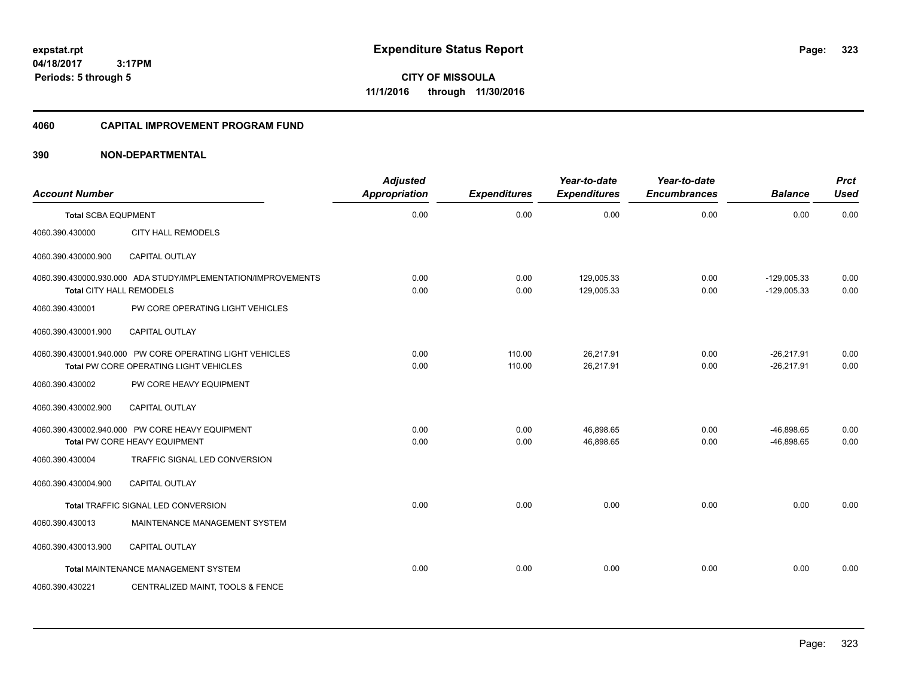**Expenditure Status Report**

**CITY OF MISSOULA**
**11/1/2016 through 11/30/2016**

expstat.rpt
04/18/2017 3:17PM
Periods: 5 through 5

## 4060 CAPITAL IMPROVEMENT PROGRAM FUND

## 390 NON-DEPARTMENTAL

| Account Number | | Adjusted Appropriation | Expenditures | Year-to-date Expenditures | Year-to-date Encumbrances | Balance | Prct Used |
|---|---|---|---|---|---|---|---|
| **Total SCBA EQUPMENT** | | 0.00 | 0.00 | 0.00 | 0.00 | 0.00 | 0.00 |
| 4060.390.430000 | CITY HALL REMODELS | | | | | | |
| 4060.390.430000.900 | CAPITAL OUTLAY | | | | | | |
| 4060.390.430000.930.000 ADA STUDY/IMPLEMENTATION/IMPROVEMENTS | | 0.00 | 0.00 | 129,005.33 | 0.00 | -129,005.33 | 0.00 |
| **Total CITY HALL REMODELS** | | 0.00 | 0.00 | 129,005.33 | 0.00 | -129,005.33 | 0.00 |
| 4060.390.430001 | PW CORE OPERATING LIGHT VEHICLES | | | | | | |
| 4060.390.430001.900 | CAPITAL OUTLAY | | | | | | |
| 4060.390.430001.940.000 PW CORE OPERATING LIGHT VEHICLES | | 0.00 | 110.00 | 26,217.91 | 0.00 | -26,217.91 | 0.00 |
| **Total PW CORE OPERATING LIGHT VEHICLES** | | 0.00 | 110.00 | 26,217.91 | 0.00 | -26,217.91 | 0.00 |
| 4060.390.430002 | PW CORE HEAVY EQUIPMENT | | | | | | |
| 4060.390.430002.900 | CAPITAL OUTLAY | | | | | | |
| 4060.390.430002.940.000 PW CORE HEAVY EQUIPMENT | | 0.00 | 0.00 | 46,898.65 | 0.00 | -46,898.65 | 0.00 |
| **Total PW CORE HEAVY EQUIPMENT** | | 0.00 | 0.00 | 46,898.65 | 0.00 | -46,898.65 | 0.00 |
| 4060.390.430004 | TRAFFIC SIGNAL LED CONVERSION | | | | | | |
| 4060.390.430004.900 | CAPITAL OUTLAY | | | | | | |
| **Total TRAFFIC SIGNAL LED CONVERSION** | | 0.00 | 0.00 | 0.00 | 0.00 | 0.00 | 0.00 |
| 4060.390.430013 | MAINTENANCE MANAGEMENT SYSTEM | | | | | | |
| 4060.390.430013.900 | CAPITAL OUTLAY | | | | | | |
| **Total MAINTENANCE MANAGEMENT SYSTEM** | | 0.00 | 0.00 | 0.00 | 0.00 | 0.00 | 0.00 |
| 4060.390.430221 | CENTRALIZED MAINT, TOOLS & FENCE | | | | | | |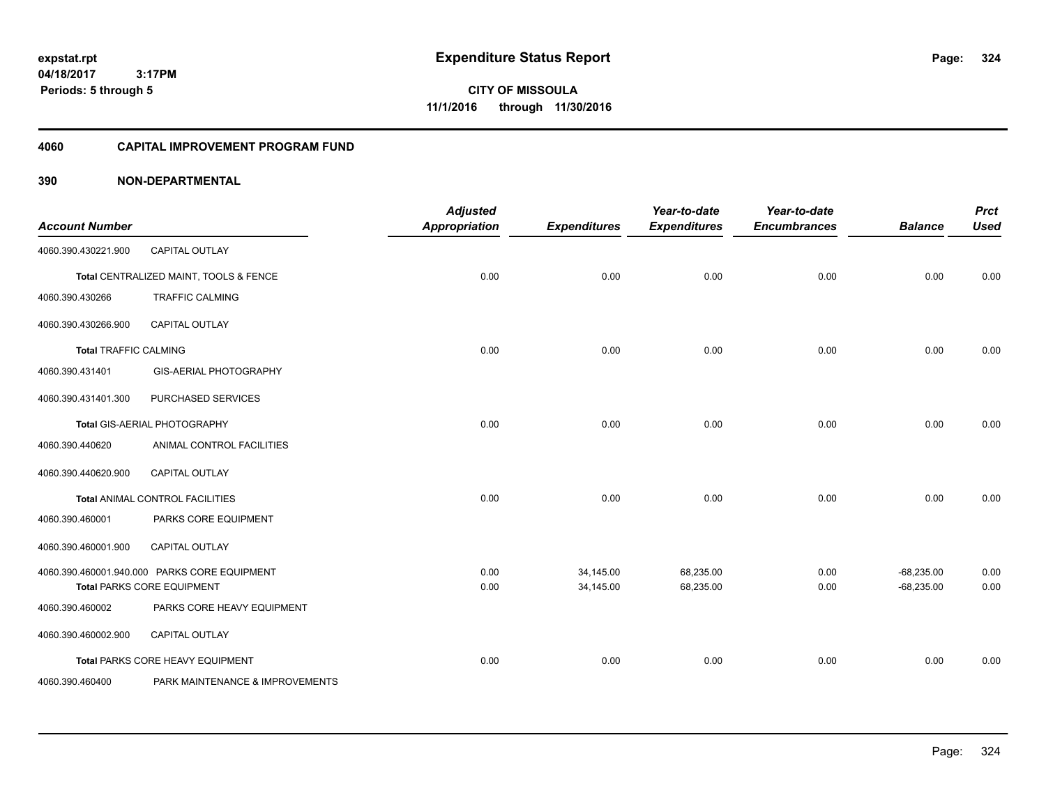# Expenditure Status Report

expstat.rpt
04/18/2017 3:17PM
Periods: 5 through 5

**CITY OF MISSOULA**
**11/1/2016 through 11/30/2016**

## 4060 CAPITAL IMPROVEMENT PROGRAM FUND

## 390 NON-DEPARTMENTAL

| Account Number | | Adjusted Appropriation | Expenditures | Year-to-date Expenditures | Year-to-date Encumbrances | Balance | Prct Used |
|---|---|---|---|---|---|---|---|
| 4060.390.430221.900 | CAPITAL OUTLAY | | | | | | |
| **Total** CENTRALIZED MAINT, TOOLS & FENCE | | 0.00 | 0.00 | 0.00 | 0.00 | 0.00 | 0.00 |
| 4060.390.430266 | TRAFFIC CALMING | | | | | | |
| 4060.390.430266.900 | CAPITAL OUTLAY | | | | | | |
| **Total** TRAFFIC CALMING | | 0.00 | 0.00 | 0.00 | 0.00 | 0.00 | 0.00 |
| 4060.390.431401 | GIS-AERIAL PHOTOGRAPHY | | | | | | |
| 4060.390.431401.300 | PURCHASED SERVICES | | | | | | |
| **Total** GIS-AERIAL PHOTOGRAPHY | | 0.00 | 0.00 | 0.00 | 0.00 | 0.00 | 0.00 |
| 4060.390.440620 | ANIMAL CONTROL FACILITIES | | | | | | |
| 4060.390.440620.900 | CAPITAL OUTLAY | | | | | | |
| **Total** ANIMAL CONTROL FACILITIES | | 0.00 | 0.00 | 0.00 | 0.00 | 0.00 | 0.00 |
| 4060.390.460001 | PARKS CORE EQUIPMENT | | | | | | |
| 4060.390.460001.900 | CAPITAL OUTLAY | | | | | | |
| 4060.390.460001.940.000 | PARKS CORE EQUIPMENT | 0.00 | 34,145.00 | 68,235.00 | 0.00 | -68,235.00 | 0.00 |
| **Total** PARKS CORE EQUIPMENT | | 0.00 | 34,145.00 | 68,235.00 | 0.00 | -68,235.00 | 0.00 |
| 4060.390.460002 | PARKS CORE HEAVY EQUIPMENT | | | | | | |
| 4060.390.460002.900 | CAPITAL OUTLAY | | | | | | |
| **Total** PARKS CORE HEAVY EQUIPMENT | | 0.00 | 0.00 | 0.00 | 0.00 | 0.00 | 0.00 |
| 4060.390.460400 | PARK MAINTENANCE & IMPROVEMENTS | | | | | | |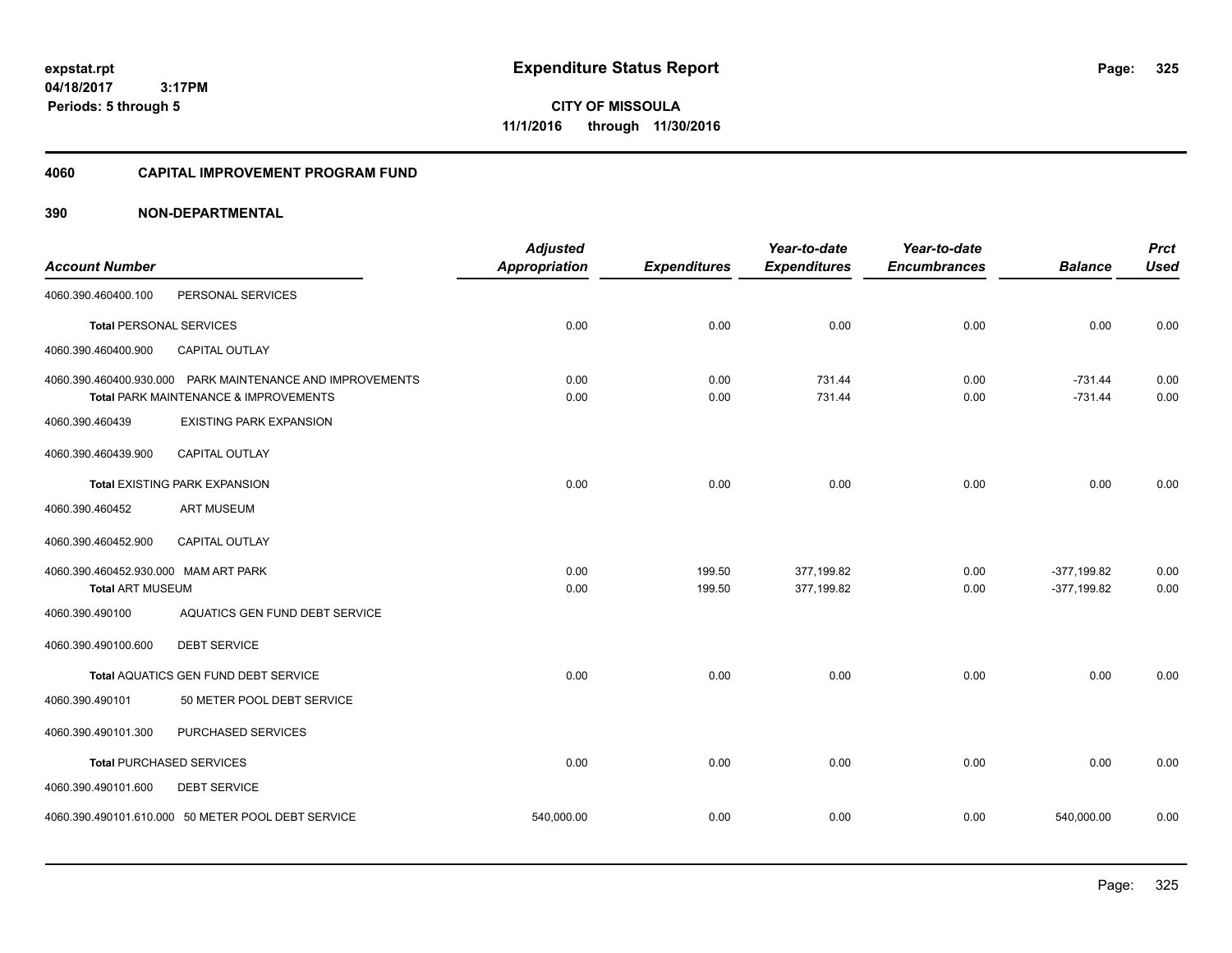expstat.rpt
04/18/2017 3:17PM
Periods: 5 through 5

# Expenditure Status Report

CITY OF MISSOULA
11/1/2016 through 11/30/2016

## 4060 CAPITAL IMPROVEMENT PROGRAM FUND

### 390 NON-DEPARTMENTAL

| Account Number | | Adjusted Appropriation | Expenditures | Year-to-date Expenditures | Year-to-date Encumbrances | Balance | Prct Used |
|---|---|---|---|---|---|---|---|
| 4060.390.460400.100 | PERSONAL SERVICES | | | | | | |
| Total PERSONAL SERVICES | | 0.00 | 0.00 | 0.00 | 0.00 | 0.00 | 0.00 |
| 4060.390.460400.900 | CAPITAL OUTLAY | | | | | | |
| 4060.390.460400.930.000 | PARK MAINTENANCE AND IMPROVEMENTS | 0.00 | 0.00 | 731.44 | 0.00 | -731.44 | 0.00 |
| Total PARK MAINTENANCE & IMPROVEMENTS | | 0.00 | 0.00 | 731.44 | 0.00 | -731.44 | 0.00 |
| 4060.390.460439 | EXISTING PARK EXPANSION | | | | | | |
| 4060.390.460439.900 | CAPITAL OUTLAY | | | | | | |
| Total EXISTING PARK EXPANSION | | 0.00 | 0.00 | 0.00 | 0.00 | 0.00 | 0.00 |
| 4060.390.460452 | ART MUSEUM | | | | | | |
| 4060.390.460452.900 | CAPITAL OUTLAY | | | | | | |
| 4060.390.460452.930.000 | MAM ART PARK | 0.00 | 199.50 | 377,199.82 | 0.00 | -377,199.82 | 0.00 |
| Total ART MUSEUM | | 0.00 | 199.50 | 377,199.82 | 0.00 | -377,199.82 | 0.00 |
| 4060.390.490100 | AQUATICS GEN FUND DEBT SERVICE | | | | | | |
| 4060.390.490100.600 | DEBT SERVICE | | | | | | |
| Total AQUATICS GEN FUND DEBT SERVICE | | 0.00 | 0.00 | 0.00 | 0.00 | 0.00 | 0.00 |
| 4060.390.490101 | 50 METER POOL DEBT SERVICE | | | | | | |
| 4060.390.490101.300 | PURCHASED SERVICES | | | | | | |
| Total PURCHASED SERVICES | | 0.00 | 0.00 | 0.00 | 0.00 | 0.00 | 0.00 |
| 4060.390.490101.600 | DEBT SERVICE | | | | | | |
| 4060.390.490101.610.000 | 50 METER POOL DEBT SERVICE | 540,000.00 | 0.00 | 0.00 | 0.00 | 540,000.00 | 0.00 |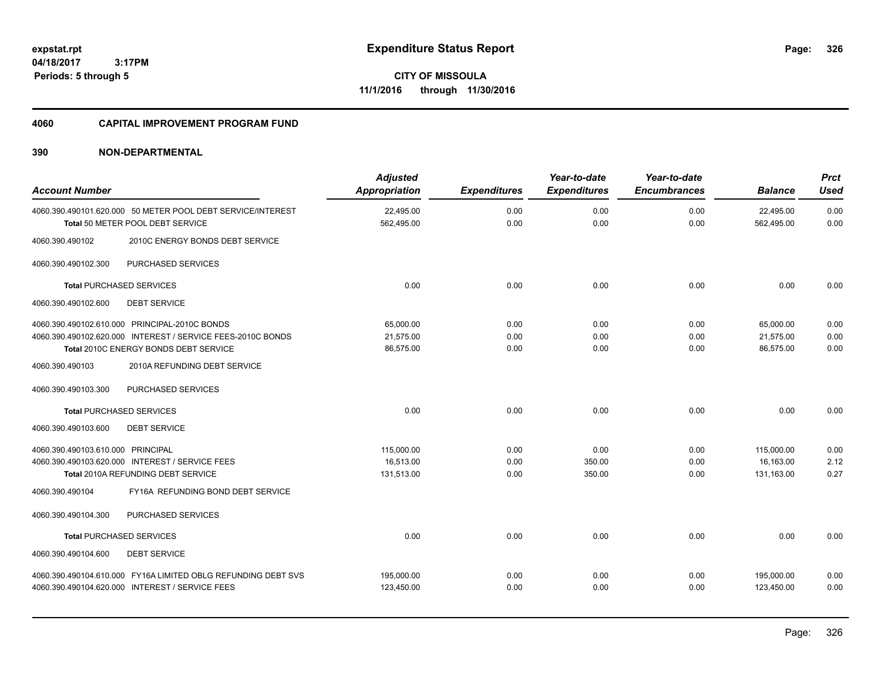# Expenditure Status Report

expstat.rpt
04/18/2017 3:17PM
Periods: 5 through 5

**CITY OF MISSOULA**
**11/1/2016 through 11/30/2016**

## 4060 CAPITAL IMPROVEMENT PROGRAM FUND

### 390 NON-DEPARTMENTAL

| Account Number | | Adjusted Appropriation | Expenditures | Year-to-date Expenditures | Year-to-date Encumbrances | Balance | Prct Used |
|---|---|---|---|---|---|---|---|
| 4060.390.490101.620.000 | 50 METER POOL DEBT SERVICE/INTEREST | 22,495.00 | 0.00 | 0.00 | 0.00 | 22,495.00 | 0.00 |
| | Total 50 METER POOL DEBT SERVICE | 562,495.00 | 0.00 | 0.00 | 0.00 | 562,495.00 | 0.00 |
| 4060.390.490102 | 2010C ENERGY BONDS DEBT SERVICE | | | | | | |
| 4060.390.490102.300 | PURCHASED SERVICES | | | | | | |
| | Total PURCHASED SERVICES | 0.00 | 0.00 | 0.00 | 0.00 | 0.00 | 0.00 |
| 4060.390.490102.600 | DEBT SERVICE | | | | | | |
| 4060.390.490102.610.000 | PRINCIPAL-2010C BONDS | 65,000.00 | 0.00 | 0.00 | 0.00 | 65,000.00 | 0.00 |
| 4060.390.490102.620.000 | INTEREST / SERVICE FEES-2010C BONDS | 21,575.00 | 0.00 | 0.00 | 0.00 | 21,575.00 | 0.00 |
| | Total 2010C ENERGY BONDS DEBT SERVICE | 86,575.00 | 0.00 | 0.00 | 0.00 | 86,575.00 | 0.00 |
| 4060.390.490103 | 2010A REFUNDING DEBT SERVICE | | | | | | |
| 4060.390.490103.300 | PURCHASED SERVICES | | | | | | |
| | Total PURCHASED SERVICES | 0.00 | 0.00 | 0.00 | 0.00 | 0.00 | 0.00 |
| 4060.390.490103.600 | DEBT SERVICE | | | | | | |
| 4060.390.490103.610.000 | PRINCIPAL | 115,000.00 | 0.00 | 0.00 | 0.00 | 115,000.00 | 0.00 |
| 4060.390.490103.620.000 | INTEREST / SERVICE FEES | 16,513.00 | 0.00 | 350.00 | 0.00 | 16,163.00 | 2.12 |
| | Total 2010A REFUNDING DEBT SERVICE | 131,513.00 | 0.00 | 350.00 | 0.00 | 131,163.00 | 0.27 |
| 4060.390.490104 | FY16A REFUNDING BOND DEBT SERVICE | | | | | | |
| 4060.390.490104.300 | PURCHASED SERVICES | | | | | | |
| | Total PURCHASED SERVICES | 0.00 | 0.00 | 0.00 | 0.00 | 0.00 | 0.00 |
| 4060.390.490104.600 | DEBT SERVICE | | | | | | |
| 4060.390.490104.610.000 | FY16A LIMITED OBLG REFUNDING DEBT SVS | 195,000.00 | 0.00 | 0.00 | 0.00 | 195,000.00 | 0.00 |
| 4060.390.490104.620.000 | INTEREST / SERVICE FEES | 123,450.00 | 0.00 | 0.00 | 0.00 | 123,450.00 | 0.00 |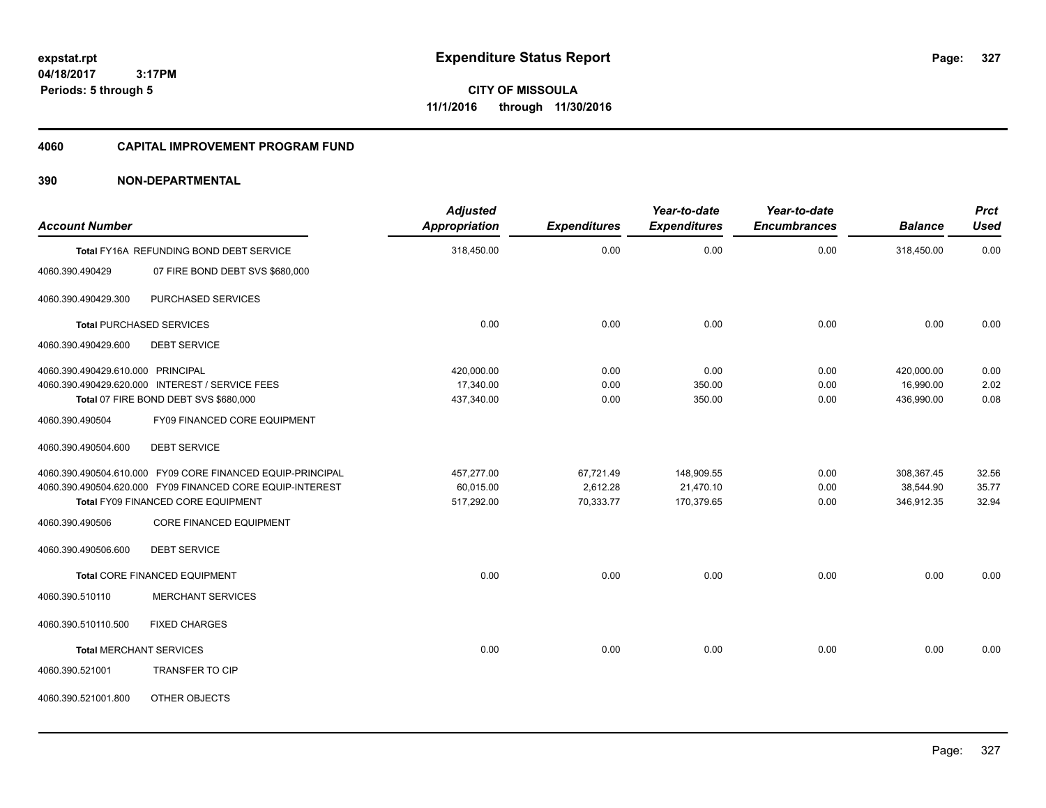**Expenditure Status Report**

**CITY OF MISSOULA**

**11/1/2016 through 11/30/2016**

expstat.rpt
04/18/2017 3:17PM
Periods: 5 through 5

## 4060 CAPITAL IMPROVEMENT PROGRAM FUND

## 390 NON-DEPARTMENTAL

| Account Number | | Adjusted Appropriation | Expenditures | Year-to-date Expenditures | Year-to-date Encumbrances | Balance | Prct Used |
|---|---|---|---|---|---|---|---|
| **Total** FY16A REFUNDING BOND DEBT SERVICE | | 318,450.00 | 0.00 | 0.00 | 0.00 | 318,450.00 | 0.00 |
| 4060.390.490429 | 07 FIRE BOND DEBT SVS $680,000 | | | | | | |
| 4060.390.490429.300 | PURCHASED SERVICES | | | | | | |
| **Total** PURCHASED SERVICES | | 0.00 | 0.00 | 0.00 | 0.00 | 0.00 | 0.00 |
| 4060.390.490429.600 | DEBT SERVICE | | | | | | |
| 4060.390.490429.610.000 | PRINCIPAL | 420,000.00 | 0.00 | 0.00 | 0.00 | 420,000.00 | 0.00 |
| 4060.390.490429.620.000 | INTEREST / SERVICE FEES | 17,340.00 | 0.00 | 350.00 | 0.00 | 16,990.00 | 2.02 |
| **Total** 07 FIRE BOND DEBT SVS $680,000 | | 437,340.00 | 0.00 | 350.00 | 0.00 | 436,990.00 | 0.08 |
| 4060.390.490504 | FY09 FINANCED CORE EQUIPMENT | | | | | | |
| 4060.390.490504.600 | DEBT SERVICE | | | | | | |
| 4060.390.490504.610.000 | FY09 CORE FINANCED EQUIP-PRINCIPAL | 457,277.00 | 67,721.49 | 148,909.55 | 0.00 | 308,367.45 | 32.56 |
| 4060.390.490504.620.000 | FY09 FINANCED CORE EQUIP-INTEREST | 60,015.00 | 2,612.28 | 21,470.10 | 0.00 | 38,544.90 | 35.77 |
| **Total** FY09 FINANCED CORE EQUIPMENT | | 517,292.00 | 70,333.77 | 170,379.65 | 0.00 | 346,912.35 | 32.94 |
| 4060.390.490506 | CORE FINANCED EQUIPMENT | | | | | | |
| 4060.390.490506.600 | DEBT SERVICE | | | | | | |
| **Total** CORE FINANCED EQUIPMENT | | 0.00 | 0.00 | 0.00 | 0.00 | 0.00 | 0.00 |
| 4060.390.510110 | MERCHANT SERVICES | | | | | | |
| 4060.390.510110.500 | FIXED CHARGES | | | | | | |
| **Total** MERCHANT SERVICES | | 0.00 | 0.00 | 0.00 | 0.00 | 0.00 | 0.00 |
| 4060.390.521001 | TRANSFER TO CIP | | | | | | |
| 4060.390.521001.800 | OTHER OBJECTS | | | | | | |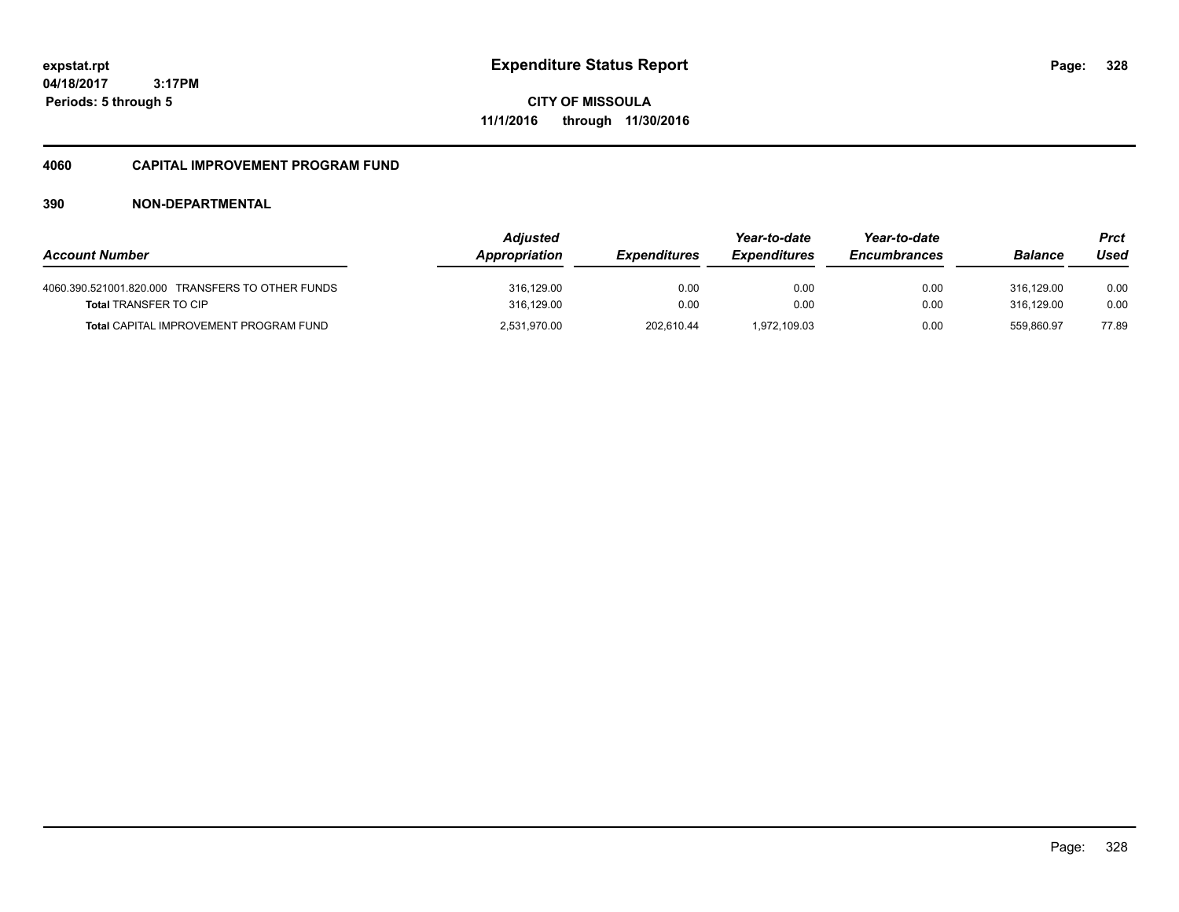**expstat.rpt**
**04/18/2017 3:17PM**
**Periods: 5 through 5**

# Expenditure Status Report

**CITY OF MISSOULA**
**11/1/2016 through 11/30/2016**

## 4060 CAPITAL IMPROVEMENT PROGRAM FUND

### 390 NON-DEPARTMENTAL

| Account Number | Adjusted Appropriation | Expenditures | Year-to-date Expenditures | Year-to-date Encumbrances | Balance | Prct Used |
|---|---|---|---|---|---|---|
| 4060.390.521001.820.000 TRANSFERS TO OTHER FUNDS | 316,129.00 | 0.00 | 0.00 | 0.00 | 316,129.00 | 0.00 |
| **Total** TRANSFER TO CIP | 316,129.00 | 0.00 | 0.00 | 0.00 | 316,129.00 | 0.00 |
| **Total** CAPITAL IMPROVEMENT PROGRAM FUND | 2,531,970.00 | 202,610.44 | 1,972,109.03 | 0.00 | 559,860.97 | 77.89 |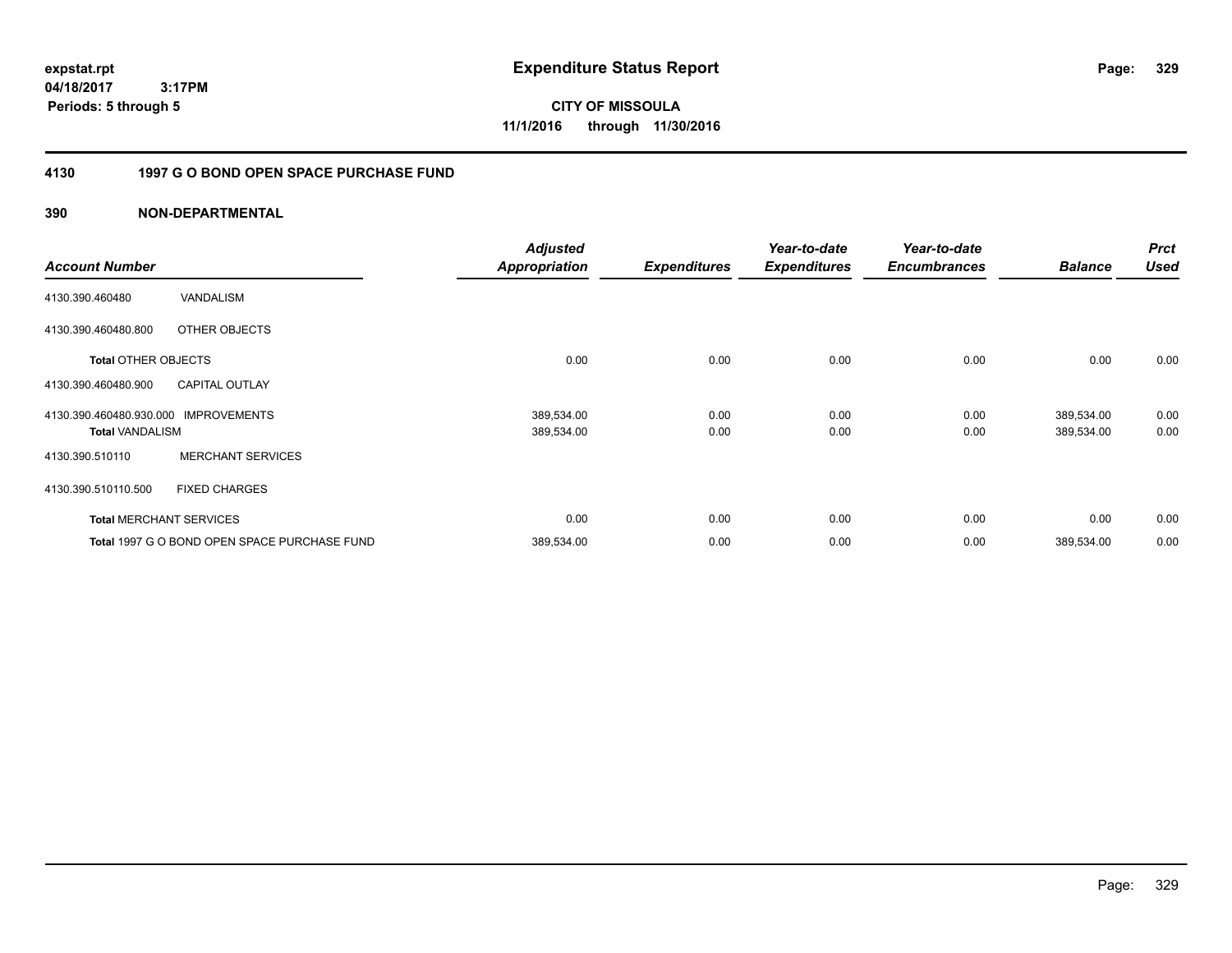**expstat.rpt**
**04/18/2017 3:17PM**
**Periods: 5 through 5**

# Expenditure Status Report

**CITY OF MISSOULA**
**11/1/2016 through 11/30/2016**

## 4130 1997 G O BOND OPEN SPACE PURCHASE FUND

### 390 NON-DEPARTMENTAL

| Account Number | | Adjusted Appropriation | Expenditures | Year-to-date Expenditures | Year-to-date Encumbrances | Balance | Prct Used |
|---|---|---|---|---|---|---|---|
| 4130.390.460480 | VANDALISM | | | | | | |
| 4130.390.460480.800 | OTHER OBJECTS | | | | | | |
| **Total** OTHER OBJECTS | | 0.00 | 0.00 | 0.00 | 0.00 | 0.00 | 0.00 |
| 4130.390.460480.900 | CAPITAL OUTLAY | | | | | | |
| 4130.390.460480.930.000 | IMPROVEMENTS | 389,534.00 | 0.00 | 0.00 | 0.00 | 389,534.00 | 0.00 |
| **Total VANDALISM** | | 389,534.00 | 0.00 | 0.00 | 0.00 | 389,534.00 | 0.00 |
| 4130.390.510110 | MERCHANT SERVICES | | | | | | |
| 4130.390.510110.500 | FIXED CHARGES | | | | | | |
| **Total** MERCHANT SERVICES | | 0.00 | 0.00 | 0.00 | 0.00 | 0.00 | 0.00 |
| **Total** 1997 G O BOND OPEN SPACE PURCHASE FUND | | 389,534.00 | 0.00 | 0.00 | 0.00 | 389,534.00 | 0.00 |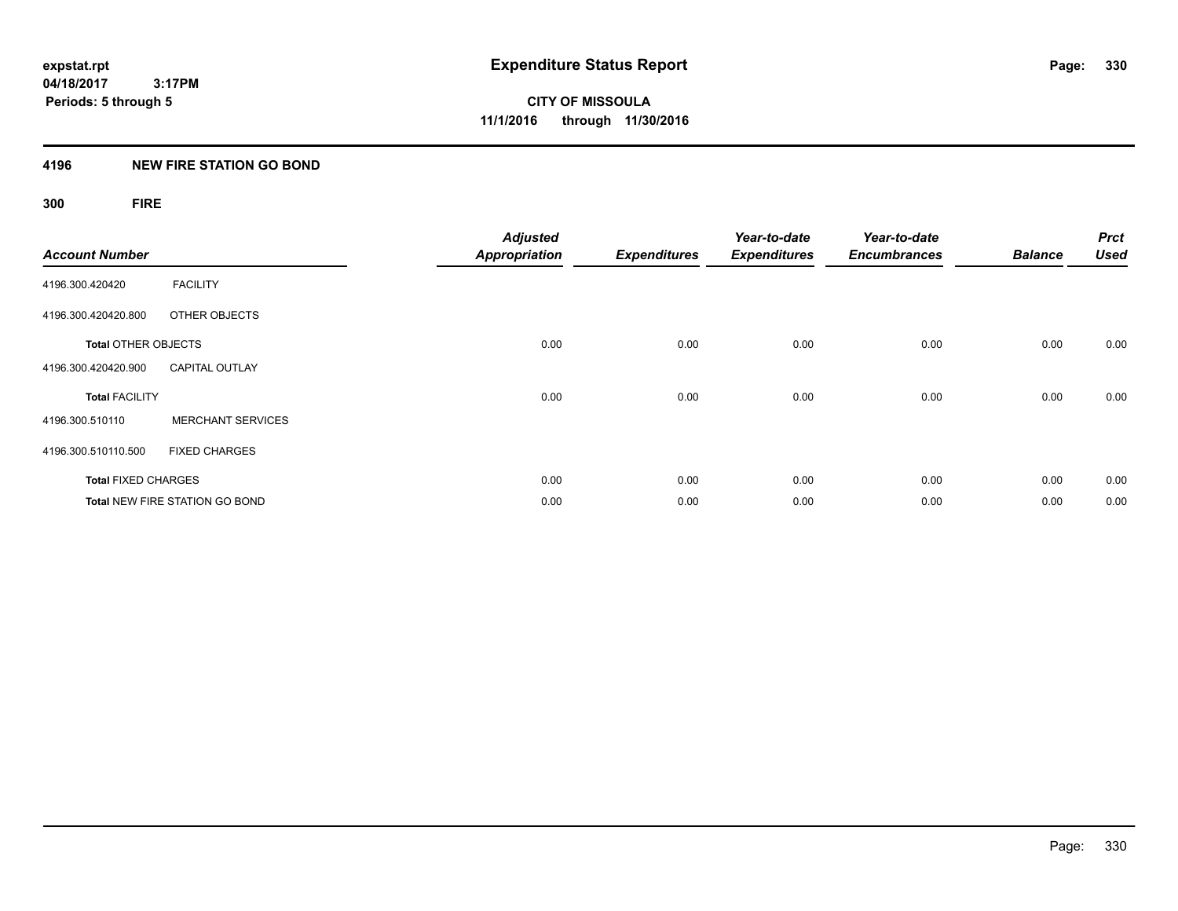# Expenditure Status Report

**CITY OF MISSOULA**
**11/1/2016 through 11/30/2016**

expstat.rpt
04/18/2017 3:17PM
Periods: 5 through 5

## 4196 NEW FIRE STATION GO BOND

### 300 FIRE

| Account Number | | Adjusted Appropriation | Expenditures | Year-to-date Expenditures | Year-to-date Encumbrances | Balance | Prct Used |
|---|---|---|---|---|---|---|---|
| 4196.300.420420 | FACILITY | | | | | | |
| 4196.300.420420.800 | OTHER OBJECTS | | | | | | |
| **Total** OTHER OBJECTS | | 0.00 | 0.00 | 0.00 | 0.00 | 0.00 | 0.00 |
| 4196.300.420420.900 | CAPITAL OUTLAY | | | | | | |
| **Total** FACILITY | | 0.00 | 0.00 | 0.00 | 0.00 | 0.00 | 0.00 |
| 4196.300.510110 | MERCHANT SERVICES | | | | | | |
| 4196.300.510110.500 | FIXED CHARGES | | | | | | |
| **Total** FIXED CHARGES | | 0.00 | 0.00 | 0.00 | 0.00 | 0.00 | 0.00 |
| **Total** NEW FIRE STATION GO BOND | | 0.00 | 0.00 | 0.00 | 0.00 | 0.00 | 0.00 |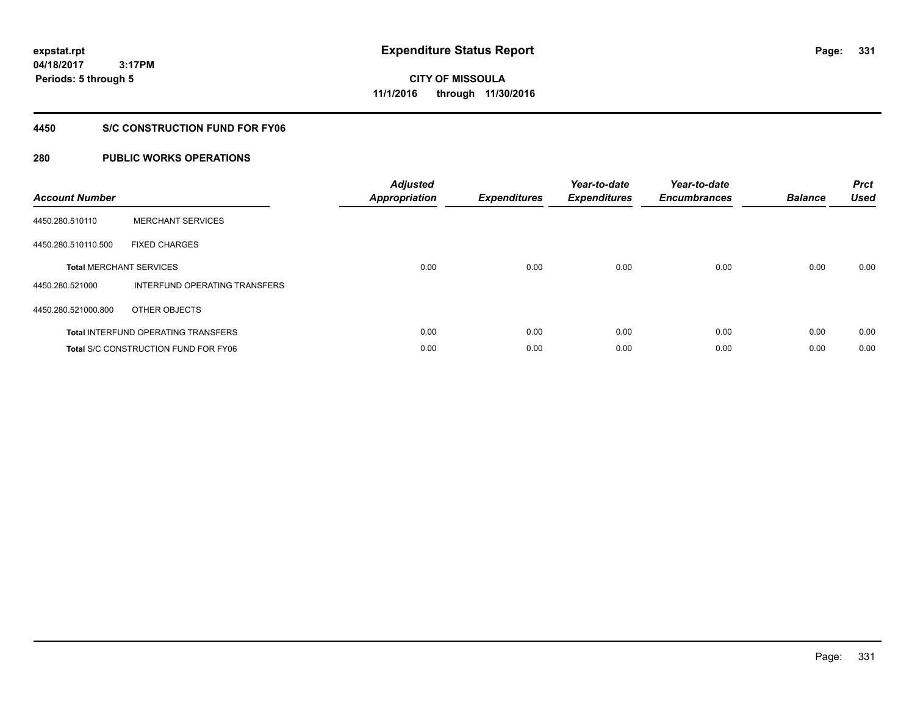expstat.rpt
04/18/2017 3:17PM
Periods: 5 through 5

# Expenditure Status Report

**CITY OF MISSOULA**
**11/1/2016 through 11/30/2016**

## 4450 S/C CONSTRUCTION FUND FOR FY06

## 280 PUBLIC WORKS OPERATIONS

| Account Number | | Adjusted Appropriation | Expenditures | Year-to-date Expenditures | Year-to-date Encumbrances | Balance | Prct Used |
|---|---|---|---|---|---|---|---|
| 4450.280.510110 | MERCHANT SERVICES | | | | | | |
| 4450.280.510110.500 | FIXED CHARGES | | | | | | |
| **Total** MERCHANT SERVICES | | 0.00 | 0.00 | 0.00 | 0.00 | 0.00 | 0.00 |
| 4450.280.521000 | INTERFUND OPERATING TRANSFERS | | | | | | |
| 4450.280.521000.800 | OTHER OBJECTS | | | | | | |
| **Total** INTERFUND OPERATING TRANSFERS | | 0.00 | 0.00 | 0.00 | 0.00 | 0.00 | 0.00 |
| **Total** S/C CONSTRUCTION FUND FOR FY06 | | 0.00 | 0.00 | 0.00 | 0.00 | 0.00 | 0.00 |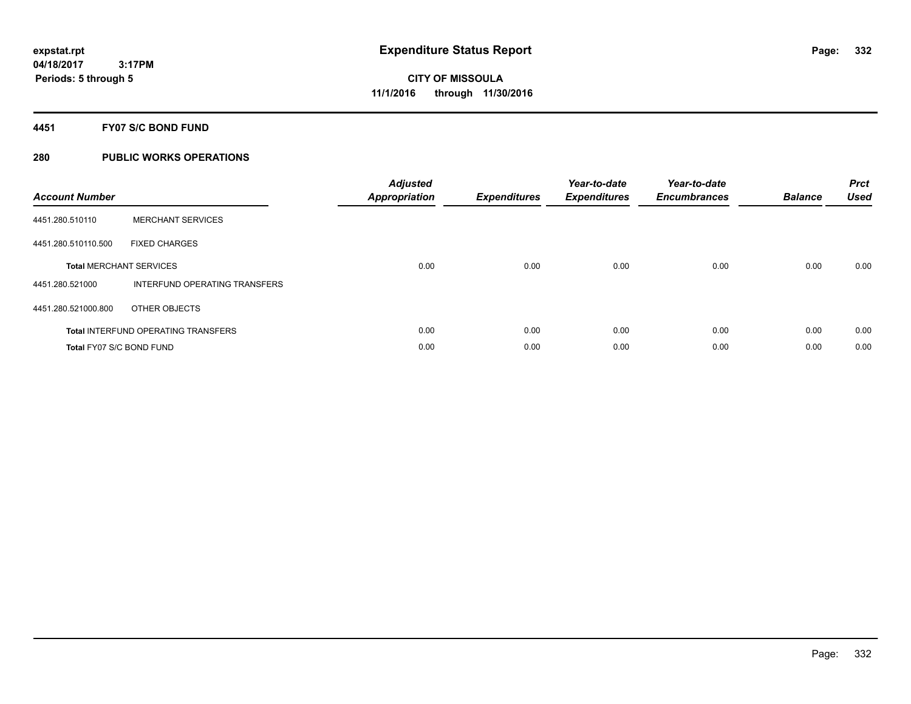# Expenditure Status Report

expstat.rpt
04/18/2017 3:17PM
Periods: 5 through 5

**CITY OF MISSOULA**
**11/1/2016 through 11/30/2016**

## 4451 FY07 S/C BOND FUND

## 280 PUBLIC WORKS OPERATIONS

| Account Number | | Adjusted Appropriation | Expenditures | Year-to-date Expenditures | Year-to-date Encumbrances | Balance | Prct Used |
|---|---|---|---|---|---|---|---|
| 4451.280.510110 | MERCHANT SERVICES | | | | | | |
| 4451.280.510110.500 | FIXED CHARGES | | | | | | |
| **Total** MERCHANT SERVICES | | 0.00 | 0.00 | 0.00 | 0.00 | 0.00 | 0.00 |
| 4451.280.521000 | INTERFUND OPERATING TRANSFERS | | | | | | |
| 4451.280.521000.800 | OTHER OBJECTS | | | | | | |
| **Total** INTERFUND OPERATING TRANSFERS | | 0.00 | 0.00 | 0.00 | 0.00 | 0.00 | 0.00 |
| **Total** FY07 S/C BOND FUND | | 0.00 | 0.00 | 0.00 | 0.00 | 0.00 | 0.00 |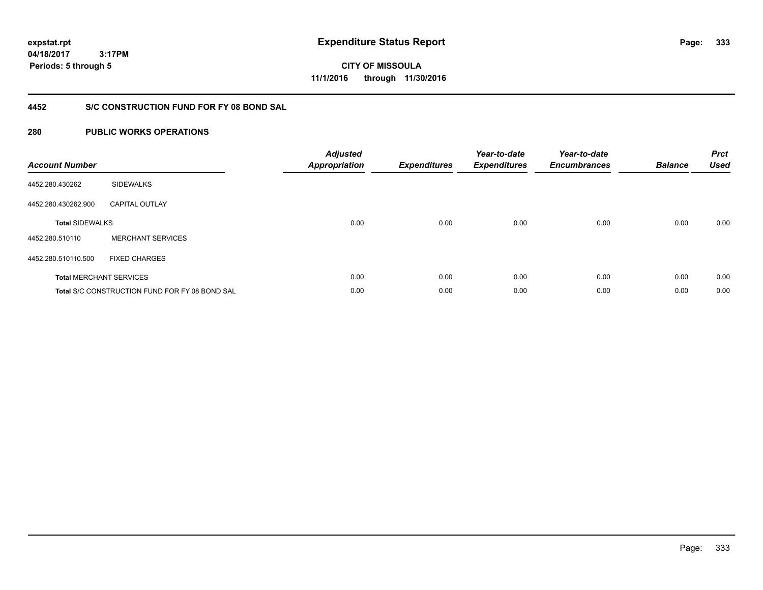**expstat.rpt**
**04/18/2017 3:17PM**
**Periods: 5 through 5**

# Expenditure Status Report

**CITY OF MISSOULA**
**11/1/2016 through 11/30/2016**

## 4452 S/C CONSTRUCTION FUND FOR FY 08 BOND SAL

## 280 PUBLIC WORKS OPERATIONS

| Account Number | | Adjusted Appropriation | Expenditures | Year-to-date Expenditures | Year-to-date Encumbrances | Balance | Prct Used |
|---|---|---|---|---|---|---|---|
| 4452.280.430262 | SIDEWALKS | | | | | | |
| 4452.280.430262.900 | CAPITAL OUTLAY | | | | | | |
| **Total** SIDEWALKS | | 0.00 | 0.00 | 0.00 | 0.00 | 0.00 | 0.00 |
| 4452.280.510110 | MERCHANT SERVICES | | | | | | |
| 4452.280.510110.500 | FIXED CHARGES | | | | | | |
| **Total** MERCHANT SERVICES | | 0.00 | 0.00 | 0.00 | 0.00 | 0.00 | 0.00 |
| **Total** S/C CONSTRUCTION FUND FOR FY 08 BOND SAL | | 0.00 | 0.00 | 0.00 | 0.00 | 0.00 | 0.00 |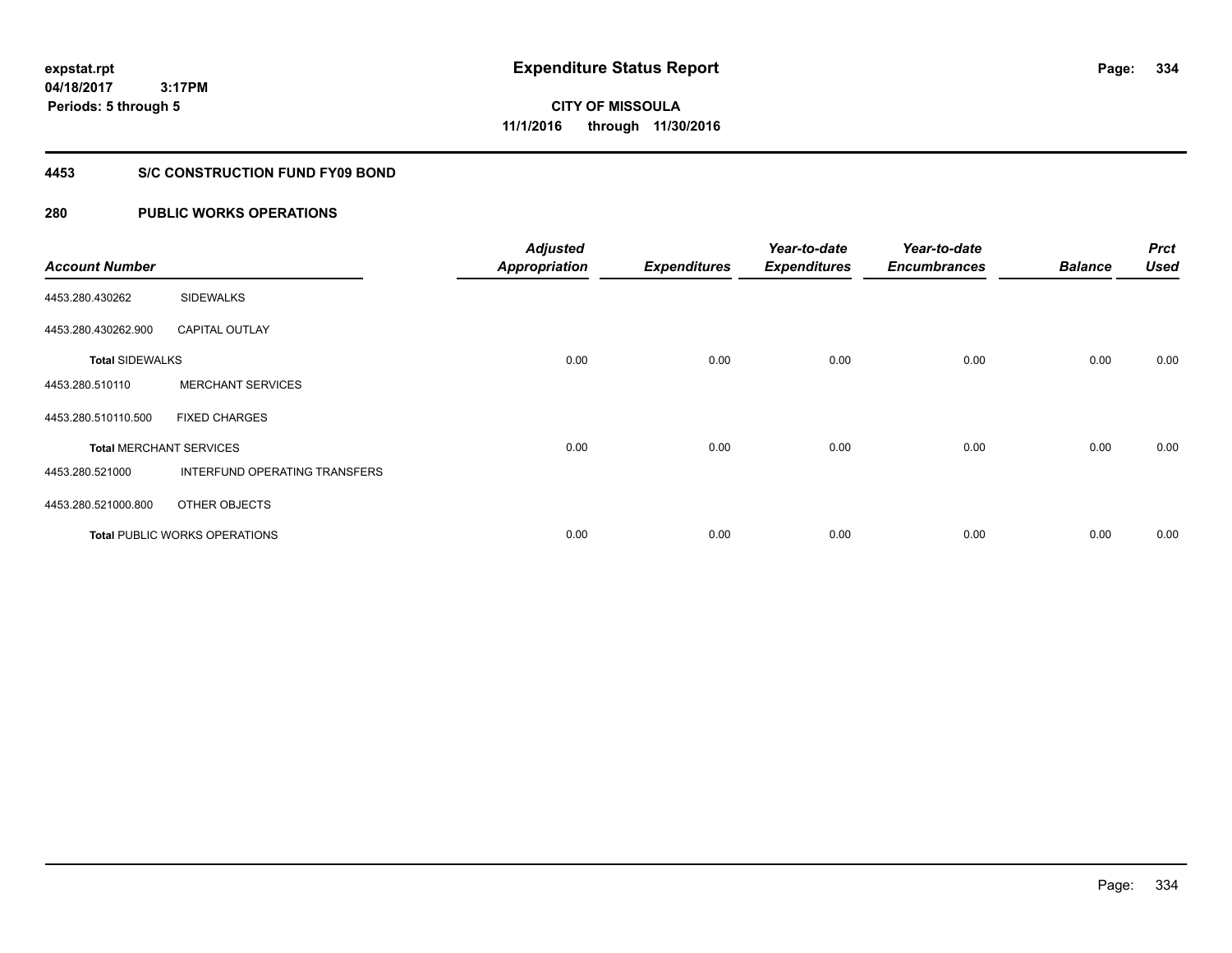expstat.rpt
04/18/2017 3:17PM
Periods: 5 through 5

# Expenditure Status Report

**CITY OF MISSOULA**
**11/1/2016 through 11/30/2016**

## 4453 S/C CONSTRUCTION FUND FY09 BOND

## 280 PUBLIC WORKS OPERATIONS

| Account Number | | Adjusted Appropriation | Expenditures | Year-to-date Expenditures | Year-to-date Encumbrances | Balance | Prct Used |
|---|---|---|---|---|---|---|---|
| 4453.280.430262 | SIDEWALKS | | | | | | |
| 4453.280.430262.900 | CAPITAL OUTLAY | | | | | | |
| **Total** SIDEWALKS | | 0.00 | 0.00 | 0.00 | 0.00 | 0.00 | 0.00 |
| 4453.280.510110 | MERCHANT SERVICES | | | | | | |
| 4453.280.510110.500 | FIXED CHARGES | | | | | | |
| **Total** MERCHANT SERVICES | | 0.00 | 0.00 | 0.00 | 0.00 | 0.00 | 0.00 |
| 4453.280.521000 | INTERFUND OPERATING TRANSFERS | | | | | | |
| 4453.280.521000.800 | OTHER OBJECTS | | | | | | |
| **Total** PUBLIC WORKS OPERATIONS | | 0.00 | 0.00 | 0.00 | 0.00 | 0.00 | 0.00 |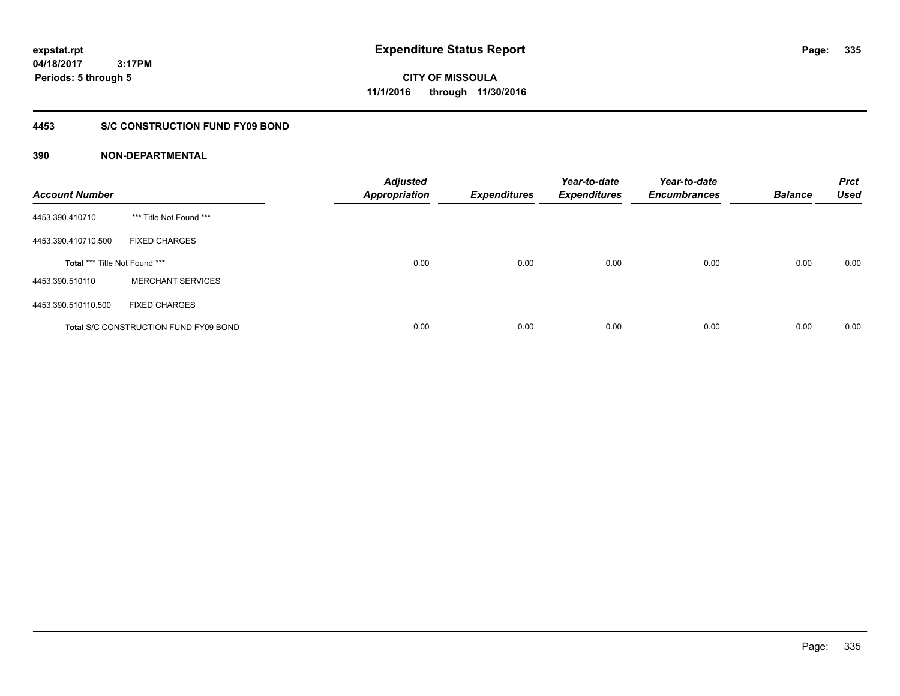expstat.rpt
04/18/2017 3:17PM
Periods: 5 through 5

# Expenditure Status Report

**CITY OF MISSOULA**
**11/1/2016 through 11/30/2016**

## 4453 S/C CONSTRUCTION FUND FY09 BOND

### 390 NON-DEPARTMENTAL

| Account Number | | Adjusted Appropriation | Expenditures | Year-to-date Expenditures | Year-to-date Encumbrances | Balance | Prct Used |
|---|---|---|---|---|---|---|---|
| 4453.390.410710 | *** Title Not Found *** | | | | | | |
| 4453.390.410710.500 | FIXED CHARGES | | | | | | |
| Total *** Title Not Found *** | | 0.00 | 0.00 | 0.00 | 0.00 | 0.00 | 0.00 |
| 4453.390.510110 | MERCHANT SERVICES | | | | | | |
| 4453.390.510110.500 | FIXED CHARGES | | | | | | |
| Total S/C CONSTRUCTION FUND FY09 BOND | | 0.00 | 0.00 | 0.00 | 0.00 | 0.00 | 0.00 |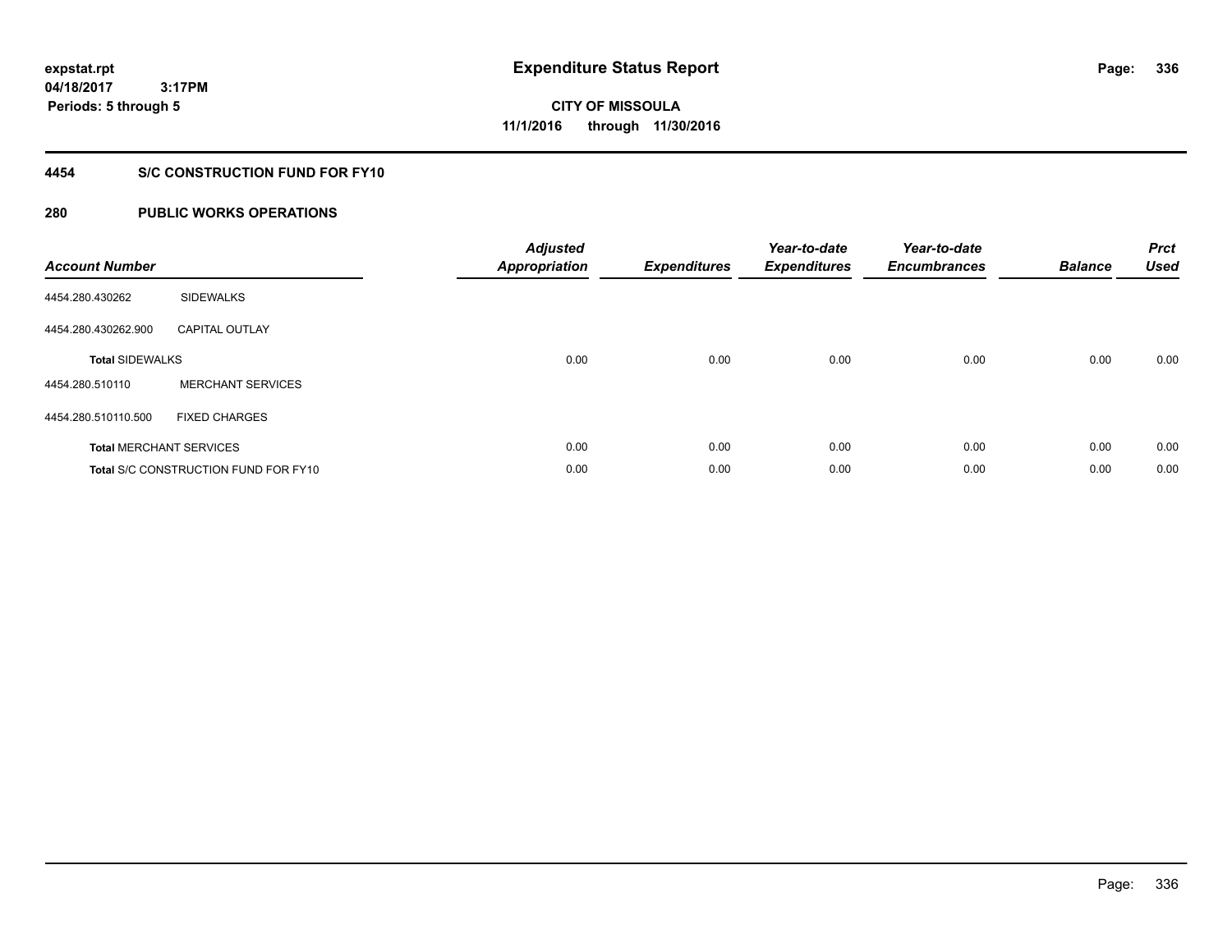**expstat.rpt**
**04/18/2017 3:17PM**
**Periods: 5 through 5**

# Expenditure Status Report

**CITY OF MISSOULA**
**11/1/2016 through 11/30/2016**

## 4454 S/C CONSTRUCTION FUND FOR FY10

### 280 PUBLIC WORKS OPERATIONS

| Account Number | | Adjusted Appropriation | Expenditures | Year-to-date Expenditures | Year-to-date Encumbrances | Balance | Prct Used |
|---|---|---|---|---|---|---|---|
| 4454.280.430262 | SIDEWALKS | | | | | | |
| 4454.280.430262.900 | CAPITAL OUTLAY | | | | | | |
| **Total** SIDEWALKS | | 0.00 | 0.00 | 0.00 | 0.00 | 0.00 | 0.00 |
| 4454.280.510110 | MERCHANT SERVICES | | | | | | |
| 4454.280.510110.500 | FIXED CHARGES | | | | | | |
| **Total** MERCHANT SERVICES | | 0.00 | 0.00 | 0.00 | 0.00 | 0.00 | 0.00 |
| **Total** S/C CONSTRUCTION FUND FOR FY10 | | 0.00 | 0.00 | 0.00 | 0.00 | 0.00 | 0.00 |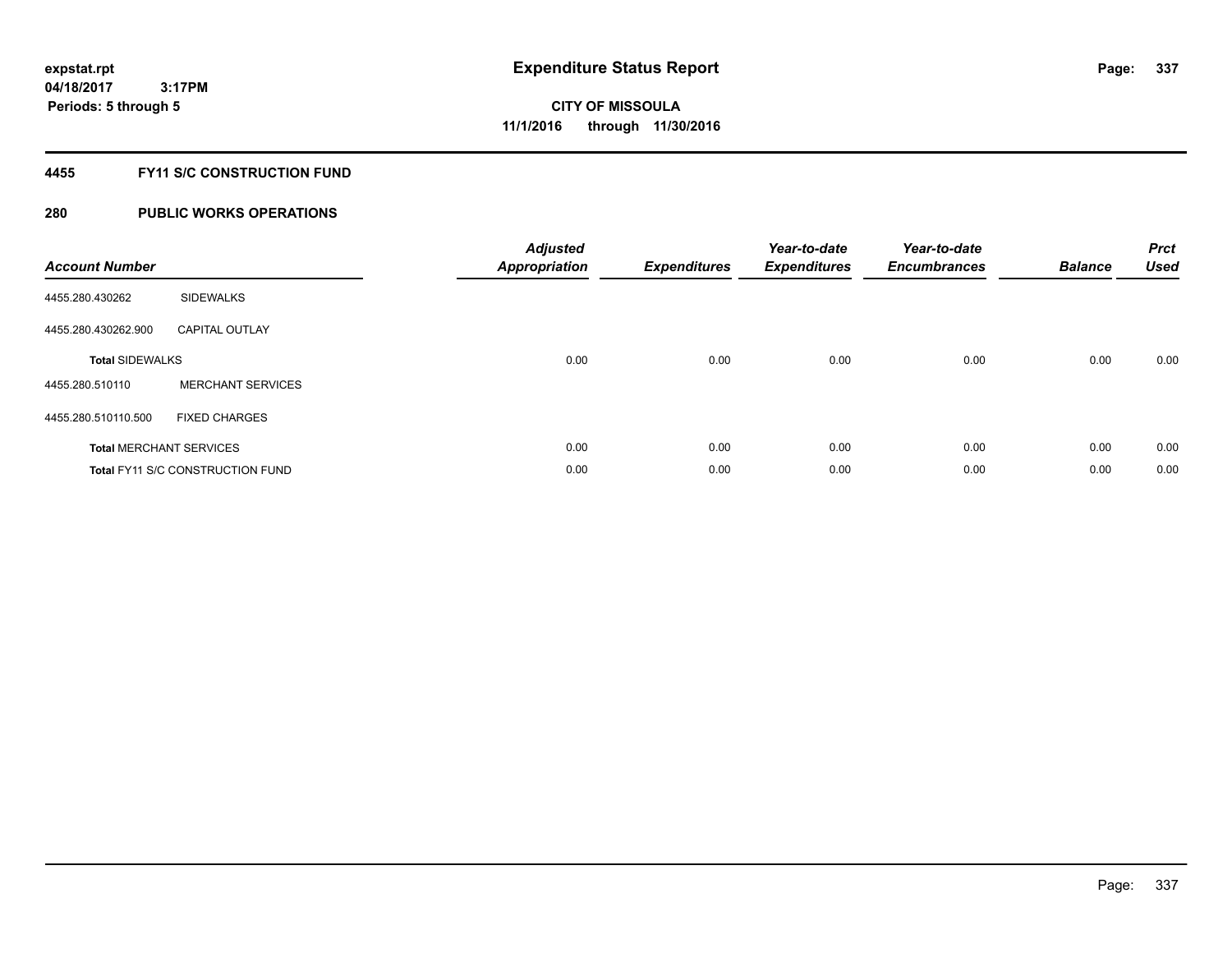**expstat.rpt**
**04/18/2017 3:17PM**
**Periods: 5 through 5**

# Expenditure Status Report

**CITY OF MISSOULA**
**11/1/2016 through 11/30/2016**

## 4455 FY11 S/C CONSTRUCTION FUND

## 280 PUBLIC WORKS OPERATIONS

| Account Number | | Adjusted Appropriation | Expenditures | Year-to-date Expenditures | Year-to-date Encumbrances | Balance | Prct Used |
|---|---|---|---|---|---|---|---|
| 4455.280.430262 | SIDEWALKS | | | | | | |
| 4455.280.430262.900 | CAPITAL OUTLAY | | | | | | |
| **Total** SIDEWALKS | | 0.00 | 0.00 | 0.00 | 0.00 | 0.00 | 0.00 |
| 4455.280.510110 | MERCHANT SERVICES | | | | | | |
| 4455.280.510110.500 | FIXED CHARGES | | | | | | |
| **Total** MERCHANT SERVICES | | 0.00 | 0.00 | 0.00 | 0.00 | 0.00 | 0.00 |
| **Total** FY11 S/C CONSTRUCTION FUND | | 0.00 | 0.00 | 0.00 | 0.00 | 0.00 | 0.00 |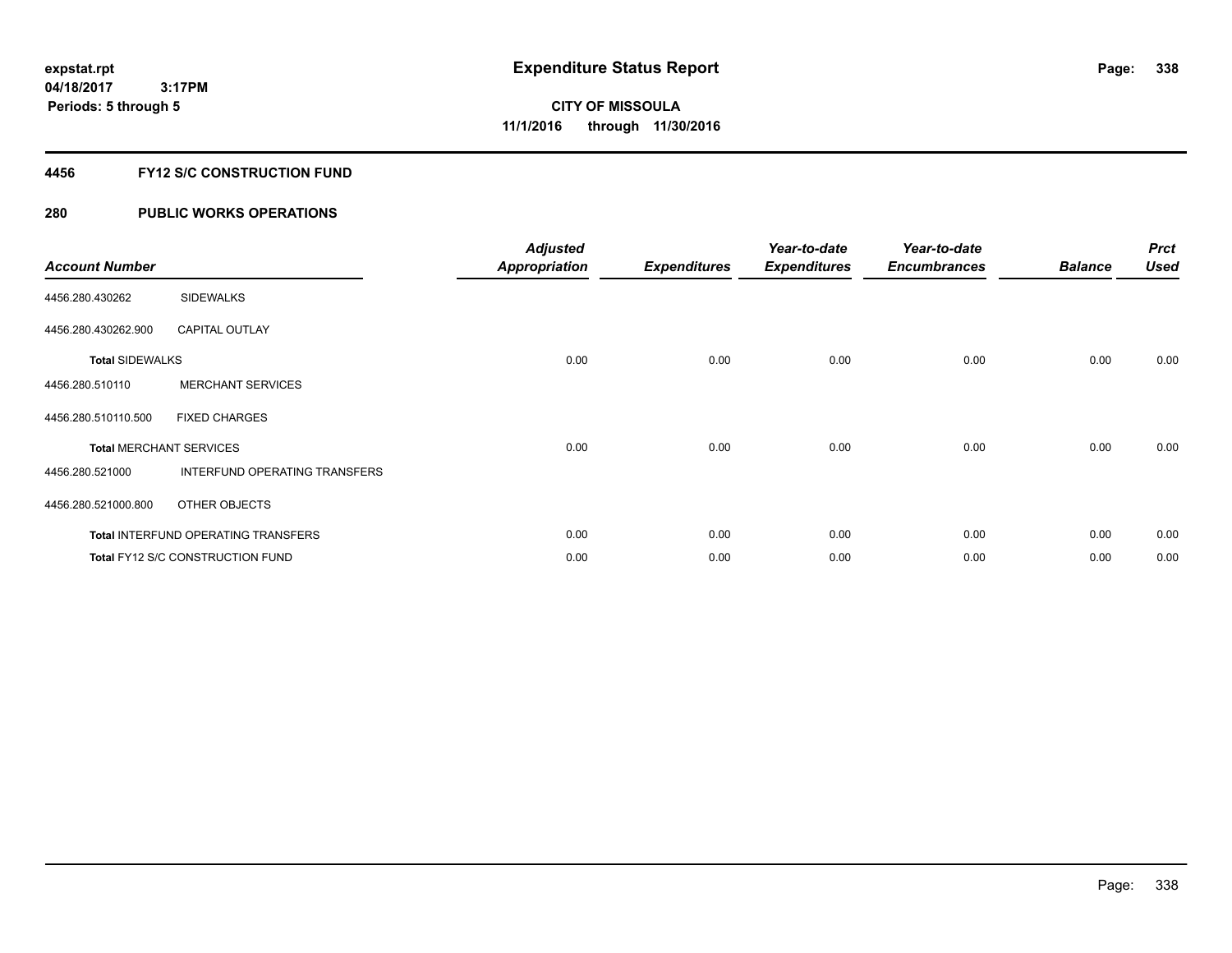expstat.rpt
04/18/2017 3:17PM
Periods: 5 through 5

# Expenditure Status Report

CITY OF MISSOULA
11/1/2016 through 11/30/2016

## 4456 FY12 S/C CONSTRUCTION FUND

## 280 PUBLIC WORKS OPERATIONS

| Account Number | | Adjusted Appropriation | Expenditures | Year-to-date Expenditures | Year-to-date Encumbrances | Balance | Prct Used |
|---|---|---|---|---|---|---|---|
| 4456.280.430262 | SIDEWALKS | | | | | | |
| 4456.280.430262.900 | CAPITAL OUTLAY | | | | | | |
| **Total** SIDEWALKS | | 0.00 | 0.00 | 0.00 | 0.00 | 0.00 | 0.00 |
| 4456.280.510110 | MERCHANT SERVICES | | | | | | |
| 4456.280.510110.500 | FIXED CHARGES | | | | | | |
| **Total** MERCHANT SERVICES | | 0.00 | 0.00 | 0.00 | 0.00 | 0.00 | 0.00 |
| 4456.280.521000 | INTERFUND OPERATING TRANSFERS | | | | | | |
| 4456.280.521000.800 | OTHER OBJECTS | | | | | | |
| **Total** INTERFUND OPERATING TRANSFERS | | 0.00 | 0.00 | 0.00 | 0.00 | 0.00 | 0.00 |
| **Total** FY12 S/C CONSTRUCTION FUND | | 0.00 | 0.00 | 0.00 | 0.00 | 0.00 | 0.00 |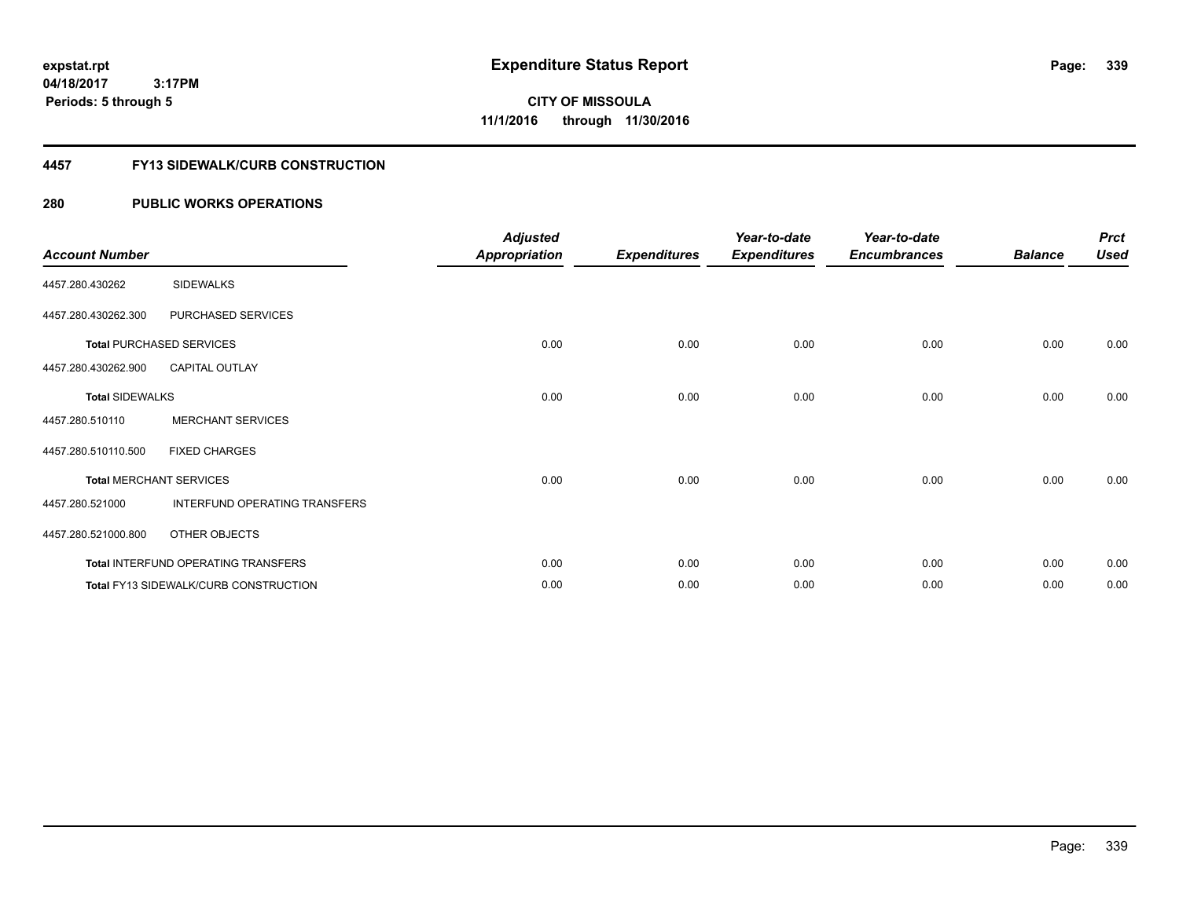expstat.rpt
04/18/2017 3:17PM
Periods: 5 through 5

# Expenditure Status Report

CITY OF MISSOULA
11/1/2016 through 11/30/2016

## 4457 FY13 SIDEWALK/CURB CONSTRUCTION

## 280 PUBLIC WORKS OPERATIONS

| Account Number | | Adjusted Appropriation | Expenditures | Year-to-date Expenditures | Year-to-date Encumbrances | Balance | Prct Used |
|---|---|---|---|---|---|---|---|
| 4457.280.430262 | SIDEWALKS | | | | | | |
| 4457.280.430262.300 | PURCHASED SERVICES | | | | | | |
| **Total** PURCHASED SERVICES | | 0.00 | 0.00 | 0.00 | 0.00 | 0.00 | 0.00 |
| 4457.280.430262.900 | CAPITAL OUTLAY | | | | | | |
| **Total** SIDEWALKS | | 0.00 | 0.00 | 0.00 | 0.00 | 0.00 | 0.00 |
| 4457.280.510110 | MERCHANT SERVICES | | | | | | |
| 4457.280.510110.500 | FIXED CHARGES | | | | | | |
| **Total** MERCHANT SERVICES | | 0.00 | 0.00 | 0.00 | 0.00 | 0.00 | 0.00 |
| 4457.280.521000 | INTERFUND OPERATING TRANSFERS | | | | | | |
| 4457.280.521000.800 | OTHER OBJECTS | | | | | | |
| **Total** INTERFUND OPERATING TRANSFERS | | 0.00 | 0.00 | 0.00 | 0.00 | 0.00 | 0.00 |
| **Total** FY13 SIDEWALK/CURB CONSTRUCTION | | 0.00 | 0.00 | 0.00 | 0.00 | 0.00 | 0.00 |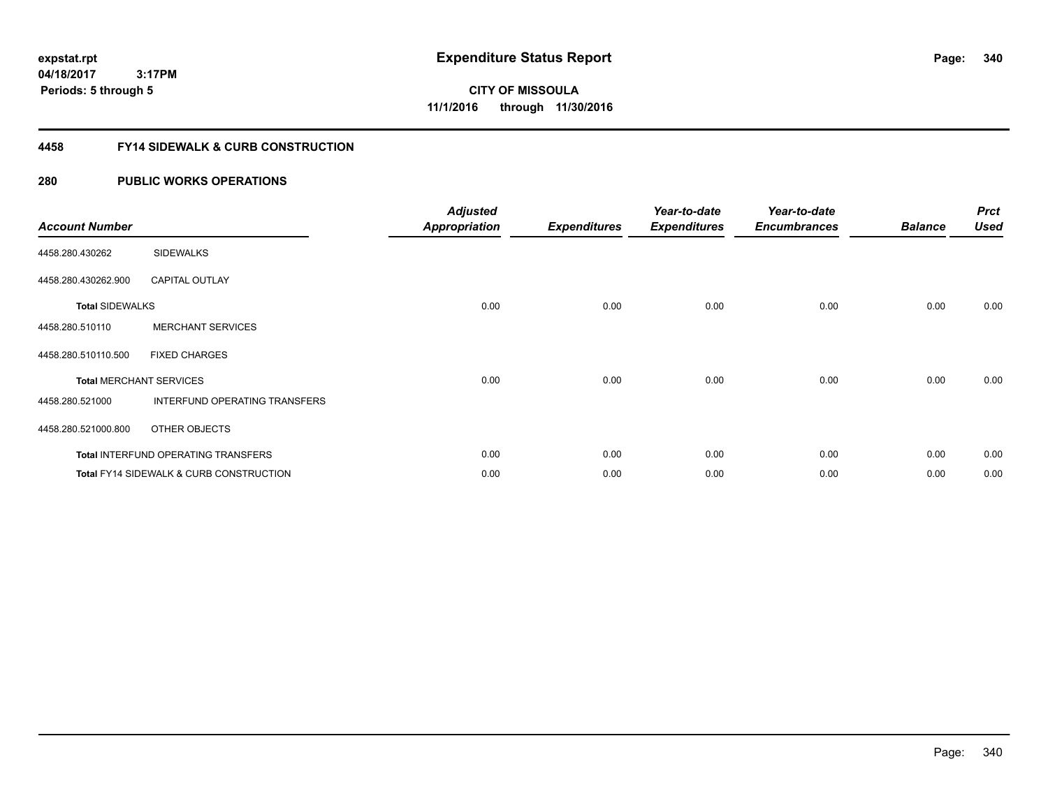**expstat.rpt**
**04/18/2017 3:17PM**
**Periods: 5 through 5**

# Expenditure Status Report

**CITY OF MISSOULA**
**11/1/2016 through 11/30/2016**

## 4458 FY14 SIDEWALK & CURB CONSTRUCTION

### 280 PUBLIC WORKS OPERATIONS

| Account Number | | Adjusted Appropriation | Expenditures | Year-to-date Expenditures | Year-to-date Encumbrances | Balance | Prct Used |
|---|---|---|---|---|---|---|---|
| 4458.280.430262 | SIDEWALKS | | | | | | |
| 4458.280.430262.900 | CAPITAL OUTLAY | | | | | | |
| **Total** SIDEWALKS | | 0.00 | 0.00 | 0.00 | 0.00 | 0.00 | 0.00 |
| 4458.280.510110 | MERCHANT SERVICES | | | | | | |
| 4458.280.510110.500 | FIXED CHARGES | | | | | | |
| **Total** MERCHANT SERVICES | | 0.00 | 0.00 | 0.00 | 0.00 | 0.00 | 0.00 |
| 4458.280.521000 | INTERFUND OPERATING TRANSFERS | | | | | | |
| 4458.280.521000.800 | OTHER OBJECTS | | | | | | |
| **Total** INTERFUND OPERATING TRANSFERS | | 0.00 | 0.00 | 0.00 | 0.00 | 0.00 | 0.00 |
| **Total** FY14 SIDEWALK & CURB CONSTRUCTION | | 0.00 | 0.00 | 0.00 | 0.00 | 0.00 | 0.00 |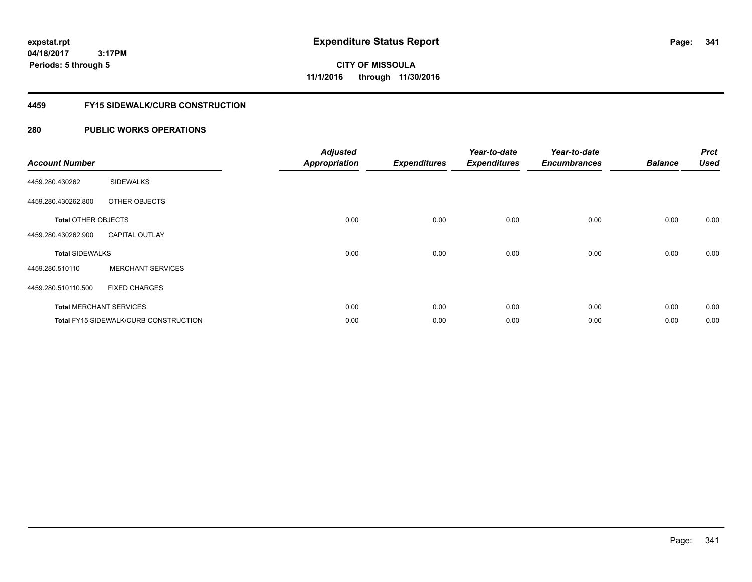# Expenditure Status Report

expstat.rpt
04/18/2017 3:17PM
Periods: 5 through 5

**CITY OF MISSOULA**
**11/1/2016 through 11/30/2016**

## 4459 FY15 SIDEWALK/CURB CONSTRUCTION

### 280 PUBLIC WORKS OPERATIONS

| Account Number | | Adjusted Appropriation | Expenditures | Year-to-date Expenditures | Year-to-date Encumbrances | Balance | Prct Used |
|---|---|---|---|---|---|---|---|
| 4459.280.430262 | SIDEWALKS | | | | | | |
| 4459.280.430262.800 | OTHER OBJECTS | | | | | | |
| **Total** OTHER OBJECTS | | 0.00 | 0.00 | 0.00 | 0.00 | 0.00 | 0.00 |
| 4459.280.430262.900 | CAPITAL OUTLAY | | | | | | |
| **Total** SIDEWALKS | | 0.00 | 0.00 | 0.00 | 0.00 | 0.00 | 0.00 |
| 4459.280.510110 | MERCHANT SERVICES | | | | | | |
| 4459.280.510110.500 | FIXED CHARGES | | | | | | |
| **Total** MERCHANT SERVICES | | 0.00 | 0.00 | 0.00 | 0.00 | 0.00 | 0.00 |
| **Total** FY15 SIDEWALK/CURB CONSTRUCTION | | 0.00 | 0.00 | 0.00 | 0.00 | 0.00 | 0.00 |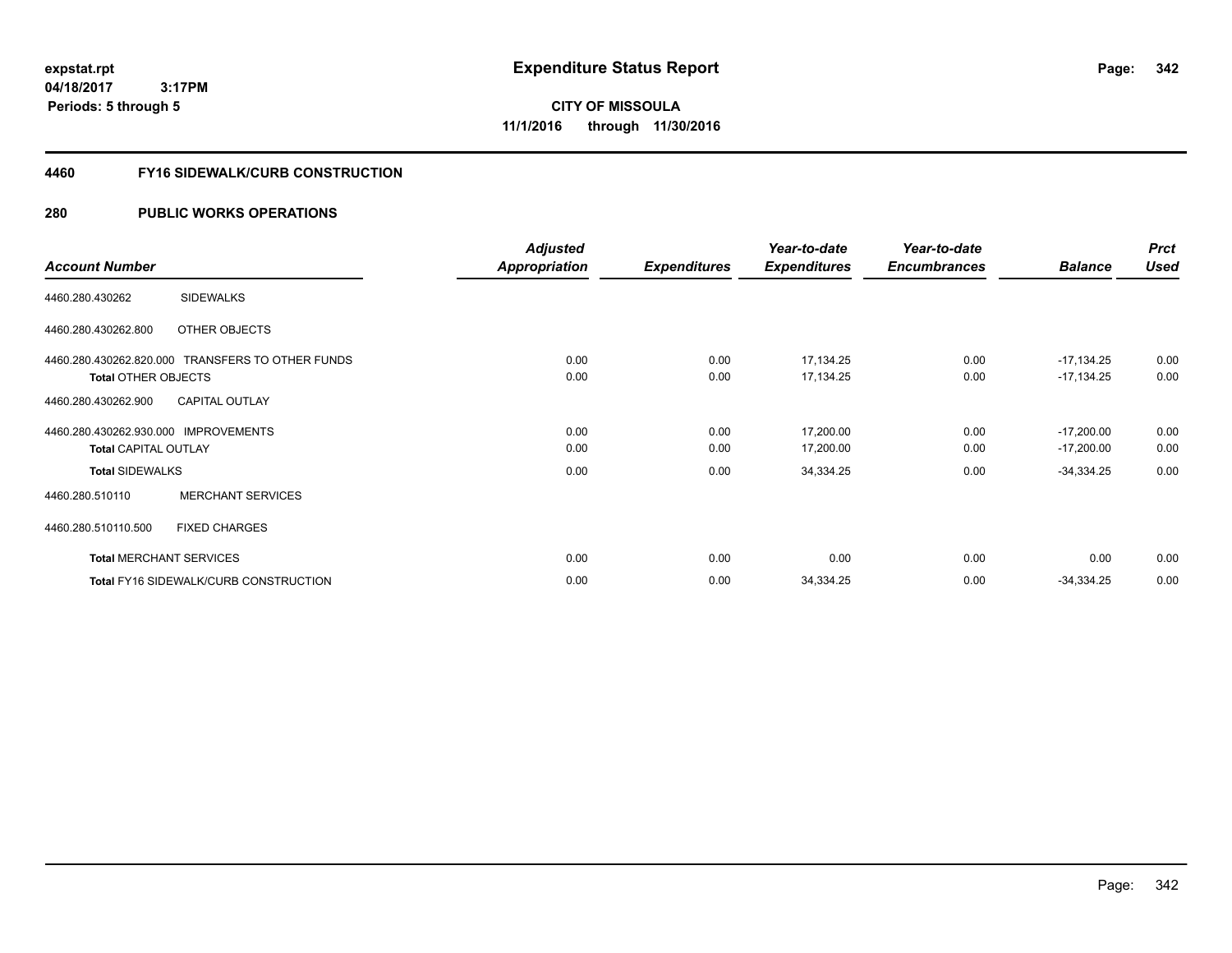**expstat.rpt**
**04/18/2017 3:17PM**
**Periods: 5 through 5**

# Expenditure Status Report

**CITY OF MISSOULA**
**11/1/2016 through 11/30/2016**

## 4460 FY16 SIDEWALK/CURB CONSTRUCTION

### 280 PUBLIC WORKS OPERATIONS

| Account Number | | Adjusted Appropriation | Expenditures | Year-to-date Expenditures | Year-to-date Encumbrances | Balance | Prct Used |
|---|---|---|---|---|---|---|---|
| 4460.280.430262 | SIDEWALKS | | | | | | |
| 4460.280.430262.800 | OTHER OBJECTS | | | | | | |
| 4460.280.430262.820.000 | TRANSFERS TO OTHER FUNDS | 0.00 | 0.00 | 17,134.25 | 0.00 | -17,134.25 | 0.00 |
| **Total** OTHER OBJECTS | | 0.00 | 0.00 | 17,134.25 | 0.00 | -17,134.25 | 0.00 |
| 4460.280.430262.900 | CAPITAL OUTLAY | | | | | | |
| 4460.280.430262.930.000 | IMPROVEMENTS | 0.00 | 0.00 | 17,200.00 | 0.00 | -17,200.00 | 0.00 |
| **Total** CAPITAL OUTLAY | | 0.00 | 0.00 | 17,200.00 | 0.00 | -17,200.00 | 0.00 |
| **Total** SIDEWALKS | | 0.00 | 0.00 | 34,334.25 | 0.00 | -34,334.25 | 0.00 |
| 4460.280.510110 | MERCHANT SERVICES | | | | | | |
| 4460.280.510110.500 | FIXED CHARGES | | | | | | |
| **Total** MERCHANT SERVICES | | 0.00 | 0.00 | 0.00 | 0.00 | 0.00 | 0.00 |
| **Total** FY16 SIDEWALK/CURB CONSTRUCTION | | 0.00 | 0.00 | 34,334.25 | 0.00 | -34,334.25 | 0.00 |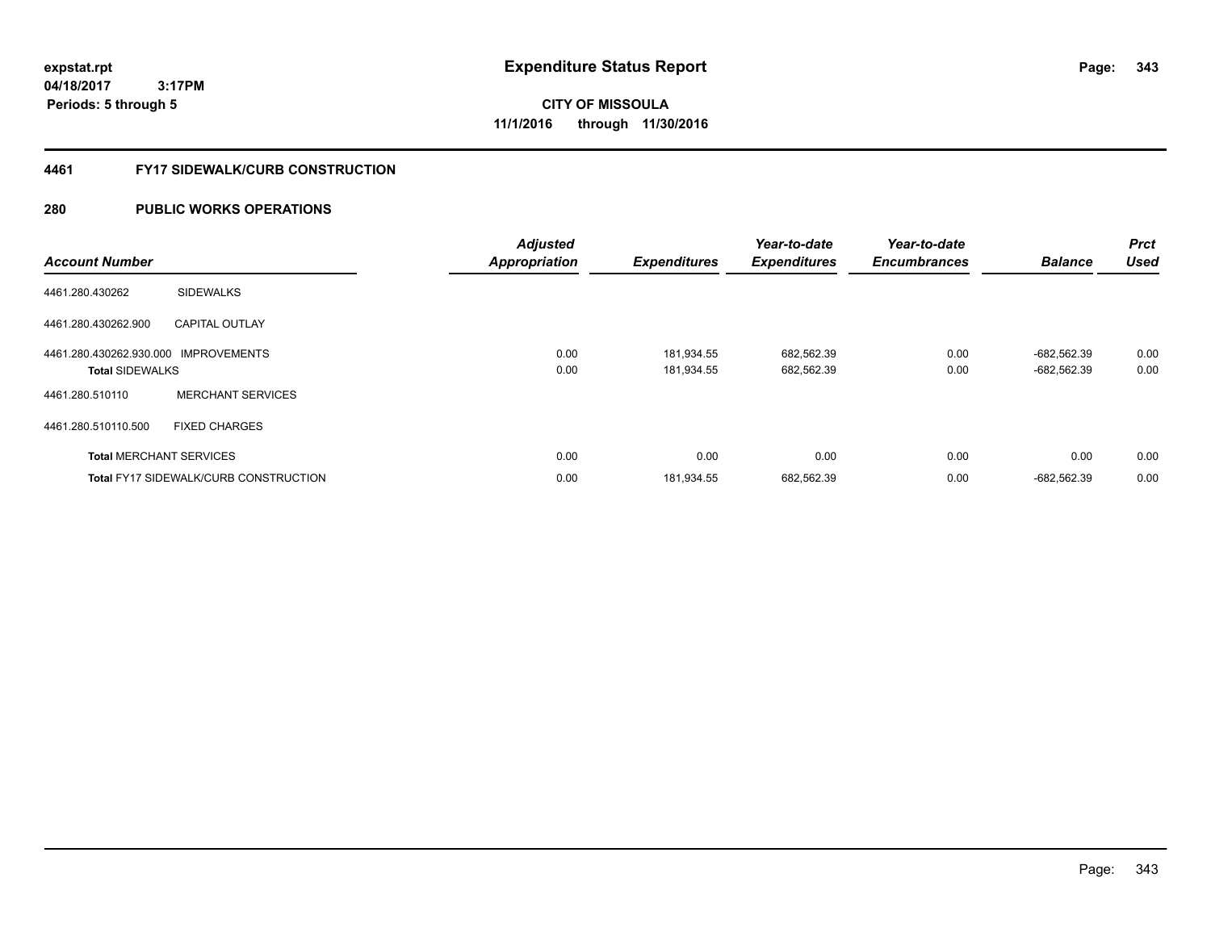# Expenditure Status Report

**CITY OF MISSOULA**
**11/1/2016 through 11/30/2016**

expstat.rpt
04/18/2017 3:17PM
Periods: 5 through 5

## 4461 FY17 SIDEWALK/CURB CONSTRUCTION

## 280 PUBLIC WORKS OPERATIONS

| Account Number | | Adjusted Appropriation | Expenditures | Year-to-date Expenditures | Year-to-date Encumbrances | Balance | Prct Used |
|---|---|---|---|---|---|---|---|
| 4461.280.430262 | SIDEWALKS | | | | | | |
| 4461.280.430262.900 | CAPITAL OUTLAY | | | | | | |
| 4461.280.430262.930.000 | IMPROVEMENTS | 0.00 | 181,934.55 | 682,562.39 | 0.00 | -682,562.39 | 0.00 |
| **Total** SIDEWALKS | | 0.00 | 181,934.55 | 682,562.39 | 0.00 | -682,562.39 | 0.00 |
| 4461.280.510110 | MERCHANT SERVICES | | | | | | |
| 4461.280.510110.500 | FIXED CHARGES | | | | | | |
| **Total** MERCHANT SERVICES | | 0.00 | 0.00 | 0.00 | 0.00 | 0.00 | 0.00 |
| **Total** FY17 SIDEWALK/CURB CONSTRUCTION | | 0.00 | 181,934.55 | 682,562.39 | 0.00 | -682,562.39 | 0.00 |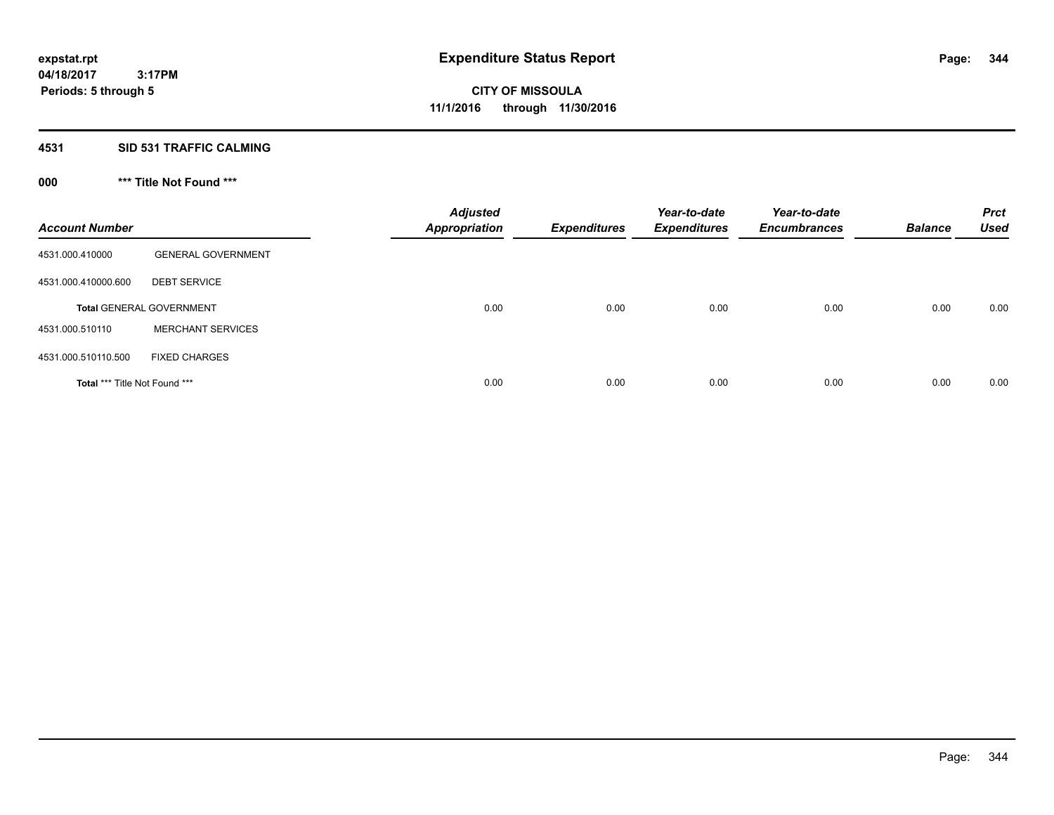**expstat.rpt**
**04/18/2017 3:17PM**
**Periods: 5 through 5**

# Expenditure Status Report

**CITY OF MISSOULA**
**11/1/2016 through 11/30/2016**

## 4531 SID 531 TRAFFIC CALMING

### 000 *** Title Not Found ***

| Account Number | | Adjusted Appropriation | Expenditures | Year-to-date Expenditures | Year-to-date Encumbrances | Balance | Prct Used |
|---|---|---|---|---|---|---|---|
| 4531.000.410000 | GENERAL GOVERNMENT | | | | | | |
| 4531.000.410000.600 | DEBT SERVICE | | | | | | |
| **Total** GENERAL GOVERNMENT | | 0.00 | 0.00 | 0.00 | 0.00 | 0.00 | 0.00 |
| 4531.000.510110 | MERCHANT SERVICES | | | | | | |
| 4531.000.510110.500 | FIXED CHARGES | | | | | | |
| **Total** *** Title Not Found *** | | 0.00 | 0.00 | 0.00 | 0.00 | 0.00 | 0.00 |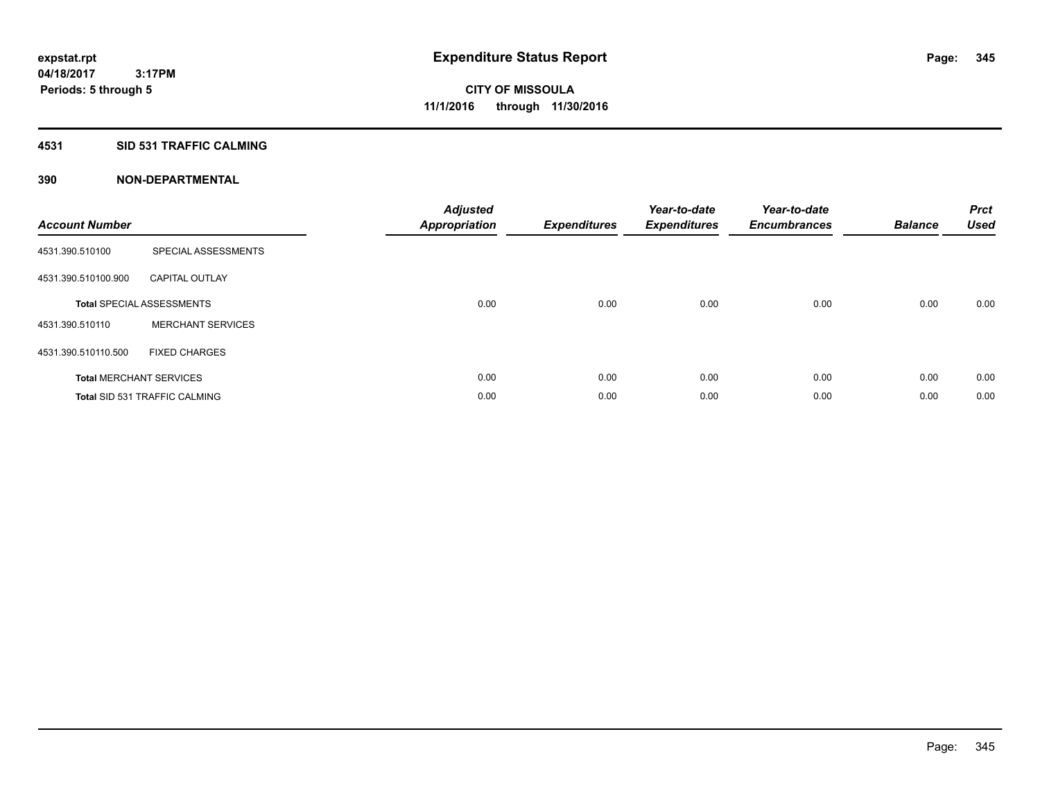**Expenditure Status Report**

**CITY OF MISSOULA**
**11/1/2016 through 11/30/2016**

expstat.rpt
04/18/2017 3:17PM
Periods: 5 through 5

**4531 SID 531 TRAFFIC CALMING**

**390 NON-DEPARTMENTAL**

| Account Number | | Adjusted Appropriation | Expenditures | Year-to-date Expenditures | Year-to-date Encumbrances | Balance | Prct Used |
|---|---|---|---|---|---|---|---|
| 4531.390.510100 | SPECIAL ASSESSMENTS | | | | | | |
| 4531.390.510100.900 | CAPITAL OUTLAY | | | | | | |
| **Total** SPECIAL ASSESSMENTS | | 0.00 | 0.00 | 0.00 | 0.00 | 0.00 | 0.00 |
| 4531.390.510110 | MERCHANT SERVICES | | | | | | |
| 4531.390.510110.500 | FIXED CHARGES | | | | | | |
| **Total** MERCHANT SERVICES | | 0.00 | 0.00 | 0.00 | 0.00 | 0.00 | 0.00 |
| **Total** SID 531 TRAFFIC CALMING | | 0.00 | 0.00 | 0.00 | 0.00 | 0.00 | 0.00 |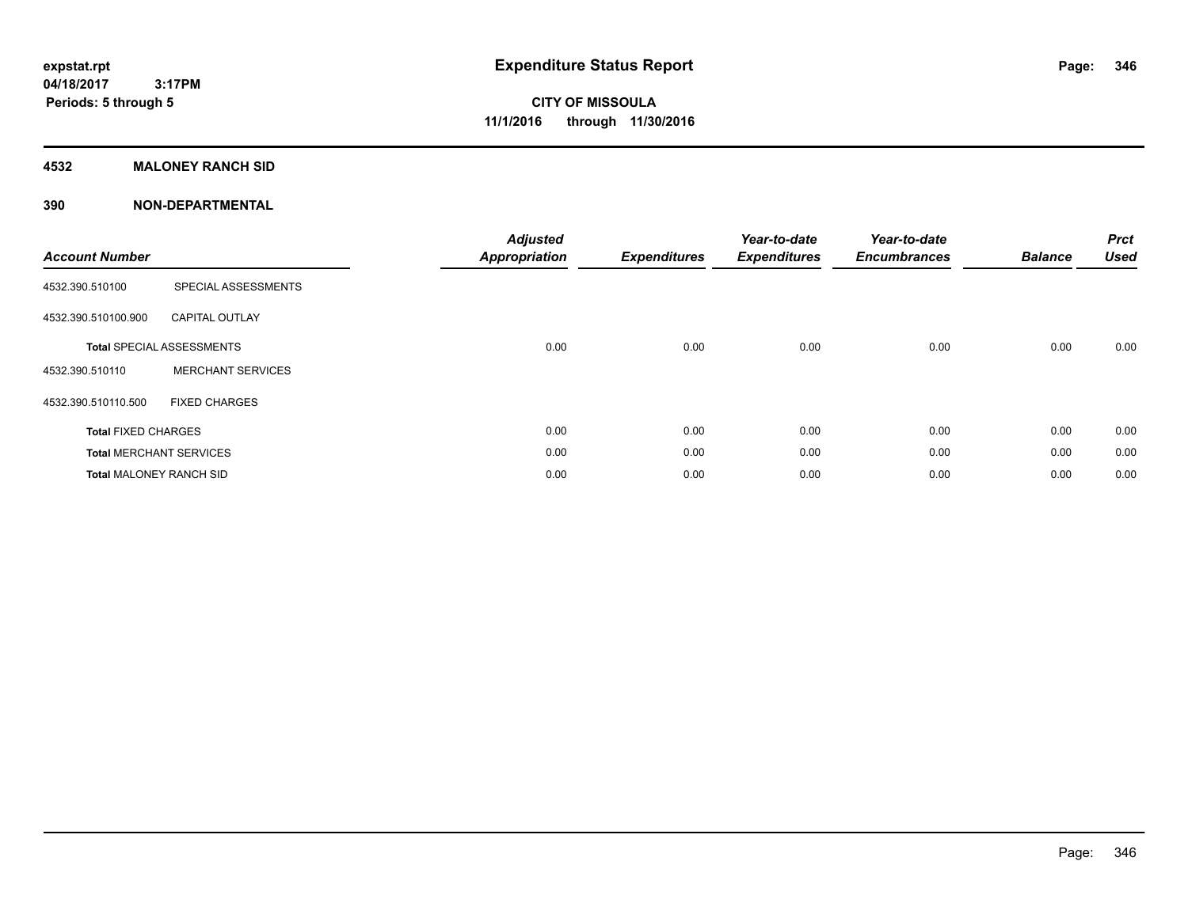expstat.rpt
04/18/2017 3:17PM
Periods: 5 through 5

# Expenditure Status Report

CITY OF MISSOULA
11/1/2016 through 11/30/2016

## 4532 MALONEY RANCH SID

## 390 NON-DEPARTMENTAL

| Account Number | | Adjusted Appropriation | Expenditures | Year-to-date Expenditures | Year-to-date Encumbrances | Balance | Prct Used |
|---|---|---|---|---|---|---|---|
| 4532.390.510100 | SPECIAL ASSESSMENTS | | | | | | |
| 4532.390.510100.900 | CAPITAL OUTLAY | | | | | | |
| **Total** SPECIAL ASSESSMENTS | | 0.00 | 0.00 | 0.00 | 0.00 | 0.00 | 0.00 |
| 4532.390.510110 | MERCHANT SERVICES | | | | | | |
| 4532.390.510110.500 | FIXED CHARGES | | | | | | |
| **Total** FIXED CHARGES | | 0.00 | 0.00 | 0.00 | 0.00 | 0.00 | 0.00 |
| **Total** MERCHANT SERVICES | | 0.00 | 0.00 | 0.00 | 0.00 | 0.00 | 0.00 |
| **Total** MALONEY RANCH SID | | 0.00 | 0.00 | 0.00 | 0.00 | 0.00 | 0.00 |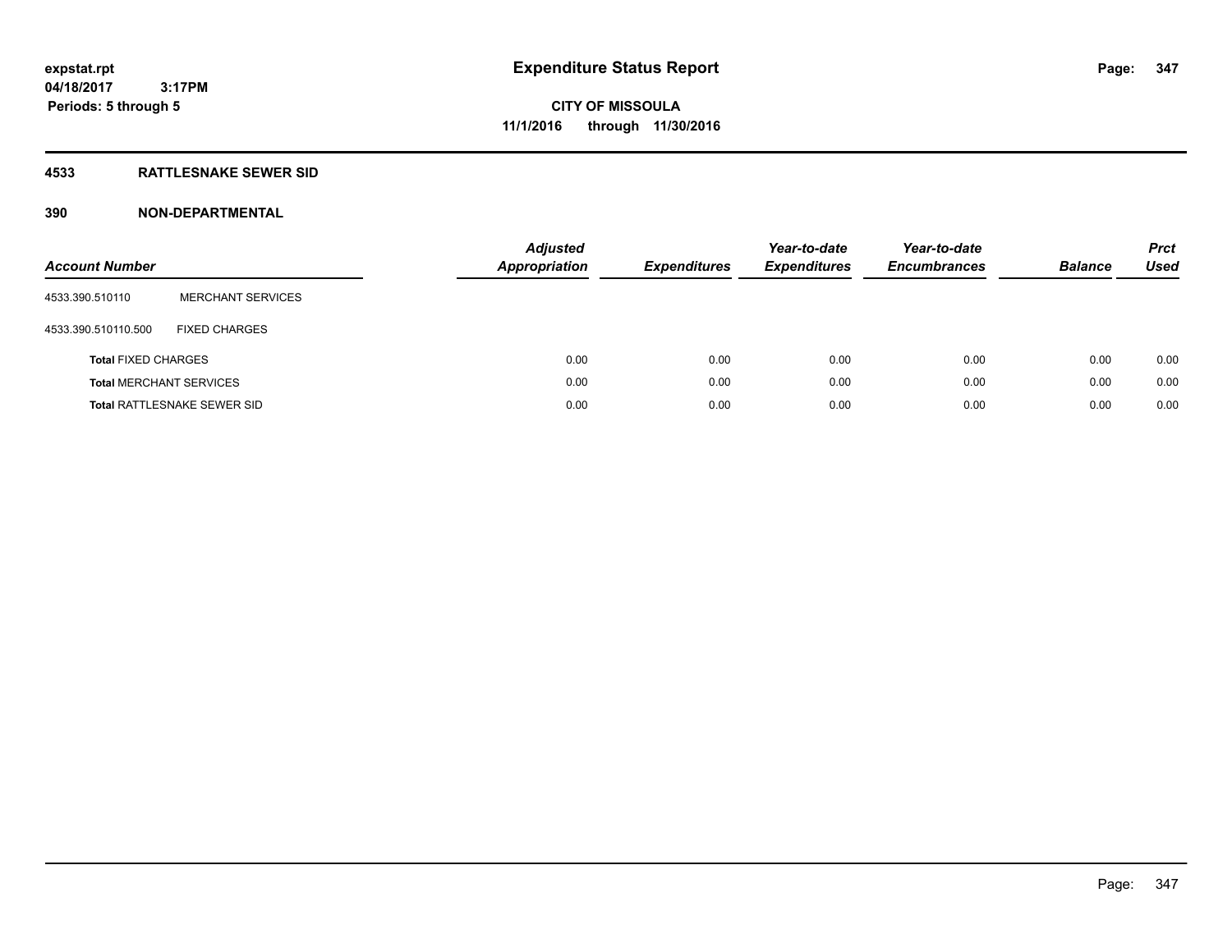# Expenditure Status Report

**CITY OF MISSOULA**
**11/1/2016 through 11/30/2016**

expstat.rpt
04/18/2017 3:17PM
Periods: 5 through 5

## 4533 RATTLESNAKE SEWER SID

## 390 NON-DEPARTMENTAL

| Account Number | | Adjusted Appropriation | Expenditures | Year-to-date Expenditures | Year-to-date Encumbrances | Balance | Prct Used |
|---|---|---|---|---|---|---|---|
| 4533.390.510110 | MERCHANT SERVICES | | | | | | |
| 4533.390.510110.500 | FIXED CHARGES | | | | | | |
| **Total** FIXED CHARGES | | 0.00 | 0.00 | 0.00 | 0.00 | 0.00 | 0.00 |
| **Total** MERCHANT SERVICES | | 0.00 | 0.00 | 0.00 | 0.00 | 0.00 | 0.00 |
| **Total** RATTLESNAKE SEWER SID | | 0.00 | 0.00 | 0.00 | 0.00 | 0.00 | 0.00 |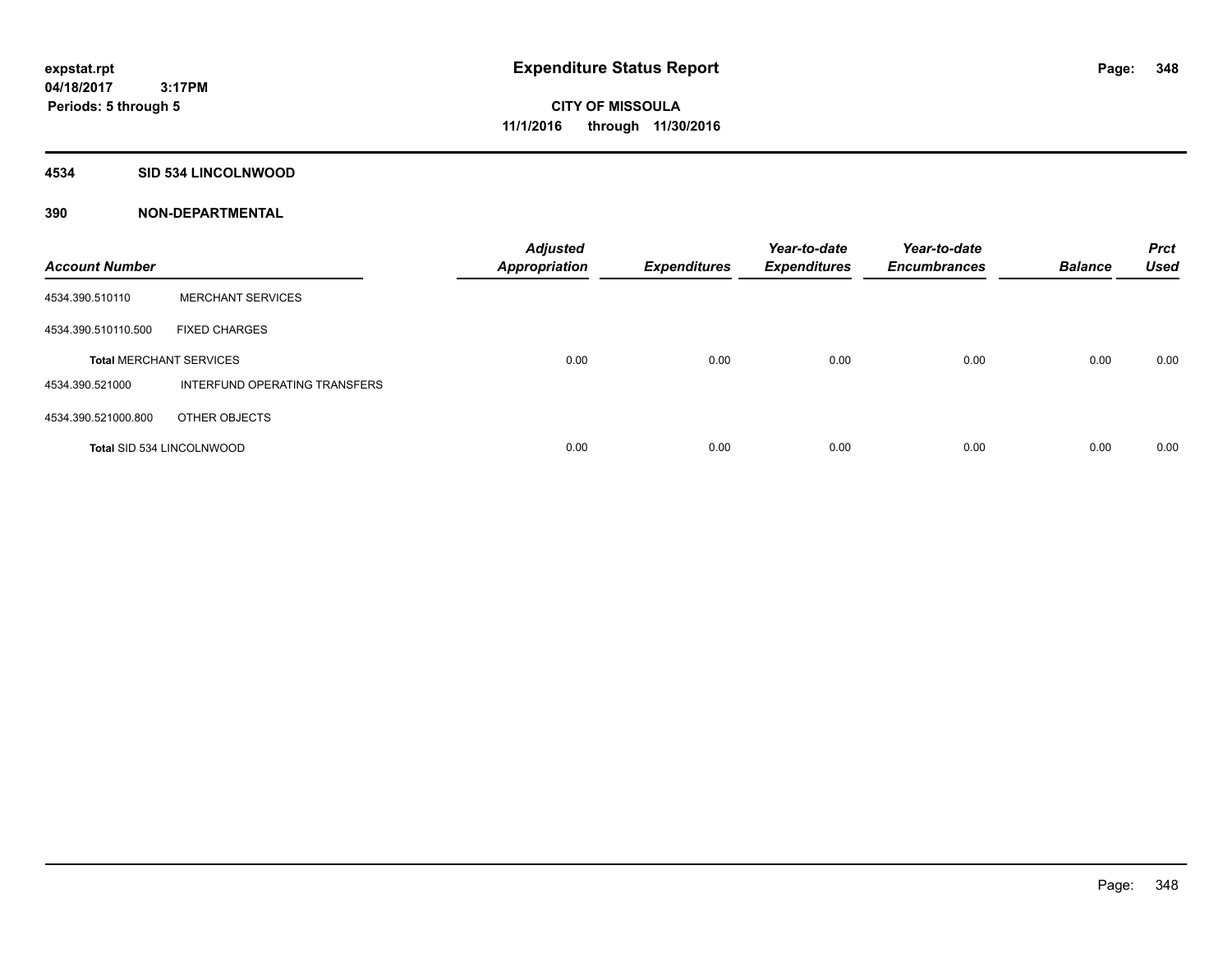**expstat.rpt**
**04/18/2017 3:17PM**
**Periods: 5 through 5**

# Expenditure Status Report

**CITY OF MISSOULA**
**11/1/2016 through 11/30/2016**

## 4534 SID 534 LINCOLNWOOD

### 390 NON-DEPARTMENTAL

| Account Number | | Adjusted Appropriation | Expenditures | Year-to-date Expenditures | Year-to-date Encumbrances | Balance | Prct Used |
|---|---|---|---|---|---|---|---|
| 4534.390.510110 | MERCHANT SERVICES | | | | | | |
| 4534.390.510110.500 | FIXED CHARGES | | | | | | |
| **Total** MERCHANT SERVICES | | 0.00 | 0.00 | 0.00 | 0.00 | 0.00 | 0.00 |
| 4534.390.521000 | INTERFUND OPERATING TRANSFERS | | | | | | |
| 4534.390.521000.800 | OTHER OBJECTS | | | | | | |
| **Total** SID 534 LINCOLNWOOD | | 0.00 | 0.00 | 0.00 | 0.00 | 0.00 | 0.00 |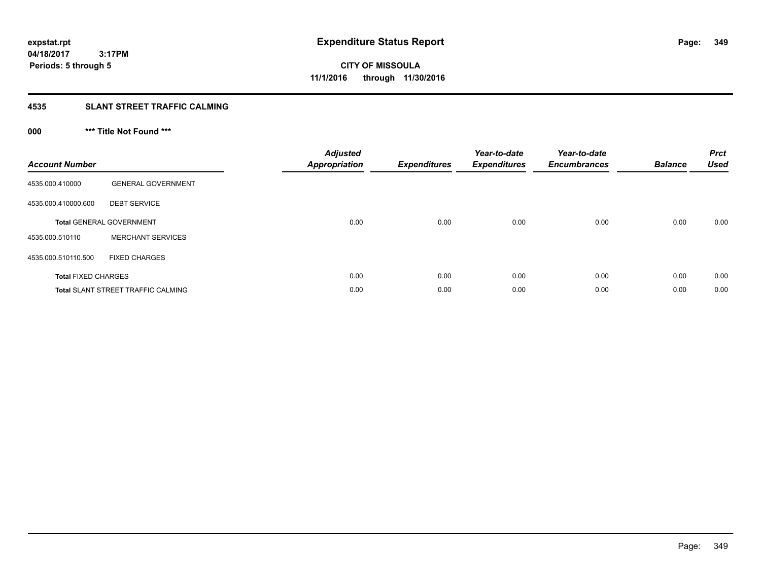# Expenditure Status Report

**CITY OF MISSOULA**

**11/1/2016 through 11/30/2016**

expstat.rpt
04/18/2017 3:17PM
Periods: 5 through 5

## 4535 SLANT STREET TRAFFIC CALMING

### 000 *** Title Not Found ***

| Account Number | | Adjusted Appropriation | Expenditures | Year-to-date Expenditures | Year-to-date Encumbrances | Balance | Prct Used |
|---|---|---|---|---|---|---|---|
| 4535.000.410000 | GENERAL GOVERNMENT | | | | | | |
| 4535.000.410000.600 | DEBT SERVICE | | | | | | |
| **Total** GENERAL GOVERNMENT | | 0.00 | 0.00 | 0.00 | 0.00 | 0.00 | 0.00 |
| 4535.000.510110 | MERCHANT SERVICES | | | | | | |
| 4535.000.510110.500 | FIXED CHARGES | | | | | | |
| **Total** FIXED CHARGES | | 0.00 | 0.00 | 0.00 | 0.00 | 0.00 | 0.00 |
| **Total** SLANT STREET TRAFFIC CALMING | | 0.00 | 0.00 | 0.00 | 0.00 | 0.00 | 0.00 |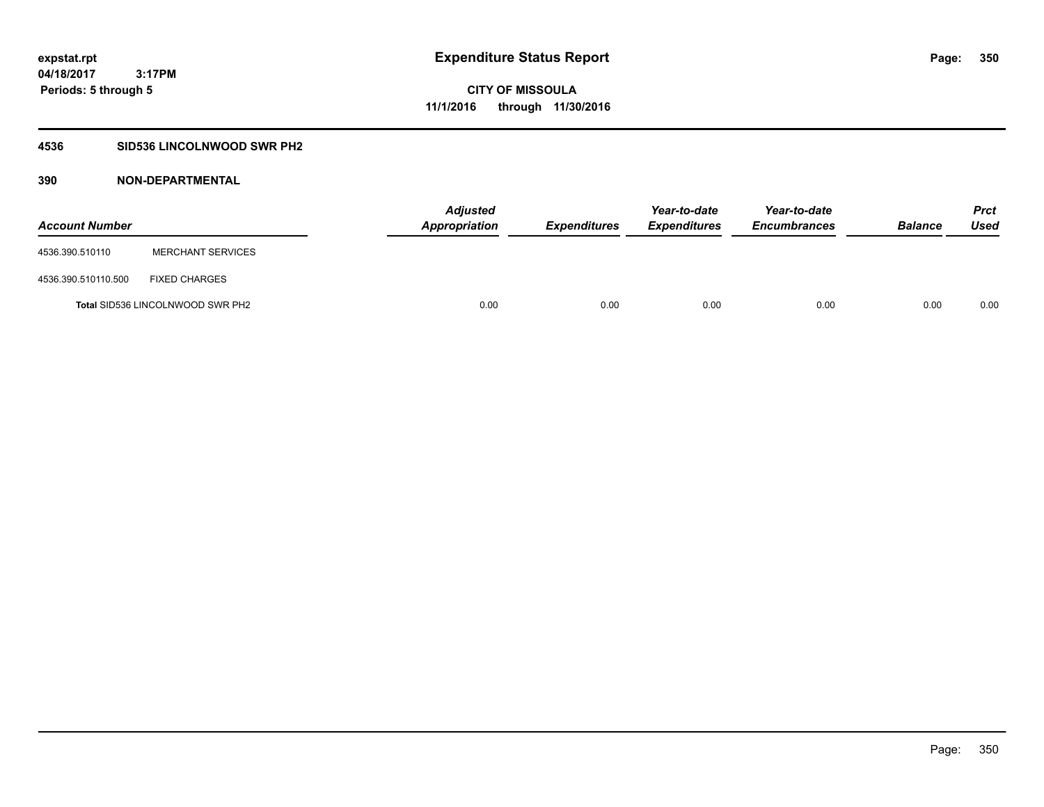**expstat.rpt**
**04/18/2017 3:17PM**
**Periods: 5 through 5**

# Expenditure Status Report

**CITY OF MISSOULA**
**11/1/2016 through 11/30/2016**

## 4536 SID536 LINCOLNWOOD SWR PH2

### 390 NON-DEPARTMENTAL

| Account Number | | *Adjusted Appropriation* | *Expenditures* | *Year-to-date Expenditures* | *Year-to-date Encumbrances* | *Balance* | *Prct Used* |
|---|---|---|---|---|---|---|---|
| 4536.390.510110 | MERCHANT SERVICES | | | | | | |
| 4536.390.510110.500 | FIXED CHARGES | | | | | | |
| **Total** SID536 LINCOLNWOOD SWR PH2 | | 0.00 | 0.00 | 0.00 | 0.00 | 0.00 | 0.00 |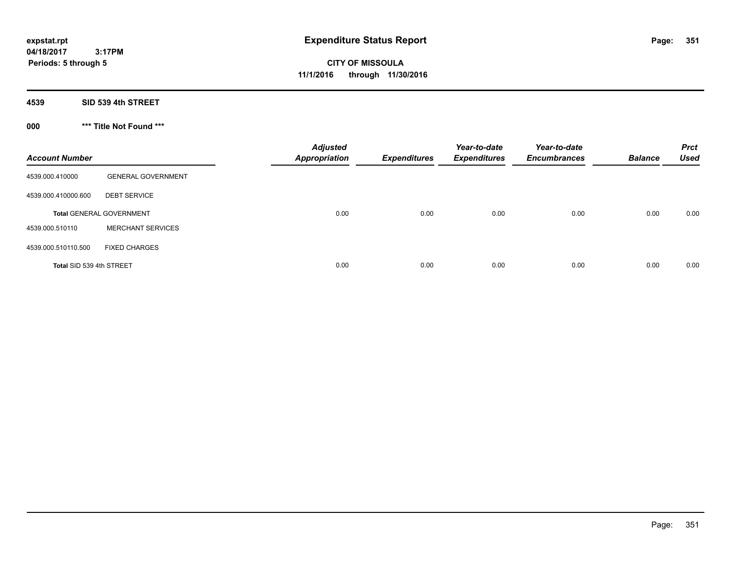# Expenditure Status Report

**CITY OF MISSOULA**
**11/1/2016 through 11/30/2016**

expstat.rpt
04/18/2017 3:17PM
Periods: 5 through 5

**4539 SID 539 4th STREET**

**000 *** Title Not Found *****

| Account Number | | Adjusted Appropriation | Expenditures | Year-to-date Expenditures | Year-to-date Encumbrances | Balance | Prct Used |
|---|---|---|---|---|---|---|---|
| 4539.000.410000 | GENERAL GOVERNMENT | | | | | | |
| 4539.000.410000.600 | DEBT SERVICE | | | | | | |
| **Total** GENERAL GOVERNMENT | | 0.00 | 0.00 | 0.00 | 0.00 | 0.00 | 0.00 |
| 4539.000.510110 | MERCHANT SERVICES | | | | | | |
| 4539.000.510110.500 | FIXED CHARGES | | | | | | |
| **Total** SID 539 4th STREET | | 0.00 | 0.00 | 0.00 | 0.00 | 0.00 | 0.00 |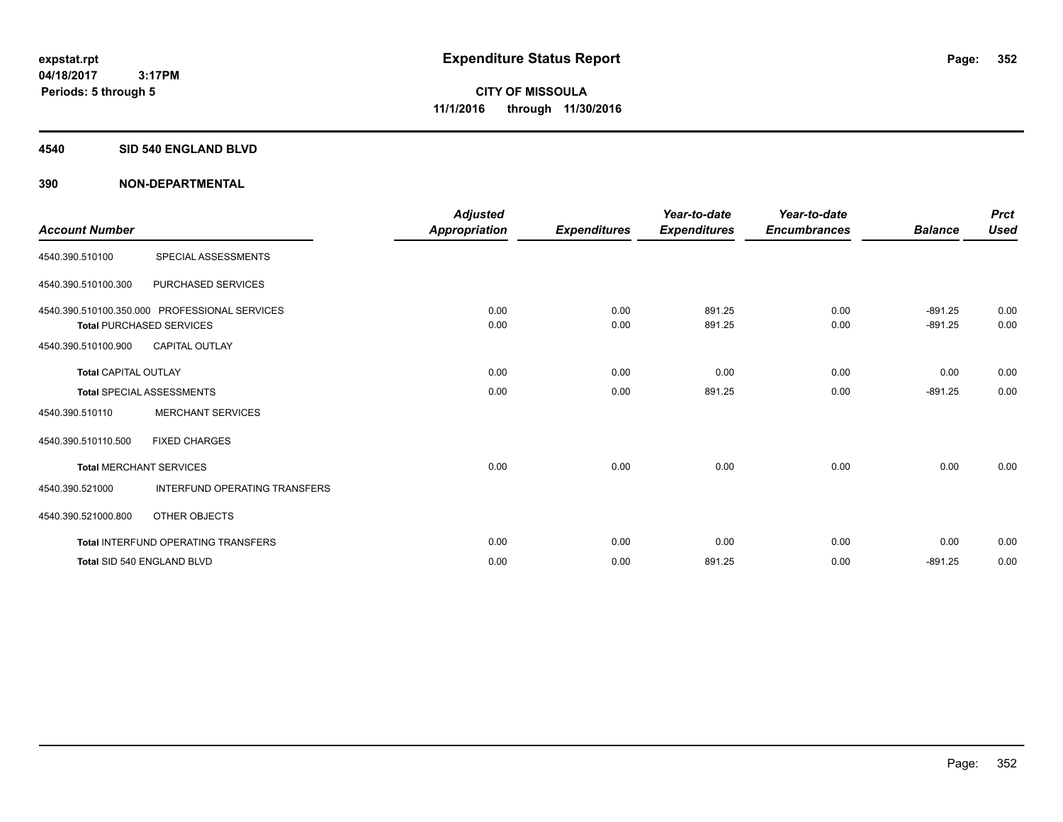expstat.rpt
04/18/2017 3:17PM
Periods: 5 through 5

# Expenditure Status Report

**CITY OF MISSOULA**
**11/1/2016 through 11/30/2016**

## 4540 SID 540 ENGLAND BLVD

## 390 NON-DEPARTMENTAL

| Account Number | | Adjusted Appropriation | Expenditures | Year-to-date Expenditures | Year-to-date Encumbrances | Balance | Prct Used |
|---|---|---|---|---|---|---|---|
| 4540.390.510100 | SPECIAL ASSESSMENTS | | | | | | |
| 4540.390.510100.300 | PURCHASED SERVICES | | | | | | |
| 4540.390.510100.350.000 | PROFESSIONAL SERVICES | 0.00 | 0.00 | 891.25 | 0.00 | -891.25 | 0.00 |
| **Total** PURCHASED SERVICES | | 0.00 | 0.00 | 891.25 | 0.00 | -891.25 | 0.00 |
| 4540.390.510100.900 | CAPITAL OUTLAY | | | | | | |
| **Total** CAPITAL OUTLAY | | 0.00 | 0.00 | 0.00 | 0.00 | 0.00 | 0.00 |
| **Total** SPECIAL ASSESSMENTS | | 0.00 | 0.00 | 891.25 | 0.00 | -891.25 | 0.00 |
| 4540.390.510110 | MERCHANT SERVICES | | | | | | |
| 4540.390.510110.500 | FIXED CHARGES | | | | | | |
| **Total** MERCHANT SERVICES | | 0.00 | 0.00 | 0.00 | 0.00 | 0.00 | 0.00 |
| 4540.390.521000 | INTERFUND OPERATING TRANSFERS | | | | | | |
| 4540.390.521000.800 | OTHER OBJECTS | | | | | | |
| **Total** INTERFUND OPERATING TRANSFERS | | 0.00 | 0.00 | 0.00 | 0.00 | 0.00 | 0.00 |
| **Total** SID 540 ENGLAND BLVD | | 0.00 | 0.00 | 891.25 | 0.00 | -891.25 | 0.00 |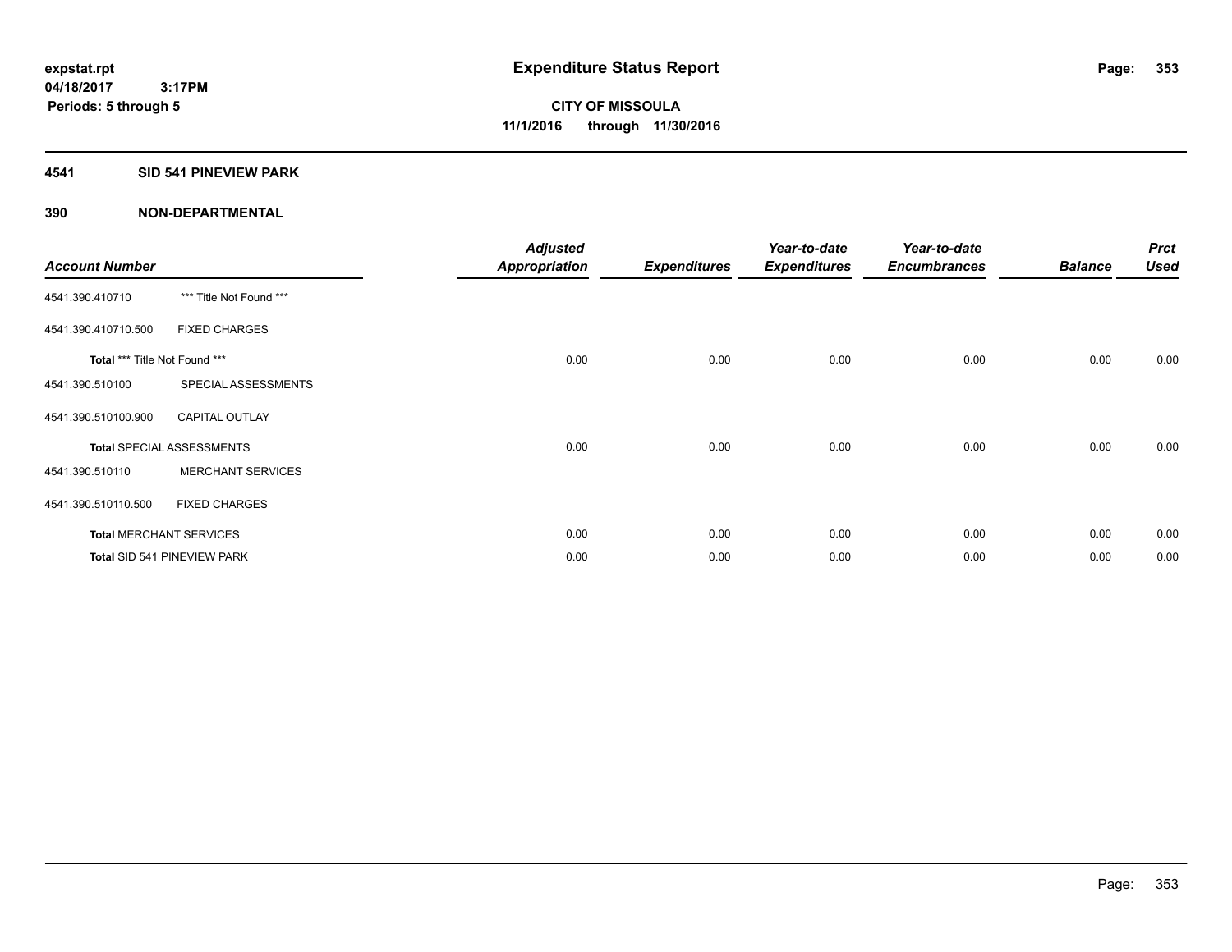**expstat.rpt**
**04/18/2017 3:17PM**
**Periods: 5 through 5**

# Expenditure Status Report

**CITY OF MISSOULA**
**11/1/2016 through 11/30/2016**

## 4541 SID 541 PINEVIEW PARK

## 390 NON-DEPARTMENTAL

| Account Number | | Adjusted Appropriation | Expenditures | Year-to-date Expenditures | Year-to-date Encumbrances | Balance | Prct Used |
|---|---|---|---|---|---|---|---|
| 4541.390.410710 | *** Title Not Found *** | | | | | | |
| 4541.390.410710.500 | FIXED CHARGES | | | | | | |
| **Total** *** Title Not Found *** | | 0.00 | 0.00 | 0.00 | 0.00 | 0.00 | 0.00 |
| 4541.390.510100 | SPECIAL ASSESSMENTS | | | | | | |
| 4541.390.510100.900 | CAPITAL OUTLAY | | | | | | |
| **Total** SPECIAL ASSESSMENTS | | 0.00 | 0.00 | 0.00 | 0.00 | 0.00 | 0.00 |
| 4541.390.510110 | MERCHANT SERVICES | | | | | | |
| 4541.390.510110.500 | FIXED CHARGES | | | | | | |
| **Total** MERCHANT SERVICES | | 0.00 | 0.00 | 0.00 | 0.00 | 0.00 | 0.00 |
| **Total** SID 541 PINEVIEW PARK | | 0.00 | 0.00 | 0.00 | 0.00 | 0.00 | 0.00 |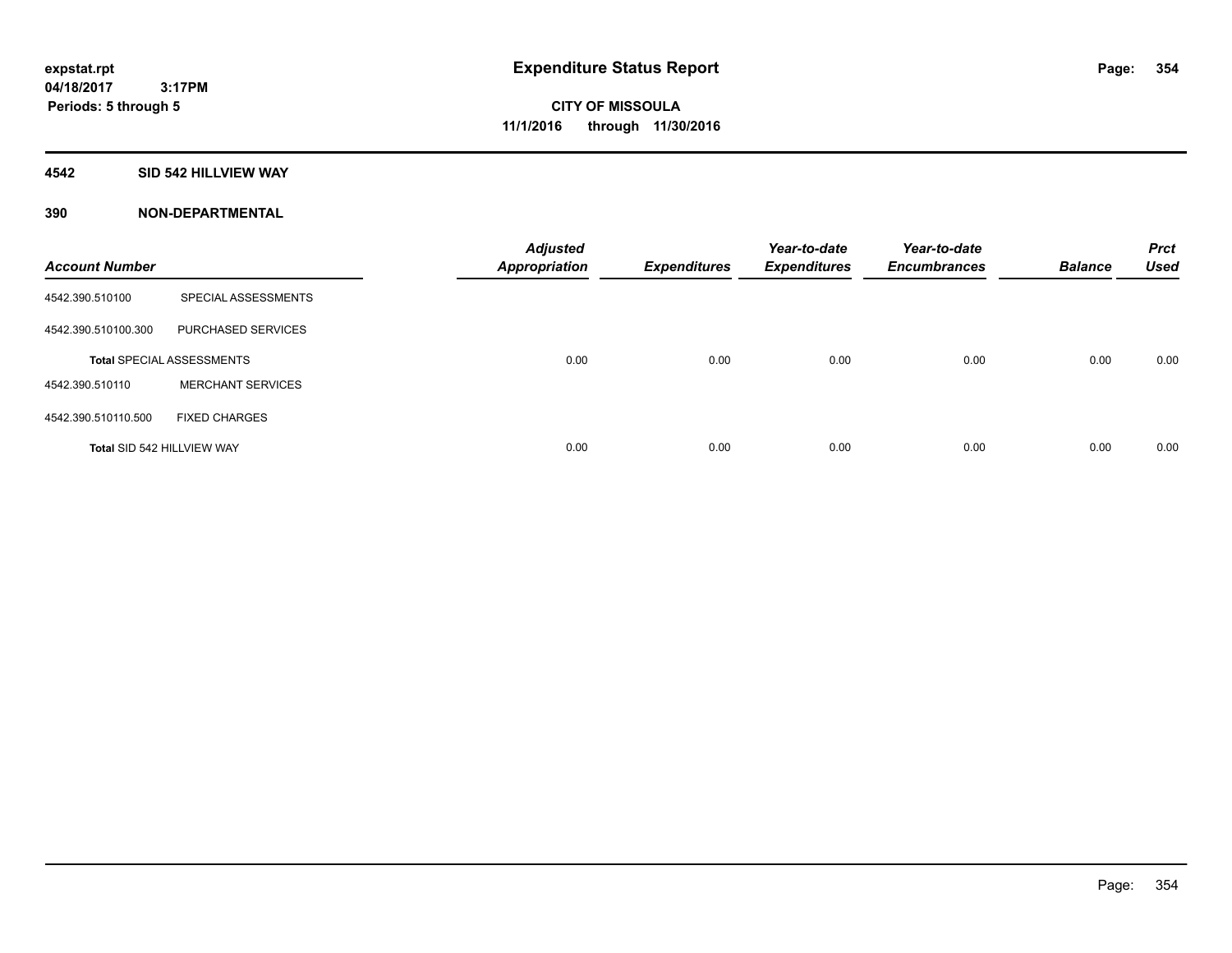**expstat.rpt**
**04/18/2017 3:17PM**
**Periods: 5 through 5**

# Expenditure Status Report

**CITY OF MISSOULA**
**11/1/2016 through 11/30/2016**

## 4542 SID 542 HILLVIEW WAY

## 390 NON-DEPARTMENTAL

| Account Number | | Adjusted Appropriation | Expenditures | Year-to-date Expenditures | Year-to-date Encumbrances | Balance | Prct Used |
|---|---|---|---|---|---|---|---|
| 4542.390.510100 | SPECIAL ASSESSMENTS | | | | | | |
| 4542.390.510100.300 | PURCHASED SERVICES | | | | | | |
| **Total** SPECIAL ASSESSMENTS | | 0.00 | 0.00 | 0.00 | 0.00 | 0.00 | 0.00 |
| 4542.390.510110 | MERCHANT SERVICES | | | | | | |
| 4542.390.510110.500 | FIXED CHARGES | | | | | | |
| **Total** SID 542 HILLVIEW WAY | | 0.00 | 0.00 | 0.00 | 0.00 | 0.00 | 0.00 |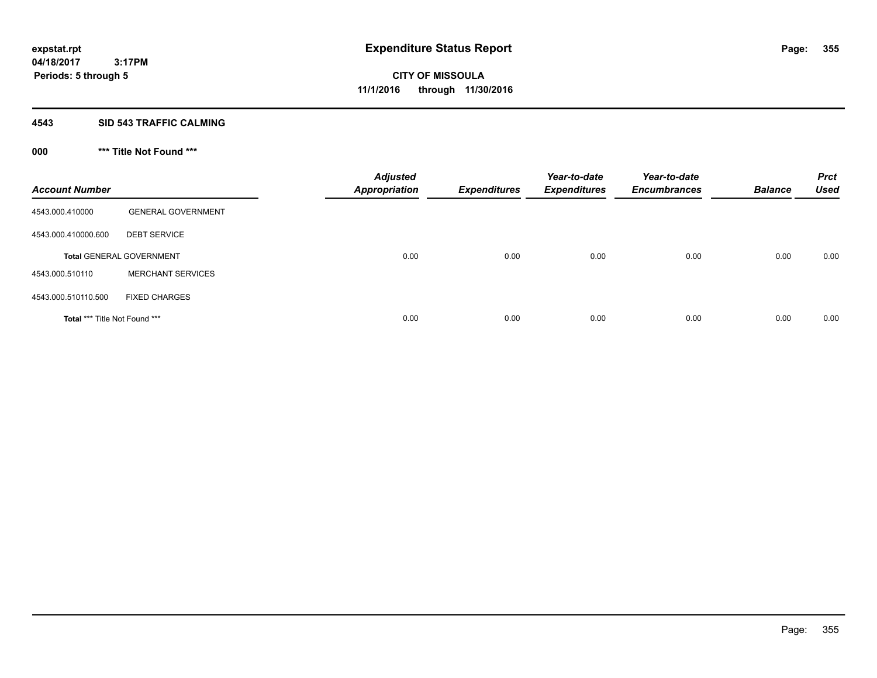# Expenditure Status Report

expstat.rpt
04/18/2017 3:17PM
Periods: 5 through 5

**CITY OF MISSOULA**
**11/1/2016 through 11/30/2016**

## 4543 SID 543 TRAFFIC CALMING

### 000 *** Title Not Found ***

| Account Number | | Adjusted Appropriation | Expenditures | Year-to-date Expenditures | Year-to-date Encumbrances | Balance | Prct Used |
|---|---|---|---|---|---|---|---|
| 4543.000.410000 | GENERAL GOVERNMENT | | | | | | |
| 4543.000.410000.600 | DEBT SERVICE | | | | | | |
| **Total** GENERAL GOVERNMENT | | 0.00 | 0.00 | 0.00 | 0.00 | 0.00 | 0.00 |
| 4543.000.510110 | MERCHANT SERVICES | | | | | | |
| 4543.000.510110.500 | FIXED CHARGES | | | | | | |
| **Total** *** Title Not Found *** | | 0.00 | 0.00 | 0.00 | 0.00 | 0.00 | 0.00 |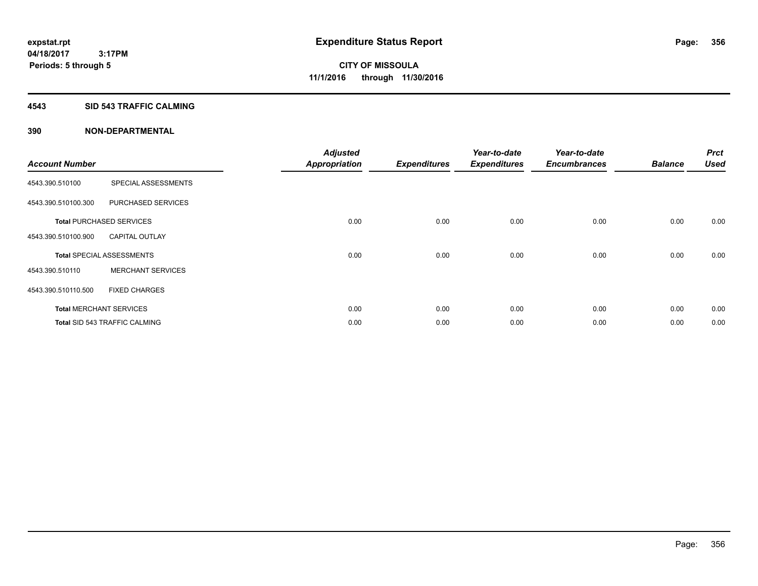expstat.rpt
04/18/2017 3:17PM
Periods: 5 through 5

# Expenditure Status Report

**CITY OF MISSOULA**
**11/1/2016 through 11/30/2016**

## 4543 SID 543 TRAFFIC CALMING

## 390 NON-DEPARTMENTAL

| Account Number | | Adjusted Appropriation | Expenditures | Year-to-date Expenditures | Year-to-date Encumbrances | Balance | Prct Used |
|---|---|---|---|---|---|---|---|
| 4543.390.510100 | SPECIAL ASSESSMENTS | | | | | | |
| 4543.390.510100.300 | PURCHASED SERVICES | | | | | | |
| **Total** PURCHASED SERVICES | | 0.00 | 0.00 | 0.00 | 0.00 | 0.00 | 0.00 |
| 4543.390.510100.900 | CAPITAL OUTLAY | | | | | | |
| **Total** SPECIAL ASSESSMENTS | | 0.00 | 0.00 | 0.00 | 0.00 | 0.00 | 0.00 |
| 4543.390.510110 | MERCHANT SERVICES | | | | | | |
| 4543.390.510110.500 | FIXED CHARGES | | | | | | |
| **Total** MERCHANT SERVICES | | 0.00 | 0.00 | 0.00 | 0.00 | 0.00 | 0.00 |
| **Total** SID 543 TRAFFIC CALMING | | 0.00 | 0.00 | 0.00 | 0.00 | 0.00 | 0.00 |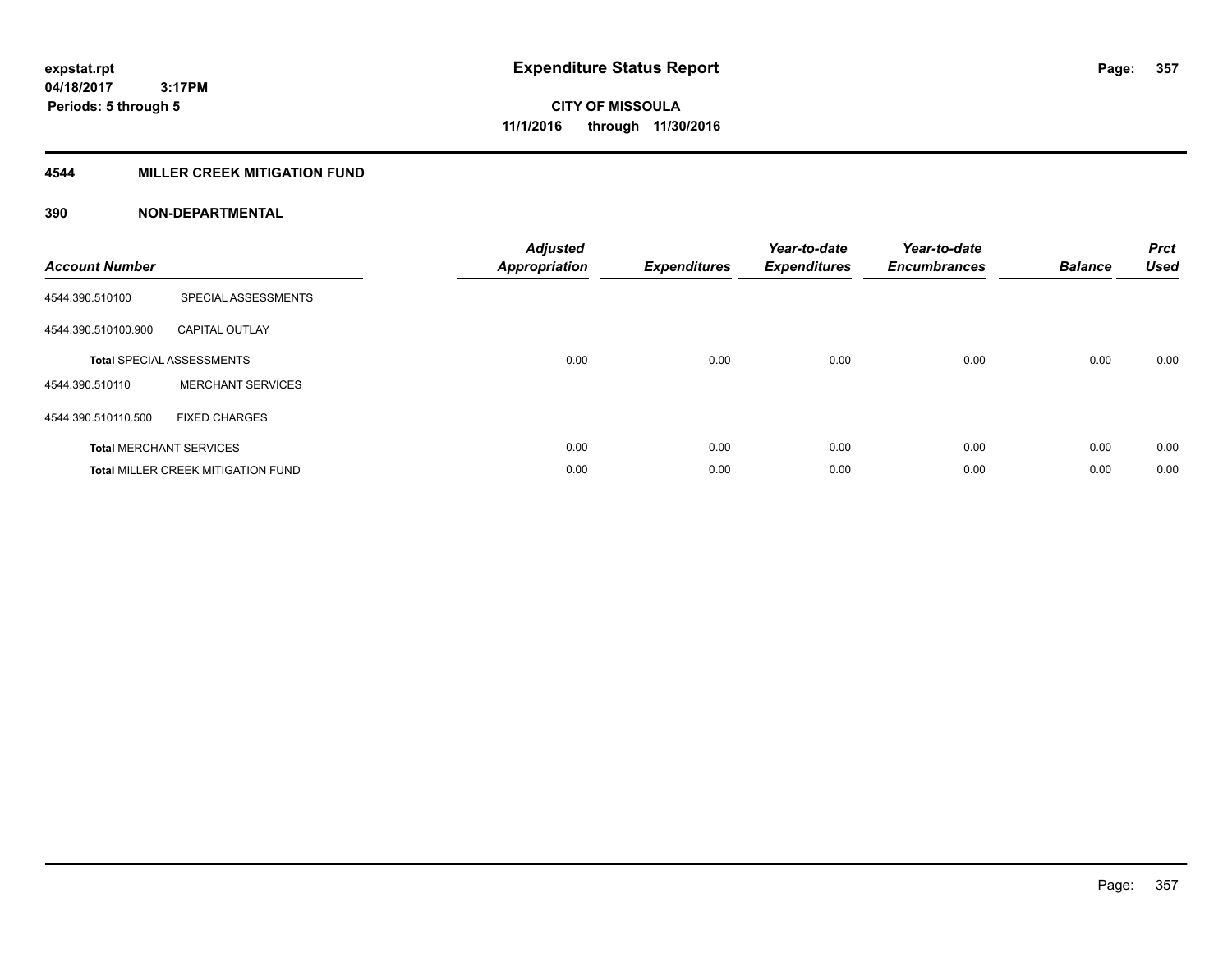**expstat.rpt**
**04/18/2017 3:17PM**
**Periods: 5 through 5**

# Expenditure Status Report

**CITY OF MISSOULA**
**11/1/2016 through 11/30/2016**

## 4544 MILLER CREEK MITIGATION FUND

### 390 NON-DEPARTMENTAL

| Account Number | | Adjusted Appropriation | Expenditures | Year-to-date Expenditures | Year-to-date Encumbrances | Balance | Prct Used |
|---|---|---|---|---|---|---|---|
| 4544.390.510100 | SPECIAL ASSESSMENTS | | | | | | |
| 4544.390.510100.900 | CAPITAL OUTLAY | | | | | | |
| **Total** SPECIAL ASSESSMENTS | | 0.00 | 0.00 | 0.00 | 0.00 | 0.00 | 0.00 |
| 4544.390.510110 | MERCHANT SERVICES | | | | | | |
| 4544.390.510110.500 | FIXED CHARGES | | | | | | |
| **Total** MERCHANT SERVICES | | 0.00 | 0.00 | 0.00 | 0.00 | 0.00 | 0.00 |
| **Total** MILLER CREEK MITIGATION FUND | | 0.00 | 0.00 | 0.00 | 0.00 | 0.00 | 0.00 |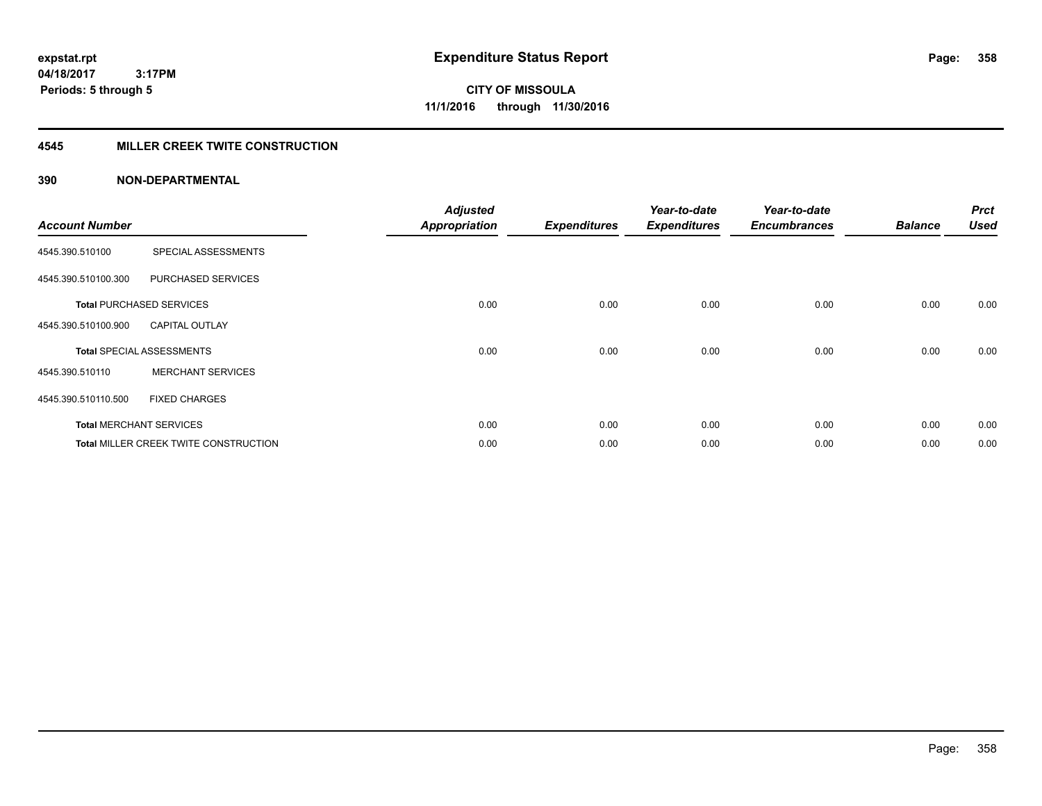**expstat.rpt**
**04/18/2017 3:17PM**
**Periods: 5 through 5**

# Expenditure Status Report

**CITY OF MISSOULA**
**11/1/2016 through 11/30/2016**

## 4545 MILLER CREEK TWITE CONSTRUCTION

### 390 NON-DEPARTMENTAL

| Account Number | | Adjusted Appropriation | Expenditures | Year-to-date Expenditures | Year-to-date Encumbrances | Balance | Prct Used |
|---|---|---|---|---|---|---|---|
| 4545.390.510100 | SPECIAL ASSESSMENTS | | | | | | |
| 4545.390.510100.300 | PURCHASED SERVICES | | | | | | |
| **Total** PURCHASED SERVICES | | 0.00 | 0.00 | 0.00 | 0.00 | 0.00 | 0.00 |
| 4545.390.510100.900 | CAPITAL OUTLAY | | | | | | |
| **Total** SPECIAL ASSESSMENTS | | 0.00 | 0.00 | 0.00 | 0.00 | 0.00 | 0.00 |
| 4545.390.510110 | MERCHANT SERVICES | | | | | | |
| 4545.390.510110.500 | FIXED CHARGES | | | | | | |
| **Total** MERCHANT SERVICES | | 0.00 | 0.00 | 0.00 | 0.00 | 0.00 | 0.00 |
| **Total** MILLER CREEK TWITE CONSTRUCTION | | 0.00 | 0.00 | 0.00 | 0.00 | 0.00 | 0.00 |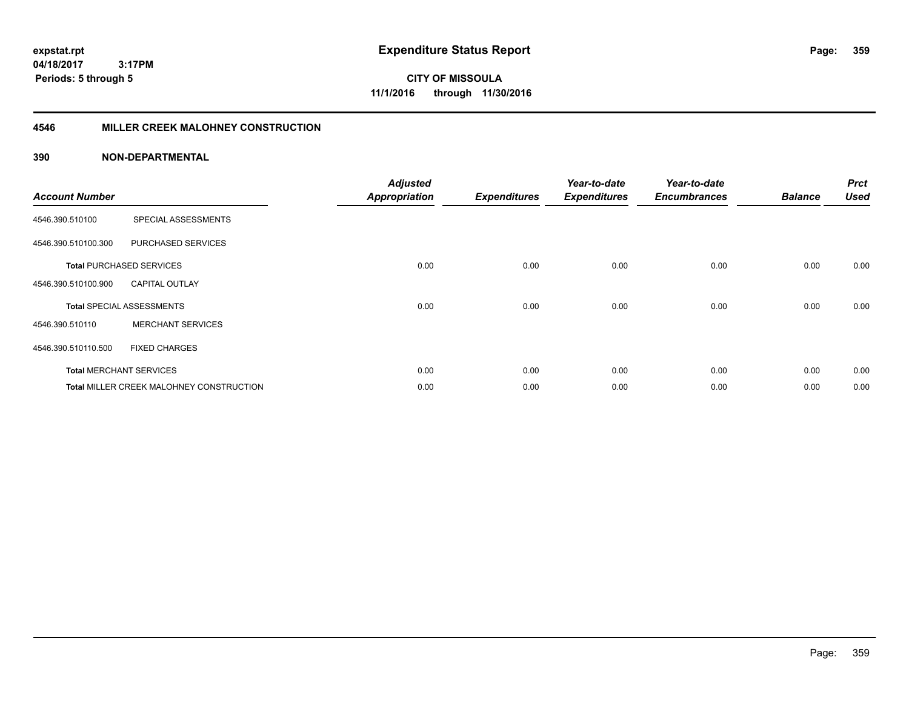# Expenditure Status Report

**CITY OF MISSOULA**
**11/1/2016 through 11/30/2016**

expstat.rpt
04/18/2017 3:17PM
Periods: 5 through 5

## 4546 MILLER CREEK MALOHNEY CONSTRUCTION

### 390 NON-DEPARTMENTAL

| Account Number | | Adjusted Appropriation | Expenditures | Year-to-date Expenditures | Year-to-date Encumbrances | Balance | Prct Used |
|---|---|---|---|---|---|---|---|
| 4546.390.510100 | SPECIAL ASSESSMENTS | | | | | | |
| 4546.390.510100.300 | PURCHASED SERVICES | | | | | | |
| **Total** PURCHASED SERVICES | | 0.00 | 0.00 | 0.00 | 0.00 | 0.00 | 0.00 |
| 4546.390.510100.900 | CAPITAL OUTLAY | | | | | | |
| **Total** SPECIAL ASSESSMENTS | | 0.00 | 0.00 | 0.00 | 0.00 | 0.00 | 0.00 |
| 4546.390.510110 | MERCHANT SERVICES | | | | | | |
| 4546.390.510110.500 | FIXED CHARGES | | | | | | |
| **Total** MERCHANT SERVICES | | 0.00 | 0.00 | 0.00 | 0.00 | 0.00 | 0.00 |
| **Total** MILLER CREEK MALOHNEY CONSTRUCTION | | 0.00 | 0.00 | 0.00 | 0.00 | 0.00 | 0.00 |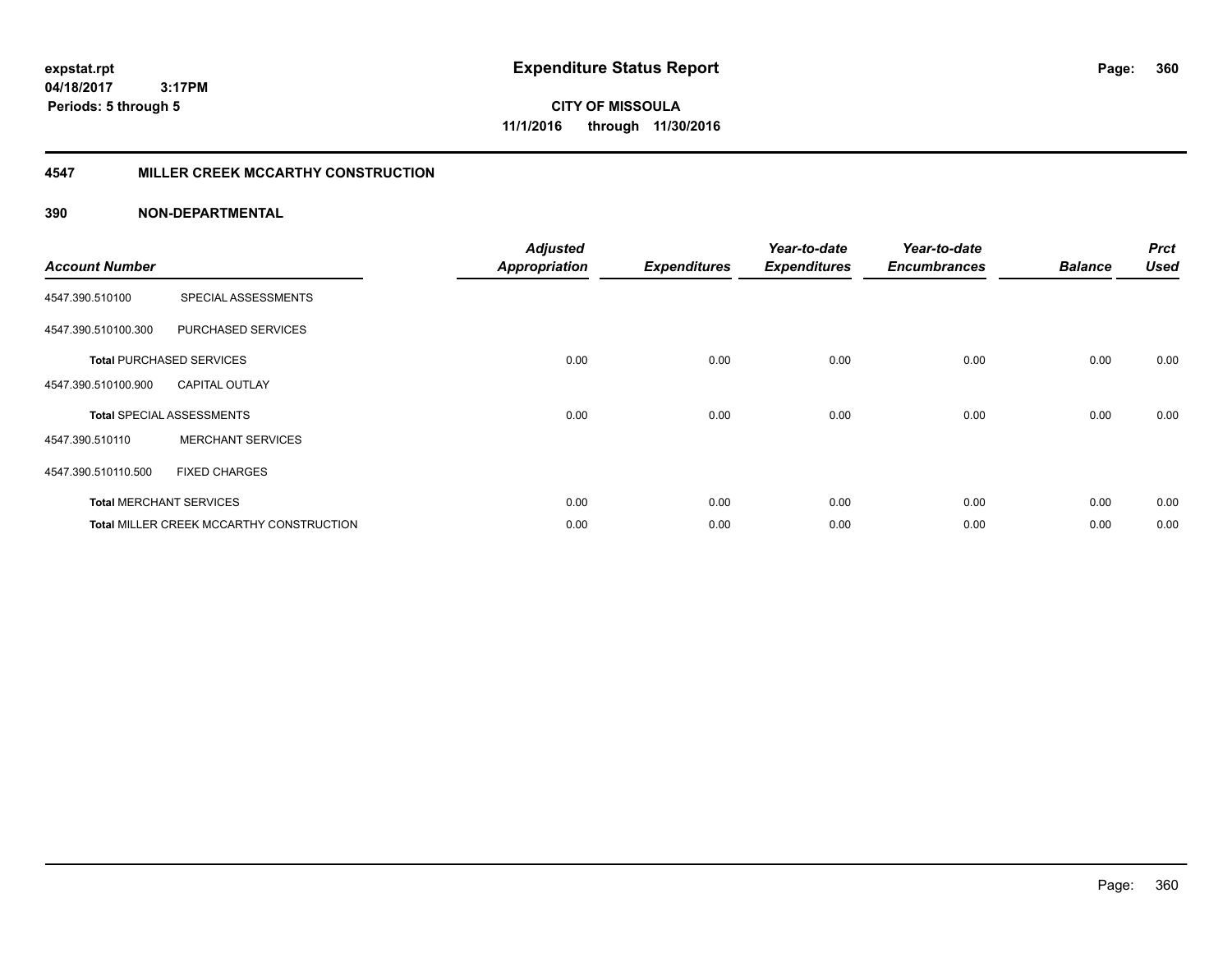expstat.rpt
04/18/2017 3:17PM
Periods: 5 through 5

# Expenditure Status Report

CITY OF MISSOULA
11/1/2016 through 11/30/2016

## 4547 MILLER CREEK MCCARTHY CONSTRUCTION

### 390 NON-DEPARTMENTAL

| Account Number | | Adjusted Appropriation | Expenditures | Year-to-date Expenditures | Year-to-date Encumbrances | Balance | Prct Used |
|---|---|---|---|---|---|---|---|
| 4547.390.510100 | SPECIAL ASSESSMENTS | | | | | | |
| 4547.390.510100.300 | PURCHASED SERVICES | | | | | | |
| **Total** PURCHASED SERVICES | | 0.00 | 0.00 | 0.00 | 0.00 | 0.00 | 0.00 |
| 4547.390.510100.900 | CAPITAL OUTLAY | | | | | | |
| **Total** SPECIAL ASSESSMENTS | | 0.00 | 0.00 | 0.00 | 0.00 | 0.00 | 0.00 |
| 4547.390.510110 | MERCHANT SERVICES | | | | | | |
| 4547.390.510110.500 | FIXED CHARGES | | | | | | |
| **Total** MERCHANT SERVICES | | 0.00 | 0.00 | 0.00 | 0.00 | 0.00 | 0.00 |
| **Total** MILLER CREEK MCCARTHY CONSTRUCTION | | 0.00 | 0.00 | 0.00 | 0.00 | 0.00 | 0.00 |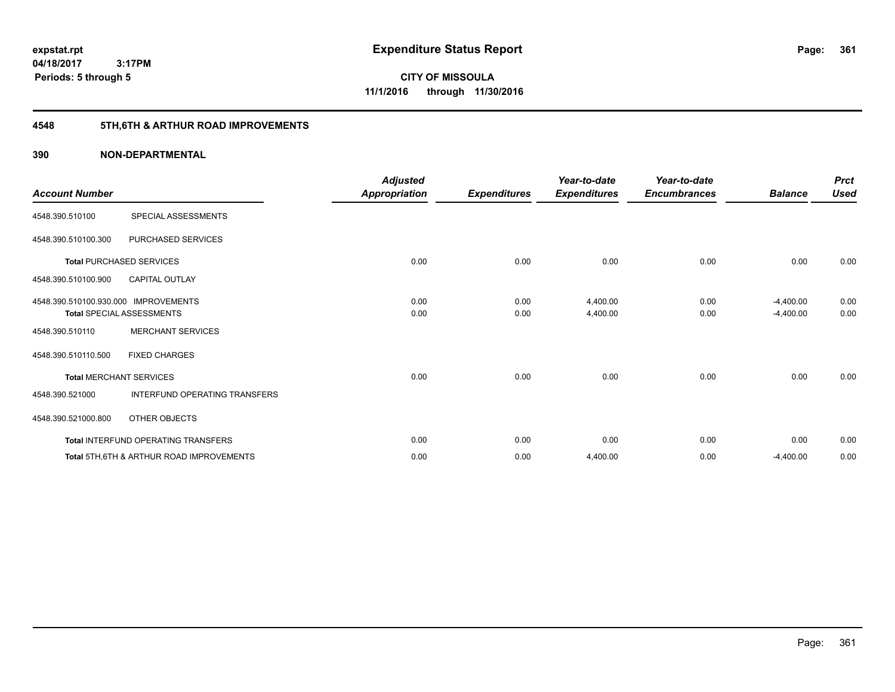**expstat.rpt**
**04/18/2017 3:17PM**
**Periods: 5 through 5**

# Expenditure Status Report

**CITY OF MISSOULA**
**11/1/2016 through 11/30/2016**

## 4548 5TH,6TH & ARTHUR ROAD IMPROVEMENTS

### 390 NON-DEPARTMENTAL

| Account Number | | Adjusted Appropriation | Expenditures | Year-to-date Expenditures | Year-to-date Encumbrances | Balance | Prct Used |
|---|---|---|---|---|---|---|---|
| 4548.390.510100 | SPECIAL ASSESSMENTS | | | | | | |
| 4548.390.510100.300 | PURCHASED SERVICES | | | | | | |
| **Total** PURCHASED SERVICES | | 0.00 | 0.00 | 0.00 | 0.00 | 0.00 | 0.00 |
| 4548.390.510100.900 | CAPITAL OUTLAY | | | | | | |
| 4548.390.510100.930.000 | IMPROVEMENTS | 0.00 | 0.00 | 4,400.00 | 0.00 | -4,400.00 | 0.00 |
| **Total** SPECIAL ASSESSMENTS | | 0.00 | 0.00 | 4,400.00 | 0.00 | -4,400.00 | 0.00 |
| 4548.390.510110 | MERCHANT SERVICES | | | | | | |
| 4548.390.510110.500 | FIXED CHARGES | | | | | | |
| **Total** MERCHANT SERVICES | | 0.00 | 0.00 | 0.00 | 0.00 | 0.00 | 0.00 |
| 4548.390.521000 | INTERFUND OPERATING TRANSFERS | | | | | | |
| 4548.390.521000.800 | OTHER OBJECTS | | | | | | |
| **Total** INTERFUND OPERATING TRANSFERS | | 0.00 | 0.00 | 0.00 | 0.00 | 0.00 | 0.00 |
| **Total** 5TH,6TH & ARTHUR ROAD IMPROVEMENTS | | 0.00 | 0.00 | 4,400.00 | 0.00 | -4,400.00 | 0.00 |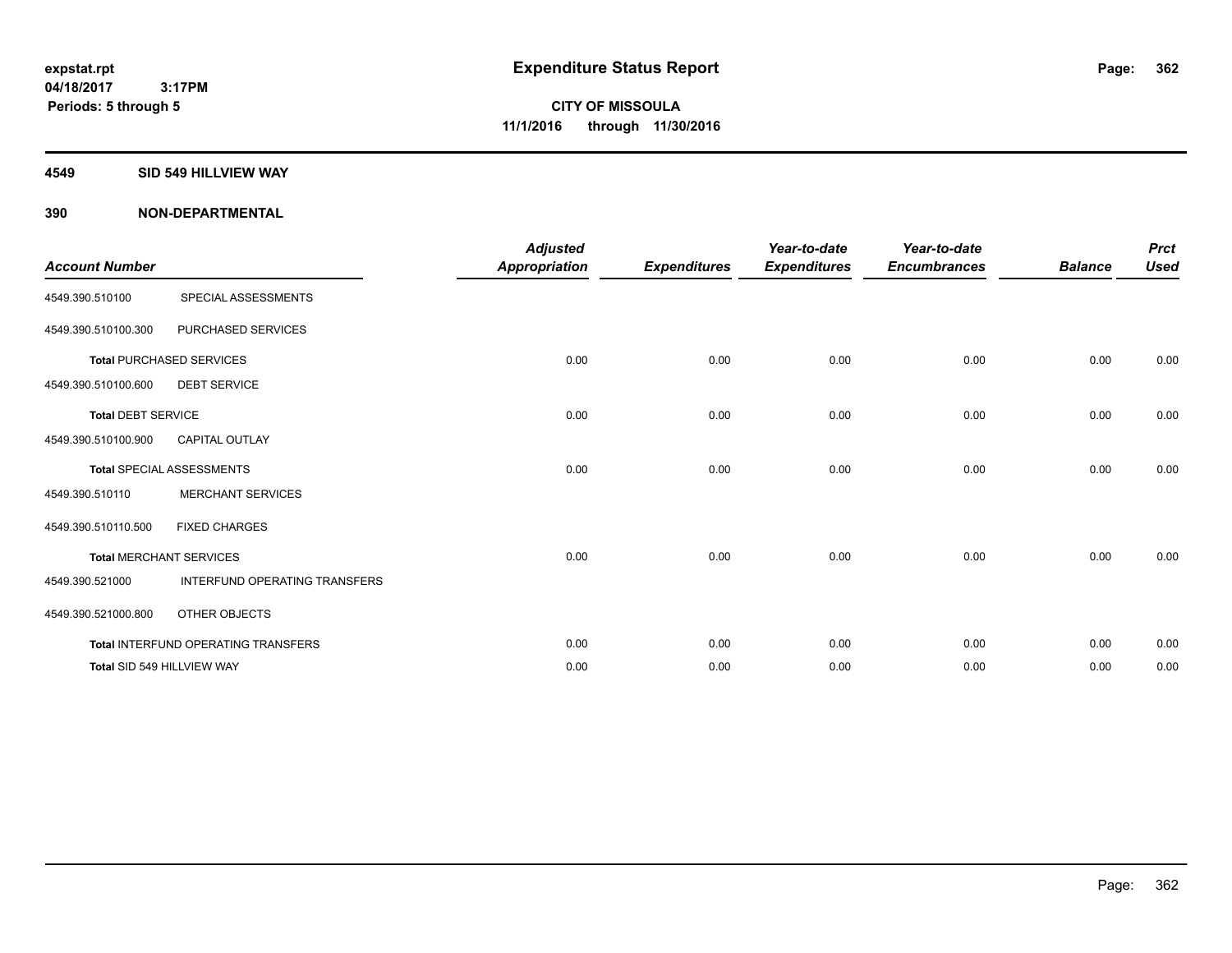expstat.rpt
04/18/2017 3:17PM
Periods: 5 through 5

# Expenditure Status Report

**CITY OF MISSOULA**
**11/1/2016 through 11/30/2016**

## 4549 SID 549 HILLVIEW WAY

## 390 NON-DEPARTMENTAL

| Account Number | | Adjusted Appropriation | Expenditures | Year-to-date Expenditures | Year-to-date Encumbrances | Balance | Prct Used |
|---|---|---|---|---|---|---|---|
| 4549.390.510100 | SPECIAL ASSESSMENTS | | | | | | |
| 4549.390.510100.300 | PURCHASED SERVICES | | | | | | |
| Total PURCHASED SERVICES | | 0.00 | 0.00 | 0.00 | 0.00 | 0.00 | 0.00 |
| 4549.390.510100.600 | DEBT SERVICE | | | | | | |
| Total DEBT SERVICE | | 0.00 | 0.00 | 0.00 | 0.00 | 0.00 | 0.00 |
| 4549.390.510100.900 | CAPITAL OUTLAY | | | | | | |
| Total SPECIAL ASSESSMENTS | | 0.00 | 0.00 | 0.00 | 0.00 | 0.00 | 0.00 |
| 4549.390.510110 | MERCHANT SERVICES | | | | | | |
| 4549.390.510110.500 | FIXED CHARGES | | | | | | |
| Total MERCHANT SERVICES | | 0.00 | 0.00 | 0.00 | 0.00 | 0.00 | 0.00 |
| 4549.390.521000 | INTERFUND OPERATING TRANSFERS | | | | | | |
| 4549.390.521000.800 | OTHER OBJECTS | | | | | | |
| Total INTERFUND OPERATING TRANSFERS | | 0.00 | 0.00 | 0.00 | 0.00 | 0.00 | 0.00 |
| Total SID 549 HILLVIEW WAY | | 0.00 | 0.00 | 0.00 | 0.00 | 0.00 | 0.00 |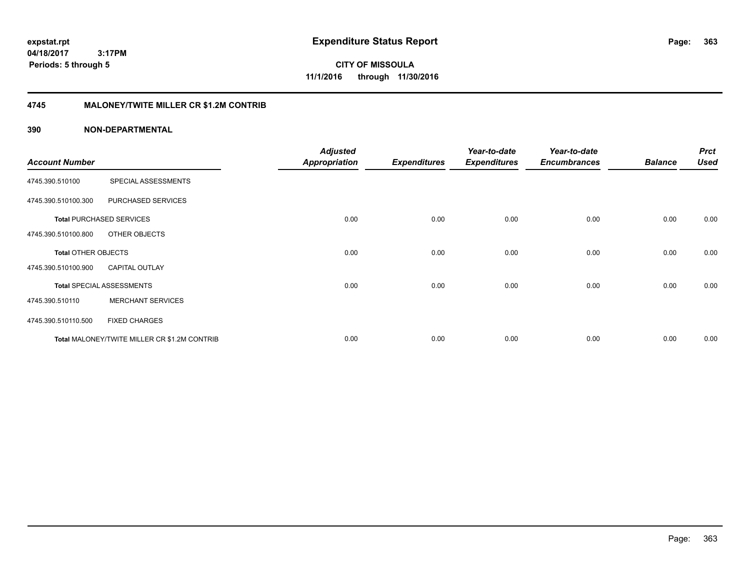**expstat.rpt**
**04/18/2017 3:17PM**
**Periods: 5 through 5**

# Expenditure Status Report

**CITY OF MISSOULA**
**11/1/2016 through 11/30/2016**

## 4745 MALONEY/TWITE MILLER CR $1.2M CONTRIB

## 390 NON-DEPARTMENTAL

| Account Number | | Adjusted Appropriation | Expenditures | Year-to-date Expenditures | Year-to-date Encumbrances | Balance | Prct Used |
|---|---|---|---|---|---|---|---|
| 4745.390.510100 | SPECIAL ASSESSMENTS | | | | | | |
| 4745.390.510100.300 | PURCHASED SERVICES | | | | | | |
| **Total** PURCHASED SERVICES | | 0.00 | 0.00 | 0.00 | 0.00 | 0.00 | 0.00 |
| 4745.390.510100.800 | OTHER OBJECTS | | | | | | |
| **Total** OTHER OBJECTS | | 0.00 | 0.00 | 0.00 | 0.00 | 0.00 | 0.00 |
| 4745.390.510100.900 | CAPITAL OUTLAY | | | | | | |
| **Total** SPECIAL ASSESSMENTS | | 0.00 | 0.00 | 0.00 | 0.00 | 0.00 | 0.00 |
| 4745.390.510110 | MERCHANT SERVICES | | | | | | |
| 4745.390.510110.500 | FIXED CHARGES | | | | | | |
| **Total** MALONEY/TWITE MILLER CR $1.2M CONTRIB | | 0.00 | 0.00 | 0.00 | 0.00 | 0.00 | 0.00 |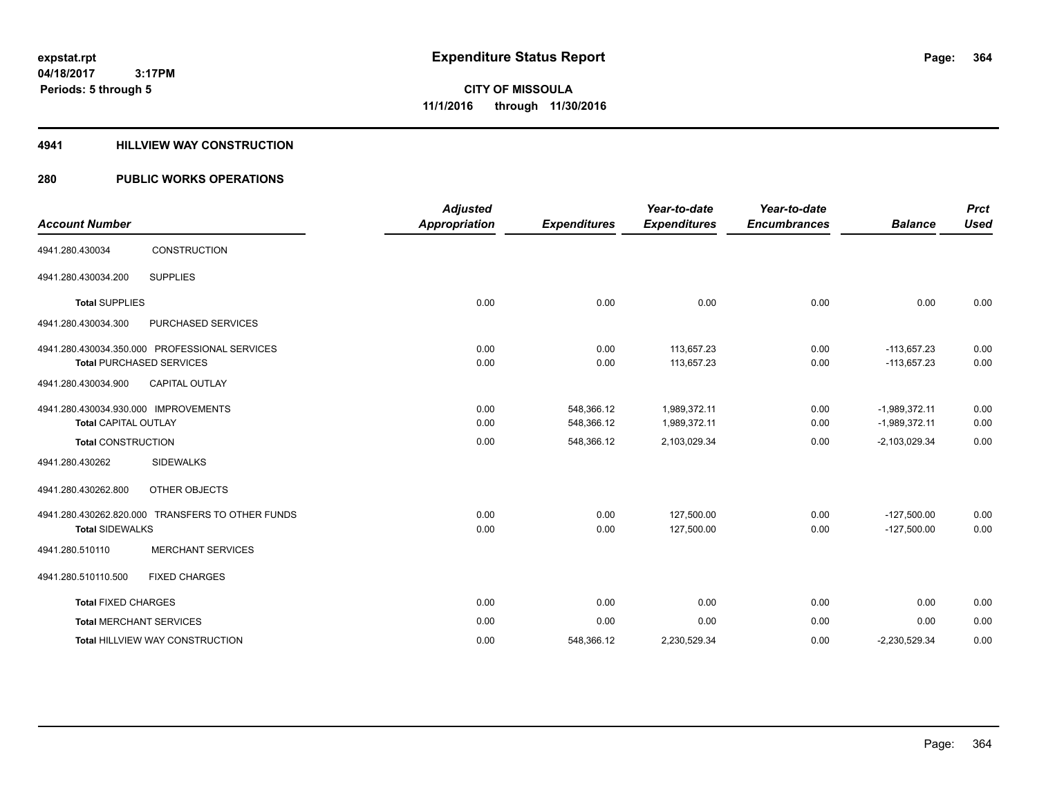expstat.rpt
04/18/2017 3:17PM
Periods: 5 through 5

# Expenditure Status Report

**CITY OF MISSOULA**
**11/1/2016 through 11/30/2016**

## 4941 HILLVIEW WAY CONSTRUCTION

## 280 PUBLIC WORKS OPERATIONS

| Account Number | | Adjusted Appropriation | Expenditures | Year-to-date Expenditures | Year-to-date Encumbrances | Balance | Prct Used |
|---|---|---|---|---|---|---|---|
| 4941.280.430034 | CONSTRUCTION | | | | | | |
| 4941.280.430034.200 | SUPPLIES | | | | | | |
| Total SUPPLIES | | 0.00 | 0.00 | 0.00 | 0.00 | 0.00 | 0.00 |
| 4941.280.430034.300 | PURCHASED SERVICES | | | | | | |
| 4941.280.430034.350.000 PROFESSIONAL SERVICES | | 0.00 | 0.00 | 113,657.23 | 0.00 | -113,657.23 | 0.00 |
| Total PURCHASED SERVICES | | 0.00 | 0.00 | 113,657.23 | 0.00 | -113,657.23 | 0.00 |
| 4941.280.430034.900 | CAPITAL OUTLAY | | | | | | |
| 4941.280.430034.930.000 IMPROVEMENTS | | 0.00 | 548,366.12 | 1,989,372.11 | 0.00 | -1,989,372.11 | 0.00 |
| Total CAPITAL OUTLAY | | 0.00 | 548,366.12 | 1,989,372.11 | 0.00 | -1,989,372.11 | 0.00 |
| Total CONSTRUCTION | | 0.00 | 548,366.12 | 2,103,029.34 | 0.00 | -2,103,029.34 | 0.00 |
| 4941.280.430262 | SIDEWALKS | | | | | | |
| 4941.280.430262.800 | OTHER OBJECTS | | | | | | |
| 4941.280.430262.820.000 TRANSFERS TO OTHER FUNDS | | 0.00 | 0.00 | 127,500.00 | 0.00 | -127,500.00 | 0.00 |
| Total SIDEWALKS | | 0.00 | 0.00 | 127,500.00 | 0.00 | -127,500.00 | 0.00 |
| 4941.280.510110 | MERCHANT SERVICES | | | | | | |
| 4941.280.510110.500 | FIXED CHARGES | | | | | | |
| Total FIXED CHARGES | | 0.00 | 0.00 | 0.00 | 0.00 | 0.00 | 0.00 |
| Total MERCHANT SERVICES | | 0.00 | 0.00 | 0.00 | 0.00 | 0.00 | 0.00 |
| Total HILLVIEW WAY CONSTRUCTION | | 0.00 | 548,366.12 | 2,230,529.34 | 0.00 | -2,230,529.34 | 0.00 |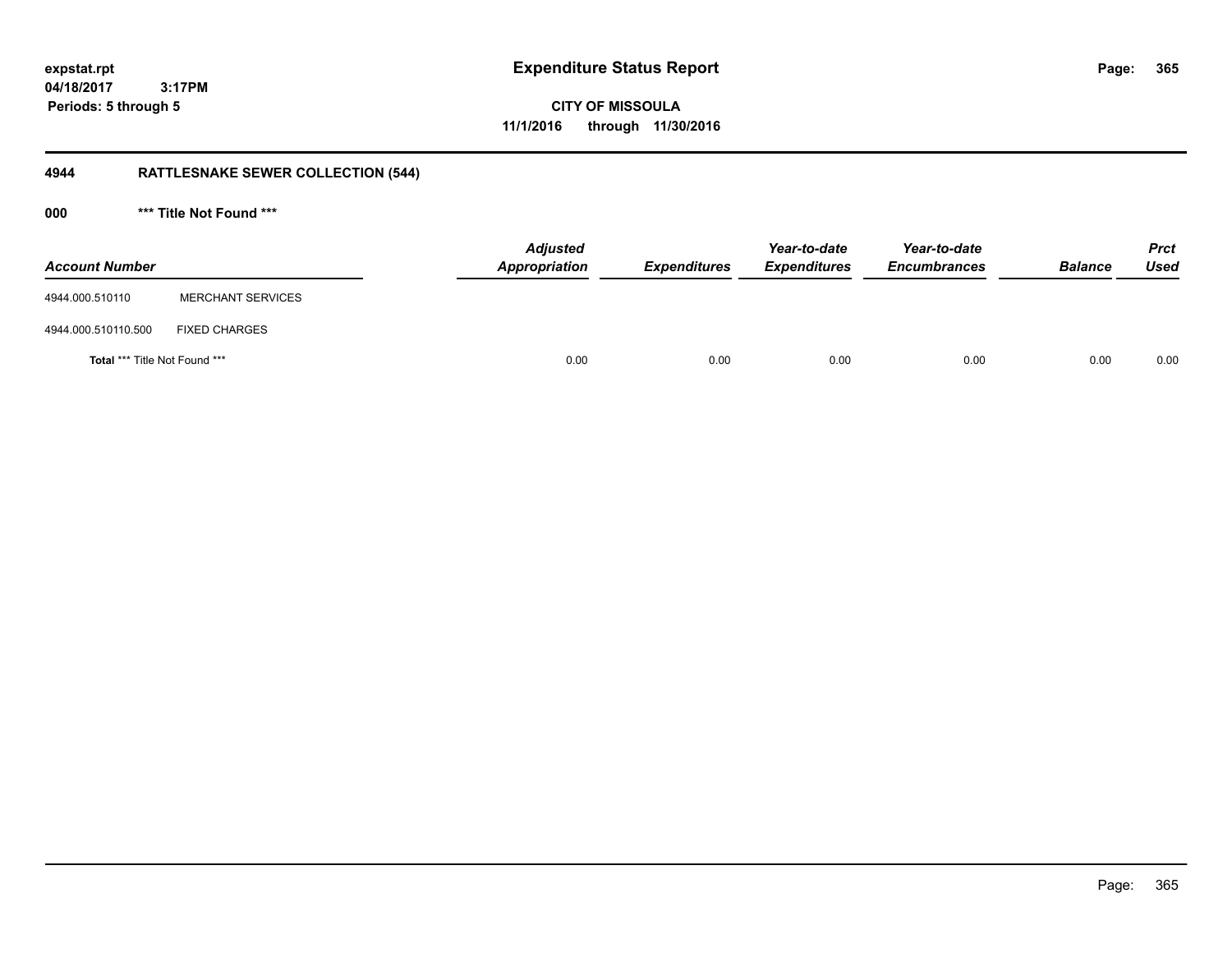**expstat.rpt**
**04/18/2017 3:17PM**
**Periods: 5 through 5**

# Expenditure Status Report

**CITY OF MISSOULA**
**11/1/2016 through 11/30/2016**

## 4944 RATTLESNAKE SEWER COLLECTION (544)

### 000 *** Title Not Found ***

| Account Number | | Adjusted Appropriation | Expenditures | Year-to-date Expenditures | Year-to-date Encumbrances | Balance | Prct Used |
|---|---|---|---|---|---|---|---|
| 4944.000.510110 | MERCHANT SERVICES | | | | | | |
| 4944.000.510110.500 | FIXED CHARGES | | | | | | |
| **Total** *** Title Not Found *** | | 0.00 | 0.00 | 0.00 | 0.00 | 0.00 | 0.00 |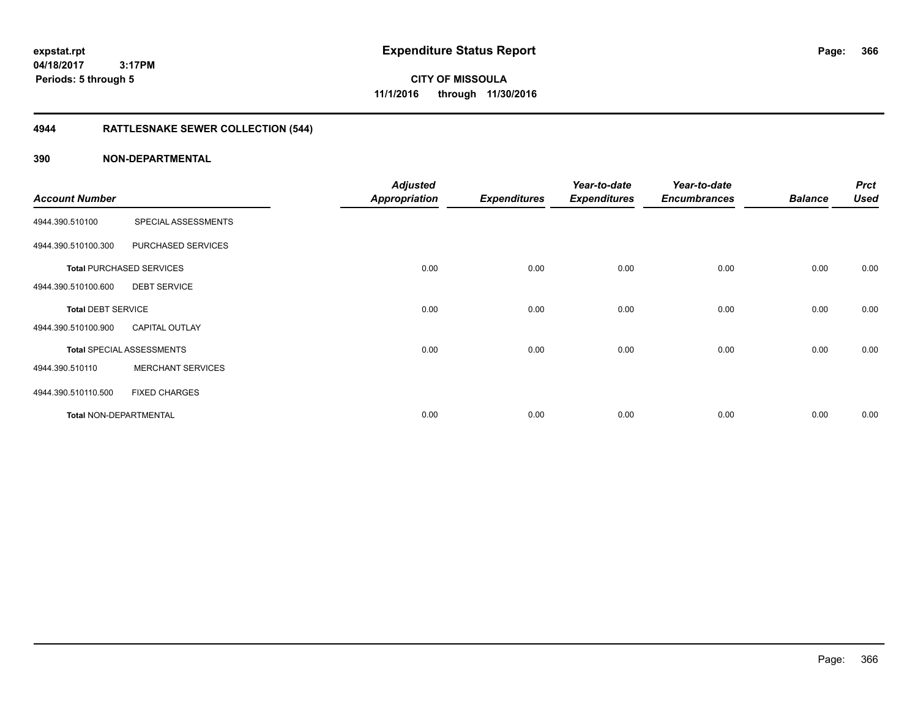# Expenditure Status Report

**CITY OF MISSOULA**
**11/1/2016 through 11/30/2016**

expstat.rpt
04/18/2017 3:17PM
Periods: 5 through 5

## 4944 RATTLESNAKE SEWER COLLECTION (544)

## 390 NON-DEPARTMENTAL

| Account Number | | Adjusted Appropriation | Expenditures | Year-to-date Expenditures | Year-to-date Encumbrances | Balance | Prct Used |
|---|---|---|---|---|---|---|---|
| 4944.390.510100 | SPECIAL ASSESSMENTS | | | | | | |
| 4944.390.510100.300 | PURCHASED SERVICES | | | | | | |
| **Total** PURCHASED SERVICES | | 0.00 | 0.00 | 0.00 | 0.00 | 0.00 | 0.00 |
| 4944.390.510100.600 | DEBT SERVICE | | | | | | |
| **Total** DEBT SERVICE | | 0.00 | 0.00 | 0.00 | 0.00 | 0.00 | 0.00 |
| 4944.390.510100.900 | CAPITAL OUTLAY | | | | | | |
| **Total** SPECIAL ASSESSMENTS | | 0.00 | 0.00 | 0.00 | 0.00 | 0.00 | 0.00 |
| 4944.390.510110 | MERCHANT SERVICES | | | | | | |
| 4944.390.510110.500 | FIXED CHARGES | | | | | | |
| **Total** NON-DEPARTMENTAL | | 0.00 | 0.00 | 0.00 | 0.00 | 0.00 | 0.00 |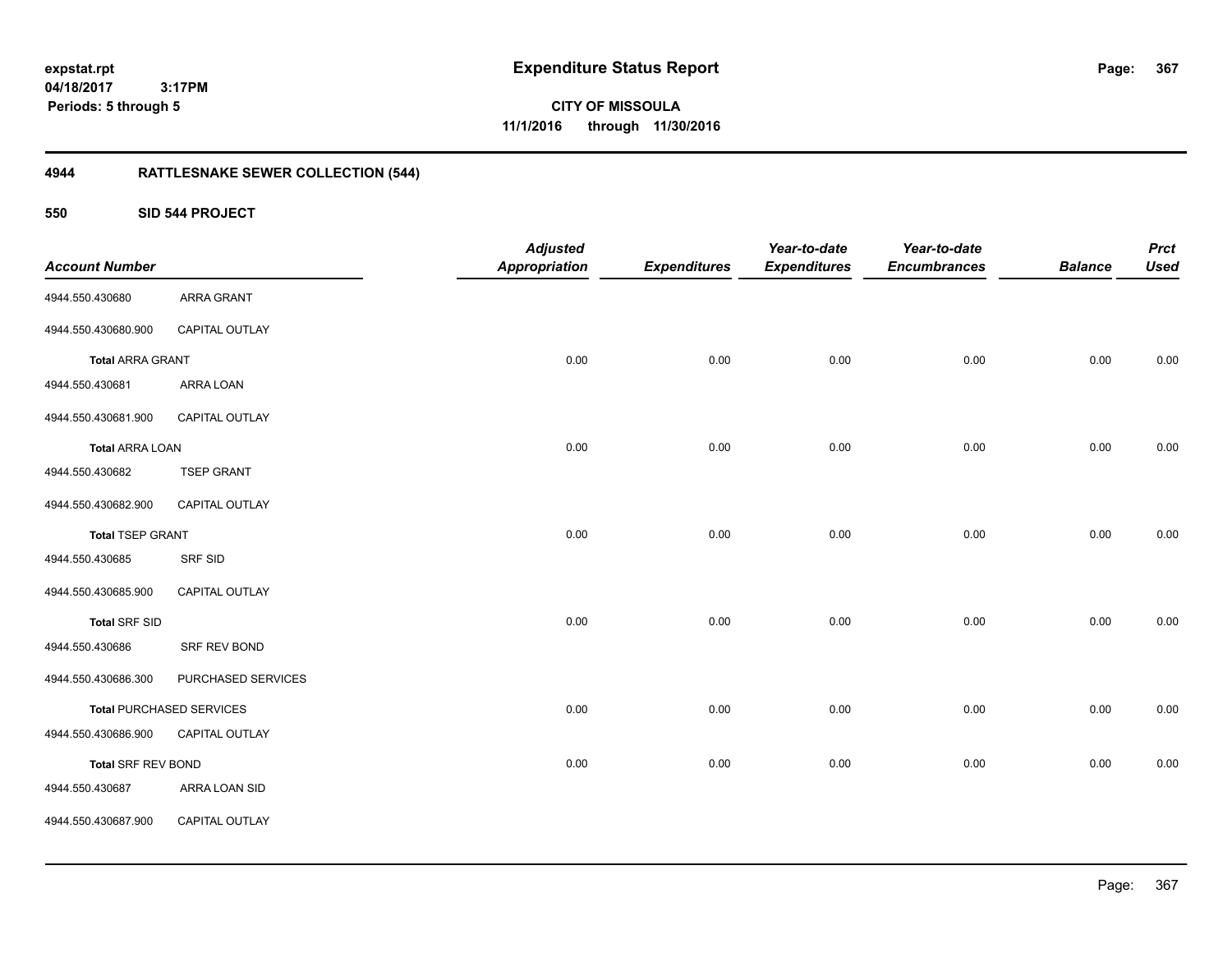**expstat.rpt**
**04/18/2017 3:17PM**
**Periods: 5 through 5**

# Expenditure Status Report

**CITY OF MISSOULA**
**11/1/2016 through 11/30/2016**

## 4944 RATTLESNAKE SEWER COLLECTION (544)

### 550 SID 544 PROJECT

| Account Number | | Adjusted Appropriation | Expenditures | Year-to-date Expenditures | Year-to-date Encumbrances | Balance | Prct Used |
|---|---|---|---|---|---|---|---|
| 4944.550.430680 | ARRA GRANT | | | | | | |
| 4944.550.430680.900 | CAPITAL OUTLAY | | | | | | |
| **Total** ARRA GRANT | | 0.00 | 0.00 | 0.00 | 0.00 | 0.00 | 0.00 |
| 4944.550.430681 | ARRA LOAN | | | | | | |
| 4944.550.430681.900 | CAPITAL OUTLAY | | | | | | |
| **Total** ARRA LOAN | | 0.00 | 0.00 | 0.00 | 0.00 | 0.00 | 0.00 |
| 4944.550.430682 | TSEP GRANT | | | | | | |
| 4944.550.430682.900 | CAPITAL OUTLAY | | | | | | |
| **Total** TSEP GRANT | | 0.00 | 0.00 | 0.00 | 0.00 | 0.00 | 0.00 |
| 4944.550.430685 | SRF SID | | | | | | |
| 4944.550.430685.900 | CAPITAL OUTLAY | | | | | | |
| **Total** SRF SID | | 0.00 | 0.00 | 0.00 | 0.00 | 0.00 | 0.00 |
| 4944.550.430686 | SRF REV BOND | | | | | | |
| 4944.550.430686.300 | PURCHASED SERVICES | | | | | | |
| **Total** PURCHASED SERVICES | | 0.00 | 0.00 | 0.00 | 0.00 | 0.00 | 0.00 |
| 4944.550.430686.900 | CAPITAL OUTLAY | | | | | | |
| **Total** SRF REV BOND | | 0.00 | 0.00 | 0.00 | 0.00 | 0.00 | 0.00 |
| 4944.550.430687 | ARRA LOAN SID | | | | | | |
| 4944.550.430687.900 | CAPITAL OUTLAY | | | | | | |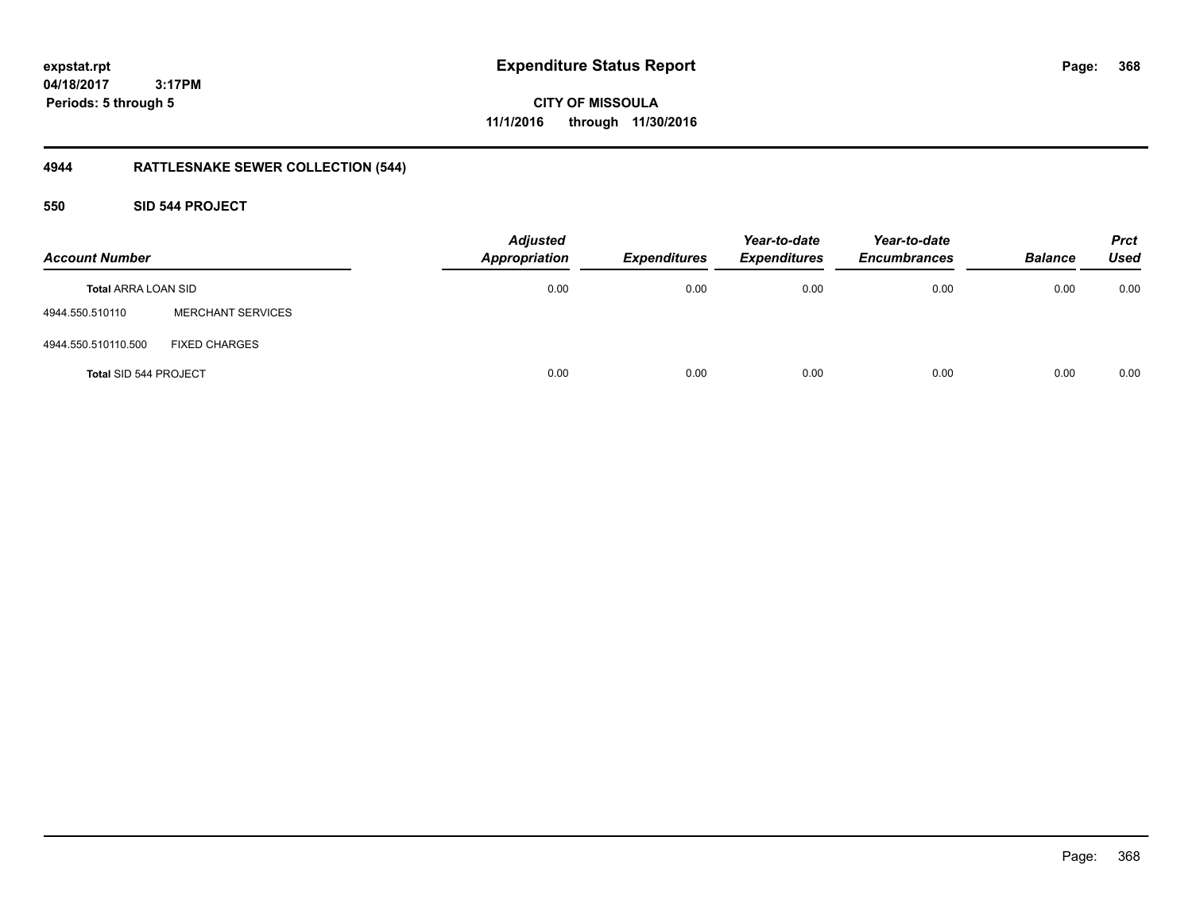**expstat.rpt**
**04/18/2017 3:17PM**
**Periods: 5 through 5**

# Expenditure Status Report

**CITY OF MISSOULA**
**11/1/2016 through 11/30/2016**

## 4944 RATTLESNAKE SEWER COLLECTION (544)

### 550 SID 544 PROJECT

| Account Number | | *Adjusted Appropriation* | *Expenditures* | *Year-to-date Expenditures* | *Year-to-date Encumbrances* | *Balance* | *Prct Used* |
|---|---|---|---|---|---|---|---|
| **Total** ARRA LOAN SID | | 0.00 | 0.00 | 0.00 | 0.00 | 0.00 | 0.00 |
| 4944.550.510110 | MERCHANT SERVICES | | | | | | |
| 4944.550.510110.500 | FIXED CHARGES | | | | | | |
| **Total** SID 544 PROJECT | | 0.00 | 0.00 | 0.00 | 0.00 | 0.00 | 0.00 |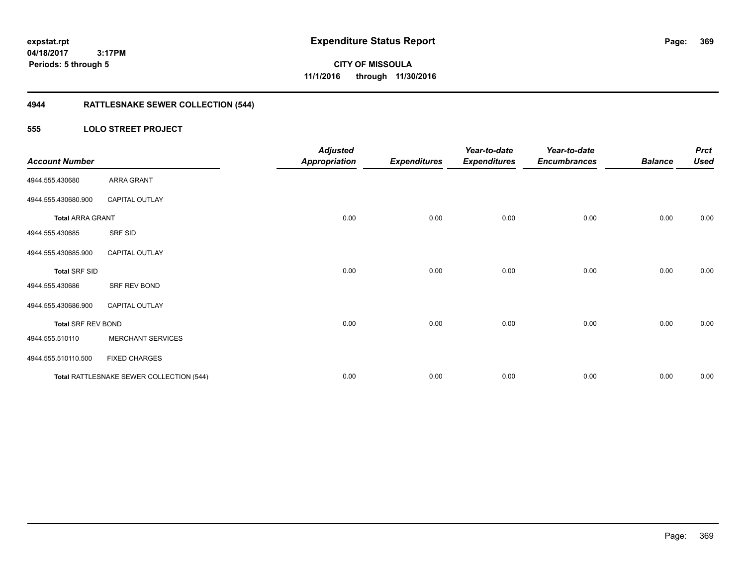**expstat.rpt**
**04/18/2017 3:17PM**
**Periods: 5 through 5**

# Expenditure Status Report

**CITY OF MISSOULA**
**11/1/2016 through 11/30/2016**

## 4944 RATTLESNAKE SEWER COLLECTION (544)

### 555 LOLO STREET PROJECT

| Account Number | | Adjusted Appropriation | Expenditures | Year-to-date Expenditures | Year-to-date Encumbrances | Balance | Prct Used |
|---|---|---|---|---|---|---|---|
| 4944.555.430680 | ARRA GRANT | | | | | | |
| 4944.555.430680.900 | CAPITAL OUTLAY | | | | | | |
| **Total** ARRA GRANT | | 0.00 | 0.00 | 0.00 | 0.00 | 0.00 | 0.00 |
| 4944.555.430685 | SRF SID | | | | | | |
| 4944.555.430685.900 | CAPITAL OUTLAY | | | | | | |
| **Total** SRF SID | | 0.00 | 0.00 | 0.00 | 0.00 | 0.00 | 0.00 |
| 4944.555.430686 | SRF REV BOND | | | | | | |
| 4944.555.430686.900 | CAPITAL OUTLAY | | | | | | |
| **Total** SRF REV BOND | | 0.00 | 0.00 | 0.00 | 0.00 | 0.00 | 0.00 |
| 4944.555.510110 | MERCHANT SERVICES | | | | | | |
| 4944.555.510110.500 | FIXED CHARGES | | | | | | |
| **Total** RATTLESNAKE SEWER COLLECTION (544) | | 0.00 | 0.00 | 0.00 | 0.00 | 0.00 | 0.00 |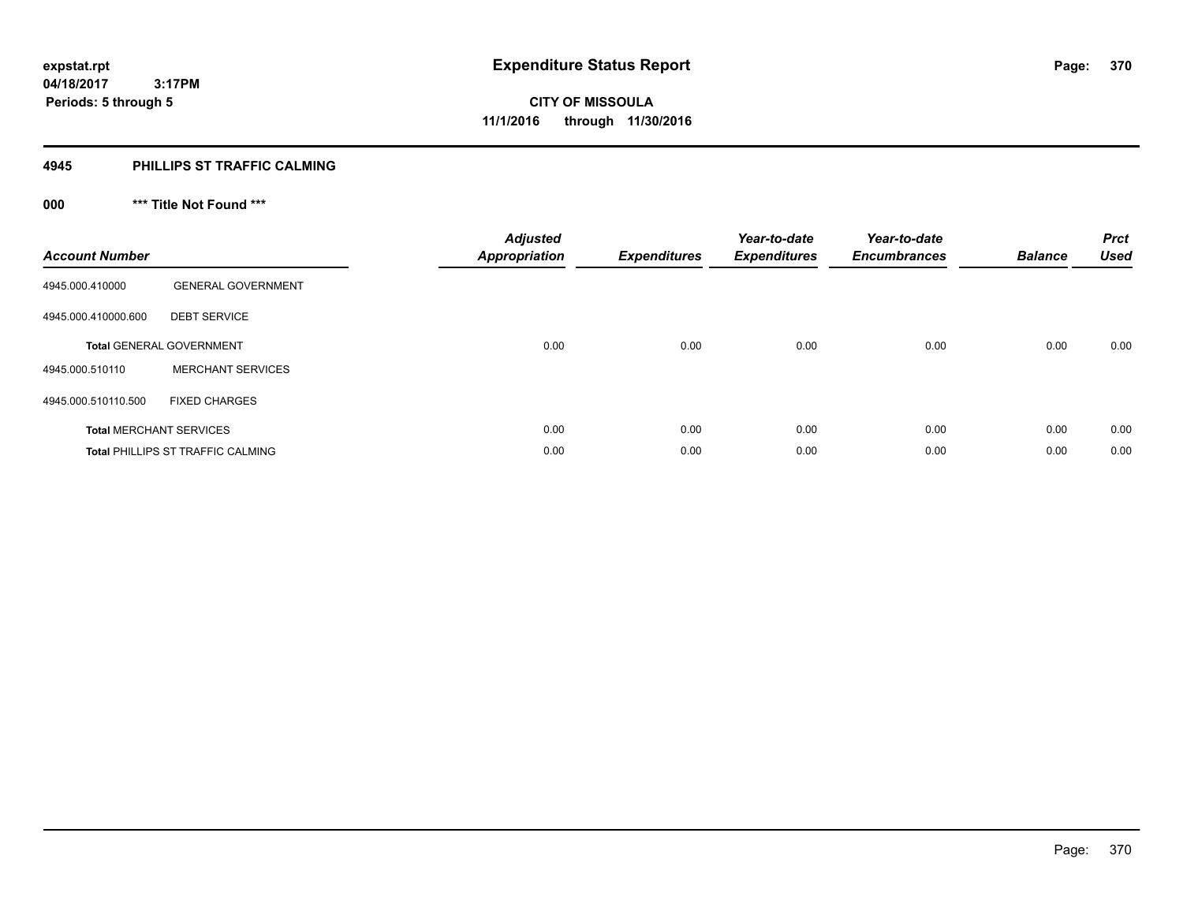**expstat.rpt**
**04/18/2017 3:17PM**
**Periods: 5 through 5**

# Expenditure Status Report

**CITY OF MISSOULA**
**11/1/2016 through 11/30/2016**

## 4945 PHILLIPS ST TRAFFIC CALMING

### 000 *** Title Not Found ***

| Account Number | | Adjusted Appropriation | Expenditures | Year-to-date Expenditures | Year-to-date Encumbrances | Balance | Prct Used |
|---|---|---|---|---|---|---|---|
| 4945.000.410000 | GENERAL GOVERNMENT | | | | | | |
| 4945.000.410000.600 | DEBT SERVICE | | | | | | |
| **Total** GENERAL GOVERNMENT | | 0.00 | 0.00 | 0.00 | 0.00 | 0.00 | 0.00 |
| 4945.000.510110 | MERCHANT SERVICES | | | | | | |
| 4945.000.510110.500 | FIXED CHARGES | | | | | | |
| **Total** MERCHANT SERVICES | | 0.00 | 0.00 | 0.00 | 0.00 | 0.00 | 0.00 |
| **Total** PHILLIPS ST TRAFFIC CALMING | | 0.00 | 0.00 | 0.00 | 0.00 | 0.00 | 0.00 |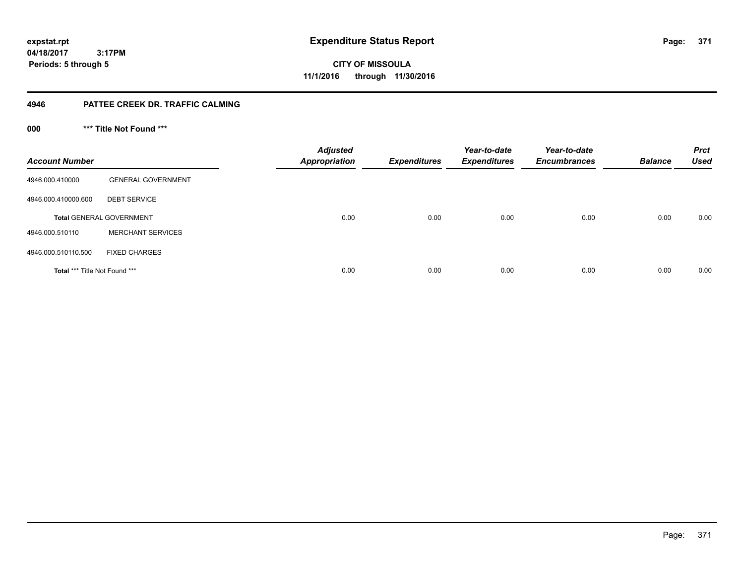**expstat.rpt**
**04/18/2017 3:17PM**
**Periods: 5 through 5**

# Expenditure Status Report

**CITY OF MISSOULA**
**11/1/2016 through 11/30/2016**

## 4946 PATTEE CREEK DR. TRAFFIC CALMING

### 000 *** Title Not Found ***

| Account Number | | Adjusted Appropriation | Expenditures | Year-to-date Expenditures | Year-to-date Encumbrances | Balance | Prct Used |
|---|---|---|---|---|---|---|---|
| 4946.000.410000 | GENERAL GOVERNMENT | | | | | | |
| 4946.000.410000.600 | DEBT SERVICE | | | | | | |
| **Total** GENERAL GOVERNMENT | | 0.00 | 0.00 | 0.00 | 0.00 | 0.00 | 0.00 |
| 4946.000.510110 | MERCHANT SERVICES | | | | | | |
| 4946.000.510110.500 | FIXED CHARGES | | | | | | |
| **Total** *** Title Not Found *** | | 0.00 | 0.00 | 0.00 | 0.00 | 0.00 | 0.00 |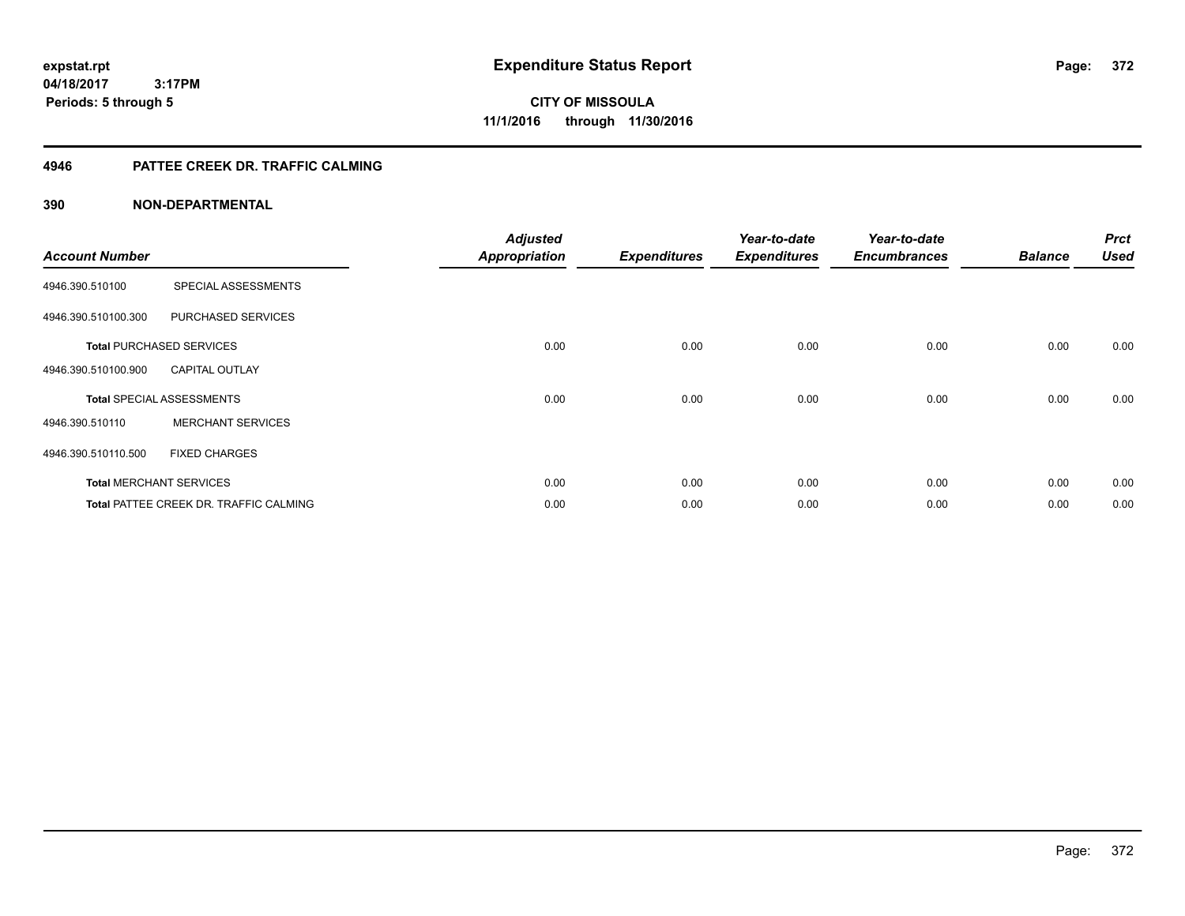**expstat.rpt**
**04/18/2017 3:17PM**
**Periods: 5 through 5**

# Expenditure Status Report

**CITY OF MISSOULA**
**11/1/2016 through 11/30/2016**

## 4946 PATTEE CREEK DR. TRAFFIC CALMING

### 390 NON-DEPARTMENTAL

| Account Number | | Adjusted Appropriation | Expenditures | Year-to-date Expenditures | Year-to-date Encumbrances | Balance | Prct Used |
|---|---|---|---|---|---|---|---|
| 4946.390.510100 | SPECIAL ASSESSMENTS | | | | | | |
| 4946.390.510100.300 | PURCHASED SERVICES | | | | | | |
| **Total** PURCHASED SERVICES | | 0.00 | 0.00 | 0.00 | 0.00 | 0.00 | 0.00 |
| 4946.390.510100.900 | CAPITAL OUTLAY | | | | | | |
| **Total** SPECIAL ASSESSMENTS | | 0.00 | 0.00 | 0.00 | 0.00 | 0.00 | 0.00 |
| 4946.390.510110 | MERCHANT SERVICES | | | | | | |
| 4946.390.510110.500 | FIXED CHARGES | | | | | | |
| **Total** MERCHANT SERVICES | | 0.00 | 0.00 | 0.00 | 0.00 | 0.00 | 0.00 |
| **Total** PATTEE CREEK DR. TRAFFIC CALMING | | 0.00 | 0.00 | 0.00 | 0.00 | 0.00 | 0.00 |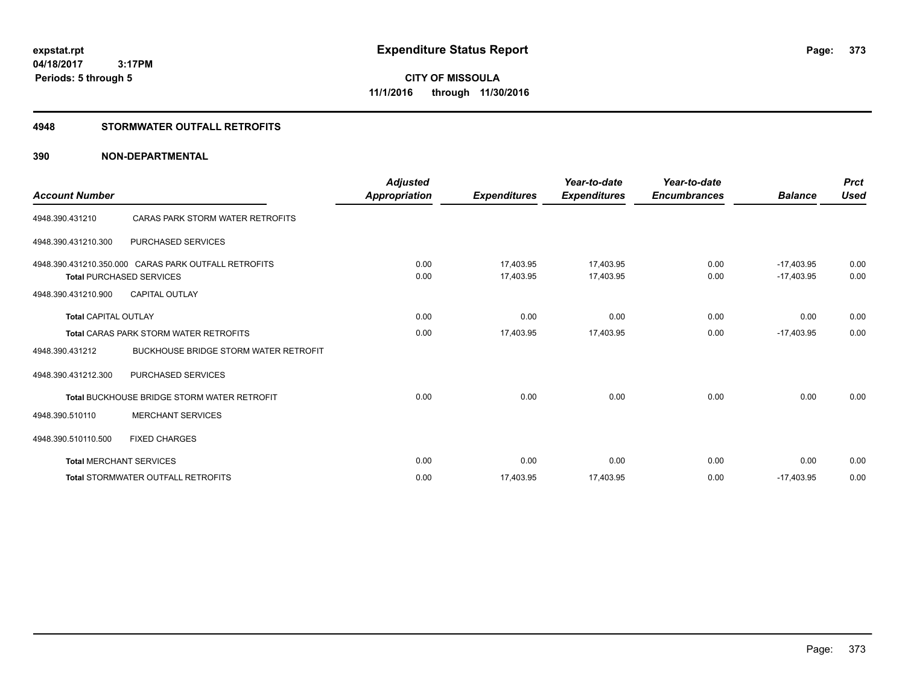**expstat.rpt**
**04/18/2017 3:17PM**
**Periods: 5 through 5**

# Expenditure Status Report

**CITY OF MISSOULA**
**11/1/2016 through 11/30/2016**

## 4948 STORMWATER OUTFALL RETROFITS

## 390 NON-DEPARTMENTAL

| Account Number | | Adjusted Appropriation | Expenditures | Year-to-date Expenditures | Year-to-date Encumbrances | Balance | Prct Used |
|---|---|---|---|---|---|---|---|
| 4948.390.431210 | CARAS PARK STORM WATER RETROFITS | | | | | | |
| 4948.390.431210.300 | PURCHASED SERVICES | | | | | | |
| 4948.390.431210.350.000 | CARAS PARK OUTFALL RETROFITS | 0.00 | 17,403.95 | 17,403.95 | 0.00 | -17,403.95 | 0.00 |
| **Total** PURCHASED SERVICES | | 0.00 | 17,403.95 | 17,403.95 | 0.00 | -17,403.95 | 0.00 |
| 4948.390.431210.900 | CAPITAL OUTLAY | | | | | | |
| **Total** CAPITAL OUTLAY | | 0.00 | 0.00 | 0.00 | 0.00 | 0.00 | 0.00 |
| **Total** CARAS PARK STORM WATER RETROFITS | | 0.00 | 17,403.95 | 17,403.95 | 0.00 | -17,403.95 | 0.00 |
| 4948.390.431212 | BUCKHOUSE BRIDGE STORM WATER RETROFIT | | | | | | |
| 4948.390.431212.300 | PURCHASED SERVICES | | | | | | |
| **Total** BUCKHOUSE BRIDGE STORM WATER RETROFIT | | 0.00 | 0.00 | 0.00 | 0.00 | 0.00 | 0.00 |
| 4948.390.510110 | MERCHANT SERVICES | | | | | | |
| 4948.390.510110.500 | FIXED CHARGES | | | | | | |
| **Total** MERCHANT SERVICES | | 0.00 | 0.00 | 0.00 | 0.00 | 0.00 | 0.00 |
| **Total** STORMWATER OUTFALL RETROFITS | | 0.00 | 17,403.95 | 17,403.95 | 0.00 | -17,403.95 | 0.00 |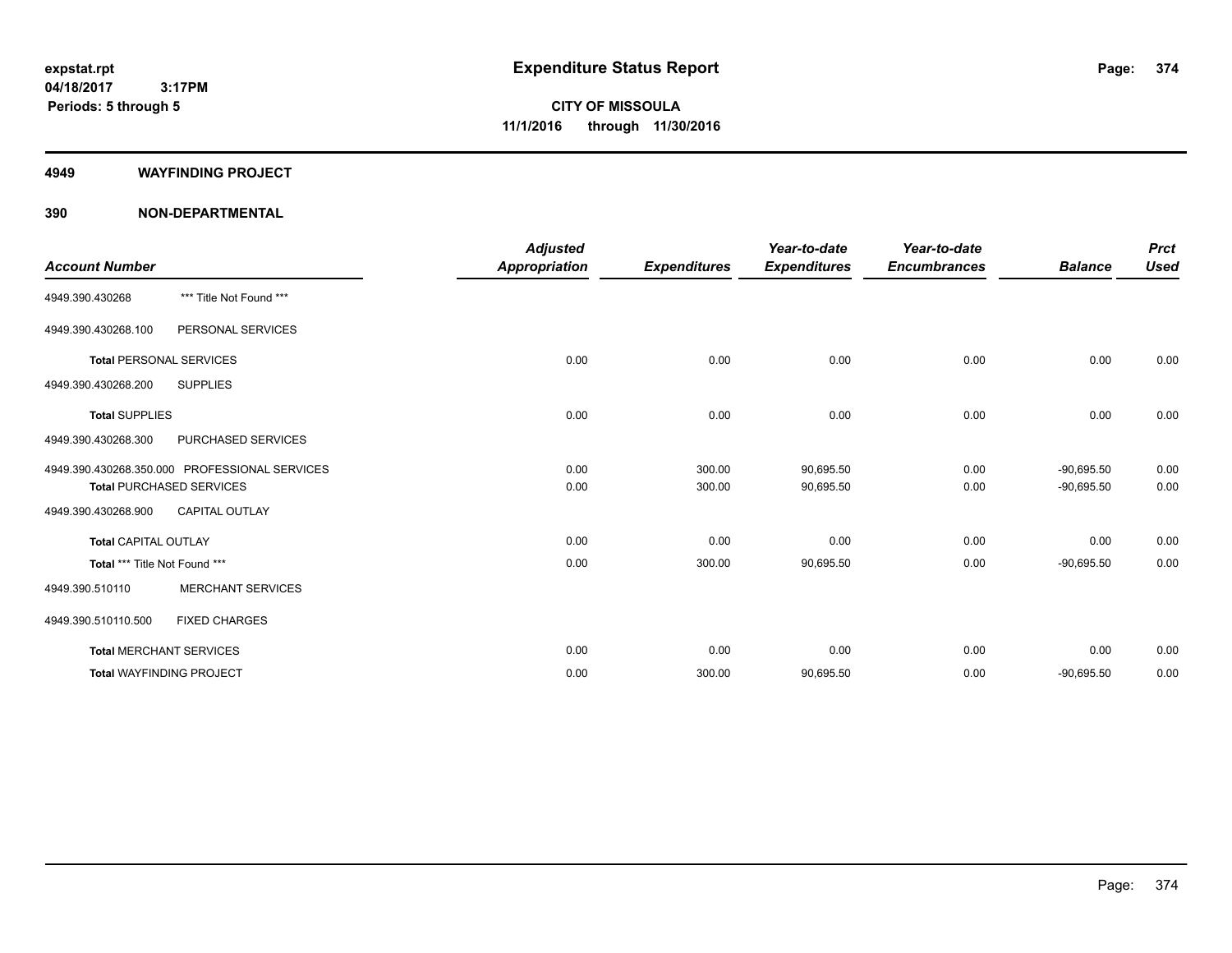**expstat.rpt**
**04/18/2017 3:17PM**
**Periods: 5 through 5**

# Expenditure Status Report

**CITY OF MISSOULA**
**11/1/2016 through 11/30/2016**

## 4949 WAYFINDING PROJECT

## 390 NON-DEPARTMENTAL

| Account Number | | Adjusted Appropriation | Expenditures | Year-to-date Expenditures | Year-to-date Encumbrances | Balance | Prct Used |
|---|---|---|---|---|---|---|---|
| 4949.390.430268 | *** Title Not Found *** | | | | | | |
| 4949.390.430268.100 | PERSONAL SERVICES | | | | | | |
| **Total** PERSONAL SERVICES | | 0.00 | 0.00 | 0.00 | 0.00 | 0.00 | 0.00 |
| 4949.390.430268.200 | SUPPLIES | | | | | | |
| **Total** SUPPLIES | | 0.00 | 0.00 | 0.00 | 0.00 | 0.00 | 0.00 |
| 4949.390.430268.300 | PURCHASED SERVICES | | | | | | |
| 4949.390.430268.350.000 | PROFESSIONAL SERVICES | 0.00 | 300.00 | 90,695.50 | 0.00 | -90,695.50 | 0.00 |
| **Total** PURCHASED SERVICES | | 0.00 | 300.00 | 90,695.50 | 0.00 | -90,695.50 | 0.00 |
| 4949.390.430268.900 | CAPITAL OUTLAY | | | | | | |
| **Total** CAPITAL OUTLAY | | 0.00 | 0.00 | 0.00 | 0.00 | 0.00 | 0.00 |
| **Total** *** Title Not Found *** | | 0.00 | 300.00 | 90,695.50 | 0.00 | -90,695.50 | 0.00 |
| 4949.390.510110 | MERCHANT SERVICES | | | | | | |
| 4949.390.510110.500 | FIXED CHARGES | | | | | | |
| **Total** MERCHANT SERVICES | | 0.00 | 0.00 | 0.00 | 0.00 | 0.00 | 0.00 |
| **Total** WAYFINDING PROJECT | | 0.00 | 300.00 | 90,695.50 | 0.00 | -90,695.50 | 0.00 |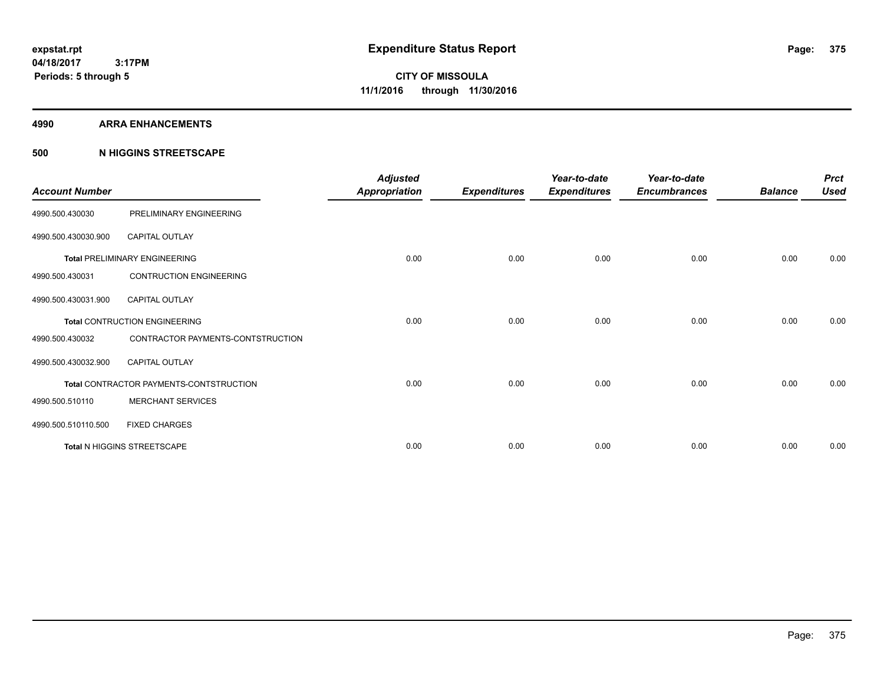# Expenditure Status Report

expstat.rpt
04/18/2017 3:17PM
Periods: 5 through 5

**CITY OF MISSOULA**
**11/1/2016 through 11/30/2016**

**4990 ARRA ENHANCEMENTS**

**500 N HIGGINS STREETSCAPE**

| Account Number | | Adjusted Appropriation | Expenditures | Year-to-date Expenditures | Year-to-date Encumbrances | Balance | Prct Used |
|---|---|---|---|---|---|---|---|
| 4990.500.430030 | PRELIMINARY ENGINEERING | | | | | | |
| 4990.500.430030.900 | CAPITAL OUTLAY | | | | | | |
| **Total** PRELIMINARY ENGINEERING | | 0.00 | 0.00 | 0.00 | 0.00 | 0.00 | 0.00 |
| 4990.500.430031 | CONTRUCTION ENGINEERING | | | | | | |
| 4990.500.430031.900 | CAPITAL OUTLAY | | | | | | |
| **Total** CONTRUCTION ENGINEERING | | 0.00 | 0.00 | 0.00 | 0.00 | 0.00 | 0.00 |
| 4990.500.430032 | CONTRACTOR PAYMENTS-CONTSTRUCTION | | | | | | |
| 4990.500.430032.900 | CAPITAL OUTLAY | | | | | | |
| **Total** CONTRACTOR PAYMENTS-CONTSTRUCTION | | 0.00 | 0.00 | 0.00 | 0.00 | 0.00 | 0.00 |
| 4990.500.510110 | MERCHANT SERVICES | | | | | | |
| 4990.500.510110.500 | FIXED CHARGES | | | | | | |
| **Total** N HIGGINS STREETSCAPE | | 0.00 | 0.00 | 0.00 | 0.00 | 0.00 | 0.00 |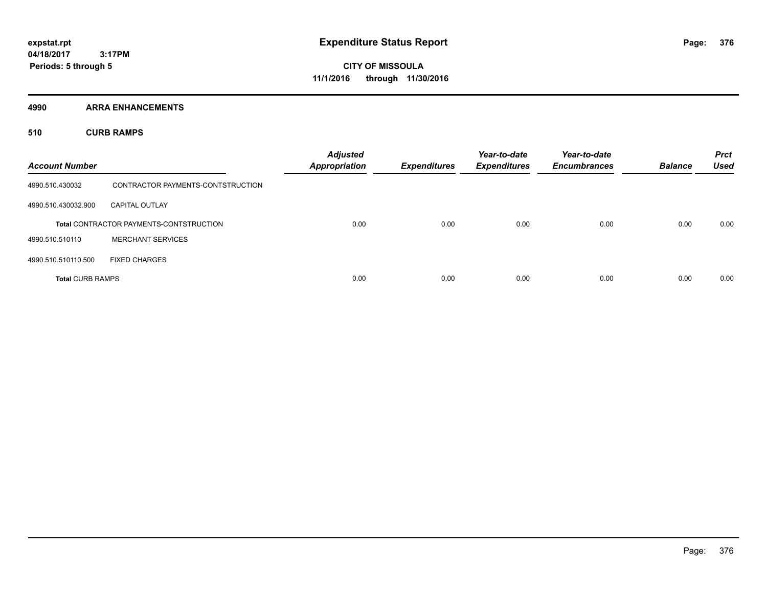**expstat.rpt**
**04/18/2017 3:17PM**
**Periods: 5 through 5**

# Expenditure Status Report

**CITY OF MISSOULA**
**11/1/2016 through 11/30/2016**

## 4990 ARRA ENHANCEMENTS

### 510 CURB RAMPS

| Account Number | | Adjusted Appropriation | Expenditures | Year-to-date Expenditures | Year-to-date Encumbrances | Balance | Prct Used |
|---|---|---|---|---|---|---|---|
| 4990.510.430032 | CONTRACTOR PAYMENTS-CONTSTRUCTION | | | | | | |
| 4990.510.430032.900 | CAPITAL OUTLAY | | | | | | |
| **Total** CONTRACTOR PAYMENTS-CONTSTRUCTION | | 0.00 | 0.00 | 0.00 | 0.00 | 0.00 | 0.00 |
| 4990.510.510110 | MERCHANT SERVICES | | | | | | |
| 4990.510.510110.500 | FIXED CHARGES | | | | | | |
| **Total CURB RAMPS** | | 0.00 | 0.00 | 0.00 | 0.00 | 0.00 | 0.00 |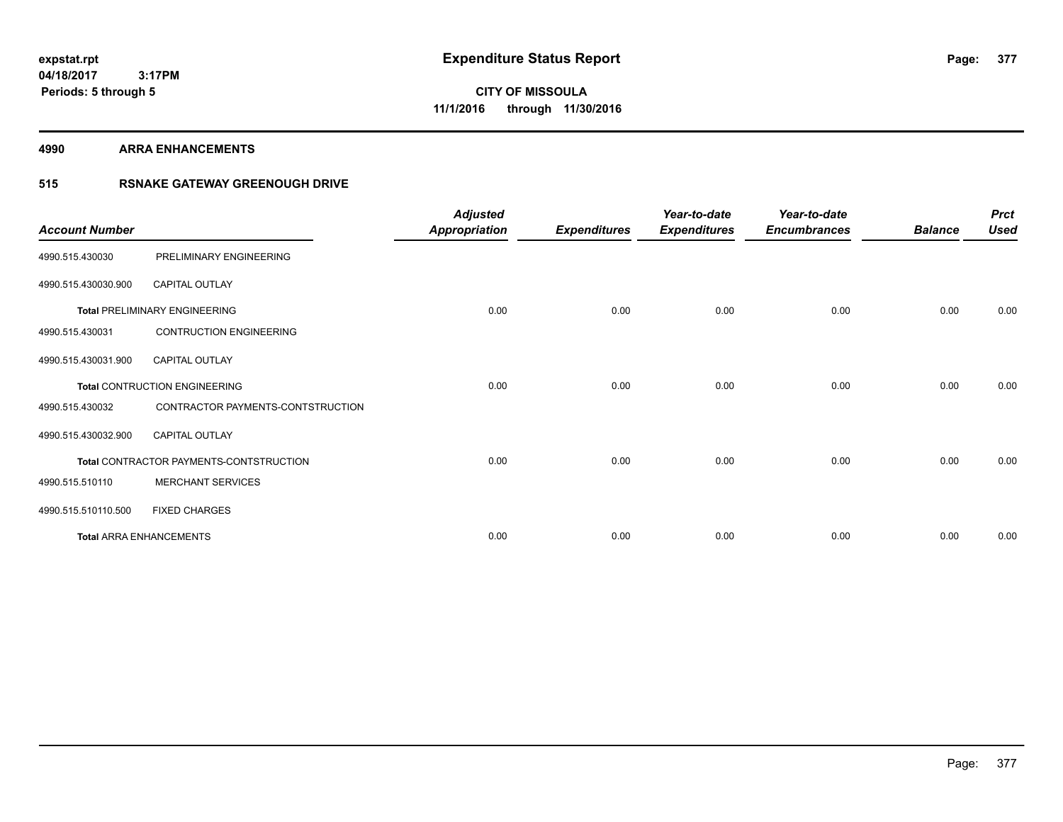# Expenditure Status Report

expstat.rpt
04/18/2017 3:17PM
Periods: 5 through 5

**CITY OF MISSOULA**
**11/1/2016 through 11/30/2016**

**4990 ARRA ENHANCEMENTS**

**515 RSNAKE GATEWAY GREENOUGH DRIVE**

| Account Number | | Adjusted Appropriation | Expenditures | Year-to-date Expenditures | Year-to-date Encumbrances | Balance | Prct Used |
|---|---|---|---|---|---|---|---|
| 4990.515.430030 | PRELIMINARY ENGINEERING | | | | | | |
| 4990.515.430030.900 | CAPITAL OUTLAY | | | | | | |
| **Total** PRELIMINARY ENGINEERING | | 0.00 | 0.00 | 0.00 | 0.00 | 0.00 | 0.00 |
| 4990.515.430031 | CONTRUCTION ENGINEERING | | | | | | |
| 4990.515.430031.900 | CAPITAL OUTLAY | | | | | | |
| **Total** CONTRUCTION ENGINEERING | | 0.00 | 0.00 | 0.00 | 0.00 | 0.00 | 0.00 |
| 4990.515.430032 | CONTRACTOR PAYMENTS-CONTSTRUCTION | | | | | | |
| 4990.515.430032.900 | CAPITAL OUTLAY | | | | | | |
| **Total** CONTRACTOR PAYMENTS-CONTSTRUCTION | | 0.00 | 0.00 | 0.00 | 0.00 | 0.00 | 0.00 |
| 4990.515.510110 | MERCHANT SERVICES | | | | | | |
| 4990.515.510110.500 | FIXED CHARGES | | | | | | |
| **Total** ARRA ENHANCEMENTS | | 0.00 | 0.00 | 0.00 | 0.00 | 0.00 | 0.00 |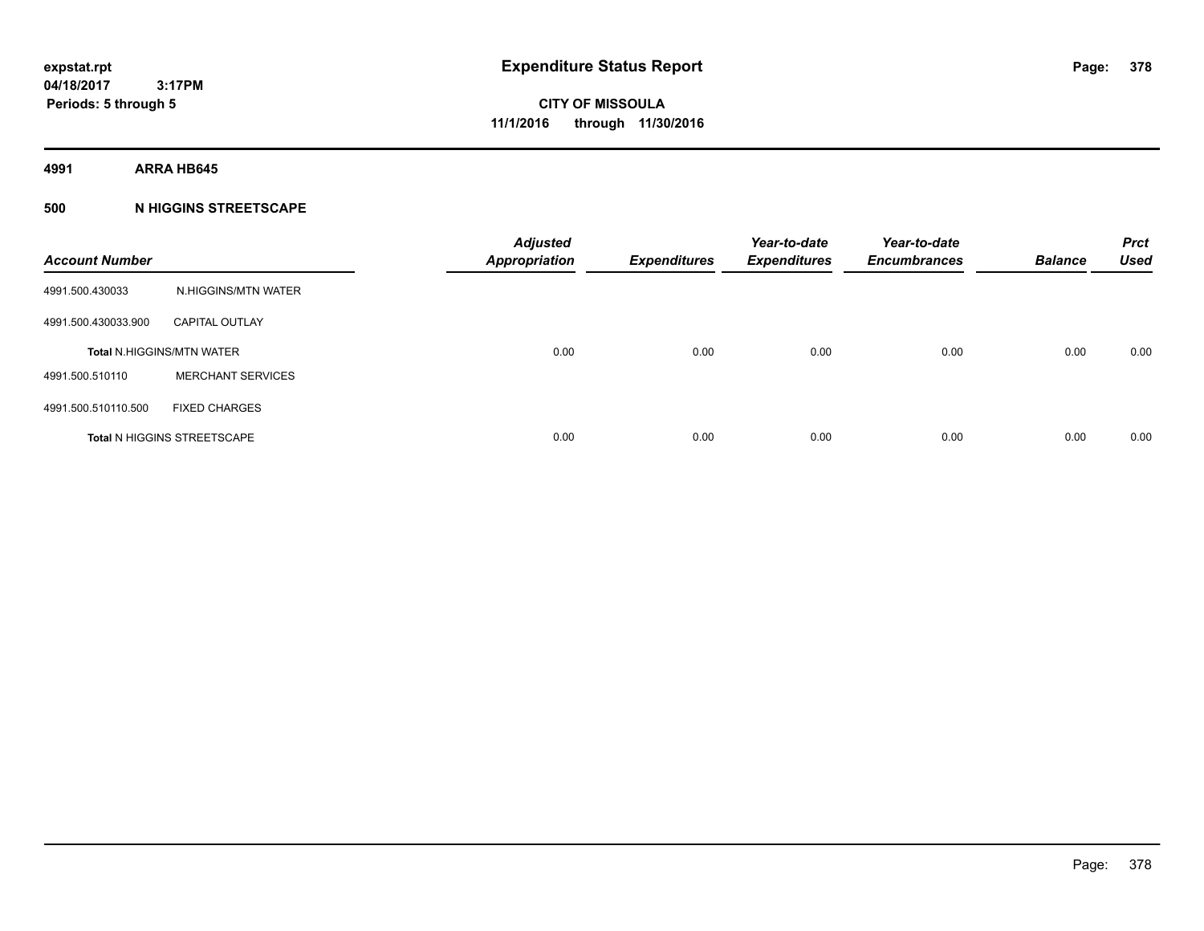expstat.rpt
04/18/2017 3:17PM
Periods: 5 through 5

# Expenditure Status Report

CITY OF MISSOULA
11/1/2016 through 11/30/2016

**4991 ARRA HB645**

**500 N HIGGINS STREETSCAPE**

| Account Number | | Adjusted Appropriation | Expenditures | Year-to-date Expenditures | Year-to-date Encumbrances | Balance | Prct Used |
|---|---|---|---|---|---|---|---|
| 4991.500.430033 | N.HIGGINS/MTN WATER | | | | | | |
| 4991.500.430033.900 | CAPITAL OUTLAY | | | | | | |
| Total N.HIGGINS/MTN WATER | | 0.00 | 0.00 | 0.00 | 0.00 | 0.00 | 0.00 |
| 4991.500.510110 | MERCHANT SERVICES | | | | | | |
| 4991.500.510110.500 | FIXED CHARGES | | | | | | |
| Total N HIGGINS STREETSCAPE | | 0.00 | 0.00 | 0.00 | 0.00 | 0.00 | 0.00 |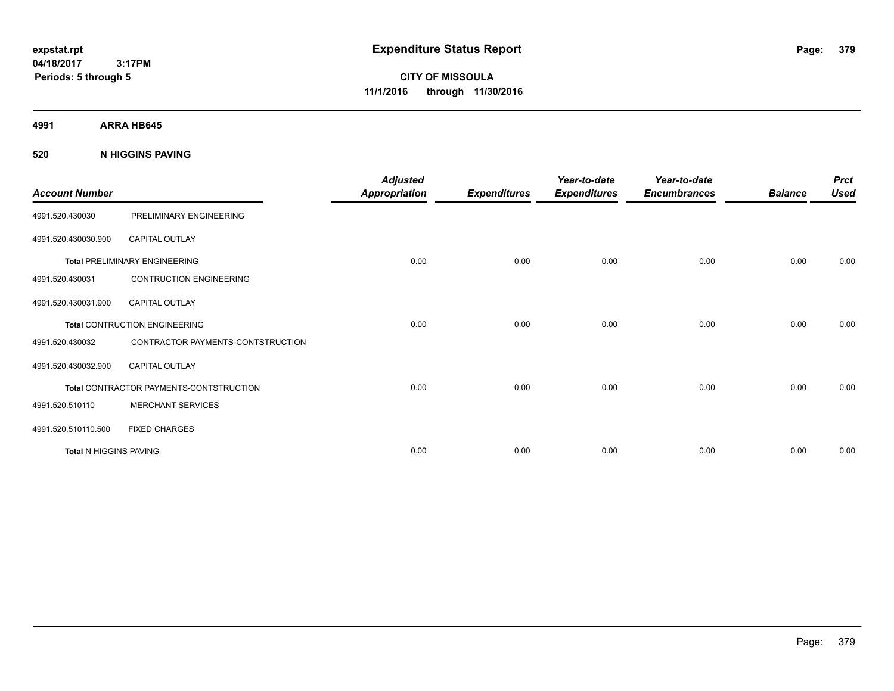# Expenditure Status Report

**CITY OF MISSOULA**
**11/1/2016 through 11/30/2016**

expstat.rpt
04/18/2017 3:17PM
Periods: 5 through 5

**4991 ARRA HB645**

**520 N HIGGINS PAVING**

| Account Number | | Adjusted Appropriation | Expenditures | Year-to-date Expenditures | Year-to-date Encumbrances | Balance | Prct Used |
|---|---|---|---|---|---|---|---|
| 4991.520.430030 | PRELIMINARY ENGINEERING | | | | | | |
| 4991.520.430030.900 | CAPITAL OUTLAY | | | | | | |
| **Total** PRELIMINARY ENGINEERING | | 0.00 | 0.00 | 0.00 | 0.00 | 0.00 | 0.00 |
| 4991.520.430031 | CONTRUCTION ENGINEERING | | | | | | |
| 4991.520.430031.900 | CAPITAL OUTLAY | | | | | | |
| **Total** CONTRUCTION ENGINEERING | | 0.00 | 0.00 | 0.00 | 0.00 | 0.00 | 0.00 |
| 4991.520.430032 | CONTRACTOR PAYMENTS-CONTSTRUCTION | | | | | | |
| 4991.520.430032.900 | CAPITAL OUTLAY | | | | | | |
| **Total** CONTRACTOR PAYMENTS-CONTSTRUCTION | | 0.00 | 0.00 | 0.00 | 0.00 | 0.00 | 0.00 |
| 4991.520.510110 | MERCHANT SERVICES | | | | | | |
| 4991.520.510110.500 | FIXED CHARGES | | | | | | |
| **Total** N HIGGINS PAVING | | 0.00 | 0.00 | 0.00 | 0.00 | 0.00 | 0.00 |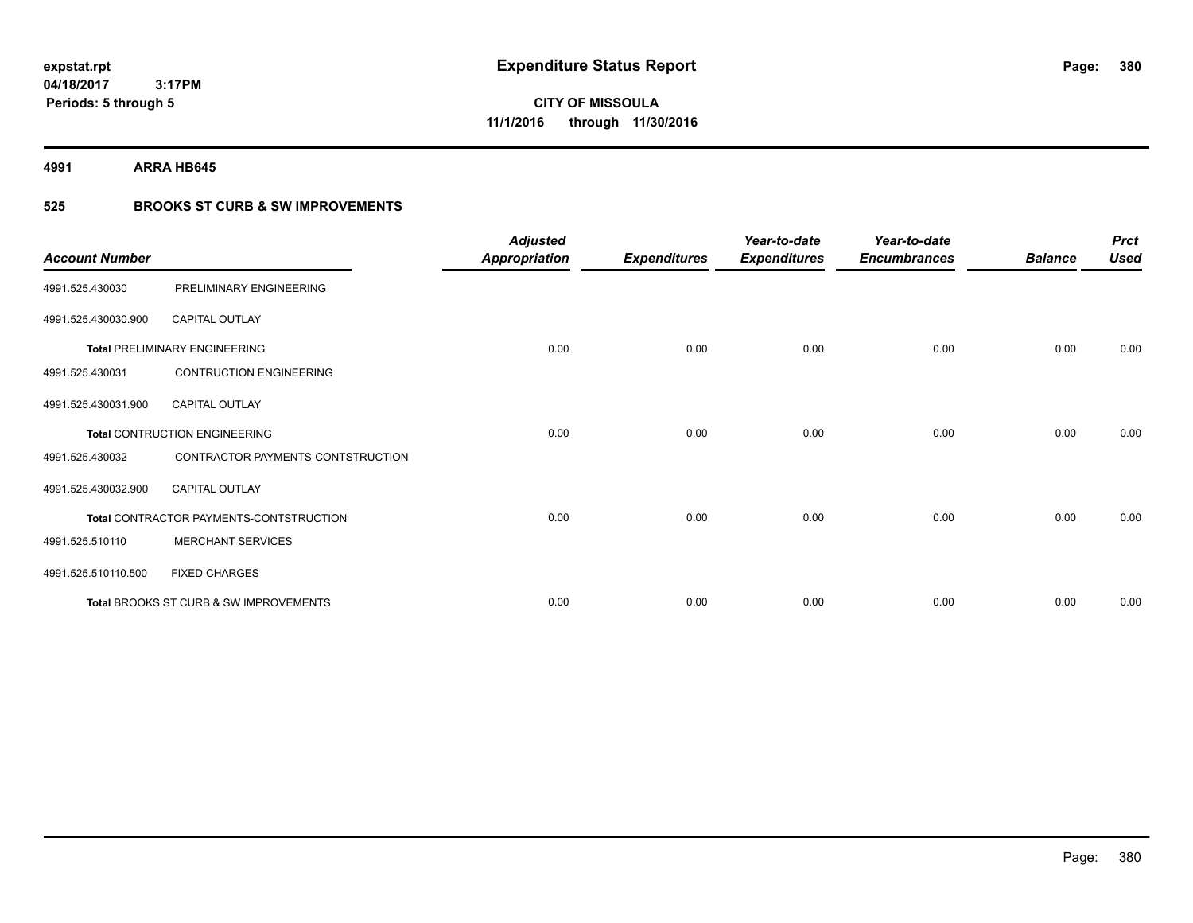# Expenditure Status Report

**CITY OF MISSOULA**
**11/1/2016 through 11/30/2016**

expstat.rpt
04/18/2017 3:17PM
Periods: 5 through 5

**4991 ARRA HB645**

**525 BROOKS ST CURB & SW IMPROVEMENTS**

| Account Number | | Adjusted Appropriation | Expenditures | Year-to-date Expenditures | Year-to-date Encumbrances | Balance | Prct Used |
|---|---|---|---|---|---|---|---|
| 4991.525.430030 | PRELIMINARY ENGINEERING | | | | | | |
| 4991.525.430030.900 | CAPITAL OUTLAY | | | | | | |
| **Total** PRELIMINARY ENGINEERING | | 0.00 | 0.00 | 0.00 | 0.00 | 0.00 | 0.00 |
| 4991.525.430031 | CONTRUCTION ENGINEERING | | | | | | |
| 4991.525.430031.900 | CAPITAL OUTLAY | | | | | | |
| **Total** CONTRUCTION ENGINEERING | | 0.00 | 0.00 | 0.00 | 0.00 | 0.00 | 0.00 |
| 4991.525.430032 | CONTRACTOR PAYMENTS-CONTSTRUCTION | | | | | | |
| 4991.525.430032.900 | CAPITAL OUTLAY | | | | | | |
| **Total** CONTRACTOR PAYMENTS-CONTSTRUCTION | | 0.00 | 0.00 | 0.00 | 0.00 | 0.00 | 0.00 |
| 4991.525.510110 | MERCHANT SERVICES | | | | | | |
| 4991.525.510110.500 | FIXED CHARGES | | | | | | |
| **Total** BROOKS ST CURB & SW IMPROVEMENTS | | 0.00 | 0.00 | 0.00 | 0.00 | 0.00 | 0.00 |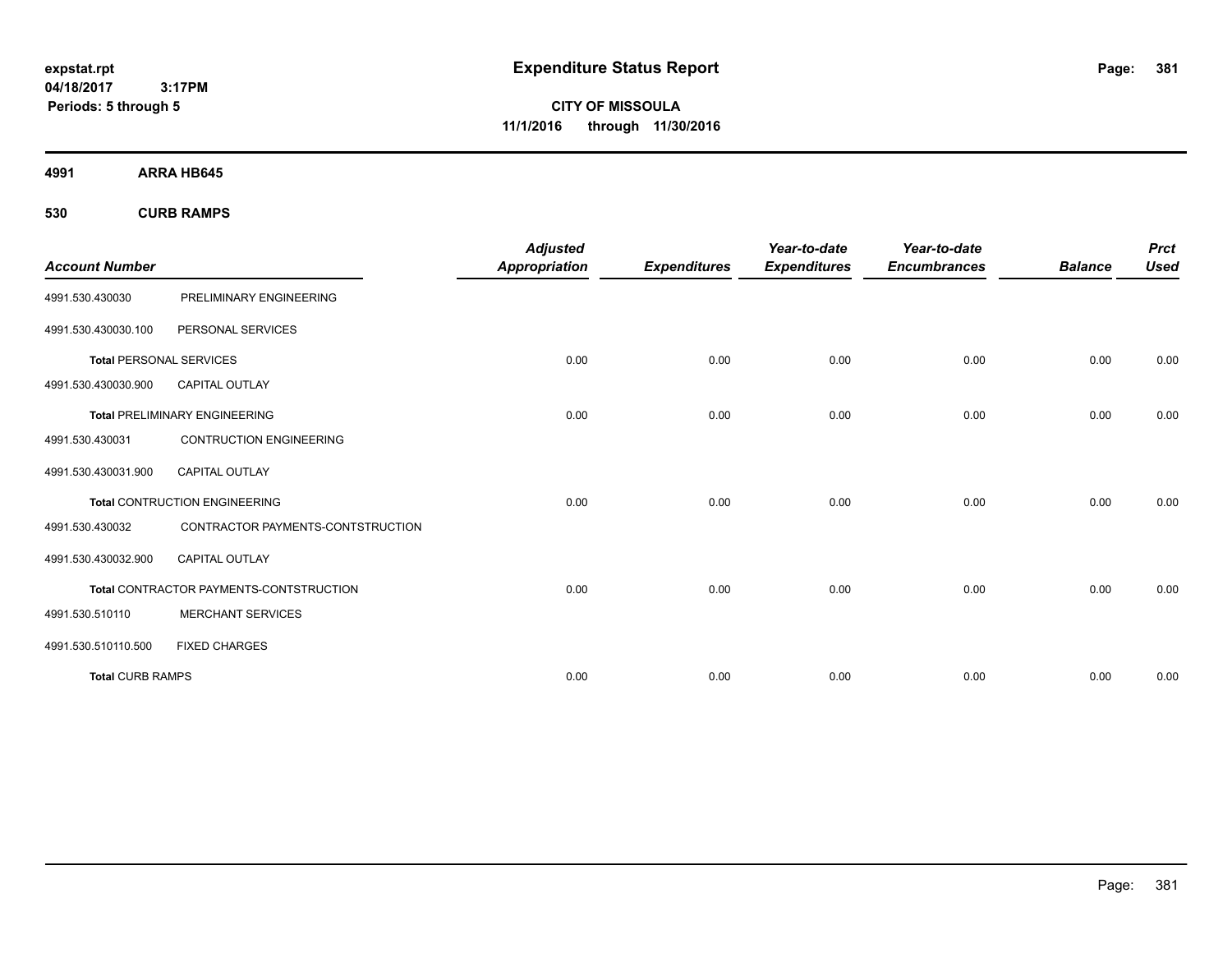**expstat.rpt**
**04/18/2017 3:17PM**
**Periods: 5 through 5**

# Expenditure Status Report

**CITY OF MISSOULA**
**11/1/2016 through 11/30/2016**

**4991 ARRA HB645**

**530 CURB RAMPS**

| Account Number | | Adjusted Appropriation | Expenditures | Year-to-date Expenditures | Year-to-date Encumbrances | Balance | Prct Used |
|---|---|---|---|---|---|---|---|
| 4991.530.430030 | PRELIMINARY ENGINEERING | | | | | | |
| 4991.530.430030.100 | PERSONAL SERVICES | | | | | | |
| **Total** PERSONAL SERVICES | | 0.00 | 0.00 | 0.00 | 0.00 | 0.00 | 0.00 |
| 4991.530.430030.900 | CAPITAL OUTLAY | | | | | | |
| **Total** PRELIMINARY ENGINEERING | | 0.00 | 0.00 | 0.00 | 0.00 | 0.00 | 0.00 |
| 4991.530.430031 | CONTRUCTION ENGINEERING | | | | | | |
| 4991.530.430031.900 | CAPITAL OUTLAY | | | | | | |
| **Total** CONTRUCTION ENGINEERING | | 0.00 | 0.00 | 0.00 | 0.00 | 0.00 | 0.00 |
| 4991.530.430032 | CONTRACTOR PAYMENTS-CONTSTRUCTION | | | | | | |
| 4991.530.430032.900 | CAPITAL OUTLAY | | | | | | |
| **Total** CONTRACTOR PAYMENTS-CONTSTRUCTION | | 0.00 | 0.00 | 0.00 | 0.00 | 0.00 | 0.00 |
| 4991.530.510110 | MERCHANT SERVICES | | | | | | |
| 4991.530.510110.500 | FIXED CHARGES | | | | | | |
| **Total** CURB RAMPS | | 0.00 | 0.00 | 0.00 | 0.00 | 0.00 | 0.00 |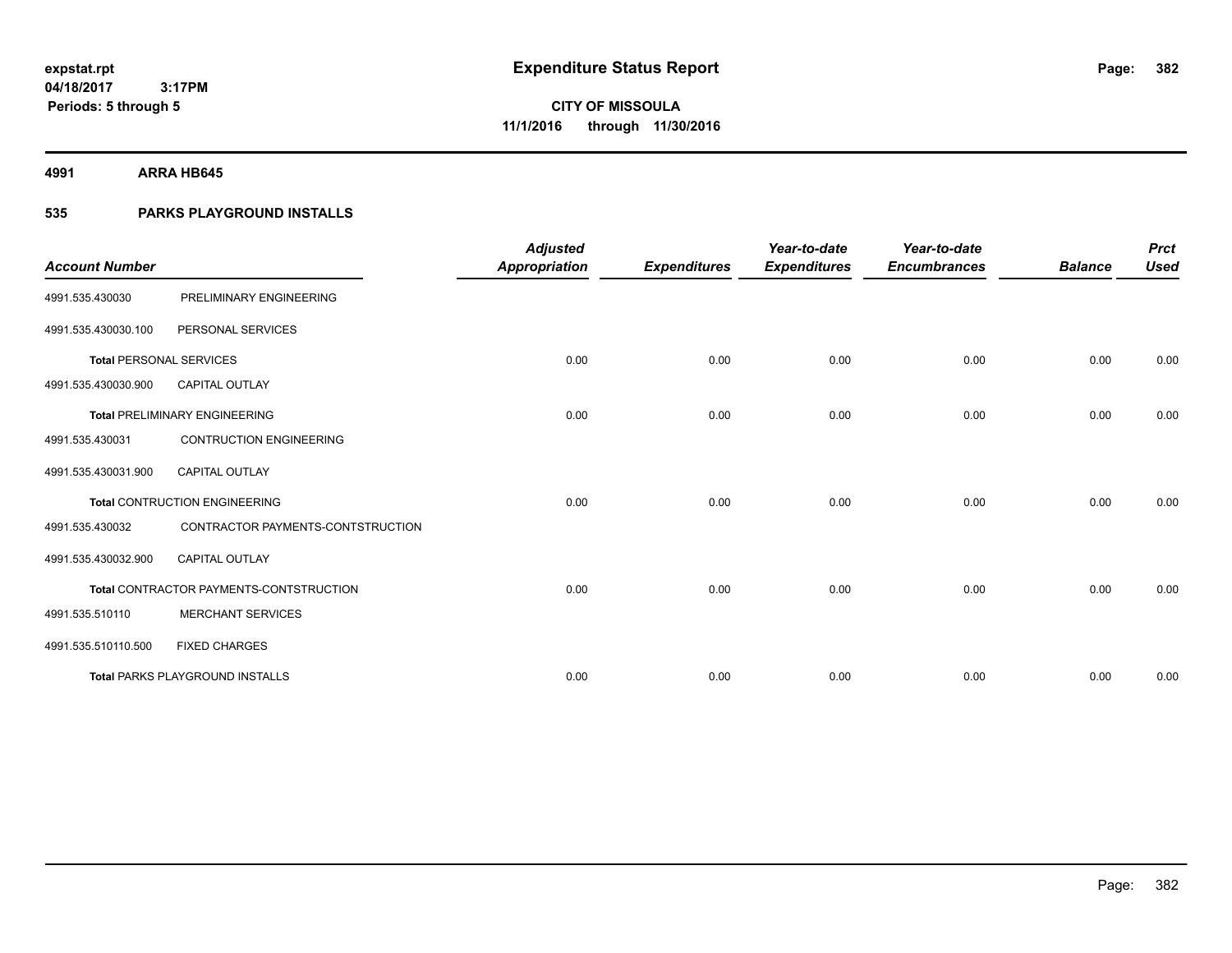# Expenditure Status Report

expstat.rpt
04/18/2017 3:17PM
Periods: 5 through 5

**CITY OF MISSOULA**
**11/1/2016 through 11/30/2016**

## 4991 ARRA HB645

### 535 PARKS PLAYGROUND INSTALLS

| Account Number | | Adjusted Appropriation | Expenditures | Year-to-date Expenditures | Year-to-date Encumbrances | Balance | Prct Used |
|---|---|---|---|---|---|---|---|
| 4991.535.430030 | PRELIMINARY ENGINEERING | | | | | | |
| 4991.535.430030.100 | PERSONAL SERVICES | | | | | | |
| **Total** PERSONAL SERVICES | | 0.00 | 0.00 | 0.00 | 0.00 | 0.00 | 0.00 |
| 4991.535.430030.900 | CAPITAL OUTLAY | | | | | | |
| **Total** PRELIMINARY ENGINEERING | | 0.00 | 0.00 | 0.00 | 0.00 | 0.00 | 0.00 |
| 4991.535.430031 | CONTRUCTION ENGINEERING | | | | | | |
| 4991.535.430031.900 | CAPITAL OUTLAY | | | | | | |
| **Total** CONTRUCTION ENGINEERING | | 0.00 | 0.00 | 0.00 | 0.00 | 0.00 | 0.00 |
| 4991.535.430032 | CONTRACTOR PAYMENTS-CONTSTRUCTION | | | | | | |
| 4991.535.430032.900 | CAPITAL OUTLAY | | | | | | |
| **Total** CONTRACTOR PAYMENTS-CONTSTRUCTION | | 0.00 | 0.00 | 0.00 | 0.00 | 0.00 | 0.00 |
| 4991.535.510110 | MERCHANT SERVICES | | | | | | |
| 4991.535.510110.500 | FIXED CHARGES | | | | | | |
| **Total** PARKS PLAYGROUND INSTALLS | | 0.00 | 0.00 | 0.00 | 0.00 | 0.00 | 0.00 |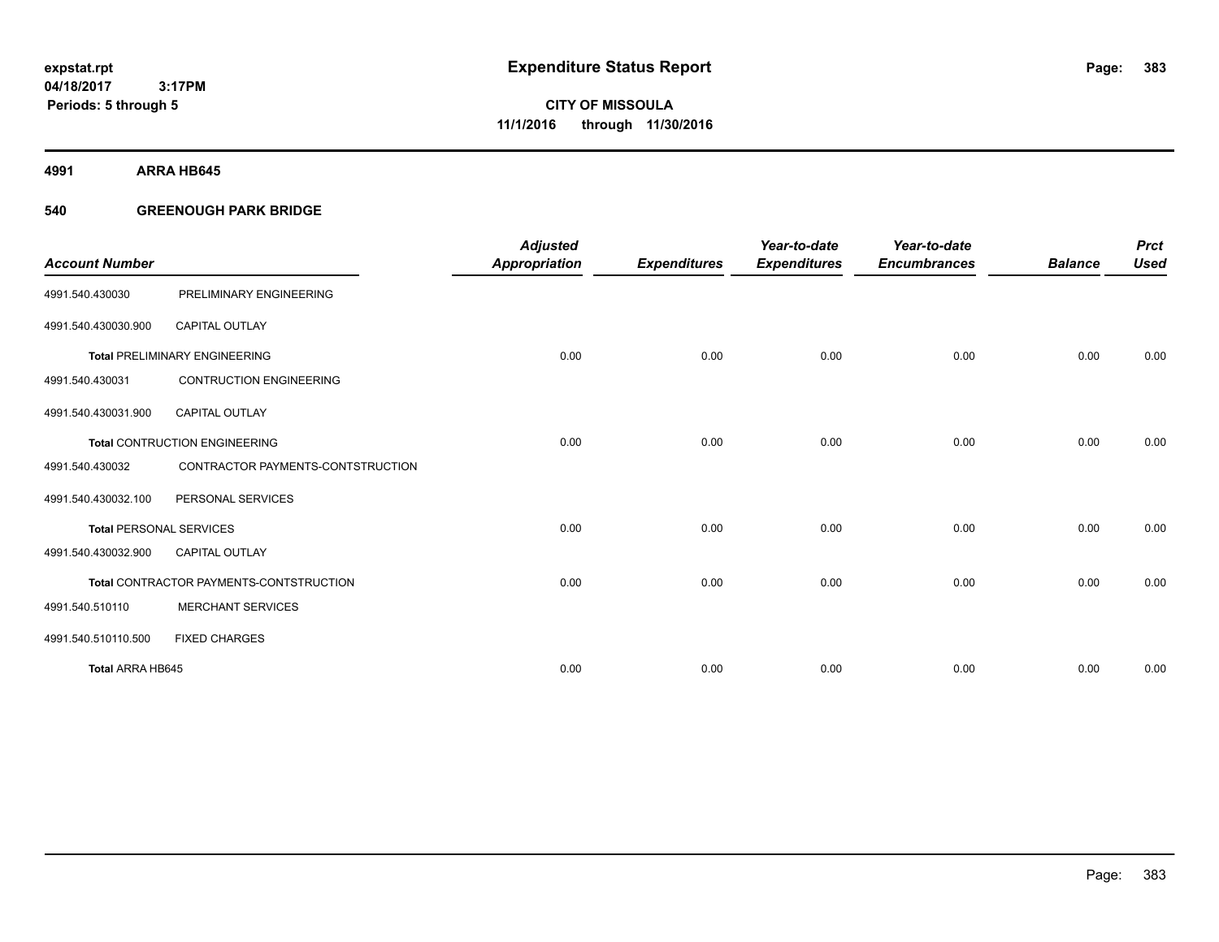**expstat.rpt**
**04/18/2017 3:17PM**
**Periods: 5 through 5**

# Expenditure Status Report

**CITY OF MISSOULA**
**11/1/2016 through 11/30/2016**

## 4991 ARRA HB645

### 540 GREENOUGH PARK BRIDGE

| Account Number | | Adjusted Appropriation | Expenditures | Year-to-date Expenditures | Year-to-date Encumbrances | Balance | Prct Used |
|---|---|---|---|---|---|---|---|
| 4991.540.430030 | PRELIMINARY ENGINEERING | | | | | | |
| 4991.540.430030.900 | CAPITAL OUTLAY | | | | | | |
| **Total** PRELIMINARY ENGINEERING | | 0.00 | 0.00 | 0.00 | 0.00 | 0.00 | 0.00 |
| 4991.540.430031 | CONTRUCTION ENGINEERING | | | | | | |
| 4991.540.430031.900 | CAPITAL OUTLAY | | | | | | |
| **Total** CONTRUCTION ENGINEERING | | 0.00 | 0.00 | 0.00 | 0.00 | 0.00 | 0.00 |
| 4991.540.430032 | CONTRACTOR PAYMENTS-CONTSTRUCTION | | | | | | |
| 4991.540.430032.100 | PERSONAL SERVICES | | | | | | |
| **Total** PERSONAL SERVICES | | 0.00 | 0.00 | 0.00 | 0.00 | 0.00 | 0.00 |
| 4991.540.430032.900 | CAPITAL OUTLAY | | | | | | |
| **Total** CONTRACTOR PAYMENTS-CONTSTRUCTION | | 0.00 | 0.00 | 0.00 | 0.00 | 0.00 | 0.00 |
| 4991.540.510110 | MERCHANT SERVICES | | | | | | |
| 4991.540.510110.500 | FIXED CHARGES | | | | | | |
| **Total ARRA HB645** | | 0.00 | 0.00 | 0.00 | 0.00 | 0.00 | 0.00 |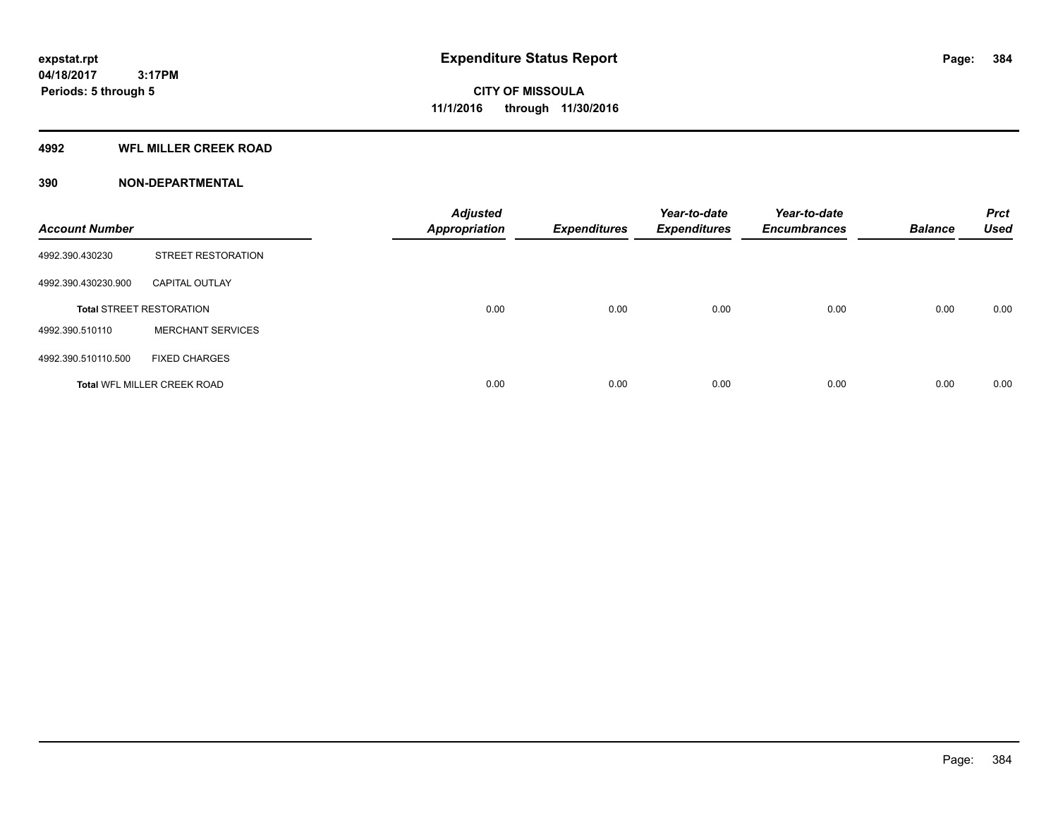**expstat.rpt**
**04/18/2017 3:17PM**
**Periods: 5 through 5**

# Expenditure Status Report

**CITY OF MISSOULA**
**11/1/2016 through 11/30/2016**

## 4992 WFL MILLER CREEK ROAD

### 390 NON-DEPARTMENTAL

| Account Number | | Adjusted Appropriation | Expenditures | Year-to-date Expenditures | Year-to-date Encumbrances | Balance | Prct Used |
|---|---|---|---|---|---|---|---|
| 4992.390.430230 | STREET RESTORATION | | | | | | |
| 4992.390.430230.900 | CAPITAL OUTLAY | | | | | | |
| **Total** STREET RESTORATION | | 0.00 | 0.00 | 0.00 | 0.00 | 0.00 | 0.00 |
| 4992.390.510110 | MERCHANT SERVICES | | | | | | |
| 4992.390.510110.500 | FIXED CHARGES | | | | | | |
| **Total** WFL MILLER CREEK ROAD | | 0.00 | 0.00 | 0.00 | 0.00 | 0.00 | 0.00 |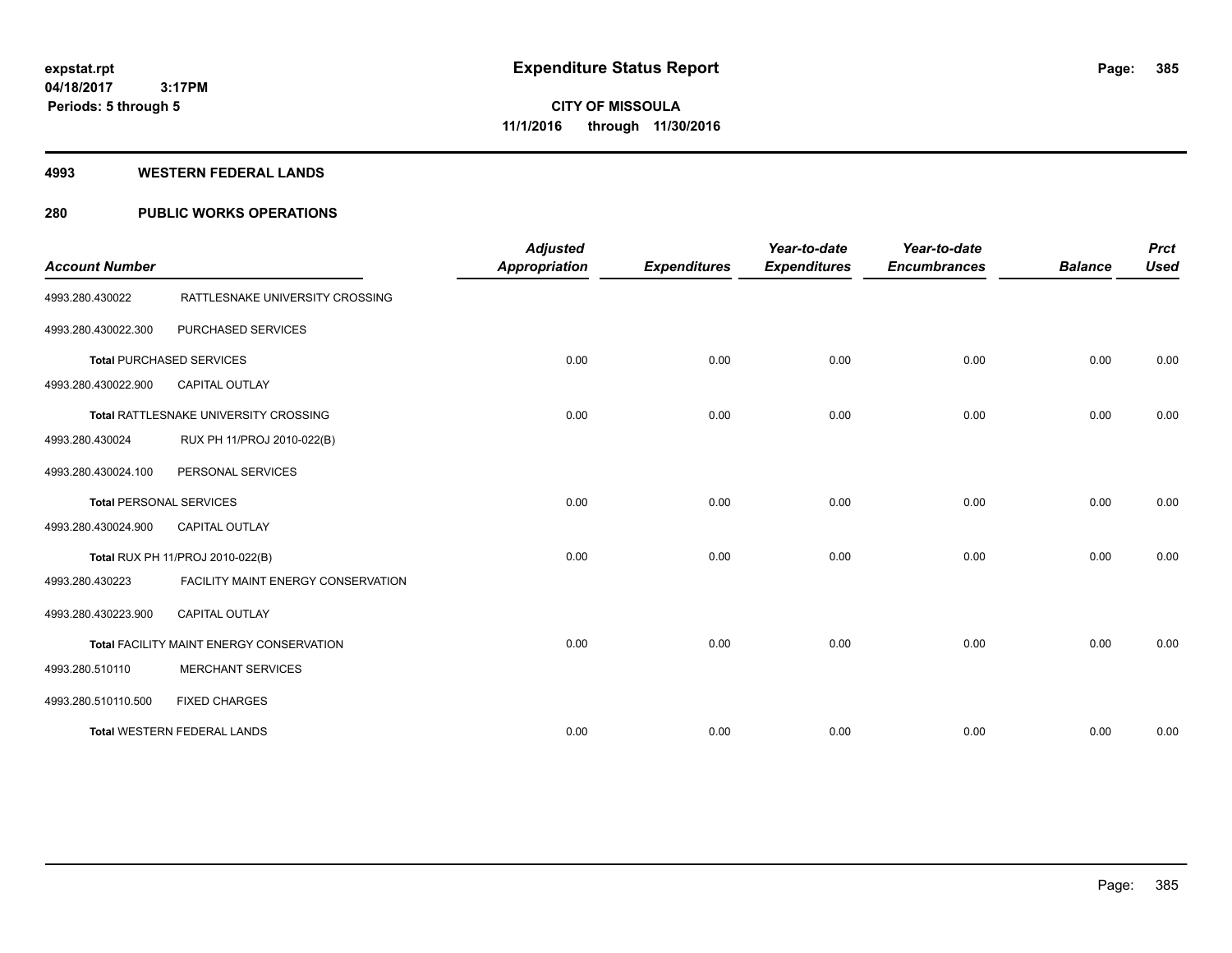# Expenditure Status Report

expstat.rpt
04/18/2017 3:17PM
Periods: 5 through 5

CITY OF MISSOULA
11/1/2016 through 11/30/2016

## 4993 WESTERN FEDERAL LANDS

## 280 PUBLIC WORKS OPERATIONS

| Account Number | | Adjusted Appropriation | Expenditures | Year-to-date Expenditures | Year-to-date Encumbrances | Balance | Prct Used |
|---|---|---|---|---|---|---|---|
| 4993.280.430022 | RATTLESNAKE UNIVERSITY CROSSING | | | | | | |
| 4993.280.430022.300 | PURCHASED SERVICES | | | | | | |
| **Total** PURCHASED SERVICES | | 0.00 | 0.00 | 0.00 | 0.00 | 0.00 | 0.00 |
| 4993.280.430022.900 | CAPITAL OUTLAY | | | | | | |
| **Total** RATTLESNAKE UNIVERSITY CROSSING | | 0.00 | 0.00 | 0.00 | 0.00 | 0.00 | 0.00 |
| 4993.280.430024 | RUX PH 11/PROJ 2010-022(B) | | | | | | |
| 4993.280.430024.100 | PERSONAL SERVICES | | | | | | |
| **Total** PERSONAL SERVICES | | 0.00 | 0.00 | 0.00 | 0.00 | 0.00 | 0.00 |
| 4993.280.430024.900 | CAPITAL OUTLAY | | | | | | |
| **Total** RUX PH 11/PROJ 2010-022(B) | | 0.00 | 0.00 | 0.00 | 0.00 | 0.00 | 0.00 |
| 4993.280.430223 | FACILITY MAINT ENERGY CONSERVATION | | | | | | |
| 4993.280.430223.900 | CAPITAL OUTLAY | | | | | | |
| **Total** FACILITY MAINT ENERGY CONSERVATION | | 0.00 | 0.00 | 0.00 | 0.00 | 0.00 | 0.00 |
| 4993.280.510110 | MERCHANT SERVICES | | | | | | |
| 4993.280.510110.500 | FIXED CHARGES | | | | | | |
| **Total** WESTERN FEDERAL LANDS | | 0.00 | 0.00 | 0.00 | 0.00 | 0.00 | 0.00 |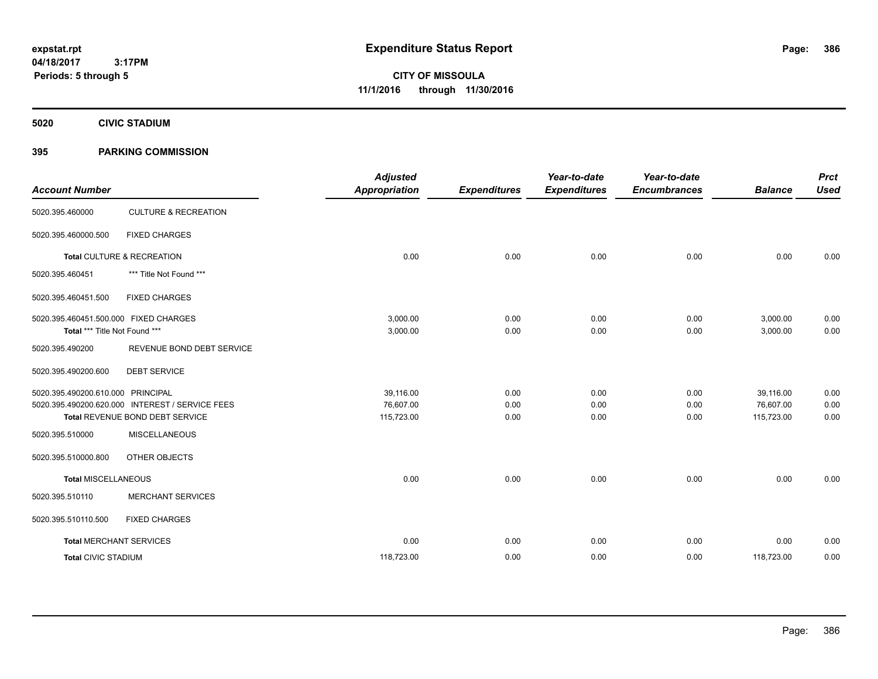**expstat.rpt**
**04/18/2017 3:17PM**
**Periods: 5 through 5**

# Expenditure Status Report

**CITY OF MISSOULA**
**11/1/2016 through 11/30/2016**

## 5020 CIVIC STADIUM

### 395 PARKING COMMISSION

| Account Number | | Adjusted Appropriation | Expenditures | Year-to-date Expenditures | Year-to-date Encumbrances | Balance | Prct Used |
|---|---|---|---|---|---|---|---|
| 5020.395.460000 | CULTURE & RECREATION | | | | | | |
| 5020.395.460000.500 | FIXED CHARGES | | | | | | |
| **Total** CULTURE & RECREATION | | 0.00 | 0.00 | 0.00 | 0.00 | 0.00 | 0.00 |
| 5020.395.460451 | *** Title Not Found *** | | | | | | |
| 5020.395.460451.500 | FIXED CHARGES | | | | | | |
| 5020.395.460451.500.000 | FIXED CHARGES | 3,000.00 | 0.00 | 0.00 | 0.00 | 3,000.00 | 0.00 |
| **Total** *** Title Not Found *** | | 3,000.00 | 0.00 | 0.00 | 0.00 | 3,000.00 | 0.00 |
| 5020.395.490200 | REVENUE BOND DEBT SERVICE | | | | | | |
| 5020.395.490200.600 | DEBT SERVICE | | | | | | |
| 5020.395.490200.610.000 | PRINCIPAL | 39,116.00 | 0.00 | 0.00 | 0.00 | 39,116.00 | 0.00 |
| 5020.395.490200.620.000 | INTEREST / SERVICE FEES | 76,607.00 | 0.00 | 0.00 | 0.00 | 76,607.00 | 0.00 |
| **Total** REVENUE BOND DEBT SERVICE | | 115,723.00 | 0.00 | 0.00 | 0.00 | 115,723.00 | 0.00 |
| 5020.395.510000 | MISCELLANEOUS | | | | | | |
| 5020.395.510000.800 | OTHER OBJECTS | | | | | | |
| **Total** MISCELLANEOUS | | 0.00 | 0.00 | 0.00 | 0.00 | 0.00 | 0.00 |
| 5020.395.510110 | MERCHANT SERVICES | | | | | | |
| 5020.395.510110.500 | FIXED CHARGES | | | | | | |
| **Total** MERCHANT SERVICES | | 0.00 | 0.00 | 0.00 | 0.00 | 0.00 | 0.00 |
| **Total** CIVIC STADIUM | | 118,723.00 | 0.00 | 0.00 | 0.00 | 118,723.00 | 0.00 |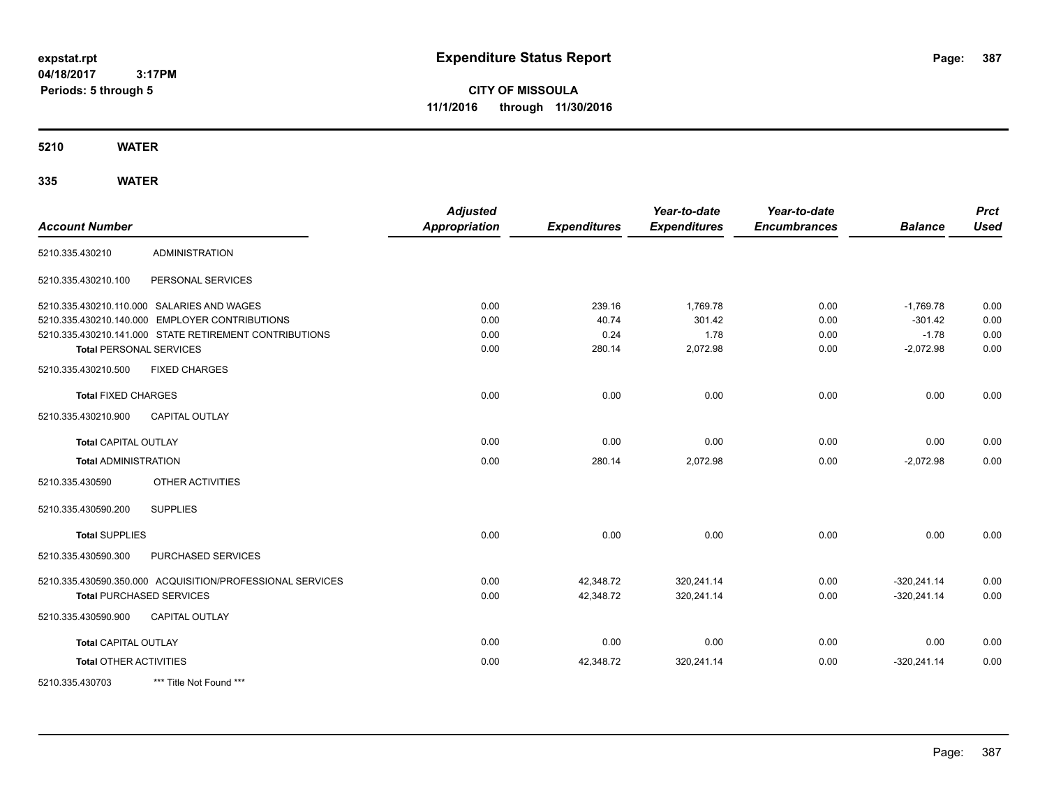**expstat.rpt**
**04/18/2017 3:17PM**
**Periods: 5 through 5**

# Expenditure Status Report

**CITY OF MISSOULA**
**11/1/2016 through 11/30/2016**

## 5210 WATER

### 335 WATER

| Account Number | | Adjusted Appropriation | Expenditures | Year-to-date Expenditures | Year-to-date Encumbrances | Balance | Prct Used |
|---|---|---|---|---|---|---|---|
| 5210.335.430210 | ADMINISTRATION | | | | | | |
| 5210.335.430210.100 | PERSONAL SERVICES | | | | | | |
| 5210.335.430210.110.000 | SALARIES AND WAGES | 0.00 | 239.16 | 1,769.78 | 0.00 | -1,769.78 | 0.00 |
| 5210.335.430210.140.000 | EMPLOYER CONTRIBUTIONS | 0.00 | 40.74 | 301.42 | 0.00 | -301.42 | 0.00 |
| 5210.335.430210.141.000 | STATE RETIREMENT CONTRIBUTIONS | 0.00 | 0.24 | 1.78 | 0.00 | -1.78 | 0.00 |
| **Total** PERSONAL SERVICES | | 0.00 | 280.14 | 2,072.98 | 0.00 | -2,072.98 | 0.00 |
| 5210.335.430210.500 | FIXED CHARGES | | | | | | |
| **Total** FIXED CHARGES | | 0.00 | 0.00 | 0.00 | 0.00 | 0.00 | 0.00 |
| 5210.335.430210.900 | CAPITAL OUTLAY | | | | | | |
| **Total** CAPITAL OUTLAY | | 0.00 | 0.00 | 0.00 | 0.00 | 0.00 | 0.00 |
| **Total** ADMINISTRATION | | 0.00 | 280.14 | 2,072.98 | 0.00 | -2,072.98 | 0.00 |
| 5210.335.430590 | OTHER ACTIVITIES | | | | | | |
| 5210.335.430590.200 | SUPPLIES | | | | | | |
| **Total** SUPPLIES | | 0.00 | 0.00 | 0.00 | 0.00 | 0.00 | 0.00 |
| 5210.335.430590.300 | PURCHASED SERVICES | | | | | | |
| 5210.335.430590.350.000 | ACQUISITION/PROFESSIONAL SERVICES | 0.00 | 42,348.72 | 320,241.14 | 0.00 | -320,241.14 | 0.00 |
| **Total** PURCHASED SERVICES | | 0.00 | 42,348.72 | 320,241.14 | 0.00 | -320,241.14 | 0.00 |
| 5210.335.430590.900 | CAPITAL OUTLAY | | | | | | |
| **Total** CAPITAL OUTLAY | | 0.00 | 0.00 | 0.00 | 0.00 | 0.00 | 0.00 |
| **Total** OTHER ACTIVITIES | | 0.00 | 42,348.72 | 320,241.14 | 0.00 | -320,241.14 | 0.00 |
| 5210.335.430703 | *** Title Not Found *** | | | | | | |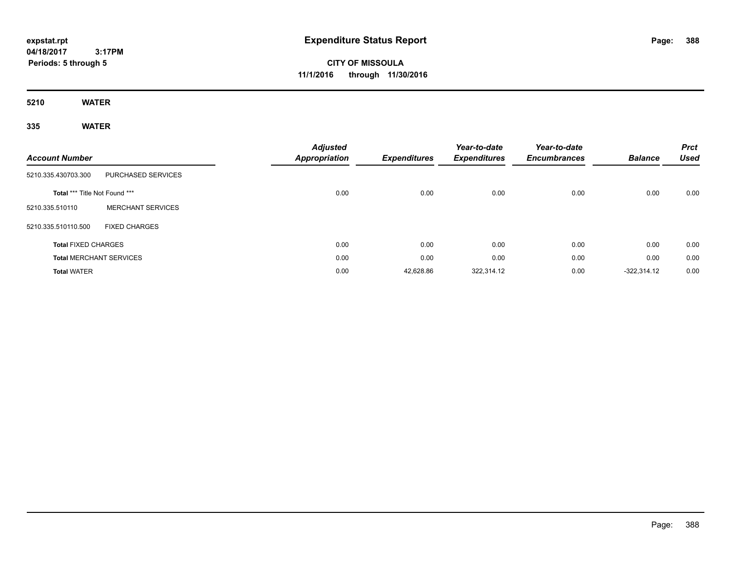expstat.rpt
04/18/2017 3:17PM
Periods: 5 through 5

# Expenditure Status Report

**CITY OF MISSOULA**
**11/1/2016 through 11/30/2016**

## 5210 WATER

### 335 WATER

| Account Number | | Adjusted Appropriation | Expenditures | Year-to-date Expenditures | Year-to-date Encumbrances | Balance | Prct Used |
|---|---|---|---|---|---|---|---|
| 5210.335.430703.300 | PURCHASED SERVICES | | | | | | |
| Total *** Title Not Found *** | | 0.00 | 0.00 | 0.00 | 0.00 | 0.00 | 0.00 |
| 5210.335.510110 | MERCHANT SERVICES | | | | | | |
| 5210.335.510110.500 | FIXED CHARGES | | | | | | |
| Total FIXED CHARGES | | 0.00 | 0.00 | 0.00 | 0.00 | 0.00 | 0.00 |
| Total MERCHANT SERVICES | | 0.00 | 0.00 | 0.00 | 0.00 | 0.00 | 0.00 |
| Total WATER | | 0.00 | 42,628.86 | 322,314.12 | 0.00 | -322,314.12 | 0.00 |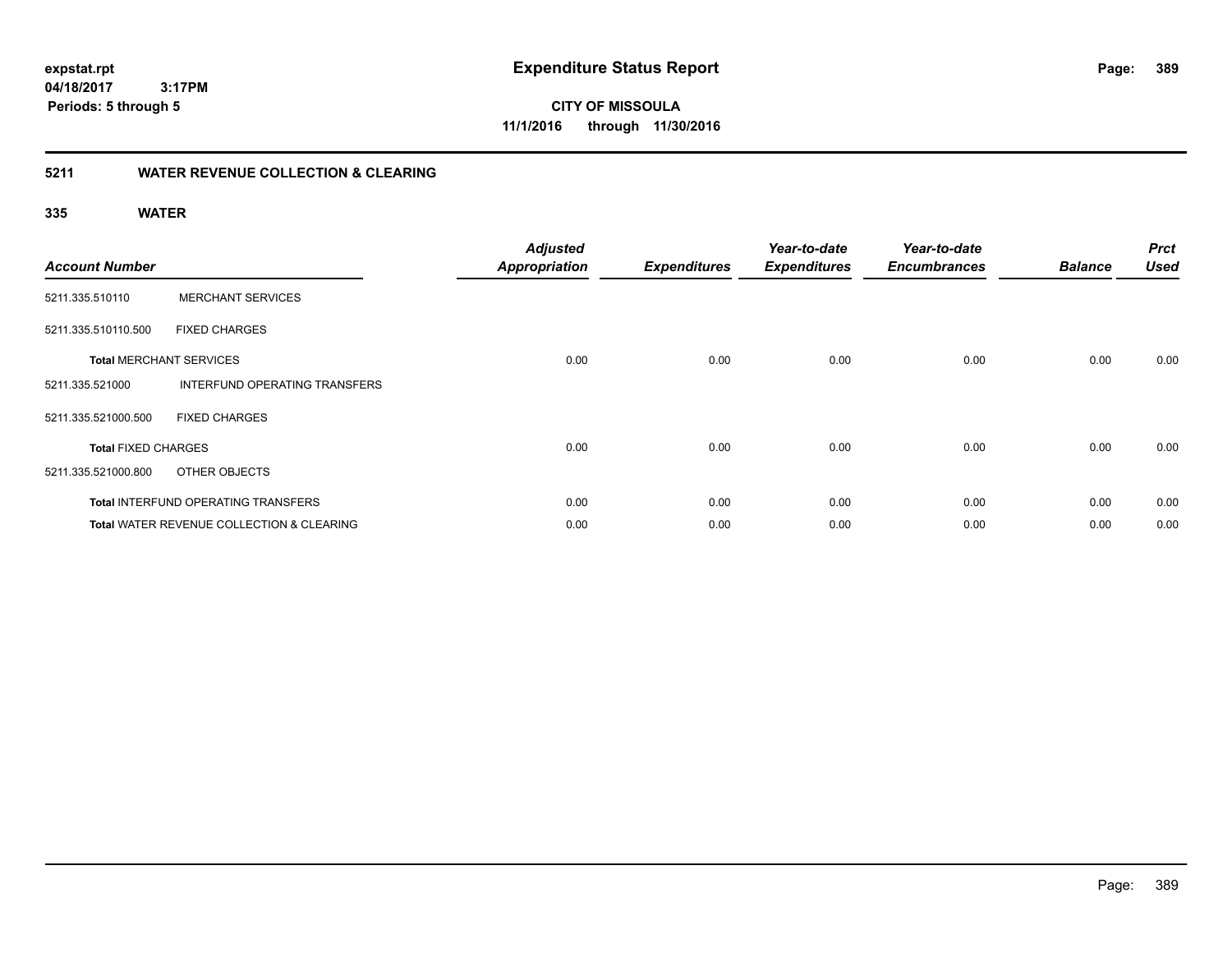# Expenditure Status Report

expstat.rpt
04/18/2017 3:17PM
Periods: 5 through 5

**CITY OF MISSOULA**
**11/1/2016 through 11/30/2016**

## 5211 WATER REVENUE COLLECTION & CLEARING

### 335 WATER

| Account Number | | Adjusted Appropriation | Expenditures | Year-to-date Expenditures | Year-to-date Encumbrances | Balance | Prct Used |
|---|---|---|---|---|---|---|---|
| 5211.335.510110 | MERCHANT SERVICES | | | | | | |
| 5211.335.510110.500 | FIXED CHARGES | | | | | | |
| **Total** MERCHANT SERVICES | | 0.00 | 0.00 | 0.00 | 0.00 | 0.00 | 0.00 |
| 5211.335.521000 | INTERFUND OPERATING TRANSFERS | | | | | | |
| 5211.335.521000.500 | FIXED CHARGES | | | | | | |
| **Total** FIXED CHARGES | | 0.00 | 0.00 | 0.00 | 0.00 | 0.00 | 0.00 |
| 5211.335.521000.800 | OTHER OBJECTS | | | | | | |
| **Total** INTERFUND OPERATING TRANSFERS | | 0.00 | 0.00 | 0.00 | 0.00 | 0.00 | 0.00 |
| **Total** WATER REVENUE COLLECTION & CLEARING | | 0.00 | 0.00 | 0.00 | 0.00 | 0.00 | 0.00 |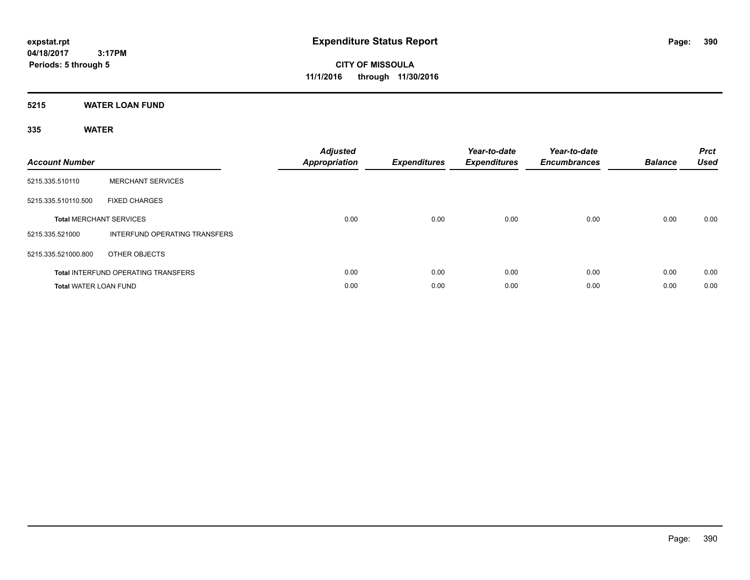**expstat.rpt**
**04/18/2017 3:17PM**
**Periods: 5 through 5**

# Expenditure Status Report

**CITY OF MISSOULA**
**11/1/2016 through 11/30/2016**

## 5215 WATER LOAN FUND

### 335 WATER

| Account Number | | *Adjusted Appropriation* | *Expenditures* | *Year-to-date Expenditures* | *Year-to-date Encumbrances* | *Balance* | *Prct Used* |
|---|---|---|---|---|---|---|---|
| 5215.335.510110 | MERCHANT SERVICES | | | | | | |
| 5215.335.510110.500 | FIXED CHARGES | | | | | | |
| **Total** MERCHANT SERVICES | | 0.00 | 0.00 | 0.00 | 0.00 | 0.00 | 0.00 |
| 5215.335.521000 | INTERFUND OPERATING TRANSFERS | | | | | | |
| 5215.335.521000.800 | OTHER OBJECTS | | | | | | |
| **Total** INTERFUND OPERATING TRANSFERS | | 0.00 | 0.00 | 0.00 | 0.00 | 0.00 | 0.00 |
| **Total** WATER LOAN FUND | | 0.00 | 0.00 | 0.00 | 0.00 | 0.00 | 0.00 |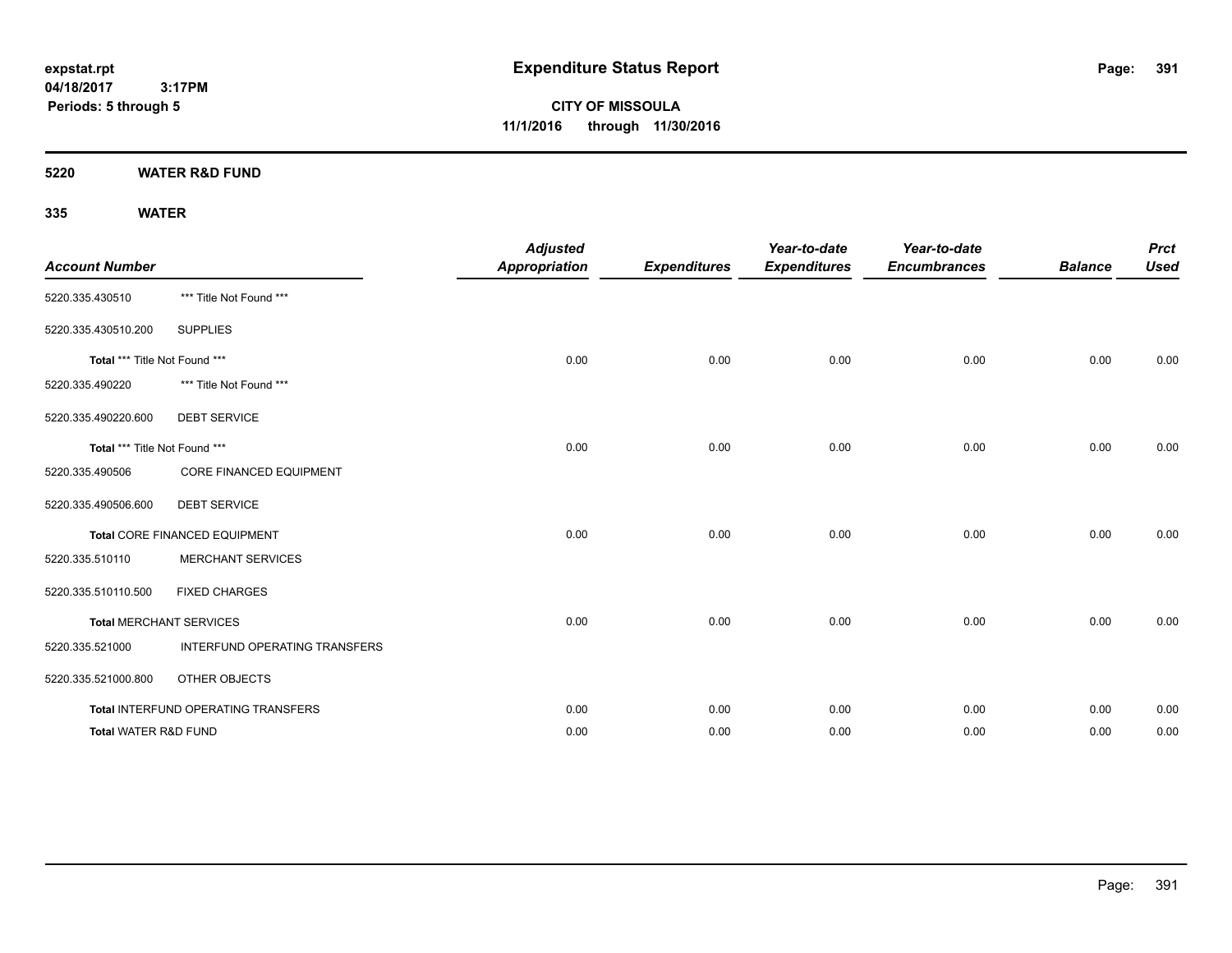expstat.rpt
04/18/2017 3:17PM
Periods: 5 through 5

# Expenditure Status Report

**CITY OF MISSOULA**
**11/1/2016 through 11/30/2016**

## 5220 WATER R&D FUND

### 335 WATER

| Account Number | | Adjusted Appropriation | Expenditures | Year-to-date Expenditures | Year-to-date Encumbrances | Balance | Prct Used |
|---|---|---|---|---|---|---|---|
| 5220.335.430510 | *** Title Not Found *** | | | | | | |
| 5220.335.430510.200 | SUPPLIES | | | | | | |
| Total *** Title Not Found *** | | 0.00 | 0.00 | 0.00 | 0.00 | 0.00 | 0.00 |
| 5220.335.490220 | *** Title Not Found *** | | | | | | |
| 5220.335.490220.600 | DEBT SERVICE | | | | | | |
| Total *** Title Not Found *** | | 0.00 | 0.00 | 0.00 | 0.00 | 0.00 | 0.00 |
| 5220.335.490506 | CORE FINANCED EQUIPMENT | | | | | | |
| 5220.335.490506.600 | DEBT SERVICE | | | | | | |
| Total CORE FINANCED EQUIPMENT | | 0.00 | 0.00 | 0.00 | 0.00 | 0.00 | 0.00 |
| 5220.335.510110 | MERCHANT SERVICES | | | | | | |
| 5220.335.510110.500 | FIXED CHARGES | | | | | | |
| Total MERCHANT SERVICES | | 0.00 | 0.00 | 0.00 | 0.00 | 0.00 | 0.00 |
| 5220.335.521000 | INTERFUND OPERATING TRANSFERS | | | | | | |
| 5220.335.521000.800 | OTHER OBJECTS | | | | | | |
| Total INTERFUND OPERATING TRANSFERS | | 0.00 | 0.00 | 0.00 | 0.00 | 0.00 | 0.00 |
| Total WATER R&D FUND | | 0.00 | 0.00 | 0.00 | 0.00 | 0.00 | 0.00 |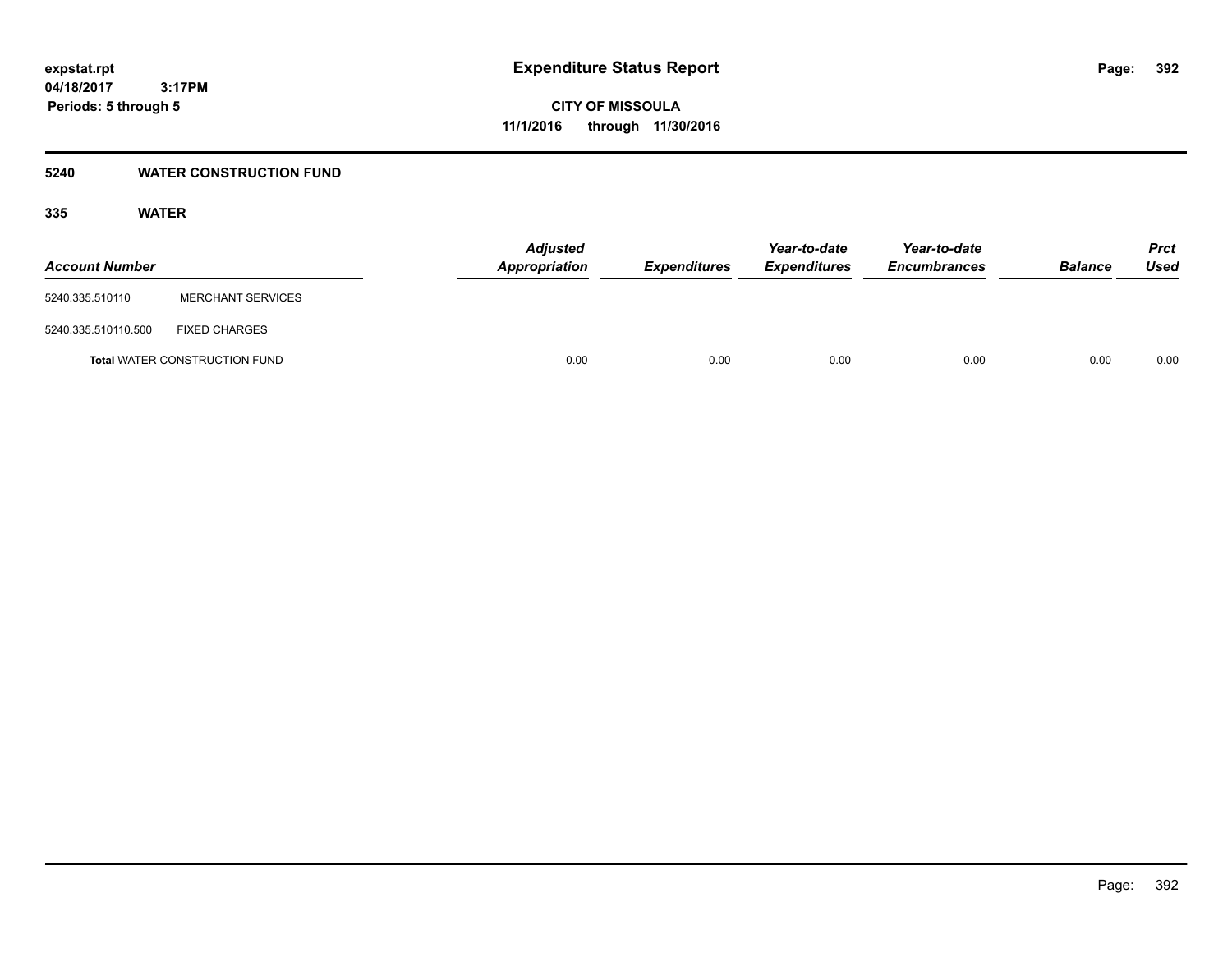**Expenditure Status Report**

**CITY OF MISSOULA**
**11/1/2016 through 11/30/2016**

expstat.rpt
04/18/2017 3:17PM
Periods: 5 through 5

## 5240 WATER CONSTRUCTION FUND

### 335 WATER

| Account Number | | Adjusted Appropriation | Expenditures | Year-to-date Expenditures | Year-to-date Encumbrances | Balance | Prct Used |
|---|---|---|---|---|---|---|---|
| 5240.335.510110 | MERCHANT SERVICES | | | | | | |
| 5240.335.510110.500 | FIXED CHARGES | | | | | | |
| **Total** WATER CONSTRUCTION FUND | | 0.00 | 0.00 | 0.00 | 0.00 | 0.00 | 0.00 |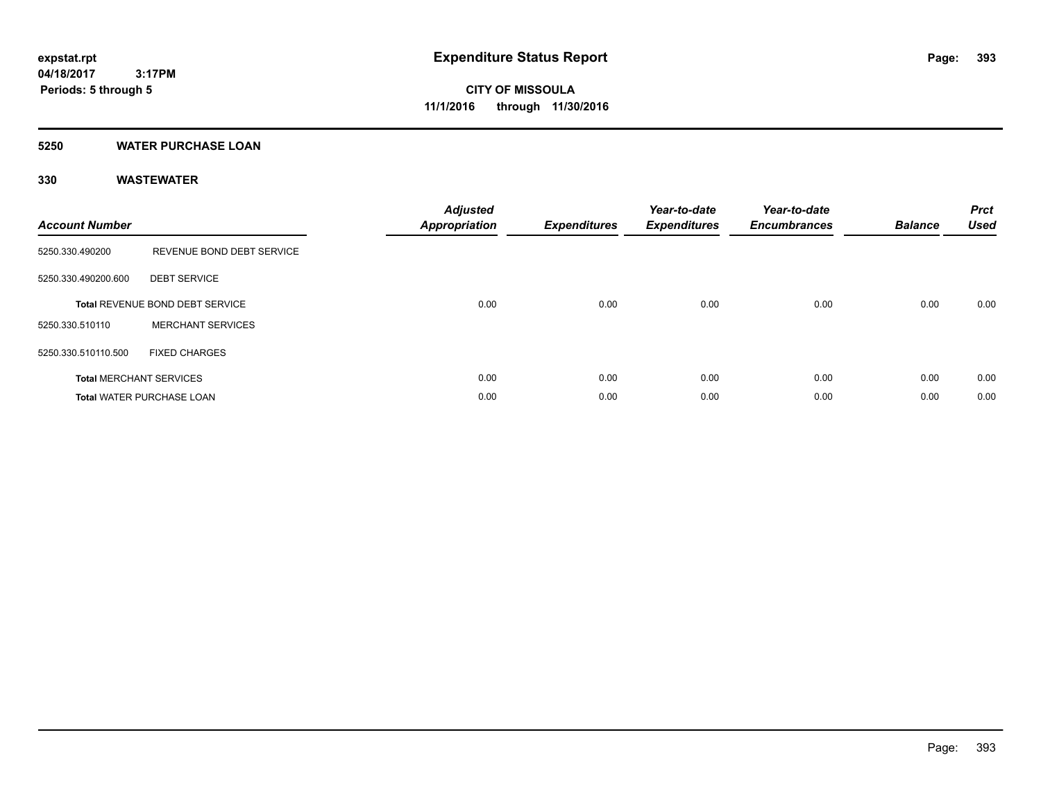**expstat.rpt**
**04/18/2017 3:17PM**
**Periods: 5 through 5**

# Expenditure Status Report

**CITY OF MISSOULA**
**11/1/2016 through 11/30/2016**

## 5250 WATER PURCHASE LOAN

## 330 WASTEWATER

| Account Number | | Adjusted Appropriation | Expenditures | Year-to-date Expenditures | Year-to-date Encumbrances | Balance | Prct Used |
|---|---|---|---|---|---|---|---|
| 5250.330.490200 | REVENUE BOND DEBT SERVICE | | | | | | |
| 5250.330.490200.600 | DEBT SERVICE | | | | | | |
| **Total** REVENUE BOND DEBT SERVICE | | 0.00 | 0.00 | 0.00 | 0.00 | 0.00 | 0.00 |
| 5250.330.510110 | MERCHANT SERVICES | | | | | | |
| 5250.330.510110.500 | FIXED CHARGES | | | | | | |
| **Total** MERCHANT SERVICES | | 0.00 | 0.00 | 0.00 | 0.00 | 0.00 | 0.00 |
| **Total** WATER PURCHASE LOAN | | 0.00 | 0.00 | 0.00 | 0.00 | 0.00 | 0.00 |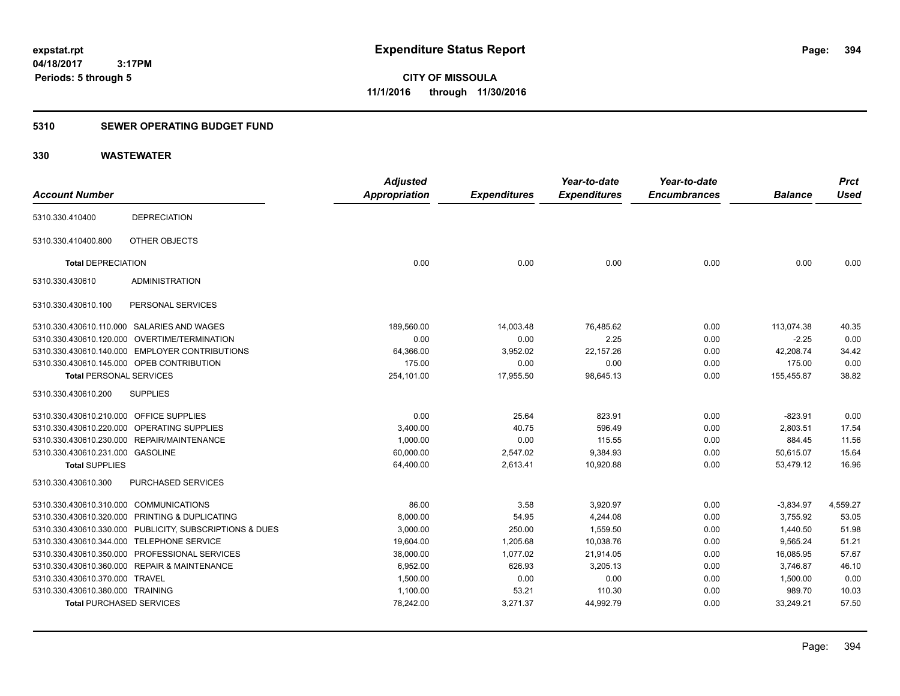# Expenditure Status Report

expstat.rpt
04/18/2017 3:17PM
Periods: 5 through 5

**CITY OF MISSOULA**
**11/1/2016 through 11/30/2016**

## 5310 SEWER OPERATING BUDGET FUND

## 330 WASTEWATER

| Account Number | | Adjusted Appropriation | Expenditures | Year-to-date Expenditures | Year-to-date Encumbrances | Balance | Prct Used |
|---|---|---|---|---|---|---|---|
| 5310.330.410400 | DEPRECIATION | | | | | | |
| 5310.330.410400.800 | OTHER OBJECTS | | | | | | |
| **Total** DEPRECIATION | | 0.00 | 0.00 | 0.00 | 0.00 | 0.00 | 0.00 |
| 5310.330.430610 | ADMINISTRATION | | | | | | |
| 5310.330.430610.100 | PERSONAL SERVICES | | | | | | |
| 5310.330.430610.110.000 | SALARIES AND WAGES | 189,560.00 | 14,003.48 | 76,485.62 | 0.00 | 113,074.38 | 40.35 |
| 5310.330.430610.120.000 | OVERTIME/TERMINATION | 0.00 | 0.00 | 2.25 | 0.00 | -2.25 | 0.00 |
| 5310.330.430610.140.000 | EMPLOYER CONTRIBUTIONS | 64,366.00 | 3,952.02 | 22,157.26 | 0.00 | 42,208.74 | 34.42 |
| 5310.330.430610.145.000 | OPEB CONTRIBUTION | 175.00 | 0.00 | 0.00 | 0.00 | 175.00 | 0.00 |
| **Total** PERSONAL SERVICES | | 254,101.00 | 17,955.50 | 98,645.13 | 0.00 | 155,455.87 | 38.82 |
| 5310.330.430610.200 | SUPPLIES | | | | | | |
| 5310.330.430610.210.000 | OFFICE SUPPLIES | 0.00 | 25.64 | 823.91 | 0.00 | -823.91 | 0.00 |
| 5310.330.430610.220.000 | OPERATING SUPPLIES | 3,400.00 | 40.75 | 596.49 | 0.00 | 2,803.51 | 17.54 |
| 5310.330.430610.230.000 | REPAIR/MAINTENANCE | 1,000.00 | 0.00 | 115.55 | 0.00 | 884.45 | 11.56 |
| 5310.330.430610.231.000 | GASOLINE | 60,000.00 | 2,547.02 | 9,384.93 | 0.00 | 50,615.07 | 15.64 |
| **Total** SUPPLIES | | 64,400.00 | 2,613.41 | 10,920.88 | 0.00 | 53,479.12 | 16.96 |
| 5310.330.430610.300 | PURCHASED SERVICES | | | | | | |
| 5310.330.430610.310.000 | COMMUNICATIONS | 86.00 | 3.58 | 3,920.97 | 0.00 | -3,834.97 | 4,559.27 |
| 5310.330.430610.320.000 | PRINTING & DUPLICATING | 8,000.00 | 54.95 | 4,244.08 | 0.00 | 3,755.92 | 53.05 |
| 5310.330.430610.330.000 | PUBLICITY, SUBSCRIPTIONS & DUES | 3,000.00 | 250.00 | 1,559.50 | 0.00 | 1,440.50 | 51.98 |
| 5310.330.430610.344.000 | TELEPHONE SERVICE | 19,604.00 | 1,205.68 | 10,038.76 | 0.00 | 9,565.24 | 51.21 |
| 5310.330.430610.350.000 | PROFESSIONAL SERVICES | 38,000.00 | 1,077.02 | 21,914.05 | 0.00 | 16,085.95 | 57.67 |
| 5310.330.430610.360.000 | REPAIR & MAINTENANCE | 6,952.00 | 626.93 | 3,205.13 | 0.00 | 3,746.87 | 46.10 |
| 5310.330.430610.370.000 | TRAVEL | 1,500.00 | 0.00 | 0.00 | 0.00 | 1,500.00 | 0.00 |
| 5310.330.430610.380.000 | TRAINING | 1,100.00 | 53.21 | 110.30 | 0.00 | 989.70 | 10.03 |
| **Total** PURCHASED SERVICES | | 78,242.00 | 3,271.37 | 44,992.79 | 0.00 | 33,249.21 | 57.50 |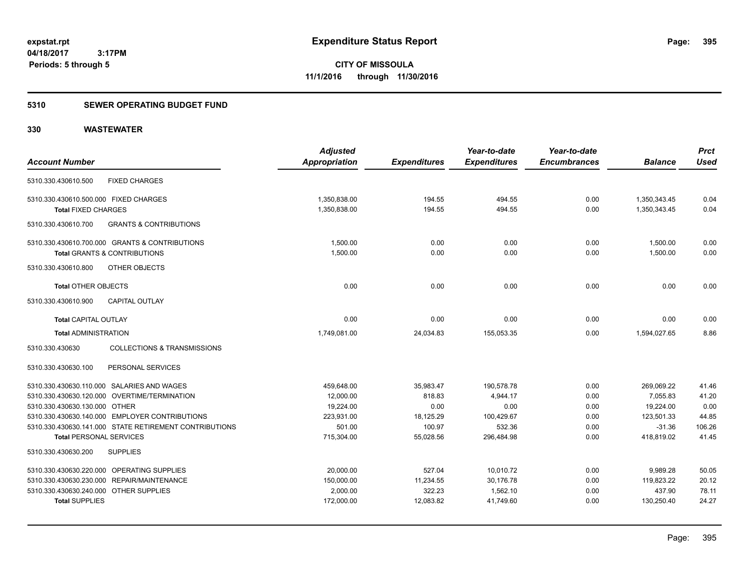# Expenditure Status Report

**CITY OF MISSOULA**
**11/1/2016 through 11/30/2016**

expstat.rpt
04/18/2017 3:17PM
Periods: 5 through 5

## 5310 SEWER OPERATING BUDGET FUND

## 330 WASTEWATER

| Account Number | Adjusted Appropriation | Expenditures | Year-to-date Expenditures | Year-to-date Encumbrances | Balance | Prct Used |
|---|---|---|---|---|---|---|
| 5310.330.430610.500 FIXED CHARGES | | | | | | |
| 5310.330.430610.500.000 FIXED CHARGES | 1,350,838.00 | 194.55 | 494.55 | 0.00 | 1,350,343.45 | 0.04 |
| **Total** FIXED CHARGES | 1,350,838.00 | 194.55 | 494.55 | 0.00 | 1,350,343.45 | 0.04 |
| 5310.330.430610.700 GRANTS & CONTRIBUTIONS | | | | | | |
| 5310.330.430610.700.000 GRANTS & CONTRIBUTIONS | 1,500.00 | 0.00 | 0.00 | 0.00 | 1,500.00 | 0.00 |
| **Total** GRANTS & CONTRIBUTIONS | 1,500.00 | 0.00 | 0.00 | 0.00 | 1,500.00 | 0.00 |
| 5310.330.430610.800 OTHER OBJECTS | | | | | | |
| **Total** OTHER OBJECTS | 0.00 | 0.00 | 0.00 | 0.00 | 0.00 | 0.00 |
| 5310.330.430610.900 CAPITAL OUTLAY | | | | | | |
| **Total** CAPITAL OUTLAY | 0.00 | 0.00 | 0.00 | 0.00 | 0.00 | 0.00 |
| **Total** ADMINISTRATION | 1,749,081.00 | 24,034.83 | 155,053.35 | 0.00 | 1,594,027.65 | 8.86 |
| 5310.330.430630 COLLECTIONS & TRANSMISSIONS | | | | | | |
| 5310.330.430630.100 PERSONAL SERVICES | | | | | | |
| 5310.330.430630.110.000 SALARIES AND WAGES | 459,648.00 | 35,983.47 | 190,578.78 | 0.00 | 269,069.22 | 41.46 |
| 5310.330.430630.120.000 OVERTIME/TERMINATION | 12,000.00 | 818.83 | 4,944.17 | 0.00 | 7,055.83 | 41.20 |
| 5310.330.430630.130.000 OTHER | 19,224.00 | 0.00 | 0.00 | 0.00 | 19,224.00 | 0.00 |
| 5310.330.430630.140.000 EMPLOYER CONTRIBUTIONS | 223,931.00 | 18,125.29 | 100,429.67 | 0.00 | 123,501.33 | 44.85 |
| 5310.330.430630.141.000 STATE RETIREMENT CONTRIBUTIONS | 501.00 | 100.97 | 532.36 | 0.00 | -31.36 | 106.26 |
| **Total** PERSONAL SERVICES | 715,304.00 | 55,028.56 | 296,484.98 | 0.00 | 418,819.02 | 41.45 |
| 5310.330.430630.200 SUPPLIES | | | | | | |
| 5310.330.430630.220.000 OPERATING SUPPLIES | 20,000.00 | 527.04 | 10,010.72 | 0.00 | 9,989.28 | 50.05 |
| 5310.330.430630.230.000 REPAIR/MAINTENANCE | 150,000.00 | 11,234.55 | 30,176.78 | 0.00 | 119,823.22 | 20.12 |
| 5310.330.430630.240.000 OTHER SUPPLIES | 2,000.00 | 322.23 | 1,562.10 | 0.00 | 437.90 | 78.11 |
| **Total** SUPPLIES | 172,000.00 | 12,083.82 | 41,749.60 | 0.00 | 130,250.40 | 24.27 |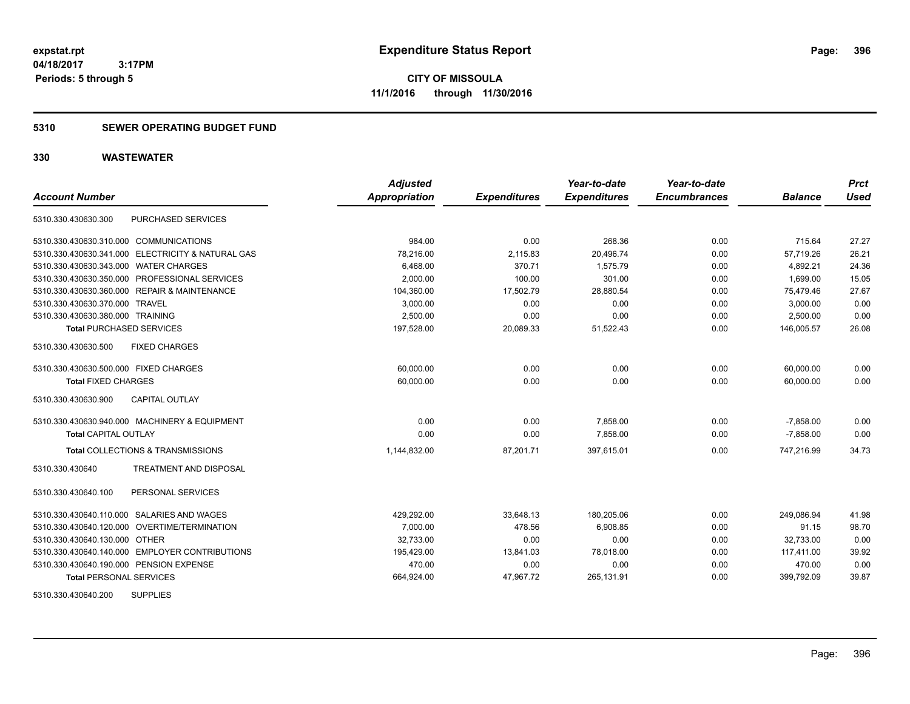**expstat.rpt**
**04/18/2017 3:17PM**
**Periods: 5 through 5**

# Expenditure Status Report

**CITY OF MISSOULA**
**11/1/2016 through 11/30/2016**

## 5310 SEWER OPERATING BUDGET FUND

## 330 WASTEWATER

| Account Number | | Adjusted Appropriation | Expenditures | Year-to-date Expenditures | Year-to-date Encumbrances | Balance | Prct Used |
|---|---|---|---|---|---|---|---|
| 5310.330.430630.300 | PURCHASED SERVICES | | | | | | |
| 5310.330.430630.310.000 | COMMUNICATIONS | 984.00 | 0.00 | 268.36 | 0.00 | 715.64 | 27.27 |
| 5310.330.430630.341.000 | ELECTRICITY & NATURAL GAS | 78,216.00 | 2,115.83 | 20,496.74 | 0.00 | 57,719.26 | 26.21 |
| 5310.330.430630.343.000 | WATER CHARGES | 6,468.00 | 370.71 | 1,575.79 | 0.00 | 4,892.21 | 24.36 |
| 5310.330.430630.350.000 | PROFESSIONAL SERVICES | 2,000.00 | 100.00 | 301.00 | 0.00 | 1,699.00 | 15.05 |
| 5310.330.430630.360.000 | REPAIR & MAINTENANCE | 104,360.00 | 17,502.79 | 28,880.54 | 0.00 | 75,479.46 | 27.67 |
| 5310.330.430630.370.000 | TRAVEL | 3,000.00 | 0.00 | 0.00 | 0.00 | 3,000.00 | 0.00 |
| 5310.330.430630.380.000 | TRAINING | 2,500.00 | 0.00 | 0.00 | 0.00 | 2,500.00 | 0.00 |
| **Total** PURCHASED SERVICES | | 197,528.00 | 20,089.33 | 51,522.43 | 0.00 | 146,005.57 | 26.08 |
| 5310.330.430630.500 | FIXED CHARGES | | | | | | |
| 5310.330.430630.500.000 | FIXED CHARGES | 60,000.00 | 0.00 | 0.00 | 0.00 | 60,000.00 | 0.00 |
| **Total** FIXED CHARGES | | 60,000.00 | 0.00 | 0.00 | 0.00 | 60,000.00 | 0.00 |
| 5310.330.430630.900 | CAPITAL OUTLAY | | | | | | |
| 5310.330.430630.940.000 | MACHINERY & EQUIPMENT | 0.00 | 0.00 | 7,858.00 | 0.00 | -7,858.00 | 0.00 |
| **Total** CAPITAL OUTLAY | | 0.00 | 0.00 | 7,858.00 | 0.00 | -7,858.00 | 0.00 |
| **Total** COLLECTIONS & TRANSMISSIONS | | 1,144,832.00 | 87,201.71 | 397,615.01 | 0.00 | 747,216.99 | 34.73 |
| 5310.330.430640 | TREATMENT AND DISPOSAL | | | | | | |
| 5310.330.430640.100 | PERSONAL SERVICES | | | | | | |
| 5310.330.430640.110.000 | SALARIES AND WAGES | 429,292.00 | 33,648.13 | 180,205.06 | 0.00 | 249,086.94 | 41.98 |
| 5310.330.430640.120.000 | OVERTIME/TERMINATION | 7,000.00 | 478.56 | 6,908.85 | 0.00 | 91.15 | 98.70 |
| 5310.330.430640.130.000 | OTHER | 32,733.00 | 0.00 | 0.00 | 0.00 | 32,733.00 | 0.00 |
| 5310.330.430640.140.000 | EMPLOYER CONTRIBUTIONS | 195,429.00 | 13,841.03 | 78,018.00 | 0.00 | 117,411.00 | 39.92 |
| 5310.330.430640.190.000 | PENSION EXPENSE | 470.00 | 0.00 | 0.00 | 0.00 | 470.00 | 0.00 |
| **Total** PERSONAL SERVICES | | 664,924.00 | 47,967.72 | 265,131.91 | 0.00 | 399,792.09 | 39.87 |
| 5310.330.430640.200 | SUPPLIES | | | | | | |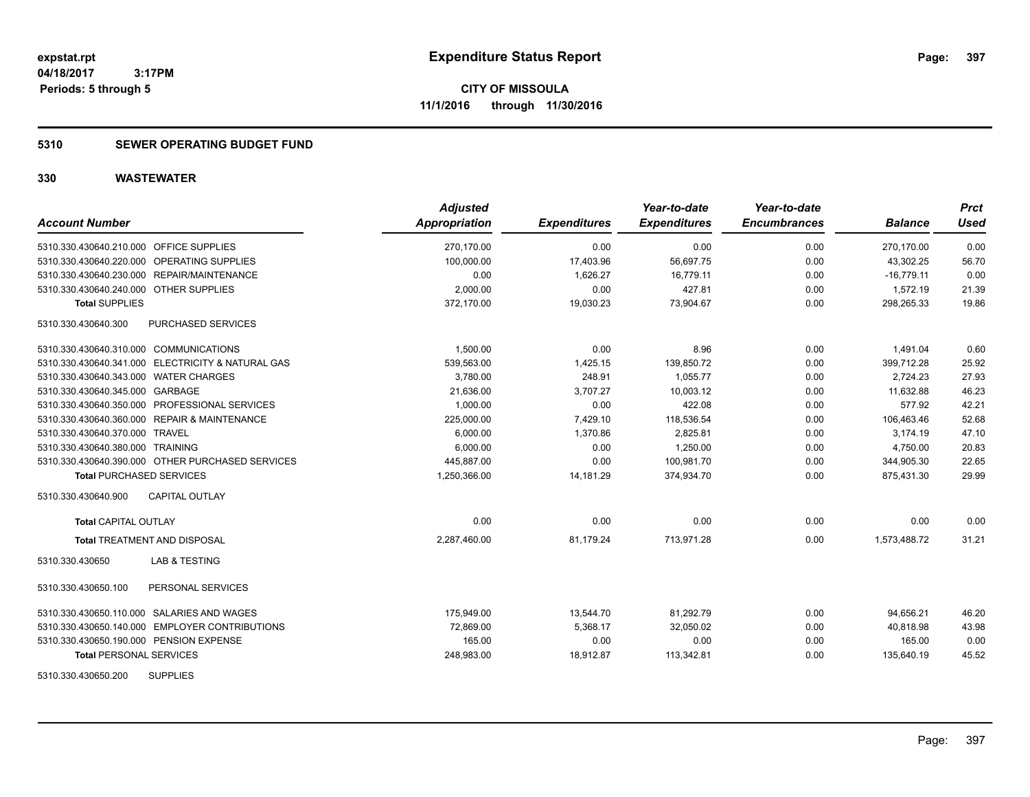**expstat.rpt**
**04/18/2017 3:17PM**
**Periods: 5 through 5**

# Expenditure Status Report

**CITY OF MISSOULA**
**11/1/2016 through 11/30/2016**

## 5310 SEWER OPERATING BUDGET FUND

## 330 WASTEWATER

| Account Number | | Adjusted Appropriation | Expenditures | Year-to-date Expenditures | Year-to-date Encumbrances | Balance | Prct Used |
|---|---|---|---|---|---|---|---|
| 5310.330.430640.210.000 | OFFICE SUPPLIES | 270,170.00 | 0.00 | 0.00 | 0.00 | 270,170.00 | 0.00 |
| 5310.330.430640.220.000 | OPERATING SUPPLIES | 100,000.00 | 17,403.96 | 56,697.75 | 0.00 | 43,302.25 | 56.70 |
| 5310.330.430640.230.000 | REPAIR/MAINTENANCE | 0.00 | 1,626.27 | 16,779.11 | 0.00 | -16,779.11 | 0.00 |
| 5310.330.430640.240.000 | OTHER SUPPLIES | 2,000.00 | 0.00 | 427.81 | 0.00 | 1,572.19 | 21.39 |
| **Total** SUPPLIES | | 372,170.00 | 19,030.23 | 73,904.67 | 0.00 | 298,265.33 | 19.86 |
| 5310.330.430640.300 | PURCHASED SERVICES | | | | | | |
| 5310.330.430640.310.000 | COMMUNICATIONS | 1,500.00 | 0.00 | 8.96 | 0.00 | 1,491.04 | 0.60 |
| 5310.330.430640.341.000 | ELECTRICITY & NATURAL GAS | 539,563.00 | 1,425.15 | 139,850.72 | 0.00 | 399,712.28 | 25.92 |
| 5310.330.430640.343.000 | WATER CHARGES | 3,780.00 | 248.91 | 1,055.77 | 0.00 | 2,724.23 | 27.93 |
| 5310.330.430640.345.000 | GARBAGE | 21,636.00 | 3,707.27 | 10,003.12 | 0.00 | 11,632.88 | 46.23 |
| 5310.330.430640.350.000 | PROFESSIONAL SERVICES | 1,000.00 | 0.00 | 422.08 | 0.00 | 577.92 | 42.21 |
| 5310.330.430640.360.000 | REPAIR & MAINTENANCE | 225,000.00 | 7,429.10 | 118,536.54 | 0.00 | 106,463.46 | 52.68 |
| 5310.330.430640.370.000 | TRAVEL | 6,000.00 | 1,370.86 | 2,825.81 | 0.00 | 3,174.19 | 47.10 |
| 5310.330.430640.380.000 | TRAINING | 6,000.00 | 0.00 | 1,250.00 | 0.00 | 4,750.00 | 20.83 |
| 5310.330.430640.390.000 | OTHER PURCHASED SERVICES | 445,887.00 | 0.00 | 100,981.70 | 0.00 | 344,905.30 | 22.65 |
| **Total** PURCHASED SERVICES | | 1,250,366.00 | 14,181.29 | 374,934.70 | 0.00 | 875,431.30 | 29.99 |
| 5310.330.430640.900 | CAPITAL OUTLAY | | | | | | |
| **Total** CAPITAL OUTLAY | | 0.00 | 0.00 | 0.00 | 0.00 | 0.00 | 0.00 |
| **Total** TREATMENT AND DISPOSAL | | 2,287,460.00 | 81,179.24 | 713,971.28 | 0.00 | 1,573,488.72 | 31.21 |
| 5310.330.430650 | LAB & TESTING | | | | | | |
| 5310.330.430650.100 | PERSONAL SERVICES | | | | | | |
| 5310.330.430650.110.000 | SALARIES AND WAGES | 175,949.00 | 13,544.70 | 81,292.79 | 0.00 | 94,656.21 | 46.20 |
| 5310.330.430650.140.000 | EMPLOYER CONTRIBUTIONS | 72,869.00 | 5,368.17 | 32,050.02 | 0.00 | 40,818.98 | 43.98 |
| 5310.330.430650.190.000 | PENSION EXPENSE | 165.00 | 0.00 | 0.00 | 0.00 | 165.00 | 0.00 |
| **Total** PERSONAL SERVICES | | 248,983.00 | 18,912.87 | 113,342.81 | 0.00 | 135,640.19 | 45.52 |
| 5310.330.430650.200 | SUPPLIES | | | | | | |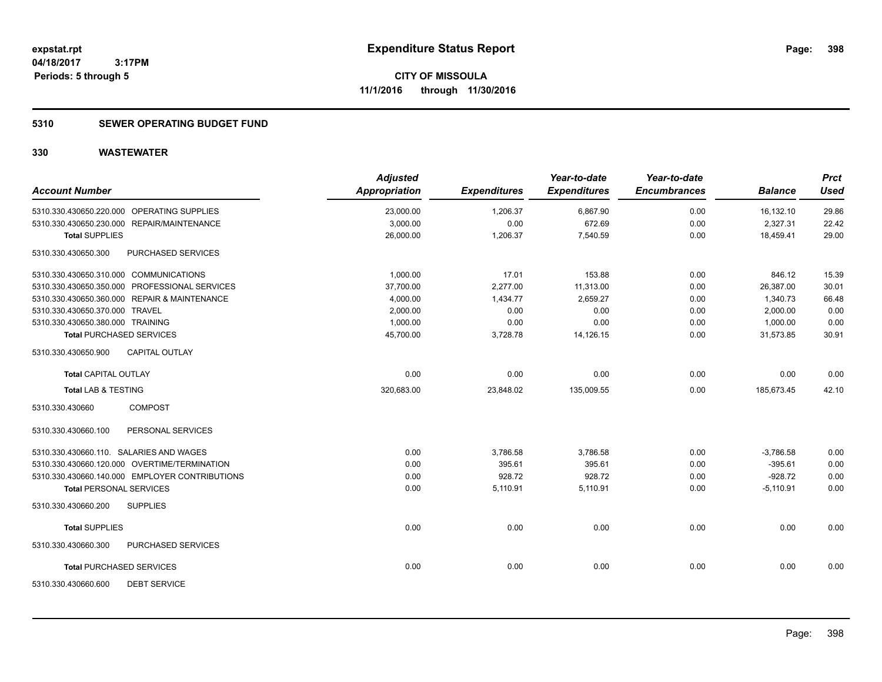**expstat.rpt**
**04/18/2017 3:17PM**
**Periods: 5 through 5**

# Expenditure Status Report

**CITY OF MISSOULA**
**11/1/2016 through 11/30/2016**

## 5310 SEWER OPERATING BUDGET FUND

## 330 WASTEWATER

| Account Number | Adjusted Appropriation | Expenditures | Year-to-date Expenditures | Year-to-date Encumbrances | Balance | Prct Used |
|---|---|---|---|---|---|---|
| 5310.330.430650.220.000 OPERATING SUPPLIES | 23,000.00 | 1,206.37 | 6,867.90 | 0.00 | 16,132.10 | 29.86 |
| 5310.330.430650.230.000 REPAIR/MAINTENANCE | 3,000.00 | 0.00 | 672.69 | 0.00 | 2,327.31 | 22.42 |
| **Total SUPPLIES** | 26,000.00 | 1,206.37 | 7,540.59 | 0.00 | 18,459.41 | 29.00 |
| 5310.330.430650.300 PURCHASED SERVICES | | | | | | |
| 5310.330.430650.310.000 COMMUNICATIONS | 1,000.00 | 17.01 | 153.88 | 0.00 | 846.12 | 15.39 |
| 5310.330.430650.350.000 PROFESSIONAL SERVICES | 37,700.00 | 2,277.00 | 11,313.00 | 0.00 | 26,387.00 | 30.01 |
| 5310.330.430650.360.000 REPAIR & MAINTENANCE | 4,000.00 | 1,434.77 | 2,659.27 | 0.00 | 1,340.73 | 66.48 |
| 5310.330.430650.370.000 TRAVEL | 2,000.00 | 0.00 | 0.00 | 0.00 | 2,000.00 | 0.00 |
| 5310.330.430650.380.000 TRAINING | 1,000.00 | 0.00 | 0.00 | 0.00 | 1,000.00 | 0.00 |
| **Total PURCHASED SERVICES** | 45,700.00 | 3,728.78 | 14,126.15 | 0.00 | 31,573.85 | 30.91 |
| 5310.330.430650.900 CAPITAL OUTLAY | | | | | | |
| **Total CAPITAL OUTLAY** | 0.00 | 0.00 | 0.00 | 0.00 | 0.00 | 0.00 |
| **Total LAB & TESTING** | 320,683.00 | 23,848.02 | 135,009.55 | 0.00 | 185,673.45 | 42.10 |
| 5310.330.430660 COMPOST | | | | | | |
| 5310.330.430660.100 PERSONAL SERVICES | | | | | | |
| 5310.330.430660.110. SALARIES AND WAGES | 0.00 | 3,786.58 | 3,786.58 | 0.00 | -3,786.58 | 0.00 |
| 5310.330.430660.120.000 OVERTIME/TERMINATION | 0.00 | 395.61 | 395.61 | 0.00 | -395.61 | 0.00 |
| 5310.330.430660.140.000 EMPLOYER CONTRIBUTIONS | 0.00 | 928.72 | 928.72 | 0.00 | -928.72 | 0.00 |
| **Total PERSONAL SERVICES** | 0.00 | 5,110.91 | 5,110.91 | 0.00 | -5,110.91 | 0.00 |
| 5310.330.430660.200 SUPPLIES | | | | | | |
| **Total SUPPLIES** | 0.00 | 0.00 | 0.00 | 0.00 | 0.00 | 0.00 |
| 5310.330.430660.300 PURCHASED SERVICES | | | | | | |
| **Total PURCHASED SERVICES** | 0.00 | 0.00 | 0.00 | 0.00 | 0.00 | 0.00 |
| 5310.330.430660.600 DEBT SERVICE | | | | | | |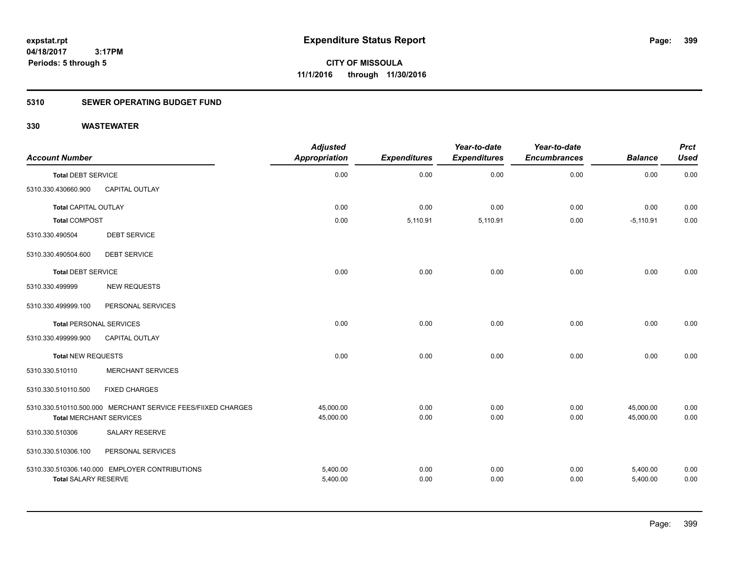**expstat.rpt**
**04/18/2017 3:17PM**
**Periods: 5 through 5**

# Expenditure Status Report

**CITY OF MISSOULA**
**11/1/2016 through 11/30/2016**

## 5310 SEWER OPERATING BUDGET FUND

## 330 WASTEWATER

| Account Number | | Adjusted Appropriation | Expenditures | Year-to-date Expenditures | Year-to-date Encumbrances | Balance | Prct Used |
|---|---|---|---|---|---|---|---|
| **Total** DEBT SERVICE | | 0.00 | 0.00 | 0.00 | 0.00 | 0.00 | 0.00 |
| 5310.330.430660.900 | CAPITAL OUTLAY | | | | | | |
| **Total** CAPITAL OUTLAY | | 0.00 | 0.00 | 0.00 | 0.00 | 0.00 | 0.00 |
| **Total** COMPOST | | 0.00 | 5,110.91 | 5,110.91 | 0.00 | -5,110.91 | 0.00 |
| 5310.330.490504 | DEBT SERVICE | | | | | | |
| 5310.330.490504.600 | DEBT SERVICE | | | | | | |
| **Total** DEBT SERVICE | | 0.00 | 0.00 | 0.00 | 0.00 | 0.00 | 0.00 |
| 5310.330.499999 | NEW REQUESTS | | | | | | |
| 5310.330.499999.100 | PERSONAL SERVICES | | | | | | |
| **Total** PERSONAL SERVICES | | 0.00 | 0.00 | 0.00 | 0.00 | 0.00 | 0.00 |
| 5310.330.499999.900 | CAPITAL OUTLAY | | | | | | |
| **Total** NEW REQUESTS | | 0.00 | 0.00 | 0.00 | 0.00 | 0.00 | 0.00 |
| 5310.330.510110 | MERCHANT SERVICES | | | | | | |
| 5310.330.510110.500 | FIXED CHARGES | | | | | | |
| 5310.330.510110.500.000 | MERCHANT SERVICE FEES/FIIXED CHARGES | 45,000.00 | 0.00 | 0.00 | 0.00 | 45,000.00 | 0.00 |
| **Total** MERCHANT SERVICES | | 45,000.00 | 0.00 | 0.00 | 0.00 | 45,000.00 | 0.00 |
| 5310.330.510306 | SALARY RESERVE | | | | | | |
| 5310.330.510306.100 | PERSONAL SERVICES | | | | | | |
| 5310.330.510306.140.000 | EMPLOYER CONTRIBUTIONS | 5,400.00 | 0.00 | 0.00 | 0.00 | 5,400.00 | 0.00 |
| **Total** SALARY RESERVE | | 5,400.00 | 0.00 | 0.00 | 0.00 | 5,400.00 | 0.00 |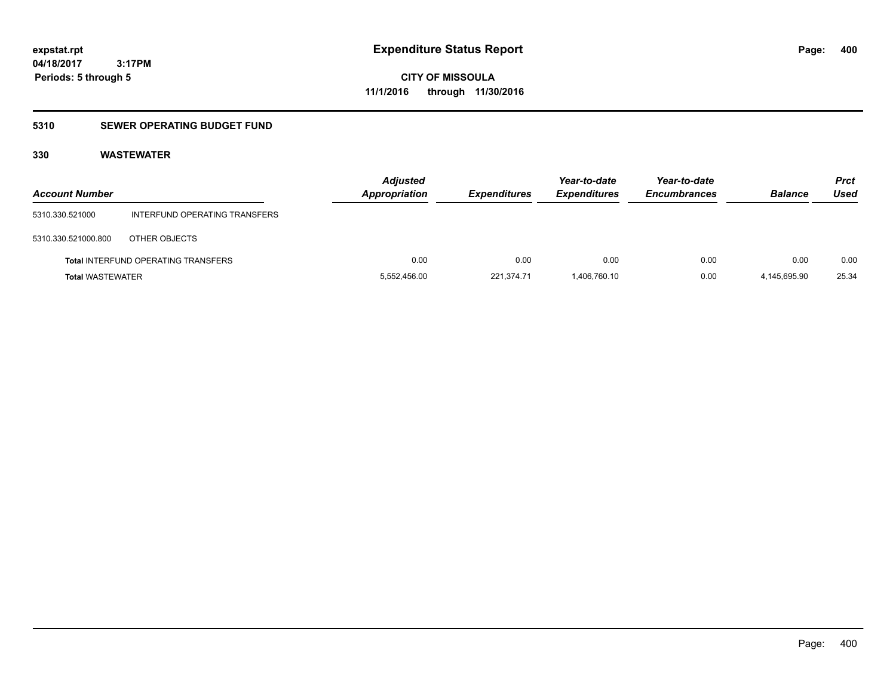# Expenditure Status Report

expstat.rpt
04/18/2017 3:17PM
Periods: 5 through 5

**CITY OF MISSOULA**
**11/1/2016 through 11/30/2016**

## 5310 SEWER OPERATING BUDGET FUND

### 330 WASTEWATER

| Account Number | | Adjusted Appropriation | Expenditures | Year-to-date Expenditures | Year-to-date Encumbrances | Balance | Prct Used |
|---|---|---|---|---|---|---|---|
| 5310.330.521000 | INTERFUND OPERATING TRANSFERS | | | | | | |
| 5310.330.521000.800 | OTHER OBJECTS | | | | | | |
| **Total** INTERFUND OPERATING TRANSFERS | | 0.00 | 0.00 | 0.00 | 0.00 | 0.00 | 0.00 |
| **Total** WASTEWATER | | 5,552,456.00 | 221,374.71 | 1,406,760.10 | 0.00 | 4,145,695.90 | 25.34 |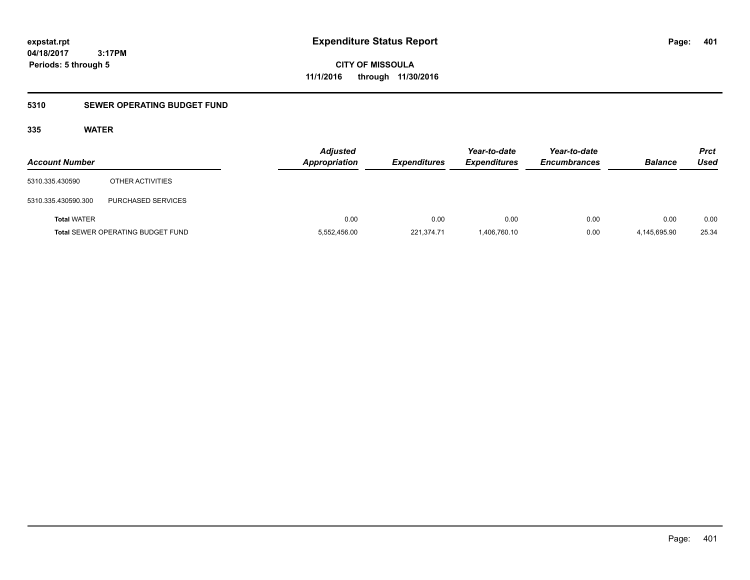**expstat.rpt**
**04/18/2017 3:17PM**
**Periods: 5 through 5**

# Expenditure Status Report

**CITY OF MISSOULA**
**11/1/2016 through 11/30/2016**

## 5310 SEWER OPERATING BUDGET FUND

### 335 WATER

| Account Number | | Adjusted Appropriation | Expenditures | Year-to-date Expenditures | Year-to-date Encumbrances | Balance | Prct Used |
|---|---|---|---|---|---|---|---|
| 5310.335.430590 | OTHER ACTIVITIES | | | | | | |
| 5310.335.430590.300 | PURCHASED SERVICES | | | | | | |
| **Total** WATER | | 0.00 | 0.00 | 0.00 | 0.00 | 0.00 | 0.00 |
| **Total** SEWER OPERATING BUDGET FUND | | 5,552,456.00 | 221,374.71 | 1,406,760.10 | 0.00 | 4,145,695.90 | 25.34 |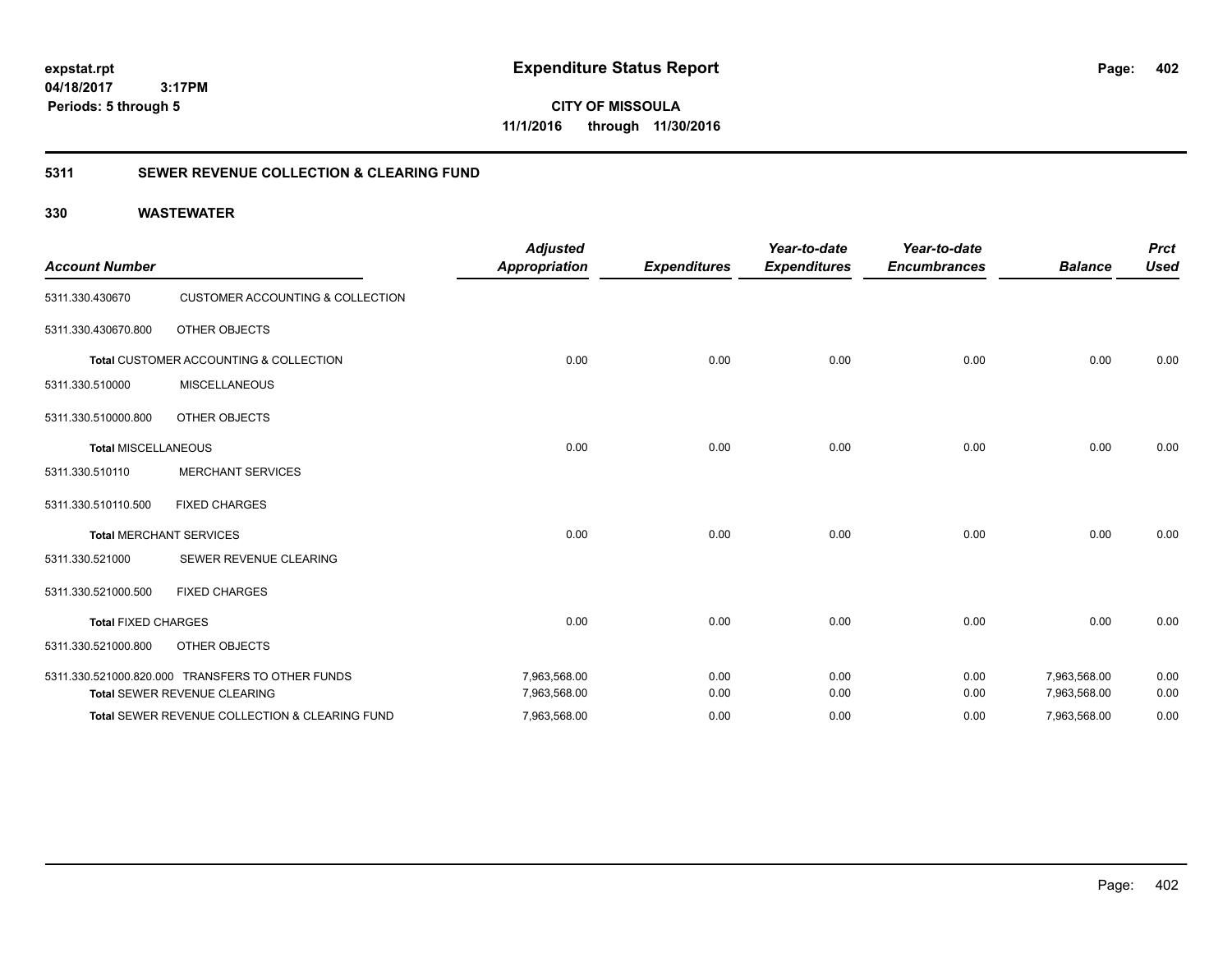**expstat.rpt**
**04/18/2017 3:17PM**
**Periods: 5 through 5**

# Expenditure Status Report

**CITY OF MISSOULA**
**11/1/2016 through 11/30/2016**

## 5311 SEWER REVENUE COLLECTION & CLEARING FUND

### 330 WASTEWATER

| Account Number | | Adjusted Appropriation | Expenditures | Year-to-date Expenditures | Year-to-date Encumbrances | Balance | Prct Used |
|---|---|---|---|---|---|---|---|
| 5311.330.430670 | CUSTOMER ACCOUNTING & COLLECTION | | | | | | |
| 5311.330.430670.800 | OTHER OBJECTS | | | | | | |
| Total CUSTOMER ACCOUNTING & COLLECTION | | 0.00 | 0.00 | 0.00 | 0.00 | 0.00 | 0.00 |
| 5311.330.510000 | MISCELLANEOUS | | | | | | |
| 5311.330.510000.800 | OTHER OBJECTS | | | | | | |
| Total MISCELLANEOUS | | 0.00 | 0.00 | 0.00 | 0.00 | 0.00 | 0.00 |
| 5311.330.510110 | MERCHANT SERVICES | | | | | | |
| 5311.330.510110.500 | FIXED CHARGES | | | | | | |
| Total MERCHANT SERVICES | | 0.00 | 0.00 | 0.00 | 0.00 | 0.00 | 0.00 |
| 5311.330.521000 | SEWER REVENUE CLEARING | | | | | | |
| 5311.330.521000.500 | FIXED CHARGES | | | | | | |
| Total FIXED CHARGES | | 0.00 | 0.00 | 0.00 | 0.00 | 0.00 | 0.00 |
| 5311.330.521000.800 | OTHER OBJECTS | | | | | | |
| 5311.330.521000.820.000 | TRANSFERS TO OTHER FUNDS | 7,963,568.00 | 0.00 | 0.00 | 0.00 | 7,963,568.00 | 0.00 |
| Total SEWER REVENUE CLEARING | | 7,963,568.00 | 0.00 | 0.00 | 0.00 | 7,963,568.00 | 0.00 |
| Total SEWER REVENUE COLLECTION & CLEARING FUND | | 7,963,568.00 | 0.00 | 0.00 | 0.00 | 7,963,568.00 | 0.00 |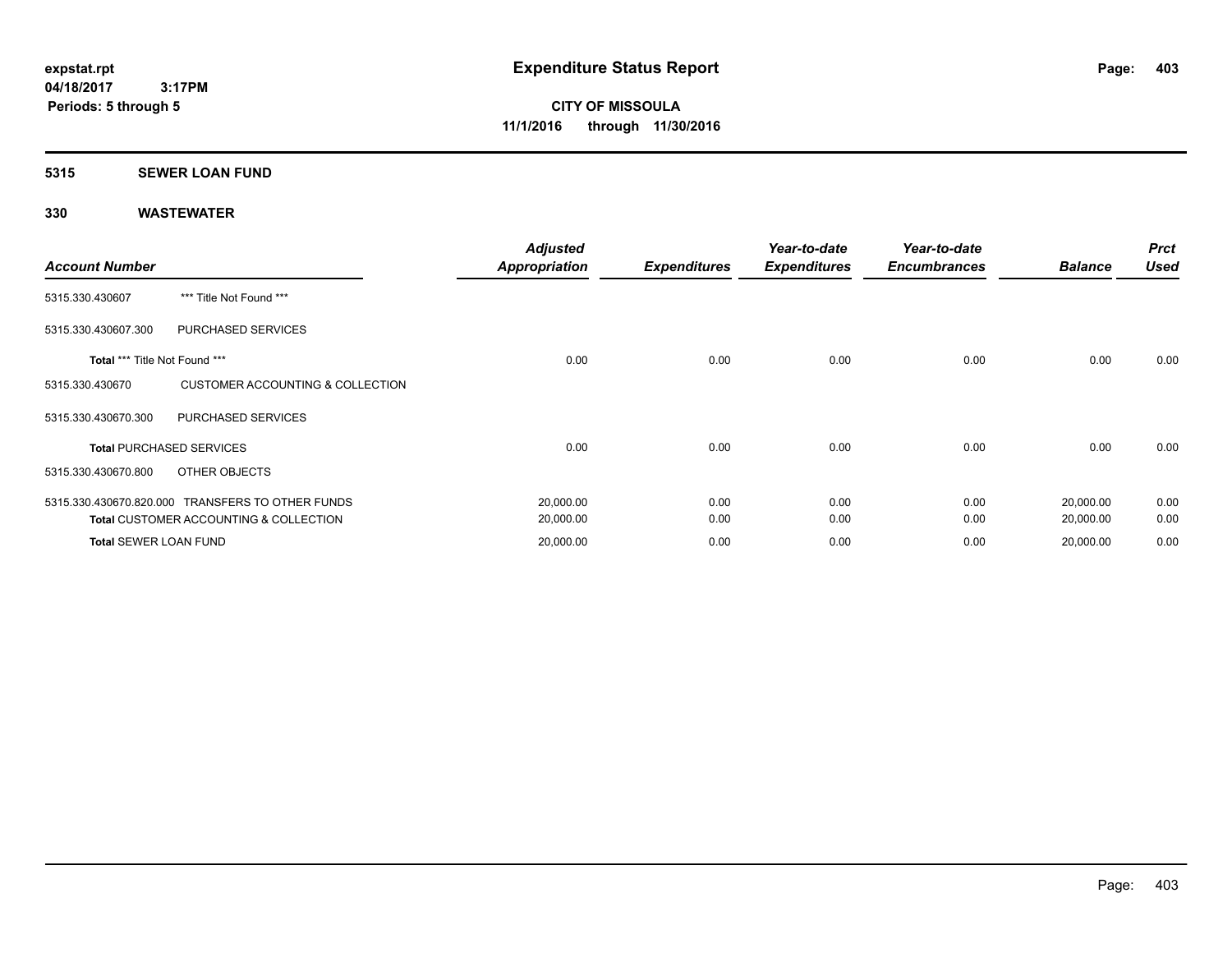expstat.rpt
04/18/2017 3:17PM
Periods: 5 through 5

# Expenditure Status Report

CITY OF MISSOULA
11/1/2016 through 11/30/2016

## 5315 SEWER LOAN FUND

### 330 WASTEWATER

| Account Number | | Adjusted Appropriation | Expenditures | Year-to-date Expenditures | Year-to-date Encumbrances | Balance | Prct Used |
|---|---|---|---|---|---|---|---|
| 5315.330.430607 | *** Title Not Found *** | | | | | | |
| 5315.330.430607.300 | PURCHASED SERVICES | | | | | | |
| **Total** *** Title Not Found *** | | 0.00 | 0.00 | 0.00 | 0.00 | 0.00 | 0.00 |
| 5315.330.430670 | CUSTOMER ACCOUNTING & COLLECTION | | | | | | |
| 5315.330.430670.300 | PURCHASED SERVICES | | | | | | |
| **Total** PURCHASED SERVICES | | 0.00 | 0.00 | 0.00 | 0.00 | 0.00 | 0.00 |
| 5315.330.430670.800 | OTHER OBJECTS | | | | | | |
| 5315.330.430670.820.000 | TRANSFERS TO OTHER FUNDS | 20,000.00 | 0.00 | 0.00 | 0.00 | 20,000.00 | 0.00 |
| **Total** CUSTOMER ACCOUNTING & COLLECTION | | 20,000.00 | 0.00 | 0.00 | 0.00 | 20,000.00 | 0.00 |
| **Total** SEWER LOAN FUND | | 20,000.00 | 0.00 | 0.00 | 0.00 | 20,000.00 | 0.00 |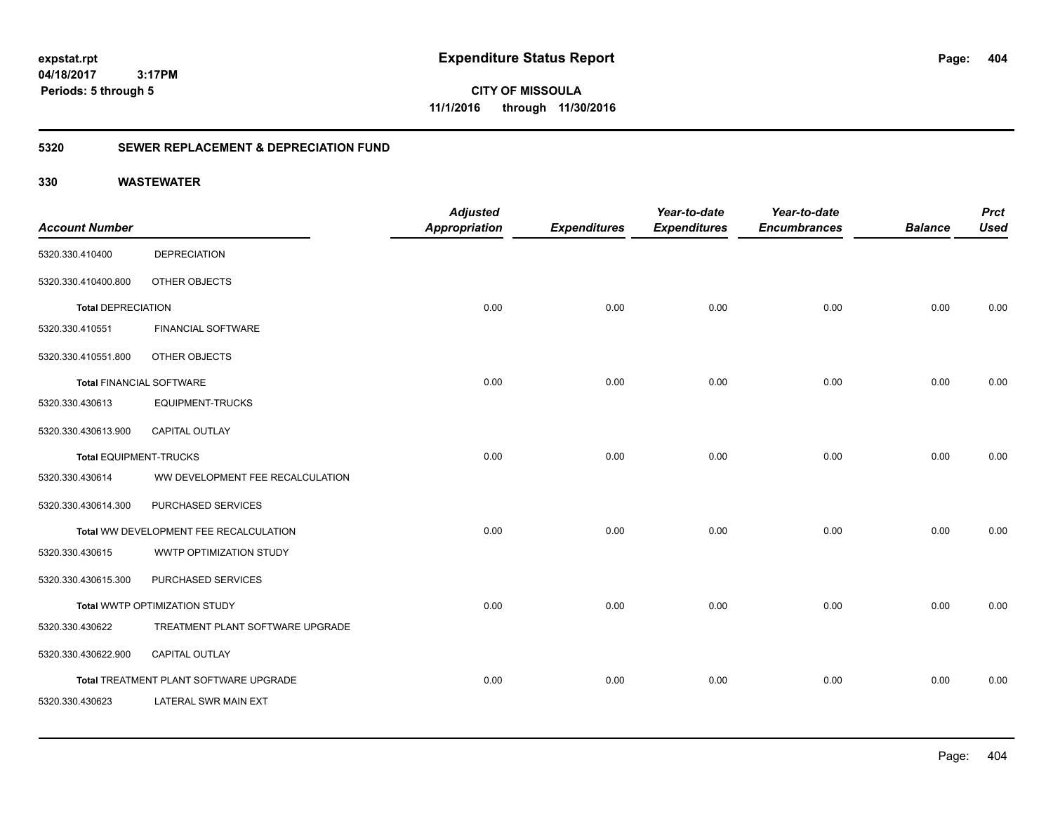**expstat.rpt**
**04/18/2017 3:17PM**
**Periods: 5 through 5**

# Expenditure Status Report

**CITY OF MISSOULA**
**11/1/2016 through 11/30/2016**

## 5320 SEWER REPLACEMENT & DEPRECIATION FUND

### 330 WASTEWATER

| Account Number | | Adjusted Appropriation | Expenditures | Year-to-date Expenditures | Year-to-date Encumbrances | Balance | Prct Used |
|---|---|---|---|---|---|---|---|
| 5320.330.410400 | DEPRECIATION | | | | | | |
| 5320.330.410400.800 | OTHER OBJECTS | | | | | | |
| **Total** DEPRECIATION | | 0.00 | 0.00 | 0.00 | 0.00 | 0.00 | 0.00 |
| 5320.330.410551 | FINANCIAL SOFTWARE | | | | | | |
| 5320.330.410551.800 | OTHER OBJECTS | | | | | | |
| **Total** FINANCIAL SOFTWARE | | 0.00 | 0.00 | 0.00 | 0.00 | 0.00 | 0.00 |
| 5320.330.430613 | EQUIPMENT-TRUCKS | | | | | | |
| 5320.330.430613.900 | CAPITAL OUTLAY | | | | | | |
| **Total** EQUIPMENT-TRUCKS | | 0.00 | 0.00 | 0.00 | 0.00 | 0.00 | 0.00 |
| 5320.330.430614 | WW DEVELOPMENT FEE RECALCULATION | | | | | | |
| 5320.330.430614.300 | PURCHASED SERVICES | | | | | | |
| **Total** WW DEVELOPMENT FEE RECALCULATION | | 0.00 | 0.00 | 0.00 | 0.00 | 0.00 | 0.00 |
| 5320.330.430615 | WWTP OPTIMIZATION STUDY | | | | | | |
| 5320.330.430615.300 | PURCHASED SERVICES | | | | | | |
| **Total** WWTP OPTIMIZATION STUDY | | 0.00 | 0.00 | 0.00 | 0.00 | 0.00 | 0.00 |
| 5320.330.430622 | TREATMENT PLANT SOFTWARE UPGRADE | | | | | | |
| 5320.330.430622.900 | CAPITAL OUTLAY | | | | | | |
| **Total** TREATMENT PLANT SOFTWARE UPGRADE | | 0.00 | 0.00 | 0.00 | 0.00 | 0.00 | 0.00 |
| 5320.330.430623 | LATERAL SWR MAIN EXT | | | | | | |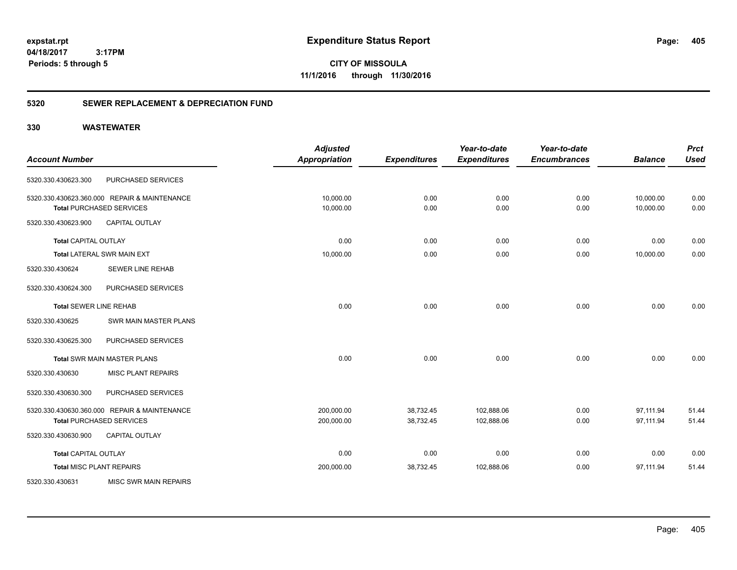**expstat.rpt**
**04/18/2017 3:17PM**
**Periods: 5 through 5**

# Expenditure Status Report

**CITY OF MISSOULA**
**11/1/2016 through 11/30/2016**

## 5320 SEWER REPLACEMENT & DEPRECIATION FUND

### 330 WASTEWATER

| Account Number | | Adjusted Appropriation | Expenditures | Year-to-date Expenditures | Year-to-date Encumbrances | Balance | Prct Used |
|---|---|---|---|---|---|---|---|
| 5320.330.430623.300 | PURCHASED SERVICES | | | | | | |
| 5320.330.430623.360.000 | REPAIR & MAINTENANCE | 10,000.00 | 0.00 | 0.00 | 0.00 | 10,000.00 | 0.00 |
| Total PURCHASED SERVICES | | 10,000.00 | 0.00 | 0.00 | 0.00 | 10,000.00 | 0.00 |
| 5320.330.430623.900 | CAPITAL OUTLAY | | | | | | |
| Total CAPITAL OUTLAY | | 0.00 | 0.00 | 0.00 | 0.00 | 0.00 | 0.00 |
| Total LATERAL SWR MAIN EXT | | 10,000.00 | 0.00 | 0.00 | 0.00 | 10,000.00 | 0.00 |
| 5320.330.430624 | SEWER LINE REHAB | | | | | | |
| 5320.330.430624.300 | PURCHASED SERVICES | | | | | | |
| Total SEWER LINE REHAB | | 0.00 | 0.00 | 0.00 | 0.00 | 0.00 | 0.00 |
| 5320.330.430625 | SWR MAIN MASTER PLANS | | | | | | |
| 5320.330.430625.300 | PURCHASED SERVICES | | | | | | |
| Total SWR MAIN MASTER PLANS | | 0.00 | 0.00 | 0.00 | 0.00 | 0.00 | 0.00 |
| 5320.330.430630 | MISC PLANT REPAIRS | | | | | | |
| 5320.330.430630.300 | PURCHASED SERVICES | | | | | | |
| 5320.330.430630.360.000 | REPAIR & MAINTENANCE | 200,000.00 | 38,732.45 | 102,888.06 | 0.00 | 97,111.94 | 51.44 |
| Total PURCHASED SERVICES | | 200,000.00 | 38,732.45 | 102,888.06 | 0.00 | 97,111.94 | 51.44 |
| 5320.330.430630.900 | CAPITAL OUTLAY | | | | | | |
| Total CAPITAL OUTLAY | | 0.00 | 0.00 | 0.00 | 0.00 | 0.00 | 0.00 |
| Total MISC PLANT REPAIRS | | 200,000.00 | 38,732.45 | 102,888.06 | 0.00 | 97,111.94 | 51.44 |
| 5320.330.430631 | MISC SWR MAIN REPAIRS | | | | | | |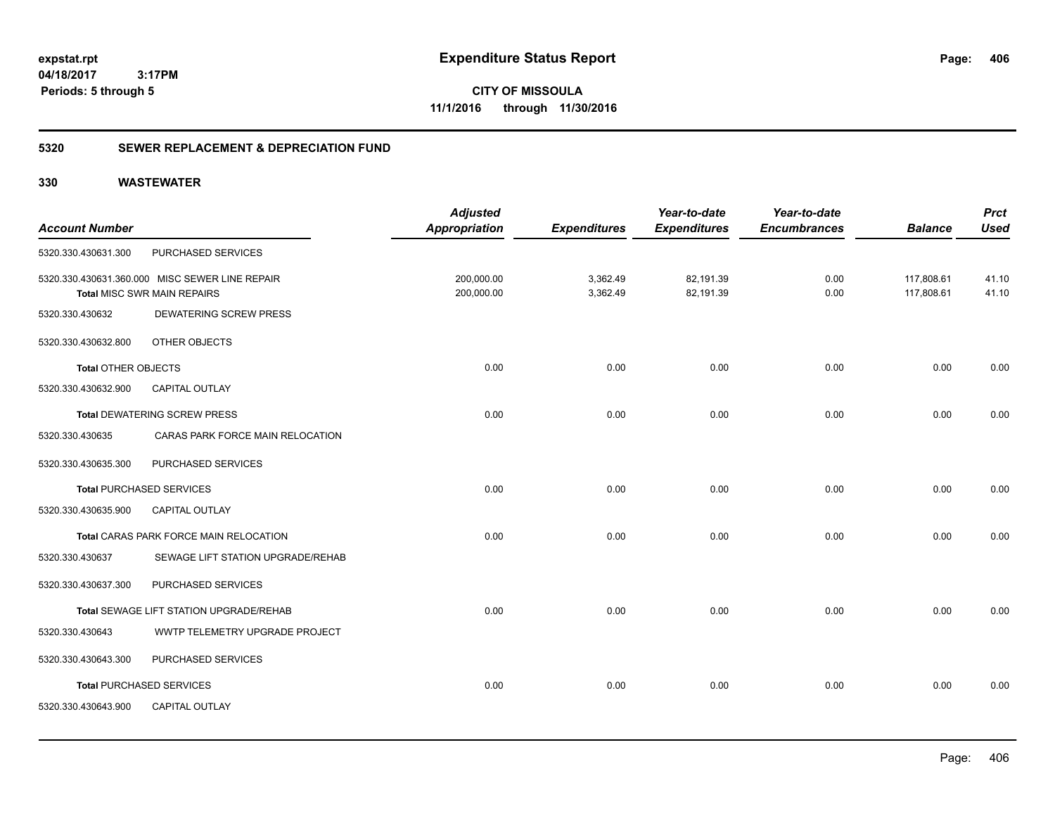**expstat.rpt**
**04/18/2017 3:17PM**
**Periods: 5 through 5**

# Expenditure Status Report

**CITY OF MISSOULA**
**11/1/2016 through 11/30/2016**

## 5320 SEWER REPLACEMENT & DEPRECIATION FUND

## 330 WASTEWATER

| Account Number | | Adjusted Appropriation | Expenditures | Year-to-date Expenditures | Year-to-date Encumbrances | Balance | Prct Used |
|---|---|---|---|---|---|---|---|
| 5320.330.430631.300 | PURCHASED SERVICES | | | | | | |
| 5320.330.430631.360.000 | MISC SEWER LINE REPAIR | 200,000.00 | 3,362.49 | 82,191.39 | 0.00 | 117,808.61 | 41.10 |
| **Total** MISC SWR MAIN REPAIRS | | 200,000.00 | 3,362.49 | 82,191.39 | 0.00 | 117,808.61 | 41.10 |
| 5320.330.430632 | DEWATERING SCREW PRESS | | | | | | |
| 5320.330.430632.800 | OTHER OBJECTS | | | | | | |
| **Total** OTHER OBJECTS | | 0.00 | 0.00 | 0.00 | 0.00 | 0.00 | 0.00 |
| 5320.330.430632.900 | CAPITAL OUTLAY | | | | | | |
| **Total** DEWATERING SCREW PRESS | | 0.00 | 0.00 | 0.00 | 0.00 | 0.00 | 0.00 |
| 5320.330.430635 | CARAS PARK FORCE MAIN RELOCATION | | | | | | |
| 5320.330.430635.300 | PURCHASED SERVICES | | | | | | |
| **Total** PURCHASED SERVICES | | 0.00 | 0.00 | 0.00 | 0.00 | 0.00 | 0.00 |
| 5320.330.430635.900 | CAPITAL OUTLAY | | | | | | |
| **Total** CARAS PARK FORCE MAIN RELOCATION | | 0.00 | 0.00 | 0.00 | 0.00 | 0.00 | 0.00 |
| 5320.330.430637 | SEWAGE LIFT STATION UPGRADE/REHAB | | | | | | |
| 5320.330.430637.300 | PURCHASED SERVICES | | | | | | |
| **Total** SEWAGE LIFT STATION UPGRADE/REHAB | | 0.00 | 0.00 | 0.00 | 0.00 | 0.00 | 0.00 |
| 5320.330.430643 | WWTP TELEMETRY UPGRADE PROJECT | | | | | | |
| 5320.330.430643.300 | PURCHASED SERVICES | | | | | | |
| **Total** PURCHASED SERVICES | | 0.00 | 0.00 | 0.00 | 0.00 | 0.00 | 0.00 |
| 5320.330.430643.900 | CAPITAL OUTLAY | | | | | | |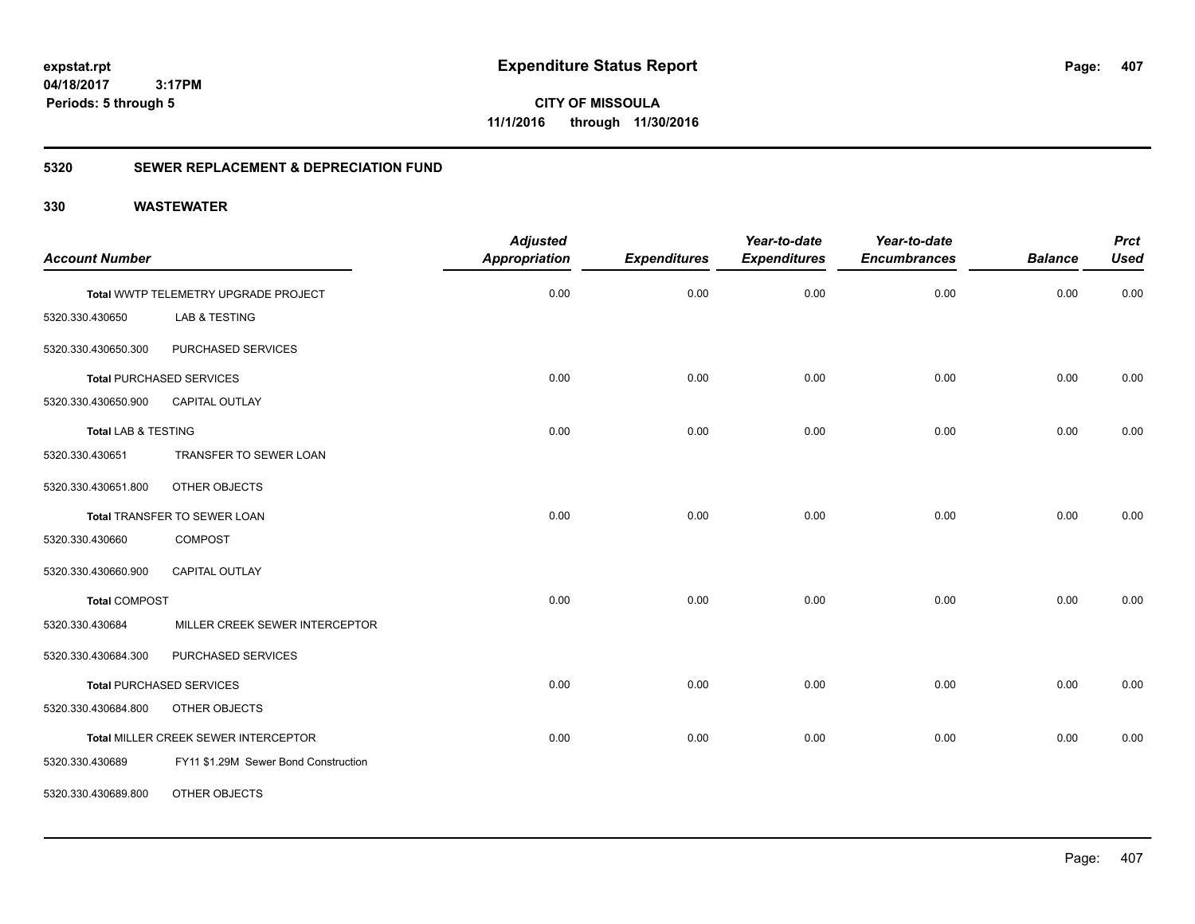**expstat.rpt**
**04/18/2017 3:17PM**
**Periods: 5 through 5**

# Expenditure Status Report

**CITY OF MISSOULA**
**11/1/2016 through 11/30/2016**

## 5320 SEWER REPLACEMENT & DEPRECIATION FUND

### 330 WASTEWATER

| Account Number | | Adjusted Appropriation | Expenditures | Year-to-date Expenditures | Year-to-date Encumbrances | Balance | Prct Used |
|---|---|---|---|---|---|---|---|
| **Total** WWTP TELEMETRY UPGRADE PROJECT | | 0.00 | 0.00 | 0.00 | 0.00 | 0.00 | 0.00 |
| 5320.330.430650 | LAB & TESTING | | | | | | |
| 5320.330.430650.300 | PURCHASED SERVICES | | | | | | |
| **Total** PURCHASED SERVICES | | 0.00 | 0.00 | 0.00 | 0.00 | 0.00 | 0.00 |
| 5320.330.430650.900 | CAPITAL OUTLAY | | | | | | |
| **Total** LAB & TESTING | | 0.00 | 0.00 | 0.00 | 0.00 | 0.00 | 0.00 |
| 5320.330.430651 | TRANSFER TO SEWER LOAN | | | | | | |
| 5320.330.430651.800 | OTHER OBJECTS | | | | | | |
| **Total** TRANSFER TO SEWER LOAN | | 0.00 | 0.00 | 0.00 | 0.00 | 0.00 | 0.00 |
| 5320.330.430660 | COMPOST | | | | | | |
| 5320.330.430660.900 | CAPITAL OUTLAY | | | | | | |
| **Total** COMPOST | | 0.00 | 0.00 | 0.00 | 0.00 | 0.00 | 0.00 |
| 5320.330.430684 | MILLER CREEK SEWER INTERCEPTOR | | | | | | |
| 5320.330.430684.300 | PURCHASED SERVICES | | | | | | |
| **Total** PURCHASED SERVICES | | 0.00 | 0.00 | 0.00 | 0.00 | 0.00 | 0.00 |
| 5320.330.430684.800 | OTHER OBJECTS | | | | | | |
| **Total** MILLER CREEK SEWER INTERCEPTOR | | 0.00 | 0.00 | 0.00 | 0.00 | 0.00 | 0.00 |
| 5320.330.430689 | FY11 $1.29M Sewer Bond Construction | | | | | | |
| 5320.330.430689.800 | OTHER OBJECTS | | | | | | |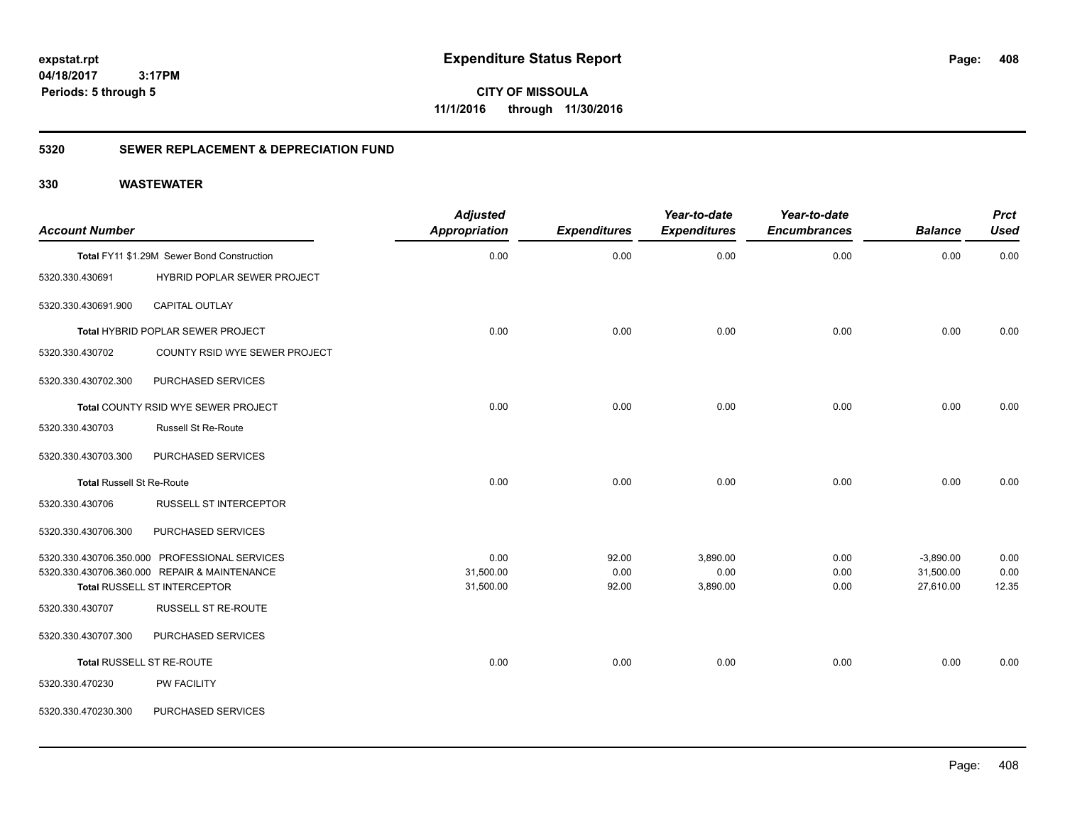**CITY OF MISSOULA**
**11/1/2016 through 11/30/2016**

## 5320 SEWER REPLACEMENT & DEPRECIATION FUND

### 330 WASTEWATER

| Account Number | | Adjusted Appropriation | Expenditures | Year-to-date Expenditures | Year-to-date Encumbrances | Balance | Prct Used |
|---|---|---|---|---|---|---|---|
| **Total** FY11 $1.29M Sewer Bond Construction | | 0.00 | 0.00 | 0.00 | 0.00 | 0.00 | 0.00 |
| 5320.330.430691 | HYBRID POPLAR SEWER PROJECT | | | | | | |
| 5320.330.430691.900 | CAPITAL OUTLAY | | | | | | |
| **Total** HYBRID POPLAR SEWER PROJECT | | 0.00 | 0.00 | 0.00 | 0.00 | 0.00 | 0.00 |
| 5320.330.430702 | COUNTY RSID WYE SEWER PROJECT | | | | | | |
| 5320.330.430702.300 | PURCHASED SERVICES | | | | | | |
| **Total** COUNTY RSID WYE SEWER PROJECT | | 0.00 | 0.00 | 0.00 | 0.00 | 0.00 | 0.00 |
| 5320.330.430703 | Russell St Re-Route | | | | | | |
| 5320.330.430703.300 | PURCHASED SERVICES | | | | | | |
| **Total** Russell St Re-Route | | 0.00 | 0.00 | 0.00 | 0.00 | 0.00 | 0.00 |
| 5320.330.430706 | RUSSELL ST INTERCEPTOR | | | | | | |
| 5320.330.430706.300 | PURCHASED SERVICES | | | | | | |
| 5320.330.430706.350.000 | PROFESSIONAL SERVICES | 0.00 | 92.00 | 3,890.00 | 0.00 | -3,890.00 | 0.00 |
| 5320.330.430706.360.000 | REPAIR & MAINTENANCE | 31,500.00 | 0.00 | 0.00 | 0.00 | 31,500.00 | 0.00 |
| **Total** RUSSELL ST INTERCEPTOR | | 31,500.00 | 92.00 | 3,890.00 | 0.00 | 27,610.00 | 12.35 |
| 5320.330.430707 | RUSSELL ST RE-ROUTE | | | | | | |
| 5320.330.430707.300 | PURCHASED SERVICES | | | | | | |
| **Total** RUSSELL ST RE-ROUTE | | 0.00 | 0.00 | 0.00 | 0.00 | 0.00 | 0.00 |
| 5320.330.470230 | PW FACILITY | | | | | | |
| 5320.330.470230.300 | PURCHASED SERVICES | | | | | | |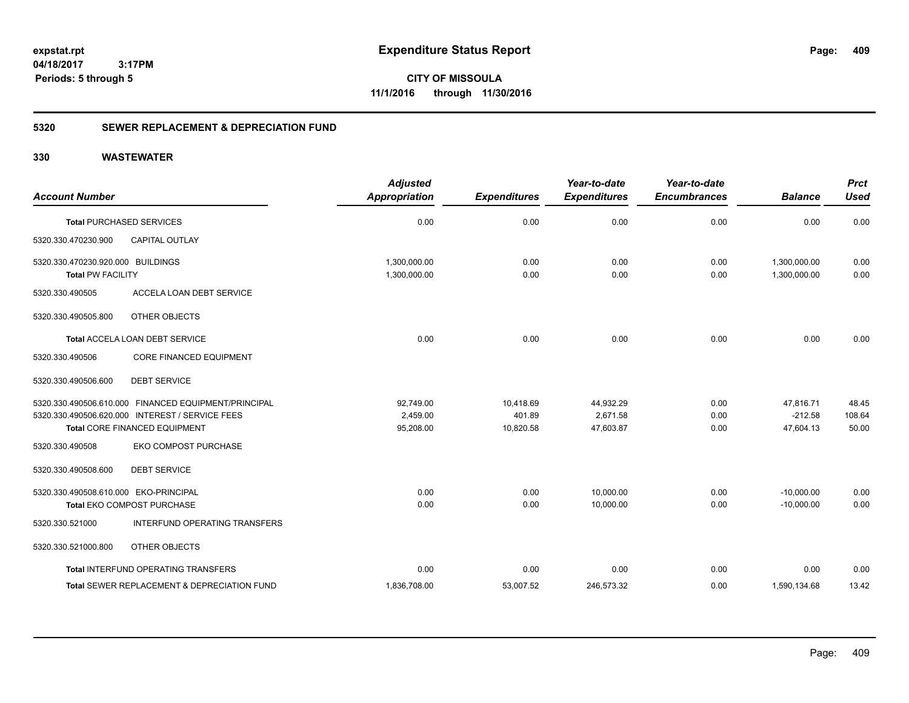# Expenditure Status Report

**CITY OF MISSOULA**

**11/1/2016 through 11/30/2016**

expstat.rpt
04/18/2017 3:17PM
Periods: 5 through 5

## 5320 SEWER REPLACEMENT & DEPRECIATION FUND

## 330 WASTEWATER

| Account Number | | Adjusted Appropriation | Expenditures | Year-to-date Expenditures | Year-to-date Encumbrances | Balance | Prct Used |
|---|---|---|---|---|---|---|---|
| Total PURCHASED SERVICES | | 0.00 | 0.00 | 0.00 | 0.00 | 0.00 | 0.00 |
| 5320.330.470230.900 | CAPITAL OUTLAY | | | | | | |
| 5320.330.470230.920.000 | BUILDINGS | 1,300,000.00 | 0.00 | 0.00 | 0.00 | 1,300,000.00 | 0.00 |
| Total PW FACILITY | | 1,300,000.00 | 0.00 | 0.00 | 0.00 | 1,300,000.00 | 0.00 |
| 5320.330.490505 | ACCELA LOAN DEBT SERVICE | | | | | | |
| 5320.330.490505.800 | OTHER OBJECTS | | | | | | |
| Total ACCELA LOAN DEBT SERVICE | | 0.00 | 0.00 | 0.00 | 0.00 | 0.00 | 0.00 |
| 5320.330.490506 | CORE FINANCED EQUIPMENT | | | | | | |
| 5320.330.490506.600 | DEBT SERVICE | | | | | | |
| 5320.330.490506.610.000 | FINANCED EQUIPMENT/PRINCIPAL | 92,749.00 | 10,418.69 | 44,932.29 | 0.00 | 47,816.71 | 48.45 |
| 5320.330.490506.620.000 | INTEREST / SERVICE FEES | 2,459.00 | 401.89 | 2,671.58 | 0.00 | -212.58 | 108.64 |
| Total CORE FINANCED EQUIPMENT | | 95,208.00 | 10,820.58 | 47,603.87 | 0.00 | 47,604.13 | 50.00 |
| 5320.330.490508 | EKO COMPOST PURCHASE | | | | | | |
| 5320.330.490508.600 | DEBT SERVICE | | | | | | |
| 5320.330.490508.610.000 | EKO-PRINCIPAL | 0.00 | 0.00 | 10,000.00 | 0.00 | -10,000.00 | 0.00 |
| Total EKO COMPOST PURCHASE | | 0.00 | 0.00 | 10,000.00 | 0.00 | -10,000.00 | 0.00 |
| 5320.330.521000 | INTERFUND OPERATING TRANSFERS | | | | | | |
| 5320.330.521000.800 | OTHER OBJECTS | | | | | | |
| Total INTERFUND OPERATING TRANSFERS | | 0.00 | 0.00 | 0.00 | 0.00 | 0.00 | 0.00 |
| Total SEWER REPLACEMENT & DEPRECIATION FUND | | 1,836,708.00 | 53,007.52 | 246,573.32 | 0.00 | 1,590,134.68 | 13.42 |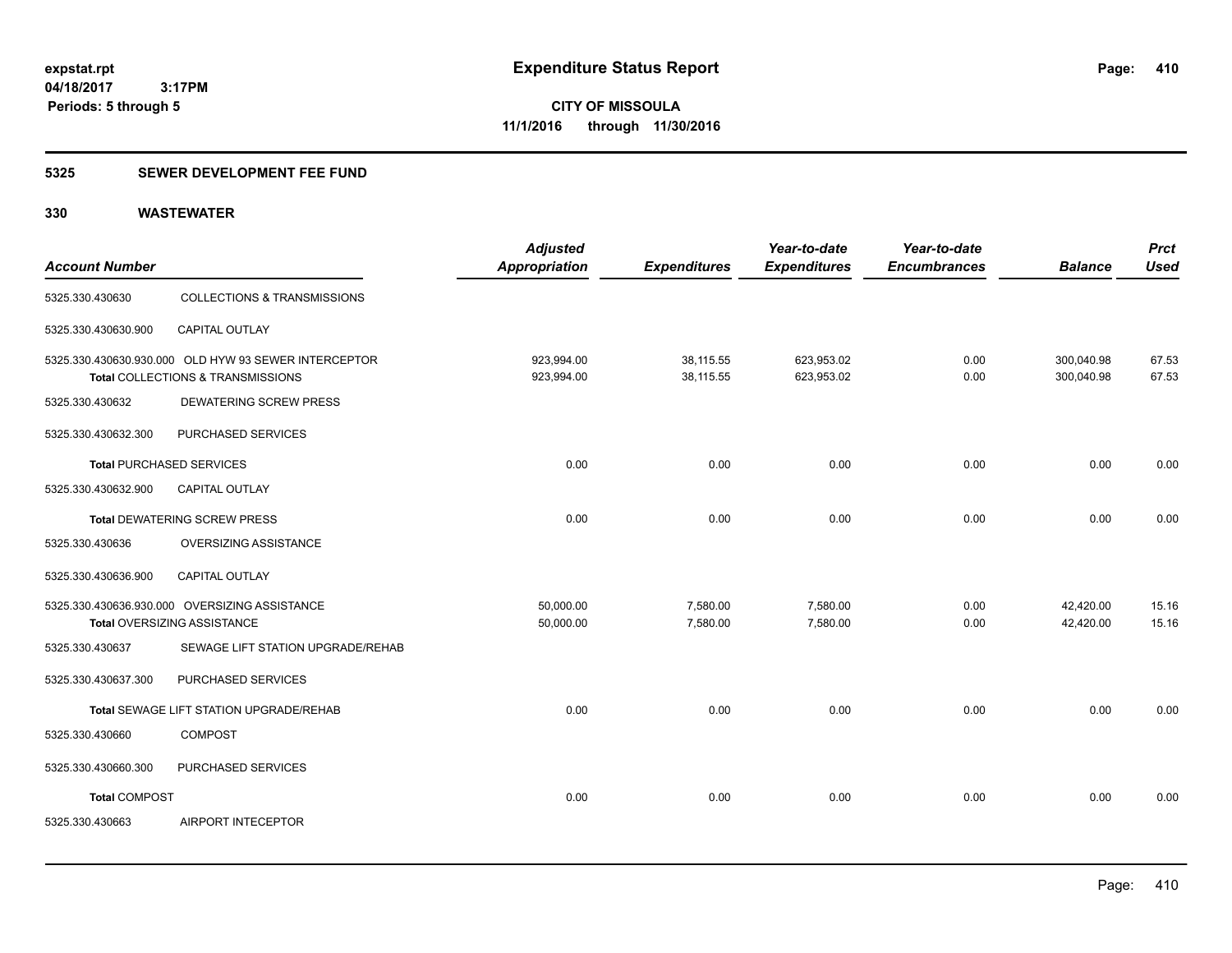**expstat.rpt**
**04/18/2017 3:17PM**
**Periods: 5 through 5**

# Expenditure Status Report

**CITY OF MISSOULA**
**11/1/2016 through 11/30/2016**

## 5325 SEWER DEVELOPMENT FEE FUND

## 330 WASTEWATER

| Account Number | | Adjusted Appropriation | Expenditures | Year-to-date Expenditures | Year-to-date Encumbrances | Balance | Prct Used |
|---|---|---|---|---|---|---|---|
| 5325.330.430630 | COLLECTIONS & TRANSMISSIONS | | | | | | |
| 5325.330.430630.900 | CAPITAL OUTLAY | | | | | | |
| 5325.330.430630.930.000 | OLD HYW 93 SEWER INTERCEPTOR | 923,994.00 | 38,115.55 | 623,953.02 | 0.00 | 300,040.98 | 67.53 |
| **Total** COLLECTIONS & TRANSMISSIONS | | 923,994.00 | 38,115.55 | 623,953.02 | 0.00 | 300,040.98 | 67.53 |
| 5325.330.430632 | DEWATERING SCREW PRESS | | | | | | |
| 5325.330.430632.300 | PURCHASED SERVICES | | | | | | |
| **Total** PURCHASED SERVICES | | 0.00 | 0.00 | 0.00 | 0.00 | 0.00 | 0.00 |
| 5325.330.430632.900 | CAPITAL OUTLAY | | | | | | |
| **Total** DEWATERING SCREW PRESS | | 0.00 | 0.00 | 0.00 | 0.00 | 0.00 | 0.00 |
| 5325.330.430636 | OVERSIZING ASSISTANCE | | | | | | |
| 5325.330.430636.900 | CAPITAL OUTLAY | | | | | | |
| 5325.330.430636.930.000 | OVERSIZING ASSISTANCE | 50,000.00 | 7,580.00 | 7,580.00 | 0.00 | 42,420.00 | 15.16 |
| **Total** OVERSIZING ASSISTANCE | | 50,000.00 | 7,580.00 | 7,580.00 | 0.00 | 42,420.00 | 15.16 |
| 5325.330.430637 | SEWAGE LIFT STATION UPGRADE/REHAB | | | | | | |
| 5325.330.430637.300 | PURCHASED SERVICES | | | | | | |
| **Total** SEWAGE LIFT STATION UPGRADE/REHAB | | 0.00 | 0.00 | 0.00 | 0.00 | 0.00 | 0.00 |
| 5325.330.430660 | COMPOST | | | | | | |
| 5325.330.430660.300 | PURCHASED SERVICES | | | | | | |
| **Total** COMPOST | | 0.00 | 0.00 | 0.00 | 0.00 | 0.00 | 0.00 |
| 5325.330.430663 | AIRPORT INTECEPTOR | | | | | | |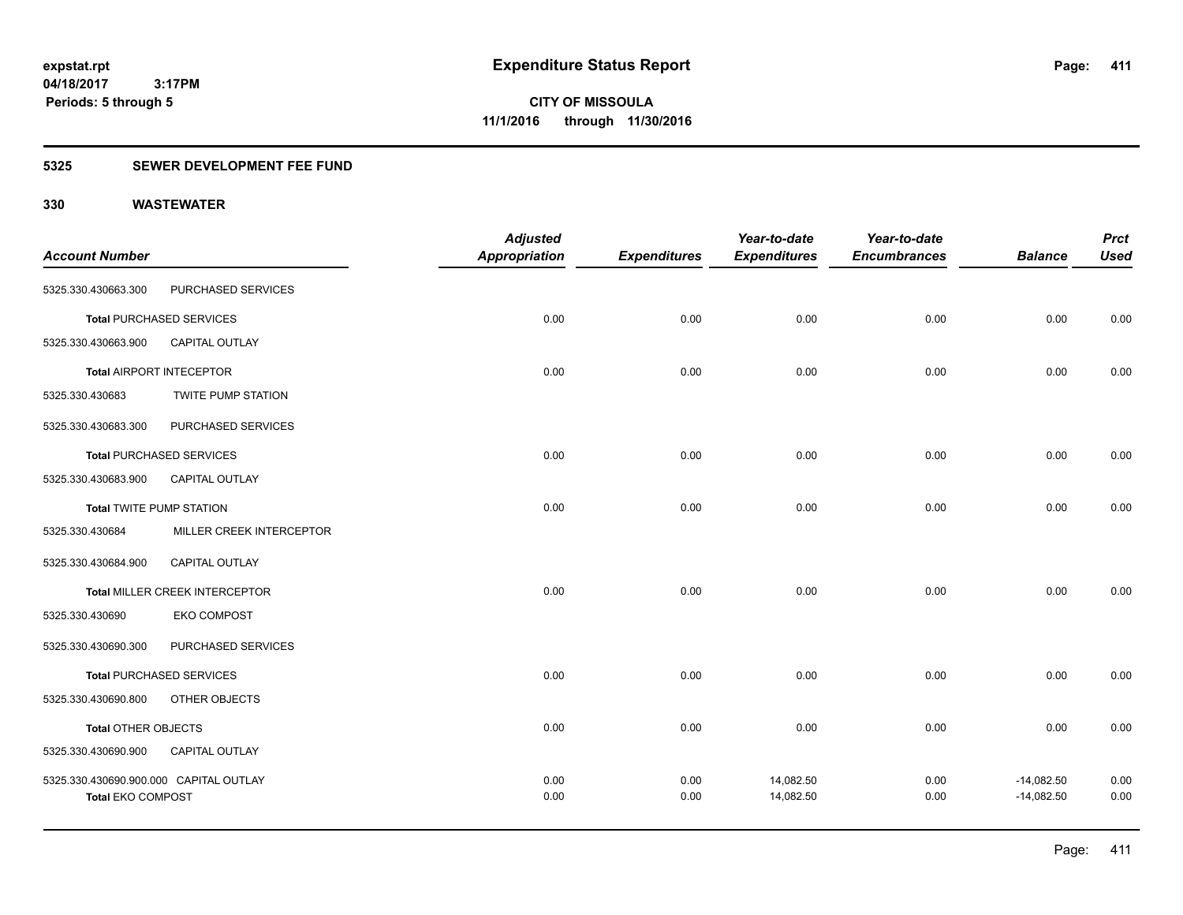# Expenditure Status Report

expstat.rpt
04/18/2017 3:17PM
Periods: 5 through 5

**CITY OF MISSOULA**
**11/1/2016 through 11/30/2016**

## 5325 SEWER DEVELOPMENT FEE FUND

### 330 WASTEWATER

| Account Number | | Adjusted Appropriation | Expenditures | Year-to-date Expenditures | Year-to-date Encumbrances | Balance | Prct Used |
|---|---|---|---|---|---|---|---|
| 5325.330.430663.300 | PURCHASED SERVICES | | | | | | |
| **Total** PURCHASED SERVICES | | 0.00 | 0.00 | 0.00 | 0.00 | 0.00 | 0.00 |
| 5325.330.430663.900 | CAPITAL OUTLAY | | | | | | |
| **Total** AIRPORT INTECEPTOR | | 0.00 | 0.00 | 0.00 | 0.00 | 0.00 | 0.00 |
| 5325.330.430683 | TWITE PUMP STATION | | | | | | |
| 5325.330.430683.300 | PURCHASED SERVICES | | | | | | |
| **Total** PURCHASED SERVICES | | 0.00 | 0.00 | 0.00 | 0.00 | 0.00 | 0.00 |
| 5325.330.430683.900 | CAPITAL OUTLAY | | | | | | |
| **Total** TWITE PUMP STATION | | 0.00 | 0.00 | 0.00 | 0.00 | 0.00 | 0.00 |
| 5325.330.430684 | MILLER CREEK INTERCEPTOR | | | | | | |
| 5325.330.430684.900 | CAPITAL OUTLAY | | | | | | |
| **Total** MILLER CREEK INTERCEPTOR | | 0.00 | 0.00 | 0.00 | 0.00 | 0.00 | 0.00 |
| 5325.330.430690 | EKO COMPOST | | | | | | |
| 5325.330.430690.300 | PURCHASED SERVICES | | | | | | |
| **Total** PURCHASED SERVICES | | 0.00 | 0.00 | 0.00 | 0.00 | 0.00 | 0.00 |
| 5325.330.430690.800 | OTHER OBJECTS | | | | | | |
| **Total** OTHER OBJECTS | | 0.00 | 0.00 | 0.00 | 0.00 | 0.00 | 0.00 |
| 5325.330.430690.900 | CAPITAL OUTLAY | | | | | | |
| 5325.330.430690.900.000 | CAPITAL OUTLAY | 0.00 | 0.00 | 14,082.50 | 0.00 | -14,082.50 | 0.00 |
| **Total** EKO COMPOST | | 0.00 | 0.00 | 14,082.50 | 0.00 | -14,082.50 | 0.00 |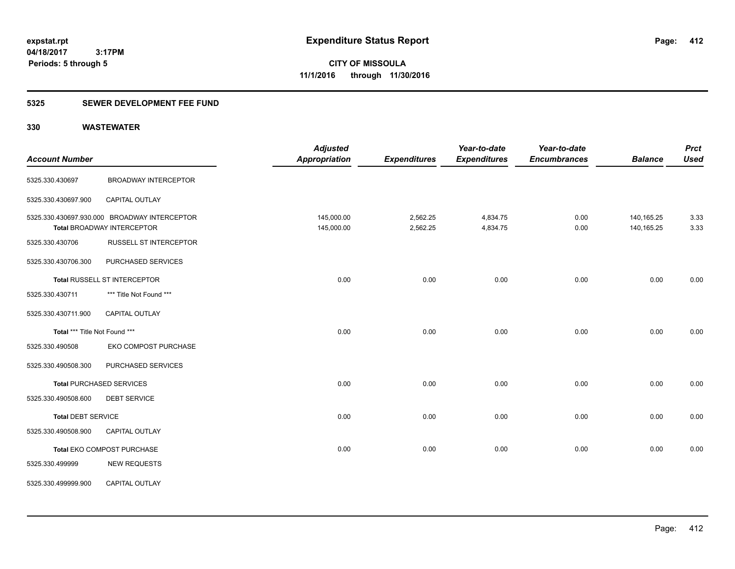**expstat.rpt**
**04/18/2017 3:17PM**
**Periods: 5 through 5**

# Expenditure Status Report

**CITY OF MISSOULA**
**11/1/2016 through 11/30/2016**

## 5325 SEWER DEVELOPMENT FEE FUND

## 330 WASTEWATER

| Account Number | | Adjusted Appropriation | Expenditures | Year-to-date Expenditures | Year-to-date Encumbrances | Balance | Prct Used |
|---|---|---|---|---|---|---|---|
| 5325.330.430697 | BROADWAY INTERCEPTOR | | | | | | |
| 5325.330.430697.900 | CAPITAL OUTLAY | | | | | | |
| 5325.330.430697.930.000 | BROADWAY INTERCEPTOR | 145,000.00 | 2,562.25 | 4,834.75 | 0.00 | 140,165.25 | 3.33 |
| **Total** BROADWAY INTERCEPTOR | | 145,000.00 | 2,562.25 | 4,834.75 | 0.00 | 140,165.25 | 3.33 |
| 5325.330.430706 | RUSSELL ST INTERCEPTOR | | | | | | |
| 5325.330.430706.300 | PURCHASED SERVICES | | | | | | |
| **Total** RUSSELL ST INTERCEPTOR | | 0.00 | 0.00 | 0.00 | 0.00 | 0.00 | 0.00 |
| 5325.330.430711 | *** Title Not Found *** | | | | | | |
| 5325.330.430711.900 | CAPITAL OUTLAY | | | | | | |
| **Total** *** Title Not Found *** | | 0.00 | 0.00 | 0.00 | 0.00 | 0.00 | 0.00 |
| 5325.330.490508 | EKO COMPOST PURCHASE | | | | | | |
| 5325.330.490508.300 | PURCHASED SERVICES | | | | | | |
| **Total PURCHASED SERVICES** | | 0.00 | 0.00 | 0.00 | 0.00 | 0.00 | 0.00 |
| 5325.330.490508.600 | DEBT SERVICE | | | | | | |
| **Total DEBT SERVICE** | | 0.00 | 0.00 | 0.00 | 0.00 | 0.00 | 0.00 |
| 5325.330.490508.900 | CAPITAL OUTLAY | | | | | | |
| **Total** EKO COMPOST PURCHASE | | 0.00 | 0.00 | 0.00 | 0.00 | 0.00 | 0.00 |
| 5325.330.499999 | NEW REQUESTS | | | | | | |
| 5325.330.499999.900 | CAPITAL OUTLAY | | | | | | |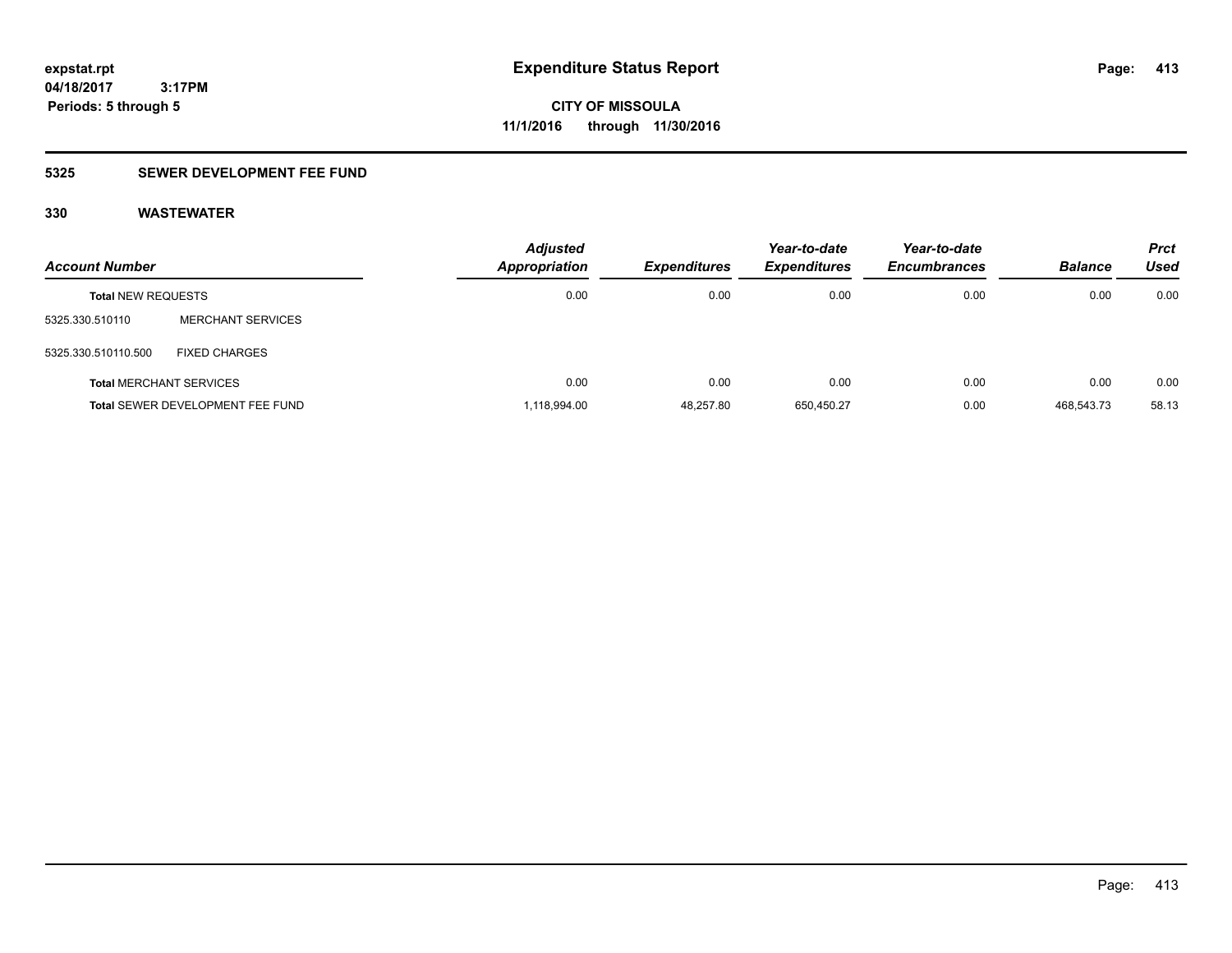# Expenditure Status Report

**CITY OF MISSOULA**
**11/1/2016 through 11/30/2016**

expstat.rpt
04/18/2017 3:17PM
Periods: 5 through 5

## 5325 SEWER DEVELOPMENT FEE FUND

### 330 WASTEWATER

| Account Number | | Adjusted Appropriation | Expenditures | Year-to-date Expenditures | Year-to-date Encumbrances | Balance | Prct Used |
|---|---|---|---|---|---|---|---|
| **Total** NEW REQUESTS | | 0.00 | 0.00 | 0.00 | 0.00 | 0.00 | 0.00 |
| 5325.330.510110 | MERCHANT SERVICES | | | | | | |
| 5325.330.510110.500 | FIXED CHARGES | | | | | | |
| **Total** MERCHANT SERVICES | | 0.00 | 0.00 | 0.00 | 0.00 | 0.00 | 0.00 |
| **Total** SEWER DEVELOPMENT FEE FUND | | 1,118,994.00 | 48,257.80 | 650,450.27 | 0.00 | 468,543.73 | 58.13 |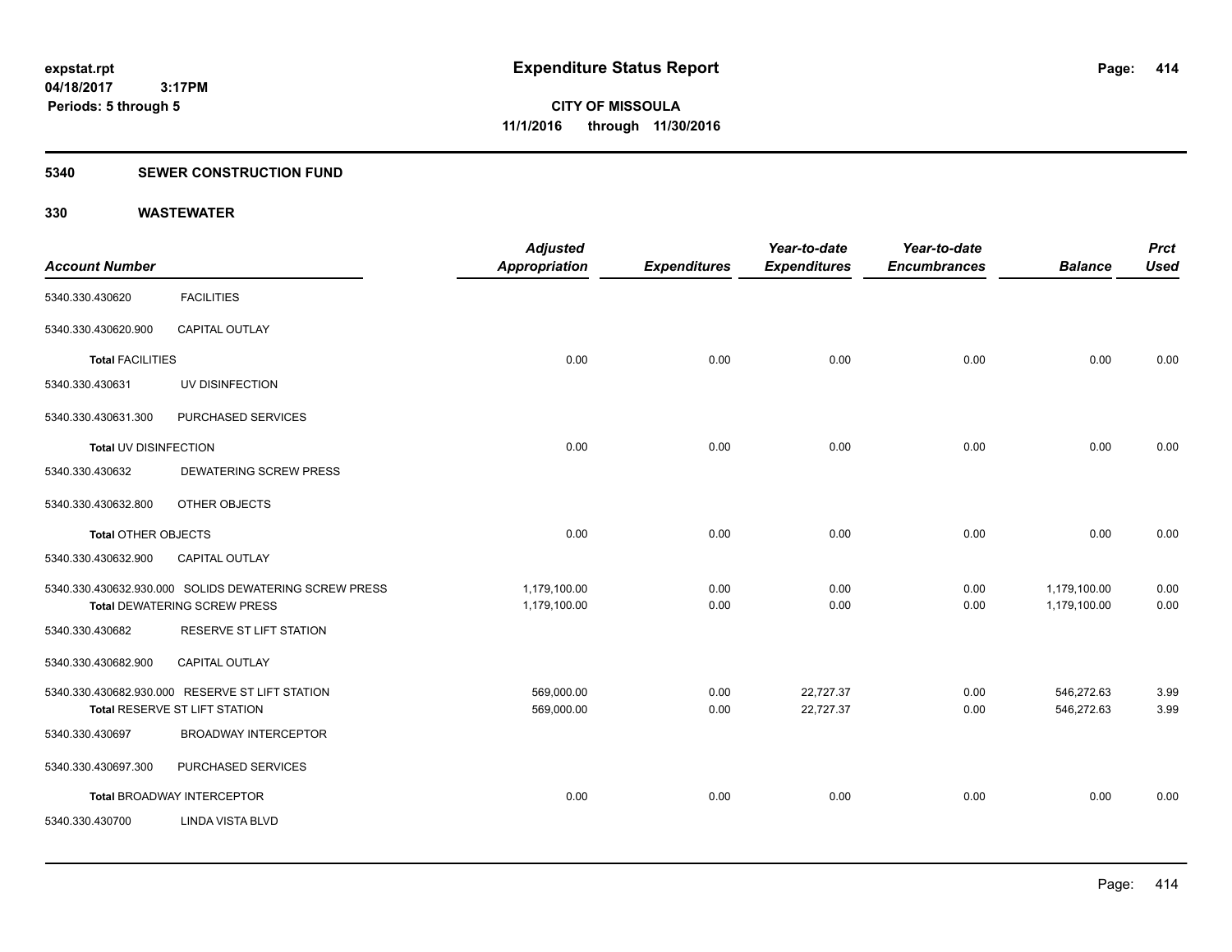**expstat.rpt**
**04/18/2017 3:17PM**
**Periods: 5 through 5**

# Expenditure Status Report

**CITY OF MISSOULA**
**11/1/2016 through 11/30/2016**

## 5340 SEWER CONSTRUCTION FUND

## 330 WASTEWATER

| Account Number | | Adjusted Appropriation | Expenditures | Year-to-date Expenditures | Year-to-date Encumbrances | Balance | Prct Used |
|---|---|---|---|---|---|---|---|
| 5340.330.430620 | FACILITIES | | | | | | |
| 5340.330.430620.900 | CAPITAL OUTLAY | | | | | | |
| **Total** FACILITIES | | 0.00 | 0.00 | 0.00 | 0.00 | 0.00 | 0.00 |
| 5340.330.430631 | UV DISINFECTION | | | | | | |
| 5340.330.430631.300 | PURCHASED SERVICES | | | | | | |
| **Total** UV DISINFECTION | | 0.00 | 0.00 | 0.00 | 0.00 | 0.00 | 0.00 |
| 5340.330.430632 | DEWATERING SCREW PRESS | | | | | | |
| 5340.330.430632.800 | OTHER OBJECTS | | | | | | |
| **Total** OTHER OBJECTS | | 0.00 | 0.00 | 0.00 | 0.00 | 0.00 | 0.00 |
| 5340.330.430632.900 | CAPITAL OUTLAY | | | | | | |
| 5340.330.430632.930.000 | SOLIDS DEWATERING SCREW PRESS | 1,179,100.00 | 0.00 | 0.00 | 0.00 | 1,179,100.00 | 0.00 |
| **Total** DEWATERING SCREW PRESS | | 1,179,100.00 | 0.00 | 0.00 | 0.00 | 1,179,100.00 | 0.00 |
| 5340.330.430682 | RESERVE ST LIFT STATION | | | | | | |
| 5340.330.430682.900 | CAPITAL OUTLAY | | | | | | |
| 5340.330.430682.930.000 | RESERVE ST LIFT STATION | 569,000.00 | 0.00 | 22,727.37 | 0.00 | 546,272.63 | 3.99 |
| **Total** RESERVE ST LIFT STATION | | 569,000.00 | 0.00 | 22,727.37 | 0.00 | 546,272.63 | 3.99 |
| 5340.330.430697 | BROADWAY INTERCEPTOR | | | | | | |
| 5340.330.430697.300 | PURCHASED SERVICES | | | | | | |
| **Total** BROADWAY INTERCEPTOR | | 0.00 | 0.00 | 0.00 | 0.00 | 0.00 | 0.00 |
| 5340.330.430700 | LINDA VISTA BLVD | | | | | | |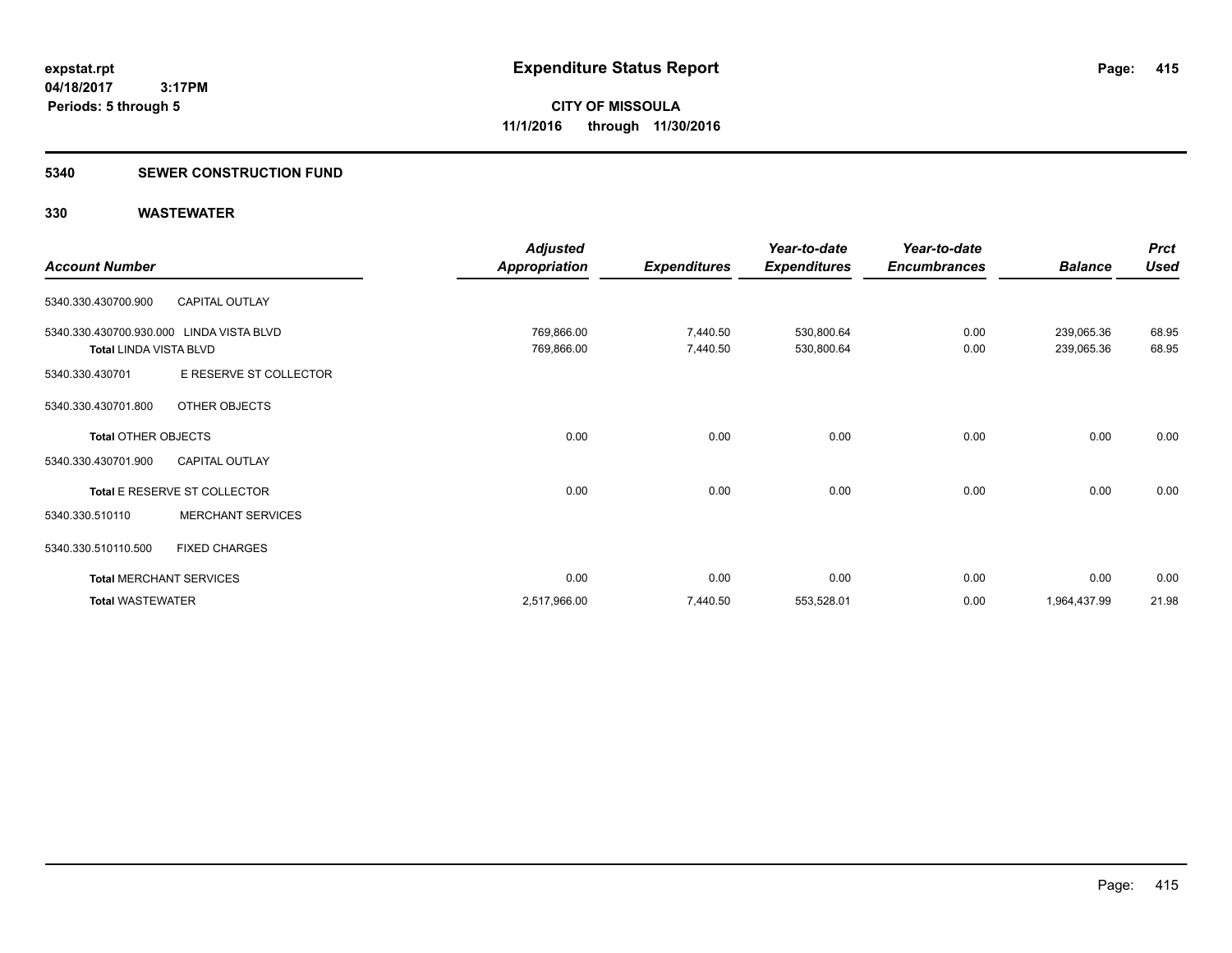# Expenditure Status Report

**CITY OF MISSOULA**
**11/1/2016 through 11/30/2016**

expstat.rpt
04/18/2017 3:17PM
Periods: 5 through 5

## 5340 SEWER CONSTRUCTION FUND

### 330 WASTEWATER

| Account Number | | Adjusted Appropriation | Expenditures | Year-to-date Expenditures | Year-to-date Encumbrances | Balance | Prct Used |
|---|---|---|---|---|---|---|---|
| 5340.330.430700.900 | CAPITAL OUTLAY | | | | | | |
| 5340.330.430700.930.000 | LINDA VISTA BLVD | 769,866.00 | 7,440.50 | 530,800.64 | 0.00 | 239,065.36 | 68.95 |
| Total LINDA VISTA BLVD | | 769,866.00 | 7,440.50 | 530,800.64 | 0.00 | 239,065.36 | 68.95 |
| 5340.330.430701 | E RESERVE ST COLLECTOR | | | | | | |
| 5340.330.430701.800 | OTHER OBJECTS | | | | | | |
| Total OTHER OBJECTS | | 0.00 | 0.00 | 0.00 | 0.00 | 0.00 | 0.00 |
| 5340.330.430701.900 | CAPITAL OUTLAY | | | | | | |
| Total E RESERVE ST COLLECTOR | | 0.00 | 0.00 | 0.00 | 0.00 | 0.00 | 0.00 |
| 5340.330.510110 | MERCHANT SERVICES | | | | | | |
| 5340.330.510110.500 | FIXED CHARGES | | | | | | |
| Total MERCHANT SERVICES | | 0.00 | 0.00 | 0.00 | 0.00 | 0.00 | 0.00 |
| Total WASTEWATER | | 2,517,966.00 | 7,440.50 | 553,528.01 | 0.00 | 1,964,437.99 | 21.98 |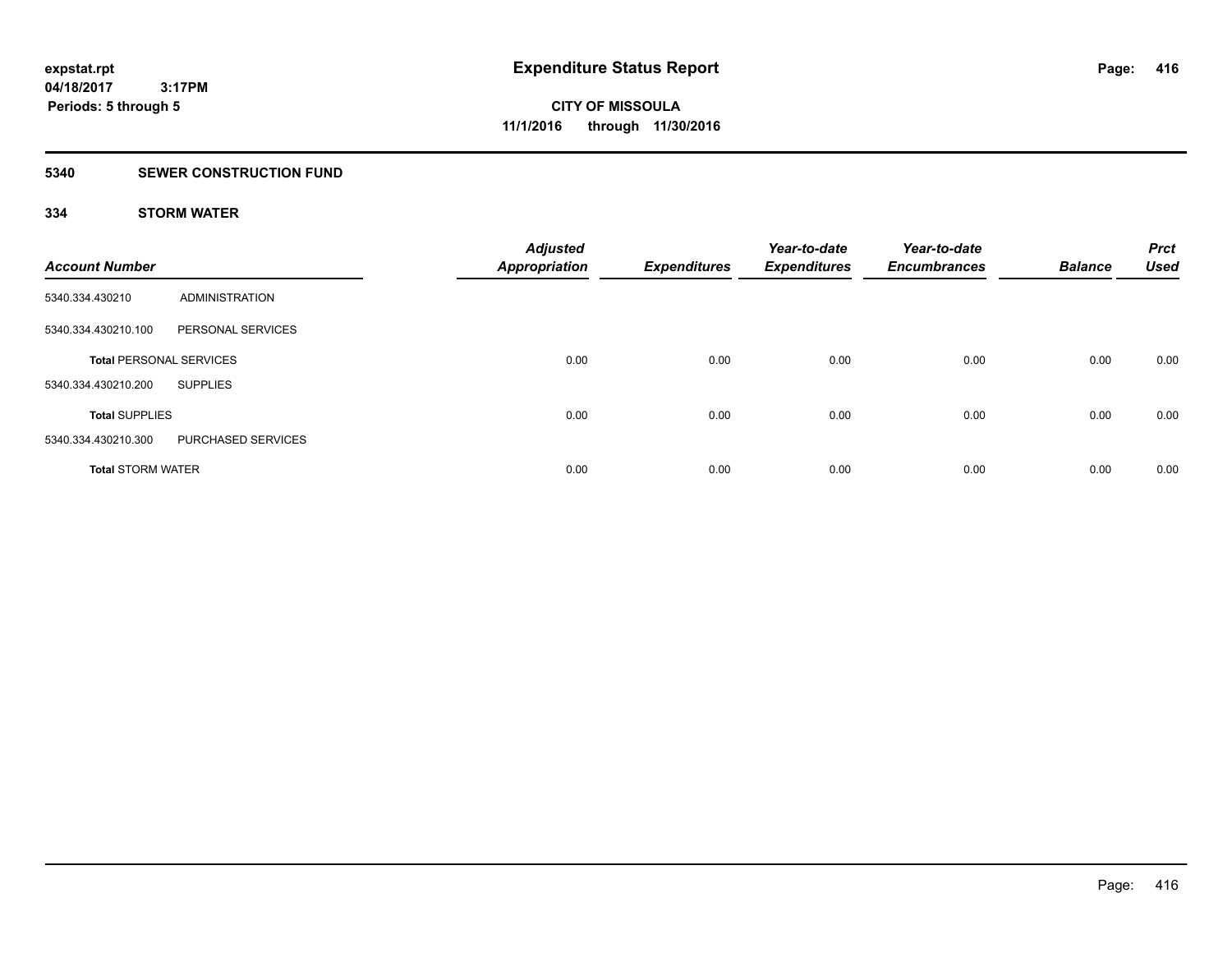# Expenditure Status Report

expstat.rpt
04/18/2017 3:17PM
Periods: 5 through 5

**CITY OF MISSOULA**
**11/1/2016 through 11/30/2016**

## 5340 SEWER CONSTRUCTION FUND

### 334 STORM WATER

| Account Number | | Adjusted Appropriation | Expenditures | Year-to-date Expenditures | Year-to-date Encumbrances | Balance | Prct Used |
|---|---|---|---|---|---|---|---|
| 5340.334.430210 | ADMINISTRATION | | | | | | |
| 5340.334.430210.100 | PERSONAL SERVICES | | | | | | |
| **Total** PERSONAL SERVICES | | 0.00 | 0.00 | 0.00 | 0.00 | 0.00 | 0.00 |
| 5340.334.430210.200 | SUPPLIES | | | | | | |
| **Total** SUPPLIES | | 0.00 | 0.00 | 0.00 | 0.00 | 0.00 | 0.00 |
| 5340.334.430210.300 | PURCHASED SERVICES | | | | | | |
| **Total** STORM WATER | | 0.00 | 0.00 | 0.00 | 0.00 | 0.00 | 0.00 |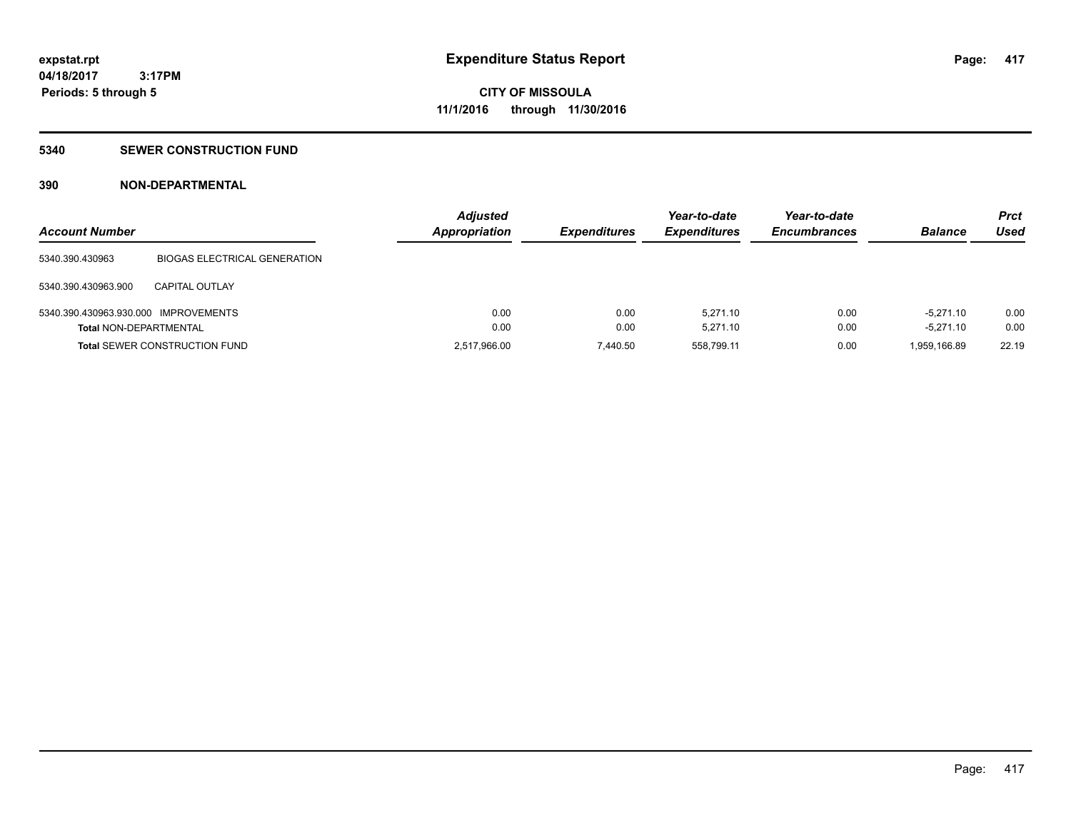# Expenditure Status Report

**CITY OF MISSOULA**
**11/1/2016 through 11/30/2016**

expstat.rpt
04/18/2017 3:17PM
Periods: 5 through 5

## 5340 SEWER CONSTRUCTION FUND

### 390 NON-DEPARTMENTAL

| Account Number | | Adjusted Appropriation | Expenditures | Year-to-date Expenditures | Year-to-date Encumbrances | Balance | Prct Used |
|---|---|---|---|---|---|---|---|
| 5340.390.430963 | BIOGAS ELECTRICAL GENERATION | | | | | | |
| 5340.390.430963.900 | CAPITAL OUTLAY | | | | | | |
| 5340.390.430963.930.000 | IMPROVEMENTS | 0.00 | 0.00 | 5,271.10 | 0.00 | -5,271.10 | 0.00 |
| **Total** NON-DEPARTMENTAL | | 0.00 | 0.00 | 5,271.10 | 0.00 | -5,271.10 | 0.00 |
| **Total** SEWER CONSTRUCTION FUND | | 2,517,966.00 | 7,440.50 | 558,799.11 | 0.00 | 1,959,166.89 | 22.19 |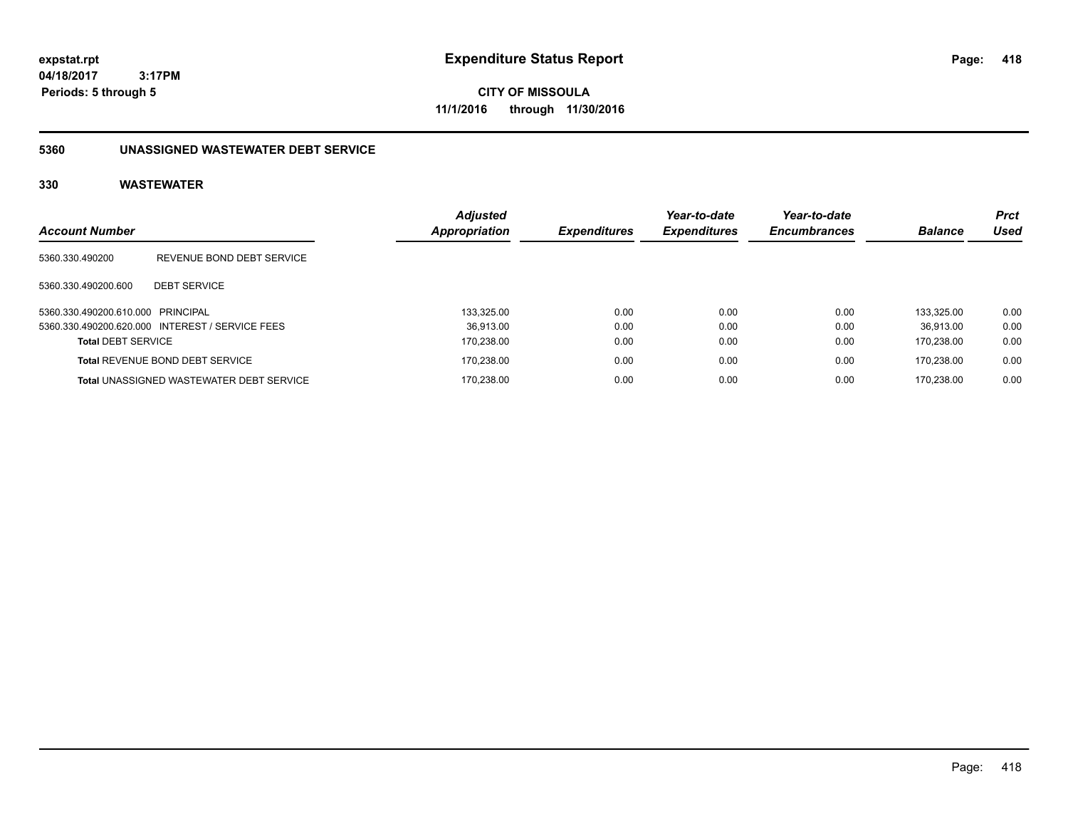expstat.rpt
04/18/2017 3:17PM
Periods: 5 through 5

# Expenditure Status Report

**CITY OF MISSOULA**
**11/1/2016 through 11/30/2016**

## 5360 UNASSIGNED WASTEWATER DEBT SERVICE

### 330 WASTEWATER

| Account Number | | Adjusted Appropriation | Expenditures | Year-to-date Expenditures | Year-to-date Encumbrances | Balance | Prct Used |
|---|---|---|---|---|---|---|---|
| 5360.330.490200 | REVENUE BOND DEBT SERVICE | | | | | | |
| 5360.330.490200.600 | DEBT SERVICE | | | | | | |
| 5360.330.490200.610.000 | PRINCIPAL | 133,325.00 | 0.00 | 0.00 | 0.00 | 133,325.00 | 0.00 |
| 5360.330.490200.620.000 | INTEREST / SERVICE FEES | 36,913.00 | 0.00 | 0.00 | 0.00 | 36,913.00 | 0.00 |
| **Total** DEBT SERVICE | | 170,238.00 | 0.00 | 0.00 | 0.00 | 170,238.00 | 0.00 |
| **Total** REVENUE BOND DEBT SERVICE | | 170,238.00 | 0.00 | 0.00 | 0.00 | 170,238.00 | 0.00 |
| **Total** UNASSIGNED WASTEWATER DEBT SERVICE | | 170,238.00 | 0.00 | 0.00 | 0.00 | 170,238.00 | 0.00 |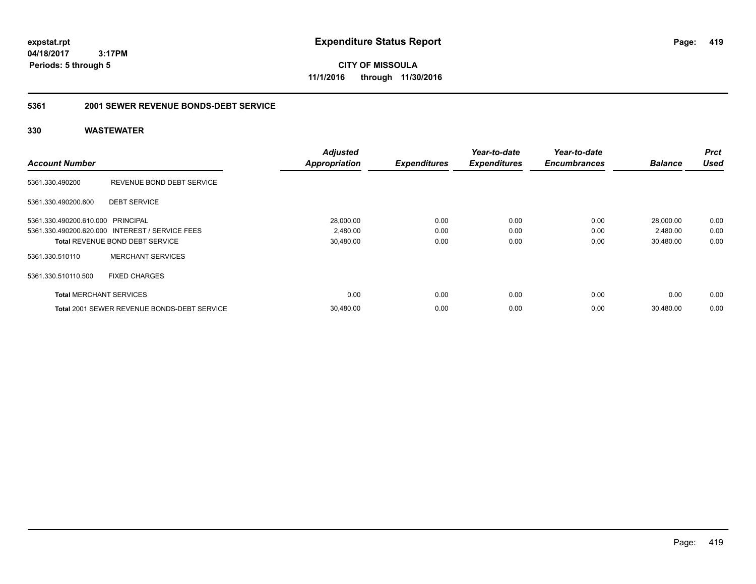**expstat.rpt**
**04/18/2017 3:17PM**
**Periods: 5 through 5**

# Expenditure Status Report

**CITY OF MISSOULA**
**11/1/2016 through 11/30/2016**

## 5361 2001 SEWER REVENUE BONDS-DEBT SERVICE

## 330 WASTEWATER

| Account Number | | Adjusted Appropriation | Expenditures | Year-to-date Expenditures | Year-to-date Encumbrances | Balance | Prct Used |
|---|---|---|---|---|---|---|---|
| 5361.330.490200 | REVENUE BOND DEBT SERVICE | | | | | | |
| 5361.330.490200.600 | DEBT SERVICE | | | | | | |
| 5361.330.490200.610.000 | PRINCIPAL | 28,000.00 | 0.00 | 0.00 | 0.00 | 28,000.00 | 0.00 |
| 5361.330.490200.620.000 | INTEREST / SERVICE FEES | 2,480.00 | 0.00 | 0.00 | 0.00 | 2,480.00 | 0.00 |
| **Total** REVENUE BOND DEBT SERVICE | | 30,480.00 | 0.00 | 0.00 | 0.00 | 30,480.00 | 0.00 |
| 5361.330.510110 | MERCHANT SERVICES | | | | | | |
| 5361.330.510110.500 | FIXED CHARGES | | | | | | |
| **Total** MERCHANT SERVICES | | 0.00 | 0.00 | 0.00 | 0.00 | 0.00 | 0.00 |
| **Total** 2001 SEWER REVENUE BONDS-DEBT SERVICE | | 30,480.00 | 0.00 | 0.00 | 0.00 | 30,480.00 | 0.00 |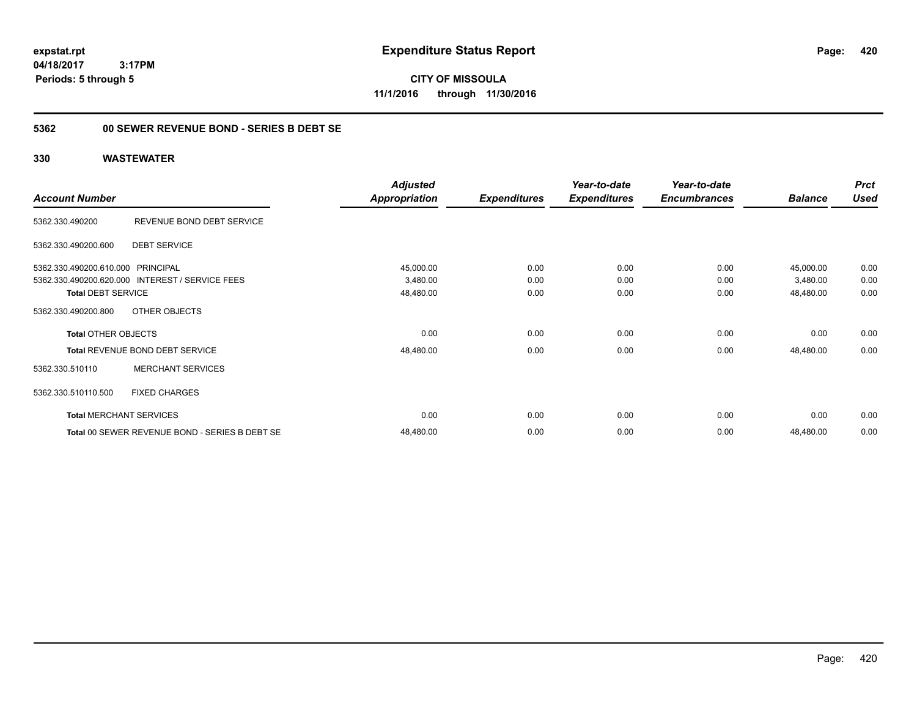expstat.rpt
04/18/2017 3:17PM
Periods: 5 through 5

# Expenditure Status Report

**CITY OF MISSOULA**
**11/1/2016 through 11/30/2016**

## 5362 00 SEWER REVENUE BOND - SERIES B DEBT SE

## 330 WASTEWATER

| Account Number | | Adjusted Appropriation | Expenditures | Year-to-date Expenditures | Year-to-date Encumbrances | Balance | Prct Used |
|---|---|---|---|---|---|---|---|
| 5362.330.490200 | REVENUE BOND DEBT SERVICE | | | | | | |
| 5362.330.490200.600 | DEBT SERVICE | | | | | | |
| 5362.330.490200.610.000 | PRINCIPAL | 45,000.00 | 0.00 | 0.00 | 0.00 | 45,000.00 | 0.00 |
| 5362.330.490200.620.000 | INTEREST / SERVICE FEES | 3,480.00 | 0.00 | 0.00 | 0.00 | 3,480.00 | 0.00 |
| **Total** DEBT SERVICE | | 48,480.00 | 0.00 | 0.00 | 0.00 | 48,480.00 | 0.00 |
| 5362.330.490200.800 | OTHER OBJECTS | | | | | | |
| **Total** OTHER OBJECTS | | 0.00 | 0.00 | 0.00 | 0.00 | 0.00 | 0.00 |
| **Total** REVENUE BOND DEBT SERVICE | | 48,480.00 | 0.00 | 0.00 | 0.00 | 48,480.00 | 0.00 |
| 5362.330.510110 | MERCHANT SERVICES | | | | | | |
| 5362.330.510110.500 | FIXED CHARGES | | | | | | |
| **Total** MERCHANT SERVICES | | 0.00 | 0.00 | 0.00 | 0.00 | 0.00 | 0.00 |
| **Total** 00 SEWER REVENUE BOND - SERIES B DEBT SE | | 48,480.00 | 0.00 | 0.00 | 0.00 | 48,480.00 | 0.00 |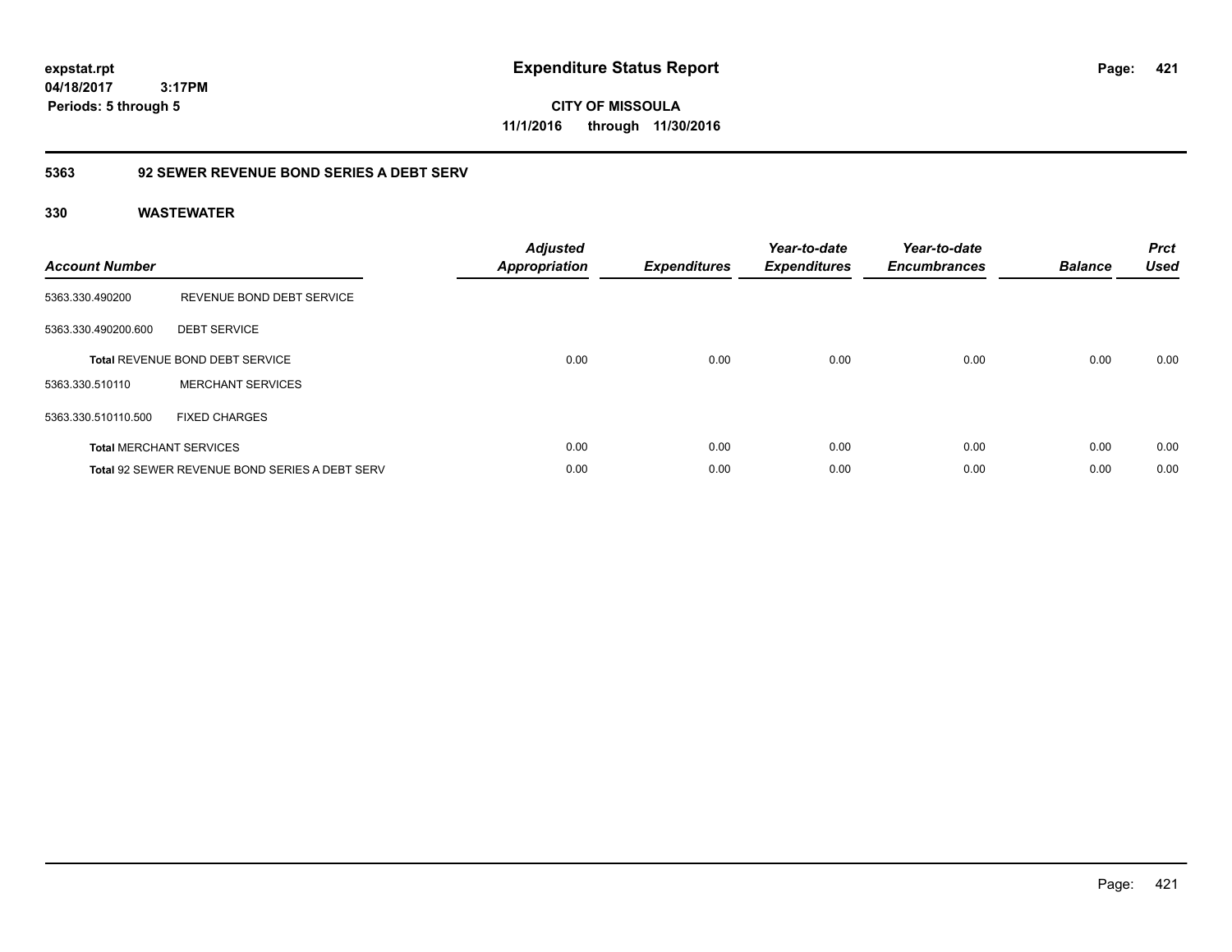# Expenditure Status Report

**CITY OF MISSOULA**
**11/1/2016 through 11/30/2016**

expstat.rpt
04/18/2017 3:17PM
Periods: 5 through 5

## 5363 92 SEWER REVENUE BOND SERIES A DEBT SERV

### 330 WASTEWATER

| Account Number | | Adjusted Appropriation | Expenditures | Year-to-date Expenditures | Year-to-date Encumbrances | Balance | Prct Used |
|---|---|---|---|---|---|---|---|
| 5363.330.490200 | REVENUE BOND DEBT SERVICE | | | | | | |
| 5363.330.490200.600 | DEBT SERVICE | | | | | | |
| **Total** REVENUE BOND DEBT SERVICE | | 0.00 | 0.00 | 0.00 | 0.00 | 0.00 | 0.00 |
| 5363.330.510110 | MERCHANT SERVICES | | | | | | |
| 5363.330.510110.500 | FIXED CHARGES | | | | | | |
| **Total** MERCHANT SERVICES | | 0.00 | 0.00 | 0.00 | 0.00 | 0.00 | 0.00 |
| **Total** 92 SEWER REVENUE BOND SERIES A DEBT SERV | | 0.00 | 0.00 | 0.00 | 0.00 | 0.00 | 0.00 |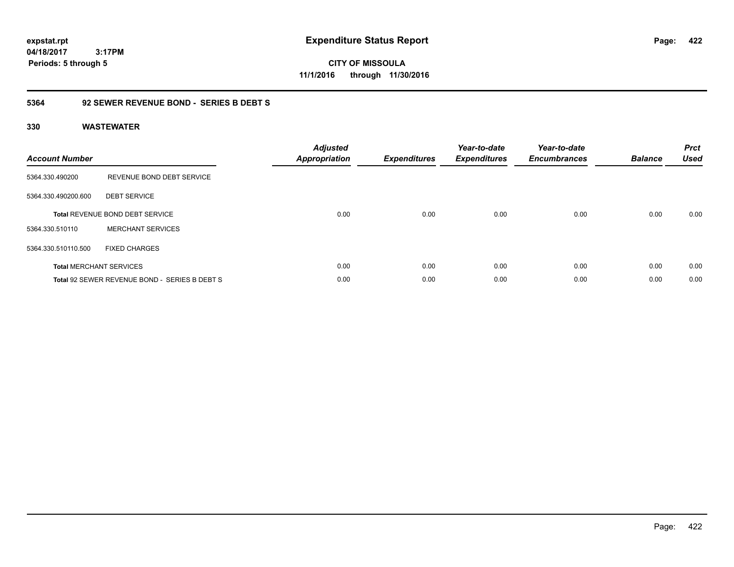**expstat.rpt**
**04/18/2017 3:17PM**
**Periods: 5 through 5**

# Expenditure Status Report

**CITY OF MISSOULA**
**11/1/2016 through 11/30/2016**

## 5364 92 SEWER REVENUE BOND - SERIES B DEBT S

### 330 WASTEWATER

| Account Number | | *Adjusted Appropriation* | *Expenditures* | *Year-to-date Expenditures* | *Year-to-date Encumbrances* | *Balance* | *Prct Used* |
|---|---|---|---|---|---|---|---|
| 5364.330.490200 | REVENUE BOND DEBT SERVICE | | | | | | |
| 5364.330.490200.600 | DEBT SERVICE | | | | | | |
| **Total** REVENUE BOND DEBT SERVICE | | 0.00 | 0.00 | 0.00 | 0.00 | 0.00 | 0.00 |
| 5364.330.510110 | MERCHANT SERVICES | | | | | | |
| 5364.330.510110.500 | FIXED CHARGES | | | | | | |
| **Total** MERCHANT SERVICES | | 0.00 | 0.00 | 0.00 | 0.00 | 0.00 | 0.00 |
| **Total** 92 SEWER REVENUE BOND - SERIES B DEBT S | | 0.00 | 0.00 | 0.00 | 0.00 | 0.00 | 0.00 |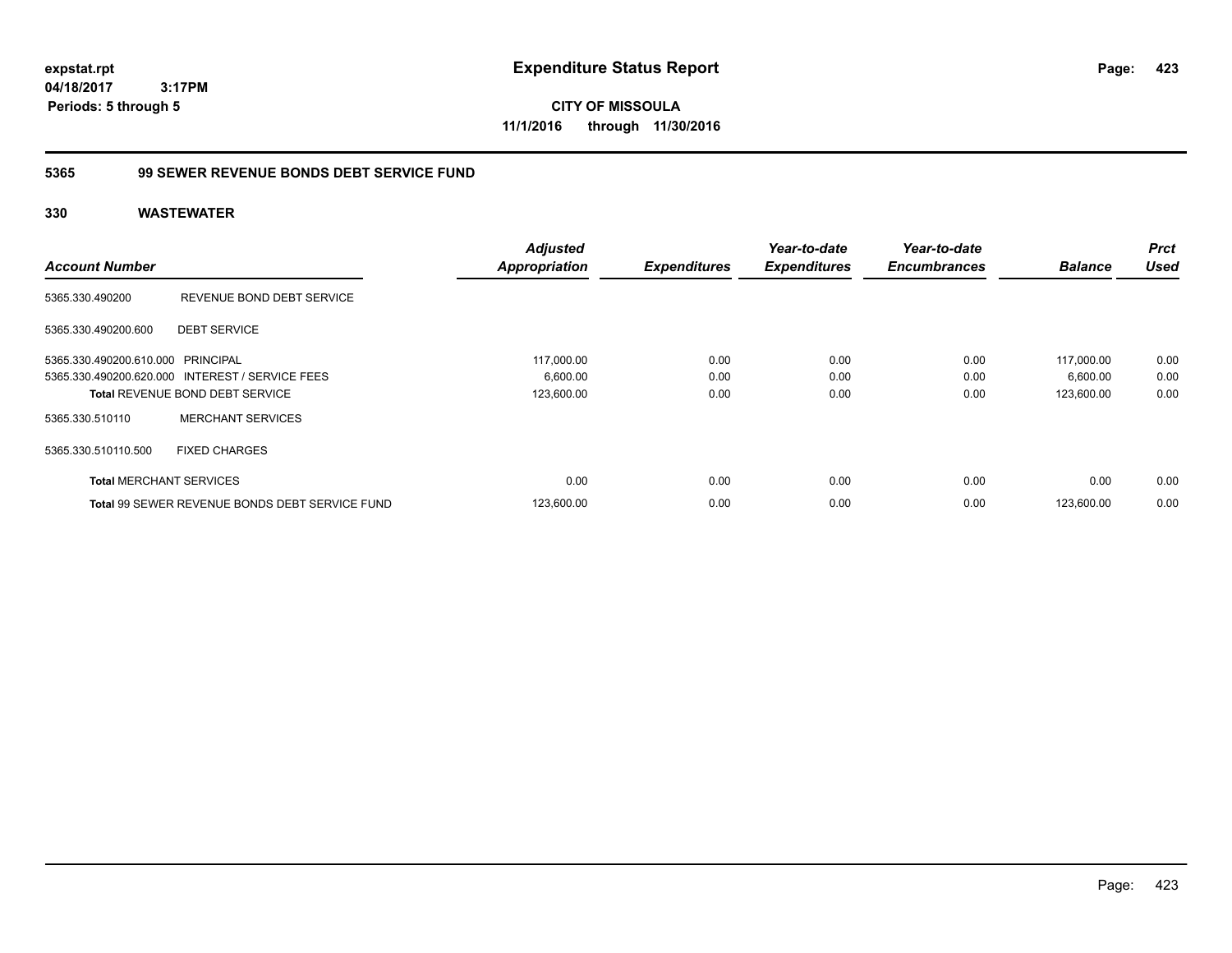**expstat.rpt**
**04/18/2017 3:17PM**
**Periods: 5 through 5**

# Expenditure Status Report

**CITY OF MISSOULA**
**11/1/2016 through 11/30/2016**

## 5365 99 SEWER REVENUE BONDS DEBT SERVICE FUND

### 330 WASTEWATER

| Account Number | | Adjusted Appropriation | Expenditures | Year-to-date Expenditures | Year-to-date Encumbrances | Balance | Prct Used |
|---|---|---|---|---|---|---|---|
| 5365.330.490200 | REVENUE BOND DEBT SERVICE | | | | | | |
| 5365.330.490200.600 | DEBT SERVICE | | | | | | |
| 5365.330.490200.610.000 | PRINCIPAL | 117,000.00 | 0.00 | 0.00 | 0.00 | 117,000.00 | 0.00 |
| 5365.330.490200.620.000 | INTEREST / SERVICE FEES | 6,600.00 | 0.00 | 0.00 | 0.00 | 6,600.00 | 0.00 |
| **Total** REVENUE BOND DEBT SERVICE | | 123,600.00 | 0.00 | 0.00 | 0.00 | 123,600.00 | 0.00 |
| 5365.330.510110 | MERCHANT SERVICES | | | | | | |
| 5365.330.510110.500 | FIXED CHARGES | | | | | | |
| **Total** MERCHANT SERVICES | | 0.00 | 0.00 | 0.00 | 0.00 | 0.00 | 0.00 |
| **Total** 99 SEWER REVENUE BONDS DEBT SERVICE FUND | | 123,600.00 | 0.00 | 0.00 | 0.00 | 123,600.00 | 0.00 |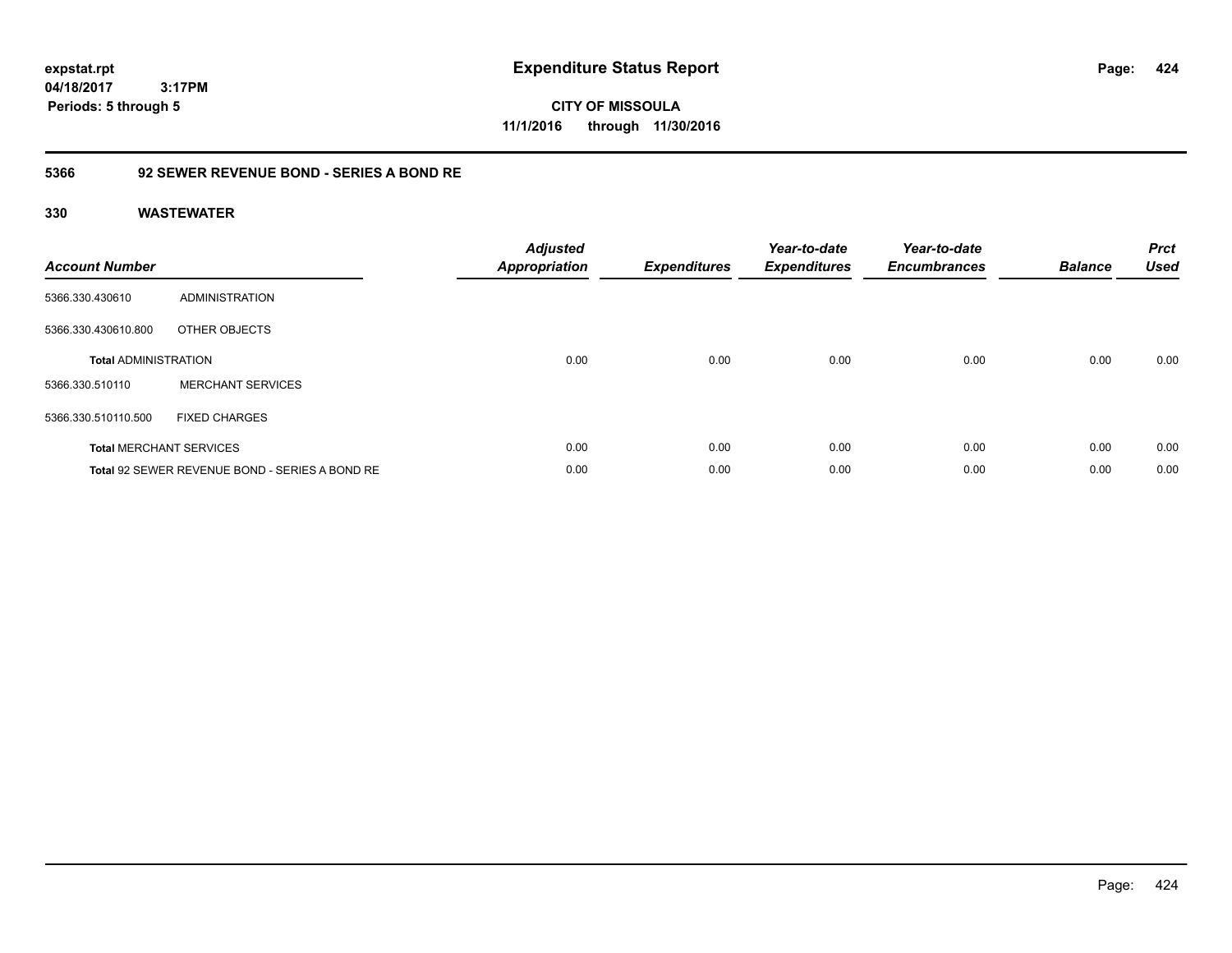# Expenditure Status Report

**CITY OF MISSOULA**
**11/1/2016 through 11/30/2016**

expstat.rpt
04/18/2017 3:17PM
Periods: 5 through 5

## 5366 92 SEWER REVENUE BOND - SERIES A BOND RE

### 330 WASTEWATER

| Account Number | | Adjusted Appropriation | Expenditures | Year-to-date Expenditures | Year-to-date Encumbrances | Balance | Prct Used |
|---|---|---|---|---|---|---|---|
| 5366.330.430610 | ADMINISTRATION | | | | | | |
| 5366.330.430610.800 | OTHER OBJECTS | | | | | | |
| **Total** ADMINISTRATION | | 0.00 | 0.00 | 0.00 | 0.00 | 0.00 | 0.00 |
| 5366.330.510110 | MERCHANT SERVICES | | | | | | |
| 5366.330.510110.500 | FIXED CHARGES | | | | | | |
| **Total** MERCHANT SERVICES | | 0.00 | 0.00 | 0.00 | 0.00 | 0.00 | 0.00 |
| **Total** 92 SEWER REVENUE BOND - SERIES A BOND RE | | 0.00 | 0.00 | 0.00 | 0.00 | 0.00 | 0.00 |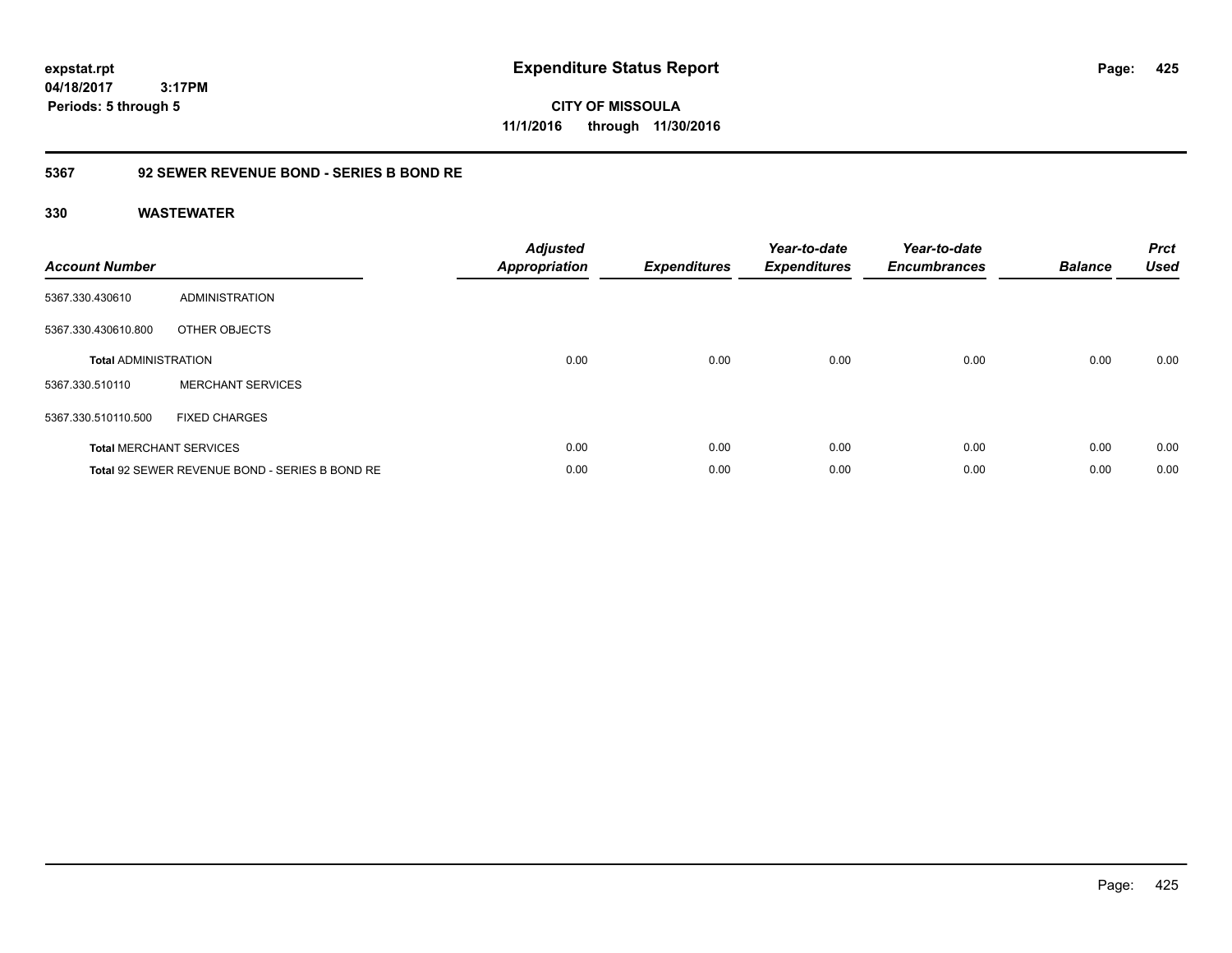**expstat.rpt**
**04/18/2017 3:17PM**
**Periods: 5 through 5**

# Expenditure Status Report

**CITY OF MISSOULA**
**11/1/2016 through 11/30/2016**

## 5367 92 SEWER REVENUE BOND - SERIES B BOND RE

### 330 WASTEWATER

| Account Number | | Adjusted Appropriation | Expenditures | Year-to-date Expenditures | Year-to-date Encumbrances | Balance | Prct Used |
|---|---|---|---|---|---|---|---|
| 5367.330.430610 | ADMINISTRATION | | | | | | |
| 5367.330.430610.800 | OTHER OBJECTS | | | | | | |
| **Total ADMINISTRATION** | | 0.00 | 0.00 | 0.00 | 0.00 | 0.00 | 0.00 |
| 5367.330.510110 | MERCHANT SERVICES | | | | | | |
| 5367.330.510110.500 | FIXED CHARGES | | | | | | |
| **Total MERCHANT SERVICES** | | 0.00 | 0.00 | 0.00 | 0.00 | 0.00 | 0.00 |
| **Total 92 SEWER REVENUE BOND - SERIES B BOND RE** | | 0.00 | 0.00 | 0.00 | 0.00 | 0.00 | 0.00 |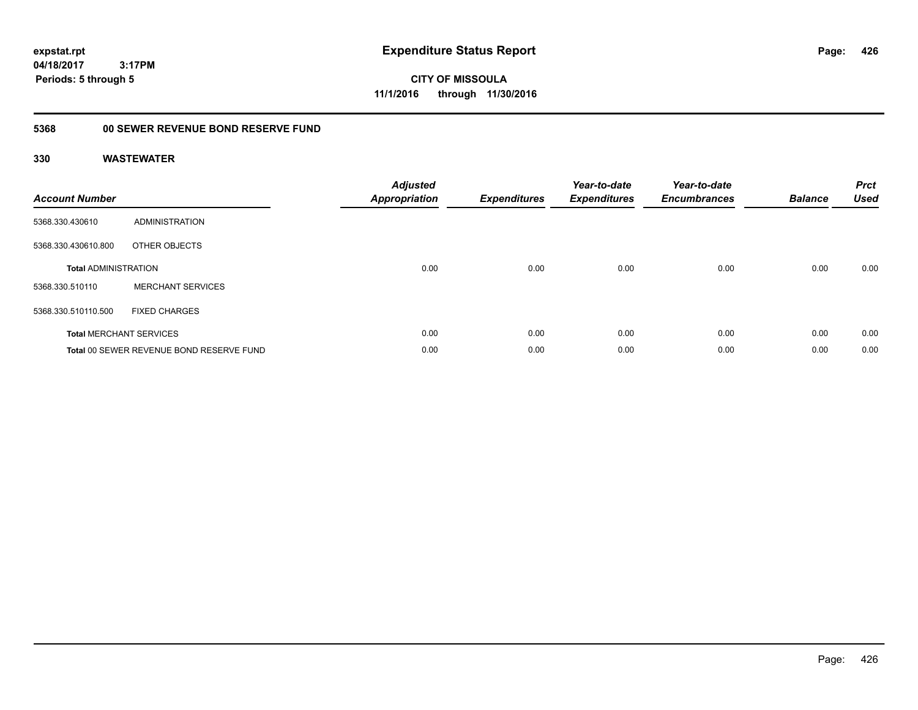**expstat.rpt**
**04/18/2017 3:17PM**
**Periods: 5 through 5**

# Expenditure Status Report

**CITY OF MISSOULA**
**11/1/2016 through 11/30/2016**

## 5368 00 SEWER REVENUE BOND RESERVE FUND

### 330 WASTEWATER

| Account Number | | Adjusted Appropriation | Expenditures | Year-to-date Expenditures | Year-to-date Encumbrances | Balance | Prct Used |
|---|---|---|---|---|---|---|---|
| 5368.330.430610 | ADMINISTRATION | | | | | | |
| 5368.330.430610.800 | OTHER OBJECTS | | | | | | |
| **Total** ADMINISTRATION | | 0.00 | 0.00 | 0.00 | 0.00 | 0.00 | 0.00 |
| 5368.330.510110 | MERCHANT SERVICES | | | | | | |
| 5368.330.510110.500 | FIXED CHARGES | | | | | | |
| **Total** MERCHANT SERVICES | | 0.00 | 0.00 | 0.00 | 0.00 | 0.00 | 0.00 |
| **Total** 00 SEWER REVENUE BOND RESERVE FUND | | 0.00 | 0.00 | 0.00 | 0.00 | 0.00 | 0.00 |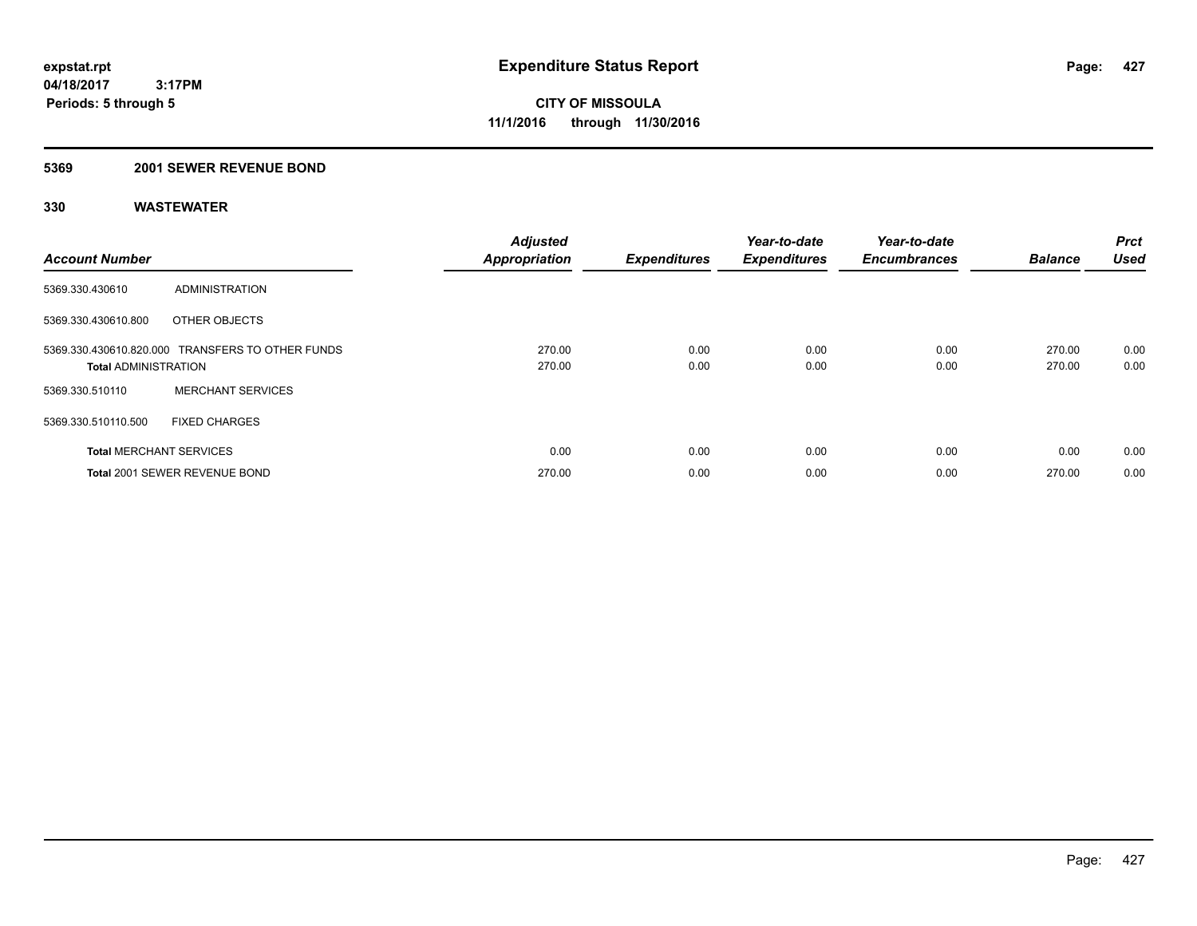# Expenditure Status Report

expstat.rpt
04/18/2017 3:17PM
Periods: 5 through 5

**CITY OF MISSOULA**
**11/1/2016 through 11/30/2016**

## 5369 2001 SEWER REVENUE BOND

### 330 WASTEWATER

| Account Number | | Adjusted Appropriation | Expenditures | Year-to-date Expenditures | Year-to-date Encumbrances | Balance | Prct Used |
|---|---|---|---|---|---|---|---|
| 5369.330.430610 | ADMINISTRATION | | | | | | |
| 5369.330.430610.800 | OTHER OBJECTS | | | | | | |
| 5369.330.430610.820.000 | TRANSFERS TO OTHER FUNDS | 270.00 | 0.00 | 0.00 | 0.00 | 270.00 | 0.00 |
| **Total** ADMINISTRATION | | 270.00 | 0.00 | 0.00 | 0.00 | 270.00 | 0.00 |
| 5369.330.510110 | MERCHANT SERVICES | | | | | | |
| 5369.330.510110.500 | FIXED CHARGES | | | | | | |
| **Total** MERCHANT SERVICES | | 0.00 | 0.00 | 0.00 | 0.00 | 0.00 | 0.00 |
| **Total** 2001 SEWER REVENUE BOND | | 270.00 | 0.00 | 0.00 | 0.00 | 270.00 | 0.00 |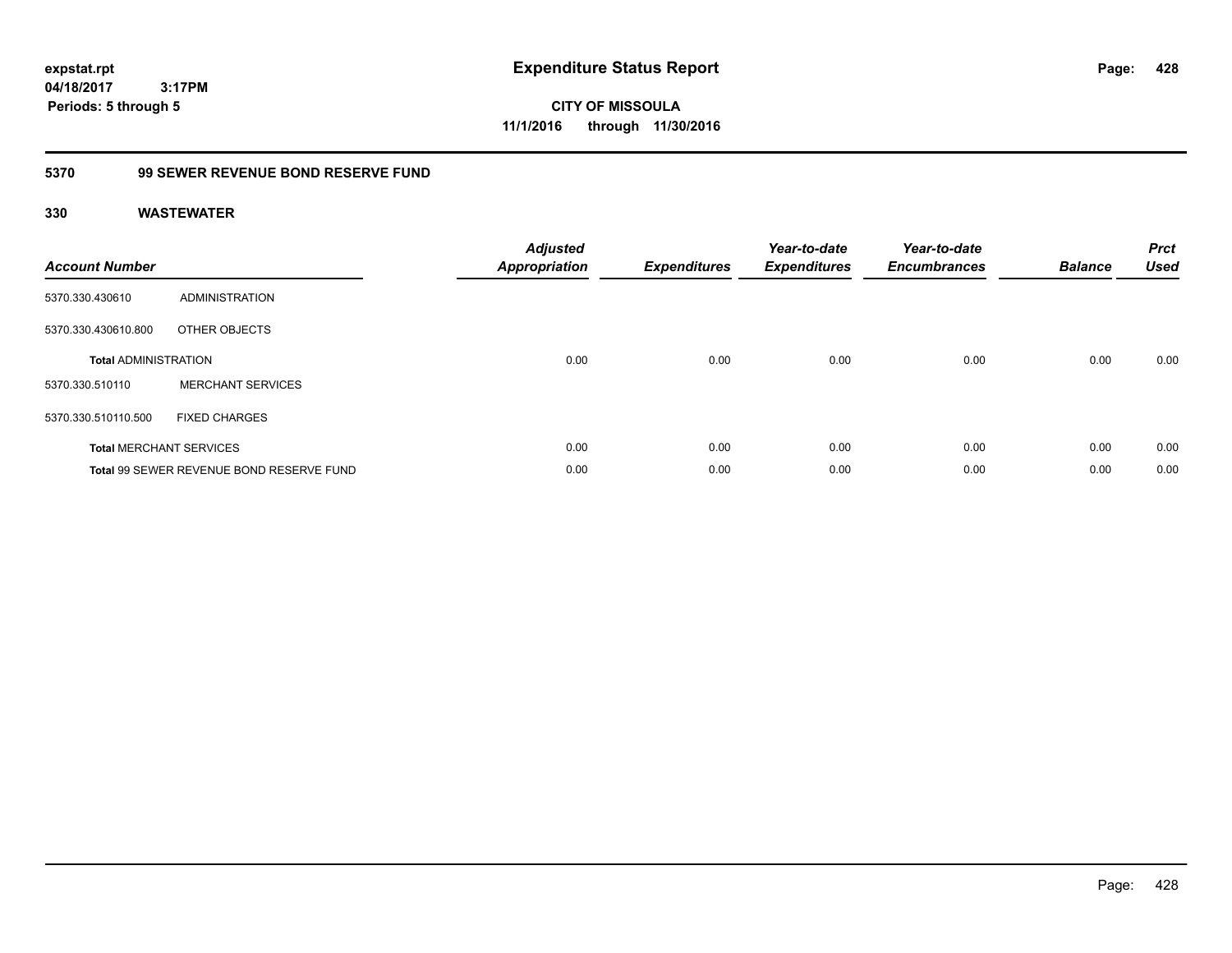# Expenditure Status Report

**CITY OF MISSOULA**
**11/1/2016 through 11/30/2016**

expstat.rpt
04/18/2017 3:17PM
Periods: 5 through 5

## 5370 99 SEWER REVENUE BOND RESERVE FUND

### 330 WASTEWATER

| Account Number | | Adjusted Appropriation | Expenditures | Year-to-date Expenditures | Year-to-date Encumbrances | Balance | Prct Used |
|---|---|---|---|---|---|---|---|
| 5370.330.430610 | ADMINISTRATION | | | | | | |
| 5370.330.430610.800 | OTHER OBJECTS | | | | | | |
| **Total** ADMINISTRATION | | 0.00 | 0.00 | 0.00 | 0.00 | 0.00 | 0.00 |
| 5370.330.510110 | MERCHANT SERVICES | | | | | | |
| 5370.330.510110.500 | FIXED CHARGES | | | | | | |
| **Total** MERCHANT SERVICES | | 0.00 | 0.00 | 0.00 | 0.00 | 0.00 | 0.00 |
| **Total** 99 SEWER REVENUE BOND RESERVE FUND | | 0.00 | 0.00 | 0.00 | 0.00 | 0.00 | 0.00 |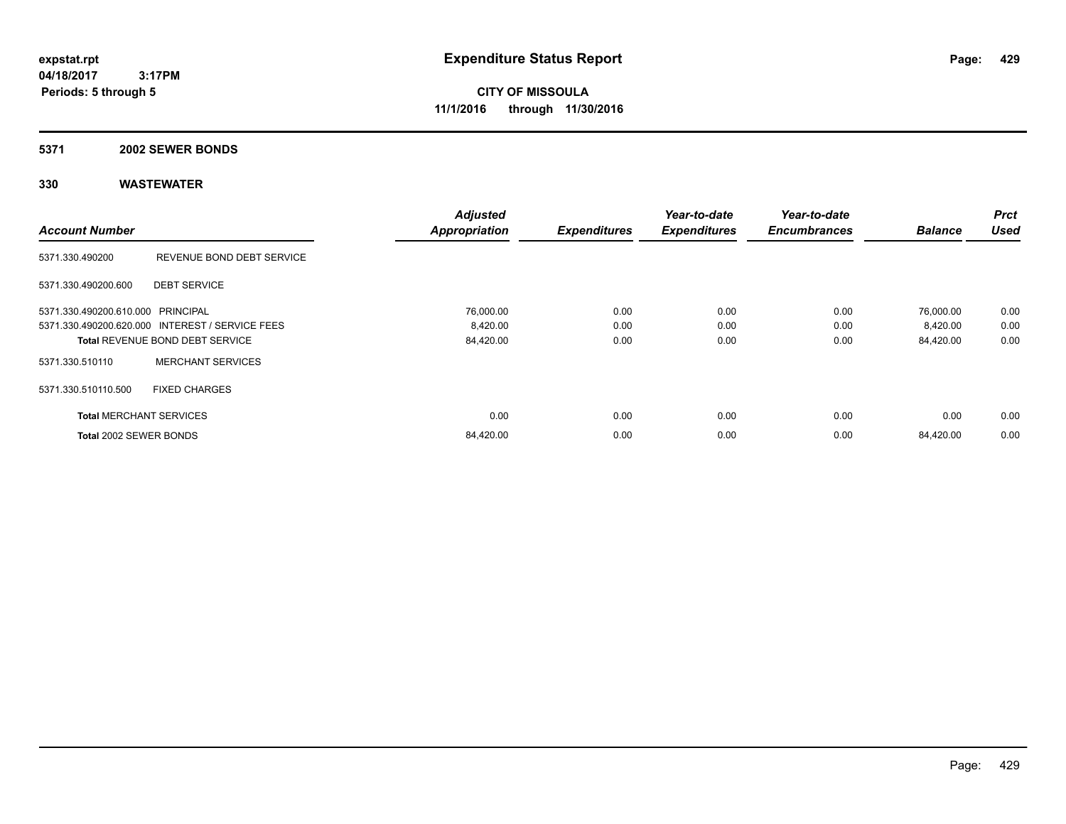**expstat.rpt**
**04/18/2017 3:17PM**
**Periods: 5 through 5**

# Expenditure Status Report

**CITY OF MISSOULA**
**11/1/2016 through 11/30/2016**

## 5371 2002 SEWER BONDS

### 330 WASTEWATER

| Account Number | | Adjusted Appropriation | Expenditures | Year-to-date Expenditures | Year-to-date Encumbrances | Balance | Prct Used |
|---|---|---|---|---|---|---|---|
| 5371.330.490200 | REVENUE BOND DEBT SERVICE | | | | | | |
| 5371.330.490200.600 | DEBT SERVICE | | | | | | |
| 5371.330.490200.610.000 | PRINCIPAL | 76,000.00 | 0.00 | 0.00 | 0.00 | 76,000.00 | 0.00 |
| 5371.330.490200.620.000 | INTEREST / SERVICE FEES | 8,420.00 | 0.00 | 0.00 | 0.00 | 8,420.00 | 0.00 |
| **Total** REVENUE BOND DEBT SERVICE | | 84,420.00 | 0.00 | 0.00 | 0.00 | 84,420.00 | 0.00 |
| 5371.330.510110 | MERCHANT SERVICES | | | | | | |
| 5371.330.510110.500 | FIXED CHARGES | | | | | | |
| **Total** MERCHANT SERVICES | | 0.00 | 0.00 | 0.00 | 0.00 | 0.00 | 0.00 |
| **Total** 2002 SEWER BONDS | | 84,420.00 | 0.00 | 0.00 | 0.00 | 84,420.00 | 0.00 |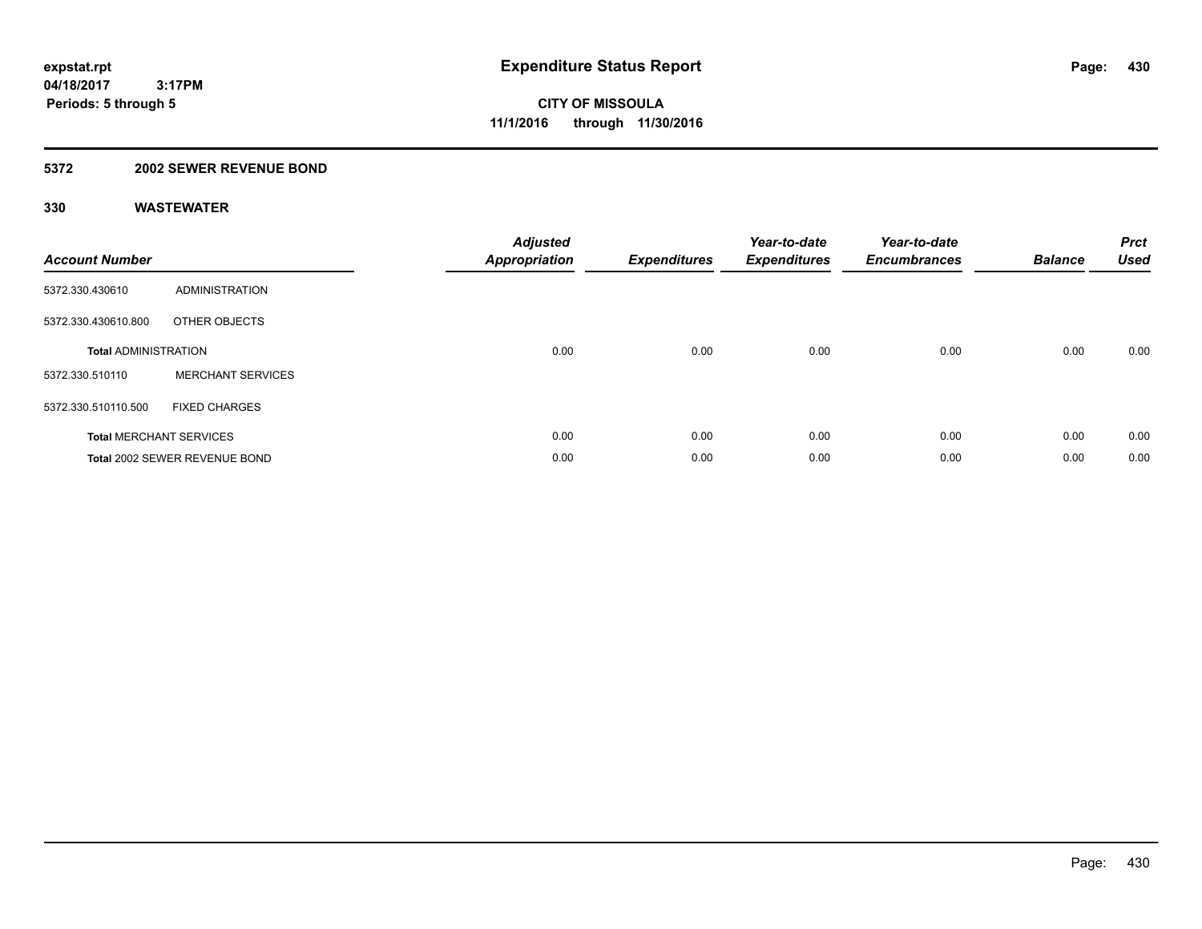expstat.rpt
04/18/2017 3:17PM
Periods: 5 through 5

# Expenditure Status Report

CITY OF MISSOULA
11/1/2016 through 11/30/2016

## 5372 2002 SEWER REVENUE BOND

### 330 WASTEWATER

| Account Number | | Adjusted Appropriation | Expenditures | Year-to-date Expenditures | Year-to-date Encumbrances | Balance | Prct Used |
|---|---|---|---|---|---|---|---|
| 5372.330.430610 | ADMINISTRATION | | | | | | |
| 5372.330.430610.800 | OTHER OBJECTS | | | | | | |
| **Total** ADMINISTRATION | | 0.00 | 0.00 | 0.00 | 0.00 | 0.00 | 0.00 |
| 5372.330.510110 | MERCHANT SERVICES | | | | | | |
| 5372.330.510110.500 | FIXED CHARGES | | | | | | |
| **Total** MERCHANT SERVICES | | 0.00 | 0.00 | 0.00 | 0.00 | 0.00 | 0.00 |
| **Total** 2002 SEWER REVENUE BOND | | 0.00 | 0.00 | 0.00 | 0.00 | 0.00 | 0.00 |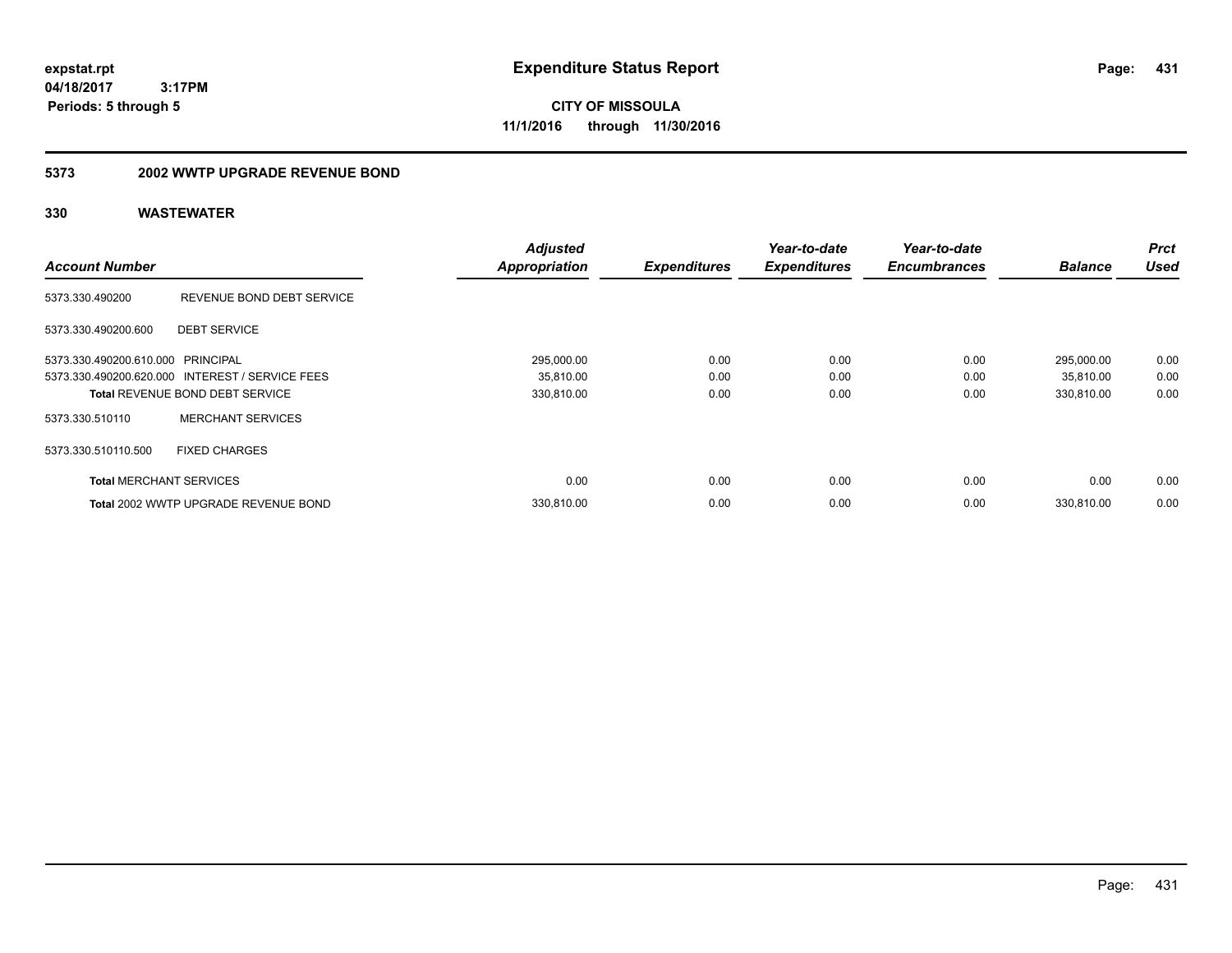**expstat.rpt**
**04/18/2017 3:17PM**
**Periods: 5 through 5**

# Expenditure Status Report

**CITY OF MISSOULA**
**11/1/2016 through 11/30/2016**

## 5373 2002 WWTP UPGRADE REVENUE BOND

### 330 WASTEWATER

| Account Number | | Adjusted Appropriation | Expenditures | Year-to-date Expenditures | Year-to-date Encumbrances | Balance | Prct Used |
|---|---|---|---|---|---|---|---|
| 5373.330.490200 | REVENUE BOND DEBT SERVICE | | | | | | |
| 5373.330.490200.600 | DEBT SERVICE | | | | | | |
| 5373.330.490200.610.000 | PRINCIPAL | 295,000.00 | 0.00 | 0.00 | 0.00 | 295,000.00 | 0.00 |
| 5373.330.490200.620.000 | INTEREST / SERVICE FEES | 35,810.00 | 0.00 | 0.00 | 0.00 | 35,810.00 | 0.00 |
| **Total** REVENUE BOND DEBT SERVICE | | 330,810.00 | 0.00 | 0.00 | 0.00 | 330,810.00 | 0.00 |
| 5373.330.510110 | MERCHANT SERVICES | | | | | | |
| 5373.330.510110.500 | FIXED CHARGES | | | | | | |
| **Total** MERCHANT SERVICES | | 0.00 | 0.00 | 0.00 | 0.00 | 0.00 | 0.00 |
| **Total** 2002 WWTP UPGRADE REVENUE BOND | | 330,810.00 | 0.00 | 0.00 | 0.00 | 330,810.00 | 0.00 |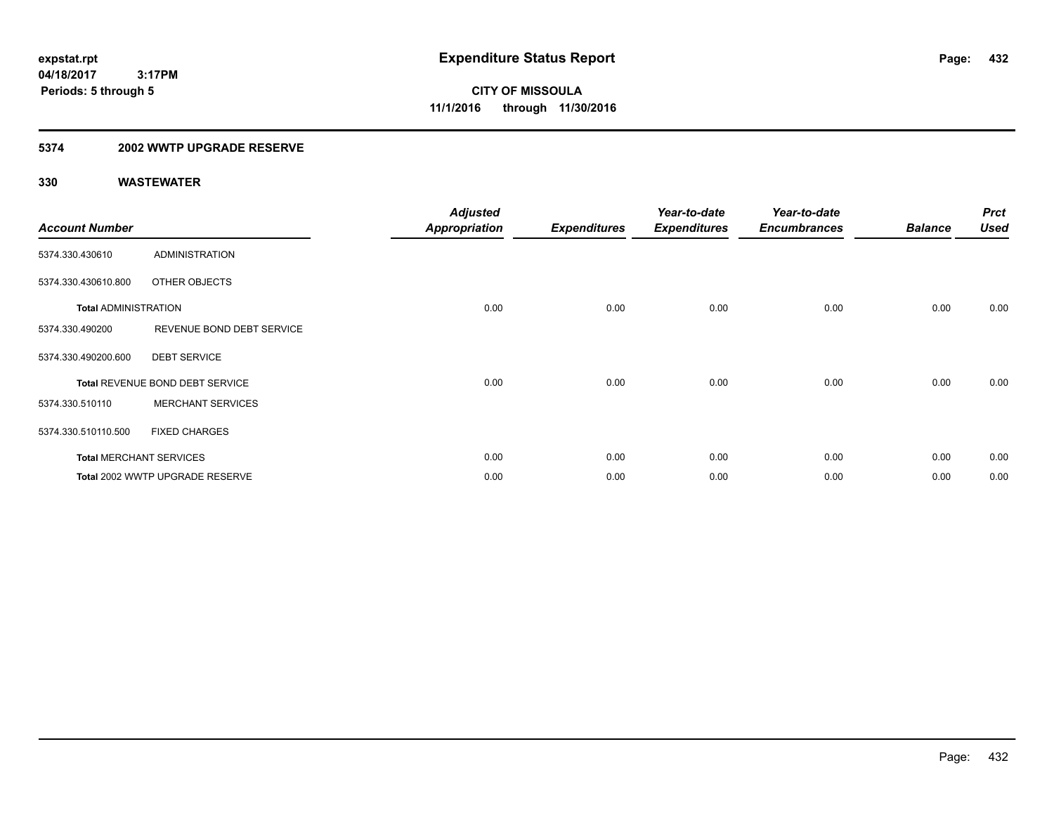**expstat.rpt**
**04/18/2017 3:17PM**
**Periods: 5 through 5**

# Expenditure Status Report

**CITY OF MISSOULA**
**11/1/2016 through 11/30/2016**

## 5374 2002 WWTP UPGRADE RESERVE

### 330 WASTEWATER

| Account Number | | Adjusted Appropriation | Expenditures | Year-to-date Expenditures | Year-to-date Encumbrances | Balance | Prct Used |
|---|---|---|---|---|---|---|---|
| 5374.330.430610 | ADMINISTRATION | | | | | | |
| 5374.330.430610.800 | OTHER OBJECTS | | | | | | |
| **Total** ADMINISTRATION | | 0.00 | 0.00 | 0.00 | 0.00 | 0.00 | 0.00 |
| 5374.330.490200 | REVENUE BOND DEBT SERVICE | | | | | | |
| 5374.330.490200.600 | DEBT SERVICE | | | | | | |
| **Total** REVENUE BOND DEBT SERVICE | | 0.00 | 0.00 | 0.00 | 0.00 | 0.00 | 0.00 |
| 5374.330.510110 | MERCHANT SERVICES | | | | | | |
| 5374.330.510110.500 | FIXED CHARGES | | | | | | |
| **Total** MERCHANT SERVICES | | 0.00 | 0.00 | 0.00 | 0.00 | 0.00 | 0.00 |
| **Total** 2002 WWTP UPGRADE RESERVE | | 0.00 | 0.00 | 0.00 | 0.00 | 0.00 | 0.00 |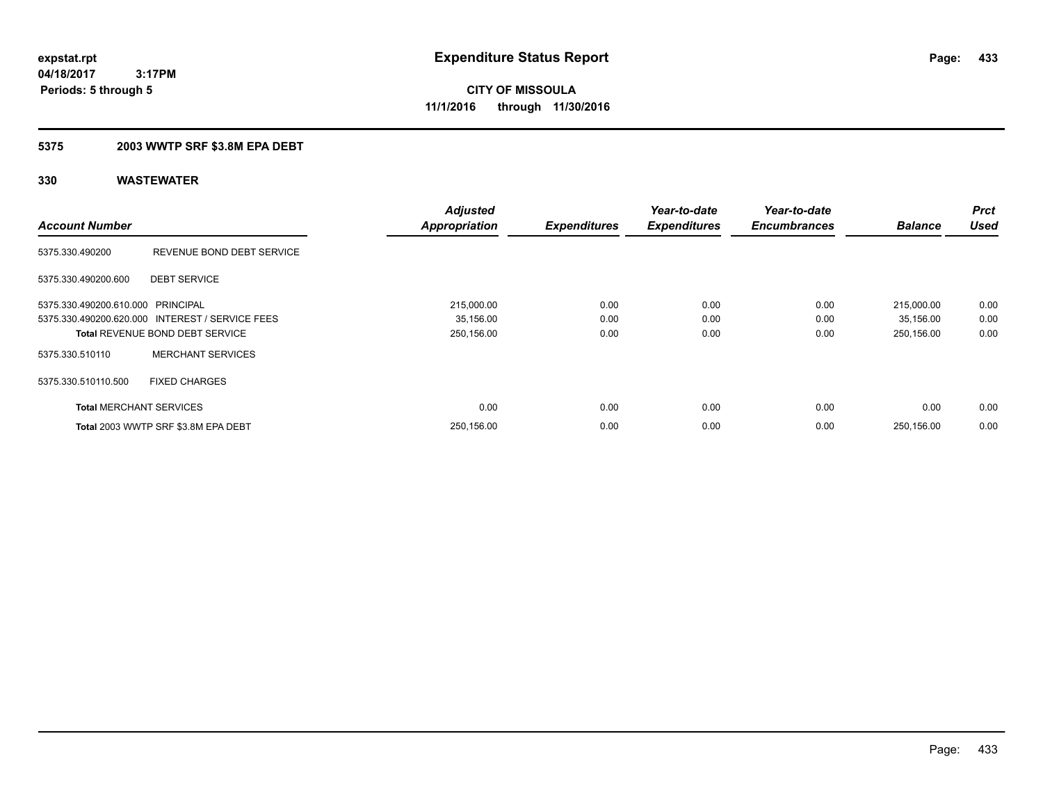expstat.rpt
04/18/2017 3:17PM
Periods: 5 through 5

# Expenditure Status Report

**CITY OF MISSOULA**
**11/1/2016 through 11/30/2016**

## 5375 2003 WWTP SRF $3.8M EPA DEBT

## 330 WASTEWATER

| Account Number | | Adjusted Appropriation | Expenditures | Year-to-date Expenditures | Year-to-date Encumbrances | Balance | Prct Used |
|---|---|---|---|---|---|---|---|
| 5375.330.490200 | REVENUE BOND DEBT SERVICE | | | | | | |
| 5375.330.490200.600 | DEBT SERVICE | | | | | | |
| 5375.330.490200.610.000 | PRINCIPAL | 215,000.00 | 0.00 | 0.00 | 0.00 | 215,000.00 | 0.00 |
| 5375.330.490200.620.000 | INTEREST / SERVICE FEES | 35,156.00 | 0.00 | 0.00 | 0.00 | 35,156.00 | 0.00 |
| Total REVENUE BOND DEBT SERVICE | | 250,156.00 | 0.00 | 0.00 | 0.00 | 250,156.00 | 0.00 |
| 5375.330.510110 | MERCHANT SERVICES | | | | | | |
| 5375.330.510110.500 | FIXED CHARGES | | | | | | |
| Total MERCHANT SERVICES | | 0.00 | 0.00 | 0.00 | 0.00 | 0.00 | 0.00 |
| Total 2003 WWTP SRF $3.8M EPA DEBT | | 250,156.00 | 0.00 | 0.00 | 0.00 | 250,156.00 | 0.00 |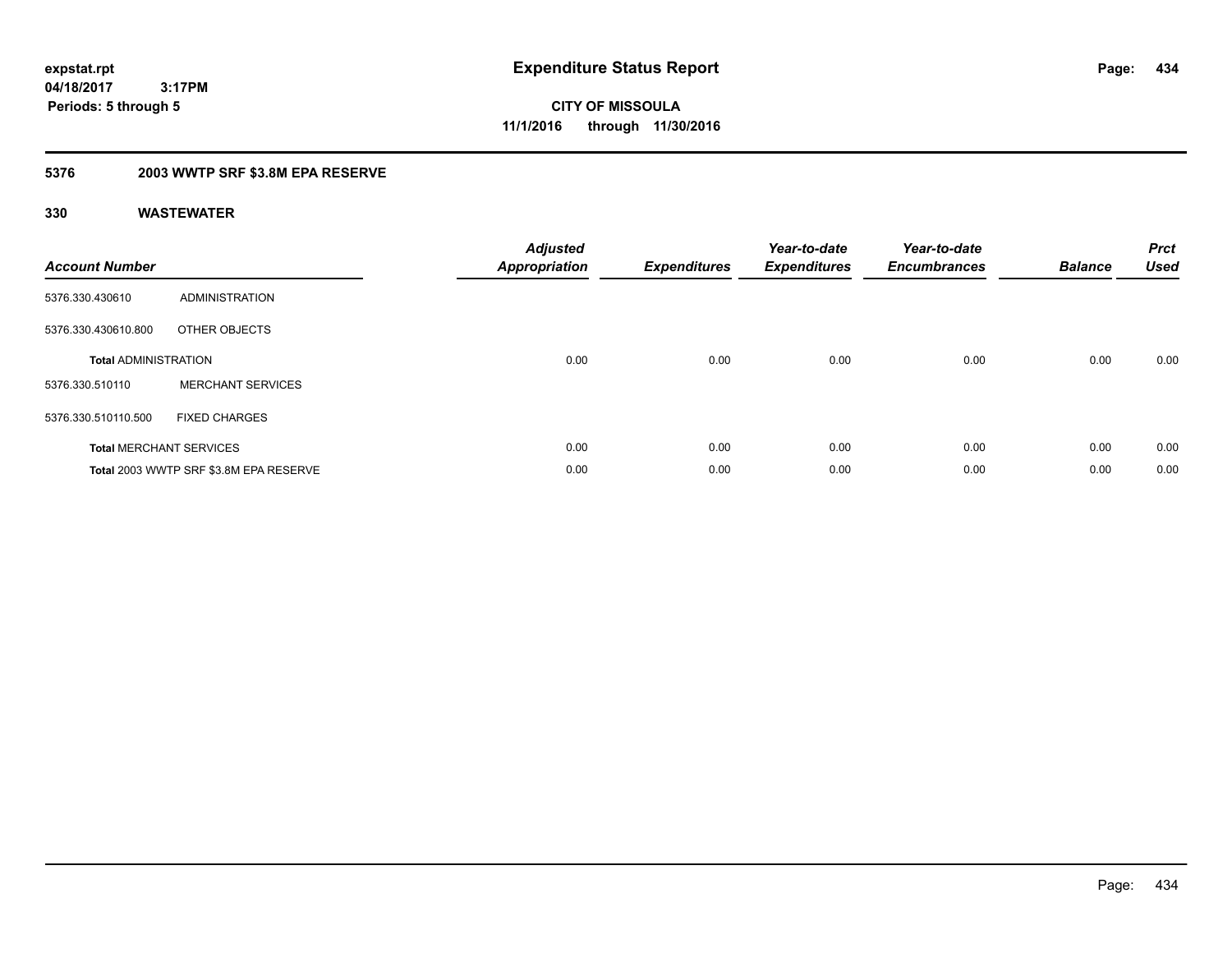**expstat.rpt**
**04/18/2017 3:17PM**
**Periods: 5 through 5**

# Expenditure Status Report

**CITY OF MISSOULA**
**11/1/2016 through 11/30/2016**

## 5376 2003 WWTP SRF $3.8M EPA RESERVE

### 330 WASTEWATER

| Account Number | | Adjusted Appropriation | Expenditures | Year-to-date Expenditures | Year-to-date Encumbrances | Balance | Prct Used |
|---|---|---|---|---|---|---|---|
| 5376.330.430610 | ADMINISTRATION | | | | | | |
| 5376.330.430610.800 | OTHER OBJECTS | | | | | | |
| **Total** ADMINISTRATION | | 0.00 | 0.00 | 0.00 | 0.00 | 0.00 | 0.00 |
| 5376.330.510110 | MERCHANT SERVICES | | | | | | |
| 5376.330.510110.500 | FIXED CHARGES | | | | | | |
| **Total** MERCHANT SERVICES | | 0.00 | 0.00 | 0.00 | 0.00 | 0.00 | 0.00 |
| **Total** 2003 WWTP SRF $3.8M EPA RESERVE | | 0.00 | 0.00 | 0.00 | 0.00 | 0.00 | 0.00 |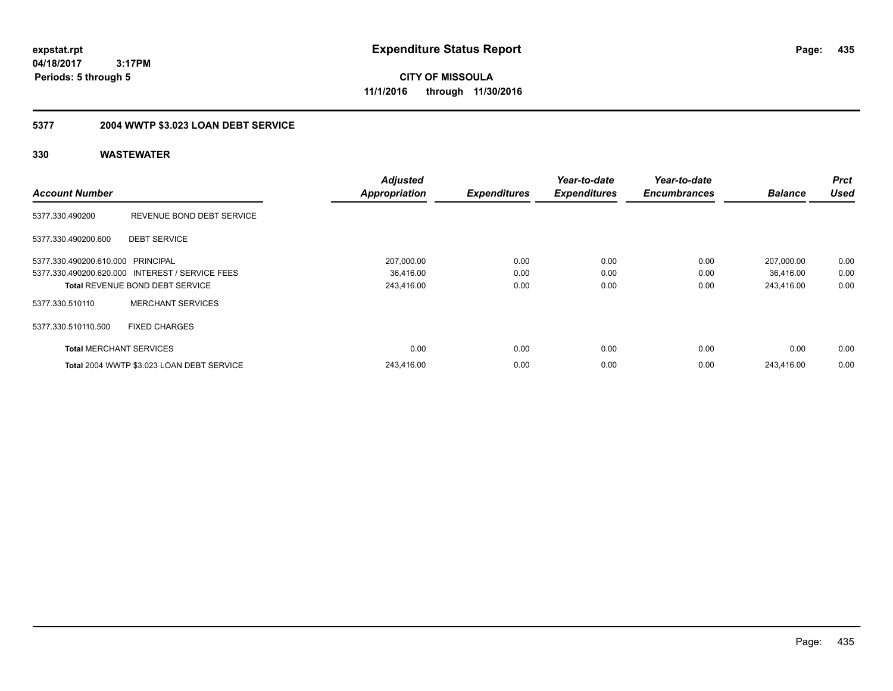**expstat.rpt**
**04/18/2017 3:17PM**
**Periods: 5 through 5**

# Expenditure Status Report

**CITY OF MISSOULA**
**11/1/2016 through 11/30/2016**

## 5377 2004 WWTP $3.023 LOAN DEBT SERVICE

### 330 WASTEWATER

| Account Number | | Adjusted Appropriation | Expenditures | Year-to-date Expenditures | Year-to-date Encumbrances | Balance | Prct Used |
|---|---|---|---|---|---|---|---|
| 5377.330.490200 | REVENUE BOND DEBT SERVICE | | | | | | |
| 5377.330.490200.600 | DEBT SERVICE | | | | | | |
| 5377.330.490200.610.000 | PRINCIPAL | 207,000.00 | 0.00 | 0.00 | 0.00 | 207,000.00 | 0.00 |
| 5377.330.490200.620.000 | INTEREST / SERVICE FEES | 36,416.00 | 0.00 | 0.00 | 0.00 | 36,416.00 | 0.00 |
| **Total** REVENUE BOND DEBT SERVICE | | 243,416.00 | 0.00 | 0.00 | 0.00 | 243,416.00 | 0.00 |
| 5377.330.510110 | MERCHANT SERVICES | | | | | | |
| 5377.330.510110.500 | FIXED CHARGES | | | | | | |
| **Total** MERCHANT SERVICES | | 0.00 | 0.00 | 0.00 | 0.00 | 0.00 | 0.00 |
| **Total** 2004 WWTP $3.023 LOAN DEBT SERVICE | | 243,416.00 | 0.00 | 0.00 | 0.00 | 243,416.00 | 0.00 |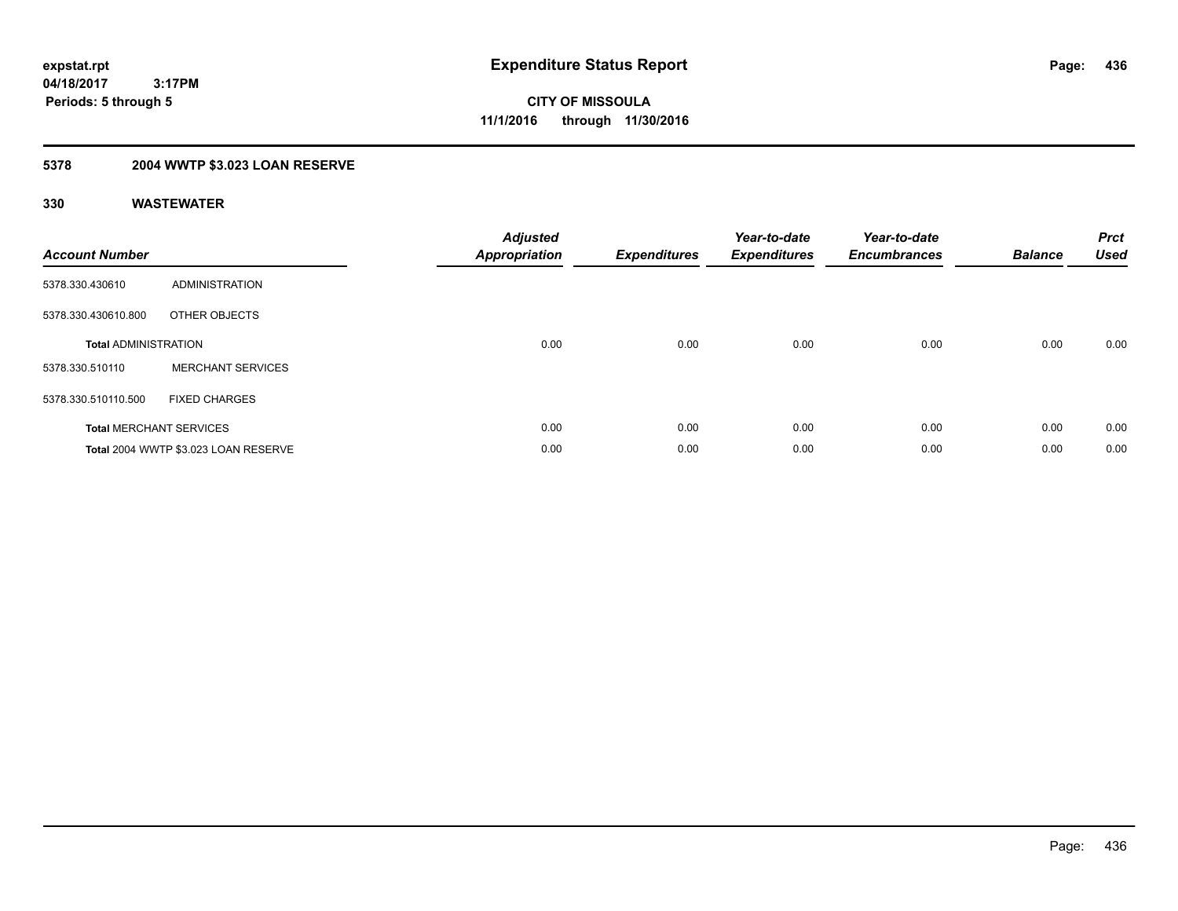# Expenditure Status Report

expstat.rpt
04/18/2017 3:17PM
Periods: 5 through 5

**CITY OF MISSOULA**
**11/1/2016 through 11/30/2016**

## 5378 2004 WWTP $3.023 LOAN RESERVE

### 330 WASTEWATER

| Account Number | | Adjusted Appropriation | Expenditures | Year-to-date Expenditures | Year-to-date Encumbrances | Balance | Prct Used |
|---|---|---|---|---|---|---|---|
| 5378.330.430610 | ADMINISTRATION | | | | | | |
| 5378.330.430610.800 | OTHER OBJECTS | | | | | | |
| **Total** ADMINISTRATION | | 0.00 | 0.00 | 0.00 | 0.00 | 0.00 | 0.00 |
| 5378.330.510110 | MERCHANT SERVICES | | | | | | |
| 5378.330.510110.500 | FIXED CHARGES | | | | | | |
| **Total** MERCHANT SERVICES | | 0.00 | 0.00 | 0.00 | 0.00 | 0.00 | 0.00 |
| **Total** 2004 WWTP $3.023 LOAN RESERVE | | 0.00 | 0.00 | 0.00 | 0.00 | 0.00 | 0.00 |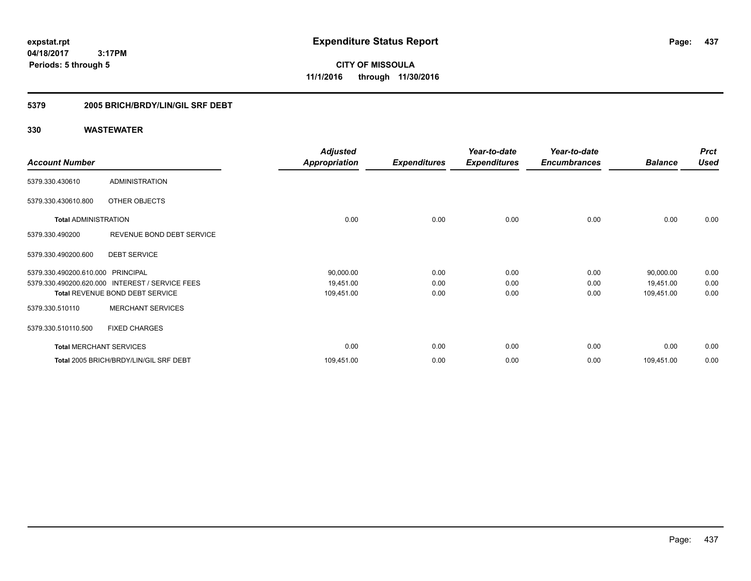# Expenditure Status Report

expstat.rpt
04/18/2017 3:17PM
Periods: 5 through 5

**CITY OF MISSOULA**
**11/1/2016 through 11/30/2016**

## 5379 2005 BRICH/BRDY/LIN/GIL SRF DEBT

### 330 WASTEWATER

| Account Number | | Adjusted Appropriation | Expenditures | Year-to-date Expenditures | Year-to-date Encumbrances | Balance | Prct Used |
|---|---|---|---|---|---|---|---|
| 5379.330.430610 | ADMINISTRATION | | | | | | |
| 5379.330.430610.800 | OTHER OBJECTS | | | | | | |
| **Total** ADMINISTRATION | | 0.00 | 0.00 | 0.00 | 0.00 | 0.00 | 0.00 |
| 5379.330.490200 | REVENUE BOND DEBT SERVICE | | | | | | |
| 5379.330.490200.600 | DEBT SERVICE | | | | | | |
| 5379.330.490200.610.000 | PRINCIPAL | 90,000.00 | 0.00 | 0.00 | 0.00 | 90,000.00 | 0.00 |
| 5379.330.490200.620.000 | INTEREST / SERVICE FEES | 19,451.00 | 0.00 | 0.00 | 0.00 | 19,451.00 | 0.00 |
| **Total** REVENUE BOND DEBT SERVICE | | 109,451.00 | 0.00 | 0.00 | 0.00 | 109,451.00 | 0.00 |
| 5379.330.510110 | MERCHANT SERVICES | | | | | | |
| 5379.330.510110.500 | FIXED CHARGES | | | | | | |
| **Total** MERCHANT SERVICES | | 0.00 | 0.00 | 0.00 | 0.00 | 0.00 | 0.00 |
| **Total** 2005 BRICH/BRDY/LIN/GIL SRF DEBT | | 109,451.00 | 0.00 | 0.00 | 0.00 | 109,451.00 | 0.00 |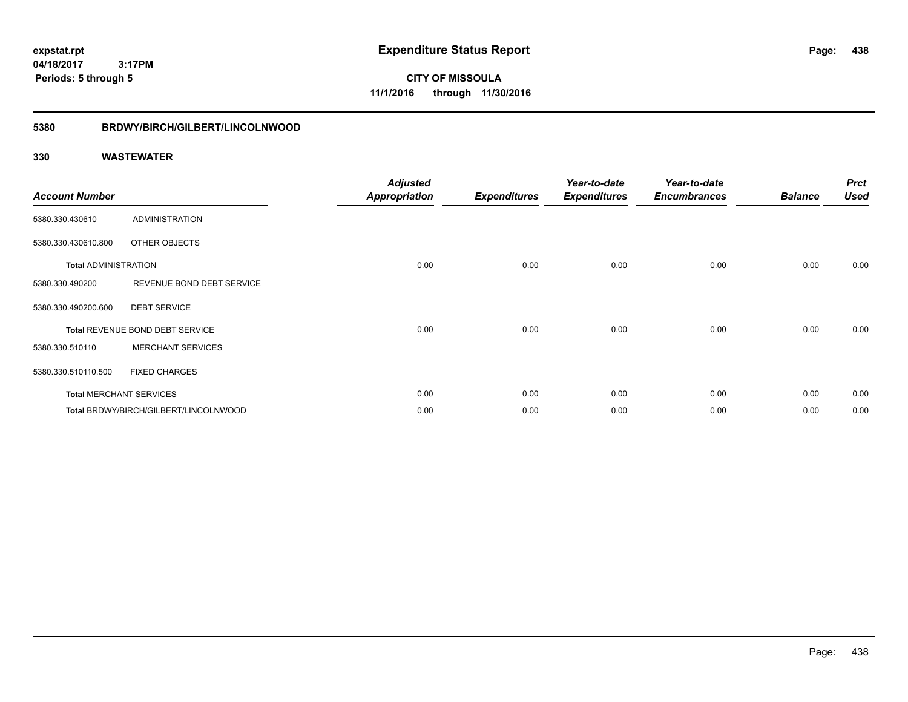**expstat.rpt**
**04/18/2017 3:17PM**
**Periods: 5 through 5**

# Expenditure Status Report

**CITY OF MISSOULA**
**11/1/2016 through 11/30/2016**

## 5380 BRDWY/BIRCH/GILBERT/LINCOLNWOOD

### 330 WASTEWATER

| Account Number | | Adjusted Appropriation | Expenditures | Year-to-date Expenditures | Year-to-date Encumbrances | Balance | Prct Used |
|---|---|---|---|---|---|---|---|
| 5380.330.430610 | ADMINISTRATION | | | | | | |
| 5380.330.430610.800 | OTHER OBJECTS | | | | | | |
| Total ADMINISTRATION | | 0.00 | 0.00 | 0.00 | 0.00 | 0.00 | 0.00 |
| 5380.330.490200 | REVENUE BOND DEBT SERVICE | | | | | | |
| 5380.330.490200.600 | DEBT SERVICE | | | | | | |
| Total REVENUE BOND DEBT SERVICE | | 0.00 | 0.00 | 0.00 | 0.00 | 0.00 | 0.00 |
| 5380.330.510110 | MERCHANT SERVICES | | | | | | |
| 5380.330.510110.500 | FIXED CHARGES | | | | | | |
| Total MERCHANT SERVICES | | 0.00 | 0.00 | 0.00 | 0.00 | 0.00 | 0.00 |
| Total BRDWY/BIRCH/GILBERT/LINCOLNWOOD | | 0.00 | 0.00 | 0.00 | 0.00 | 0.00 | 0.00 |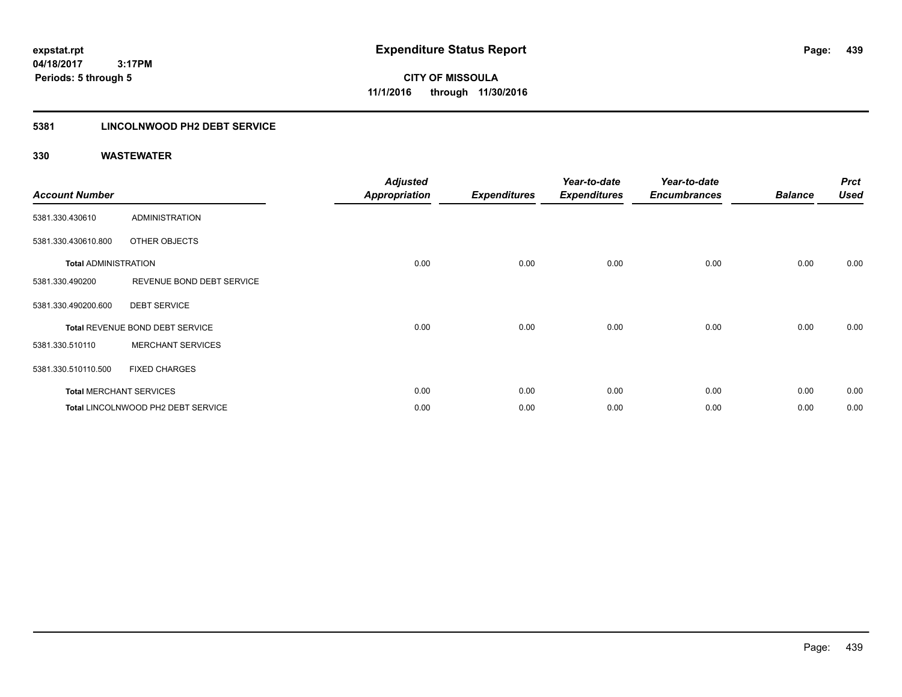**expstat.rpt**
**04/18/2017 3:17PM**
**Periods: 5 through 5**

# Expenditure Status Report

**CITY OF MISSOULA**
**11/1/2016 through 11/30/2016**

## 5381 LINCOLNWOOD PH2 DEBT SERVICE

### 330 WASTEWATER

| Account Number | | Adjusted Appropriation | Expenditures | Year-to-date Expenditures | Year-to-date Encumbrances | Balance | Prct Used |
|---|---|---|---|---|---|---|---|
| 5381.330.430610 | ADMINISTRATION | | | | | | |
| 5381.330.430610.800 | OTHER OBJECTS | | | | | | |
| **Total** ADMINISTRATION | | 0.00 | 0.00 | 0.00 | 0.00 | 0.00 | 0.00 |
| 5381.330.490200 | REVENUE BOND DEBT SERVICE | | | | | | |
| 5381.330.490200.600 | DEBT SERVICE | | | | | | |
| **Total** REVENUE BOND DEBT SERVICE | | 0.00 | 0.00 | 0.00 | 0.00 | 0.00 | 0.00 |
| 5381.330.510110 | MERCHANT SERVICES | | | | | | |
| 5381.330.510110.500 | FIXED CHARGES | | | | | | |
| **Total** MERCHANT SERVICES | | 0.00 | 0.00 | 0.00 | 0.00 | 0.00 | 0.00 |
| **Total** LINCOLNWOOD PH2 DEBT SERVICE | | 0.00 | 0.00 | 0.00 | 0.00 | 0.00 | 0.00 |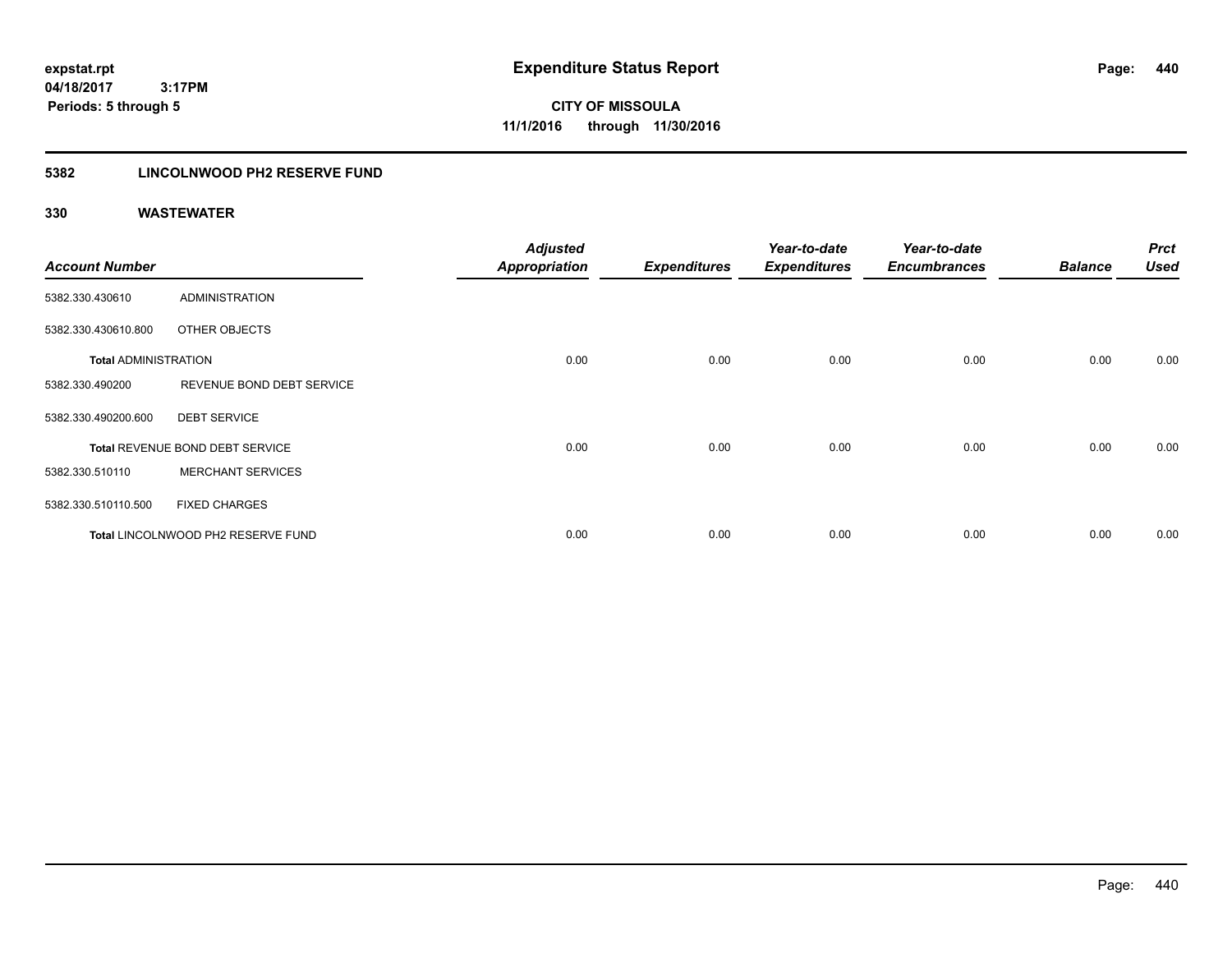**expstat.rpt**
**04/18/2017 3:17PM**
**Periods: 5 through 5**

# Expenditure Status Report

**CITY OF MISSOULA**
**11/1/2016 through 11/30/2016**

## 5382 LINCOLNWOOD PH2 RESERVE FUND

### 330 WASTEWATER

| Account Number | | Adjusted Appropriation | Expenditures | Year-to-date Expenditures | Year-to-date Encumbrances | Balance | Prct Used |
|---|---|---|---|---|---|---|---|
| 5382.330.430610 | ADMINISTRATION | | | | | | |
| 5382.330.430610.800 | OTHER OBJECTS | | | | | | |
| **Total** ADMINISTRATION | | 0.00 | 0.00 | 0.00 | 0.00 | 0.00 | 0.00 |
| 5382.330.490200 | REVENUE BOND DEBT SERVICE | | | | | | |
| 5382.330.490200.600 | DEBT SERVICE | | | | | | |
| **Total** REVENUE BOND DEBT SERVICE | | 0.00 | 0.00 | 0.00 | 0.00 | 0.00 | 0.00 |
| 5382.330.510110 | MERCHANT SERVICES | | | | | | |
| 5382.330.510110.500 | FIXED CHARGES | | | | | | |
| **Total** LINCOLNWOOD PH2 RESERVE FUND | | 0.00 | 0.00 | 0.00 | 0.00 | 0.00 | 0.00 |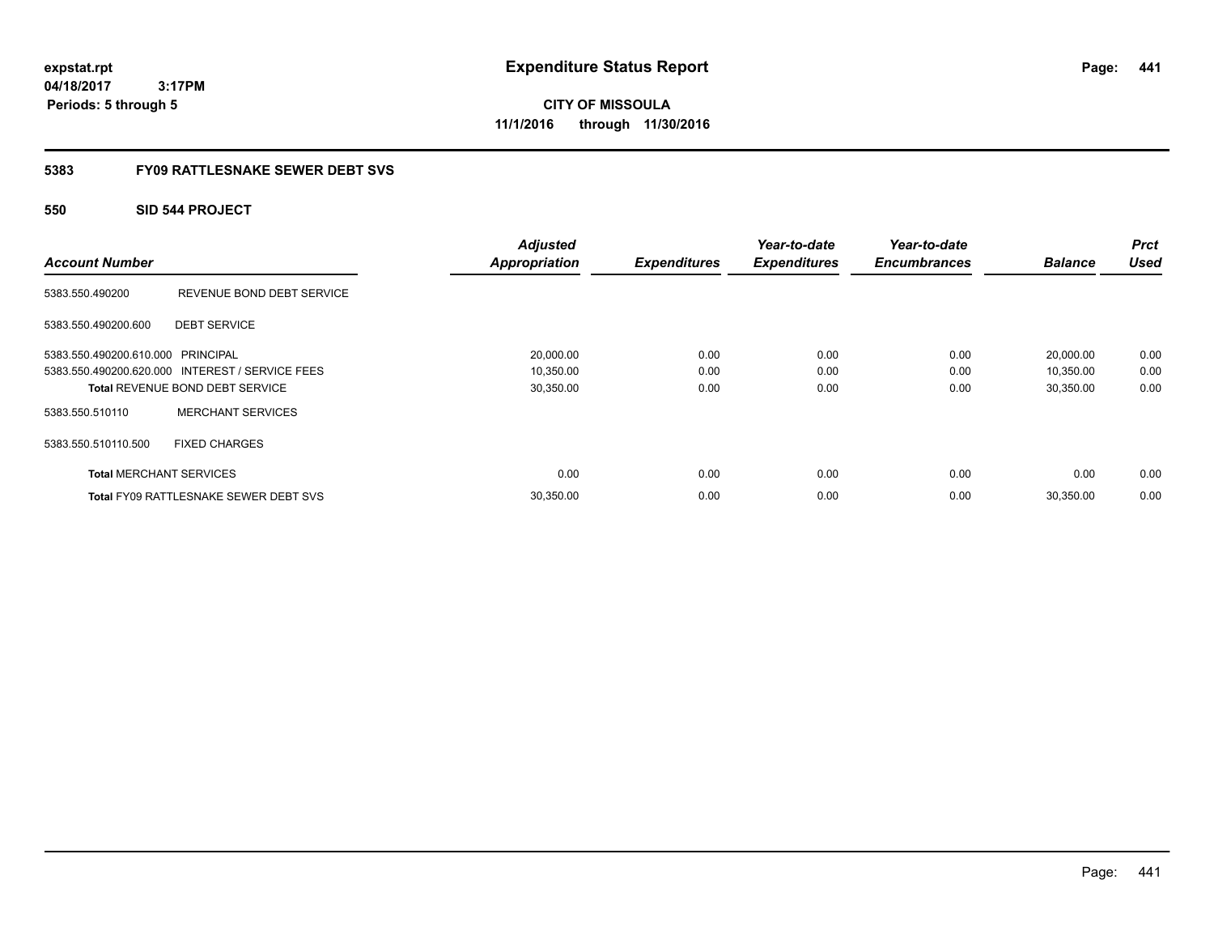**expstat.rpt**
**04/18/2017 3:17PM**
**Periods: 5 through 5**

# Expenditure Status Report

**CITY OF MISSOULA**
**11/1/2016 through 11/30/2016**

## 5383 FY09 RATTLESNAKE SEWER DEBT SVS

### 550 SID 544 PROJECT

| Account Number | | Adjusted Appropriation | Expenditures | Year-to-date Expenditures | Year-to-date Encumbrances | Balance | Prct Used |
|---|---|---|---|---|---|---|---|
| 5383.550.490200 | REVENUE BOND DEBT SERVICE | | | | | | |
| 5383.550.490200.600 | DEBT SERVICE | | | | | | |
| 5383.550.490200.610.000 | PRINCIPAL | 20,000.00 | 0.00 | 0.00 | 0.00 | 20,000.00 | 0.00 |
| 5383.550.490200.620.000 | INTEREST / SERVICE FEES | 10,350.00 | 0.00 | 0.00 | 0.00 | 10,350.00 | 0.00 |
| **Total** REVENUE BOND DEBT SERVICE | | 30,350.00 | 0.00 | 0.00 | 0.00 | 30,350.00 | 0.00 |
| 5383.550.510110 | MERCHANT SERVICES | | | | | | |
| 5383.550.510110.500 | FIXED CHARGES | | | | | | |
| **Total** MERCHANT SERVICES | | 0.00 | 0.00 | 0.00 | 0.00 | 0.00 | 0.00 |
| **Total** FY09 RATTLESNAKE SEWER DEBT SVS | | 30,350.00 | 0.00 | 0.00 | 0.00 | 30,350.00 | 0.00 |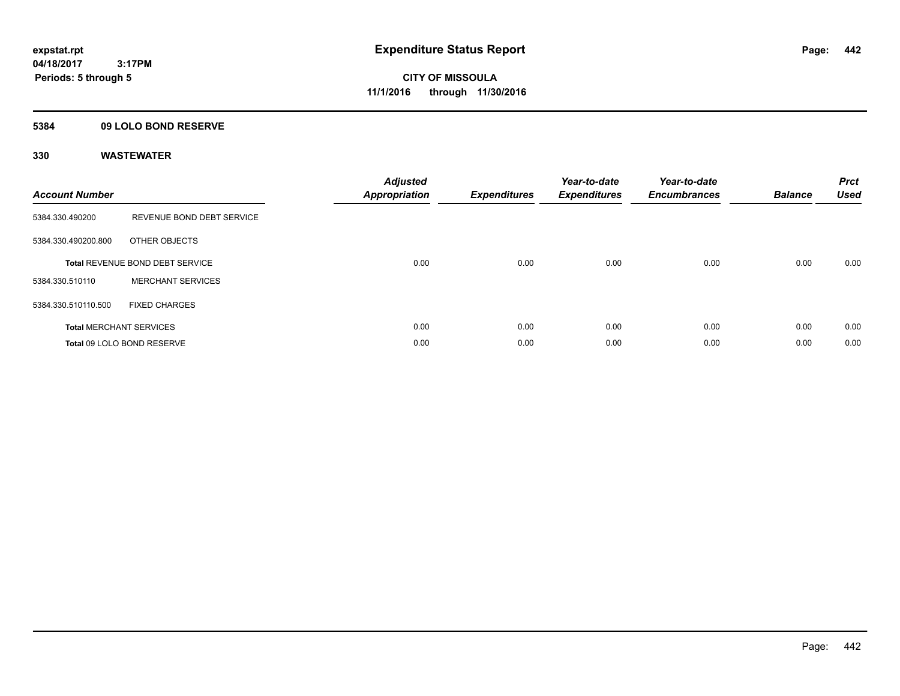expstat.rpt
04/18/2017 3:17PM
Periods: 5 through 5

# Expenditure Status Report

CITY OF MISSOULA
11/1/2016 through 11/30/2016

## 5384 09 LOLO BOND RESERVE

### 330 WASTEWATER

| Account Number | | Adjusted Appropriation | Expenditures | Year-to-date Expenditures | Year-to-date Encumbrances | Balance | Prct Used |
|---|---|---|---|---|---|---|---|
| 5384.330.490200 | REVENUE BOND DEBT SERVICE | | | | | | |
| 5384.330.490200.800 | OTHER OBJECTS | | | | | | |
| **Total** REVENUE BOND DEBT SERVICE | | 0.00 | 0.00 | 0.00 | 0.00 | 0.00 | 0.00 |
| 5384.330.510110 | MERCHANT SERVICES | | | | | | |
| 5384.330.510110.500 | FIXED CHARGES | | | | | | |
| **Total** MERCHANT SERVICES | | 0.00 | 0.00 | 0.00 | 0.00 | 0.00 | 0.00 |
| **Total** 09 LOLO BOND RESERVE | | 0.00 | 0.00 | 0.00 | 0.00 | 0.00 | 0.00 |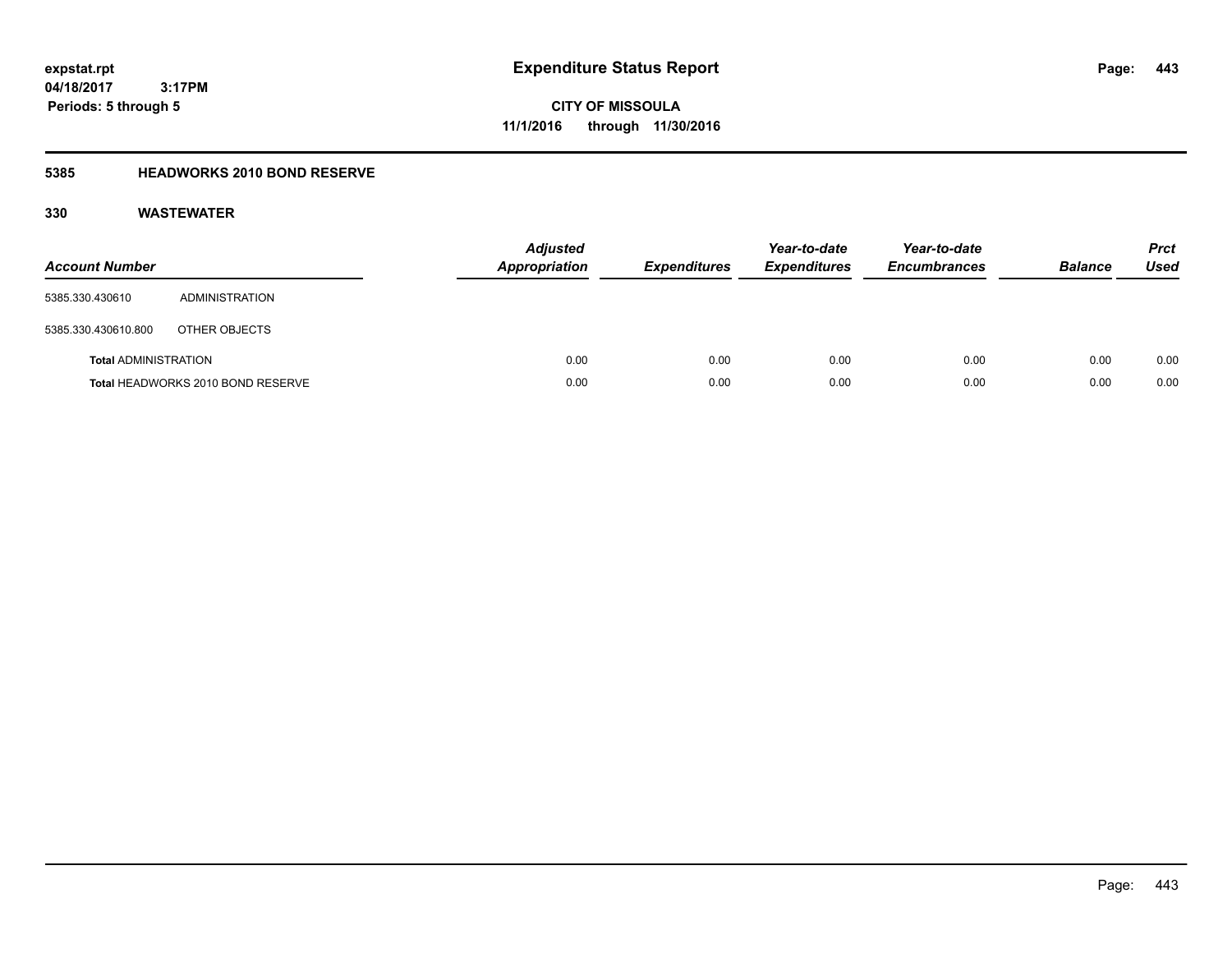expstat.rpt
04/18/2017 3:17PM
Periods: 5 through 5

# Expenditure Status Report

**CITY OF MISSOULA**
**11/1/2016 through 11/30/2016**

## 5385 HEADWORKS 2010 BOND RESERVE

### 330 WASTEWATER

| Account Number | | Adjusted Appropriation | Expenditures | Year-to-date Expenditures | Year-to-date Encumbrances | Balance | Prct Used |
|---|---|---|---|---|---|---|---|
| 5385.330.430610 | ADMINISTRATION | | | | | | |
| 5385.330.430610.800 | OTHER OBJECTS | | | | | | |
| **Total** ADMINISTRATION | | 0.00 | 0.00 | 0.00 | 0.00 | 0.00 | 0.00 |
| **Total** HEADWORKS 2010 BOND RESERVE | | 0.00 | 0.00 | 0.00 | 0.00 | 0.00 | 0.00 |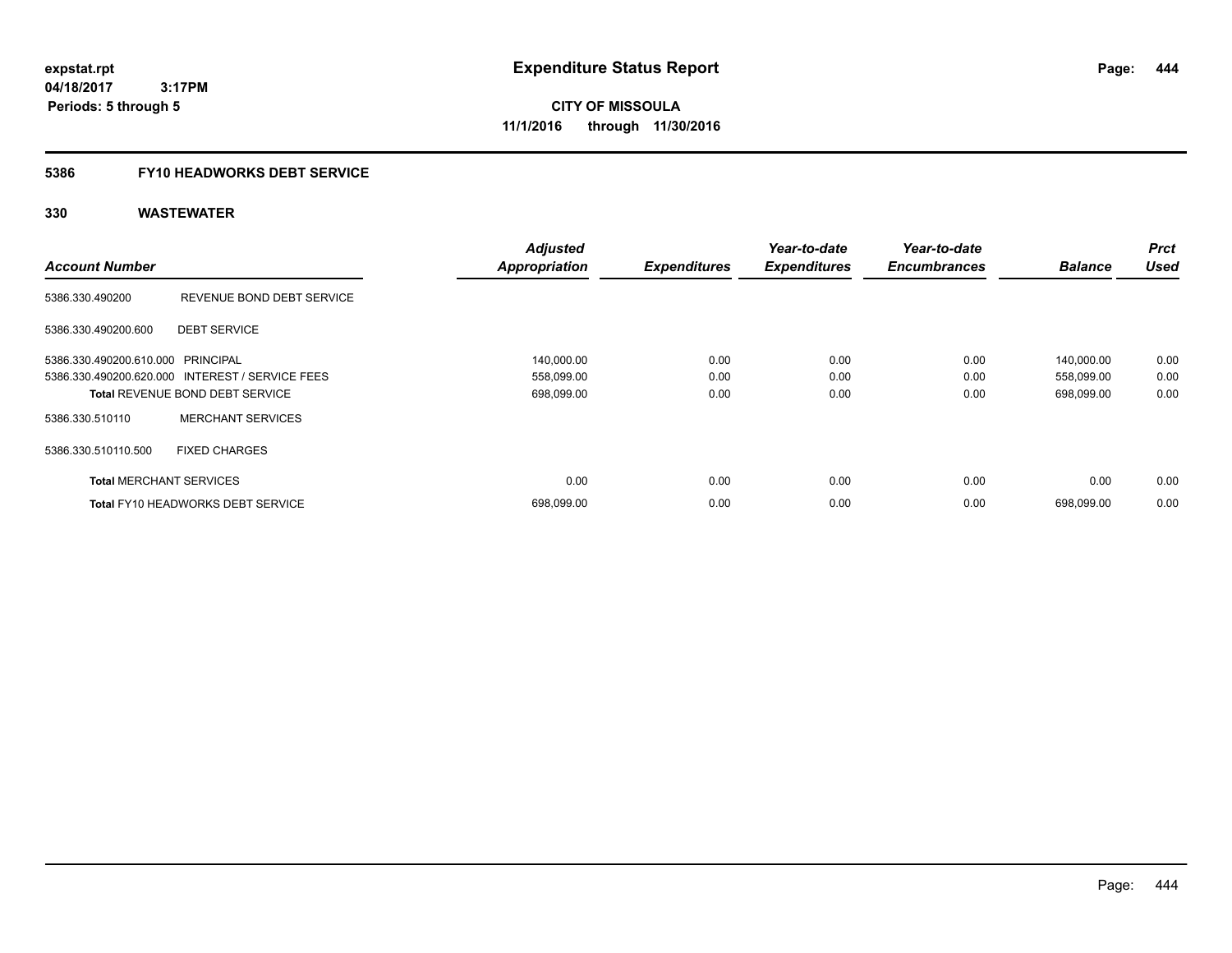expstat.rpt
04/18/2017 3:17PM
Periods: 5 through 5

# Expenditure Status Report

CITY OF MISSOULA
11/1/2016 through 11/30/2016

## 5386 FY10 HEADWORKS DEBT SERVICE

### 330 WASTEWATER

| Account Number | | Adjusted Appropriation | Expenditures | Year-to-date Expenditures | Year-to-date Encumbrances | Balance | Prct Used |
|---|---|---|---|---|---|---|---|
| 5386.330.490200 | REVENUE BOND DEBT SERVICE | | | | | | |
| 5386.330.490200.600 | DEBT SERVICE | | | | | | |
| 5386.330.490200.610.000 | PRINCIPAL | 140,000.00 | 0.00 | 0.00 | 0.00 | 140,000.00 | 0.00 |
| 5386.330.490200.620.000 | INTEREST / SERVICE FEES | 558,099.00 | 0.00 | 0.00 | 0.00 | 558,099.00 | 0.00 |
| **Total** REVENUE BOND DEBT SERVICE | | 698,099.00 | 0.00 | 0.00 | 0.00 | 698,099.00 | 0.00 |
| 5386.330.510110 | MERCHANT SERVICES | | | | | | |
| 5386.330.510110.500 | FIXED CHARGES | | | | | | |
| **Total** MERCHANT SERVICES | | 0.00 | 0.00 | 0.00 | 0.00 | 0.00 | 0.00 |
| **Total** FY10 HEADWORKS DEBT SERVICE | | 698,099.00 | 0.00 | 0.00 | 0.00 | 698,099.00 | 0.00 |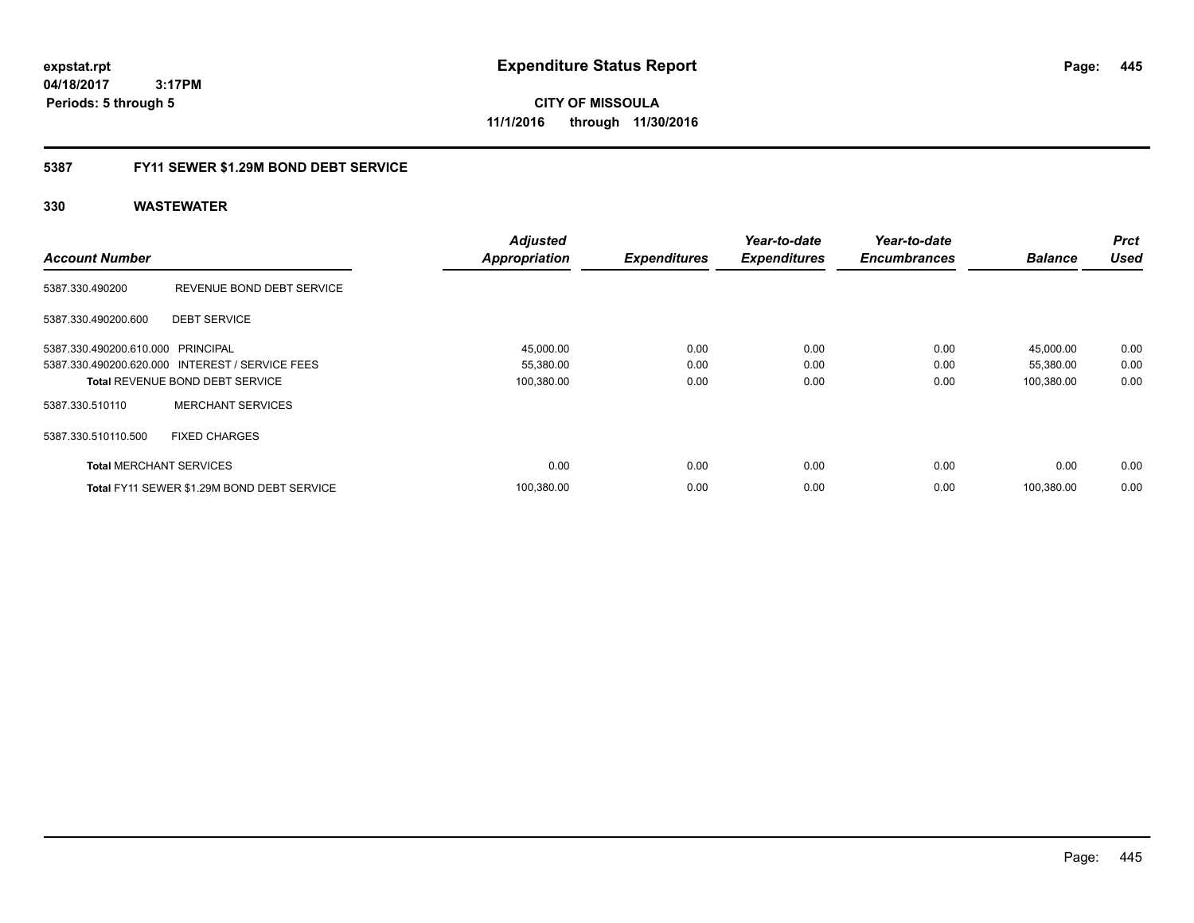expstat.rpt
04/18/2017 3:17PM
Periods: 5 through 5

# Expenditure Status Report

**CITY OF MISSOULA**
**11/1/2016 through 11/30/2016**

## 5387 FY11 SEWER $1.29M BOND DEBT SERVICE

### 330 WASTEWATER

| Account Number | | Adjusted Appropriation | Expenditures | Year-to-date Expenditures | Year-to-date Encumbrances | Balance | Prct Used |
|---|---|---|---|---|---|---|---|
| 5387.330.490200 | REVENUE BOND DEBT SERVICE | | | | | | |
| 5387.330.490200.600 | DEBT SERVICE | | | | | | |
| 5387.330.490200.610.000 | PRINCIPAL | 45,000.00 | 0.00 | 0.00 | 0.00 | 45,000.00 | 0.00 |
| 5387.330.490200.620.000 | INTEREST / SERVICE FEES | 55,380.00 | 0.00 | 0.00 | 0.00 | 55,380.00 | 0.00 |
| **Total** REVENUE BOND DEBT SERVICE | | 100,380.00 | 0.00 | 0.00 | 0.00 | 100,380.00 | 0.00 |
| 5387.330.510110 | MERCHANT SERVICES | | | | | | |
| 5387.330.510110.500 | FIXED CHARGES | | | | | | |
| **Total** MERCHANT SERVICES | | 0.00 | 0.00 | 0.00 | 0.00 | 0.00 | 0.00 |
| **Total** FY11 SEWER $1.29M BOND DEBT SERVICE | | 100,380.00 | 0.00 | 0.00 | 0.00 | 100,380.00 | 0.00 |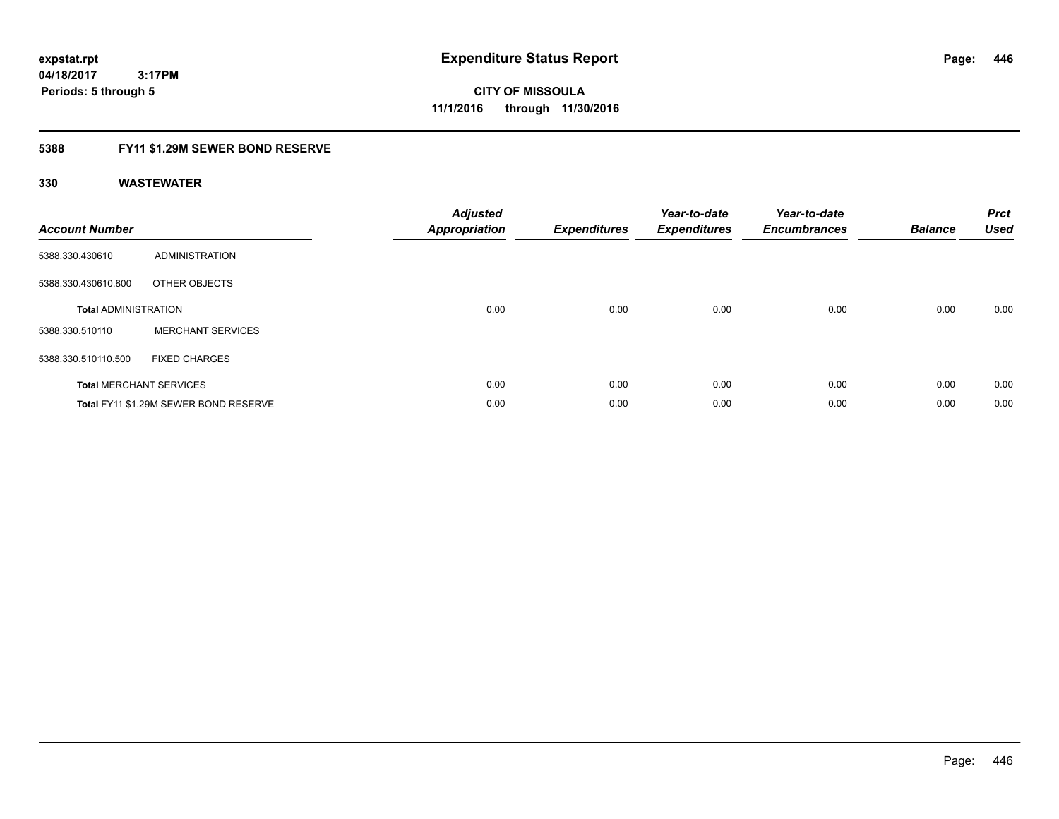**expstat.rpt**
**04/18/2017 3:17PM**
**Periods: 5 through 5**

# Expenditure Status Report

**CITY OF MISSOULA**
**11/1/2016 through 11/30/2016**

## 5388 FY11 $1.29M SEWER BOND RESERVE

### 330 WASTEWATER

| Account Number | | Adjusted Appropriation | Expenditures | Year-to-date Expenditures | Year-to-date Encumbrances | Balance | Prct Used |
|---|---|---|---|---|---|---|---|
| 5388.330.430610 | ADMINISTRATION | | | | | | |
| 5388.330.430610.800 | OTHER OBJECTS | | | | | | |
| **Total** ADMINISTRATION | | 0.00 | 0.00 | 0.00 | 0.00 | 0.00 | 0.00 |
| 5388.330.510110 | MERCHANT SERVICES | | | | | | |
| 5388.330.510110.500 | FIXED CHARGES | | | | | | |
| **Total** MERCHANT SERVICES | | 0.00 | 0.00 | 0.00 | 0.00 | 0.00 | 0.00 |
| **Total** FY11 $1.29M SEWER BOND RESERVE | | 0.00 | 0.00 | 0.00 | 0.00 | 0.00 | 0.00 |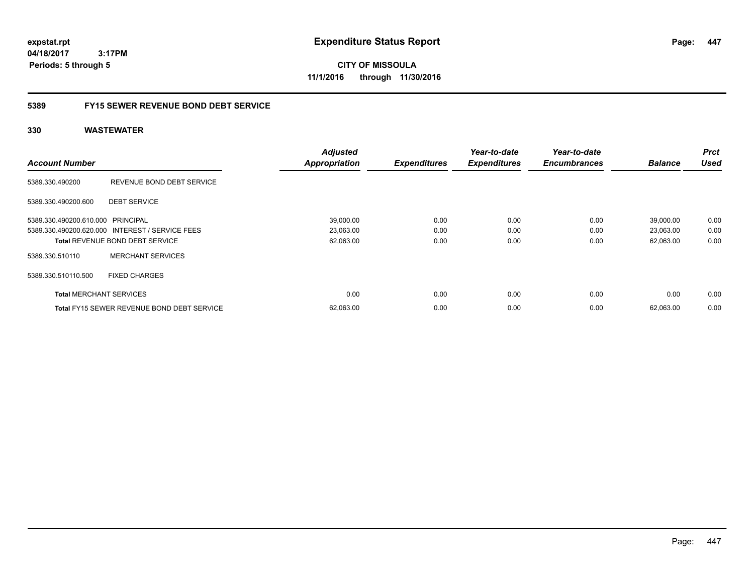**expstat.rpt**
**04/18/2017 3:17PM**
**Periods: 5 through 5**

# Expenditure Status Report

**CITY OF MISSOULA**
**11/1/2016 through 11/30/2016**

## 5389 FY15 SEWER REVENUE BOND DEBT SERVICE

### 330 WASTEWATER

| Account Number | | Adjusted Appropriation | Expenditures | Year-to-date Expenditures | Year-to-date Encumbrances | Balance | Prct Used |
|---|---|---|---|---|---|---|---|
| 5389.330.490200 | REVENUE BOND DEBT SERVICE | | | | | | |
| 5389.330.490200.600 | DEBT SERVICE | | | | | | |
| 5389.330.490200.610.000 | PRINCIPAL | 39,000.00 | 0.00 | 0.00 | 0.00 | 39,000.00 | 0.00 |
| 5389.330.490200.620.000 | INTEREST / SERVICE FEES | 23,063.00 | 0.00 | 0.00 | 0.00 | 23,063.00 | 0.00 |
| **Total** REVENUE BOND DEBT SERVICE | | 62,063.00 | 0.00 | 0.00 | 0.00 | 62,063.00 | 0.00 |
| 5389.330.510110 | MERCHANT SERVICES | | | | | | |
| 5389.330.510110.500 | FIXED CHARGES | | | | | | |
| **Total** MERCHANT SERVICES | | 0.00 | 0.00 | 0.00 | 0.00 | 0.00 | 0.00 |
| **Total** FY15 SEWER REVENUE BOND DEBT SERVICE | | 62,063.00 | 0.00 | 0.00 | 0.00 | 62,063.00 | 0.00 |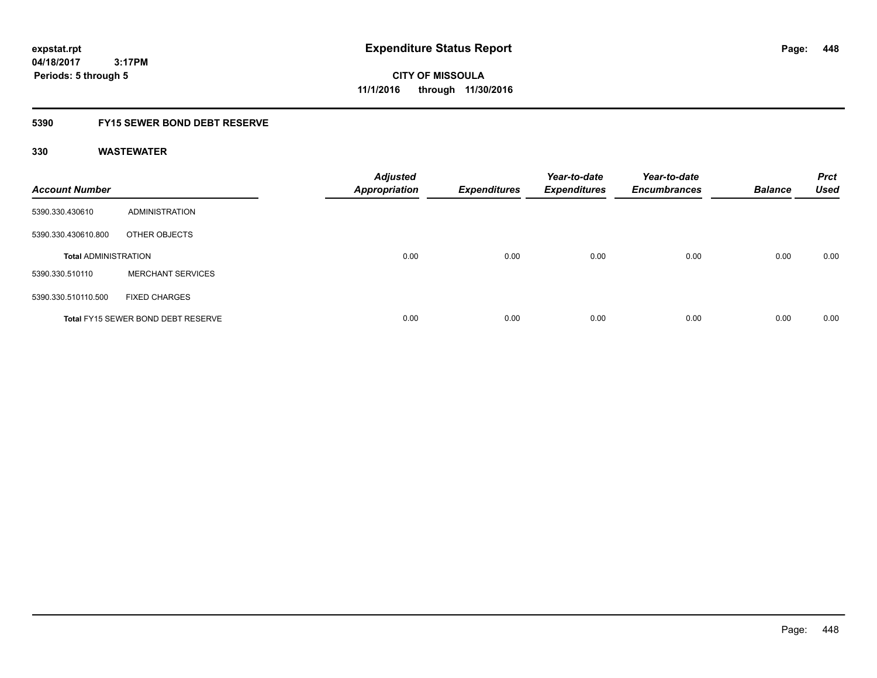**expstat.rpt**
**04/18/2017 3:17PM**
**Periods: 5 through 5**

# Expenditure Status Report

**CITY OF MISSOULA**
**11/1/2016 through 11/30/2016**

## 5390 FY15 SEWER BOND DEBT RESERVE

### 330 WASTEWATER

| Account Number | | Adjusted Appropriation | Expenditures | Year-to-date Expenditures | Year-to-date Encumbrances | Balance | Prct Used |
|---|---|---|---|---|---|---|---|
| 5390.330.430610 | ADMINISTRATION | | | | | | |
| 5390.330.430610.800 | OTHER OBJECTS | | | | | | |
| **Total ADMINISTRATION** | | 0.00 | 0.00 | 0.00 | 0.00 | 0.00 | 0.00 |
| 5390.330.510110 | MERCHANT SERVICES | | | | | | |
| 5390.330.510110.500 | FIXED CHARGES | | | | | | |
| **Total** FY15 SEWER BOND DEBT RESERVE | | 0.00 | 0.00 | 0.00 | 0.00 | 0.00 | 0.00 |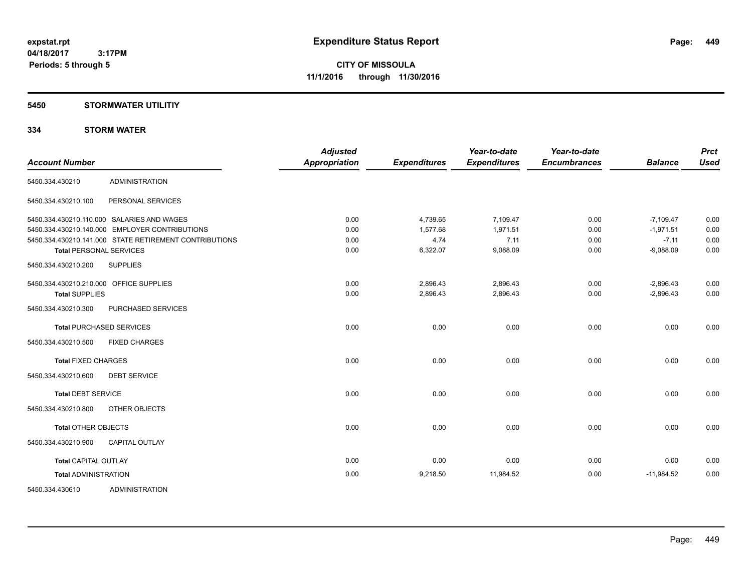**expstat.rpt**
**04/18/2017 3:17PM**
**Periods: 5 through 5**

# Expenditure Status Report

**CITY OF MISSOULA**
**11/1/2016 through 11/30/2016**

## 5450 STORMWATER UTILITIY

### 334 STORM WATER

| Account Number | | Adjusted Appropriation | Expenditures | Year-to-date Expenditures | Year-to-date Encumbrances | Balance | Prct Used |
|---|---|---|---|---|---|---|---|
| 5450.334.430210 | ADMINISTRATION | | | | | | |
| 5450.334.430210.100 | PERSONAL SERVICES | | | | | | |
| 5450.334.430210.110.000 | SALARIES AND WAGES | 0.00 | 4,739.65 | 7,109.47 | 0.00 | -7,109.47 | 0.00 |
| 5450.334.430210.140.000 | EMPLOYER CONTRIBUTIONS | 0.00 | 1,577.68 | 1,971.51 | 0.00 | -1,971.51 | 0.00 |
| 5450.334.430210.141.000 | STATE RETIREMENT CONTRIBUTIONS | 0.00 | 4.74 | 7.11 | 0.00 | -7.11 | 0.00 |
| **Total** PERSONAL SERVICES | | 0.00 | 6,322.07 | 9,088.09 | 0.00 | -9,088.09 | 0.00 |
| 5450.334.430210.200 | SUPPLIES | | | | | | |
| 5450.334.430210.210.000 | OFFICE SUPPLIES | 0.00 | 2,896.43 | 2,896.43 | 0.00 | -2,896.43 | 0.00 |
| **Total** SUPPLIES | | 0.00 | 2,896.43 | 2,896.43 | 0.00 | -2,896.43 | 0.00 |
| 5450.334.430210.300 | PURCHASED SERVICES | | | | | | |
| **Total** PURCHASED SERVICES | | 0.00 | 0.00 | 0.00 | 0.00 | 0.00 | 0.00 |
| 5450.334.430210.500 | FIXED CHARGES | | | | | | |
| **Total** FIXED CHARGES | | 0.00 | 0.00 | 0.00 | 0.00 | 0.00 | 0.00 |
| 5450.334.430210.600 | DEBT SERVICE | | | | | | |
| **Total** DEBT SERVICE | | 0.00 | 0.00 | 0.00 | 0.00 | 0.00 | 0.00 |
| 5450.334.430210.800 | OTHER OBJECTS | | | | | | |
| **Total** OTHER OBJECTS | | 0.00 | 0.00 | 0.00 | 0.00 | 0.00 | 0.00 |
| 5450.334.430210.900 | CAPITAL OUTLAY | | | | | | |
| **Total** CAPITAL OUTLAY | | 0.00 | 0.00 | 0.00 | 0.00 | 0.00 | 0.00 |
| **Total** ADMINISTRATION | | 0.00 | 9,218.50 | 11,984.52 | 0.00 | -11,984.52 | 0.00 |
| 5450.334.430610 | ADMINISTRATION | | | | | | |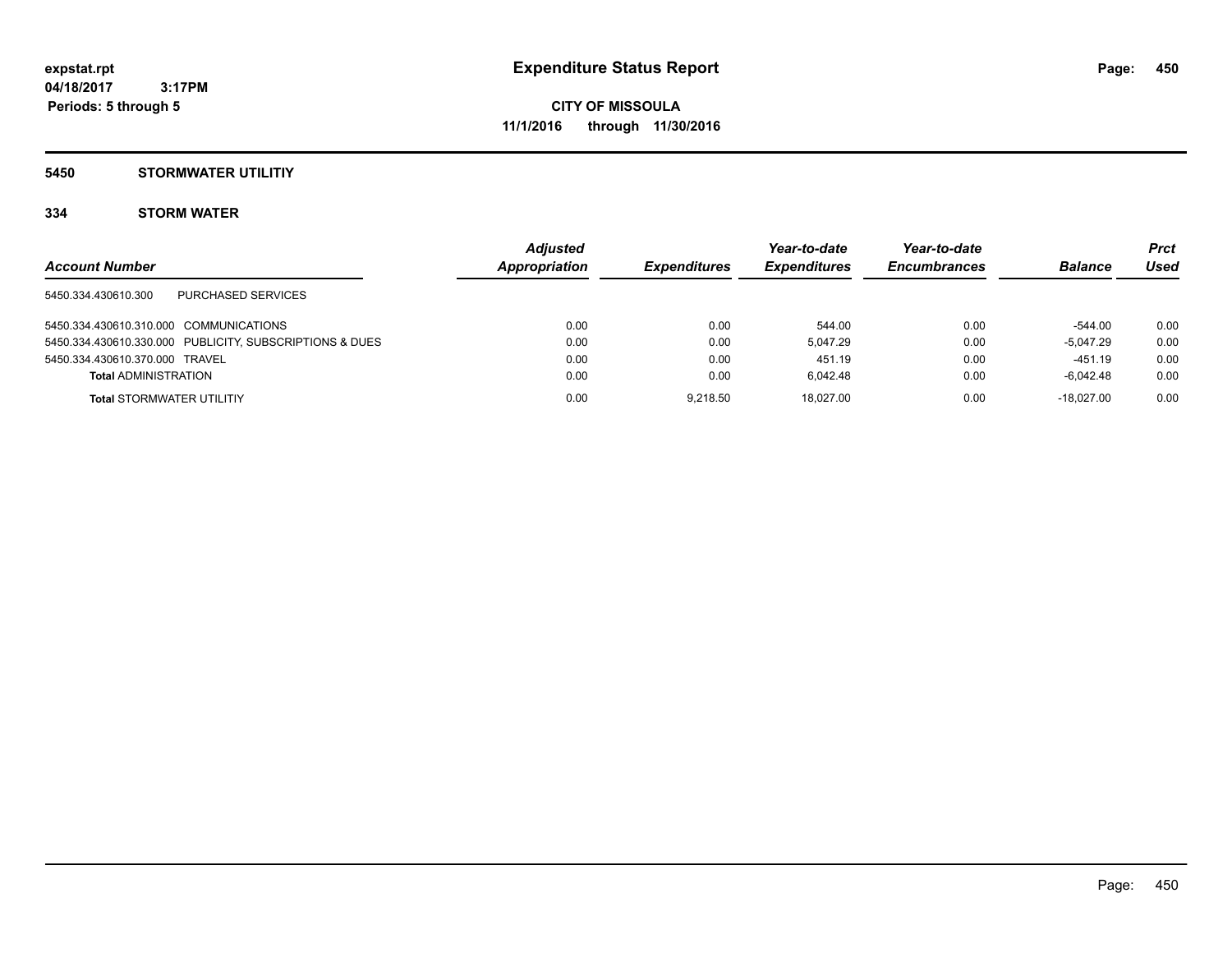**expstat.rpt**
**04/18/2017 3:17PM**
**Periods: 5 through 5**

# Expenditure Status Report

**CITY OF MISSOULA**
**11/1/2016 through 11/30/2016**

## 5450 STORMWATER UTILITIY

### 334 STORM WATER

| Account Number | | Adjusted Appropriation | Expenditures | Year-to-date Expenditures | Year-to-date Encumbrances | Balance | Prct Used |
|---|---|---|---|---|---|---|---|
| 5450.334.430610.300 | PURCHASED SERVICES | | | | | | |
| 5450.334.430610.310.000 | COMMUNICATIONS | 0.00 | 0.00 | 544.00 | 0.00 | -544.00 | 0.00 |
| 5450.334.430610.330.000 | PUBLICITY, SUBSCRIPTIONS & DUES | 0.00 | 0.00 | 5,047.29 | 0.00 | -5,047.29 | 0.00 |
| 5450.334.430610.370.000 | TRAVEL | 0.00 | 0.00 | 451.19 | 0.00 | -451.19 | 0.00 |
| **Total** ADMINISTRATION | | 0.00 | 0.00 | 6,042.48 | 0.00 | -6,042.48 | 0.00 |
| **Total** STORMWATER UTILITIY | | 0.00 | 9,218.50 | 18,027.00 | 0.00 | -18,027.00 | 0.00 |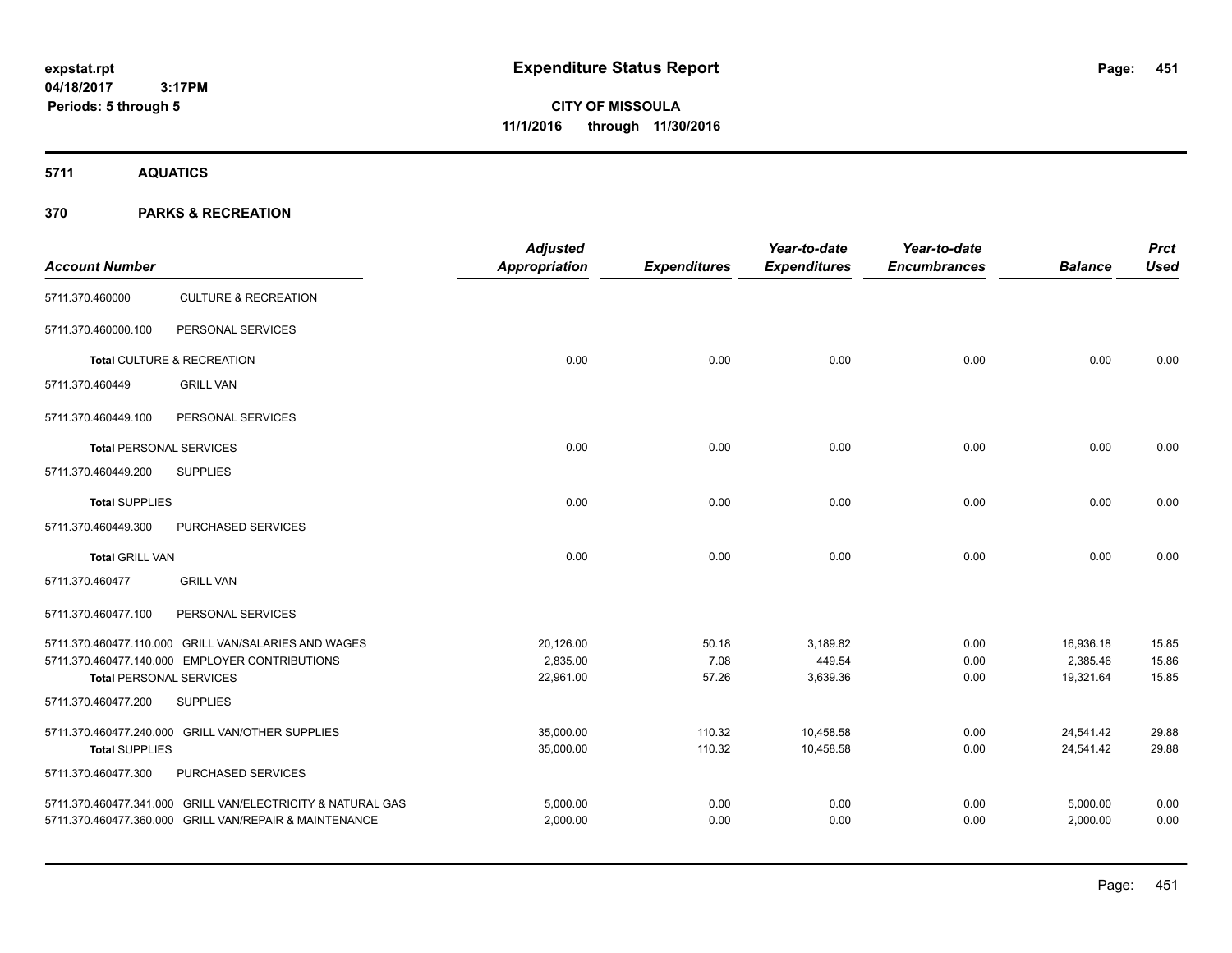# Expenditure Status Report

**CITY OF MISSOULA**

**11/1/2016 through 11/30/2016**

expstat.rpt
04/18/2017 3:17PM
Periods: 5 through 5

## 5711 AQUATICS

## 370 PARKS & RECREATION

| Account Number | | Adjusted Appropriation | Expenditures | Year-to-date Expenditures | Year-to-date Encumbrances | Balance | Prct Used |
|---|---|---|---|---|---|---|---|
| 5711.370.460000 | CULTURE & RECREATION | | | | | | |
| 5711.370.460000.100 | PERSONAL SERVICES | | | | | | |
| **Total** CULTURE & RECREATION | | 0.00 | 0.00 | 0.00 | 0.00 | 0.00 | 0.00 |
| 5711.370.460449 | GRILL VAN | | | | | | |
| 5711.370.460449.100 | PERSONAL SERVICES | | | | | | |
| **Total** PERSONAL SERVICES | | 0.00 | 0.00 | 0.00 | 0.00 | 0.00 | 0.00 |
| 5711.370.460449.200 | SUPPLIES | | | | | | |
| **Total** SUPPLIES | | 0.00 | 0.00 | 0.00 | 0.00 | 0.00 | 0.00 |
| 5711.370.460449.300 | PURCHASED SERVICES | | | | | | |
| **Total** GRILL VAN | | 0.00 | 0.00 | 0.00 | 0.00 | 0.00 | 0.00 |
| 5711.370.460477 | GRILL VAN | | | | | | |
| 5711.370.460477.100 | PERSONAL SERVICES | | | | | | |
| 5711.370.460477.110.000 | GRILL VAN/SALARIES AND WAGES | 20,126.00 | 50.18 | 3,189.82 | 0.00 | 16,936.18 | 15.85 |
| 5711.370.460477.140.000 | EMPLOYER CONTRIBUTIONS | 2,835.00 | 7.08 | 449.54 | 0.00 | 2,385.46 | 15.86 |
| **Total** PERSONAL SERVICES | | 22,961.00 | 57.26 | 3,639.36 | 0.00 | 19,321.64 | 15.85 |
| 5711.370.460477.200 | SUPPLIES | | | | | | |
| 5711.370.460477.240.000 | GRILL VAN/OTHER SUPPLIES | 35,000.00 | 110.32 | 10,458.58 | 0.00 | 24,541.42 | 29.88 |
| **Total** SUPPLIES | | 35,000.00 | 110.32 | 10,458.58 | 0.00 | 24,541.42 | 29.88 |
| 5711.370.460477.300 | PURCHASED SERVICES | | | | | | |
| 5711.370.460477.341.000 | GRILL VAN/ELECTRICITY & NATURAL GAS | 5,000.00 | 0.00 | 0.00 | 0.00 | 5,000.00 | 0.00 |
| 5711.370.460477.360.000 | GRILL VAN/REPAIR & MAINTENANCE | 2,000.00 | 0.00 | 0.00 | 0.00 | 2,000.00 | 0.00 |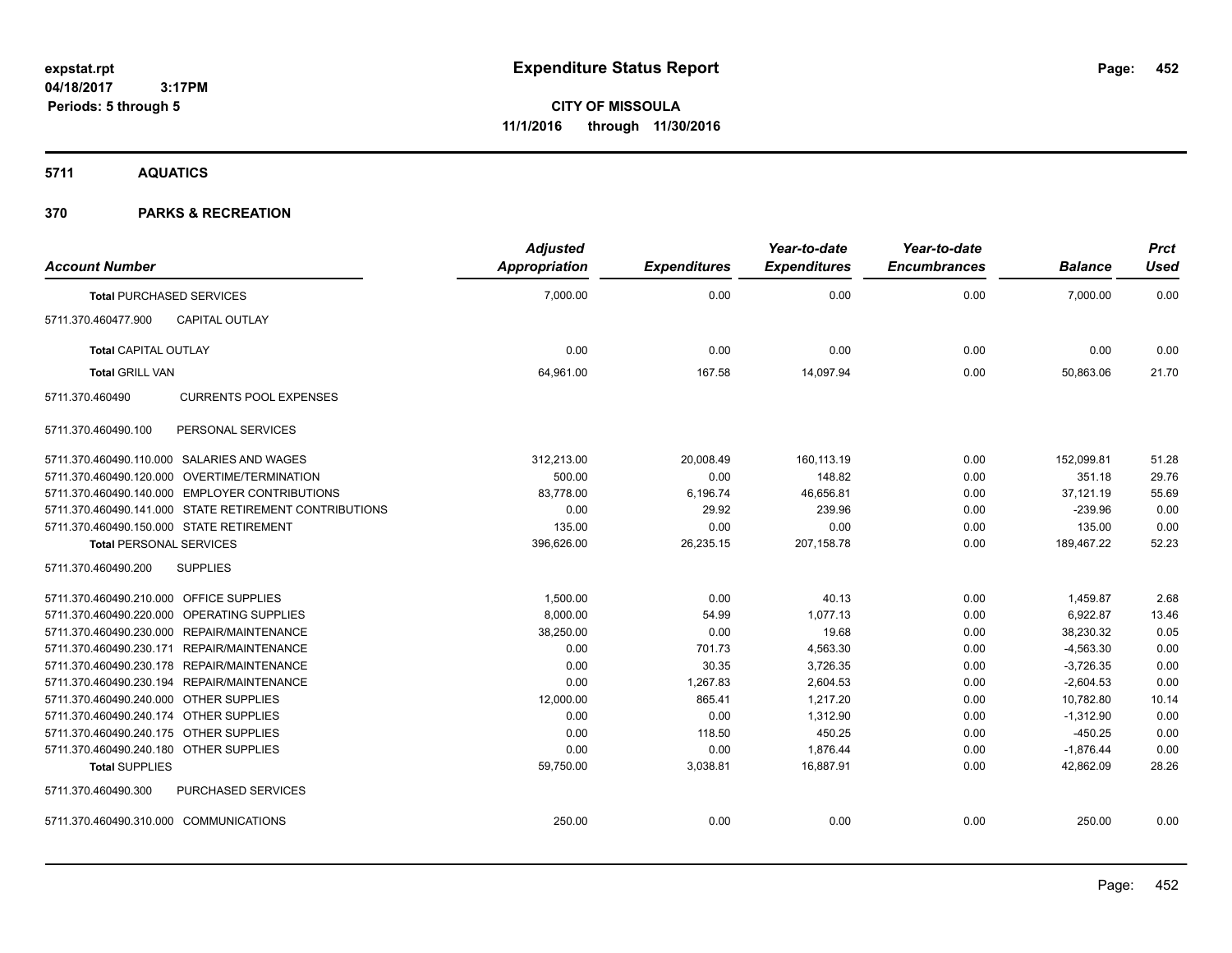# Expenditure Status Report

**CITY OF MISSOULA**
**11/1/2016 through 11/30/2016**

expstat.rpt
04/18/2017 3:17PM
Periods: 5 through 5

## 5711 AQUATICS

## 370 PARKS & RECREATION

| Account Number | | Adjusted Appropriation | Expenditures | Year-to-date Expenditures | Year-to-date Encumbrances | Balance | Prct Used |
|---|---|---|---|---|---|---|---|
| **Total** PURCHASED SERVICES | | 7,000.00 | 0.00 | 0.00 | 0.00 | 7,000.00 | 0.00 |
| 5711.370.460477.900 | CAPITAL OUTLAY | | | | | | |
| **Total** CAPITAL OUTLAY | | 0.00 | 0.00 | 0.00 | 0.00 | 0.00 | 0.00 |
| **Total** GRILL VAN | | 64,961.00 | 167.58 | 14,097.94 | 0.00 | 50,863.06 | 21.70 |
| 5711.370.460490 | CURRENTS POOL EXPENSES | | | | | | |
| 5711.370.460490.100 | PERSONAL SERVICES | | | | | | |
| 5711.370.460490.110.000 | SALARIES AND WAGES | 312,213.00 | 20,008.49 | 160,113.19 | 0.00 | 152,099.81 | 51.28 |
| 5711.370.460490.120.000 | OVERTIME/TERMINATION | 500.00 | 0.00 | 148.82 | 0.00 | 351.18 | 29.76 |
| 5711.370.460490.140.000 | EMPLOYER CONTRIBUTIONS | 83,778.00 | 6,196.74 | 46,656.81 | 0.00 | 37,121.19 | 55.69 |
| 5711.370.460490.141.000 | STATE RETIREMENT CONTRIBUTIONS | 0.00 | 29.92 | 239.96 | 0.00 | -239.96 | 0.00 |
| 5711.370.460490.150.000 | STATE RETIREMENT | 135.00 | 0.00 | 0.00 | 0.00 | 135.00 | 0.00 |
| **Total** PERSONAL SERVICES | | 396,626.00 | 26,235.15 | 207,158.78 | 0.00 | 189,467.22 | 52.23 |
| 5711.370.460490.200 | SUPPLIES | | | | | | |
| 5711.370.460490.210.000 | OFFICE SUPPLIES | 1,500.00 | 0.00 | 40.13 | 0.00 | 1,459.87 | 2.68 |
| 5711.370.460490.220.000 | OPERATING SUPPLIES | 8,000.00 | 54.99 | 1,077.13 | 0.00 | 6,922.87 | 13.46 |
| 5711.370.460490.230.000 | REPAIR/MAINTENANCE | 38,250.00 | 0.00 | 19.68 | 0.00 | 38,230.32 | 0.05 |
| 5711.370.460490.230.171 | REPAIR/MAINTENANCE | 0.00 | 701.73 | 4,563.30 | 0.00 | -4,563.30 | 0.00 |
| 5711.370.460490.230.178 | REPAIR/MAINTENANCE | 0.00 | 30.35 | 3,726.35 | 0.00 | -3,726.35 | 0.00 |
| 5711.370.460490.230.194 | REPAIR/MAINTENANCE | 0.00 | 1,267.83 | 2,604.53 | 0.00 | -2,604.53 | 0.00 |
| 5711.370.460490.240.000 | OTHER SUPPLIES | 12,000.00 | 865.41 | 1,217.20 | 0.00 | 10,782.80 | 10.14 |
| 5711.370.460490.240.174 | OTHER SUPPLIES | 0.00 | 0.00 | 1,312.90 | 0.00 | -1,312.90 | 0.00 |
| 5711.370.460490.240.175 | OTHER SUPPLIES | 0.00 | 118.50 | 450.25 | 0.00 | -450.25 | 0.00 |
| 5711.370.460490.240.180 | OTHER SUPPLIES | 0.00 | 0.00 | 1,876.44 | 0.00 | -1,876.44 | 0.00 |
| **Total** SUPPLIES | | 59,750.00 | 3,038.81 | 16,887.91 | 0.00 | 42,862.09 | 28.26 |
| 5711.370.460490.300 | PURCHASED SERVICES | | | | | | |
| 5711.370.460490.310.000 | COMMUNICATIONS | 250.00 | 0.00 | 0.00 | 0.00 | 250.00 | 0.00 |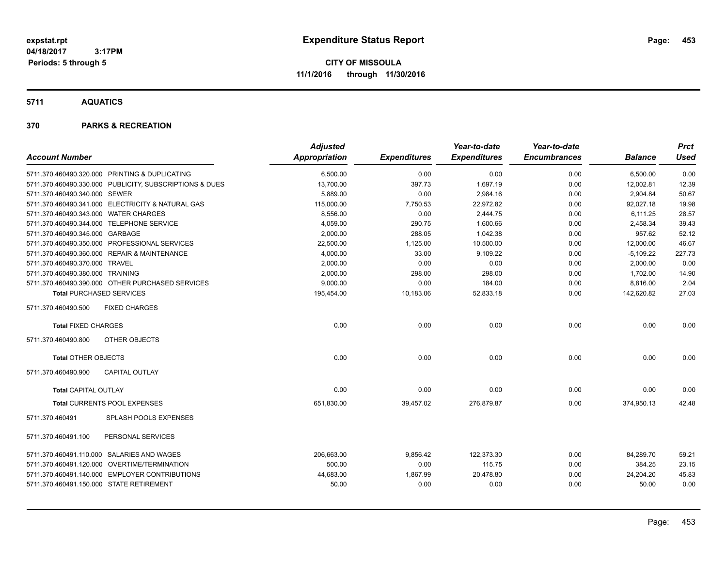# Expenditure Status Report

**CITY OF MISSOULA**
**11/1/2016 through 11/30/2016**

expstat.rpt
04/18/2017 3:17PM
Periods: 5 through 5

## 5711 AQUATICS

### 370 PARKS & RECREATION

| Account Number | | Adjusted Appropriation | Expenditures | Year-to-date Expenditures | Year-to-date Encumbrances | Balance | Prct Used |
|---|---|---|---|---|---|---|---|
| 5711.370.460490.320.000 | PRINTING & DUPLICATING | 6,500.00 | 0.00 | 0.00 | 0.00 | 6,500.00 | 0.00 |
| 5711.370.460490.330.000 | PUBLICITY, SUBSCRIPTIONS & DUES | 13,700.00 | 397.73 | 1,697.19 | 0.00 | 12,002.81 | 12.39 |
| 5711.370.460490.340.000 | SEWER | 5,889.00 | 0.00 | 2,984.16 | 0.00 | 2,904.84 | 50.67 |
| 5711.370.460490.341.000 | ELECTRICITY & NATURAL GAS | 115,000.00 | 7,750.53 | 22,972.82 | 0.00 | 92,027.18 | 19.98 |
| 5711.370.460490.343.000 | WATER CHARGES | 8,556.00 | 0.00 | 2,444.75 | 0.00 | 6,111.25 | 28.57 |
| 5711.370.460490.344.000 | TELEPHONE SERVICE | 4,059.00 | 290.75 | 1,600.66 | 0.00 | 2,458.34 | 39.43 |
| 5711.370.460490.345.000 | GARBAGE | 2,000.00 | 288.05 | 1,042.38 | 0.00 | 957.62 | 52.12 |
| 5711.370.460490.350.000 | PROFESSIONAL SERVICES | 22,500.00 | 1,125.00 | 10,500.00 | 0.00 | 12,000.00 | 46.67 |
| 5711.370.460490.360.000 | REPAIR & MAINTENANCE | 4,000.00 | 33.00 | 9,109.22 | 0.00 | -5,109.22 | 227.73 |
| 5711.370.460490.370.000 | TRAVEL | 2,000.00 | 0.00 | 0.00 | 0.00 | 2,000.00 | 0.00 |
| 5711.370.460490.380.000 | TRAINING | 2,000.00 | 298.00 | 298.00 | 0.00 | 1,702.00 | 14.90 |
| 5711.370.460490.390.000 | OTHER PURCHASED SERVICES | 9,000.00 | 0.00 | 184.00 | 0.00 | 8,816.00 | 2.04 |
| **Total PURCHASED SERVICES** | | 195,454.00 | 10,183.06 | 52,833.18 | 0.00 | 142,620.82 | 27.03 |
| 5711.370.460490.500 | FIXED CHARGES | | | | | | |
| **Total FIXED CHARGES** | | 0.00 | 0.00 | 0.00 | 0.00 | 0.00 | 0.00 |
| 5711.370.460490.800 | OTHER OBJECTS | | | | | | |
| **Total OTHER OBJECTS** | | 0.00 | 0.00 | 0.00 | 0.00 | 0.00 | 0.00 |
| 5711.370.460490.900 | CAPITAL OUTLAY | | | | | | |
| **Total CAPITAL OUTLAY** | | 0.00 | 0.00 | 0.00 | 0.00 | 0.00 | 0.00 |
| **Total CURRENTS POOL EXPENSES** | | 651,830.00 | 39,457.02 | 276,879.87 | 0.00 | 374,950.13 | 42.48 |
| 5711.370.460491 | SPLASH POOLS EXPENSES | | | | | | |
| 5711.370.460491.100 | PERSONAL SERVICES | | | | | | |
| 5711.370.460491.110.000 | SALARIES AND WAGES | 206,663.00 | 9,856.42 | 122,373.30 | 0.00 | 84,289.70 | 59.21 |
| 5711.370.460491.120.000 | OVERTIME/TERMINATION | 500.00 | 0.00 | 115.75 | 0.00 | 384.25 | 23.15 |
| 5711.370.460491.140.000 | EMPLOYER CONTRIBUTIONS | 44,683.00 | 1,867.99 | 20,478.80 | 0.00 | 24,204.20 | 45.83 |
| 5711.370.460491.150.000 | STATE RETIREMENT | 50.00 | 0.00 | 0.00 | 0.00 | 50.00 | 0.00 |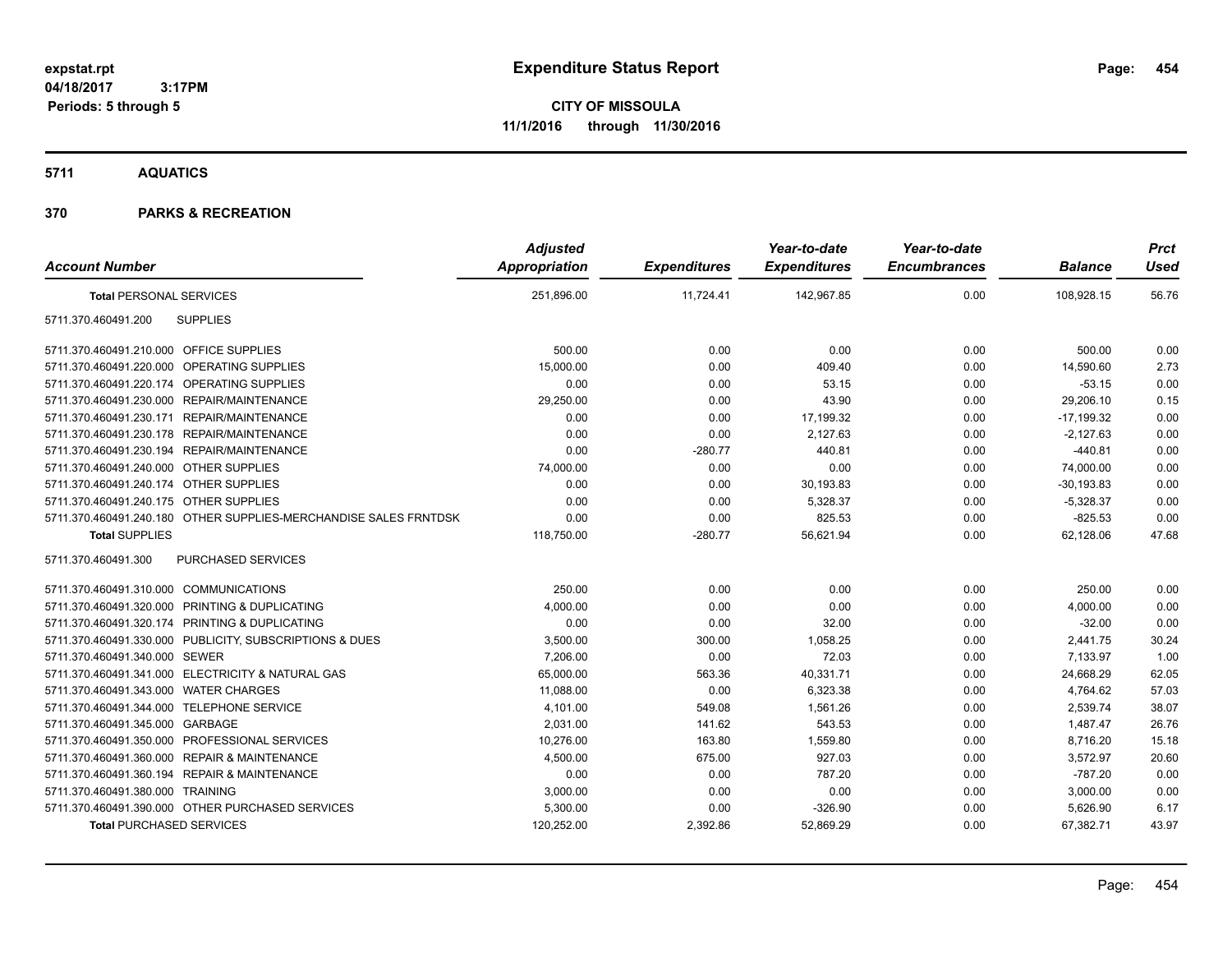expstat.rpt
04/18/2017 3:17PM
Periods: 5 through 5

# Expenditure Status Report

**CITY OF MISSOULA**
**11/1/2016 through 11/30/2016**

## 5711 AQUATICS

## 370 PARKS & RECREATION

| Account Number | | Adjusted Appropriation | Expenditures | Year-to-date Expenditures | Year-to-date Encumbrances | Balance | Prct Used |
|---|---|---|---|---|---|---|---|
| **Total** PERSONAL SERVICES | | 251,896.00 | 11,724.41 | 142,967.85 | 0.00 | 108,928.15 | 56.76 |
| 5711.370.460491.200 | SUPPLIES | | | | | | |
| 5711.370.460491.210.000 | OFFICE SUPPLIES | 500.00 | 0.00 | 0.00 | 0.00 | 500.00 | 0.00 |
| 5711.370.460491.220.000 | OPERATING SUPPLIES | 15,000.00 | 0.00 | 409.40 | 0.00 | 14,590.60 | 2.73 |
| 5711.370.460491.220.174 | OPERATING SUPPLIES | 0.00 | 0.00 | 53.15 | 0.00 | -53.15 | 0.00 |
| 5711.370.460491.230.000 | REPAIR/MAINTENANCE | 29,250.00 | 0.00 | 43.90 | 0.00 | 29,206.10 | 0.15 |
| 5711.370.460491.230.171 | REPAIR/MAINTENANCE | 0.00 | 0.00 | 17,199.32 | 0.00 | -17,199.32 | 0.00 |
| 5711.370.460491.230.178 | REPAIR/MAINTENANCE | 0.00 | 0.00 | 2,127.63 | 0.00 | -2,127.63 | 0.00 |
| 5711.370.460491.230.194 | REPAIR/MAINTENANCE | 0.00 | -280.77 | 440.81 | 0.00 | -440.81 | 0.00 |
| 5711.370.460491.240.000 | OTHER SUPPLIES | 74,000.00 | 0.00 | 0.00 | 0.00 | 74,000.00 | 0.00 |
| 5711.370.460491.240.174 | OTHER SUPPLIES | 0.00 | 0.00 | 30,193.83 | 0.00 | -30,193.83 | 0.00 |
| 5711.370.460491.240.175 | OTHER SUPPLIES | 0.00 | 0.00 | 5,328.37 | 0.00 | -5,328.37 | 0.00 |
| 5711.370.460491.240.180 | OTHER SUPPLIES-MERCHANDISE SALES FRNTDSK | 0.00 | 0.00 | 825.53 | 0.00 | -825.53 | 0.00 |
| **Total** SUPPLIES | | 118,750.00 | -280.77 | 56,621.94 | 0.00 | 62,128.06 | 47.68 |
| 5711.370.460491.300 | PURCHASED SERVICES | | | | | | |
| 5711.370.460491.310.000 | COMMUNICATIONS | 250.00 | 0.00 | 0.00 | 0.00 | 250.00 | 0.00 |
| 5711.370.460491.320.000 | PRINTING & DUPLICATING | 4,000.00 | 0.00 | 0.00 | 0.00 | 4,000.00 | 0.00 |
| 5711.370.460491.320.174 | PRINTING & DUPLICATING | 0.00 | 0.00 | 32.00 | 0.00 | -32.00 | 0.00 |
| 5711.370.460491.330.000 | PUBLICITY, SUBSCRIPTIONS & DUES | 3,500.00 | 300.00 | 1,058.25 | 0.00 | 2,441.75 | 30.24 |
| 5711.370.460491.340.000 | SEWER | 7,206.00 | 0.00 | 72.03 | 0.00 | 7,133.97 | 1.00 |
| 5711.370.460491.341.000 | ELECTRICITY & NATURAL GAS | 65,000.00 | 563.36 | 40,331.71 | 0.00 | 24,668.29 | 62.05 |
| 5711.370.460491.343.000 | WATER CHARGES | 11,088.00 | 0.00 | 6,323.38 | 0.00 | 4,764.62 | 57.03 |
| 5711.370.460491.344.000 | TELEPHONE SERVICE | 4,101.00 | 549.08 | 1,561.26 | 0.00 | 2,539.74 | 38.07 |
| 5711.370.460491.345.000 | GARBAGE | 2,031.00 | 141.62 | 543.53 | 0.00 | 1,487.47 | 26.76 |
| 5711.370.460491.350.000 | PROFESSIONAL SERVICES | 10,276.00 | 163.80 | 1,559.80 | 0.00 | 8,716.20 | 15.18 |
| 5711.370.460491.360.000 | REPAIR & MAINTENANCE | 4,500.00 | 675.00 | 927.03 | 0.00 | 3,572.97 | 20.60 |
| 5711.370.460491.360.194 | REPAIR & MAINTENANCE | 0.00 | 0.00 | 787.20 | 0.00 | -787.20 | 0.00 |
| 5711.370.460491.380.000 | TRAINING | 3,000.00 | 0.00 | 0.00 | 0.00 | 3,000.00 | 0.00 |
| 5711.370.460491.390.000 | OTHER PURCHASED SERVICES | 5,300.00 | 0.00 | -326.90 | 0.00 | 5,626.90 | 6.17 |
| **Total** PURCHASED SERVICES | | 120,252.00 | 2,392.86 | 52,869.29 | 0.00 | 67,382.71 | 43.97 |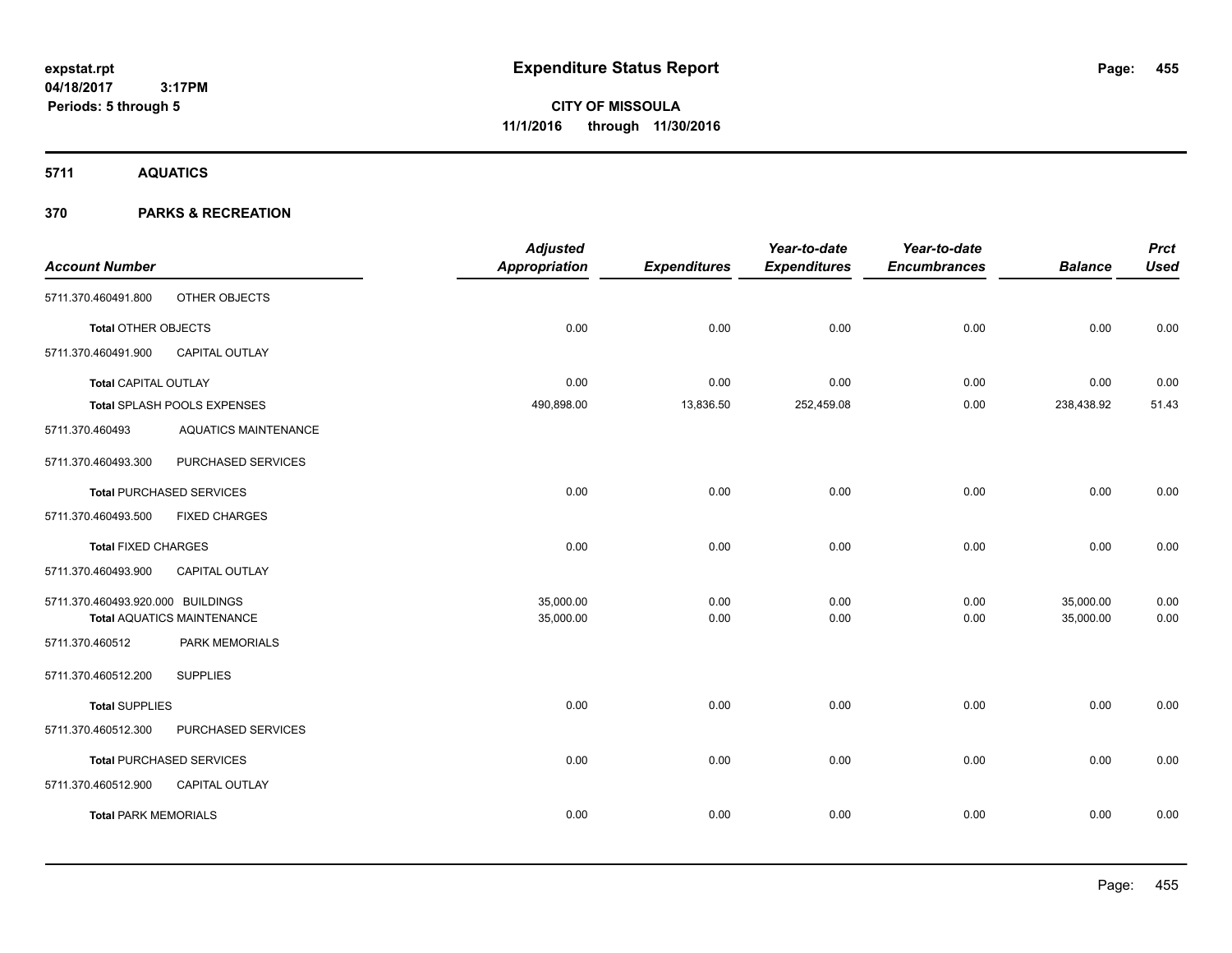# Expenditure Status Report

expstat.rpt
04/18/2017 3:17PM
Periods: 5 through 5

**CITY OF MISSOULA**
**11/1/2016 through 11/30/2016**

## 5711 AQUATICS

## 370 PARKS & RECREATION

| Account Number | | Adjusted Appropriation | Expenditures | Year-to-date Expenditures | Year-to-date Encumbrances | Balance | Prct Used |
|---|---|---|---|---|---|---|---|
| 5711.370.460491.800 | OTHER OBJECTS | | | | | | |
| **Total** OTHER OBJECTS | | 0.00 | 0.00 | 0.00 | 0.00 | 0.00 | 0.00 |
| 5711.370.460491.900 | CAPITAL OUTLAY | | | | | | |
| **Total** CAPITAL OUTLAY | | 0.00 | 0.00 | 0.00 | 0.00 | 0.00 | 0.00 |
| **Total** SPLASH POOLS EXPENSES | | 490,898.00 | 13,836.50 | 252,459.08 | 0.00 | 238,438.92 | 51.43 |
| 5711.370.460493 | AQUATICS MAINTENANCE | | | | | | |
| 5711.370.460493.300 | PURCHASED SERVICES | | | | | | |
| **Total** PURCHASED SERVICES | | 0.00 | 0.00 | 0.00 | 0.00 | 0.00 | 0.00 |
| 5711.370.460493.500 | FIXED CHARGES | | | | | | |
| **Total** FIXED CHARGES | | 0.00 | 0.00 | 0.00 | 0.00 | 0.00 | 0.00 |
| 5711.370.460493.900 | CAPITAL OUTLAY | | | | | | |
| 5711.370.460493.920.000 | BUILDINGS | 35,000.00 | 0.00 | 0.00 | 0.00 | 35,000.00 | 0.00 |
| **Total** AQUATICS MAINTENANCE | | 35,000.00 | 0.00 | 0.00 | 0.00 | 35,000.00 | 0.00 |
| 5711.370.460512 | PARK MEMORIALS | | | | | | |
| 5711.370.460512.200 | SUPPLIES | | | | | | |
| **Total** SUPPLIES | | 0.00 | 0.00 | 0.00 | 0.00 | 0.00 | 0.00 |
| 5711.370.460512.300 | PURCHASED SERVICES | | | | | | |
| **Total** PURCHASED SERVICES | | 0.00 | 0.00 | 0.00 | 0.00 | 0.00 | 0.00 |
| 5711.370.460512.900 | CAPITAL OUTLAY | | | | | | |
| **Total** PARK MEMORIALS | | 0.00 | 0.00 | 0.00 | 0.00 | 0.00 | 0.00 |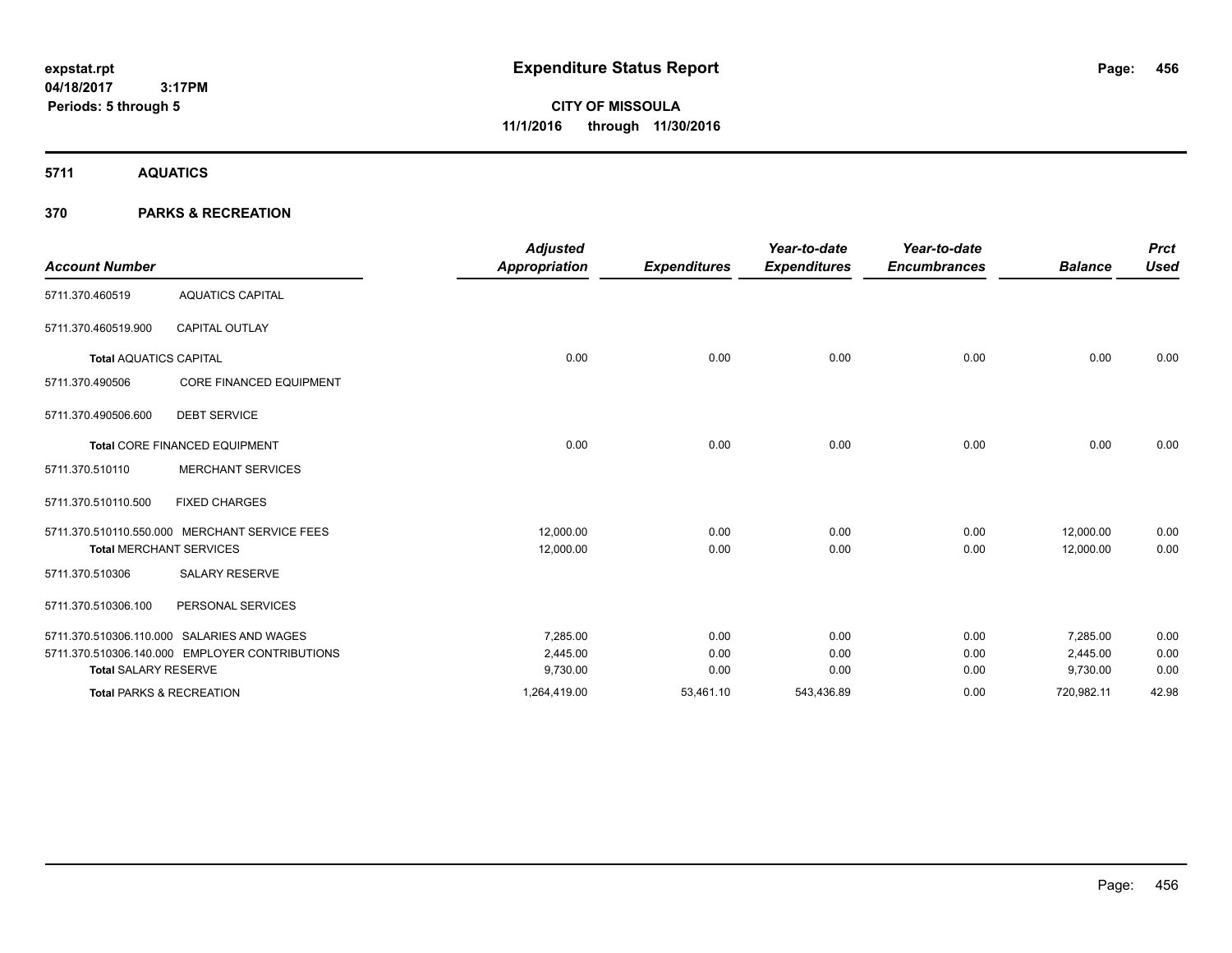**expstat.rpt**
**04/18/2017 3:17PM**
**Periods: 5 through 5**

# Expenditure Status Report

**CITY OF MISSOULA**
**11/1/2016 through 11/30/2016**

## 5711 AQUATICS

## 370 PARKS & RECREATION

| Account Number | | Adjusted Appropriation | Expenditures | Year-to-date Expenditures | Year-to-date Encumbrances | Balance | Prct Used |
|---|---|---|---|---|---|---|---|
| 5711.370.460519 | AQUATICS CAPITAL | | | | | | |
| 5711.370.460519.900 | CAPITAL OUTLAY | | | | | | |
| **Total** AQUATICS CAPITAL | | 0.00 | 0.00 | 0.00 | 0.00 | 0.00 | 0.00 |
| 5711.370.490506 | CORE FINANCED EQUIPMENT | | | | | | |
| 5711.370.490506.600 | DEBT SERVICE | | | | | | |
| **Total** CORE FINANCED EQUIPMENT | | 0.00 | 0.00 | 0.00 | 0.00 | 0.00 | 0.00 |
| 5711.370.510110 | MERCHANT SERVICES | | | | | | |
| 5711.370.510110.500 | FIXED CHARGES | | | | | | |
| 5711.370.510110.550.000 | MERCHANT SERVICE FEES | 12,000.00 | 0.00 | 0.00 | 0.00 | 12,000.00 | 0.00 |
| **Total** MERCHANT SERVICES | | 12,000.00 | 0.00 | 0.00 | 0.00 | 12,000.00 | 0.00 |
| 5711.370.510306 | SALARY RESERVE | | | | | | |
| 5711.370.510306.100 | PERSONAL SERVICES | | | | | | |
| 5711.370.510306.110.000 | SALARIES AND WAGES | 7,285.00 | 0.00 | 0.00 | 0.00 | 7,285.00 | 0.00 |
| 5711.370.510306.140.000 | EMPLOYER CONTRIBUTIONS | 2,445.00 | 0.00 | 0.00 | 0.00 | 2,445.00 | 0.00 |
| **Total** SALARY RESERVE | | 9,730.00 | 0.00 | 0.00 | 0.00 | 9,730.00 | 0.00 |
| **Total** PARKS & RECREATION | | 1,264,419.00 | 53,461.10 | 543,436.89 | 0.00 | 720,982.11 | 42.98 |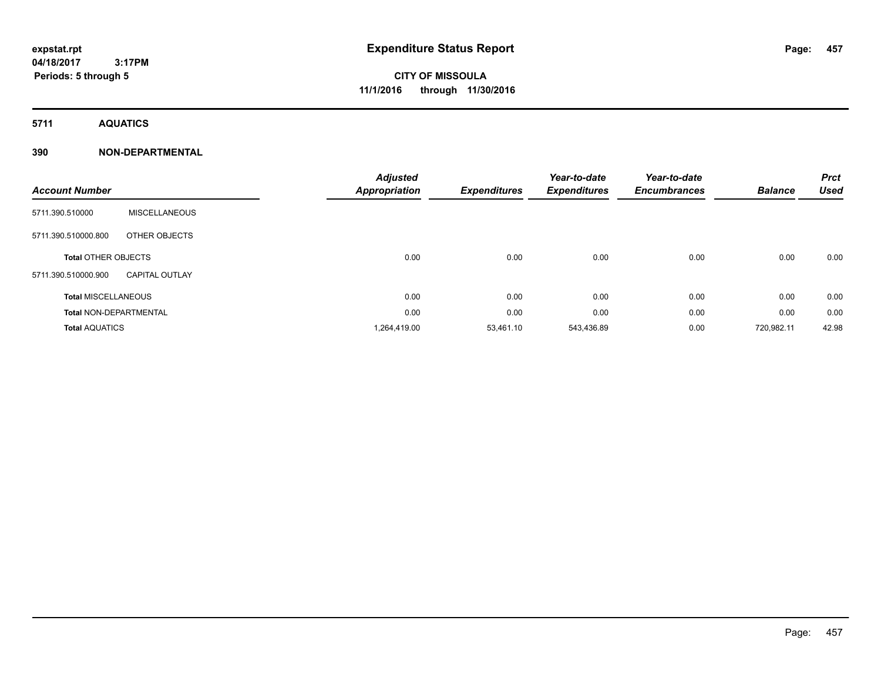**expstat.rpt**
**04/18/2017 3:17PM**
**Periods: 5 through 5**

# Expenditure Status Report

**CITY OF MISSOULA**
**11/1/2016 through 11/30/2016**

## 5711 AQUATICS

## 390 NON-DEPARTMENTAL

| Account Number | | Adjusted Appropriation | Expenditures | Year-to-date Expenditures | Year-to-date Encumbrances | Balance | Prct Used |
|---|---|---|---|---|---|---|---|
| 5711.390.510000 | MISCELLANEOUS | | | | | | |
| 5711.390.510000.800 | OTHER OBJECTS | | | | | | |
| **Total** OTHER OBJECTS | | 0.00 | 0.00 | 0.00 | 0.00 | 0.00 | 0.00 |
| 5711.390.510000.900 | CAPITAL OUTLAY | | | | | | |
| **Total** MISCELLANEOUS | | 0.00 | 0.00 | 0.00 | 0.00 | 0.00 | 0.00 |
| **Total** NON-DEPARTMENTAL | | 0.00 | 0.00 | 0.00 | 0.00 | 0.00 | 0.00 |
| **Total** AQUATICS | | 1,264,419.00 | 53,461.10 | 543,436.89 | 0.00 | 720,982.11 | 42.98 |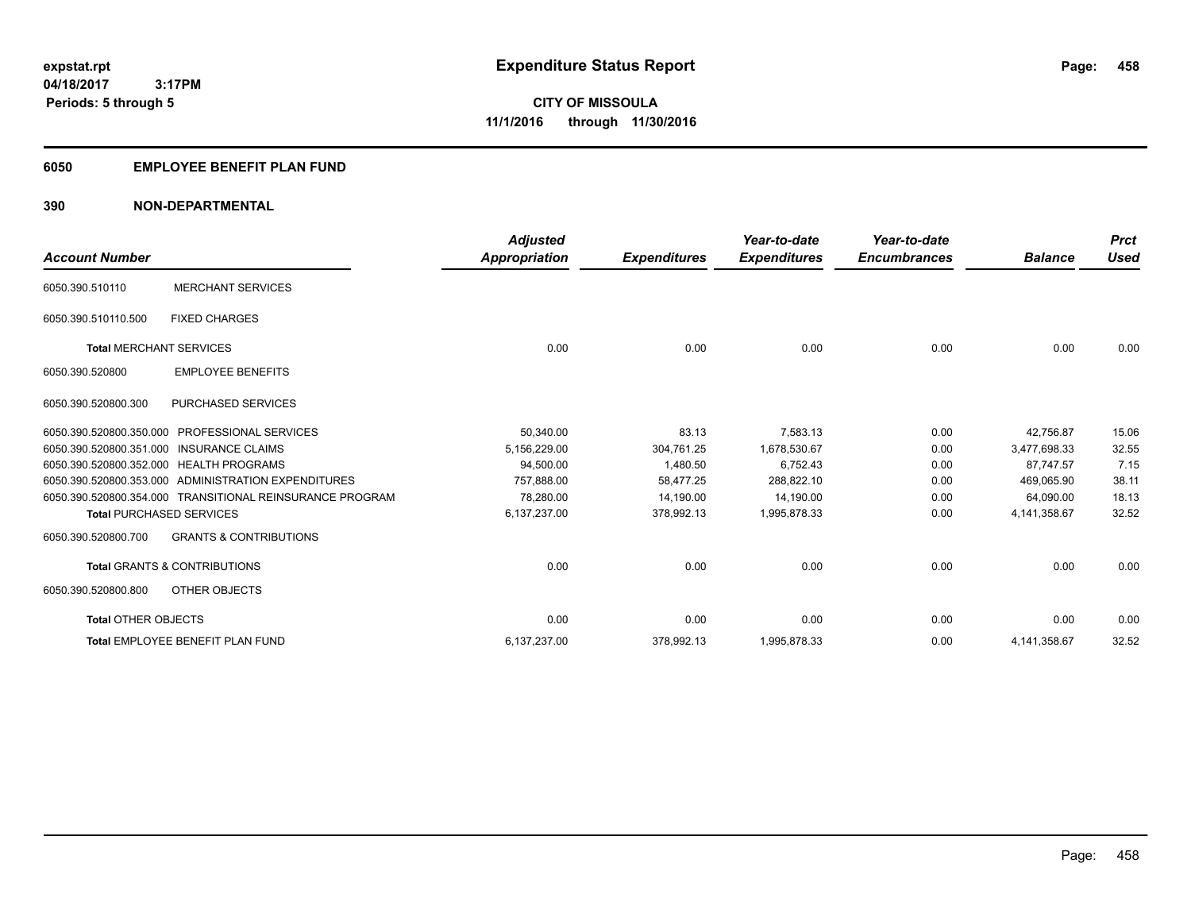expstat.rpt
04/18/2017 3:17PM
Periods: 5 through 5

# Expenditure Status Report

**CITY OF MISSOULA**
**11/1/2016 through 11/30/2016**

## 6050 EMPLOYEE BENEFIT PLAN FUND

## 390 NON-DEPARTMENTAL

| Account Number | | Adjusted Appropriation | Expenditures | Year-to-date Expenditures | Year-to-date Encumbrances | Balance | Prct Used |
|---|---|---|---|---|---|---|---|
| 6050.390.510110 | MERCHANT SERVICES | | | | | | |
| 6050.390.510110.500 | FIXED CHARGES | | | | | | |
| **Total** MERCHANT SERVICES | | 0.00 | 0.00 | 0.00 | 0.00 | 0.00 | 0.00 |
| 6050.390.520800 | EMPLOYEE BENEFITS | | | | | | |
| 6050.390.520800.300 | PURCHASED SERVICES | | | | | | |
| 6050.390.520800.350.000 | PROFESSIONAL SERVICES | 50,340.00 | 83.13 | 7,583.13 | 0.00 | 42,756.87 | 15.06 |
| 6050.390.520800.351.000 | INSURANCE CLAIMS | 5,156,229.00 | 304,761.25 | 1,678,530.67 | 0.00 | 3,477,698.33 | 32.55 |
| 6050.390.520800.352.000 | HEALTH PROGRAMS | 94,500.00 | 1,480.50 | 6,752.43 | 0.00 | 87,747.57 | 7.15 |
| 6050.390.520800.353.000 | ADMINISTRATION EXPENDITURES | 757,888.00 | 58,477.25 | 288,822.10 | 0.00 | 469,065.90 | 38.11 |
| 6050.390.520800.354.000 | TRANSITIONAL REINSURANCE PROGRAM | 78,280.00 | 14,190.00 | 14,190.00 | 0.00 | 64,090.00 | 18.13 |
| **Total** PURCHASED SERVICES | | 6,137,237.00 | 378,992.13 | 1,995,878.33 | 0.00 | 4,141,358.67 | 32.52 |
| 6050.390.520800.700 | GRANTS & CONTRIBUTIONS | | | | | | |
| **Total** GRANTS & CONTRIBUTIONS | | 0.00 | 0.00 | 0.00 | 0.00 | 0.00 | 0.00 |
| 6050.390.520800.800 | OTHER OBJECTS | | | | | | |
| **Total** OTHER OBJECTS | | 0.00 | 0.00 | 0.00 | 0.00 | 0.00 | 0.00 |
| **Total** EMPLOYEE BENEFIT PLAN FUND | | 6,137,237.00 | 378,992.13 | 1,995,878.33 | 0.00 | 4,141,358.67 | 32.52 |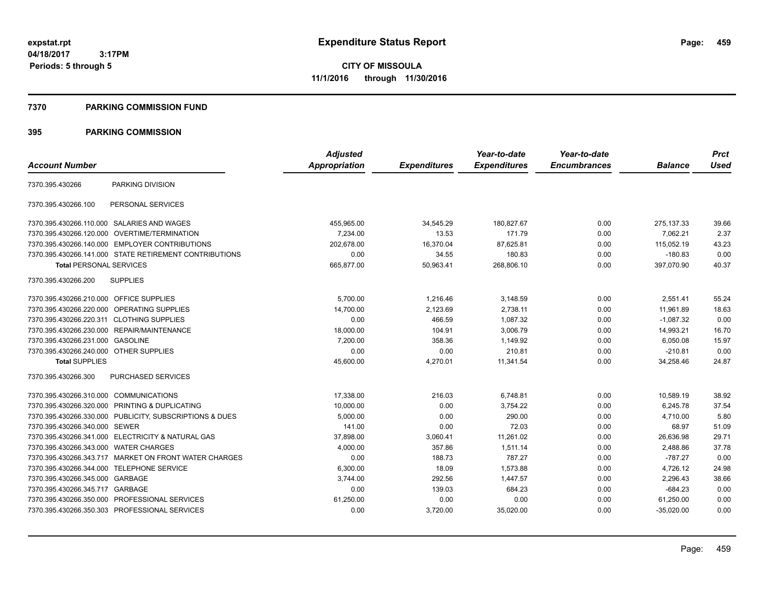# Expenditure Status Report

expstat.rpt
04/18/2017 3:17PM
Periods: 5 through 5

**CITY OF MISSOULA**
**11/1/2016 through 11/30/2016**

## 7370 PARKING COMMISSION FUND

## 395 PARKING COMMISSION

| Account Number | | Adjusted Appropriation | Expenditures | Year-to-date Expenditures | Year-to-date Encumbrances | Balance | Prct Used |
|---|---|---|---|---|---|---|---|
| 7370.395.430266 | PARKING DIVISION | | | | | | |
| 7370.395.430266.100 | PERSONAL SERVICES | | | | | | |
| 7370.395.430266.110.000 | SALARIES AND WAGES | 455,965.00 | 34,545.29 | 180,827.67 | 0.00 | 275,137.33 | 39.66 |
| 7370.395.430266.120.000 | OVERTIME/TERMINATION | 7,234.00 | 13.53 | 171.79 | 0.00 | 7,062.21 | 2.37 |
| 7370.395.430266.140.000 | EMPLOYER CONTRIBUTIONS | 202,678.00 | 16,370.04 | 87,625.81 | 0.00 | 115,052.19 | 43.23 |
| 7370.395.430266.141.000 | STATE RETIREMENT CONTRIBUTIONS | 0.00 | 34.55 | 180.83 | 0.00 | -180.83 | 0.00 |
| **Total** PERSONAL SERVICES | | 665,877.00 | 50,963.41 | 268,806.10 | 0.00 | 397,070.90 | 40.37 |
| 7370.395.430266.200 | SUPPLIES | | | | | | |
| 7370.395.430266.210.000 | OFFICE SUPPLIES | 5,700.00 | 1,216.46 | 3,148.59 | 0.00 | 2,551.41 | 55.24 |
| 7370.395.430266.220.000 | OPERATING SUPPLIES | 14,700.00 | 2,123.69 | 2,738.11 | 0.00 | 11,961.89 | 18.63 |
| 7370.395.430266.220.311 | CLOTHING SUPPLIES | 0.00 | 466.59 | 1,087.32 | 0.00 | -1,087.32 | 0.00 |
| 7370.395.430266.230.000 | REPAIR/MAINTENANCE | 18,000.00 | 104.91 | 3,006.79 | 0.00 | 14,993.21 | 16.70 |
| 7370.395.430266.231.000 | GASOLINE | 7,200.00 | 358.36 | 1,149.92 | 0.00 | 6,050.08 | 15.97 |
| 7370.395.430266.240.000 | OTHER SUPPLIES | 0.00 | 0.00 | 210.81 | 0.00 | -210.81 | 0.00 |
| **Total** SUPPLIES | | 45,600.00 | 4,270.01 | 11,341.54 | 0.00 | 34,258.46 | 24.87 |
| 7370.395.430266.300 | PURCHASED SERVICES | | | | | | |
| 7370.395.430266.310.000 | COMMUNICATIONS | 17,338.00 | 216.03 | 6,748.81 | 0.00 | 10,589.19 | 38.92 |
| 7370.395.430266.320.000 | PRINTING & DUPLICATING | 10,000.00 | 0.00 | 3,754.22 | 0.00 | 6,245.78 | 37.54 |
| 7370.395.430266.330.000 | PUBLICITY, SUBSCRIPTIONS & DUES | 5,000.00 | 0.00 | 290.00 | 0.00 | 4,710.00 | 5.80 |
| 7370.395.430266.340.000 | SEWER | 141.00 | 0.00 | 72.03 | 0.00 | 68.97 | 51.09 |
| 7370.395.430266.341.000 | ELECTRICITY & NATURAL GAS | 37,898.00 | 3,060.41 | 11,261.02 | 0.00 | 26,636.98 | 29.71 |
| 7370.395.430266.343.000 | WATER CHARGES | 4,000.00 | 357.86 | 1,511.14 | 0.00 | 2,488.86 | 37.78 |
| 7370.395.430266.343.717 | MARKET ON FRONT WATER CHARGES | 0.00 | 188.73 | 787.27 | 0.00 | -787.27 | 0.00 |
| 7370.395.430266.344.000 | TELEPHONE SERVICE | 6,300.00 | 18.09 | 1,573.88 | 0.00 | 4,726.12 | 24.98 |
| 7370.395.430266.345.000 | GARBAGE | 3,744.00 | 292.56 | 1,447.57 | 0.00 | 2,296.43 | 38.66 |
| 7370.395.430266.345.717 | GARBAGE | 0.00 | 139.03 | 684.23 | 0.00 | -684.23 | 0.00 |
| 7370.395.430266.350.000 | PROFESSIONAL SERVICES | 61,250.00 | 0.00 | 0.00 | 0.00 | 61,250.00 | 0.00 |
| 7370.395.430266.350.303 | PROFESSIONAL SERVICES | 0.00 | 3,720.00 | 35,020.00 | 0.00 | -35,020.00 | 0.00 |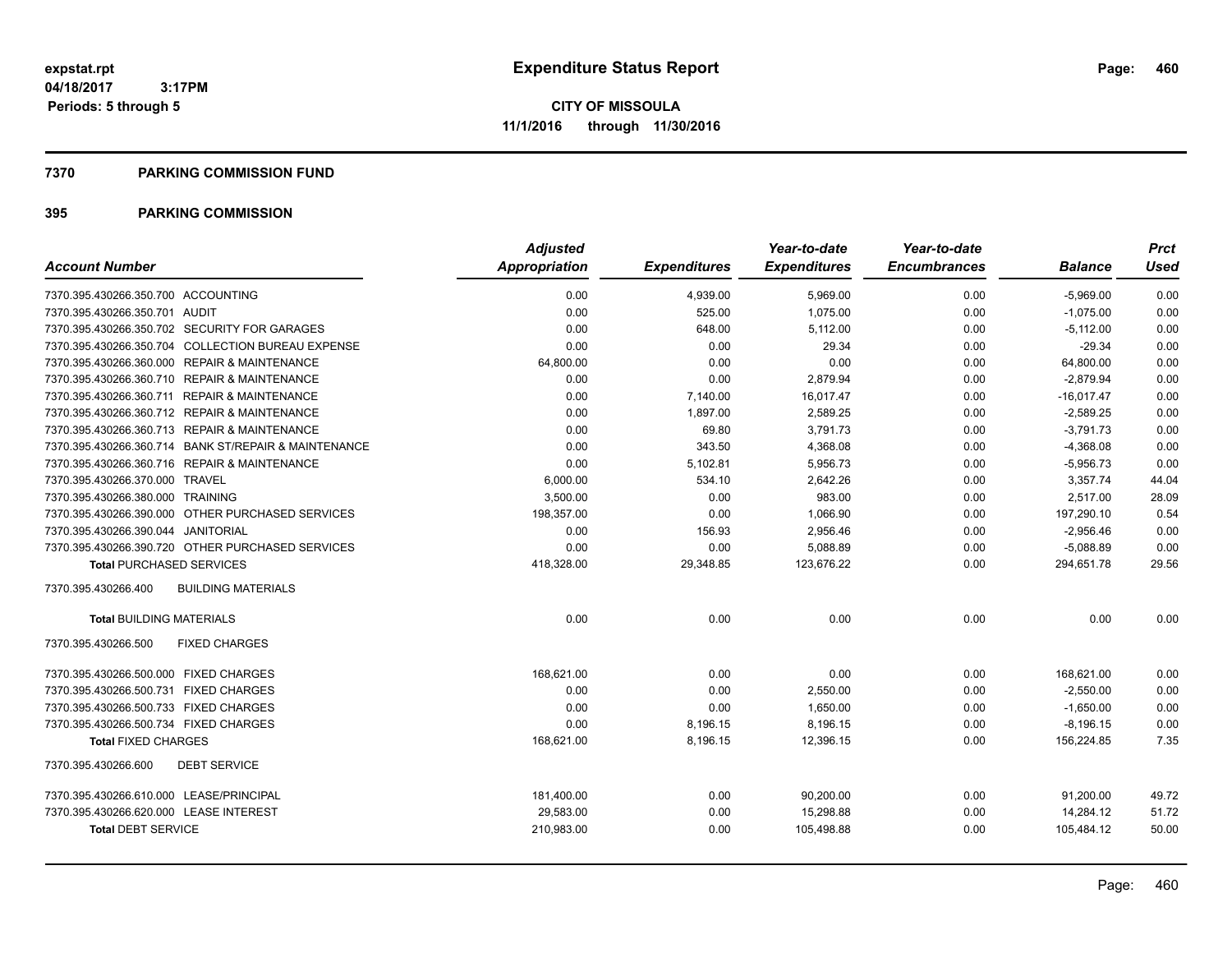# Expenditure Status Report

**CITY OF MISSOULA**
**11/1/2016 through 11/30/2016**

expstat.rpt
04/18/2017 3:17PM
Periods: 5 through 5

## 7370 PARKING COMMISSION FUND

## 395 PARKING COMMISSION

| Account Number | Adjusted Appropriation | Expenditures | Year-to-date Expenditures | Year-to-date Encumbrances | Balance | Prct Used |
|---|---|---|---|---|---|---|
| 7370.395.430266.350.700 ACCOUNTING | 0.00 | 4,939.00 | 5,969.00 | 0.00 | -5,969.00 | 0.00 |
| 7370.395.430266.350.701 AUDIT | 0.00 | 525.00 | 1,075.00 | 0.00 | -1,075.00 | 0.00 |
| 7370.395.430266.350.702 SECURITY FOR GARAGES | 0.00 | 648.00 | 5,112.00 | 0.00 | -5,112.00 | 0.00 |
| 7370.395.430266.350.704 COLLECTION BUREAU EXPENSE | 0.00 | 0.00 | 29.34 | 0.00 | -29.34 | 0.00 |
| 7370.395.430266.360.000 REPAIR & MAINTENANCE | 64,800.00 | 0.00 | 0.00 | 0.00 | 64,800.00 | 0.00 |
| 7370.395.430266.360.710 REPAIR & MAINTENANCE | 0.00 | 0.00 | 2,879.94 | 0.00 | -2,879.94 | 0.00 |
| 7370.395.430266.360.711 REPAIR & MAINTENANCE | 0.00 | 7,140.00 | 16,017.47 | 0.00 | -16,017.47 | 0.00 |
| 7370.395.430266.360.712 REPAIR & MAINTENANCE | 0.00 | 1,897.00 | 2,589.25 | 0.00 | -2,589.25 | 0.00 |
| 7370.395.430266.360.713 REPAIR & MAINTENANCE | 0.00 | 69.80 | 3,791.73 | 0.00 | -3,791.73 | 0.00 |
| 7370.395.430266.360.714 BANK ST/REPAIR & MAINTENANCE | 0.00 | 343.50 | 4,368.08 | 0.00 | -4,368.08 | 0.00 |
| 7370.395.430266.360.716 REPAIR & MAINTENANCE | 0.00 | 5,102.81 | 5,956.73 | 0.00 | -5,956.73 | 0.00 |
| 7370.395.430266.370.000 TRAVEL | 6,000.00 | 534.10 | 2,642.26 | 0.00 | 3,357.74 | 44.04 |
| 7370.395.430266.380.000 TRAINING | 3,500.00 | 0.00 | 983.00 | 0.00 | 2,517.00 | 28.09 |
| 7370.395.430266.390.000 OTHER PURCHASED SERVICES | 198,357.00 | 0.00 | 1,066.90 | 0.00 | 197,290.10 | 0.54 |
| 7370.395.430266.390.044 JANITORIAL | 0.00 | 156.93 | 2,956.46 | 0.00 | -2,956.46 | 0.00 |
| 7370.395.430266.390.720 OTHER PURCHASED SERVICES | 0.00 | 0.00 | 5,088.89 | 0.00 | -5,088.89 | 0.00 |
| **Total** PURCHASED SERVICES | 418,328.00 | 29,348.85 | 123,676.22 | 0.00 | 294,651.78 | 29.56 |
| 7370.395.430266.400 BUILDING MATERIALS | | | | | | |
| **Total** BUILDING MATERIALS | 0.00 | 0.00 | 0.00 | 0.00 | 0.00 | 0.00 |
| 7370.395.430266.500 FIXED CHARGES | | | | | | |
| 7370.395.430266.500.000 FIXED CHARGES | 168,621.00 | 0.00 | 0.00 | 0.00 | 168,621.00 | 0.00 |
| 7370.395.430266.500.731 FIXED CHARGES | 0.00 | 0.00 | 2,550.00 | 0.00 | -2,550.00 | 0.00 |
| 7370.395.430266.500.733 FIXED CHARGES | 0.00 | 0.00 | 1,650.00 | 0.00 | -1,650.00 | 0.00 |
| 7370.395.430266.500.734 FIXED CHARGES | 0.00 | 8,196.15 | 8,196.15 | 0.00 | -8,196.15 | 0.00 |
| **Total** FIXED CHARGES | 168,621.00 | 8,196.15 | 12,396.15 | 0.00 | 156,224.85 | 7.35 |
| 7370.395.430266.600 DEBT SERVICE | | | | | | |
| 7370.395.430266.610.000 LEASE/PRINCIPAL | 181,400.00 | 0.00 | 90,200.00 | 0.00 | 91,200.00 | 49.72 |
| 7370.395.430266.620.000 LEASE INTEREST | 29,583.00 | 0.00 | 15,298.88 | 0.00 | 14,284.12 | 51.72 |
| **Total** DEBT SERVICE | 210,983.00 | 0.00 | 105,498.88 | 0.00 | 105,484.12 | 50.00 |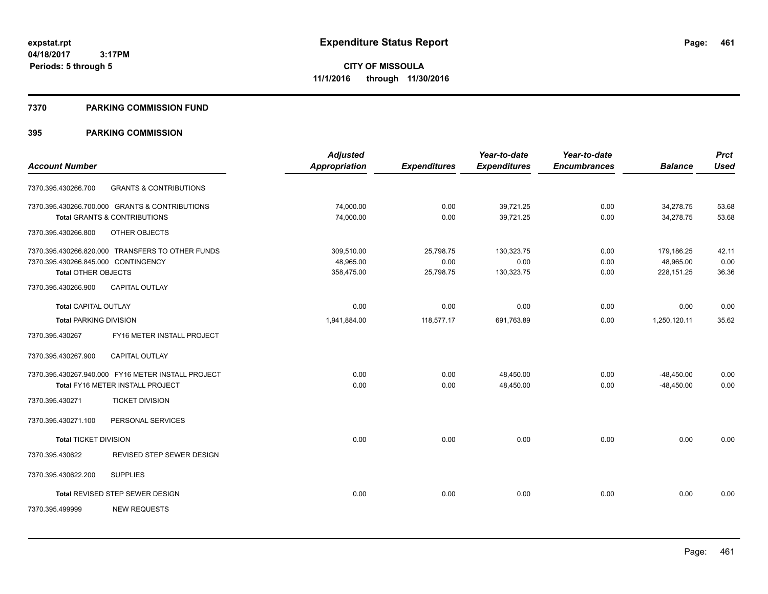# Expenditure Status Report

expstat.rpt
04/18/2017 3:17PM
Periods: 5 through 5

**CITY OF MISSOULA**
**11/1/2016 through 11/30/2016**

## 7370 PARKING COMMISSION FUND

## 395 PARKING COMMISSION

| Account Number | Adjusted Appropriation | Expenditures | Year-to-date Expenditures | Year-to-date Encumbrances | Balance | Prct Used |
|---|---|---|---|---|---|---|
| 7370.395.430266.700 GRANTS & CONTRIBUTIONS | | | | | | |
| 7370.395.430266.700.000 GRANTS & CONTRIBUTIONS | 74,000.00 | 0.00 | 39,721.25 | 0.00 | 34,278.75 | 53.68 |
| **Total** GRANTS & CONTRIBUTIONS | 74,000.00 | 0.00 | 39,721.25 | 0.00 | 34,278.75 | 53.68 |
| 7370.395.430266.800 OTHER OBJECTS | | | | | | |
| 7370.395.430266.820.000 TRANSFERS TO OTHER FUNDS | 309,510.00 | 25,798.75 | 130,323.75 | 0.00 | 179,186.25 | 42.11 |
| 7370.395.430266.845.000 CONTINGENCY | 48,965.00 | 0.00 | 0.00 | 0.00 | 48,965.00 | 0.00 |
| **Total** OTHER OBJECTS | 358,475.00 | 25,798.75 | 130,323.75 | 0.00 | 228,151.25 | 36.36 |
| 7370.395.430266.900 CAPITAL OUTLAY | | | | | | |
| **Total** CAPITAL OUTLAY | 0.00 | 0.00 | 0.00 | 0.00 | 0.00 | 0.00 |
| **Total** PARKING DIVISION | 1,941,884.00 | 118,577.17 | 691,763.89 | 0.00 | 1,250,120.11 | 35.62 |
| 7370.395.430267 FY16 METER INSTALL PROJECT | | | | | | |
| 7370.395.430267.900 CAPITAL OUTLAY | | | | | | |
| 7370.395.430267.940.000 FY16 METER INSTALL PROJECT | 0.00 | 0.00 | 48,450.00 | 0.00 | -48,450.00 | 0.00 |
| **Total** FY16 METER INSTALL PROJECT | 0.00 | 0.00 | 48,450.00 | 0.00 | -48,450.00 | 0.00 |
| 7370.395.430271 TICKET DIVISION | | | | | | |
| 7370.395.430271.100 PERSONAL SERVICES | | | | | | |
| **Total** TICKET DIVISION | 0.00 | 0.00 | 0.00 | 0.00 | 0.00 | 0.00 |
| 7370.395.430622 REVISED STEP SEWER DESIGN | | | | | | |
| 7370.395.430622.200 SUPPLIES | | | | | | |
| **Total** REVISED STEP SEWER DESIGN | 0.00 | 0.00 | 0.00 | 0.00 | 0.00 | 0.00 |
| 7370.395.499999 NEW REQUESTS | | | | | | |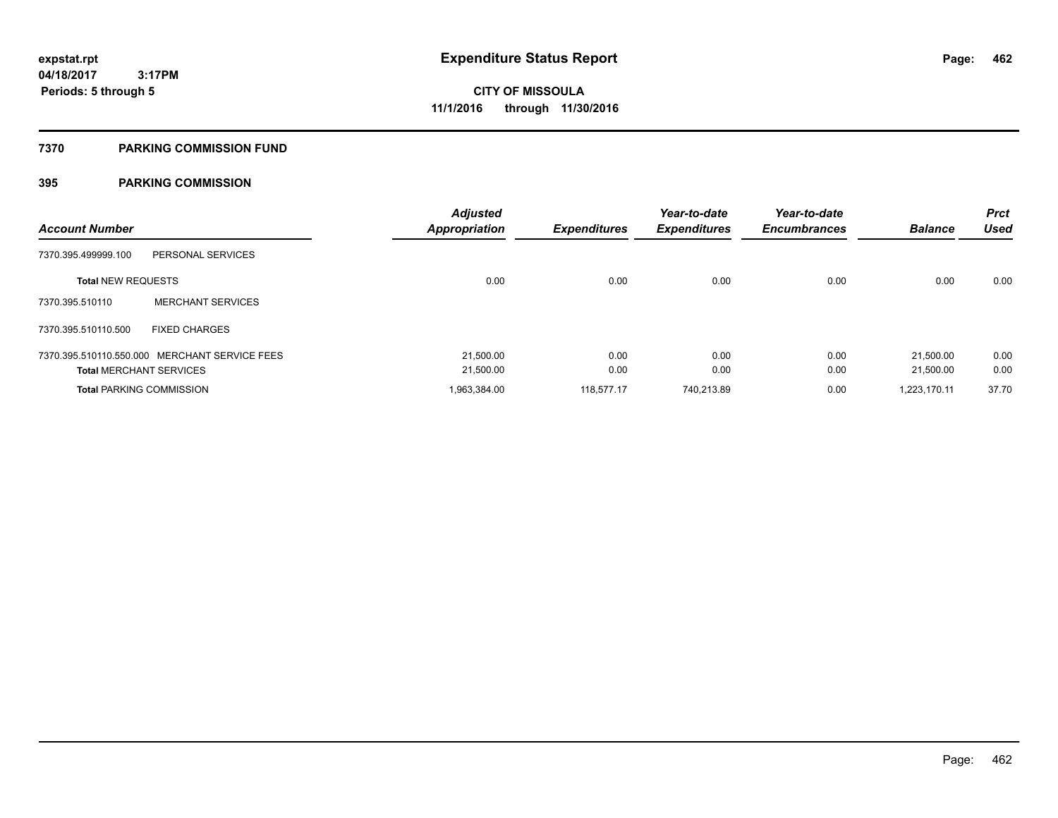**expstat.rpt**
**04/18/2017 3:17PM**
**Periods: 5 through 5**

# Expenditure Status Report

**CITY OF MISSOULA**
**11/1/2016 through 11/30/2016**

## 7370 PARKING COMMISSION FUND

### 395 PARKING COMMISSION

| Account Number | | Adjusted Appropriation | Expenditures | Year-to-date Expenditures | Year-to-date Encumbrances | Balance | Prct Used |
|---|---|---|---|---|---|---|---|
| 7370.395.499999.100 | PERSONAL SERVICES | | | | | | |
| **Total** NEW REQUESTS | | 0.00 | 0.00 | 0.00 | 0.00 | 0.00 | 0.00 |
| 7370.395.510110 | MERCHANT SERVICES | | | | | | |
| 7370.395.510110.500 | FIXED CHARGES | | | | | | |
| 7370.395.510110.550.000 | MERCHANT SERVICE FEES | 21,500.00 | 0.00 | 0.00 | 0.00 | 21,500.00 | 0.00 |
| **Total** MERCHANT SERVICES | | 21,500.00 | 0.00 | 0.00 | 0.00 | 21,500.00 | 0.00 |
| **Total** PARKING COMMISSION | | 1,963,384.00 | 118,577.17 | 740,213.89 | 0.00 | 1,223,170.11 | 37.70 |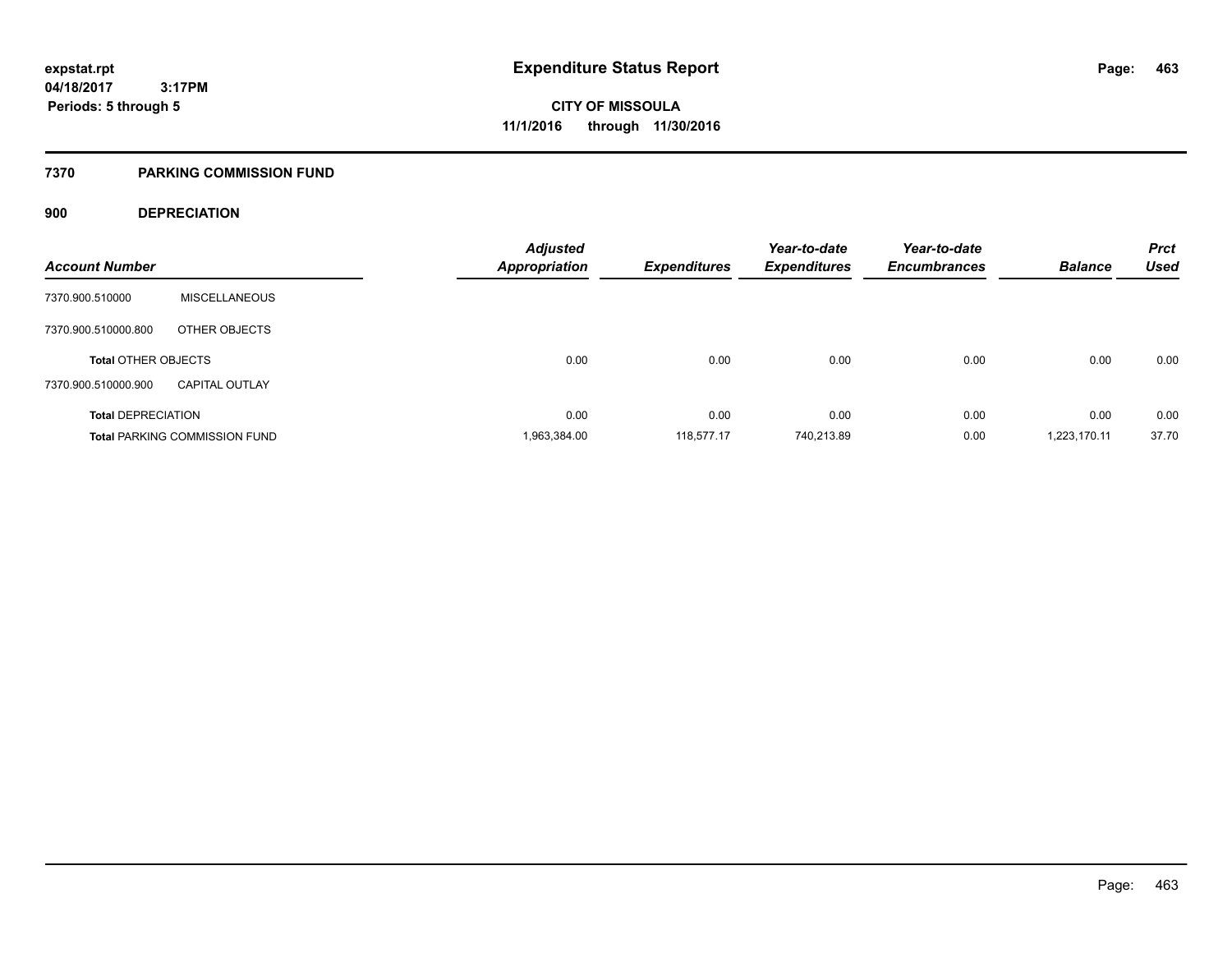**expstat.rpt**
**04/18/2017 3:17PM**
**Periods: 5 through 5**

# Expenditure Status Report

**CITY OF MISSOULA**
**11/1/2016 through 11/30/2016**

## 7370 PARKING COMMISSION FUND

### 900 DEPRECIATION

| Account Number | | Adjusted Appropriation | Expenditures | Year-to-date Expenditures | Year-to-date Encumbrances | Balance | Prct Used |
|---|---|---|---|---|---|---|---|
| 7370.900.510000 | MISCELLANEOUS | | | | | | |
| 7370.900.510000.800 | OTHER OBJECTS | | | | | | |
| **Total** OTHER OBJECTS | | 0.00 | 0.00 | 0.00 | 0.00 | 0.00 | 0.00 |
| 7370.900.510000.900 | CAPITAL OUTLAY | | | | | | |
| **Total** DEPRECIATION | | 0.00 | 0.00 | 0.00 | 0.00 | 0.00 | 0.00 |
| **Total** PARKING COMMISSION FUND | | 1,963,384.00 | 118,577.17 | 740,213.89 | 0.00 | 1,223,170.11 | 37.70 |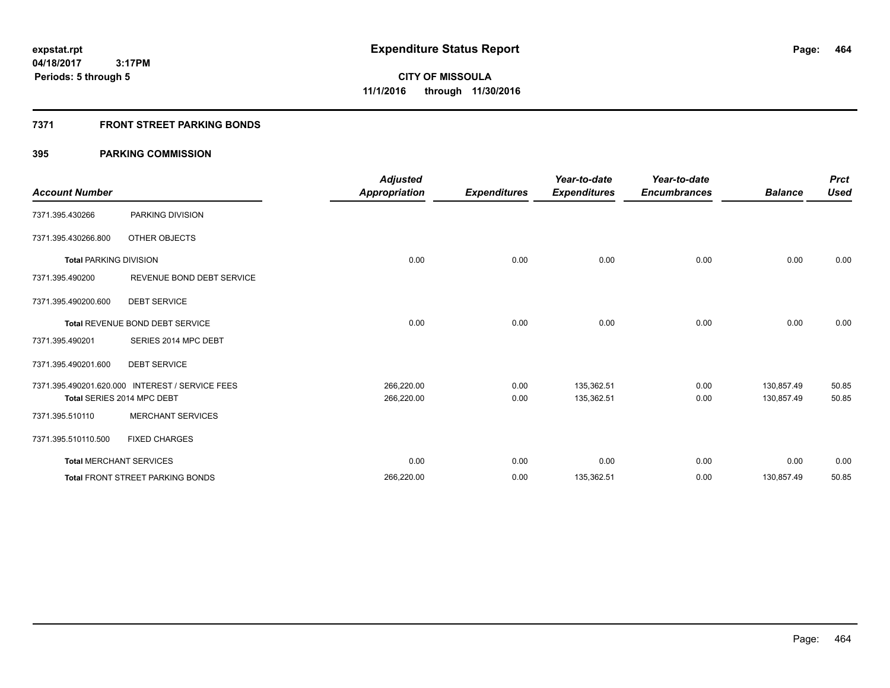**expstat.rpt**
**04/18/2017 3:17PM**
**Periods: 5 through 5**

# Expenditure Status Report

**CITY OF MISSOULA**
**11/1/2016 through 11/30/2016**

## 7371 FRONT STREET PARKING BONDS

### 395 PARKING COMMISSION

| Account Number | | Adjusted Appropriation | Expenditures | Year-to-date Expenditures | Year-to-date Encumbrances | Balance | Prct Used |
|---|---|---|---|---|---|---|---|
| 7371.395.430266 | PARKING DIVISION | | | | | | |
| 7371.395.430266.800 | OTHER OBJECTS | | | | | | |
| **Total** PARKING DIVISION | | 0.00 | 0.00 | 0.00 | 0.00 | 0.00 | 0.00 |
| 7371.395.490200 | REVENUE BOND DEBT SERVICE | | | | | | |
| 7371.395.490200.600 | DEBT SERVICE | | | | | | |
| **Total** REVENUE BOND DEBT SERVICE | | 0.00 | 0.00 | 0.00 | 0.00 | 0.00 | 0.00 |
| 7371.395.490201 | SERIES 2014 MPC DEBT | | | | | | |
| 7371.395.490201.600 | DEBT SERVICE | | | | | | |
| 7371.395.490201.620.000 | INTEREST / SERVICE FEES | 266,220.00 | 0.00 | 135,362.51 | 0.00 | 130,857.49 | 50.85 |
| **Total** SERIES 2014 MPC DEBT | | 266,220.00 | 0.00 | 135,362.51 | 0.00 | 130,857.49 | 50.85 |
| 7371.395.510110 | MERCHANT SERVICES | | | | | | |
| 7371.395.510110.500 | FIXED CHARGES | | | | | | |
| **Total** MERCHANT SERVICES | | 0.00 | 0.00 | 0.00 | 0.00 | 0.00 | 0.00 |
| **Total** FRONT STREET PARKING BONDS | | 266,220.00 | 0.00 | 135,362.51 | 0.00 | 130,857.49 | 50.85 |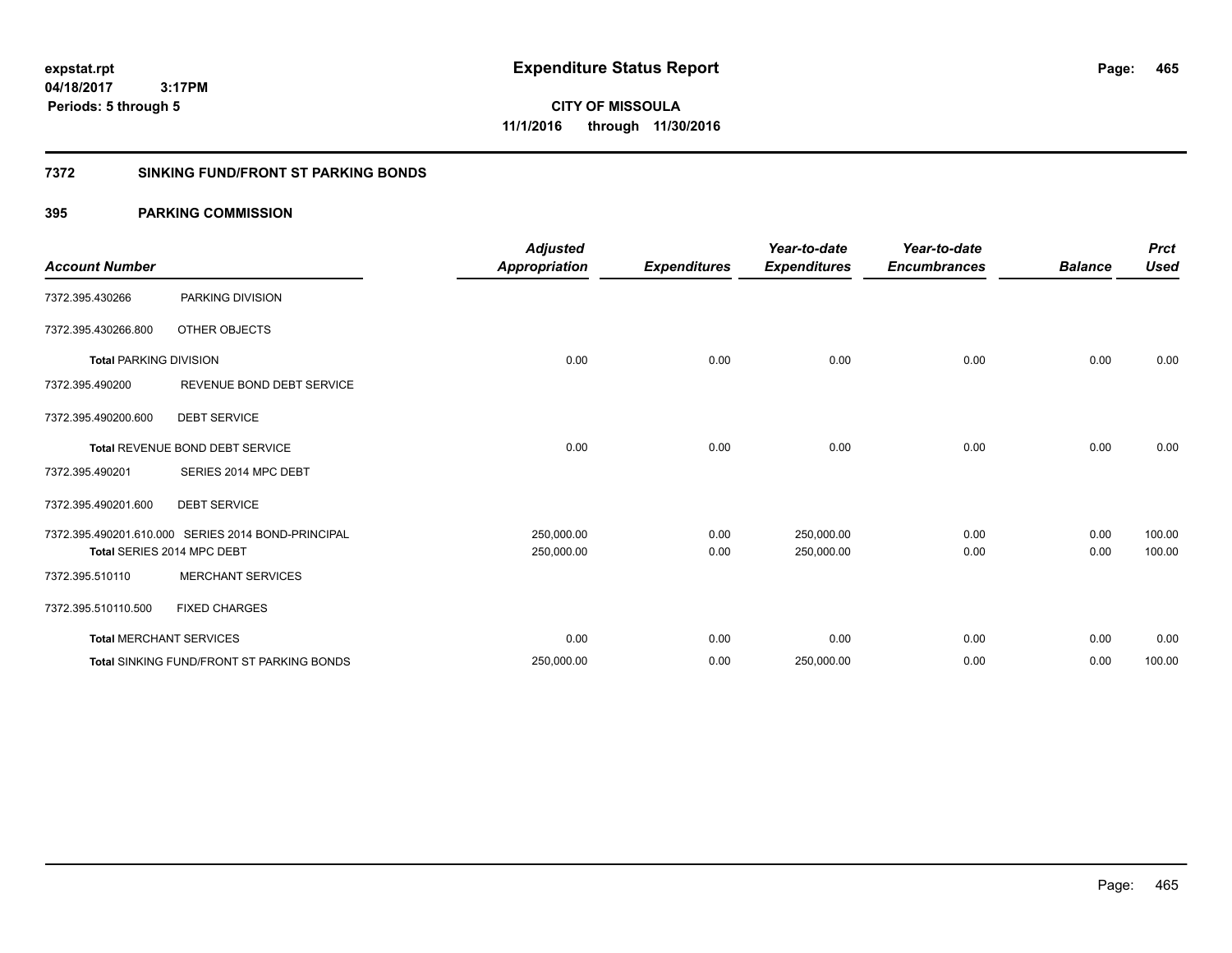# Expenditure Status Report

expstat.rpt
04/18/2017 3:17PM
Periods: 5 through 5

**CITY OF MISSOULA**
**11/1/2016 through 11/30/2016**

## 7372 SINKING FUND/FRONT ST PARKING BONDS

### 395 PARKING COMMISSION

| Account Number | | Adjusted Appropriation | Expenditures | Year-to-date Expenditures | Year-to-date Encumbrances | Balance | Prct Used |
|---|---|---|---|---|---|---|---|
| 7372.395.430266 | PARKING DIVISION | | | | | | |
| 7372.395.430266.800 | OTHER OBJECTS | | | | | | |
| **Total** PARKING DIVISION | | 0.00 | 0.00 | 0.00 | 0.00 | 0.00 | 0.00 |
| 7372.395.490200 | REVENUE BOND DEBT SERVICE | | | | | | |
| 7372.395.490200.600 | DEBT SERVICE | | | | | | |
| **Total** REVENUE BOND DEBT SERVICE | | 0.00 | 0.00 | 0.00 | 0.00 | 0.00 | 0.00 |
| 7372.395.490201 | SERIES 2014 MPC DEBT | | | | | | |
| 7372.395.490201.600 | DEBT SERVICE | | | | | | |
| 7372.395.490201.610.000 | SERIES 2014 BOND-PRINCIPAL | 250,000.00 | 0.00 | 250,000.00 | 0.00 | 0.00 | 100.00 |
| **Total** SERIES 2014 MPC DEBT | | 250,000.00 | 0.00 | 250,000.00 | 0.00 | 0.00 | 100.00 |
| 7372.395.510110 | MERCHANT SERVICES | | | | | | |
| 7372.395.510110.500 | FIXED CHARGES | | | | | | |
| **Total** MERCHANT SERVICES | | 0.00 | 0.00 | 0.00 | 0.00 | 0.00 | 0.00 |
| **Total** SINKING FUND/FRONT ST PARKING BONDS | | 250,000.00 | 0.00 | 250,000.00 | 0.00 | 0.00 | 100.00 |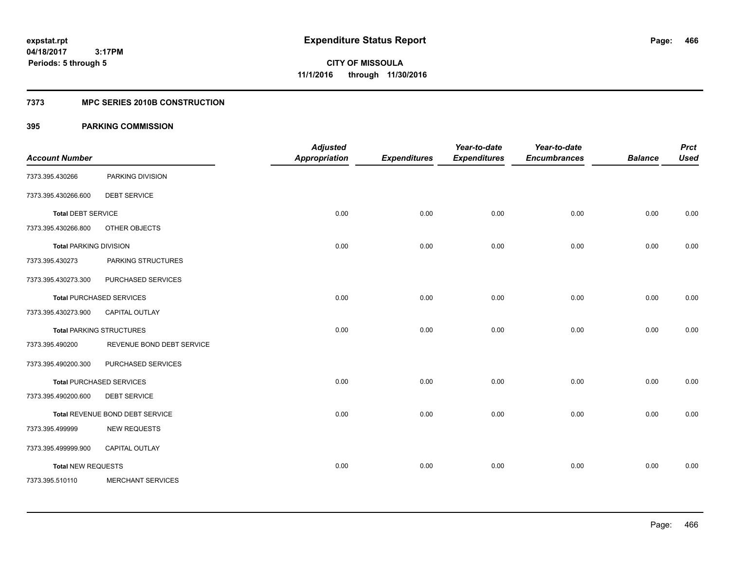**expstat.rpt**
**04/18/2017 3:17PM**
**Periods: 5 through 5**

# Expenditure Status Report

**CITY OF MISSOULA**
**11/1/2016 through 11/30/2016**

## 7373 MPC SERIES 2010B CONSTRUCTION

## 395 PARKING COMMISSION

| Account Number | | Adjusted Appropriation | Expenditures | Year-to-date Expenditures | Year-to-date Encumbrances | Balance | Prct Used |
|---|---|---|---|---|---|---|---|
| 7373.395.430266 | PARKING DIVISION | | | | | | |
| 7373.395.430266.600 | DEBT SERVICE | | | | | | |
| **Total** DEBT SERVICE | | 0.00 | 0.00 | 0.00 | 0.00 | 0.00 | 0.00 |
| 7373.395.430266.800 | OTHER OBJECTS | | | | | | |
| **Total** PARKING DIVISION | | 0.00 | 0.00 | 0.00 | 0.00 | 0.00 | 0.00 |
| 7373.395.430273 | PARKING STRUCTURES | | | | | | |
| 7373.395.430273.300 | PURCHASED SERVICES | | | | | | |
| **Total** PURCHASED SERVICES | | 0.00 | 0.00 | 0.00 | 0.00 | 0.00 | 0.00 |
| 7373.395.430273.900 | CAPITAL OUTLAY | | | | | | |
| **Total** PARKING STRUCTURES | | 0.00 | 0.00 | 0.00 | 0.00 | 0.00 | 0.00 |
| 7373.395.490200 | REVENUE BOND DEBT SERVICE | | | | | | |
| 7373.395.490200.300 | PURCHASED SERVICES | | | | | | |
| **Total** PURCHASED SERVICES | | 0.00 | 0.00 | 0.00 | 0.00 | 0.00 | 0.00 |
| 7373.395.490200.600 | DEBT SERVICE | | | | | | |
| **Total** REVENUE BOND DEBT SERVICE | | 0.00 | 0.00 | 0.00 | 0.00 | 0.00 | 0.00 |
| 7373.395.499999 | NEW REQUESTS | | | | | | |
| 7373.395.499999.900 | CAPITAL OUTLAY | | | | | | |
| **Total** NEW REQUESTS | | 0.00 | 0.00 | 0.00 | 0.00 | 0.00 | 0.00 |
| 7373.395.510110 | MERCHANT SERVICES | | | | | | |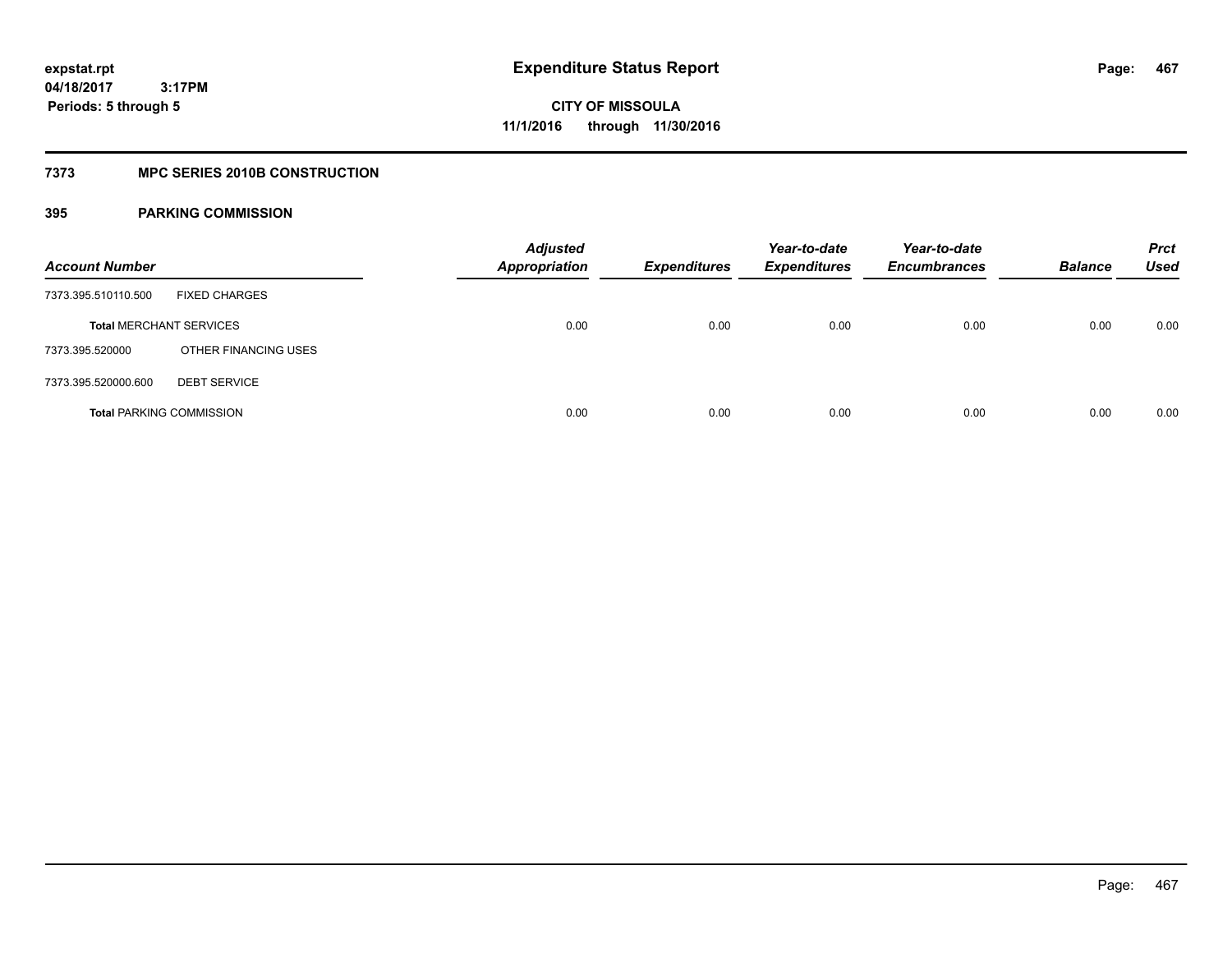**expstat.rpt**
**04/18/2017 3:17PM**
**Periods: 5 through 5**

# Expenditure Status Report

**CITY OF MISSOULA**
**11/1/2016 through 11/30/2016**

## 7373 MPC SERIES 2010B CONSTRUCTION

## 395 PARKING COMMISSION

| Account Number | | Adjusted Appropriation | Expenditures | Year-to-date Expenditures | Year-to-date Encumbrances | Balance | Prct Used |
|---|---|---|---|---|---|---|---|
| 7373.395.510110.500 | FIXED CHARGES | | | | | | |
| **Total** MERCHANT SERVICES | | 0.00 | 0.00 | 0.00 | 0.00 | 0.00 | 0.00 |
| 7373.395.520000 | OTHER FINANCING USES | | | | | | |
| 7373.395.520000.600 | DEBT SERVICE | | | | | | |
| **Total** PARKING COMMISSION | | 0.00 | 0.00 | 0.00 | 0.00 | 0.00 | 0.00 |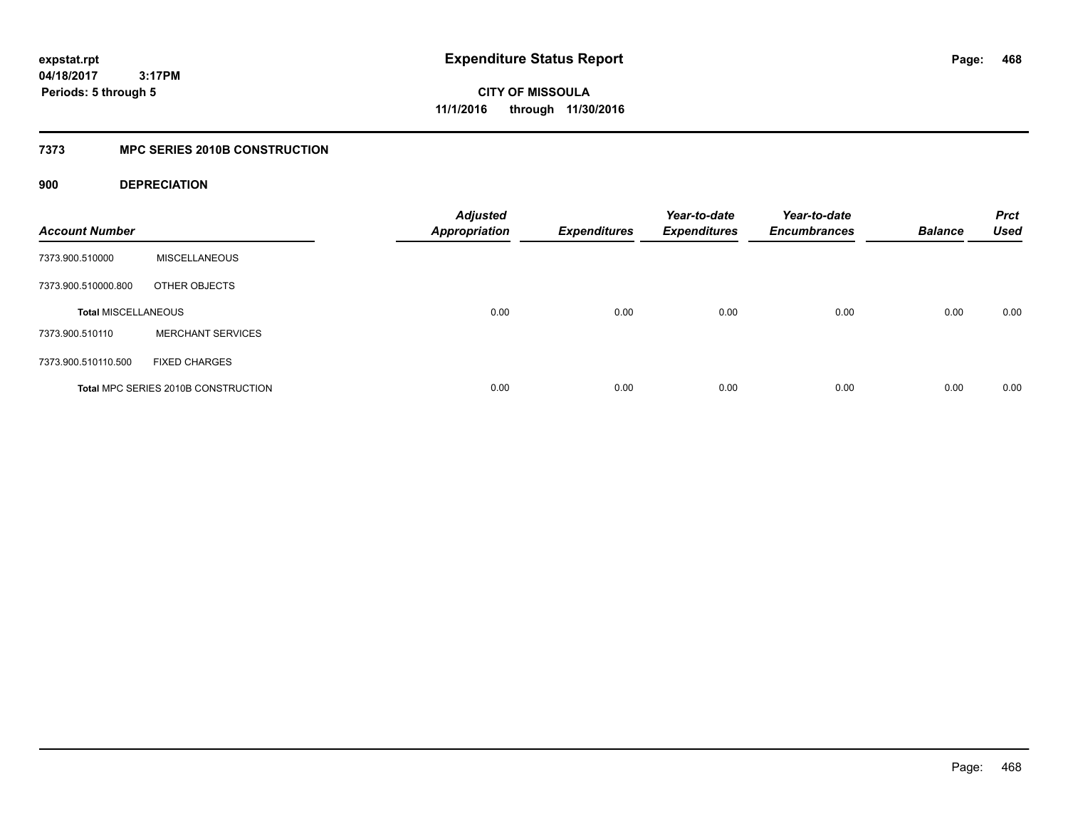# Expenditure Status Report

**CITY OF MISSOULA**
**11/1/2016 through 11/30/2016**

expstat.rpt
04/18/2017 3:17PM
Periods: 5 through 5

## 7373 MPC SERIES 2010B CONSTRUCTION

### 900 DEPRECIATION

| Account Number | | Adjusted Appropriation | Expenditures | Year-to-date Expenditures | Year-to-date Encumbrances | Balance | Prct Used |
|---|---|---|---|---|---|---|---|
| 7373.900.510000 | MISCELLANEOUS | | | | | | |
| 7373.900.510000.800 | OTHER OBJECTS | | | | | | |
| **Total MISCELLANEOUS** | | 0.00 | 0.00 | 0.00 | 0.00 | 0.00 | 0.00 |
| 7373.900.510110 | MERCHANT SERVICES | | | | | | |
| 7373.900.510110.500 | FIXED CHARGES | | | | | | |
| **Total MPC SERIES 2010B CONSTRUCTION** | | 0.00 | 0.00 | 0.00 | 0.00 | 0.00 | 0.00 |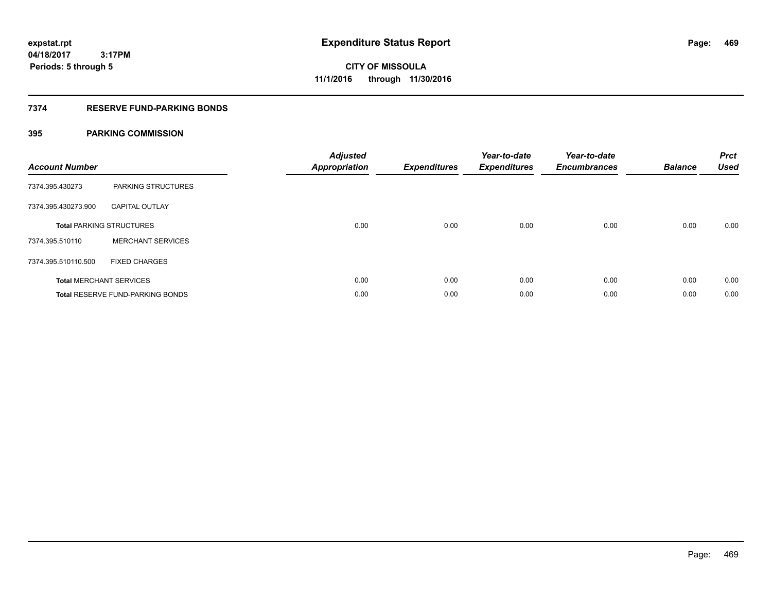expstat.rpt
04/18/2017 3:17PM
Periods: 5 through 5

# Expenditure Status Report

**CITY OF MISSOULA**
**11/1/2016 through 11/30/2016**

## 7374 RESERVE FUND-PARKING BONDS

## 395 PARKING COMMISSION

| Account Number | | Adjusted Appropriation | Expenditures | Year-to-date Expenditures | Year-to-date Encumbrances | Balance | Prct Used |
|---|---|---|---|---|---|---|---|
| 7374.395.430273 | PARKING STRUCTURES | | | | | | |
| 7374.395.430273.900 | CAPITAL OUTLAY | | | | | | |
| **Total** PARKING STRUCTURES | | 0.00 | 0.00 | 0.00 | 0.00 | 0.00 | 0.00 |
| 7374.395.510110 | MERCHANT SERVICES | | | | | | |
| 7374.395.510110.500 | FIXED CHARGES | | | | | | |
| **Total** MERCHANT SERVICES | | 0.00 | 0.00 | 0.00 | 0.00 | 0.00 | 0.00 |
| **Total** RESERVE FUND-PARKING BONDS | | 0.00 | 0.00 | 0.00 | 0.00 | 0.00 | 0.00 |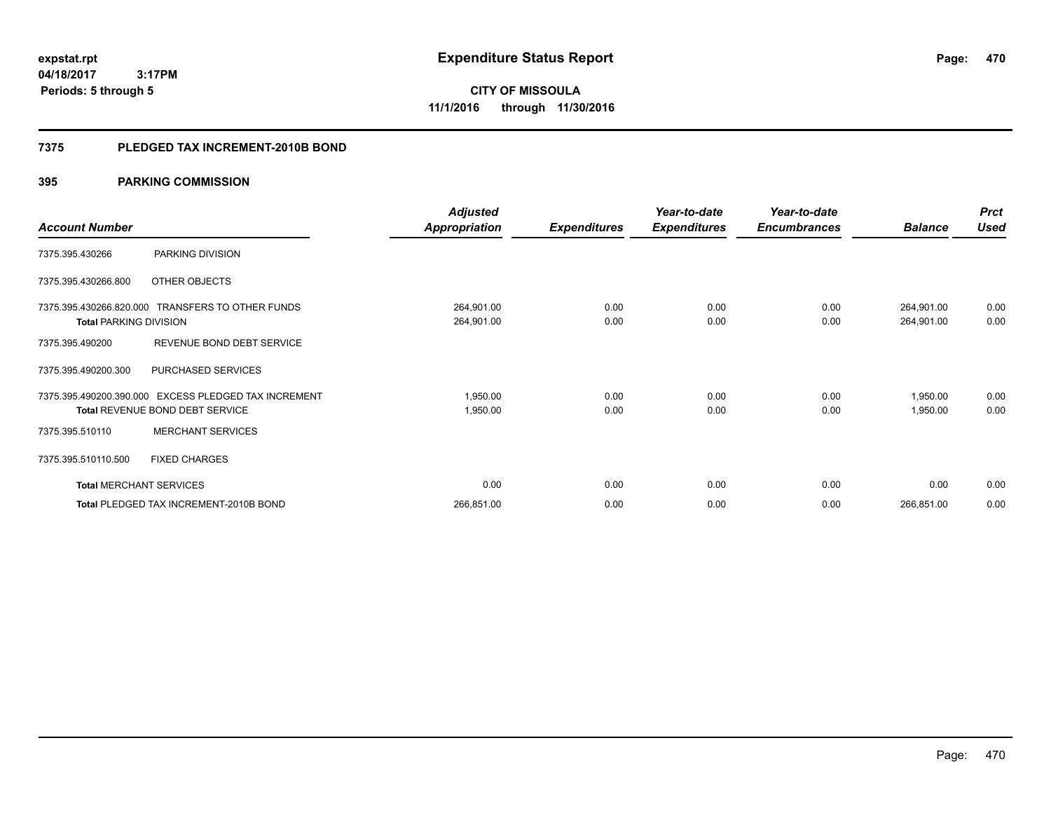expstat.rpt
04/18/2017 3:17PM
Periods: 5 through 5

# Expenditure Status Report

**CITY OF MISSOULA**
**11/1/2016 through 11/30/2016**

## 7375 PLEDGED TAX INCREMENT-2010B BOND

## 395 PARKING COMMISSION

| Account Number | | Adjusted Appropriation | Expenditures | Year-to-date Expenditures | Year-to-date Encumbrances | Balance | Prct Used |
|---|---|---|---|---|---|---|---|
| 7375.395.430266 | PARKING DIVISION | | | | | | |
| 7375.395.430266.800 | OTHER OBJECTS | | | | | | |
| 7375.395.430266.820.000 | TRANSFERS TO OTHER FUNDS | 264,901.00 | 0.00 | 0.00 | 0.00 | 264,901.00 | 0.00 |
| **Total** PARKING DIVISION | | 264,901.00 | 0.00 | 0.00 | 0.00 | 264,901.00 | 0.00 |
| 7375.395.490200 | REVENUE BOND DEBT SERVICE | | | | | | |
| 7375.395.490200.300 | PURCHASED SERVICES | | | | | | |
| 7375.395.490200.390.000 | EXCESS PLEDGED TAX INCREMENT | 1,950.00 | 0.00 | 0.00 | 0.00 | 1,950.00 | 0.00 |
| **Total** REVENUE BOND DEBT SERVICE | | 1,950.00 | 0.00 | 0.00 | 0.00 | 1,950.00 | 0.00 |
| 7375.395.510110 | MERCHANT SERVICES | | | | | | |
| 7375.395.510110.500 | FIXED CHARGES | | | | | | |
| **Total** MERCHANT SERVICES | | 0.00 | 0.00 | 0.00 | 0.00 | 0.00 | 0.00 |
| **Total** PLEDGED TAX INCREMENT-2010B BOND | | 266,851.00 | 0.00 | 0.00 | 0.00 | 266,851.00 | 0.00 |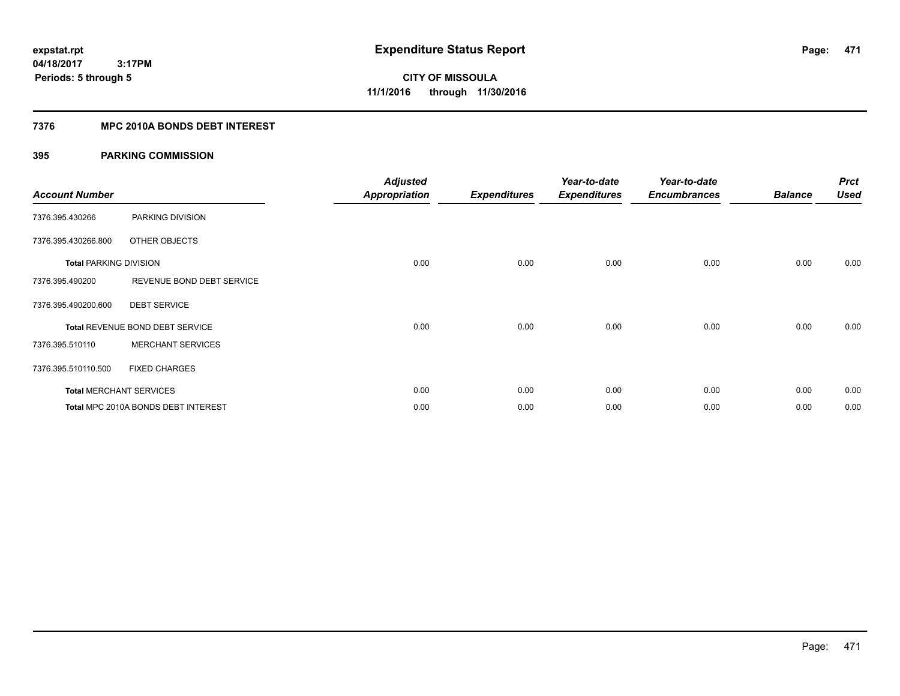**expstat.rpt**
**04/18/2017 3:17PM**
**Periods: 5 through 5**

# Expenditure Status Report

**CITY OF MISSOULA**
**11/1/2016 through 11/30/2016**

## 7376 MPC 2010A BONDS DEBT INTEREST

### 395 PARKING COMMISSION

| Account Number | | Adjusted Appropriation | Expenditures | Year-to-date Expenditures | Year-to-date Encumbrances | Balance | Prct Used |
|---|---|---|---|---|---|---|---|
| 7376.395.430266 | PARKING DIVISION | | | | | | |
| 7376.395.430266.800 | OTHER OBJECTS | | | | | | |
| **Total** PARKING DIVISION | | 0.00 | 0.00 | 0.00 | 0.00 | 0.00 | 0.00 |
| 7376.395.490200 | REVENUE BOND DEBT SERVICE | | | | | | |
| 7376.395.490200.600 | DEBT SERVICE | | | | | | |
| **Total** REVENUE BOND DEBT SERVICE | | 0.00 | 0.00 | 0.00 | 0.00 | 0.00 | 0.00 |
| 7376.395.510110 | MERCHANT SERVICES | | | | | | |
| 7376.395.510110.500 | FIXED CHARGES | | | | | | |
| **Total** MERCHANT SERVICES | | 0.00 | 0.00 | 0.00 | 0.00 | 0.00 | 0.00 |
| **Total** MPC 2010A BONDS DEBT INTEREST | | 0.00 | 0.00 | 0.00 | 0.00 | 0.00 | 0.00 |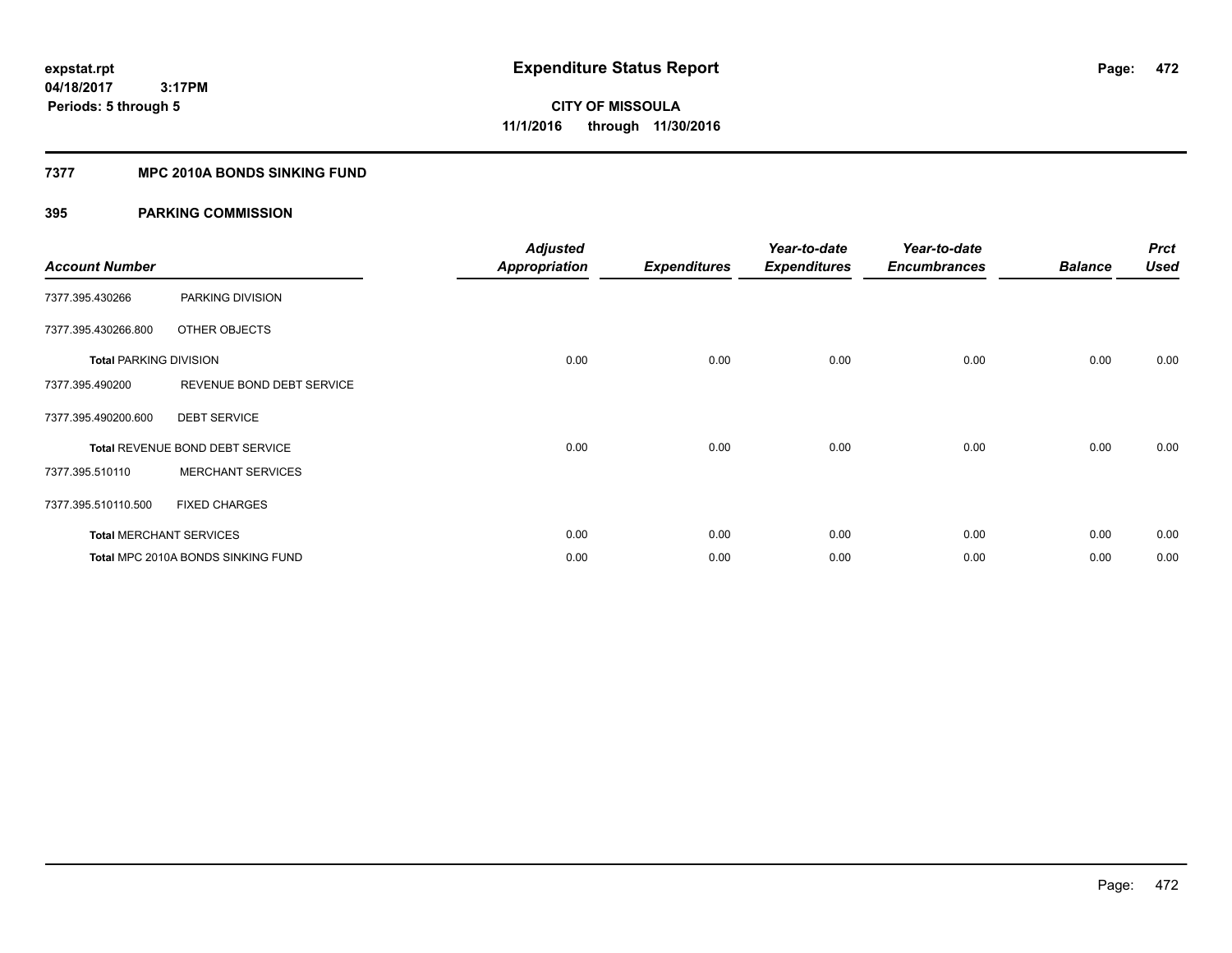**expstat.rpt**
**04/18/2017 3:17PM**
**Periods: 5 through 5**

# Expenditure Status Report

**CITY OF MISSOULA**
**11/1/2016 through 11/30/2016**

## 7377 MPC 2010A BONDS SINKING FUND

### 395 PARKING COMMISSION

| Account Number | | Adjusted Appropriation | Expenditures | Year-to-date Expenditures | Year-to-date Encumbrances | Balance | Prct Used |
|---|---|---|---|---|---|---|---|
| 7377.395.430266 | PARKING DIVISION | | | | | | |
| 7377.395.430266.800 | OTHER OBJECTS | | | | | | |
| Total PARKING DIVISION | | 0.00 | 0.00 | 0.00 | 0.00 | 0.00 | 0.00 |
| 7377.395.490200 | REVENUE BOND DEBT SERVICE | | | | | | |
| 7377.395.490200.600 | DEBT SERVICE | | | | | | |
| Total REVENUE BOND DEBT SERVICE | | 0.00 | 0.00 | 0.00 | 0.00 | 0.00 | 0.00 |
| 7377.395.510110 | MERCHANT SERVICES | | | | | | |
| 7377.395.510110.500 | FIXED CHARGES | | | | | | |
| Total MERCHANT SERVICES | | 0.00 | 0.00 | 0.00 | 0.00 | 0.00 | 0.00 |
| Total MPC 2010A BONDS SINKING FUND | | 0.00 | 0.00 | 0.00 | 0.00 | 0.00 | 0.00 |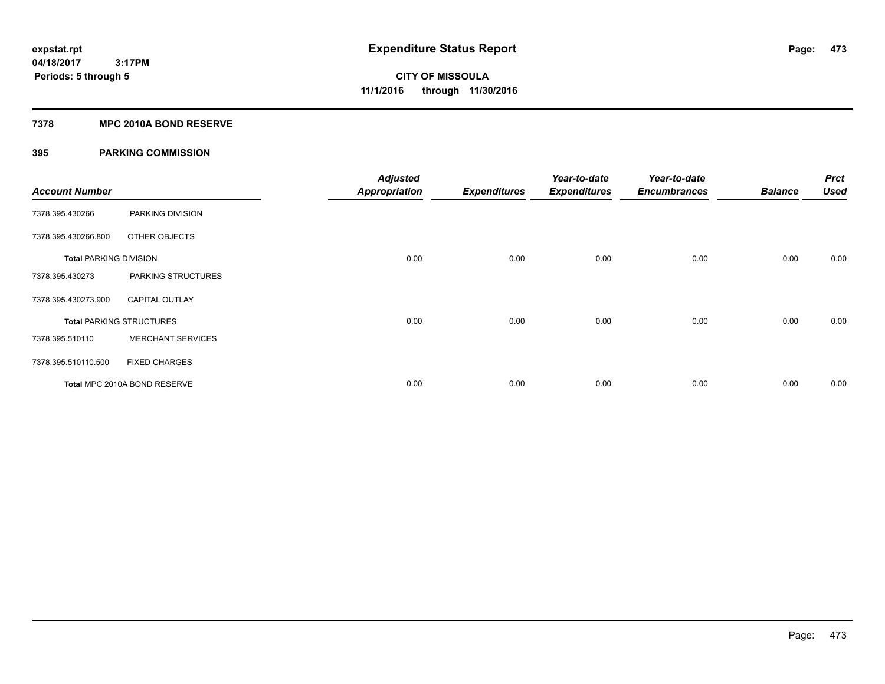# Expenditure Status Report

**CITY OF MISSOULA**

**11/1/2016 through 11/30/2016**

expstat.rpt
04/18/2017 3:17PM
Periods: 5 through 5

## 7378 MPC 2010A BOND RESERVE

## 395 PARKING COMMISSION

| Account Number | | Adjusted Appropriation | Expenditures | Year-to-date Expenditures | Year-to-date Encumbrances | Balance | Prct Used |
|---|---|---|---|---|---|---|---|
| 7378.395.430266 | PARKING DIVISION | | | | | | |
| 7378.395.430266.800 | OTHER OBJECTS | | | | | | |
| **Total** PARKING DIVISION | | 0.00 | 0.00 | 0.00 | 0.00 | 0.00 | 0.00 |
| 7378.395.430273 | PARKING STRUCTURES | | | | | | |
| 7378.395.430273.900 | CAPITAL OUTLAY | | | | | | |
| **Total** PARKING STRUCTURES | | 0.00 | 0.00 | 0.00 | 0.00 | 0.00 | 0.00 |
| 7378.395.510110 | MERCHANT SERVICES | | | | | | |
| 7378.395.510110.500 | FIXED CHARGES | | | | | | |
| **Total** MPC 2010A BOND RESERVE | | 0.00 | 0.00 | 0.00 | 0.00 | 0.00 | 0.00 |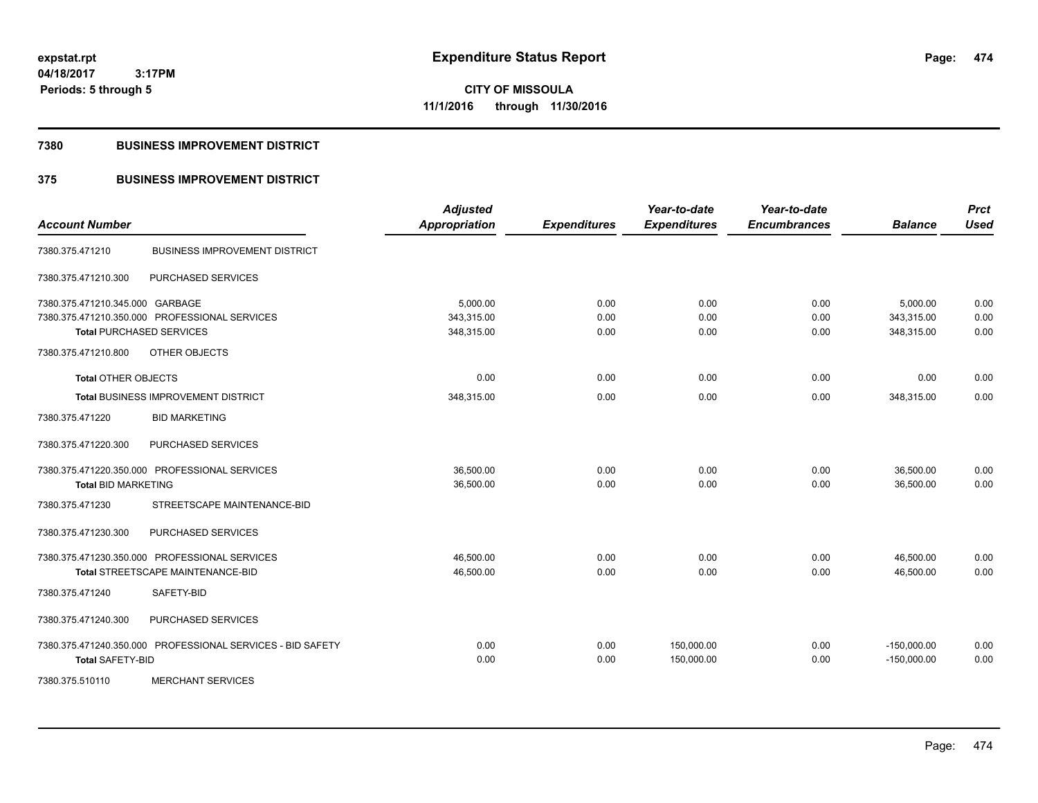**expstat.rpt**
**04/18/2017 3:17PM**
**Periods: 5 through 5**

# Expenditure Status Report

**CITY OF MISSOULA**
**11/1/2016 through 11/30/2016**

## 7380 BUSINESS IMPROVEMENT DISTRICT

## 375 BUSINESS IMPROVEMENT DISTRICT

| Account Number | | Adjusted Appropriation | Expenditures | Year-to-date Expenditures | Year-to-date Encumbrances | Balance | Prct Used |
|---|---|---|---|---|---|---|---|
| 7380.375.471210 | BUSINESS IMPROVEMENT DISTRICT | | | | | | |
| 7380.375.471210.300 | PURCHASED SERVICES | | | | | | |
| 7380.375.471210.345.000 | GARBAGE | 5,000.00 | 0.00 | 0.00 | 0.00 | 5,000.00 | 0.00 |
| 7380.375.471210.350.000 | PROFESSIONAL SERVICES | 343,315.00 | 0.00 | 0.00 | 0.00 | 343,315.00 | 0.00 |
| **Total** PURCHASED SERVICES | | 348,315.00 | 0.00 | 0.00 | 0.00 | 348,315.00 | 0.00 |
| 7380.375.471210.800 | OTHER OBJECTS | | | | | | |
| **Total** OTHER OBJECTS | | 0.00 | 0.00 | 0.00 | 0.00 | 0.00 | 0.00 |
| **Total** BUSINESS IMPROVEMENT DISTRICT | | 348,315.00 | 0.00 | 0.00 | 0.00 | 348,315.00 | 0.00 |
| 7380.375.471220 | BID MARKETING | | | | | | |
| 7380.375.471220.300 | PURCHASED SERVICES | | | | | | |
| 7380.375.471220.350.000 | PROFESSIONAL SERVICES | 36,500.00 | 0.00 | 0.00 | 0.00 | 36,500.00 | 0.00 |
| **Total** BID MARKETING | | 36,500.00 | 0.00 | 0.00 | 0.00 | 36,500.00 | 0.00 |
| 7380.375.471230 | STREETSCAPE MAINTENANCE-BID | | | | | | |
| 7380.375.471230.300 | PURCHASED SERVICES | | | | | | |
| 7380.375.471230.350.000 | PROFESSIONAL SERVICES | 46,500.00 | 0.00 | 0.00 | 0.00 | 46,500.00 | 0.00 |
| **Total** STREETSCAPE MAINTENANCE-BID | | 46,500.00 | 0.00 | 0.00 | 0.00 | 46,500.00 | 0.00 |
| 7380.375.471240 | SAFETY-BID | | | | | | |
| 7380.375.471240.300 | PURCHASED SERVICES | | | | | | |
| 7380.375.471240.350.000 | PROFESSIONAL SERVICES - BID SAFETY | 0.00 | 0.00 | 150,000.00 | 0.00 | -150,000.00 | 0.00 |
| **Total** SAFETY-BID | | 0.00 | 0.00 | 150,000.00 | 0.00 | -150,000.00 | 0.00 |
| 7380.375.510110 | MERCHANT SERVICES | | | | | | |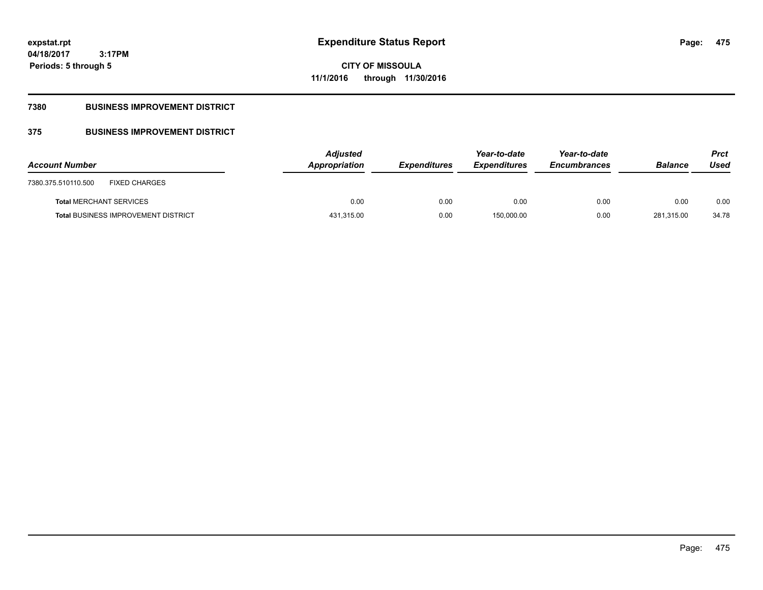**expstat.rpt**
**04/18/2017 3:17PM**
**Periods: 5 through 5**

# Expenditure Status Report

**CITY OF MISSOULA**
**11/1/2016 through 11/30/2016**

## 7380 BUSINESS IMPROVEMENT DISTRICT

## 375 BUSINESS IMPROVEMENT DISTRICT

| Account Number | | Adjusted Appropriation | Expenditures | Year-to-date Expenditures | Year-to-date Encumbrances | Balance | Prct Used |
|---|---|---|---|---|---|---|---|
| 7380.375.510110.500 | FIXED CHARGES | | | | | | |
| **Total** MERCHANT SERVICES | | 0.00 | 0.00 | 0.00 | 0.00 | 0.00 | 0.00 |
| **Total** BUSINESS IMPROVEMENT DISTRICT | | 431,315.00 | 0.00 | 150,000.00 | 0.00 | 281,315.00 | 34.78 |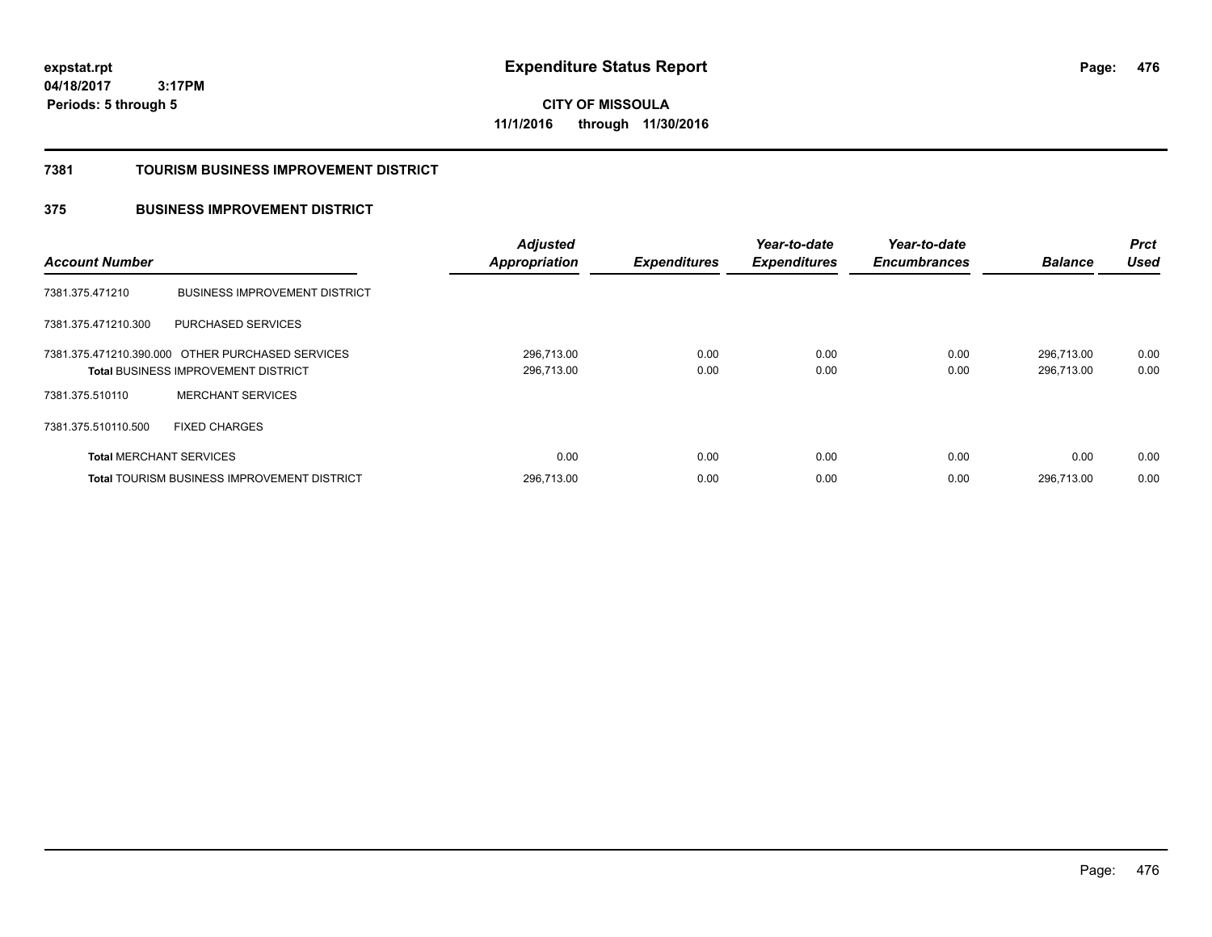**expstat.rpt**
**04/18/2017 3:17PM**
**Periods: 5 through 5**

# Expenditure Status Report

**CITY OF MISSOULA**
**11/1/2016 through 11/30/2016**

## 7381 TOURISM BUSINESS IMPROVEMENT DISTRICT

### 375 BUSINESS IMPROVEMENT DISTRICT

| Account Number | | Adjusted Appropriation | Expenditures | Year-to-date Expenditures | Year-to-date Encumbrances | Balance | Prct Used |
|---|---|---|---|---|---|---|---|
| 7381.375.471210 | BUSINESS IMPROVEMENT DISTRICT | | | | | | |
| 7381.375.471210.300 | PURCHASED SERVICES | | | | | | |
| 7381.375.471210.390.000 | OTHER PURCHASED SERVICES | 296,713.00 | 0.00 | 0.00 | 0.00 | 296,713.00 | 0.00 |
| **Total** BUSINESS IMPROVEMENT DISTRICT | | 296,713.00 | 0.00 | 0.00 | 0.00 | 296,713.00 | 0.00 |
| 7381.375.510110 | MERCHANT SERVICES | | | | | | |
| 7381.375.510110.500 | FIXED CHARGES | | | | | | |
| **Total** MERCHANT SERVICES | | 0.00 | 0.00 | 0.00 | 0.00 | 0.00 | 0.00 |
| **Total** TOURISM BUSINESS IMPROVEMENT DISTRICT | | 296,713.00 | 0.00 | 0.00 | 0.00 | 296,713.00 | 0.00 |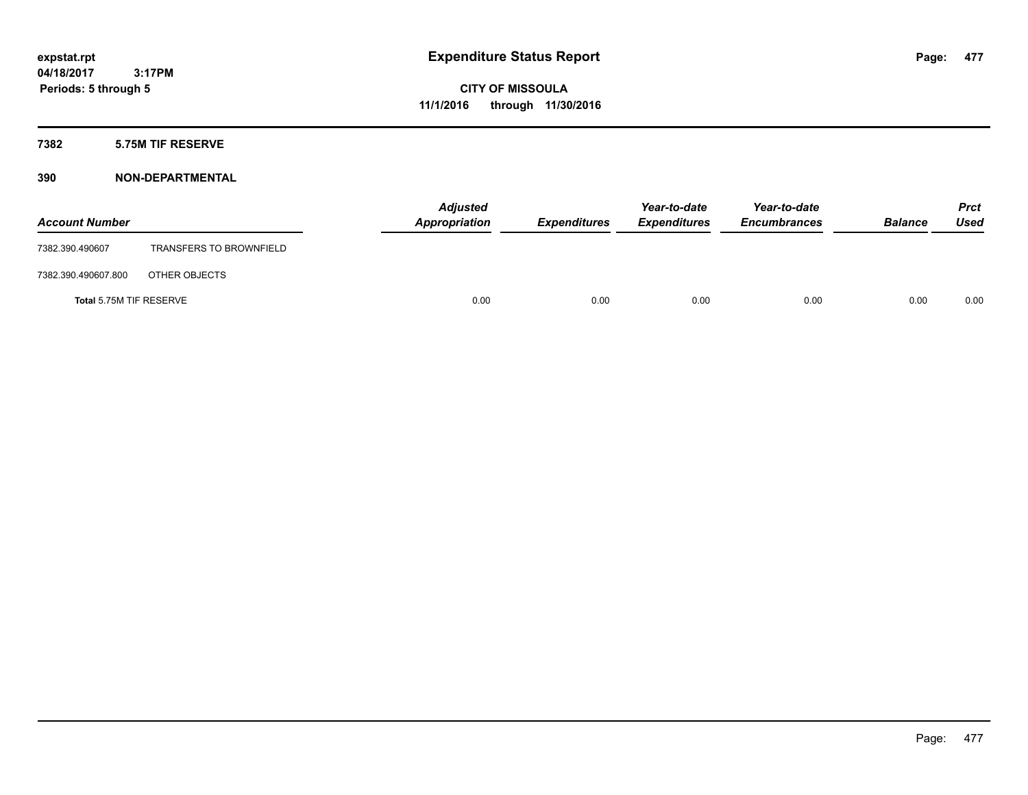**expstat.rpt**
**04/18/2017 3:17PM**
**Periods: 5 through 5**

# Expenditure Status Report

**CITY OF MISSOULA**
**11/1/2016 through 11/30/2016**

## 7382 5.75M TIF RESERVE

## 390 NON-DEPARTMENTAL

| Account Number | | Adjusted Appropriation | Expenditures | Year-to-date Expenditures | Year-to-date Encumbrances | Balance | Prct Used |
|---|---|---|---|---|---|---|---|
| 7382.390.490607 | TRANSFERS TO BROWNFIELD | | | | | | |
| 7382.390.490607.800 | OTHER OBJECTS | | | | | | |
| **Total** 5.75M TIF RESERVE | | 0.00 | 0.00 | 0.00 | 0.00 | 0.00 | 0.00 |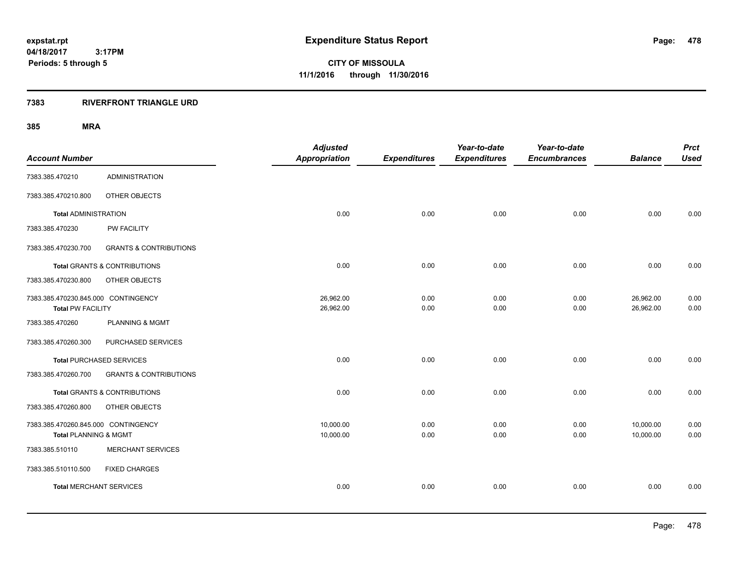# Expenditure Status Report

expstat.rpt
04/18/2017 3:17PM
Periods: 5 through 5

**CITY OF MISSOULA**
**11/1/2016 through 11/30/2016**

## 7383 RIVERFRONT TRIANGLE URD

### 385 MRA

| Account Number | | Adjusted Appropriation | Expenditures | Year-to-date Expenditures | Year-to-date Encumbrances | Balance | Prct Used |
|---|---|---|---|---|---|---|---|
| 7383.385.470210 | ADMINISTRATION | | | | | | |
| 7383.385.470210.800 | OTHER OBJECTS | | | | | | |
| **Total** ADMINISTRATION | | 0.00 | 0.00 | 0.00 | 0.00 | 0.00 | 0.00 |
| 7383.385.470230 | PW FACILITY | | | | | | |
| 7383.385.470230.700 | GRANTS & CONTRIBUTIONS | | | | | | |
| **Total** GRANTS & CONTRIBUTIONS | | 0.00 | 0.00 | 0.00 | 0.00 | 0.00 | 0.00 |
| 7383.385.470230.800 | OTHER OBJECTS | | | | | | |
| 7383.385.470230.845.000 CONTINGENCY | | 26,962.00 | 0.00 | 0.00 | 0.00 | 26,962.00 | 0.00 |
| **Total** PW FACILITY | | 26,962.00 | 0.00 | 0.00 | 0.00 | 26,962.00 | 0.00 |
| 7383.385.470260 | PLANNING & MGMT | | | | | | |
| 7383.385.470260.300 | PURCHASED SERVICES | | | | | | |
| **Total** PURCHASED SERVICES | | 0.00 | 0.00 | 0.00 | 0.00 | 0.00 | 0.00 |
| 7383.385.470260.700 | GRANTS & CONTRIBUTIONS | | | | | | |
| **Total** GRANTS & CONTRIBUTIONS | | 0.00 | 0.00 | 0.00 | 0.00 | 0.00 | 0.00 |
| 7383.385.470260.800 | OTHER OBJECTS | | | | | | |
| 7383.385.470260.845.000 CONTINGENCY | | 10,000.00 | 0.00 | 0.00 | 0.00 | 10,000.00 | 0.00 |
| **Total** PLANNING & MGMT | | 10,000.00 | 0.00 | 0.00 | 0.00 | 10,000.00 | 0.00 |
| 7383.385.510110 | MERCHANT SERVICES | | | | | | |
| 7383.385.510110.500 | FIXED CHARGES | | | | | | |
| **Total** MERCHANT SERVICES | | 0.00 | 0.00 | 0.00 | 0.00 | 0.00 | 0.00 |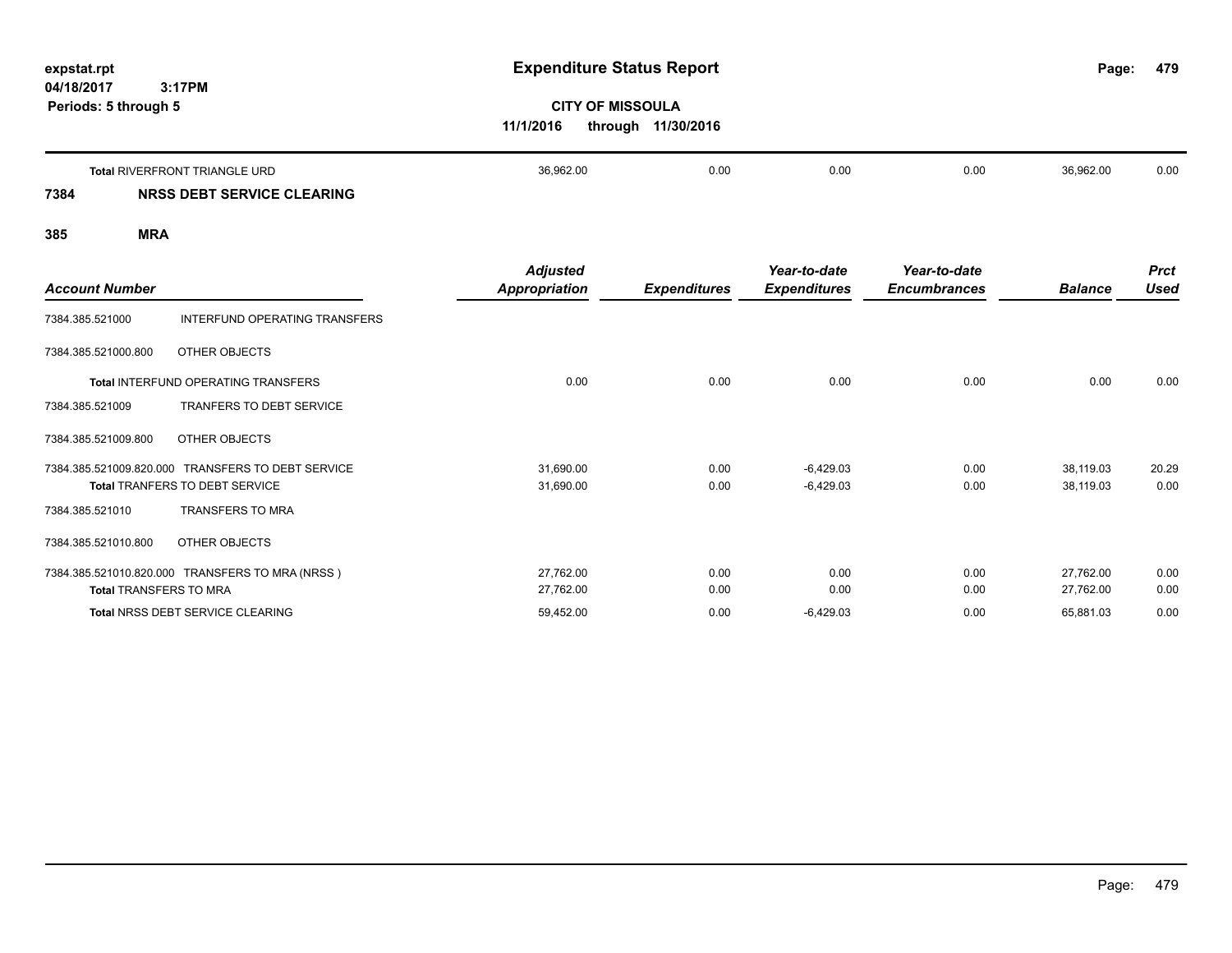# Expenditure Status Report

**CITY OF MISSOULA**
**11/1/2016 through 11/30/2016**

expstat.rpt
04/18/2017 3:17PM
Periods: 5 through 5

| | Adjusted Appropriation | Expenditures | Year-to-date Expenditures | Year-to-date Encumbrances | Balance | Prct Used |
|---|---|---|---|---|---|---|
| **Total** RIVERFRONT TRIANGLE URD | 36,962.00 | 0.00 | 0.00 | 0.00 | 36,962.00 | 0.00 |

## 7384 NRSS DEBT SERVICE CLEARING

### 385 MRA

| Account Number | | Adjusted Appropriation | Expenditures | Year-to-date Expenditures | Year-to-date Encumbrances | Balance | Prct Used |
|---|---|---|---|---|---|---|---|
| 7384.385.521000 | INTERFUND OPERATING TRANSFERS | | | | | | |
| 7384.385.521000.800 | OTHER OBJECTS | | | | | | |
| **Total** INTERFUND OPERATING TRANSFERS | | 0.00 | 0.00 | 0.00 | 0.00 | 0.00 | 0.00 |
| 7384.385.521009 | TRANFERS TO DEBT SERVICE | | | | | | |
| 7384.385.521009.800 | OTHER OBJECTS | | | | | | |
| 7384.385.521009.820.000 | TRANSFERS TO DEBT SERVICE | 31,690.00 | 0.00 | -6,429.03 | 0.00 | 38,119.03 | 20.29 |
| **Total** TRANFERS TO DEBT SERVICE | | 31,690.00 | 0.00 | -6,429.03 | 0.00 | 38,119.03 | 0.00 |
| 7384.385.521010 | TRANSFERS TO MRA | | | | | | |
| 7384.385.521010.800 | OTHER OBJECTS | | | | | | |
| 7384.385.521010.820.000 | TRANSFERS TO MRA (NRSS ) | 27,762.00 | 0.00 | 0.00 | 0.00 | 27,762.00 | 0.00 |
| **Total** TRANSFERS TO MRA | | 27,762.00 | 0.00 | 0.00 | 0.00 | 27,762.00 | 0.00 |
| **Total** NRSS DEBT SERVICE CLEARING | | 59,452.00 | 0.00 | -6,429.03 | 0.00 | 65,881.03 | 0.00 |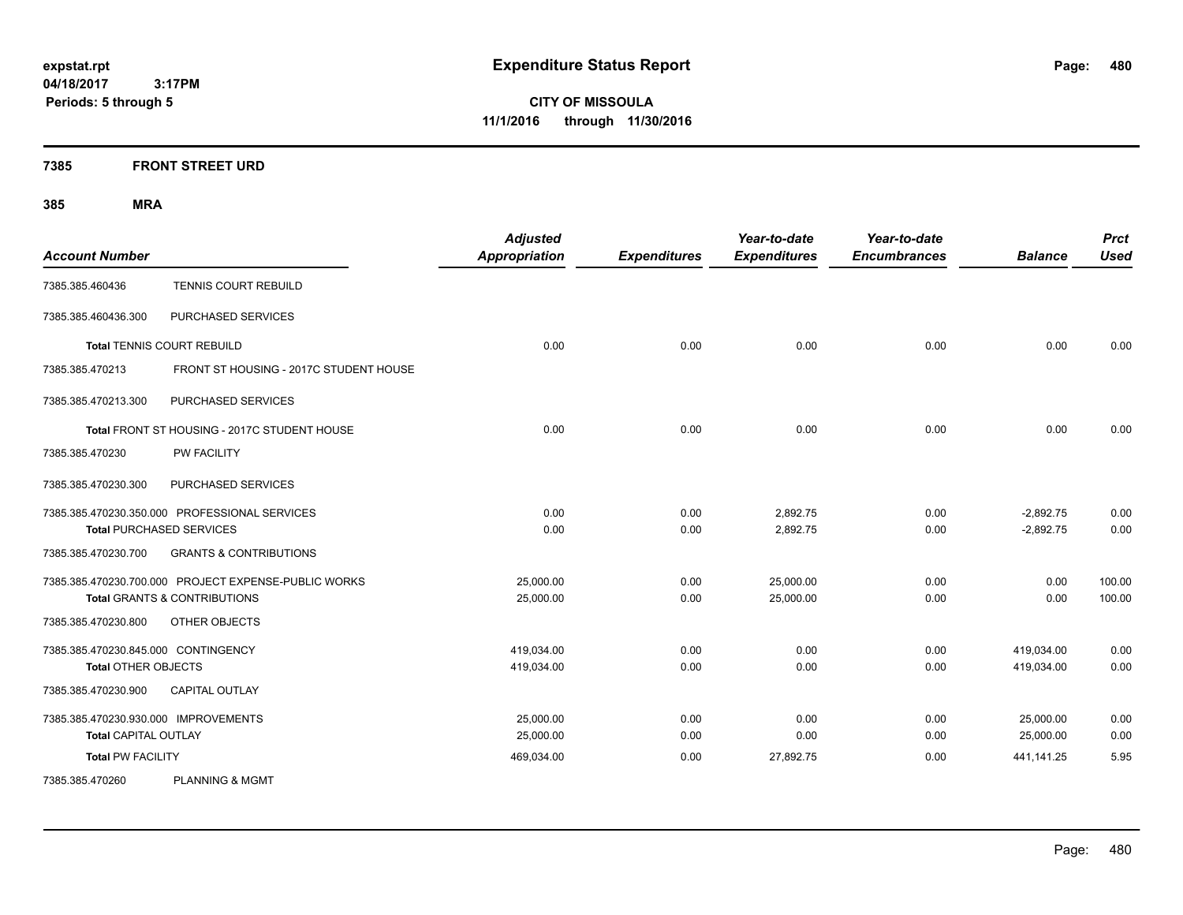**expstat.rpt**
**04/18/2017 3:17PM**
**Periods: 5 through 5**

# Expenditure Status Report

**CITY OF MISSOULA**
**11/1/2016 through 11/30/2016**

## 7385 FRONT STREET URD

### 385 MRA

| Account Number | | Adjusted Appropriation | Expenditures | Year-to-date Expenditures | Year-to-date Encumbrances | Balance | Prct Used |
|---|---|---|---|---|---|---|---|
| 7385.385.460436 | TENNIS COURT REBUILD | | | | | | |
| 7385.385.460436.300 | PURCHASED SERVICES | | | | | | |
| **Total** TENNIS COURT REBUILD | | 0.00 | 0.00 | 0.00 | 0.00 | 0.00 | 0.00 |
| 7385.385.470213 | FRONT ST HOUSING - 2017C STUDENT HOUSE | | | | | | |
| 7385.385.470213.300 | PURCHASED SERVICES | | | | | | |
| **Total** FRONT ST HOUSING - 2017C STUDENT HOUSE | | 0.00 | 0.00 | 0.00 | 0.00 | 0.00 | 0.00 |
| 7385.385.470230 | PW FACILITY | | | | | | |
| 7385.385.470230.300 | PURCHASED SERVICES | | | | | | |
| 7385.385.470230.350.000 | PROFESSIONAL SERVICES | 0.00 | 0.00 | 2,892.75 | 0.00 | -2,892.75 | 0.00 |
| **Total** PURCHASED SERVICES | | 0.00 | 0.00 | 2,892.75 | 0.00 | -2,892.75 | 0.00 |
| 7385.385.470230.700 | GRANTS & CONTRIBUTIONS | | | | | | |
| 7385.385.470230.700.000 | PROJECT EXPENSE-PUBLIC WORKS | 25,000.00 | 0.00 | 25,000.00 | 0.00 | 0.00 | 100.00 |
| **Total** GRANTS & CONTRIBUTIONS | | 25,000.00 | 0.00 | 25,000.00 | 0.00 | 0.00 | 100.00 |
| 7385.385.470230.800 | OTHER OBJECTS | | | | | | |
| 7385.385.470230.845.000 | CONTINGENCY | 419,034.00 | 0.00 | 0.00 | 0.00 | 419,034.00 | 0.00 |
| **Total** OTHER OBJECTS | | 419,034.00 | 0.00 | 0.00 | 0.00 | 419,034.00 | 0.00 |
| 7385.385.470230.900 | CAPITAL OUTLAY | | | | | | |
| 7385.385.470230.930.000 | IMPROVEMENTS | 25,000.00 | 0.00 | 0.00 | 0.00 | 25,000.00 | 0.00 |
| **Total** CAPITAL OUTLAY | | 25,000.00 | 0.00 | 0.00 | 0.00 | 25,000.00 | 0.00 |
| **Total** PW FACILITY | | 469,034.00 | 0.00 | 27,892.75 | 0.00 | 441,141.25 | 5.95 |
| 7385.385.470260 | PLANNING & MGMT | | | | | | |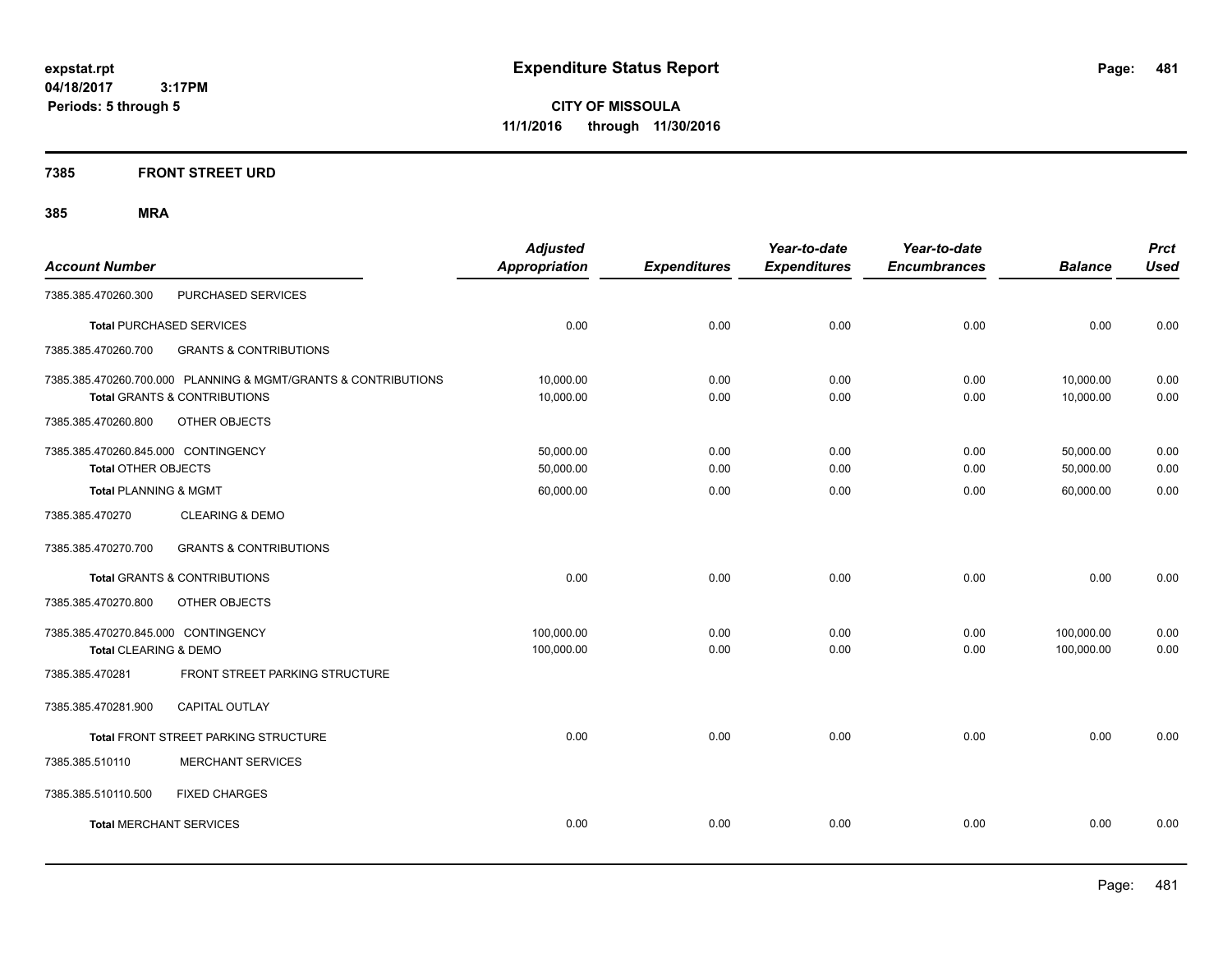# Expenditure Status Report

**CITY OF MISSOULA**

**11/1/2016 through 11/30/2016**

expstat.rpt
04/18/2017 3:17PM
Periods: 5 through 5

## 7385 FRONT STREET URD

### 385 MRA

| Account Number | | Adjusted Appropriation | Expenditures | Year-to-date Expenditures | Year-to-date Encumbrances | Balance | Prct Used |
|---|---|---|---|---|---|---|---|
| 7385.385.470260.300 | PURCHASED SERVICES | | | | | | |
| **Total** PURCHASED SERVICES | | 0.00 | 0.00 | 0.00 | 0.00 | 0.00 | 0.00 |
| 7385.385.470260.700 | GRANTS & CONTRIBUTIONS | | | | | | |
| 7385.385.470260.700.000 | PLANNING & MGMT/GRANTS & CONTRIBUTIONS | 10,000.00 | 0.00 | 0.00 | 0.00 | 10,000.00 | 0.00 |
| **Total** GRANTS & CONTRIBUTIONS | | 10,000.00 | 0.00 | 0.00 | 0.00 | 10,000.00 | 0.00 |
| 7385.385.470260.800 | OTHER OBJECTS | | | | | | |
| 7385.385.470260.845.000 | CONTINGENCY | 50,000.00 | 0.00 | 0.00 | 0.00 | 50,000.00 | 0.00 |
| **Total** OTHER OBJECTS | | 50,000.00 | 0.00 | 0.00 | 0.00 | 50,000.00 | 0.00 |
| **Total** PLANNING & MGMT | | 60,000.00 | 0.00 | 0.00 | 0.00 | 60,000.00 | 0.00 |
| 7385.385.470270 | CLEARING & DEMO | | | | | | |
| 7385.385.470270.700 | GRANTS & CONTRIBUTIONS | | | | | | |
| **Total** GRANTS & CONTRIBUTIONS | | 0.00 | 0.00 | 0.00 | 0.00 | 0.00 | 0.00 |
| 7385.385.470270.800 | OTHER OBJECTS | | | | | | |
| 7385.385.470270.845.000 | CONTINGENCY | 100,000.00 | 0.00 | 0.00 | 0.00 | 100,000.00 | 0.00 |
| **Total** CLEARING & DEMO | | 100,000.00 | 0.00 | 0.00 | 0.00 | 100,000.00 | 0.00 |
| 7385.385.470281 | FRONT STREET PARKING STRUCTURE | | | | | | |
| 7385.385.470281.900 | CAPITAL OUTLAY | | | | | | |
| **Total** FRONT STREET PARKING STRUCTURE | | 0.00 | 0.00 | 0.00 | 0.00 | 0.00 | 0.00 |
| 7385.385.510110 | MERCHANT SERVICES | | | | | | |
| 7385.385.510110.500 | FIXED CHARGES | | | | | | |
| **Total** MERCHANT SERVICES | | 0.00 | 0.00 | 0.00 | 0.00 | 0.00 | 0.00 |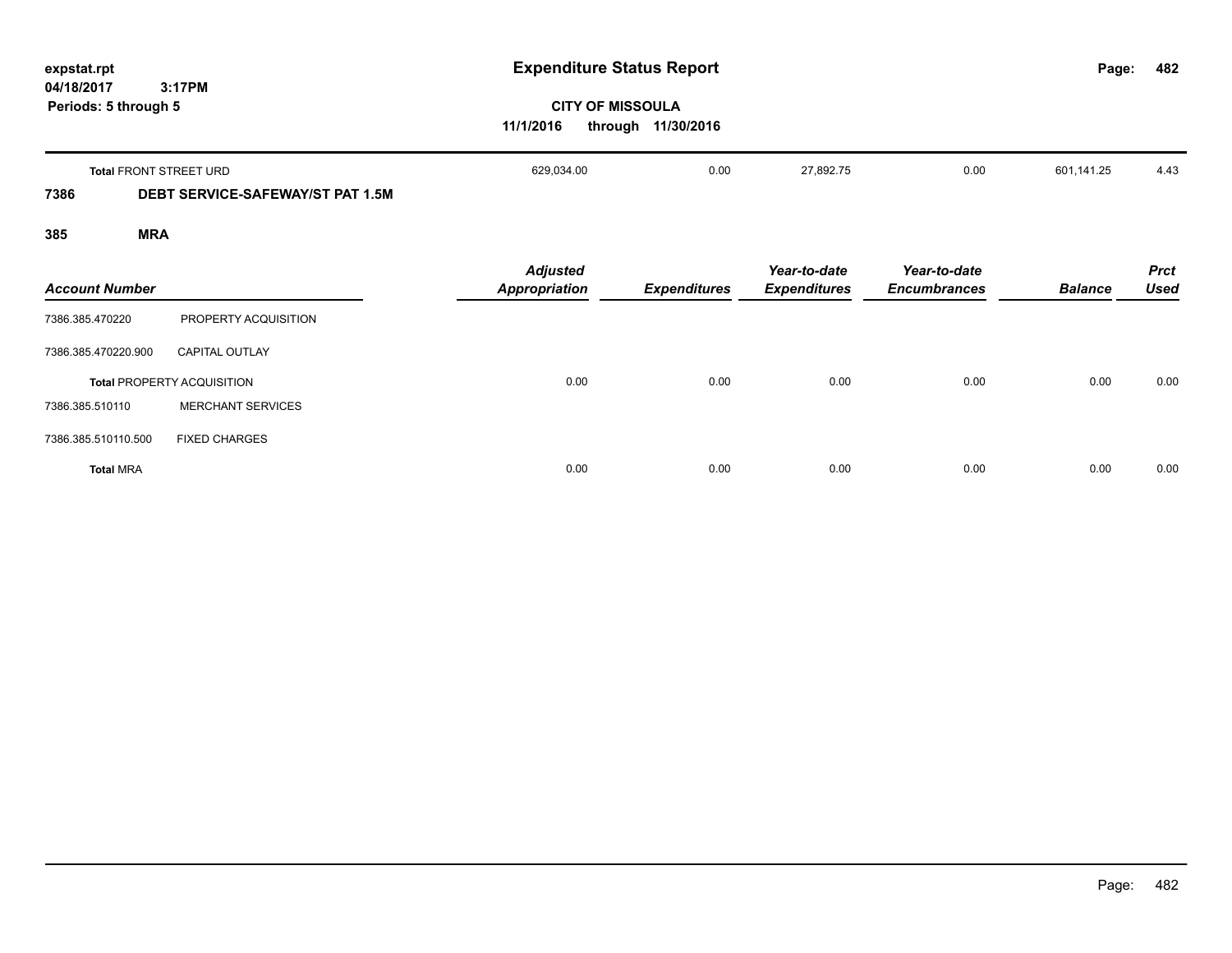# Expenditure Status Report

**CITY OF MISSOULA**

**11/1/2016 through 11/30/2016**

expstat.rpt
04/18/2017 3:17PM
Periods: 5 through 5

| Account Number | | Adjusted Appropriation | Expenditures | Year-to-date Expenditures | Year-to-date Encumbrances | Balance | Prct Used |
|---|---|---|---|---|---|---|---|
| **Total** FRONT STREET URD | | 629,034.00 | 0.00 | 27,892.75 | 0.00 | 601,141.25 | 4.43 |

## 7386 DEBT SERVICE-SAFEWAY/ST PAT 1.5M

### 385 MRA

| Account Number | | Adjusted Appropriation | Expenditures | Year-to-date Expenditures | Year-to-date Encumbrances | Balance | Prct Used |
|---|---|---|---|---|---|---|---|
| 7386.385.470220 | PROPERTY ACQUISITION | | | | | | |
| 7386.385.470220.900 | CAPITAL OUTLAY | | | | | | |
| **Total** PROPERTY ACQUISITION | | 0.00 | 0.00 | 0.00 | 0.00 | 0.00 | 0.00 |
| 7386.385.510110 | MERCHANT SERVICES | | | | | | |
| 7386.385.510110.500 | FIXED CHARGES | | | | | | |
| **Total** MRA | | 0.00 | 0.00 | 0.00 | 0.00 | 0.00 | 0.00 |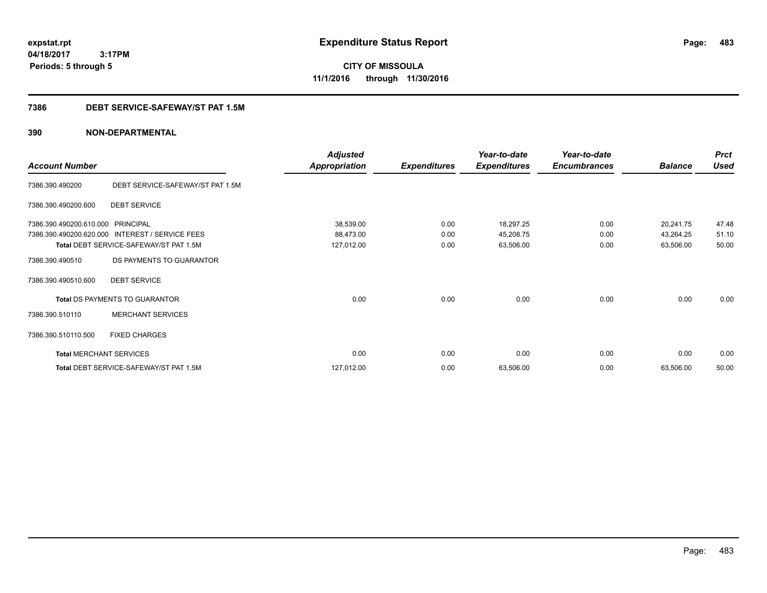**expstat.rpt**
**04/18/2017 3:17PM**
**Periods: 5 through 5**

# Expenditure Status Report

**CITY OF MISSOULA**
**11/1/2016 through 11/30/2016**

## 7386 DEBT SERVICE-SAFEWAY/ST PAT 1.5M

### 390 NON-DEPARTMENTAL

| Account Number | | Adjusted Appropriation | Expenditures | Year-to-date Expenditures | Year-to-date Encumbrances | Balance | Prct Used |
|---|---|---|---|---|---|---|---|
| 7386.390.490200 | DEBT SERVICE-SAFEWAY/ST PAT 1.5M | | | | | | |
| 7386.390.490200.600 | DEBT SERVICE | | | | | | |
| 7386.390.490200.610.000 | PRINCIPAL | 38,539.00 | 0.00 | 18,297.25 | 0.00 | 20,241.75 | 47.48 |
| 7386.390.490200.620.000 | INTEREST / SERVICE FEES | 88,473.00 | 0.00 | 45,208.75 | 0.00 | 43,264.25 | 51.10 |
| Total DEBT SERVICE-SAFEWAY/ST PAT 1.5M | | 127,012.00 | 0.00 | 63,506.00 | 0.00 | 63,506.00 | 50.00 |
| 7386.390.490510 | DS PAYMENTS TO GUARANTOR | | | | | | |
| 7386.390.490510.600 | DEBT SERVICE | | | | | | |
| Total DS PAYMENTS TO GUARANTOR | | 0.00 | 0.00 | 0.00 | 0.00 | 0.00 | 0.00 |
| 7386.390.510110 | MERCHANT SERVICES | | | | | | |
| 7386.390.510110.500 | FIXED CHARGES | | | | | | |
| Total MERCHANT SERVICES | | 0.00 | 0.00 | 0.00 | 0.00 | 0.00 | 0.00 |
| Total DEBT SERVICE-SAFEWAY/ST PAT 1.5M | | 127,012.00 | 0.00 | 63,506.00 | 0.00 | 63,506.00 | 50.00 |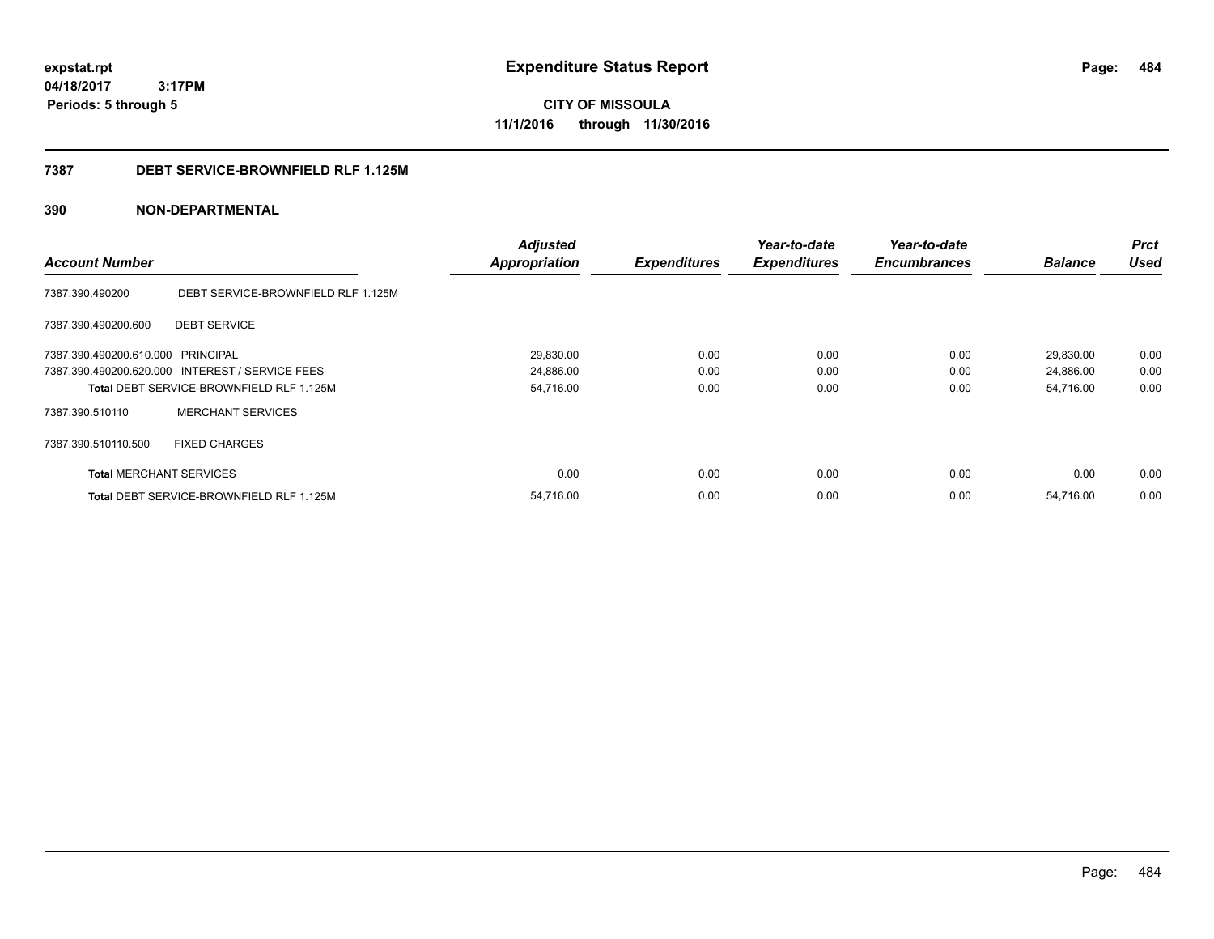expstat.rpt
04/18/2017 3:17PM
Periods: 5 through 5

# Expenditure Status Report

**CITY OF MISSOULA**
**11/1/2016 through 11/30/2016**

## 7387 DEBT SERVICE-BROWNFIELD RLF 1.125M

## 390 NON-DEPARTMENTAL

| Account Number | | Adjusted Appropriation | Expenditures | Year-to-date Expenditures | Year-to-date Encumbrances | Balance | Prct Used |
|---|---|---|---|---|---|---|---|
| 7387.390.490200 | DEBT SERVICE-BROWNFIELD RLF 1.125M | | | | | | |
| 7387.390.490200.600 | DEBT SERVICE | | | | | | |
| 7387.390.490200.610.000 | PRINCIPAL | 29,830.00 | 0.00 | 0.00 | 0.00 | 29,830.00 | 0.00 |
| 7387.390.490200.620.000 | INTEREST / SERVICE FEES | 24,886.00 | 0.00 | 0.00 | 0.00 | 24,886.00 | 0.00 |
| **Total** DEBT SERVICE-BROWNFIELD RLF 1.125M | | 54,716.00 | 0.00 | 0.00 | 0.00 | 54,716.00 | 0.00 |
| 7387.390.510110 | MERCHANT SERVICES | | | | | | |
| 7387.390.510110.500 | FIXED CHARGES | | | | | | |
| **Total** MERCHANT SERVICES | | 0.00 | 0.00 | 0.00 | 0.00 | 0.00 | 0.00 |
| **Total** DEBT SERVICE-BROWNFIELD RLF 1.125M | | 54,716.00 | 0.00 | 0.00 | 0.00 | 54,716.00 | 0.00 |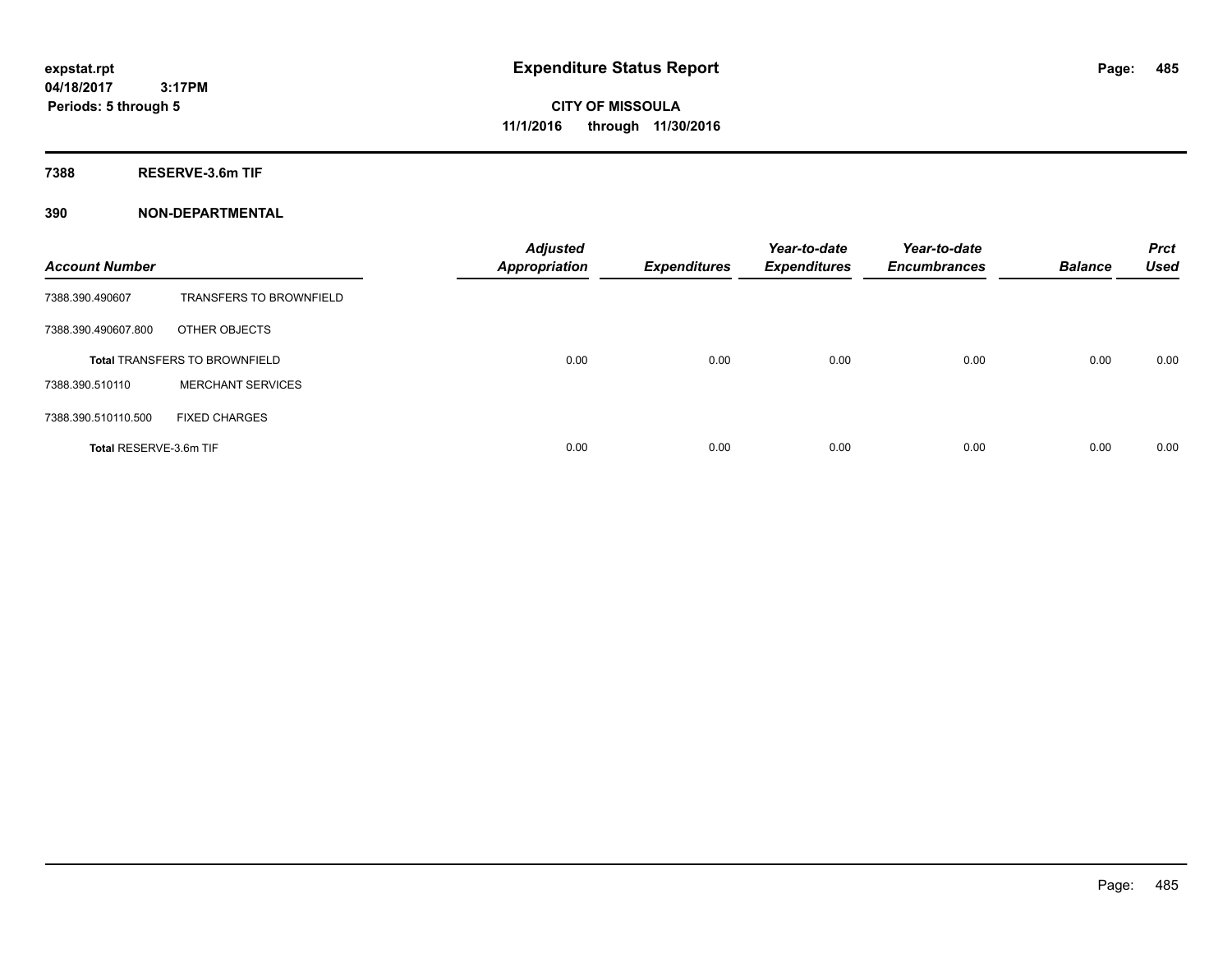expstat.rpt
04/18/2017 3:17PM
Periods: 5 through 5

# Expenditure Status Report

**CITY OF MISSOULA**
**11/1/2016 through 11/30/2016**

## 7388 RESERVE-3.6m TIF

## 390 NON-DEPARTMENTAL

| Account Number | | Adjusted Appropriation | Expenditures | Year-to-date Expenditures | Year-to-date Encumbrances | Balance | Prct Used |
|---|---|---|---|---|---|---|---|
| 7388.390.490607 | TRANSFERS TO BROWNFIELD | | | | | | |
| 7388.390.490607.800 | OTHER OBJECTS | | | | | | |
| Total TRANSFERS TO BROWNFIELD | | 0.00 | 0.00 | 0.00 | 0.00 | 0.00 | 0.00 |
| 7388.390.510110 | MERCHANT SERVICES | | | | | | |
| 7388.390.510110.500 | FIXED CHARGES | | | | | | |
| Total RESERVE-3.6m TIF | | 0.00 | 0.00 | 0.00 | 0.00 | 0.00 | 0.00 |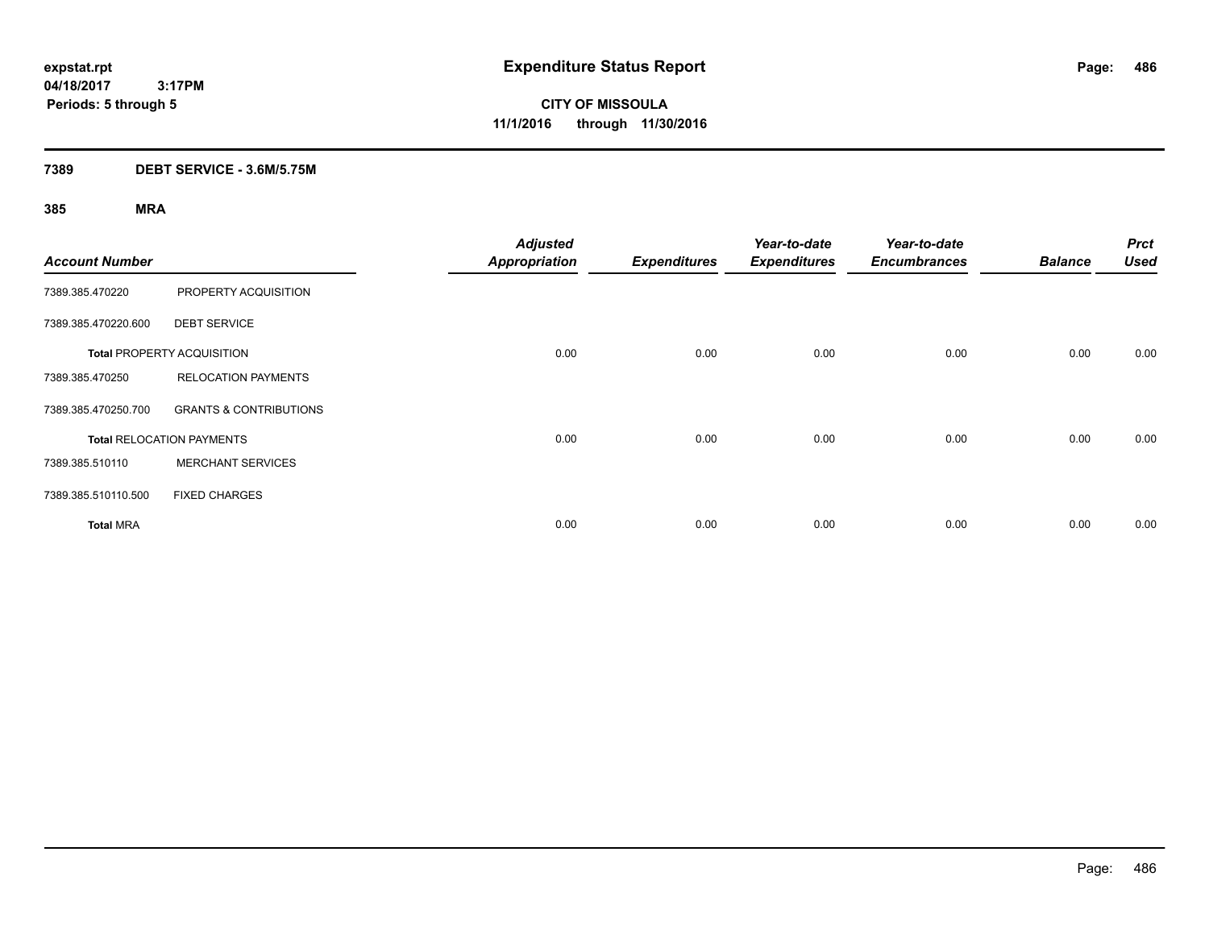**expstat.rpt**
**04/18/2017 3:17PM**
**Periods: 5 through 5**

# Expenditure Status Report

**CITY OF MISSOULA**
**11/1/2016 through 11/30/2016**

## 7389 DEBT SERVICE - 3.6M/5.75M

### 385 MRA

| Account Number | | Adjusted Appropriation | Expenditures | Year-to-date Expenditures | Year-to-date Encumbrances | Balance | Prct Used |
|---|---|---|---|---|---|---|---|
| 7389.385.470220 | PROPERTY ACQUISITION | | | | | | |
| 7389.385.470220.600 | DEBT SERVICE | | | | | | |
| **Total** PROPERTY ACQUISITION | | 0.00 | 0.00 | 0.00 | 0.00 | 0.00 | 0.00 |
| 7389.385.470250 | RELOCATION PAYMENTS | | | | | | |
| 7389.385.470250.700 | GRANTS & CONTRIBUTIONS | | | | | | |
| **Total** RELOCATION PAYMENTS | | 0.00 | 0.00 | 0.00 | 0.00 | 0.00 | 0.00 |
| 7389.385.510110 | MERCHANT SERVICES | | | | | | |
| 7389.385.510110.500 | FIXED CHARGES | | | | | | |
| **Total** MRA | | 0.00 | 0.00 | 0.00 | 0.00 | 0.00 | 0.00 |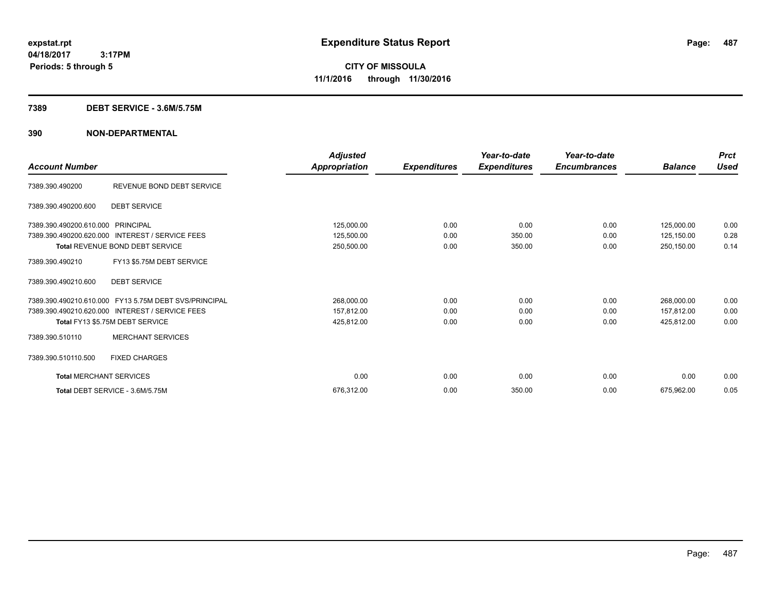**expstat.rpt**
**04/18/2017 3:17PM**
**Periods: 5 through 5**

# Expenditure Status Report

**CITY OF MISSOULA**
**11/1/2016 through 11/30/2016**

## 7389 DEBT SERVICE - 3.6M/5.75M

## 390 NON-DEPARTMENTAL

| Account Number | | Adjusted Appropriation | Expenditures | Year-to-date Expenditures | Year-to-date Encumbrances | Balance | Prct Used |
|---|---|---|---|---|---|---|---|
| 7389.390.490200 | REVENUE BOND DEBT SERVICE | | | | | | |
| 7389.390.490200.600 | DEBT SERVICE | | | | | | |
| 7389.390.490200.610.000 | PRINCIPAL | 125,000.00 | 0.00 | 0.00 | 0.00 | 125,000.00 | 0.00 |
| 7389.390.490200.620.000 | INTEREST / SERVICE FEES | 125,500.00 | 0.00 | 350.00 | 0.00 | 125,150.00 | 0.28 |
| **Total** REVENUE BOND DEBT SERVICE | | 250,500.00 | 0.00 | 350.00 | 0.00 | 250,150.00 | 0.14 |
| 7389.390.490210 | FY13 $5.75M DEBT SERVICE | | | | | | |
| 7389.390.490210.600 | DEBT SERVICE | | | | | | |
| 7389.390.490210.610.000 | FY13 5.75M DEBT SVS/PRINCIPAL | 268,000.00 | 0.00 | 0.00 | 0.00 | 268,000.00 | 0.00 |
| 7389.390.490210.620.000 | INTEREST / SERVICE FEES | 157,812.00 | 0.00 | 0.00 | 0.00 | 157,812.00 | 0.00 |
| **Total** FY13 $5.75M DEBT SERVICE | | 425,812.00 | 0.00 | 0.00 | 0.00 | 425,812.00 | 0.00 |
| 7389.390.510110 | MERCHANT SERVICES | | | | | | |
| 7389.390.510110.500 | FIXED CHARGES | | | | | | |
| **Total** MERCHANT SERVICES | | 0.00 | 0.00 | 0.00 | 0.00 | 0.00 | 0.00 |
| **Total** DEBT SERVICE - 3.6M/5.75M | | 676,312.00 | 0.00 | 350.00 | 0.00 | 675,962.00 | 0.05 |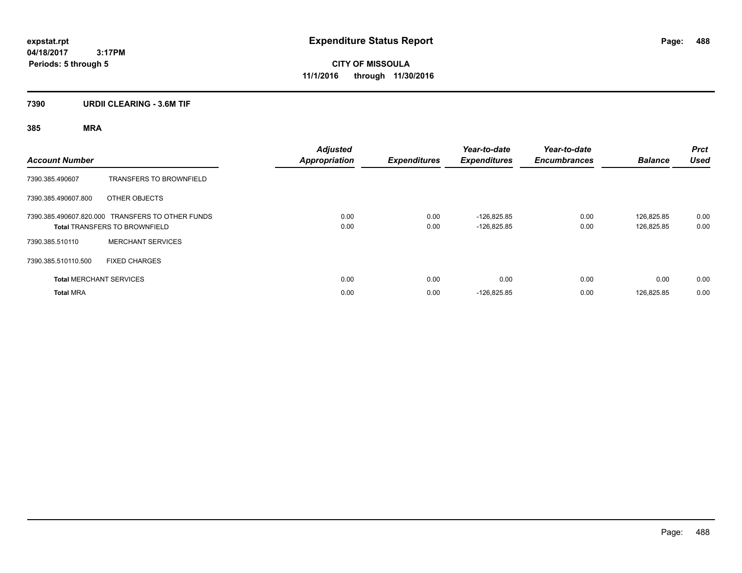expstat.rpt
04/18/2017 3:17PM
Periods: 5 through 5

# Expenditure Status Report

**CITY OF MISSOULA**
**11/1/2016 through 11/30/2016**

## 7390 URDII CLEARING - 3.6M TIF

### 385 MRA

| Account Number | | Adjusted Appropriation | Expenditures | Year-to-date Expenditures | Year-to-date Encumbrances | Balance | Prct Used |
|---|---|---|---|---|---|---|---|
| 7390.385.490607 | TRANSFERS TO BROWNFIELD | | | | | | |
| 7390.385.490607.800 | OTHER OBJECTS | | | | | | |
| 7390.385.490607.820.000 | TRANSFERS TO OTHER FUNDS | 0.00 | 0.00 | -126,825.85 | 0.00 | 126,825.85 | 0.00 |
| **Total** TRANSFERS TO BROWNFIELD | | 0.00 | 0.00 | -126,825.85 | 0.00 | 126,825.85 | 0.00 |
| 7390.385.510110 | MERCHANT SERVICES | | | | | | |
| 7390.385.510110.500 | FIXED CHARGES | | | | | | |
| **Total** MERCHANT SERVICES | | 0.00 | 0.00 | 0.00 | 0.00 | 0.00 | 0.00 |
| **Total** MRA | | 0.00 | 0.00 | -126,825.85 | 0.00 | 126,825.85 | 0.00 |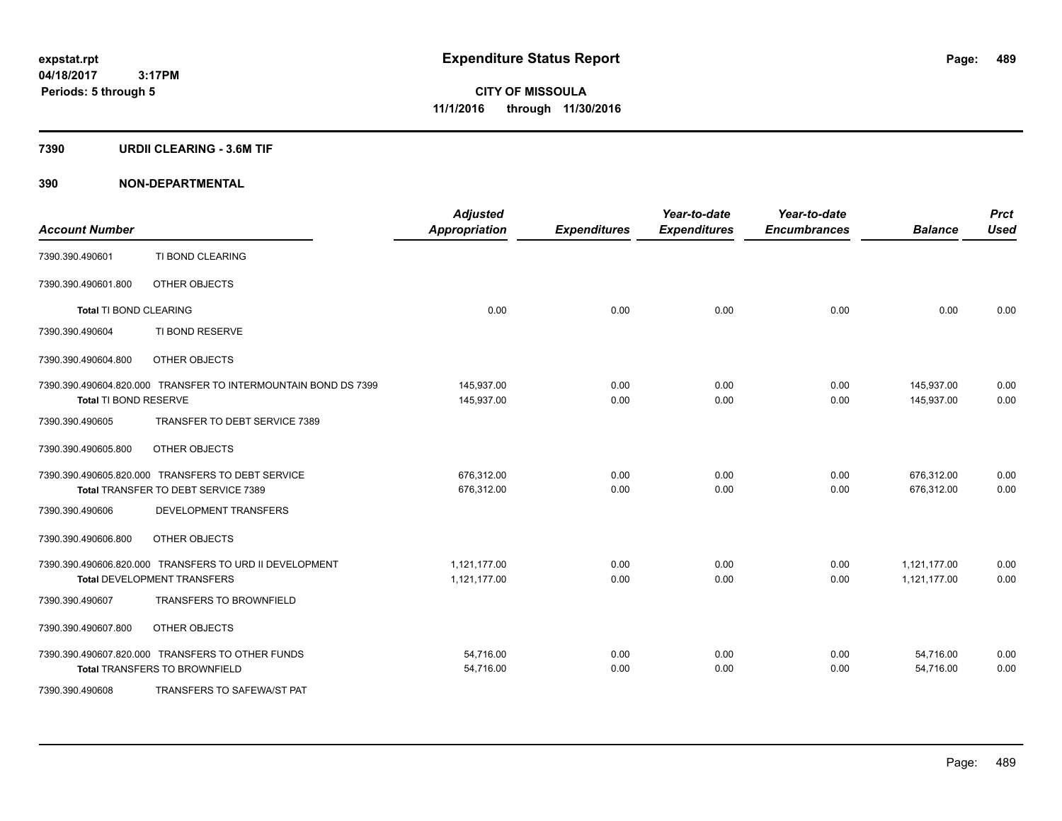**expstat.rpt**
**04/18/2017 3:17PM**
**Periods: 5 through 5**

# Expenditure Status Report

**CITY OF MISSOULA**
**11/1/2016 through 11/30/2016**

## 7390 URDII CLEARING - 3.6M TIF

## 390 NON-DEPARTMENTAL

| Account Number | | Adjusted Appropriation | Expenditures | Year-to-date Expenditures | Year-to-date Encumbrances | Balance | Prct Used |
|---|---|---|---|---|---|---|---|
| 7390.390.490601 | TI BOND CLEARING | | | | | | |
| 7390.390.490601.800 | OTHER OBJECTS | | | | | | |
| **Total** TI BOND CLEARING | | 0.00 | 0.00 | 0.00 | 0.00 | 0.00 | 0.00 |
| 7390.390.490604 | TI BOND RESERVE | | | | | | |
| 7390.390.490604.800 | OTHER OBJECTS | | | | | | |
| 7390.390.490604.820.000 | TRANSFER TO INTERMOUNTAIN BOND DS 7399 | 145,937.00 | 0.00 | 0.00 | 0.00 | 145,937.00 | 0.00 |
| **Total** TI BOND RESERVE | | 145,937.00 | 0.00 | 0.00 | 0.00 | 145,937.00 | 0.00 |
| 7390.390.490605 | TRANSFER TO DEBT SERVICE 7389 | | | | | | |
| 7390.390.490605.800 | OTHER OBJECTS | | | | | | |
| 7390.390.490605.820.000 | TRANSFERS TO DEBT SERVICE | 676,312.00 | 0.00 | 0.00 | 0.00 | 676,312.00 | 0.00 |
| **Total** TRANSFER TO DEBT SERVICE 7389 | | 676,312.00 | 0.00 | 0.00 | 0.00 | 676,312.00 | 0.00 |
| 7390.390.490606 | DEVELOPMENT TRANSFERS | | | | | | |
| 7390.390.490606.800 | OTHER OBJECTS | | | | | | |
| 7390.390.490606.820.000 | TRANSFERS TO URD II DEVELOPMENT | 1,121,177.00 | 0.00 | 0.00 | 0.00 | 1,121,177.00 | 0.00 |
| **Total** DEVELOPMENT TRANSFERS | | 1,121,177.00 | 0.00 | 0.00 | 0.00 | 1,121,177.00 | 0.00 |
| 7390.390.490607 | TRANSFERS TO BROWNFIELD | | | | | | |
| 7390.390.490607.800 | OTHER OBJECTS | | | | | | |
| 7390.390.490607.820.000 | TRANSFERS TO OTHER FUNDS | 54,716.00 | 0.00 | 0.00 | 0.00 | 54,716.00 | 0.00 |
| **Total** TRANSFERS TO BROWNFIELD | | 54,716.00 | 0.00 | 0.00 | 0.00 | 54,716.00 | 0.00 |
| 7390.390.490608 | TRANSFERS TO SAFEWA/ST PAT | | | | | | |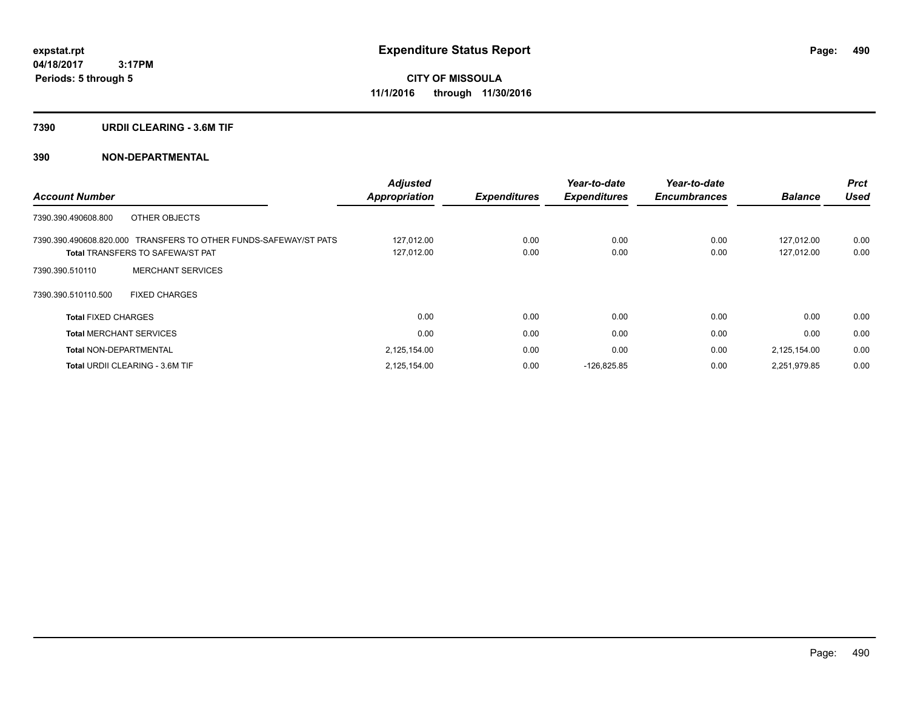# Expenditure Status Report

expstat.rpt
04/18/2017 3:17PM
Periods: 5 through 5

**CITY OF MISSOULA**
**11/1/2016 through 11/30/2016**

## 7390 URDII CLEARING - 3.6M TIF

## 390 NON-DEPARTMENTAL

| Account Number | Adjusted Appropriation | Expenditures | Year-to-date Expenditures | Year-to-date Encumbrances | Balance | Prct Used |
|---|---|---|---|---|---|---|
| 7390.390.490608.800 OTHER OBJECTS | | | | | | |
| 7390.390.490608.820.000 TRANSFERS TO OTHER FUNDS-SAFEWAY/ST PATS | 127,012.00 | 0.00 | 0.00 | 0.00 | 127,012.00 | 0.00 |
| **Total** TRANSFERS TO SAFEWA/ST PAT | 127,012.00 | 0.00 | 0.00 | 0.00 | 127,012.00 | 0.00 |
| 7390.390.510110 MERCHANT SERVICES | | | | | | |
| 7390.390.510110.500 FIXED CHARGES | | | | | | |
| **Total** FIXED CHARGES | 0.00 | 0.00 | 0.00 | 0.00 | 0.00 | 0.00 |
| **Total** MERCHANT SERVICES | 0.00 | 0.00 | 0.00 | 0.00 | 0.00 | 0.00 |
| **Total** NON-DEPARTMENTAL | 2,125,154.00 | 0.00 | 0.00 | 0.00 | 2,125,154.00 | 0.00 |
| **Total** URDII CLEARING - 3.6M TIF | 2,125,154.00 | 0.00 | -126,825.85 | 0.00 | 2,251,979.85 | 0.00 |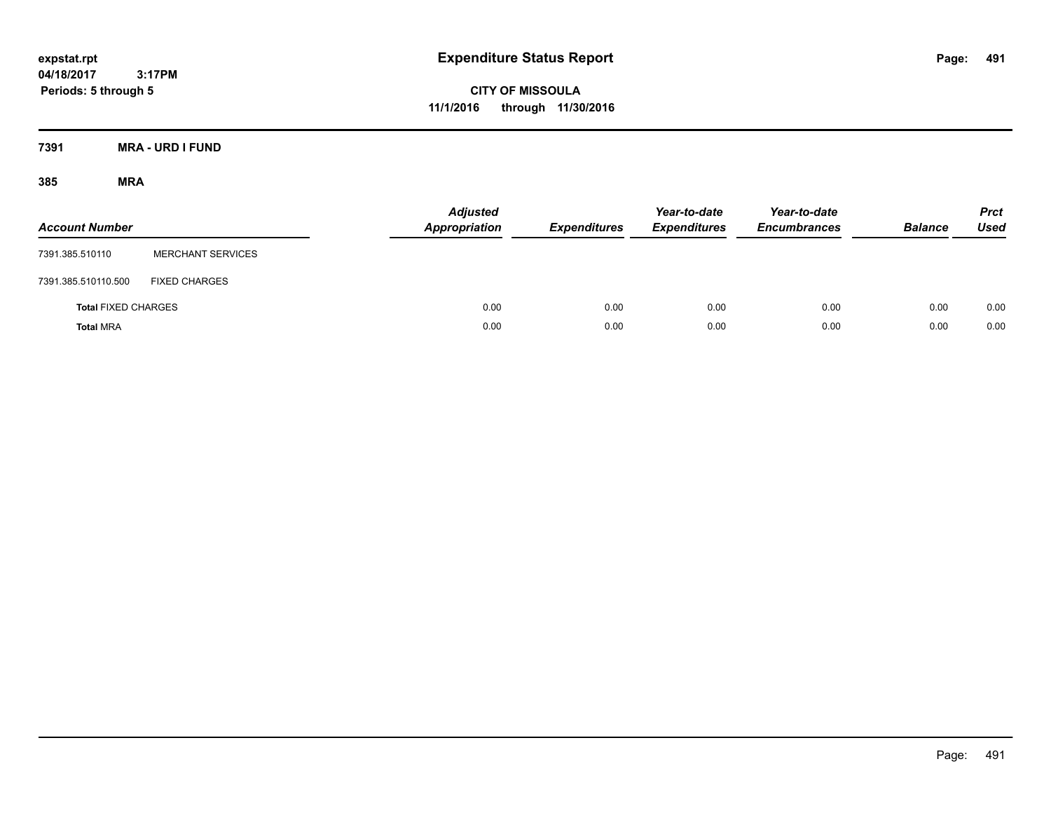# Expenditure Status Report

**CITY OF MISSOULA**

**11/1/2016 through 11/30/2016**

expstat.rpt
04/18/2017 3:17PM
Periods: 5 through 5

## 7391 MRA - URD I FUND

### 385 MRA

| Account Number | | Adjusted Appropriation | Expenditures | Year-to-date Expenditures | Year-to-date Encumbrances | Balance | Prct Used |
|---|---|---|---|---|---|---|---|
| 7391.385.510110 | MERCHANT SERVICES | | | | | | |
| 7391.385.510110.500 | FIXED CHARGES | | | | | | |
| **Total** FIXED CHARGES | | 0.00 | 0.00 | 0.00 | 0.00 | 0.00 | 0.00 |
| **Total** MRA | | 0.00 | 0.00 | 0.00 | 0.00 | 0.00 | 0.00 |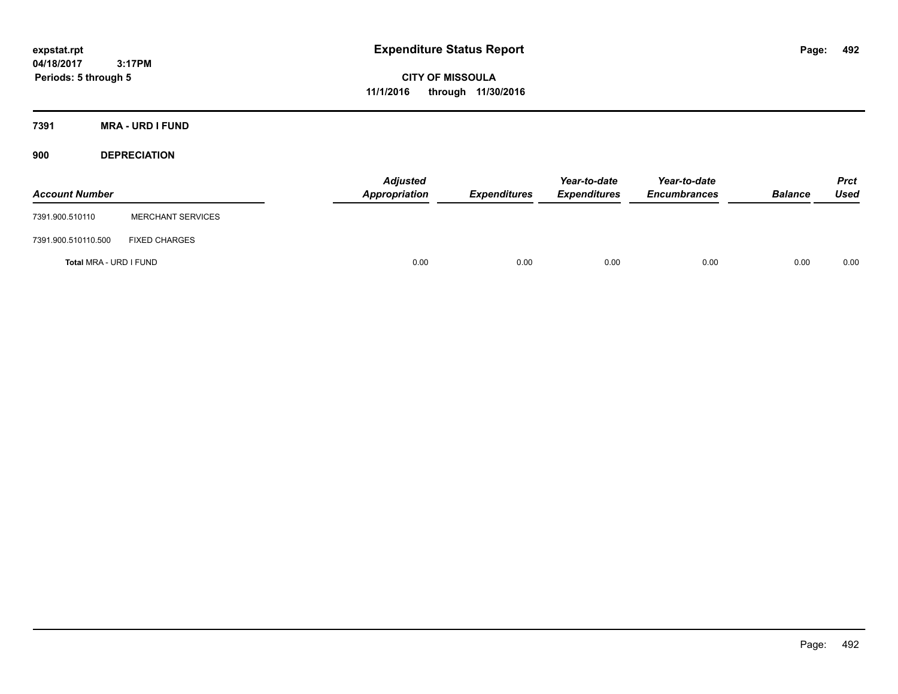expstat.rpt
04/18/2017 3:17PM
Periods: 5 through 5

# Expenditure Status Report

**CITY OF MISSOULA**
**11/1/2016 through 11/30/2016**

**7391 MRA - URD I FUND**

**900 DEPRECIATION**

| Account Number | | Adjusted Appropriation | Expenditures | Year-to-date Expenditures | Year-to-date Encumbrances | Balance | Prct Used |
|---|---|---|---|---|---|---|---|
| 7391.900.510110 | MERCHANT SERVICES | | | | | | |
| 7391.900.510110.500 | FIXED CHARGES | | | | | | |
| **Total** MRA - URD I FUND | | 0.00 | 0.00 | 0.00 | 0.00 | 0.00 | 0.00 |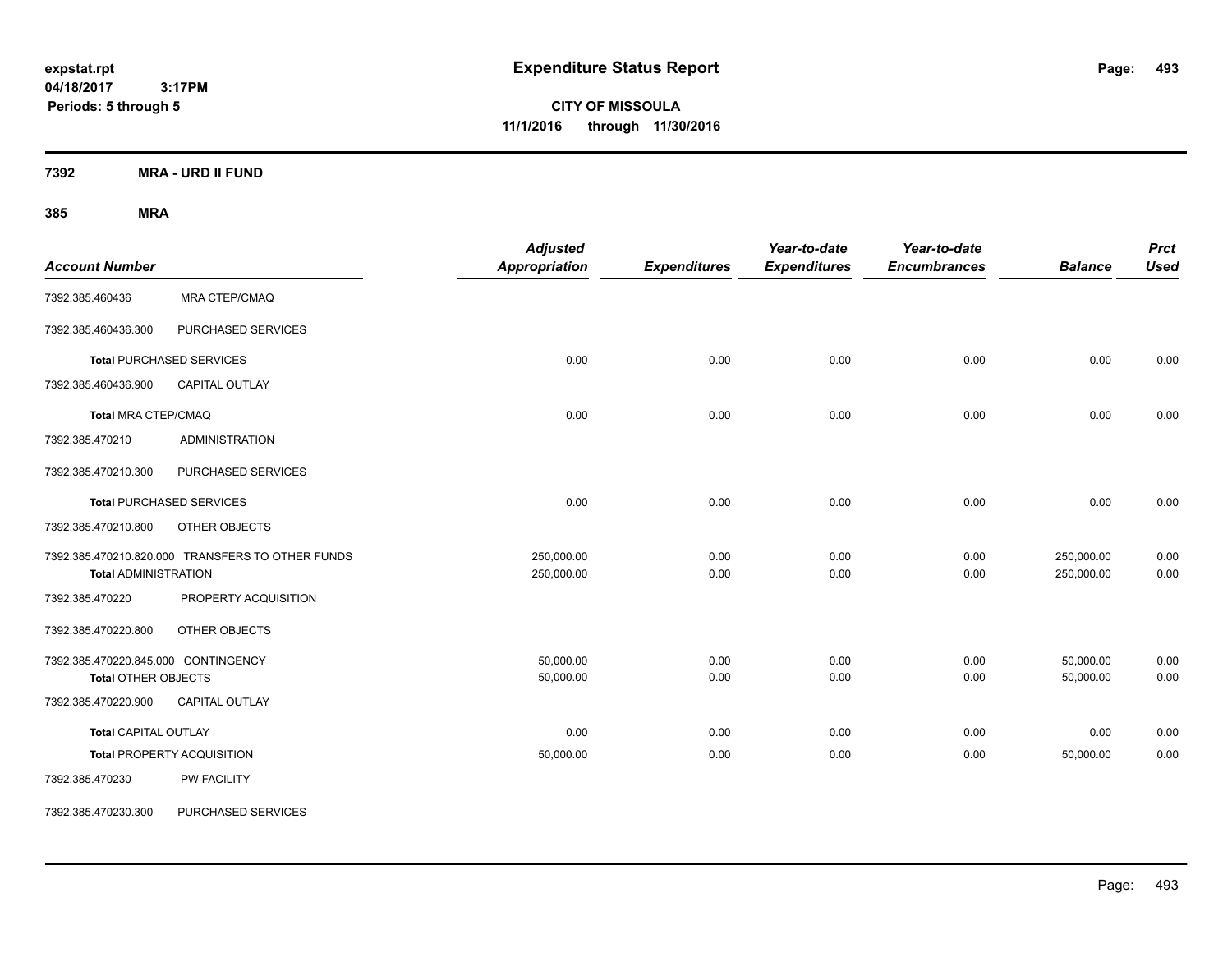# Expenditure Status Report

expstat.rpt
04/18/2017 3:17PM
Periods: 5 through 5

**CITY OF MISSOULA**
**11/1/2016 through 11/30/2016**

**7392 MRA - URD II FUND**

**385 MRA**

| Account Number | | Adjusted Appropriation | Expenditures | Year-to-date Expenditures | Year-to-date Encumbrances | Balance | Prct Used |
|---|---|---|---|---|---|---|---|
| 7392.385.460436 | MRA CTEP/CMAQ | | | | | | |
| 7392.385.460436.300 | PURCHASED SERVICES | | | | | | |
| **Total** PURCHASED SERVICES | | 0.00 | 0.00 | 0.00 | 0.00 | 0.00 | 0.00 |
| 7392.385.460436.900 | CAPITAL OUTLAY | | | | | | |
| **Total** MRA CTEP/CMAQ | | 0.00 | 0.00 | 0.00 | 0.00 | 0.00 | 0.00 |
| 7392.385.470210 | ADMINISTRATION | | | | | | |
| 7392.385.470210.300 | PURCHASED SERVICES | | | | | | |
| **Total** PURCHASED SERVICES | | 0.00 | 0.00 | 0.00 | 0.00 | 0.00 | 0.00 |
| 7392.385.470210.800 | OTHER OBJECTS | | | | | | |
| 7392.385.470210.820.000 | TRANSFERS TO OTHER FUNDS | 250,000.00 | 0.00 | 0.00 | 0.00 | 250,000.00 | 0.00 |
| **Total** ADMINISTRATION | | 250,000.00 | 0.00 | 0.00 | 0.00 | 250,000.00 | 0.00 |
| 7392.385.470220 | PROPERTY ACQUISITION | | | | | | |
| 7392.385.470220.800 | OTHER OBJECTS | | | | | | |
| 7392.385.470220.845.000 | CONTINGENCY | 50,000.00 | 0.00 | 0.00 | 0.00 | 50,000.00 | 0.00 |
| **Total** OTHER OBJECTS | | 50,000.00 | 0.00 | 0.00 | 0.00 | 50,000.00 | 0.00 |
| 7392.385.470220.900 | CAPITAL OUTLAY | | | | | | |
| **Total** CAPITAL OUTLAY | | 0.00 | 0.00 | 0.00 | 0.00 | 0.00 | 0.00 |
| **Total** PROPERTY ACQUISITION | | 50,000.00 | 0.00 | 0.00 | 0.00 | 50,000.00 | 0.00 |
| 7392.385.470230 | PW FACILITY | | | | | | |
| 7392.385.470230.300 | PURCHASED SERVICES | | | | | | |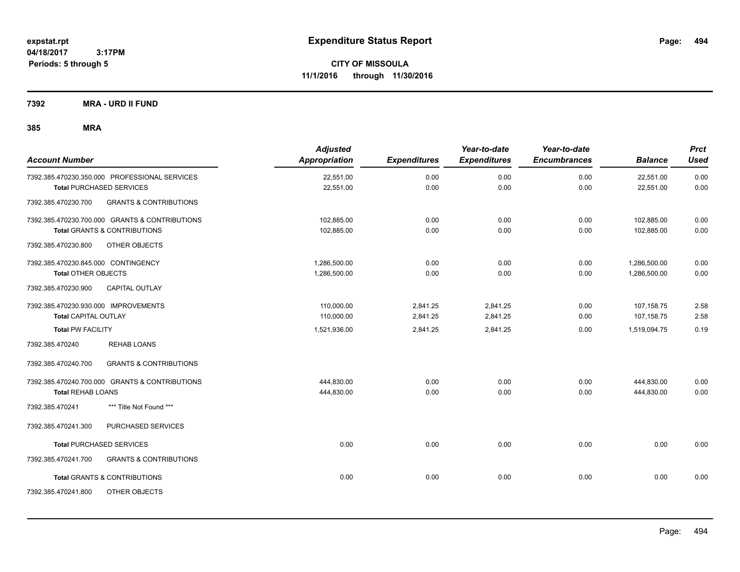**Expenditure Status Report**

**CITY OF MISSOULA**
**11/1/2016 through 11/30/2016**

expstat.rpt
04/18/2017 3:17PM
Periods: 5 through 5

**7392 MRA - URD II FUND**

**385 MRA**

| Account Number | Adjusted Appropriation | Expenditures | Year-to-date Expenditures | Year-to-date Encumbrances | Balance | Prct Used |
|---|---|---|---|---|---|---|
| 7392.385.470230.350.000 PROFESSIONAL SERVICES | 22,551.00 | 0.00 | 0.00 | 0.00 | 22,551.00 | 0.00 |
| **Total** PURCHASED SERVICES | 22,551.00 | 0.00 | 0.00 | 0.00 | 22,551.00 | 0.00 |
| 7392.385.470230.700 GRANTS & CONTRIBUTIONS | | | | | | |
| 7392.385.470230.700.000 GRANTS & CONTRIBUTIONS | 102,885.00 | 0.00 | 0.00 | 0.00 | 102,885.00 | 0.00 |
| **Total** GRANTS & CONTRIBUTIONS | 102,885.00 | 0.00 | 0.00 | 0.00 | 102,885.00 | 0.00 |
| 7392.385.470230.800 OTHER OBJECTS | | | | | | |
| 7392.385.470230.845.000 CONTINGENCY | 1,286,500.00 | 0.00 | 0.00 | 0.00 | 1,286,500.00 | 0.00 |
| **Total** OTHER OBJECTS | 1,286,500.00 | 0.00 | 0.00 | 0.00 | 1,286,500.00 | 0.00 |
| 7392.385.470230.900 CAPITAL OUTLAY | | | | | | |
| 7392.385.470230.930.000 IMPROVEMENTS | 110,000.00 | 2,841.25 | 2,841.25 | 0.00 | 107,158.75 | 2.58 |
| **Total** CAPITAL OUTLAY | 110,000.00 | 2,841.25 | 2,841.25 | 0.00 | 107,158.75 | 2.58 |
| **Total PW FACILITY** | 1,521,936.00 | 2,841.25 | 2,841.25 | 0.00 | 1,519,094.75 | 0.19 |
| 7392.385.470240 REHAB LOANS | | | | | | |
| 7392.385.470240.700 GRANTS & CONTRIBUTIONS | | | | | | |
| 7392.385.470240.700.000 GRANTS & CONTRIBUTIONS | 444,830.00 | 0.00 | 0.00 | 0.00 | 444,830.00 | 0.00 |
| **Total REHAB LOANS** | 444,830.00 | 0.00 | 0.00 | 0.00 | 444,830.00 | 0.00 |
| 7392.385.470241 *** Title Not Found *** | | | | | | |
| 7392.385.470241.300 PURCHASED SERVICES | | | | | | |
| **Total** PURCHASED SERVICES | 0.00 | 0.00 | 0.00 | 0.00 | 0.00 | 0.00 |
| 7392.385.470241.700 GRANTS & CONTRIBUTIONS | | | | | | |
| **Total** GRANTS & CONTRIBUTIONS | 0.00 | 0.00 | 0.00 | 0.00 | 0.00 | 0.00 |
| 7392.385.470241.800 OTHER OBJECTS | | | | | | |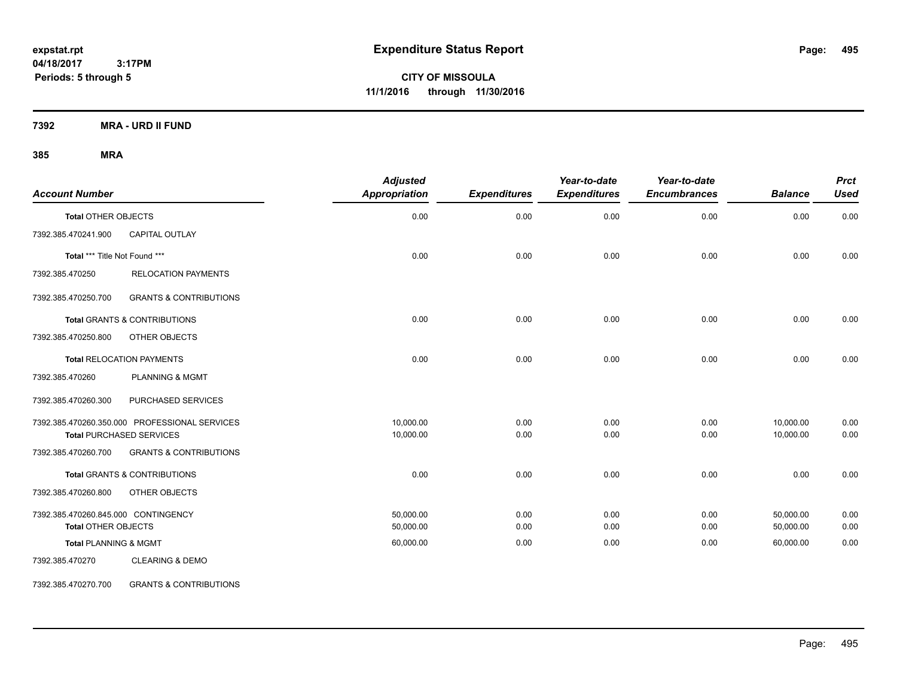# Expenditure Status Report

expstat.rpt
04/18/2017 3:17PM
Periods: 5 through 5

**CITY OF MISSOULA**
**11/1/2016 through 11/30/2016**

**7392 MRA - URD II FUND**

**385 MRA**

| Account Number | | Adjusted Appropriation | Expenditures | Year-to-date Expenditures | Year-to-date Encumbrances | Balance | Prct Used |
|---|---|---|---|---|---|---|---|
| **Total** OTHER OBJECTS | | 0.00 | 0.00 | 0.00 | 0.00 | 0.00 | 0.00 |
| 7392.385.470241.900 | CAPITAL OUTLAY | | | | | | |
| **Total** *** Title Not Found *** | | 0.00 | 0.00 | 0.00 | 0.00 | 0.00 | 0.00 |
| 7392.385.470250 | RELOCATION PAYMENTS | | | | | | |
| 7392.385.470250.700 | GRANTS & CONTRIBUTIONS | | | | | | |
| **Total** GRANTS & CONTRIBUTIONS | | 0.00 | 0.00 | 0.00 | 0.00 | 0.00 | 0.00 |
| 7392.385.470250.800 | OTHER OBJECTS | | | | | | |
| **Total** RELOCATION PAYMENTS | | 0.00 | 0.00 | 0.00 | 0.00 | 0.00 | 0.00 |
| 7392.385.470260 | PLANNING & MGMT | | | | | | |
| 7392.385.470260.300 | PURCHASED SERVICES | | | | | | |
| 7392.385.470260.350.000 | PROFESSIONAL SERVICES | 10,000.00 | 0.00 | 0.00 | 0.00 | 10,000.00 | 0.00 |
| **Total** PURCHASED SERVICES | | 10,000.00 | 0.00 | 0.00 | 0.00 | 10,000.00 | 0.00 |
| 7392.385.470260.700 | GRANTS & CONTRIBUTIONS | | | | | | |
| **Total** GRANTS & CONTRIBUTIONS | | 0.00 | 0.00 | 0.00 | 0.00 | 0.00 | 0.00 |
| 7392.385.470260.800 | OTHER OBJECTS | | | | | | |
| 7392.385.470260.845.000 | CONTINGENCY | 50,000.00 | 0.00 | 0.00 | 0.00 | 50,000.00 | 0.00 |
| **Total** OTHER OBJECTS | | 50,000.00 | 0.00 | 0.00 | 0.00 | 50,000.00 | 0.00 |
| **Total** PLANNING & MGMT | | 60,000.00 | 0.00 | 0.00 | 0.00 | 60,000.00 | 0.00 |
| 7392.385.470270 | CLEARING & DEMO | | | | | | |
| 7392.385.470270.700 | GRANTS & CONTRIBUTIONS | | | | | | |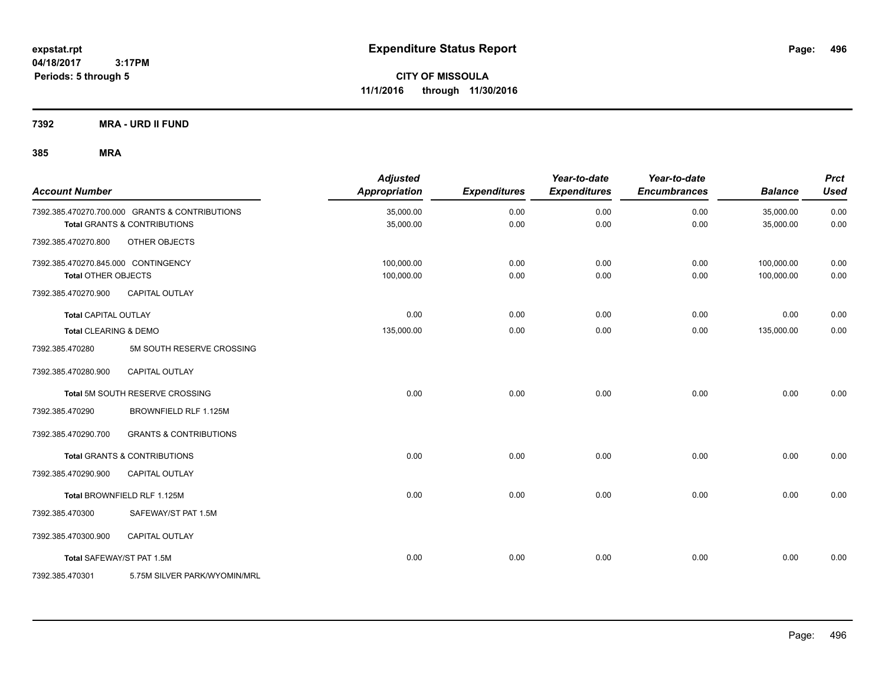# Expenditure Status Report

expstat.rpt
04/18/2017 3:17PM
Periods: 5 through 5

**CITY OF MISSOULA**
**11/1/2016 through 11/30/2016**

**7392 MRA - URD II FUND**

**385 MRA**

| Account Number | | Adjusted Appropriation | Expenditures | Year-to-date Expenditures | Year-to-date Encumbrances | Balance | Prct Used |
|---|---|---|---|---|---|---|---|
| 7392.385.470270.700.000 | GRANTS & CONTRIBUTIONS | 35,000.00 | 0.00 | 0.00 | 0.00 | 35,000.00 | 0.00 |
| **Total** GRANTS & CONTRIBUTIONS | | 35,000.00 | 0.00 | 0.00 | 0.00 | 35,000.00 | 0.00 |
| 7392.385.470270.800 | OTHER OBJECTS | | | | | | |
| 7392.385.470270.845.000 | CONTINGENCY | 100,000.00 | 0.00 | 0.00 | 0.00 | 100,000.00 | 0.00 |
| **Total** OTHER OBJECTS | | 100,000.00 | 0.00 | 0.00 | 0.00 | 100,000.00 | 0.00 |
| 7392.385.470270.900 | CAPITAL OUTLAY | | | | | | |
| **Total** CAPITAL OUTLAY | | 0.00 | 0.00 | 0.00 | 0.00 | 0.00 | 0.00 |
| **Total** CLEARING & DEMO | | 135,000.00 | 0.00 | 0.00 | 0.00 | 135,000.00 | 0.00 |
| 7392.385.470280 | 5M SOUTH RESERVE CROSSING | | | | | | |
| 7392.385.470280.900 | CAPITAL OUTLAY | | | | | | |
| **Total** 5M SOUTH RESERVE CROSSING | | 0.00 | 0.00 | 0.00 | 0.00 | 0.00 | 0.00 |
| 7392.385.470290 | BROWNFIELD RLF 1.125M | | | | | | |
| 7392.385.470290.700 | GRANTS & CONTRIBUTIONS | | | | | | |
| **Total** GRANTS & CONTRIBUTIONS | | 0.00 | 0.00 | 0.00 | 0.00 | 0.00 | 0.00 |
| 7392.385.470290.900 | CAPITAL OUTLAY | | | | | | |
| **Total** BROWNFIELD RLF 1.125M | | 0.00 | 0.00 | 0.00 | 0.00 | 0.00 | 0.00 |
| 7392.385.470300 | SAFEWAY/ST PAT 1.5M | | | | | | |
| 7392.385.470300.900 | CAPITAL OUTLAY | | | | | | |
| **Total** SAFEWAY/ST PAT 1.5M | | 0.00 | 0.00 | 0.00 | 0.00 | 0.00 | 0.00 |
| 7392.385.470301 | 5.75M SILVER PARK/WYOMIN/MRL | | | | | | |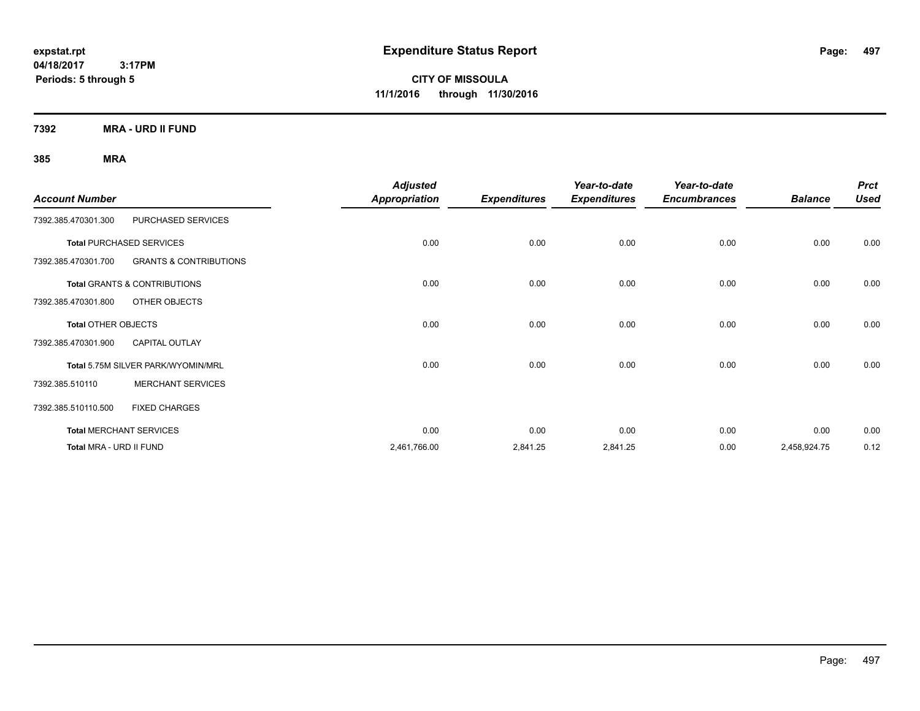# Expenditure Status Report

**CITY OF MISSOULA**
**11/1/2016 through 11/30/2016**

**expstat.rpt**
**04/18/2017 3:17PM**
**Periods: 5 through 5**

**7392 MRA - URD II FUND**

**385 MRA**

| Account Number | | Adjusted Appropriation | Expenditures | Year-to-date Expenditures | Year-to-date Encumbrances | Balance | Prct Used |
|---|---|---|---|---|---|---|---|
| 7392.385.470301.300 | PURCHASED SERVICES | | | | | | |
| Total PURCHASED SERVICES | | 0.00 | 0.00 | 0.00 | 0.00 | 0.00 | 0.00 |
| 7392.385.470301.700 | GRANTS & CONTRIBUTIONS | | | | | | |
| Total GRANTS & CONTRIBUTIONS | | 0.00 | 0.00 | 0.00 | 0.00 | 0.00 | 0.00 |
| 7392.385.470301.800 | OTHER OBJECTS | | | | | | |
| Total OTHER OBJECTS | | 0.00 | 0.00 | 0.00 | 0.00 | 0.00 | 0.00 |
| 7392.385.470301.900 | CAPITAL OUTLAY | | | | | | |
| Total 5.75M SILVER PARK/WYOMIN/MRL | | 0.00 | 0.00 | 0.00 | 0.00 | 0.00 | 0.00 |
| 7392.385.510110 | MERCHANT SERVICES | | | | | | |
| 7392.385.510110.500 | FIXED CHARGES | | | | | | |
| Total MERCHANT SERVICES | | 0.00 | 0.00 | 0.00 | 0.00 | 0.00 | 0.00 |
| Total MRA - URD II FUND | | 2,461,766.00 | 2,841.25 | 2,841.25 | 0.00 | 2,458,924.75 | 0.12 |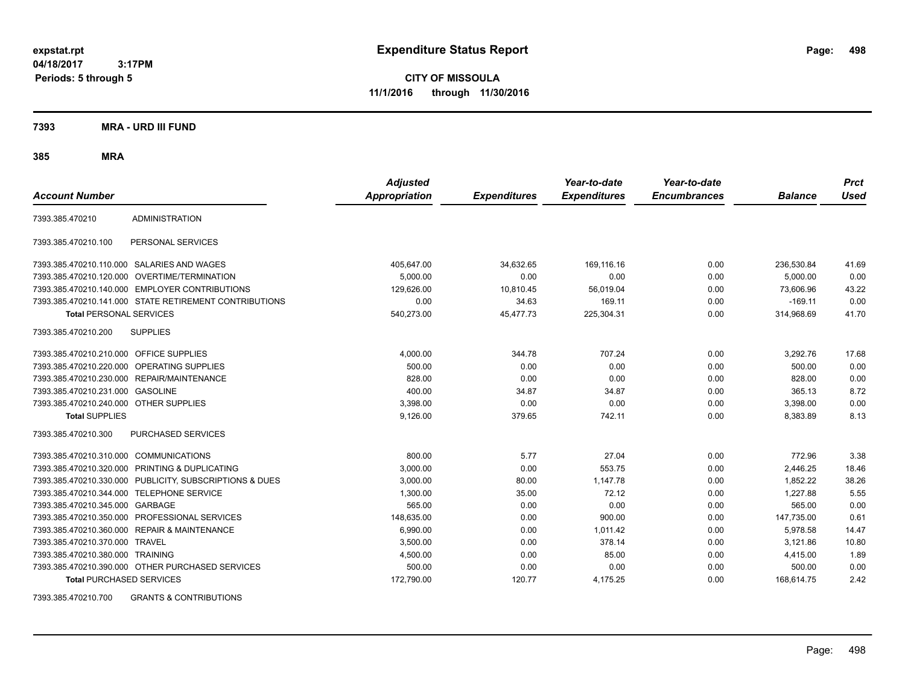**expstat.rpt**
**04/18/2017 3:17PM**
**Periods: 5 through 5**

# Expenditure Status Report

**CITY OF MISSOULA**
**11/1/2016 through 11/30/2016**

**7393 MRA - URD III FUND**

**385 MRA**

| Account Number | | Adjusted Appropriation | Expenditures | Year-to-date Expenditures | Year-to-date Encumbrances | Balance | Prct Used |
|---|---|---|---|---|---|---|---|
| 7393.385.470210 | ADMINISTRATION | | | | | | |
| 7393.385.470210.100 | PERSONAL SERVICES | | | | | | |
| 7393.385.470210.110.000 | SALARIES AND WAGES | 405,647.00 | 34,632.65 | 169,116.16 | 0.00 | 236,530.84 | 41.69 |
| 7393.385.470210.120.000 | OVERTIME/TERMINATION | 5,000.00 | 0.00 | 0.00 | 0.00 | 5,000.00 | 0.00 |
| 7393.385.470210.140.000 | EMPLOYER CONTRIBUTIONS | 129,626.00 | 10,810.45 | 56,019.04 | 0.00 | 73,606.96 | 43.22 |
| 7393.385.470210.141.000 | STATE RETIREMENT CONTRIBUTIONS | 0.00 | 34.63 | 169.11 | 0.00 | -169.11 | 0.00 |
| **Total** PERSONAL SERVICES | | 540,273.00 | 45,477.73 | 225,304.31 | 0.00 | 314,968.69 | 41.70 |
| 7393.385.470210.200 | SUPPLIES | | | | | | |
| 7393.385.470210.210.000 | OFFICE SUPPLIES | 4,000.00 | 344.78 | 707.24 | 0.00 | 3,292.76 | 17.68 |
| 7393.385.470210.220.000 | OPERATING SUPPLIES | 500.00 | 0.00 | 0.00 | 0.00 | 500.00 | 0.00 |
| 7393.385.470210.230.000 | REPAIR/MAINTENANCE | 828.00 | 0.00 | 0.00 | 0.00 | 828.00 | 0.00 |
| 7393.385.470210.231.000 | GASOLINE | 400.00 | 34.87 | 34.87 | 0.00 | 365.13 | 8.72 |
| 7393.385.470210.240.000 | OTHER SUPPLIES | 3,398.00 | 0.00 | 0.00 | 0.00 | 3,398.00 | 0.00 |
| **Total** SUPPLIES | | 9,126.00 | 379.65 | 742.11 | 0.00 | 8,383.89 | 8.13 |
| 7393.385.470210.300 | PURCHASED SERVICES | | | | | | |
| 7393.385.470210.310.000 | COMMUNICATIONS | 800.00 | 5.77 | 27.04 | 0.00 | 772.96 | 3.38 |
| 7393.385.470210.320.000 | PRINTING & DUPLICATING | 3,000.00 | 0.00 | 553.75 | 0.00 | 2,446.25 | 18.46 |
| 7393.385.470210.330.000 | PUBLICITY, SUBSCRIPTIONS & DUES | 3,000.00 | 80.00 | 1,147.78 | 0.00 | 1,852.22 | 38.26 |
| 7393.385.470210.344.000 | TELEPHONE SERVICE | 1,300.00 | 35.00 | 72.12 | 0.00 | 1,227.88 | 5.55 |
| 7393.385.470210.345.000 | GARBAGE | 565.00 | 0.00 | 0.00 | 0.00 | 565.00 | 0.00 |
| 7393.385.470210.350.000 | PROFESSIONAL SERVICES | 148,635.00 | 0.00 | 900.00 | 0.00 | 147,735.00 | 0.61 |
| 7393.385.470210.360.000 | REPAIR & MAINTENANCE | 6,990.00 | 0.00 | 1,011.42 | 0.00 | 5,978.58 | 14.47 |
| 7393.385.470210.370.000 | TRAVEL | 3,500.00 | 0.00 | 378.14 | 0.00 | 3,121.86 | 10.80 |
| 7393.385.470210.380.000 | TRAINING | 4,500.00 | 0.00 | 85.00 | 0.00 | 4,415.00 | 1.89 |
| 7393.385.470210.390.000 | OTHER PURCHASED SERVICES | 500.00 | 0.00 | 0.00 | 0.00 | 500.00 | 0.00 |
| **Total** PURCHASED SERVICES | | 172,790.00 | 120.77 | 4,175.25 | 0.00 | 168,614.75 | 2.42 |
| 7393.385.470210.700 | GRANTS & CONTRIBUTIONS | | | | | | |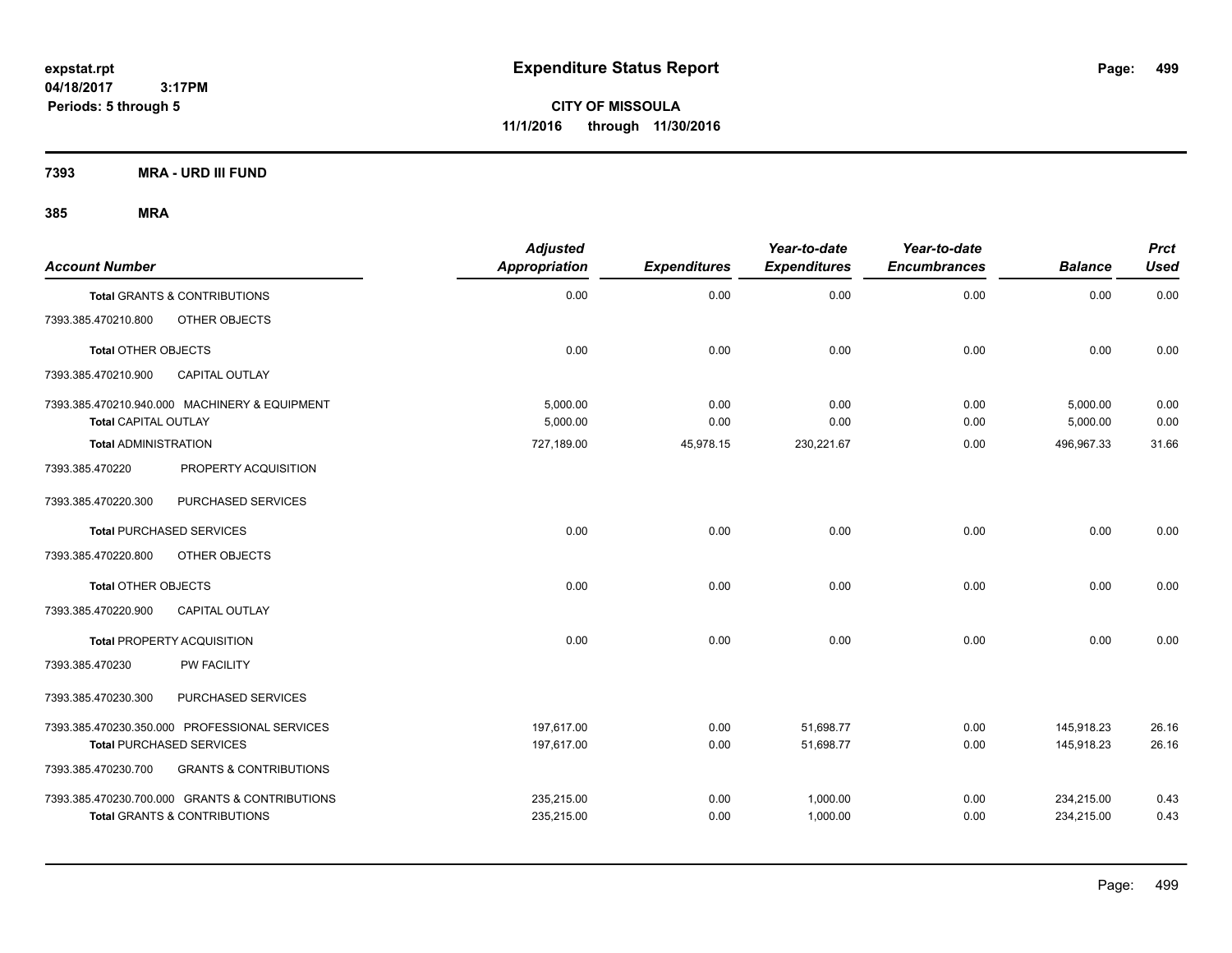# Expenditure Status Report

expstat.rpt
04/18/2017 3:17PM
Periods: 5 through 5

**CITY OF MISSOULA**
**11/1/2016 through 11/30/2016**

**7393 MRA - URD III FUND**

**385 MRA**

| Account Number | Adjusted Appropriation | Expenditures | Year-to-date Expenditures | Year-to-date Encumbrances | Balance | Prct Used |
|---|---|---|---|---|---|---|
| **Total GRANTS & CONTRIBUTIONS** | 0.00 | 0.00 | 0.00 | 0.00 | 0.00 | 0.00 |
| 7393.385.470210.800 OTHER OBJECTS | | | | | | |
| **Total OTHER OBJECTS** | 0.00 | 0.00 | 0.00 | 0.00 | 0.00 | 0.00 |
| 7393.385.470210.900 CAPITAL OUTLAY | | | | | | |
| 7393.385.470210.940.000 MACHINERY & EQUIPMENT | 5,000.00 | 0.00 | 0.00 | 0.00 | 5,000.00 | 0.00 |
| **Total CAPITAL OUTLAY** | 5,000.00 | 0.00 | 0.00 | 0.00 | 5,000.00 | 0.00 |
| **Total ADMINISTRATION** | 727,189.00 | 45,978.15 | 230,221.67 | 0.00 | 496,967.33 | 31.66 |
| 7393.385.470220 PROPERTY ACQUISITION | | | | | | |
| 7393.385.470220.300 PURCHASED SERVICES | | | | | | |
| **Total PURCHASED SERVICES** | 0.00 | 0.00 | 0.00 | 0.00 | 0.00 | 0.00 |
| 7393.385.470220.800 OTHER OBJECTS | | | | | | |
| **Total OTHER OBJECTS** | 0.00 | 0.00 | 0.00 | 0.00 | 0.00 | 0.00 |
| 7393.385.470220.900 CAPITAL OUTLAY | | | | | | |
| **Total PROPERTY ACQUISITION** | 0.00 | 0.00 | 0.00 | 0.00 | 0.00 | 0.00 |
| 7393.385.470230 PW FACILITY | | | | | | |
| 7393.385.470230.300 PURCHASED SERVICES | | | | | | |
| 7393.385.470230.350.000 PROFESSIONAL SERVICES | 197,617.00 | 0.00 | 51,698.77 | 0.00 | 145,918.23 | 26.16 |
| **Total PURCHASED SERVICES** | 197,617.00 | 0.00 | 51,698.77 | 0.00 | 145,918.23 | 26.16 |
| 7393.385.470230.700 GRANTS & CONTRIBUTIONS | | | | | | |
| 7393.385.470230.700.000 GRANTS & CONTRIBUTIONS | 235,215.00 | 0.00 | 1,000.00 | 0.00 | 234,215.00 | 0.43 |
| **Total GRANTS & CONTRIBUTIONS** | 235,215.00 | 0.00 | 1,000.00 | 0.00 | 234,215.00 | 0.43 |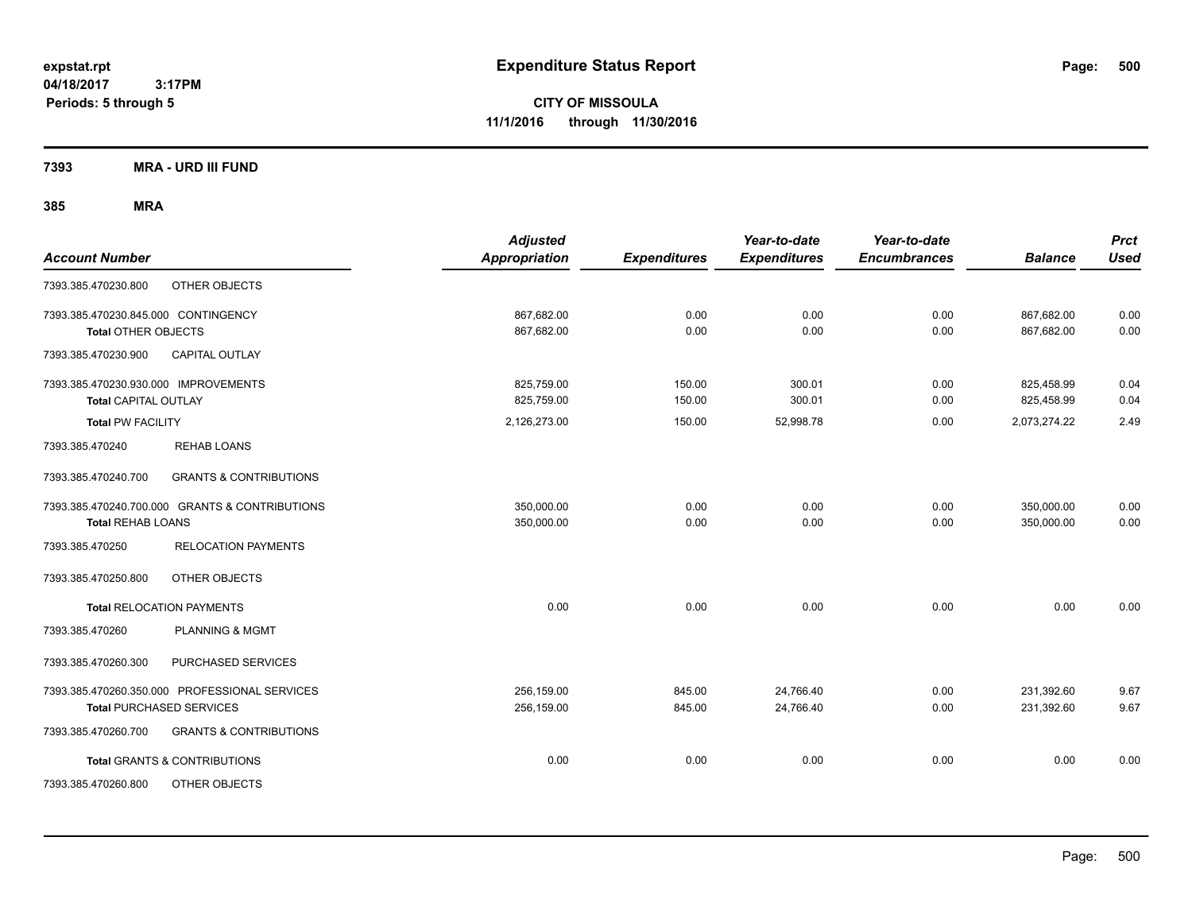# Expenditure Status Report

expstat.rpt
04/18/2017 3:17PM
Periods: 5 through 5

**CITY OF MISSOULA**
**11/1/2016 through 11/30/2016**

## 7393 MRA - URD III FUND

### 385 MRA

| Account Number | | Adjusted Appropriation | Expenditures | Year-to-date Expenditures | Year-to-date Encumbrances | Balance | Prct Used |
|---|---|---|---|---|---|---|---|
| 7393.385.470230.800 | OTHER OBJECTS | | | | | | |
| 7393.385.470230.845.000 | CONTINGENCY | 867,682.00 | 0.00 | 0.00 | 0.00 | 867,682.00 | 0.00 |
| **Total** OTHER OBJECTS | | 867,682.00 | 0.00 | 0.00 | 0.00 | 867,682.00 | 0.00 |
| 7393.385.470230.900 | CAPITAL OUTLAY | | | | | | |
| 7393.385.470230.930.000 | IMPROVEMENTS | 825,759.00 | 150.00 | 300.01 | 0.00 | 825,458.99 | 0.04 |
| **Total** CAPITAL OUTLAY | | 825,759.00 | 150.00 | 300.01 | 0.00 | 825,458.99 | 0.04 |
| **Total** PW FACILITY | | 2,126,273.00 | 150.00 | 52,998.78 | 0.00 | 2,073,274.22 | 2.49 |
| 7393.385.470240 | REHAB LOANS | | | | | | |
| 7393.385.470240.700 | GRANTS & CONTRIBUTIONS | | | | | | |
| 7393.385.470240.700.000 | GRANTS & CONTRIBUTIONS | 350,000.00 | 0.00 | 0.00 | 0.00 | 350,000.00 | 0.00 |
| **Total** REHAB LOANS | | 350,000.00 | 0.00 | 0.00 | 0.00 | 350,000.00 | 0.00 |
| 7393.385.470250 | RELOCATION PAYMENTS | | | | | | |
| 7393.385.470250.800 | OTHER OBJECTS | | | | | | |
| **Total** RELOCATION PAYMENTS | | 0.00 | 0.00 | 0.00 | 0.00 | 0.00 | 0.00 |
| 7393.385.470260 | PLANNING & MGMT | | | | | | |
| 7393.385.470260.300 | PURCHASED SERVICES | | | | | | |
| 7393.385.470260.350.000 | PROFESSIONAL SERVICES | 256,159.00 | 845.00 | 24,766.40 | 0.00 | 231,392.60 | 9.67 |
| **Total** PURCHASED SERVICES | | 256,159.00 | 845.00 | 24,766.40 | 0.00 | 231,392.60 | 9.67 |
| 7393.385.470260.700 | GRANTS & CONTRIBUTIONS | | | | | | |
| **Total** GRANTS & CONTRIBUTIONS | | 0.00 | 0.00 | 0.00 | 0.00 | 0.00 | 0.00 |
| 7393.385.470260.800 | OTHER OBJECTS | | | | | | |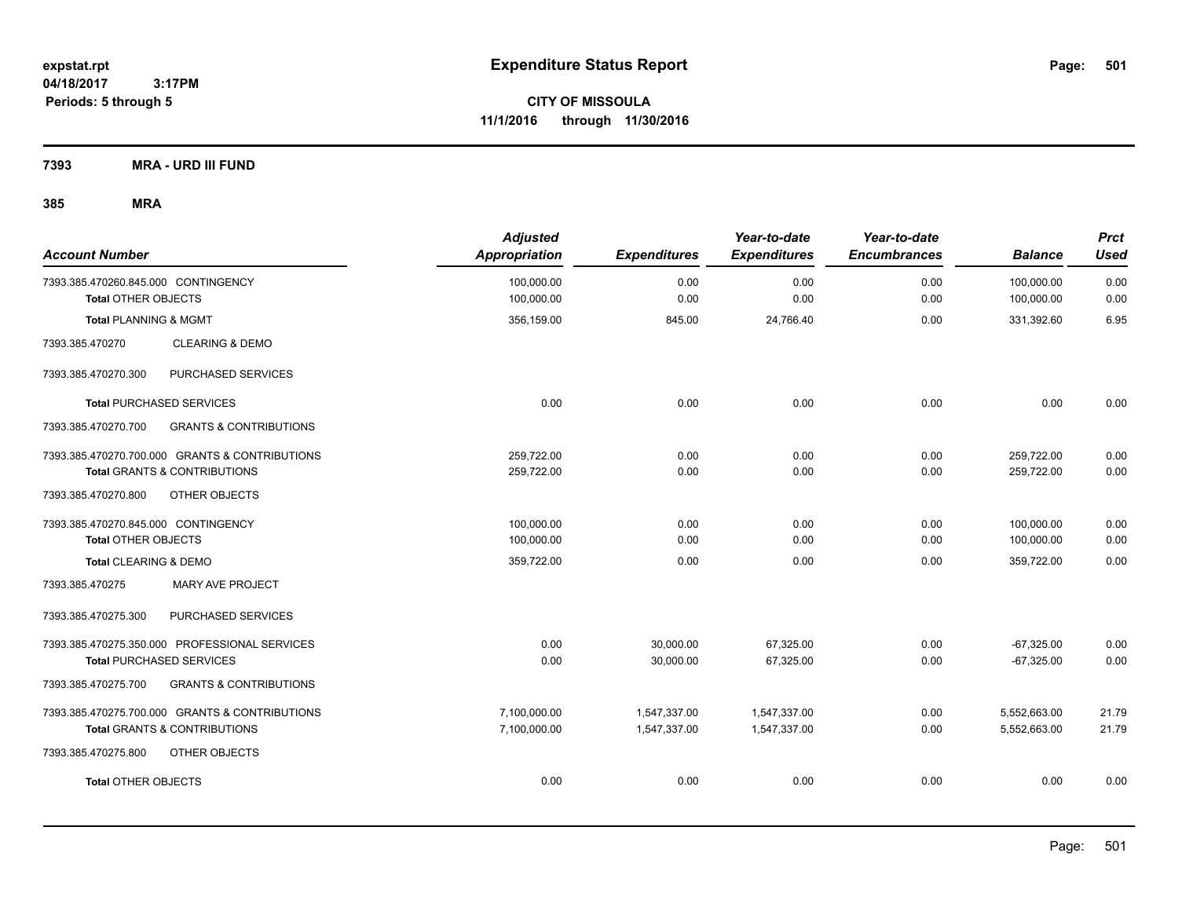**expstat.rpt**
**04/18/2017 3:17PM**
**Periods: 5 through 5**

# Expenditure Status Report

**CITY OF MISSOULA**
**11/1/2016 through 11/30/2016**

## 7393 MRA - URD III FUND

### 385 MRA

| Account Number | Adjusted Appropriation | Expenditures | Year-to-date Expenditures | Year-to-date Encumbrances | Balance | Prct Used |
|---|---|---|---|---|---|---|
| 7393.385.470260.845.000 CONTINGENCY | 100,000.00 | 0.00 | 0.00 | 0.00 | 100,000.00 | 0.00 |
| **Total** OTHER OBJECTS | 100,000.00 | 0.00 | 0.00 | 0.00 | 100,000.00 | 0.00 |
| **Total** PLANNING & MGMT | 356,159.00 | 845.00 | 24,766.40 | 0.00 | 331,392.60 | 6.95 |
| 7393.385.470270 CLEARING & DEMO | | | | | | |
| 7393.385.470270.300 PURCHASED SERVICES | | | | | | |
| **Total** PURCHASED SERVICES | 0.00 | 0.00 | 0.00 | 0.00 | 0.00 | 0.00 |
| 7393.385.470270.700 GRANTS & CONTRIBUTIONS | | | | | | |
| 7393.385.470270.700.000 GRANTS & CONTRIBUTIONS | 259,722.00 | 0.00 | 0.00 | 0.00 | 259,722.00 | 0.00 |
| **Total** GRANTS & CONTRIBUTIONS | 259,722.00 | 0.00 | 0.00 | 0.00 | 259,722.00 | 0.00 |
| 7393.385.470270.800 OTHER OBJECTS | | | | | | |
| 7393.385.470270.845.000 CONTINGENCY | 100,000.00 | 0.00 | 0.00 | 0.00 | 100,000.00 | 0.00 |
| **Total** OTHER OBJECTS | 100,000.00 | 0.00 | 0.00 | 0.00 | 100,000.00 | 0.00 |
| **Total** CLEARING & DEMO | 359,722.00 | 0.00 | 0.00 | 0.00 | 359,722.00 | 0.00 |
| 7393.385.470275 MARY AVE PROJECT | | | | | | |
| 7393.385.470275.300 PURCHASED SERVICES | | | | | | |
| 7393.385.470275.350.000 PROFESSIONAL SERVICES | 0.00 | 30,000.00 | 67,325.00 | 0.00 | -67,325.00 | 0.00 |
| **Total** PURCHASED SERVICES | 0.00 | 30,000.00 | 67,325.00 | 0.00 | -67,325.00 | 0.00 |
| 7393.385.470275.700 GRANTS & CONTRIBUTIONS | | | | | | |
| 7393.385.470275.700.000 GRANTS & CONTRIBUTIONS | 7,100,000.00 | 1,547,337.00 | 1,547,337.00 | 0.00 | 5,552,663.00 | 21.79 |
| **Total** GRANTS & CONTRIBUTIONS | 7,100,000.00 | 1,547,337.00 | 1,547,337.00 | 0.00 | 5,552,663.00 | 21.79 |
| 7393.385.470275.800 OTHER OBJECTS | | | | | | |
| **Total** OTHER OBJECTS | 0.00 | 0.00 | 0.00 | 0.00 | 0.00 | 0.00 |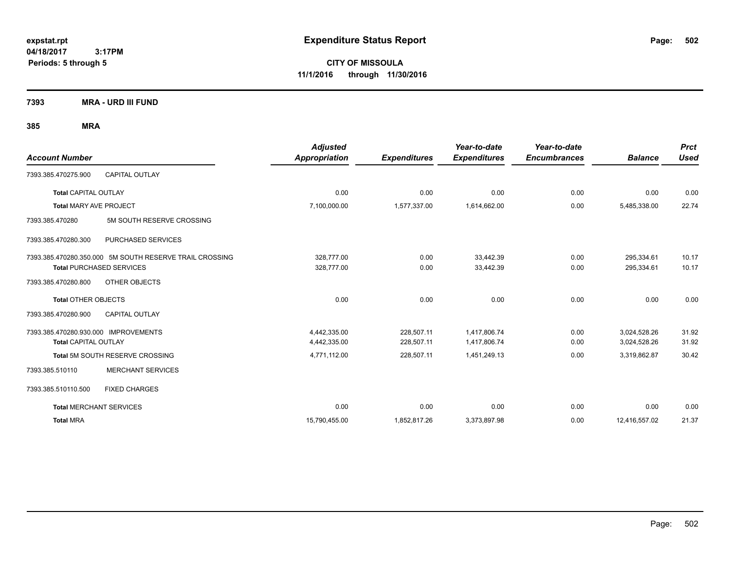**expstat.rpt**
**04/18/2017 3:17PM**
**Periods: 5 through 5**

# Expenditure Status Report

**CITY OF MISSOULA**
**11/1/2016 through 11/30/2016**

## 7393 MRA - URD III FUND

### 385 MRA

| Account Number | | Adjusted Appropriation | Expenditures | Year-to-date Expenditures | Year-to-date Encumbrances | Balance | Prct Used |
|---|---|---|---|---|---|---|---|
| 7393.385.470275.900 | CAPITAL OUTLAY | | | | | | |
| **Total** CAPITAL OUTLAY | | 0.00 | 0.00 | 0.00 | 0.00 | 0.00 | 0.00 |
| **Total** MARY AVE PROJECT | | 7,100,000.00 | 1,577,337.00 | 1,614,662.00 | 0.00 | 5,485,338.00 | 22.74 |
| 7393.385.470280 | 5M SOUTH RESERVE CROSSING | | | | | | |
| 7393.385.470280.300 | PURCHASED SERVICES | | | | | | |
| 7393.385.470280.350.000 | 5M SOUTH RESERVE TRAIL CROSSING | 328,777.00 | 0.00 | 33,442.39 | 0.00 | 295,334.61 | 10.17 |
| **Total** PURCHASED SERVICES | | 328,777.00 | 0.00 | 33,442.39 | 0.00 | 295,334.61 | 10.17 |
| 7393.385.470280.800 | OTHER OBJECTS | | | | | | |
| **Total** OTHER OBJECTS | | 0.00 | 0.00 | 0.00 | 0.00 | 0.00 | 0.00 |
| 7393.385.470280.900 | CAPITAL OUTLAY | | | | | | |
| 7393.385.470280.930.000 | IMPROVEMENTS | 4,442,335.00 | 228,507.11 | 1,417,806.74 | 0.00 | 3,024,528.26 | 31.92 |
| **Total** CAPITAL OUTLAY | | 4,442,335.00 | 228,507.11 | 1,417,806.74 | 0.00 | 3,024,528.26 | 31.92 |
| **Total** 5M SOUTH RESERVE CROSSING | | 4,771,112.00 | 228,507.11 | 1,451,249.13 | 0.00 | 3,319,862.87 | 30.42 |
| 7393.385.510110 | MERCHANT SERVICES | | | | | | |
| 7393.385.510110.500 | FIXED CHARGES | | | | | | |
| **Total** MERCHANT SERVICES | | 0.00 | 0.00 | 0.00 | 0.00 | 0.00 | 0.00 |
| **Total** MRA | | 15,790,455.00 | 1,852,817.26 | 3,373,897.98 | 0.00 | 12,416,557.02 | 21.37 |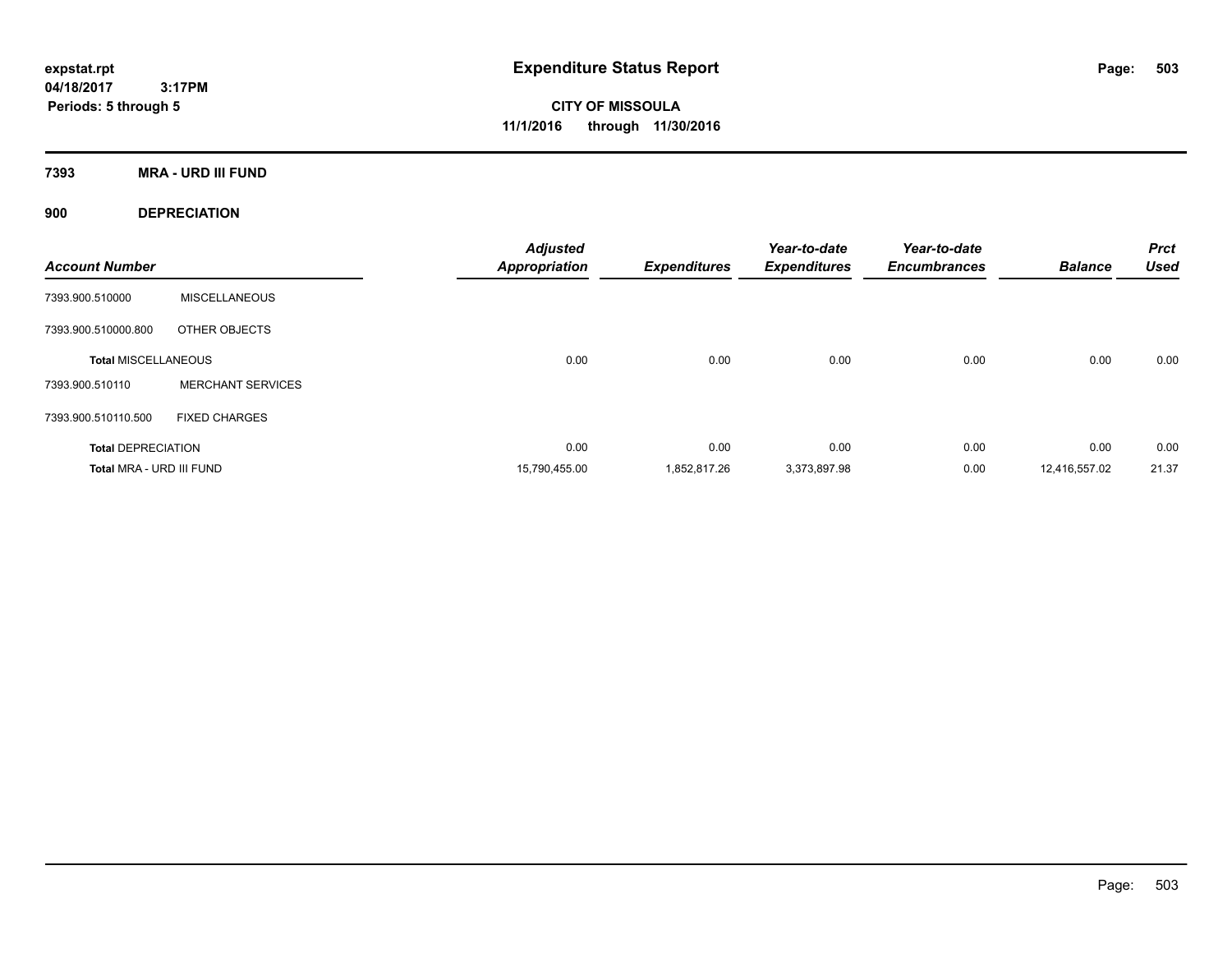**expstat.rpt**
**04/18/2017 3:17PM**
**Periods: 5 through 5**

# Expenditure Status Report

**CITY OF MISSOULA**
**11/1/2016 through 11/30/2016**

## 7393 MRA - URD III FUND

### 900 DEPRECIATION

| Account Number | | Adjusted Appropriation | Expenditures | Year-to-date Expenditures | Year-to-date Encumbrances | Balance | Prct Used |
|---|---|---|---|---|---|---|---|
| 7393.900.510000 | MISCELLANEOUS | | | | | | |
| 7393.900.510000.800 | OTHER OBJECTS | | | | | | |
| **Total MISCELLANEOUS** | | 0.00 | 0.00 | 0.00 | 0.00 | 0.00 | 0.00 |
| 7393.900.510110 | MERCHANT SERVICES | | | | | | |
| 7393.900.510110.500 | FIXED CHARGES | | | | | | |
| **Total DEPRECIATION** | | 0.00 | 0.00 | 0.00 | 0.00 | 0.00 | 0.00 |
| **Total MRA - URD III FUND** | | 15,790,455.00 | 1,852,817.26 | 3,373,897.98 | 0.00 | 12,416,557.02 | 21.37 |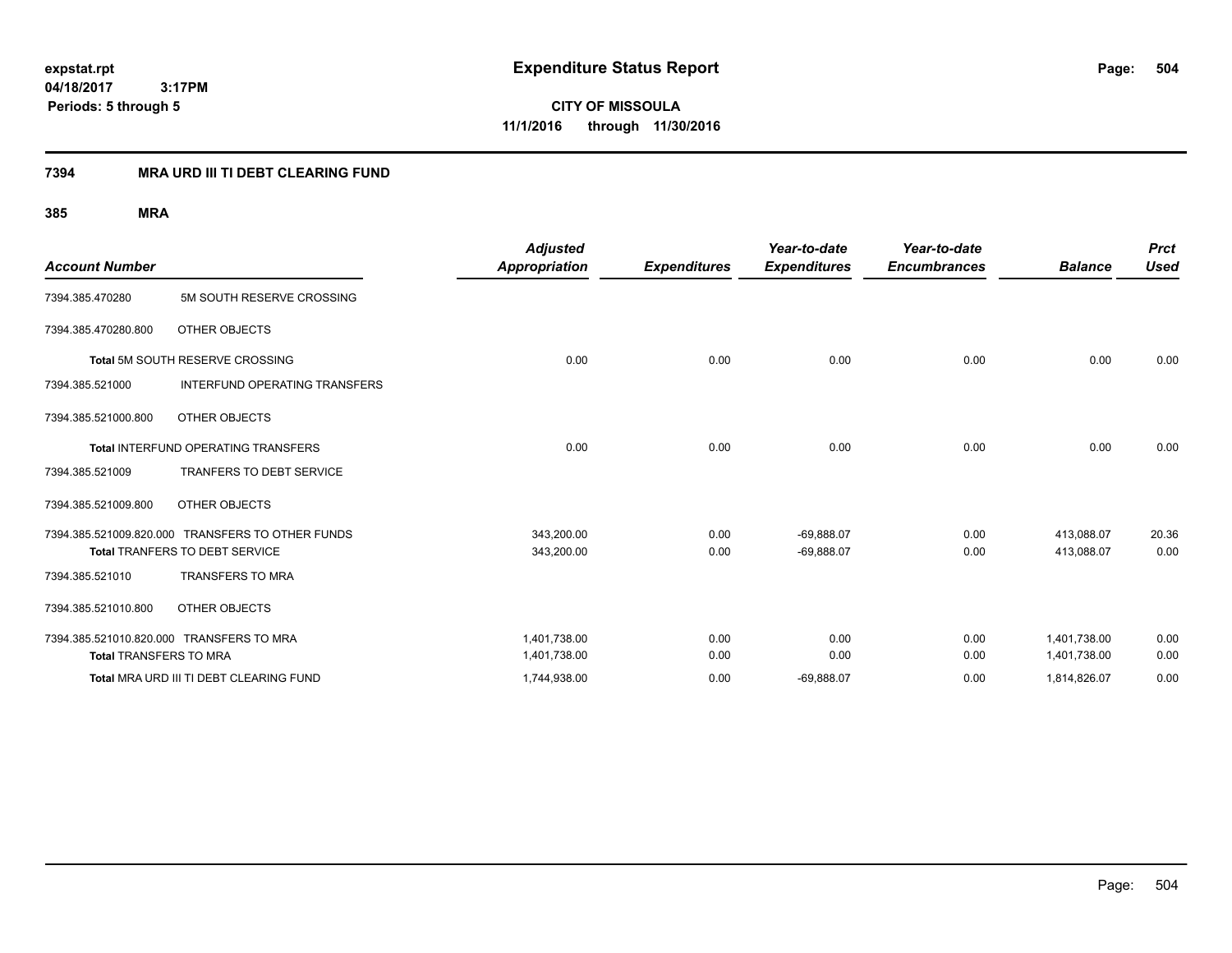expstat.rpt
04/18/2017 3:17PM
Periods: 5 through 5

# Expenditure Status Report

**CITY OF MISSOULA**
**11/1/2016 through 11/30/2016**

## 7394 MRA URD III TI DEBT CLEARING FUND

### 385 MRA

| Account Number | | Adjusted Appropriation | Expenditures | Year-to-date Expenditures | Year-to-date Encumbrances | Balance | Prct Used |
|---|---|---|---|---|---|---|---|
| 7394.385.470280 | 5M SOUTH RESERVE CROSSING | | | | | | |
| 7394.385.470280.800 | OTHER OBJECTS | | | | | | |
| Total 5M SOUTH RESERVE CROSSING | | 0.00 | 0.00 | 0.00 | 0.00 | 0.00 | 0.00 |
| 7394.385.521000 | INTERFUND OPERATING TRANSFERS | | | | | | |
| 7394.385.521000.800 | OTHER OBJECTS | | | | | | |
| Total INTERFUND OPERATING TRANSFERS | | 0.00 | 0.00 | 0.00 | 0.00 | 0.00 | 0.00 |
| 7394.385.521009 | TRANFERS TO DEBT SERVICE | | | | | | |
| 7394.385.521009.800 | OTHER OBJECTS | | | | | | |
| 7394.385.521009.820.000 | TRANSFERS TO OTHER FUNDS | 343,200.00 | 0.00 | -69,888.07 | 0.00 | 413,088.07 | 20.36 |
| Total TRANFERS TO DEBT SERVICE | | 343,200.00 | 0.00 | -69,888.07 | 0.00 | 413,088.07 | 0.00 |
| 7394.385.521010 | TRANSFERS TO MRA | | | | | | |
| 7394.385.521010.800 | OTHER OBJECTS | | | | | | |
| 7394.385.521010.820.000 | TRANSFERS TO MRA | 1,401,738.00 | 0.00 | 0.00 | 0.00 | 1,401,738.00 | 0.00 |
| Total TRANSFERS TO MRA | | 1,401,738.00 | 0.00 | 0.00 | 0.00 | 1,401,738.00 | 0.00 |
| Total MRA URD III TI DEBT CLEARING FUND | | 1,744,938.00 | 0.00 | -69,888.07 | 0.00 | 1,814,826.07 | 0.00 |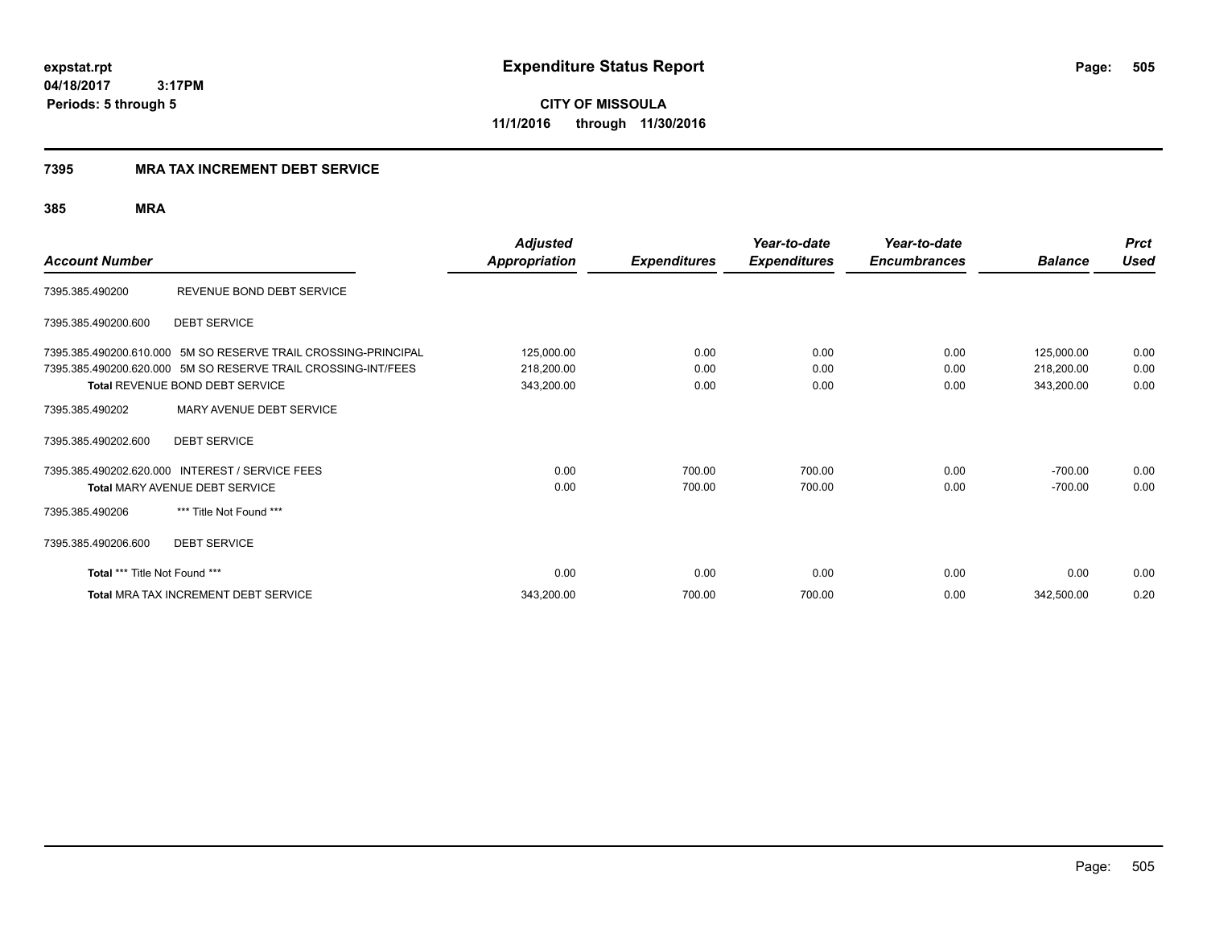**expstat.rpt**
**04/18/2017 3:17PM**
**Periods: 5 through 5**

# Expenditure Status Report

**CITY OF MISSOULA**
**11/1/2016 through 11/30/2016**

## 7395 MRA TAX INCREMENT DEBT SERVICE

### 385 MRA

| Account Number | | Adjusted Appropriation | Expenditures | Year-to-date Expenditures | Year-to-date Encumbrances | Balance | Prct Used |
|---|---|---|---|---|---|---|---|
| 7395.385.490200 | REVENUE BOND DEBT SERVICE | | | | | | |
| 7395.385.490200.600 | DEBT SERVICE | | | | | | |
| 7395.385.490200.610.000 | 5M SO RESERVE TRAIL CROSSING-PRINCIPAL | 125,000.00 | 0.00 | 0.00 | 0.00 | 125,000.00 | 0.00 |
| 7395.385.490200.620.000 | 5M SO RESERVE TRAIL CROSSING-INT/FEES | 218,200.00 | 0.00 | 0.00 | 0.00 | 218,200.00 | 0.00 |
| **Total** REVENUE BOND DEBT SERVICE | | 343,200.00 | 0.00 | 0.00 | 0.00 | 343,200.00 | 0.00 |
| 7395.385.490202 | MARY AVENUE DEBT SERVICE | | | | | | |
| 7395.385.490202.600 | DEBT SERVICE | | | | | | |
| 7395.385.490202.620.000 | INTEREST / SERVICE FEES | 0.00 | 700.00 | 700.00 | 0.00 | -700.00 | 0.00 |
| **Total** MARY AVENUE DEBT SERVICE | | 0.00 | 700.00 | 700.00 | 0.00 | -700.00 | 0.00 |
| 7395.385.490206 | *** Title Not Found *** | | | | | | |
| 7395.385.490206.600 | DEBT SERVICE | | | | | | |
| **Total** *** Title Not Found *** | | 0.00 | 0.00 | 0.00 | 0.00 | 0.00 | 0.00 |
| **Total** MRA TAX INCREMENT DEBT SERVICE | | 343,200.00 | 700.00 | 700.00 | 0.00 | 342,500.00 | 0.20 |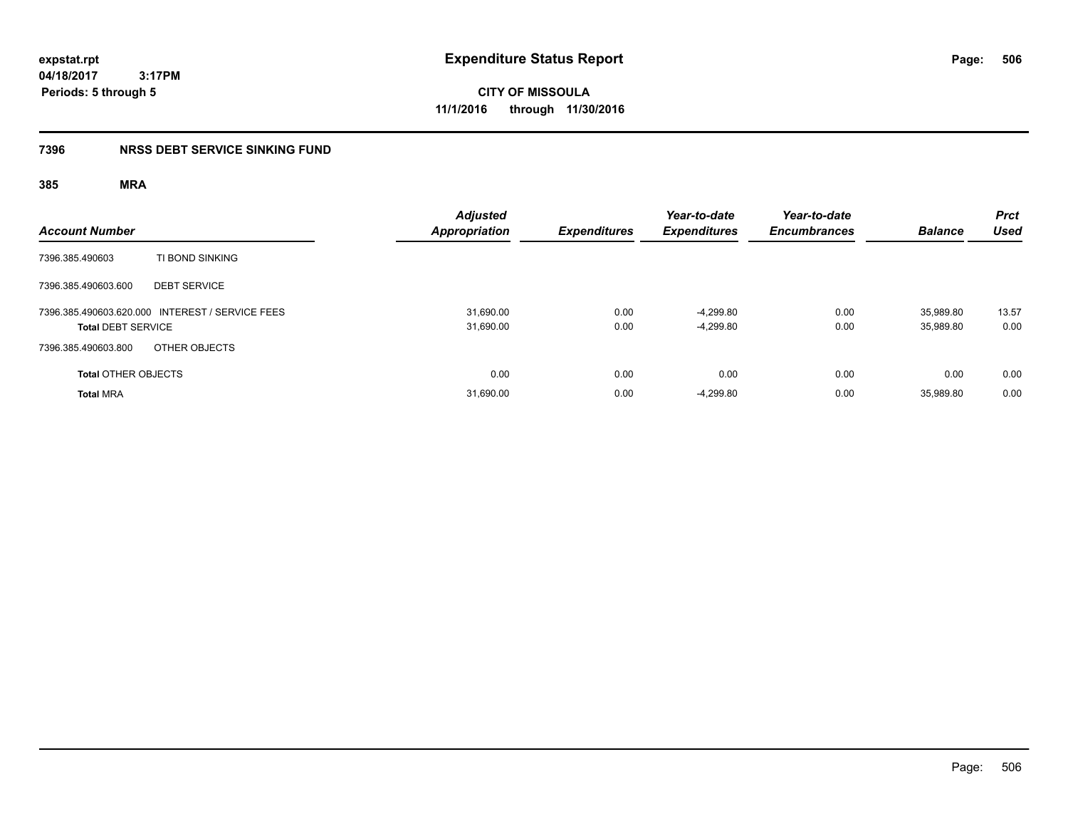expstat.rpt
04/18/2017 3:17PM
Periods: 5 through 5

# Expenditure Status Report

**CITY OF MISSOULA**
**11/1/2016 through 11/30/2016**

## 7396 NRSS DEBT SERVICE SINKING FUND

### 385 MRA

| Account Number | | Adjusted Appropriation | Expenditures | Year-to-date Expenditures | Year-to-date Encumbrances | Balance | Prct Used |
|---|---|---|---|---|---|---|---|
| 7396.385.490603 | TI BOND SINKING | | | | | | |
| 7396.385.490603.600 | DEBT SERVICE | | | | | | |
| 7396.385.490603.620.000 | INTEREST / SERVICE FEES | 31,690.00 | 0.00 | -4,299.80 | 0.00 | 35,989.80 | 13.57 |
| **Total** DEBT SERVICE | | 31,690.00 | 0.00 | -4,299.80 | 0.00 | 35,989.80 | 0.00 |
| 7396.385.490603.800 | OTHER OBJECTS | | | | | | |
| **Total** OTHER OBJECTS | | 0.00 | 0.00 | 0.00 | 0.00 | 0.00 | 0.00 |
| **Total** MRA | | 31,690.00 | 0.00 | -4,299.80 | 0.00 | 35,989.80 | 0.00 |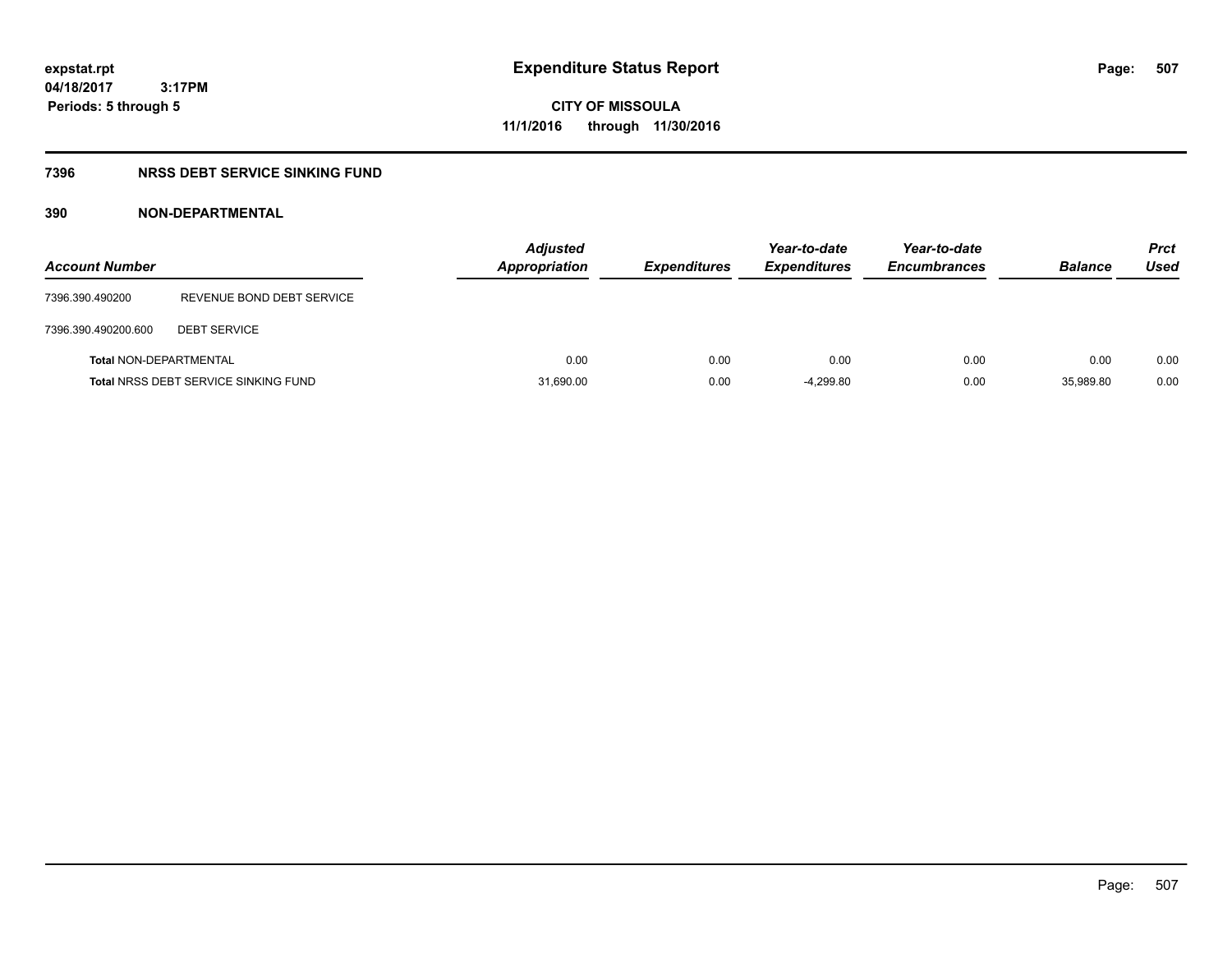expstat.rpt
04/18/2017 3:17PM
Periods: 5 through 5

# Expenditure Status Report

**CITY OF MISSOULA**
**11/1/2016 through 11/30/2016**

## 7396 NRSS DEBT SERVICE SINKING FUND

### 390 NON-DEPARTMENTAL

| Account Number | | Adjusted Appropriation | Expenditures | Year-to-date Expenditures | Year-to-date Encumbrances | Balance | Prct Used |
|---|---|---|---|---|---|---|---|
| 7396.390.490200 | REVENUE BOND DEBT SERVICE | | | | | | |
| 7396.390.490200.600 | DEBT SERVICE | | | | | | |
| **Total** NON-DEPARTMENTAL | | 0.00 | 0.00 | 0.00 | 0.00 | 0.00 | 0.00 |
| **Total** NRSS DEBT SERVICE SINKING FUND | | 31,690.00 | 0.00 | -4,299.80 | 0.00 | 35,989.80 | 0.00 |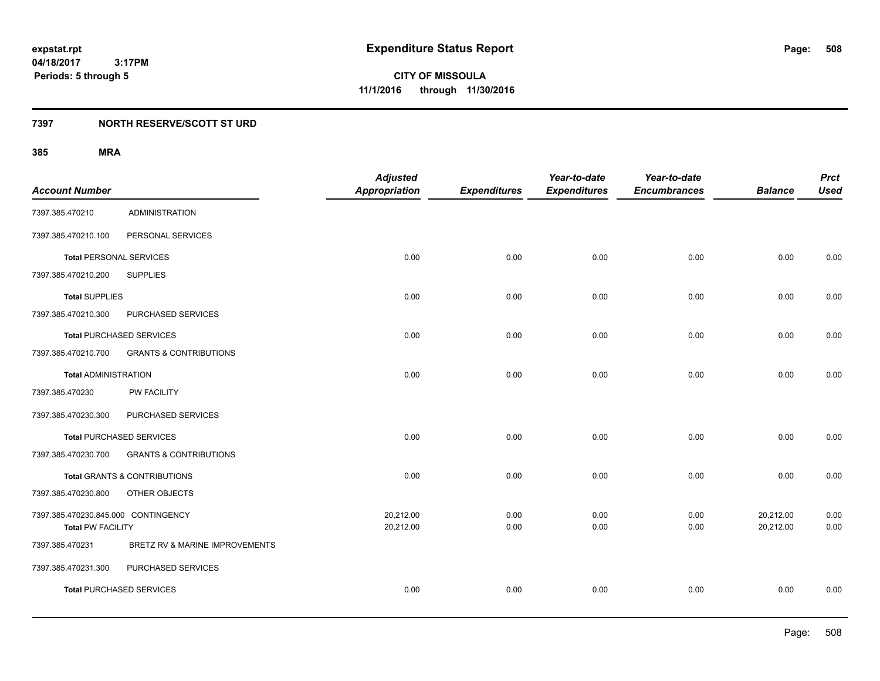**expstat.rpt**
**04/18/2017 3:17PM**
**Periods: 5 through 5**

# Expenditure Status Report

**CITY OF MISSOULA**
**11/1/2016 through 11/30/2016**

## 7397 NORTH RESERVE/SCOTT ST URD

### 385 MRA

| Account Number | | Adjusted Appropriation | Expenditures | Year-to-date Expenditures | Year-to-date Encumbrances | Balance | Prct Used |
|---|---|---|---|---|---|---|---|
| 7397.385.470210 | ADMINISTRATION | | | | | | |
| 7397.385.470210.100 | PERSONAL SERVICES | | | | | | |
| **Total** PERSONAL SERVICES | | 0.00 | 0.00 | 0.00 | 0.00 | 0.00 | 0.00 |
| 7397.385.470210.200 | SUPPLIES | | | | | | |
| **Total** SUPPLIES | | 0.00 | 0.00 | 0.00 | 0.00 | 0.00 | 0.00 |
| 7397.385.470210.300 | PURCHASED SERVICES | | | | | | |
| **Total** PURCHASED SERVICES | | 0.00 | 0.00 | 0.00 | 0.00 | 0.00 | 0.00 |
| 7397.385.470210.700 | GRANTS & CONTRIBUTIONS | | | | | | |
| **Total** ADMINISTRATION | | 0.00 | 0.00 | 0.00 | 0.00 | 0.00 | 0.00 |
| 7397.385.470230 | PW FACILITY | | | | | | |
| 7397.385.470230.300 | PURCHASED SERVICES | | | | | | |
| **Total** PURCHASED SERVICES | | 0.00 | 0.00 | 0.00 | 0.00 | 0.00 | 0.00 |
| 7397.385.470230.700 | GRANTS & CONTRIBUTIONS | | | | | | |
| **Total** GRANTS & CONTRIBUTIONS | | 0.00 | 0.00 | 0.00 | 0.00 | 0.00 | 0.00 |
| 7397.385.470230.800 | OTHER OBJECTS | | | | | | |
| 7397.385.470230.845.000 CONTINGENCY | | 20,212.00 | 0.00 | 0.00 | 0.00 | 20,212.00 | 0.00 |
| **Total** PW FACILITY | | 20,212.00 | 0.00 | 0.00 | 0.00 | 20,212.00 | 0.00 |
| 7397.385.470231 | BRETZ RV & MARINE IMPROVEMENTS | | | | | | |
| 7397.385.470231.300 | PURCHASED SERVICES | | | | | | |
| **Total** PURCHASED SERVICES | | 0.00 | 0.00 | 0.00 | 0.00 | 0.00 | 0.00 |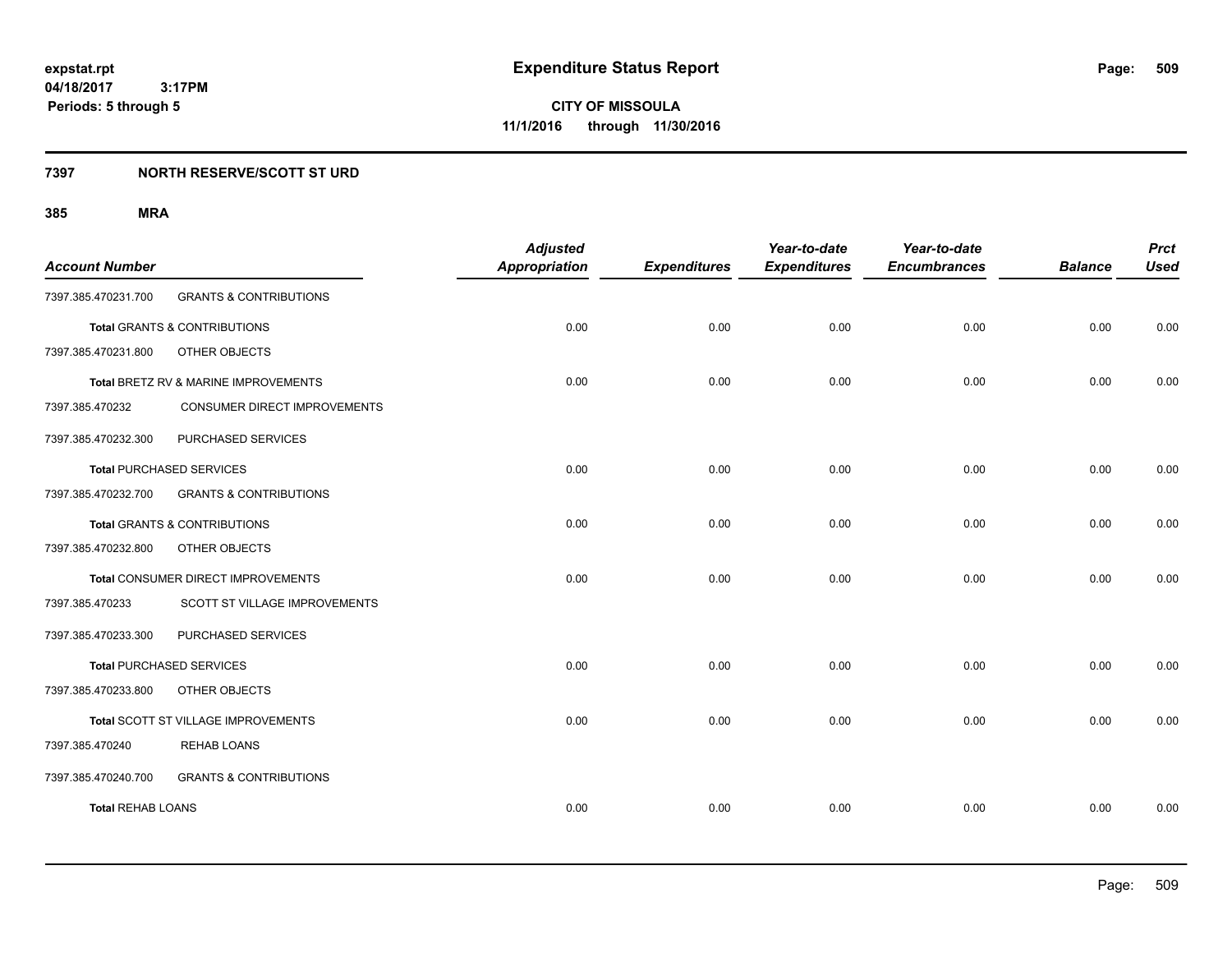# Expenditure Status Report

**CITY OF MISSOULA**
**11/1/2016 through 11/30/2016**

expstat.rpt
04/18/2017 3:17PM
Periods: 5 through 5

## 7397 NORTH RESERVE/SCOTT ST URD

### 385 MRA

| Account Number | | Adjusted Appropriation | Expenditures | Year-to-date Expenditures | Year-to-date Encumbrances | Balance | Prct Used |
|---|---|---|---|---|---|---|---|
| 7397.385.470231.700 | GRANTS & CONTRIBUTIONS | | | | | | |
| **Total** GRANTS & CONTRIBUTIONS | | 0.00 | 0.00 | 0.00 | 0.00 | 0.00 | 0.00 |
| 7397.385.470231.800 | OTHER OBJECTS | | | | | | |
| **Total** BRETZ RV & MARINE IMPROVEMENTS | | 0.00 | 0.00 | 0.00 | 0.00 | 0.00 | 0.00 |
| 7397.385.470232 | CONSUMER DIRECT IMPROVEMENTS | | | | | | |
| 7397.385.470232.300 | PURCHASED SERVICES | | | | | | |
| **Total** PURCHASED SERVICES | | 0.00 | 0.00 | 0.00 | 0.00 | 0.00 | 0.00 |
| 7397.385.470232.700 | GRANTS & CONTRIBUTIONS | | | | | | |
| **Total** GRANTS & CONTRIBUTIONS | | 0.00 | 0.00 | 0.00 | 0.00 | 0.00 | 0.00 |
| 7397.385.470232.800 | OTHER OBJECTS | | | | | | |
| **Total** CONSUMER DIRECT IMPROVEMENTS | | 0.00 | 0.00 | 0.00 | 0.00 | 0.00 | 0.00 |
| 7397.385.470233 | SCOTT ST VILLAGE IMPROVEMENTS | | | | | | |
| 7397.385.470233.300 | PURCHASED SERVICES | | | | | | |
| **Total** PURCHASED SERVICES | | 0.00 | 0.00 | 0.00 | 0.00 | 0.00 | 0.00 |
| 7397.385.470233.800 | OTHER OBJECTS | | | | | | |
| **Total** SCOTT ST VILLAGE IMPROVEMENTS | | 0.00 | 0.00 | 0.00 | 0.00 | 0.00 | 0.00 |
| 7397.385.470240 | REHAB LOANS | | | | | | |
| 7397.385.470240.700 | GRANTS & CONTRIBUTIONS | | | | | | |
| **Total** REHAB LOANS | | 0.00 | 0.00 | 0.00 | 0.00 | 0.00 | 0.00 |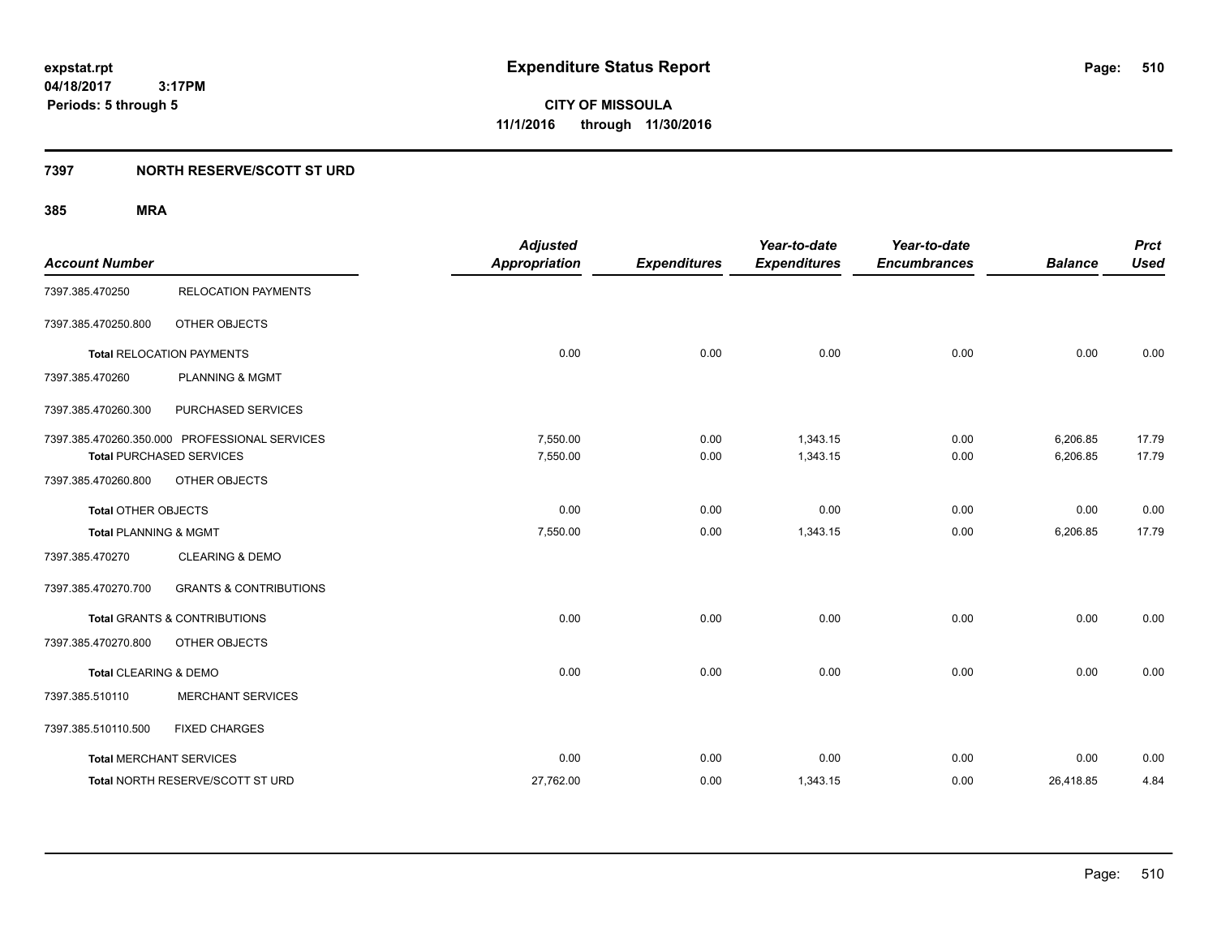**expstat.rpt**
**04/18/2017 3:17PM**
**Periods: 5 through 5**

# Expenditure Status Report

**CITY OF MISSOULA**
**11/1/2016 through 11/30/2016**

## 7397 NORTH RESERVE/SCOTT ST URD

### 385 MRA

| Account Number | | Adjusted Appropriation | Expenditures | Year-to-date Expenditures | Year-to-date Encumbrances | Balance | Prct Used |
|---|---|---|---|---|---|---|---|
| 7397.385.470250 | RELOCATION PAYMENTS | | | | | | |
| 7397.385.470250.800 | OTHER OBJECTS | | | | | | |
| **Total** RELOCATION PAYMENTS | | 0.00 | 0.00 | 0.00 | 0.00 | 0.00 | 0.00 |
| 7397.385.470260 | PLANNING & MGMT | | | | | | |
| 7397.385.470260.300 | PURCHASED SERVICES | | | | | | |
| 7397.385.470260.350.000 | PROFESSIONAL SERVICES | 7,550.00 | 0.00 | 1,343.15 | 0.00 | 6,206.85 | 17.79 |
| **Total** PURCHASED SERVICES | | 7,550.00 | 0.00 | 1,343.15 | 0.00 | 6,206.85 | 17.79 |
| 7397.385.470260.800 | OTHER OBJECTS | | | | | | |
| **Total** OTHER OBJECTS | | 0.00 | 0.00 | 0.00 | 0.00 | 0.00 | 0.00 |
| **Total** PLANNING & MGMT | | 7,550.00 | 0.00 | 1,343.15 | 0.00 | 6,206.85 | 17.79 |
| 7397.385.470270 | CLEARING & DEMO | | | | | | |
| 7397.385.470270.700 | GRANTS & CONTRIBUTIONS | | | | | | |
| **Total** GRANTS & CONTRIBUTIONS | | 0.00 | 0.00 | 0.00 | 0.00 | 0.00 | 0.00 |
| 7397.385.470270.800 | OTHER OBJECTS | | | | | | |
| **Total** CLEARING & DEMO | | 0.00 | 0.00 | 0.00 | 0.00 | 0.00 | 0.00 |
| 7397.385.510110 | MERCHANT SERVICES | | | | | | |
| 7397.385.510110.500 | FIXED CHARGES | | | | | | |
| **Total** MERCHANT SERVICES | | 0.00 | 0.00 | 0.00 | 0.00 | 0.00 | 0.00 |
| **Total** NORTH RESERVE/SCOTT ST URD | | 27,762.00 | 0.00 | 1,343.15 | 0.00 | 26,418.85 | 4.84 |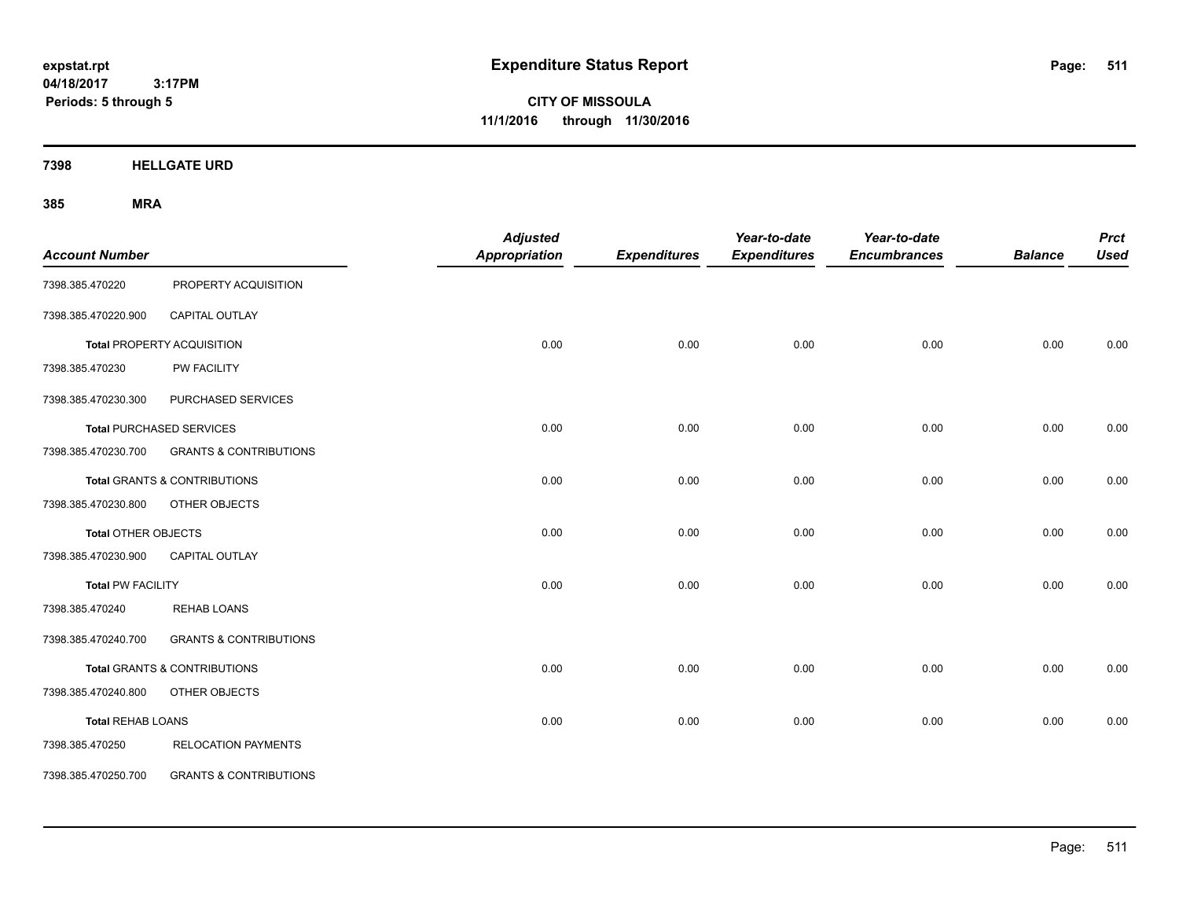expstat.rpt
04/18/2017 3:17PM
Periods: 5 through 5

# Expenditure Status Report

CITY OF MISSOULA
11/1/2016 through 11/30/2016

## 7398 HELLGATE URD

### 385 MRA

| Account Number | | Adjusted Appropriation | Expenditures | Year-to-date Expenditures | Year-to-date Encumbrances | Balance | Prct Used |
|---|---|---|---|---|---|---|---|
| 7398.385.470220 | PROPERTY ACQUISITION | | | | | | |
| 7398.385.470220.900 | CAPITAL OUTLAY | | | | | | |
| **Total** PROPERTY ACQUISITION | | 0.00 | 0.00 | 0.00 | 0.00 | 0.00 | 0.00 |
| 7398.385.470230 | PW FACILITY | | | | | | |
| 7398.385.470230.300 | PURCHASED SERVICES | | | | | | |
| **Total** PURCHASED SERVICES | | 0.00 | 0.00 | 0.00 | 0.00 | 0.00 | 0.00 |
| 7398.385.470230.700 | GRANTS & CONTRIBUTIONS | | | | | | |
| **Total** GRANTS & CONTRIBUTIONS | | 0.00 | 0.00 | 0.00 | 0.00 | 0.00 | 0.00 |
| 7398.385.470230.800 | OTHER OBJECTS | | | | | | |
| **Total** OTHER OBJECTS | | 0.00 | 0.00 | 0.00 | 0.00 | 0.00 | 0.00 |
| 7398.385.470230.900 | CAPITAL OUTLAY | | | | | | |
| **Total** PW FACILITY | | 0.00 | 0.00 | 0.00 | 0.00 | 0.00 | 0.00 |
| 7398.385.470240 | REHAB LOANS | | | | | | |
| 7398.385.470240.700 | GRANTS & CONTRIBUTIONS | | | | | | |
| **Total** GRANTS & CONTRIBUTIONS | | 0.00 | 0.00 | 0.00 | 0.00 | 0.00 | 0.00 |
| 7398.385.470240.800 | OTHER OBJECTS | | | | | | |
| **Total** REHAB LOANS | | 0.00 | 0.00 | 0.00 | 0.00 | 0.00 | 0.00 |
| 7398.385.470250 | RELOCATION PAYMENTS | | | | | | |
| 7398.385.470250.700 | GRANTS & CONTRIBUTIONS | | | | | | |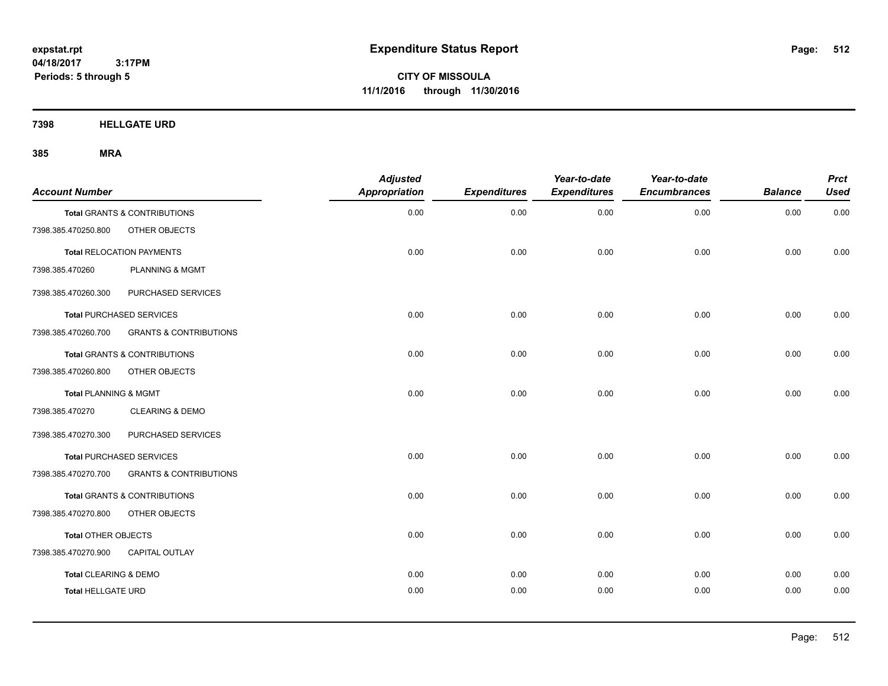expstat.rpt
04/18/2017 3:17PM
Periods: 5 through 5

# Expenditure Status Report

**CITY OF MISSOULA**
**11/1/2016 through 11/30/2016**

## 7398 HELLGATE URD

## 385 MRA

| Account Number | | Adjusted Appropriation | Expenditures | Year-to-date Expenditures | Year-to-date Encumbrances | Balance | Prct Used |
|---|---|---|---|---|---|---|---|
| **Total** GRANTS & CONTRIBUTIONS | | 0.00 | 0.00 | 0.00 | 0.00 | 0.00 | 0.00 |
| 7398.385.470250.800 | OTHER OBJECTS | | | | | | |
| **Total** RELOCATION PAYMENTS | | 0.00 | 0.00 | 0.00 | 0.00 | 0.00 | 0.00 |
| 7398.385.470260 | PLANNING & MGMT | | | | | | |
| 7398.385.470260.300 | PURCHASED SERVICES | | | | | | |
| **Total** PURCHASED SERVICES | | 0.00 | 0.00 | 0.00 | 0.00 | 0.00 | 0.00 |
| 7398.385.470260.700 | GRANTS & CONTRIBUTIONS | | | | | | |
| **Total** GRANTS & CONTRIBUTIONS | | 0.00 | 0.00 | 0.00 | 0.00 | 0.00 | 0.00 |
| 7398.385.470260.800 | OTHER OBJECTS | | | | | | |
| **Total** PLANNING & MGMT | | 0.00 | 0.00 | 0.00 | 0.00 | 0.00 | 0.00 |
| 7398.385.470270 | CLEARING & DEMO | | | | | | |
| 7398.385.470270.300 | PURCHASED SERVICES | | | | | | |
| **Total** PURCHASED SERVICES | | 0.00 | 0.00 | 0.00 | 0.00 | 0.00 | 0.00 |
| 7398.385.470270.700 | GRANTS & CONTRIBUTIONS | | | | | | |
| **Total** GRANTS & CONTRIBUTIONS | | 0.00 | 0.00 | 0.00 | 0.00 | 0.00 | 0.00 |
| 7398.385.470270.800 | OTHER OBJECTS | | | | | | |
| **Total** OTHER OBJECTS | | 0.00 | 0.00 | 0.00 | 0.00 | 0.00 | 0.00 |
| 7398.385.470270.900 | CAPITAL OUTLAY | | | | | | |
| **Total** CLEARING & DEMO | | 0.00 | 0.00 | 0.00 | 0.00 | 0.00 | 0.00 |
| **Total** HELLGATE URD | | 0.00 | 0.00 | 0.00 | 0.00 | 0.00 | 0.00 |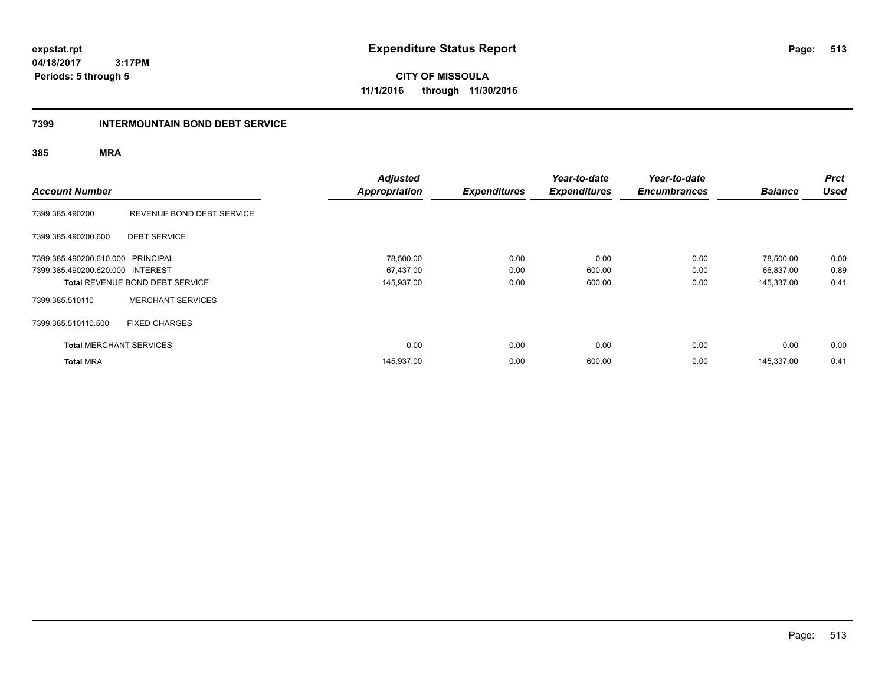expstat.rpt
04/18/2017 3:17PM
Periods: 5 through 5

# Expenditure Status Report

**CITY OF MISSOULA**
**11/1/2016 through 11/30/2016**

## 7399 INTERMOUNTAIN BOND DEBT SERVICE

### 385 MRA

| Account Number | | Adjusted Appropriation | Expenditures | Year-to-date Expenditures | Year-to-date Encumbrances | Balance | Prct Used |
|---|---|---|---|---|---|---|---|
| 7399.385.490200 | REVENUE BOND DEBT SERVICE | | | | | | |
| 7399.385.490200.600 | DEBT SERVICE | | | | | | |
| 7399.385.490200.610.000 | PRINCIPAL | 78,500.00 | 0.00 | 0.00 | 0.00 | 78,500.00 | 0.00 |
| 7399.385.490200.620.000 | INTEREST | 67,437.00 | 0.00 | 600.00 | 0.00 | 66,837.00 | 0.89 |
| **Total** REVENUE BOND DEBT SERVICE | | 145,937.00 | 0.00 | 600.00 | 0.00 | 145,337.00 | 0.41 |
| 7399.385.510110 | MERCHANT SERVICES | | | | | | |
| 7399.385.510110.500 | FIXED CHARGES | | | | | | |
| **Total** MERCHANT SERVICES | | 0.00 | 0.00 | 0.00 | 0.00 | 0.00 | 0.00 |
| **Total** MRA | | 145,937.00 | 0.00 | 600.00 | 0.00 | 145,337.00 | 0.41 |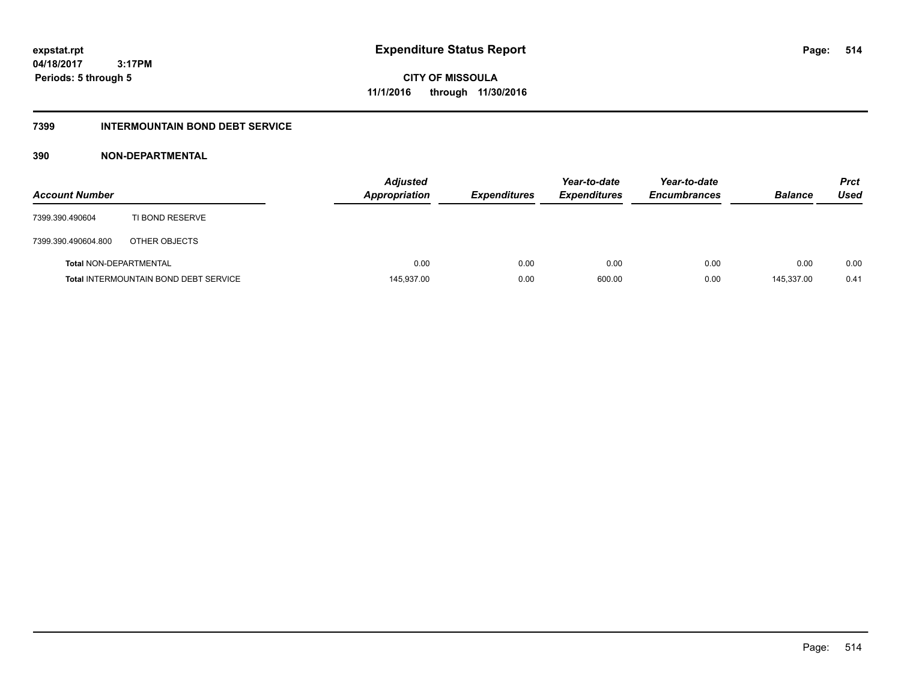# Expenditure Status Report

**CITY OF MISSOULA**
**11/1/2016 through 11/30/2016**

expstat.rpt
04/18/2017 3:17PM
Periods: 5 through 5

## 7399 INTERMOUNTAIN BOND DEBT SERVICE

### 390 NON-DEPARTMENTAL

| Account Number | | Adjusted Appropriation | Expenditures | Year-to-date Expenditures | Year-to-date Encumbrances | Balance | Prct Used |
|---|---|---|---|---|---|---|---|
| 7399.390.490604 | TI BOND RESERVE | | | | | | |
| 7399.390.490604.800 | OTHER OBJECTS | | | | | | |
| **Total** NON-DEPARTMENTAL | | 0.00 | 0.00 | 0.00 | 0.00 | 0.00 | 0.00 |
| **Total** INTERMOUNTAIN BOND DEBT SERVICE | | 145,937.00 | 0.00 | 600.00 | 0.00 | 145,337.00 | 0.41 |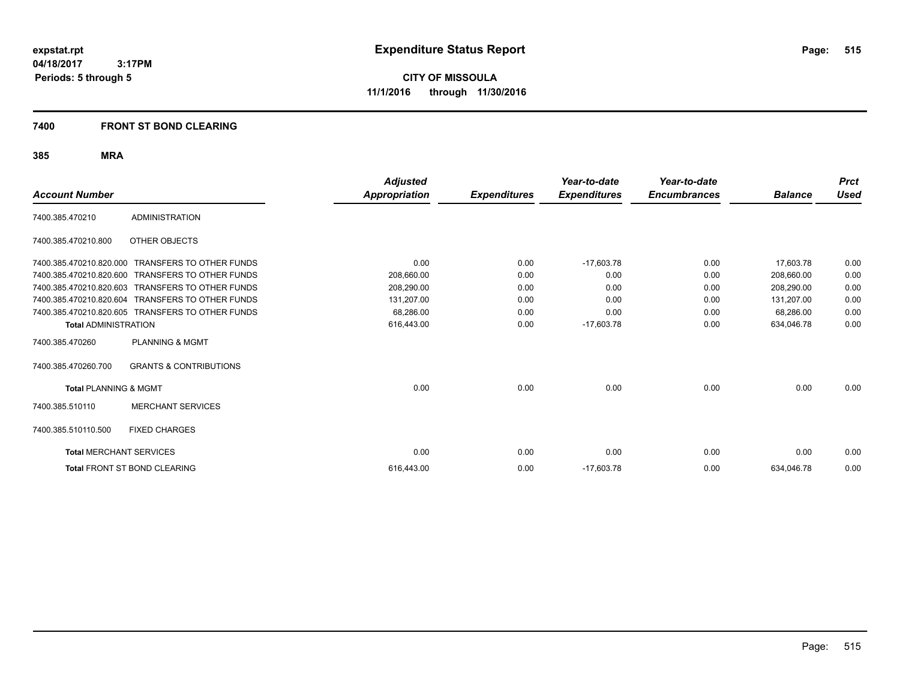expstat.rpt
04/18/2017 3:17PM
Periods: 5 through 5

# Expenditure Status Report

**CITY OF MISSOULA**
**11/1/2016 through 11/30/2016**

## 7400 FRONT ST BOND CLEARING

### 385 MRA

| Account Number | | Adjusted Appropriation | Expenditures | Year-to-date Expenditures | Year-to-date Encumbrances | Balance | Prct Used |
|---|---|---|---|---|---|---|---|
| 7400.385.470210 | ADMINISTRATION | | | | | | |
| 7400.385.470210.800 | OTHER OBJECTS | | | | | | |
| 7400.385.470210.820.000 | TRANSFERS TO OTHER FUNDS | 0.00 | 0.00 | -17,603.78 | 0.00 | 17,603.78 | 0.00 |
| 7400.385.470210.820.600 | TRANSFERS TO OTHER FUNDS | 208,660.00 | 0.00 | 0.00 | 0.00 | 208,660.00 | 0.00 |
| 7400.385.470210.820.603 | TRANSFERS TO OTHER FUNDS | 208,290.00 | 0.00 | 0.00 | 0.00 | 208,290.00 | 0.00 |
| 7400.385.470210.820.604 | TRANSFERS TO OTHER FUNDS | 131,207.00 | 0.00 | 0.00 | 0.00 | 131,207.00 | 0.00 |
| 7400.385.470210.820.605 | TRANSFERS TO OTHER FUNDS | 68,286.00 | 0.00 | 0.00 | 0.00 | 68,286.00 | 0.00 |
| **Total** ADMINISTRATION | | 616,443.00 | 0.00 | -17,603.78 | 0.00 | 634,046.78 | 0.00 |
| 7400.385.470260 | PLANNING & MGMT | | | | | | |
| 7400.385.470260.700 | GRANTS & CONTRIBUTIONS | | | | | | |
| **Total** PLANNING & MGMT | | 0.00 | 0.00 | 0.00 | 0.00 | 0.00 | 0.00 |
| 7400.385.510110 | MERCHANT SERVICES | | | | | | |
| 7400.385.510110.500 | FIXED CHARGES | | | | | | |
| **Total** MERCHANT SERVICES | | 0.00 | 0.00 | 0.00 | 0.00 | 0.00 | 0.00 |
| **Total** FRONT ST BOND CLEARING | | 616,443.00 | 0.00 | -17,603.78 | 0.00 | 634,046.78 | 0.00 |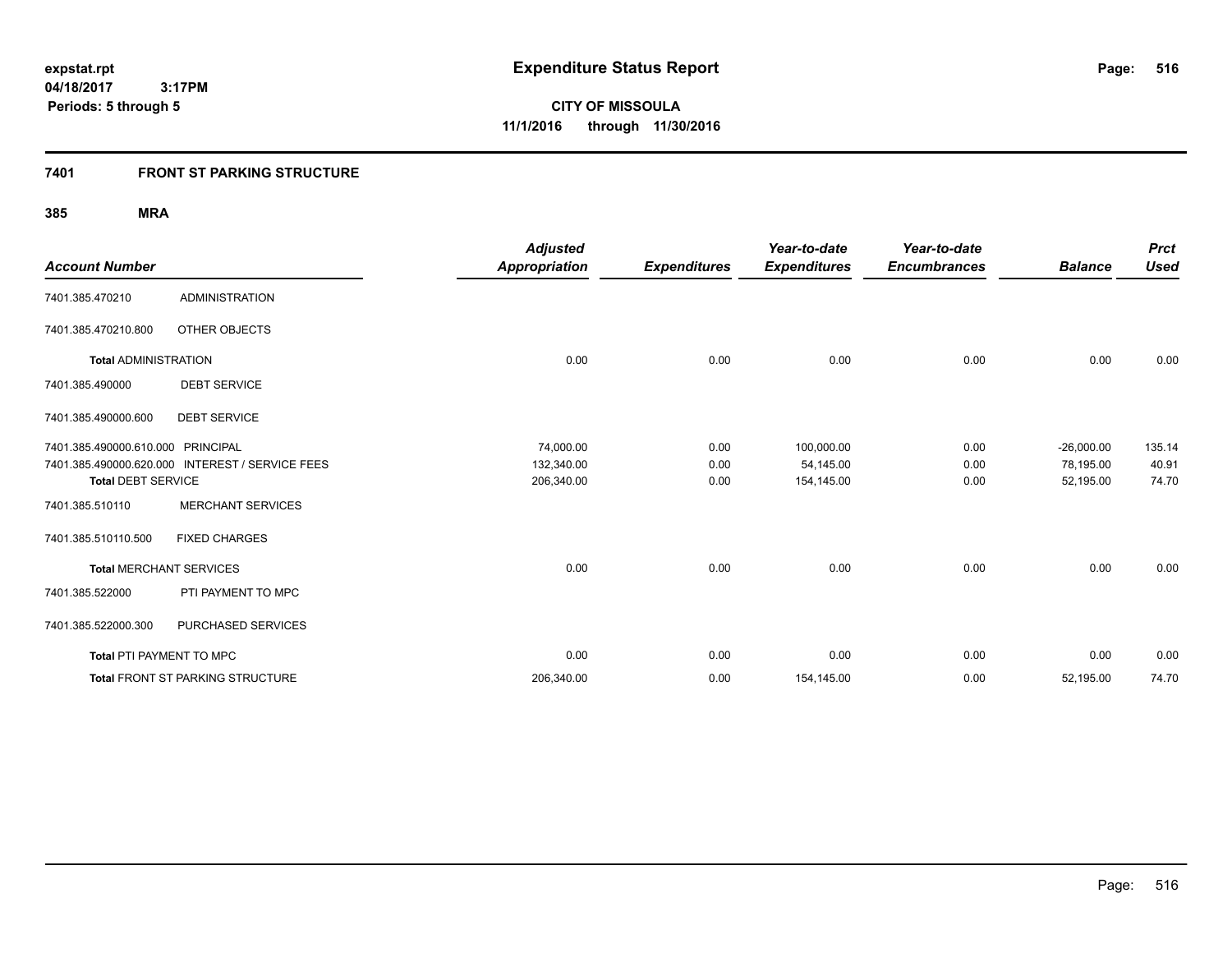expstat.rpt
04/18/2017 3:17PM
Periods: 5 through 5

# Expenditure Status Report

**CITY OF MISSOULA**
**11/1/2016 through 11/30/2016**

## 7401 FRONT ST PARKING STRUCTURE

### 385 MRA

| Account Number | | Adjusted Appropriation | Expenditures | Year-to-date Expenditures | Year-to-date Encumbrances | Balance | Prct Used |
|---|---|---|---|---|---|---|---|
| 7401.385.470210 | ADMINISTRATION | | | | | | |
| 7401.385.470210.800 | OTHER OBJECTS | | | | | | |
| **Total** ADMINISTRATION | | 0.00 | 0.00 | 0.00 | 0.00 | 0.00 | 0.00 |
| 7401.385.490000 | DEBT SERVICE | | | | | | |
| 7401.385.490000.600 | DEBT SERVICE | | | | | | |
| 7401.385.490000.610.000 | PRINCIPAL | 74,000.00 | 0.00 | 100,000.00 | 0.00 | -26,000.00 | 135.14 |
| 7401.385.490000.620.000 | INTEREST / SERVICE FEES | 132,340.00 | 0.00 | 54,145.00 | 0.00 | 78,195.00 | 40.91 |
| **Total DEBT SERVICE** | | 206,340.00 | 0.00 | 154,145.00 | 0.00 | 52,195.00 | 74.70 |
| 7401.385.510110 | MERCHANT SERVICES | | | | | | |
| 7401.385.510110.500 | FIXED CHARGES | | | | | | |
| **Total** MERCHANT SERVICES | | 0.00 | 0.00 | 0.00 | 0.00 | 0.00 | 0.00 |
| 7401.385.522000 | PTI PAYMENT TO MPC | | | | | | |
| 7401.385.522000.300 | PURCHASED SERVICES | | | | | | |
| **Total** PTI PAYMENT TO MPC | | 0.00 | 0.00 | 0.00 | 0.00 | 0.00 | 0.00 |
| **Total** FRONT ST PARKING STRUCTURE | | 206,340.00 | 0.00 | 154,145.00 | 0.00 | 52,195.00 | 74.70 |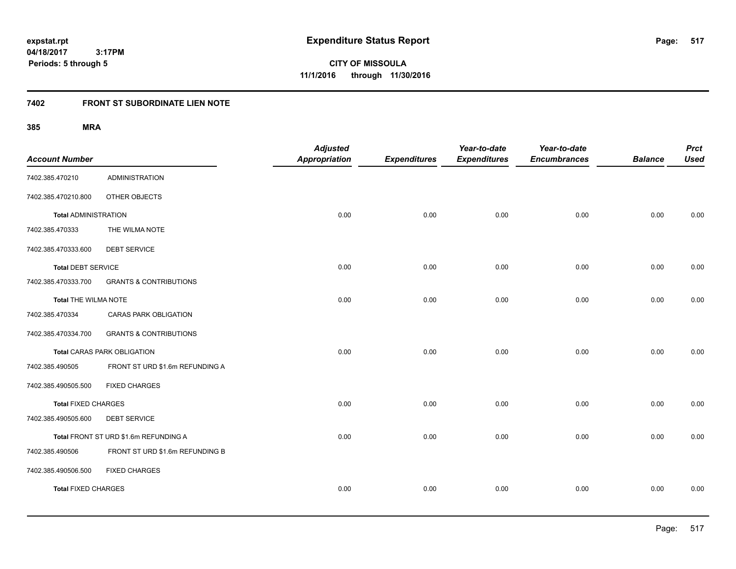**expstat.rpt**
**04/18/2017 3:17PM**
**Periods: 5 through 5**

# Expenditure Status Report

**CITY OF MISSOULA**
**11/1/2016 through 11/30/2016**

## 7402 FRONT ST SUBORDINATE LIEN NOTE

### 385 MRA

| Account Number | | Adjusted Appropriation | Expenditures | Year-to-date Expenditures | Year-to-date Encumbrances | Balance | Prct Used |
|---|---|---|---|---|---|---|---|
| 7402.385.470210 | ADMINISTRATION | | | | | | |
| 7402.385.470210.800 | OTHER OBJECTS | | | | | | |
| **Total** ADMINISTRATION | | 0.00 | 0.00 | 0.00 | 0.00 | 0.00 | 0.00 |
| 7402.385.470333 | THE WILMA NOTE | | | | | | |
| 7402.385.470333.600 | DEBT SERVICE | | | | | | |
| **Total** DEBT SERVICE | | 0.00 | 0.00 | 0.00 | 0.00 | 0.00 | 0.00 |
| 7402.385.470333.700 | GRANTS & CONTRIBUTIONS | | | | | | |
| **Total** THE WILMA NOTE | | 0.00 | 0.00 | 0.00 | 0.00 | 0.00 | 0.00 |
| 7402.385.470334 | CARAS PARK OBLIGATION | | | | | | |
| 7402.385.470334.700 | GRANTS & CONTRIBUTIONS | | | | | | |
| **Total** CARAS PARK OBLIGATION | | 0.00 | 0.00 | 0.00 | 0.00 | 0.00 | 0.00 |
| 7402.385.490505 | FRONT ST URD $1.6m REFUNDING A | | | | | | |
| 7402.385.490505.500 | FIXED CHARGES | | | | | | |
| **Total** FIXED CHARGES | | 0.00 | 0.00 | 0.00 | 0.00 | 0.00 | 0.00 |
| 7402.385.490505.600 | DEBT SERVICE | | | | | | |
| **Total** FRONT ST URD $1.6m REFUNDING A | | 0.00 | 0.00 | 0.00 | 0.00 | 0.00 | 0.00 |
| 7402.385.490506 | FRONT ST URD $1.6m REFUNDING B | | | | | | |
| 7402.385.490506.500 | FIXED CHARGES | | | | | | |
| **Total** FIXED CHARGES | | 0.00 | 0.00 | 0.00 | 0.00 | 0.00 | 0.00 |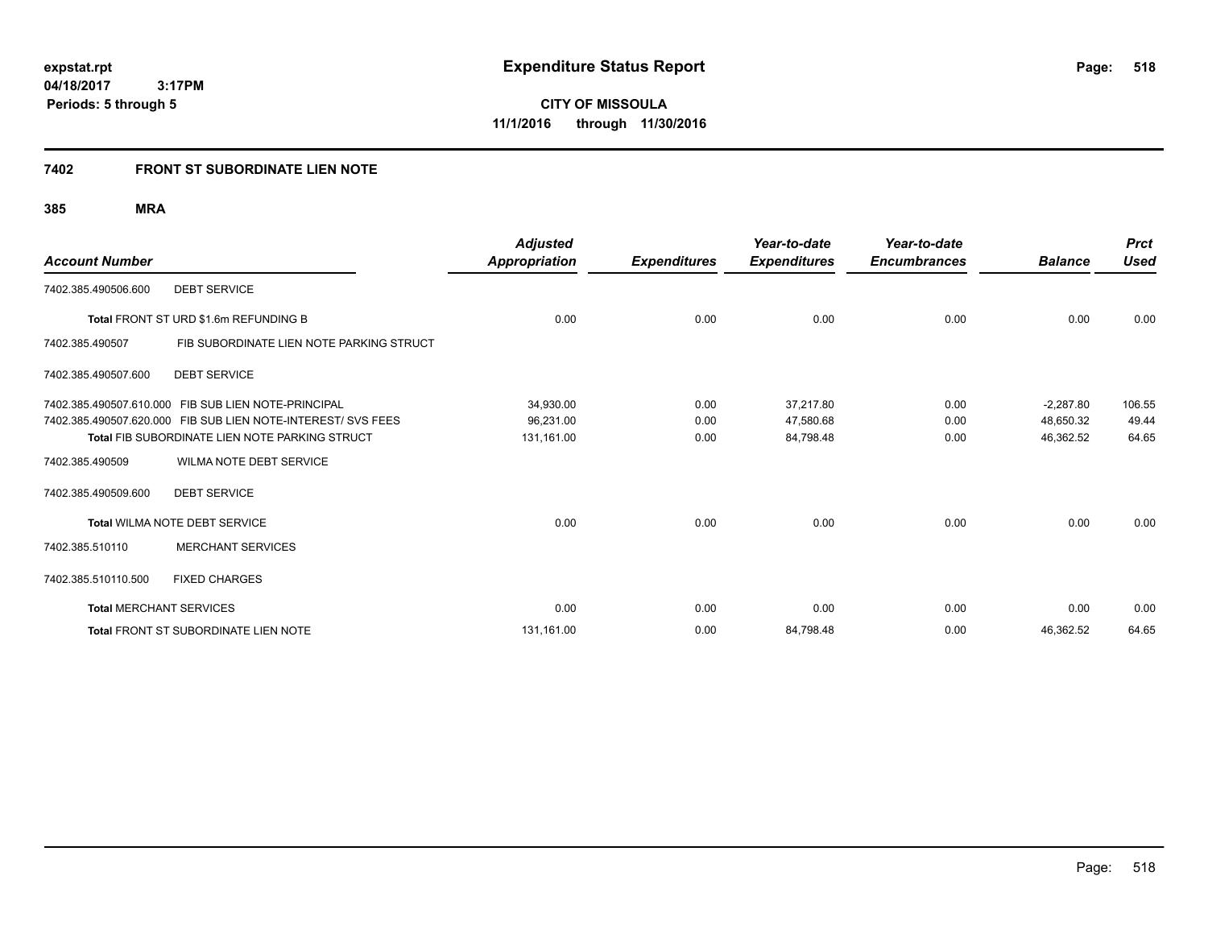**expstat.rpt**
**04/18/2017 3:17PM**
**Periods: 5 through 5**

# Expenditure Status Report

**CITY OF MISSOULA**
**11/1/2016 through 11/30/2016**

## 7402 FRONT ST SUBORDINATE LIEN NOTE

### 385 MRA

| Account Number | | Adjusted Appropriation | Expenditures | Year-to-date Expenditures | Year-to-date Encumbrances | Balance | Prct Used |
|---|---|---|---|---|---|---|---|
| 7402.385.490506.600 | DEBT SERVICE | | | | | | |
| **Total** FRONT ST URD $1.6m REFUNDING B | | 0.00 | 0.00 | 0.00 | 0.00 | 0.00 | 0.00 |
| 7402.385.490507 | FIB SUBORDINATE LIEN NOTE PARKING STRUCT | | | | | | |
| 7402.385.490507.600 | DEBT SERVICE | | | | | | |
| 7402.385.490507.610.000 | FIB SUB LIEN NOTE-PRINCIPAL | 34,930.00 | 0.00 | 37,217.80 | 0.00 | -2,287.80 | 106.55 |
| 7402.385.490507.620.000 | FIB SUB LIEN NOTE-INTEREST/ SVS FEES | 96,231.00 | 0.00 | 47,580.68 | 0.00 | 48,650.32 | 49.44 |
| **Total** FIB SUBORDINATE LIEN NOTE PARKING STRUCT | | 131,161.00 | 0.00 | 84,798.48 | 0.00 | 46,362.52 | 64.65 |
| 7402.385.490509 | WILMA NOTE DEBT SERVICE | | | | | | |
| 7402.385.490509.600 | DEBT SERVICE | | | | | | |
| **Total** WILMA NOTE DEBT SERVICE | | 0.00 | 0.00 | 0.00 | 0.00 | 0.00 | 0.00 |
| 7402.385.510110 | MERCHANT SERVICES | | | | | | |
| 7402.385.510110.500 | FIXED CHARGES | | | | | | |
| **Total** MERCHANT SERVICES | | 0.00 | 0.00 | 0.00 | 0.00 | 0.00 | 0.00 |
| **Total** FRONT ST SUBORDINATE LIEN NOTE | | 131,161.00 | 0.00 | 84,798.48 | 0.00 | 46,362.52 | 64.65 |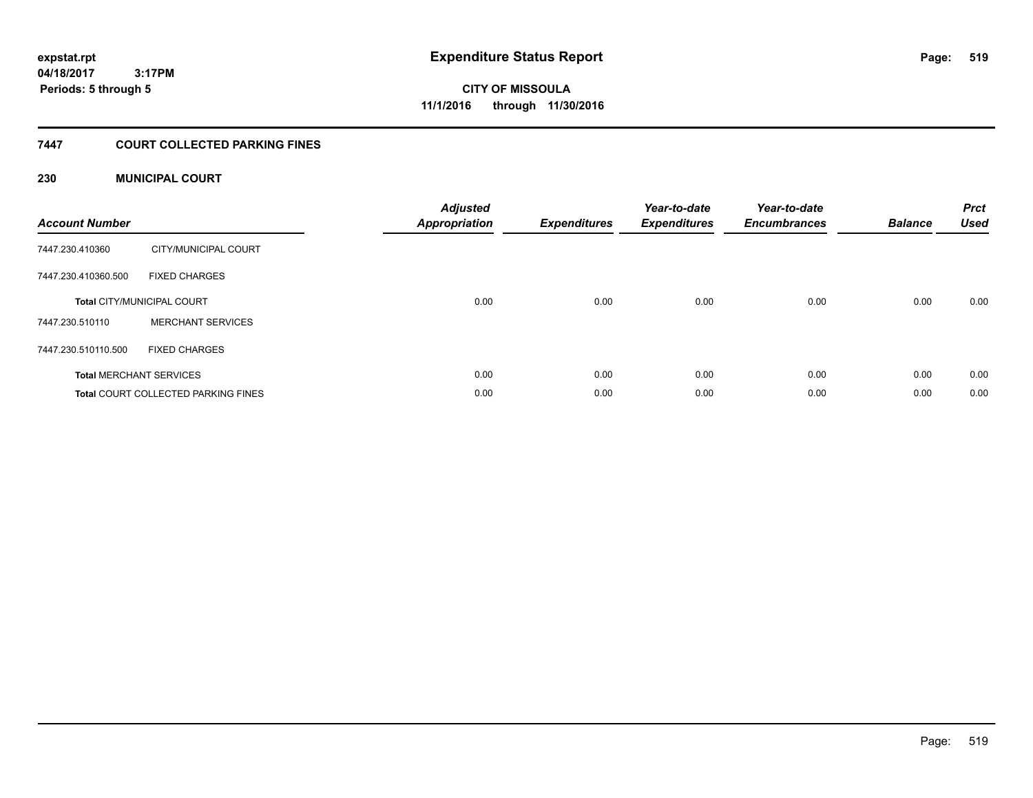**expstat.rpt**
**04/18/2017 3:17PM**
**Periods: 5 through 5**

# Expenditure Status Report

**CITY OF MISSOULA**
**11/1/2016 through 11/30/2016**

## 7447 COURT COLLECTED PARKING FINES

### 230 MUNICIPAL COURT

| Account Number | | Adjusted Appropriation | Expenditures | Year-to-date Expenditures | Year-to-date Encumbrances | Balance | Prct Used |
|---|---|---|---|---|---|---|---|
| 7447.230.410360 | CITY/MUNICIPAL COURT | | | | | | |
| 7447.230.410360.500 | FIXED CHARGES | | | | | | |
| **Total** CITY/MUNICIPAL COURT | | 0.00 | 0.00 | 0.00 | 0.00 | 0.00 | 0.00 |
| 7447.230.510110 | MERCHANT SERVICES | | | | | | |
| 7447.230.510110.500 | FIXED CHARGES | | | | | | |
| **Total** MERCHANT SERVICES | | 0.00 | 0.00 | 0.00 | 0.00 | 0.00 | 0.00 |
| **Total** COURT COLLECTED PARKING FINES | | 0.00 | 0.00 | 0.00 | 0.00 | 0.00 | 0.00 |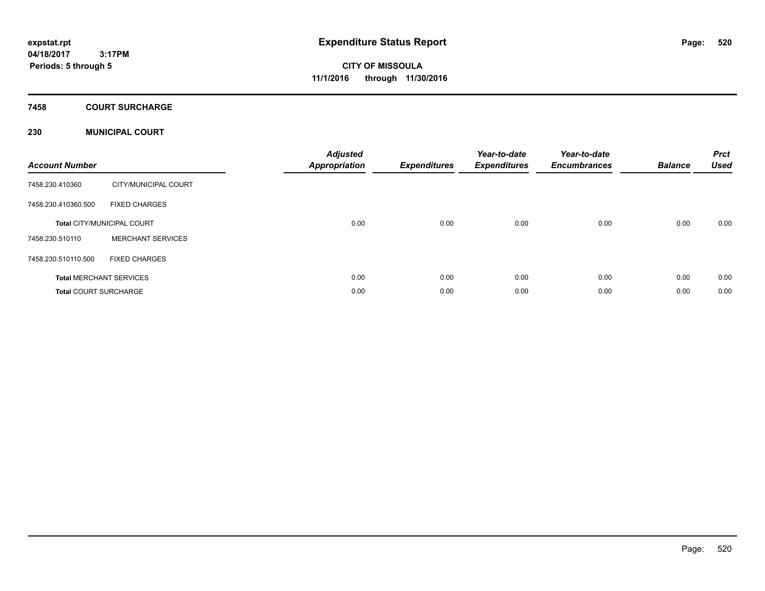# Expenditure Status Report

expstat.rpt
04/18/2017 3:17PM
Periods: 5 through 5

CITY OF MISSOULA
11/1/2016 through 11/30/2016

## 7458 COURT SURCHARGE

### 230 MUNICIPAL COURT

| Account Number | | Adjusted Appropriation | Expenditures | Year-to-date Expenditures | Year-to-date Encumbrances | Balance | Prct Used |
|---|---|---|---|---|---|---|---|
| 7458.230.410360 | CITY/MUNICIPAL COURT | | | | | | |
| 7458.230.410360.500 | FIXED CHARGES | | | | | | |
| **Total** CITY/MUNICIPAL COURT | | 0.00 | 0.00 | 0.00 | 0.00 | 0.00 | 0.00 |
| 7458.230.510110 | MERCHANT SERVICES | | | | | | |
| 7458.230.510110.500 | FIXED CHARGES | | | | | | |
| **Total** MERCHANT SERVICES | | 0.00 | 0.00 | 0.00 | 0.00 | 0.00 | 0.00 |
| **Total** COURT SURCHARGE | | 0.00 | 0.00 | 0.00 | 0.00 | 0.00 | 0.00 |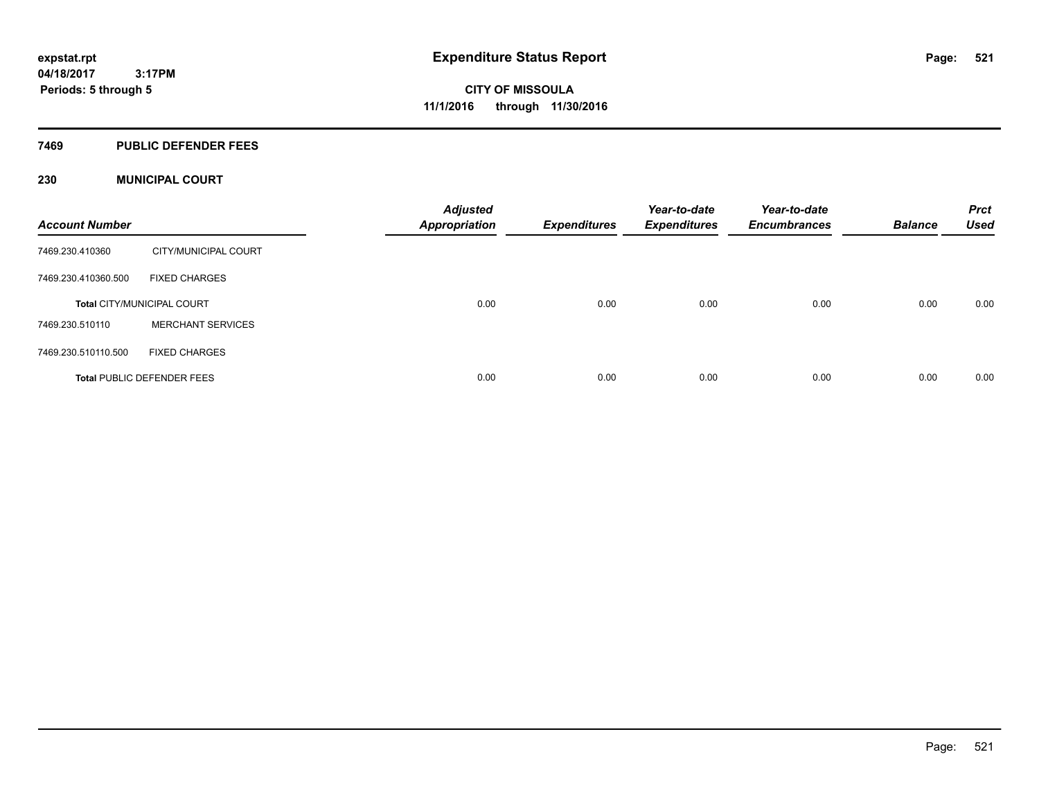**expstat.rpt**
**04/18/2017 3:17PM**
**Periods: 5 through 5**

# Expenditure Status Report

**CITY OF MISSOULA**
**11/1/2016 through 11/30/2016**

## 7469 PUBLIC DEFENDER FEES

### 230 MUNICIPAL COURT

| Account Number | | Adjusted Appropriation | Expenditures | Year-to-date Expenditures | Year-to-date Encumbrances | Balance | Prct Used |
|---|---|---|---|---|---|---|---|
| 7469.230.410360 | CITY/MUNICIPAL COURT | | | | | | |
| 7469.230.410360.500 | FIXED CHARGES | | | | | | |
| **Total** CITY/MUNICIPAL COURT | | 0.00 | 0.00 | 0.00 | 0.00 | 0.00 | 0.00 |
| 7469.230.510110 | MERCHANT SERVICES | | | | | | |
| 7469.230.510110.500 | FIXED CHARGES | | | | | | |
| **Total** PUBLIC DEFENDER FEES | | 0.00 | 0.00 | 0.00 | 0.00 | 0.00 | 0.00 |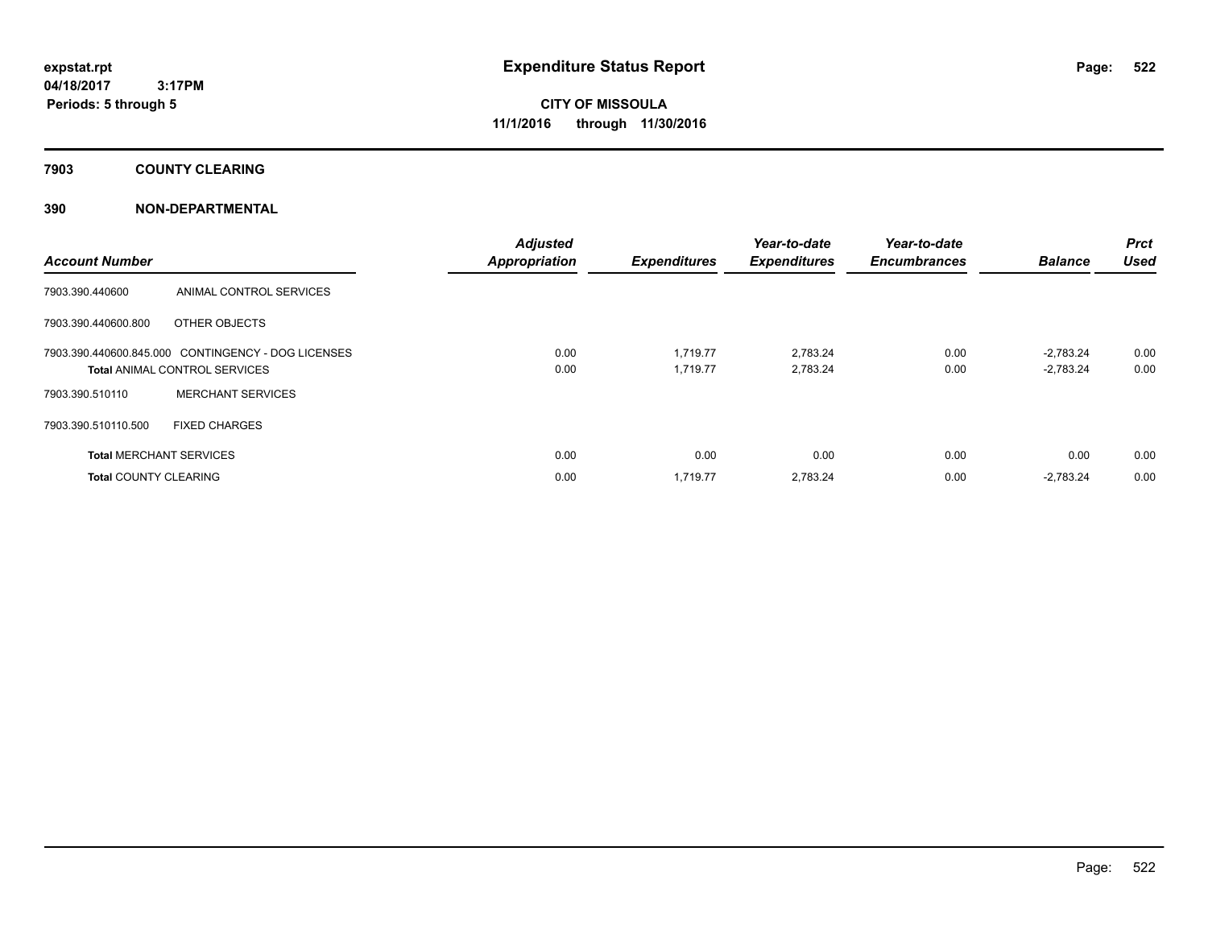# Expenditure Status Report

**CITY OF MISSOULA**

**11/1/2016 through 11/30/2016**

expstat.rpt
04/18/2017 3:17PM
Periods: 5 through 5

## 7903 COUNTY CLEARING

### 390 NON-DEPARTMENTAL

| Account Number | | Adjusted Appropriation | Expenditures | Year-to-date Expenditures | Year-to-date Encumbrances | Balance | Prct Used |
|---|---|---|---|---|---|---|---|
| 7903.390.440600 | ANIMAL CONTROL SERVICES | | | | | | |
| 7903.390.440600.800 | OTHER OBJECTS | | | | | | |
| 7903.390.440600.845.000 | CONTINGENCY - DOG LICENSES | 0.00 | 1,719.77 | 2,783.24 | 0.00 | -2,783.24 | 0.00 |
| **Total** ANIMAL CONTROL SERVICES | | 0.00 | 1,719.77 | 2,783.24 | 0.00 | -2,783.24 | 0.00 |
| 7903.390.510110 | MERCHANT SERVICES | | | | | | |
| 7903.390.510110.500 | FIXED CHARGES | | | | | | |
| **Total** MERCHANT SERVICES | | 0.00 | 0.00 | 0.00 | 0.00 | 0.00 | 0.00 |
| **Total** COUNTY CLEARING | | 0.00 | 1,719.77 | 2,783.24 | 0.00 | -2,783.24 | 0.00 |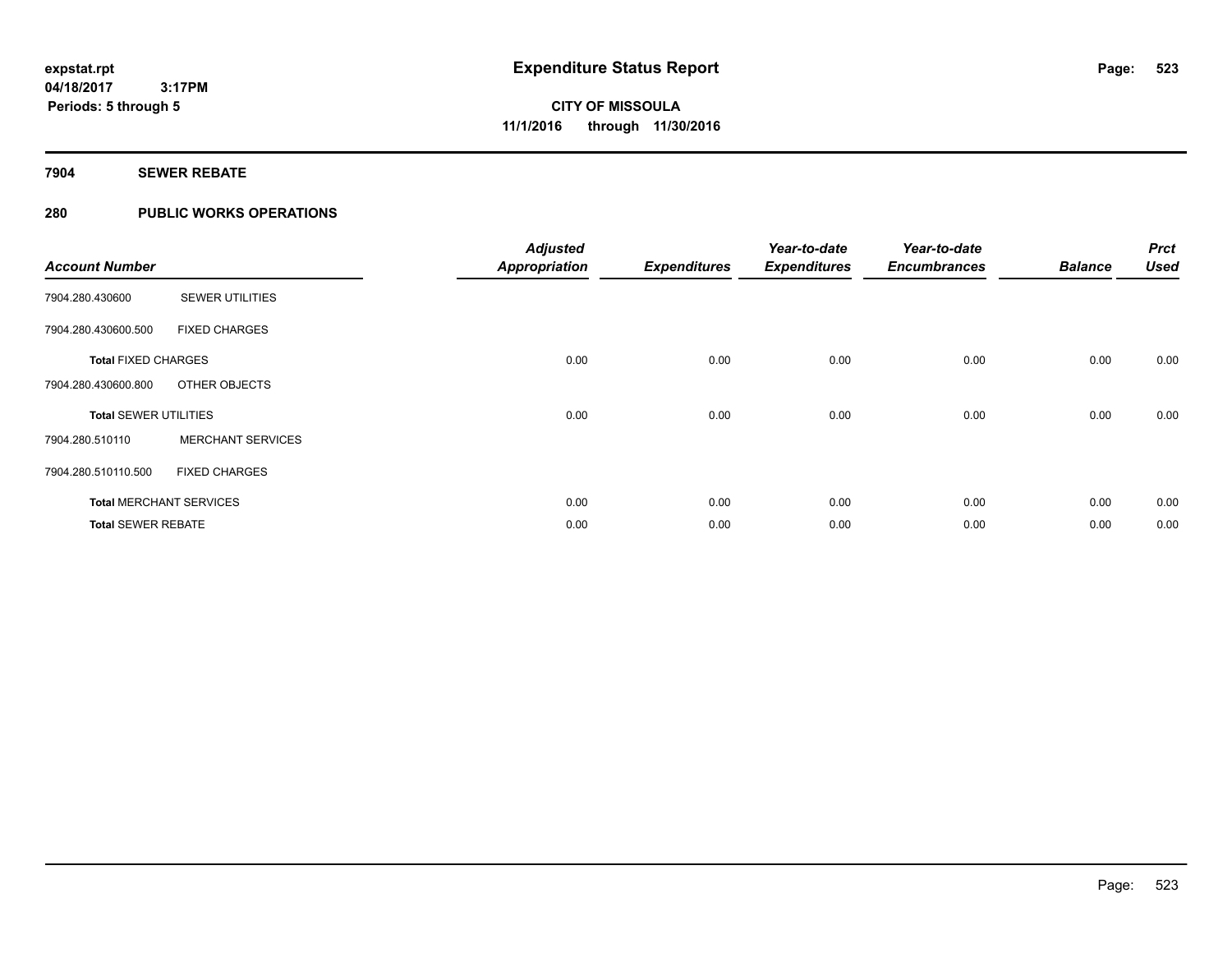**expstat.rpt**
**04/18/2017 3:17PM**
**Periods: 5 through 5**

# Expenditure Status Report

**CITY OF MISSOULA**
**11/1/2016 through 11/30/2016**

## 7904 SEWER REBATE

## 280 PUBLIC WORKS OPERATIONS

| Account Number | | Adjusted Appropriation | Expenditures | Year-to-date Expenditures | Year-to-date Encumbrances | Balance | Prct Used |
|---|---|---|---|---|---|---|---|
| 7904.280.430600 | SEWER UTILITIES | | | | | | |
| 7904.280.430600.500 | FIXED CHARGES | | | | | | |
| **Total** FIXED CHARGES | | 0.00 | 0.00 | 0.00 | 0.00 | 0.00 | 0.00 |
| 7904.280.430600.800 | OTHER OBJECTS | | | | | | |
| **Total** SEWER UTILITIES | | 0.00 | 0.00 | 0.00 | 0.00 | 0.00 | 0.00 |
| 7904.280.510110 | MERCHANT SERVICES | | | | | | |
| 7904.280.510110.500 | FIXED CHARGES | | | | | | |
| **Total** MERCHANT SERVICES | | 0.00 | 0.00 | 0.00 | 0.00 | 0.00 | 0.00 |
| **Total** SEWER REBATE | | 0.00 | 0.00 | 0.00 | 0.00 | 0.00 | 0.00 |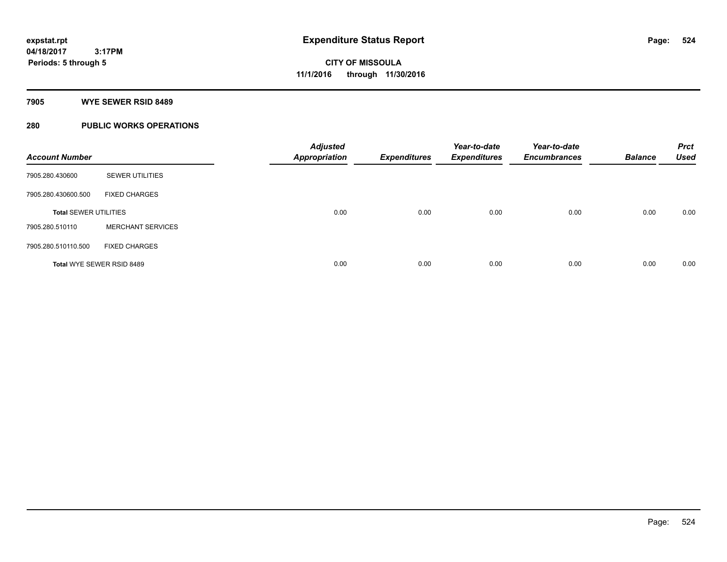**expstat.rpt**
**04/18/2017 3:17PM**
**Periods: 5 through 5**

# Expenditure Status Report

**CITY OF MISSOULA**
**11/1/2016 through 11/30/2016**

## 7905 WYE SEWER RSID 8489

## 280 PUBLIC WORKS OPERATIONS

| Account Number | | Adjusted Appropriation | Expenditures | Year-to-date Expenditures | Year-to-date Encumbrances | Balance | Prct Used |
|---|---|---|---|---|---|---|---|
| 7905.280.430600 | SEWER UTILITIES | | | | | | |
| 7905.280.430600.500 | FIXED CHARGES | | | | | | |
| **Total SEWER UTILITIES** | | 0.00 | 0.00 | 0.00 | 0.00 | 0.00 | 0.00 |
| 7905.280.510110 | MERCHANT SERVICES | | | | | | |
| 7905.280.510110.500 | FIXED CHARGES | | | | | | |
| **Total WYE SEWER RSID 8489** | | 0.00 | 0.00 | 0.00 | 0.00 | 0.00 | 0.00 |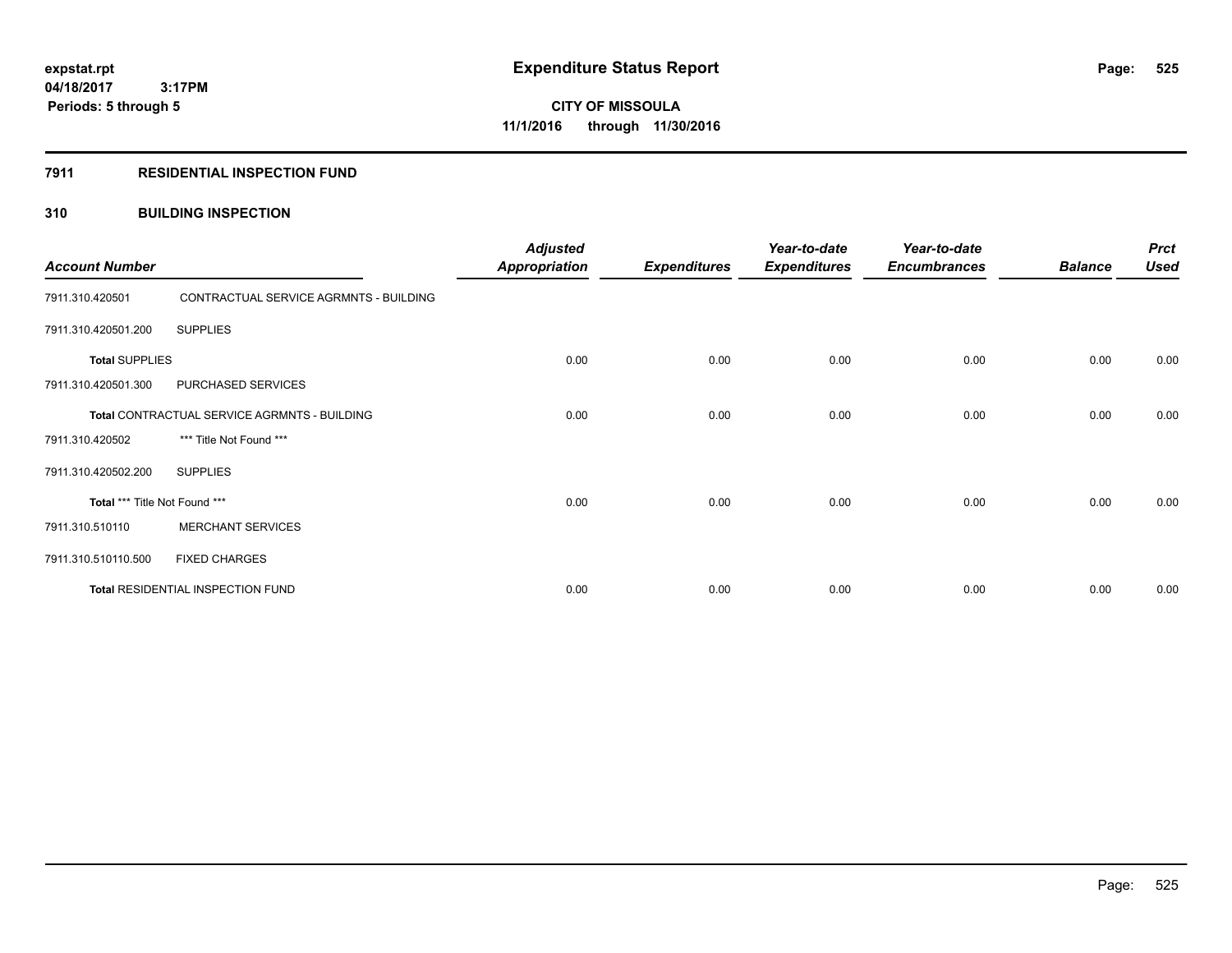**expstat.rpt**
**04/18/2017 3:17PM**
**Periods: 5 through 5**

# Expenditure Status Report

**CITY OF MISSOULA**
**11/1/2016 through 11/30/2016**

## 7911 RESIDENTIAL INSPECTION FUND

### 310 BUILDING INSPECTION

| Account Number | | Adjusted Appropriation | Expenditures | Year-to-date Expenditures | Year-to-date Encumbrances | Balance | Prct Used |
|---|---|---|---|---|---|---|---|
| 7911.310.420501 | CONTRACTUAL SERVICE AGRMNTS - BUILDING | | | | | | |
| 7911.310.420501.200 | SUPPLIES | | | | | | |
| **Total** SUPPLIES | | 0.00 | 0.00 | 0.00 | 0.00 | 0.00 | 0.00 |
| 7911.310.420501.300 | PURCHASED SERVICES | | | | | | |
| **Total** CONTRACTUAL SERVICE AGRMNTS - BUILDING | | 0.00 | 0.00 | 0.00 | 0.00 | 0.00 | 0.00 |
| 7911.310.420502 | *** Title Not Found *** | | | | | | |
| 7911.310.420502.200 | SUPPLIES | | | | | | |
| **Total** *** Title Not Found *** | | 0.00 | 0.00 | 0.00 | 0.00 | 0.00 | 0.00 |
| 7911.310.510110 | MERCHANT SERVICES | | | | | | |
| 7911.310.510110.500 | FIXED CHARGES | | | | | | |
| **Total** RESIDENTIAL INSPECTION FUND | | 0.00 | 0.00 | 0.00 | 0.00 | 0.00 | 0.00 |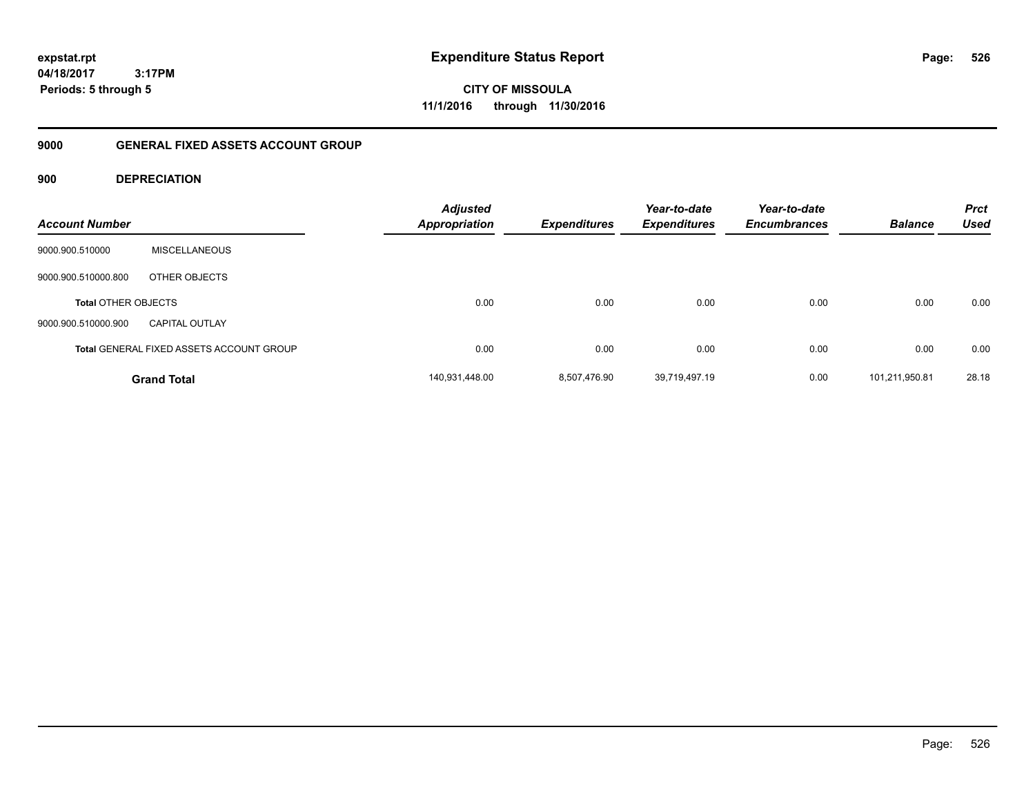# Expenditure Status Report

expstat.rpt
04/18/2017 3:17PM
Periods: 5 through 5

**CITY OF MISSOULA**
**11/1/2016 through 11/30/2016**

## 9000 GENERAL FIXED ASSETS ACCOUNT GROUP

### 900 DEPRECIATION

| Account Number | | Adjusted Appropriation | Expenditures | Year-to-date Expenditures | Year-to-date Encumbrances | Balance | Prct Used |
|---|---|---|---|---|---|---|---|
| 9000.900.510000 | MISCELLANEOUS | | | | | | |
| 9000.900.510000.800 | OTHER OBJECTS | | | | | | |
| **Total** OTHER OBJECTS | | 0.00 | 0.00 | 0.00 | 0.00 | 0.00 | 0.00 |
| 9000.900.510000.900 | CAPITAL OUTLAY | | | | | | |
| **Total** GENERAL FIXED ASSETS ACCOUNT GROUP | | 0.00 | 0.00 | 0.00 | 0.00 | 0.00 | 0.00 |
| **Grand Total** | | 140,931,448.00 | 8,507,476.90 | 39,719,497.19 | 0.00 | 101,211,950.81 | 28.18 |